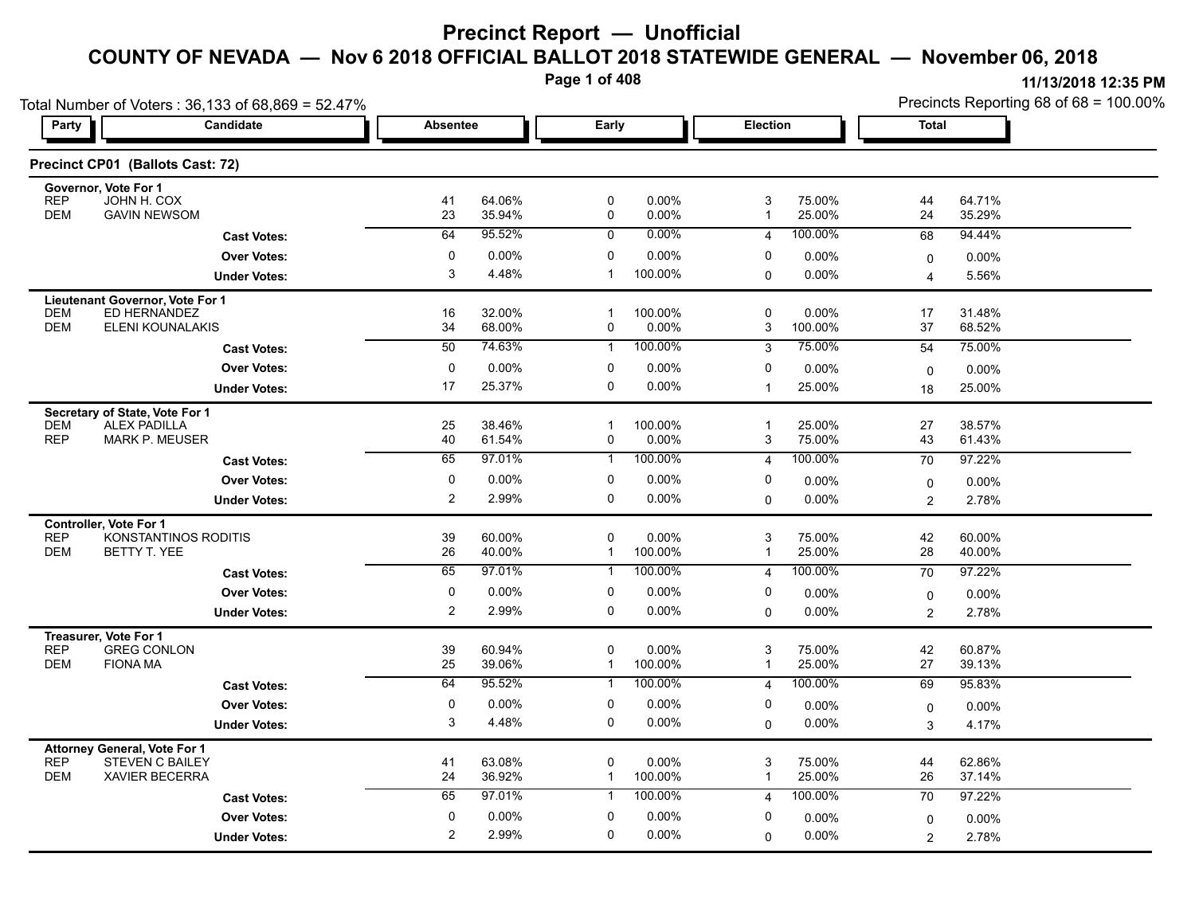# Precinct Report — Unofficial

## COUNTY OF NEVADA — Nov 6 2018 OFFICIAL BALLOT 2018 STATEWIDE GENERAL — November 06, 2018

11/13/2018 12:35 PM

Total Number of Voters : 36,133 of 68,869 = 52.47%

Precincts Reporting 68 of 68 = 100.00%

### Precinct CP01 (Ballots Cast: 72)

| Party | Candidate | Absentee | | Early | | Election | | Total | |
|---|---|---|---|---|---|---|---|---|---|
| **Governor, Vote For 1** | | | | | | | | | |
| REP | JOHN H. COX | 41 | 64.06% | 0 | 0.00% | 3 | 75.00% | 44 | 64.71% |
| DEM | GAVIN NEWSOM | 23 | 35.94% | 0 | 0.00% | 1 | 25.00% | 24 | 35.29% |
| | **Cast Votes:** | 64 | 95.52% | 0 | 0.00% | 4 | 100.00% | 68 | 94.44% |
| | **Over Votes:** | 0 | 0.00% | 0 | 0.00% | 0 | 0.00% | 0 | 0.00% |
| | **Under Votes:** | 3 | 4.48% | 1 | 100.00% | 0 | 0.00% | 4 | 5.56% |
| **Lieutenant Governor, Vote For 1** | | | | | | | | | |
| DEM | ED HERNANDEZ | 16 | 32.00% | 1 | 100.00% | 0 | 0.00% | 17 | 31.48% |
| DEM | ELENI KOUNALAKIS | 34 | 68.00% | 0 | 0.00% | 3 | 100.00% | 37 | 68.52% |
| | **Cast Votes:** | 50 | 74.63% | 1 | 100.00% | 3 | 75.00% | 54 | 75.00% |
| | **Over Votes:** | 0 | 0.00% | 0 | 0.00% | 0 | 0.00% | 0 | 0.00% |
| | **Under Votes:** | 17 | 25.37% | 0 | 0.00% | 1 | 25.00% | 18 | 25.00% |
| **Secretary of State, Vote For 1** | | | | | | | | | |
| DEM | ALEX PADILLA | 25 | 38.46% | 1 | 100.00% | 1 | 25.00% | 27 | 38.57% |
| REP | MARK P. MEUSER | 40 | 61.54% | 0 | 0.00% | 3 | 75.00% | 43 | 61.43% |
| | **Cast Votes:** | 65 | 97.01% | 1 | 100.00% | 4 | 100.00% | 70 | 97.22% |
| | **Over Votes:** | 0 | 0.00% | 0 | 0.00% | 0 | 0.00% | 0 | 0.00% |
| | **Under Votes:** | 2 | 2.99% | 0 | 0.00% | 0 | 0.00% | 2 | 2.78% |
| **Controller, Vote For 1** | | | | | | | | | |
| REP | KONSTANTINOS RODITIS | 39 | 60.00% | 0 | 0.00% | 3 | 75.00% | 42 | 60.00% |
| DEM | BETTY T. YEE | 26 | 40.00% | 1 | 100.00% | 1 | 25.00% | 28 | 40.00% |
| | **Cast Votes:** | 65 | 97.01% | 1 | 100.00% | 4 | 100.00% | 70 | 97.22% |
| | **Over Votes:** | 0 | 0.00% | 0 | 0.00% | 0 | 0.00% | 0 | 0.00% |
| | **Under Votes:** | 2 | 2.99% | 0 | 0.00% | 0 | 0.00% | 2 | 2.78% |
| **Treasurer, Vote For 1** | | | | | | | | | |
| REP | GREG CONLON | 39 | 60.94% | 0 | 0.00% | 3 | 75.00% | 42 | 60.87% |
| DEM | FIONA MA | 25 | 39.06% | 1 | 100.00% | 1 | 25.00% | 27 | 39.13% |
| | **Cast Votes:** | 64 | 95.52% | 1 | 100.00% | 4 | 100.00% | 69 | 95.83% |
| | **Over Votes:** | 0 | 0.00% | 0 | 0.00% | 0 | 0.00% | 0 | 0.00% |
| | **Under Votes:** | 3 | 4.48% | 0 | 0.00% | 0 | 0.00% | 3 | 4.17% |
| **Attorney General, Vote For 1** | | | | | | | | | |
| REP | STEVEN C BAILEY | 41 | 63.08% | 0 | 0.00% | 3 | 75.00% | 44 | 62.86% |
| DEM | XAVIER BECERRA | 24 | 36.92% | 1 | 100.00% | 1 | 25.00% | 26 | 37.14% |
| | **Cast Votes:** | 65 | 97.01% | 1 | 100.00% | 4 | 100.00% | 70 | 97.22% |
| | **Over Votes:** | 0 | 0.00% | 0 | 0.00% | 0 | 0.00% | 0 | 0.00% |
| | **Under Votes:** | 2 | 2.99% | 0 | 0.00% | 0 | 0.00% | 2 | 2.78% |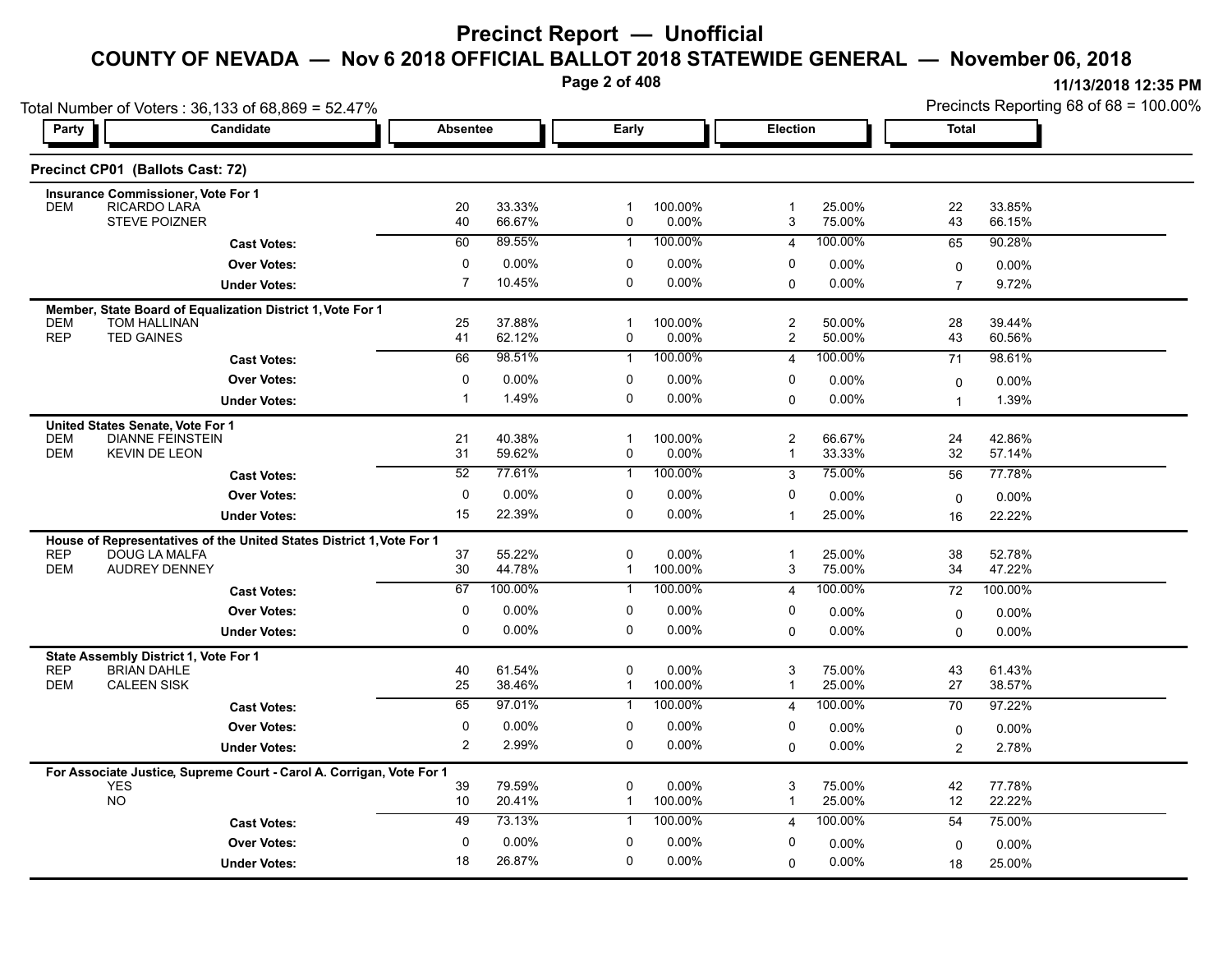# Precinct Report — Unofficial

## COUNTY OF NEVADA — Nov 6 2018 OFFICIAL BALLOT 2018 STATEWIDE GENERAL — November 06, 2018

11/13/2018 12:35 PM

Total Number of Voters : 36,133 of 68,869 = 52.47%

Precincts Reporting 68 of 68 = 100.00%

### Precinct CP01 (Ballots Cast: 72)

| Party | Candidate | Absentee | | Early | | Election | | Total | |
|---|---|---|---|---|---|---|---|---|---|
| | **Insurance Commissioner, Vote For 1** | | | | | | | | |
| DEM | RICARDO LARA | 20 | 33.33% | 1 | 100.00% | 1 | 25.00% | 22 | 33.85% |
| | STEVE POIZNER | 40 | 66.67% | 0 | 0.00% | 3 | 75.00% | 43 | 66.15% |
| | **Cast Votes:** | 60 | 89.55% | 1 | 100.00% | 4 | 100.00% | 65 | 90.28% |
| | **Over Votes:** | 0 | 0.00% | 0 | 0.00% | 0 | 0.00% | 0 | 0.00% |
| | **Under Votes:** | 7 | 10.45% | 0 | 0.00% | 0 | 0.00% | 7 | 9.72% |
| | **Member, State Board of Equalization District 1, Vote For 1** | | | | | | | | |
| DEM | TOM HALLINAN | 25 | 37.88% | 1 | 100.00% | 2 | 50.00% | 28 | 39.44% |
| REP | TED GAINES | 41 | 62.12% | 0 | 0.00% | 2 | 50.00% | 43 | 60.56% |
| | **Cast Votes:** | 66 | 98.51% | 1 | 100.00% | 4 | 100.00% | 71 | 98.61% |
| | **Over Votes:** | 0 | 0.00% | 0 | 0.00% | 0 | 0.00% | 0 | 0.00% |
| | **Under Votes:** | 1 | 1.49% | 0 | 0.00% | 0 | 0.00% | 1 | 1.39% |
| | **United States Senate, Vote For 1** | | | | | | | | |
| DEM | DIANNE FEINSTEIN | 21 | 40.38% | 1 | 100.00% | 2 | 66.67% | 24 | 42.86% |
| DEM | KEVIN DE LEON | 31 | 59.62% | 0 | 0.00% | 1 | 33.33% | 32 | 57.14% |
| | **Cast Votes:** | 52 | 77.61% | 1 | 100.00% | 3 | 75.00% | 56 | 77.78% |
| | **Over Votes:** | 0 | 0.00% | 0 | 0.00% | 0 | 0.00% | 0 | 0.00% |
| | **Under Votes:** | 15 | 22.39% | 0 | 0.00% | 1 | 25.00% | 16 | 22.22% |
| | **House of Representatives of the United States District 1, Vote For 1** | | | | | | | | |
| REP | DOUG LA MALFA | 37 | 55.22% | 0 | 0.00% | 1 | 25.00% | 38 | 52.78% |
| DEM | AUDREY DENNEY | 30 | 44.78% | 1 | 100.00% | 3 | 75.00% | 34 | 47.22% |
| | **Cast Votes:** | 67 | 100.00% | 1 | 100.00% | 4 | 100.00% | 72 | 100.00% |
| | **Over Votes:** | 0 | 0.00% | 0 | 0.00% | 0 | 0.00% | 0 | 0.00% |
| | **Under Votes:** | 0 | 0.00% | 0 | 0.00% | 0 | 0.00% | 0 | 0.00% |
| | **State Assembly District 1, Vote For 1** | | | | | | | | |
| REP | BRIAN DAHLE | 40 | 61.54% | 0 | 0.00% | 3 | 75.00% | 43 | 61.43% |
| DEM | CALEEN SISK | 25 | 38.46% | 1 | 100.00% | 1 | 25.00% | 27 | 38.57% |
| | **Cast Votes:** | 65 | 97.01% | 1 | 100.00% | 4 | 100.00% | 70 | 97.22% |
| | **Over Votes:** | 0 | 0.00% | 0 | 0.00% | 0 | 0.00% | 0 | 0.00% |
| | **Under Votes:** | 2 | 2.99% | 0 | 0.00% | 0 | 0.00% | 2 | 2.78% |
| | **For Associate Justice, Supreme Court - Carol A. Corrigan, Vote For 1** | | | | | | | | |
| | YES | 39 | 79.59% | 0 | 0.00% | 3 | 75.00% | 42 | 77.78% |
| | NO | 10 | 20.41% | 1 | 100.00% | 1 | 25.00% | 12 | 22.22% |
| | **Cast Votes:** | 49 | 73.13% | 1 | 100.00% | 4 | 100.00% | 54 | 75.00% |
| | **Over Votes:** | 0 | 0.00% | 0 | 0.00% | 0 | 0.00% | 0 | 0.00% |
| | **Under Votes:** | 18 | 26.87% | 0 | 0.00% | 0 | 0.00% | 18 | 25.00% |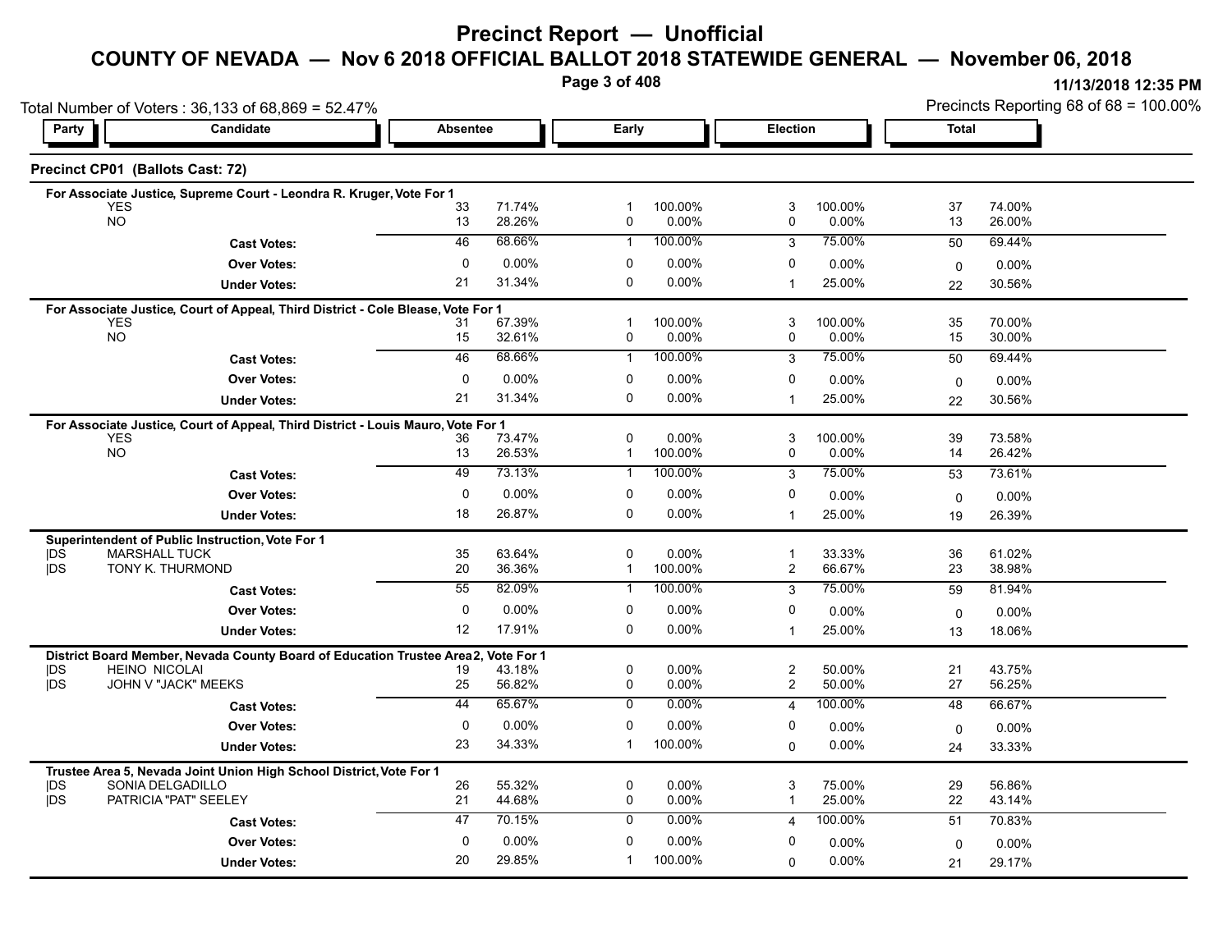# Precinct Report — Unofficial

## COUNTY OF NEVADA — Nov 6 2018 OFFICIAL BALLOT 2018 STATEWIDE GENERAL — November 06, 2018

11/13/2018 12:35 PM

Total Number of Voters : 36,133 of 68,869 = 52.47%

Precincts Reporting 68 of 68 = 100.00%

### Precinct CP01 (Ballots Cast: 72)

**For Associate Justice, Supreme Court - Leondra R. Kruger, Vote For 1**

| Party | Candidate | Absentee | | Early | | Election | | Total | |
|---|---|---|---|---|---|---|---|---|---|
| | YES | 33 | 71.74% | 1 | 100.00% | 3 | 100.00% | 37 | 74.00% |
| | NO | 13 | 28.26% | 0 | 0.00% | 0 | 0.00% | 13 | 26.00% |
| | **Cast Votes:** | 46 | 68.66% | 1 | 100.00% | 3 | 75.00% | 50 | 69.44% |
| | **Over Votes:** | 0 | 0.00% | 0 | 0.00% | 0 | 0.00% | 0 | 0.00% |
| | **Under Votes:** | 21 | 31.34% | 0 | 0.00% | 1 | 25.00% | 22 | 30.56% |

**For Associate Justice, Court of Appeal, Third District - Cole Blease, Vote For 1**

| Party | Candidate | Absentee | | Early | | Election | | Total | |
|---|---|---|---|---|---|---|---|---|---|
| | YES | 31 | 67.39% | 1 | 100.00% | 3 | 100.00% | 35 | 70.00% |
| | NO | 15 | 32.61% | 0 | 0.00% | 0 | 0.00% | 15 | 30.00% |
| | **Cast Votes:** | 46 | 68.66% | 1 | 100.00% | 3 | 75.00% | 50 | 69.44% |
| | **Over Votes:** | 0 | 0.00% | 0 | 0.00% | 0 | 0.00% | 0 | 0.00% |
| | **Under Votes:** | 21 | 31.34% | 0 | 0.00% | 1 | 25.00% | 22 | 30.56% |

**For Associate Justice, Court of Appeal, Third District - Louis Mauro, Vote For 1**

| Party | Candidate | Absentee | | Early | | Election | | Total | |
|---|---|---|---|---|---|---|---|---|---|
| | YES | 36 | 73.47% | 0 | 0.00% | 3 | 100.00% | 39 | 73.58% |
| | NO | 13 | 26.53% | 1 | 100.00% | 0 | 0.00% | 14 | 26.42% |
| | **Cast Votes:** | 49 | 73.13% | 1 | 100.00% | 3 | 75.00% | 53 | 73.61% |
| | **Over Votes:** | 0 | 0.00% | 0 | 0.00% | 0 | 0.00% | 0 | 0.00% |
| | **Under Votes:** | 18 | 26.87% | 0 | 0.00% | 1 | 25.00% | 19 | 26.39% |

**Superintendent of Public Instruction, Vote For 1**

| Party | Candidate | Absentee | | Early | | Election | | Total | |
|---|---|---|---|---|---|---|---|---|---|
| \|DS | MARSHALL TUCK | 35 | 63.64% | 0 | 0.00% | 1 | 33.33% | 36 | 61.02% |
| \|DS | TONY K. THURMOND | 20 | 36.36% | 1 | 100.00% | 2 | 66.67% | 23 | 38.98% |
| | **Cast Votes:** | 55 | 82.09% | 1 | 100.00% | 3 | 75.00% | 59 | 81.94% |
| | **Over Votes:** | 0 | 0.00% | 0 | 0.00% | 0 | 0.00% | 0 | 0.00% |
| | **Under Votes:** | 12 | 17.91% | 0 | 0.00% | 1 | 25.00% | 13 | 18.06% |

**District Board Member, Nevada County Board of Education Trustee Area 2, Vote For 1**

| Party | Candidate | Absentee | | Early | | Election | | Total | |
|---|---|---|---|---|---|---|---|---|---|
| \|DS | HEINO NICOLAI | 19 | 43.18% | 0 | 0.00% | 2 | 50.00% | 21 | 43.75% |
| \|DS | JOHN V "JACK" MEEKS | 25 | 56.82% | 0 | 0.00% | 2 | 50.00% | 27 | 56.25% |
| | **Cast Votes:** | 44 | 65.67% | 0 | 0.00% | 4 | 100.00% | 48 | 66.67% |
| | **Over Votes:** | 0 | 0.00% | 0 | 0.00% | 0 | 0.00% | 0 | 0.00% |
| | **Under Votes:** | 23 | 34.33% | 1 | 100.00% | 0 | 0.00% | 24 | 33.33% |

**Trustee Area 5, Nevada Joint Union High School District, Vote For 1**

| Party | Candidate | Absentee | | Early | | Election | | Total | |
|---|---|---|---|---|---|---|---|---|---|
| \|DS | SONIA DELGADILLO | 26 | 55.32% | 0 | 0.00% | 3 | 75.00% | 29 | 56.86% |
| \|DS | PATRICIA "PAT" SEELEY | 21 | 44.68% | 0 | 0.00% | 1 | 25.00% | 22 | 43.14% |
| | **Cast Votes:** | 47 | 70.15% | 0 | 0.00% | 4 | 100.00% | 51 | 70.83% |
| | **Over Votes:** | 0 | 0.00% | 0 | 0.00% | 0 | 0.00% | 0 | 0.00% |
| | **Under Votes:** | 20 | 29.85% | 1 | 100.00% | 0 | 0.00% | 21 | 29.17% |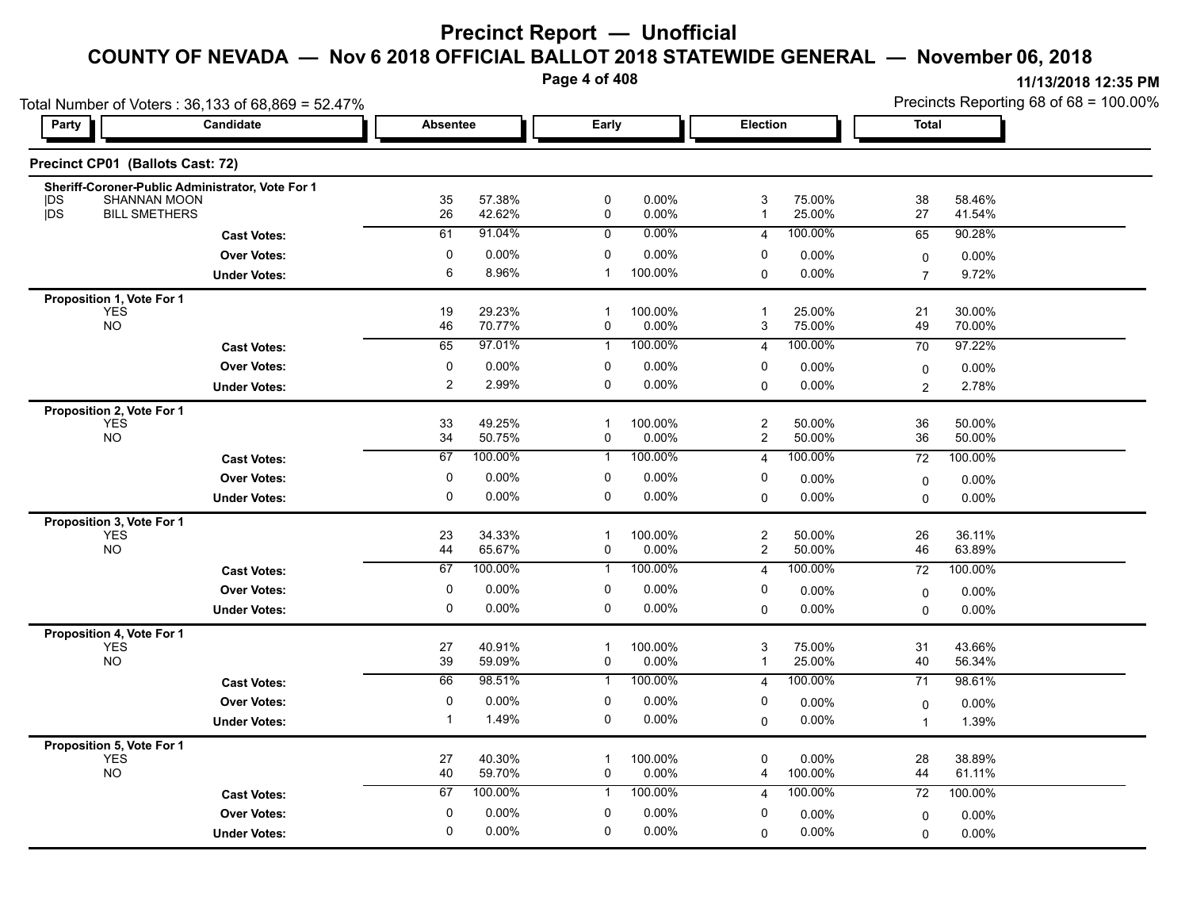# Precinct Report — Unofficial

## COUNTY OF NEVADA — Nov 6 2018 OFFICIAL BALLOT 2018 STATEWIDE GENERAL — November 06, 2018

11/13/2018 12:35 PM

Total Number of Voters : 36,133 of 68,869 = 52.47%

Precincts Reporting 68 of 68 = 100.00%

### Precinct CP01 (Ballots Cast: 72)

| Party | Candidate | Absentee | | Early | | Election | | Total | |
|---|---|---|---|---|---|---|---|---|---|
| **Sheriff-Coroner-Public Administrator, Vote For 1** | | | | | | | | | |
| DS | SHANNAN MOON | 35 | 57.38% | 0 | 0.00% | 3 | 75.00% | 38 | 58.46% |
| DS | BILL SMETHERS | 26 | 42.62% | 0 | 0.00% | 1 | 25.00% | 27 | 41.54% |
| | **Cast Votes:** | 61 | 91.04% | 0 | 0.00% | 4 | 100.00% | 65 | 90.28% |
| | **Over Votes:** | 0 | 0.00% | 0 | 0.00% | 0 | 0.00% | 0 | 0.00% |
| | **Under Votes:** | 6 | 8.96% | 1 | 100.00% | 0 | 0.00% | 7 | 9.72% |
| **Proposition 1, Vote For 1** | | | | | | | | | |
| | YES | 19 | 29.23% | 1 | 100.00% | 1 | 25.00% | 21 | 30.00% |
| | NO | 46 | 70.77% | 0 | 0.00% | 3 | 75.00% | 49 | 70.00% |
| | **Cast Votes:** | 65 | 97.01% | 1 | 100.00% | 4 | 100.00% | 70 | 97.22% |
| | **Over Votes:** | 0 | 0.00% | 0 | 0.00% | 0 | 0.00% | 0 | 0.00% |
| | **Under Votes:** | 2 | 2.99% | 0 | 0.00% | 0 | 0.00% | 2 | 2.78% |
| **Proposition 2, Vote For 1** | | | | | | | | | |
| | YES | 33 | 49.25% | 1 | 100.00% | 2 | 50.00% | 36 | 50.00% |
| | NO | 34 | 50.75% | 0 | 0.00% | 2 | 50.00% | 36 | 50.00% |
| | **Cast Votes:** | 67 | 100.00% | 1 | 100.00% | 4 | 100.00% | 72 | 100.00% |
| | **Over Votes:** | 0 | 0.00% | 0 | 0.00% | 0 | 0.00% | 0 | 0.00% |
| | **Under Votes:** | 0 | 0.00% | 0 | 0.00% | 0 | 0.00% | 0 | 0.00% |
| **Proposition 3, Vote For 1** | | | | | | | | | |
| | YES | 23 | 34.33% | 1 | 100.00% | 2 | 50.00% | 26 | 36.11% |
| | NO | 44 | 65.67% | 0 | 0.00% | 2 | 50.00% | 46 | 63.89% |
| | **Cast Votes:** | 67 | 100.00% | 1 | 100.00% | 4 | 100.00% | 72 | 100.00% |
| | **Over Votes:** | 0 | 0.00% | 0 | 0.00% | 0 | 0.00% | 0 | 0.00% |
| | **Under Votes:** | 0 | 0.00% | 0 | 0.00% | 0 | 0.00% | 0 | 0.00% |
| **Proposition 4, Vote For 1** | | | | | | | | | |
| | YES | 27 | 40.91% | 1 | 100.00% | 3 | 75.00% | 31 | 43.66% |
| | NO | 39 | 59.09% | 0 | 0.00% | 1 | 25.00% | 40 | 56.34% |
| | **Cast Votes:** | 66 | 98.51% | 1 | 100.00% | 4 | 100.00% | 71 | 98.61% |
| | **Over Votes:** | 0 | 0.00% | 0 | 0.00% | 0 | 0.00% | 0 | 0.00% |
| | **Under Votes:** | 1 | 1.49% | 0 | 0.00% | 0 | 0.00% | 1 | 1.39% |
| **Proposition 5, Vote For 1** | | | | | | | | | |
| | YES | 27 | 40.30% | 1 | 100.00% | 0 | 0.00% | 28 | 38.89% |
| | NO | 40 | 59.70% | 0 | 0.00% | 4 | 100.00% | 44 | 61.11% |
| | **Cast Votes:** | 67 | 100.00% | 1 | 100.00% | 4 | 100.00% | 72 | 100.00% |
| | **Over Votes:** | 0 | 0.00% | 0 | 0.00% | 0 | 0.00% | 0 | 0.00% |
| | **Under Votes:** | 0 | 0.00% | 0 | 0.00% | 0 | 0.00% | 0 | 0.00% |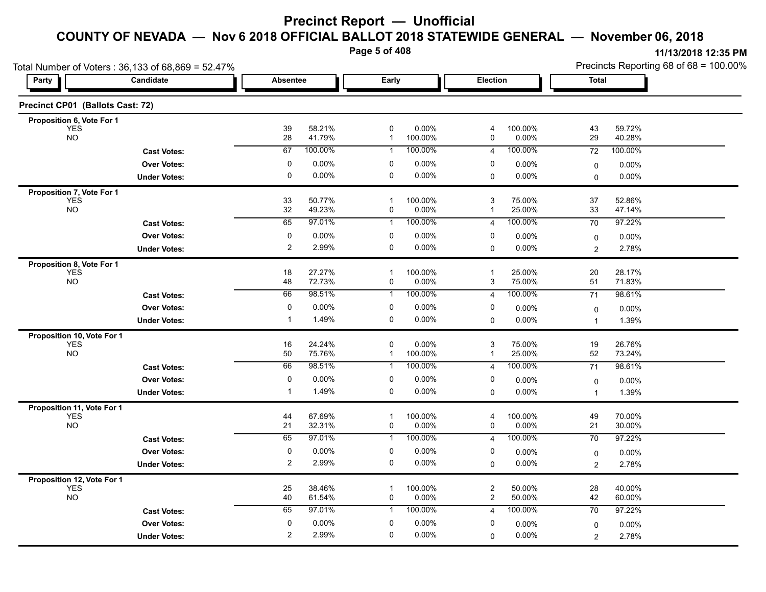# Precinct Report — Unofficial

## COUNTY OF NEVADA — Nov 6 2018 OFFICIAL BALLOT 2018 STATEWIDE GENERAL — November 06, 2018

11/13/2018 12:35 PM

Total Number of Voters : 36,133 of 68,869 = 52.47%

Precincts Reporting 68 of 68 = 100.00%

### Precinct CP01 (Ballots Cast: 72)

| Party | Candidate | Absentee | | Early | | Election | | Total | |
|---|---|---|---|---|---|---|---|---|---|
| **Proposition 6, Vote For 1** | | | | | | | | | |
| | YES | 39 | 58.21% | 0 | 0.00% | 4 | 100.00% | 43 | 59.72% |
| | NO | 28 | 41.79% | 1 | 100.00% | 0 | 0.00% | 29 | 40.28% |
| | **Cast Votes:** | 67 | 100.00% | 1 | 100.00% | 4 | 100.00% | 72 | 100.00% |
| | **Over Votes:** | 0 | 0.00% | 0 | 0.00% | 0 | 0.00% | 0 | 0.00% |
| | **Under Votes:** | 0 | 0.00% | 0 | 0.00% | 0 | 0.00% | 0 | 0.00% |
| **Proposition 7, Vote For 1** | | | | | | | | | |
| | YES | 33 | 50.77% | 1 | 100.00% | 3 | 75.00% | 37 | 52.86% |
| | NO | 32 | 49.23% | 0 | 0.00% | 1 | 25.00% | 33 | 47.14% |
| | **Cast Votes:** | 65 | 97.01% | 1 | 100.00% | 4 | 100.00% | 70 | 97.22% |
| | **Over Votes:** | 0 | 0.00% | 0 | 0.00% | 0 | 0.00% | 0 | 0.00% |
| | **Under Votes:** | 2 | 2.99% | 0 | 0.00% | 0 | 0.00% | 2 | 2.78% |
| **Proposition 8, Vote For 1** | | | | | | | | | |
| | YES | 18 | 27.27% | 1 | 100.00% | 1 | 25.00% | 20 | 28.17% |
| | NO | 48 | 72.73% | 0 | 0.00% | 3 | 75.00% | 51 | 71.83% |
| | **Cast Votes:** | 66 | 98.51% | 1 | 100.00% | 4 | 100.00% | 71 | 98.61% |
| | **Over Votes:** | 0 | 0.00% | 0 | 0.00% | 0 | 0.00% | 0 | 0.00% |
| | **Under Votes:** | 1 | 1.49% | 0 | 0.00% | 0 | 0.00% | 1 | 1.39% |
| **Proposition 10, Vote For 1** | | | | | | | | | |
| | YES | 16 | 24.24% | 0 | 0.00% | 3 | 75.00% | 19 | 26.76% |
| | NO | 50 | 75.76% | 1 | 100.00% | 1 | 25.00% | 52 | 73.24% |
| | **Cast Votes:** | 66 | 98.51% | 1 | 100.00% | 4 | 100.00% | 71 | 98.61% |
| | **Over Votes:** | 0 | 0.00% | 0 | 0.00% | 0 | 0.00% | 0 | 0.00% |
| | **Under Votes:** | 1 | 1.49% | 0 | 0.00% | 0 | 0.00% | 1 | 1.39% |
| **Proposition 11, Vote For 1** | | | | | | | | | |
| | YES | 44 | 67.69% | 1 | 100.00% | 4 | 100.00% | 49 | 70.00% |
| | NO | 21 | 32.31% | 0 | 0.00% | 0 | 0.00% | 21 | 30.00% |
| | **Cast Votes:** | 65 | 97.01% | 1 | 100.00% | 4 | 100.00% | 70 | 97.22% |
| | **Over Votes:** | 0 | 0.00% | 0 | 0.00% | 0 | 0.00% | 0 | 0.00% |
| | **Under Votes:** | 2 | 2.99% | 0 | 0.00% | 0 | 0.00% | 2 | 2.78% |
| **Proposition 12, Vote For 1** | | | | | | | | | |
| | YES | 25 | 38.46% | 1 | 100.00% | 2 | 50.00% | 28 | 40.00% |
| | NO | 40 | 61.54% | 0 | 0.00% | 2 | 50.00% | 42 | 60.00% |
| | **Cast Votes:** | 65 | 97.01% | 1 | 100.00% | 4 | 100.00% | 70 | 97.22% |
| | **Over Votes:** | 0 | 0.00% | 0 | 0.00% | 0 | 0.00% | 0 | 0.00% |
| | **Under Votes:** | 2 | 2.99% | 0 | 0.00% | 0 | 0.00% | 2 | 2.78% |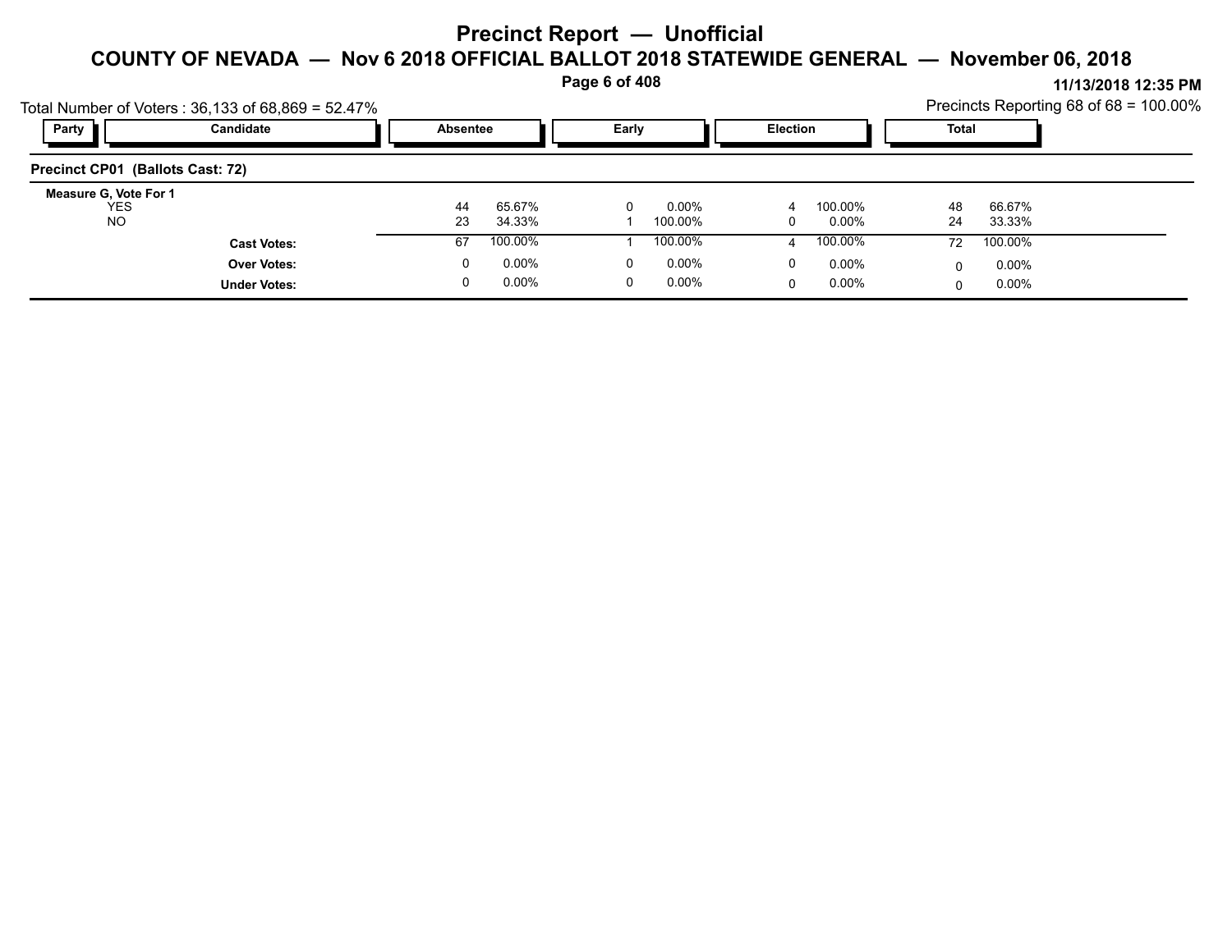# Precinct Report — Unofficial

## COUNTY OF NEVADA — Nov 6 2018 OFFICIAL BALLOT 2018 STATEWIDE GENERAL — November 06, 2018

11/13/2018 12:35 PM

Total Number of Voters : 36,133 of 68,869 = 52.47%

Precincts Reporting 68 of 68 = 100.00%

| Party | Candidate | Absentee | | Early | | Election | | Total | |
|---|---|---|---|---|---|---|---|---|---|
| **Precinct CP01 (Ballots Cast: 72)** | | | | | | | | | |
| **Measure G, Vote For 1** | | | | | | | | | |
| | YES | 44 | 65.67% | 0 | 0.00% | 4 | 100.00% | 48 | 66.67% |
| | NO | 23 | 34.33% | 1 | 100.00% | 0 | 0.00% | 24 | 33.33% |
| | **Cast Votes:** | 67 | 100.00% | 1 | 100.00% | 4 | 100.00% | 72 | 100.00% |
| | **Over Votes:** | 0 | 0.00% | 0 | 0.00% | 0 | 0.00% | 0 | 0.00% |
| | **Under Votes:** | 0 | 0.00% | 0 | 0.00% | 0 | 0.00% | 0 | 0.00% |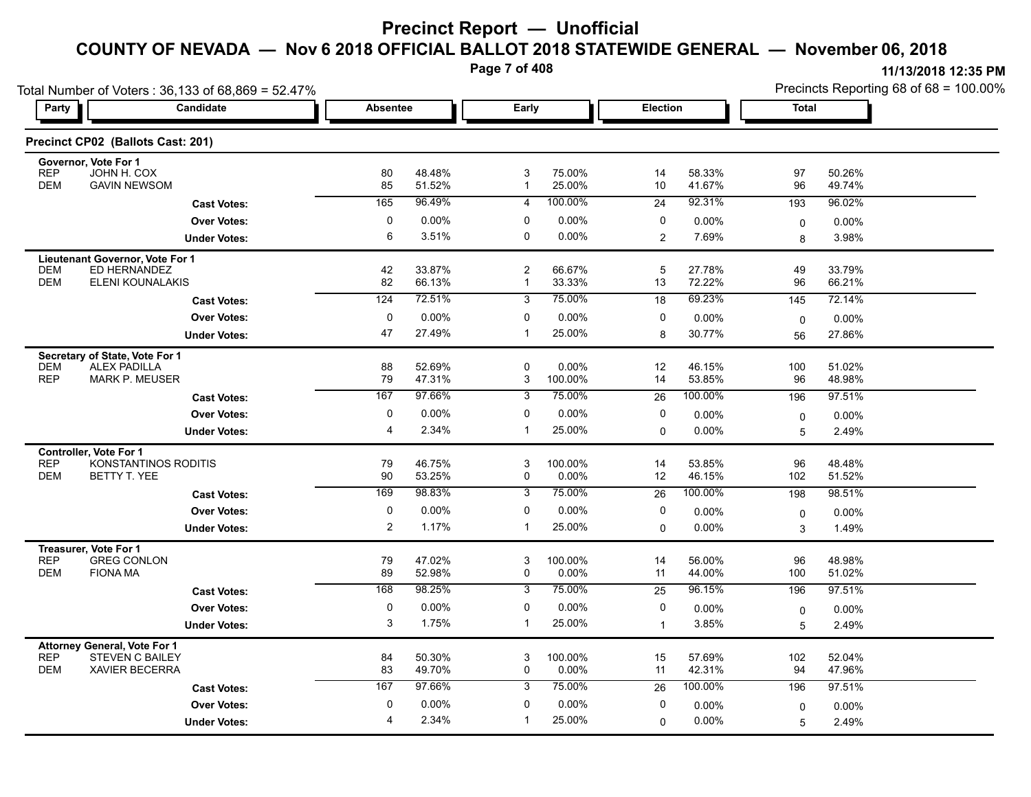# Precinct Report — Unofficial

## COUNTY OF NEVADA — Nov 6 2018 OFFICIAL BALLOT 2018 STATEWIDE GENERAL — November 06, 2018

11/13/2018 12:35 PM

Total Number of Voters : 36,133 of 68,869 = 52.47%

Precincts Reporting 68 of 68 = 100.00%

### Precinct CP02 (Ballots Cast: 201)

| Party | Candidate | Absentee | | Early | | Election | | Total | |
|---|---|---|---|---|---|---|---|---|---|
| **Governor, Vote For 1** | | | | | | | | | |
| REP | JOHN H. COX | 80 | 48.48% | 3 | 75.00% | 14 | 58.33% | 97 | 50.26% |
| DEM | GAVIN NEWSOM | 85 | 51.52% | 1 | 25.00% | 10 | 41.67% | 96 | 49.74% |
| | **Cast Votes:** | 165 | 96.49% | 4 | 100.00% | 24 | 92.31% | 193 | 96.02% |
| | **Over Votes:** | 0 | 0.00% | 0 | 0.00% | 0 | 0.00% | 0 | 0.00% |
| | **Under Votes:** | 6 | 3.51% | 0 | 0.00% | 2 | 7.69% | 8 | 3.98% |
| **Lieutenant Governor, Vote For 1** | | | | | | | | | |
| DEM | ED HERNANDEZ | 42 | 33.87% | 2 | 66.67% | 5 | 27.78% | 49 | 33.79% |
| DEM | ELENI KOUNALAKIS | 82 | 66.13% | 1 | 33.33% | 13 | 72.22% | 96 | 66.21% |
| | **Cast Votes:** | 124 | 72.51% | 3 | 75.00% | 18 | 69.23% | 145 | 72.14% |
| | **Over Votes:** | 0 | 0.00% | 0 | 0.00% | 0 | 0.00% | 0 | 0.00% |
| | **Under Votes:** | 47 | 27.49% | 1 | 25.00% | 8 | 30.77% | 56 | 27.86% |
| **Secretary of State, Vote For 1** | | | | | | | | | |
| DEM | ALEX PADILLA | 88 | 52.69% | 0 | 0.00% | 12 | 46.15% | 100 | 51.02% |
| REP | MARK P. MEUSER | 79 | 47.31% | 3 | 100.00% | 14 | 53.85% | 96 | 48.98% |
| | **Cast Votes:** | 167 | 97.66% | 3 | 75.00% | 26 | 100.00% | 196 | 97.51% |
| | **Over Votes:** | 0 | 0.00% | 0 | 0.00% | 0 | 0.00% | 0 | 0.00% |
| | **Under Votes:** | 4 | 2.34% | 1 | 25.00% | 0 | 0.00% | 5 | 2.49% |
| **Controller, Vote For 1** | | | | | | | | | |
| REP | KONSTANTINOS RODITIS | 79 | 46.75% | 3 | 100.00% | 14 | 53.85% | 96 | 48.48% |
| DEM | BETTY T. YEE | 90 | 53.25% | 0 | 0.00% | 12 | 46.15% | 102 | 51.52% |
| | **Cast Votes:** | 169 | 98.83% | 3 | 75.00% | 26 | 100.00% | 198 | 98.51% |
| | **Over Votes:** | 0 | 0.00% | 0 | 0.00% | 0 | 0.00% | 0 | 0.00% |
| | **Under Votes:** | 2 | 1.17% | 1 | 25.00% | 0 | 0.00% | 3 | 1.49% |
| **Treasurer, Vote For 1** | | | | | | | | | |
| REP | GREG CONLON | 79 | 47.02% | 3 | 100.00% | 14 | 56.00% | 96 | 48.98% |
| DEM | FIONA MA | 89 | 52.98% | 0 | 0.00% | 11 | 44.00% | 100 | 51.02% |
| | **Cast Votes:** | 168 | 98.25% | 3 | 75.00% | 25 | 96.15% | 196 | 97.51% |
| | **Over Votes:** | 0 | 0.00% | 0 | 0.00% | 0 | 0.00% | 0 | 0.00% |
| | **Under Votes:** | 3 | 1.75% | 1 | 25.00% | 1 | 3.85% | 5 | 2.49% |
| **Attorney General, Vote For 1** | | | | | | | | | |
| REP | STEVEN C BAILEY | 84 | 50.30% | 3 | 100.00% | 15 | 57.69% | 102 | 52.04% |
| DEM | XAVIER BECERRA | 83 | 49.70% | 0 | 0.00% | 11 | 42.31% | 94 | 47.96% |
| | **Cast Votes:** | 167 | 97.66% | 3 | 75.00% | 26 | 100.00% | 196 | 97.51% |
| | **Over Votes:** | 0 | 0.00% | 0 | 0.00% | 0 | 0.00% | 0 | 0.00% |
| | **Under Votes:** | 4 | 2.34% | 1 | 25.00% | 0 | 0.00% | 5 | 2.49% |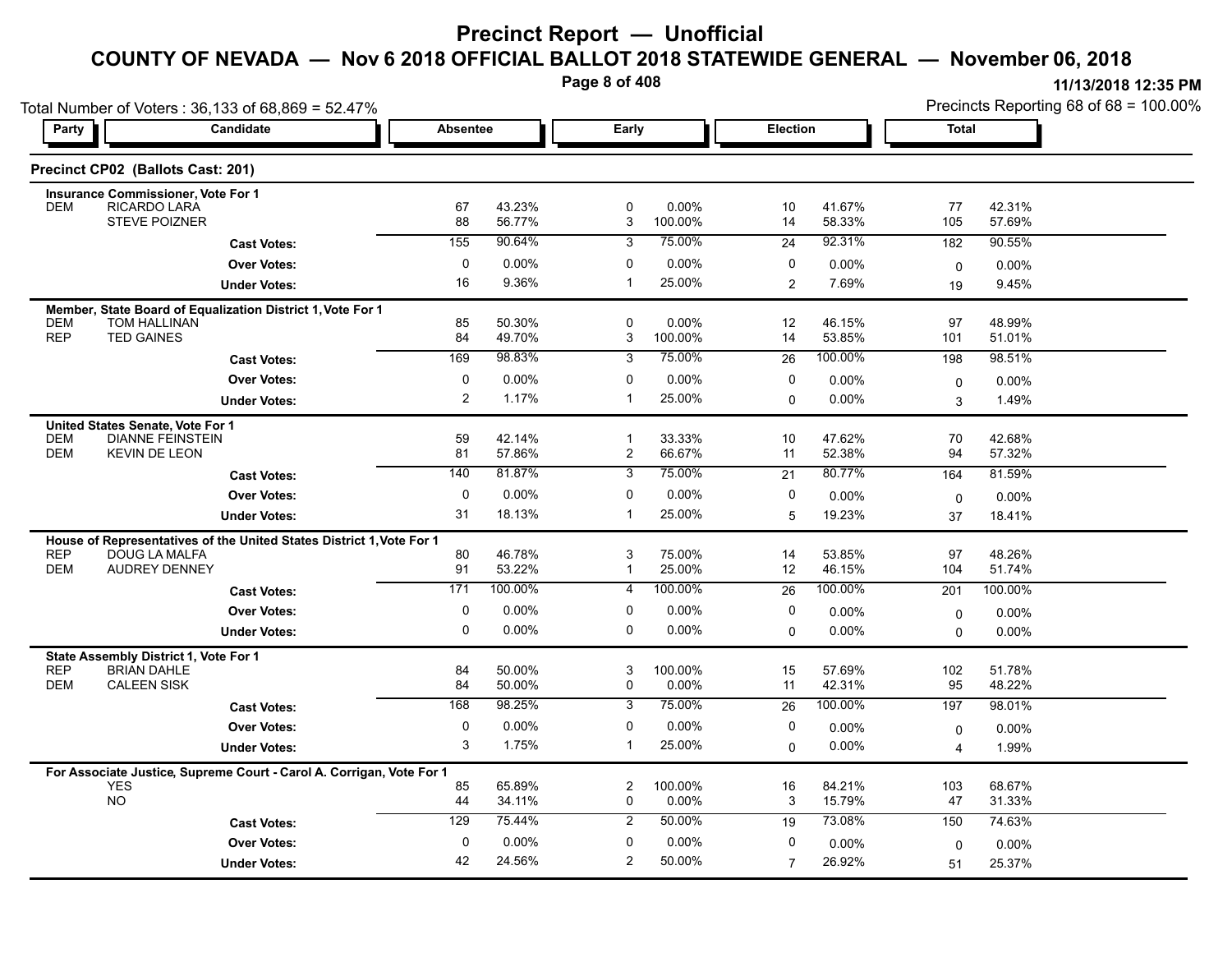# Precinct Report — Unofficial

## COUNTY OF NEVADA — Nov 6 2018 OFFICIAL BALLOT 2018 STATEWIDE GENERAL — November 06, 2018

11/13/2018 12:35 PM

Total Number of Voters : 36,133 of 68,869 = 52.47%

Precincts Reporting 68 of 68 = 100.00%

### Precinct CP02 (Ballots Cast: 201)

| Party | Candidate | Absentee | | Early | | Election | | Total | |
|---|---|---|---|---|---|---|---|---|---|
| **Insurance Commissioner, Vote For 1** | | | | | | | | | |
| DEM | RICARDO LARA | 67 | 43.23% | 0 | 0.00% | 10 | 41.67% | 77 | 42.31% |
| | STEVE POIZNER | 88 | 56.77% | 3 | 100.00% | 14 | 58.33% | 105 | 57.69% |
| | Cast Votes: | 155 | 90.64% | 3 | 75.00% | 24 | 92.31% | 182 | 90.55% |
| | Over Votes: | 0 | 0.00% | 0 | 0.00% | 0 | 0.00% | 0 | 0.00% |
| | Under Votes: | 16 | 9.36% | 1 | 25.00% | 2 | 7.69% | 19 | 9.45% |
| **Member, State Board of Equalization District 1, Vote For 1** | | | | | | | | | |
| DEM | TOM HALLINAN | 85 | 50.30% | 0 | 0.00% | 12 | 46.15% | 97 | 48.99% |
| REP | TED GAINES | 84 | 49.70% | 3 | 100.00% | 14 | 53.85% | 101 | 51.01% |
| | Cast Votes: | 169 | 98.83% | 3 | 75.00% | 26 | 100.00% | 198 | 98.51% |
| | Over Votes: | 0 | 0.00% | 0 | 0.00% | 0 | 0.00% | 0 | 0.00% |
| | Under Votes: | 2 | 1.17% | 1 | 25.00% | 0 | 0.00% | 3 | 1.49% |
| **United States Senate, Vote For 1** | | | | | | | | | |
| DEM | DIANNE FEINSTEIN | 59 | 42.14% | 1 | 33.33% | 10 | 47.62% | 70 | 42.68% |
| DEM | KEVIN DE LEON | 81 | 57.86% | 2 | 66.67% | 11 | 52.38% | 94 | 57.32% |
| | Cast Votes: | 140 | 81.87% | 3 | 75.00% | 21 | 80.77% | 164 | 81.59% |
| | Over Votes: | 0 | 0.00% | 0 | 0.00% | 0 | 0.00% | 0 | 0.00% |
| | Under Votes: | 31 | 18.13% | 1 | 25.00% | 5 | 19.23% | 37 | 18.41% |
| **House of Representatives of the United States District 1, Vote For 1** | | | | | | | | | |
| REP | DOUG LA MALFA | 80 | 46.78% | 3 | 75.00% | 14 | 53.85% | 97 | 48.26% |
| DEM | AUDREY DENNEY | 91 | 53.22% | 1 | 25.00% | 12 | 46.15% | 104 | 51.74% |
| | Cast Votes: | 171 | 100.00% | 4 | 100.00% | 26 | 100.00% | 201 | 100.00% |
| | Over Votes: | 0 | 0.00% | 0 | 0.00% | 0 | 0.00% | 0 | 0.00% |
| | Under Votes: | 0 | 0.00% | 0 | 0.00% | 0 | 0.00% | 0 | 0.00% |
| **State Assembly District 1, Vote For 1** | | | | | | | | | |
| REP | BRIAN DAHLE | 84 | 50.00% | 3 | 100.00% | 15 | 57.69% | 102 | 51.78% |
| DEM | CALEEN SISK | 84 | 50.00% | 0 | 0.00% | 11 | 42.31% | 95 | 48.22% |
| | Cast Votes: | 168 | 98.25% | 3 | 75.00% | 26 | 100.00% | 197 | 98.01% |
| | Over Votes: | 0 | 0.00% | 0 | 0.00% | 0 | 0.00% | 0 | 0.00% |
| | Under Votes: | 3 | 1.75% | 1 | 25.00% | 0 | 0.00% | 4 | 1.99% |
| **For Associate Justice, Supreme Court - Carol A. Corrigan, Vote For 1** | | | | | | | | | |
| | YES | 85 | 65.89% | 2 | 100.00% | 16 | 84.21% | 103 | 68.67% |
| | NO | 44 | 34.11% | 0 | 0.00% | 3 | 15.79% | 47 | 31.33% |
| | Cast Votes: | 129 | 75.44% | 2 | 50.00% | 19 | 73.08% | 150 | 74.63% |
| | Over Votes: | 0 | 0.00% | 0 | 0.00% | 0 | 0.00% | 0 | 0.00% |
| | Under Votes: | 42 | 24.56% | 2 | 50.00% | 7 | 26.92% | 51 | 25.37% |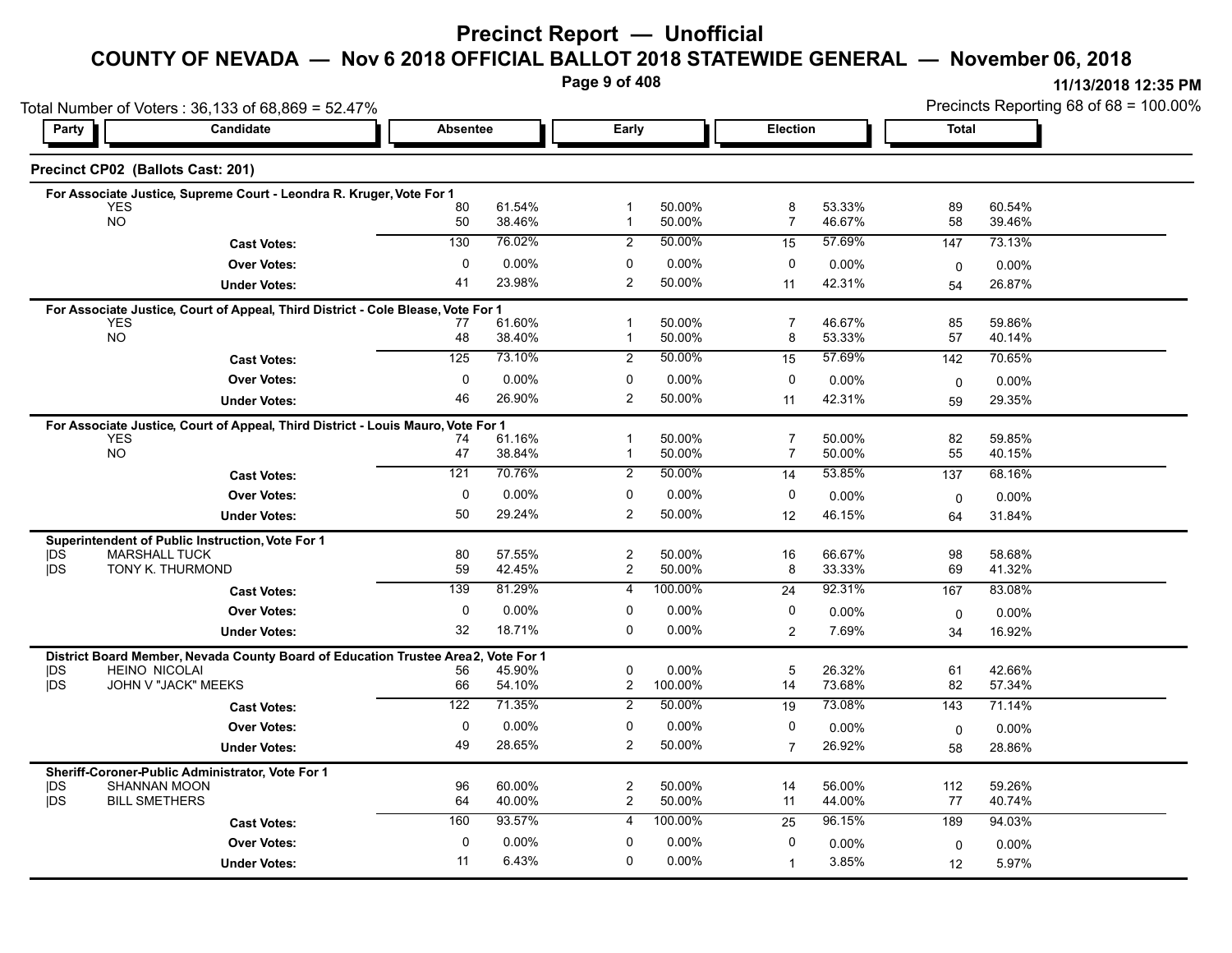# Precinct Report — Unofficial

## COUNTY OF NEVADA — Nov 6 2018 OFFICIAL BALLOT 2018 STATEWIDE GENERAL — November 06, 2018

11/13/2018 12:35 PM

Total Number of Voters : 36,133 of 68,869 = 52.47%

Precincts Reporting 68 of 68 = 100.00%

### Precinct CP02 (Ballots Cast: 201)

**For Associate Justice, Supreme Court - Leondra R. Kruger, Vote For 1**

| Party | Candidate | Absentee | | Early | | Election | | Total | |
|---|---|---|---|---|---|---|---|---|---|
| | YES | 80 | 61.54% | 1 | 50.00% | 8 | 53.33% | 89 | 60.54% |
| | NO | 50 | 38.46% | 1 | 50.00% | 7 | 46.67% | 58 | 39.46% |
| | **Cast Votes:** | 130 | 76.02% | 2 | 50.00% | 15 | 57.69% | 147 | 73.13% |
| | **Over Votes:** | 0 | 0.00% | 0 | 0.00% | 0 | 0.00% | 0 | 0.00% |
| | **Under Votes:** | 41 | 23.98% | 2 | 50.00% | 11 | 42.31% | 54 | 26.87% |

**For Associate Justice, Court of Appeal, Third District - Cole Blease, Vote For 1**

| Party | Candidate | Absentee | | Early | | Election | | Total | |
|---|---|---|---|---|---|---|---|---|---|
| | YES | 77 | 61.60% | 1 | 50.00% | 7 | 46.67% | 85 | 59.86% |
| | NO | 48 | 38.40% | 1 | 50.00% | 8 | 53.33% | 57 | 40.14% |
| | **Cast Votes:** | 125 | 73.10% | 2 | 50.00% | 15 | 57.69% | 142 | 70.65% |
| | **Over Votes:** | 0 | 0.00% | 0 | 0.00% | 0 | 0.00% | 0 | 0.00% |
| | **Under Votes:** | 46 | 26.90% | 2 | 50.00% | 11 | 42.31% | 59 | 29.35% |

**For Associate Justice, Court of Appeal, Third District - Louis Mauro, Vote For 1**

| Party | Candidate | Absentee | | Early | | Election | | Total | |
|---|---|---|---|---|---|---|---|---|---|
| | YES | 74 | 61.16% | 1 | 50.00% | 7 | 50.00% | 82 | 59.85% |
| | NO | 47 | 38.84% | 1 | 50.00% | 7 | 50.00% | 55 | 40.15% |
| | **Cast Votes:** | 121 | 70.76% | 2 | 50.00% | 14 | 53.85% | 137 | 68.16% |
| | **Over Votes:** | 0 | 0.00% | 0 | 0.00% | 0 | 0.00% | 0 | 0.00% |
| | **Under Votes:** | 50 | 29.24% | 2 | 50.00% | 12 | 46.15% | 64 | 31.84% |

**Superintendent of Public Instruction, Vote For 1**

| Party | Candidate | Absentee | | Early | | Election | | Total | |
|---|---|---|---|---|---|---|---|---|---|
| DS | MARSHALL TUCK | 80 | 57.55% | 2 | 50.00% | 16 | 66.67% | 98 | 58.68% |
| DS | TONY K. THURMOND | 59 | 42.45% | 2 | 50.00% | 8 | 33.33% | 69 | 41.32% |
| | **Cast Votes:** | 139 | 81.29% | 4 | 100.00% | 24 | 92.31% | 167 | 83.08% |
| | **Over Votes:** | 0 | 0.00% | 0 | 0.00% | 0 | 0.00% | 0 | 0.00% |
| | **Under Votes:** | 32 | 18.71% | 0 | 0.00% | 2 | 7.69% | 34 | 16.92% |

**District Board Member, Nevada County Board of Education Trustee Area 2, Vote For 1**

| Party | Candidate | Absentee | | Early | | Election | | Total | |
|---|---|---|---|---|---|---|---|---|---|
| DS | HEINO NICOLAI | 56 | 45.90% | 0 | 0.00% | 5 | 26.32% | 61 | 42.66% |
| DS | JOHN V "JACK" MEEKS | 66 | 54.10% | 2 | 100.00% | 14 | 73.68% | 82 | 57.34% |
| | **Cast Votes:** | 122 | 71.35% | 2 | 50.00% | 19 | 73.08% | 143 | 71.14% |
| | **Over Votes:** | 0 | 0.00% | 0 | 0.00% | 0 | 0.00% | 0 | 0.00% |
| | **Under Votes:** | 49 | 28.65% | 2 | 50.00% | 7 | 26.92% | 58 | 28.86% |

**Sheriff-Coroner-Public Administrator, Vote For 1**

| Party | Candidate | Absentee | | Early | | Election | | Total | |
|---|---|---|---|---|---|---|---|---|---|
| DS | SHANNAN MOON | 96 | 60.00% | 2 | 50.00% | 14 | 56.00% | 112 | 59.26% |
| DS | BILL SMETHERS | 64 | 40.00% | 2 | 50.00% | 11 | 44.00% | 77 | 40.74% |
| | **Cast Votes:** | 160 | 93.57% | 4 | 100.00% | 25 | 96.15% | 189 | 94.03% |
| | **Over Votes:** | 0 | 0.00% | 0 | 0.00% | 0 | 0.00% | 0 | 0.00% |
| | **Under Votes:** | 11 | 6.43% | 0 | 0.00% | 1 | 3.85% | 12 | 5.97% |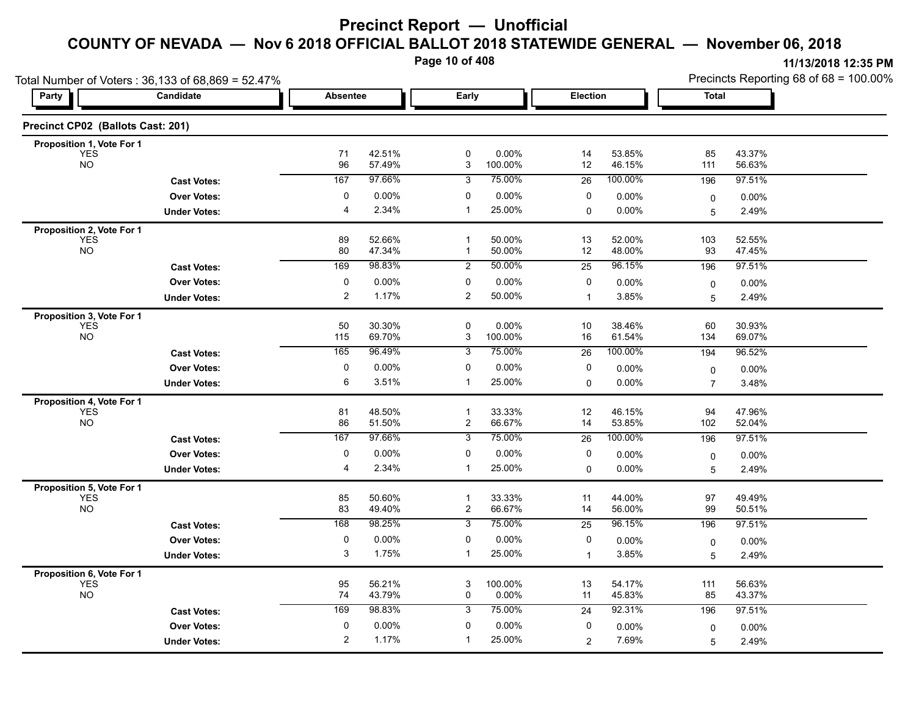# Precinct Report — Unofficial

## COUNTY OF NEVADA — Nov 6 2018 OFFICIAL BALLOT 2018 STATEWIDE GENERAL — November 06, 2018

11/13/2018 12:35 PM

Total Number of Voters : 36,133 of 68,869 = 52.47%

Precincts Reporting 68 of 68 = 100.00%

### Precinct CP02 (Ballots Cast: 201)

| Party | Candidate | Absentee | | Early | | Election | | Total | |
|---|---|---|---|---|---|---|---|---|---|
| **Proposition 1, Vote For 1** | | | | | | | | | |
| YES | | 71 | 42.51% | 0 | 0.00% | 14 | 53.85% | 85 | 43.37% |
| NO | | 96 | 57.49% | 3 | 100.00% | 12 | 46.15% | 111 | 56.63% |
| | **Cast Votes:** | 167 | 97.66% | 3 | 75.00% | 26 | 100.00% | 196 | 97.51% |
| | **Over Votes:** | 0 | 0.00% | 0 | 0.00% | 0 | 0.00% | 0 | 0.00% |
| | **Under Votes:** | 4 | 2.34% | 1 | 25.00% | 0 | 0.00% | 5 | 2.49% |
| **Proposition 2, Vote For 1** | | | | | | | | | |
| YES | | 89 | 52.66% | 1 | 50.00% | 13 | 52.00% | 103 | 52.55% |
| NO | | 80 | 47.34% | 1 | 50.00% | 12 | 48.00% | 93 | 47.45% |
| | **Cast Votes:** | 169 | 98.83% | 2 | 50.00% | 25 | 96.15% | 196 | 97.51% |
| | **Over Votes:** | 0 | 0.00% | 0 | 0.00% | 0 | 0.00% | 0 | 0.00% |
| | **Under Votes:** | 2 | 1.17% | 2 | 50.00% | 1 | 3.85% | 5 | 2.49% |
| **Proposition 3, Vote For 1** | | | | | | | | | |
| YES | | 50 | 30.30% | 0 | 0.00% | 10 | 38.46% | 60 | 30.93% |
| NO | | 115 | 69.70% | 3 | 100.00% | 16 | 61.54% | 134 | 69.07% |
| | **Cast Votes:** | 165 | 96.49% | 3 | 75.00% | 26 | 100.00% | 194 | 96.52% |
| | **Over Votes:** | 0 | 0.00% | 0 | 0.00% | 0 | 0.00% | 0 | 0.00% |
| | **Under Votes:** | 6 | 3.51% | 1 | 25.00% | 0 | 0.00% | 7 | 3.48% |
| **Proposition 4, Vote For 1** | | | | | | | | | |
| YES | | 81 | 48.50% | 1 | 33.33% | 12 | 46.15% | 94 | 47.96% |
| NO | | 86 | 51.50% | 2 | 66.67% | 14 | 53.85% | 102 | 52.04% |
| | **Cast Votes:** | 167 | 97.66% | 3 | 75.00% | 26 | 100.00% | 196 | 97.51% |
| | **Over Votes:** | 0 | 0.00% | 0 | 0.00% | 0 | 0.00% | 0 | 0.00% |
| | **Under Votes:** | 4 | 2.34% | 1 | 25.00% | 0 | 0.00% | 5 | 2.49% |
| **Proposition 5, Vote For 1** | | | | | | | | | |
| YES | | 85 | 50.60% | 1 | 33.33% | 11 | 44.00% | 97 | 49.49% |
| NO | | 83 | 49.40% | 2 | 66.67% | 14 | 56.00% | 99 | 50.51% |
| | **Cast Votes:** | 168 | 98.25% | 3 | 75.00% | 25 | 96.15% | 196 | 97.51% |
| | **Over Votes:** | 0 | 0.00% | 0 | 0.00% | 0 | 0.00% | 0 | 0.00% |
| | **Under Votes:** | 3 | 1.75% | 1 | 25.00% | 1 | 3.85% | 5 | 2.49% |
| **Proposition 6, Vote For 1** | | | | | | | | | |
| YES | | 95 | 56.21% | 3 | 100.00% | 13 | 54.17% | 111 | 56.63% |
| NO | | 74 | 43.79% | 0 | 0.00% | 11 | 45.83% | 85 | 43.37% |
| | **Cast Votes:** | 169 | 98.83% | 3 | 75.00% | 24 | 92.31% | 196 | 97.51% |
| | **Over Votes:** | 0 | 0.00% | 0 | 0.00% | 0 | 0.00% | 0 | 0.00% |
| | **Under Votes:** | 2 | 1.17% | 1 | 25.00% | 2 | 7.69% | 5 | 2.49% |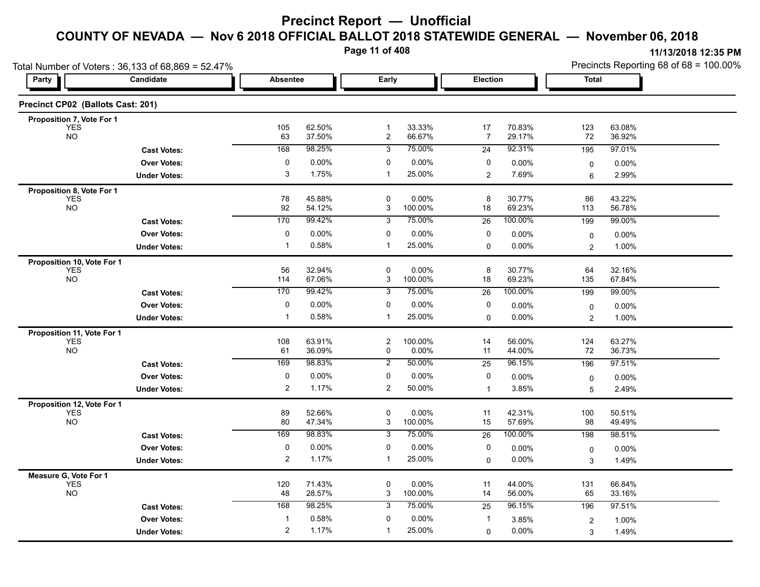# Precinct Report — Unofficial

## COUNTY OF NEVADA — Nov 6 2018 OFFICIAL BALLOT 2018 STATEWIDE GENERAL — November 06, 2018

11/13/2018 12:35 PM

Total Number of Voters : 36,133 of 68,869 = 52.47%

Precincts Reporting 68 of 68 = 100.00%

### Precinct CP02 (Ballots Cast: 201)

| Party | Candidate | Absentee | | Early | | Election | | Total | |
|---|---|---|---|---|---|---|---|---|---|
| **Proposition 7, Vote For 1** | | | | | | | | | |
| | YES | 105 | 62.50% | 1 | 33.33% | 17 | 70.83% | 123 | 63.08% |
| | NO | 63 | 37.50% | 2 | 66.67% | 7 | 29.17% | 72 | 36.92% |
| | **Cast Votes:** | 168 | 98.25% | 3 | 75.00% | 24 | 92.31% | 195 | 97.01% |
| | **Over Votes:** | 0 | 0.00% | 0 | 0.00% | 0 | 0.00% | 0 | 0.00% |
| | **Under Votes:** | 3 | 1.75% | 1 | 25.00% | 2 | 7.69% | 6 | 2.99% |
| **Proposition 8, Vote For 1** | | | | | | | | | |
| | YES | 78 | 45.88% | 0 | 0.00% | 8 | 30.77% | 86 | 43.22% |
| | NO | 92 | 54.12% | 3 | 100.00% | 18 | 69.23% | 113 | 56.78% |
| | **Cast Votes:** | 170 | 99.42% | 3 | 75.00% | 26 | 100.00% | 199 | 99.00% |
| | **Over Votes:** | 0 | 0.00% | 0 | 0.00% | 0 | 0.00% | 0 | 0.00% |
| | **Under Votes:** | 1 | 0.58% | 1 | 25.00% | 0 | 0.00% | 2 | 1.00% |
| **Proposition 10, Vote For 1** | | | | | | | | | |
| | YES | 56 | 32.94% | 0 | 0.00% | 8 | 30.77% | 64 | 32.16% |
| | NO | 114 | 67.06% | 3 | 100.00% | 18 | 69.23% | 135 | 67.84% |
| | **Cast Votes:** | 170 | 99.42% | 3 | 75.00% | 26 | 100.00% | 199 | 99.00% |
| | **Over Votes:** | 0 | 0.00% | 0 | 0.00% | 0 | 0.00% | 0 | 0.00% |
| | **Under Votes:** | 1 | 0.58% | 1 | 25.00% | 0 | 0.00% | 2 | 1.00% |
| **Proposition 11, Vote For 1** | | | | | | | | | |
| | YES | 108 | 63.91% | 2 | 100.00% | 14 | 56.00% | 124 | 63.27% |
| | NO | 61 | 36.09% | 0 | 0.00% | 11 | 44.00% | 72 | 36.73% |
| | **Cast Votes:** | 169 | 98.83% | 2 | 50.00% | 25 | 96.15% | 196 | 97.51% |
| | **Over Votes:** | 0 | 0.00% | 0 | 0.00% | 0 | 0.00% | 0 | 0.00% |
| | **Under Votes:** | 2 | 1.17% | 2 | 50.00% | 1 | 3.85% | 5 | 2.49% |
| **Proposition 12, Vote For 1** | | | | | | | | | |
| | YES | 89 | 52.66% | 0 | 0.00% | 11 | 42.31% | 100 | 50.51% |
| | NO | 80 | 47.34% | 3 | 100.00% | 15 | 57.69% | 98 | 49.49% |
| | **Cast Votes:** | 169 | 98.83% | 3 | 75.00% | 26 | 100.00% | 198 | 98.51% |
| | **Over Votes:** | 0 | 0.00% | 0 | 0.00% | 0 | 0.00% | 0 | 0.00% |
| | **Under Votes:** | 2 | 1.17% | 1 | 25.00% | 0 | 0.00% | 3 | 1.49% |
| **Measure G, Vote For 1** | | | | | | | | | |
| | YES | 120 | 71.43% | 0 | 0.00% | 11 | 44.00% | 131 | 66.84% |
| | NO | 48 | 28.57% | 3 | 100.00% | 14 | 56.00% | 65 | 33.16% |
| | **Cast Votes:** | 168 | 98.25% | 3 | 75.00% | 25 | 96.15% | 196 | 97.51% |
| | **Over Votes:** | 1 | 0.58% | 0 | 0.00% | 1 | 3.85% | 2 | 1.00% |
| | **Under Votes:** | 2 | 1.17% | 1 | 25.00% | 0 | 0.00% | 3 | 1.49% |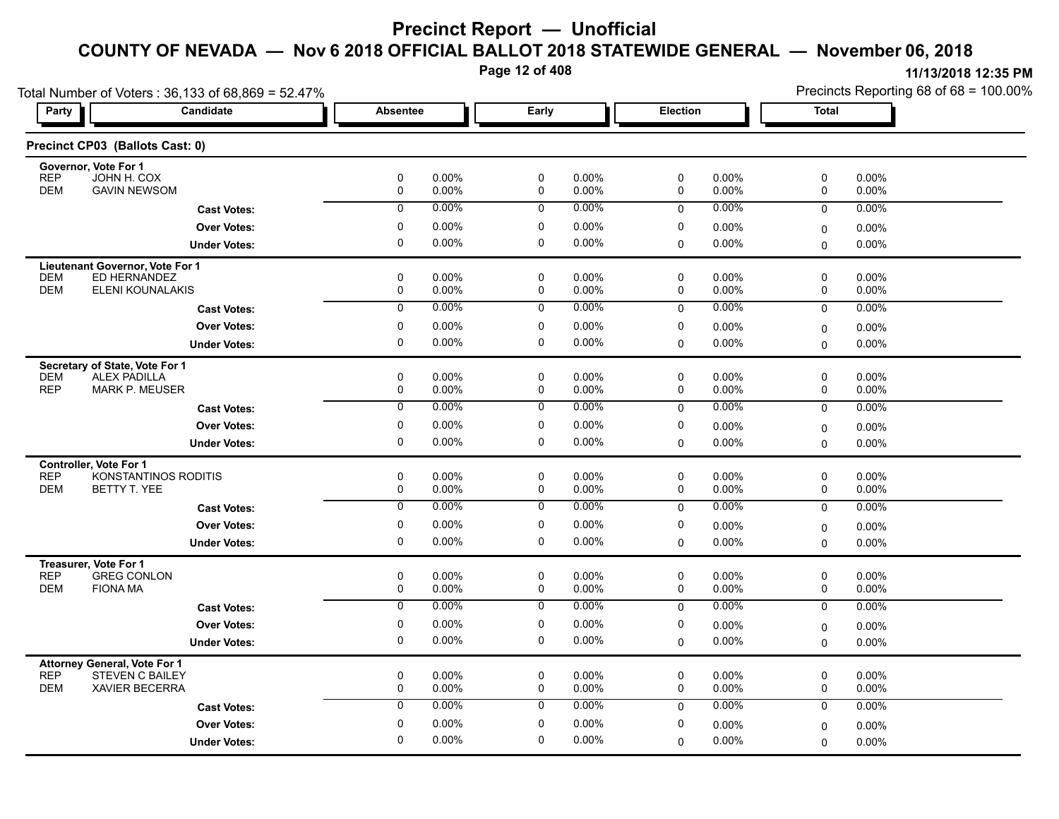# Precinct Report — Unofficial

## COUNTY OF NEVADA — Nov 6 2018 OFFICIAL BALLOT 2018 STATEWIDE GENERAL — November 06, 2018

11/13/2018 12:35 PM

Total Number of Voters : 36,133 of 68,869 = 52.47%

Precincts Reporting 68 of 68 = 100.00%

### Precinct CP03 (Ballots Cast: 0)

| Party | Candidate | Absentee | | Early | | Election | | Total | |
|---|---|---|---|---|---|---|---|---|---|
| **Governor, Vote For 1** | | | | | | | | | |
| REP | JOHN H. COX | 0 | 0.00% | 0 | 0.00% | 0 | 0.00% | 0 | 0.00% |
| DEM | GAVIN NEWSOM | 0 | 0.00% | 0 | 0.00% | 0 | 0.00% | 0 | 0.00% |
| | **Cast Votes:** | 0 | 0.00% | 0 | 0.00% | 0 | 0.00% | 0 | 0.00% |
| | **Over Votes:** | 0 | 0.00% | 0 | 0.00% | 0 | 0.00% | 0 | 0.00% |
| | **Under Votes:** | 0 | 0.00% | 0 | 0.00% | 0 | 0.00% | 0 | 0.00% |
| **Lieutenant Governor, Vote For 1** | | | | | | | | | |
| DEM | ED HERNANDEZ | 0 | 0.00% | 0 | 0.00% | 0 | 0.00% | 0 | 0.00% |
| DEM | ELENI KOUNALAKIS | 0 | 0.00% | 0 | 0.00% | 0 | 0.00% | 0 | 0.00% |
| | **Cast Votes:** | 0 | 0.00% | 0 | 0.00% | 0 | 0.00% | 0 | 0.00% |
| | **Over Votes:** | 0 | 0.00% | 0 | 0.00% | 0 | 0.00% | 0 | 0.00% |
| | **Under Votes:** | 0 | 0.00% | 0 | 0.00% | 0 | 0.00% | 0 | 0.00% |
| **Secretary of State, Vote For 1** | | | | | | | | | |
| DEM | ALEX PADILLA | 0 | 0.00% | 0 | 0.00% | 0 | 0.00% | 0 | 0.00% |
| REP | MARK P. MEUSER | 0 | 0.00% | 0 | 0.00% | 0 | 0.00% | 0 | 0.00% |
| | **Cast Votes:** | 0 | 0.00% | 0 | 0.00% | 0 | 0.00% | 0 | 0.00% |
| | **Over Votes:** | 0 | 0.00% | 0 | 0.00% | 0 | 0.00% | 0 | 0.00% |
| | **Under Votes:** | 0 | 0.00% | 0 | 0.00% | 0 | 0.00% | 0 | 0.00% |
| **Controller, Vote For 1** | | | | | | | | | |
| REP | KONSTANTINOS RODITIS | 0 | 0.00% | 0 | 0.00% | 0 | 0.00% | 0 | 0.00% |
| DEM | BETTY T. YEE | 0 | 0.00% | 0 | 0.00% | 0 | 0.00% | 0 | 0.00% |
| | **Cast Votes:** | 0 | 0.00% | 0 | 0.00% | 0 | 0.00% | 0 | 0.00% |
| | **Over Votes:** | 0 | 0.00% | 0 | 0.00% | 0 | 0.00% | 0 | 0.00% |
| | **Under Votes:** | 0 | 0.00% | 0 | 0.00% | 0 | 0.00% | 0 | 0.00% |
| **Treasurer, Vote For 1** | | | | | | | | | |
| REP | GREG CONLON | 0 | 0.00% | 0 | 0.00% | 0 | 0.00% | 0 | 0.00% |
| DEM | FIONA MA | 0 | 0.00% | 0 | 0.00% | 0 | 0.00% | 0 | 0.00% |
| | **Cast Votes:** | 0 | 0.00% | 0 | 0.00% | 0 | 0.00% | 0 | 0.00% |
| | **Over Votes:** | 0 | 0.00% | 0 | 0.00% | 0 | 0.00% | 0 | 0.00% |
| | **Under Votes:** | 0 | 0.00% | 0 | 0.00% | 0 | 0.00% | 0 | 0.00% |
| **Attorney General, Vote For 1** | | | | | | | | | |
| REP | STEVEN C BAILEY | 0 | 0.00% | 0 | 0.00% | 0 | 0.00% | 0 | 0.00% |
| DEM | XAVIER BECERRA | 0 | 0.00% | 0 | 0.00% | 0 | 0.00% | 0 | 0.00% |
| | **Cast Votes:** | 0 | 0.00% | 0 | 0.00% | 0 | 0.00% | 0 | 0.00% |
| | **Over Votes:** | 0 | 0.00% | 0 | 0.00% | 0 | 0.00% | 0 | 0.00% |
| | **Under Votes:** | 0 | 0.00% | 0 | 0.00% | 0 | 0.00% | 0 | 0.00% |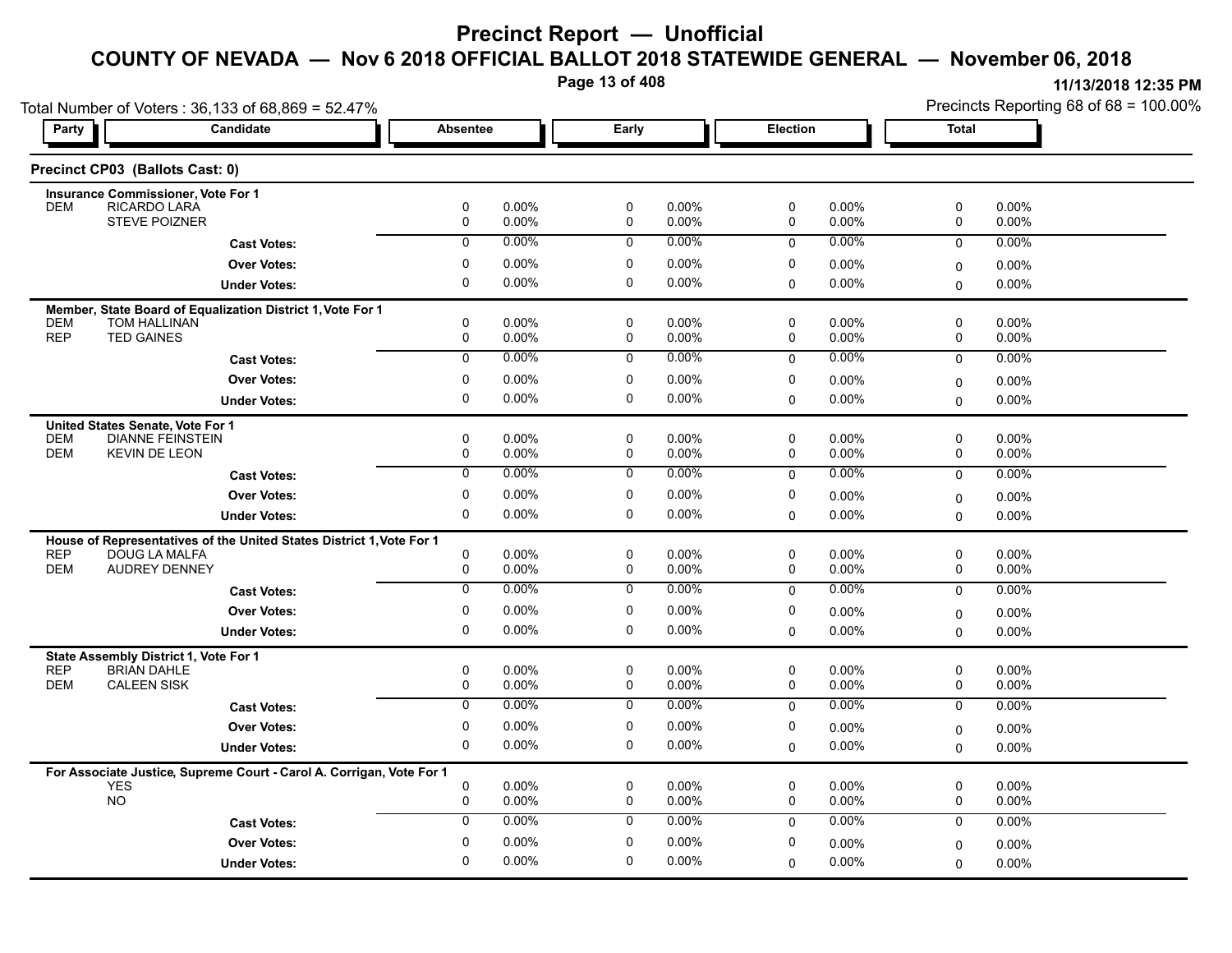# Precinct Report — Unofficial

## COUNTY OF NEVADA — Nov 6 2018 OFFICIAL BALLOT 2018 STATEWIDE GENERAL — November 06, 2018

11/13/2018 12:35 PM

Total Number of Voters : 36,133 of 68,869 = 52.47%

Precincts Reporting 68 of 68 = 100.00%

### Precinct CP03 (Ballots Cast: 0)

**Insurance Commissioner, Vote For 1**

| Party | Candidate | Absentee | | Early | | Election | | Total | |
|---|---|---|---|---|---|---|---|---|---|
| DEM | RICARDO LARA | 0 | 0.00% | 0 | 0.00% | 0 | 0.00% | 0 | 0.00% |
| | STEVE POIZNER | 0 | 0.00% | 0 | 0.00% | 0 | 0.00% | 0 | 0.00% |
| | **Cast Votes:** | 0 | 0.00% | 0 | 0.00% | 0 | 0.00% | 0 | 0.00% |
| | **Over Votes:** | 0 | 0.00% | 0 | 0.00% | 0 | 0.00% | 0 | 0.00% |
| | **Under Votes:** | 0 | 0.00% | 0 | 0.00% | 0 | 0.00% | 0 | 0.00% |

**Member, State Board of Equalization District 1, Vote For 1**

| Party | Candidate | Absentee | | Early | | Election | | Total | |
|---|---|---|---|---|---|---|---|---|---|
| DEM | TOM HALLINAN | 0 | 0.00% | 0 | 0.00% | 0 | 0.00% | 0 | 0.00% |
| REP | TED GAINES | 0 | 0.00% | 0 | 0.00% | 0 | 0.00% | 0 | 0.00% |
| | **Cast Votes:** | 0 | 0.00% | 0 | 0.00% | 0 | 0.00% | 0 | 0.00% |
| | **Over Votes:** | 0 | 0.00% | 0 | 0.00% | 0 | 0.00% | 0 | 0.00% |
| | **Under Votes:** | 0 | 0.00% | 0 | 0.00% | 0 | 0.00% | 0 | 0.00% |

**United States Senate, Vote For 1**

| Party | Candidate | Absentee | | Early | | Election | | Total | |
|---|---|---|---|---|---|---|---|---|---|
| DEM | DIANNE FEINSTEIN | 0 | 0.00% | 0 | 0.00% | 0 | 0.00% | 0 | 0.00% |
| DEM | KEVIN DE LEON | 0 | 0.00% | 0 | 0.00% | 0 | 0.00% | 0 | 0.00% |
| | **Cast Votes:** | 0 | 0.00% | 0 | 0.00% | 0 | 0.00% | 0 | 0.00% |
| | **Over Votes:** | 0 | 0.00% | 0 | 0.00% | 0 | 0.00% | 0 | 0.00% |
| | **Under Votes:** | 0 | 0.00% | 0 | 0.00% | 0 | 0.00% | 0 | 0.00% |

**House of Representatives of the United States District 1, Vote For 1**

| Party | Candidate | Absentee | | Early | | Election | | Total | |
|---|---|---|---|---|---|---|---|---|---|
| REP | DOUG LA MALFA | 0 | 0.00% | 0 | 0.00% | 0 | 0.00% | 0 | 0.00% |
| DEM | AUDREY DENNEY | 0 | 0.00% | 0 | 0.00% | 0 | 0.00% | 0 | 0.00% |
| | **Cast Votes:** | 0 | 0.00% | 0 | 0.00% | 0 | 0.00% | 0 | 0.00% |
| | **Over Votes:** | 0 | 0.00% | 0 | 0.00% | 0 | 0.00% | 0 | 0.00% |
| | **Under Votes:** | 0 | 0.00% | 0 | 0.00% | 0 | 0.00% | 0 | 0.00% |

**State Assembly District 1, Vote For 1**

| Party | Candidate | Absentee | | Early | | Election | | Total | |
|---|---|---|---|---|---|---|---|---|---|
| REP | BRIAN DAHLE | 0 | 0.00% | 0 | 0.00% | 0 | 0.00% | 0 | 0.00% |
| DEM | CALEEN SISK | 0 | 0.00% | 0 | 0.00% | 0 | 0.00% | 0 | 0.00% |
| | **Cast Votes:** | 0 | 0.00% | 0 | 0.00% | 0 | 0.00% | 0 | 0.00% |
| | **Over Votes:** | 0 | 0.00% | 0 | 0.00% | 0 | 0.00% | 0 | 0.00% |
| | **Under Votes:** | 0 | 0.00% | 0 | 0.00% | 0 | 0.00% | 0 | 0.00% |

**For Associate Justice, Supreme Court - Carol A. Corrigan, Vote For 1**

| Party | Candidate | Absentee | | Early | | Election | | Total | |
|---|---|---|---|---|---|---|---|---|---|
| | YES | 0 | 0.00% | 0 | 0.00% | 0 | 0.00% | 0 | 0.00% |
| | NO | 0 | 0.00% | 0 | 0.00% | 0 | 0.00% | 0 | 0.00% |
| | **Cast Votes:** | 0 | 0.00% | 0 | 0.00% | 0 | 0.00% | 0 | 0.00% |
| | **Over Votes:** | 0 | 0.00% | 0 | 0.00% | 0 | 0.00% | 0 | 0.00% |
| | **Under Votes:** | 0 | 0.00% | 0 | 0.00% | 0 | 0.00% | 0 | 0.00% |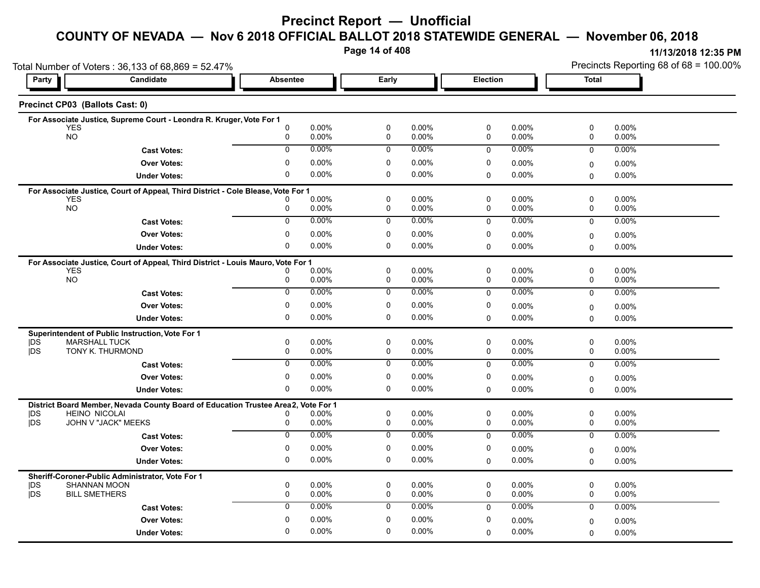# Precinct Report — Unofficial

## COUNTY OF NEVADA — Nov 6 2018 OFFICIAL BALLOT 2018 STATEWIDE GENERAL — November 06, 2018

11/13/2018 12:35 PM

Total Number of Voters : 36,133 of 68,869 = 52.47%

Precincts Reporting 68 of 68 = 100.00%

### Precinct CP03 (Ballots Cast: 0)

| Party | Candidate | Absentee | | Early | | Election | | Total | |
|---|---|---|---|---|---|---|---|---|---|
| **For Associate Justice, Supreme Court - Leondra R. Kruger, Vote For 1** | | | | | | | | | |
| | YES | 0 | 0.00% | 0 | 0.00% | 0 | 0.00% | 0 | 0.00% |
| | NO | 0 | 0.00% | 0 | 0.00% | 0 | 0.00% | 0 | 0.00% |
| | **Cast Votes:** | 0 | 0.00% | 0 | 0.00% | 0 | 0.00% | 0 | 0.00% |
| | **Over Votes:** | 0 | 0.00% | 0 | 0.00% | 0 | 0.00% | 0 | 0.00% |
| | **Under Votes:** | 0 | 0.00% | 0 | 0.00% | 0 | 0.00% | 0 | 0.00% |
| **For Associate Justice, Court of Appeal, Third District - Cole Blease, Vote For 1** | | | | | | | | | |
| | YES | 0 | 0.00% | 0 | 0.00% | 0 | 0.00% | 0 | 0.00% |
| | NO | 0 | 0.00% | 0 | 0.00% | 0 | 0.00% | 0 | 0.00% |
| | **Cast Votes:** | 0 | 0.00% | 0 | 0.00% | 0 | 0.00% | 0 | 0.00% |
| | **Over Votes:** | 0 | 0.00% | 0 | 0.00% | 0 | 0.00% | 0 | 0.00% |
| | **Under Votes:** | 0 | 0.00% | 0 | 0.00% | 0 | 0.00% | 0 | 0.00% |
| **For Associate Justice, Court of Appeal, Third District - Louis Mauro, Vote For 1** | | | | | | | | | |
| | YES | 0 | 0.00% | 0 | 0.00% | 0 | 0.00% | 0 | 0.00% |
| | NO | 0 | 0.00% | 0 | 0.00% | 0 | 0.00% | 0 | 0.00% |
| | **Cast Votes:** | 0 | 0.00% | 0 | 0.00% | 0 | 0.00% | 0 | 0.00% |
| | **Over Votes:** | 0 | 0.00% | 0 | 0.00% | 0 | 0.00% | 0 | 0.00% |
| | **Under Votes:** | 0 | 0.00% | 0 | 0.00% | 0 | 0.00% | 0 | 0.00% |
| **Superintendent of Public Instruction, Vote For 1** | | | | | | | | | |
| DS | MARSHALL TUCK | 0 | 0.00% | 0 | 0.00% | 0 | 0.00% | 0 | 0.00% |
| DS | TONY K. THURMOND | 0 | 0.00% | 0 | 0.00% | 0 | 0.00% | 0 | 0.00% |
| | **Cast Votes:** | 0 | 0.00% | 0 | 0.00% | 0 | 0.00% | 0 | 0.00% |
| | **Over Votes:** | 0 | 0.00% | 0 | 0.00% | 0 | 0.00% | 0 | 0.00% |
| | **Under Votes:** | 0 | 0.00% | 0 | 0.00% | 0 | 0.00% | 0 | 0.00% |
| **District Board Member, Nevada County Board of Education Trustee Area 2, Vote For 1** | | | | | | | | | |
| DS | HEINO NICOLAI | 0 | 0.00% | 0 | 0.00% | 0 | 0.00% | 0 | 0.00% |
| DS | JOHN V "JACK" MEEKS | 0 | 0.00% | 0 | 0.00% | 0 | 0.00% | 0 | 0.00% |
| | **Cast Votes:** | 0 | 0.00% | 0 | 0.00% | 0 | 0.00% | 0 | 0.00% |
| | **Over Votes:** | 0 | 0.00% | 0 | 0.00% | 0 | 0.00% | 0 | 0.00% |
| | **Under Votes:** | 0 | 0.00% | 0 | 0.00% | 0 | 0.00% | 0 | 0.00% |
| **Sheriff-Coroner-Public Administrator, Vote For 1** | | | | | | | | | |
| DS | SHANNAN MOON | 0 | 0.00% | 0 | 0.00% | 0 | 0.00% | 0 | 0.00% |
| DS | BILL SMETHERS | 0 | 0.00% | 0 | 0.00% | 0 | 0.00% | 0 | 0.00% |
| | **Cast Votes:** | 0 | 0.00% | 0 | 0.00% | 0 | 0.00% | 0 | 0.00% |
| | **Over Votes:** | 0 | 0.00% | 0 | 0.00% | 0 | 0.00% | 0 | 0.00% |
| | **Under Votes:** | 0 | 0.00% | 0 | 0.00% | 0 | 0.00% | 0 | 0.00% |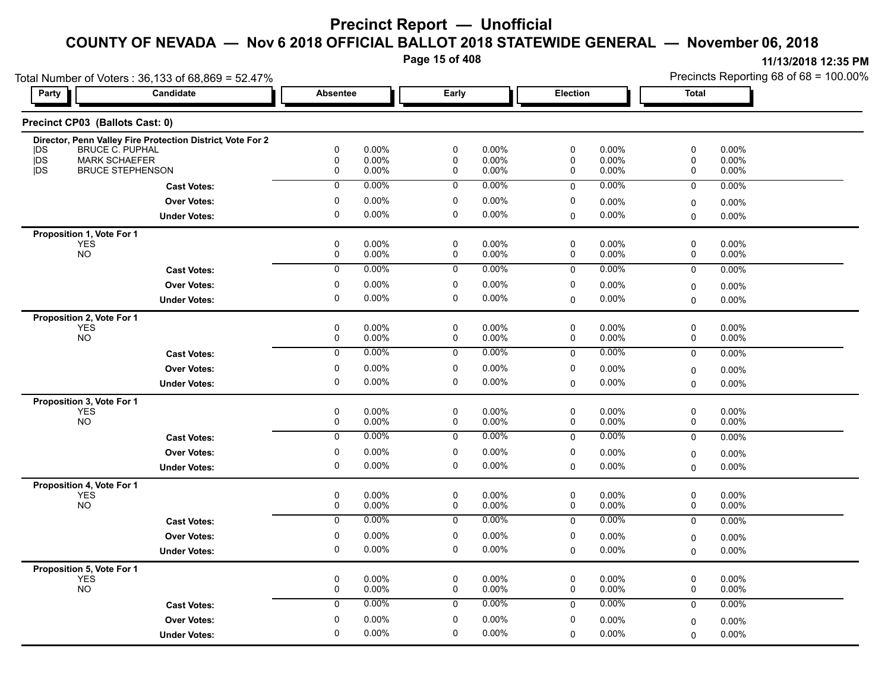# Precinct Report — Unofficial

## COUNTY OF NEVADA — Nov 6 2018 OFFICIAL BALLOT 2018 STATEWIDE GENERAL — November 06, 2018

11/13/2018 12:35 PM

Total Number of Voters : 36,133 of 68,869 = 52.47%

Precincts Reporting 68 of 68 = 100.00%

### Precinct CP03 (Ballots Cast: 0)

| Party | Candidate | Absentee | | Early | | Election | | Total | |
|---|---|---|---|---|---|---|---|---|---|
| **Director, Penn Valley Fire Protection District, Vote For 2** | | | | | | | | | |
| DS | BRUCE C. PUPHAL | 0 | 0.00% | 0 | 0.00% | 0 | 0.00% | 0 | 0.00% |
| DS | MARK SCHAEFER | 0 | 0.00% | 0 | 0.00% | 0 | 0.00% | 0 | 0.00% |
| DS | BRUCE STEPHENSON | 0 | 0.00% | 0 | 0.00% | 0 | 0.00% | 0 | 0.00% |
| | **Cast Votes:** | 0 | 0.00% | 0 | 0.00% | 0 | 0.00% | 0 | 0.00% |
| | **Over Votes:** | 0 | 0.00% | 0 | 0.00% | 0 | 0.00% | 0 | 0.00% |
| | **Under Votes:** | 0 | 0.00% | 0 | 0.00% | 0 | 0.00% | 0 | 0.00% |
| **Proposition 1, Vote For 1** | | | | | | | | | |
| | YES | 0 | 0.00% | 0 | 0.00% | 0 | 0.00% | 0 | 0.00% |
| | NO | 0 | 0.00% | 0 | 0.00% | 0 | 0.00% | 0 | 0.00% |
| | **Cast Votes:** | 0 | 0.00% | 0 | 0.00% | 0 | 0.00% | 0 | 0.00% |
| | **Over Votes:** | 0 | 0.00% | 0 | 0.00% | 0 | 0.00% | 0 | 0.00% |
| | **Under Votes:** | 0 | 0.00% | 0 | 0.00% | 0 | 0.00% | 0 | 0.00% |
| **Proposition 2, Vote For 1** | | | | | | | | | |
| | YES | 0 | 0.00% | 0 | 0.00% | 0 | 0.00% | 0 | 0.00% |
| | NO | 0 | 0.00% | 0 | 0.00% | 0 | 0.00% | 0 | 0.00% |
| | **Cast Votes:** | 0 | 0.00% | 0 | 0.00% | 0 | 0.00% | 0 | 0.00% |
| | **Over Votes:** | 0 | 0.00% | 0 | 0.00% | 0 | 0.00% | 0 | 0.00% |
| | **Under Votes:** | 0 | 0.00% | 0 | 0.00% | 0 | 0.00% | 0 | 0.00% |
| **Proposition 3, Vote For 1** | | | | | | | | | |
| | YES | 0 | 0.00% | 0 | 0.00% | 0 | 0.00% | 0 | 0.00% |
| | NO | 0 | 0.00% | 0 | 0.00% | 0 | 0.00% | 0 | 0.00% |
| | **Cast Votes:** | 0 | 0.00% | 0 | 0.00% | 0 | 0.00% | 0 | 0.00% |
| | **Over Votes:** | 0 | 0.00% | 0 | 0.00% | 0 | 0.00% | 0 | 0.00% |
| | **Under Votes:** | 0 | 0.00% | 0 | 0.00% | 0 | 0.00% | 0 | 0.00% |
| **Proposition 4, Vote For 1** | | | | | | | | | |
| | YES | 0 | 0.00% | 0 | 0.00% | 0 | 0.00% | 0 | 0.00% |
| | NO | 0 | 0.00% | 0 | 0.00% | 0 | 0.00% | 0 | 0.00% |
| | **Cast Votes:** | 0 | 0.00% | 0 | 0.00% | 0 | 0.00% | 0 | 0.00% |
| | **Over Votes:** | 0 | 0.00% | 0 | 0.00% | 0 | 0.00% | 0 | 0.00% |
| | **Under Votes:** | 0 | 0.00% | 0 | 0.00% | 0 | 0.00% | 0 | 0.00% |
| **Proposition 5, Vote For 1** | | | | | | | | | |
| | YES | 0 | 0.00% | 0 | 0.00% | 0 | 0.00% | 0 | 0.00% |
| | NO | 0 | 0.00% | 0 | 0.00% | 0 | 0.00% | 0 | 0.00% |
| | **Cast Votes:** | 0 | 0.00% | 0 | 0.00% | 0 | 0.00% | 0 | 0.00% |
| | **Over Votes:** | 0 | 0.00% | 0 | 0.00% | 0 | 0.00% | 0 | 0.00% |
| | **Under Votes:** | 0 | 0.00% | 0 | 0.00% | 0 | 0.00% | 0 | 0.00% |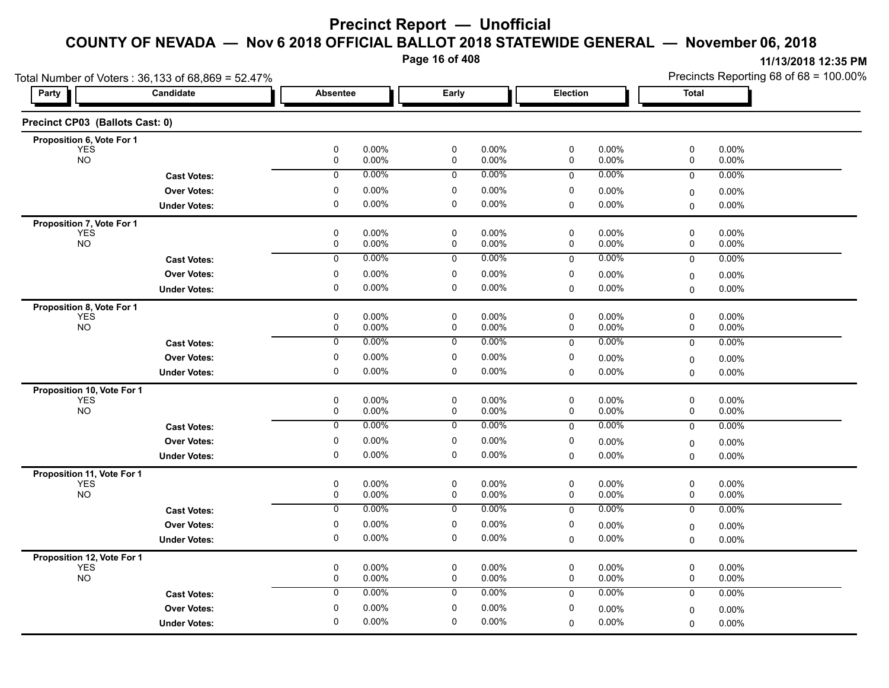# Precinct Report — Unofficial

## COUNTY OF NEVADA — Nov 6 2018 OFFICIAL BALLOT 2018 STATEWIDE GENERAL — November 06, 2018

11/13/2018 12:35 PM

Total Number of Voters : 36,133 of 68,869 = 52.47%

Precincts Reporting 68 of 68 = 100.00%

### Precinct CP03 (Ballots Cast: 0)

| Party | Candidate | Absentee | | Early | | Election | | Total | |
|---|---|---|---|---|---|---|---|---|---|
| **Proposition 6, Vote For 1** | | | | | | | | | |
| YES | | 0 | 0.00% | 0 | 0.00% | 0 | 0.00% | 0 | 0.00% |
| NO | | 0 | 0.00% | 0 | 0.00% | 0 | 0.00% | 0 | 0.00% |
| | **Cast Votes:** | 0 | 0.00% | 0 | 0.00% | 0 | 0.00% | 0 | 0.00% |
| | **Over Votes:** | 0 | 0.00% | 0 | 0.00% | 0 | 0.00% | 0 | 0.00% |
| | **Under Votes:** | 0 | 0.00% | 0 | 0.00% | 0 | 0.00% | 0 | 0.00% |
| **Proposition 7, Vote For 1** | | | | | | | | | |
| YES | | 0 | 0.00% | 0 | 0.00% | 0 | 0.00% | 0 | 0.00% |
| NO | | 0 | 0.00% | 0 | 0.00% | 0 | 0.00% | 0 | 0.00% |
| | **Cast Votes:** | 0 | 0.00% | 0 | 0.00% | 0 | 0.00% | 0 | 0.00% |
| | **Over Votes:** | 0 | 0.00% | 0 | 0.00% | 0 | 0.00% | 0 | 0.00% |
| | **Under Votes:** | 0 | 0.00% | 0 | 0.00% | 0 | 0.00% | 0 | 0.00% |
| **Proposition 8, Vote For 1** | | | | | | | | | |
| YES | | 0 | 0.00% | 0 | 0.00% | 0 | 0.00% | 0 | 0.00% |
| NO | | 0 | 0.00% | 0 | 0.00% | 0 | 0.00% | 0 | 0.00% |
| | **Cast Votes:** | 0 | 0.00% | 0 | 0.00% | 0 | 0.00% | 0 | 0.00% |
| | **Over Votes:** | 0 | 0.00% | 0 | 0.00% | 0 | 0.00% | 0 | 0.00% |
| | **Under Votes:** | 0 | 0.00% | 0 | 0.00% | 0 | 0.00% | 0 | 0.00% |
| **Proposition 10, Vote For 1** | | | | | | | | | |
| YES | | 0 | 0.00% | 0 | 0.00% | 0 | 0.00% | 0 | 0.00% |
| NO | | 0 | 0.00% | 0 | 0.00% | 0 | 0.00% | 0 | 0.00% |
| | **Cast Votes:** | 0 | 0.00% | 0 | 0.00% | 0 | 0.00% | 0 | 0.00% |
| | **Over Votes:** | 0 | 0.00% | 0 | 0.00% | 0 | 0.00% | 0 | 0.00% |
| | **Under Votes:** | 0 | 0.00% | 0 | 0.00% | 0 | 0.00% | 0 | 0.00% |
| **Proposition 11, Vote For 1** | | | | | | | | | |
| YES | | 0 | 0.00% | 0 | 0.00% | 0 | 0.00% | 0 | 0.00% |
| NO | | 0 | 0.00% | 0 | 0.00% | 0 | 0.00% | 0 | 0.00% |
| | **Cast Votes:** | 0 | 0.00% | 0 | 0.00% | 0 | 0.00% | 0 | 0.00% |
| | **Over Votes:** | 0 | 0.00% | 0 | 0.00% | 0 | 0.00% | 0 | 0.00% |
| | **Under Votes:** | 0 | 0.00% | 0 | 0.00% | 0 | 0.00% | 0 | 0.00% |
| **Proposition 12, Vote For 1** | | | | | | | | | |
| YES | | 0 | 0.00% | 0 | 0.00% | 0 | 0.00% | 0 | 0.00% |
| NO | | 0 | 0.00% | 0 | 0.00% | 0 | 0.00% | 0 | 0.00% |
| | **Cast Votes:** | 0 | 0.00% | 0 | 0.00% | 0 | 0.00% | 0 | 0.00% |
| | **Over Votes:** | 0 | 0.00% | 0 | 0.00% | 0 | 0.00% | 0 | 0.00% |
| | **Under Votes:** | 0 | 0.00% | 0 | 0.00% | 0 | 0.00% | 0 | 0.00% |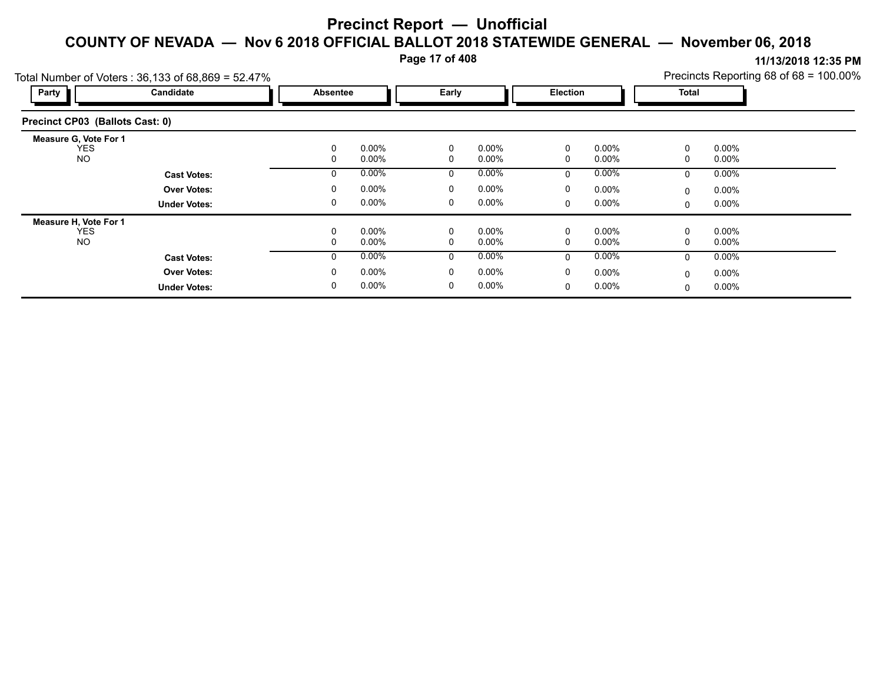# Precinct Report — Unofficial

## COUNTY OF NEVADA — Nov 6 2018 OFFICIAL BALLOT 2018 STATEWIDE GENERAL — November 06, 2018

11/13/2018 12:35 PM

Total Number of Voters : 36,133 of 68,869 = 52.47%

Precincts Reporting 68 of 68 = 100.00%

### Precinct CP03 (Ballots Cast: 0)

| Party | Candidate | Absentee | | Early | | Election | | Total | |
|---|---|---|---|---|---|---|---|---|---|
| **Measure G, Vote For 1** | | | | | | | | | |
| | YES | 0 | 0.00% | 0 | 0.00% | 0 | 0.00% | 0 | 0.00% |
| | NO | 0 | 0.00% | 0 | 0.00% | 0 | 0.00% | 0 | 0.00% |
| | **Cast Votes:** | 0 | 0.00% | 0 | 0.00% | 0 | 0.00% | 0 | 0.00% |
| | **Over Votes:** | 0 | 0.00% | 0 | 0.00% | 0 | 0.00% | 0 | 0.00% |
| | **Under Votes:** | 0 | 0.00% | 0 | 0.00% | 0 | 0.00% | 0 | 0.00% |
| **Measure H, Vote For 1** | | | | | | | | | |
| | YES | 0 | 0.00% | 0 | 0.00% | 0 | 0.00% | 0 | 0.00% |
| | NO | 0 | 0.00% | 0 | 0.00% | 0 | 0.00% | 0 | 0.00% |
| | **Cast Votes:** | 0 | 0.00% | 0 | 0.00% | 0 | 0.00% | 0 | 0.00% |
| | **Over Votes:** | 0 | 0.00% | 0 | 0.00% | 0 | 0.00% | 0 | 0.00% |
| | **Under Votes:** | 0 | 0.00% | 0 | 0.00% | 0 | 0.00% | 0 | 0.00% |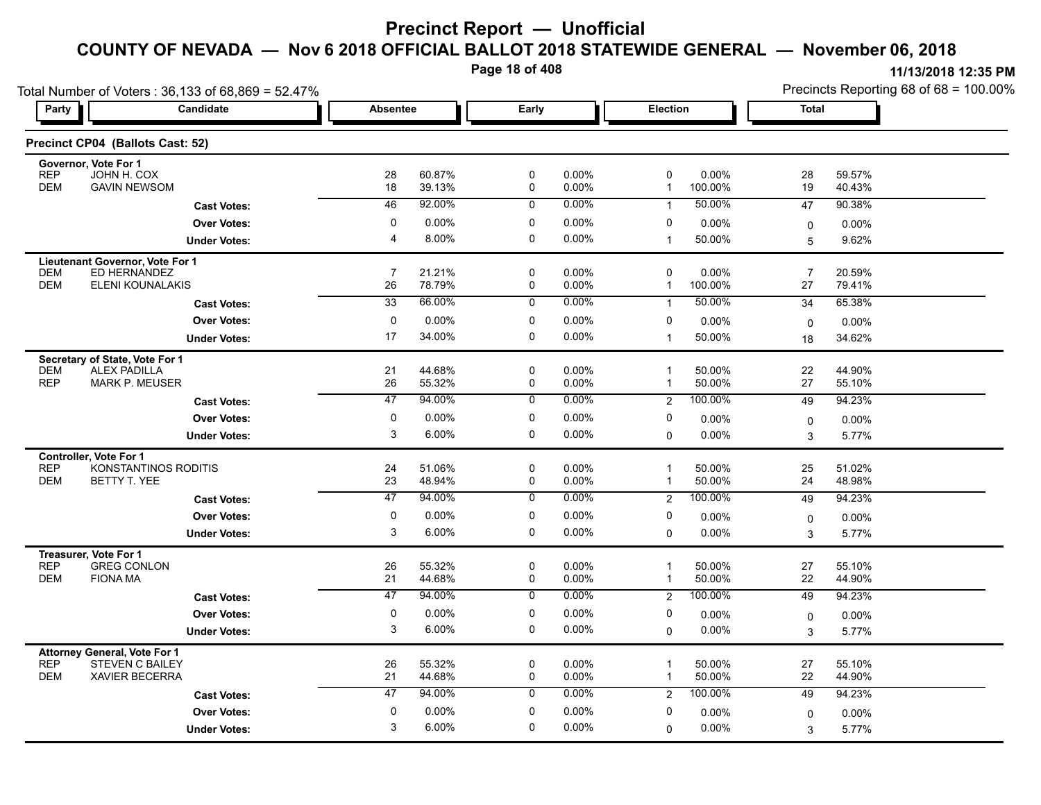# Precinct Report — Unofficial

## COUNTY OF NEVADA — Nov 6 2018 OFFICIAL BALLOT 2018 STATEWIDE GENERAL — November 06, 2018

11/13/2018 12:35 PM

Total Number of Voters : 36,133 of 68,869 = 52.47%

Precincts Reporting 68 of 68 = 100.00%

### Precinct CP04 (Ballots Cast: 52)

| Party | Candidate | Absentee | | Early | | Election | | Total | |
|---|---|---|---|---|---|---|---|---|---|
| **Governor, Vote For 1** | | | | | | | | | |
| REP | JOHN H. COX | 28 | 60.87% | 0 | 0.00% | 0 | 0.00% | 28 | 59.57% |
| DEM | GAVIN NEWSOM | 18 | 39.13% | 0 | 0.00% | 1 | 100.00% | 19 | 40.43% |
| | **Cast Votes:** | 46 | 92.00% | 0 | 0.00% | 1 | 50.00% | 47 | 90.38% |
| | **Over Votes:** | 0 | 0.00% | 0 | 0.00% | 0 | 0.00% | 0 | 0.00% |
| | **Under Votes:** | 4 | 8.00% | 0 | 0.00% | 1 | 50.00% | 5 | 9.62% |
| **Lieutenant Governor, Vote For 1** | | | | | | | | | |
| DEM | ED HERNANDEZ | 7 | 21.21% | 0 | 0.00% | 0 | 0.00% | 7 | 20.59% |
| DEM | ELENI KOUNALAKIS | 26 | 78.79% | 0 | 0.00% | 1 | 100.00% | 27 | 79.41% |
| | **Cast Votes:** | 33 | 66.00% | 0 | 0.00% | 1 | 50.00% | 34 | 65.38% |
| | **Over Votes:** | 0 | 0.00% | 0 | 0.00% | 0 | 0.00% | 0 | 0.00% |
| | **Under Votes:** | 17 | 34.00% | 0 | 0.00% | 1 | 50.00% | 18 | 34.62% |
| **Secretary of State, Vote For 1** | | | | | | | | | |
| DEM | ALEX PADILLA | 21 | 44.68% | 0 | 0.00% | 1 | 50.00% | 22 | 44.90% |
| REP | MARK P. MEUSER | 26 | 55.32% | 0 | 0.00% | 1 | 50.00% | 27 | 55.10% |
| | **Cast Votes:** | 47 | 94.00% | 0 | 0.00% | 2 | 100.00% | 49 | 94.23% |
| | **Over Votes:** | 0 | 0.00% | 0 | 0.00% | 0 | 0.00% | 0 | 0.00% |
| | **Under Votes:** | 3 | 6.00% | 0 | 0.00% | 0 | 0.00% | 3 | 5.77% |
| **Controller, Vote For 1** | | | | | | | | | |
| REP | KONSTANTINOS RODITIS | 24 | 51.06% | 0 | 0.00% | 1 | 50.00% | 25 | 51.02% |
| DEM | BETTY T. YEE | 23 | 48.94% | 0 | 0.00% | 1 | 50.00% | 24 | 48.98% |
| | **Cast Votes:** | 47 | 94.00% | 0 | 0.00% | 2 | 100.00% | 49 | 94.23% |
| | **Over Votes:** | 0 | 0.00% | 0 | 0.00% | 0 | 0.00% | 0 | 0.00% |
| | **Under Votes:** | 3 | 6.00% | 0 | 0.00% | 0 | 0.00% | 3 | 5.77% |
| **Treasurer, Vote For 1** | | | | | | | | | |
| REP | GREG CONLON | 26 | 55.32% | 0 | 0.00% | 1 | 50.00% | 27 | 55.10% |
| DEM | FIONA MA | 21 | 44.68% | 0 | 0.00% | 1 | 50.00% | 22 | 44.90% |
| | **Cast Votes:** | 47 | 94.00% | 0 | 0.00% | 2 | 100.00% | 49 | 94.23% |
| | **Over Votes:** | 0 | 0.00% | 0 | 0.00% | 0 | 0.00% | 0 | 0.00% |
| | **Under Votes:** | 3 | 6.00% | 0 | 0.00% | 0 | 0.00% | 3 | 5.77% |
| **Attorney General, Vote For 1** | | | | | | | | | |
| REP | STEVEN C BAILEY | 26 | 55.32% | 0 | 0.00% | 1 | 50.00% | 27 | 55.10% |
| DEM | XAVIER BECERRA | 21 | 44.68% | 0 | 0.00% | 1 | 50.00% | 22 | 44.90% |
| | **Cast Votes:** | 47 | 94.00% | 0 | 0.00% | 2 | 100.00% | 49 | 94.23% |
| | **Over Votes:** | 0 | 0.00% | 0 | 0.00% | 0 | 0.00% | 0 | 0.00% |
| | **Under Votes:** | 3 | 6.00% | 0 | 0.00% | 0 | 0.00% | 3 | 5.77% |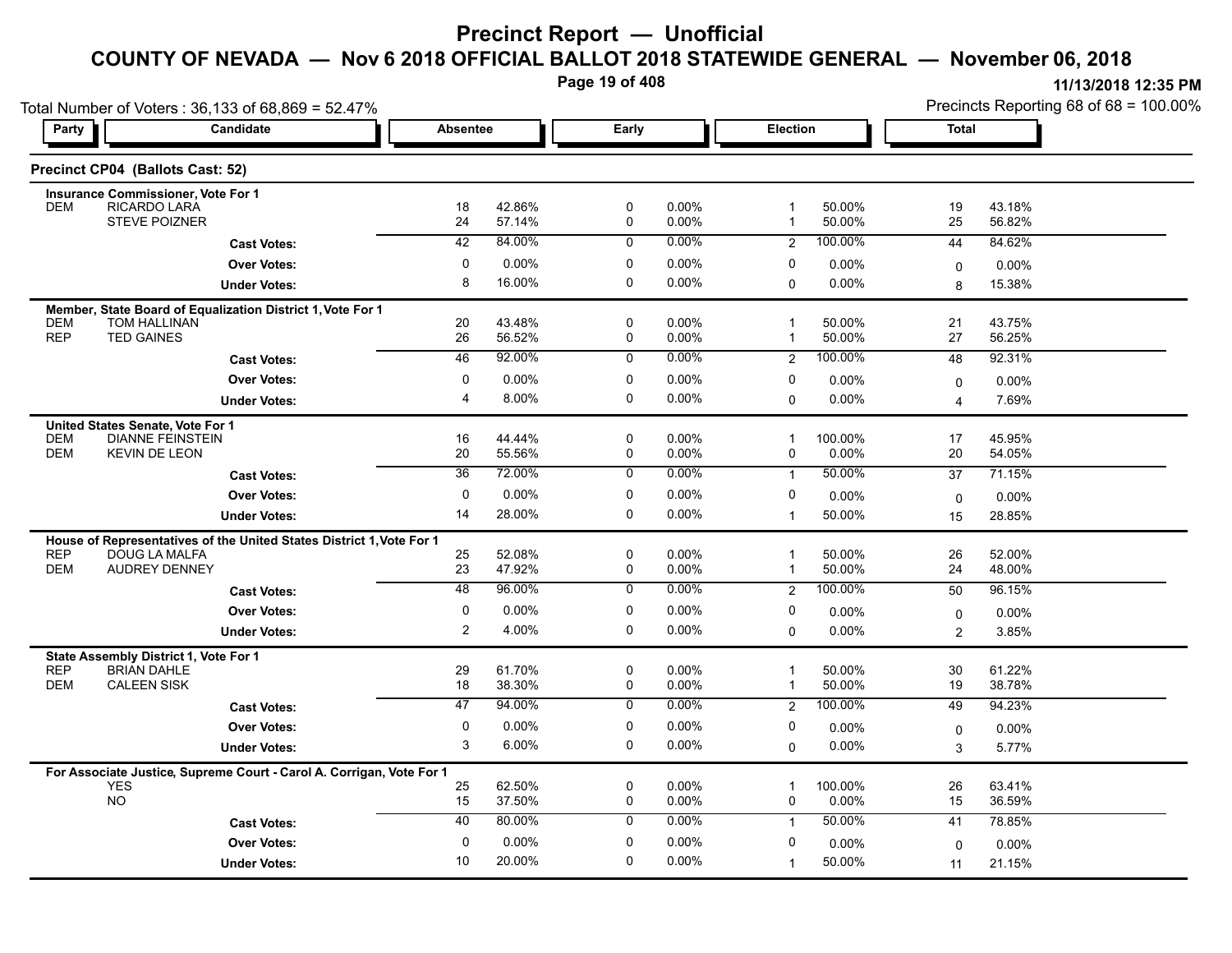# Precinct Report — Unofficial

## COUNTY OF NEVADA — Nov 6 2018 OFFICIAL BALLOT 2018 STATEWIDE GENERAL — November 06, 2018

11/13/2018 12:35 PM

Total Number of Voters : 36,133 of 68,869 = 52.47%

Precincts Reporting 68 of 68 = 100.00%

### Precinct CP04 (Ballots Cast: 52)

| Party | Candidate | Absentee | | Early | | Election | | Total | |
|---|---|---|---|---|---|---|---|---|---|
| **Insurance Commissioner, Vote For 1** | | | | | | | | | |
| DEM | RICARDO LARA | 18 | 42.86% | 0 | 0.00% | 1 | 50.00% | 19 | 43.18% |
| | STEVE POIZNER | 24 | 57.14% | 0 | 0.00% | 1 | 50.00% | 25 | 56.82% |
| | **Cast Votes:** | 42 | 84.00% | 0 | 0.00% | 2 | 100.00% | 44 | 84.62% |
| | **Over Votes:** | 0 | 0.00% | 0 | 0.00% | 0 | 0.00% | 0 | 0.00% |
| | **Under Votes:** | 8 | 16.00% | 0 | 0.00% | 0 | 0.00% | 8 | 15.38% |
| **Member, State Board of Equalization District 1, Vote For 1** | | | | | | | | | |
| DEM | TOM HALLINAN | 20 | 43.48% | 0 | 0.00% | 1 | 50.00% | 21 | 43.75% |
| REP | TED GAINES | 26 | 56.52% | 0 | 0.00% | 1 | 50.00% | 27 | 56.25% |
| | **Cast Votes:** | 46 | 92.00% | 0 | 0.00% | 2 | 100.00% | 48 | 92.31% |
| | **Over Votes:** | 0 | 0.00% | 0 | 0.00% | 0 | 0.00% | 0 | 0.00% |
| | **Under Votes:** | 4 | 8.00% | 0 | 0.00% | 0 | 0.00% | 4 | 7.69% |
| **United States Senate, Vote For 1** | | | | | | | | | |
| DEM | DIANNE FEINSTEIN | 16 | 44.44% | 0 | 0.00% | 1 | 100.00% | 17 | 45.95% |
| DEM | KEVIN DE LEON | 20 | 55.56% | 0 | 0.00% | 0 | 0.00% | 20 | 54.05% |
| | **Cast Votes:** | 36 | 72.00% | 0 | 0.00% | 1 | 50.00% | 37 | 71.15% |
| | **Over Votes:** | 0 | 0.00% | 0 | 0.00% | 0 | 0.00% | 0 | 0.00% |
| | **Under Votes:** | 14 | 28.00% | 0 | 0.00% | 1 | 50.00% | 15 | 28.85% |
| **House of Representatives of the United States District 1, Vote For 1** | | | | | | | | | |
| REP | DOUG LA MALFA | 25 | 52.08% | 0 | 0.00% | 1 | 50.00% | 26 | 52.00% |
| DEM | AUDREY DENNEY | 23 | 47.92% | 0 | 0.00% | 1 | 50.00% | 24 | 48.00% |
| | **Cast Votes:** | 48 | 96.00% | 0 | 0.00% | 2 | 100.00% | 50 | 96.15% |
| | **Over Votes:** | 0 | 0.00% | 0 | 0.00% | 0 | 0.00% | 0 | 0.00% |
| | **Under Votes:** | 2 | 4.00% | 0 | 0.00% | 0 | 0.00% | 2 | 3.85% |
| **State Assembly District 1, Vote For 1** | | | | | | | | | |
| REP | BRIAN DAHLE | 29 | 61.70% | 0 | 0.00% | 1 | 50.00% | 30 | 61.22% |
| DEM | CALEEN SISK | 18 | 38.30% | 0 | 0.00% | 1 | 50.00% | 19 | 38.78% |
| | **Cast Votes:** | 47 | 94.00% | 0 | 0.00% | 2 | 100.00% | 49 | 94.23% |
| | **Over Votes:** | 0 | 0.00% | 0 | 0.00% | 0 | 0.00% | 0 | 0.00% |
| | **Under Votes:** | 3 | 6.00% | 0 | 0.00% | 0 | 0.00% | 3 | 5.77% |
| **For Associate Justice, Supreme Court - Carol A. Corrigan, Vote For 1** | | | | | | | | | |
| | YES | 25 | 62.50% | 0 | 0.00% | 1 | 100.00% | 26 | 63.41% |
| | NO | 15 | 37.50% | 0 | 0.00% | 0 | 0.00% | 15 | 36.59% |
| | **Cast Votes:** | 40 | 80.00% | 0 | 0.00% | 1 | 50.00% | 41 | 78.85% |
| | **Over Votes:** | 0 | 0.00% | 0 | 0.00% | 0 | 0.00% | 0 | 0.00% |
| | **Under Votes:** | 10 | 20.00% | 0 | 0.00% | 1 | 50.00% | 11 | 21.15% |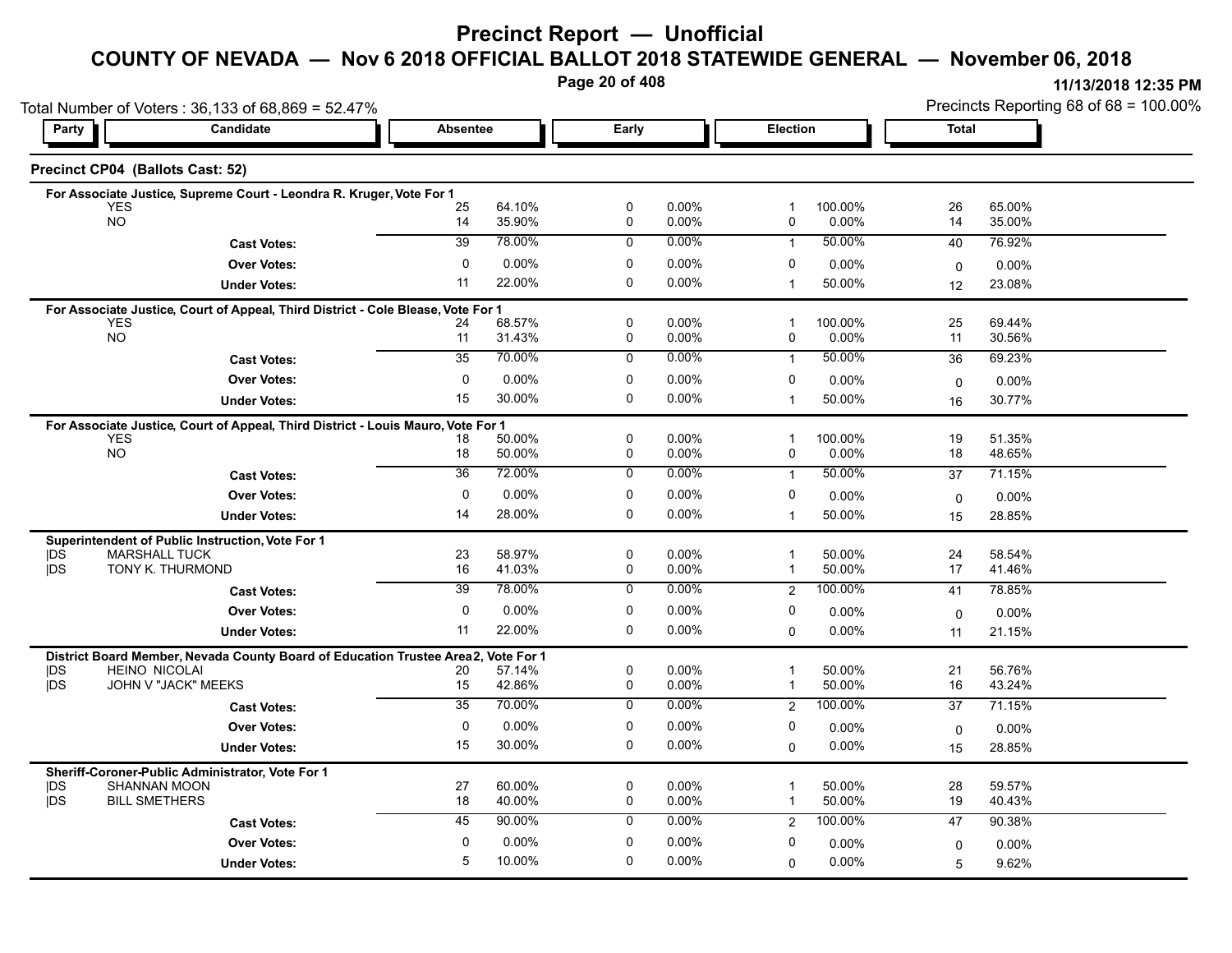# Precinct Report — Unofficial

## COUNTY OF NEVADA — Nov 6 2018 OFFICIAL BALLOT 2018 STATEWIDE GENERAL — November 06, 2018

11/13/2018 12:35 PM

Total Number of Voters : 36,133 of 68,869 = 52.47%

Precincts Reporting 68 of 68 = 100.00%

### Precinct CP04 (Ballots Cast: 52)

| Party | Candidate | Absentee | | Early | | Election | | Total | |
|---|---|---|---|---|---|---|---|---|---|
| **For Associate Justice, Supreme Court - Leondra R. Kruger, Vote For 1** | | | | | | | | | |
| | YES | 25 | 64.10% | 0 | 0.00% | 1 | 100.00% | 26 | 65.00% |
| | NO | 14 | 35.90% | 0 | 0.00% | 0 | 0.00% | 14 | 35.00% |
| | **Cast Votes:** | 39 | 78.00% | 0 | 0.00% | 1 | 50.00% | 40 | 76.92% |
| | **Over Votes:** | 0 | 0.00% | 0 | 0.00% | 0 | 0.00% | 0 | 0.00% |
| | **Under Votes:** | 11 | 22.00% | 0 | 0.00% | 1 | 50.00% | 12 | 23.08% |
| **For Associate Justice, Court of Appeal, Third District - Cole Blease, Vote For 1** | | | | | | | | | |
| | YES | 24 | 68.57% | 0 | 0.00% | 1 | 100.00% | 25 | 69.44% |
| | NO | 11 | 31.43% | 0 | 0.00% | 0 | 0.00% | 11 | 30.56% |
| | **Cast Votes:** | 35 | 70.00% | 0 | 0.00% | 1 | 50.00% | 36 | 69.23% |
| | **Over Votes:** | 0 | 0.00% | 0 | 0.00% | 0 | 0.00% | 0 | 0.00% |
| | **Under Votes:** | 15 | 30.00% | 0 | 0.00% | 1 | 50.00% | 16 | 30.77% |
| **For Associate Justice, Court of Appeal, Third District - Louis Mauro, Vote For 1** | | | | | | | | | |
| | YES | 18 | 50.00% | 0 | 0.00% | 1 | 100.00% | 19 | 51.35% |
| | NO | 18 | 50.00% | 0 | 0.00% | 0 | 0.00% | 18 | 48.65% |
| | **Cast Votes:** | 36 | 72.00% | 0 | 0.00% | 1 | 50.00% | 37 | 71.15% |
| | **Over Votes:** | 0 | 0.00% | 0 | 0.00% | 0 | 0.00% | 0 | 0.00% |
| | **Under Votes:** | 14 | 28.00% | 0 | 0.00% | 1 | 50.00% | 15 | 28.85% |
| **Superintendent of Public Instruction, Vote For 1** | | | | | | | | | |
| DS | MARSHALL TUCK | 23 | 58.97% | 0 | 0.00% | 1 | 50.00% | 24 | 58.54% |
| DS | TONY K. THURMOND | 16 | 41.03% | 0 | 0.00% | 1 | 50.00% | 17 | 41.46% |
| | **Cast Votes:** | 39 | 78.00% | 0 | 0.00% | 2 | 100.00% | 41 | 78.85% |
| | **Over Votes:** | 0 | 0.00% | 0 | 0.00% | 0 | 0.00% | 0 | 0.00% |
| | **Under Votes:** | 11 | 22.00% | 0 | 0.00% | 0 | 0.00% | 11 | 21.15% |
| **District Board Member, Nevada County Board of Education Trustee Area 2, Vote For 1** | | | | | | | | | |
| DS | HEINO NICOLAI | 20 | 57.14% | 0 | 0.00% | 1 | 50.00% | 21 | 56.76% |
| DS | JOHN V "JACK" MEEKS | 15 | 42.86% | 0 | 0.00% | 1 | 50.00% | 16 | 43.24% |
| | **Cast Votes:** | 35 | 70.00% | 0 | 0.00% | 2 | 100.00% | 37 | 71.15% |
| | **Over Votes:** | 0 | 0.00% | 0 | 0.00% | 0 | 0.00% | 0 | 0.00% |
| | **Under Votes:** | 15 | 30.00% | 0 | 0.00% | 0 | 0.00% | 15 | 28.85% |
| **Sheriff-Coroner-Public Administrator, Vote For 1** | | | | | | | | | |
| DS | SHANNAN MOON | 27 | 60.00% | 0 | 0.00% | 1 | 50.00% | 28 | 59.57% |
| DS | BILL SMETHERS | 18 | 40.00% | 0 | 0.00% | 1 | 50.00% | 19 | 40.43% |
| | **Cast Votes:** | 45 | 90.00% | 0 | 0.00% | 2 | 100.00% | 47 | 90.38% |
| | **Over Votes:** | 0 | 0.00% | 0 | 0.00% | 0 | 0.00% | 0 | 0.00% |
| | **Under Votes:** | 5 | 10.00% | 0 | 0.00% | 0 | 0.00% | 5 | 9.62% |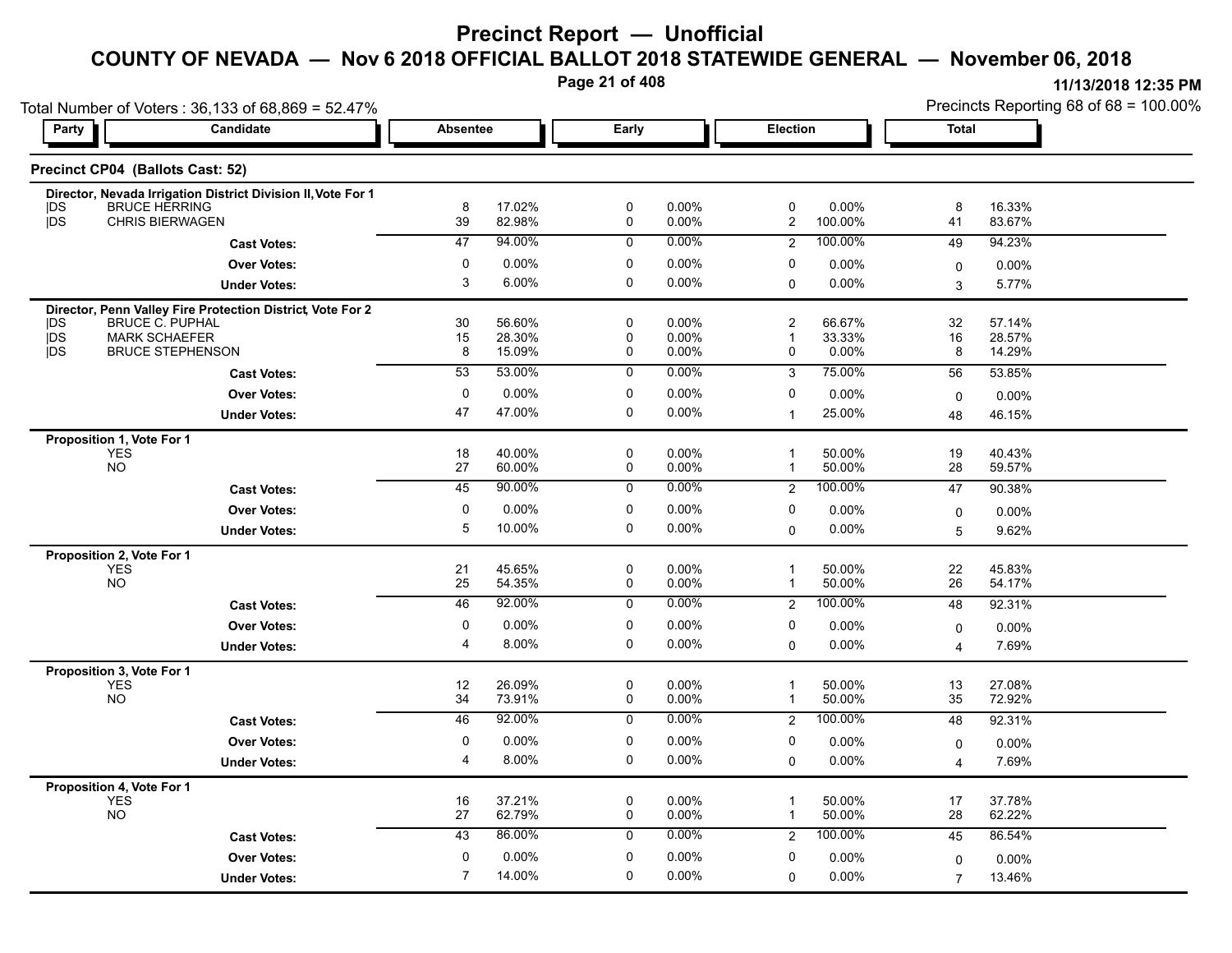# Precinct Report — Unofficial

## COUNTY OF NEVADA — Nov 6 2018 OFFICIAL BALLOT 2018 STATEWIDE GENERAL — November 06, 2018

11/13/2018 12:35 PM

Total Number of Voters : 36,133 of 68,869 = 52.47%

Precincts Reporting 68 of 68 = 100.00%

### Precinct CP04 (Ballots Cast: 52)

| Party | Candidate | Absentee | | Early | | Election | | Total | |
|---|---|---|---|---|---|---|---|---|---|
| **Director, Nevada Irrigation District Division II, Vote For 1** | | | | | | | | | |
| DS | BRUCE HERRING | 8 | 17.02% | 0 | 0.00% | 0 | 0.00% | 8 | 16.33% |
| DS | CHRIS BIERWAGEN | 39 | 82.98% | 0 | 0.00% | 2 | 100.00% | 41 | 83.67% |
| | **Cast Votes:** | 47 | 94.00% | 0 | 0.00% | 2 | 100.00% | 49 | 94.23% |
| | **Over Votes:** | 0 | 0.00% | 0 | 0.00% | 0 | 0.00% | 0 | 0.00% |
| | **Under Votes:** | 3 | 6.00% | 0 | 0.00% | 0 | 0.00% | 3 | 5.77% |
| **Director, Penn Valley Fire Protection District, Vote For 2** | | | | | | | | | |
| DS | BRUCE C. PUPHAL | 30 | 56.60% | 0 | 0.00% | 2 | 66.67% | 32 | 57.14% |
| DS | MARK SCHAEFER | 15 | 28.30% | 0 | 0.00% | 1 | 33.33% | 16 | 28.57% |
| DS | BRUCE STEPHENSON | 8 | 15.09% | 0 | 0.00% | 0 | 0.00% | 8 | 14.29% |
| | **Cast Votes:** | 53 | 53.00% | 0 | 0.00% | 3 | 75.00% | 56 | 53.85% |
| | **Over Votes:** | 0 | 0.00% | 0 | 0.00% | 0 | 0.00% | 0 | 0.00% |
| | **Under Votes:** | 47 | 47.00% | 0 | 0.00% | 1 | 25.00% | 48 | 46.15% |
| **Proposition 1, Vote For 1** | | | | | | | | | |
| | YES | 18 | 40.00% | 0 | 0.00% | 1 | 50.00% | 19 | 40.43% |
| | NO | 27 | 60.00% | 0 | 0.00% | 1 | 50.00% | 28 | 59.57% |
| | **Cast Votes:** | 45 | 90.00% | 0 | 0.00% | 2 | 100.00% | 47 | 90.38% |
| | **Over Votes:** | 0 | 0.00% | 0 | 0.00% | 0 | 0.00% | 0 | 0.00% |
| | **Under Votes:** | 5 | 10.00% | 0 | 0.00% | 0 | 0.00% | 5 | 9.62% |
| **Proposition 2, Vote For 1** | | | | | | | | | |
| | YES | 21 | 45.65% | 0 | 0.00% | 1 | 50.00% | 22 | 45.83% |
| | NO | 25 | 54.35% | 0 | 0.00% | 1 | 50.00% | 26 | 54.17% |
| | **Cast Votes:** | 46 | 92.00% | 0 | 0.00% | 2 | 100.00% | 48 | 92.31% |
| | **Over Votes:** | 0 | 0.00% | 0 | 0.00% | 0 | 0.00% | 0 | 0.00% |
| | **Under Votes:** | 4 | 8.00% | 0 | 0.00% | 0 | 0.00% | 4 | 7.69% |
| **Proposition 3, Vote For 1** | | | | | | | | | |
| | YES | 12 | 26.09% | 0 | 0.00% | 1 | 50.00% | 13 | 27.08% |
| | NO | 34 | 73.91% | 0 | 0.00% | 1 | 50.00% | 35 | 72.92% |
| | **Cast Votes:** | 46 | 92.00% | 0 | 0.00% | 2 | 100.00% | 48 | 92.31% |
| | **Over Votes:** | 0 | 0.00% | 0 | 0.00% | 0 | 0.00% | 0 | 0.00% |
| | **Under Votes:** | 4 | 8.00% | 0 | 0.00% | 0 | 0.00% | 4 | 7.69% |
| **Proposition 4, Vote For 1** | | | | | | | | | |
| | YES | 16 | 37.21% | 0 | 0.00% | 1 | 50.00% | 17 | 37.78% |
| | NO | 27 | 62.79% | 0 | 0.00% | 1 | 50.00% | 28 | 62.22% |
| | **Cast Votes:** | 43 | 86.00% | 0 | 0.00% | 2 | 100.00% | 45 | 86.54% |
| | **Over Votes:** | 0 | 0.00% | 0 | 0.00% | 0 | 0.00% | 0 | 0.00% |
| | **Under Votes:** | 7 | 14.00% | 0 | 0.00% | 0 | 0.00% | 7 | 13.46% |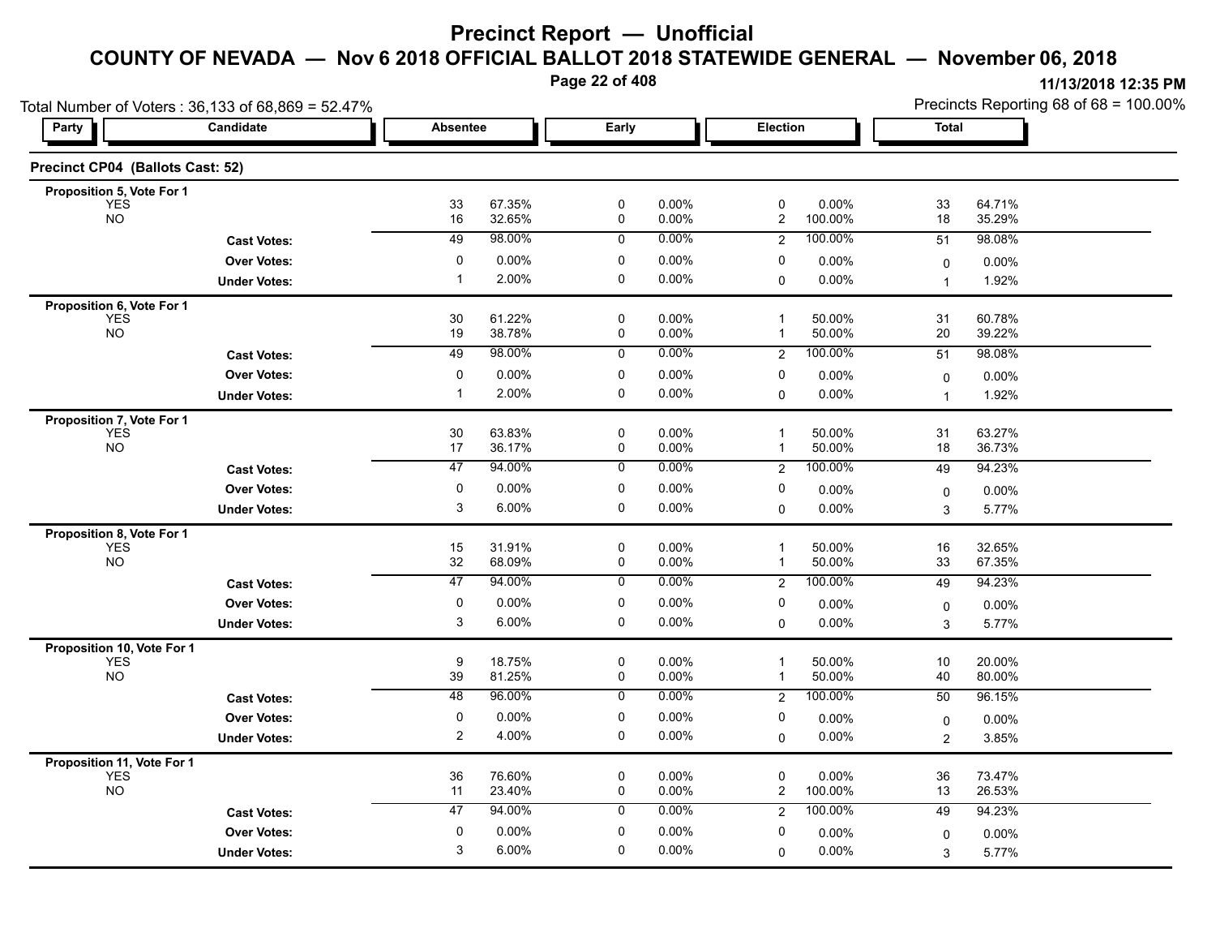# Precinct Report — Unofficial

## COUNTY OF NEVADA — Nov 6 2018 OFFICIAL BALLOT 2018 STATEWIDE GENERAL — November 06, 2018

11/13/2018 12:35 PM

Total Number of Voters : 36,133 of 68,869 = 52.47%

Precincts Reporting 68 of 68 = 100.00%

### Precinct CP04 (Ballots Cast: 52)

| Party | Candidate | Absentee | | Early | | Election | | Total | |
|---|---|---|---|---|---|---|---|---|---|
| **Proposition 5, Vote For 1** | | | | | | | | | |
| YES | | 33 | 67.35% | 0 | 0.00% | 0 | 0.00% | 33 | 64.71% |
| NO | | 16 | 32.65% | 0 | 0.00% | 2 | 100.00% | 18 | 35.29% |
| | **Cast Votes:** | 49 | 98.00% | 0 | 0.00% | 2 | 100.00% | 51 | 98.08% |
| | **Over Votes:** | 0 | 0.00% | 0 | 0.00% | 0 | 0.00% | 0 | 0.00% |
| | **Under Votes:** | 1 | 2.00% | 0 | 0.00% | 0 | 0.00% | 1 | 1.92% |
| **Proposition 6, Vote For 1** | | | | | | | | | |
| YES | | 30 | 61.22% | 0 | 0.00% | 1 | 50.00% | 31 | 60.78% |
| NO | | 19 | 38.78% | 0 | 0.00% | 1 | 50.00% | 20 | 39.22% |
| | **Cast Votes:** | 49 | 98.00% | 0 | 0.00% | 2 | 100.00% | 51 | 98.08% |
| | **Over Votes:** | 0 | 0.00% | 0 | 0.00% | 0 | 0.00% | 0 | 0.00% |
| | **Under Votes:** | 1 | 2.00% | 0 | 0.00% | 0 | 0.00% | 1 | 1.92% |
| **Proposition 7, Vote For 1** | | | | | | | | | |
| YES | | 30 | 63.83% | 0 | 0.00% | 1 | 50.00% | 31 | 63.27% |
| NO | | 17 | 36.17% | 0 | 0.00% | 1 | 50.00% | 18 | 36.73% |
| | **Cast Votes:** | 47 | 94.00% | 0 | 0.00% | 2 | 100.00% | 49 | 94.23% |
| | **Over Votes:** | 0 | 0.00% | 0 | 0.00% | 0 | 0.00% | 0 | 0.00% |
| | **Under Votes:** | 3 | 6.00% | 0 | 0.00% | 0 | 0.00% | 3 | 5.77% |
| **Proposition 8, Vote For 1** | | | | | | | | | |
| YES | | 15 | 31.91% | 0 | 0.00% | 1 | 50.00% | 16 | 32.65% |
| NO | | 32 | 68.09% | 0 | 0.00% | 1 | 50.00% | 33 | 67.35% |
| | **Cast Votes:** | 47 | 94.00% | 0 | 0.00% | 2 | 100.00% | 49 | 94.23% |
| | **Over Votes:** | 0 | 0.00% | 0 | 0.00% | 0 | 0.00% | 0 | 0.00% |
| | **Under Votes:** | 3 | 6.00% | 0 | 0.00% | 0 | 0.00% | 3 | 5.77% |
| **Proposition 10, Vote For 1** | | | | | | | | | |
| YES | | 9 | 18.75% | 0 | 0.00% | 1 | 50.00% | 10 | 20.00% |
| NO | | 39 | 81.25% | 0 | 0.00% | 1 | 50.00% | 40 | 80.00% |
| | **Cast Votes:** | 48 | 96.00% | 0 | 0.00% | 2 | 100.00% | 50 | 96.15% |
| | **Over Votes:** | 0 | 0.00% | 0 | 0.00% | 0 | 0.00% | 0 | 0.00% |
| | **Under Votes:** | 2 | 4.00% | 0 | 0.00% | 0 | 0.00% | 2 | 3.85% |
| **Proposition 11, Vote For 1** | | | | | | | | | |
| YES | | 36 | 76.60% | 0 | 0.00% | 0 | 0.00% | 36 | 73.47% |
| NO | | 11 | 23.40% | 0 | 0.00% | 2 | 100.00% | 13 | 26.53% |
| | **Cast Votes:** | 47 | 94.00% | 0 | 0.00% | 2 | 100.00% | 49 | 94.23% |
| | **Over Votes:** | 0 | 0.00% | 0 | 0.00% | 0 | 0.00% | 0 | 0.00% |
| | **Under Votes:** | 3 | 6.00% | 0 | 0.00% | 0 | 0.00% | 3 | 5.77% |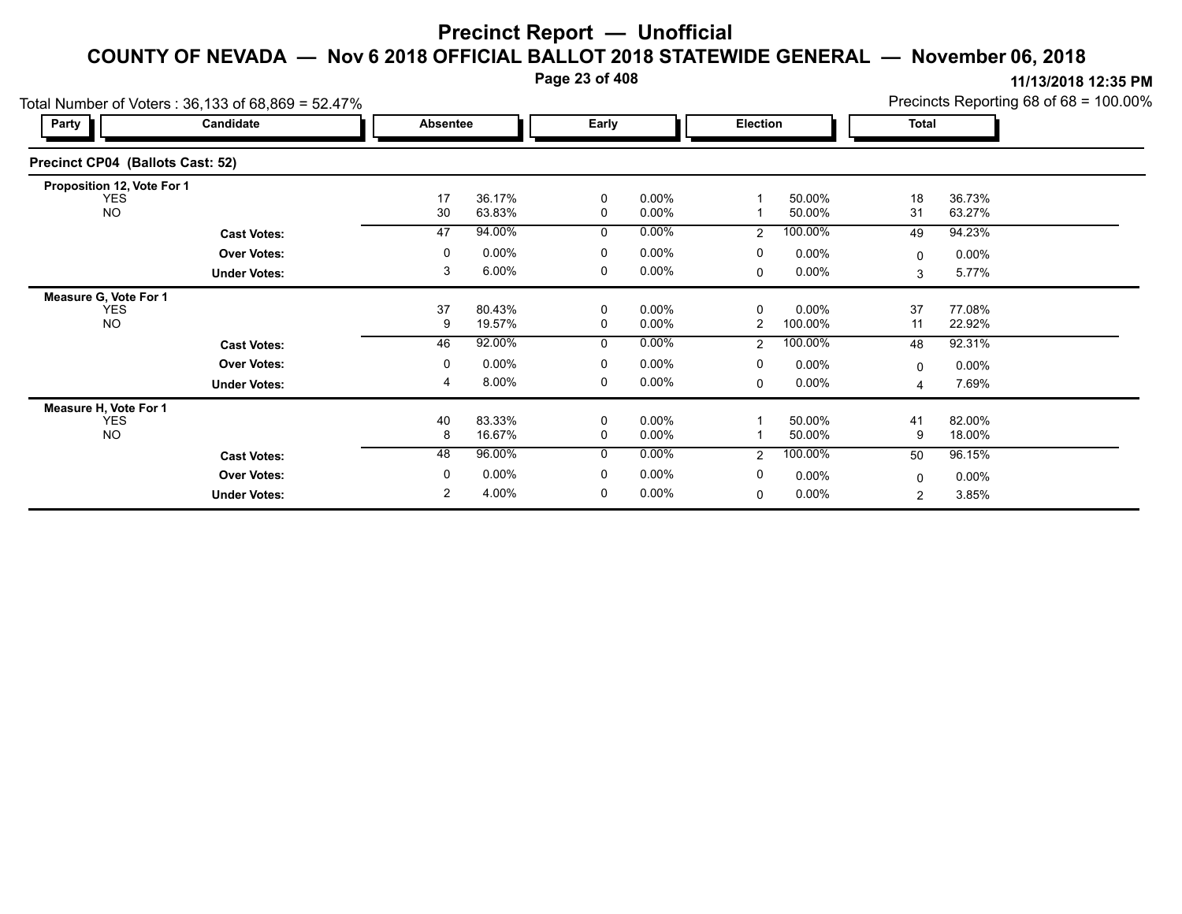# Precinct Report — Unofficial

## COUNTY OF NEVADA — Nov 6 2018 OFFICIAL BALLOT 2018 STATEWIDE GENERAL — November 06, 2018

11/13/2018 12:35 PM

Total Number of Voters : 36,133 of 68,869 = 52.47%

Precincts Reporting 68 of 68 = 100.00%

### Precinct CP04 (Ballots Cast: 52)

| Party | Candidate | Absentee | | Early | | Election | | Total | |
|---|---|---|---|---|---|---|---|---|---|
| **Proposition 12, Vote For 1** | | | | | | | | | |
| | YES | 17 | 36.17% | 0 | 0.00% | 1 | 50.00% | 18 | 36.73% |
| | NO | 30 | 63.83% | 0 | 0.00% | 1 | 50.00% | 31 | 63.27% |
| | **Cast Votes:** | 47 | 94.00% | 0 | 0.00% | 2 | 100.00% | 49 | 94.23% |
| | **Over Votes:** | 0 | 0.00% | 0 | 0.00% | 0 | 0.00% | 0 | 0.00% |
| | **Under Votes:** | 3 | 6.00% | 0 | 0.00% | 0 | 0.00% | 3 | 5.77% |
| **Measure G, Vote For 1** | | | | | | | | | |
| | YES | 37 | 80.43% | 0 | 0.00% | 0 | 0.00% | 37 | 77.08% |
| | NO | 9 | 19.57% | 0 | 0.00% | 2 | 100.00% | 11 | 22.92% |
| | **Cast Votes:** | 46 | 92.00% | 0 | 0.00% | 2 | 100.00% | 48 | 92.31% |
| | **Over Votes:** | 0 | 0.00% | 0 | 0.00% | 0 | 0.00% | 0 | 0.00% |
| | **Under Votes:** | 4 | 8.00% | 0 | 0.00% | 0 | 0.00% | 4 | 7.69% |
| **Measure H, Vote For 1** | | | | | | | | | |
| | YES | 40 | 83.33% | 0 | 0.00% | 1 | 50.00% | 41 | 82.00% |
| | NO | 8 | 16.67% | 0 | 0.00% | 1 | 50.00% | 9 | 18.00% |
| | **Cast Votes:** | 48 | 96.00% | 0 | 0.00% | 2 | 100.00% | 50 | 96.15% |
| | **Over Votes:** | 0 | 0.00% | 0 | 0.00% | 0 | 0.00% | 0 | 0.00% |
| | **Under Votes:** | 2 | 4.00% | 0 | 0.00% | 0 | 0.00% | 2 | 3.85% |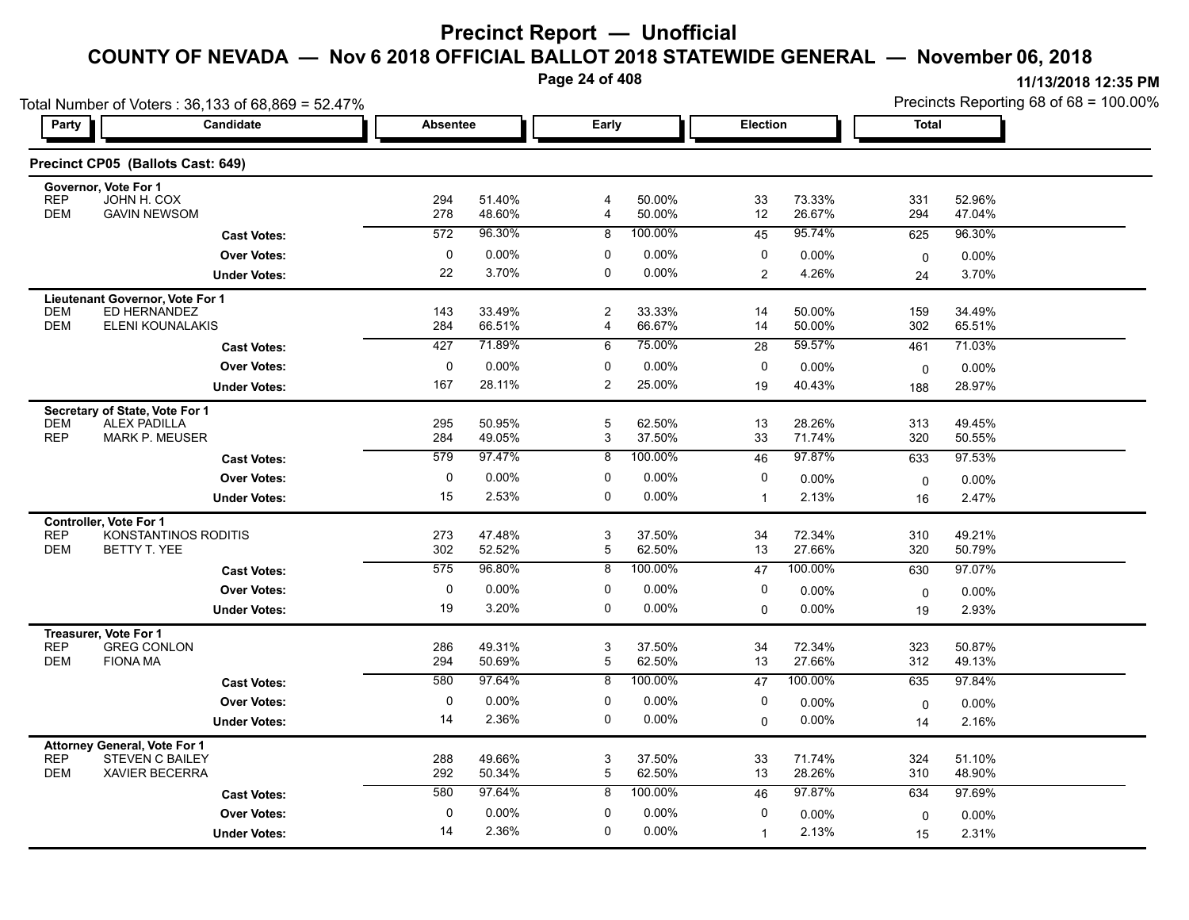# Precinct Report — Unofficial

## COUNTY OF NEVADA — Nov 6 2018 OFFICIAL BALLOT 2018 STATEWIDE GENERAL — November 06, 2018

11/13/2018 12:35 PM

Total Number of Voters : 36,133 of 68,869 = 52.47%

Precincts Reporting 68 of 68 = 100.00%

### Precinct CP05 (Ballots Cast: 649)

| Party | Candidate | Absentee | | Early | | Election | | Total | |
|---|---|---|---|---|---|---|---|---|---|
| **Governor, Vote For 1** | | | | | | | | | |
| REP | JOHN H. COX | 294 | 51.40% | 4 | 50.00% | 33 | 73.33% | 331 | 52.96% |
| DEM | GAVIN NEWSOM | 278 | 48.60% | 4 | 50.00% | 12 | 26.67% | 294 | 47.04% |
| | **Cast Votes:** | 572 | 96.30% | 8 | 100.00% | 45 | 95.74% | 625 | 96.30% |
| | **Over Votes:** | 0 | 0.00% | 0 | 0.00% | 0 | 0.00% | 0 | 0.00% |
| | **Under Votes:** | 22 | 3.70% | 0 | 0.00% | 2 | 4.26% | 24 | 3.70% |
| **Lieutenant Governor, Vote For 1** | | | | | | | | | |
| DEM | ED HERNANDEZ | 143 | 33.49% | 2 | 33.33% | 14 | 50.00% | 159 | 34.49% |
| DEM | ELENI KOUNALAKIS | 284 | 66.51% | 4 | 66.67% | 14 | 50.00% | 302 | 65.51% |
| | **Cast Votes:** | 427 | 71.89% | 6 | 75.00% | 28 | 59.57% | 461 | 71.03% |
| | **Over Votes:** | 0 | 0.00% | 0 | 0.00% | 0 | 0.00% | 0 | 0.00% |
| | **Under Votes:** | 167 | 28.11% | 2 | 25.00% | 19 | 40.43% | 188 | 28.97% |
| **Secretary of State, Vote For 1** | | | | | | | | | |
| DEM | ALEX PADILLA | 295 | 50.95% | 5 | 62.50% | 13 | 28.26% | 313 | 49.45% |
| REP | MARK P. MEUSER | 284 | 49.05% | 3 | 37.50% | 33 | 71.74% | 320 | 50.55% |
| | **Cast Votes:** | 579 | 97.47% | 8 | 100.00% | 46 | 97.87% | 633 | 97.53% |
| | **Over Votes:** | 0 | 0.00% | 0 | 0.00% | 0 | 0.00% | 0 | 0.00% |
| | **Under Votes:** | 15 | 2.53% | 0 | 0.00% | 1 | 2.13% | 16 | 2.47% |
| **Controller, Vote For 1** | | | | | | | | | |
| REP | KONSTANTINOS RODITIS | 273 | 47.48% | 3 | 37.50% | 34 | 72.34% | 310 | 49.21% |
| DEM | BETTY T. YEE | 302 | 52.52% | 5 | 62.50% | 13 | 27.66% | 320 | 50.79% |
| | **Cast Votes:** | 575 | 96.80% | 8 | 100.00% | 47 | 100.00% | 630 | 97.07% |
| | **Over Votes:** | 0 | 0.00% | 0 | 0.00% | 0 | 0.00% | 0 | 0.00% |
| | **Under Votes:** | 19 | 3.20% | 0 | 0.00% | 0 | 0.00% | 19 | 2.93% |
| **Treasurer, Vote For 1** | | | | | | | | | |
| REP | GREG CONLON | 286 | 49.31% | 3 | 37.50% | 34 | 72.34% | 323 | 50.87% |
| DEM | FIONA MA | 294 | 50.69% | 5 | 62.50% | 13 | 27.66% | 312 | 49.13% |
| | **Cast Votes:** | 580 | 97.64% | 8 | 100.00% | 47 | 100.00% | 635 | 97.84% |
| | **Over Votes:** | 0 | 0.00% | 0 | 0.00% | 0 | 0.00% | 0 | 0.00% |
| | **Under Votes:** | 14 | 2.36% | 0 | 0.00% | 0 | 0.00% | 14 | 2.16% |
| **Attorney General, Vote For 1** | | | | | | | | | |
| REP | STEVEN C BAILEY | 288 | 49.66% | 3 | 37.50% | 33 | 71.74% | 324 | 51.10% |
| DEM | XAVIER BECERRA | 292 | 50.34% | 5 | 62.50% | 13 | 28.26% | 310 | 48.90% |
| | **Cast Votes:** | 580 | 97.64% | 8 | 100.00% | 46 | 97.87% | 634 | 97.69% |
| | **Over Votes:** | 0 | 0.00% | 0 | 0.00% | 0 | 0.00% | 0 | 0.00% |
| | **Under Votes:** | 14 | 2.36% | 0 | 0.00% | 1 | 2.13% | 15 | 2.31% |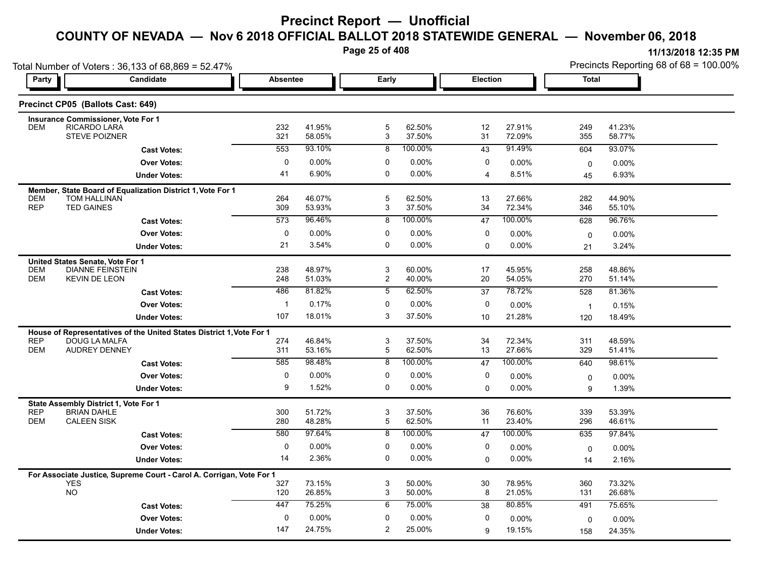# Precinct Report — Unofficial

## COUNTY OF NEVADA — Nov 6 2018 OFFICIAL BALLOT 2018 STATEWIDE GENERAL — November 06, 2018

11/13/2018 12:35 PM

Total Number of Voters : 36,133 of 68,869 = 52.47%

Precincts Reporting 68 of 68 = 100.00%

### Precinct CP05 (Ballots Cast: 649)

| Party | Candidate | Absentee | | Early | | Election | | Total | |
|---|---|---|---|---|---|---|---|---|---|
| **Insurance Commissioner, Vote For 1** | | | | | | | | | |
| DEM | RICARDO LARA | 232 | 41.95% | 5 | 62.50% | 12 | 27.91% | 249 | 41.23% |
| | STEVE POIZNER | 321 | 58.05% | 3 | 37.50% | 31 | 72.09% | 355 | 58.77% |
| | **Cast Votes:** | 553 | 93.10% | 8 | 100.00% | 43 | 91.49% | 604 | 93.07% |
| | **Over Votes:** | 0 | 0.00% | 0 | 0.00% | 0 | 0.00% | 0 | 0.00% |
| | **Under Votes:** | 41 | 6.90% | 0 | 0.00% | 4 | 8.51% | 45 | 6.93% |
| **Member, State Board of Equalization District 1, Vote For 1** | | | | | | | | | |
| DEM | TOM HALLINAN | 264 | 46.07% | 5 | 62.50% | 13 | 27.66% | 282 | 44.90% |
| REP | TED GAINES | 309 | 53.93% | 3 | 37.50% | 34 | 72.34% | 346 | 55.10% |
| | **Cast Votes:** | 573 | 96.46% | 8 | 100.00% | 47 | 100.00% | 628 | 96.76% |
| | **Over Votes:** | 0 | 0.00% | 0 | 0.00% | 0 | 0.00% | 0 | 0.00% |
| | **Under Votes:** | 21 | 3.54% | 0 | 0.00% | 0 | 0.00% | 21 | 3.24% |
| **United States Senate, Vote For 1** | | | | | | | | | |
| DEM | DIANNE FEINSTEIN | 238 | 48.97% | 3 | 60.00% | 17 | 45.95% | 258 | 48.86% |
| DEM | KEVIN DE LEON | 248 | 51.03% | 2 | 40.00% | 20 | 54.05% | 270 | 51.14% |
| | **Cast Votes:** | 486 | 81.82% | 5 | 62.50% | 37 | 78.72% | 528 | 81.36% |
| | **Over Votes:** | 1 | 0.17% | 0 | 0.00% | 0 | 0.00% | 1 | 0.15% |
| | **Under Votes:** | 107 | 18.01% | 3 | 37.50% | 10 | 21.28% | 120 | 18.49% |
| **House of Representatives of the United States District 1, Vote For 1** | | | | | | | | | |
| REP | DOUG LA MALFA | 274 | 46.84% | 3 | 37.50% | 34 | 72.34% | 311 | 48.59% |
| DEM | AUDREY DENNEY | 311 | 53.16% | 5 | 62.50% | 13 | 27.66% | 329 | 51.41% |
| | **Cast Votes:** | 585 | 98.48% | 8 | 100.00% | 47 | 100.00% | 640 | 98.61% |
| | **Over Votes:** | 0 | 0.00% | 0 | 0.00% | 0 | 0.00% | 0 | 0.00% |
| | **Under Votes:** | 9 | 1.52% | 0 | 0.00% | 0 | 0.00% | 9 | 1.39% |
| **State Assembly District 1, Vote For 1** | | | | | | | | | |
| REP | BRIAN DAHLE | 300 | 51.72% | 3 | 37.50% | 36 | 76.60% | 339 | 53.39% |
| DEM | CALEEN SISK | 280 | 48.28% | 5 | 62.50% | 11 | 23.40% | 296 | 46.61% |
| | **Cast Votes:** | 580 | 97.64% | 8 | 100.00% | 47 | 100.00% | 635 | 97.84% |
| | **Over Votes:** | 0 | 0.00% | 0 | 0.00% | 0 | 0.00% | 0 | 0.00% |
| | **Under Votes:** | 14 | 2.36% | 0 | 0.00% | 0 | 0.00% | 14 | 2.16% |
| **For Associate Justice, Supreme Court - Carol A. Corrigan, Vote For 1** | | | | | | | | | |
| | YES | 327 | 73.15% | 3 | 50.00% | 30 | 78.95% | 360 | 73.32% |
| | NO | 120 | 26.85% | 3 | 50.00% | 8 | 21.05% | 131 | 26.68% |
| | **Cast Votes:** | 447 | 75.25% | 6 | 75.00% | 38 | 80.85% | 491 | 75.65% |
| | **Over Votes:** | 0 | 0.00% | 0 | 0.00% | 0 | 0.00% | 0 | 0.00% |
| | **Under Votes:** | 147 | 24.75% | 2 | 25.00% | 9 | 19.15% | 158 | 24.35% |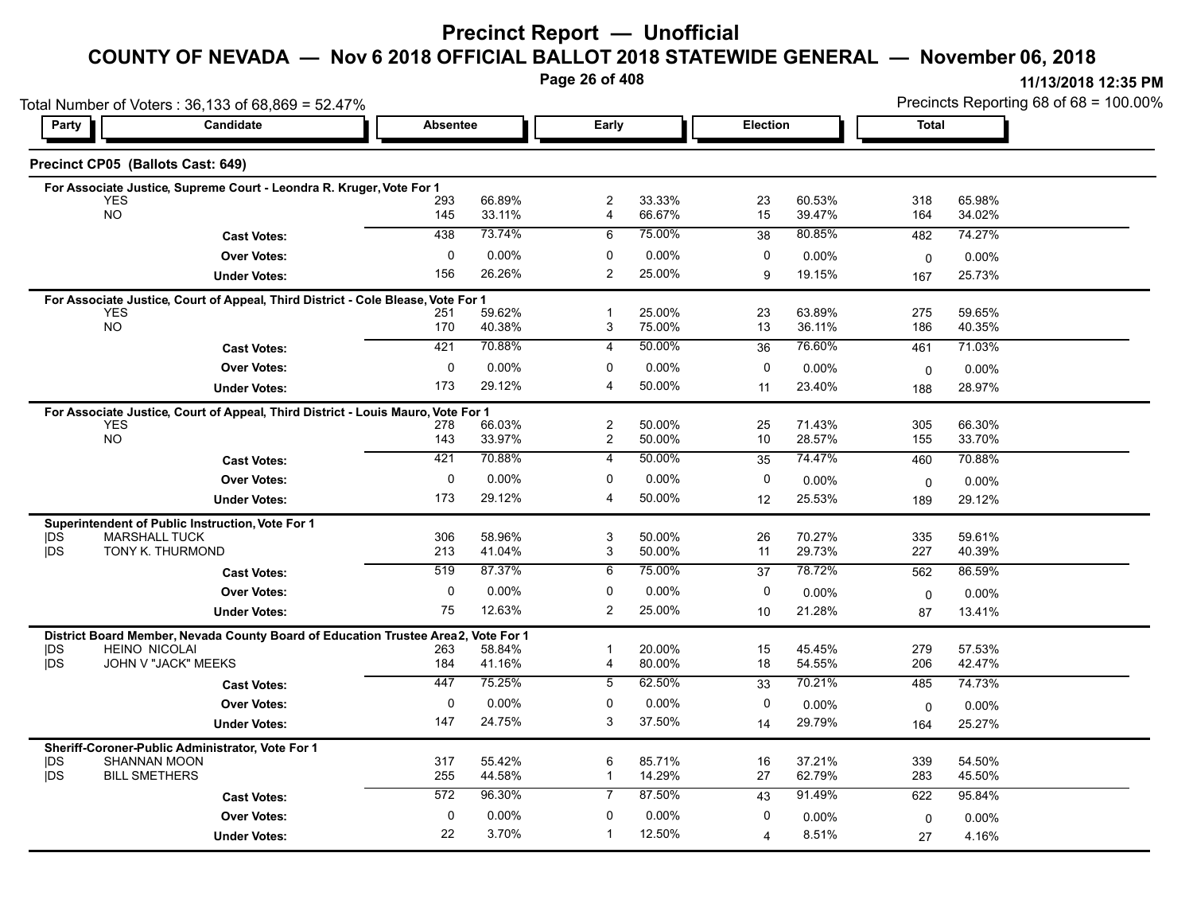# Precinct Report — Unofficial

## COUNTY OF NEVADA — Nov 6 2018 OFFICIAL BALLOT 2018 STATEWIDE GENERAL — November 06, 2018

11/13/2018 12:35 PM

Total Number of Voters : 36,133 of 68,869 = 52.47%

Precincts Reporting 68 of 68 = 100.00%

### Precinct CP05 (Ballots Cast: 649)

| Party | Candidate | Absentee | | Early | | Election | | Total | |
|---|---|---|---|---|---|---|---|---|---|
| **For Associate Justice, Supreme Court - Leondra R. Kruger, Vote For 1** | | | | | | | | | |
| | YES | 293 | 66.89% | 2 | 33.33% | 23 | 60.53% | 318 | 65.98% |
| | NO | 145 | 33.11% | 4 | 66.67% | 15 | 39.47% | 164 | 34.02% |
| | **Cast Votes:** | 438 | 73.74% | 6 | 75.00% | 38 | 80.85% | 482 | 74.27% |
| | **Over Votes:** | 0 | 0.00% | 0 | 0.00% | 0 | 0.00% | 0 | 0.00% |
| | **Under Votes:** | 156 | 26.26% | 2 | 25.00% | 9 | 19.15% | 167 | 25.73% |
| **For Associate Justice, Court of Appeal, Third District - Cole Blease, Vote For 1** | | | | | | | | | |
| | YES | 251 | 59.62% | 1 | 25.00% | 23 | 63.89% | 275 | 59.65% |
| | NO | 170 | 40.38% | 3 | 75.00% | 13 | 36.11% | 186 | 40.35% |
| | **Cast Votes:** | 421 | 70.88% | 4 | 50.00% | 36 | 76.60% | 461 | 71.03% |
| | **Over Votes:** | 0 | 0.00% | 0 | 0.00% | 0 | 0.00% | 0 | 0.00% |
| | **Under Votes:** | 173 | 29.12% | 4 | 50.00% | 11 | 23.40% | 188 | 28.97% |
| **For Associate Justice, Court of Appeal, Third District - Louis Mauro, Vote For 1** | | | | | | | | | |
| | YES | 278 | 66.03% | 2 | 50.00% | 25 | 71.43% | 305 | 66.30% |
| | NO | 143 | 33.97% | 2 | 50.00% | 10 | 28.57% | 155 | 33.70% |
| | **Cast Votes:** | 421 | 70.88% | 4 | 50.00% | 35 | 74.47% | 460 | 70.88% |
| | **Over Votes:** | 0 | 0.00% | 0 | 0.00% | 0 | 0.00% | 0 | 0.00% |
| | **Under Votes:** | 173 | 29.12% | 4 | 50.00% | 12 | 25.53% | 189 | 29.12% |
| **Superintendent of Public Instruction, Vote For 1** | | | | | | | | | |
| DS | MARSHALL TUCK | 306 | 58.96% | 3 | 50.00% | 26 | 70.27% | 335 | 59.61% |
| DS | TONY K. THURMOND | 213 | 41.04% | 3 | 50.00% | 11 | 29.73% | 227 | 40.39% |
| | **Cast Votes:** | 519 | 87.37% | 6 | 75.00% | 37 | 78.72% | 562 | 86.59% |
| | **Over Votes:** | 0 | 0.00% | 0 | 0.00% | 0 | 0.00% | 0 | 0.00% |
| | **Under Votes:** | 75 | 12.63% | 2 | 25.00% | 10 | 21.28% | 87 | 13.41% |
| **District Board Member, Nevada County Board of Education Trustee Area 2, Vote For 1** | | | | | | | | | |
| DS | HEINO NICOLAI | 263 | 58.84% | 1 | 20.00% | 15 | 45.45% | 279 | 57.53% |
| DS | JOHN V "JACK" MEEKS | 184 | 41.16% | 4 | 80.00% | 18 | 54.55% | 206 | 42.47% |
| | **Cast Votes:** | 447 | 75.25% | 5 | 62.50% | 33 | 70.21% | 485 | 74.73% |
| | **Over Votes:** | 0 | 0.00% | 0 | 0.00% | 0 | 0.00% | 0 | 0.00% |
| | **Under Votes:** | 147 | 24.75% | 3 | 37.50% | 14 | 29.79% | 164 | 25.27% |
| **Sheriff-Coroner-Public Administrator, Vote For 1** | | | | | | | | | |
| DS | SHANNAN MOON | 317 | 55.42% | 6 | 85.71% | 16 | 37.21% | 339 | 54.50% |
| DS | BILL SMETHERS | 255 | 44.58% | 1 | 14.29% | 27 | 62.79% | 283 | 45.50% |
| | **Cast Votes:** | 572 | 96.30% | 7 | 87.50% | 43 | 91.49% | 622 | 95.84% |
| | **Over Votes:** | 0 | 0.00% | 0 | 0.00% | 0 | 0.00% | 0 | 0.00% |
| | **Under Votes:** | 22 | 3.70% | 1 | 12.50% | 4 | 8.51% | 27 | 4.16% |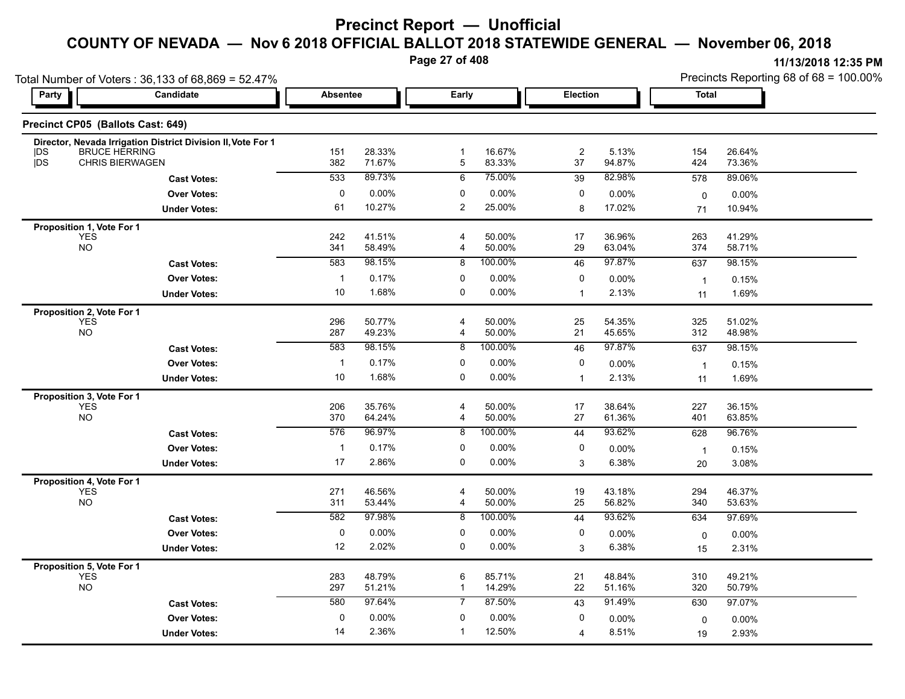# Precinct Report — Unofficial

## COUNTY OF NEVADA — Nov 6 2018 OFFICIAL BALLOT 2018 STATEWIDE GENERAL — November 06, 2018

11/13/2018 12:35 PM

Total Number of Voters : 36,133 of 68,869 = 52.47%

Precincts Reporting 68 of 68 = 100.00%

### Precinct CP05 (Ballots Cast: 649)

| Party | Candidate | Absentee | | Early | | Election | | Total | |
|---|---|---|---|---|---|---|---|---|---|
| **Director, Nevada Irrigation District Division II, Vote For 1** | | | | | | | | | |
| DS | BRUCE HERRING | 151 | 28.33% | 1 | 16.67% | 2 | 5.13% | 154 | 26.64% |
| DS | CHRIS BIERWAGEN | 382 | 71.67% | 5 | 83.33% | 37 | 94.87% | 424 | 73.36% |
| | **Cast Votes:** | 533 | 89.73% | 6 | 75.00% | 39 | 82.98% | 578 | 89.06% |
| | **Over Votes:** | 0 | 0.00% | 0 | 0.00% | 0 | 0.00% | 0 | 0.00% |
| | **Under Votes:** | 61 | 10.27% | 2 | 25.00% | 8 | 17.02% | 71 | 10.94% |
| **Proposition 1, Vote For 1** | | | | | | | | | |
| | YES | 242 | 41.51% | 4 | 50.00% | 17 | 36.96% | 263 | 41.29% |
| | NO | 341 | 58.49% | 4 | 50.00% | 29 | 63.04% | 374 | 58.71% |
| | **Cast Votes:** | 583 | 98.15% | 8 | 100.00% | 46 | 97.87% | 637 | 98.15% |
| | **Over Votes:** | 1 | 0.17% | 0 | 0.00% | 0 | 0.00% | 1 | 0.15% |
| | **Under Votes:** | 10 | 1.68% | 0 | 0.00% | 1 | 2.13% | 11 | 1.69% |
| **Proposition 2, Vote For 1** | | | | | | | | | |
| | YES | 296 | 50.77% | 4 | 50.00% | 25 | 54.35% | 325 | 51.02% |
| | NO | 287 | 49.23% | 4 | 50.00% | 21 | 45.65% | 312 | 48.98% |
| | **Cast Votes:** | 583 | 98.15% | 8 | 100.00% | 46 | 97.87% | 637 | 98.15% |
| | **Over Votes:** | 1 | 0.17% | 0 | 0.00% | 0 | 0.00% | 1 | 0.15% |
| | **Under Votes:** | 10 | 1.68% | 0 | 0.00% | 1 | 2.13% | 11 | 1.69% |
| **Proposition 3, Vote For 1** | | | | | | | | | |
| | YES | 206 | 35.76% | 4 | 50.00% | 17 | 38.64% | 227 | 36.15% |
| | NO | 370 | 64.24% | 4 | 50.00% | 27 | 61.36% | 401 | 63.85% |
| | **Cast Votes:** | 576 | 96.97% | 8 | 100.00% | 44 | 93.62% | 628 | 96.76% |
| | **Over Votes:** | 1 | 0.17% | 0 | 0.00% | 0 | 0.00% | 1 | 0.15% |
| | **Under Votes:** | 17 | 2.86% | 0 | 0.00% | 3 | 6.38% | 20 | 3.08% |
| **Proposition 4, Vote For 1** | | | | | | | | | |
| | YES | 271 | 46.56% | 4 | 50.00% | 19 | 43.18% | 294 | 46.37% |
| | NO | 311 | 53.44% | 4 | 50.00% | 25 | 56.82% | 340 | 53.63% |
| | **Cast Votes:** | 582 | 97.98% | 8 | 100.00% | 44 | 93.62% | 634 | 97.69% |
| | **Over Votes:** | 0 | 0.00% | 0 | 0.00% | 0 | 0.00% | 0 | 0.00% |
| | **Under Votes:** | 12 | 2.02% | 0 | 0.00% | 3 | 6.38% | 15 | 2.31% |
| **Proposition 5, Vote For 1** | | | | | | | | | |
| | YES | 283 | 48.79% | 6 | 85.71% | 21 | 48.84% | 310 | 49.21% |
| | NO | 297 | 51.21% | 1 | 14.29% | 22 | 51.16% | 320 | 50.79% |
| | **Cast Votes:** | 580 | 97.64% | 7 | 87.50% | 43 | 91.49% | 630 | 97.07% |
| | **Over Votes:** | 0 | 0.00% | 0 | 0.00% | 0 | 0.00% | 0 | 0.00% |
| | **Under Votes:** | 14 | 2.36% | 1 | 12.50% | 4 | 8.51% | 19 | 2.93% |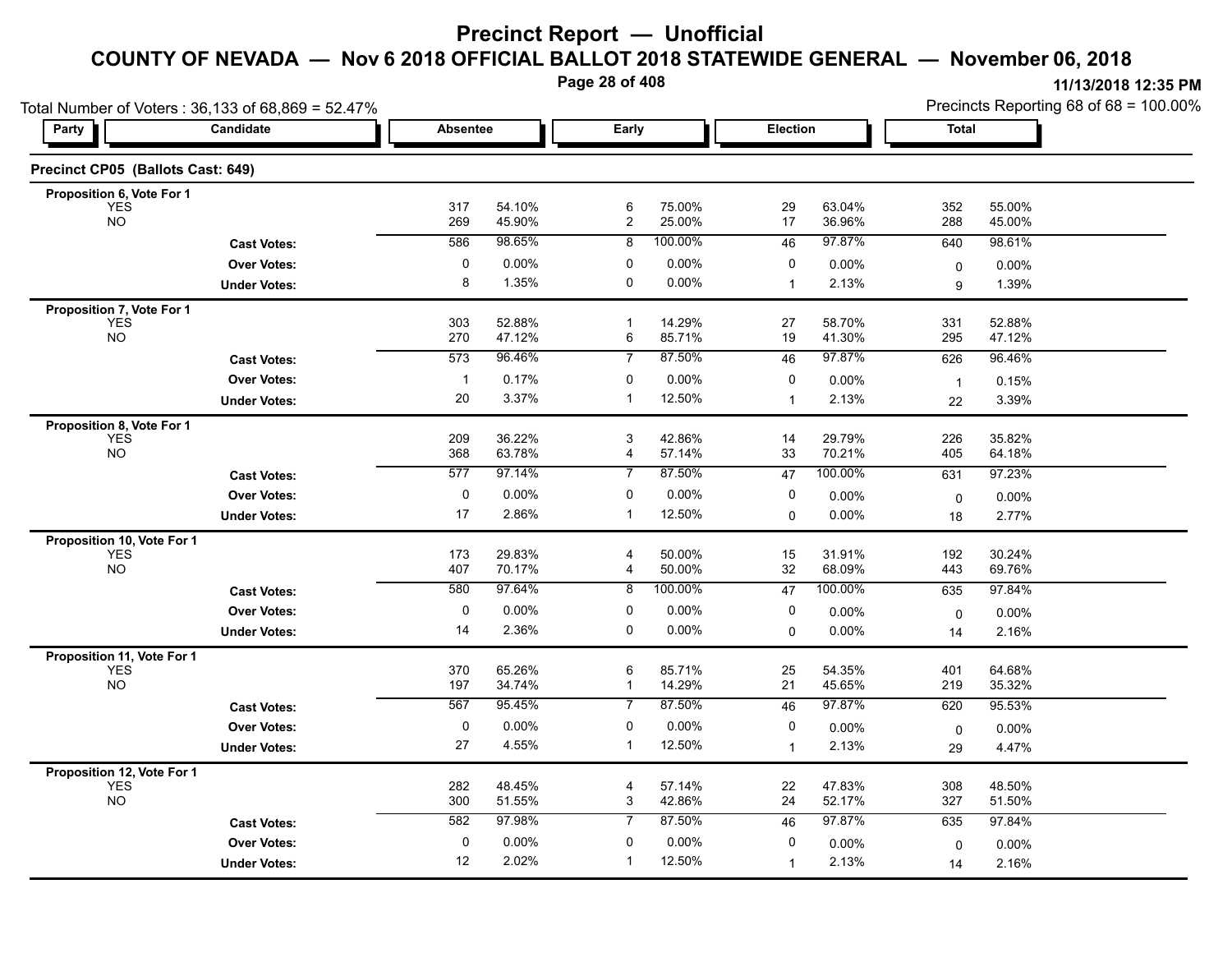# Precinct Report — Unofficial

## COUNTY OF NEVADA — Nov 6 2018 OFFICIAL BALLOT 2018 STATEWIDE GENERAL — November 06, 2018

11/13/2018 12:35 PM

Total Number of Voters : 36,133 of 68,869 = 52.47%

Precincts Reporting 68 of 68 = 100.00%

### Precinct CP05 (Ballots Cast: 649)

| Party | Candidate | Absentee | | Early | | Election | | Total | |
|---|---|---|---|---|---|---|---|---|---|
| **Proposition 6, Vote For 1** | | | | | | | | | |
| | YES | 317 | 54.10% | 6 | 75.00% | 29 | 63.04% | 352 | 55.00% |
| | NO | 269 | 45.90% | 2 | 25.00% | 17 | 36.96% | 288 | 45.00% |
| | **Cast Votes:** | 586 | 98.65% | 8 | 100.00% | 46 | 97.87% | 640 | 98.61% |
| | **Over Votes:** | 0 | 0.00% | 0 | 0.00% | 0 | 0.00% | 0 | 0.00% |
| | **Under Votes:** | 8 | 1.35% | 0 | 0.00% | 1 | 2.13% | 9 | 1.39% |
| **Proposition 7, Vote For 1** | | | | | | | | | |
| | YES | 303 | 52.88% | 1 | 14.29% | 27 | 58.70% | 331 | 52.88% |
| | NO | 270 | 47.12% | 6 | 85.71% | 19 | 41.30% | 295 | 47.12% |
| | **Cast Votes:** | 573 | 96.46% | 7 | 87.50% | 46 | 97.87% | 626 | 96.46% |
| | **Over Votes:** | 1 | 0.17% | 0 | 0.00% | 0 | 0.00% | 1 | 0.15% |
| | **Under Votes:** | 20 | 3.37% | 1 | 12.50% | 1 | 2.13% | 22 | 3.39% |
| **Proposition 8, Vote For 1** | | | | | | | | | |
| | YES | 209 | 36.22% | 3 | 42.86% | 14 | 29.79% | 226 | 35.82% |
| | NO | 368 | 63.78% | 4 | 57.14% | 33 | 70.21% | 405 | 64.18% |
| | **Cast Votes:** | 577 | 97.14% | 7 | 87.50% | 47 | 100.00% | 631 | 97.23% |
| | **Over Votes:** | 0 | 0.00% | 0 | 0.00% | 0 | 0.00% | 0 | 0.00% |
| | **Under Votes:** | 17 | 2.86% | 1 | 12.50% | 0 | 0.00% | 18 | 2.77% |
| **Proposition 10, Vote For 1** | | | | | | | | | |
| | YES | 173 | 29.83% | 4 | 50.00% | 15 | 31.91% | 192 | 30.24% |
| | NO | 407 | 70.17% | 4 | 50.00% | 32 | 68.09% | 443 | 69.76% |
| | **Cast Votes:** | 580 | 97.64% | 8 | 100.00% | 47 | 100.00% | 635 | 97.84% |
| | **Over Votes:** | 0 | 0.00% | 0 | 0.00% | 0 | 0.00% | 0 | 0.00% |
| | **Under Votes:** | 14 | 2.36% | 0 | 0.00% | 0 | 0.00% | 14 | 2.16% |
| **Proposition 11, Vote For 1** | | | | | | | | | |
| | YES | 370 | 65.26% | 6 | 85.71% | 25 | 54.35% | 401 | 64.68% |
| | NO | 197 | 34.74% | 1 | 14.29% | 21 | 45.65% | 219 | 35.32% |
| | **Cast Votes:** | 567 | 95.45% | 7 | 87.50% | 46 | 97.87% | 620 | 95.53% |
| | **Over Votes:** | 0 | 0.00% | 0 | 0.00% | 0 | 0.00% | 0 | 0.00% |
| | **Under Votes:** | 27 | 4.55% | 1 | 12.50% | 1 | 2.13% | 29 | 4.47% |
| **Proposition 12, Vote For 1** | | | | | | | | | |
| | YES | 282 | 48.45% | 4 | 57.14% | 22 | 47.83% | 308 | 48.50% |
| | NO | 300 | 51.55% | 3 | 42.86% | 24 | 52.17% | 327 | 51.50% |
| | **Cast Votes:** | 582 | 97.98% | 7 | 87.50% | 46 | 97.87% | 635 | 97.84% |
| | **Over Votes:** | 0 | 0.00% | 0 | 0.00% | 0 | 0.00% | 0 | 0.00% |
| | **Under Votes:** | 12 | 2.02% | 1 | 12.50% | 1 | 2.13% | 14 | 2.16% |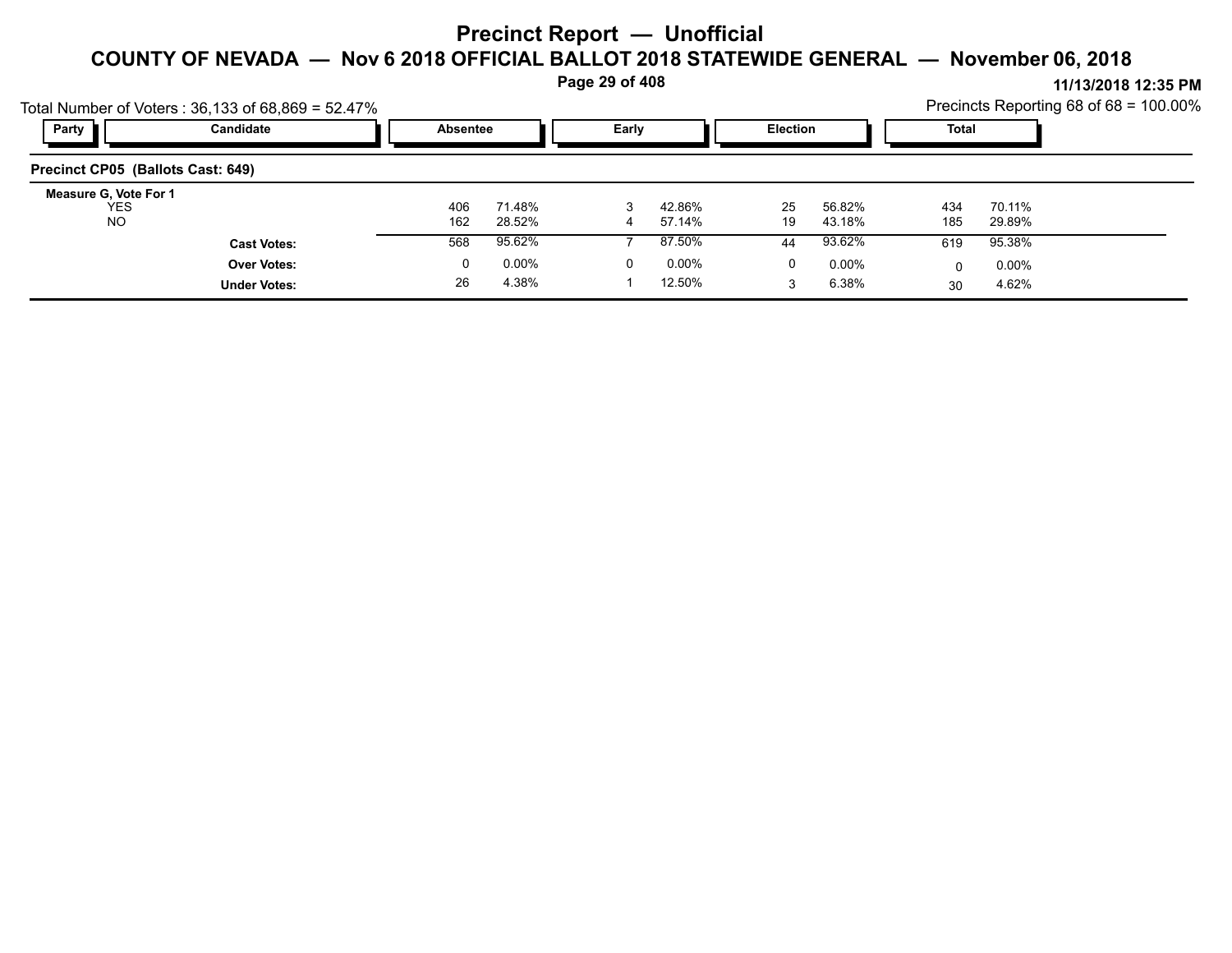# Precinct Report — Unofficial

## COUNTY OF NEVADA — Nov 6 2018 OFFICIAL BALLOT 2018 STATEWIDE GENERAL — November 06, 2018

11/13/2018 12:35 PM

Total Number of Voters : 36,133 of 68,869 = 52.47%

Precincts Reporting 68 of 68 = 100.00%

| Party | Candidate | Absentee | | Early | | Election | | Total | |
|---|---|---|---|---|---|---|---|---|---|
| **Precinct CP05 (Ballots Cast: 649)** | | | | | | | | | |
| **Measure G, Vote For 1** | | | | | | | | | |
| | YES | 406 | 71.48% | 3 | 42.86% | 25 | 56.82% | 434 | 70.11% |
| | NO | 162 | 28.52% | 4 | 57.14% | 19 | 43.18% | 185 | 29.89% |
| | **Cast Votes:** | 568 | 95.62% | 7 | 87.50% | 44 | 93.62% | 619 | 95.38% |
| | **Over Votes:** | 0 | 0.00% | 0 | 0.00% | 0 | 0.00% | 0 | 0.00% |
| | **Under Votes:** | 26 | 4.38% | 1 | 12.50% | 3 | 6.38% | 30 | 4.62% |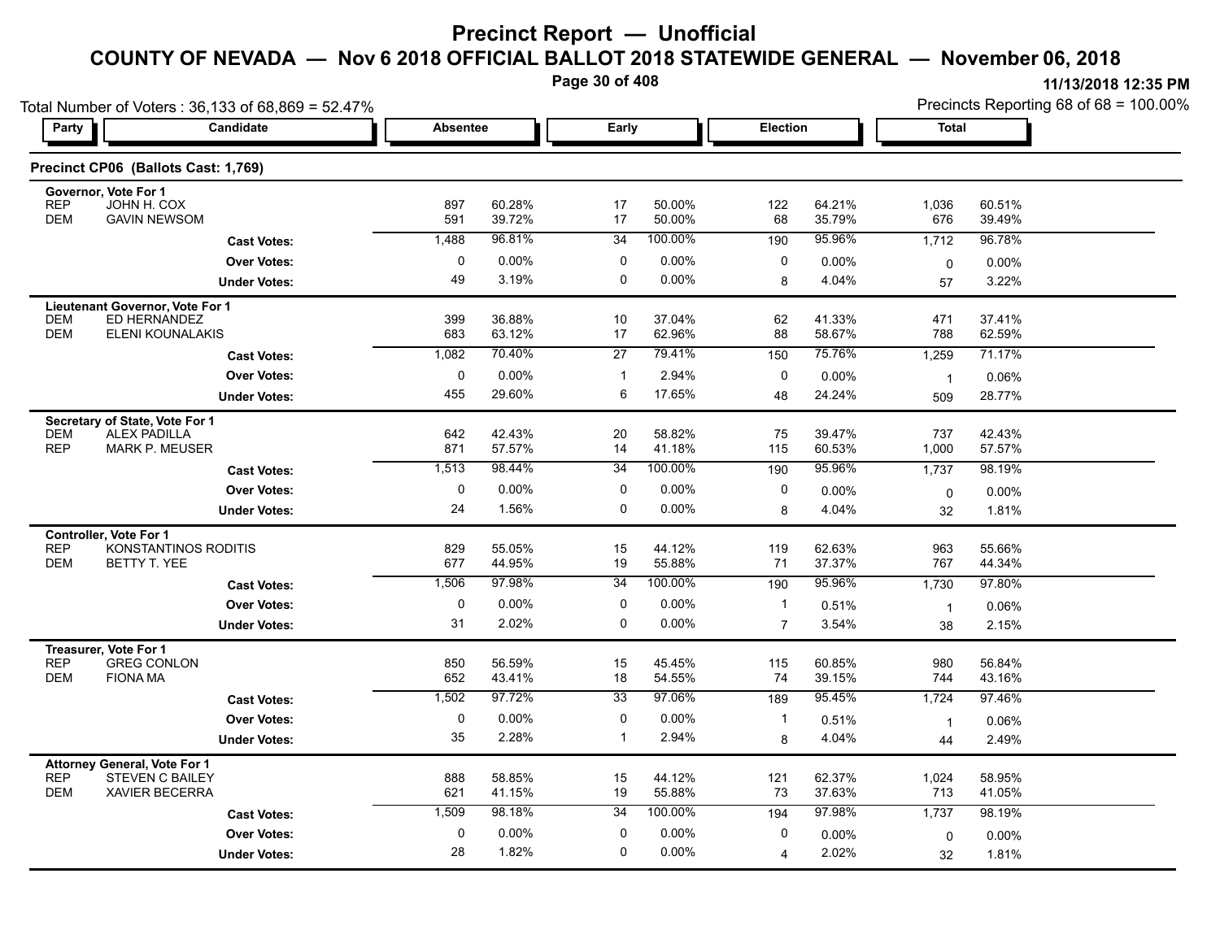# Precinct Report — Unofficial

## COUNTY OF NEVADA — Nov 6 2018 OFFICIAL BALLOT 2018 STATEWIDE GENERAL — November 06, 2018

11/13/2018 12:35 PM

Total Number of Voters : 36,133 of 68,869 = 52.47%

Precincts Reporting 68 of 68 = 100.00%

### Precinct CP06 (Ballots Cast: 1,769)

| Party | Candidate | Absentee | | Early | | Election | | Total | |
|---|---|---|---|---|---|---|---|---|---|
| **Governor, Vote For 1** | | | | | | | | | |
| REP | JOHN H. COX | 897 | 60.28% | 17 | 50.00% | 122 | 64.21% | 1,036 | 60.51% |
| DEM | GAVIN NEWSOM | 591 | 39.72% | 17 | 50.00% | 68 | 35.79% | 676 | 39.49% |
| | **Cast Votes:** | 1,488 | 96.81% | 34 | 100.00% | 190 | 95.96% | 1,712 | 96.78% |
| | **Over Votes:** | 0 | 0.00% | 0 | 0.00% | 0 | 0.00% | 0 | 0.00% |
| | **Under Votes:** | 49 | 3.19% | 0 | 0.00% | 8 | 4.04% | 57 | 3.22% |
| **Lieutenant Governor, Vote For 1** | | | | | | | | | |
| DEM | ED HERNANDEZ | 399 | 36.88% | 10 | 37.04% | 62 | 41.33% | 471 | 37.41% |
| DEM | ELENI KOUNALAKIS | 683 | 63.12% | 17 | 62.96% | 88 | 58.67% | 788 | 62.59% |
| | **Cast Votes:** | 1,082 | 70.40% | 27 | 79.41% | 150 | 75.76% | 1,259 | 71.17% |
| | **Over Votes:** | 0 | 0.00% | 1 | 2.94% | 0 | 0.00% | 1 | 0.06% |
| | **Under Votes:** | 455 | 29.60% | 6 | 17.65% | 48 | 24.24% | 509 | 28.77% |
| **Secretary of State, Vote For 1** | | | | | | | | | |
| DEM | ALEX PADILLA | 642 | 42.43% | 20 | 58.82% | 75 | 39.47% | 737 | 42.43% |
| REP | MARK P. MEUSER | 871 | 57.57% | 14 | 41.18% | 115 | 60.53% | 1,000 | 57.57% |
| | **Cast Votes:** | 1,513 | 98.44% | 34 | 100.00% | 190 | 95.96% | 1,737 | 98.19% |
| | **Over Votes:** | 0 | 0.00% | 0 | 0.00% | 0 | 0.00% | 0 | 0.00% |
| | **Under Votes:** | 24 | 1.56% | 0 | 0.00% | 8 | 4.04% | 32 | 1.81% |
| **Controller, Vote For 1** | | | | | | | | | |
| REP | KONSTANTINOS RODITIS | 829 | 55.05% | 15 | 44.12% | 119 | 62.63% | 963 | 55.66% |
| DEM | BETTY T. YEE | 677 | 44.95% | 19 | 55.88% | 71 | 37.37% | 767 | 44.34% |
| | **Cast Votes:** | 1,506 | 97.98% | 34 | 100.00% | 190 | 95.96% | 1,730 | 97.80% |
| | **Over Votes:** | 0 | 0.00% | 0 | 0.00% | 1 | 0.51% | 1 | 0.06% |
| | **Under Votes:** | 31 | 2.02% | 0 | 0.00% | 7 | 3.54% | 38 | 2.15% |
| **Treasurer, Vote For 1** | | | | | | | | | |
| REP | GREG CONLON | 850 | 56.59% | 15 | 45.45% | 115 | 60.85% | 980 | 56.84% |
| DEM | FIONA MA | 652 | 43.41% | 18 | 54.55% | 74 | 39.15% | 744 | 43.16% |
| | **Cast Votes:** | 1,502 | 97.72% | 33 | 97.06% | 189 | 95.45% | 1,724 | 97.46% |
| | **Over Votes:** | 0 | 0.00% | 0 | 0.00% | 1 | 0.51% | 1 | 0.06% |
| | **Under Votes:** | 35 | 2.28% | 1 | 2.94% | 8 | 4.04% | 44 | 2.49% |
| **Attorney General, Vote For 1** | | | | | | | | | |
| REP | STEVEN C BAILEY | 888 | 58.85% | 15 | 44.12% | 121 | 62.37% | 1,024 | 58.95% |
| DEM | XAVIER BECERRA | 621 | 41.15% | 19 | 55.88% | 73 | 37.63% | 713 | 41.05% |
| | **Cast Votes:** | 1,509 | 98.18% | 34 | 100.00% | 194 | 97.98% | 1,737 | 98.19% |
| | **Over Votes:** | 0 | 0.00% | 0 | 0.00% | 0 | 0.00% | 0 | 0.00% |
| | **Under Votes:** | 28 | 1.82% | 0 | 0.00% | 4 | 2.02% | 32 | 1.81% |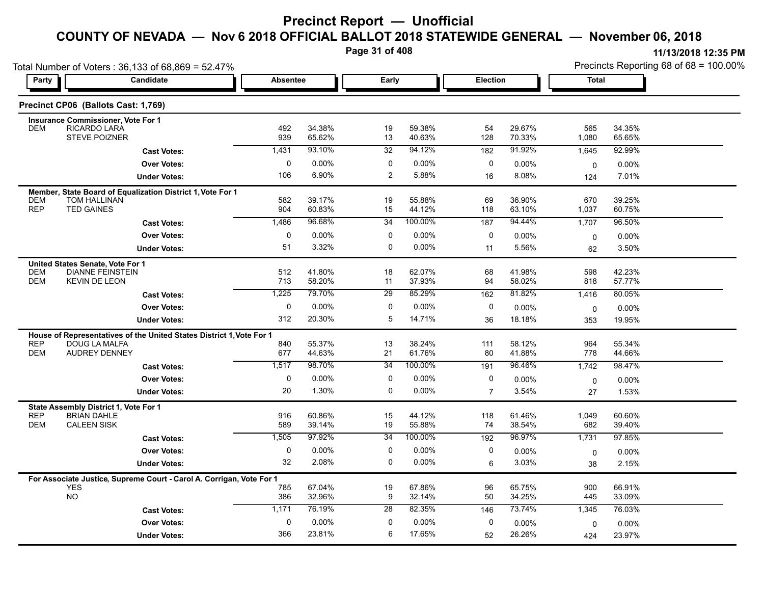# Precinct Report — Unofficial

## COUNTY OF NEVADA — Nov 6 2018 OFFICIAL BALLOT 2018 STATEWIDE GENERAL — November 06, 2018

11/13/2018 12:35 PM

Total Number of Voters : 36,133 of 68,869 = 52.47%

Precincts Reporting 68 of 68 = 100.00%

### Precinct CP06 (Ballots Cast: 1,769)

| Party | Candidate | Absentee | | Early | | Election | | Total | |
|---|---|---|---|---|---|---|---|---|---|
| **Insurance Commissioner, Vote For 1** | | | | | | | | | |
| DEM | RICARDO LARA | 492 | 34.38% | 19 | 59.38% | 54 | 29.67% | 565 | 34.35% |
| | STEVE POIZNER | 939 | 65.62% | 13 | 40.63% | 128 | 70.33% | 1,080 | 65.65% |
| | **Cast Votes:** | 1,431 | 93.10% | 32 | 94.12% | 182 | 91.92% | 1,645 | 92.99% |
| | **Over Votes:** | 0 | 0.00% | 0 | 0.00% | 0 | 0.00% | 0 | 0.00% |
| | **Under Votes:** | 106 | 6.90% | 2 | 5.88% | 16 | 8.08% | 124 | 7.01% |
| **Member, State Board of Equalization District 1, Vote For 1** | | | | | | | | | |
| DEM | TOM HALLINAN | 582 | 39.17% | 19 | 55.88% | 69 | 36.90% | 670 | 39.25% |
| REP | TED GAINES | 904 | 60.83% | 15 | 44.12% | 118 | 63.10% | 1,037 | 60.75% |
| | **Cast Votes:** | 1,486 | 96.68% | 34 | 100.00% | 187 | 94.44% | 1,707 | 96.50% |
| | **Over Votes:** | 0 | 0.00% | 0 | 0.00% | 0 | 0.00% | 0 | 0.00% |
| | **Under Votes:** | 51 | 3.32% | 0 | 0.00% | 11 | 5.56% | 62 | 3.50% |
| **United States Senate, Vote For 1** | | | | | | | | | |
| DEM | DIANNE FEINSTEIN | 512 | 41.80% | 18 | 62.07% | 68 | 41.98% | 598 | 42.23% |
| DEM | KEVIN DE LEON | 713 | 58.20% | 11 | 37.93% | 94 | 58.02% | 818 | 57.77% |
| | **Cast Votes:** | 1,225 | 79.70% | 29 | 85.29% | 162 | 81.82% | 1,416 | 80.05% |
| | **Over Votes:** | 0 | 0.00% | 0 | 0.00% | 0 | 0.00% | 0 | 0.00% |
| | **Under Votes:** | 312 | 20.30% | 5 | 14.71% | 36 | 18.18% | 353 | 19.95% |
| **House of Representatives of the United States District 1, Vote For 1** | | | | | | | | | |
| REP | DOUG LA MALFA | 840 | 55.37% | 13 | 38.24% | 111 | 58.12% | 964 | 55.34% |
| DEM | AUDREY DENNEY | 677 | 44.63% | 21 | 61.76% | 80 | 41.88% | 778 | 44.66% |
| | **Cast Votes:** | 1,517 | 98.70% | 34 | 100.00% | 191 | 96.46% | 1,742 | 98.47% |
| | **Over Votes:** | 0 | 0.00% | 0 | 0.00% | 0 | 0.00% | 0 | 0.00% |
| | **Under Votes:** | 20 | 1.30% | 0 | 0.00% | 7 | 3.54% | 27 | 1.53% |
| **State Assembly District 1, Vote For 1** | | | | | | | | | |
| REP | BRIAN DAHLE | 916 | 60.86% | 15 | 44.12% | 118 | 61.46% | 1,049 | 60.60% |
| DEM | CALEEN SISK | 589 | 39.14% | 19 | 55.88% | 74 | 38.54% | 682 | 39.40% |
| | **Cast Votes:** | 1,505 | 97.92% | 34 | 100.00% | 192 | 96.97% | 1,731 | 97.85% |
| | **Over Votes:** | 0 | 0.00% | 0 | 0.00% | 0 | 0.00% | 0 | 0.00% |
| | **Under Votes:** | 32 | 2.08% | 0 | 0.00% | 6 | 3.03% | 38 | 2.15% |
| **For Associate Justice, Supreme Court - Carol A. Corrigan, Vote For 1** | | | | | | | | | |
| | YES | 785 | 67.04% | 19 | 67.86% | 96 | 65.75% | 900 | 66.91% |
| | NO | 386 | 32.96% | 9 | 32.14% | 50 | 34.25% | 445 | 33.09% |
| | **Cast Votes:** | 1,171 | 76.19% | 28 | 82.35% | 146 | 73.74% | 1,345 | 76.03% |
| | **Over Votes:** | 0 | 0.00% | 0 | 0.00% | 0 | 0.00% | 0 | 0.00% |
| | **Under Votes:** | 366 | 23.81% | 6 | 17.65% | 52 | 26.26% | 424 | 23.97% |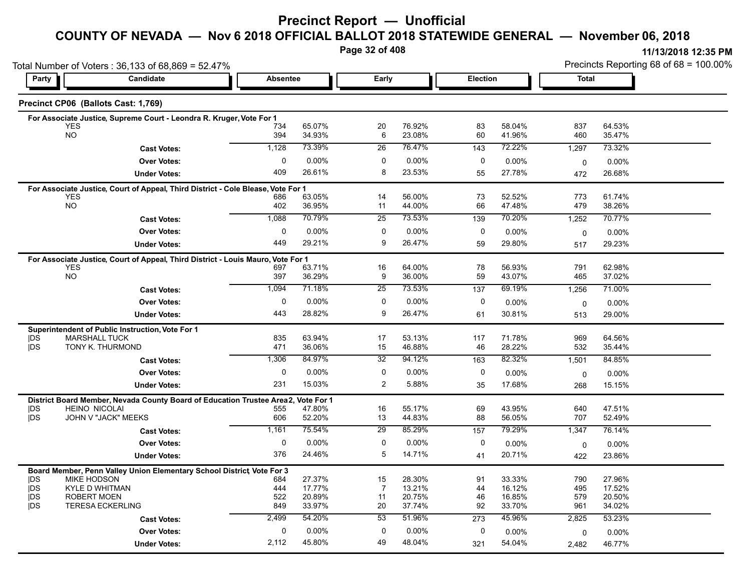# Precinct Report — Unofficial

## COUNTY OF NEVADA — Nov 6 2018 OFFICIAL BALLOT 2018 STATEWIDE GENERAL — November 06, 2018

11/13/2018 12:35 PM

Total Number of Voters : 36,133 of 68,869 = 52.47%

Precincts Reporting 68 of 68 = 100.00%

### Precinct CP06 (Ballots Cast: 1,769)

**For Associate Justice, Supreme Court - Leondra R. Kruger, Vote For 1**

| Party | Candidate | Absentee | | Early | | Election | | Total | |
|---|---|---|---|---|---|---|---|---|---|
| | YES | 734 | 65.07% | 20 | 76.92% | 83 | 58.04% | 837 | 64.53% |
| | NO | 394 | 34.93% | 6 | 23.08% | 60 | 41.96% | 460 | 35.47% |
| | **Cast Votes:** | 1,128 | 73.39% | 26 | 76.47% | 143 | 72.22% | 1,297 | 73.32% |
| | **Over Votes:** | 0 | 0.00% | 0 | 0.00% | 0 | 0.00% | 0 | 0.00% |
| | **Under Votes:** | 409 | 26.61% | 8 | 23.53% | 55 | 27.78% | 472 | 26.68% |

**For Associate Justice, Court of Appeal, Third District - Cole Blease, Vote For 1**

| Party | Candidate | Absentee | | Early | | Election | | Total | |
|---|---|---|---|---|---|---|---|---|---|
| | YES | 686 | 63.05% | 14 | 56.00% | 73 | 52.52% | 773 | 61.74% |
| | NO | 402 | 36.95% | 11 | 44.00% | 66 | 47.48% | 479 | 38.26% |
| | **Cast Votes:** | 1,088 | 70.79% | 25 | 73.53% | 139 | 70.20% | 1,252 | 70.77% |
| | **Over Votes:** | 0 | 0.00% | 0 | 0.00% | 0 | 0.00% | 0 | 0.00% |
| | **Under Votes:** | 449 | 29.21% | 9 | 26.47% | 59 | 29.80% | 517 | 29.23% |

**For Associate Justice, Court of Appeal, Third District - Louis Mauro, Vote For 1**

| Party | Candidate | Absentee | | Early | | Election | | Total | |
|---|---|---|---|---|---|---|---|---|---|
| | YES | 697 | 63.71% | 16 | 64.00% | 78 | 56.93% | 791 | 62.98% |
| | NO | 397 | 36.29% | 9 | 36.00% | 59 | 43.07% | 465 | 37.02% |
| | **Cast Votes:** | 1,094 | 71.18% | 25 | 73.53% | 137 | 69.19% | 1,256 | 71.00% |
| | **Over Votes:** | 0 | 0.00% | 0 | 0.00% | 0 | 0.00% | 0 | 0.00% |
| | **Under Votes:** | 443 | 28.82% | 9 | 26.47% | 61 | 30.81% | 513 | 29.00% |

**Superintendent of Public Instruction, Vote For 1**

| Party | Candidate | Absentee | | Early | | Election | | Total | |
|---|---|---|---|---|---|---|---|---|---|
| DS | MARSHALL TUCK | 835 | 63.94% | 17 | 53.13% | 117 | 71.78% | 969 | 64.56% |
| DS | TONY K. THURMOND | 471 | 36.06% | 15 | 46.88% | 46 | 28.22% | 532 | 35.44% |
| | **Cast Votes:** | 1,306 | 84.97% | 32 | 94.12% | 163 | 82.32% | 1,501 | 84.85% |
| | **Over Votes:** | 0 | 0.00% | 0 | 0.00% | 0 | 0.00% | 0 | 0.00% |
| | **Under Votes:** | 231 | 15.03% | 2 | 5.88% | 35 | 17.68% | 268 | 15.15% |

**District Board Member, Nevada County Board of Education Trustee Area 2, Vote For 1**

| Party | Candidate | Absentee | | Early | | Election | | Total | |
|---|---|---|---|---|---|---|---|---|---|
| DS | HEINO NICOLAI | 555 | 47.80% | 16 | 55.17% | 69 | 43.95% | 640 | 47.51% |
| DS | JOHN V "JACK" MEEKS | 606 | 52.20% | 13 | 44.83% | 88 | 56.05% | 707 | 52.49% |
| | **Cast Votes:** | 1,161 | 75.54% | 29 | 85.29% | 157 | 79.29% | 1,347 | 76.14% |
| | **Over Votes:** | 0 | 0.00% | 0 | 0.00% | 0 | 0.00% | 0 | 0.00% |
| | **Under Votes:** | 376 | 24.46% | 5 | 14.71% | 41 | 20.71% | 422 | 23.86% |

**Board Member, Penn Valley Union Elementary School District, Vote For 3**

| Party | Candidate | Absentee | | Early | | Election | | Total | |
|---|---|---|---|---|---|---|---|---|---|
| DS | MIKE HODSON | 684 | 27.37% | 15 | 28.30% | 91 | 33.33% | 790 | 27.96% |
| DS | KYLE D WHITMAN | 444 | 17.77% | 7 | 13.21% | 44 | 16.12% | 495 | 17.52% |
| DS | ROBERT MOEN | 522 | 20.89% | 11 | 20.75% | 46 | 16.85% | 579 | 20.50% |
| DS | TERESA ECKERLING | 849 | 33.97% | 20 | 37.74% | 92 | 33.70% | 961 | 34.02% |
| | **Cast Votes:** | 2,499 | 54.20% | 53 | 51.96% | 273 | 45.96% | 2,825 | 53.23% |
| | **Over Votes:** | 0 | 0.00% | 0 | 0.00% | 0 | 0.00% | 0 | 0.00% |
| | **Under Votes:** | 2,112 | 45.80% | 49 | 48.04% | 321 | 54.04% | 2,482 | 46.77% |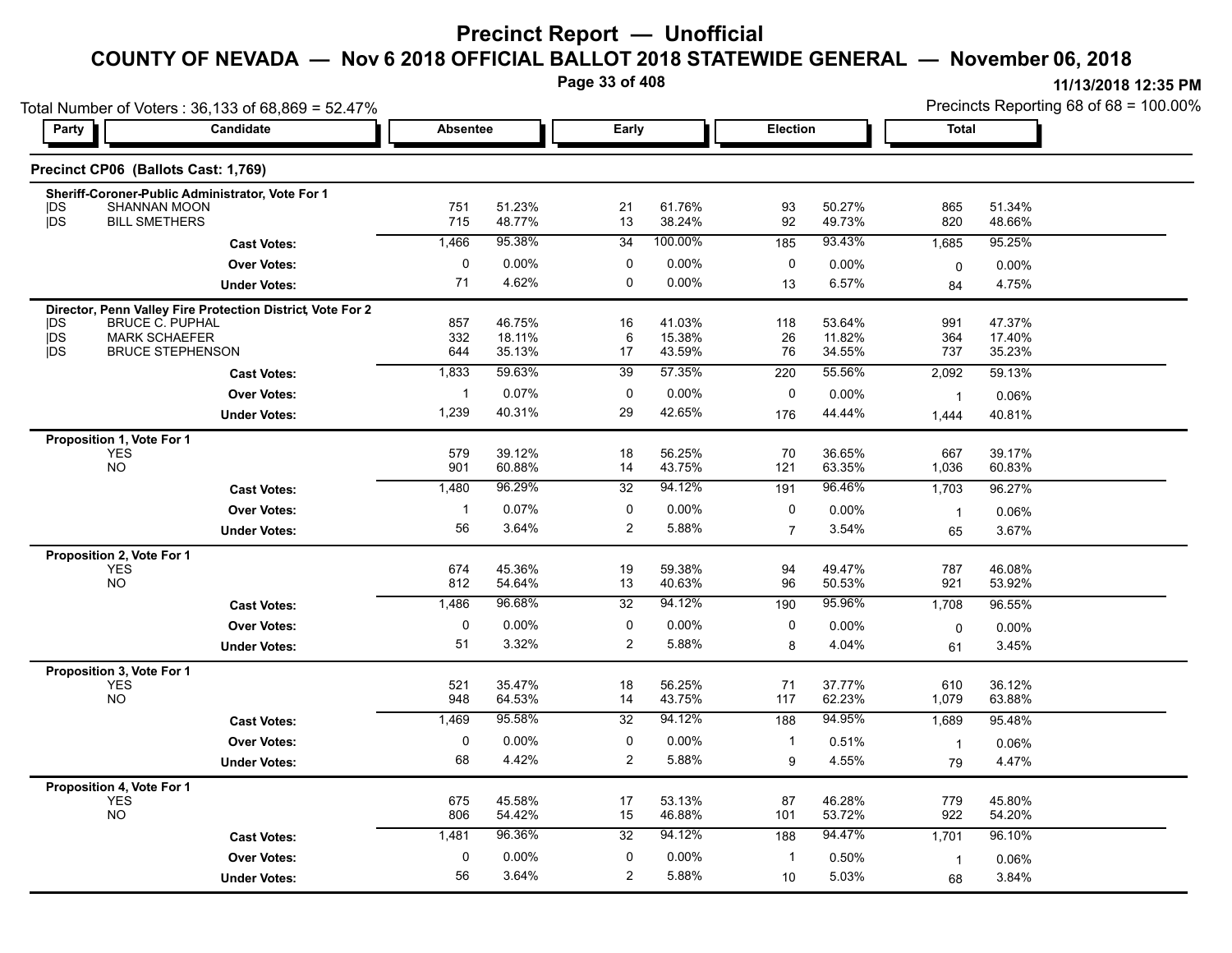# Precinct Report — Unofficial

## COUNTY OF NEVADA — Nov 6 2018 OFFICIAL BALLOT 2018 STATEWIDE GENERAL — November 06, 2018

11/13/2018 12:35 PM

Total Number of Voters : 36,133 of 68,869 = 52.47%

Precincts Reporting 68 of 68 = 100.00%

### Precinct CP06 (Ballots Cast: 1,769)

| Party | Candidate | Absentee | | Early | | Election | | Total | |
|---|---|---|---|---|---|---|---|---|---|
| **Sheriff-Coroner-Public Administrator, Vote For 1** | | | | | | | | | |
| DS | SHANNAN MOON | 751 | 51.23% | 21 | 61.76% | 93 | 50.27% | 865 | 51.34% |
| DS | BILL SMETHERS | 715 | 48.77% | 13 | 38.24% | 92 | 49.73% | 820 | 48.66% |
| | **Cast Votes:** | 1,466 | 95.38% | 34 | 100.00% | 185 | 93.43% | 1,685 | 95.25% |
| | **Over Votes:** | 0 | 0.00% | 0 | 0.00% | 0 | 0.00% | 0 | 0.00% |
| | **Under Votes:** | 71 | 4.62% | 0 | 0.00% | 13 | 6.57% | 84 | 4.75% |
| **Director, Penn Valley Fire Protection District, Vote For 2** | | | | | | | | | |
| DS | BRUCE C. PUPHAL | 857 | 46.75% | 16 | 41.03% | 118 | 53.64% | 991 | 47.37% |
| DS | MARK SCHAEFER | 332 | 18.11% | 6 | 15.38% | 26 | 11.82% | 364 | 17.40% |
| DS | BRUCE STEPHENSON | 644 | 35.13% | 17 | 43.59% | 76 | 34.55% | 737 | 35.23% |
| | **Cast Votes:** | 1,833 | 59.63% | 39 | 57.35% | 220 | 55.56% | 2,092 | 59.13% |
| | **Over Votes:** | 1 | 0.07% | 0 | 0.00% | 0 | 0.00% | 1 | 0.06% |
| | **Under Votes:** | 1,239 | 40.31% | 29 | 42.65% | 176 | 44.44% | 1,444 | 40.81% |
| **Proposition 1, Vote For 1** | | | | | | | | | |
| | YES | 579 | 39.12% | 18 | 56.25% | 70 | 36.65% | 667 | 39.17% |
| | NO | 901 | 60.88% | 14 | 43.75% | 121 | 63.35% | 1,036 | 60.83% |
| | **Cast Votes:** | 1,480 | 96.29% | 32 | 94.12% | 191 | 96.46% | 1,703 | 96.27% |
| | **Over Votes:** | 1 | 0.07% | 0 | 0.00% | 0 | 0.00% | 1 | 0.06% |
| | **Under Votes:** | 56 | 3.64% | 2 | 5.88% | 7 | 3.54% | 65 | 3.67% |
| **Proposition 2, Vote For 1** | | | | | | | | | |
| | YES | 674 | 45.36% | 19 | 59.38% | 94 | 49.47% | 787 | 46.08% |
| | NO | 812 | 54.64% | 13 | 40.63% | 96 | 50.53% | 921 | 53.92% |
| | **Cast Votes:** | 1,486 | 96.68% | 32 | 94.12% | 190 | 95.96% | 1,708 | 96.55% |
| | **Over Votes:** | 0 | 0.00% | 0 | 0.00% | 0 | 0.00% | 0 | 0.00% |
| | **Under Votes:** | 51 | 3.32% | 2 | 5.88% | 8 | 4.04% | 61 | 3.45% |
| **Proposition 3, Vote For 1** | | | | | | | | | |
| | YES | 521 | 35.47% | 18 | 56.25% | 71 | 37.77% | 610 | 36.12% |
| | NO | 948 | 64.53% | 14 | 43.75% | 117 | 62.23% | 1,079 | 63.88% |
| | **Cast Votes:** | 1,469 | 95.58% | 32 | 94.12% | 188 | 94.95% | 1,689 | 95.48% |
| | **Over Votes:** | 0 | 0.00% | 0 | 0.00% | 1 | 0.51% | 1 | 0.06% |
| | **Under Votes:** | 68 | 4.42% | 2 | 5.88% | 9 | 4.55% | 79 | 4.47% |
| **Proposition 4, Vote For 1** | | | | | | | | | |
| | YES | 675 | 45.58% | 17 | 53.13% | 87 | 46.28% | 779 | 45.80% |
| | NO | 806 | 54.42% | 15 | 46.88% | 101 | 53.72% | 922 | 54.20% |
| | **Cast Votes:** | 1,481 | 96.36% | 32 | 94.12% | 188 | 94.47% | 1,701 | 96.10% |
| | **Over Votes:** | 0 | 0.00% | 0 | 0.00% | 1 | 0.50% | 1 | 0.06% |
| | **Under Votes:** | 56 | 3.64% | 2 | 5.88% | 10 | 5.03% | 68 | 3.84% |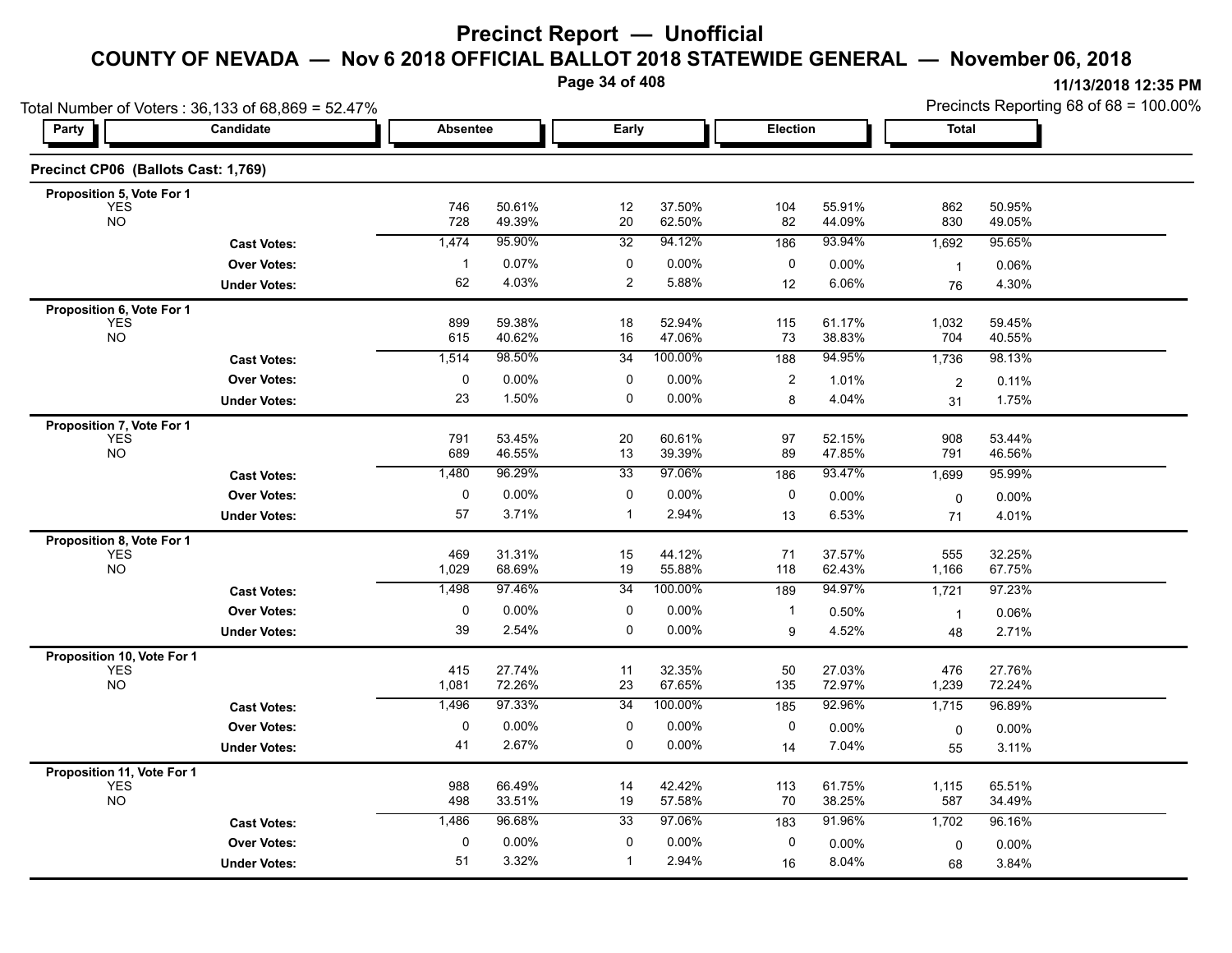# Precinct Report — Unofficial

## COUNTY OF NEVADA — Nov 6 2018 OFFICIAL BALLOT 2018 STATEWIDE GENERAL — November 06, 2018

11/13/2018 12:35 PM

Total Number of Voters : 36,133 of 68,869 = 52.47%

Precincts Reporting 68 of 68 = 100.00%

### Precinct CP06 (Ballots Cast: 1,769)

| Party | Candidate | Absentee | | Early | | Election | | Total | |
|---|---|---|---|---|---|---|---|---|---|
| **Proposition 5, Vote For 1** | | | | | | | | | |
| | YES | 746 | 50.61% | 12 | 37.50% | 104 | 55.91% | 862 | 50.95% |
| | NO | 728 | 49.39% | 20 | 62.50% | 82 | 44.09% | 830 | 49.05% |
| | **Cast Votes:** | 1,474 | 95.90% | 32 | 94.12% | 186 | 93.94% | 1,692 | 95.65% |
| | **Over Votes:** | 1 | 0.07% | 0 | 0.00% | 0 | 0.00% | 1 | 0.06% |
| | **Under Votes:** | 62 | 4.03% | 2 | 5.88% | 12 | 6.06% | 76 | 4.30% |
| **Proposition 6, Vote For 1** | | | | | | | | | |
| | YES | 899 | 59.38% | 18 | 52.94% | 115 | 61.17% | 1,032 | 59.45% |
| | NO | 615 | 40.62% | 16 | 47.06% | 73 | 38.83% | 704 | 40.55% |
| | **Cast Votes:** | 1,514 | 98.50% | 34 | 100.00% | 188 | 94.95% | 1,736 | 98.13% |
| | **Over Votes:** | 0 | 0.00% | 0 | 0.00% | 2 | 1.01% | 2 | 0.11% |
| | **Under Votes:** | 23 | 1.50% | 0 | 0.00% | 8 | 4.04% | 31 | 1.75% |
| **Proposition 7, Vote For 1** | | | | | | | | | |
| | YES | 791 | 53.45% | 20 | 60.61% | 97 | 52.15% | 908 | 53.44% |
| | NO | 689 | 46.55% | 13 | 39.39% | 89 | 47.85% | 791 | 46.56% |
| | **Cast Votes:** | 1,480 | 96.29% | 33 | 97.06% | 186 | 93.47% | 1,699 | 95.99% |
| | **Over Votes:** | 0 | 0.00% | 0 | 0.00% | 0 | 0.00% | 0 | 0.00% |
| | **Under Votes:** | 57 | 3.71% | 1 | 2.94% | 13 | 6.53% | 71 | 4.01% |
| **Proposition 8, Vote For 1** | | | | | | | | | |
| | YES | 469 | 31.31% | 15 | 44.12% | 71 | 37.57% | 555 | 32.25% |
| | NO | 1,029 | 68.69% | 19 | 55.88% | 118 | 62.43% | 1,166 | 67.75% |
| | **Cast Votes:** | 1,498 | 97.46% | 34 | 100.00% | 189 | 94.97% | 1,721 | 97.23% |
| | **Over Votes:** | 0 | 0.00% | 0 | 0.00% | 1 | 0.50% | 1 | 0.06% |
| | **Under Votes:** | 39 | 2.54% | 0 | 0.00% | 9 | 4.52% | 48 | 2.71% |
| **Proposition 10, Vote For 1** | | | | | | | | | |
| | YES | 415 | 27.74% | 11 | 32.35% | 50 | 27.03% | 476 | 27.76% |
| | NO | 1,081 | 72.26% | 23 | 67.65% | 135 | 72.97% | 1,239 | 72.24% |
| | **Cast Votes:** | 1,496 | 97.33% | 34 | 100.00% | 185 | 92.96% | 1,715 | 96.89% |
| | **Over Votes:** | 0 | 0.00% | 0 | 0.00% | 0 | 0.00% | 0 | 0.00% |
| | **Under Votes:** | 41 | 2.67% | 0 | 0.00% | 14 | 7.04% | 55 | 3.11% |
| **Proposition 11, Vote For 1** | | | | | | | | | |
| | YES | 988 | 66.49% | 14 | 42.42% | 113 | 61.75% | 1,115 | 65.51% |
| | NO | 498 | 33.51% | 19 | 57.58% | 70 | 38.25% | 587 | 34.49% |
| | **Cast Votes:** | 1,486 | 96.68% | 33 | 97.06% | 183 | 91.96% | 1,702 | 96.16% |
| | **Over Votes:** | 0 | 0.00% | 0 | 0.00% | 0 | 0.00% | 0 | 0.00% |
| | **Under Votes:** | 51 | 3.32% | 1 | 2.94% | 16 | 8.04% | 68 | 3.84% |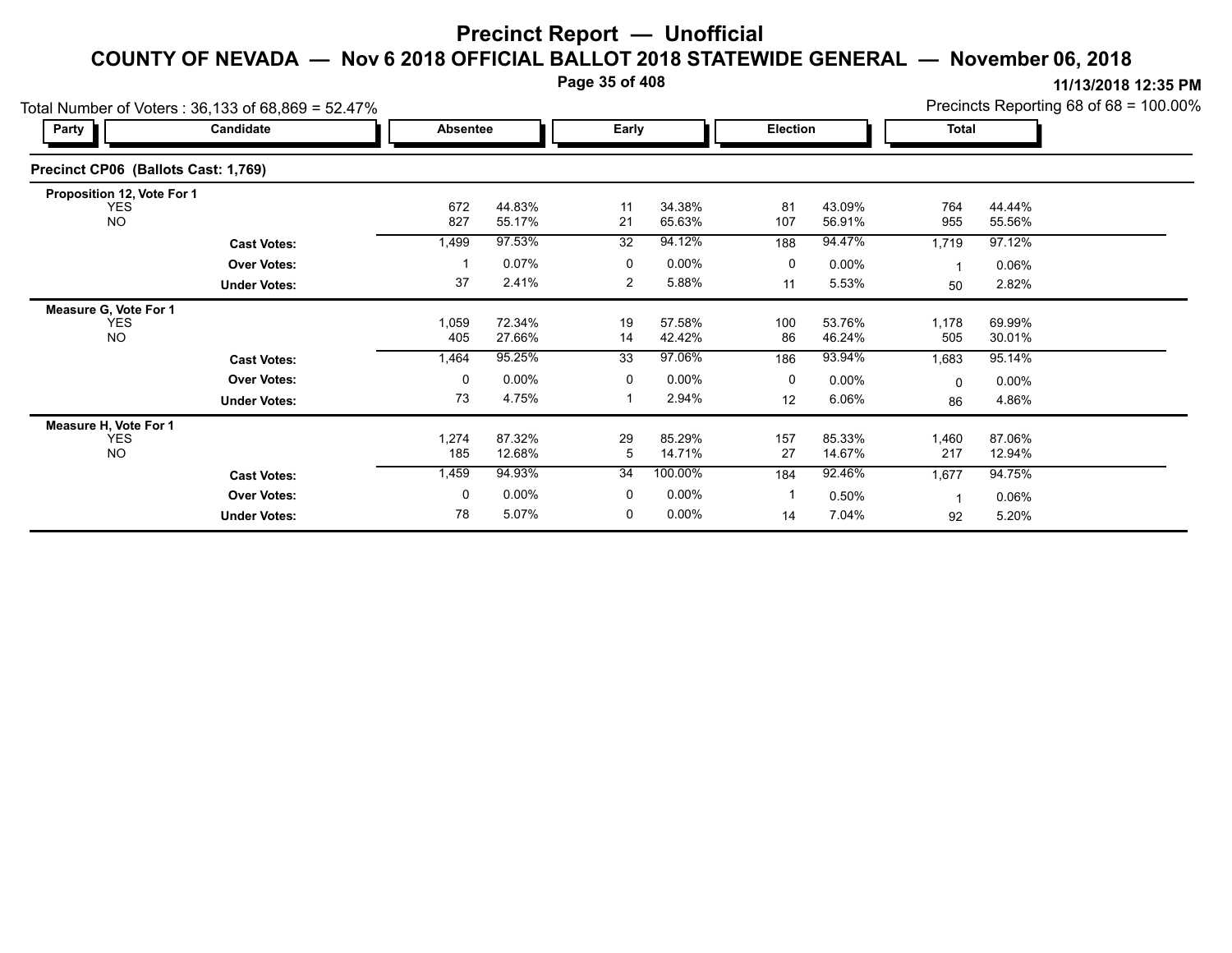# Precinct Report — Unofficial

## COUNTY OF NEVADA — Nov 6 2018 OFFICIAL BALLOT 2018 STATEWIDE GENERAL — November 06, 2018

11/13/2018 12:35 PM

Total Number of Voters : 36,133 of 68,869 = 52.47%

Precincts Reporting 68 of 68 = 100.00%

### Precinct CP06 (Ballots Cast: 1,769)

| Party | Candidate | Absentee | | Early | | Election | | Total | |
|---|---|---|---|---|---|---|---|---|---|
| **Proposition 12, Vote For 1** | | | | | | | | | |
| | YES | 672 | 44.83% | 11 | 34.38% | 81 | 43.09% | 764 | 44.44% |
| | NO | 827 | 55.17% | 21 | 65.63% | 107 | 56.91% | 955 | 55.56% |
| | **Cast Votes:** | 1,499 | 97.53% | 32 | 94.12% | 188 | 94.47% | 1,719 | 97.12% |
| | **Over Votes:** | 1 | 0.07% | 0 | 0.00% | 0 | 0.00% | 1 | 0.06% |
| | **Under Votes:** | 37 | 2.41% | 2 | 5.88% | 11 | 5.53% | 50 | 2.82% |
| **Measure G, Vote For 1** | | | | | | | | | |
| | YES | 1,059 | 72.34% | 19 | 57.58% | 100 | 53.76% | 1,178 | 69.99% |
| | NO | 405 | 27.66% | 14 | 42.42% | 86 | 46.24% | 505 | 30.01% |
| | **Cast Votes:** | 1,464 | 95.25% | 33 | 97.06% | 186 | 93.94% | 1,683 | 95.14% |
| | **Over Votes:** | 0 | 0.00% | 0 | 0.00% | 0 | 0.00% | 0 | 0.00% |
| | **Under Votes:** | 73 | 4.75% | 1 | 2.94% | 12 | 6.06% | 86 | 4.86% |
| **Measure H, Vote For 1** | | | | | | | | | |
| | YES | 1,274 | 87.32% | 29 | 85.29% | 157 | 85.33% | 1,460 | 87.06% |
| | NO | 185 | 12.68% | 5 | 14.71% | 27 | 14.67% | 217 | 12.94% |
| | **Cast Votes:** | 1,459 | 94.93% | 34 | 100.00% | 184 | 92.46% | 1,677 | 94.75% |
| | **Over Votes:** | 0 | 0.00% | 0 | 0.00% | 1 | 0.50% | 1 | 0.06% |
| | **Under Votes:** | 78 | 5.07% | 0 | 0.00% | 14 | 7.04% | 92 | 5.20% |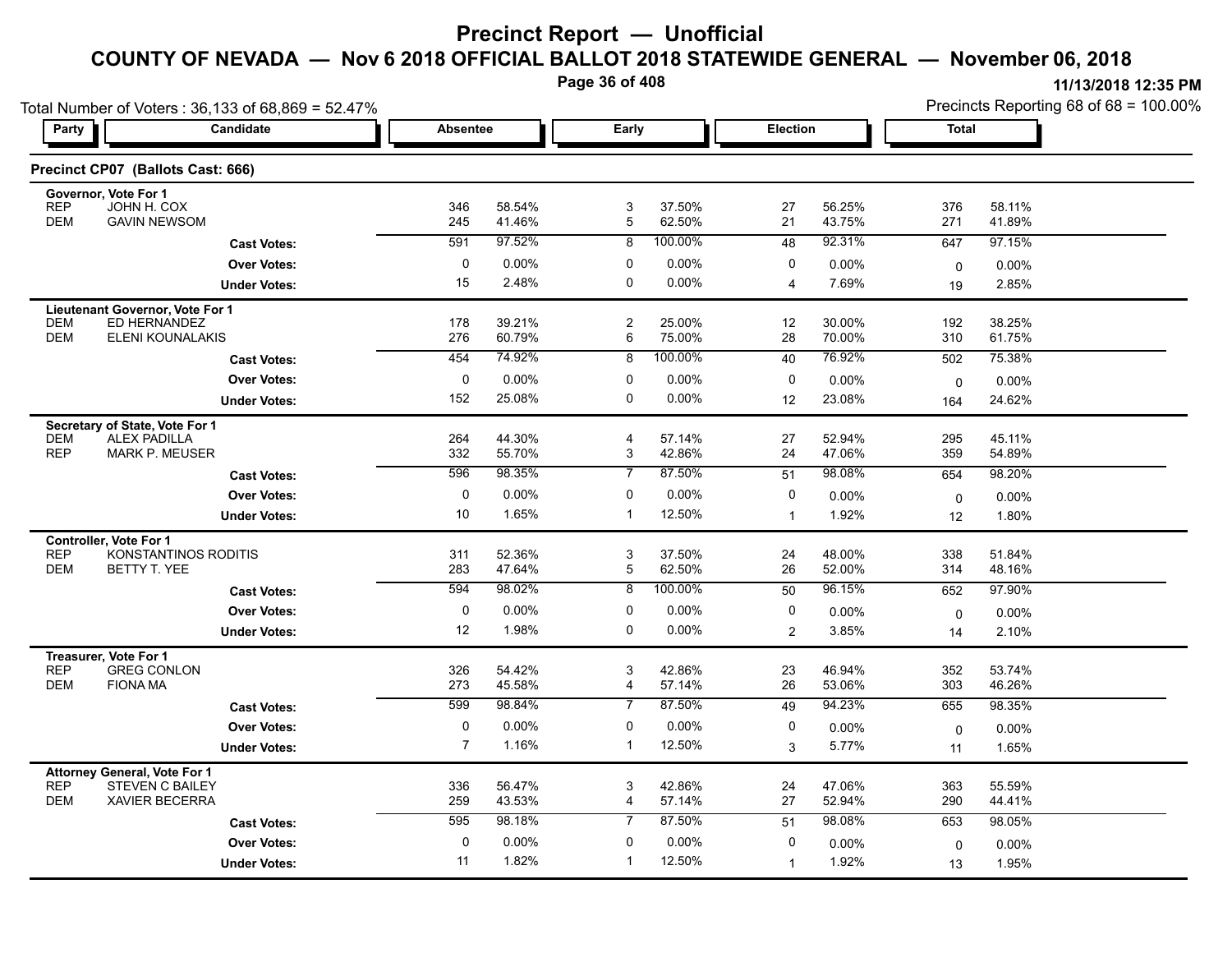# Precinct Report — Unofficial

## COUNTY OF NEVADA — Nov 6 2018 OFFICIAL BALLOT 2018 STATEWIDE GENERAL — November 06, 2018

11/13/2018 12:35 PM

Total Number of Voters : 36,133 of 68,869 = 52.47%

Precincts Reporting 68 of 68 = 100.00%

### Precinct CP07 (Ballots Cast: 666)

| Party | Candidate | Absentee | | Early | | Election | | Total | |
|---|---|---|---|---|---|---|---|---|---|
| **Governor, Vote For 1** | | | | | | | | | |
| REP | JOHN H. COX | 346 | 58.54% | 3 | 37.50% | 27 | 56.25% | 376 | 58.11% |
| DEM | GAVIN NEWSOM | 245 | 41.46% | 5 | 62.50% | 21 | 43.75% | 271 | 41.89% |
| | **Cast Votes:** | 591 | 97.52% | 8 | 100.00% | 48 | 92.31% | 647 | 97.15% |
| | **Over Votes:** | 0 | 0.00% | 0 | 0.00% | 0 | 0.00% | 0 | 0.00% |
| | **Under Votes:** | 15 | 2.48% | 0 | 0.00% | 4 | 7.69% | 19 | 2.85% |
| **Lieutenant Governor, Vote For 1** | | | | | | | | | |
| DEM | ED HERNANDEZ | 178 | 39.21% | 2 | 25.00% | 12 | 30.00% | 192 | 38.25% |
| DEM | ELENI KOUNALAKIS | 276 | 60.79% | 6 | 75.00% | 28 | 70.00% | 310 | 61.75% |
| | **Cast Votes:** | 454 | 74.92% | 8 | 100.00% | 40 | 76.92% | 502 | 75.38% |
| | **Over Votes:** | 0 | 0.00% | 0 | 0.00% | 0 | 0.00% | 0 | 0.00% |
| | **Under Votes:** | 152 | 25.08% | 0 | 0.00% | 12 | 23.08% | 164 | 24.62% |
| **Secretary of State, Vote For 1** | | | | | | | | | |
| DEM | ALEX PADILLA | 264 | 44.30% | 4 | 57.14% | 27 | 52.94% | 295 | 45.11% |
| REP | MARK P. MEUSER | 332 | 55.70% | 3 | 42.86% | 24 | 47.06% | 359 | 54.89% |
| | **Cast Votes:** | 596 | 98.35% | 7 | 87.50% | 51 | 98.08% | 654 | 98.20% |
| | **Over Votes:** | 0 | 0.00% | 0 | 0.00% | 0 | 0.00% | 0 | 0.00% |
| | **Under Votes:** | 10 | 1.65% | 1 | 12.50% | 1 | 1.92% | 12 | 1.80% |
| **Controller, Vote For 1** | | | | | | | | | |
| REP | KONSTANTINOS RODITIS | 311 | 52.36% | 3 | 37.50% | 24 | 48.00% | 338 | 51.84% |
| DEM | BETTY T. YEE | 283 | 47.64% | 5 | 62.50% | 26 | 52.00% | 314 | 48.16% |
| | **Cast Votes:** | 594 | 98.02% | 8 | 100.00% | 50 | 96.15% | 652 | 97.90% |
| | **Over Votes:** | 0 | 0.00% | 0 | 0.00% | 0 | 0.00% | 0 | 0.00% |
| | **Under Votes:** | 12 | 1.98% | 0 | 0.00% | 2 | 3.85% | 14 | 2.10% |
| **Treasurer, Vote For 1** | | | | | | | | | |
| REP | GREG CONLON | 326 | 54.42% | 3 | 42.86% | 23 | 46.94% | 352 | 53.74% |
| DEM | FIONA MA | 273 | 45.58% | 4 | 57.14% | 26 | 53.06% | 303 | 46.26% |
| | **Cast Votes:** | 599 | 98.84% | 7 | 87.50% | 49 | 94.23% | 655 | 98.35% |
| | **Over Votes:** | 0 | 0.00% | 0 | 0.00% | 0 | 0.00% | 0 | 0.00% |
| | **Under Votes:** | 7 | 1.16% | 1 | 12.50% | 3 | 5.77% | 11 | 1.65% |
| **Attorney General, Vote For 1** | | | | | | | | | |
| REP | STEVEN C BAILEY | 336 | 56.47% | 3 | 42.86% | 24 | 47.06% | 363 | 55.59% |
| DEM | XAVIER BECERRA | 259 | 43.53% | 4 | 57.14% | 27 | 52.94% | 290 | 44.41% |
| | **Cast Votes:** | 595 | 98.18% | 7 | 87.50% | 51 | 98.08% | 653 | 98.05% |
| | **Over Votes:** | 0 | 0.00% | 0 | 0.00% | 0 | 0.00% | 0 | 0.00% |
| | **Under Votes:** | 11 | 1.82% | 1 | 12.50% | 1 | 1.92% | 13 | 1.95% |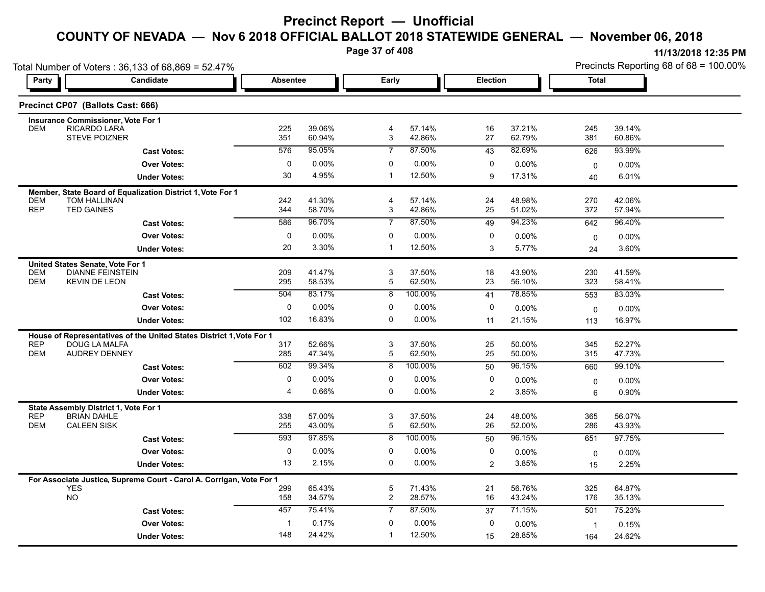# Precinct Report — Unofficial

## COUNTY OF NEVADA — Nov 6 2018 OFFICIAL BALLOT 2018 STATEWIDE GENERAL — November 06, 2018

11/13/2018 12:35 PM

Total Number of Voters : 36,133 of 68,869 = 52.47%

Precincts Reporting 68 of 68 = 100.00%

### Precinct CP07 (Ballots Cast: 666)

| Party | Candidate | Absentee | | Early | | Election | | Total | |
|---|---|---|---|---|---|---|---|---|---|
| | **Insurance Commissioner, Vote For 1** | | | | | | | | |
| DEM | RICARDO LARA | 225 | 39.06% | 4 | 57.14% | 16 | 37.21% | 245 | 39.14% |
| | STEVE POIZNER | 351 | 60.94% | 3 | 42.86% | 27 | 62.79% | 381 | 60.86% |
| | **Cast Votes:** | 576 | 95.05% | 7 | 87.50% | 43 | 82.69% | 626 | 93.99% |
| | **Over Votes:** | 0 | 0.00% | 0 | 0.00% | 0 | 0.00% | 0 | 0.00% |
| | **Under Votes:** | 30 | 4.95% | 1 | 12.50% | 9 | 17.31% | 40 | 6.01% |
| | **Member, State Board of Equalization District 1, Vote For 1** | | | | | | | | |
| DEM | TOM HALLINAN | 242 | 41.30% | 4 | 57.14% | 24 | 48.98% | 270 | 42.06% |
| REP | TED GAINES | 344 | 58.70% | 3 | 42.86% | 25 | 51.02% | 372 | 57.94% |
| | **Cast Votes:** | 586 | 96.70% | 7 | 87.50% | 49 | 94.23% | 642 | 96.40% |
| | **Over Votes:** | 0 | 0.00% | 0 | 0.00% | 0 | 0.00% | 0 | 0.00% |
| | **Under Votes:** | 20 | 3.30% | 1 | 12.50% | 3 | 5.77% | 24 | 3.60% |
| | **United States Senate, Vote For 1** | | | | | | | | |
| DEM | DIANNE FEINSTEIN | 209 | 41.47% | 3 | 37.50% | 18 | 43.90% | 230 | 41.59% |
| DEM | KEVIN DE LEON | 295 | 58.53% | 5 | 62.50% | 23 | 56.10% | 323 | 58.41% |
| | **Cast Votes:** | 504 | 83.17% | 8 | 100.00% | 41 | 78.85% | 553 | 83.03% |
| | **Over Votes:** | 0 | 0.00% | 0 | 0.00% | 0 | 0.00% | 0 | 0.00% |
| | **Under Votes:** | 102 | 16.83% | 0 | 0.00% | 11 | 21.15% | 113 | 16.97% |
| | **House of Representatives of the United States District 1, Vote For 1** | | | | | | | | |
| REP | DOUG LA MALFA | 317 | 52.66% | 3 | 37.50% | 25 | 50.00% | 345 | 52.27% |
| DEM | AUDREY DENNEY | 285 | 47.34% | 5 | 62.50% | 25 | 50.00% | 315 | 47.73% |
| | **Cast Votes:** | 602 | 99.34% | 8 | 100.00% | 50 | 96.15% | 660 | 99.10% |
| | **Over Votes:** | 0 | 0.00% | 0 | 0.00% | 0 | 0.00% | 0 | 0.00% |
| | **Under Votes:** | 4 | 0.66% | 0 | 0.00% | 2 | 3.85% | 6 | 0.90% |
| | **State Assembly District 1, Vote For 1** | | | | | | | | |
| REP | BRIAN DAHLE | 338 | 57.00% | 3 | 37.50% | 24 | 48.00% | 365 | 56.07% |
| DEM | CALEEN SISK | 255 | 43.00% | 5 | 62.50% | 26 | 52.00% | 286 | 43.93% |
| | **Cast Votes:** | 593 | 97.85% | 8 | 100.00% | 50 | 96.15% | 651 | 97.75% |
| | **Over Votes:** | 0 | 0.00% | 0 | 0.00% | 0 | 0.00% | 0 | 0.00% |
| | **Under Votes:** | 13 | 2.15% | 0 | 0.00% | 2 | 3.85% | 15 | 2.25% |
| | **For Associate Justice, Supreme Court - Carol A. Corrigan, Vote For 1** | | | | | | | | |
| | YES | 299 | 65.43% | 5 | 71.43% | 21 | 56.76% | 325 | 64.87% |
| | NO | 158 | 34.57% | 2 | 28.57% | 16 | 43.24% | 176 | 35.13% |
| | **Cast Votes:** | 457 | 75.41% | 7 | 87.50% | 37 | 71.15% | 501 | 75.23% |
| | **Over Votes:** | 1 | 0.17% | 0 | 0.00% | 0 | 0.00% | 1 | 0.15% |
| | **Under Votes:** | 148 | 24.42% | 1 | 12.50% | 15 | 28.85% | 164 | 24.62% |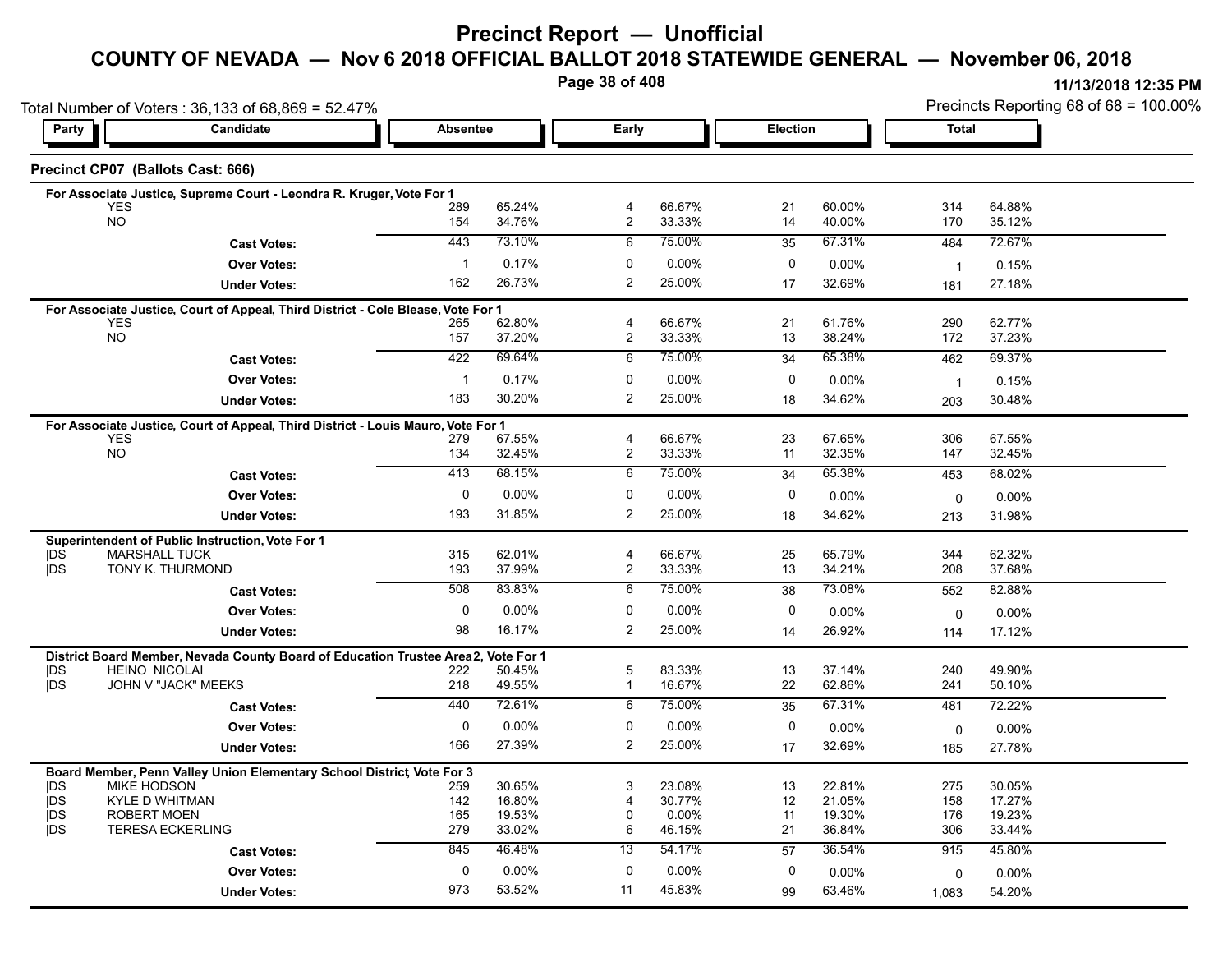# Precinct Report — Unofficial

## COUNTY OF NEVADA — Nov 6 2018 OFFICIAL BALLOT 2018 STATEWIDE GENERAL — November 06, 2018

11/13/2018 12:35 PM

Total Number of Voters : 36,133 of 68,869 = 52.47%

Precincts Reporting 68 of 68 = 100.00%

### Precinct CP07 (Ballots Cast: 666)

**For Associate Justice, Supreme Court - Leondra R. Kruger, Vote For 1**

| Party | Candidate | Absentee | | Early | | Election | | Total | |
|---|---|---|---|---|---|---|---|---|---|
| | YES | 289 | 65.24% | 4 | 66.67% | 21 | 60.00% | 314 | 64.88% |
| | NO | 154 | 34.76% | 2 | 33.33% | 14 | 40.00% | 170 | 35.12% |
| | **Cast Votes:** | 443 | 73.10% | 6 | 75.00% | 35 | 67.31% | 484 | 72.67% |
| | **Over Votes:** | 1 | 0.17% | 0 | 0.00% | 0 | 0.00% | 1 | 0.15% |
| | **Under Votes:** | 162 | 26.73% | 2 | 25.00% | 17 | 32.69% | 181 | 27.18% |

**For Associate Justice, Court of Appeal, Third District - Cole Blease, Vote For 1**

| Party | Candidate | Absentee | | Early | | Election | | Total | |
|---|---|---|---|---|---|---|---|---|---|
| | YES | 265 | 62.80% | 4 | 66.67% | 21 | 61.76% | 290 | 62.77% |
| | NO | 157 | 37.20% | 2 | 33.33% | 13 | 38.24% | 172 | 37.23% |
| | **Cast Votes:** | 422 | 69.64% | 6 | 75.00% | 34 | 65.38% | 462 | 69.37% |
| | **Over Votes:** | 1 | 0.17% | 0 | 0.00% | 0 | 0.00% | 1 | 0.15% |
| | **Under Votes:** | 183 | 30.20% | 2 | 25.00% | 18 | 34.62% | 203 | 30.48% |

**For Associate Justice, Court of Appeal, Third District - Louis Mauro, Vote For 1**

| Party | Candidate | Absentee | | Early | | Election | | Total | |
|---|---|---|---|---|---|---|---|---|---|
| | YES | 279 | 67.55% | 4 | 66.67% | 23 | 67.65% | 306 | 67.55% |
| | NO | 134 | 32.45% | 2 | 33.33% | 11 | 32.35% | 147 | 32.45% |
| | **Cast Votes:** | 413 | 68.15% | 6 | 75.00% | 34 | 65.38% | 453 | 68.02% |
| | **Over Votes:** | 0 | 0.00% | 0 | 0.00% | 0 | 0.00% | 0 | 0.00% |
| | **Under Votes:** | 193 | 31.85% | 2 | 25.00% | 18 | 34.62% | 213 | 31.98% |

**Superintendent of Public Instruction, Vote For 1**

| Party | Candidate | Absentee | | Early | | Election | | Total | |
|---|---|---|---|---|---|---|---|---|---|
| DS | MARSHALL TUCK | 315 | 62.01% | 4 | 66.67% | 25 | 65.79% | 344 | 62.32% |
| DS | TONY K. THURMOND | 193 | 37.99% | 2 | 33.33% | 13 | 34.21% | 208 | 37.68% |
| | **Cast Votes:** | 508 | 83.83% | 6 | 75.00% | 38 | 73.08% | 552 | 82.88% |
| | **Over Votes:** | 0 | 0.00% | 0 | 0.00% | 0 | 0.00% | 0 | 0.00% |
| | **Under Votes:** | 98 | 16.17% | 2 | 25.00% | 14 | 26.92% | 114 | 17.12% |

**District Board Member, Nevada County Board of Education Trustee Area 2, Vote For 1**

| Party | Candidate | Absentee | | Early | | Election | | Total | |
|---|---|---|---|---|---|---|---|---|---|
| DS | HEINO NICOLAI | 222 | 50.45% | 5 | 83.33% | 13 | 37.14% | 240 | 49.90% |
| DS | JOHN V "JACK" MEEKS | 218 | 49.55% | 1 | 16.67% | 22 | 62.86% | 241 | 50.10% |
| | **Cast Votes:** | 440 | 72.61% | 6 | 75.00% | 35 | 67.31% | 481 | 72.22% |
| | **Over Votes:** | 0 | 0.00% | 0 | 0.00% | 0 | 0.00% | 0 | 0.00% |
| | **Under Votes:** | 166 | 27.39% | 2 | 25.00% | 17 | 32.69% | 185 | 27.78% |

**Board Member, Penn Valley Union Elementary School District, Vote For 3**

| Party | Candidate | Absentee | | Early | | Election | | Total | |
|---|---|---|---|---|---|---|---|---|---|
| DS | MIKE HODSON | 259 | 30.65% | 3 | 23.08% | 13 | 22.81% | 275 | 30.05% |
| DS | KYLE D WHITMAN | 142 | 16.80% | 4 | 30.77% | 12 | 21.05% | 158 | 17.27% |
| DS | ROBERT MOEN | 165 | 19.53% | 0 | 0.00% | 11 | 19.30% | 176 | 19.23% |
| DS | TERESA ECKERLING | 279 | 33.02% | 6 | 46.15% | 21 | 36.84% | 306 | 33.44% |
| | **Cast Votes:** | 845 | 46.48% | 13 | 54.17% | 57 | 36.54% | 915 | 45.80% |
| | **Over Votes:** | 0 | 0.00% | 0 | 0.00% | 0 | 0.00% | 0 | 0.00% |
| | **Under Votes:** | 973 | 53.52% | 11 | 45.83% | 99 | 63.46% | 1,083 | 54.20% |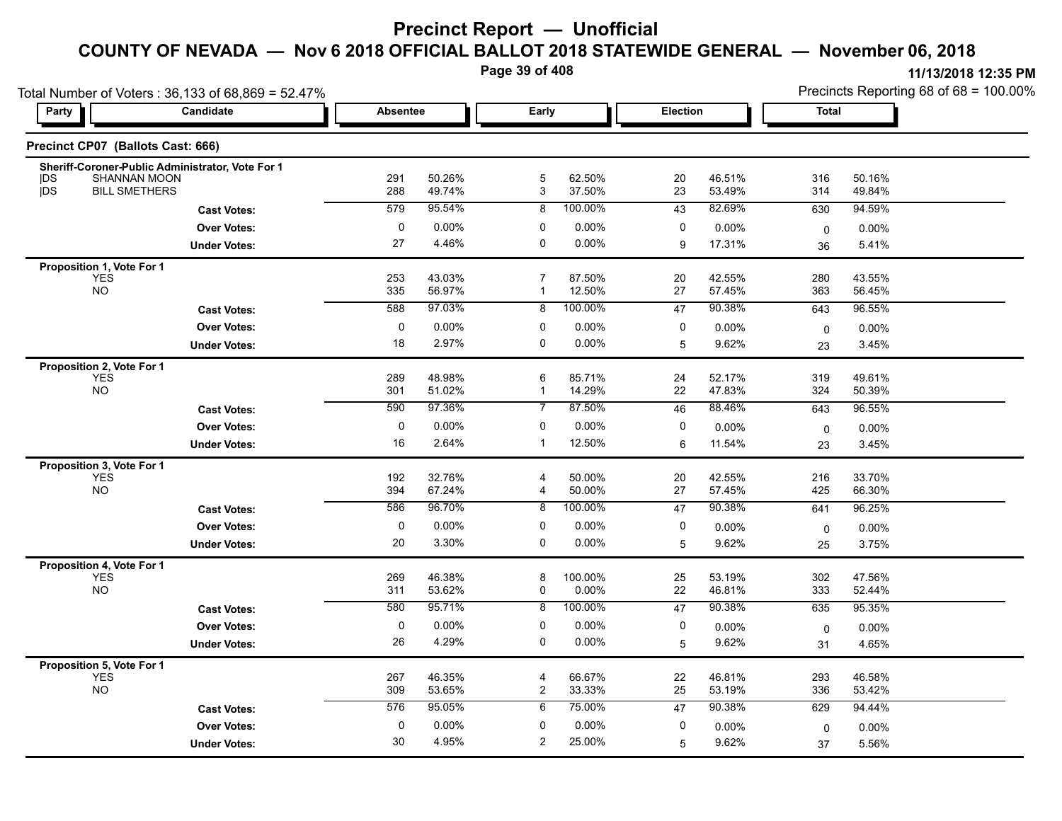# Precinct Report — Unofficial

## COUNTY OF NEVADA — Nov 6 2018 OFFICIAL BALLOT 2018 STATEWIDE GENERAL — November 06, 2018

11/13/2018 12:35 PM

Total Number of Voters : 36,133 of 68,869 = 52.47%

Precincts Reporting 68 of 68 = 100.00%

### Precinct CP07 (Ballots Cast: 666)

| Party | Candidate | Absentee | | Early | | Election | | Total | |
|---|---|---|---|---|---|---|---|---|---|
| **Sheriff-Coroner-Public Administrator, Vote For 1** | | | | | | | | | |
| DS | SHANNAN MOON | 291 | 50.26% | 5 | 62.50% | 20 | 46.51% | 316 | 50.16% |
| DS | BILL SMETHERS | 288 | 49.74% | 3 | 37.50% | 23 | 53.49% | 314 | 49.84% |
| | **Cast Votes:** | 579 | 95.54% | 8 | 100.00% | 43 | 82.69% | 630 | 94.59% |
| | **Over Votes:** | 0 | 0.00% | 0 | 0.00% | 0 | 0.00% | 0 | 0.00% |
| | **Under Votes:** | 27 | 4.46% | 0 | 0.00% | 9 | 17.31% | 36 | 5.41% |
| **Proposition 1, Vote For 1** | | | | | | | | | |
| | YES | 253 | 43.03% | 7 | 87.50% | 20 | 42.55% | 280 | 43.55% |
| | NO | 335 | 56.97% | 1 | 12.50% | 27 | 57.45% | 363 | 56.45% |
| | **Cast Votes:** | 588 | 97.03% | 8 | 100.00% | 47 | 90.38% | 643 | 96.55% |
| | **Over Votes:** | 0 | 0.00% | 0 | 0.00% | 0 | 0.00% | 0 | 0.00% |
| | **Under Votes:** | 18 | 2.97% | 0 | 0.00% | 5 | 9.62% | 23 | 3.45% |
| **Proposition 2, Vote For 1** | | | | | | | | | |
| | YES | 289 | 48.98% | 6 | 85.71% | 24 | 52.17% | 319 | 49.61% |
| | NO | 301 | 51.02% | 1 | 14.29% | 22 | 47.83% | 324 | 50.39% |
| | **Cast Votes:** | 590 | 97.36% | 7 | 87.50% | 46 | 88.46% | 643 | 96.55% |
| | **Over Votes:** | 0 | 0.00% | 0 | 0.00% | 0 | 0.00% | 0 | 0.00% |
| | **Under Votes:** | 16 | 2.64% | 1 | 12.50% | 6 | 11.54% | 23 | 3.45% |
| **Proposition 3, Vote For 1** | | | | | | | | | |
| | YES | 192 | 32.76% | 4 | 50.00% | 20 | 42.55% | 216 | 33.70% |
| | NO | 394 | 67.24% | 4 | 50.00% | 27 | 57.45% | 425 | 66.30% |
| | **Cast Votes:** | 586 | 96.70% | 8 | 100.00% | 47 | 90.38% | 641 | 96.25% |
| | **Over Votes:** | 0 | 0.00% | 0 | 0.00% | 0 | 0.00% | 0 | 0.00% |
| | **Under Votes:** | 20 | 3.30% | 0 | 0.00% | 5 | 9.62% | 25 | 3.75% |
| **Proposition 4, Vote For 1** | | | | | | | | | |
| | YES | 269 | 46.38% | 8 | 100.00% | 25 | 53.19% | 302 | 47.56% |
| | NO | 311 | 53.62% | 0 | 0.00% | 22 | 46.81% | 333 | 52.44% |
| | **Cast Votes:** | 580 | 95.71% | 8 | 100.00% | 47 | 90.38% | 635 | 95.35% |
| | **Over Votes:** | 0 | 0.00% | 0 | 0.00% | 0 | 0.00% | 0 | 0.00% |
| | **Under Votes:** | 26 | 4.29% | 0 | 0.00% | 5 | 9.62% | 31 | 4.65% |
| **Proposition 5, Vote For 1** | | | | | | | | | |
| | YES | 267 | 46.35% | 4 | 66.67% | 22 | 46.81% | 293 | 46.58% |
| | NO | 309 | 53.65% | 2 | 33.33% | 25 | 53.19% | 336 | 53.42% |
| | **Cast Votes:** | 576 | 95.05% | 6 | 75.00% | 47 | 90.38% | 629 | 94.44% |
| | **Over Votes:** | 0 | 0.00% | 0 | 0.00% | 0 | 0.00% | 0 | 0.00% |
| | **Under Votes:** | 30 | 4.95% | 2 | 25.00% | 5 | 9.62% | 37 | 5.56% |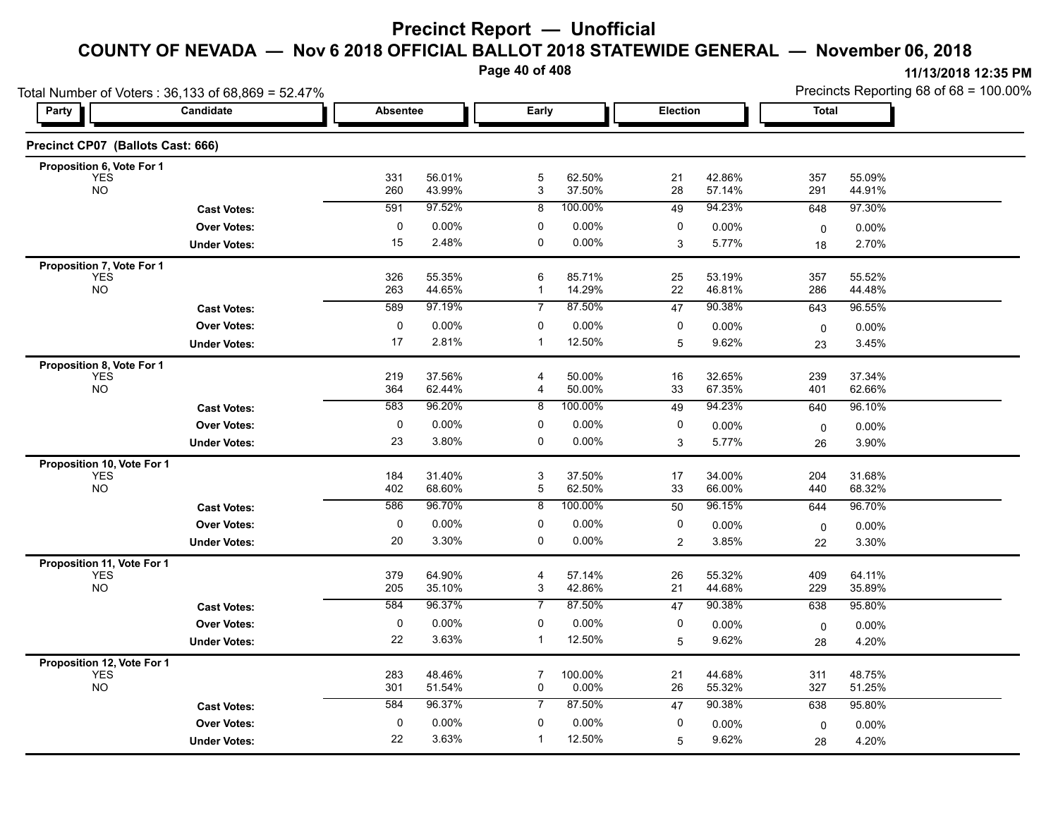# Precinct Report — Unofficial

## COUNTY OF NEVADA — Nov 6 2018 OFFICIAL BALLOT 2018 STATEWIDE GENERAL — November 06, 2018

11/13/2018 12:35 PM

Total Number of Voters : 36,133 of 68,869 = 52.47%

Precincts Reporting 68 of 68 = 100.00%

### Precinct CP07 (Ballots Cast: 666)

| Party | Candidate | Absentee | | Early | | Election | | Total | |
|---|---|---|---|---|---|---|---|---|---|
| **Proposition 6, Vote For 1** | | | | | | | | | |
| YES | | 331 | 56.01% | 5 | 62.50% | 21 | 42.86% | 357 | 55.09% |
| NO | | 260 | 43.99% | 3 | 37.50% | 28 | 57.14% | 291 | 44.91% |
| | **Cast Votes:** | 591 | 97.52% | 8 | 100.00% | 49 | 94.23% | 648 | 97.30% |
| | **Over Votes:** | 0 | 0.00% | 0 | 0.00% | 0 | 0.00% | 0 | 0.00% |
| | **Under Votes:** | 15 | 2.48% | 0 | 0.00% | 3 | 5.77% | 18 | 2.70% |
| **Proposition 7, Vote For 1** | | | | | | | | | |
| YES | | 326 | 55.35% | 6 | 85.71% | 25 | 53.19% | 357 | 55.52% |
| NO | | 263 | 44.65% | 1 | 14.29% | 22 | 46.81% | 286 | 44.48% |
| | **Cast Votes:** | 589 | 97.19% | 7 | 87.50% | 47 | 90.38% | 643 | 96.55% |
| | **Over Votes:** | 0 | 0.00% | 0 | 0.00% | 0 | 0.00% | 0 | 0.00% |
| | **Under Votes:** | 17 | 2.81% | 1 | 12.50% | 5 | 9.62% | 23 | 3.45% |
| **Proposition 8, Vote For 1** | | | | | | | | | |
| YES | | 219 | 37.56% | 4 | 50.00% | 16 | 32.65% | 239 | 37.34% |
| NO | | 364 | 62.44% | 4 | 50.00% | 33 | 67.35% | 401 | 62.66% |
| | **Cast Votes:** | 583 | 96.20% | 8 | 100.00% | 49 | 94.23% | 640 | 96.10% |
| | **Over Votes:** | 0 | 0.00% | 0 | 0.00% | 0 | 0.00% | 0 | 0.00% |
| | **Under Votes:** | 23 | 3.80% | 0 | 0.00% | 3 | 5.77% | 26 | 3.90% |
| **Proposition 10, Vote For 1** | | | | | | | | | |
| YES | | 184 | 31.40% | 3 | 37.50% | 17 | 34.00% | 204 | 31.68% |
| NO | | 402 | 68.60% | 5 | 62.50% | 33 | 66.00% | 440 | 68.32% |
| | **Cast Votes:** | 586 | 96.70% | 8 | 100.00% | 50 | 96.15% | 644 | 96.70% |
| | **Over Votes:** | 0 | 0.00% | 0 | 0.00% | 0 | 0.00% | 0 | 0.00% |
| | **Under Votes:** | 20 | 3.30% | 0 | 0.00% | 2 | 3.85% | 22 | 3.30% |
| **Proposition 11, Vote For 1** | | | | | | | | | |
| YES | | 379 | 64.90% | 4 | 57.14% | 26 | 55.32% | 409 | 64.11% |
| NO | | 205 | 35.10% | 3 | 42.86% | 21 | 44.68% | 229 | 35.89% |
| | **Cast Votes:** | 584 | 96.37% | 7 | 87.50% | 47 | 90.38% | 638 | 95.80% |
| | **Over Votes:** | 0 | 0.00% | 0 | 0.00% | 0 | 0.00% | 0 | 0.00% |
| | **Under Votes:** | 22 | 3.63% | 1 | 12.50% | 5 | 9.62% | 28 | 4.20% |
| **Proposition 12, Vote For 1** | | | | | | | | | |
| YES | | 283 | 48.46% | 7 | 100.00% | 21 | 44.68% | 311 | 48.75% |
| NO | | 301 | 51.54% | 0 | 0.00% | 26 | 55.32% | 327 | 51.25% |
| | **Cast Votes:** | 584 | 96.37% | 7 | 87.50% | 47 | 90.38% | 638 | 95.80% |
| | **Over Votes:** | 0 | 0.00% | 0 | 0.00% | 0 | 0.00% | 0 | 0.00% |
| | **Under Votes:** | 22 | 3.63% | 1 | 12.50% | 5 | 9.62% | 28 | 4.20% |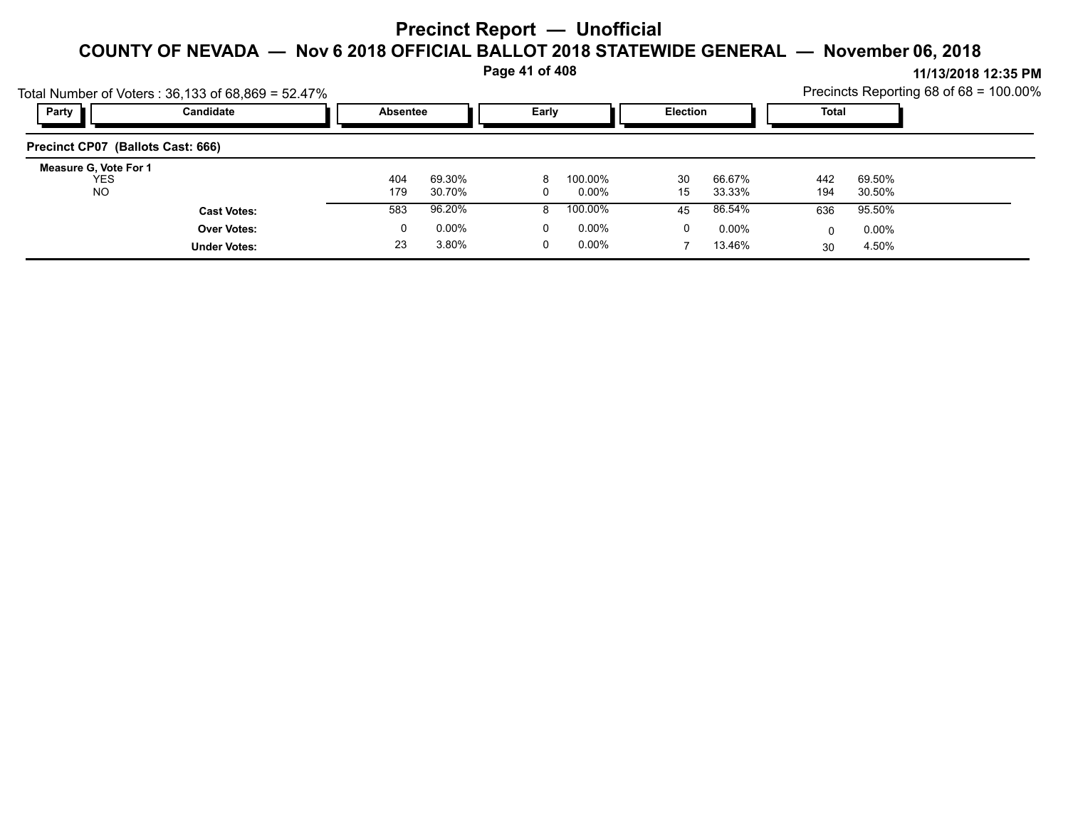# Precinct Report — Unofficial

## COUNTY OF NEVADA — Nov 6 2018 OFFICIAL BALLOT 2018 STATEWIDE GENERAL — November 06, 2018

11/13/2018 12:35 PM

Total Number of Voters : 36,133 of 68,869 = 52.47%

Precincts Reporting 68 of 68 = 100.00%

| Party | Candidate | Absentee | | Early | | Election | | Total | |
|---|---|---|---|---|---|---|---|---|---|
| **Precinct CP07 (Ballots Cast: 666)** | | | | | | | | | |
| **Measure G, Vote For 1** | | | | | | | | | |
| | YES | 404 | 69.30% | 8 | 100.00% | 30 | 66.67% | 442 | 69.50% |
| | NO | 179 | 30.70% | 0 | 0.00% | 15 | 33.33% | 194 | 30.50% |
| | **Cast Votes:** | 583 | 96.20% | 8 | 100.00% | 45 | 86.54% | 636 | 95.50% |
| | **Over Votes:** | 0 | 0.00% | 0 | 0.00% | 0 | 0.00% | 0 | 0.00% |
| | **Under Votes:** | 23 | 3.80% | 0 | 0.00% | 7 | 13.46% | 30 | 4.50% |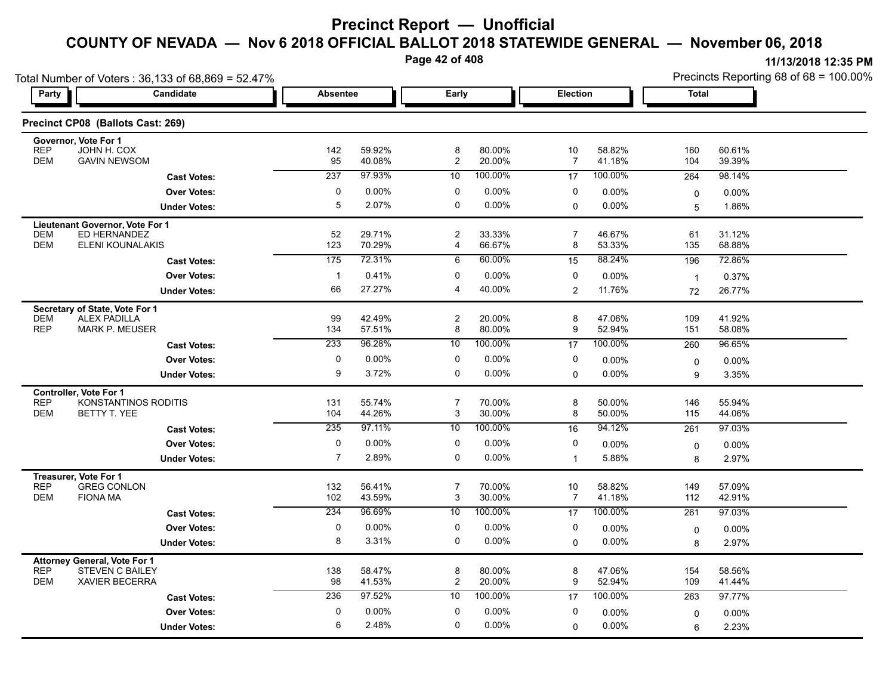# Precinct Report — Unofficial

## COUNTY OF NEVADA — Nov 6 2018 OFFICIAL BALLOT 2018 STATEWIDE GENERAL — November 06, 2018

11/13/2018 12:35 PM

Total Number of Voters : 36,133 of 68,869 = 52.47%

Precincts Reporting 68 of 68 = 100.00%

### Precinct CP08 (Ballots Cast: 269)

| Party | Candidate | Absentee | | Early | | Election | | Total | |
|---|---|---|---|---|---|---|---|---|---|
| **Governor, Vote For 1** | | | | | | | | | |
| REP | JOHN H. COX | 142 | 59.92% | 8 | 80.00% | 10 | 58.82% | 160 | 60.61% |
| DEM | GAVIN NEWSOM | 95 | 40.08% | 2 | 20.00% | 7 | 41.18% | 104 | 39.39% |
| | **Cast Votes:** | 237 | 97.93% | 10 | 100.00% | 17 | 100.00% | 264 | 98.14% |
| | **Over Votes:** | 0 | 0.00% | 0 | 0.00% | 0 | 0.00% | 0 | 0.00% |
| | **Under Votes:** | 5 | 2.07% | 0 | 0.00% | 0 | 0.00% | 5 | 1.86% |
| **Lieutenant Governor, Vote For 1** | | | | | | | | | |
| DEM | ED HERNANDEZ | 52 | 29.71% | 2 | 33.33% | 7 | 46.67% | 61 | 31.12% |
| DEM | ELENI KOUNALAKIS | 123 | 70.29% | 4 | 66.67% | 8 | 53.33% | 135 | 68.88% |
| | **Cast Votes:** | 175 | 72.31% | 6 | 60.00% | 15 | 88.24% | 196 | 72.86% |
| | **Over Votes:** | 1 | 0.41% | 0 | 0.00% | 0 | 0.00% | 1 | 0.37% |
| | **Under Votes:** | 66 | 27.27% | 4 | 40.00% | 2 | 11.76% | 72 | 26.77% |
| **Secretary of State, Vote For 1** | | | | | | | | | |
| DEM | ALEX PADILLA | 99 | 42.49% | 2 | 20.00% | 8 | 47.06% | 109 | 41.92% |
| REP | MARK P. MEUSER | 134 | 57.51% | 8 | 80.00% | 9 | 52.94% | 151 | 58.08% |
| | **Cast Votes:** | 233 | 96.28% | 10 | 100.00% | 17 | 100.00% | 260 | 96.65% |
| | **Over Votes:** | 0 | 0.00% | 0 | 0.00% | 0 | 0.00% | 0 | 0.00% |
| | **Under Votes:** | 9 | 3.72% | 0 | 0.00% | 0 | 0.00% | 9 | 3.35% |
| **Controller, Vote For 1** | | | | | | | | | |
| REP | KONSTANTINOS RODITIS | 131 | 55.74% | 7 | 70.00% | 8 | 50.00% | 146 | 55.94% |
| DEM | BETTY T. YEE | 104 | 44.26% | 3 | 30.00% | 8 | 50.00% | 115 | 44.06% |
| | **Cast Votes:** | 235 | 97.11% | 10 | 100.00% | 16 | 94.12% | 261 | 97.03% |
| | **Over Votes:** | 0 | 0.00% | 0 | 0.00% | 0 | 0.00% | 0 | 0.00% |
| | **Under Votes:** | 7 | 2.89% | 0 | 0.00% | 1 | 5.88% | 8 | 2.97% |
| **Treasurer, Vote For 1** | | | | | | | | | |
| REP | GREG CONLON | 132 | 56.41% | 7 | 70.00% | 10 | 58.82% | 149 | 57.09% |
| DEM | FIONA MA | 102 | 43.59% | 3 | 30.00% | 7 | 41.18% | 112 | 42.91% |
| | **Cast Votes:** | 234 | 96.69% | 10 | 100.00% | 17 | 100.00% | 261 | 97.03% |
| | **Over Votes:** | 0 | 0.00% | 0 | 0.00% | 0 | 0.00% | 0 | 0.00% |
| | **Under Votes:** | 8 | 3.31% | 0 | 0.00% | 0 | 0.00% | 8 | 2.97% |
| **Attorney General, Vote For 1** | | | | | | | | | |
| REP | STEVEN C BAILEY | 138 | 58.47% | 8 | 80.00% | 8 | 47.06% | 154 | 58.56% |
| DEM | XAVIER BECERRA | 98 | 41.53% | 2 | 20.00% | 9 | 52.94% | 109 | 41.44% |
| | **Cast Votes:** | 236 | 97.52% | 10 | 100.00% | 17 | 100.00% | 263 | 97.77% |
| | **Over Votes:** | 0 | 0.00% | 0 | 0.00% | 0 | 0.00% | 0 | 0.00% |
| | **Under Votes:** | 6 | 2.48% | 0 | 0.00% | 0 | 0.00% | 6 | 2.23% |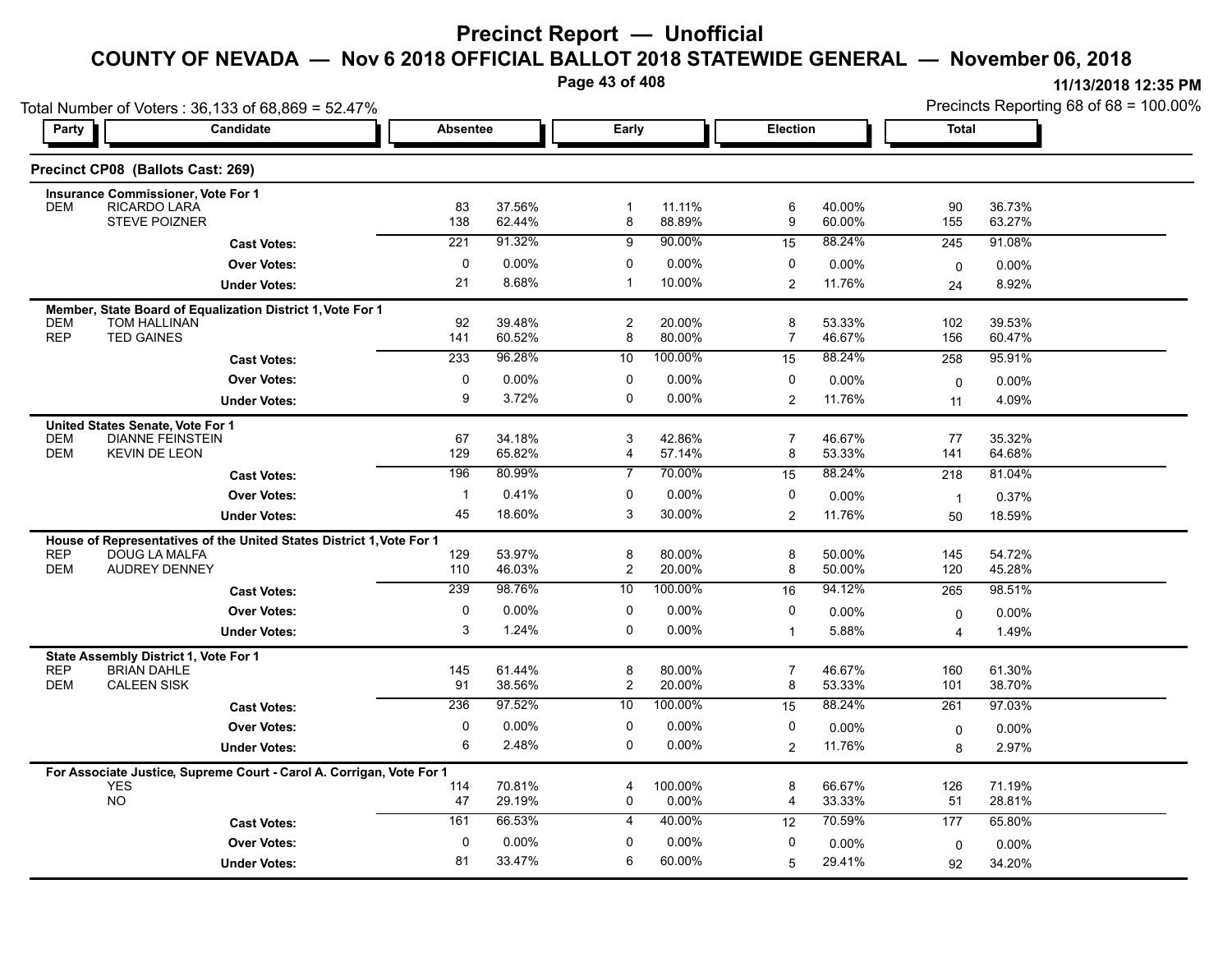# Precinct Report — Unofficial

## COUNTY OF NEVADA — Nov 6 2018 OFFICIAL BALLOT 2018 STATEWIDE GENERAL — November 06, 2018

11/13/2018 12:35 PM

Total Number of Voters : 36,133 of 68,869 = 52.47%

Precincts Reporting 68 of 68 = 100.00%

### Precinct CP08 (Ballots Cast: 269)

| Party | Candidate | Absentee | | Early | | Election | | Total | |
|---|---|---|---|---|---|---|---|---|---|
| **Insurance Commissioner, Vote For 1** | | | | | | | | | |
| DEM | RICARDO LARA | 83 | 37.56% | 1 | 11.11% | 6 | 40.00% | 90 | 36.73% |
| | STEVE POIZNER | 138 | 62.44% | 8 | 88.89% | 9 | 60.00% | 155 | 63.27% |
| | **Cast Votes:** | 221 | 91.32% | 9 | 90.00% | 15 | 88.24% | 245 | 91.08% |
| | **Over Votes:** | 0 | 0.00% | 0 | 0.00% | 0 | 0.00% | 0 | 0.00% |
| | **Under Votes:** | 21 | 8.68% | 1 | 10.00% | 2 | 11.76% | 24 | 8.92% |
| **Member, State Board of Equalization District 1, Vote For 1** | | | | | | | | | |
| DEM | TOM HALLINAN | 92 | 39.48% | 2 | 20.00% | 8 | 53.33% | 102 | 39.53% |
| REP | TED GAINES | 141 | 60.52% | 8 | 80.00% | 7 | 46.67% | 156 | 60.47% |
| | **Cast Votes:** | 233 | 96.28% | 10 | 100.00% | 15 | 88.24% | 258 | 95.91% |
| | **Over Votes:** | 0 | 0.00% | 0 | 0.00% | 0 | 0.00% | 0 | 0.00% |
| | **Under Votes:** | 9 | 3.72% | 0 | 0.00% | 2 | 11.76% | 11 | 4.09% |
| **United States Senate, Vote For 1** | | | | | | | | | |
| DEM | DIANNE FEINSTEIN | 67 | 34.18% | 3 | 42.86% | 7 | 46.67% | 77 | 35.32% |
| DEM | KEVIN DE LEON | 129 | 65.82% | 4 | 57.14% | 8 | 53.33% | 141 | 64.68% |
| | **Cast Votes:** | 196 | 80.99% | 7 | 70.00% | 15 | 88.24% | 218 | 81.04% |
| | **Over Votes:** | 1 | 0.41% | 0 | 0.00% | 0 | 0.00% | 1 | 0.37% |
| | **Under Votes:** | 45 | 18.60% | 3 | 30.00% | 2 | 11.76% | 50 | 18.59% |
| **House of Representatives of the United States District 1, Vote For 1** | | | | | | | | | |
| REP | DOUG LA MALFA | 129 | 53.97% | 8 | 80.00% | 8 | 50.00% | 145 | 54.72% |
| DEM | AUDREY DENNEY | 110 | 46.03% | 2 | 20.00% | 8 | 50.00% | 120 | 45.28% |
| | **Cast Votes:** | 239 | 98.76% | 10 | 100.00% | 16 | 94.12% | 265 | 98.51% |
| | **Over Votes:** | 0 | 0.00% | 0 | 0.00% | 0 | 0.00% | 0 | 0.00% |
| | **Under Votes:** | 3 | 1.24% | 0 | 0.00% | 1 | 5.88% | 4 | 1.49% |
| **State Assembly District 1, Vote For 1** | | | | | | | | | |
| REP | BRIAN DAHLE | 145 | 61.44% | 8 | 80.00% | 7 | 46.67% | 160 | 61.30% |
| DEM | CALEEN SISK | 91 | 38.56% | 2 | 20.00% | 8 | 53.33% | 101 | 38.70% |
| | **Cast Votes:** | 236 | 97.52% | 10 | 100.00% | 15 | 88.24% | 261 | 97.03% |
| | **Over Votes:** | 0 | 0.00% | 0 | 0.00% | 0 | 0.00% | 0 | 0.00% |
| | **Under Votes:** | 6 | 2.48% | 0 | 0.00% | 2 | 11.76% | 8 | 2.97% |
| **For Associate Justice, Supreme Court - Carol A. Corrigan, Vote For 1** | | | | | | | | | |
| | YES | 114 | 70.81% | 4 | 100.00% | 8 | 66.67% | 126 | 71.19% |
| | NO | 47 | 29.19% | 0 | 0.00% | 4 | 33.33% | 51 | 28.81% |
| | **Cast Votes:** | 161 | 66.53% | 4 | 40.00% | 12 | 70.59% | 177 | 65.80% |
| | **Over Votes:** | 0 | 0.00% | 0 | 0.00% | 0 | 0.00% | 0 | 0.00% |
| | **Under Votes:** | 81 | 33.47% | 6 | 60.00% | 5 | 29.41% | 92 | 34.20% |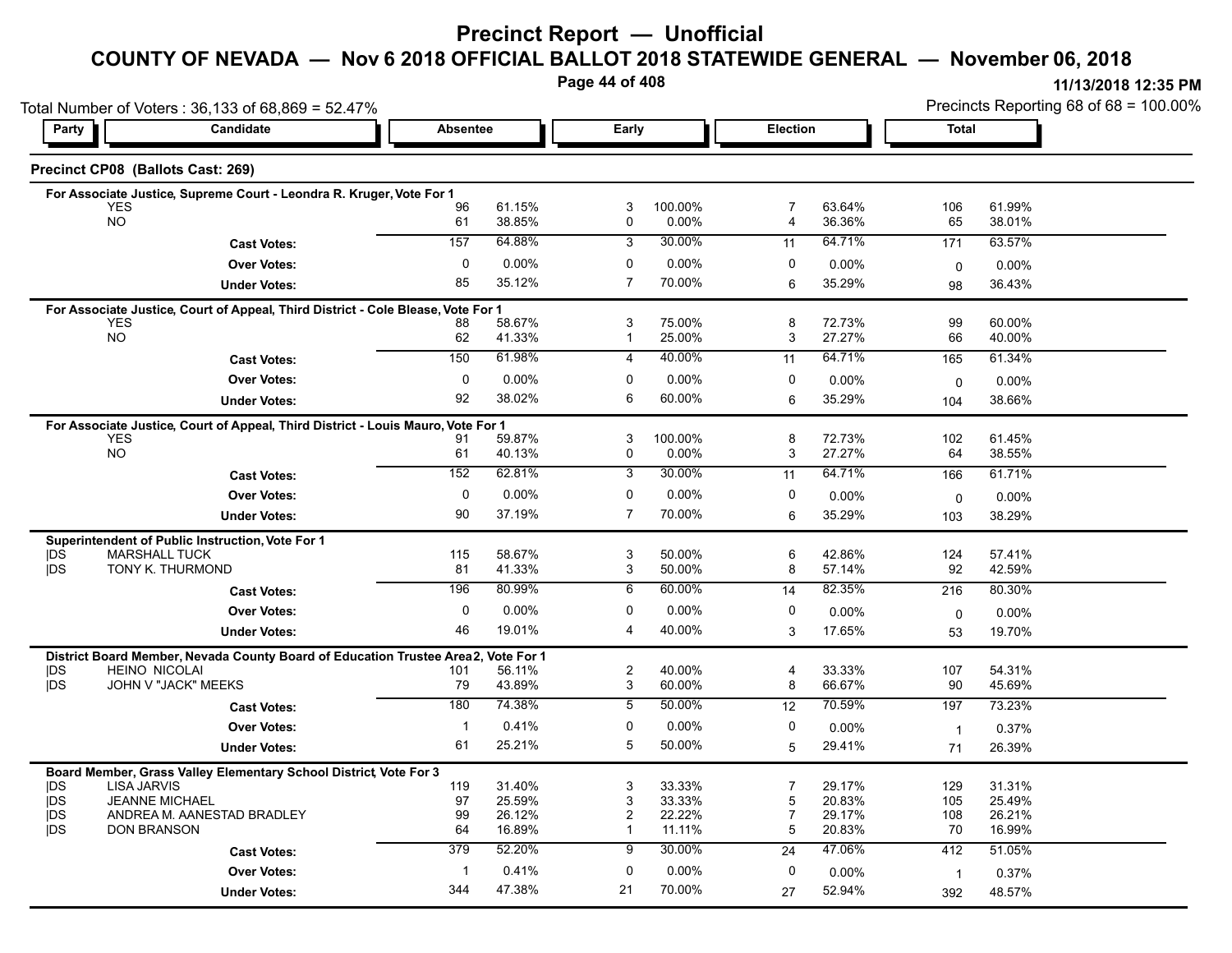# Precinct Report — Unofficial

## COUNTY OF NEVADA — Nov 6 2018 OFFICIAL BALLOT 2018 STATEWIDE GENERAL — November 06, 2018

11/13/2018 12:35 PM

Total Number of Voters : 36,133 of 68,869 = 52.47%

Precincts Reporting 68 of 68 = 100.00%

### Precinct CP08 (Ballots Cast: 269)

**For Associate Justice, Supreme Court - Leondra R. Kruger, Vote For 1**

| Party | Candidate | Absentee | | Early | | Election | | Total | |
|---|---|---|---|---|---|---|---|---|---|
| | YES | 96 | 61.15% | 3 | 100.00% | 7 | 63.64% | 106 | 61.99% |
| | NO | 61 | 38.85% | 0 | 0.00% | 4 | 36.36% | 65 | 38.01% |
| | **Cast Votes:** | 157 | 64.88% | 3 | 30.00% | 11 | 64.71% | 171 | 63.57% |
| | **Over Votes:** | 0 | 0.00% | 0 | 0.00% | 0 | 0.00% | 0 | 0.00% |
| | **Under Votes:** | 85 | 35.12% | 7 | 70.00% | 6 | 35.29% | 98 | 36.43% |

**For Associate Justice, Court of Appeal, Third District - Cole Blease, Vote For 1**

| Party | Candidate | Absentee | | Early | | Election | | Total | |
|---|---|---|---|---|---|---|---|---|---|
| | YES | 88 | 58.67% | 3 | 75.00% | 8 | 72.73% | 99 | 60.00% |
| | NO | 62 | 41.33% | 1 | 25.00% | 3 | 27.27% | 66 | 40.00% |
| | **Cast Votes:** | 150 | 61.98% | 4 | 40.00% | 11 | 64.71% | 165 | 61.34% |
| | **Over Votes:** | 0 | 0.00% | 0 | 0.00% | 0 | 0.00% | 0 | 0.00% |
| | **Under Votes:** | 92 | 38.02% | 6 | 60.00% | 6 | 35.29% | 104 | 38.66% |

**For Associate Justice, Court of Appeal, Third District - Louis Mauro, Vote For 1**

| Party | Candidate | Absentee | | Early | | Election | | Total | |
|---|---|---|---|---|---|---|---|---|---|
| | YES | 91 | 59.87% | 3 | 100.00% | 8 | 72.73% | 102 | 61.45% |
| | NO | 61 | 40.13% | 0 | 0.00% | 3 | 27.27% | 64 | 38.55% |
| | **Cast Votes:** | 152 | 62.81% | 3 | 30.00% | 11 | 64.71% | 166 | 61.71% |
| | **Over Votes:** | 0 | 0.00% | 0 | 0.00% | 0 | 0.00% | 0 | 0.00% |
| | **Under Votes:** | 90 | 37.19% | 7 | 70.00% | 6 | 35.29% | 103 | 38.29% |

**Superintendent of Public Instruction, Vote For 1**

| Party | Candidate | Absentee | | Early | | Election | | Total | |
|---|---|---|---|---|---|---|---|---|---|
| DS | MARSHALL TUCK | 115 | 58.67% | 3 | 50.00% | 6 | 42.86% | 124 | 57.41% |
| DS | TONY K. THURMOND | 81 | 41.33% | 3 | 50.00% | 8 | 57.14% | 92 | 42.59% |
| | **Cast Votes:** | 196 | 80.99% | 6 | 60.00% | 14 | 82.35% | 216 | 80.30% |
| | **Over Votes:** | 0 | 0.00% | 0 | 0.00% | 0 | 0.00% | 0 | 0.00% |
| | **Under Votes:** | 46 | 19.01% | 4 | 40.00% | 3 | 17.65% | 53 | 19.70% |

**District Board Member, Nevada County Board of Education Trustee Area 2, Vote For 1**

| Party | Candidate | Absentee | | Early | | Election | | Total | |
|---|---|---|---|---|---|---|---|---|---|
| DS | HEINO NICOLAI | 101 | 56.11% | 2 | 40.00% | 4 | 33.33% | 107 | 54.31% |
| DS | JOHN V "JACK" MEEKS | 79 | 43.89% | 3 | 60.00% | 8 | 66.67% | 90 | 45.69% |
| | **Cast Votes:** | 180 | 74.38% | 5 | 50.00% | 12 | 70.59% | 197 | 73.23% |
| | **Over Votes:** | 1 | 0.41% | 0 | 0.00% | 0 | 0.00% | 1 | 0.37% |
| | **Under Votes:** | 61 | 25.21% | 5 | 50.00% | 5 | 29.41% | 71 | 26.39% |

**Board Member, Grass Valley Elementary School District, Vote For 3**

| Party | Candidate | Absentee | | Early | | Election | | Total | |
|---|---|---|---|---|---|---|---|---|---|
| DS | LISA JARVIS | 119 | 31.40% | 3 | 33.33% | 7 | 29.17% | 129 | 31.31% |
| DS | JEANNE MICHAEL | 97 | 25.59% | 3 | 33.33% | 5 | 20.83% | 105 | 25.49% |
| DS | ANDREA M. AANESTAD BRADLEY | 99 | 26.12% | 2 | 22.22% | 7 | 29.17% | 108 | 26.21% |
| DS | DON BRANSON | 64 | 16.89% | 1 | 11.11% | 5 | 20.83% | 70 | 16.99% |
| | **Cast Votes:** | 379 | 52.20% | 9 | 30.00% | 24 | 47.06% | 412 | 51.05% |
| | **Over Votes:** | 1 | 0.41% | 0 | 0.00% | 0 | 0.00% | 1 | 0.37% |
| | **Under Votes:** | 344 | 47.38% | 21 | 70.00% | 27 | 52.94% | 392 | 48.57% |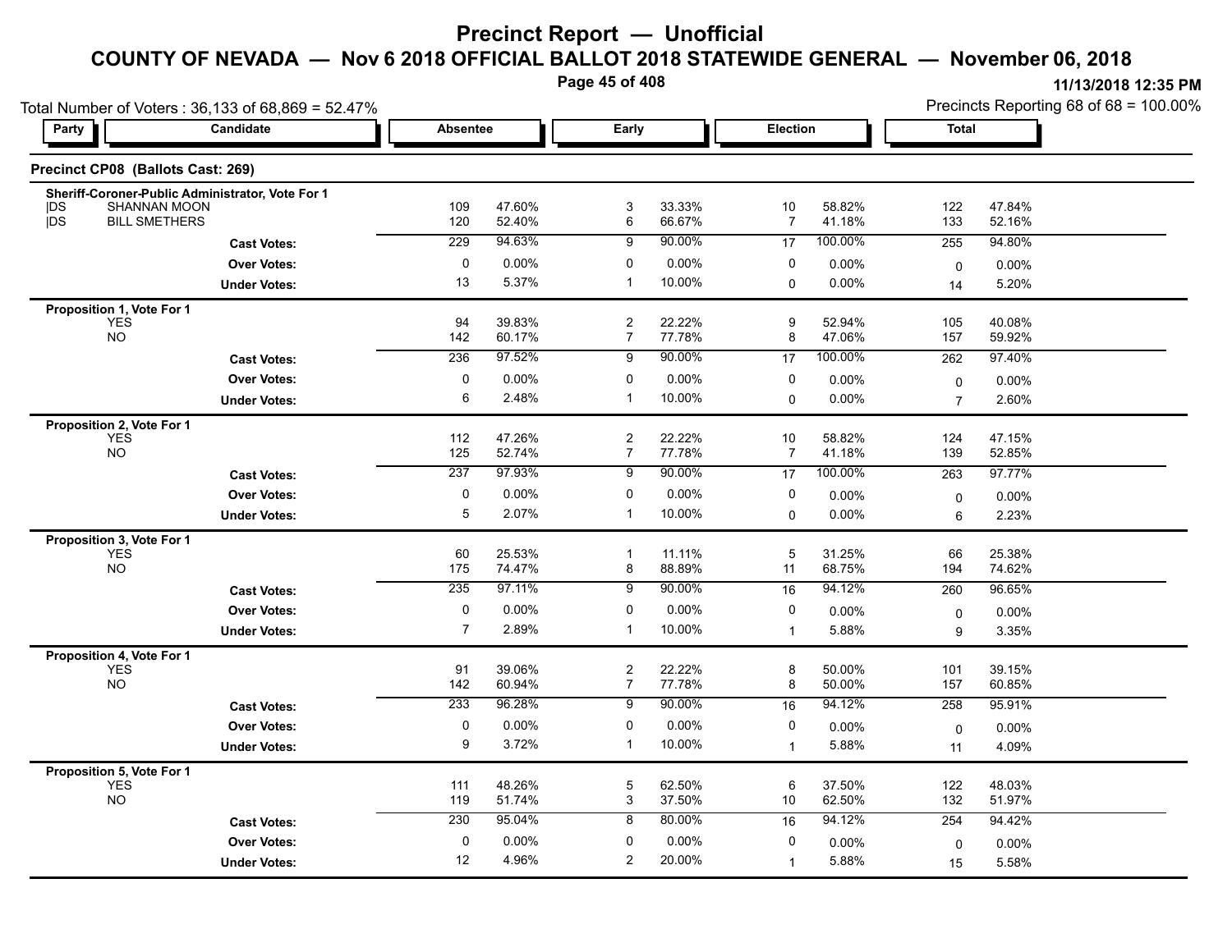# Precinct Report — Unofficial

## COUNTY OF NEVADA — Nov 6 2018 OFFICIAL BALLOT 2018 STATEWIDE GENERAL — November 06, 2018

11/13/2018 12:35 PM

Total Number of Voters : 36,133 of 68,869 = 52.47%

Precincts Reporting 68 of 68 = 100.00%

### Precinct CP08 (Ballots Cast: 269)

| Party | Candidate | Absentee | | Early | | Election | | Total | |
|---|---|---|---|---|---|---|---|---|---|
| **Sheriff-Coroner-Public Administrator, Vote For 1** | | | | | | | | | |
| DS | SHANNAN MOON | 109 | 47.60% | 3 | 33.33% | 10 | 58.82% | 122 | 47.84% |
| DS | BILL SMETHERS | 120 | 52.40% | 6 | 66.67% | 7 | 41.18% | 133 | 52.16% |
| | **Cast Votes:** | 229 | 94.63% | 9 | 90.00% | 17 | 100.00% | 255 | 94.80% |
| | **Over Votes:** | 0 | 0.00% | 0 | 0.00% | 0 | 0.00% | 0 | 0.00% |
| | **Under Votes:** | 13 | 5.37% | 1 | 10.00% | 0 | 0.00% | 14 | 5.20% |
| **Proposition 1, Vote For 1** | | | | | | | | | |
| | YES | 94 | 39.83% | 2 | 22.22% | 9 | 52.94% | 105 | 40.08% |
| | NO | 142 | 60.17% | 7 | 77.78% | 8 | 47.06% | 157 | 59.92% |
| | **Cast Votes:** | 236 | 97.52% | 9 | 90.00% | 17 | 100.00% | 262 | 97.40% |
| | **Over Votes:** | 0 | 0.00% | 0 | 0.00% | 0 | 0.00% | 0 | 0.00% |
| | **Under Votes:** | 6 | 2.48% | 1 | 10.00% | 0 | 0.00% | 7 | 2.60% |
| **Proposition 2, Vote For 1** | | | | | | | | | |
| | YES | 112 | 47.26% | 2 | 22.22% | 10 | 58.82% | 124 | 47.15% |
| | NO | 125 | 52.74% | 7 | 77.78% | 7 | 41.18% | 139 | 52.85% |
| | **Cast Votes:** | 237 | 97.93% | 9 | 90.00% | 17 | 100.00% | 263 | 97.77% |
| | **Over Votes:** | 0 | 0.00% | 0 | 0.00% | 0 | 0.00% | 0 | 0.00% |
| | **Under Votes:** | 5 | 2.07% | 1 | 10.00% | 0 | 0.00% | 6 | 2.23% |
| **Proposition 3, Vote For 1** | | | | | | | | | |
| | YES | 60 | 25.53% | 1 | 11.11% | 5 | 31.25% | 66 | 25.38% |
| | NO | 175 | 74.47% | 8 | 88.89% | 11 | 68.75% | 194 | 74.62% |
| | **Cast Votes:** | 235 | 97.11% | 9 | 90.00% | 16 | 94.12% | 260 | 96.65% |
| | **Over Votes:** | 0 | 0.00% | 0 | 0.00% | 0 | 0.00% | 0 | 0.00% |
| | **Under Votes:** | 7 | 2.89% | 1 | 10.00% | 1 | 5.88% | 9 | 3.35% |
| **Proposition 4, Vote For 1** | | | | | | | | | |
| | YES | 91 | 39.06% | 2 | 22.22% | 8 | 50.00% | 101 | 39.15% |
| | NO | 142 | 60.94% | 7 | 77.78% | 8 | 50.00% | 157 | 60.85% |
| | **Cast Votes:** | 233 | 96.28% | 9 | 90.00% | 16 | 94.12% | 258 | 95.91% |
| | **Over Votes:** | 0 | 0.00% | 0 | 0.00% | 0 | 0.00% | 0 | 0.00% |
| | **Under Votes:** | 9 | 3.72% | 1 | 10.00% | 1 | 5.88% | 11 | 4.09% |
| **Proposition 5, Vote For 1** | | | | | | | | | |
| | YES | 111 | 48.26% | 5 | 62.50% | 6 | 37.50% | 122 | 48.03% |
| | NO | 119 | 51.74% | 3 | 37.50% | 10 | 62.50% | 132 | 51.97% |
| | **Cast Votes:** | 230 | 95.04% | 8 | 80.00% | 16 | 94.12% | 254 | 94.42% |
| | **Over Votes:** | 0 | 0.00% | 0 | 0.00% | 0 | 0.00% | 0 | 0.00% |
| | **Under Votes:** | 12 | 4.96% | 2 | 20.00% | 1 | 5.88% | 15 | 5.58% |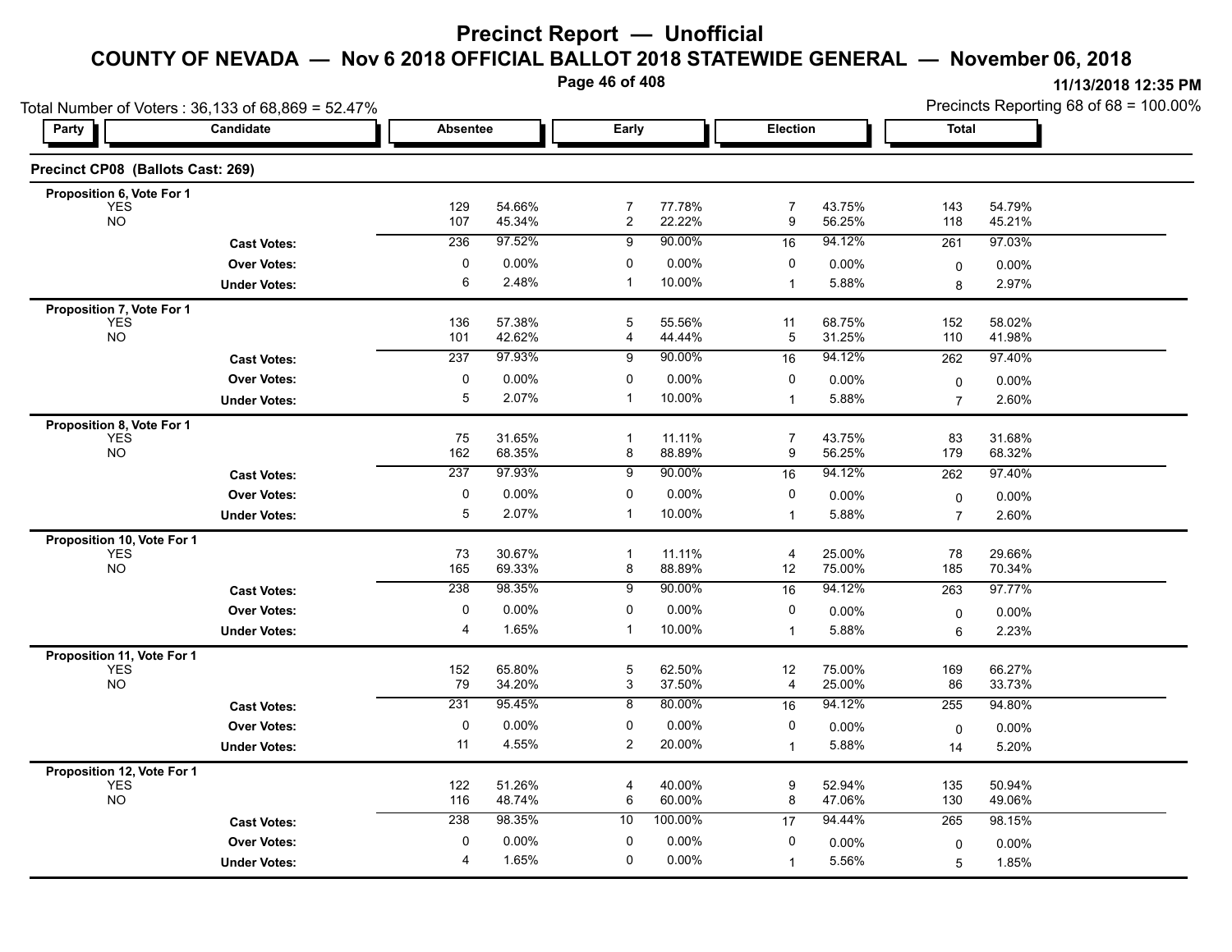# Precinct Report — Unofficial

## COUNTY OF NEVADA — Nov 6 2018 OFFICIAL BALLOT 2018 STATEWIDE GENERAL — November 06, 2018

11/13/2018 12:35 PM

Total Number of Voters : 36,133 of 68,869 = 52.47%

Precincts Reporting 68 of 68 = 100.00%

### Precinct CP08 (Ballots Cast: 269)

| Party | Candidate | Absentee | | Early | | Election | | Total | |
|---|---|---|---|---|---|---|---|---|---|
| **Proposition 6, Vote For 1** | | | | | | | | | |
| | YES | 129 | 54.66% | 7 | 77.78% | 7 | 43.75% | 143 | 54.79% |
| | NO | 107 | 45.34% | 2 | 22.22% | 9 | 56.25% | 118 | 45.21% |
| | **Cast Votes:** | 236 | 97.52% | 9 | 90.00% | 16 | 94.12% | 261 | 97.03% |
| | **Over Votes:** | 0 | 0.00% | 0 | 0.00% | 0 | 0.00% | 0 | 0.00% |
| | **Under Votes:** | 6 | 2.48% | 1 | 10.00% | 1 | 5.88% | 8 | 2.97% |
| **Proposition 7, Vote For 1** | | | | | | | | | |
| | YES | 136 | 57.38% | 5 | 55.56% | 11 | 68.75% | 152 | 58.02% |
| | NO | 101 | 42.62% | 4 | 44.44% | 5 | 31.25% | 110 | 41.98% |
| | **Cast Votes:** | 237 | 97.93% | 9 | 90.00% | 16 | 94.12% | 262 | 97.40% |
| | **Over Votes:** | 0 | 0.00% | 0 | 0.00% | 0 | 0.00% | 0 | 0.00% |
| | **Under Votes:** | 5 | 2.07% | 1 | 10.00% | 1 | 5.88% | 7 | 2.60% |
| **Proposition 8, Vote For 1** | | | | | | | | | |
| | YES | 75 | 31.65% | 1 | 11.11% | 7 | 43.75% | 83 | 31.68% |
| | NO | 162 | 68.35% | 8 | 88.89% | 9 | 56.25% | 179 | 68.32% |
| | **Cast Votes:** | 237 | 97.93% | 9 | 90.00% | 16 | 94.12% | 262 | 97.40% |
| | **Over Votes:** | 0 | 0.00% | 0 | 0.00% | 0 | 0.00% | 0 | 0.00% |
| | **Under Votes:** | 5 | 2.07% | 1 | 10.00% | 1 | 5.88% | 7 | 2.60% |
| **Proposition 10, Vote For 1** | | | | | | | | | |
| | YES | 73 | 30.67% | 1 | 11.11% | 4 | 25.00% | 78 | 29.66% |
| | NO | 165 | 69.33% | 8 | 88.89% | 12 | 75.00% | 185 | 70.34% |
| | **Cast Votes:** | 238 | 98.35% | 9 | 90.00% | 16 | 94.12% | 263 | 97.77% |
| | **Over Votes:** | 0 | 0.00% | 0 | 0.00% | 0 | 0.00% | 0 | 0.00% |
| | **Under Votes:** | 4 | 1.65% | 1 | 10.00% | 1 | 5.88% | 6 | 2.23% |
| **Proposition 11, Vote For 1** | | | | | | | | | |
| | YES | 152 | 65.80% | 5 | 62.50% | 12 | 75.00% | 169 | 66.27% |
| | NO | 79 | 34.20% | 3 | 37.50% | 4 | 25.00% | 86 | 33.73% |
| | **Cast Votes:** | 231 | 95.45% | 8 | 80.00% | 16 | 94.12% | 255 | 94.80% |
| | **Over Votes:** | 0 | 0.00% | 0 | 0.00% | 0 | 0.00% | 0 | 0.00% |
| | **Under Votes:** | 11 | 4.55% | 2 | 20.00% | 1 | 5.88% | 14 | 5.20% |
| **Proposition 12, Vote For 1** | | | | | | | | | |
| | YES | 122 | 51.26% | 4 | 40.00% | 9 | 52.94% | 135 | 50.94% |
| | NO | 116 | 48.74% | 6 | 60.00% | 8 | 47.06% | 130 | 49.06% |
| | **Cast Votes:** | 238 | 98.35% | 10 | 100.00% | 17 | 94.44% | 265 | 98.15% |
| | **Over Votes:** | 0 | 0.00% | 0 | 0.00% | 0 | 0.00% | 0 | 0.00% |
| | **Under Votes:** | 4 | 1.65% | 0 | 0.00% | 1 | 5.56% | 5 | 1.85% |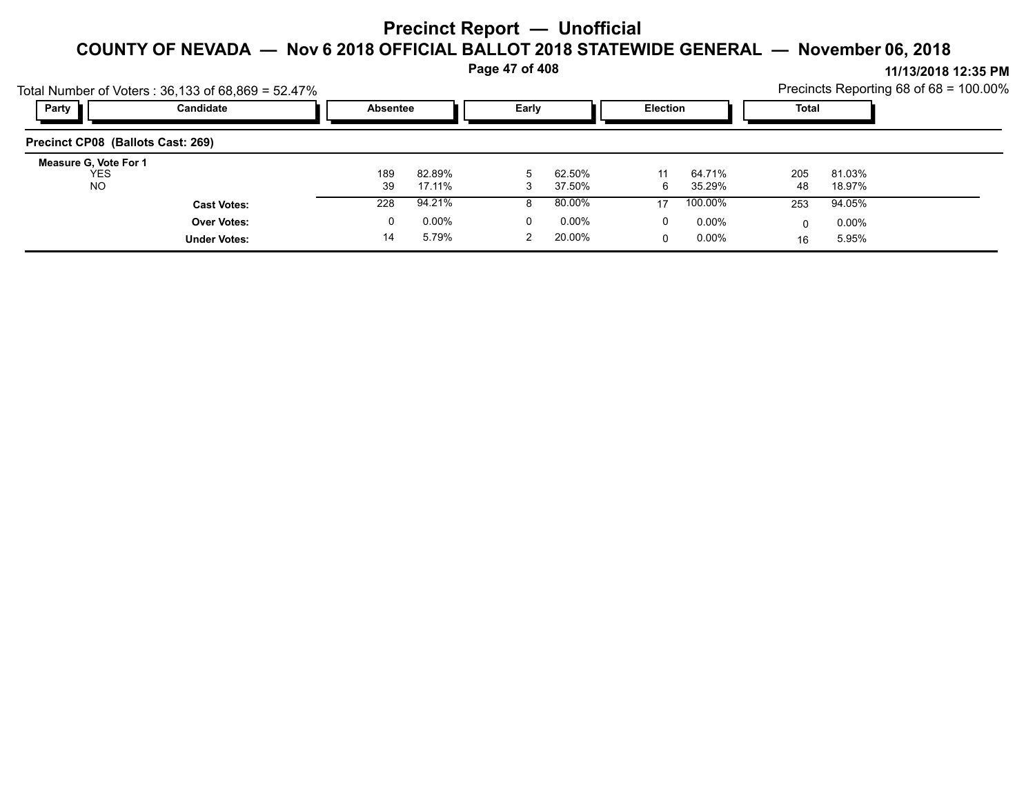# Precinct Report — Unofficial

## COUNTY OF NEVADA — Nov 6 2018 OFFICIAL BALLOT 2018 STATEWIDE GENERAL — November 06, 2018

11/13/2018 12:35 PM

Total Number of Voters : 36,133 of 68,869 = 52.47%

Precincts Reporting 68 of 68 = 100.00%

| Party | Candidate | Absentee | | Early | | Election | | Total | |
|---|---|---|---|---|---|---|---|---|---|
| **Precinct CP08 (Ballots Cast: 269)** | | | | | | | | | |
| **Measure G, Vote For 1** | | | | | | | | | |
| | YES | 189 | 82.89% | 5 | 62.50% | 11 | 64.71% | 205 | 81.03% |
| | NO | 39 | 17.11% | 3 | 37.50% | 6 | 35.29% | 48 | 18.97% |
| | **Cast Votes:** | 228 | 94.21% | 8 | 80.00% | 17 | 100.00% | 253 | 94.05% |
| | **Over Votes:** | 0 | 0.00% | 0 | 0.00% | 0 | 0.00% | 0 | 0.00% |
| | **Under Votes:** | 14 | 5.79% | 2 | 20.00% | 0 | 0.00% | 16 | 5.95% |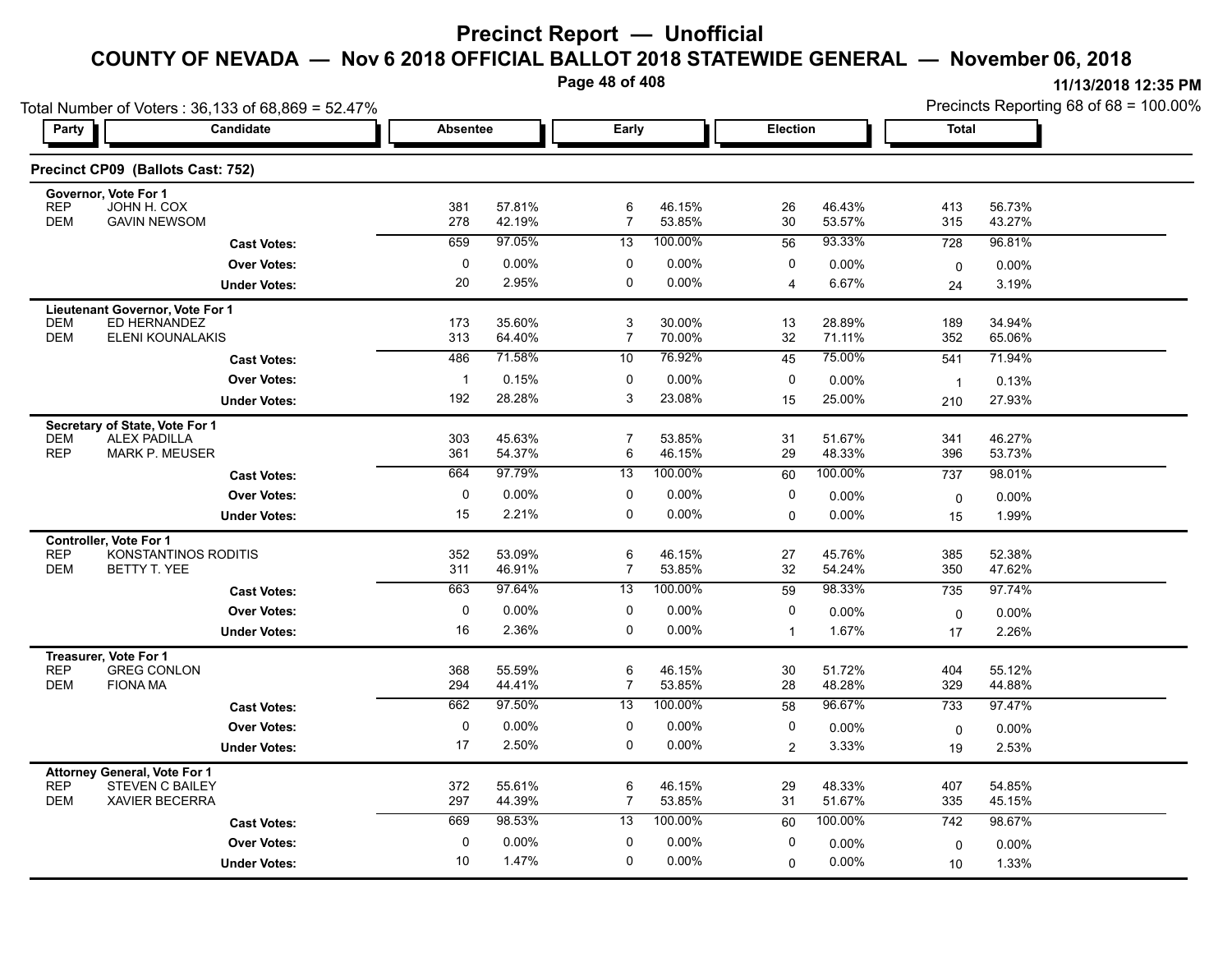# Precinct Report — Unofficial

## COUNTY OF NEVADA — Nov 6 2018 OFFICIAL BALLOT 2018 STATEWIDE GENERAL — November 06, 2018

11/13/2018 12:35 PM

Total Number of Voters : 36,133 of 68,869 = 52.47%

Precincts Reporting 68 of 68 = 100.00%

### Precinct CP09 (Ballots Cast: 752)

| Party | Candidate | Absentee | | Early | | Election | | Total | |
|---|---|---|---|---|---|---|---|---|---|
| **Governor, Vote For 1** | | | | | | | | | |
| REP | JOHN H. COX | 381 | 57.81% | 6 | 46.15% | 26 | 46.43% | 413 | 56.73% |
| DEM | GAVIN NEWSOM | 278 | 42.19% | 7 | 53.85% | 30 | 53.57% | 315 | 43.27% |
| | **Cast Votes:** | 659 | 97.05% | 13 | 100.00% | 56 | 93.33% | 728 | 96.81% |
| | **Over Votes:** | 0 | 0.00% | 0 | 0.00% | 0 | 0.00% | 0 | 0.00% |
| | **Under Votes:** | 20 | 2.95% | 0 | 0.00% | 4 | 6.67% | 24 | 3.19% |
| **Lieutenant Governor, Vote For 1** | | | | | | | | | |
| DEM | ED HERNANDEZ | 173 | 35.60% | 3 | 30.00% | 13 | 28.89% | 189 | 34.94% |
| DEM | ELENI KOUNALAKIS | 313 | 64.40% | 7 | 70.00% | 32 | 71.11% | 352 | 65.06% |
| | **Cast Votes:** | 486 | 71.58% | 10 | 76.92% | 45 | 75.00% | 541 | 71.94% |
| | **Over Votes:** | 1 | 0.15% | 0 | 0.00% | 0 | 0.00% | 1 | 0.13% |
| | **Under Votes:** | 192 | 28.28% | 3 | 23.08% | 15 | 25.00% | 210 | 27.93% |
| **Secretary of State, Vote For 1** | | | | | | | | | |
| DEM | ALEX PADILLA | 303 | 45.63% | 7 | 53.85% | 31 | 51.67% | 341 | 46.27% |
| REP | MARK P. MEUSER | 361 | 54.37% | 6 | 46.15% | 29 | 48.33% | 396 | 53.73% |
| | **Cast Votes:** | 664 | 97.79% | 13 | 100.00% | 60 | 100.00% | 737 | 98.01% |
| | **Over Votes:** | 0 | 0.00% | 0 | 0.00% | 0 | 0.00% | 0 | 0.00% |
| | **Under Votes:** | 15 | 2.21% | 0 | 0.00% | 0 | 0.00% | 15 | 1.99% |
| **Controller, Vote For 1** | | | | | | | | | |
| REP | KONSTANTINOS RODITIS | 352 | 53.09% | 6 | 46.15% | 27 | 45.76% | 385 | 52.38% |
| DEM | BETTY T. YEE | 311 | 46.91% | 7 | 53.85% | 32 | 54.24% | 350 | 47.62% |
| | **Cast Votes:** | 663 | 97.64% | 13 | 100.00% | 59 | 98.33% | 735 | 97.74% |
| | **Over Votes:** | 0 | 0.00% | 0 | 0.00% | 0 | 0.00% | 0 | 0.00% |
| | **Under Votes:** | 16 | 2.36% | 0 | 0.00% | 1 | 1.67% | 17 | 2.26% |
| **Treasurer, Vote For 1** | | | | | | | | | |
| REP | GREG CONLON | 368 | 55.59% | 6 | 46.15% | 30 | 51.72% | 404 | 55.12% |
| DEM | FIONA MA | 294 | 44.41% | 7 | 53.85% | 28 | 48.28% | 329 | 44.88% |
| | **Cast Votes:** | 662 | 97.50% | 13 | 100.00% | 58 | 96.67% | 733 | 97.47% |
| | **Over Votes:** | 0 | 0.00% | 0 | 0.00% | 0 | 0.00% | 0 | 0.00% |
| | **Under Votes:** | 17 | 2.50% | 0 | 0.00% | 2 | 3.33% | 19 | 2.53% |
| **Attorney General, Vote For 1** | | | | | | | | | |
| REP | STEVEN C BAILEY | 372 | 55.61% | 6 | 46.15% | 29 | 48.33% | 407 | 54.85% |
| DEM | XAVIER BECERRA | 297 | 44.39% | 7 | 53.85% | 31 | 51.67% | 335 | 45.15% |
| | **Cast Votes:** | 669 | 98.53% | 13 | 100.00% | 60 | 100.00% | 742 | 98.67% |
| | **Over Votes:** | 0 | 0.00% | 0 | 0.00% | 0 | 0.00% | 0 | 0.00% |
| | **Under Votes:** | 10 | 1.47% | 0 | 0.00% | 0 | 0.00% | 10 | 1.33% |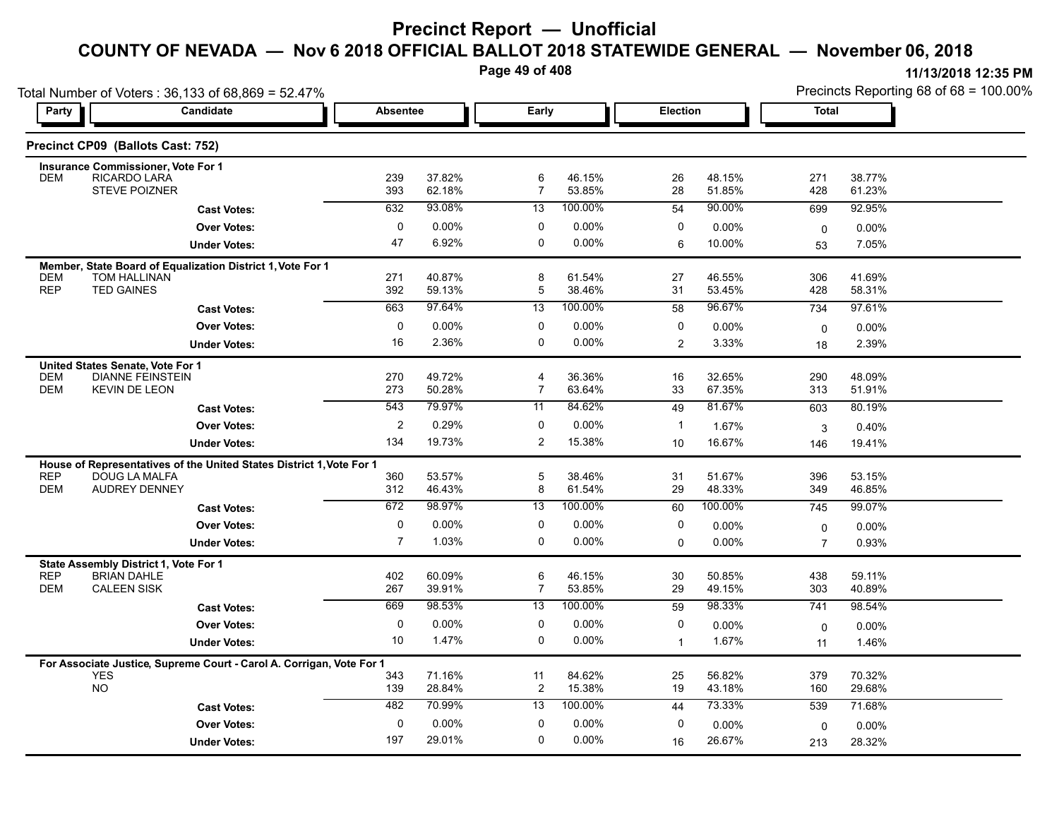# Precinct Report — Unofficial

## COUNTY OF NEVADA — Nov 6 2018 OFFICIAL BALLOT 2018 STATEWIDE GENERAL — November 06, 2018

11/13/2018 12:35 PM

Total Number of Voters : 36,133 of 68,869 = 52.47%

Precincts Reporting 68 of 68 = 100.00%

### Precinct CP09 (Ballots Cast: 752)

| Party | Candidate | Absentee | | Early | | Election | | Total | |
|---|---|---|---|---|---|---|---|---|---|
| **Insurance Commissioner, Vote For 1** | | | | | | | | | |
| DEM | RICARDO LARA | 239 | 37.82% | 6 | 46.15% | 26 | 48.15% | 271 | 38.77% |
| | STEVE POIZNER | 393 | 62.18% | 7 | 53.85% | 28 | 51.85% | 428 | 61.23% |
| | **Cast Votes:** | 632 | 93.08% | 13 | 100.00% | 54 | 90.00% | 699 | 92.95% |
| | **Over Votes:** | 0 | 0.00% | 0 | 0.00% | 0 | 0.00% | 0 | 0.00% |
| | **Under Votes:** | 47 | 6.92% | 0 | 0.00% | 6 | 10.00% | 53 | 7.05% |
| **Member, State Board of Equalization District 1, Vote For 1** | | | | | | | | | |
| DEM | TOM HALLINAN | 271 | 40.87% | 8 | 61.54% | 27 | 46.55% | 306 | 41.69% |
| REP | TED GAINES | 392 | 59.13% | 5 | 38.46% | 31 | 53.45% | 428 | 58.31% |
| | **Cast Votes:** | 663 | 97.64% | 13 | 100.00% | 58 | 96.67% | 734 | 97.61% |
| | **Over Votes:** | 0 | 0.00% | 0 | 0.00% | 0 | 0.00% | 0 | 0.00% |
| | **Under Votes:** | 16 | 2.36% | 0 | 0.00% | 2 | 3.33% | 18 | 2.39% |
| **United States Senate, Vote For 1** | | | | | | | | | |
| DEM | DIANNE FEINSTEIN | 270 | 49.72% | 4 | 36.36% | 16 | 32.65% | 290 | 48.09% |
| DEM | KEVIN DE LEON | 273 | 50.28% | 7 | 63.64% | 33 | 67.35% | 313 | 51.91% |
| | **Cast Votes:** | 543 | 79.97% | 11 | 84.62% | 49 | 81.67% | 603 | 80.19% |
| | **Over Votes:** | 2 | 0.29% | 0 | 0.00% | 1 | 1.67% | 3 | 0.40% |
| | **Under Votes:** | 134 | 19.73% | 2 | 15.38% | 10 | 16.67% | 146 | 19.41% |
| **House of Representatives of the United States District 1, Vote For 1** | | | | | | | | | |
| REP | DOUG LA MALFA | 360 | 53.57% | 5 | 38.46% | 31 | 51.67% | 396 | 53.15% |
| DEM | AUDREY DENNEY | 312 | 46.43% | 8 | 61.54% | 29 | 48.33% | 349 | 46.85% |
| | **Cast Votes:** | 672 | 98.97% | 13 | 100.00% | 60 | 100.00% | 745 | 99.07% |
| | **Over Votes:** | 0 | 0.00% | 0 | 0.00% | 0 | 0.00% | 0 | 0.00% |
| | **Under Votes:** | 7 | 1.03% | 0 | 0.00% | 0 | 0.00% | 7 | 0.93% |
| **State Assembly District 1, Vote For 1** | | | | | | | | | |
| REP | BRIAN DAHLE | 402 | 60.09% | 6 | 46.15% | 30 | 50.85% | 438 | 59.11% |
| DEM | CALEEN SISK | 267 | 39.91% | 7 | 53.85% | 29 | 49.15% | 303 | 40.89% |
| | **Cast Votes:** | 669 | 98.53% | 13 | 100.00% | 59 | 98.33% | 741 | 98.54% |
| | **Over Votes:** | 0 | 0.00% | 0 | 0.00% | 0 | 0.00% | 0 | 0.00% |
| | **Under Votes:** | 10 | 1.47% | 0 | 0.00% | 1 | 1.67% | 11 | 1.46% |
| **For Associate Justice, Supreme Court - Carol A. Corrigan, Vote For 1** | | | | | | | | | |
| | YES | 343 | 71.16% | 11 | 84.62% | 25 | 56.82% | 379 | 70.32% |
| | NO | 139 | 28.84% | 2 | 15.38% | 19 | 43.18% | 160 | 29.68% |
| | **Cast Votes:** | 482 | 70.99% | 13 | 100.00% | 44 | 73.33% | 539 | 71.68% |
| | **Over Votes:** | 0 | 0.00% | 0 | 0.00% | 0 | 0.00% | 0 | 0.00% |
| | **Under Votes:** | 197 | 29.01% | 0 | 0.00% | 16 | 26.67% | 213 | 28.32% |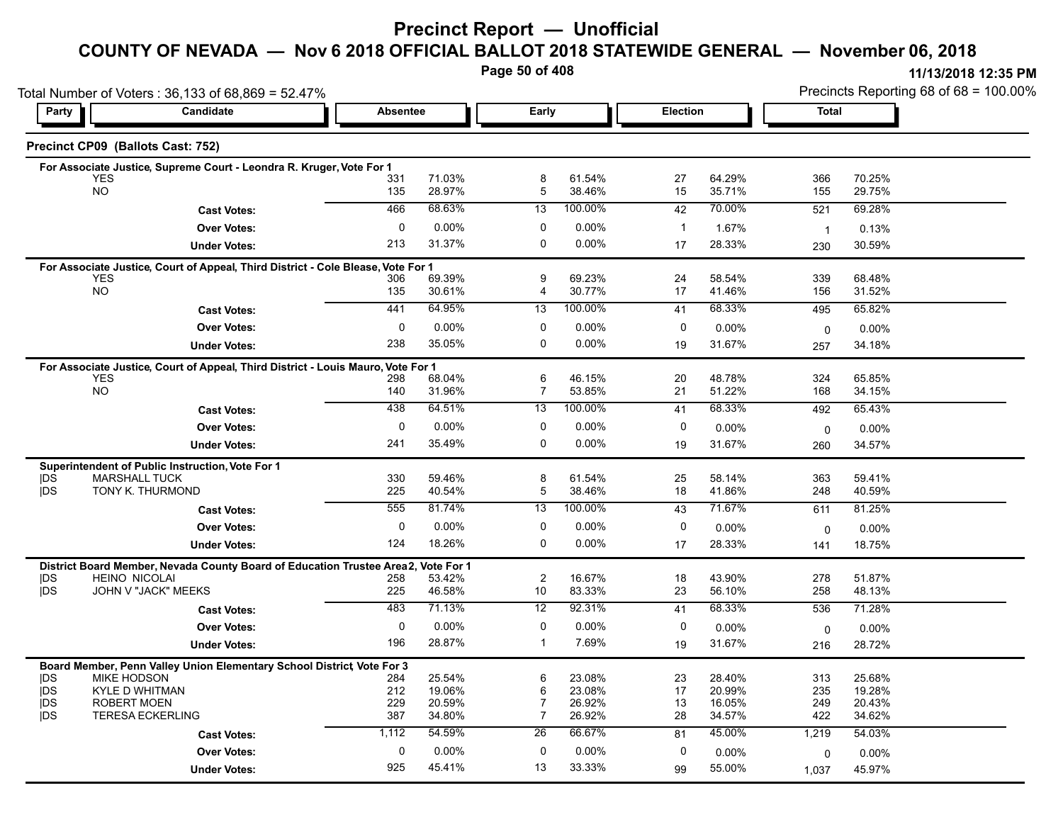# Precinct Report — Unofficial

## COUNTY OF NEVADA — Nov 6 2018 OFFICIAL BALLOT 2018 STATEWIDE GENERAL — November 06, 2018

11/13/2018 12:35 PM

Total Number of Voters : 36,133 of 68,869 = 52.47%

Precincts Reporting 68 of 68 = 100.00%

### Precinct CP09 (Ballots Cast: 752)

**For Associate Justice, Supreme Court - Leondra R. Kruger, Vote For 1**

| Party | Candidate | Absentee | | Early | | Election | | Total | |
|---|---|---|---|---|---|---|---|---|---|
| | YES | 331 | 71.03% | 8 | 61.54% | 27 | 64.29% | 366 | 70.25% |
| | NO | 135 | 28.97% | 5 | 38.46% | 15 | 35.71% | 155 | 29.75% |
| | **Cast Votes:** | 466 | 68.63% | 13 | 100.00% | 42 | 70.00% | 521 | 69.28% |
| | **Over Votes:** | 0 | 0.00% | 0 | 0.00% | 1 | 1.67% | 1 | 0.13% |
| | **Under Votes:** | 213 | 31.37% | 0 | 0.00% | 17 | 28.33% | 230 | 30.59% |

**For Associate Justice, Court of Appeal, Third District - Cole Blease, Vote For 1**

| Party | Candidate | Absentee | | Early | | Election | | Total | |
|---|---|---|---|---|---|---|---|---|---|
| | YES | 306 | 69.39% | 9 | 69.23% | 24 | 58.54% | 339 | 68.48% |
| | NO | 135 | 30.61% | 4 | 30.77% | 17 | 41.46% | 156 | 31.52% |
| | **Cast Votes:** | 441 | 64.95% | 13 | 100.00% | 41 | 68.33% | 495 | 65.82% |
| | **Over Votes:** | 0 | 0.00% | 0 | 0.00% | 0 | 0.00% | 0 | 0.00% |
| | **Under Votes:** | 238 | 35.05% | 0 | 0.00% | 19 | 31.67% | 257 | 34.18% |

**For Associate Justice, Court of Appeal, Third District - Louis Mauro, Vote For 1**

| Party | Candidate | Absentee | | Early | | Election | | Total | |
|---|---|---|---|---|---|---|---|---|---|
| | YES | 298 | 68.04% | 6 | 46.15% | 20 | 48.78% | 324 | 65.85% |
| | NO | 140 | 31.96% | 7 | 53.85% | 21 | 51.22% | 168 | 34.15% |
| | **Cast Votes:** | 438 | 64.51% | 13 | 100.00% | 41 | 68.33% | 492 | 65.43% |
| | **Over Votes:** | 0 | 0.00% | 0 | 0.00% | 0 | 0.00% | 0 | 0.00% |
| | **Under Votes:** | 241 | 35.49% | 0 | 0.00% | 19 | 31.67% | 260 | 34.57% |

**Superintendent of Public Instruction, Vote For 1**

| Party | Candidate | Absentee | | Early | | Election | | Total | |
|---|---|---|---|---|---|---|---|---|---|
| DS | MARSHALL TUCK | 330 | 59.46% | 8 | 61.54% | 25 | 58.14% | 363 | 59.41% |
| DS | TONY K. THURMOND | 225 | 40.54% | 5 | 38.46% | 18 | 41.86% | 248 | 40.59% |
| | **Cast Votes:** | 555 | 81.74% | 13 | 100.00% | 43 | 71.67% | 611 | 81.25% |
| | **Over Votes:** | 0 | 0.00% | 0 | 0.00% | 0 | 0.00% | 0 | 0.00% |
| | **Under Votes:** | 124 | 18.26% | 0 | 0.00% | 17 | 28.33% | 141 | 18.75% |

**District Board Member, Nevada County Board of Education Trustee Area 2, Vote For 1**

| Party | Candidate | Absentee | | Early | | Election | | Total | |
|---|---|---|---|---|---|---|---|---|---|
| DS | HEINO NICOLAI | 258 | 53.42% | 2 | 16.67% | 18 | 43.90% | 278 | 51.87% |
| DS | JOHN V "JACK" MEEKS | 225 | 46.58% | 10 | 83.33% | 23 | 56.10% | 258 | 48.13% |
| | **Cast Votes:** | 483 | 71.13% | 12 | 92.31% | 41 | 68.33% | 536 | 71.28% |
| | **Over Votes:** | 0 | 0.00% | 0 | 0.00% | 0 | 0.00% | 0 | 0.00% |
| | **Under Votes:** | 196 | 28.87% | 1 | 7.69% | 19 | 31.67% | 216 | 28.72% |

**Board Member, Penn Valley Union Elementary School District, Vote For 3**

| Party | Candidate | Absentee | | Early | | Election | | Total | |
|---|---|---|---|---|---|---|---|---|---|
| DS | MIKE HODSON | 284 | 25.54% | 6 | 23.08% | 23 | 28.40% | 313 | 25.68% |
| DS | KYLE D WHITMAN | 212 | 19.06% | 6 | 23.08% | 17 | 20.99% | 235 | 19.28% |
| DS | ROBERT MOEN | 229 | 20.59% | 7 | 26.92% | 13 | 16.05% | 249 | 20.43% |
| DS | TERESA ECKERLING | 387 | 34.80% | 7 | 26.92% | 28 | 34.57% | 422 | 34.62% |
| | **Cast Votes:** | 1,112 | 54.59% | 26 | 66.67% | 81 | 45.00% | 1,219 | 54.03% |
| | **Over Votes:** | 0 | 0.00% | 0 | 0.00% | 0 | 0.00% | 0 | 0.00% |
| | **Under Votes:** | 925 | 45.41% | 13 | 33.33% | 99 | 55.00% | 1,037 | 45.97% |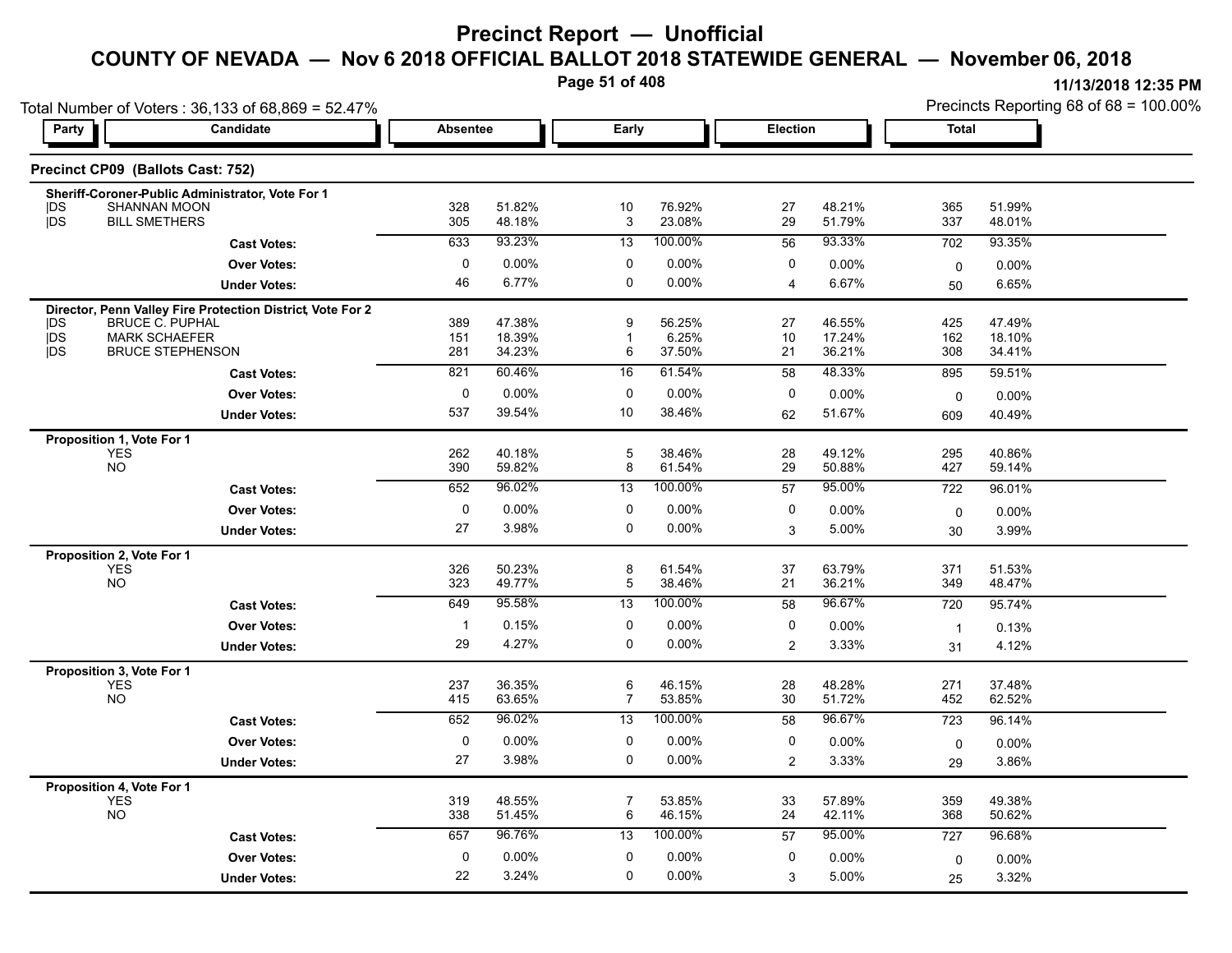# Precinct Report — Unofficial

## COUNTY OF NEVADA — Nov 6 2018 OFFICIAL BALLOT 2018 STATEWIDE GENERAL — November 06, 2018

11/13/2018 12:35 PM

Total Number of Voters : 36,133 of 68,869 = 52.47%

Precincts Reporting 68 of 68 = 100.00%

### Precinct CP09 (Ballots Cast: 752)

| Party | Candidate | Absentee | | Early | | Election | | Total | |
|---|---|---|---|---|---|---|---|---|---|
| **Sheriff-Coroner-Public Administrator, Vote For 1** | | | | | | | | | |
| DS | SHANNAN MOON | 328 | 51.82% | 10 | 76.92% | 27 | 48.21% | 365 | 51.99% |
| DS | BILL SMETHERS | 305 | 48.18% | 3 | 23.08% | 29 | 51.79% | 337 | 48.01% |
| | **Cast Votes:** | 633 | 93.23% | 13 | 100.00% | 56 | 93.33% | 702 | 93.35% |
| | **Over Votes:** | 0 | 0.00% | 0 | 0.00% | 0 | 0.00% | 0 | 0.00% |
| | **Under Votes:** | 46 | 6.77% | 0 | 0.00% | 4 | 6.67% | 50 | 6.65% |
| **Director, Penn Valley Fire Protection District, Vote For 2** | | | | | | | | | |
| DS | BRUCE C. PUPHAL | 389 | 47.38% | 9 | 56.25% | 27 | 46.55% | 425 | 47.49% |
| DS | MARK SCHAEFER | 151 | 18.39% | 1 | 6.25% | 10 | 17.24% | 162 | 18.10% |
| DS | BRUCE STEPHENSON | 281 | 34.23% | 6 | 37.50% | 21 | 36.21% | 308 | 34.41% |
| | **Cast Votes:** | 821 | 60.46% | 16 | 61.54% | 58 | 48.33% | 895 | 59.51% |
| | **Over Votes:** | 0 | 0.00% | 0 | 0.00% | 0 | 0.00% | 0 | 0.00% |
| | **Under Votes:** | 537 | 39.54% | 10 | 38.46% | 62 | 51.67% | 609 | 40.49% |
| **Proposition 1, Vote For 1** | | | | | | | | | |
| | YES | 262 | 40.18% | 5 | 38.46% | 28 | 49.12% | 295 | 40.86% |
| | NO | 390 | 59.82% | 8 | 61.54% | 29 | 50.88% | 427 | 59.14% |
| | **Cast Votes:** | 652 | 96.02% | 13 | 100.00% | 57 | 95.00% | 722 | 96.01% |
| | **Over Votes:** | 0 | 0.00% | 0 | 0.00% | 0 | 0.00% | 0 | 0.00% |
| | **Under Votes:** | 27 | 3.98% | 0 | 0.00% | 3 | 5.00% | 30 | 3.99% |
| **Proposition 2, Vote For 1** | | | | | | | | | |
| | YES | 326 | 50.23% | 8 | 61.54% | 37 | 63.79% | 371 | 51.53% |
| | NO | 323 | 49.77% | 5 | 38.46% | 21 | 36.21% | 349 | 48.47% |
| | **Cast Votes:** | 649 | 95.58% | 13 | 100.00% | 58 | 96.67% | 720 | 95.74% |
| | **Over Votes:** | 1 | 0.15% | 0 | 0.00% | 0 | 0.00% | 1 | 0.13% |
| | **Under Votes:** | 29 | 4.27% | 0 | 0.00% | 2 | 3.33% | 31 | 4.12% |
| **Proposition 3, Vote For 1** | | | | | | | | | |
| | YES | 237 | 36.35% | 6 | 46.15% | 28 | 48.28% | 271 | 37.48% |
| | NO | 415 | 63.65% | 7 | 53.85% | 30 | 51.72% | 452 | 62.52% |
| | **Cast Votes:** | 652 | 96.02% | 13 | 100.00% | 58 | 96.67% | 723 | 96.14% |
| | **Over Votes:** | 0 | 0.00% | 0 | 0.00% | 0 | 0.00% | 0 | 0.00% |
| | **Under Votes:** | 27 | 3.98% | 0 | 0.00% | 2 | 3.33% | 29 | 3.86% |
| **Proposition 4, Vote For 1** | | | | | | | | | |
| | YES | 319 | 48.55% | 7 | 53.85% | 33 | 57.89% | 359 | 49.38% |
| | NO | 338 | 51.45% | 6 | 46.15% | 24 | 42.11% | 368 | 50.62% |
| | **Cast Votes:** | 657 | 96.76% | 13 | 100.00% | 57 | 95.00% | 727 | 96.68% |
| | **Over Votes:** | 0 | 0.00% | 0 | 0.00% | 0 | 0.00% | 0 | 0.00% |
| | **Under Votes:** | 22 | 3.24% | 0 | 0.00% | 3 | 5.00% | 25 | 3.32% |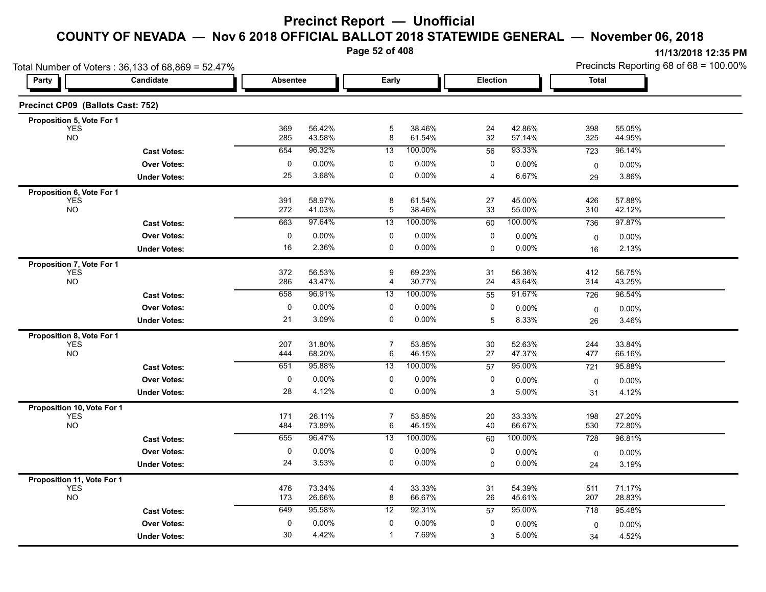# Precinct Report — Unofficial

## COUNTY OF NEVADA — Nov 6 2018 OFFICIAL BALLOT 2018 STATEWIDE GENERAL — November 06, 2018

11/13/2018 12:35 PM

Total Number of Voters : 36,133 of 68,869 = 52.47%

Precincts Reporting 68 of 68 = 100.00%

### Precinct CP09 (Ballots Cast: 752)

| Party | Candidate | Absentee | | Early | | Election | | Total | |
|---|---|---|---|---|---|---|---|---|---|
| **Proposition 5, Vote For 1** | | | | | | | | | |
| | YES | 369 | 56.42% | 5 | 38.46% | 24 | 42.86% | 398 | 55.05% |
| | NO | 285 | 43.58% | 8 | 61.54% | 32 | 57.14% | 325 | 44.95% |
| | **Cast Votes:** | 654 | 96.32% | 13 | 100.00% | 56 | 93.33% | 723 | 96.14% |
| | **Over Votes:** | 0 | 0.00% | 0 | 0.00% | 0 | 0.00% | 0 | 0.00% |
| | **Under Votes:** | 25 | 3.68% | 0 | 0.00% | 4 | 6.67% | 29 | 3.86% |
| **Proposition 6, Vote For 1** | | | | | | | | | |
| | YES | 391 | 58.97% | 8 | 61.54% | 27 | 45.00% | 426 | 57.88% |
| | NO | 272 | 41.03% | 5 | 38.46% | 33 | 55.00% | 310 | 42.12% |
| | **Cast Votes:** | 663 | 97.64% | 13 | 100.00% | 60 | 100.00% | 736 | 97.87% |
| | **Over Votes:** | 0 | 0.00% | 0 | 0.00% | 0 | 0.00% | 0 | 0.00% |
| | **Under Votes:** | 16 | 2.36% | 0 | 0.00% | 0 | 0.00% | 16 | 2.13% |
| **Proposition 7, Vote For 1** | | | | | | | | | |
| | YES | 372 | 56.53% | 9 | 69.23% | 31 | 56.36% | 412 | 56.75% |
| | NO | 286 | 43.47% | 4 | 30.77% | 24 | 43.64% | 314 | 43.25% |
| | **Cast Votes:** | 658 | 96.91% | 13 | 100.00% | 55 | 91.67% | 726 | 96.54% |
| | **Over Votes:** | 0 | 0.00% | 0 | 0.00% | 0 | 0.00% | 0 | 0.00% |
| | **Under Votes:** | 21 | 3.09% | 0 | 0.00% | 5 | 8.33% | 26 | 3.46% |
| **Proposition 8, Vote For 1** | | | | | | | | | |
| | YES | 207 | 31.80% | 7 | 53.85% | 30 | 52.63% | 244 | 33.84% |
| | NO | 444 | 68.20% | 6 | 46.15% | 27 | 47.37% | 477 | 66.16% |
| | **Cast Votes:** | 651 | 95.88% | 13 | 100.00% | 57 | 95.00% | 721 | 95.88% |
| | **Over Votes:** | 0 | 0.00% | 0 | 0.00% | 0 | 0.00% | 0 | 0.00% |
| | **Under Votes:** | 28 | 4.12% | 0 | 0.00% | 3 | 5.00% | 31 | 4.12% |
| **Proposition 10, Vote For 1** | | | | | | | | | |
| | YES | 171 | 26.11% | 7 | 53.85% | 20 | 33.33% | 198 | 27.20% |
| | NO | 484 | 73.89% | 6 | 46.15% | 40 | 66.67% | 530 | 72.80% |
| | **Cast Votes:** | 655 | 96.47% | 13 | 100.00% | 60 | 100.00% | 728 | 96.81% |
| | **Over Votes:** | 0 | 0.00% | 0 | 0.00% | 0 | 0.00% | 0 | 0.00% |
| | **Under Votes:** | 24 | 3.53% | 0 | 0.00% | 0 | 0.00% | 24 | 3.19% |
| **Proposition 11, Vote For 1** | | | | | | | | | |
| | YES | 476 | 73.34% | 4 | 33.33% | 31 | 54.39% | 511 | 71.17% |
| | NO | 173 | 26.66% | 8 | 66.67% | 26 | 45.61% | 207 | 28.83% |
| | **Cast Votes:** | 649 | 95.58% | 12 | 92.31% | 57 | 95.00% | 718 | 95.48% |
| | **Over Votes:** | 0 | 0.00% | 0 | 0.00% | 0 | 0.00% | 0 | 0.00% |
| | **Under Votes:** | 30 | 4.42% | 1 | 7.69% | 3 | 5.00% | 34 | 4.52% |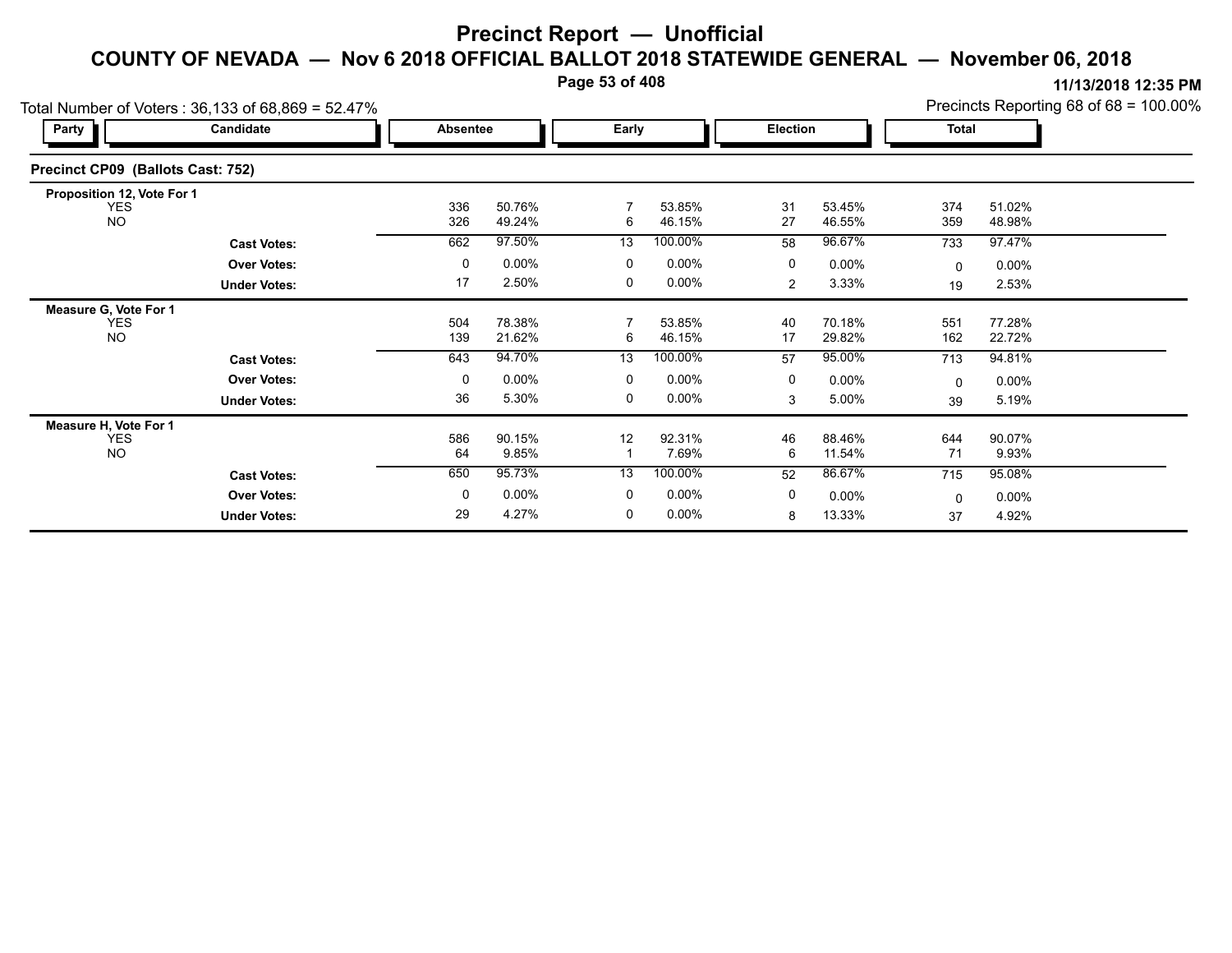# Precinct Report — Unofficial

## COUNTY OF NEVADA — Nov 6 2018 OFFICIAL BALLOT 2018 STATEWIDE GENERAL — November 06, 2018

11/13/2018 12:35 PM

Total Number of Voters : 36,133 of 68,869 = 52.47%

Precincts Reporting 68 of 68 = 100.00%

### Precinct CP09 (Ballots Cast: 752)

| Party | Candidate | Absentee | | Early | | Election | | Total | |
|---|---|---|---|---|---|---|---|---|---|
| **Proposition 12, Vote For 1** | | | | | | | | | |
| | YES | 336 | 50.76% | 7 | 53.85% | 31 | 53.45% | 374 | 51.02% |
| | NO | 326 | 49.24% | 6 | 46.15% | 27 | 46.55% | 359 | 48.98% |
| | **Cast Votes:** | 662 | 97.50% | 13 | 100.00% | 58 | 96.67% | 733 | 97.47% |
| | **Over Votes:** | 0 | 0.00% | 0 | 0.00% | 0 | 0.00% | 0 | 0.00% |
| | **Under Votes:** | 17 | 2.50% | 0 | 0.00% | 2 | 3.33% | 19 | 2.53% |
| **Measure G, Vote For 1** | | | | | | | | | |
| | YES | 504 | 78.38% | 7 | 53.85% | 40 | 70.18% | 551 | 77.28% |
| | NO | 139 | 21.62% | 6 | 46.15% | 17 | 29.82% | 162 | 22.72% |
| | **Cast Votes:** | 643 | 94.70% | 13 | 100.00% | 57 | 95.00% | 713 | 94.81% |
| | **Over Votes:** | 0 | 0.00% | 0 | 0.00% | 0 | 0.00% | 0 | 0.00% |
| | **Under Votes:** | 36 | 5.30% | 0 | 0.00% | 3 | 5.00% | 39 | 5.19% |
| **Measure H, Vote For 1** | | | | | | | | | |
| | YES | 586 | 90.15% | 12 | 92.31% | 46 | 88.46% | 644 | 90.07% |
| | NO | 64 | 9.85% | 1 | 7.69% | 6 | 11.54% | 71 | 9.93% |
| | **Cast Votes:** | 650 | 95.73% | 13 | 100.00% | 52 | 86.67% | 715 | 95.08% |
| | **Over Votes:** | 0 | 0.00% | 0 | 0.00% | 0 | 0.00% | 0 | 0.00% |
| | **Under Votes:** | 29 | 4.27% | 0 | 0.00% | 8 | 13.33% | 37 | 4.92% |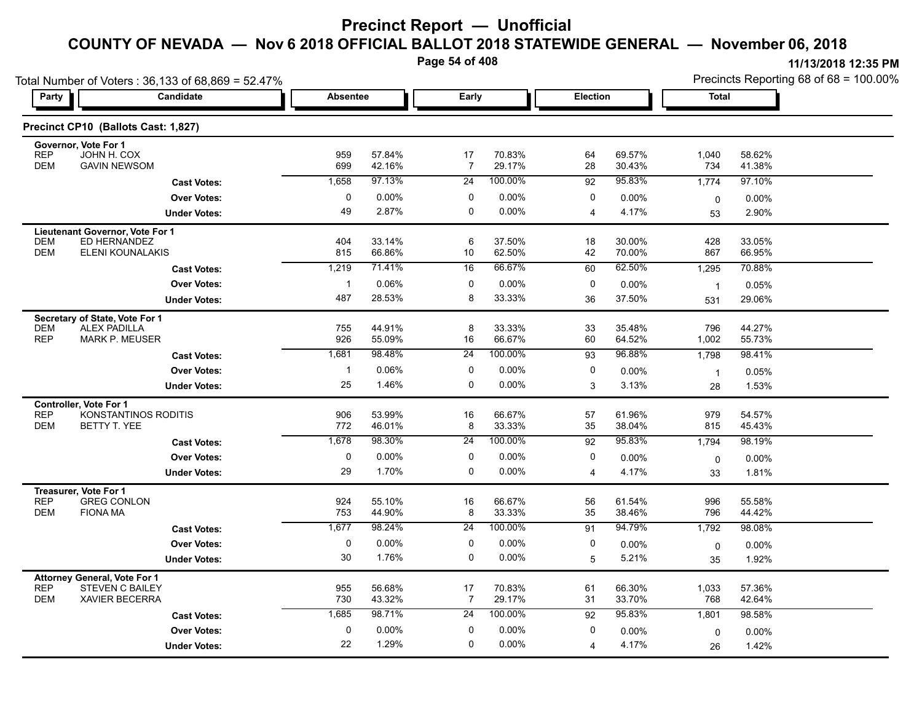# Precinct Report — Unofficial

## COUNTY OF NEVADA — Nov 6 2018 OFFICIAL BALLOT 2018 STATEWIDE GENERAL — November 06, 2018

11/13/2018 12:35 PM

Total Number of Voters : 36,133 of 68,869 = 52.47%

Precincts Reporting 68 of 68 = 100.00%

### Precinct CP10 (Ballots Cast: 1,827)

| Party | Candidate | Absentee | | Early | | Election | | Total | |
|---|---|---|---|---|---|---|---|---|---|
| **Governor, Vote For 1** | | | | | | | | | |
| REP | JOHN H. COX | 959 | 57.84% | 17 | 70.83% | 64 | 69.57% | 1,040 | 58.62% |
| DEM | GAVIN NEWSOM | 699 | 42.16% | 7 | 29.17% | 28 | 30.43% | 734 | 41.38% |
| | **Cast Votes:** | 1,658 | 97.13% | 24 | 100.00% | 92 | 95.83% | 1,774 | 97.10% |
| | **Over Votes:** | 0 | 0.00% | 0 | 0.00% | 0 | 0.00% | 0 | 0.00% |
| | **Under Votes:** | 49 | 2.87% | 0 | 0.00% | 4 | 4.17% | 53 | 2.90% |
| **Lieutenant Governor, Vote For 1** | | | | | | | | | |
| DEM | ED HERNANDEZ | 404 | 33.14% | 6 | 37.50% | 18 | 30.00% | 428 | 33.05% |
| DEM | ELENI KOUNALAKIS | 815 | 66.86% | 10 | 62.50% | 42 | 70.00% | 867 | 66.95% |
| | **Cast Votes:** | 1,219 | 71.41% | 16 | 66.67% | 60 | 62.50% | 1,295 | 70.88% |
| | **Over Votes:** | 1 | 0.06% | 0 | 0.00% | 0 | 0.00% | 1 | 0.05% |
| | **Under Votes:** | 487 | 28.53% | 8 | 33.33% | 36 | 37.50% | 531 | 29.06% |
| **Secretary of State, Vote For 1** | | | | | | | | | |
| DEM | ALEX PADILLA | 755 | 44.91% | 8 | 33.33% | 33 | 35.48% | 796 | 44.27% |
| REP | MARK P. MEUSER | 926 | 55.09% | 16 | 66.67% | 60 | 64.52% | 1,002 | 55.73% |
| | **Cast Votes:** | 1,681 | 98.48% | 24 | 100.00% | 93 | 96.88% | 1,798 | 98.41% |
| | **Over Votes:** | 1 | 0.06% | 0 | 0.00% | 0 | 0.00% | 1 | 0.05% |
| | **Under Votes:** | 25 | 1.46% | 0 | 0.00% | 3 | 3.13% | 28 | 1.53% |
| **Controller, Vote For 1** | | | | | | | | | |
| REP | KONSTANTINOS RODITIS | 906 | 53.99% | 16 | 66.67% | 57 | 61.96% | 979 | 54.57% |
| DEM | BETTY T. YEE | 772 | 46.01% | 8 | 33.33% | 35 | 38.04% | 815 | 45.43% |
| | **Cast Votes:** | 1,678 | 98.30% | 24 | 100.00% | 92 | 95.83% | 1,794 | 98.19% |
| | **Over Votes:** | 0 | 0.00% | 0 | 0.00% | 0 | 0.00% | 0 | 0.00% |
| | **Under Votes:** | 29 | 1.70% | 0 | 0.00% | 4 | 4.17% | 33 | 1.81% |
| **Treasurer, Vote For 1** | | | | | | | | | |
| REP | GREG CONLON | 924 | 55.10% | 16 | 66.67% | 56 | 61.54% | 996 | 55.58% |
| DEM | FIONA MA | 753 | 44.90% | 8 | 33.33% | 35 | 38.46% | 796 | 44.42% |
| | **Cast Votes:** | 1,677 | 98.24% | 24 | 100.00% | 91 | 94.79% | 1,792 | 98.08% |
| | **Over Votes:** | 0 | 0.00% | 0 | 0.00% | 0 | 0.00% | 0 | 0.00% |
| | **Under Votes:** | 30 | 1.76% | 0 | 0.00% | 5 | 5.21% | 35 | 1.92% |
| **Attorney General, Vote For 1** | | | | | | | | | |
| REP | STEVEN C BAILEY | 955 | 56.68% | 17 | 70.83% | 61 | 66.30% | 1,033 | 57.36% |
| DEM | XAVIER BECERRA | 730 | 43.32% | 7 | 29.17% | 31 | 33.70% | 768 | 42.64% |
| | **Cast Votes:** | 1,685 | 98.71% | 24 | 100.00% | 92 | 95.83% | 1,801 | 98.58% |
| | **Over Votes:** | 0 | 0.00% | 0 | 0.00% | 0 | 0.00% | 0 | 0.00% |
| | **Under Votes:** | 22 | 1.29% | 0 | 0.00% | 4 | 4.17% | 26 | 1.42% |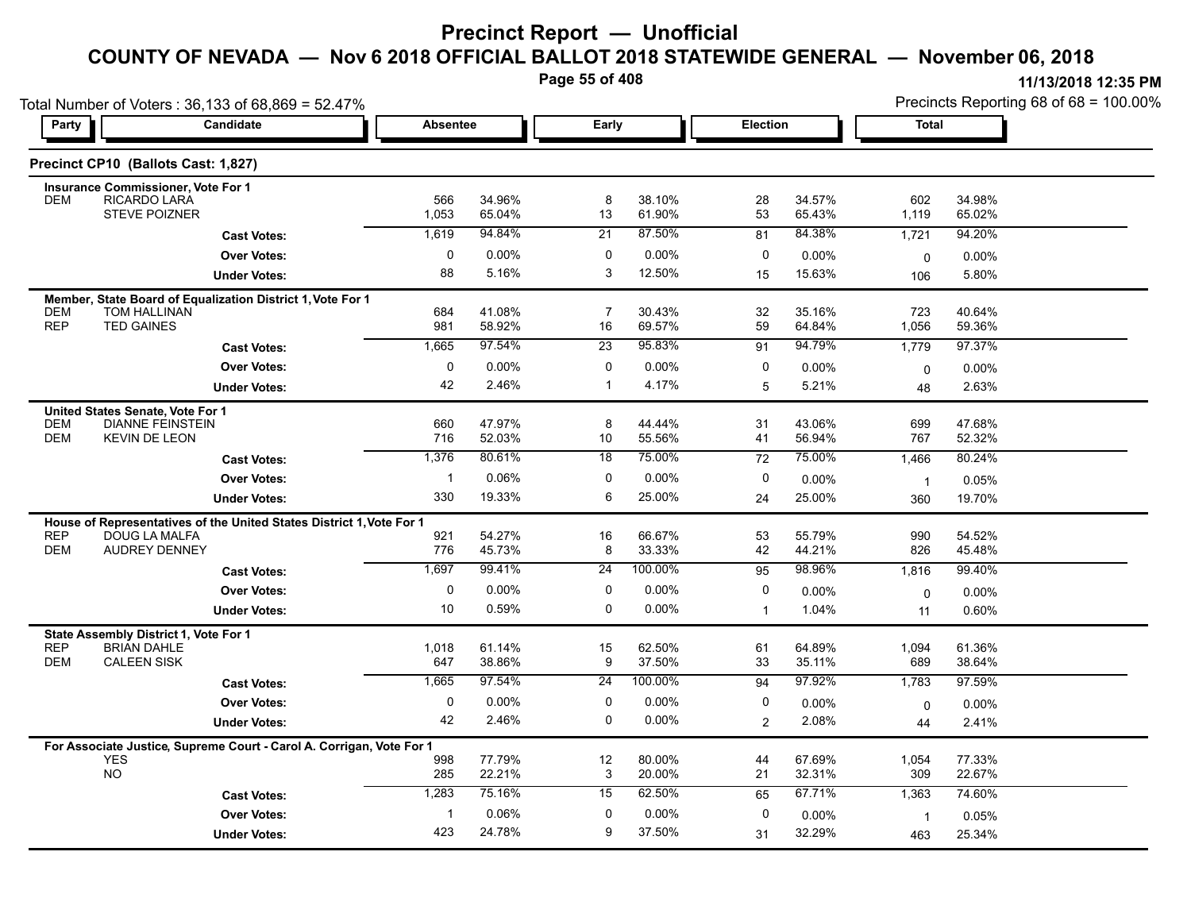# Precinct Report — Unofficial

## COUNTY OF NEVADA — Nov 6 2018 OFFICIAL BALLOT 2018 STATEWIDE GENERAL — November 06, 2018

11/13/2018 12:35 PM

Total Number of Voters : 36,133 of 68,869 = 52.47%

Precincts Reporting 68 of 68 = 100.00%

### Precinct CP10 (Ballots Cast: 1,827)

| Party | Candidate | Absentee | | Early | | Election | | Total | |
|---|---|---|---|---|---|---|---|---|---|
| **Insurance Commissioner, Vote For 1** | | | | | | | | | |
| DEM | RICARDO LARA | 566 | 34.96% | 8 | 38.10% | 28 | 34.57% | 602 | 34.98% |
| | STEVE POIZNER | 1,053 | 65.04% | 13 | 61.90% | 53 | 65.43% | 1,119 | 65.02% |
| | **Cast Votes:** | 1,619 | 94.84% | 21 | 87.50% | 81 | 84.38% | 1,721 | 94.20% |
| | **Over Votes:** | 0 | 0.00% | 0 | 0.00% | 0 | 0.00% | 0 | 0.00% |
| | **Under Votes:** | 88 | 5.16% | 3 | 12.50% | 15 | 15.63% | 106 | 5.80% |
| **Member, State Board of Equalization District 1, Vote For 1** | | | | | | | | | |
| DEM | TOM HALLINAN | 684 | 41.08% | 7 | 30.43% | 32 | 35.16% | 723 | 40.64% |
| REP | TED GAINES | 981 | 58.92% | 16 | 69.57% | 59 | 64.84% | 1,056 | 59.36% |
| | **Cast Votes:** | 1,665 | 97.54% | 23 | 95.83% | 91 | 94.79% | 1,779 | 97.37% |
| | **Over Votes:** | 0 | 0.00% | 0 | 0.00% | 0 | 0.00% | 0 | 0.00% |
| | **Under Votes:** | 42 | 2.46% | 1 | 4.17% | 5 | 5.21% | 48 | 2.63% |
| **United States Senate, Vote For 1** | | | | | | | | | |
| DEM | DIANNE FEINSTEIN | 660 | 47.97% | 8 | 44.44% | 31 | 43.06% | 699 | 47.68% |
| DEM | KEVIN DE LEON | 716 | 52.03% | 10 | 55.56% | 41 | 56.94% | 767 | 52.32% |
| | **Cast Votes:** | 1,376 | 80.61% | 18 | 75.00% | 72 | 75.00% | 1,466 | 80.24% |
| | **Over Votes:** | 1 | 0.06% | 0 | 0.00% | 0 | 0.00% | 1 | 0.05% |
| | **Under Votes:** | 330 | 19.33% | 6 | 25.00% | 24 | 25.00% | 360 | 19.70% |
| **House of Representatives of the United States District 1, Vote For 1** | | | | | | | | | |
| REP | DOUG LA MALFA | 921 | 54.27% | 16 | 66.67% | 53 | 55.79% | 990 | 54.52% |
| DEM | AUDREY DENNEY | 776 | 45.73% | 8 | 33.33% | 42 | 44.21% | 826 | 45.48% |
| | **Cast Votes:** | 1,697 | 99.41% | 24 | 100.00% | 95 | 98.96% | 1,816 | 99.40% |
| | **Over Votes:** | 0 | 0.00% | 0 | 0.00% | 0 | 0.00% | 0 | 0.00% |
| | **Under Votes:** | 10 | 0.59% | 0 | 0.00% | 1 | 1.04% | 11 | 0.60% |
| **State Assembly District 1, Vote For 1** | | | | | | | | | |
| REP | BRIAN DAHLE | 1,018 | 61.14% | 15 | 62.50% | 61 | 64.89% | 1,094 | 61.36% |
| DEM | CALEEN SISK | 647 | 38.86% | 9 | 37.50% | 33 | 35.11% | 689 | 38.64% |
| | **Cast Votes:** | 1,665 | 97.54% | 24 | 100.00% | 94 | 97.92% | 1,783 | 97.59% |
| | **Over Votes:** | 0 | 0.00% | 0 | 0.00% | 0 | 0.00% | 0 | 0.00% |
| | **Under Votes:** | 42 | 2.46% | 0 | 0.00% | 2 | 2.08% | 44 | 2.41% |
| **For Associate Justice, Supreme Court - Carol A. Corrigan, Vote For 1** | | | | | | | | | |
| | YES | 998 | 77.79% | 12 | 80.00% | 44 | 67.69% | 1,054 | 77.33% |
| | NO | 285 | 22.21% | 3 | 20.00% | 21 | 32.31% | 309 | 22.67% |
| | **Cast Votes:** | 1,283 | 75.16% | 15 | 62.50% | 65 | 67.71% | 1,363 | 74.60% |
| | **Over Votes:** | 1 | 0.06% | 0 | 0.00% | 0 | 0.00% | 1 | 0.05% |
| | **Under Votes:** | 423 | 24.78% | 9 | 37.50% | 31 | 32.29% | 463 | 25.34% |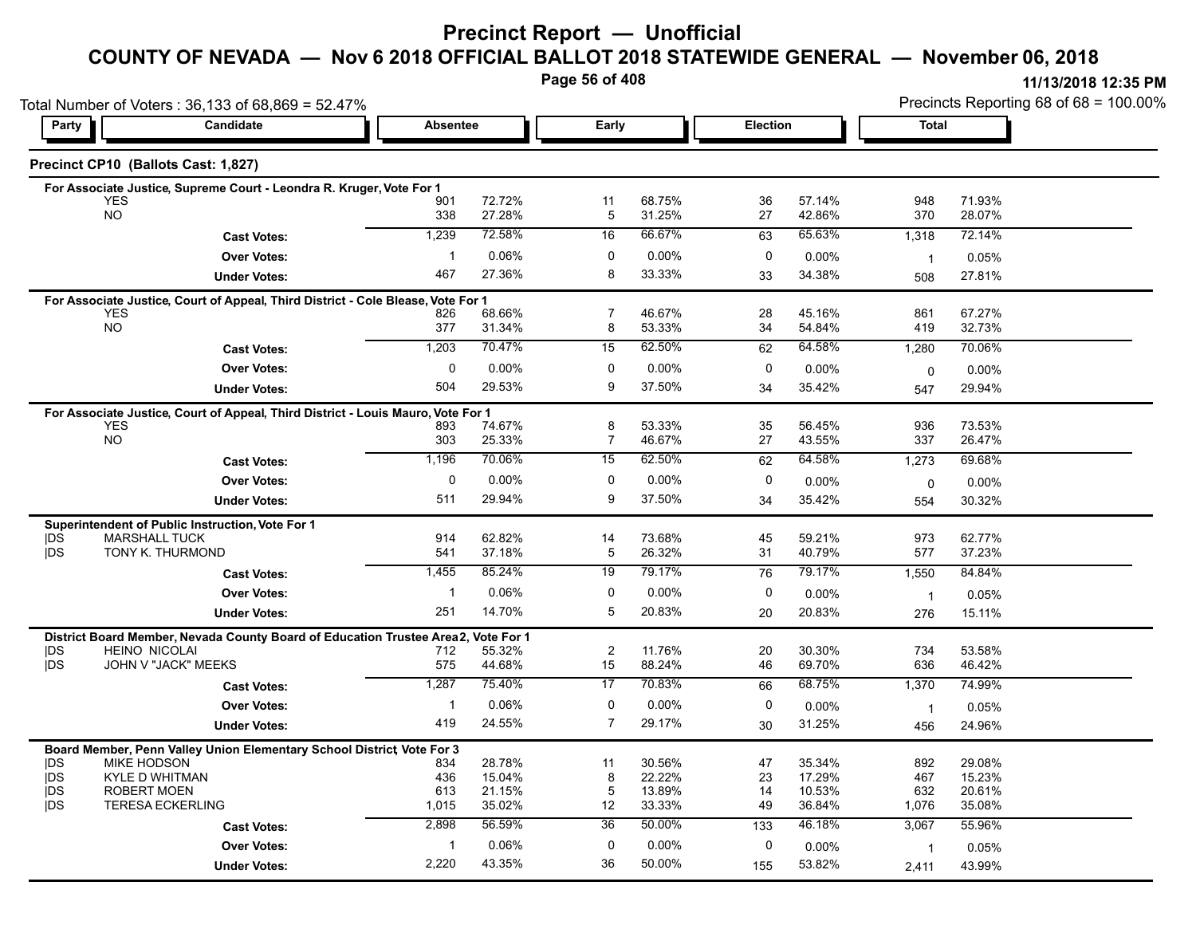# Precinct Report — Unofficial

## COUNTY OF NEVADA — Nov 6 2018 OFFICIAL BALLOT 2018 STATEWIDE GENERAL — November 06, 2018

11/13/2018 12:35 PM

Total Number of Voters : 36,133 of 68,869 = 52.47%

Precincts Reporting 68 of 68 = 100.00%

### Precinct CP10 (Ballots Cast: 1,827)

**For Associate Justice, Supreme Court - Leondra R. Kruger, Vote For 1**

| Party | Candidate | Absentee | | Early | | Election | | Total | |
|---|---|---|---|---|---|---|---|---|---|
| | YES | 901 | 72.72% | 11 | 68.75% | 36 | 57.14% | 948 | 71.93% |
| | NO | 338 | 27.28% | 5 | 31.25% | 27 | 42.86% | 370 | 28.07% |
| | **Cast Votes:** | 1,239 | 72.58% | 16 | 66.67% | 63 | 65.63% | 1,318 | 72.14% |
| | **Over Votes:** | 1 | 0.06% | 0 | 0.00% | 0 | 0.00% | 1 | 0.05% |
| | **Under Votes:** | 467 | 27.36% | 8 | 33.33% | 33 | 34.38% | 508 | 27.81% |

**For Associate Justice, Court of Appeal, Third District - Cole Blease, Vote For 1**

| Party | Candidate | Absentee | | Early | | Election | | Total | |
|---|---|---|---|---|---|---|---|---|---|
| | YES | 826 | 68.66% | 7 | 46.67% | 28 | 45.16% | 861 | 67.27% |
| | NO | 377 | 31.34% | 8 | 53.33% | 34 | 54.84% | 419 | 32.73% |
| | **Cast Votes:** | 1,203 | 70.47% | 15 | 62.50% | 62 | 64.58% | 1,280 | 70.06% |
| | **Over Votes:** | 0 | 0.00% | 0 | 0.00% | 0 | 0.00% | 0 | 0.00% |
| | **Under Votes:** | 504 | 29.53% | 9 | 37.50% | 34 | 35.42% | 547 | 29.94% |

**For Associate Justice, Court of Appeal, Third District - Louis Mauro, Vote For 1**

| Party | Candidate | Absentee | | Early | | Election | | Total | |
|---|---|---|---|---|---|---|---|---|---|
| | YES | 893 | 74.67% | 8 | 53.33% | 35 | 56.45% | 936 | 73.53% |
| | NO | 303 | 25.33% | 7 | 46.67% | 27 | 43.55% | 337 | 26.47% |
| | **Cast Votes:** | 1,196 | 70.06% | 15 | 62.50% | 62 | 64.58% | 1,273 | 69.68% |
| | **Over Votes:** | 0 | 0.00% | 0 | 0.00% | 0 | 0.00% | 0 | 0.00% |
| | **Under Votes:** | 511 | 29.94% | 9 | 37.50% | 34 | 35.42% | 554 | 30.32% |

**Superintendent of Public Instruction, Vote For 1**

| Party | Candidate | Absentee | | Early | | Election | | Total | |
|---|---|---|---|---|---|---|---|---|---|
| DS | MARSHALL TUCK | 914 | 62.82% | 14 | 73.68% | 45 | 59.21% | 973 | 62.77% |
| DS | TONY K. THURMOND | 541 | 37.18% | 5 | 26.32% | 31 | 40.79% | 577 | 37.23% |
| | **Cast Votes:** | 1,455 | 85.24% | 19 | 79.17% | 76 | 79.17% | 1,550 | 84.84% |
| | **Over Votes:** | 1 | 0.06% | 0 | 0.00% | 0 | 0.00% | 1 | 0.05% |
| | **Under Votes:** | 251 | 14.70% | 5 | 20.83% | 20 | 20.83% | 276 | 15.11% |

**District Board Member, Nevada County Board of Education Trustee Area 2, Vote For 1**

| Party | Candidate | Absentee | | Early | | Election | | Total | |
|---|---|---|---|---|---|---|---|---|---|
| DS | HEINO NICOLAI | 712 | 55.32% | 2 | 11.76% | 20 | 30.30% | 734 | 53.58% |
| DS | JOHN V "JACK" MEEKS | 575 | 44.68% | 15 | 88.24% | 46 | 69.70% | 636 | 46.42% |
| | **Cast Votes:** | 1,287 | 75.40% | 17 | 70.83% | 66 | 68.75% | 1,370 | 74.99% |
| | **Over Votes:** | 1 | 0.06% | 0 | 0.00% | 0 | 0.00% | 1 | 0.05% |
| | **Under Votes:** | 419 | 24.55% | 7 | 29.17% | 30 | 31.25% | 456 | 24.96% |

**Board Member, Penn Valley Union Elementary School District, Vote For 3**

| Party | Candidate | Absentee | | Early | | Election | | Total | |
|---|---|---|---|---|---|---|---|---|---|
| DS | MIKE HODSON | 834 | 28.78% | 11 | 30.56% | 47 | 35.34% | 892 | 29.08% |
| DS | KYLE D WHITMAN | 436 | 15.04% | 8 | 22.22% | 23 | 17.29% | 467 | 15.23% |
| DS | ROBERT MOEN | 613 | 21.15% | 5 | 13.89% | 14 | 10.53% | 632 | 20.61% |
| DS | TERESA ECKERLING | 1,015 | 35.02% | 12 | 33.33% | 49 | 36.84% | 1,076 | 35.08% |
| | **Cast Votes:** | 2,898 | 56.59% | 36 | 50.00% | 133 | 46.18% | 3,067 | 55.96% |
| | **Over Votes:** | 1 | 0.06% | 0 | 0.00% | 0 | 0.00% | 1 | 0.05% |
| | **Under Votes:** | 2,220 | 43.35% | 36 | 50.00% | 155 | 53.82% | 2,411 | 43.99% |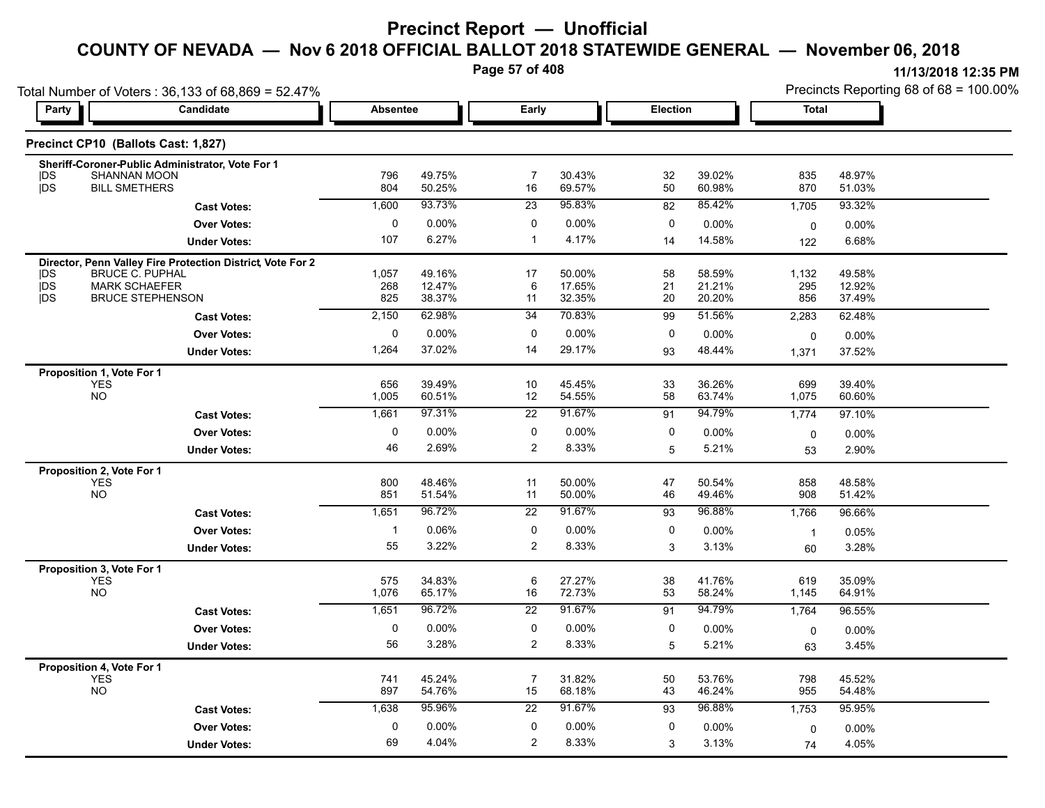# Precinct Report — Unofficial

## COUNTY OF NEVADA — Nov 6 2018 OFFICIAL BALLOT 2018 STATEWIDE GENERAL — November 06, 2018

11/13/2018 12:35 PM

Total Number of Voters : 36,133 of 68,869 = 52.47%

Precincts Reporting 68 of 68 = 100.00%

### Precinct CP10 (Ballots Cast: 1,827)

| Party | Candidate | Absentee | | Early | | Election | | Total | |
|---|---|---|---|---|---|---|---|---|---|
| **Sheriff-Coroner-Public Administrator, Vote For 1** | | | | | | | | | |
| DS | SHANNAN MOON | 796 | 49.75% | 7 | 30.43% | 32 | 39.02% | 835 | 48.97% |
| DS | BILL SMETHERS | 804 | 50.25% | 16 | 69.57% | 50 | 60.98% | 870 | 51.03% |
| | **Cast Votes:** | 1,600 | 93.73% | 23 | 95.83% | 82 | 85.42% | 1,705 | 93.32% |
| | **Over Votes:** | 0 | 0.00% | 0 | 0.00% | 0 | 0.00% | 0 | 0.00% |
| | **Under Votes:** | 107 | 6.27% | 1 | 4.17% | 14 | 14.58% | 122 | 6.68% |
| **Director, Penn Valley Fire Protection District, Vote For 2** | | | | | | | | | |
| DS | BRUCE C. PUPHAL | 1,057 | 49.16% | 17 | 50.00% | 58 | 58.59% | 1,132 | 49.58% |
| DS | MARK SCHAEFER | 268 | 12.47% | 6 | 17.65% | 21 | 21.21% | 295 | 12.92% |
| DS | BRUCE STEPHENSON | 825 | 38.37% | 11 | 32.35% | 20 | 20.20% | 856 | 37.49% |
| | **Cast Votes:** | 2,150 | 62.98% | 34 | 70.83% | 99 | 51.56% | 2,283 | 62.48% |
| | **Over Votes:** | 0 | 0.00% | 0 | 0.00% | 0 | 0.00% | 0 | 0.00% |
| | **Under Votes:** | 1,264 | 37.02% | 14 | 29.17% | 93 | 48.44% | 1,371 | 37.52% |
| **Proposition 1, Vote For 1** | | | | | | | | | |
| | YES | 656 | 39.49% | 10 | 45.45% | 33 | 36.26% | 699 | 39.40% |
| | NO | 1,005 | 60.51% | 12 | 54.55% | 58 | 63.74% | 1,075 | 60.60% |
| | **Cast Votes:** | 1,661 | 97.31% | 22 | 91.67% | 91 | 94.79% | 1,774 | 97.10% |
| | **Over Votes:** | 0 | 0.00% | 0 | 0.00% | 0 | 0.00% | 0 | 0.00% |
| | **Under Votes:** | 46 | 2.69% | 2 | 8.33% | 5 | 5.21% | 53 | 2.90% |
| **Proposition 2, Vote For 1** | | | | | | | | | |
| | YES | 800 | 48.46% | 11 | 50.00% | 47 | 50.54% | 858 | 48.58% |
| | NO | 851 | 51.54% | 11 | 50.00% | 46 | 49.46% | 908 | 51.42% |
| | **Cast Votes:** | 1,651 | 96.72% | 22 | 91.67% | 93 | 96.88% | 1,766 | 96.66% |
| | **Over Votes:** | 1 | 0.06% | 0 | 0.00% | 0 | 0.00% | 1 | 0.05% |
| | **Under Votes:** | 55 | 3.22% | 2 | 8.33% | 3 | 3.13% | 60 | 3.28% |
| **Proposition 3, Vote For 1** | | | | | | | | | |
| | YES | 575 | 34.83% | 6 | 27.27% | 38 | 41.76% | 619 | 35.09% |
| | NO | 1,076 | 65.17% | 16 | 72.73% | 53 | 58.24% | 1,145 | 64.91% |
| | **Cast Votes:** | 1,651 | 96.72% | 22 | 91.67% | 91 | 94.79% | 1,764 | 96.55% |
| | **Over Votes:** | 0 | 0.00% | 0 | 0.00% | 0 | 0.00% | 0 | 0.00% |
| | **Under Votes:** | 56 | 3.28% | 2 | 8.33% | 5 | 5.21% | 63 | 3.45% |
| **Proposition 4, Vote For 1** | | | | | | | | | |
| | YES | 741 | 45.24% | 7 | 31.82% | 50 | 53.76% | 798 | 45.52% |
| | NO | 897 | 54.76% | 15 | 68.18% | 43 | 46.24% | 955 | 54.48% |
| | **Cast Votes:** | 1,638 | 95.96% | 22 | 91.67% | 93 | 96.88% | 1,753 | 95.95% |
| | **Over Votes:** | 0 | 0.00% | 0 | 0.00% | 0 | 0.00% | 0 | 0.00% |
| | **Under Votes:** | 69 | 4.04% | 2 | 8.33% | 3 | 3.13% | 74 | 4.05% |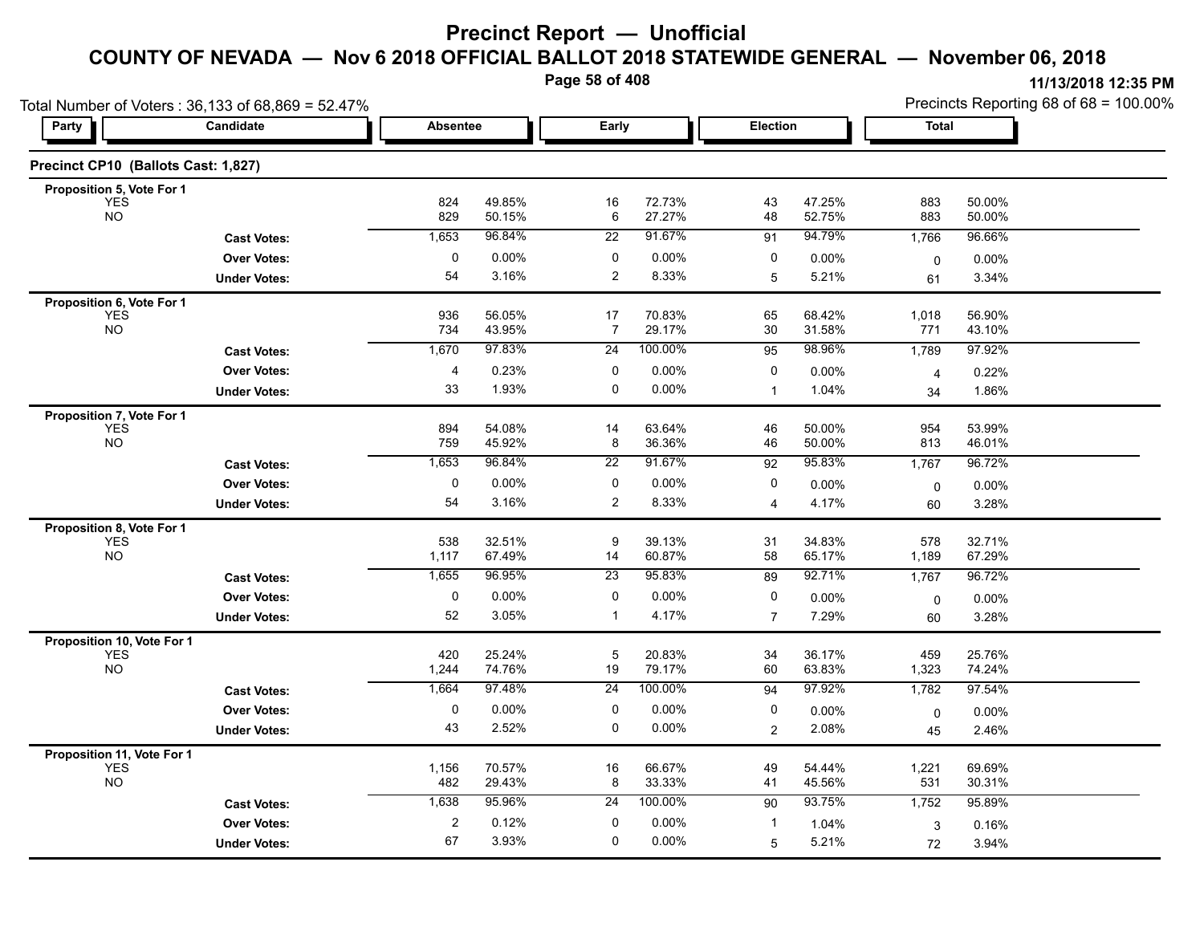# Precinct Report — Unofficial

## COUNTY OF NEVADA — Nov 6 2018 OFFICIAL BALLOT 2018 STATEWIDE GENERAL — November 06, 2018

11/13/2018 12:35 PM

Total Number of Voters : 36,133 of 68,869 = 52.47%

Precincts Reporting 68 of 68 = 100.00%

### Precinct CP10 (Ballots Cast: 1,827)

| Party | Candidate | Absentee | | Early | | Election | | Total | |
|---|---|---|---|---|---|---|---|---|---|
| **Proposition 5, Vote For 1** | | | | | | | | | |
| | YES | 824 | 49.85% | 16 | 72.73% | 43 | 47.25% | 883 | 50.00% |
| | NO | 829 | 50.15% | 6 | 27.27% | 48 | 52.75% | 883 | 50.00% |
| | **Cast Votes:** | 1,653 | 96.84% | 22 | 91.67% | 91 | 94.79% | 1,766 | 96.66% |
| | **Over Votes:** | 0 | 0.00% | 0 | 0.00% | 0 | 0.00% | 0 | 0.00% |
| | **Under Votes:** | 54 | 3.16% | 2 | 8.33% | 5 | 5.21% | 61 | 3.34% |
| **Proposition 6, Vote For 1** | | | | | | | | | |
| | YES | 936 | 56.05% | 17 | 70.83% | 65 | 68.42% | 1,018 | 56.90% |
| | NO | 734 | 43.95% | 7 | 29.17% | 30 | 31.58% | 771 | 43.10% |
| | **Cast Votes:** | 1,670 | 97.83% | 24 | 100.00% | 95 | 98.96% | 1,789 | 97.92% |
| | **Over Votes:** | 4 | 0.23% | 0 | 0.00% | 0 | 0.00% | 4 | 0.22% |
| | **Under Votes:** | 33 | 1.93% | 0 | 0.00% | 1 | 1.04% | 34 | 1.86% |
| **Proposition 7, Vote For 1** | | | | | | | | | |
| | YES | 894 | 54.08% | 14 | 63.64% | 46 | 50.00% | 954 | 53.99% |
| | NO | 759 | 45.92% | 8 | 36.36% | 46 | 50.00% | 813 | 46.01% |
| | **Cast Votes:** | 1,653 | 96.84% | 22 | 91.67% | 92 | 95.83% | 1,767 | 96.72% |
| | **Over Votes:** | 0 | 0.00% | 0 | 0.00% | 0 | 0.00% | 0 | 0.00% |
| | **Under Votes:** | 54 | 3.16% | 2 | 8.33% | 4 | 4.17% | 60 | 3.28% |
| **Proposition 8, Vote For 1** | | | | | | | | | |
| | YES | 538 | 32.51% | 9 | 39.13% | 31 | 34.83% | 578 | 32.71% |
| | NO | 1,117 | 67.49% | 14 | 60.87% | 58 | 65.17% | 1,189 | 67.29% |
| | **Cast Votes:** | 1,655 | 96.95% | 23 | 95.83% | 89 | 92.71% | 1,767 | 96.72% |
| | **Over Votes:** | 0 | 0.00% | 0 | 0.00% | 0 | 0.00% | 0 | 0.00% |
| | **Under Votes:** | 52 | 3.05% | 1 | 4.17% | 7 | 7.29% | 60 | 3.28% |
| **Proposition 10, Vote For 1** | | | | | | | | | |
| | YES | 420 | 25.24% | 5 | 20.83% | 34 | 36.17% | 459 | 25.76% |
| | NO | 1,244 | 74.76% | 19 | 79.17% | 60 | 63.83% | 1,323 | 74.24% |
| | **Cast Votes:** | 1,664 | 97.48% | 24 | 100.00% | 94 | 97.92% | 1,782 | 97.54% |
| | **Over Votes:** | 0 | 0.00% | 0 | 0.00% | 0 | 0.00% | 0 | 0.00% |
| | **Under Votes:** | 43 | 2.52% | 0 | 0.00% | 2 | 2.08% | 45 | 2.46% |
| **Proposition 11, Vote For 1** | | | | | | | | | |
| | YES | 1,156 | 70.57% | 16 | 66.67% | 49 | 54.44% | 1,221 | 69.69% |
| | NO | 482 | 29.43% | 8 | 33.33% | 41 | 45.56% | 531 | 30.31% |
| | **Cast Votes:** | 1,638 | 95.96% | 24 | 100.00% | 90 | 93.75% | 1,752 | 95.89% |
| | **Over Votes:** | 2 | 0.12% | 0 | 0.00% | 1 | 1.04% | 3 | 0.16% |
| | **Under Votes:** | 67 | 3.93% | 0 | 0.00% | 5 | 5.21% | 72 | 3.94% |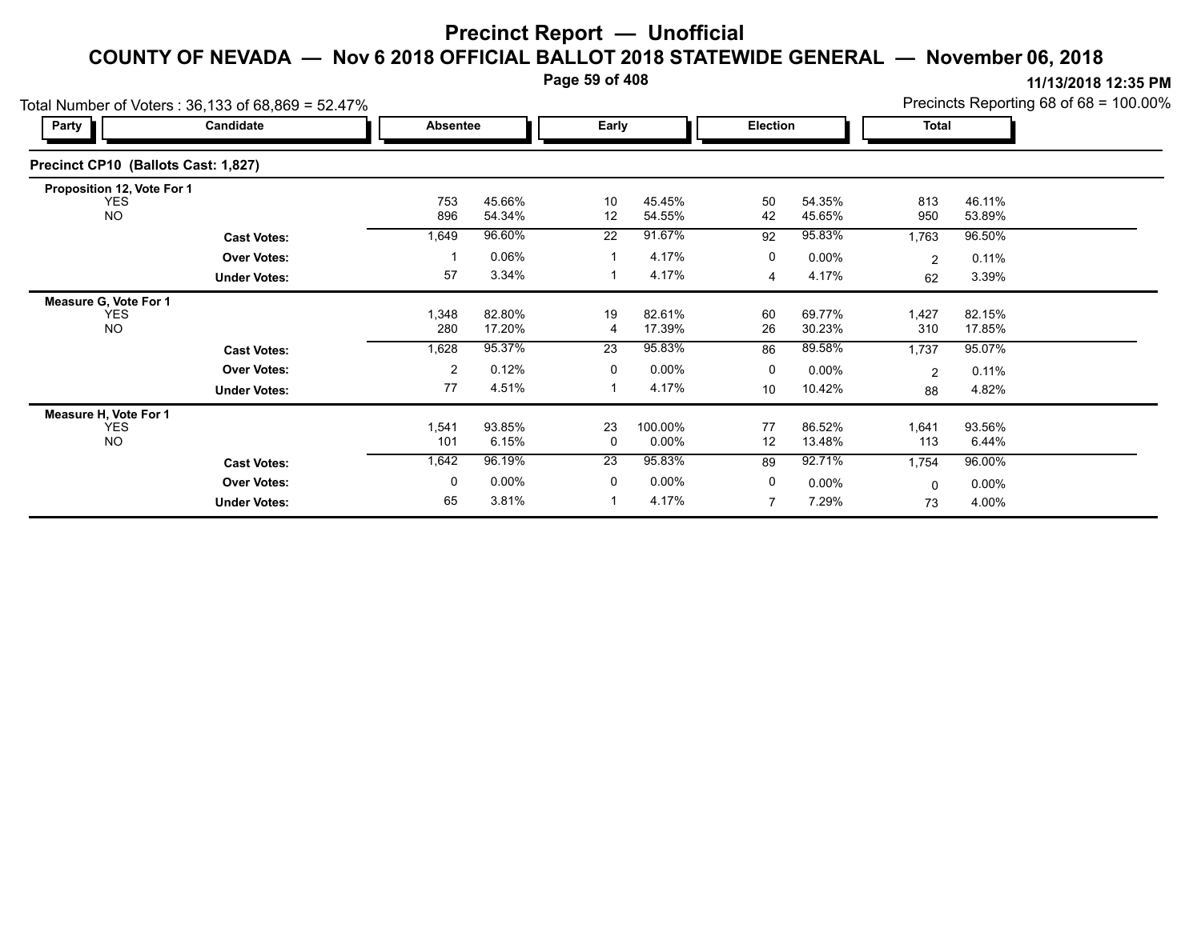# Precinct Report — Unofficial

## COUNTY OF NEVADA — Nov 6 2018 OFFICIAL BALLOT 2018 STATEWIDE GENERAL — November 06, 2018

11/13/2018 12:35 PM

Total Number of Voters : 36,133 of 68,869 = 52.47%

Precincts Reporting 68 of 68 = 100.00%

### Precinct CP10 (Ballots Cast: 1,827)

| Party | Candidate | Absentee | | Early | | Election | | Total | |
|---|---|---|---|---|---|---|---|---|---|
| **Proposition 12, Vote For 1** | | | | | | | | | |
| | YES | 753 | 45.66% | 10 | 45.45% | 50 | 54.35% | 813 | 46.11% |
| | NO | 896 | 54.34% | 12 | 54.55% | 42 | 45.65% | 950 | 53.89% |
| | **Cast Votes:** | 1,649 | 96.60% | 22 | 91.67% | 92 | 95.83% | 1,763 | 96.50% |
| | **Over Votes:** | 1 | 0.06% | 1 | 4.17% | 0 | 0.00% | 2 | 0.11% |
| | **Under Votes:** | 57 | 3.34% | 1 | 4.17% | 4 | 4.17% | 62 | 3.39% |
| **Measure G, Vote For 1** | | | | | | | | | |
| | YES | 1,348 | 82.80% | 19 | 82.61% | 60 | 69.77% | 1,427 | 82.15% |
| | NO | 280 | 17.20% | 4 | 17.39% | 26 | 30.23% | 310 | 17.85% |
| | **Cast Votes:** | 1,628 | 95.37% | 23 | 95.83% | 86 | 89.58% | 1,737 | 95.07% |
| | **Over Votes:** | 2 | 0.12% | 0 | 0.00% | 0 | 0.00% | 2 | 0.11% |
| | **Under Votes:** | 77 | 4.51% | 1 | 4.17% | 10 | 10.42% | 88 | 4.82% |
| **Measure H, Vote For 1** | | | | | | | | | |
| | YES | 1,541 | 93.85% | 23 | 100.00% | 77 | 86.52% | 1,641 | 93.56% |
| | NO | 101 | 6.15% | 0 | 0.00% | 12 | 13.48% | 113 | 6.44% |
| | **Cast Votes:** | 1,642 | 96.19% | 23 | 95.83% | 89 | 92.71% | 1,754 | 96.00% |
| | **Over Votes:** | 0 | 0.00% | 0 | 0.00% | 0 | 0.00% | 0 | 0.00% |
| | **Under Votes:** | 65 | 3.81% | 1 | 4.17% | 7 | 7.29% | 73 | 4.00% |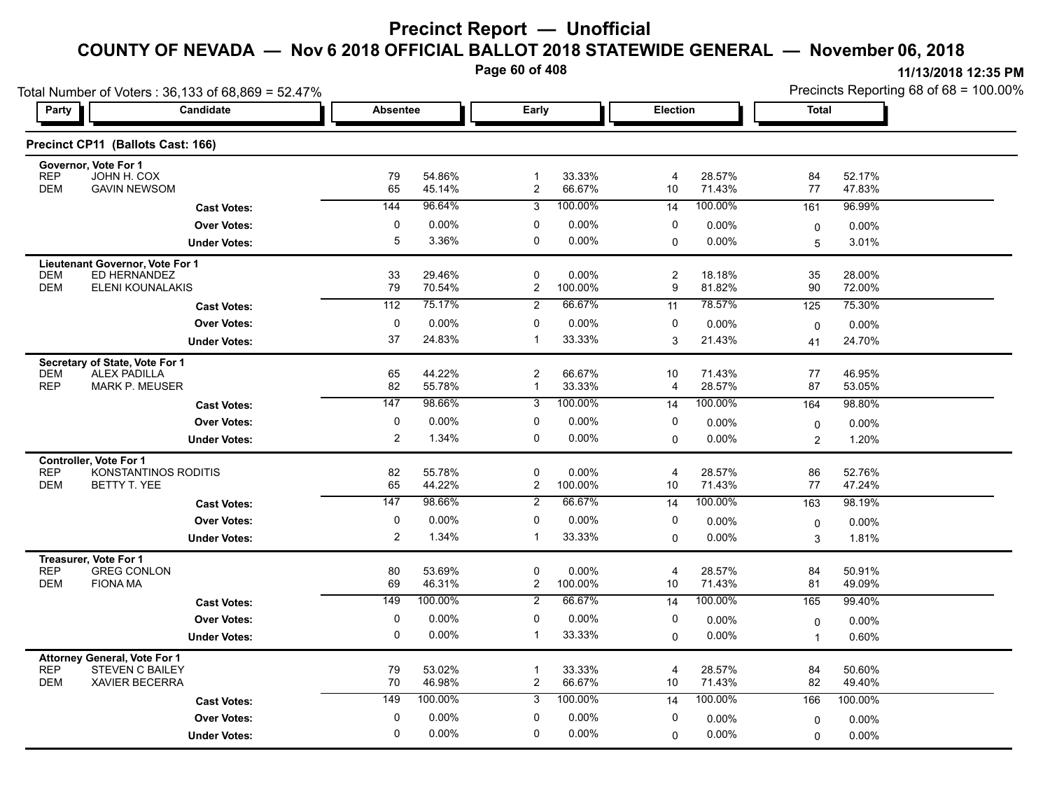# Precinct Report — Unofficial

## COUNTY OF NEVADA — Nov 6 2018 OFFICIAL BALLOT 2018 STATEWIDE GENERAL — November 06, 2018

11/13/2018 12:35 PM

Total Number of Voters : 36,133 of 68,869 = 52.47%

Precincts Reporting 68 of 68 = 100.00%

### Precinct CP11 (Ballots Cast: 166)

| Party | Candidate | Absentee | | Early | | Election | | Total | |
|---|---|---|---|---|---|---|---|---|---|
| **Governor, Vote For 1** | | | | | | | | | |
| REP | JOHN H. COX | 79 | 54.86% | 1 | 33.33% | 4 | 28.57% | 84 | 52.17% |
| DEM | GAVIN NEWSOM | 65 | 45.14% | 2 | 66.67% | 10 | 71.43% | 77 | 47.83% |
| | **Cast Votes:** | 144 | 96.64% | 3 | 100.00% | 14 | 100.00% | 161 | 96.99% |
| | **Over Votes:** | 0 | 0.00% | 0 | 0.00% | 0 | 0.00% | 0 | 0.00% |
| | **Under Votes:** | 5 | 3.36% | 0 | 0.00% | 0 | 0.00% | 5 | 3.01% |
| **Lieutenant Governor, Vote For 1** | | | | | | | | | |
| DEM | ED HERNANDEZ | 33 | 29.46% | 0 | 0.00% | 2 | 18.18% | 35 | 28.00% |
| DEM | ELENI KOUNALAKIS | 79 | 70.54% | 2 | 100.00% | 9 | 81.82% | 90 | 72.00% |
| | **Cast Votes:** | 112 | 75.17% | 2 | 66.67% | 11 | 78.57% | 125 | 75.30% |
| | **Over Votes:** | 0 | 0.00% | 0 | 0.00% | 0 | 0.00% | 0 | 0.00% |
| | **Under Votes:** | 37 | 24.83% | 1 | 33.33% | 3 | 21.43% | 41 | 24.70% |
| **Secretary of State, Vote For 1** | | | | | | | | | |
| DEM | ALEX PADILLA | 65 | 44.22% | 2 | 66.67% | 10 | 71.43% | 77 | 46.95% |
| REP | MARK P. MEUSER | 82 | 55.78% | 1 | 33.33% | 4 | 28.57% | 87 | 53.05% |
| | **Cast Votes:** | 147 | 98.66% | 3 | 100.00% | 14 | 100.00% | 164 | 98.80% |
| | **Over Votes:** | 0 | 0.00% | 0 | 0.00% | 0 | 0.00% | 0 | 0.00% |
| | **Under Votes:** | 2 | 1.34% | 0 | 0.00% | 0 | 0.00% | 2 | 1.20% |
| **Controller, Vote For 1** | | | | | | | | | |
| REP | KONSTANTINOS RODITIS | 82 | 55.78% | 0 | 0.00% | 4 | 28.57% | 86 | 52.76% |
| DEM | BETTY T. YEE | 65 | 44.22% | 2 | 100.00% | 10 | 71.43% | 77 | 47.24% |
| | **Cast Votes:** | 147 | 98.66% | 2 | 66.67% | 14 | 100.00% | 163 | 98.19% |
| | **Over Votes:** | 0 | 0.00% | 0 | 0.00% | 0 | 0.00% | 0 | 0.00% |
| | **Under Votes:** | 2 | 1.34% | 1 | 33.33% | 0 | 0.00% | 3 | 1.81% |
| **Treasurer, Vote For 1** | | | | | | | | | |
| REP | GREG CONLON | 80 | 53.69% | 0 | 0.00% | 4 | 28.57% | 84 | 50.91% |
| DEM | FIONA MA | 69 | 46.31% | 2 | 100.00% | 10 | 71.43% | 81 | 49.09% |
| | **Cast Votes:** | 149 | 100.00% | 2 | 66.67% | 14 | 100.00% | 165 | 99.40% |
| | **Over Votes:** | 0 | 0.00% | 0 | 0.00% | 0 | 0.00% | 0 | 0.00% |
| | **Under Votes:** | 0 | 0.00% | 1 | 33.33% | 0 | 0.00% | 1 | 0.60% |
| **Attorney General, Vote For 1** | | | | | | | | | |
| REP | STEVEN C BAILEY | 79 | 53.02% | 1 | 33.33% | 4 | 28.57% | 84 | 50.60% |
| DEM | XAVIER BECERRA | 70 | 46.98% | 2 | 66.67% | 10 | 71.43% | 82 | 49.40% |
| | **Cast Votes:** | 149 | 100.00% | 3 | 100.00% | 14 | 100.00% | 166 | 100.00% |
| | **Over Votes:** | 0 | 0.00% | 0 | 0.00% | 0 | 0.00% | 0 | 0.00% |
| | **Under Votes:** | 0 | 0.00% | 0 | 0.00% | 0 | 0.00% | 0 | 0.00% |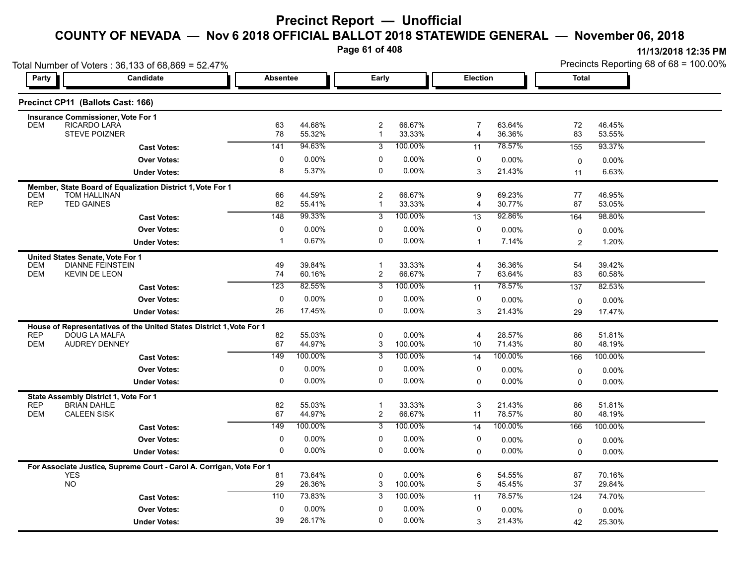# Precinct Report — Unofficial

## COUNTY OF NEVADA — Nov 6 2018 OFFICIAL BALLOT 2018 STATEWIDE GENERAL — November 06, 2018

11/13/2018 12:35 PM

Total Number of Voters : 36,133 of 68,869 = 52.47%

Precincts Reporting 68 of 68 = 100.00%

### Precinct CP11 (Ballots Cast: 166)

| Party | Candidate | Absentee | | Early | | Election | | Total | |
|---|---|---|---|---|---|---|---|---|---|
| **Insurance Commissioner, Vote For 1** | | | | | | | | | |
| DEM | RICARDO LARA | 63 | 44.68% | 2 | 66.67% | 7 | 63.64% | 72 | 46.45% |
| | STEVE POIZNER | 78 | 55.32% | 1 | 33.33% | 4 | 36.36% | 83 | 53.55% |
| | **Cast Votes:** | 141 | 94.63% | 3 | 100.00% | 11 | 78.57% | 155 | 93.37% |
| | **Over Votes:** | 0 | 0.00% | 0 | 0.00% | 0 | 0.00% | 0 | 0.00% |
| | **Under Votes:** | 8 | 5.37% | 0 | 0.00% | 3 | 21.43% | 11 | 6.63% |
| **Member, State Board of Equalization District 1, Vote For 1** | | | | | | | | | |
| DEM | TOM HALLINAN | 66 | 44.59% | 2 | 66.67% | 9 | 69.23% | 77 | 46.95% |
| REP | TED GAINES | 82 | 55.41% | 1 | 33.33% | 4 | 30.77% | 87 | 53.05% |
| | **Cast Votes:** | 148 | 99.33% | 3 | 100.00% | 13 | 92.86% | 164 | 98.80% |
| | **Over Votes:** | 0 | 0.00% | 0 | 0.00% | 0 | 0.00% | 0 | 0.00% |
| | **Under Votes:** | 1 | 0.67% | 0 | 0.00% | 1 | 7.14% | 2 | 1.20% |
| **United States Senate, Vote For 1** | | | | | | | | | |
| DEM | DIANNE FEINSTEIN | 49 | 39.84% | 1 | 33.33% | 4 | 36.36% | 54 | 39.42% |
| DEM | KEVIN DE LEON | 74 | 60.16% | 2 | 66.67% | 7 | 63.64% | 83 | 60.58% |
| | **Cast Votes:** | 123 | 82.55% | 3 | 100.00% | 11 | 78.57% | 137 | 82.53% |
| | **Over Votes:** | 0 | 0.00% | 0 | 0.00% | 0 | 0.00% | 0 | 0.00% |
| | **Under Votes:** | 26 | 17.45% | 0 | 0.00% | 3 | 21.43% | 29 | 17.47% |
| **House of Representatives of the United States District 1, Vote For 1** | | | | | | | | | |
| REP | DOUG LA MALFA | 82 | 55.03% | 0 | 0.00% | 4 | 28.57% | 86 | 51.81% |
| DEM | AUDREY DENNEY | 67 | 44.97% | 3 | 100.00% | 10 | 71.43% | 80 | 48.19% |
| | **Cast Votes:** | 149 | 100.00% | 3 | 100.00% | 14 | 100.00% | 166 | 100.00% |
| | **Over Votes:** | 0 | 0.00% | 0 | 0.00% | 0 | 0.00% | 0 | 0.00% |
| | **Under Votes:** | 0 | 0.00% | 0 | 0.00% | 0 | 0.00% | 0 | 0.00% |
| **State Assembly District 1, Vote For 1** | | | | | | | | | |
| REP | BRIAN DAHLE | 82 | 55.03% | 1 | 33.33% | 3 | 21.43% | 86 | 51.81% |
| DEM | CALEEN SISK | 67 | 44.97% | 2 | 66.67% | 11 | 78.57% | 80 | 48.19% |
| | **Cast Votes:** | 149 | 100.00% | 3 | 100.00% | 14 | 100.00% | 166 | 100.00% |
| | **Over Votes:** | 0 | 0.00% | 0 | 0.00% | 0 | 0.00% | 0 | 0.00% |
| | **Under Votes:** | 0 | 0.00% | 0 | 0.00% | 0 | 0.00% | 0 | 0.00% |
| **For Associate Justice, Supreme Court - Carol A. Corrigan, Vote For 1** | | | | | | | | | |
| | YES | 81 | 73.64% | 0 | 0.00% | 6 | 54.55% | 87 | 70.16% |
| | NO | 29 | 26.36% | 3 | 100.00% | 5 | 45.45% | 37 | 29.84% |
| | **Cast Votes:** | 110 | 73.83% | 3 | 100.00% | 11 | 78.57% | 124 | 74.70% |
| | **Over Votes:** | 0 | 0.00% | 0 | 0.00% | 0 | 0.00% | 0 | 0.00% |
| | **Under Votes:** | 39 | 26.17% | 0 | 0.00% | 3 | 21.43% | 42 | 25.30% |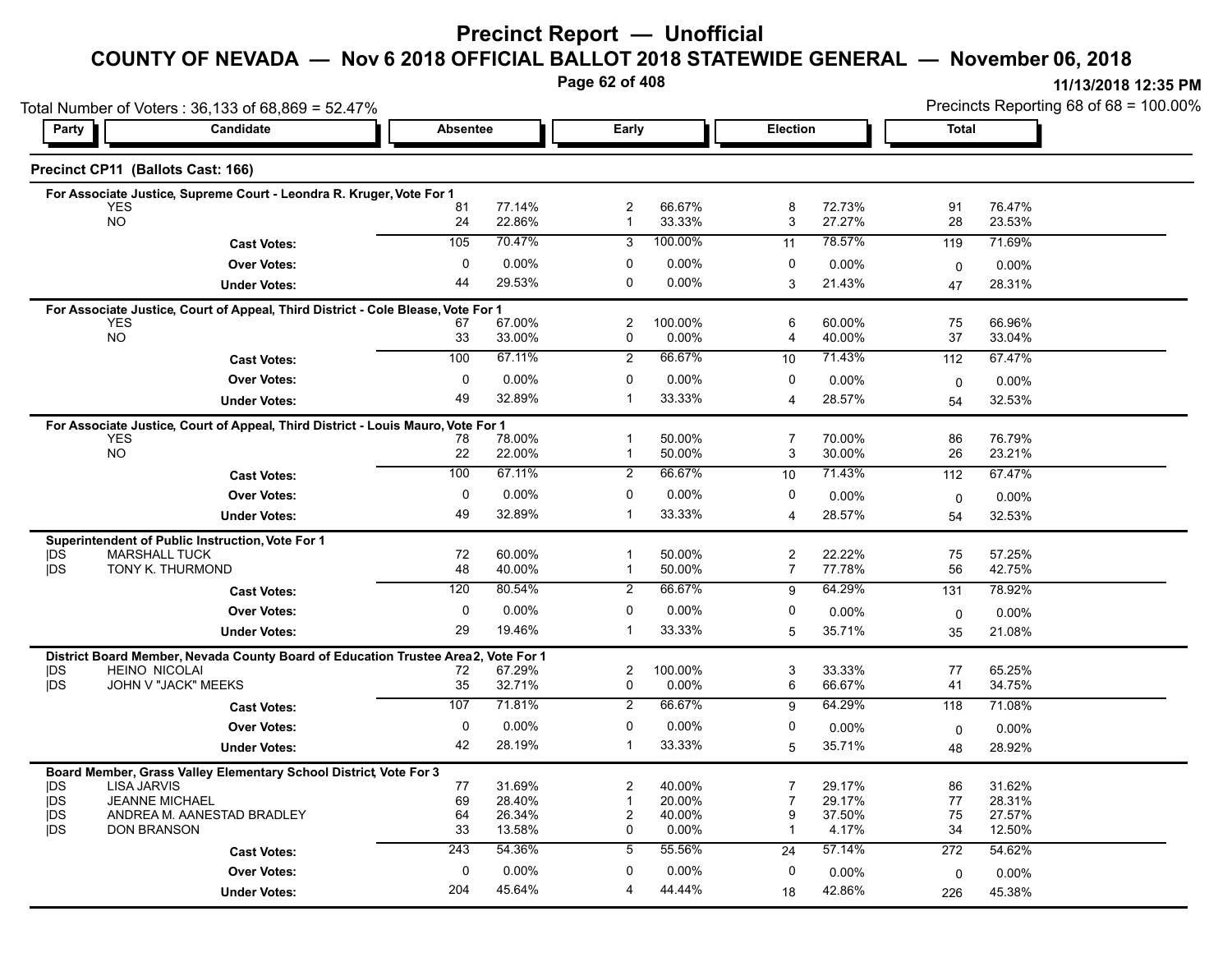# Precinct Report — Unofficial

## COUNTY OF NEVADA — Nov 6 2018 OFFICIAL BALLOT 2018 STATEWIDE GENERAL — November 06, 2018

11/13/2018 12:35 PM

Total Number of Voters : 36,133 of 68,869 = 52.47%

Precincts Reporting 68 of 68 = 100.00%

### Precinct CP11 (Ballots Cast: 166)

**For Associate Justice, Supreme Court - Leondra R. Kruger, Vote For 1**

| Party | Candidate | Absentee | | Early | | Election | | Total | |
|---|---|---|---|---|---|---|---|---|---|
| | YES | 81 | 77.14% | 2 | 66.67% | 8 | 72.73% | 91 | 76.47% |
| | NO | 24 | 22.86% | 1 | 33.33% | 3 | 27.27% | 28 | 23.53% |
| | **Cast Votes:** | 105 | 70.47% | 3 | 100.00% | 11 | 78.57% | 119 | 71.69% |
| | **Over Votes:** | 0 | 0.00% | 0 | 0.00% | 0 | 0.00% | 0 | 0.00% |
| | **Under Votes:** | 44 | 29.53% | 0 | 0.00% | 3 | 21.43% | 47 | 28.31% |

**For Associate Justice, Court of Appeal, Third District - Cole Blease, Vote For 1**

| Party | Candidate | Absentee | | Early | | Election | | Total | |
|---|---|---|---|---|---|---|---|---|---|
| | YES | 67 | 67.00% | 2 | 100.00% | 6 | 60.00% | 75 | 66.96% |
| | NO | 33 | 33.00% | 0 | 0.00% | 4 | 40.00% | 37 | 33.04% |
| | **Cast Votes:** | 100 | 67.11% | 2 | 66.67% | 10 | 71.43% | 112 | 67.47% |
| | **Over Votes:** | 0 | 0.00% | 0 | 0.00% | 0 | 0.00% | 0 | 0.00% |
| | **Under Votes:** | 49 | 32.89% | 1 | 33.33% | 4 | 28.57% | 54 | 32.53% |

**For Associate Justice, Court of Appeal, Third District - Louis Mauro, Vote For 1**

| Party | Candidate | Absentee | | Early | | Election | | Total | |
|---|---|---|---|---|---|---|---|---|---|
| | YES | 78 | 78.00% | 1 | 50.00% | 7 | 70.00% | 86 | 76.79% |
| | NO | 22 | 22.00% | 1 | 50.00% | 3 | 30.00% | 26 | 23.21% |
| | **Cast Votes:** | 100 | 67.11% | 2 | 66.67% | 10 | 71.43% | 112 | 67.47% |
| | **Over Votes:** | 0 | 0.00% | 0 | 0.00% | 0 | 0.00% | 0 | 0.00% |
| | **Under Votes:** | 49 | 32.89% | 1 | 33.33% | 4 | 28.57% | 54 | 32.53% |

**Superintendent of Public Instruction, Vote For 1**

| Party | Candidate | Absentee | | Early | | Election | | Total | |
|---|---|---|---|---|---|---|---|---|---|
| DS | MARSHALL TUCK | 72 | 60.00% | 1 | 50.00% | 2 | 22.22% | 75 | 57.25% |
| DS | TONY K. THURMOND | 48 | 40.00% | 1 | 50.00% | 7 | 77.78% | 56 | 42.75% |
| | **Cast Votes:** | 120 | 80.54% | 2 | 66.67% | 9 | 64.29% | 131 | 78.92% |
| | **Over Votes:** | 0 | 0.00% | 0 | 0.00% | 0 | 0.00% | 0 | 0.00% |
| | **Under Votes:** | 29 | 19.46% | 1 | 33.33% | 5 | 35.71% | 35 | 21.08% |

**District Board Member, Nevada County Board of Education Trustee Area 2, Vote For 1**

| Party | Candidate | Absentee | | Early | | Election | | Total | |
|---|---|---|---|---|---|---|---|---|---|
| DS | HEINO NICOLAI | 72 | 67.29% | 2 | 100.00% | 3 | 33.33% | 77 | 65.25% |
| DS | JOHN V "JACK" MEEKS | 35 | 32.71% | 0 | 0.00% | 6 | 66.67% | 41 | 34.75% |
| | **Cast Votes:** | 107 | 71.81% | 2 | 66.67% | 9 | 64.29% | 118 | 71.08% |
| | **Over Votes:** | 0 | 0.00% | 0 | 0.00% | 0 | 0.00% | 0 | 0.00% |
| | **Under Votes:** | 42 | 28.19% | 1 | 33.33% | 5 | 35.71% | 48 | 28.92% |

**Board Member, Grass Valley Elementary School District, Vote For 3**

| Party | Candidate | Absentee | | Early | | Election | | Total | |
|---|---|---|---|---|---|---|---|---|---|
| DS | LISA JARVIS | 77 | 31.69% | 2 | 40.00% | 7 | 29.17% | 86 | 31.62% |
| DS | JEANNE MICHAEL | 69 | 28.40% | 1 | 20.00% | 7 | 29.17% | 77 | 28.31% |
| DS | ANDREA M. AANESTAD BRADLEY | 64 | 26.34% | 2 | 40.00% | 9 | 37.50% | 75 | 27.57% |
| DS | DON BRANSON | 33 | 13.58% | 0 | 0.00% | 1 | 4.17% | 34 | 12.50% |
| | **Cast Votes:** | 243 | 54.36% | 5 | 55.56% | 24 | 57.14% | 272 | 54.62% |
| | **Over Votes:** | 0 | 0.00% | 0 | 0.00% | 0 | 0.00% | 0 | 0.00% |
| | **Under Votes:** | 204 | 45.64% | 4 | 44.44% | 18 | 42.86% | 226 | 45.38% |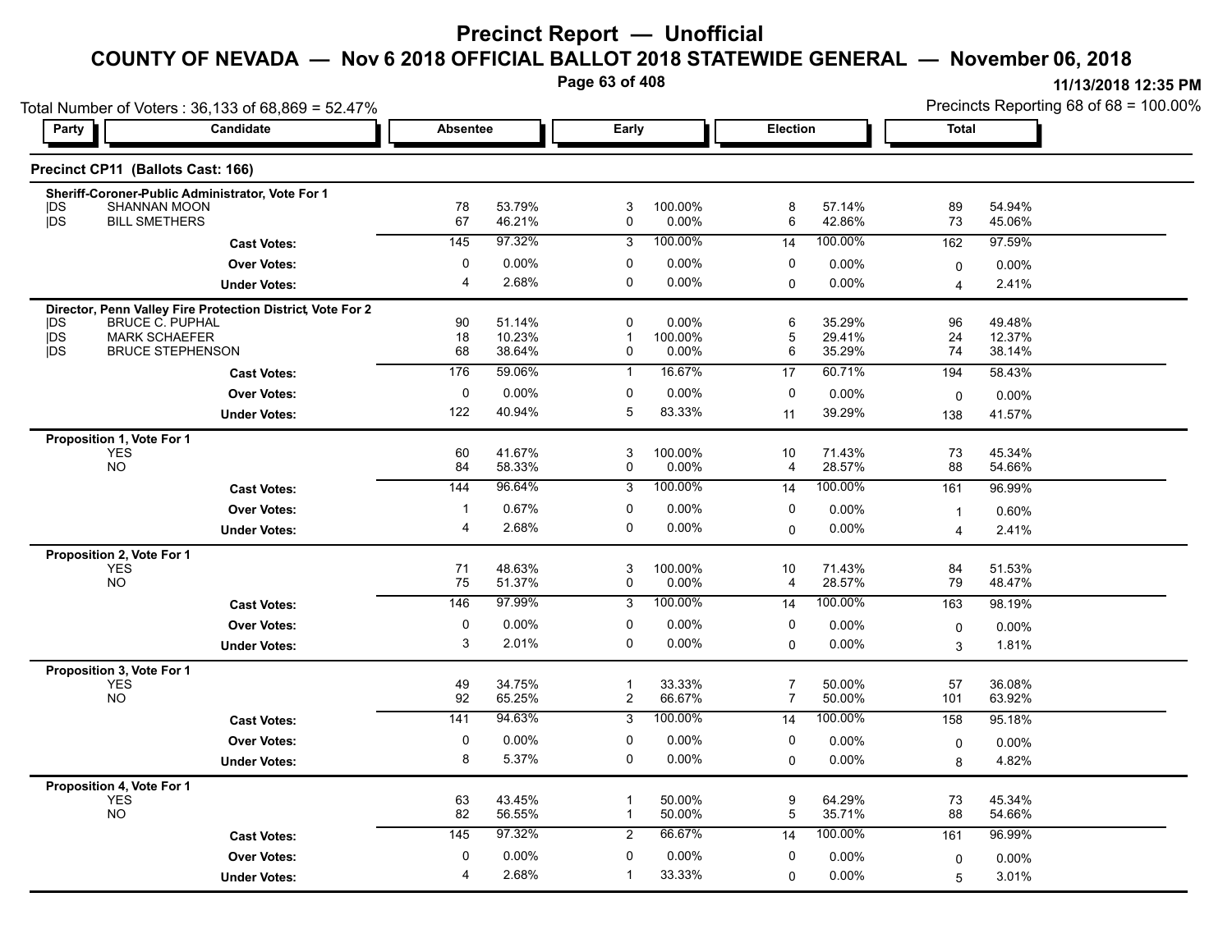# Precinct Report — Unofficial

## COUNTY OF NEVADA — Nov 6 2018 OFFICIAL BALLOT 2018 STATEWIDE GENERAL — November 06, 2018

11/13/2018 12:35 PM

Total Number of Voters : 36,133 of 68,869 = 52.47%

Precincts Reporting 68 of 68 = 100.00%

### Precinct CP11 (Ballots Cast: 166)

| Party | Candidate | Absentee | | Early | | Election | | Total | |
|---|---|---|---|---|---|---|---|---|---|
| **Sheriff-Coroner-Public Administrator, Vote For 1** | | | | | | | | | |
| DS | SHANNAN MOON | 78 | 53.79% | 3 | 100.00% | 8 | 57.14% | 89 | 54.94% |
| DS | BILL SMETHERS | 67 | 46.21% | 0 | 0.00% | 6 | 42.86% | 73 | 45.06% |
| | **Cast Votes:** | 145 | 97.32% | 3 | 100.00% | 14 | 100.00% | 162 | 97.59% |
| | **Over Votes:** | 0 | 0.00% | 0 | 0.00% | 0 | 0.00% | 0 | 0.00% |
| | **Under Votes:** | 4 | 2.68% | 0 | 0.00% | 0 | 0.00% | 4 | 2.41% |
| **Director, Penn Valley Fire Protection District, Vote For 2** | | | | | | | | | |
| DS | BRUCE C. PUPHAL | 90 | 51.14% | 0 | 0.00% | 6 | 35.29% | 96 | 49.48% |
| DS | MARK SCHAEFER | 18 | 10.23% | 1 | 100.00% | 5 | 29.41% | 24 | 12.37% |
| DS | BRUCE STEPHENSON | 68 | 38.64% | 0 | 0.00% | 6 | 35.29% | 74 | 38.14% |
| | **Cast Votes:** | 176 | 59.06% | 1 | 16.67% | 17 | 60.71% | 194 | 58.43% |
| | **Over Votes:** | 0 | 0.00% | 0 | 0.00% | 0 | 0.00% | 0 | 0.00% |
| | **Under Votes:** | 122 | 40.94% | 5 | 83.33% | 11 | 39.29% | 138 | 41.57% |
| **Proposition 1, Vote For 1** | | | | | | | | | |
| | YES | 60 | 41.67% | 3 | 100.00% | 10 | 71.43% | 73 | 45.34% |
| | NO | 84 | 58.33% | 0 | 0.00% | 4 | 28.57% | 88 | 54.66% |
| | **Cast Votes:** | 144 | 96.64% | 3 | 100.00% | 14 | 100.00% | 161 | 96.99% |
| | **Over Votes:** | 1 | 0.67% | 0 | 0.00% | 0 | 0.00% | 1 | 0.60% |
| | **Under Votes:** | 4 | 2.68% | 0 | 0.00% | 0 | 0.00% | 4 | 2.41% |
| **Proposition 2, Vote For 1** | | | | | | | | | |
| | YES | 71 | 48.63% | 3 | 100.00% | 10 | 71.43% | 84 | 51.53% |
| | NO | 75 | 51.37% | 0 | 0.00% | 4 | 28.57% | 79 | 48.47% |
| | **Cast Votes:** | 146 | 97.99% | 3 | 100.00% | 14 | 100.00% | 163 | 98.19% |
| | **Over Votes:** | 0 | 0.00% | 0 | 0.00% | 0 | 0.00% | 0 | 0.00% |
| | **Under Votes:** | 3 | 2.01% | 0 | 0.00% | 0 | 0.00% | 3 | 1.81% |
| **Proposition 3, Vote For 1** | | | | | | | | | |
| | YES | 49 | 34.75% | 1 | 33.33% | 7 | 50.00% | 57 | 36.08% |
| | NO | 92 | 65.25% | 2 | 66.67% | 7 | 50.00% | 101 | 63.92% |
| | **Cast Votes:** | 141 | 94.63% | 3 | 100.00% | 14 | 100.00% | 158 | 95.18% |
| | **Over Votes:** | 0 | 0.00% | 0 | 0.00% | 0 | 0.00% | 0 | 0.00% |
| | **Under Votes:** | 8 | 5.37% | 0 | 0.00% | 0 | 0.00% | 8 | 4.82% |
| **Proposition 4, Vote For 1** | | | | | | | | | |
| | YES | 63 | 43.45% | 1 | 50.00% | 9 | 64.29% | 73 | 45.34% |
| | NO | 82 | 56.55% | 1 | 50.00% | 5 | 35.71% | 88 | 54.66% |
| | **Cast Votes:** | 145 | 97.32% | 2 | 66.67% | 14 | 100.00% | 161 | 96.99% |
| | **Over Votes:** | 0 | 0.00% | 0 | 0.00% | 0 | 0.00% | 0 | 0.00% |
| | **Under Votes:** | 4 | 2.68% | 1 | 33.33% | 0 | 0.00% | 5 | 3.01% |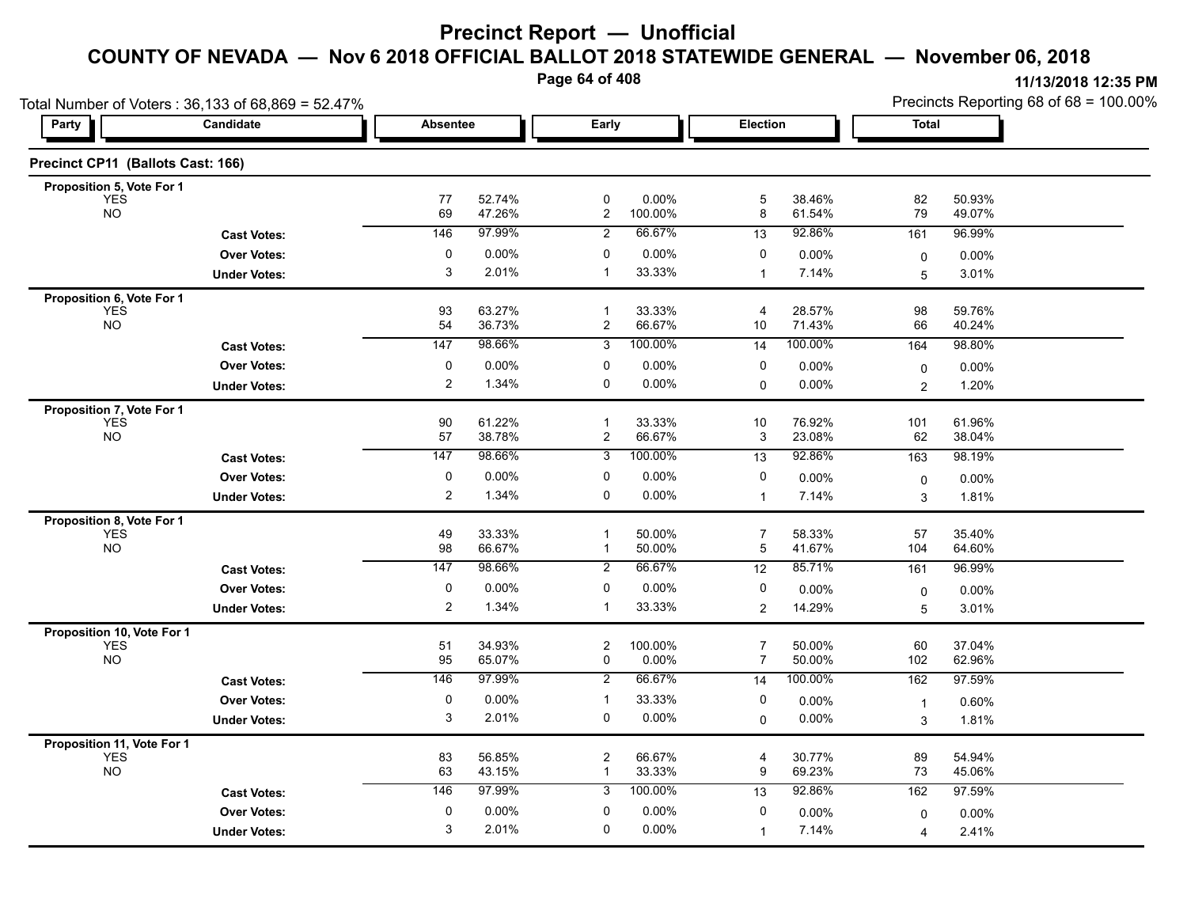# Precinct Report — Unofficial

## COUNTY OF NEVADA — Nov 6 2018 OFFICIAL BALLOT 2018 STATEWIDE GENERAL — November 06, 2018

11/13/2018 12:35 PM

Total Number of Voters : 36,133 of 68,869 = 52.47%

Precincts Reporting 68 of 68 = 100.00%

### Precinct CP11 (Ballots Cast: 166)

| Party | Candidate | Absentee | | Early | | Election | | Total | |
|---|---|---|---|---|---|---|---|---|---|
| **Proposition 5, Vote For 1** | | | | | | | | | |
| | YES | 77 | 52.74% | 0 | 0.00% | 5 | 38.46% | 82 | 50.93% |
| | NO | 69 | 47.26% | 2 | 100.00% | 8 | 61.54% | 79 | 49.07% |
| | **Cast Votes:** | 146 | 97.99% | 2 | 66.67% | 13 | 92.86% | 161 | 96.99% |
| | **Over Votes:** | 0 | 0.00% | 0 | 0.00% | 0 | 0.00% | 0 | 0.00% |
| | **Under Votes:** | 3 | 2.01% | 1 | 33.33% | 1 | 7.14% | 5 | 3.01% |
| **Proposition 6, Vote For 1** | | | | | | | | | |
| | YES | 93 | 63.27% | 1 | 33.33% | 4 | 28.57% | 98 | 59.76% |
| | NO | 54 | 36.73% | 2 | 66.67% | 10 | 71.43% | 66 | 40.24% |
| | **Cast Votes:** | 147 | 98.66% | 3 | 100.00% | 14 | 100.00% | 164 | 98.80% |
| | **Over Votes:** | 0 | 0.00% | 0 | 0.00% | 0 | 0.00% | 0 | 0.00% |
| | **Under Votes:** | 2 | 1.34% | 0 | 0.00% | 0 | 0.00% | 2 | 1.20% |
| **Proposition 7, Vote For 1** | | | | | | | | | |
| | YES | 90 | 61.22% | 1 | 33.33% | 10 | 76.92% | 101 | 61.96% |
| | NO | 57 | 38.78% | 2 | 66.67% | 3 | 23.08% | 62 | 38.04% |
| | **Cast Votes:** | 147 | 98.66% | 3 | 100.00% | 13 | 92.86% | 163 | 98.19% |
| | **Over Votes:** | 0 | 0.00% | 0 | 0.00% | 0 | 0.00% | 0 | 0.00% |
| | **Under Votes:** | 2 | 1.34% | 0 | 0.00% | 1 | 7.14% | 3 | 1.81% |
| **Proposition 8, Vote For 1** | | | | | | | | | |
| | YES | 49 | 33.33% | 1 | 50.00% | 7 | 58.33% | 57 | 35.40% |
| | NO | 98 | 66.67% | 1 | 50.00% | 5 | 41.67% | 104 | 64.60% |
| | **Cast Votes:** | 147 | 98.66% | 2 | 66.67% | 12 | 85.71% | 161 | 96.99% |
| | **Over Votes:** | 0 | 0.00% | 0 | 0.00% | 0 | 0.00% | 0 | 0.00% |
| | **Under Votes:** | 2 | 1.34% | 1 | 33.33% | 2 | 14.29% | 5 | 3.01% |
| **Proposition 10, Vote For 1** | | | | | | | | | |
| | YES | 51 | 34.93% | 2 | 100.00% | 7 | 50.00% | 60 | 37.04% |
| | NO | 95 | 65.07% | 0 | 0.00% | 7 | 50.00% | 102 | 62.96% |
| | **Cast Votes:** | 146 | 97.99% | 2 | 66.67% | 14 | 100.00% | 162 | 97.59% |
| | **Over Votes:** | 0 | 0.00% | 1 | 33.33% | 0 | 0.00% | 1 | 0.60% |
| | **Under Votes:** | 3 | 2.01% | 0 | 0.00% | 0 | 0.00% | 3 | 1.81% |
| **Proposition 11, Vote For 1** | | | | | | | | | |
| | YES | 83 | 56.85% | 2 | 66.67% | 4 | 30.77% | 89 | 54.94% |
| | NO | 63 | 43.15% | 1 | 33.33% | 9 | 69.23% | 73 | 45.06% |
| | **Cast Votes:** | 146 | 97.99% | 3 | 100.00% | 13 | 92.86% | 162 | 97.59% |
| | **Over Votes:** | 0 | 0.00% | 0 | 0.00% | 0 | 0.00% | 0 | 0.00% |
| | **Under Votes:** | 3 | 2.01% | 0 | 0.00% | 1 | 7.14% | 4 | 2.41% |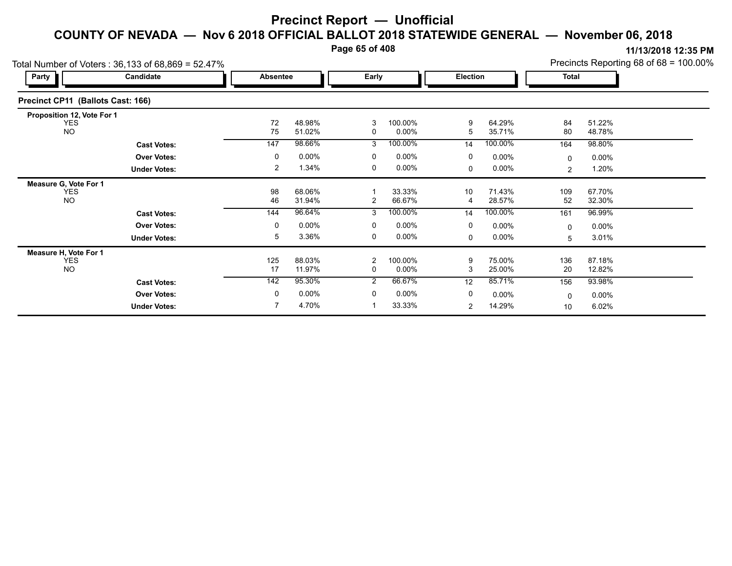# Precinct Report — Unofficial

## COUNTY OF NEVADA — Nov 6 2018 OFFICIAL BALLOT 2018 STATEWIDE GENERAL — November 06, 2018

11/13/2018 12:35 PM

Total Number of Voters : 36,133 of 68,869 = 52.47%

Precincts Reporting 68 of 68 = 100.00%

### Precinct CP11 (Ballots Cast: 166)

| Party | Candidate | Absentee | | Early | | Election | | Total | |
|---|---|---|---|---|---|---|---|---|---|
| **Proposition 12, Vote For 1** | | | | | | | | | |
| | YES | 72 | 48.98% | 3 | 100.00% | 9 | 64.29% | 84 | 51.22% |
| | NO | 75 | 51.02% | 0 | 0.00% | 5 | 35.71% | 80 | 48.78% |
| | **Cast Votes:** | 147 | 98.66% | 3 | 100.00% | 14 | 100.00% | 164 | 98.80% |
| | **Over Votes:** | 0 | 0.00% | 0 | 0.00% | 0 | 0.00% | 0 | 0.00% |
| | **Under Votes:** | 2 | 1.34% | 0 | 0.00% | 0 | 0.00% | 2 | 1.20% |
| **Measure G, Vote For 1** | | | | | | | | | |
| | YES | 98 | 68.06% | 1 | 33.33% | 10 | 71.43% | 109 | 67.70% |
| | NO | 46 | 31.94% | 2 | 66.67% | 4 | 28.57% | 52 | 32.30% |
| | **Cast Votes:** | 144 | 96.64% | 3 | 100.00% | 14 | 100.00% | 161 | 96.99% |
| | **Over Votes:** | 0 | 0.00% | 0 | 0.00% | 0 | 0.00% | 0 | 0.00% |
| | **Under Votes:** | 5 | 3.36% | 0 | 0.00% | 0 | 0.00% | 5 | 3.01% |
| **Measure H, Vote For 1** | | | | | | | | | |
| | YES | 125 | 88.03% | 2 | 100.00% | 9 | 75.00% | 136 | 87.18% |
| | NO | 17 | 11.97% | 0 | 0.00% | 3 | 25.00% | 20 | 12.82% |
| | **Cast Votes:** | 142 | 95.30% | 2 | 66.67% | 12 | 85.71% | 156 | 93.98% |
| | **Over Votes:** | 0 | 0.00% | 0 | 0.00% | 0 | 0.00% | 0 | 0.00% |
| | **Under Votes:** | 7 | 4.70% | 1 | 33.33% | 2 | 14.29% | 10 | 6.02% |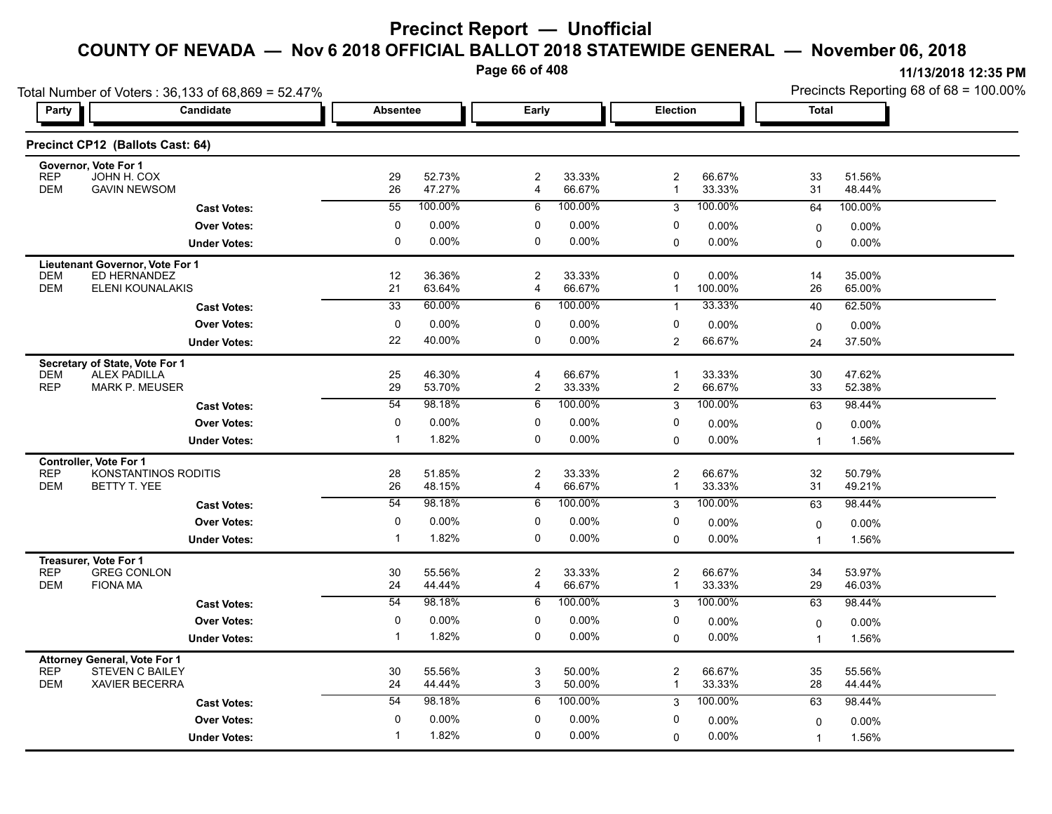# Precinct Report — Unofficial

## COUNTY OF NEVADA — Nov 6 2018 OFFICIAL BALLOT 2018 STATEWIDE GENERAL — November 06, 2018

11/13/2018 12:35 PM

Total Number of Voters : 36,133 of 68,869 = 52.47%

Precincts Reporting 68 of 68 = 100.00%

### Precinct CP12 (Ballots Cast: 64)

| Party | Candidate | Absentee | | Early | | Election | | Total | |
|---|---|---|---|---|---|---|---|---|---|
| **Governor, Vote For 1** | | | | | | | | | |
| REP | JOHN H. COX | 29 | 52.73% | 2 | 33.33% | 2 | 66.67% | 33 | 51.56% |
| DEM | GAVIN NEWSOM | 26 | 47.27% | 4 | 66.67% | 1 | 33.33% | 31 | 48.44% |
| | **Cast Votes:** | 55 | 100.00% | 6 | 100.00% | 3 | 100.00% | 64 | 100.00% |
| | **Over Votes:** | 0 | 0.00% | 0 | 0.00% | 0 | 0.00% | 0 | 0.00% |
| | **Under Votes:** | 0 | 0.00% | 0 | 0.00% | 0 | 0.00% | 0 | 0.00% |
| **Lieutenant Governor, Vote For 1** | | | | | | | | | |
| DEM | ED HERNANDEZ | 12 | 36.36% | 2 | 33.33% | 0 | 0.00% | 14 | 35.00% |
| DEM | ELENI KOUNALAKIS | 21 | 63.64% | 4 | 66.67% | 1 | 100.00% | 26 | 65.00% |
| | **Cast Votes:** | 33 | 60.00% | 6 | 100.00% | 1 | 33.33% | 40 | 62.50% |
| | **Over Votes:** | 0 | 0.00% | 0 | 0.00% | 0 | 0.00% | 0 | 0.00% |
| | **Under Votes:** | 22 | 40.00% | 0 | 0.00% | 2 | 66.67% | 24 | 37.50% |
| **Secretary of State, Vote For 1** | | | | | | | | | |
| DEM | ALEX PADILLA | 25 | 46.30% | 4 | 66.67% | 1 | 33.33% | 30 | 47.62% |
| REP | MARK P. MEUSER | 29 | 53.70% | 2 | 33.33% | 2 | 66.67% | 33 | 52.38% |
| | **Cast Votes:** | 54 | 98.18% | 6 | 100.00% | 3 | 100.00% | 63 | 98.44% |
| | **Over Votes:** | 0 | 0.00% | 0 | 0.00% | 0 | 0.00% | 0 | 0.00% |
| | **Under Votes:** | 1 | 1.82% | 0 | 0.00% | 0 | 0.00% | 1 | 1.56% |
| **Controller, Vote For 1** | | | | | | | | | |
| REP | KONSTANTINOS RODITIS | 28 | 51.85% | 2 | 33.33% | 2 | 66.67% | 32 | 50.79% |
| DEM | BETTY T. YEE | 26 | 48.15% | 4 | 66.67% | 1 | 33.33% | 31 | 49.21% |
| | **Cast Votes:** | 54 | 98.18% | 6 | 100.00% | 3 | 100.00% | 63 | 98.44% |
| | **Over Votes:** | 0 | 0.00% | 0 | 0.00% | 0 | 0.00% | 0 | 0.00% |
| | **Under Votes:** | 1 | 1.82% | 0 | 0.00% | 0 | 0.00% | 1 | 1.56% |
| **Treasurer, Vote For 1** | | | | | | | | | |
| REP | GREG CONLON | 30 | 55.56% | 2 | 33.33% | 2 | 66.67% | 34 | 53.97% |
| DEM | FIONA MA | 24 | 44.44% | 4 | 66.67% | 1 | 33.33% | 29 | 46.03% |
| | **Cast Votes:** | 54 | 98.18% | 6 | 100.00% | 3 | 100.00% | 63 | 98.44% |
| | **Over Votes:** | 0 | 0.00% | 0 | 0.00% | 0 | 0.00% | 0 | 0.00% |
| | **Under Votes:** | 1 | 1.82% | 0 | 0.00% | 0 | 0.00% | 1 | 1.56% |
| **Attorney General, Vote For 1** | | | | | | | | | |
| REP | STEVEN C BAILEY | 30 | 55.56% | 3 | 50.00% | 2 | 66.67% | 35 | 55.56% |
| DEM | XAVIER BECERRA | 24 | 44.44% | 3 | 50.00% | 1 | 33.33% | 28 | 44.44% |
| | **Cast Votes:** | 54 | 98.18% | 6 | 100.00% | 3 | 100.00% | 63 | 98.44% |
| | **Over Votes:** | 0 | 0.00% | 0 | 0.00% | 0 | 0.00% | 0 | 0.00% |
| | **Under Votes:** | 1 | 1.82% | 0 | 0.00% | 0 | 0.00% | 1 | 1.56% |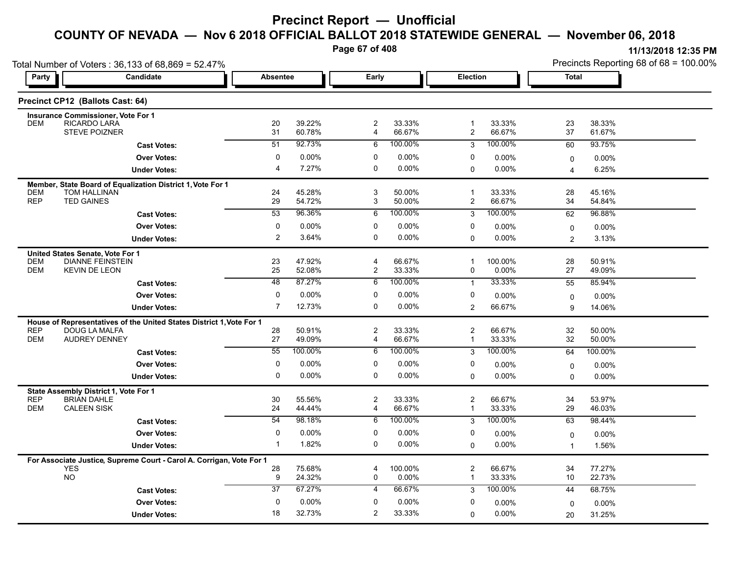# Precinct Report — Unofficial

## COUNTY OF NEVADA — Nov 6 2018 OFFICIAL BALLOT 2018 STATEWIDE GENERAL — November 06, 2018

11/13/2018 12:35 PM

Total Number of Voters : 36,133 of 68,869 = 52.47%

Precincts Reporting 68 of 68 = 100.00%

### Precinct CP12 (Ballots Cast: 64)

| Party | Candidate | Absentee | | Early | | Election | | Total | |
|---|---|---|---|---|---|---|---|---|---|
| **Insurance Commissioner, Vote For 1** | | | | | | | | | |
| DEM | RICARDO LARA | 20 | 39.22% | 2 | 33.33% | 1 | 33.33% | 23 | 38.33% |
| | STEVE POIZNER | 31 | 60.78% | 4 | 66.67% | 2 | 66.67% | 37 | 61.67% |
| | **Cast Votes:** | 51 | 92.73% | 6 | 100.00% | 3 | 100.00% | 60 | 93.75% |
| | **Over Votes:** | 0 | 0.00% | 0 | 0.00% | 0 | 0.00% | 0 | 0.00% |
| | **Under Votes:** | 4 | 7.27% | 0 | 0.00% | 0 | 0.00% | 4 | 6.25% |
| **Member, State Board of Equalization District 1, Vote For 1** | | | | | | | | | |
| DEM | TOM HALLINAN | 24 | 45.28% | 3 | 50.00% | 1 | 33.33% | 28 | 45.16% |
| REP | TED GAINES | 29 | 54.72% | 3 | 50.00% | 2 | 66.67% | 34 | 54.84% |
| | **Cast Votes:** | 53 | 96.36% | 6 | 100.00% | 3 | 100.00% | 62 | 96.88% |
| | **Over Votes:** | 0 | 0.00% | 0 | 0.00% | 0 | 0.00% | 0 | 0.00% |
| | **Under Votes:** | 2 | 3.64% | 0 | 0.00% | 0 | 0.00% | 2 | 3.13% |
| **United States Senate, Vote For 1** | | | | | | | | | |
| DEM | DIANNE FEINSTEIN | 23 | 47.92% | 4 | 66.67% | 1 | 100.00% | 28 | 50.91% |
| DEM | KEVIN DE LEON | 25 | 52.08% | 2 | 33.33% | 0 | 0.00% | 27 | 49.09% |
| | **Cast Votes:** | 48 | 87.27% | 6 | 100.00% | 1 | 33.33% | 55 | 85.94% |
| | **Over Votes:** | 0 | 0.00% | 0 | 0.00% | 0 | 0.00% | 0 | 0.00% |
| | **Under Votes:** | 7 | 12.73% | 0 | 0.00% | 2 | 66.67% | 9 | 14.06% |
| **House of Representatives of the United States District 1, Vote For 1** | | | | | | | | | |
| REP | DOUG LA MALFA | 28 | 50.91% | 2 | 33.33% | 2 | 66.67% | 32 | 50.00% |
| DEM | AUDREY DENNEY | 27 | 49.09% | 4 | 66.67% | 1 | 33.33% | 32 | 50.00% |
| | **Cast Votes:** | 55 | 100.00% | 6 | 100.00% | 3 | 100.00% | 64 | 100.00% |
| | **Over Votes:** | 0 | 0.00% | 0 | 0.00% | 0 | 0.00% | 0 | 0.00% |
| | **Under Votes:** | 0 | 0.00% | 0 | 0.00% | 0 | 0.00% | 0 | 0.00% |
| **State Assembly District 1, Vote For 1** | | | | | | | | | |
| REP | BRIAN DAHLE | 30 | 55.56% | 2 | 33.33% | 2 | 66.67% | 34 | 53.97% |
| DEM | CALEEN SISK | 24 | 44.44% | 4 | 66.67% | 1 | 33.33% | 29 | 46.03% |
| | **Cast Votes:** | 54 | 98.18% | 6 | 100.00% | 3 | 100.00% | 63 | 98.44% |
| | **Over Votes:** | 0 | 0.00% | 0 | 0.00% | 0 | 0.00% | 0 | 0.00% |
| | **Under Votes:** | 1 | 1.82% | 0 | 0.00% | 0 | 0.00% | 1 | 1.56% |
| **For Associate Justice, Supreme Court - Carol A. Corrigan, Vote For 1** | | | | | | | | | |
| | YES | 28 | 75.68% | 4 | 100.00% | 2 | 66.67% | 34 | 77.27% |
| | NO | 9 | 24.32% | 0 | 0.00% | 1 | 33.33% | 10 | 22.73% |
| | **Cast Votes:** | 37 | 67.27% | 4 | 66.67% | 3 | 100.00% | 44 | 68.75% |
| | **Over Votes:** | 0 | 0.00% | 0 | 0.00% | 0 | 0.00% | 0 | 0.00% |
| | **Under Votes:** | 18 | 32.73% | 2 | 33.33% | 0 | 0.00% | 20 | 31.25% |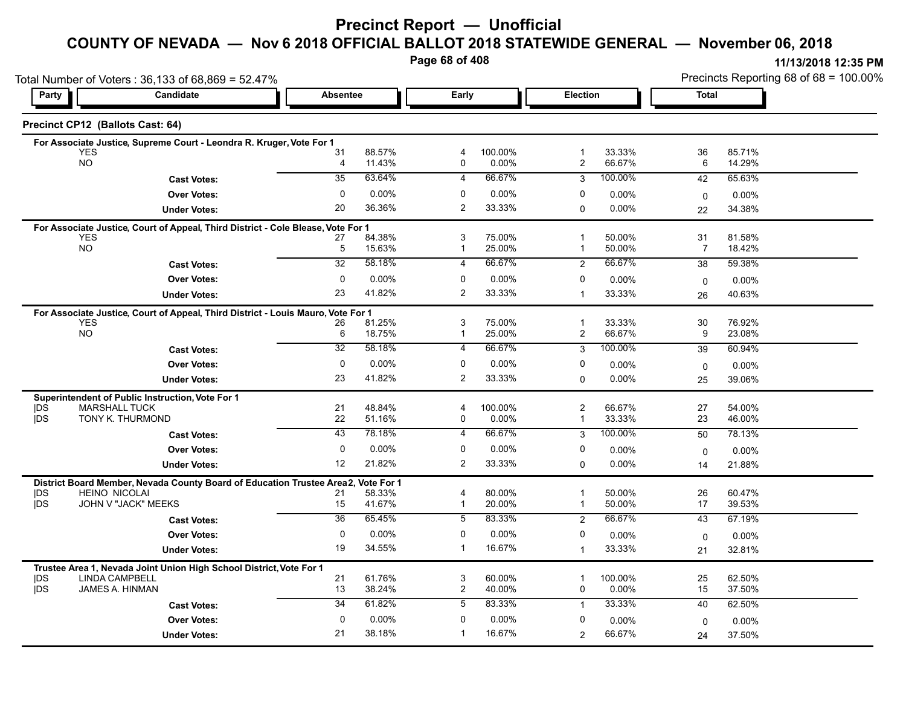# Precinct Report — Unofficial

## COUNTY OF NEVADA — Nov 6 2018 OFFICIAL BALLOT 2018 STATEWIDE GENERAL — November 06, 2018

11/13/2018 12:35 PM

Total Number of Voters : 36,133 of 68,869 = 52.47%

Precincts Reporting 68 of 68 = 100.00%

### Precinct CP12 (Ballots Cast: 64)

| Party | Candidate | Absentee | | Early | | Election | | Total | |
|---|---|---|---|---|---|---|---|---|---|
| **For Associate Justice, Supreme Court - Leondra R. Kruger, Vote For 1** | | | | | | | | | |
| | YES | 31 | 88.57% | 4 | 100.00% | 1 | 33.33% | 36 | 85.71% |
| | NO | 4 | 11.43% | 0 | 0.00% | 2 | 66.67% | 6 | 14.29% |
| | **Cast Votes:** | 35 | 63.64% | 4 | 66.67% | 3 | 100.00% | 42 | 65.63% |
| | **Over Votes:** | 0 | 0.00% | 0 | 0.00% | 0 | 0.00% | 0 | 0.00% |
| | **Under Votes:** | 20 | 36.36% | 2 | 33.33% | 0 | 0.00% | 22 | 34.38% |
| **For Associate Justice, Court of Appeal, Third District - Cole Blease, Vote For 1** | | | | | | | | | |
| | YES | 27 | 84.38% | 3 | 75.00% | 1 | 50.00% | 31 | 81.58% |
| | NO | 5 | 15.63% | 1 | 25.00% | 1 | 50.00% | 7 | 18.42% |
| | **Cast Votes:** | 32 | 58.18% | 4 | 66.67% | 2 | 66.67% | 38 | 59.38% |
| | **Over Votes:** | 0 | 0.00% | 0 | 0.00% | 0 | 0.00% | 0 | 0.00% |
| | **Under Votes:** | 23 | 41.82% | 2 | 33.33% | 1 | 33.33% | 26 | 40.63% |
| **For Associate Justice, Court of Appeal, Third District - Louis Mauro, Vote For 1** | | | | | | | | | |
| | YES | 26 | 81.25% | 3 | 75.00% | 1 | 33.33% | 30 | 76.92% |
| | NO | 6 | 18.75% | 1 | 25.00% | 2 | 66.67% | 9 | 23.08% |
| | **Cast Votes:** | 32 | 58.18% | 4 | 66.67% | 3 | 100.00% | 39 | 60.94% |
| | **Over Votes:** | 0 | 0.00% | 0 | 0.00% | 0 | 0.00% | 0 | 0.00% |
| | **Under Votes:** | 23 | 41.82% | 2 | 33.33% | 0 | 0.00% | 25 | 39.06% |
| **Superintendent of Public Instruction, Vote For 1** | | | | | | | | | |
| DS | MARSHALL TUCK | 21 | 48.84% | 4 | 100.00% | 2 | 66.67% | 27 | 54.00% |
| DS | TONY K. THURMOND | 22 | 51.16% | 0 | 0.00% | 1 | 33.33% | 23 | 46.00% |
| | **Cast Votes:** | 43 | 78.18% | 4 | 66.67% | 3 | 100.00% | 50 | 78.13% |
| | **Over Votes:** | 0 | 0.00% | 0 | 0.00% | 0 | 0.00% | 0 | 0.00% |
| | **Under Votes:** | 12 | 21.82% | 2 | 33.33% | 0 | 0.00% | 14 | 21.88% |
| **District Board Member, Nevada County Board of Education Trustee Area 2, Vote For 1** | | | | | | | | | |
| DS | HEINO NICOLAI | 21 | 58.33% | 4 | 80.00% | 1 | 50.00% | 26 | 60.47% |
| DS | JOHN V "JACK" MEEKS | 15 | 41.67% | 1 | 20.00% | 1 | 50.00% | 17 | 39.53% |
| | **Cast Votes:** | 36 | 65.45% | 5 | 83.33% | 2 | 66.67% | 43 | 67.19% |
| | **Over Votes:** | 0 | 0.00% | 0 | 0.00% | 0 | 0.00% | 0 | 0.00% |
| | **Under Votes:** | 19 | 34.55% | 1 | 16.67% | 1 | 33.33% | 21 | 32.81% |
| **Trustee Area 1, Nevada Joint Union High School District, Vote For 1** | | | | | | | | | |
| DS | LINDA CAMPBELL | 21 | 61.76% | 3 | 60.00% | 1 | 100.00% | 25 | 62.50% |
| DS | JAMES A. HINMAN | 13 | 38.24% | 2 | 40.00% | 0 | 0.00% | 15 | 37.50% |
| | **Cast Votes:** | 34 | 61.82% | 5 | 83.33% | 1 | 33.33% | 40 | 62.50% |
| | **Over Votes:** | 0 | 0.00% | 0 | 0.00% | 0 | 0.00% | 0 | 0.00% |
| | **Under Votes:** | 21 | 38.18% | 1 | 16.67% | 2 | 66.67% | 24 | 37.50% |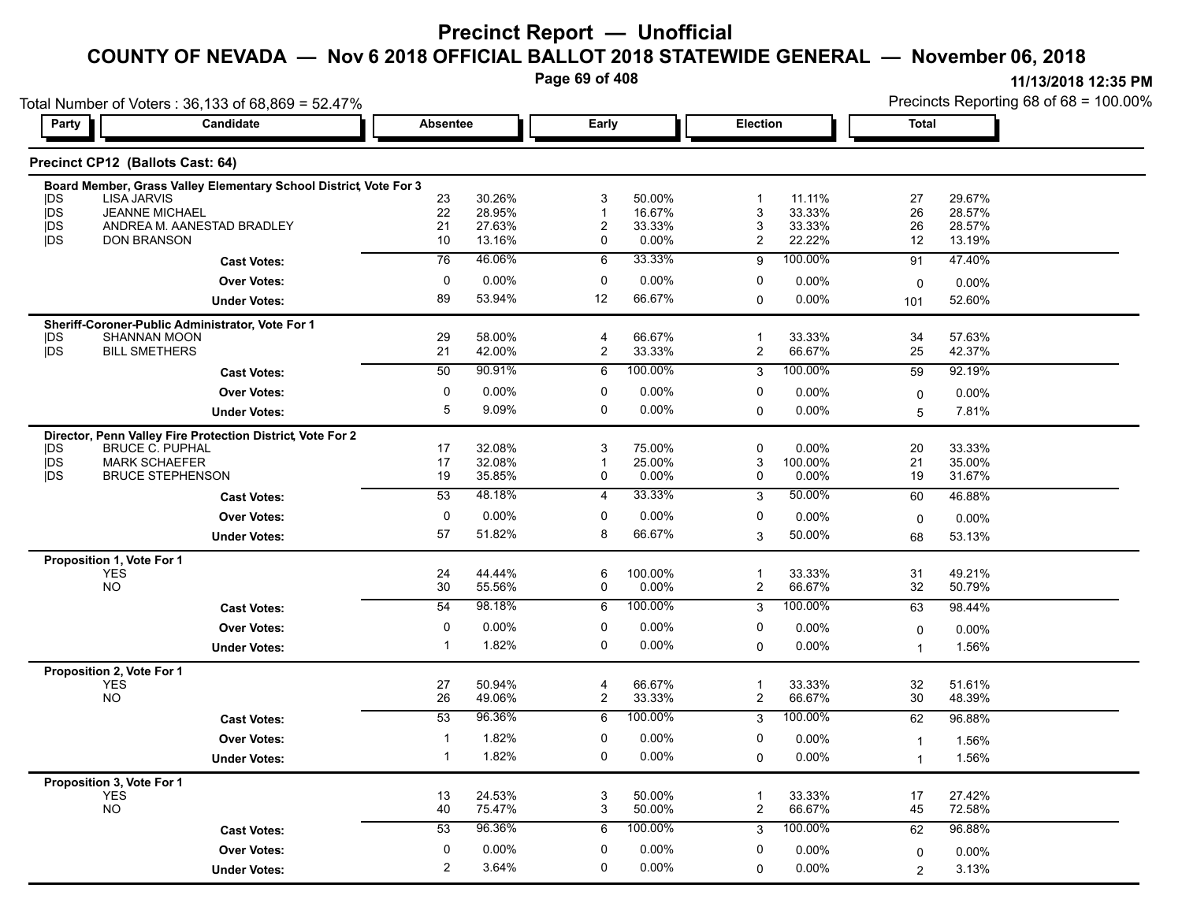# Precinct Report — Unofficial

## COUNTY OF NEVADA — Nov 6 2018 OFFICIAL BALLOT 2018 STATEWIDE GENERAL — November 06, 2018

11/13/2018 12:35 PM

Total Number of Voters : 36,133 of 68,869 = 52.47%

Precincts Reporting 68 of 68 = 100.00%

### Precinct CP12 (Ballots Cast: 64)

| Party | Candidate | Absentee | | Early | | Election | | Total | |
|---|---|---|---|---|---|---|---|---|---|
| **Board Member, Grass Valley Elementary School District, Vote For 3** | | | | | | | | | |
| DS | LISA JARVIS | 23 | 30.26% | 3 | 50.00% | 1 | 11.11% | 27 | 29.67% |
| DS | JEANNE MICHAEL | 22 | 28.95% | 1 | 16.67% | 3 | 33.33% | 26 | 28.57% |
| DS | ANDREA M. AANESTAD BRADLEY | 21 | 27.63% | 2 | 33.33% | 3 | 33.33% | 26 | 28.57% |
| DS | DON BRANSON | 10 | 13.16% | 0 | 0.00% | 2 | 22.22% | 12 | 13.19% |
| | **Cast Votes:** | 76 | 46.06% | 6 | 33.33% | 9 | 100.00% | 91 | 47.40% |
| | **Over Votes:** | 0 | 0.00% | 0 | 0.00% | 0 | 0.00% | 0 | 0.00% |
| | **Under Votes:** | 89 | 53.94% | 12 | 66.67% | 0 | 0.00% | 101 | 52.60% |
| **Sheriff-Coroner-Public Administrator, Vote For 1** | | | | | | | | | |
| DS | SHANNAN MOON | 29 | 58.00% | 4 | 66.67% | 1 | 33.33% | 34 | 57.63% |
| DS | BILL SMETHERS | 21 | 42.00% | 2 | 33.33% | 2 | 66.67% | 25 | 42.37% |
| | **Cast Votes:** | 50 | 90.91% | 6 | 100.00% | 3 | 100.00% | 59 | 92.19% |
| | **Over Votes:** | 0 | 0.00% | 0 | 0.00% | 0 | 0.00% | 0 | 0.00% |
| | **Under Votes:** | 5 | 9.09% | 0 | 0.00% | 0 | 0.00% | 5 | 7.81% |
| **Director, Penn Valley Fire Protection District, Vote For 2** | | | | | | | | | |
| DS | BRUCE C. PUPHAL | 17 | 32.08% | 3 | 75.00% | 0 | 0.00% | 20 | 33.33% |
| DS | MARK SCHAEFER | 17 | 32.08% | 1 | 25.00% | 3 | 100.00% | 21 | 35.00% |
| DS | BRUCE STEPHENSON | 19 | 35.85% | 0 | 0.00% | 0 | 0.00% | 19 | 31.67% |
| | **Cast Votes:** | 53 | 48.18% | 4 | 33.33% | 3 | 50.00% | 60 | 46.88% |
| | **Over Votes:** | 0 | 0.00% | 0 | 0.00% | 0 | 0.00% | 0 | 0.00% |
| | **Under Votes:** | 57 | 51.82% | 8 | 66.67% | 3 | 50.00% | 68 | 53.13% |
| **Proposition 1, Vote For 1** | | | | | | | | | |
| | YES | 24 | 44.44% | 6 | 100.00% | 1 | 33.33% | 31 | 49.21% |
| | NO | 30 | 55.56% | 0 | 0.00% | 2 | 66.67% | 32 | 50.79% |
| | **Cast Votes:** | 54 | 98.18% | 6 | 100.00% | 3 | 100.00% | 63 | 98.44% |
| | **Over Votes:** | 0 | 0.00% | 0 | 0.00% | 0 | 0.00% | 0 | 0.00% |
| | **Under Votes:** | 1 | 1.82% | 0 | 0.00% | 0 | 0.00% | 1 | 1.56% |
| **Proposition 2, Vote For 1** | | | | | | | | | |
| | YES | 27 | 50.94% | 4 | 66.67% | 1 | 33.33% | 32 | 51.61% |
| | NO | 26 | 49.06% | 2 | 33.33% | 2 | 66.67% | 30 | 48.39% |
| | **Cast Votes:** | 53 | 96.36% | 6 | 100.00% | 3 | 100.00% | 62 | 96.88% |
| | **Over Votes:** | 1 | 1.82% | 0 | 0.00% | 0 | 0.00% | 1 | 1.56% |
| | **Under Votes:** | 1 | 1.82% | 0 | 0.00% | 0 | 0.00% | 1 | 1.56% |
| **Proposition 3, Vote For 1** | | | | | | | | | |
| | YES | 13 | 24.53% | 3 | 50.00% | 1 | 33.33% | 17 | 27.42% |
| | NO | 40 | 75.47% | 3 | 50.00% | 2 | 66.67% | 45 | 72.58% |
| | **Cast Votes:** | 53 | 96.36% | 6 | 100.00% | 3 | 100.00% | 62 | 96.88% |
| | **Over Votes:** | 0 | 0.00% | 0 | 0.00% | 0 | 0.00% | 0 | 0.00% |
| | **Under Votes:** | 2 | 3.64% | 0 | 0.00% | 0 | 0.00% | 2 | 3.13% |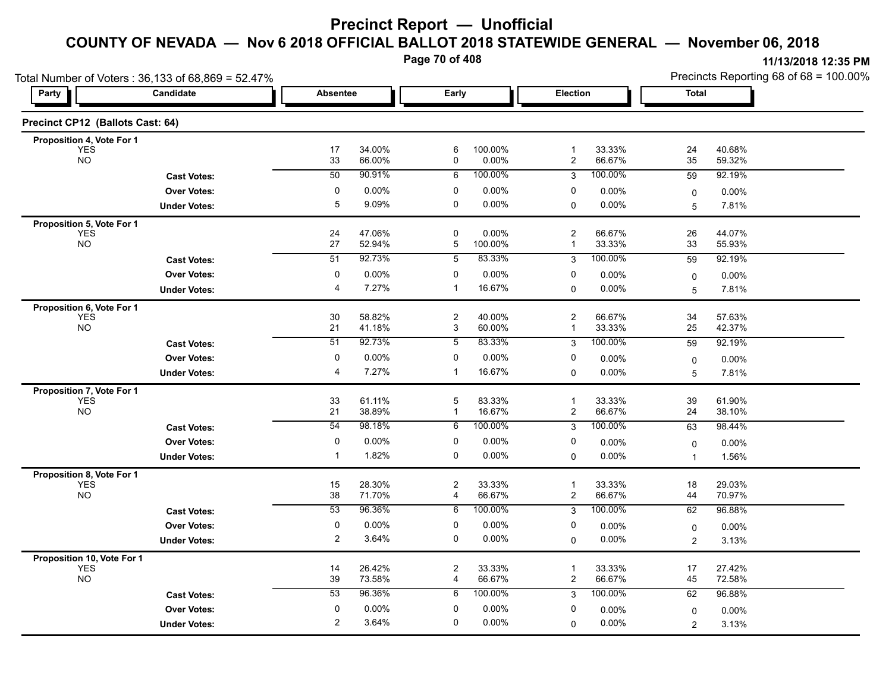# Precinct Report — Unofficial

## COUNTY OF NEVADA — Nov 6 2018 OFFICIAL BALLOT 2018 STATEWIDE GENERAL — November 06, 2018

11/13/2018 12:35 PM

Total Number of Voters : 36,133 of 68,869 = 52.47%

Precincts Reporting 68 of 68 = 100.00%

### Precinct CP12 (Ballots Cast: 64)

| Party | Candidate | Absentee | | Early | | Election | | Total | |
|---|---|---|---|---|---|---|---|---|---|
| **Proposition 4, Vote For 1** | | | | | | | | | |
| | YES | 17 | 34.00% | 6 | 100.00% | 1 | 33.33% | 24 | 40.68% |
| | NO | 33 | 66.00% | 0 | 0.00% | 2 | 66.67% | 35 | 59.32% |
| | **Cast Votes:** | 50 | 90.91% | 6 | 100.00% | 3 | 100.00% | 59 | 92.19% |
| | **Over Votes:** | 0 | 0.00% | 0 | 0.00% | 0 | 0.00% | 0 | 0.00% |
| | **Under Votes:** | 5 | 9.09% | 0 | 0.00% | 0 | 0.00% | 5 | 7.81% |
| **Proposition 5, Vote For 1** | | | | | | | | | |
| | YES | 24 | 47.06% | 0 | 0.00% | 2 | 66.67% | 26 | 44.07% |
| | NO | 27 | 52.94% | 5 | 100.00% | 1 | 33.33% | 33 | 55.93% |
| | **Cast Votes:** | 51 | 92.73% | 5 | 83.33% | 3 | 100.00% | 59 | 92.19% |
| | **Over Votes:** | 0 | 0.00% | 0 | 0.00% | 0 | 0.00% | 0 | 0.00% |
| | **Under Votes:** | 4 | 7.27% | 1 | 16.67% | 0 | 0.00% | 5 | 7.81% |
| **Proposition 6, Vote For 1** | | | | | | | | | |
| | YES | 30 | 58.82% | 2 | 40.00% | 2 | 66.67% | 34 | 57.63% |
| | NO | 21 | 41.18% | 3 | 60.00% | 1 | 33.33% | 25 | 42.37% |
| | **Cast Votes:** | 51 | 92.73% | 5 | 83.33% | 3 | 100.00% | 59 | 92.19% |
| | **Over Votes:** | 0 | 0.00% | 0 | 0.00% | 0 | 0.00% | 0 | 0.00% |
| | **Under Votes:** | 4 | 7.27% | 1 | 16.67% | 0 | 0.00% | 5 | 7.81% |
| **Proposition 7, Vote For 1** | | | | | | | | | |
| | YES | 33 | 61.11% | 5 | 83.33% | 1 | 33.33% | 39 | 61.90% |
| | NO | 21 | 38.89% | 1 | 16.67% | 2 | 66.67% | 24 | 38.10% |
| | **Cast Votes:** | 54 | 98.18% | 6 | 100.00% | 3 | 100.00% | 63 | 98.44% |
| | **Over Votes:** | 0 | 0.00% | 0 | 0.00% | 0 | 0.00% | 0 | 0.00% |
| | **Under Votes:** | 1 | 1.82% | 0 | 0.00% | 0 | 0.00% | 1 | 1.56% |
| **Proposition 8, Vote For 1** | | | | | | | | | |
| | YES | 15 | 28.30% | 2 | 33.33% | 1 | 33.33% | 18 | 29.03% |
| | NO | 38 | 71.70% | 4 | 66.67% | 2 | 66.67% | 44 | 70.97% |
| | **Cast Votes:** | 53 | 96.36% | 6 | 100.00% | 3 | 100.00% | 62 | 96.88% |
| | **Over Votes:** | 0 | 0.00% | 0 | 0.00% | 0 | 0.00% | 0 | 0.00% |
| | **Under Votes:** | 2 | 3.64% | 0 | 0.00% | 0 | 0.00% | 2 | 3.13% |
| **Proposition 10, Vote For 1** | | | | | | | | | |
| | YES | 14 | 26.42% | 2 | 33.33% | 1 | 33.33% | 17 | 27.42% |
| | NO | 39 | 73.58% | 4 | 66.67% | 2 | 66.67% | 45 | 72.58% |
| | **Cast Votes:** | 53 | 96.36% | 6 | 100.00% | 3 | 100.00% | 62 | 96.88% |
| | **Over Votes:** | 0 | 0.00% | 0 | 0.00% | 0 | 0.00% | 0 | 0.00% |
| | **Under Votes:** | 2 | 3.64% | 0 | 0.00% | 0 | 0.00% | 2 | 3.13% |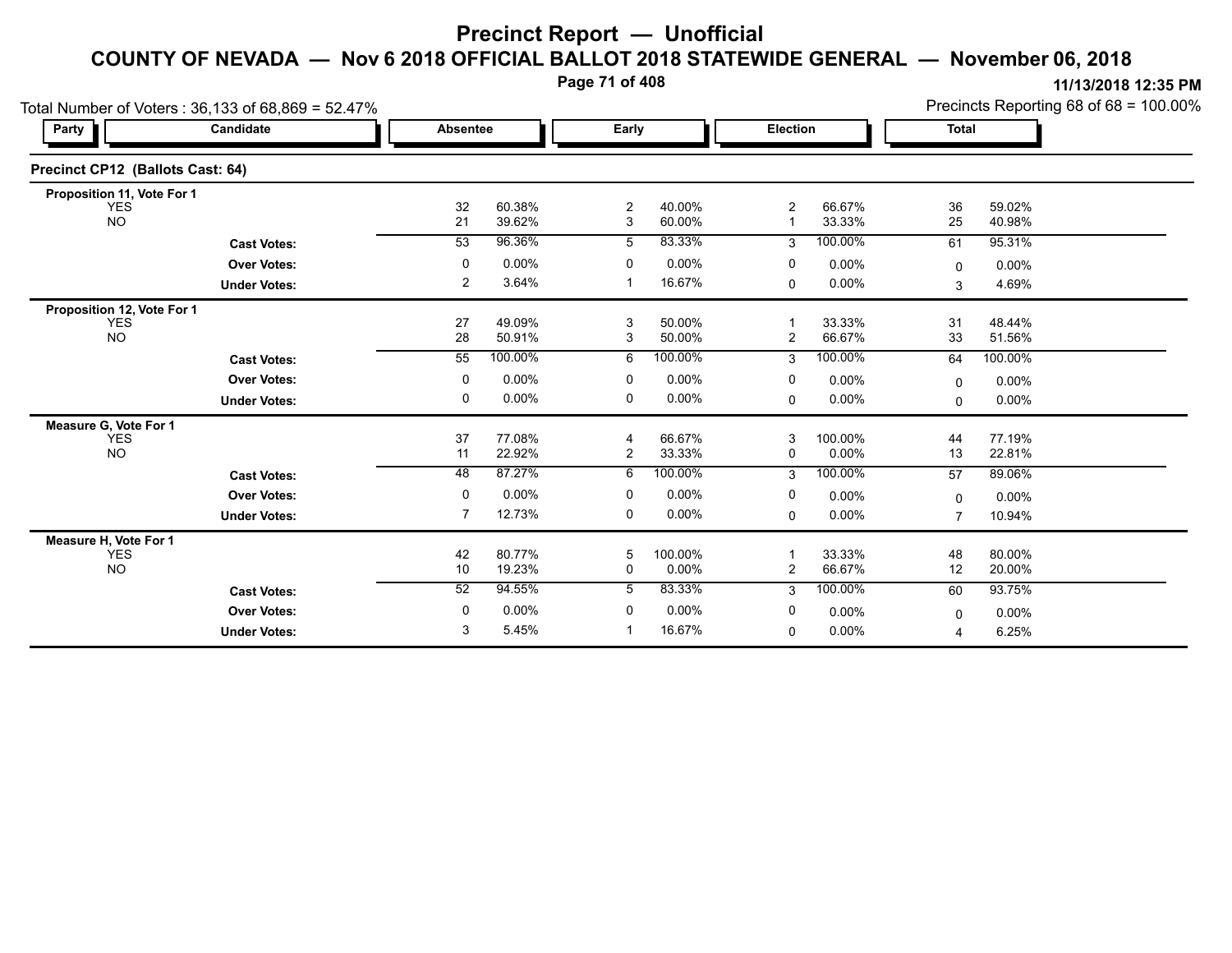# Precinct Report — Unofficial

## COUNTY OF NEVADA — Nov 6 2018 OFFICIAL BALLOT 2018 STATEWIDE GENERAL — November 06, 2018

11/13/2018 12:35 PM

Total Number of Voters : 36,133 of 68,869 = 52.47%

Precincts Reporting 68 of 68 = 100.00%

### Precinct CP12 (Ballots Cast: 64)

| Party | Candidate | Absentee | | Early | | Election | | Total | |
|---|---|---|---|---|---|---|---|---|---|
| **Proposition 11, Vote For 1** | | | | | | | | | |
| YES | | 32 | 60.38% | 2 | 40.00% | 2 | 66.67% | 36 | 59.02% |
| NO | | 21 | 39.62% | 3 | 60.00% | 1 | 33.33% | 25 | 40.98% |
| | **Cast Votes:** | 53 | 96.36% | 5 | 83.33% | 3 | 100.00% | 61 | 95.31% |
| | **Over Votes:** | 0 | 0.00% | 0 | 0.00% | 0 | 0.00% | 0 | 0.00% |
| | **Under Votes:** | 2 | 3.64% | 1 | 16.67% | 0 | 0.00% | 3 | 4.69% |
| **Proposition 12, Vote For 1** | | | | | | | | | |
| YES | | 27 | 49.09% | 3 | 50.00% | 1 | 33.33% | 31 | 48.44% |
| NO | | 28 | 50.91% | 3 | 50.00% | 2 | 66.67% | 33 | 51.56% |
| | **Cast Votes:** | 55 | 100.00% | 6 | 100.00% | 3 | 100.00% | 64 | 100.00% |
| | **Over Votes:** | 0 | 0.00% | 0 | 0.00% | 0 | 0.00% | 0 | 0.00% |
| | **Under Votes:** | 0 | 0.00% | 0 | 0.00% | 0 | 0.00% | 0 | 0.00% |
| **Measure G, Vote For 1** | | | | | | | | | |
| YES | | 37 | 77.08% | 4 | 66.67% | 3 | 100.00% | 44 | 77.19% |
| NO | | 11 | 22.92% | 2 | 33.33% | 0 | 0.00% | 13 | 22.81% |
| | **Cast Votes:** | 48 | 87.27% | 6 | 100.00% | 3 | 100.00% | 57 | 89.06% |
| | **Over Votes:** | 0 | 0.00% | 0 | 0.00% | 0 | 0.00% | 0 | 0.00% |
| | **Under Votes:** | 7 | 12.73% | 0 | 0.00% | 0 | 0.00% | 7 | 10.94% |
| **Measure H, Vote For 1** | | | | | | | | | |
| YES | | 42 | 80.77% | 5 | 100.00% | 1 | 33.33% | 48 | 80.00% |
| NO | | 10 | 19.23% | 0 | 0.00% | 2 | 66.67% | 12 | 20.00% |
| | **Cast Votes:** | 52 | 94.55% | 5 | 83.33% | 3 | 100.00% | 60 | 93.75% |
| | **Over Votes:** | 0 | 0.00% | 0 | 0.00% | 0 | 0.00% | 0 | 0.00% |
| | **Under Votes:** | 3 | 5.45% | 1 | 16.67% | 0 | 0.00% | 4 | 6.25% |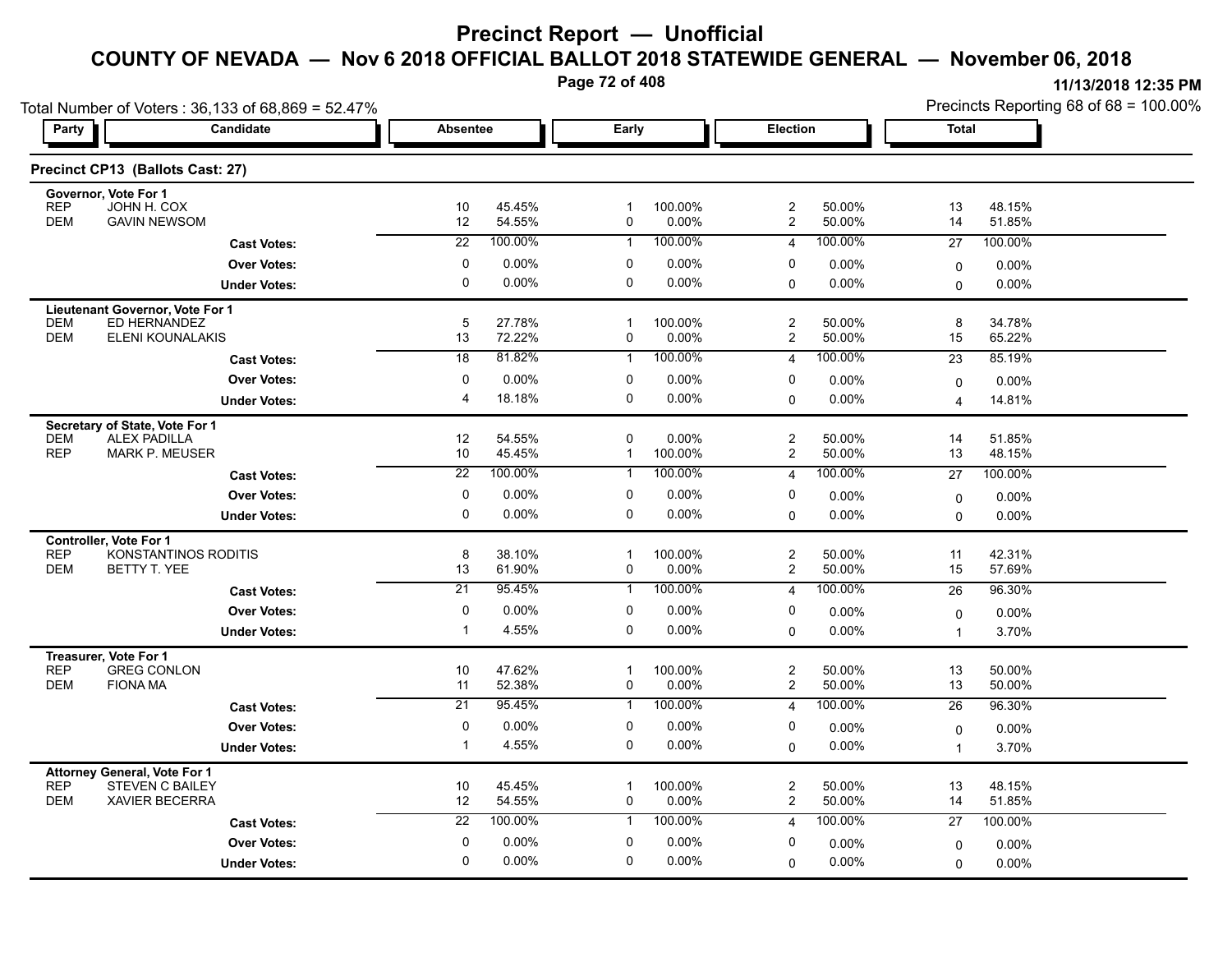# Precinct Report — Unofficial

## COUNTY OF NEVADA — Nov 6 2018 OFFICIAL BALLOT 2018 STATEWIDE GENERAL — November 06, 2018

11/13/2018 12:35 PM

Total Number of Voters : 36,133 of 68,869 = 52.47%

Precincts Reporting 68 of 68 = 100.00%

### Precinct CP13 (Ballots Cast: 27)

| Party | Candidate | Absentee | | Early | | Election | | Total | |
|---|---|---|---|---|---|---|---|---|---|
| **Governor, Vote For 1** | | | | | | | | | |
| REP | JOHN H. COX | 10 | 45.45% | 1 | 100.00% | 2 | 50.00% | 13 | 48.15% |
| DEM | GAVIN NEWSOM | 12 | 54.55% | 0 | 0.00% | 2 | 50.00% | 14 | 51.85% |
| | **Cast Votes:** | 22 | 100.00% | 1 | 100.00% | 4 | 100.00% | 27 | 100.00% |
| | **Over Votes:** | 0 | 0.00% | 0 | 0.00% | 0 | 0.00% | 0 | 0.00% |
| | **Under Votes:** | 0 | 0.00% | 0 | 0.00% | 0 | 0.00% | 0 | 0.00% |
| **Lieutenant Governor, Vote For 1** | | | | | | | | | |
| DEM | ED HERNANDEZ | 5 | 27.78% | 1 | 100.00% | 2 | 50.00% | 8 | 34.78% |
| DEM | ELENI KOUNALAKIS | 13 | 72.22% | 0 | 0.00% | 2 | 50.00% | 15 | 65.22% |
| | **Cast Votes:** | 18 | 81.82% | 1 | 100.00% | 4 | 100.00% | 23 | 85.19% |
| | **Over Votes:** | 0 | 0.00% | 0 | 0.00% | 0 | 0.00% | 0 | 0.00% |
| | **Under Votes:** | 4 | 18.18% | 0 | 0.00% | 0 | 0.00% | 4 | 14.81% |
| **Secretary of State, Vote For 1** | | | | | | | | | |
| DEM | ALEX PADILLA | 12 | 54.55% | 0 | 0.00% | 2 | 50.00% | 14 | 51.85% |
| REP | MARK P. MEUSER | 10 | 45.45% | 1 | 100.00% | 2 | 50.00% | 13 | 48.15% |
| | **Cast Votes:** | 22 | 100.00% | 1 | 100.00% | 4 | 100.00% | 27 | 100.00% |
| | **Over Votes:** | 0 | 0.00% | 0 | 0.00% | 0 | 0.00% | 0 | 0.00% |
| | **Under Votes:** | 0 | 0.00% | 0 | 0.00% | 0 | 0.00% | 0 | 0.00% |
| **Controller, Vote For 1** | | | | | | | | | |
| REP | KONSTANTINOS RODITIS | 8 | 38.10% | 1 | 100.00% | 2 | 50.00% | 11 | 42.31% |
| DEM | BETTY T. YEE | 13 | 61.90% | 0 | 0.00% | 2 | 50.00% | 15 | 57.69% |
| | **Cast Votes:** | 21 | 95.45% | 1 | 100.00% | 4 | 100.00% | 26 | 96.30% |
| | **Over Votes:** | 0 | 0.00% | 0 | 0.00% | 0 | 0.00% | 0 | 0.00% |
| | **Under Votes:** | 1 | 4.55% | 0 | 0.00% | 0 | 0.00% | 1 | 3.70% |
| **Treasurer, Vote For 1** | | | | | | | | | |
| REP | GREG CONLON | 10 | 47.62% | 1 | 100.00% | 2 | 50.00% | 13 | 50.00% |
| DEM | FIONA MA | 11 | 52.38% | 0 | 0.00% | 2 | 50.00% | 13 | 50.00% |
| | **Cast Votes:** | 21 | 95.45% | 1 | 100.00% | 4 | 100.00% | 26 | 96.30% |
| | **Over Votes:** | 0 | 0.00% | 0 | 0.00% | 0 | 0.00% | 0 | 0.00% |
| | **Under Votes:** | 1 | 4.55% | 0 | 0.00% | 0 | 0.00% | 1 | 3.70% |
| **Attorney General, Vote For 1** | | | | | | | | | |
| REP | STEVEN C BAILEY | 10 | 45.45% | 1 | 100.00% | 2 | 50.00% | 13 | 48.15% |
| DEM | XAVIER BECERRA | 12 | 54.55% | 0 | 0.00% | 2 | 50.00% | 14 | 51.85% |
| | **Cast Votes:** | 22 | 100.00% | 1 | 100.00% | 4 | 100.00% | 27 | 100.00% |
| | **Over Votes:** | 0 | 0.00% | 0 | 0.00% | 0 | 0.00% | 0 | 0.00% |
| | **Under Votes:** | 0 | 0.00% | 0 | 0.00% | 0 | 0.00% | 0 | 0.00% |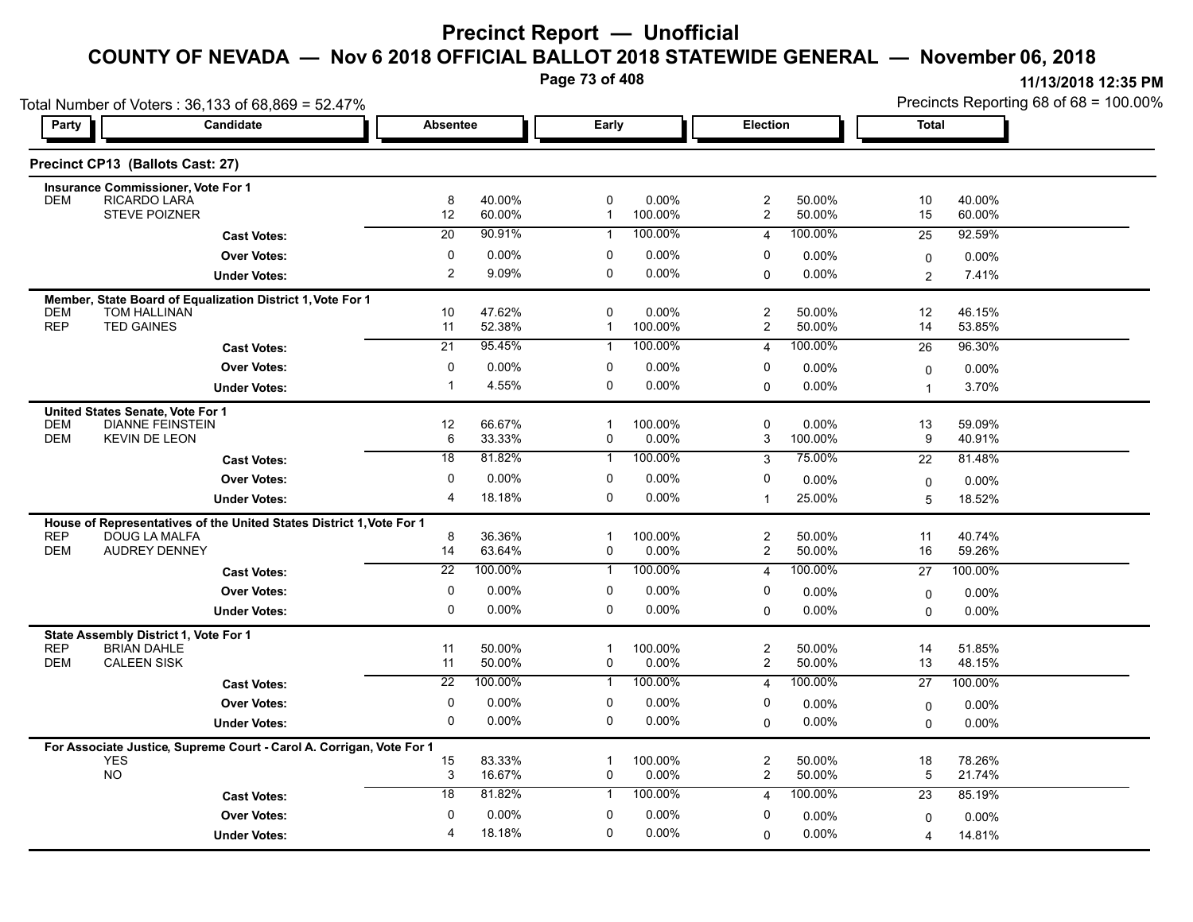# Precinct Report — Unofficial

## COUNTY OF NEVADA — Nov 6 2018 OFFICIAL BALLOT 2018 STATEWIDE GENERAL — November 06, 2018

11/13/2018 12:35 PM

Total Number of Voters : 36,133 of 68,869 = 52.47%

Precincts Reporting 68 of 68 = 100.00%

### Precinct CP13 (Ballots Cast: 27)

| Party | Candidate | Absentee | | Early | | Election | | Total | |
|---|---|---|---|---|---|---|---|---|---|
| | **Insurance Commissioner, Vote For 1** | | | | | | | | |
| DEM | RICARDO LARA | 8 | 40.00% | 0 | 0.00% | 2 | 50.00% | 10 | 40.00% |
| | STEVE POIZNER | 12 | 60.00% | 1 | 100.00% | 2 | 50.00% | 15 | 60.00% |
| | **Cast Votes:** | 20 | 90.91% | 1 | 100.00% | 4 | 100.00% | 25 | 92.59% |
| | **Over Votes:** | 0 | 0.00% | 0 | 0.00% | 0 | 0.00% | 0 | 0.00% |
| | **Under Votes:** | 2 | 9.09% | 0 | 0.00% | 0 | 0.00% | 2 | 7.41% |
| | **Member, State Board of Equalization District 1, Vote For 1** | | | | | | | | |
| DEM | TOM HALLINAN | 10 | 47.62% | 0 | 0.00% | 2 | 50.00% | 12 | 46.15% |
| REP | TED GAINES | 11 | 52.38% | 1 | 100.00% | 2 | 50.00% | 14 | 53.85% |
| | **Cast Votes:** | 21 | 95.45% | 1 | 100.00% | 4 | 100.00% | 26 | 96.30% |
| | **Over Votes:** | 0 | 0.00% | 0 | 0.00% | 0 | 0.00% | 0 | 0.00% |
| | **Under Votes:** | 1 | 4.55% | 0 | 0.00% | 0 | 0.00% | 1 | 3.70% |
| | **United States Senate, Vote For 1** | | | | | | | | |
| DEM | DIANNE FEINSTEIN | 12 | 66.67% | 1 | 100.00% | 0 | 0.00% | 13 | 59.09% |
| DEM | KEVIN DE LEON | 6 | 33.33% | 0 | 0.00% | 3 | 100.00% | 9 | 40.91% |
| | **Cast Votes:** | 18 | 81.82% | 1 | 100.00% | 3 | 75.00% | 22 | 81.48% |
| | **Over Votes:** | 0 | 0.00% | 0 | 0.00% | 0 | 0.00% | 0 | 0.00% |
| | **Under Votes:** | 4 | 18.18% | 0 | 0.00% | 1 | 25.00% | 5 | 18.52% |
| | **House of Representatives of the United States District 1, Vote For 1** | | | | | | | | |
| REP | DOUG LA MALFA | 8 | 36.36% | 1 | 100.00% | 2 | 50.00% | 11 | 40.74% |
| DEM | AUDREY DENNEY | 14 | 63.64% | 0 | 0.00% | 2 | 50.00% | 16 | 59.26% |
| | **Cast Votes:** | 22 | 100.00% | 1 | 100.00% | 4 | 100.00% | 27 | 100.00% |
| | **Over Votes:** | 0 | 0.00% | 0 | 0.00% | 0 | 0.00% | 0 | 0.00% |
| | **Under Votes:** | 0 | 0.00% | 0 | 0.00% | 0 | 0.00% | 0 | 0.00% |
| | **State Assembly District 1, Vote For 1** | | | | | | | | |
| REP | BRIAN DAHLE | 11 | 50.00% | 1 | 100.00% | 2 | 50.00% | 14 | 51.85% |
| DEM | CALEEN SISK | 11 | 50.00% | 0 | 0.00% | 2 | 50.00% | 13 | 48.15% |
| | **Cast Votes:** | 22 | 100.00% | 1 | 100.00% | 4 | 100.00% | 27 | 100.00% |
| | **Over Votes:** | 0 | 0.00% | 0 | 0.00% | 0 | 0.00% | 0 | 0.00% |
| | **Under Votes:** | 0 | 0.00% | 0 | 0.00% | 0 | 0.00% | 0 | 0.00% |
| | **For Associate Justice, Supreme Court - Carol A. Corrigan, Vote For 1** | | | | | | | | |
| | YES | 15 | 83.33% | 1 | 100.00% | 2 | 50.00% | 18 | 78.26% |
| | NO | 3 | 16.67% | 0 | 0.00% | 2 | 50.00% | 5 | 21.74% |
| | **Cast Votes:** | 18 | 81.82% | 1 | 100.00% | 4 | 100.00% | 23 | 85.19% |
| | **Over Votes:** | 0 | 0.00% | 0 | 0.00% | 0 | 0.00% | 0 | 0.00% |
| | **Under Votes:** | 4 | 18.18% | 0 | 0.00% | 0 | 0.00% | 4 | 14.81% |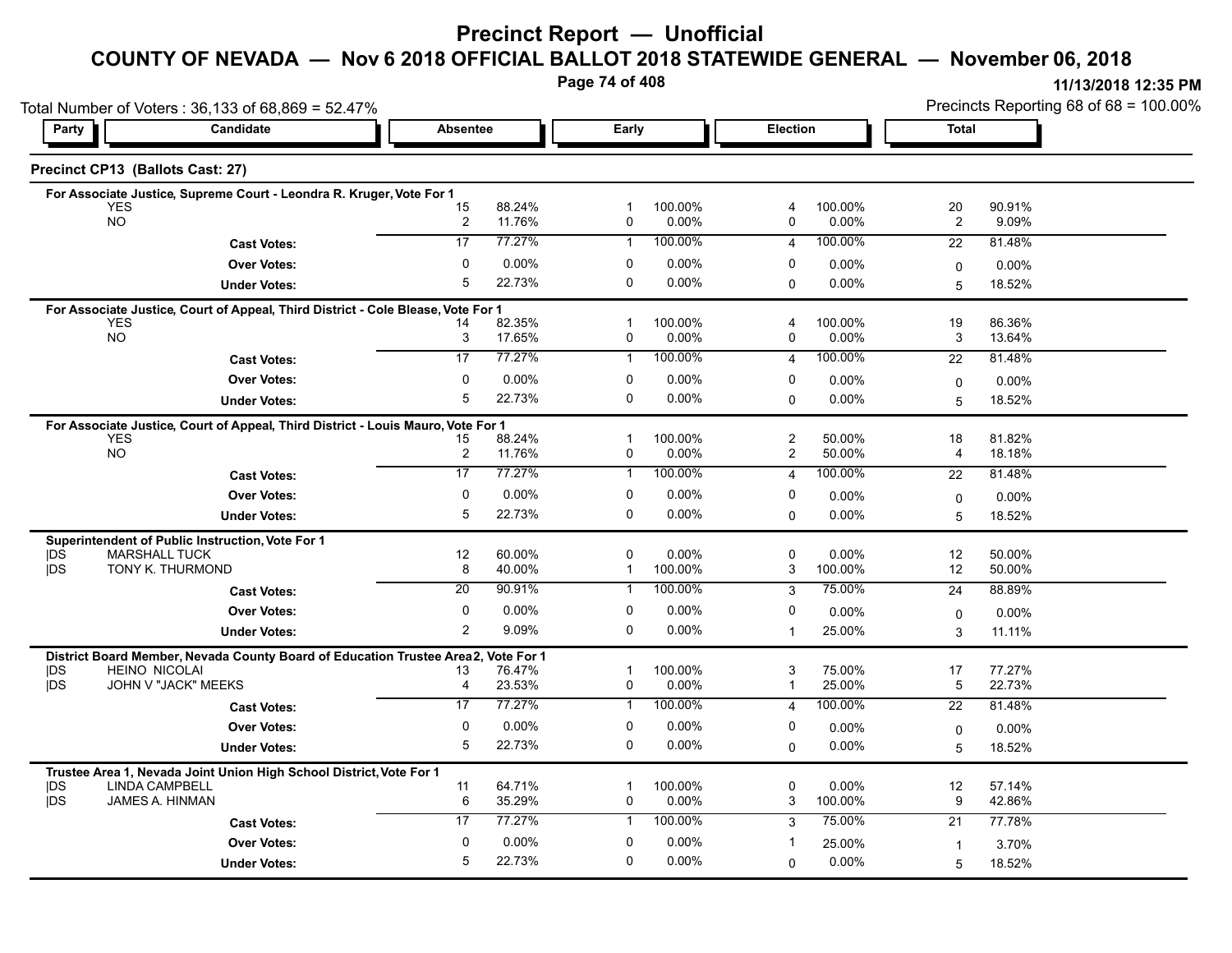# Precinct Report — Unofficial

## COUNTY OF NEVADA — Nov 6 2018 OFFICIAL BALLOT 2018 STATEWIDE GENERAL — November 06, 2018

11/13/2018 12:35 PM

Total Number of Voters : 36,133 of 68,869 = 52.47%

Precincts Reporting 68 of 68 = 100.00%

### Precinct CP13 (Ballots Cast: 27)

| Party | Candidate | Absentee | | Early | | Election | | Total | |
|---|---|---|---|---|---|---|---|---|---|
| **For Associate Justice, Supreme Court - Leondra R. Kruger, Vote For 1** | | | | | | | | | |
| | YES | 15 | 88.24% | 1 | 100.00% | 4 | 100.00% | 20 | 90.91% |
| | NO | 2 | 11.76% | 0 | 0.00% | 0 | 0.00% | 2 | 9.09% |
| | **Cast Votes:** | 17 | 77.27% | 1 | 100.00% | 4 | 100.00% | 22 | 81.48% |
| | **Over Votes:** | 0 | 0.00% | 0 | 0.00% | 0 | 0.00% | 0 | 0.00% |
| | **Under Votes:** | 5 | 22.73% | 0 | 0.00% | 0 | 0.00% | 5 | 18.52% |
| **For Associate Justice, Court of Appeal, Third District - Cole Blease, Vote For 1** | | | | | | | | | |
| | YES | 14 | 82.35% | 1 | 100.00% | 4 | 100.00% | 19 | 86.36% |
| | NO | 3 | 17.65% | 0 | 0.00% | 0 | 0.00% | 3 | 13.64% |
| | **Cast Votes:** | 17 | 77.27% | 1 | 100.00% | 4 | 100.00% | 22 | 81.48% |
| | **Over Votes:** | 0 | 0.00% | 0 | 0.00% | 0 | 0.00% | 0 | 0.00% |
| | **Under Votes:** | 5 | 22.73% | 0 | 0.00% | 0 | 0.00% | 5 | 18.52% |
| **For Associate Justice, Court of Appeal, Third District - Louis Mauro, Vote For 1** | | | | | | | | | |
| | YES | 15 | 88.24% | 1 | 100.00% | 2 | 50.00% | 18 | 81.82% |
| | NO | 2 | 11.76% | 0 | 0.00% | 2 | 50.00% | 4 | 18.18% |
| | **Cast Votes:** | 17 | 77.27% | 1 | 100.00% | 4 | 100.00% | 22 | 81.48% |
| | **Over Votes:** | 0 | 0.00% | 0 | 0.00% | 0 | 0.00% | 0 | 0.00% |
| | **Under Votes:** | 5 | 22.73% | 0 | 0.00% | 0 | 0.00% | 5 | 18.52% |
| **Superintendent of Public Instruction, Vote For 1** | | | | | | | | | |
| \|DS | MARSHALL TUCK | 12 | 60.00% | 0 | 0.00% | 0 | 0.00% | 12 | 50.00% |
| \|DS | TONY K. THURMOND | 8 | 40.00% | 1 | 100.00% | 3 | 100.00% | 12 | 50.00% |
| | **Cast Votes:** | 20 | 90.91% | 1 | 100.00% | 3 | 75.00% | 24 | 88.89% |
| | **Over Votes:** | 0 | 0.00% | 0 | 0.00% | 0 | 0.00% | 0 | 0.00% |
| | **Under Votes:** | 2 | 9.09% | 0 | 0.00% | 1 | 25.00% | 3 | 11.11% |
| **District Board Member, Nevada County Board of Education Trustee Area 2, Vote For 1** | | | | | | | | | |
| \|DS | HEINO NICOLAI | 13 | 76.47% | 1 | 100.00% | 3 | 75.00% | 17 | 77.27% |
| \|DS | JOHN V "JACK" MEEKS | 4 | 23.53% | 0 | 0.00% | 1 | 25.00% | 5 | 22.73% |
| | **Cast Votes:** | 17 | 77.27% | 1 | 100.00% | 4 | 100.00% | 22 | 81.48% |
| | **Over Votes:** | 0 | 0.00% | 0 | 0.00% | 0 | 0.00% | 0 | 0.00% |
| | **Under Votes:** | 5 | 22.73% | 0 | 0.00% | 0 | 0.00% | 5 | 18.52% |
| **Trustee Area 1, Nevada Joint Union High School District, Vote For 1** | | | | | | | | | |
| \|DS | LINDA CAMPBELL | 11 | 64.71% | 1 | 100.00% | 0 | 0.00% | 12 | 57.14% |
| \|DS | JAMES A. HINMAN | 6 | 35.29% | 0 | 0.00% | 3 | 100.00% | 9 | 42.86% |
| | **Cast Votes:** | 17 | 77.27% | 1 | 100.00% | 3 | 75.00% | 21 | 77.78% |
| | **Over Votes:** | 0 | 0.00% | 0 | 0.00% | 1 | 25.00% | 1 | 3.70% |
| | **Under Votes:** | 5 | 22.73% | 0 | 0.00% | 0 | 0.00% | 5 | 18.52% |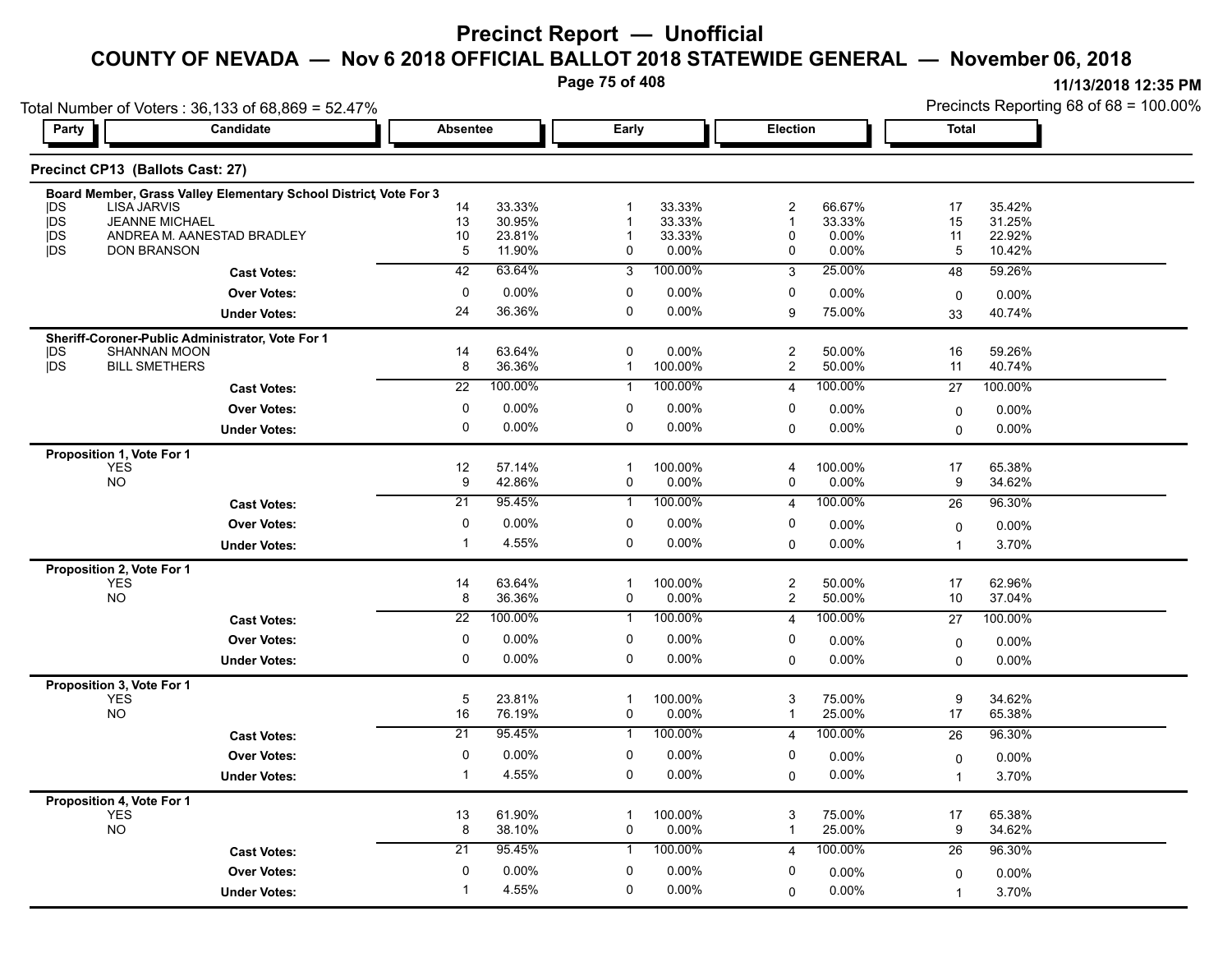# Precinct Report — Unofficial

## COUNTY OF NEVADA — Nov 6 2018 OFFICIAL BALLOT 2018 STATEWIDE GENERAL — November 06, 2018

11/13/2018 12:35 PM

Total Number of Voters : 36,133 of 68,869 = 52.47%

Precincts Reporting 68 of 68 = 100.00%

### Precinct CP13 (Ballots Cast: 27)

| Party | Candidate | Absentee | | Early | | Election | | Total | |
|---|---|---|---|---|---|---|---|---|---|
| **Board Member, Grass Valley Elementary School District, Vote For 3** | | | | | | | | | |
| DS | LISA JARVIS | 14 | 33.33% | 1 | 33.33% | 2 | 66.67% | 17 | 35.42% |
| DS | JEANNE MICHAEL | 13 | 30.95% | 1 | 33.33% | 1 | 33.33% | 15 | 31.25% |
| DS | ANDREA M. AANESTAD BRADLEY | 10 | 23.81% | 1 | 33.33% | 0 | 0.00% | 11 | 22.92% |
| DS | DON BRANSON | 5 | 11.90% | 0 | 0.00% | 0 | 0.00% | 5 | 10.42% |
| | **Cast Votes:** | 42 | 63.64% | 3 | 100.00% | 3 | 25.00% | 48 | 59.26% |
| | **Over Votes:** | 0 | 0.00% | 0 | 0.00% | 0 | 0.00% | 0 | 0.00% |
| | **Under Votes:** | 24 | 36.36% | 0 | 0.00% | 9 | 75.00% | 33 | 40.74% |
| **Sheriff-Coroner-Public Administrator, Vote For 1** | | | | | | | | | |
| DS | SHANNAN MOON | 14 | 63.64% | 0 | 0.00% | 2 | 50.00% | 16 | 59.26% |
| DS | BILL SMETHERS | 8 | 36.36% | 1 | 100.00% | 2 | 50.00% | 11 | 40.74% |
| | **Cast Votes:** | 22 | 100.00% | 1 | 100.00% | 4 | 100.00% | 27 | 100.00% |
| | **Over Votes:** | 0 | 0.00% | 0 | 0.00% | 0 | 0.00% | 0 | 0.00% |
| | **Under Votes:** | 0 | 0.00% | 0 | 0.00% | 0 | 0.00% | 0 | 0.00% |
| **Proposition 1, Vote For 1** | | | | | | | | | |
| | YES | 12 | 57.14% | 1 | 100.00% | 4 | 100.00% | 17 | 65.38% |
| | NO | 9 | 42.86% | 0 | 0.00% | 0 | 0.00% | 9 | 34.62% |
| | **Cast Votes:** | 21 | 95.45% | 1 | 100.00% | 4 | 100.00% | 26 | 96.30% |
| | **Over Votes:** | 0 | 0.00% | 0 | 0.00% | 0 | 0.00% | 0 | 0.00% |
| | **Under Votes:** | 1 | 4.55% | 0 | 0.00% | 0 | 0.00% | 1 | 3.70% |
| **Proposition 2, Vote For 1** | | | | | | | | | |
| | YES | 14 | 63.64% | 1 | 100.00% | 2 | 50.00% | 17 | 62.96% |
| | NO | 8 | 36.36% | 0 | 0.00% | 2 | 50.00% | 10 | 37.04% |
| | **Cast Votes:** | 22 | 100.00% | 1 | 100.00% | 4 | 100.00% | 27 | 100.00% |
| | **Over Votes:** | 0 | 0.00% | 0 | 0.00% | 0 | 0.00% | 0 | 0.00% |
| | **Under Votes:** | 0 | 0.00% | 0 | 0.00% | 0 | 0.00% | 0 | 0.00% |
| **Proposition 3, Vote For 1** | | | | | | | | | |
| | YES | 5 | 23.81% | 1 | 100.00% | 3 | 75.00% | 9 | 34.62% |
| | NO | 16 | 76.19% | 0 | 0.00% | 1 | 25.00% | 17 | 65.38% |
| | **Cast Votes:** | 21 | 95.45% | 1 | 100.00% | 4 | 100.00% | 26 | 96.30% |
| | **Over Votes:** | 0 | 0.00% | 0 | 0.00% | 0 | 0.00% | 0 | 0.00% |
| | **Under Votes:** | 1 | 4.55% | 0 | 0.00% | 0 | 0.00% | 1 | 3.70% |
| **Proposition 4, Vote For 1** | | | | | | | | | |
| | YES | 13 | 61.90% | 1 | 100.00% | 3 | 75.00% | 17 | 65.38% |
| | NO | 8 | 38.10% | 0 | 0.00% | 1 | 25.00% | 9 | 34.62% |
| | **Cast Votes:** | 21 | 95.45% | 1 | 100.00% | 4 | 100.00% | 26 | 96.30% |
| | **Over Votes:** | 0 | 0.00% | 0 | 0.00% | 0 | 0.00% | 0 | 0.00% |
| | **Under Votes:** | 1 | 4.55% | 0 | 0.00% | 0 | 0.00% | 1 | 3.70% |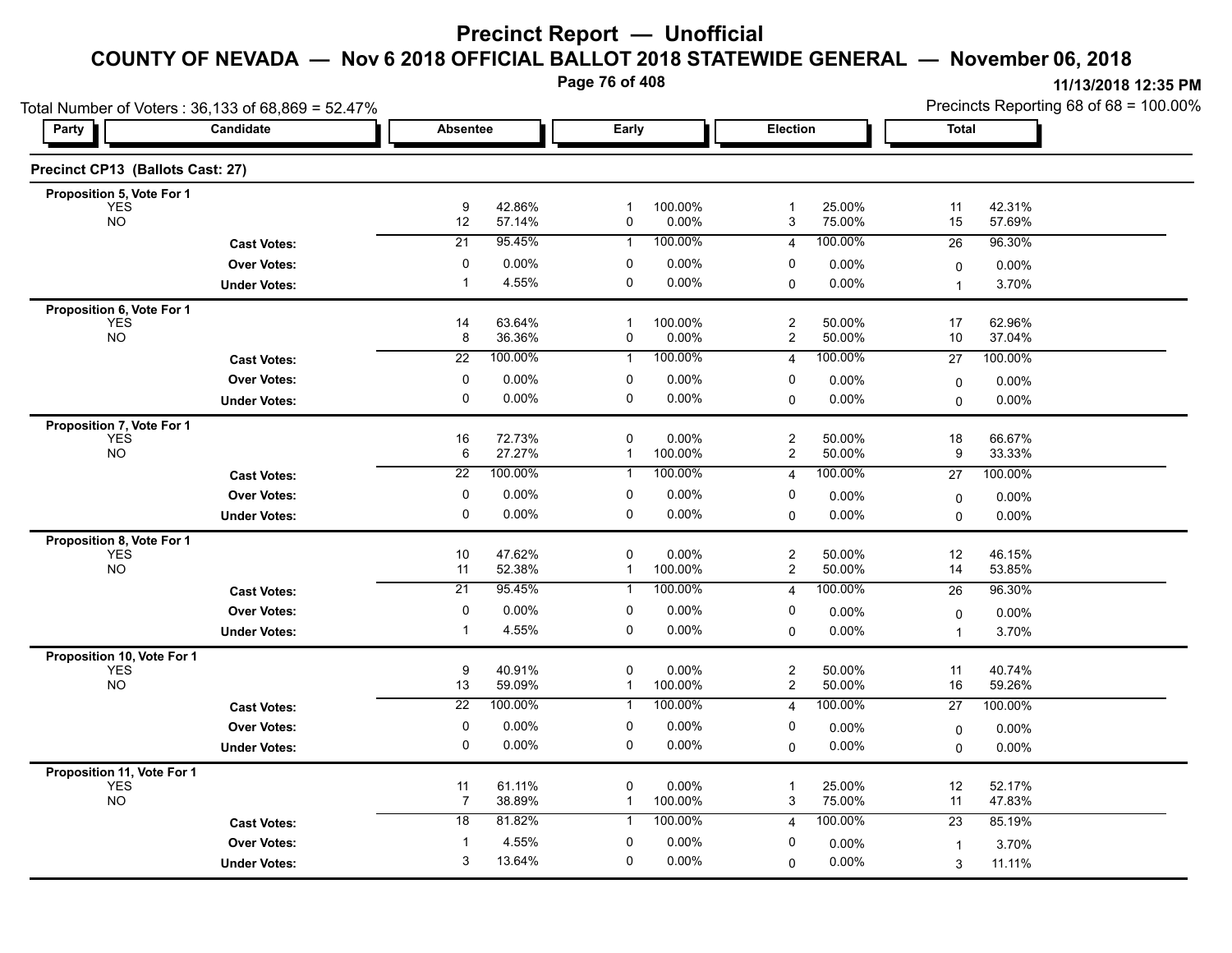# Precinct Report — Unofficial

## COUNTY OF NEVADA — Nov 6 2018 OFFICIAL BALLOT 2018 STATEWIDE GENERAL — November 06, 2018

11/13/2018 12:35 PM

Total Number of Voters : 36,133 of 68,869 = 52.47%

Precincts Reporting 68 of 68 = 100.00%

### Precinct CP13 (Ballots Cast: 27)

| Party | Candidate | Absentee | | Early | | Election | | Total | |
|---|---|---|---|---|---|---|---|---|---|
| **Proposition 5, Vote For 1** | | | | | | | | | |
| | YES | 9 | 42.86% | 1 | 100.00% | 1 | 25.00% | 11 | 42.31% |
| | NO | 12 | 57.14% | 0 | 0.00% | 3 | 75.00% | 15 | 57.69% |
| | **Cast Votes:** | 21 | 95.45% | 1 | 100.00% | 4 | 100.00% | 26 | 96.30% |
| | **Over Votes:** | 0 | 0.00% | 0 | 0.00% | 0 | 0.00% | 0 | 0.00% |
| | **Under Votes:** | 1 | 4.55% | 0 | 0.00% | 0 | 0.00% | 1 | 3.70% |
| **Proposition 6, Vote For 1** | | | | | | | | | |
| | YES | 14 | 63.64% | 1 | 100.00% | 2 | 50.00% | 17 | 62.96% |
| | NO | 8 | 36.36% | 0 | 0.00% | 2 | 50.00% | 10 | 37.04% |
| | **Cast Votes:** | 22 | 100.00% | 1 | 100.00% | 4 | 100.00% | 27 | 100.00% |
| | **Over Votes:** | 0 | 0.00% | 0 | 0.00% | 0 | 0.00% | 0 | 0.00% |
| | **Under Votes:** | 0 | 0.00% | 0 | 0.00% | 0 | 0.00% | 0 | 0.00% |
| **Proposition 7, Vote For 1** | | | | | | | | | |
| | YES | 16 | 72.73% | 0 | 0.00% | 2 | 50.00% | 18 | 66.67% |
| | NO | 6 | 27.27% | 1 | 100.00% | 2 | 50.00% | 9 | 33.33% |
| | **Cast Votes:** | 22 | 100.00% | 1 | 100.00% | 4 | 100.00% | 27 | 100.00% |
| | **Over Votes:** | 0 | 0.00% | 0 | 0.00% | 0 | 0.00% | 0 | 0.00% |
| | **Under Votes:** | 0 | 0.00% | 0 | 0.00% | 0 | 0.00% | 0 | 0.00% |
| **Proposition 8, Vote For 1** | | | | | | | | | |
| | YES | 10 | 47.62% | 0 | 0.00% | 2 | 50.00% | 12 | 46.15% |
| | NO | 11 | 52.38% | 1 | 100.00% | 2 | 50.00% | 14 | 53.85% |
| | **Cast Votes:** | 21 | 95.45% | 1 | 100.00% | 4 | 100.00% | 26 | 96.30% |
| | **Over Votes:** | 0 | 0.00% | 0 | 0.00% | 0 | 0.00% | 0 | 0.00% |
| | **Under Votes:** | 1 | 4.55% | 0 | 0.00% | 0 | 0.00% | 1 | 3.70% |
| **Proposition 10, Vote For 1** | | | | | | | | | |
| | YES | 9 | 40.91% | 0 | 0.00% | 2 | 50.00% | 11 | 40.74% |
| | NO | 13 | 59.09% | 1 | 100.00% | 2 | 50.00% | 16 | 59.26% |
| | **Cast Votes:** | 22 | 100.00% | 1 | 100.00% | 4 | 100.00% | 27 | 100.00% |
| | **Over Votes:** | 0 | 0.00% | 0 | 0.00% | 0 | 0.00% | 0 | 0.00% |
| | **Under Votes:** | 0 | 0.00% | 0 | 0.00% | 0 | 0.00% | 0 | 0.00% |
| **Proposition 11, Vote For 1** | | | | | | | | | |
| | YES | 11 | 61.11% | 0 | 0.00% | 1 | 25.00% | 12 | 52.17% |
| | NO | 7 | 38.89% | 1 | 100.00% | 3 | 75.00% | 11 | 47.83% |
| | **Cast Votes:** | 18 | 81.82% | 1 | 100.00% | 4 | 100.00% | 23 | 85.19% |
| | **Over Votes:** | 1 | 4.55% | 0 | 0.00% | 0 | 0.00% | 1 | 3.70% |
| | **Under Votes:** | 3 | 13.64% | 0 | 0.00% | 0 | 0.00% | 3 | 11.11% |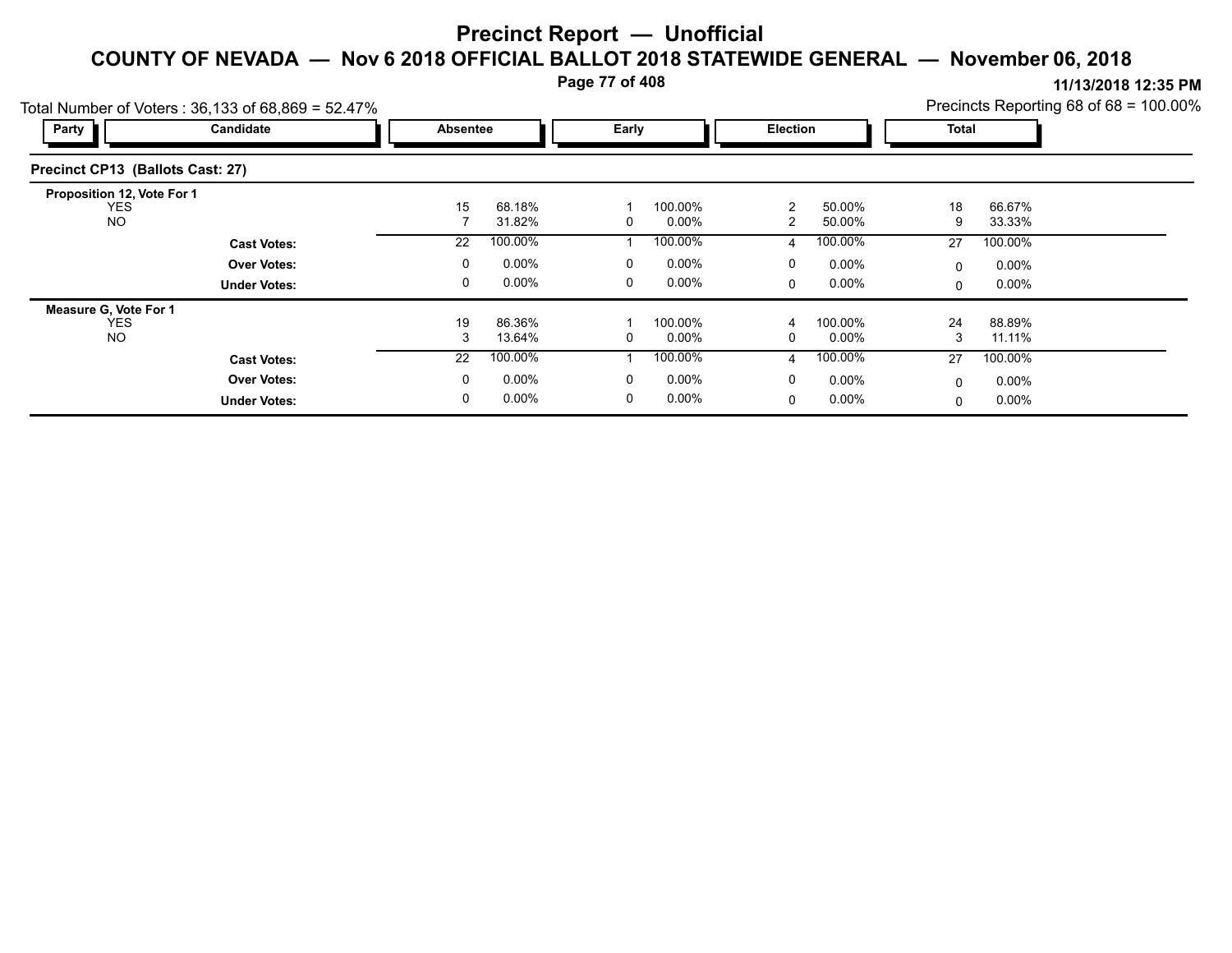# Precinct Report — Unofficial

## COUNTY OF NEVADA — Nov 6 2018 OFFICIAL BALLOT 2018 STATEWIDE GENERAL — November 06, 2018

11/13/2018 12:35 PM

Total Number of Voters : 36,133 of 68,869 = 52.47%

Precincts Reporting 68 of 68 = 100.00%

### Precinct CP13 (Ballots Cast: 27)

| Party | Candidate | Absentee | | Early | | Election | | Total | |
|---|---|---|---|---|---|---|---|---|---|
| **Proposition 12, Vote For 1** | | | | | | | | | |
| | YES | 15 | 68.18% | 1 | 100.00% | 2 | 50.00% | 18 | 66.67% |
| | NO | 7 | 31.82% | 0 | 0.00% | 2 | 50.00% | 9 | 33.33% |
| | **Cast Votes:** | 22 | 100.00% | 1 | 100.00% | 4 | 100.00% | 27 | 100.00% |
| | **Over Votes:** | 0 | 0.00% | 0 | 0.00% | 0 | 0.00% | 0 | 0.00% |
| | **Under Votes:** | 0 | 0.00% | 0 | 0.00% | 0 | 0.00% | 0 | 0.00% |
| **Measure G, Vote For 1** | | | | | | | | | |
| | YES | 19 | 86.36% | 1 | 100.00% | 4 | 100.00% | 24 | 88.89% |
| | NO | 3 | 13.64% | 0 | 0.00% | 0 | 0.00% | 3 | 11.11% |
| | **Cast Votes:** | 22 | 100.00% | 1 | 100.00% | 4 | 100.00% | 27 | 100.00% |
| | **Over Votes:** | 0 | 0.00% | 0 | 0.00% | 0 | 0.00% | 0 | 0.00% |
| | **Under Votes:** | 0 | 0.00% | 0 | 0.00% | 0 | 0.00% | 0 | 0.00% |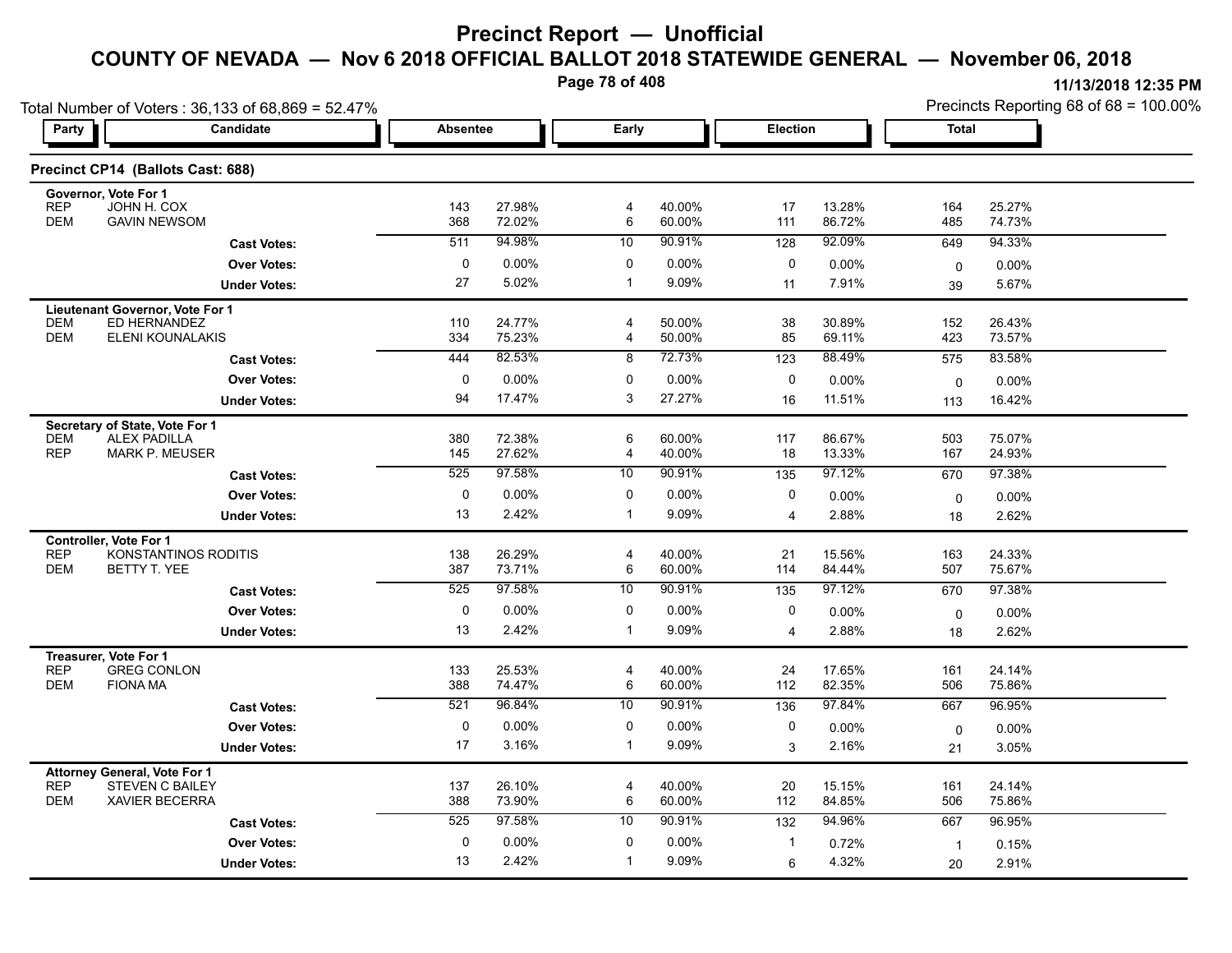# Precinct Report — Unofficial

## COUNTY OF NEVADA — Nov 6 2018 OFFICIAL BALLOT 2018 STATEWIDE GENERAL — November 06, 2018

11/13/2018 12:35 PM

Total Number of Voters : 36,133 of 68,869 = 52.47%

Precincts Reporting 68 of 68 = 100.00%

### Precinct CP14 (Ballots Cast: 688)

| Party | Candidate | Absentee | | Early | | Election | | Total | |
|---|---|---|---|---|---|---|---|---|---|
| **Governor, Vote For 1** | | | | | | | | | |
| REP | JOHN H. COX | 143 | 27.98% | 4 | 40.00% | 17 | 13.28% | 164 | 25.27% |
| DEM | GAVIN NEWSOM | 368 | 72.02% | 6 | 60.00% | 111 | 86.72% | 485 | 74.73% |
| | **Cast Votes:** | 511 | 94.98% | 10 | 90.91% | 128 | 92.09% | 649 | 94.33% |
| | **Over Votes:** | 0 | 0.00% | 0 | 0.00% | 0 | 0.00% | 0 | 0.00% |
| | **Under Votes:** | 27 | 5.02% | 1 | 9.09% | 11 | 7.91% | 39 | 5.67% |
| **Lieutenant Governor, Vote For 1** | | | | | | | | | |
| DEM | ED HERNANDEZ | 110 | 24.77% | 4 | 50.00% | 38 | 30.89% | 152 | 26.43% |
| DEM | ELENI KOUNALAKIS | 334 | 75.23% | 4 | 50.00% | 85 | 69.11% | 423 | 73.57% |
| | **Cast Votes:** | 444 | 82.53% | 8 | 72.73% | 123 | 88.49% | 575 | 83.58% |
| | **Over Votes:** | 0 | 0.00% | 0 | 0.00% | 0 | 0.00% | 0 | 0.00% |
| | **Under Votes:** | 94 | 17.47% | 3 | 27.27% | 16 | 11.51% | 113 | 16.42% |
| **Secretary of State, Vote For 1** | | | | | | | | | |
| DEM | ALEX PADILLA | 380 | 72.38% | 6 | 60.00% | 117 | 86.67% | 503 | 75.07% |
| REP | MARK P. MEUSER | 145 | 27.62% | 4 | 40.00% | 18 | 13.33% | 167 | 24.93% |
| | **Cast Votes:** | 525 | 97.58% | 10 | 90.91% | 135 | 97.12% | 670 | 97.38% |
| | **Over Votes:** | 0 | 0.00% | 0 | 0.00% | 0 | 0.00% | 0 | 0.00% |
| | **Under Votes:** | 13 | 2.42% | 1 | 9.09% | 4 | 2.88% | 18 | 2.62% |
| **Controller, Vote For 1** | | | | | | | | | |
| REP | KONSTANTINOS RODITIS | 138 | 26.29% | 4 | 40.00% | 21 | 15.56% | 163 | 24.33% |
| DEM | BETTY T. YEE | 387 | 73.71% | 6 | 60.00% | 114 | 84.44% | 507 | 75.67% |
| | **Cast Votes:** | 525 | 97.58% | 10 | 90.91% | 135 | 97.12% | 670 | 97.38% |
| | **Over Votes:** | 0 | 0.00% | 0 | 0.00% | 0 | 0.00% | 0 | 0.00% |
| | **Under Votes:** | 13 | 2.42% | 1 | 9.09% | 4 | 2.88% | 18 | 2.62% |
| **Treasurer, Vote For 1** | | | | | | | | | |
| REP | GREG CONLON | 133 | 25.53% | 4 | 40.00% | 24 | 17.65% | 161 | 24.14% |
| DEM | FIONA MA | 388 | 74.47% | 6 | 60.00% | 112 | 82.35% | 506 | 75.86% |
| | **Cast Votes:** | 521 | 96.84% | 10 | 90.91% | 136 | 97.84% | 667 | 96.95% |
| | **Over Votes:** | 0 | 0.00% | 0 | 0.00% | 0 | 0.00% | 0 | 0.00% |
| | **Under Votes:** | 17 | 3.16% | 1 | 9.09% | 3 | 2.16% | 21 | 3.05% |
| **Attorney General, Vote For 1** | | | | | | | | | |
| REP | STEVEN C BAILEY | 137 | 26.10% | 4 | 40.00% | 20 | 15.15% | 161 | 24.14% |
| DEM | XAVIER BECERRA | 388 | 73.90% | 6 | 60.00% | 112 | 84.85% | 506 | 75.86% |
| | **Cast Votes:** | 525 | 97.58% | 10 | 90.91% | 132 | 94.96% | 667 | 96.95% |
| | **Over Votes:** | 0 | 0.00% | 0 | 0.00% | 1 | 0.72% | 1 | 0.15% |
| | **Under Votes:** | 13 | 2.42% | 1 | 9.09% | 6 | 4.32% | 20 | 2.91% |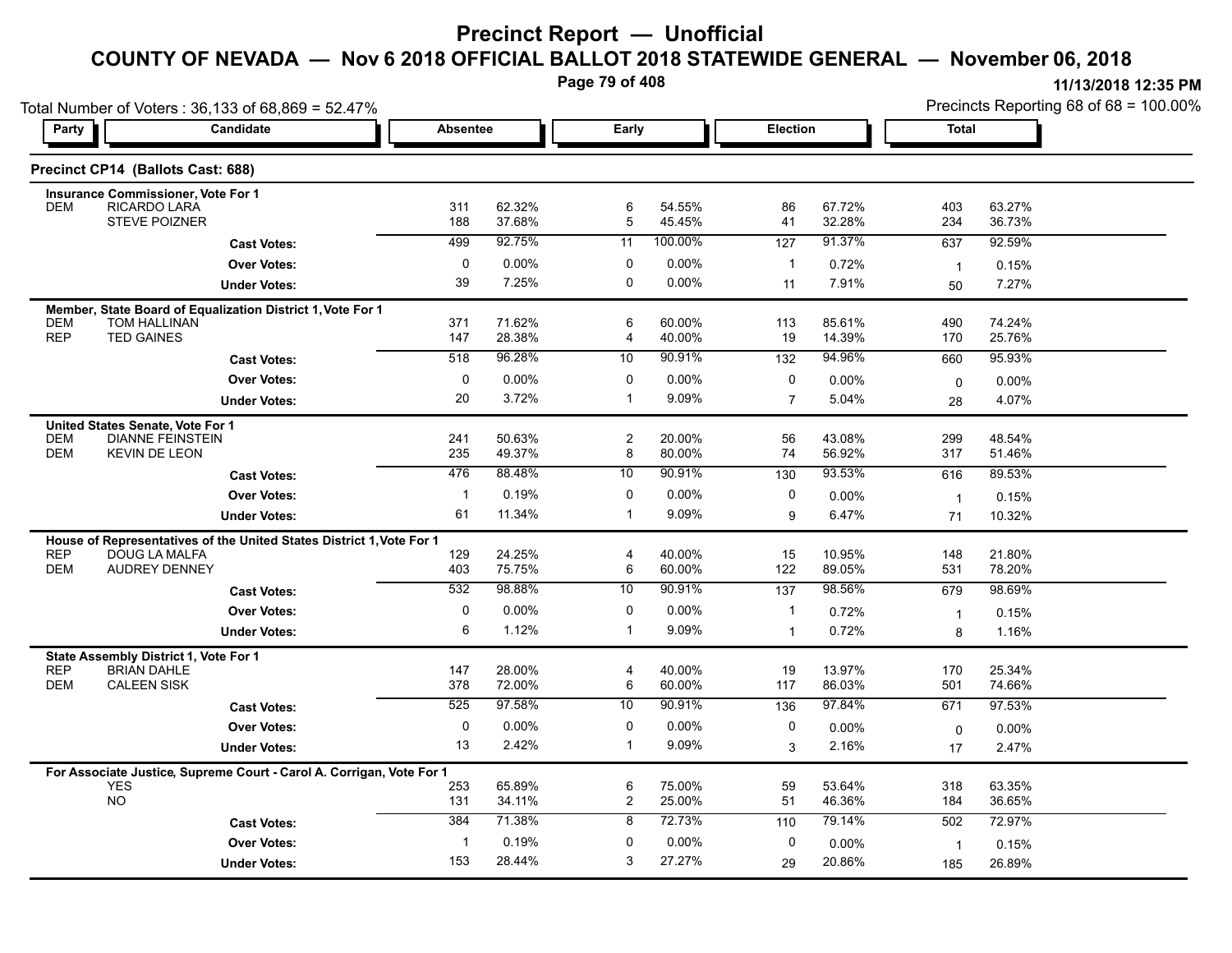# Precinct Report — Unofficial

## COUNTY OF NEVADA — Nov 6 2018 OFFICIAL BALLOT 2018 STATEWIDE GENERAL — November 06, 2018

11/13/2018 12:35 PM

Total Number of Voters : 36,133 of 68,869 = 52.47%

Precincts Reporting 68 of 68 = 100.00%

### Precinct CP14 (Ballots Cast: 688)

| Party | Candidate | Absentee | | Early | | Election | | Total | |
|---|---|---|---|---|---|---|---|---|---|
| **Insurance Commissioner, Vote For 1** | | | | | | | | | |
| DEM | RICARDO LARA | 311 | 62.32% | 6 | 54.55% | 86 | 67.72% | 403 | 63.27% |
| | STEVE POIZNER | 188 | 37.68% | 5 | 45.45% | 41 | 32.28% | 234 | 36.73% |
| | **Cast Votes:** | 499 | 92.75% | 11 | 100.00% | 127 | 91.37% | 637 | 92.59% |
| | **Over Votes:** | 0 | 0.00% | 0 | 0.00% | 1 | 0.72% | 1 | 0.15% |
| | **Under Votes:** | 39 | 7.25% | 0 | 0.00% | 11 | 7.91% | 50 | 7.27% |
| **Member, State Board of Equalization District 1, Vote For 1** | | | | | | | | | |
| DEM | TOM HALLINAN | 371 | 71.62% | 6 | 60.00% | 113 | 85.61% | 490 | 74.24% |
| REP | TED GAINES | 147 | 28.38% | 4 | 40.00% | 19 | 14.39% | 170 | 25.76% |
| | **Cast Votes:** | 518 | 96.28% | 10 | 90.91% | 132 | 94.96% | 660 | 95.93% |
| | **Over Votes:** | 0 | 0.00% | 0 | 0.00% | 0 | 0.00% | 0 | 0.00% |
| | **Under Votes:** | 20 | 3.72% | 1 | 9.09% | 7 | 5.04% | 28 | 4.07% |
| **United States Senate, Vote For 1** | | | | | | | | | |
| DEM | DIANNE FEINSTEIN | 241 | 50.63% | 2 | 20.00% | 56 | 43.08% | 299 | 48.54% |
| DEM | KEVIN DE LEON | 235 | 49.37% | 8 | 80.00% | 74 | 56.92% | 317 | 51.46% |
| | **Cast Votes:** | 476 | 88.48% | 10 | 90.91% | 130 | 93.53% | 616 | 89.53% |
| | **Over Votes:** | 1 | 0.19% | 0 | 0.00% | 0 | 0.00% | 1 | 0.15% |
| | **Under Votes:** | 61 | 11.34% | 1 | 9.09% | 9 | 6.47% | 71 | 10.32% |
| **House of Representatives of the United States District 1, Vote For 1** | | | | | | | | | |
| REP | DOUG LA MALFA | 129 | 24.25% | 4 | 40.00% | 15 | 10.95% | 148 | 21.80% |
| DEM | AUDREY DENNEY | 403 | 75.75% | 6 | 60.00% | 122 | 89.05% | 531 | 78.20% |
| | **Cast Votes:** | 532 | 98.88% | 10 | 90.91% | 137 | 98.56% | 679 | 98.69% |
| | **Over Votes:** | 0 | 0.00% | 0 | 0.00% | 1 | 0.72% | 1 | 0.15% |
| | **Under Votes:** | 6 | 1.12% | 1 | 9.09% | 1 | 0.72% | 8 | 1.16% |
| **State Assembly District 1, Vote For 1** | | | | | | | | | |
| REP | BRIAN DAHLE | 147 | 28.00% | 4 | 40.00% | 19 | 13.97% | 170 | 25.34% |
| DEM | CALEEN SISK | 378 | 72.00% | 6 | 60.00% | 117 | 86.03% | 501 | 74.66% |
| | **Cast Votes:** | 525 | 97.58% | 10 | 90.91% | 136 | 97.84% | 671 | 97.53% |
| | **Over Votes:** | 0 | 0.00% | 0 | 0.00% | 0 | 0.00% | 0 | 0.00% |
| | **Under Votes:** | 13 | 2.42% | 1 | 9.09% | 3 | 2.16% | 17 | 2.47% |
| **For Associate Justice, Supreme Court - Carol A. Corrigan, Vote For 1** | | | | | | | | | |
| | YES | 253 | 65.89% | 6 | 75.00% | 59 | 53.64% | 318 | 63.35% |
| | NO | 131 | 34.11% | 2 | 25.00% | 51 | 46.36% | 184 | 36.65% |
| | **Cast Votes:** | 384 | 71.38% | 8 | 72.73% | 110 | 79.14% | 502 | 72.97% |
| | **Over Votes:** | 1 | 0.19% | 0 | 0.00% | 0 | 0.00% | 1 | 0.15% |
| | **Under Votes:** | 153 | 28.44% | 3 | 27.27% | 29 | 20.86% | 185 | 26.89% |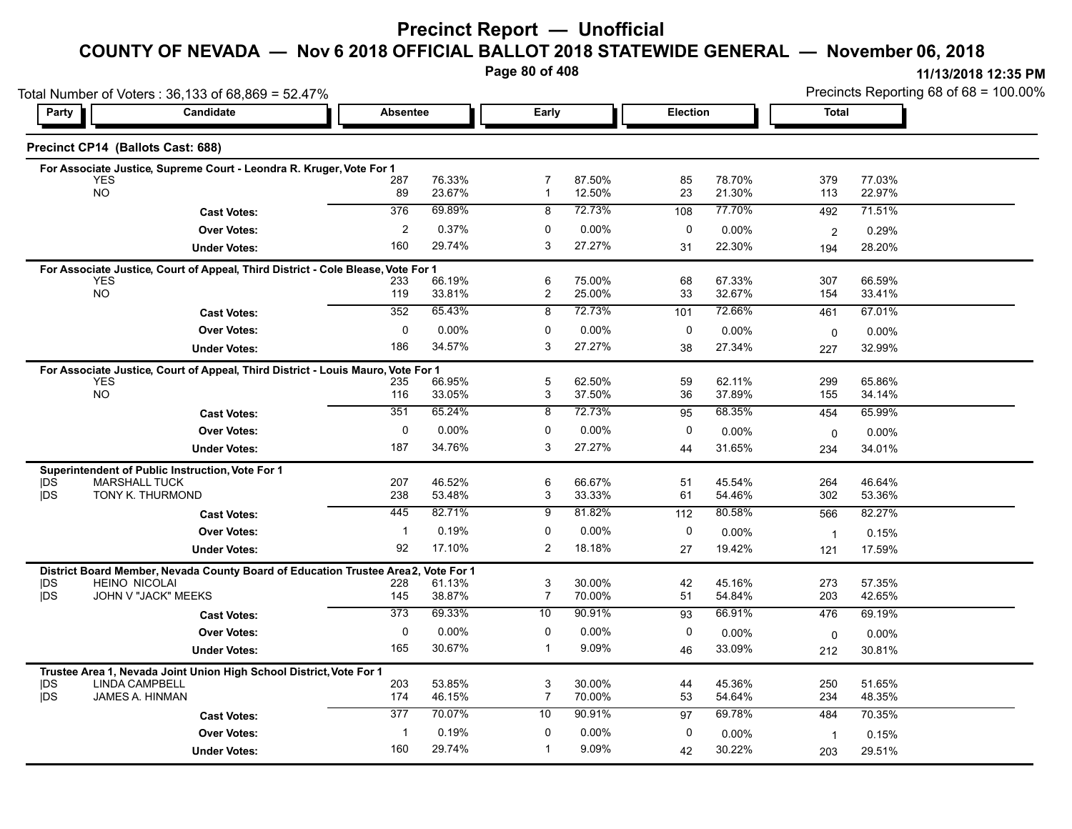# Precinct Report — Unofficial

## COUNTY OF NEVADA — Nov 6 2018 OFFICIAL BALLOT 2018 STATEWIDE GENERAL — November 06, 2018

11/13/2018 12:35 PM

Total Number of Voters : 36,133 of 68,869 = 52.47%

Precincts Reporting 68 of 68 = 100.00%

### Precinct CP14 (Ballots Cast: 688)

**For Associate Justice, Supreme Court - Leondra R. Kruger, Vote For 1**

| Party | Candidate | Absentee | | Early | | Election | | Total | |
|---|---|---|---|---|---|---|---|---|---|
| | YES | 287 | 76.33% | 7 | 87.50% | 85 | 78.70% | 379 | 77.03% |
| | NO | 89 | 23.67% | 1 | 12.50% | 23 | 21.30% | 113 | 22.97% |
| | **Cast Votes:** | 376 | 69.89% | 8 | 72.73% | 108 | 77.70% | 492 | 71.51% |
| | **Over Votes:** | 2 | 0.37% | 0 | 0.00% | 0 | 0.00% | 2 | 0.29% |
| | **Under Votes:** | 160 | 29.74% | 3 | 27.27% | 31 | 22.30% | 194 | 28.20% |

**For Associate Justice, Court of Appeal, Third District - Cole Blease, Vote For 1**

| Party | Candidate | Absentee | | Early | | Election | | Total | |
|---|---|---|---|---|---|---|---|---|---|
| | YES | 233 | 66.19% | 6 | 75.00% | 68 | 67.33% | 307 | 66.59% |
| | NO | 119 | 33.81% | 2 | 25.00% | 33 | 32.67% | 154 | 33.41% |
| | **Cast Votes:** | 352 | 65.43% | 8 | 72.73% | 101 | 72.66% | 461 | 67.01% |
| | **Over Votes:** | 0 | 0.00% | 0 | 0.00% | 0 | 0.00% | 0 | 0.00% |
| | **Under Votes:** | 186 | 34.57% | 3 | 27.27% | 38 | 27.34% | 227 | 32.99% |

**For Associate Justice, Court of Appeal, Third District - Louis Mauro, Vote For 1**

| Party | Candidate | Absentee | | Early | | Election | | Total | |
|---|---|---|---|---|---|---|---|---|---|
| | YES | 235 | 66.95% | 5 | 62.50% | 59 | 62.11% | 299 | 65.86% |
| | NO | 116 | 33.05% | 3 | 37.50% | 36 | 37.89% | 155 | 34.14% |
| | **Cast Votes:** | 351 | 65.24% | 8 | 72.73% | 95 | 68.35% | 454 | 65.99% |
| | **Over Votes:** | 0 | 0.00% | 0 | 0.00% | 0 | 0.00% | 0 | 0.00% |
| | **Under Votes:** | 187 | 34.76% | 3 | 27.27% | 44 | 31.65% | 234 | 34.01% |

**Superintendent of Public Instruction, Vote For 1**

| Party | Candidate | Absentee | | Early | | Election | | Total | |
|---|---|---|---|---|---|---|---|---|---|
| DS | MARSHALL TUCK | 207 | 46.52% | 6 | 66.67% | 51 | 45.54% | 264 | 46.64% |
| DS | TONY K. THURMOND | 238 | 53.48% | 3 | 33.33% | 61 | 54.46% | 302 | 53.36% |
| | **Cast Votes:** | 445 | 82.71% | 9 | 81.82% | 112 | 80.58% | 566 | 82.27% |
| | **Over Votes:** | 1 | 0.19% | 0 | 0.00% | 0 | 0.00% | 1 | 0.15% |
| | **Under Votes:** | 92 | 17.10% | 2 | 18.18% | 27 | 19.42% | 121 | 17.59% |

**District Board Member, Nevada County Board of Education Trustee Area 2, Vote For 1**

| Party | Candidate | Absentee | | Early | | Election | | Total | |
|---|---|---|---|---|---|---|---|---|---|
| DS | HEINO NICOLAI | 228 | 61.13% | 3 | 30.00% | 42 | 45.16% | 273 | 57.35% |
| DS | JOHN V "JACK" MEEKS | 145 | 38.87% | 7 | 70.00% | 51 | 54.84% | 203 | 42.65% |
| | **Cast Votes:** | 373 | 69.33% | 10 | 90.91% | 93 | 66.91% | 476 | 69.19% |
| | **Over Votes:** | 0 | 0.00% | 0 | 0.00% | 0 | 0.00% | 0 | 0.00% |
| | **Under Votes:** | 165 | 30.67% | 1 | 9.09% | 46 | 33.09% | 212 | 30.81% |

**Trustee Area 1, Nevada Joint Union High School District, Vote For 1**

| Party | Candidate | Absentee | | Early | | Election | | Total | |
|---|---|---|---|---|---|---|---|---|---|
| DS | LINDA CAMPBELL | 203 | 53.85% | 3 | 30.00% | 44 | 45.36% | 250 | 51.65% |
| DS | JAMES A. HINMAN | 174 | 46.15% | 7 | 70.00% | 53 | 54.64% | 234 | 48.35% |
| | **Cast Votes:** | 377 | 70.07% | 10 | 90.91% | 97 | 69.78% | 484 | 70.35% |
| | **Over Votes:** | 1 | 0.19% | 0 | 0.00% | 0 | 0.00% | 1 | 0.15% |
| | **Under Votes:** | 160 | 29.74% | 1 | 9.09% | 42 | 30.22% | 203 | 29.51% |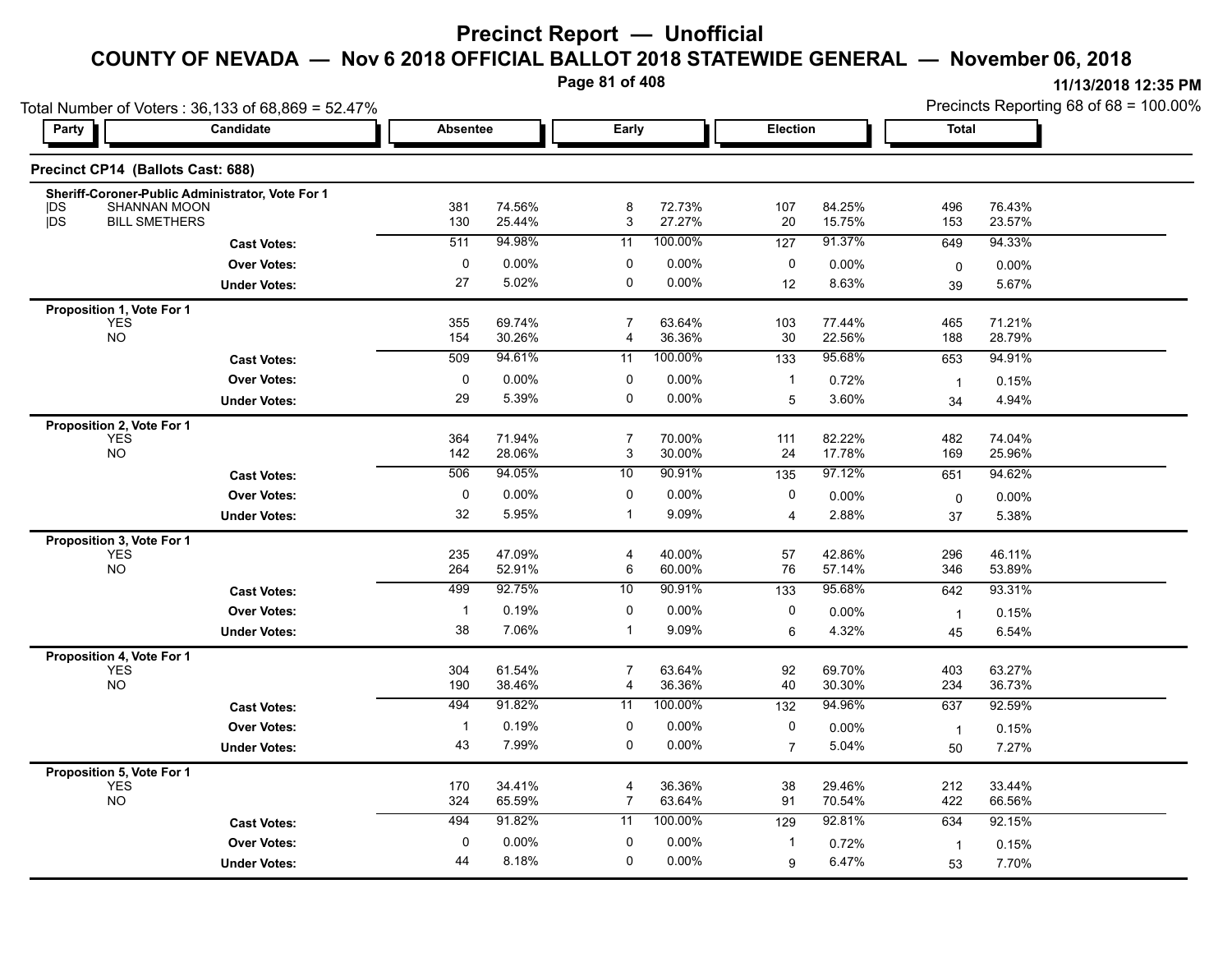# Precinct Report — Unofficial

## COUNTY OF NEVADA — Nov 6 2018 OFFICIAL BALLOT 2018 STATEWIDE GENERAL — November 06, 2018

11/13/2018 12:35 PM

Total Number of Voters : 36,133 of 68,869 = 52.47%

Precincts Reporting 68 of 68 = 100.00%

### Precinct CP14 (Ballots Cast: 688)

| Party | Candidate | Absentee | | Early | | Election | | Total | |
|---|---|---|---|---|---|---|---|---|---|
| **Sheriff-Coroner-Public Administrator, Vote For 1** | | | | | | | | | |
| DS | SHANNAN MOON | 381 | 74.56% | 8 | 72.73% | 107 | 84.25% | 496 | 76.43% |
| DS | BILL SMETHERS | 130 | 25.44% | 3 | 27.27% | 20 | 15.75% | 153 | 23.57% |
| | **Cast Votes:** | 511 | 94.98% | 11 | 100.00% | 127 | 91.37% | 649 | 94.33% |
| | **Over Votes:** | 0 | 0.00% | 0 | 0.00% | 0 | 0.00% | 0 | 0.00% |
| | **Under Votes:** | 27 | 5.02% | 0 | 0.00% | 12 | 8.63% | 39 | 5.67% |
| **Proposition 1, Vote For 1** | | | | | | | | | |
| | YES | 355 | 69.74% | 7 | 63.64% | 103 | 77.44% | 465 | 71.21% |
| | NO | 154 | 30.26% | 4 | 36.36% | 30 | 22.56% | 188 | 28.79% |
| | **Cast Votes:** | 509 | 94.61% | 11 | 100.00% | 133 | 95.68% | 653 | 94.91% |
| | **Over Votes:** | 0 | 0.00% | 0 | 0.00% | 1 | 0.72% | 1 | 0.15% |
| | **Under Votes:** | 29 | 5.39% | 0 | 0.00% | 5 | 3.60% | 34 | 4.94% |
| **Proposition 2, Vote For 1** | | | | | | | | | |
| | YES | 364 | 71.94% | 7 | 70.00% | 111 | 82.22% | 482 | 74.04% |
| | NO | 142 | 28.06% | 3 | 30.00% | 24 | 17.78% | 169 | 25.96% |
| | **Cast Votes:** | 506 | 94.05% | 10 | 90.91% | 135 | 97.12% | 651 | 94.62% |
| | **Over Votes:** | 0 | 0.00% | 0 | 0.00% | 0 | 0.00% | 0 | 0.00% |
| | **Under Votes:** | 32 | 5.95% | 1 | 9.09% | 4 | 2.88% | 37 | 5.38% |
| **Proposition 3, Vote For 1** | | | | | | | | | |
| | YES | 235 | 47.09% | 4 | 40.00% | 57 | 42.86% | 296 | 46.11% |
| | NO | 264 | 52.91% | 6 | 60.00% | 76 | 57.14% | 346 | 53.89% |
| | **Cast Votes:** | 499 | 92.75% | 10 | 90.91% | 133 | 95.68% | 642 | 93.31% |
| | **Over Votes:** | 1 | 0.19% | 0 | 0.00% | 0 | 0.00% | 1 | 0.15% |
| | **Under Votes:** | 38 | 7.06% | 1 | 9.09% | 6 | 4.32% | 45 | 6.54% |
| **Proposition 4, Vote For 1** | | | | | | | | | |
| | YES | 304 | 61.54% | 7 | 63.64% | 92 | 69.70% | 403 | 63.27% |
| | NO | 190 | 38.46% | 4 | 36.36% | 40 | 30.30% | 234 | 36.73% |
| | **Cast Votes:** | 494 | 91.82% | 11 | 100.00% | 132 | 94.96% | 637 | 92.59% |
| | **Over Votes:** | 1 | 0.19% | 0 | 0.00% | 0 | 0.00% | 1 | 0.15% |
| | **Under Votes:** | 43 | 7.99% | 0 | 0.00% | 7 | 5.04% | 50 | 7.27% |
| **Proposition 5, Vote For 1** | | | | | | | | | |
| | YES | 170 | 34.41% | 4 | 36.36% | 38 | 29.46% | 212 | 33.44% |
| | NO | 324 | 65.59% | 7 | 63.64% | 91 | 70.54% | 422 | 66.56% |
| | **Cast Votes:** | 494 | 91.82% | 11 | 100.00% | 129 | 92.81% | 634 | 92.15% |
| | **Over Votes:** | 0 | 0.00% | 0 | 0.00% | 1 | 0.72% | 1 | 0.15% |
| | **Under Votes:** | 44 | 8.18% | 0 | 0.00% | 9 | 6.47% | 53 | 7.70% |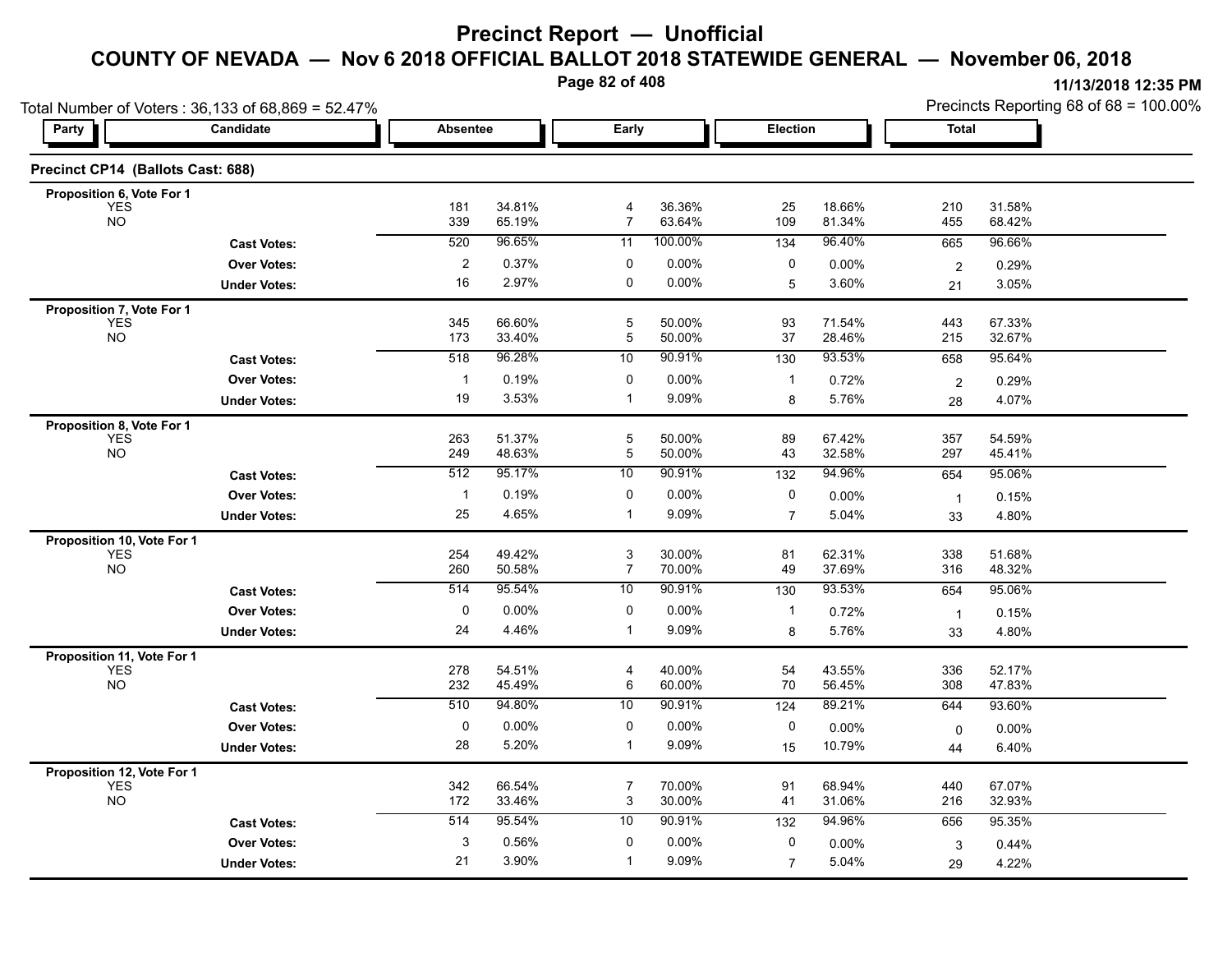# Precinct Report — Unofficial

## COUNTY OF NEVADA — Nov 6 2018 OFFICIAL BALLOT 2018 STATEWIDE GENERAL — November 06, 2018

11/13/2018 12:35 PM

Total Number of Voters : 36,133 of 68,869 = 52.47%

Precincts Reporting 68 of 68 = 100.00%

### Precinct CP14 (Ballots Cast: 688)

| Party | Candidate | Absentee | | Early | | Election | | Total | |
|---|---|---|---|---|---|---|---|---|---|
| **Proposition 6, Vote For 1** | | | | | | | | | |
| | YES | 181 | 34.81% | 4 | 36.36% | 25 | 18.66% | 210 | 31.58% |
| | NO | 339 | 65.19% | 7 | 63.64% | 109 | 81.34% | 455 | 68.42% |
| | **Cast Votes:** | 520 | 96.65% | 11 | 100.00% | 134 | 96.40% | 665 | 96.66% |
| | **Over Votes:** | 2 | 0.37% | 0 | 0.00% | 0 | 0.00% | 2 | 0.29% |
| | **Under Votes:** | 16 | 2.97% | 0 | 0.00% | 5 | 3.60% | 21 | 3.05% |
| **Proposition 7, Vote For 1** | | | | | | | | | |
| | YES | 345 | 66.60% | 5 | 50.00% | 93 | 71.54% | 443 | 67.33% |
| | NO | 173 | 33.40% | 5 | 50.00% | 37 | 28.46% | 215 | 32.67% |
| | **Cast Votes:** | 518 | 96.28% | 10 | 90.91% | 130 | 93.53% | 658 | 95.64% |
| | **Over Votes:** | 1 | 0.19% | 0 | 0.00% | 1 | 0.72% | 2 | 0.29% |
| | **Under Votes:** | 19 | 3.53% | 1 | 9.09% | 8 | 5.76% | 28 | 4.07% |
| **Proposition 8, Vote For 1** | | | | | | | | | |
| | YES | 263 | 51.37% | 5 | 50.00% | 89 | 67.42% | 357 | 54.59% |
| | NO | 249 | 48.63% | 5 | 50.00% | 43 | 32.58% | 297 | 45.41% |
| | **Cast Votes:** | 512 | 95.17% | 10 | 90.91% | 132 | 94.96% | 654 | 95.06% |
| | **Over Votes:** | 1 | 0.19% | 0 | 0.00% | 0 | 0.00% | 1 | 0.15% |
| | **Under Votes:** | 25 | 4.65% | 1 | 9.09% | 7 | 5.04% | 33 | 4.80% |
| **Proposition 10, Vote For 1** | | | | | | | | | |
| | YES | 254 | 49.42% | 3 | 30.00% | 81 | 62.31% | 338 | 51.68% |
| | NO | 260 | 50.58% | 7 | 70.00% | 49 | 37.69% | 316 | 48.32% |
| | **Cast Votes:** | 514 | 95.54% | 10 | 90.91% | 130 | 93.53% | 654 | 95.06% |
| | **Over Votes:** | 0 | 0.00% | 0 | 0.00% | 1 | 0.72% | 1 | 0.15% |
| | **Under Votes:** | 24 | 4.46% | 1 | 9.09% | 8 | 5.76% | 33 | 4.80% |
| **Proposition 11, Vote For 1** | | | | | | | | | |
| | YES | 278 | 54.51% | 4 | 40.00% | 54 | 43.55% | 336 | 52.17% |
| | NO | 232 | 45.49% | 6 | 60.00% | 70 | 56.45% | 308 | 47.83% |
| | **Cast Votes:** | 510 | 94.80% | 10 | 90.91% | 124 | 89.21% | 644 | 93.60% |
| | **Over Votes:** | 0 | 0.00% | 0 | 0.00% | 0 | 0.00% | 0 | 0.00% |
| | **Under Votes:** | 28 | 5.20% | 1 | 9.09% | 15 | 10.79% | 44 | 6.40% |
| **Proposition 12, Vote For 1** | | | | | | | | | |
| | YES | 342 | 66.54% | 7 | 70.00% | 91 | 68.94% | 440 | 67.07% |
| | NO | 172 | 33.46% | 3 | 30.00% | 41 | 31.06% | 216 | 32.93% |
| | **Cast Votes:** | 514 | 95.54% | 10 | 90.91% | 132 | 94.96% | 656 | 95.35% |
| | **Over Votes:** | 3 | 0.56% | 0 | 0.00% | 0 | 0.00% | 3 | 0.44% |
| | **Under Votes:** | 21 | 3.90% | 1 | 9.09% | 7 | 5.04% | 29 | 4.22% |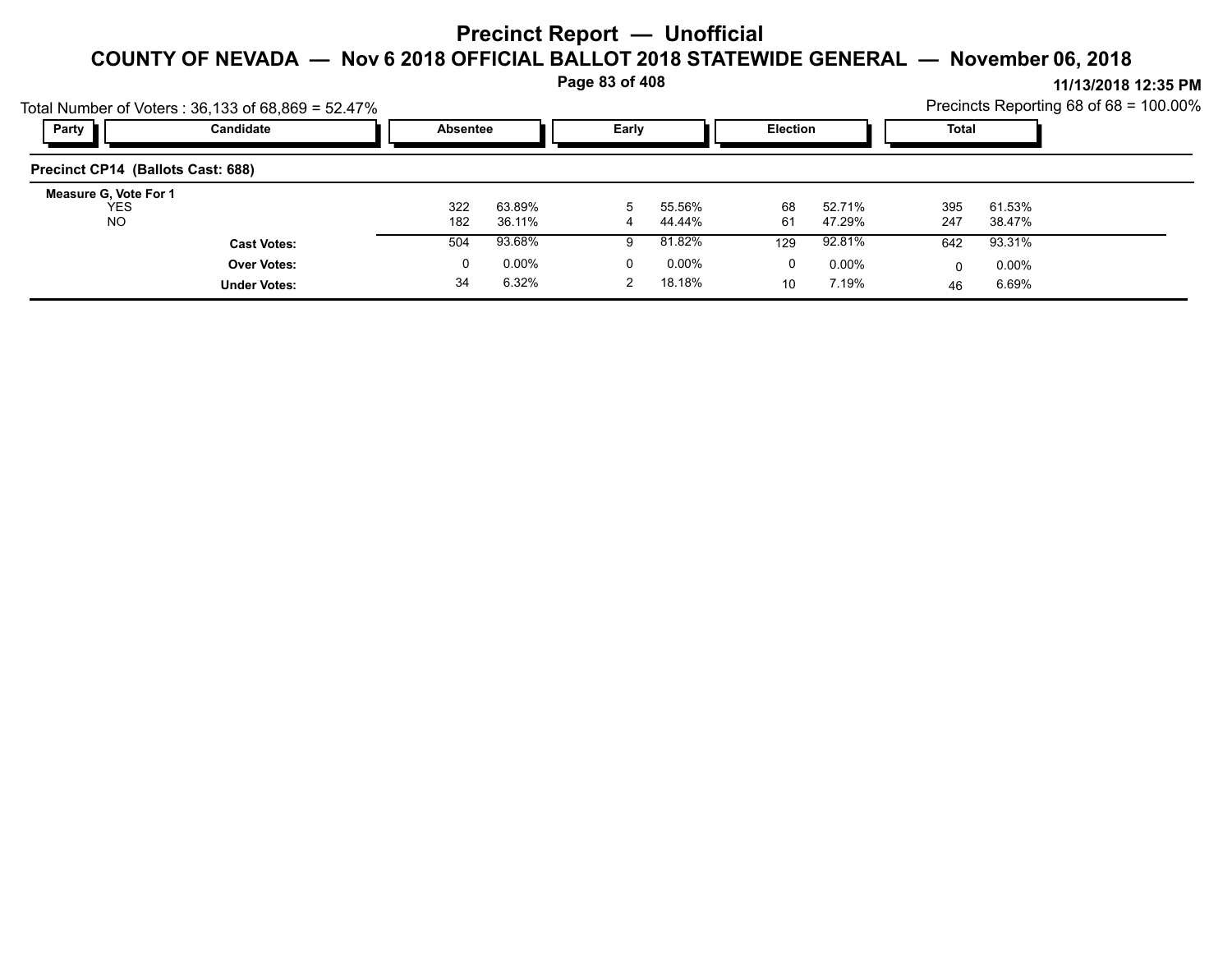# Precinct Report — Unofficial

## COUNTY OF NEVADA — Nov 6 2018 OFFICIAL BALLOT 2018 STATEWIDE GENERAL — November 06, 2018

11/13/2018 12:35 PM

Total Number of Voters : 36,133 of 68,869 = 52.47%

Precincts Reporting 68 of 68 = 100.00%

### Precinct CP14 (Ballots Cast: 688)

| Party | Candidate | Absentee | | Early | | Election | | Total | |
|---|---|---|---|---|---|---|---|---|---|
| **Measure G, Vote For 1** | | | | | | | | | |
| | YES | 322 | 63.89% | 5 | 55.56% | 68 | 52.71% | 395 | 61.53% |
| | NO | 182 | 36.11% | 4 | 44.44% | 61 | 47.29% | 247 | 38.47% |
| | **Cast Votes:** | 504 | 93.68% | 9 | 81.82% | 129 | 92.81% | 642 | 93.31% |
| | **Over Votes:** | 0 | 0.00% | 0 | 0.00% | 0 | 0.00% | 0 | 0.00% |
| | **Under Votes:** | 34 | 6.32% | 2 | 18.18% | 10 | 7.19% | 46 | 6.69% |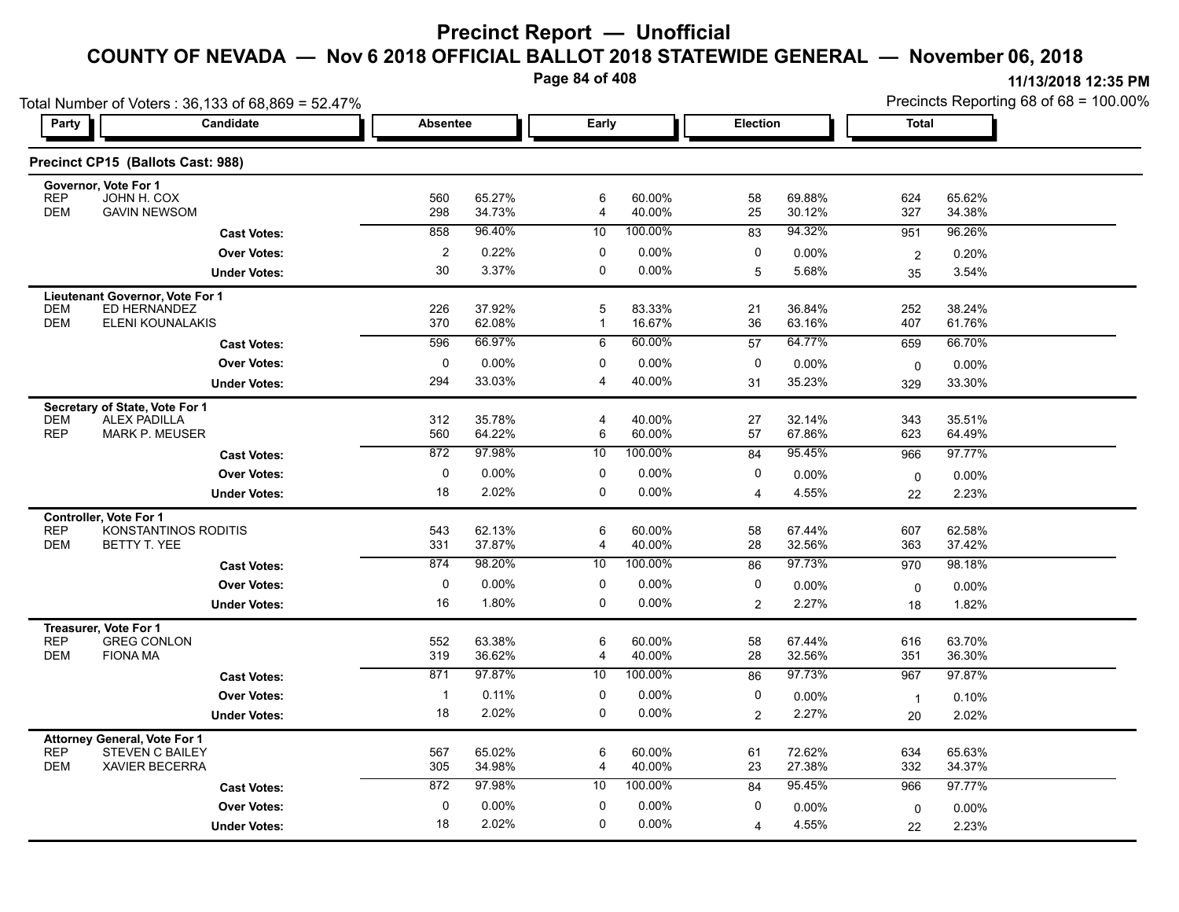# Precinct Report — Unofficial

## COUNTY OF NEVADA — Nov 6 2018 OFFICIAL BALLOT 2018 STATEWIDE GENERAL — November 06, 2018

11/13/2018 12:35 PM

Total Number of Voters : 36,133 of 68,869 = 52.47%

Precincts Reporting 68 of 68 = 100.00%

### Precinct CP15 (Ballots Cast: 988)

| Party | Candidate | Absentee | | Early | | Election | | Total | |
|---|---|---|---|---|---|---|---|---|---|
| **Governor, Vote For 1** | | | | | | | | | |
| REP | JOHN H. COX | 560 | 65.27% | 6 | 60.00% | 58 | 69.88% | 624 | 65.62% |
| DEM | GAVIN NEWSOM | 298 | 34.73% | 4 | 40.00% | 25 | 30.12% | 327 | 34.38% |
| | **Cast Votes:** | 858 | 96.40% | 10 | 100.00% | 83 | 94.32% | 951 | 96.26% |
| | **Over Votes:** | 2 | 0.22% | 0 | 0.00% | 0 | 0.00% | 2 | 0.20% |
| | **Under Votes:** | 30 | 3.37% | 0 | 0.00% | 5 | 5.68% | 35 | 3.54% |
| **Lieutenant Governor, Vote For 1** | | | | | | | | | |
| DEM | ED HERNANDEZ | 226 | 37.92% | 5 | 83.33% | 21 | 36.84% | 252 | 38.24% |
| DEM | ELENI KOUNALAKIS | 370 | 62.08% | 1 | 16.67% | 36 | 63.16% | 407 | 61.76% |
| | **Cast Votes:** | 596 | 66.97% | 6 | 60.00% | 57 | 64.77% | 659 | 66.70% |
| | **Over Votes:** | 0 | 0.00% | 0 | 0.00% | 0 | 0.00% | 0 | 0.00% |
| | **Under Votes:** | 294 | 33.03% | 4 | 40.00% | 31 | 35.23% | 329 | 33.30% |
| **Secretary of State, Vote For 1** | | | | | | | | | |
| DEM | ALEX PADILLA | 312 | 35.78% | 4 | 40.00% | 27 | 32.14% | 343 | 35.51% |
| REP | MARK P. MEUSER | 560 | 64.22% | 6 | 60.00% | 57 | 67.86% | 623 | 64.49% |
| | **Cast Votes:** | 872 | 97.98% | 10 | 100.00% | 84 | 95.45% | 966 | 97.77% |
| | **Over Votes:** | 0 | 0.00% | 0 | 0.00% | 0 | 0.00% | 0 | 0.00% |
| | **Under Votes:** | 18 | 2.02% | 0 | 0.00% | 4 | 4.55% | 22 | 2.23% |
| **Controller, Vote For 1** | | | | | | | | | |
| REP | KONSTANTINOS RODITIS | 543 | 62.13% | 6 | 60.00% | 58 | 67.44% | 607 | 62.58% |
| DEM | BETTY T. YEE | 331 | 37.87% | 4 | 40.00% | 28 | 32.56% | 363 | 37.42% |
| | **Cast Votes:** | 874 | 98.20% | 10 | 100.00% | 86 | 97.73% | 970 | 98.18% |
| | **Over Votes:** | 0 | 0.00% | 0 | 0.00% | 0 | 0.00% | 0 | 0.00% |
| | **Under Votes:** | 16 | 1.80% | 0 | 0.00% | 2 | 2.27% | 18 | 1.82% |
| **Treasurer, Vote For 1** | | | | | | | | | |
| REP | GREG CONLON | 552 | 63.38% | 6 | 60.00% | 58 | 67.44% | 616 | 63.70% |
| DEM | FIONA MA | 319 | 36.62% | 4 | 40.00% | 28 | 32.56% | 351 | 36.30% |
| | **Cast Votes:** | 871 | 97.87% | 10 | 100.00% | 86 | 97.73% | 967 | 97.87% |
| | **Over Votes:** | 1 | 0.11% | 0 | 0.00% | 0 | 0.00% | 1 | 0.10% |
| | **Under Votes:** | 18 | 2.02% | 0 | 0.00% | 2 | 2.27% | 20 | 2.02% |
| **Attorney General, Vote For 1** | | | | | | | | | |
| REP | STEVEN C BAILEY | 567 | 65.02% | 6 | 60.00% | 61 | 72.62% | 634 | 65.63% |
| DEM | XAVIER BECERRA | 305 | 34.98% | 4 | 40.00% | 23 | 27.38% | 332 | 34.37% |
| | **Cast Votes:** | 872 | 97.98% | 10 | 100.00% | 84 | 95.45% | 966 | 97.77% |
| | **Over Votes:** | 0 | 0.00% | 0 | 0.00% | 0 | 0.00% | 0 | 0.00% |
| | **Under Votes:** | 18 | 2.02% | 0 | 0.00% | 4 | 4.55% | 22 | 2.23% |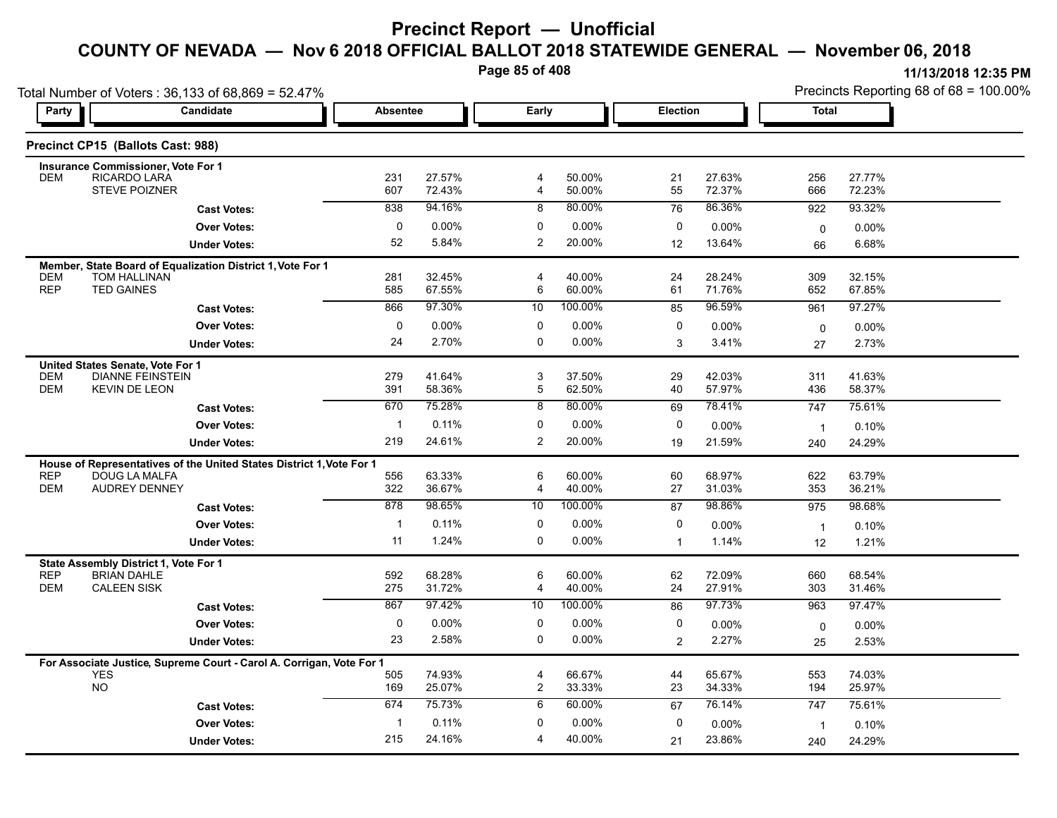# Precinct Report — Unofficial

## COUNTY OF NEVADA — Nov 6 2018 OFFICIAL BALLOT 2018 STATEWIDE GENERAL — November 06, 2018

11/13/2018 12:35 PM

Total Number of Voters : 36,133 of 68,869 = 52.47%

Precincts Reporting 68 of 68 = 100.00%

### Precinct CP15 (Ballots Cast: 988)

| Party | Candidate | Absentee | | Early | | Election | | Total | |
|---|---|---|---|---|---|---|---|---|---|
| **Insurance Commissioner, Vote For 1** | | | | | | | | | |
| DEM | RICARDO LARA | 231 | 27.57% | 4 | 50.00% | 21 | 27.63% | 256 | 27.77% |
| | STEVE POIZNER | 607 | 72.43% | 4 | 50.00% | 55 | 72.37% | 666 | 72.23% |
| | **Cast Votes:** | 838 | 94.16% | 8 | 80.00% | 76 | 86.36% | 922 | 93.32% |
| | **Over Votes:** | 0 | 0.00% | 0 | 0.00% | 0 | 0.00% | 0 | 0.00% |
| | **Under Votes:** | 52 | 5.84% | 2 | 20.00% | 12 | 13.64% | 66 | 6.68% |
| **Member, State Board of Equalization District 1, Vote For 1** | | | | | | | | | |
| DEM | TOM HALLINAN | 281 | 32.45% | 4 | 40.00% | 24 | 28.24% | 309 | 32.15% |
| REP | TED GAINES | 585 | 67.55% | 6 | 60.00% | 61 | 71.76% | 652 | 67.85% |
| | **Cast Votes:** | 866 | 97.30% | 10 | 100.00% | 85 | 96.59% | 961 | 97.27% |
| | **Over Votes:** | 0 | 0.00% | 0 | 0.00% | 0 | 0.00% | 0 | 0.00% |
| | **Under Votes:** | 24 | 2.70% | 0 | 0.00% | 3 | 3.41% | 27 | 2.73% |
| **United States Senate, Vote For 1** | | | | | | | | | |
| DEM | DIANNE FEINSTEIN | 279 | 41.64% | 3 | 37.50% | 29 | 42.03% | 311 | 41.63% |
| DEM | KEVIN DE LEON | 391 | 58.36% | 5 | 62.50% | 40 | 57.97% | 436 | 58.37% |
| | **Cast Votes:** | 670 | 75.28% | 8 | 80.00% | 69 | 78.41% | 747 | 75.61% |
| | **Over Votes:** | 1 | 0.11% | 0 | 0.00% | 0 | 0.00% | 1 | 0.10% |
| | **Under Votes:** | 219 | 24.61% | 2 | 20.00% | 19 | 21.59% | 240 | 24.29% |
| **House of Representatives of the United States District 1, Vote For 1** | | | | | | | | | |
| REP | DOUG LA MALFA | 556 | 63.33% | 6 | 60.00% | 60 | 68.97% | 622 | 63.79% |
| DEM | AUDREY DENNEY | 322 | 36.67% | 4 | 40.00% | 27 | 31.03% | 353 | 36.21% |
| | **Cast Votes:** | 878 | 98.65% | 10 | 100.00% | 87 | 98.86% | 975 | 98.68% |
| | **Over Votes:** | 1 | 0.11% | 0 | 0.00% | 0 | 0.00% | 1 | 0.10% |
| | **Under Votes:** | 11 | 1.24% | 0 | 0.00% | 1 | 1.14% | 12 | 1.21% |
| **State Assembly District 1, Vote For 1** | | | | | | | | | |
| REP | BRIAN DAHLE | 592 | 68.28% | 6 | 60.00% | 62 | 72.09% | 660 | 68.54% |
| DEM | CALEEN SISK | 275 | 31.72% | 4 | 40.00% | 24 | 27.91% | 303 | 31.46% |
| | **Cast Votes:** | 867 | 97.42% | 10 | 100.00% | 86 | 97.73% | 963 | 97.47% |
| | **Over Votes:** | 0 | 0.00% | 0 | 0.00% | 0 | 0.00% | 0 | 0.00% |
| | **Under Votes:** | 23 | 2.58% | 0 | 0.00% | 2 | 2.27% | 25 | 2.53% |
| **For Associate Justice, Supreme Court - Carol A. Corrigan, Vote For 1** | | | | | | | | | |
| | YES | 505 | 74.93% | 4 | 66.67% | 44 | 65.67% | 553 | 74.03% |
| | NO | 169 | 25.07% | 2 | 33.33% | 23 | 34.33% | 194 | 25.97% |
| | **Cast Votes:** | 674 | 75.73% | 6 | 60.00% | 67 | 76.14% | 747 | 75.61% |
| | **Over Votes:** | 1 | 0.11% | 0 | 0.00% | 0 | 0.00% | 1 | 0.10% |
| | **Under Votes:** | 215 | 24.16% | 4 | 40.00% | 21 | 23.86% | 240 | 24.29% |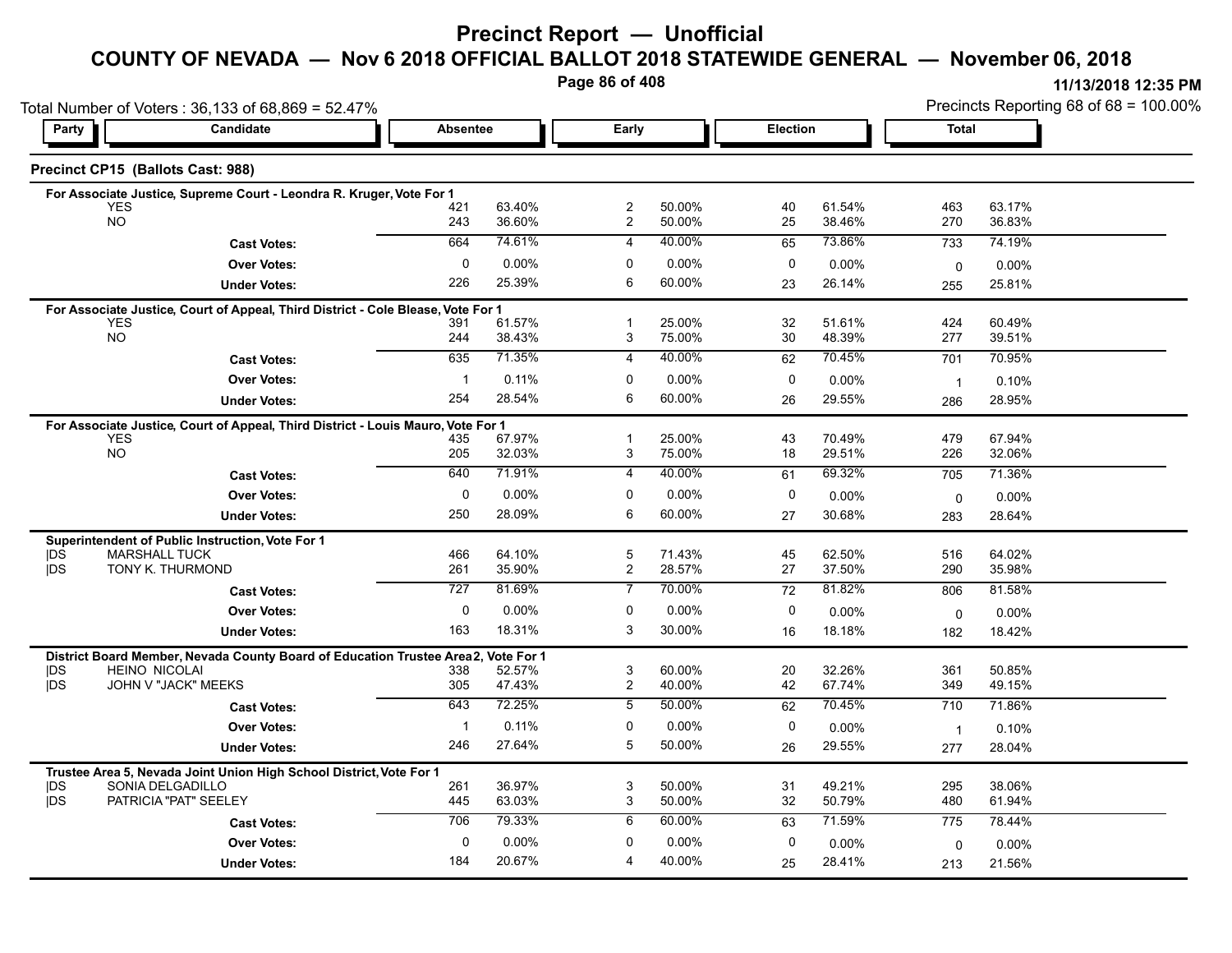# Precinct Report — Unofficial

## COUNTY OF NEVADA — Nov 6 2018 OFFICIAL BALLOT 2018 STATEWIDE GENERAL — November 06, 2018

11/13/2018 12:35 PM

Total Number of Voters : 36,133 of 68,869 = 52.47%

Precincts Reporting 68 of 68 = 100.00%

### Precinct CP15 (Ballots Cast: 988)

| Party | Candidate | Absentee | | Early | | Election | | Total | |
|---|---|---|---|---|---|---|---|---|---|
| **For Associate Justice, Supreme Court - Leondra R. Kruger, Vote For 1** | | | | | | | | | |
| | YES | 421 | 63.40% | 2 | 50.00% | 40 | 61.54% | 463 | 63.17% |
| | NO | 243 | 36.60% | 2 | 50.00% | 25 | 38.46% | 270 | 36.83% |
| | **Cast Votes:** | 664 | 74.61% | 4 | 40.00% | 65 | 73.86% | 733 | 74.19% |
| | **Over Votes:** | 0 | 0.00% | 0 | 0.00% | 0 | 0.00% | 0 | 0.00% |
| | **Under Votes:** | 226 | 25.39% | 6 | 60.00% | 23 | 26.14% | 255 | 25.81% |
| **For Associate Justice, Court of Appeal, Third District - Cole Blease, Vote For 1** | | | | | | | | | |
| | YES | 391 | 61.57% | 1 | 25.00% | 32 | 51.61% | 424 | 60.49% |
| | NO | 244 | 38.43% | 3 | 75.00% | 30 | 48.39% | 277 | 39.51% |
| | **Cast Votes:** | 635 | 71.35% | 4 | 40.00% | 62 | 70.45% | 701 | 70.95% |
| | **Over Votes:** | 1 | 0.11% | 0 | 0.00% | 0 | 0.00% | 1 | 0.10% |
| | **Under Votes:** | 254 | 28.54% | 6 | 60.00% | 26 | 29.55% | 286 | 28.95% |
| **For Associate Justice, Court of Appeal, Third District - Louis Mauro, Vote For 1** | | | | | | | | | |
| | YES | 435 | 67.97% | 1 | 25.00% | 43 | 70.49% | 479 | 67.94% |
| | NO | 205 | 32.03% | 3 | 75.00% | 18 | 29.51% | 226 | 32.06% |
| | **Cast Votes:** | 640 | 71.91% | 4 | 40.00% | 61 | 69.32% | 705 | 71.36% |
| | **Over Votes:** | 0 | 0.00% | 0 | 0.00% | 0 | 0.00% | 0 | 0.00% |
| | **Under Votes:** | 250 | 28.09% | 6 | 60.00% | 27 | 30.68% | 283 | 28.64% |
| **Superintendent of Public Instruction, Vote For 1** | | | | | | | | | |
| DS | MARSHALL TUCK | 466 | 64.10% | 5 | 71.43% | 45 | 62.50% | 516 | 64.02% |
| DS | TONY K. THURMOND | 261 | 35.90% | 2 | 28.57% | 27 | 37.50% | 290 | 35.98% |
| | **Cast Votes:** | 727 | 81.69% | 7 | 70.00% | 72 | 81.82% | 806 | 81.58% |
| | **Over Votes:** | 0 | 0.00% | 0 | 0.00% | 0 | 0.00% | 0 | 0.00% |
| | **Under Votes:** | 163 | 18.31% | 3 | 30.00% | 16 | 18.18% | 182 | 18.42% |
| **District Board Member, Nevada County Board of Education Trustee Area 2, Vote For 1** | | | | | | | | | |
| DS | HEINO NICOLAI | 338 | 52.57% | 3 | 60.00% | 20 | 32.26% | 361 | 50.85% |
| DS | JOHN V "JACK" MEEKS | 305 | 47.43% | 2 | 40.00% | 42 | 67.74% | 349 | 49.15% |
| | **Cast Votes:** | 643 | 72.25% | 5 | 50.00% | 62 | 70.45% | 710 | 71.86% |
| | **Over Votes:** | 1 | 0.11% | 0 | 0.00% | 0 | 0.00% | 1 | 0.10% |
| | **Under Votes:** | 246 | 27.64% | 5 | 50.00% | 26 | 29.55% | 277 | 28.04% |
| **Trustee Area 5, Nevada Joint Union High School District, Vote For 1** | | | | | | | | | |
| DS | SONIA DELGADILLO | 261 | 36.97% | 3 | 50.00% | 31 | 49.21% | 295 | 38.06% |
| DS | PATRICIA "PAT" SEELEY | 445 | 63.03% | 3 | 50.00% | 32 | 50.79% | 480 | 61.94% |
| | **Cast Votes:** | 706 | 79.33% | 6 | 60.00% | 63 | 71.59% | 775 | 78.44% |
| | **Over Votes:** | 0 | 0.00% | 0 | 0.00% | 0 | 0.00% | 0 | 0.00% |
| | **Under Votes:** | 184 | 20.67% | 4 | 40.00% | 25 | 28.41% | 213 | 21.56% |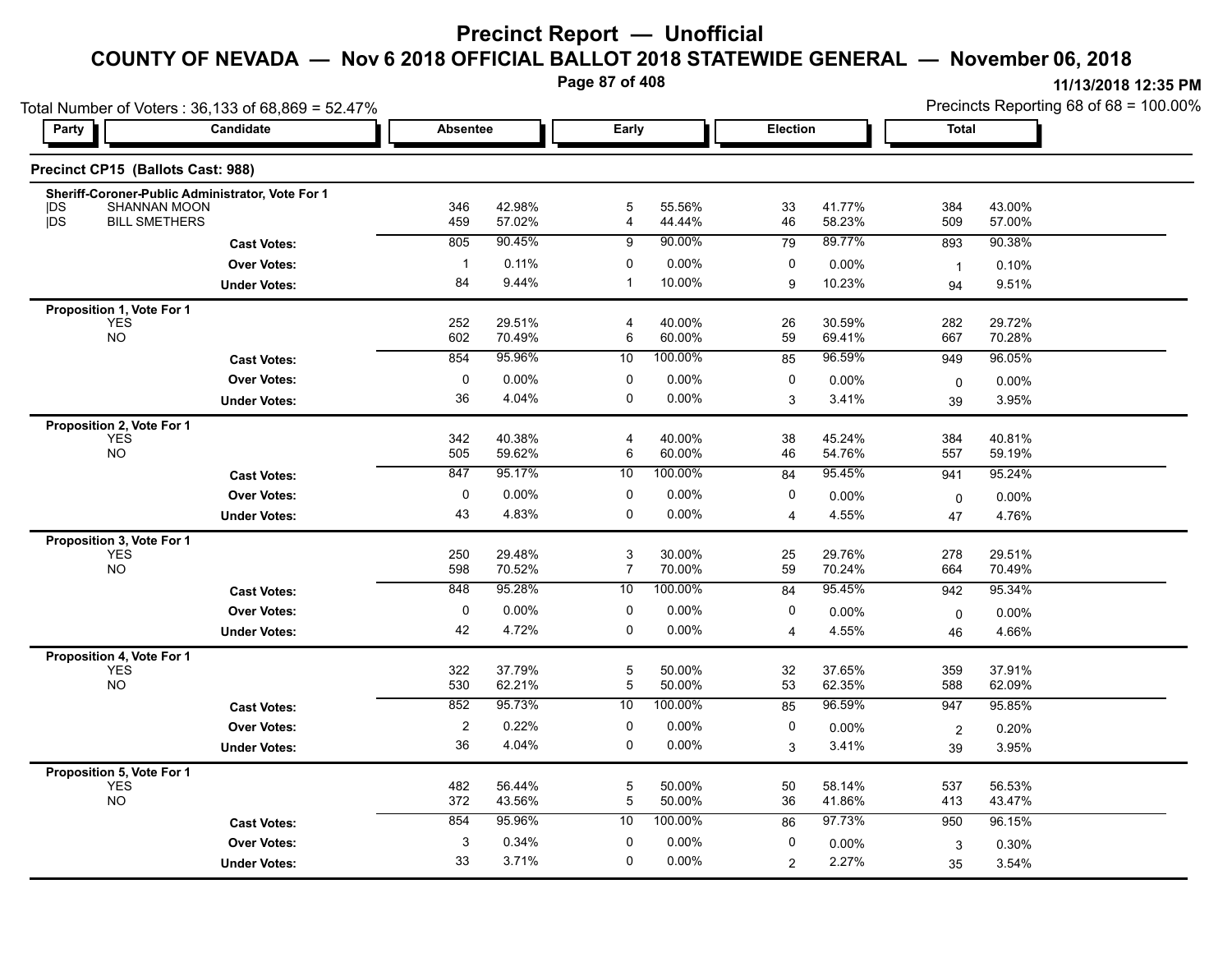# Precinct Report — Unofficial

## COUNTY OF NEVADA — Nov 6 2018 OFFICIAL BALLOT 2018 STATEWIDE GENERAL — November 06, 2018

11/13/2018 12:35 PM

Total Number of Voters : 36,133 of 68,869 = 52.47%

Precincts Reporting 68 of 68 = 100.00%

### Precinct CP15 (Ballots Cast: 988)

| Party | Candidate | Absentee | | Early | | Election | | Total | |
|---|---|---|---|---|---|---|---|---|---|
| **Sheriff-Coroner-Public Administrator, Vote For 1** | | | | | | | | | |
| DS | SHANNAN MOON | 346 | 42.98% | 5 | 55.56% | 33 | 41.77% | 384 | 43.00% |
| DS | BILL SMETHERS | 459 | 57.02% | 4 | 44.44% | 46 | 58.23% | 509 | 57.00% |
| | **Cast Votes:** | 805 | 90.45% | 9 | 90.00% | 79 | 89.77% | 893 | 90.38% |
| | **Over Votes:** | 1 | 0.11% | 0 | 0.00% | 0 | 0.00% | 1 | 0.10% |
| | **Under Votes:** | 84 | 9.44% | 1 | 10.00% | 9 | 10.23% | 94 | 9.51% |
| **Proposition 1, Vote For 1** | | | | | | | | | |
| | YES | 252 | 29.51% | 4 | 40.00% | 26 | 30.59% | 282 | 29.72% |
| | NO | 602 | 70.49% | 6 | 60.00% | 59 | 69.41% | 667 | 70.28% |
| | **Cast Votes:** | 854 | 95.96% | 10 | 100.00% | 85 | 96.59% | 949 | 96.05% |
| | **Over Votes:** | 0 | 0.00% | 0 | 0.00% | 0 | 0.00% | 0 | 0.00% |
| | **Under Votes:** | 36 | 4.04% | 0 | 0.00% | 3 | 3.41% | 39 | 3.95% |
| **Proposition 2, Vote For 1** | | | | | | | | | |
| | YES | 342 | 40.38% | 4 | 40.00% | 38 | 45.24% | 384 | 40.81% |
| | NO | 505 | 59.62% | 6 | 60.00% | 46 | 54.76% | 557 | 59.19% |
| | **Cast Votes:** | 847 | 95.17% | 10 | 100.00% | 84 | 95.45% | 941 | 95.24% |
| | **Over Votes:** | 0 | 0.00% | 0 | 0.00% | 0 | 0.00% | 0 | 0.00% |
| | **Under Votes:** | 43 | 4.83% | 0 | 0.00% | 4 | 4.55% | 47 | 4.76% |
| **Proposition 3, Vote For 1** | | | | | | | | | |
| | YES | 250 | 29.48% | 3 | 30.00% | 25 | 29.76% | 278 | 29.51% |
| | NO | 598 | 70.52% | 7 | 70.00% | 59 | 70.24% | 664 | 70.49% |
| | **Cast Votes:** | 848 | 95.28% | 10 | 100.00% | 84 | 95.45% | 942 | 95.34% |
| | **Over Votes:** | 0 | 0.00% | 0 | 0.00% | 0 | 0.00% | 0 | 0.00% |
| | **Under Votes:** | 42 | 4.72% | 0 | 0.00% | 4 | 4.55% | 46 | 4.66% |
| **Proposition 4, Vote For 1** | | | | | | | | | |
| | YES | 322 | 37.79% | 5 | 50.00% | 32 | 37.65% | 359 | 37.91% |
| | NO | 530 | 62.21% | 5 | 50.00% | 53 | 62.35% | 588 | 62.09% |
| | **Cast Votes:** | 852 | 95.73% | 10 | 100.00% | 85 | 96.59% | 947 | 95.85% |
| | **Over Votes:** | 2 | 0.22% | 0 | 0.00% | 0 | 0.00% | 2 | 0.20% |
| | **Under Votes:** | 36 | 4.04% | 0 | 0.00% | 3 | 3.41% | 39 | 3.95% |
| **Proposition 5, Vote For 1** | | | | | | | | | |
| | YES | 482 | 56.44% | 5 | 50.00% | 50 | 58.14% | 537 | 56.53% |
| | NO | 372 | 43.56% | 5 | 50.00% | 36 | 41.86% | 413 | 43.47% |
| | **Cast Votes:** | 854 | 95.96% | 10 | 100.00% | 86 | 97.73% | 950 | 96.15% |
| | **Over Votes:** | 3 | 0.34% | 0 | 0.00% | 0 | 0.00% | 3 | 0.30% |
| | **Under Votes:** | 33 | 3.71% | 0 | 0.00% | 2 | 2.27% | 35 | 3.54% |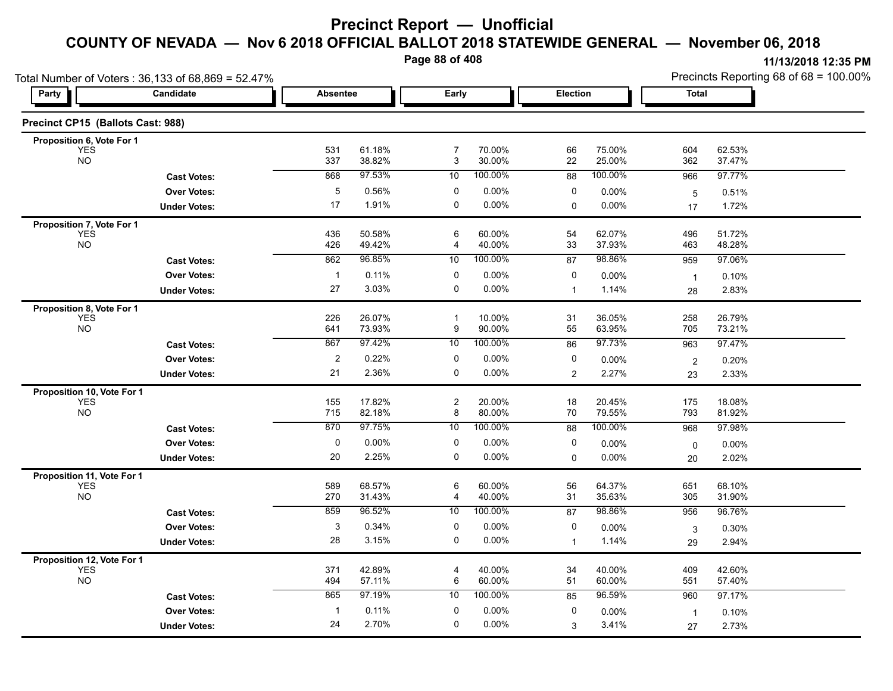# Precinct Report — Unofficial

## COUNTY OF NEVADA — Nov 6 2018 OFFICIAL BALLOT 2018 STATEWIDE GENERAL — November 06, 2018

11/13/2018 12:35 PM

Total Number of Voters : 36,133 of 68,869 = 52.47%

Precincts Reporting 68 of 68 = 100.00%

### Precinct CP15 (Ballots Cast: 988)

| Party | Candidate | Absentee | | Early | | Election | | Total | |
|---|---|---|---|---|---|---|---|---|---|
| **Proposition 6, Vote For 1** | | | | | | | | | |
| | YES | 531 | 61.18% | 7 | 70.00% | 66 | 75.00% | 604 | 62.53% |
| | NO | 337 | 38.82% | 3 | 30.00% | 22 | 25.00% | 362 | 37.47% |
| | **Cast Votes:** | 868 | 97.53% | 10 | 100.00% | 88 | 100.00% | 966 | 97.77% |
| | **Over Votes:** | 5 | 0.56% | 0 | 0.00% | 0 | 0.00% | 5 | 0.51% |
| | **Under Votes:** | 17 | 1.91% | 0 | 0.00% | 0 | 0.00% | 17 | 1.72% |
| **Proposition 7, Vote For 1** | | | | | | | | | |
| | YES | 436 | 50.58% | 6 | 60.00% | 54 | 62.07% | 496 | 51.72% |
| | NO | 426 | 49.42% | 4 | 40.00% | 33 | 37.93% | 463 | 48.28% |
| | **Cast Votes:** | 862 | 96.85% | 10 | 100.00% | 87 | 98.86% | 959 | 97.06% |
| | **Over Votes:** | 1 | 0.11% | 0 | 0.00% | 0 | 0.00% | 1 | 0.10% |
| | **Under Votes:** | 27 | 3.03% | 0 | 0.00% | 1 | 1.14% | 28 | 2.83% |
| **Proposition 8, Vote For 1** | | | | | | | | | |
| | YES | 226 | 26.07% | 1 | 10.00% | 31 | 36.05% | 258 | 26.79% |
| | NO | 641 | 73.93% | 9 | 90.00% | 55 | 63.95% | 705 | 73.21% |
| | **Cast Votes:** | 867 | 97.42% | 10 | 100.00% | 86 | 97.73% | 963 | 97.47% |
| | **Over Votes:** | 2 | 0.22% | 0 | 0.00% | 0 | 0.00% | 2 | 0.20% |
| | **Under Votes:** | 21 | 2.36% | 0 | 0.00% | 2 | 2.27% | 23 | 2.33% |
| **Proposition 10, Vote For 1** | | | | | | | | | |
| | YES | 155 | 17.82% | 2 | 20.00% | 18 | 20.45% | 175 | 18.08% |
| | NO | 715 | 82.18% | 8 | 80.00% | 70 | 79.55% | 793 | 81.92% |
| | **Cast Votes:** | 870 | 97.75% | 10 | 100.00% | 88 | 100.00% | 968 | 97.98% |
| | **Over Votes:** | 0 | 0.00% | 0 | 0.00% | 0 | 0.00% | 0 | 0.00% |
| | **Under Votes:** | 20 | 2.25% | 0 | 0.00% | 0 | 0.00% | 20 | 2.02% |
| **Proposition 11, Vote For 1** | | | | | | | | | |
| | YES | 589 | 68.57% | 6 | 60.00% | 56 | 64.37% | 651 | 68.10% |
| | NO | 270 | 31.43% | 4 | 40.00% | 31 | 35.63% | 305 | 31.90% |
| | **Cast Votes:** | 859 | 96.52% | 10 | 100.00% | 87 | 98.86% | 956 | 96.76% |
| | **Over Votes:** | 3 | 0.34% | 0 | 0.00% | 0 | 0.00% | 3 | 0.30% |
| | **Under Votes:** | 28 | 3.15% | 0 | 0.00% | 1 | 1.14% | 29 | 2.94% |
| **Proposition 12, Vote For 1** | | | | | | | | | |
| | YES | 371 | 42.89% | 4 | 40.00% | 34 | 40.00% | 409 | 42.60% |
| | NO | 494 | 57.11% | 6 | 60.00% | 51 | 60.00% | 551 | 57.40% |
| | **Cast Votes:** | 865 | 97.19% | 10 | 100.00% | 85 | 96.59% | 960 | 97.17% |
| | **Over Votes:** | 1 | 0.11% | 0 | 0.00% | 0 | 0.00% | 1 | 0.10% |
| | **Under Votes:** | 24 | 2.70% | 0 | 0.00% | 3 | 3.41% | 27 | 2.73% |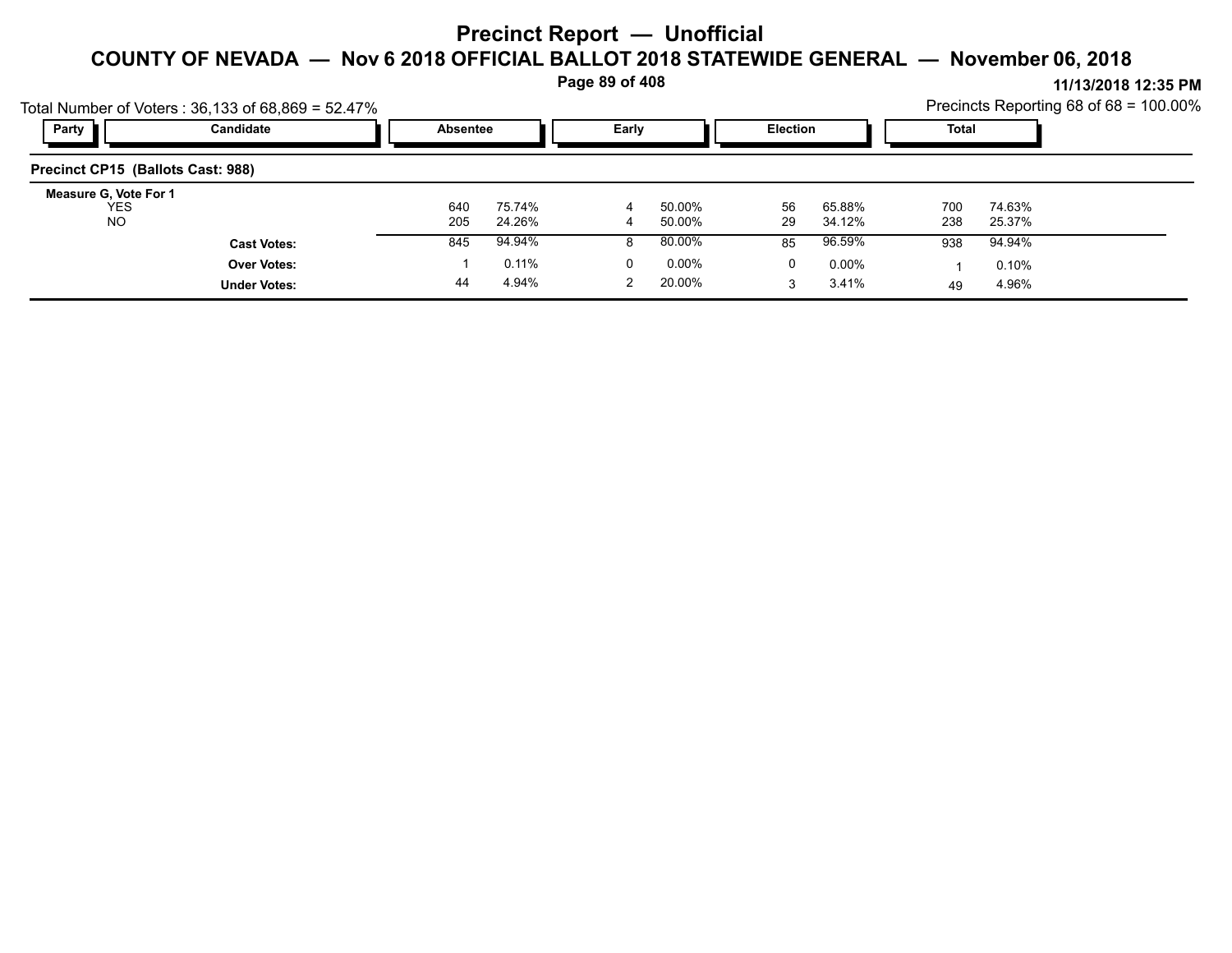# Precinct Report — Unofficial

## COUNTY OF NEVADA — Nov 6 2018 OFFICIAL BALLOT 2018 STATEWIDE GENERAL — November 06, 2018

11/13/2018 12:35 PM

Total Number of Voters : 36,133 of 68,869 = 52.47%

Precincts Reporting 68 of 68 = 100.00%

### Precinct CP15 (Ballots Cast: 988)

| Party | Candidate | Absentee | | Early | | Election | | Total | |
|---|---|---|---|---|---|---|---|---|---|
| **Measure G, Vote For 1** | | | | | | | | | |
| | YES | 640 | 75.74% | 4 | 50.00% | 56 | 65.88% | 700 | 74.63% |
| | NO | 205 | 24.26% | 4 | 50.00% | 29 | 34.12% | 238 | 25.37% |
| | **Cast Votes:** | 845 | 94.94% | 8 | 80.00% | 85 | 96.59% | 938 | 94.94% |
| | **Over Votes:** | 1 | 0.11% | 0 | 0.00% | 0 | 0.00% | 1 | 0.10% |
| | **Under Votes:** | 44 | 4.94% | 2 | 20.00% | 3 | 3.41% | 49 | 4.96% |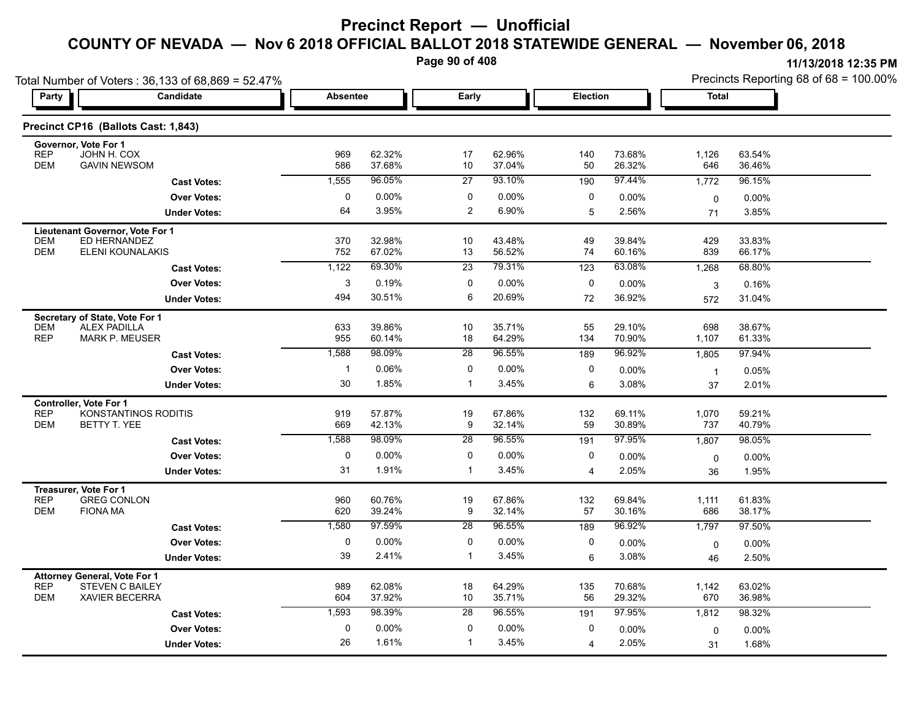# Precinct Report — Unofficial

## COUNTY OF NEVADA — Nov 6 2018 OFFICIAL BALLOT 2018 STATEWIDE GENERAL — November 06, 2018

11/13/2018 12:35 PM

Total Number of Voters : 36,133 of 68,869 = 52.47%

Precincts Reporting 68 of 68 = 100.00%

### Precinct CP16 (Ballots Cast: 1,843)

| Party | Candidate | Absentee | | Early | | Election | | Total | |
|---|---|---|---|---|---|---|---|---|---|
| **Governor, Vote For 1** | | | | | | | | | |
| REP | JOHN H. COX | 969 | 62.32% | 17 | 62.96% | 140 | 73.68% | 1,126 | 63.54% |
| DEM | GAVIN NEWSOM | 586 | 37.68% | 10 | 37.04% | 50 | 26.32% | 646 | 36.46% |
| | **Cast Votes:** | 1,555 | 96.05% | 27 | 93.10% | 190 | 97.44% | 1,772 | 96.15% |
| | **Over Votes:** | 0 | 0.00% | 0 | 0.00% | 0 | 0.00% | 0 | 0.00% |
| | **Under Votes:** | 64 | 3.95% | 2 | 6.90% | 5 | 2.56% | 71 | 3.85% |
| **Lieutenant Governor, Vote For 1** | | | | | | | | | |
| DEM | ED HERNANDEZ | 370 | 32.98% | 10 | 43.48% | 49 | 39.84% | 429 | 33.83% |
| DEM | ELENI KOUNALAKIS | 752 | 67.02% | 13 | 56.52% | 74 | 60.16% | 839 | 66.17% |
| | **Cast Votes:** | 1,122 | 69.30% | 23 | 79.31% | 123 | 63.08% | 1,268 | 68.80% |
| | **Over Votes:** | 3 | 0.19% | 0 | 0.00% | 0 | 0.00% | 3 | 0.16% |
| | **Under Votes:** | 494 | 30.51% | 6 | 20.69% | 72 | 36.92% | 572 | 31.04% |
| **Secretary of State, Vote For 1** | | | | | | | | | |
| DEM | ALEX PADILLA | 633 | 39.86% | 10 | 35.71% | 55 | 29.10% | 698 | 38.67% |
| REP | MARK P. MEUSER | 955 | 60.14% | 18 | 64.29% | 134 | 70.90% | 1,107 | 61.33% |
| | **Cast Votes:** | 1,588 | 98.09% | 28 | 96.55% | 189 | 96.92% | 1,805 | 97.94% |
| | **Over Votes:** | 1 | 0.06% | 0 | 0.00% | 0 | 0.00% | 1 | 0.05% |
| | **Under Votes:** | 30 | 1.85% | 1 | 3.45% | 6 | 3.08% | 37 | 2.01% |
| **Controller, Vote For 1** | | | | | | | | | |
| REP | KONSTANTINOS RODITIS | 919 | 57.87% | 19 | 67.86% | 132 | 69.11% | 1,070 | 59.21% |
| DEM | BETTY T. YEE | 669 | 42.13% | 9 | 32.14% | 59 | 30.89% | 737 | 40.79% |
| | **Cast Votes:** | 1,588 | 98.09% | 28 | 96.55% | 191 | 97.95% | 1,807 | 98.05% |
| | **Over Votes:** | 0 | 0.00% | 0 | 0.00% | 0 | 0.00% | 0 | 0.00% |
| | **Under Votes:** | 31 | 1.91% | 1 | 3.45% | 4 | 2.05% | 36 | 1.95% |
| **Treasurer, Vote For 1** | | | | | | | | | |
| REP | GREG CONLON | 960 | 60.76% | 19 | 67.86% | 132 | 69.84% | 1,111 | 61.83% |
| DEM | FIONA MA | 620 | 39.24% | 9 | 32.14% | 57 | 30.16% | 686 | 38.17% |
| | **Cast Votes:** | 1,580 | 97.59% | 28 | 96.55% | 189 | 96.92% | 1,797 | 97.50% |
| | **Over Votes:** | 0 | 0.00% | 0 | 0.00% | 0 | 0.00% | 0 | 0.00% |
| | **Under Votes:** | 39 | 2.41% | 1 | 3.45% | 6 | 3.08% | 46 | 2.50% |
| **Attorney General, Vote For 1** | | | | | | | | | |
| REP | STEVEN C BAILEY | 989 | 62.08% | 18 | 64.29% | 135 | 70.68% | 1,142 | 63.02% |
| DEM | XAVIER BECERRA | 604 | 37.92% | 10 | 35.71% | 56 | 29.32% | 670 | 36.98% |
| | **Cast Votes:** | 1,593 | 98.39% | 28 | 96.55% | 191 | 97.95% | 1,812 | 98.32% |
| | **Over Votes:** | 0 | 0.00% | 0 | 0.00% | 0 | 0.00% | 0 | 0.00% |
| | **Under Votes:** | 26 | 1.61% | 1 | 3.45% | 4 | 2.05% | 31 | 1.68% |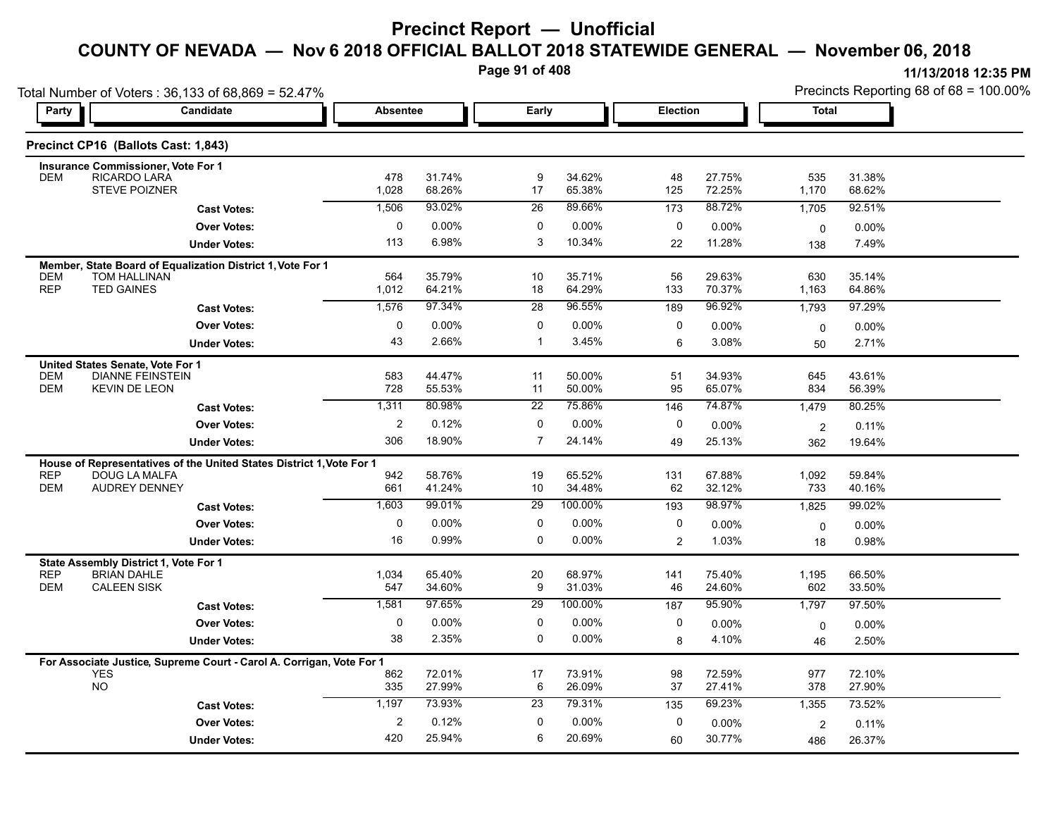# Precinct Report — Unofficial

## COUNTY OF NEVADA — Nov 6 2018 OFFICIAL BALLOT 2018 STATEWIDE GENERAL — November 06, 2018

11/13/2018 12:35 PM

Total Number of Voters : 36,133 of 68,869 = 52.47%

Precincts Reporting 68 of 68 = 100.00%

### Precinct CP16 (Ballots Cast: 1,843)

| Party | Candidate | Absentee | | Early | | Election | | Total | |
|---|---|---|---|---|---|---|---|---|---|
| **Insurance Commissioner, Vote For 1** | | | | | | | | | |
| DEM | RICARDO LARA | 478 | 31.74% | 9 | 34.62% | 48 | 27.75% | 535 | 31.38% |
| | STEVE POIZNER | 1,028 | 68.26% | 17 | 65.38% | 125 | 72.25% | 1,170 | 68.62% |
| | **Cast Votes:** | 1,506 | 93.02% | 26 | 89.66% | 173 | 88.72% | 1,705 | 92.51% |
| | **Over Votes:** | 0 | 0.00% | 0 | 0.00% | 0 | 0.00% | 0 | 0.00% |
| | **Under Votes:** | 113 | 6.98% | 3 | 10.34% | 22 | 11.28% | 138 | 7.49% |
| **Member, State Board of Equalization District 1, Vote For 1** | | | | | | | | | |
| DEM | TOM HALLINAN | 564 | 35.79% | 10 | 35.71% | 56 | 29.63% | 630 | 35.14% |
| REP | TED GAINES | 1,012 | 64.21% | 18 | 64.29% | 133 | 70.37% | 1,163 | 64.86% |
| | **Cast Votes:** | 1,576 | 97.34% | 28 | 96.55% | 189 | 96.92% | 1,793 | 97.29% |
| | **Over Votes:** | 0 | 0.00% | 0 | 0.00% | 0 | 0.00% | 0 | 0.00% |
| | **Under Votes:** | 43 | 2.66% | 1 | 3.45% | 6 | 3.08% | 50 | 2.71% |
| **United States Senate, Vote For 1** | | | | | | | | | |
| DEM | DIANNE FEINSTEIN | 583 | 44.47% | 11 | 50.00% | 51 | 34.93% | 645 | 43.61% |
| DEM | KEVIN DE LEON | 728 | 55.53% | 11 | 50.00% | 95 | 65.07% | 834 | 56.39% |
| | **Cast Votes:** | 1,311 | 80.98% | 22 | 75.86% | 146 | 74.87% | 1,479 | 80.25% |
| | **Over Votes:** | 2 | 0.12% | 0 | 0.00% | 0 | 0.00% | 2 | 0.11% |
| | **Under Votes:** | 306 | 18.90% | 7 | 24.14% | 49 | 25.13% | 362 | 19.64% |
| **House of Representatives of the United States District 1, Vote For 1** | | | | | | | | | |
| REP | DOUG LA MALFA | 942 | 58.76% | 19 | 65.52% | 131 | 67.88% | 1,092 | 59.84% |
| DEM | AUDREY DENNEY | 661 | 41.24% | 10 | 34.48% | 62 | 32.12% | 733 | 40.16% |
| | **Cast Votes:** | 1,603 | 99.01% | 29 | 100.00% | 193 | 98.97% | 1,825 | 99.02% |
| | **Over Votes:** | 0 | 0.00% | 0 | 0.00% | 0 | 0.00% | 0 | 0.00% |
| | **Under Votes:** | 16 | 0.99% | 0 | 0.00% | 2 | 1.03% | 18 | 0.98% |
| **State Assembly District 1, Vote For 1** | | | | | | | | | |
| REP | BRIAN DAHLE | 1,034 | 65.40% | 20 | 68.97% | 141 | 75.40% | 1,195 | 66.50% |
| DEM | CALEEN SISK | 547 | 34.60% | 9 | 31.03% | 46 | 24.60% | 602 | 33.50% |
| | **Cast Votes:** | 1,581 | 97.65% | 29 | 100.00% | 187 | 95.90% | 1,797 | 97.50% |
| | **Over Votes:** | 0 | 0.00% | 0 | 0.00% | 0 | 0.00% | 0 | 0.00% |
| | **Under Votes:** | 38 | 2.35% | 0 | 0.00% | 8 | 4.10% | 46 | 2.50% |
| **For Associate Justice, Supreme Court - Carol A. Corrigan, Vote For 1** | | | | | | | | | |
| | YES | 862 | 72.01% | 17 | 73.91% | 98 | 72.59% | 977 | 72.10% |
| | NO | 335 | 27.99% | 6 | 26.09% | 37 | 27.41% | 378 | 27.90% |
| | **Cast Votes:** | 1,197 | 73.93% | 23 | 79.31% | 135 | 69.23% | 1,355 | 73.52% |
| | **Over Votes:** | 2 | 0.12% | 0 | 0.00% | 0 | 0.00% | 2 | 0.11% |
| | **Under Votes:** | 420 | 25.94% | 6 | 20.69% | 60 | 30.77% | 486 | 26.37% |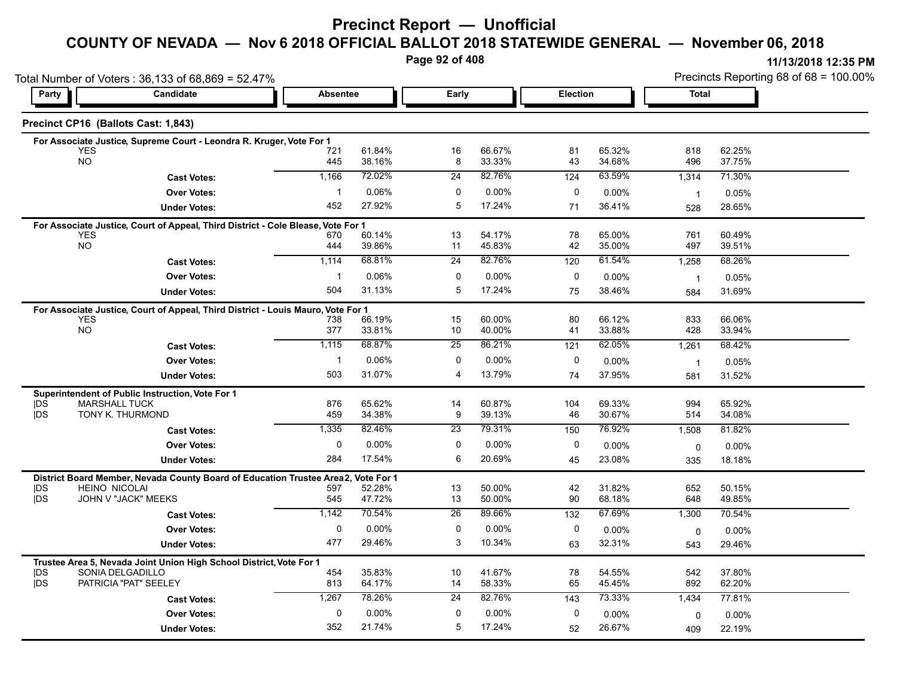# Precinct Report — Unofficial

## COUNTY OF NEVADA — Nov 6 2018 OFFICIAL BALLOT 2018 STATEWIDE GENERAL — November 06, 2018

11/13/2018 12:35 PM

Total Number of Voters : 36,133 of 68,869 = 52.47%

Precincts Reporting 68 of 68 = 100.00%

### Precinct CP16 (Ballots Cast: 1,843)

| Party | Candidate | Absentee | | Early | | Election | | Total | |
|---|---|---|---|---|---|---|---|---|---|
| **For Associate Justice, Supreme Court - Leondra R. Kruger, Vote For 1** | | | | | | | | | |
| | YES | 721 | 61.84% | 16 | 66.67% | 81 | 65.32% | 818 | 62.25% |
| | NO | 445 | 38.16% | 8 | 33.33% | 43 | 34.68% | 496 | 37.75% |
| | **Cast Votes:** | 1,166 | 72.02% | 24 | 82.76% | 124 | 63.59% | 1,314 | 71.30% |
| | **Over Votes:** | 1 | 0.06% | 0 | 0.00% | 0 | 0.00% | 1 | 0.05% |
| | **Under Votes:** | 452 | 27.92% | 5 | 17.24% | 71 | 36.41% | 528 | 28.65% |
| **For Associate Justice, Court of Appeal, Third District - Cole Blease, Vote For 1** | | | | | | | | | |
| | YES | 670 | 60.14% | 13 | 54.17% | 78 | 65.00% | 761 | 60.49% |
| | NO | 444 | 39.86% | 11 | 45.83% | 42 | 35.00% | 497 | 39.51% |
| | **Cast Votes:** | 1,114 | 68.81% | 24 | 82.76% | 120 | 61.54% | 1,258 | 68.26% |
| | **Over Votes:** | 1 | 0.06% | 0 | 0.00% | 0 | 0.00% | 1 | 0.05% |
| | **Under Votes:** | 504 | 31.13% | 5 | 17.24% | 75 | 38.46% | 584 | 31.69% |
| **For Associate Justice, Court of Appeal, Third District - Louis Mauro, Vote For 1** | | | | | | | | | |
| | YES | 738 | 66.19% | 15 | 60.00% | 80 | 66.12% | 833 | 66.06% |
| | NO | 377 | 33.81% | 10 | 40.00% | 41 | 33.88% | 428 | 33.94% |
| | **Cast Votes:** | 1,115 | 68.87% | 25 | 86.21% | 121 | 62.05% | 1,261 | 68.42% |
| | **Over Votes:** | 1 | 0.06% | 0 | 0.00% | 0 | 0.00% | 1 | 0.05% |
| | **Under Votes:** | 503 | 31.07% | 4 | 13.79% | 74 | 37.95% | 581 | 31.52% |
| **Superintendent of Public Instruction, Vote For 1** | | | | | | | | | |
| DS | MARSHALL TUCK | 876 | 65.62% | 14 | 60.87% | 104 | 69.33% | 994 | 65.92% |
| DS | TONY K. THURMOND | 459 | 34.38% | 9 | 39.13% | 46 | 30.67% | 514 | 34.08% |
| | **Cast Votes:** | 1,335 | 82.46% | 23 | 79.31% | 150 | 76.92% | 1,508 | 81.82% |
| | **Over Votes:** | 0 | 0.00% | 0 | 0.00% | 0 | 0.00% | 0 | 0.00% |
| | **Under Votes:** | 284 | 17.54% | 6 | 20.69% | 45 | 23.08% | 335 | 18.18% |
| **District Board Member, Nevada County Board of Education Trustee Area 2, Vote For 1** | | | | | | | | | |
| DS | HEINO NICOLAI | 597 | 52.28% | 13 | 50.00% | 42 | 31.82% | 652 | 50.15% |
| DS | JOHN V "JACK" MEEKS | 545 | 47.72% | 13 | 50.00% | 90 | 68.18% | 648 | 49.85% |
| | **Cast Votes:** | 1,142 | 70.54% | 26 | 89.66% | 132 | 67.69% | 1,300 | 70.54% |
| | **Over Votes:** | 0 | 0.00% | 0 | 0.00% | 0 | 0.00% | 0 | 0.00% |
| | **Under Votes:** | 477 | 29.46% | 3 | 10.34% | 63 | 32.31% | 543 | 29.46% |
| **Trustee Area 5, Nevada Joint Union High School District, Vote For 1** | | | | | | | | | |
| DS | SONIA DELGADILLO | 454 | 35.83% | 10 | 41.67% | 78 | 54.55% | 542 | 37.80% |
| DS | PATRICIA "PAT" SEELEY | 813 | 64.17% | 14 | 58.33% | 65 | 45.45% | 892 | 62.20% |
| | **Cast Votes:** | 1,267 | 78.26% | 24 | 82.76% | 143 | 73.33% | 1,434 | 77.81% |
| | **Over Votes:** | 0 | 0.00% | 0 | 0.00% | 0 | 0.00% | 0 | 0.00% |
| | **Under Votes:** | 352 | 21.74% | 5 | 17.24% | 52 | 26.67% | 409 | 22.19% |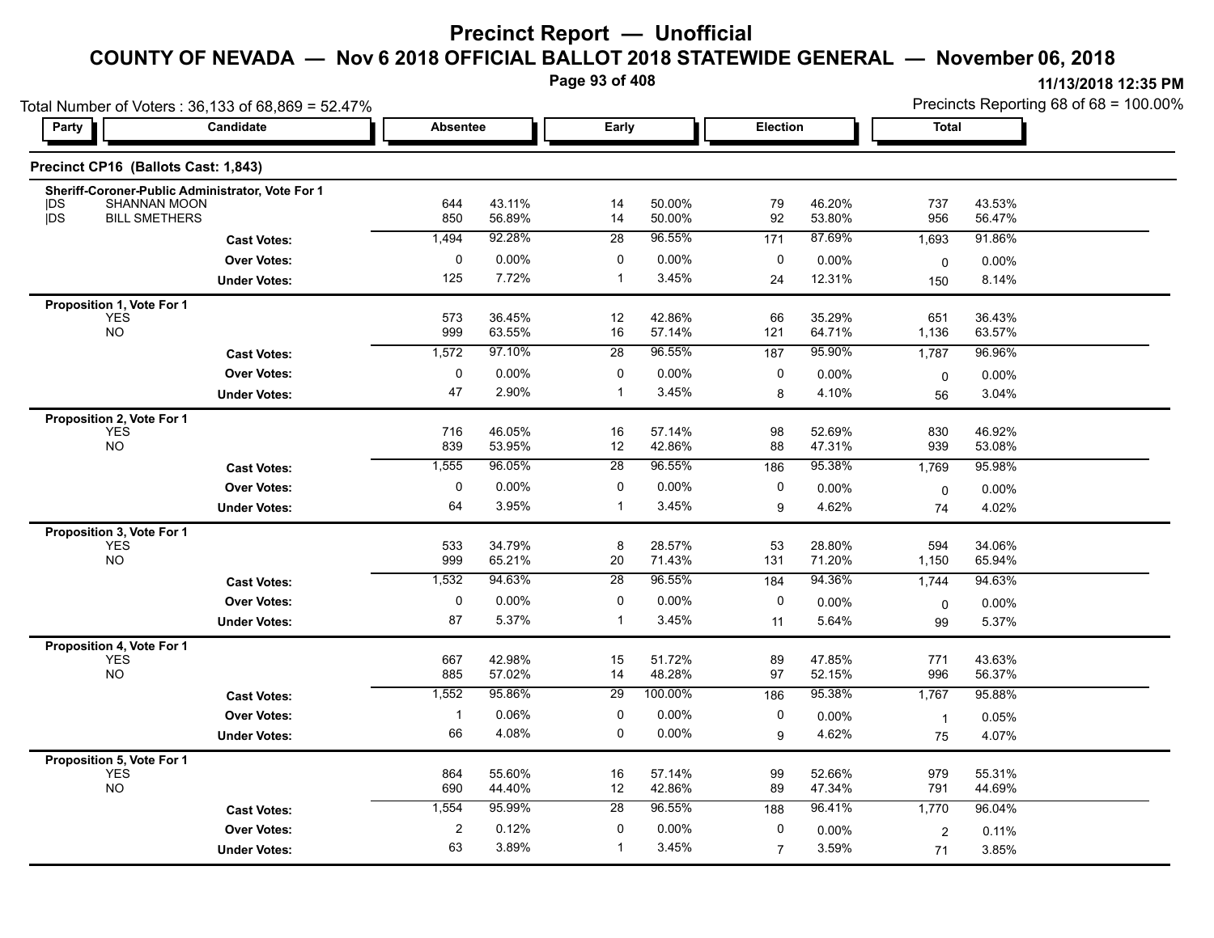# Precinct Report — Unofficial

## COUNTY OF NEVADA — Nov 6 2018 OFFICIAL BALLOT 2018 STATEWIDE GENERAL — November 06, 2018

11/13/2018 12:35 PM

Total Number of Voters : 36,133 of 68,869 = 52.47%

Precincts Reporting 68 of 68 = 100.00%

### Precinct CP16 (Ballots Cast: 1,843)

| Party | Candidate | Absentee | | Early | | Election | | Total | |
|---|---|---|---|---|---|---|---|---|---|
| **Sheriff-Coroner-Public Administrator, Vote For 1** | | | | | | | | | |
| DS | SHANNAN MOON | 644 | 43.11% | 14 | 50.00% | 79 | 46.20% | 737 | 43.53% |
| DS | BILL SMETHERS | 850 | 56.89% | 14 | 50.00% | 92 | 53.80% | 956 | 56.47% |
| | **Cast Votes:** | 1,494 | 92.28% | 28 | 96.55% | 171 | 87.69% | 1,693 | 91.86% |
| | **Over Votes:** | 0 | 0.00% | 0 | 0.00% | 0 | 0.00% | 0 | 0.00% |
| | **Under Votes:** | 125 | 7.72% | 1 | 3.45% | 24 | 12.31% | 150 | 8.14% |
| **Proposition 1, Vote For 1** | | | | | | | | | |
| | YES | 573 | 36.45% | 12 | 42.86% | 66 | 35.29% | 651 | 36.43% |
| | NO | 999 | 63.55% | 16 | 57.14% | 121 | 64.71% | 1,136 | 63.57% |
| | **Cast Votes:** | 1,572 | 97.10% | 28 | 96.55% | 187 | 95.90% | 1,787 | 96.96% |
| | **Over Votes:** | 0 | 0.00% | 0 | 0.00% | 0 | 0.00% | 0 | 0.00% |
| | **Under Votes:** | 47 | 2.90% | 1 | 3.45% | 8 | 4.10% | 56 | 3.04% |
| **Proposition 2, Vote For 1** | | | | | | | | | |
| | YES | 716 | 46.05% | 16 | 57.14% | 98 | 52.69% | 830 | 46.92% |
| | NO | 839 | 53.95% | 12 | 42.86% | 88 | 47.31% | 939 | 53.08% |
| | **Cast Votes:** | 1,555 | 96.05% | 28 | 96.55% | 186 | 95.38% | 1,769 | 95.98% |
| | **Over Votes:** | 0 | 0.00% | 0 | 0.00% | 0 | 0.00% | 0 | 0.00% |
| | **Under Votes:** | 64 | 3.95% | 1 | 3.45% | 9 | 4.62% | 74 | 4.02% |
| **Proposition 3, Vote For 1** | | | | | | | | | |
| | YES | 533 | 34.79% | 8 | 28.57% | 53 | 28.80% | 594 | 34.06% |
| | NO | 999 | 65.21% | 20 | 71.43% | 131 | 71.20% | 1,150 | 65.94% |
| | **Cast Votes:** | 1,532 | 94.63% | 28 | 96.55% | 184 | 94.36% | 1,744 | 94.63% |
| | **Over Votes:** | 0 | 0.00% | 0 | 0.00% | 0 | 0.00% | 0 | 0.00% |
| | **Under Votes:** | 87 | 5.37% | 1 | 3.45% | 11 | 5.64% | 99 | 5.37% |
| **Proposition 4, Vote For 1** | | | | | | | | | |
| | YES | 667 | 42.98% | 15 | 51.72% | 89 | 47.85% | 771 | 43.63% |
| | NO | 885 | 57.02% | 14 | 48.28% | 97 | 52.15% | 996 | 56.37% |
| | **Cast Votes:** | 1,552 | 95.86% | 29 | 100.00% | 186 | 95.38% | 1,767 | 95.88% |
| | **Over Votes:** | 1 | 0.06% | 0 | 0.00% | 0 | 0.00% | 1 | 0.05% |
| | **Under Votes:** | 66 | 4.08% | 0 | 0.00% | 9 | 4.62% | 75 | 4.07% |
| **Proposition 5, Vote For 1** | | | | | | | | | |
| | YES | 864 | 55.60% | 16 | 57.14% | 99 | 52.66% | 979 | 55.31% |
| | NO | 690 | 44.40% | 12 | 42.86% | 89 | 47.34% | 791 | 44.69% |
| | **Cast Votes:** | 1,554 | 95.99% | 28 | 96.55% | 188 | 96.41% | 1,770 | 96.04% |
| | **Over Votes:** | 2 | 0.12% | 0 | 0.00% | 0 | 0.00% | 2 | 0.11% |
| | **Under Votes:** | 63 | 3.89% | 1 | 3.45% | 7 | 3.59% | 71 | 3.85% |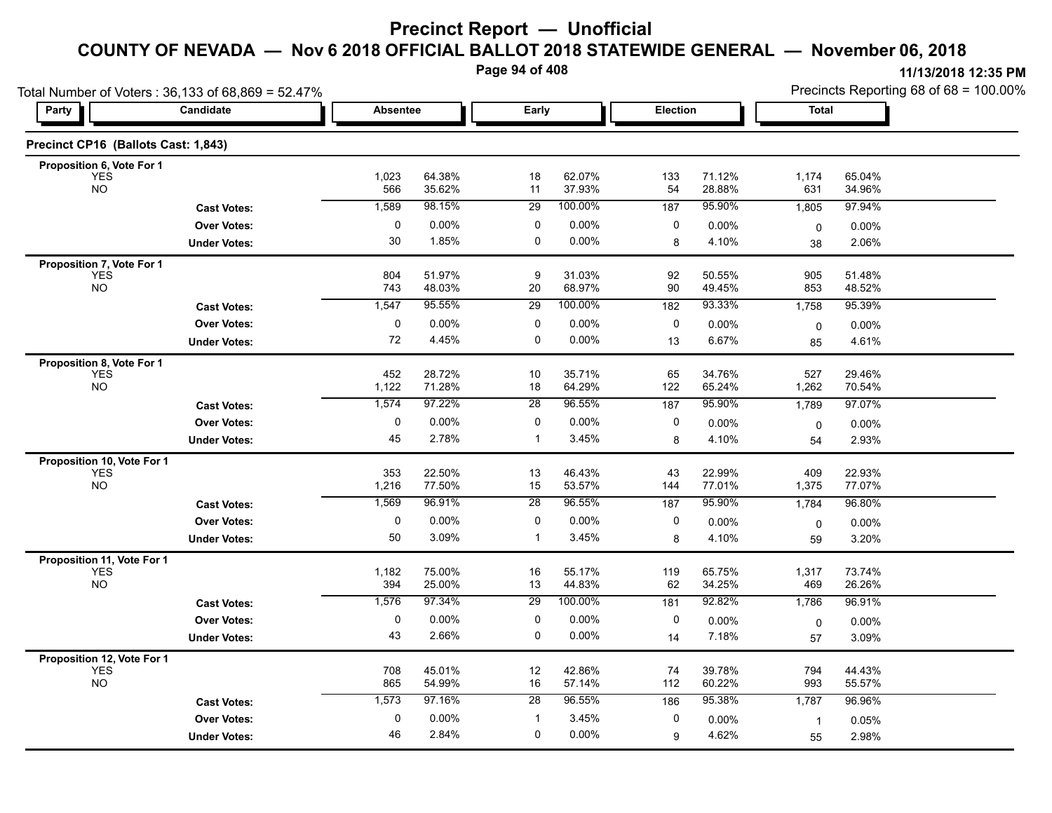# Precinct Report — Unofficial

## COUNTY OF NEVADA — Nov 6 2018 OFFICIAL BALLOT 2018 STATEWIDE GENERAL — November 06, 2018

11/13/2018 12:35 PM

Total Number of Voters : 36,133 of 68,869 = 52.47%

Precincts Reporting 68 of 68 = 100.00%

### Precinct CP16 (Ballots Cast: 1,843)

| Party | Candidate | Absentee | | Early | | Election | | Total | |
|---|---|---|---|---|---|---|---|---|---|
| **Proposition 6, Vote For 1** | | | | | | | | | |
| | YES | 1,023 | 64.38% | 18 | 62.07% | 133 | 71.12% | 1,174 | 65.04% |
| | NO | 566 | 35.62% | 11 | 37.93% | 54 | 28.88% | 631 | 34.96% |
| | **Cast Votes:** | 1,589 | 98.15% | 29 | 100.00% | 187 | 95.90% | 1,805 | 97.94% |
| | **Over Votes:** | 0 | 0.00% | 0 | 0.00% | 0 | 0.00% | 0 | 0.00% |
| | **Under Votes:** | 30 | 1.85% | 0 | 0.00% | 8 | 4.10% | 38 | 2.06% |
| **Proposition 7, Vote For 1** | | | | | | | | | |
| | YES | 804 | 51.97% | 9 | 31.03% | 92 | 50.55% | 905 | 51.48% |
| | NO | 743 | 48.03% | 20 | 68.97% | 90 | 49.45% | 853 | 48.52% |
| | **Cast Votes:** | 1,547 | 95.55% | 29 | 100.00% | 182 | 93.33% | 1,758 | 95.39% |
| | **Over Votes:** | 0 | 0.00% | 0 | 0.00% | 0 | 0.00% | 0 | 0.00% |
| | **Under Votes:** | 72 | 4.45% | 0 | 0.00% | 13 | 6.67% | 85 | 4.61% |
| **Proposition 8, Vote For 1** | | | | | | | | | |
| | YES | 452 | 28.72% | 10 | 35.71% | 65 | 34.76% | 527 | 29.46% |
| | NO | 1,122 | 71.28% | 18 | 64.29% | 122 | 65.24% | 1,262 | 70.54% |
| | **Cast Votes:** | 1,574 | 97.22% | 28 | 96.55% | 187 | 95.90% | 1,789 | 97.07% |
| | **Over Votes:** | 0 | 0.00% | 0 | 0.00% | 0 | 0.00% | 0 | 0.00% |
| | **Under Votes:** | 45 | 2.78% | 1 | 3.45% | 8 | 4.10% | 54 | 2.93% |
| **Proposition 10, Vote For 1** | | | | | | | | | |
| | YES | 353 | 22.50% | 13 | 46.43% | 43 | 22.99% | 409 | 22.93% |
| | NO | 1,216 | 77.50% | 15 | 53.57% | 144 | 77.01% | 1,375 | 77.07% |
| | **Cast Votes:** | 1,569 | 96.91% | 28 | 96.55% | 187 | 95.90% | 1,784 | 96.80% |
| | **Over Votes:** | 0 | 0.00% | 0 | 0.00% | 0 | 0.00% | 0 | 0.00% |
| | **Under Votes:** | 50 | 3.09% | 1 | 3.45% | 8 | 4.10% | 59 | 3.20% |
| **Proposition 11, Vote For 1** | | | | | | | | | |
| | YES | 1,182 | 75.00% | 16 | 55.17% | 119 | 65.75% | 1,317 | 73.74% |
| | NO | 394 | 25.00% | 13 | 44.83% | 62 | 34.25% | 469 | 26.26% |
| | **Cast Votes:** | 1,576 | 97.34% | 29 | 100.00% | 181 | 92.82% | 1,786 | 96.91% |
| | **Over Votes:** | 0 | 0.00% | 0 | 0.00% | 0 | 0.00% | 0 | 0.00% |
| | **Under Votes:** | 43 | 2.66% | 0 | 0.00% | 14 | 7.18% | 57 | 3.09% |
| **Proposition 12, Vote For 1** | | | | | | | | | |
| | YES | 708 | 45.01% | 12 | 42.86% | 74 | 39.78% | 794 | 44.43% |
| | NO | 865 | 54.99% | 16 | 57.14% | 112 | 60.22% | 993 | 55.57% |
| | **Cast Votes:** | 1,573 | 97.16% | 28 | 96.55% | 186 | 95.38% | 1,787 | 96.96% |
| | **Over Votes:** | 0 | 0.00% | 1 | 3.45% | 0 | 0.00% | 1 | 0.05% |
| | **Under Votes:** | 46 | 2.84% | 0 | 0.00% | 9 | 4.62% | 55 | 2.98% |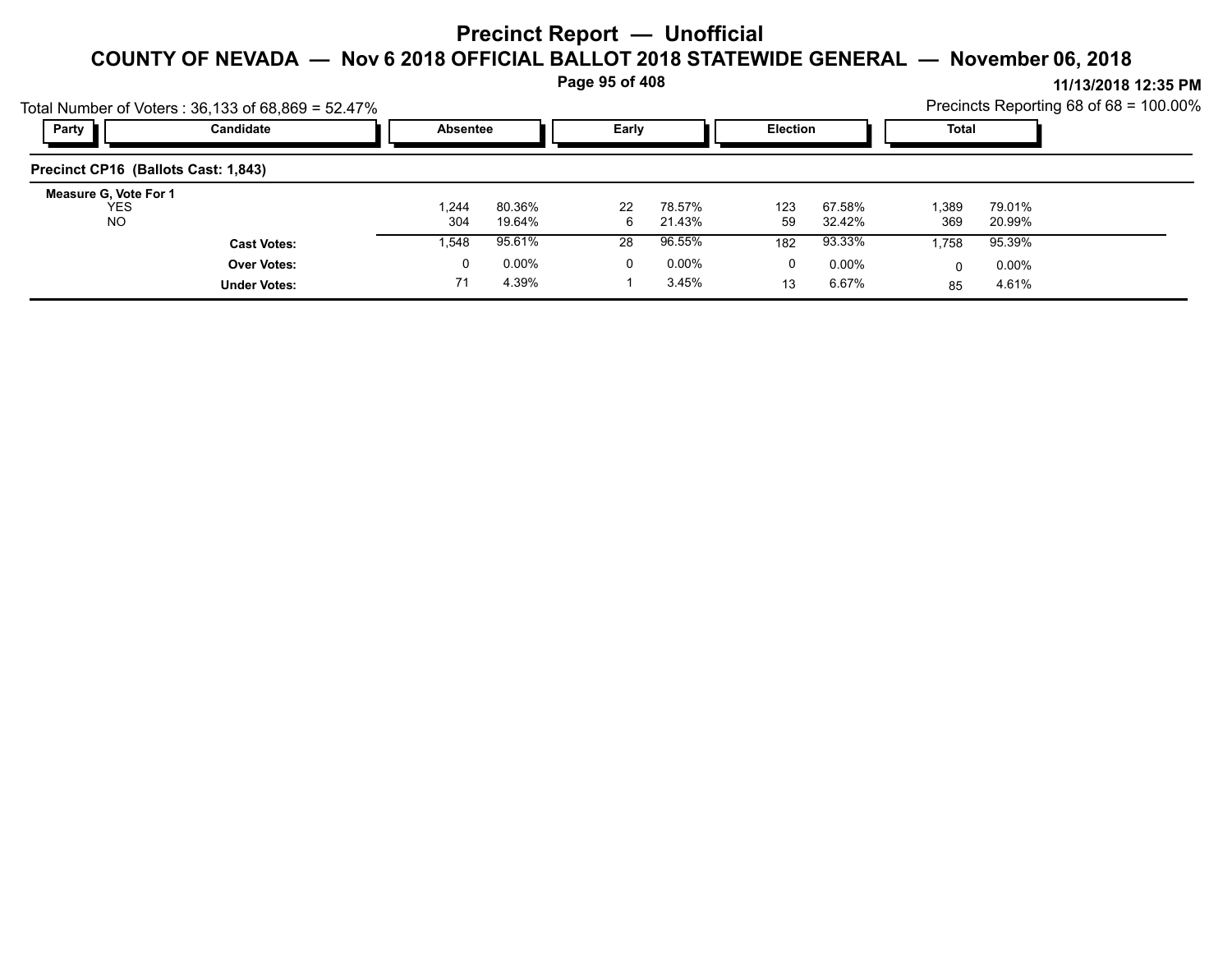# Precinct Report — Unofficial

## COUNTY OF NEVADA — Nov 6 2018 OFFICIAL BALLOT 2018 STATEWIDE GENERAL — November 06, 2018

11/13/2018 12:35 PM

Total Number of Voters : 36,133 of 68,869 = 52.47%

Precincts Reporting 68 of 68 = 100.00%

| Party | Candidate | Absentee | | Early | | Election | | Total | |
|---|---|---|---|---|---|---|---|---|---|
| **Precinct CP16 (Ballots Cast: 1,843)** | | | | | | | | | |
| **Measure G, Vote For 1** | | | | | | | | | |
| | YES | 1,244 | 80.36% | 22 | 78.57% | 123 | 67.58% | 1,389 | 79.01% |
| | NO | 304 | 19.64% | 6 | 21.43% | 59 | 32.42% | 369 | 20.99% |
| | **Cast Votes:** | 1,548 | 95.61% | 28 | 96.55% | 182 | 93.33% | 1,758 | 95.39% |
| | **Over Votes:** | 0 | 0.00% | 0 | 0.00% | 0 | 0.00% | 0 | 0.00% |
| | **Under Votes:** | 71 | 4.39% | 1 | 3.45% | 13 | 6.67% | 85 | 4.61% |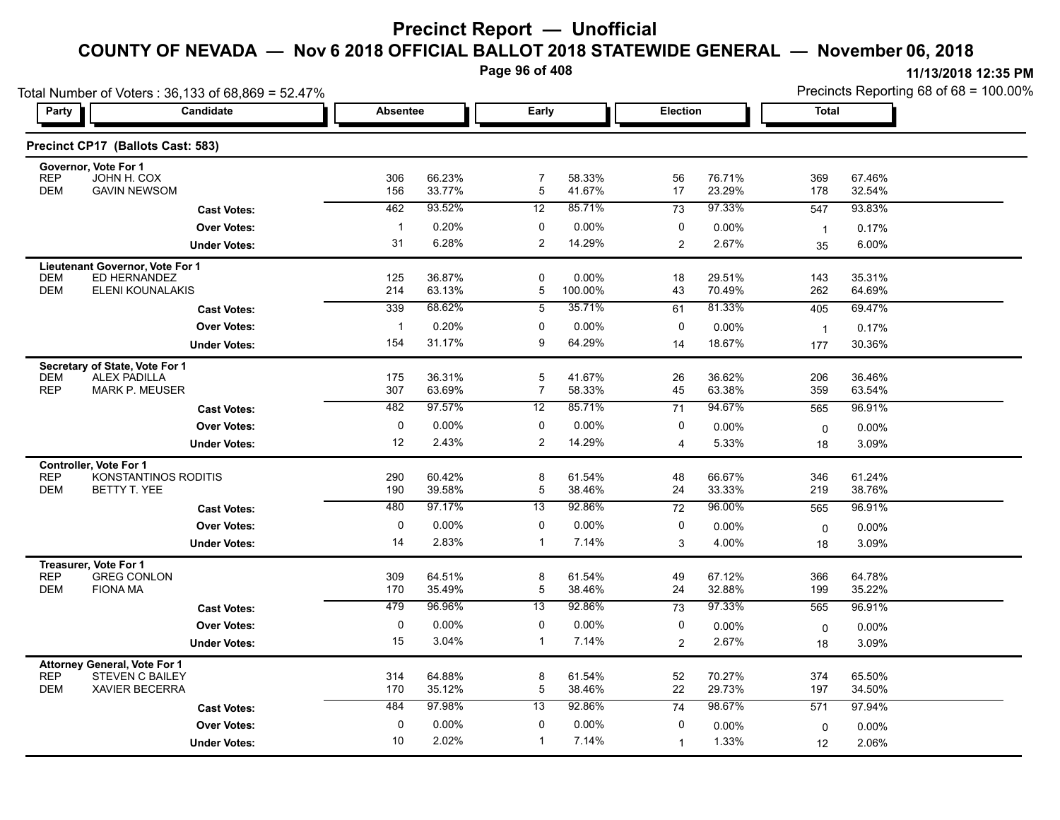# Precinct Report — Unofficial

## COUNTY OF NEVADA — Nov 6 2018 OFFICIAL BALLOT 2018 STATEWIDE GENERAL — November 06, 2018

11/13/2018 12:35 PM

Total Number of Voters : 36,133 of 68,869 = 52.47%

Precincts Reporting 68 of 68 = 100.00%

### Precinct CP17 (Ballots Cast: 583)

| Party | Candidate | Absentee | | Early | | Election | | Total | |
|---|---|---|---|---|---|---|---|---|---|
| **Governor, Vote For 1** | | | | | | | | | |
| REP | JOHN H. COX | 306 | 66.23% | 7 | 58.33% | 56 | 76.71% | 369 | 67.46% |
| DEM | GAVIN NEWSOM | 156 | 33.77% | 5 | 41.67% | 17 | 23.29% | 178 | 32.54% |
| | **Cast Votes:** | 462 | 93.52% | 12 | 85.71% | 73 | 97.33% | 547 | 93.83% |
| | **Over Votes:** | 1 | 0.20% | 0 | 0.00% | 0 | 0.00% | 1 | 0.17% |
| | **Under Votes:** | 31 | 6.28% | 2 | 14.29% | 2 | 2.67% | 35 | 6.00% |
| **Lieutenant Governor, Vote For 1** | | | | | | | | | |
| DEM | ED HERNANDEZ | 125 | 36.87% | 0 | 0.00% | 18 | 29.51% | 143 | 35.31% |
| DEM | ELENI KOUNALAKIS | 214 | 63.13% | 5 | 100.00% | 43 | 70.49% | 262 | 64.69% |
| | **Cast Votes:** | 339 | 68.62% | 5 | 35.71% | 61 | 81.33% | 405 | 69.47% |
| | **Over Votes:** | 1 | 0.20% | 0 | 0.00% | 0 | 0.00% | 1 | 0.17% |
| | **Under Votes:** | 154 | 31.17% | 9 | 64.29% | 14 | 18.67% | 177 | 30.36% |
| **Secretary of State, Vote For 1** | | | | | | | | | |
| DEM | ALEX PADILLA | 175 | 36.31% | 5 | 41.67% | 26 | 36.62% | 206 | 36.46% |
| REP | MARK P. MEUSER | 307 | 63.69% | 7 | 58.33% | 45 | 63.38% | 359 | 63.54% |
| | **Cast Votes:** | 482 | 97.57% | 12 | 85.71% | 71 | 94.67% | 565 | 96.91% |
| | **Over Votes:** | 0 | 0.00% | 0 | 0.00% | 0 | 0.00% | 0 | 0.00% |
| | **Under Votes:** | 12 | 2.43% | 2 | 14.29% | 4 | 5.33% | 18 | 3.09% |
| **Controller, Vote For 1** | | | | | | | | | |
| REP | KONSTANTINOS RODITIS | 290 | 60.42% | 8 | 61.54% | 48 | 66.67% | 346 | 61.24% |
| DEM | BETTY T. YEE | 190 | 39.58% | 5 | 38.46% | 24 | 33.33% | 219 | 38.76% |
| | **Cast Votes:** | 480 | 97.17% | 13 | 92.86% | 72 | 96.00% | 565 | 96.91% |
| | **Over Votes:** | 0 | 0.00% | 0 | 0.00% | 0 | 0.00% | 0 | 0.00% |
| | **Under Votes:** | 14 | 2.83% | 1 | 7.14% | 3 | 4.00% | 18 | 3.09% |
| **Treasurer, Vote For 1** | | | | | | | | | |
| REP | GREG CONLON | 309 | 64.51% | 8 | 61.54% | 49 | 67.12% | 366 | 64.78% |
| DEM | FIONA MA | 170 | 35.49% | 5 | 38.46% | 24 | 32.88% | 199 | 35.22% |
| | **Cast Votes:** | 479 | 96.96% | 13 | 92.86% | 73 | 97.33% | 565 | 96.91% |
| | **Over Votes:** | 0 | 0.00% | 0 | 0.00% | 0 | 0.00% | 0 | 0.00% |
| | **Under Votes:** | 15 | 3.04% | 1 | 7.14% | 2 | 2.67% | 18 | 3.09% |
| **Attorney General, Vote For 1** | | | | | | | | | |
| REP | STEVEN C BAILEY | 314 | 64.88% | 8 | 61.54% | 52 | 70.27% | 374 | 65.50% |
| DEM | XAVIER BECERRA | 170 | 35.12% | 5 | 38.46% | 22 | 29.73% | 197 | 34.50% |
| | **Cast Votes:** | 484 | 97.98% | 13 | 92.86% | 74 | 98.67% | 571 | 97.94% |
| | **Over Votes:** | 0 | 0.00% | 0 | 0.00% | 0 | 0.00% | 0 | 0.00% |
| | **Under Votes:** | 10 | 2.02% | 1 | 7.14% | 1 | 1.33% | 12 | 2.06% |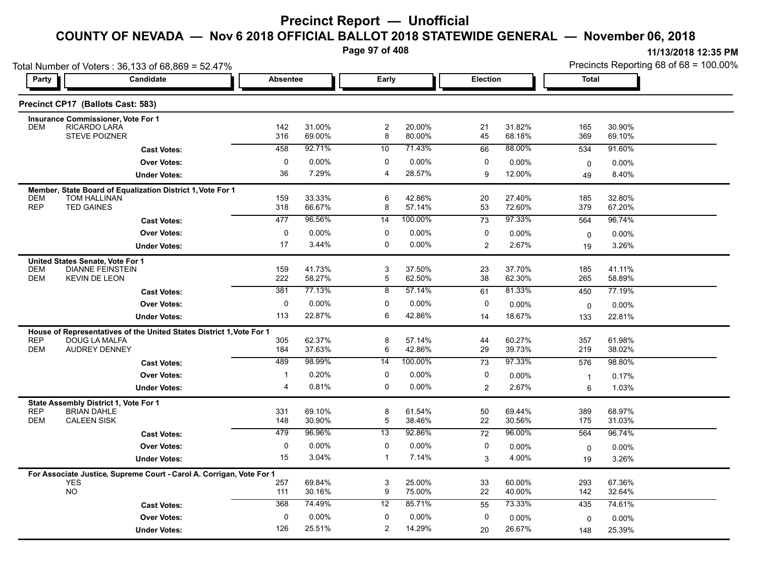# Precinct Report — Unofficial

## COUNTY OF NEVADA — Nov 6 2018 OFFICIAL BALLOT 2018 STATEWIDE GENERAL — November 06, 2018

11/13/2018 12:35 PM

Total Number of Voters : 36,133 of 68,869 = 52.47%

Precincts Reporting 68 of 68 = 100.00%

### Precinct CP17 (Ballots Cast: 583)

| Party | Candidate | Absentee | | Early | | Election | | Total | |
|---|---|---|---|---|---|---|---|---|---|
| **Insurance Commissioner, Vote For 1** | | | | | | | | | |
| DEM | RICARDO LARA | 142 | 31.00% | 2 | 20.00% | 21 | 31.82% | 165 | 30.90% |
| | STEVE POIZNER | 316 | 69.00% | 8 | 80.00% | 45 | 68.18% | 369 | 69.10% |
| | **Cast Votes:** | 458 | 92.71% | 10 | 71.43% | 66 | 88.00% | 534 | 91.60% |
| | **Over Votes:** | 0 | 0.00% | 0 | 0.00% | 0 | 0.00% | 0 | 0.00% |
| | **Under Votes:** | 36 | 7.29% | 4 | 28.57% | 9 | 12.00% | 49 | 8.40% |
| **Member, State Board of Equalization District 1, Vote For 1** | | | | | | | | | |
| DEM | TOM HALLINAN | 159 | 33.33% | 6 | 42.86% | 20 | 27.40% | 185 | 32.80% |
| REP | TED GAINES | 318 | 66.67% | 8 | 57.14% | 53 | 72.60% | 379 | 67.20% |
| | **Cast Votes:** | 477 | 96.56% | 14 | 100.00% | 73 | 97.33% | 564 | 96.74% |
| | **Over Votes:** | 0 | 0.00% | 0 | 0.00% | 0 | 0.00% | 0 | 0.00% |
| | **Under Votes:** | 17 | 3.44% | 0 | 0.00% | 2 | 2.67% | 19 | 3.26% |
| **United States Senate, Vote For 1** | | | | | | | | | |
| DEM | DIANNE FEINSTEIN | 159 | 41.73% | 3 | 37.50% | 23 | 37.70% | 185 | 41.11% |
| DEM | KEVIN DE LEON | 222 | 58.27% | 5 | 62.50% | 38 | 62.30% | 265 | 58.89% |
| | **Cast Votes:** | 381 | 77.13% | 8 | 57.14% | 61 | 81.33% | 450 | 77.19% |
| | **Over Votes:** | 0 | 0.00% | 0 | 0.00% | 0 | 0.00% | 0 | 0.00% |
| | **Under Votes:** | 113 | 22.87% | 6 | 42.86% | 14 | 18.67% | 133 | 22.81% |
| **House of Representatives of the United States District 1, Vote For 1** | | | | | | | | | |
| REP | DOUG LA MALFA | 305 | 62.37% | 8 | 57.14% | 44 | 60.27% | 357 | 61.98% |
| DEM | AUDREY DENNEY | 184 | 37.63% | 6 | 42.86% | 29 | 39.73% | 219 | 38.02% |
| | **Cast Votes:** | 489 | 98.99% | 14 | 100.00% | 73 | 97.33% | 576 | 98.80% |
| | **Over Votes:** | 1 | 0.20% | 0 | 0.00% | 0 | 0.00% | 1 | 0.17% |
| | **Under Votes:** | 4 | 0.81% | 0 | 0.00% | 2 | 2.67% | 6 | 1.03% |
| **State Assembly District 1, Vote For 1** | | | | | | | | | |
| REP | BRIAN DAHLE | 331 | 69.10% | 8 | 61.54% | 50 | 69.44% | 389 | 68.97% |
| DEM | CALEEN SISK | 148 | 30.90% | 5 | 38.46% | 22 | 30.56% | 175 | 31.03% |
| | **Cast Votes:** | 479 | 96.96% | 13 | 92.86% | 72 | 96.00% | 564 | 96.74% |
| | **Over Votes:** | 0 | 0.00% | 0 | 0.00% | 0 | 0.00% | 0 | 0.00% |
| | **Under Votes:** | 15 | 3.04% | 1 | 7.14% | 3 | 4.00% | 19 | 3.26% |
| **For Associate Justice, Supreme Court - Carol A. Corrigan, Vote For 1** | | | | | | | | | |
| | YES | 257 | 69.84% | 3 | 25.00% | 33 | 60.00% | 293 | 67.36% |
| | NO | 111 | 30.16% | 9 | 75.00% | 22 | 40.00% | 142 | 32.64% |
| | **Cast Votes:** | 368 | 74.49% | 12 | 85.71% | 55 | 73.33% | 435 | 74.61% |
| | **Over Votes:** | 0 | 0.00% | 0 | 0.00% | 0 | 0.00% | 0 | 0.00% |
| | **Under Votes:** | 126 | 25.51% | 2 | 14.29% | 20 | 26.67% | 148 | 25.39% |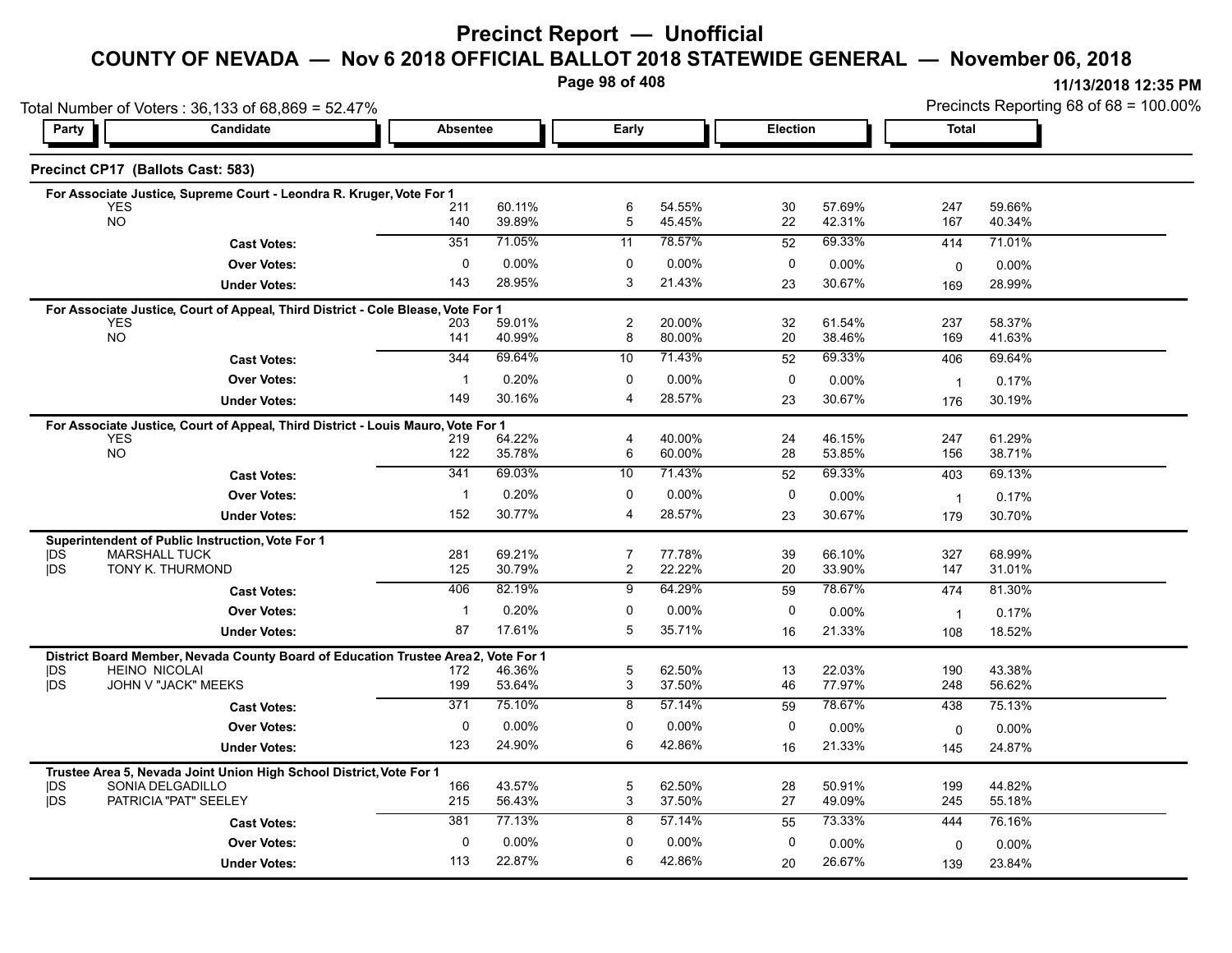# Precinct Report — Unofficial

## COUNTY OF NEVADA — Nov 6 2018 OFFICIAL BALLOT 2018 STATEWIDE GENERAL — November 06, 2018

11/13/2018 12:35 PM

Total Number of Voters : 36,133 of 68,869 = 52.47%

Precincts Reporting 68 of 68 = 100.00%

### Precinct CP17 (Ballots Cast: 583)

| Party | Candidate | Absentee | | Early | | Election | | Total | |
|---|---|---|---|---|---|---|---|---|---|
| **For Associate Justice, Supreme Court - Leondra R. Kruger, Vote For 1** | | | | | | | | | |
| | YES | 211 | 60.11% | 6 | 54.55% | 30 | 57.69% | 247 | 59.66% |
| | NO | 140 | 39.89% | 5 | 45.45% | 22 | 42.31% | 167 | 40.34% |
| | **Cast Votes:** | 351 | 71.05% | 11 | 78.57% | 52 | 69.33% | 414 | 71.01% |
| | **Over Votes:** | 0 | 0.00% | 0 | 0.00% | 0 | 0.00% | 0 | 0.00% |
| | **Under Votes:** | 143 | 28.95% | 3 | 21.43% | 23 | 30.67% | 169 | 28.99% |
| **For Associate Justice, Court of Appeal, Third District - Cole Blease, Vote For 1** | | | | | | | | | |
| | YES | 203 | 59.01% | 2 | 20.00% | 32 | 61.54% | 237 | 58.37% |
| | NO | 141 | 40.99% | 8 | 80.00% | 20 | 38.46% | 169 | 41.63% |
| | **Cast Votes:** | 344 | 69.64% | 10 | 71.43% | 52 | 69.33% | 406 | 69.64% |
| | **Over Votes:** | 1 | 0.20% | 0 | 0.00% | 0 | 0.00% | 1 | 0.17% |
| | **Under Votes:** | 149 | 30.16% | 4 | 28.57% | 23 | 30.67% | 176 | 30.19% |
| **For Associate Justice, Court of Appeal, Third District - Louis Mauro, Vote For 1** | | | | | | | | | |
| | YES | 219 | 64.22% | 4 | 40.00% | 24 | 46.15% | 247 | 61.29% |
| | NO | 122 | 35.78% | 6 | 60.00% | 28 | 53.85% | 156 | 38.71% |
| | **Cast Votes:** | 341 | 69.03% | 10 | 71.43% | 52 | 69.33% | 403 | 69.13% |
| | **Over Votes:** | 1 | 0.20% | 0 | 0.00% | 0 | 0.00% | 1 | 0.17% |
| | **Under Votes:** | 152 | 30.77% | 4 | 28.57% | 23 | 30.67% | 179 | 30.70% |
| **Superintendent of Public Instruction, Vote For 1** | | | | | | | | | |
| DS | MARSHALL TUCK | 281 | 69.21% | 7 | 77.78% | 39 | 66.10% | 327 | 68.99% |
| DS | TONY K. THURMOND | 125 | 30.79% | 2 | 22.22% | 20 | 33.90% | 147 | 31.01% |
| | **Cast Votes:** | 406 | 82.19% | 9 | 64.29% | 59 | 78.67% | 474 | 81.30% |
| | **Over Votes:** | 1 | 0.20% | 0 | 0.00% | 0 | 0.00% | 1 | 0.17% |
| | **Under Votes:** | 87 | 17.61% | 5 | 35.71% | 16 | 21.33% | 108 | 18.52% |
| **District Board Member, Nevada County Board of Education Trustee Area 2, Vote For 1** | | | | | | | | | |
| DS | HEINO NICOLAI | 172 | 46.36% | 5 | 62.50% | 13 | 22.03% | 190 | 43.38% |
| DS | JOHN V "JACK" MEEKS | 199 | 53.64% | 3 | 37.50% | 46 | 77.97% | 248 | 56.62% |
| | **Cast Votes:** | 371 | 75.10% | 8 | 57.14% | 59 | 78.67% | 438 | 75.13% |
| | **Over Votes:** | 0 | 0.00% | 0 | 0.00% | 0 | 0.00% | 0 | 0.00% |
| | **Under Votes:** | 123 | 24.90% | 6 | 42.86% | 16 | 21.33% | 145 | 24.87% |
| **Trustee Area 5, Nevada Joint Union High School District, Vote For 1** | | | | | | | | | |
| DS | SONIA DELGADILLO | 166 | 43.57% | 5 | 62.50% | 28 | 50.91% | 199 | 44.82% |
| DS | PATRICIA "PAT" SEELEY | 215 | 56.43% | 3 | 37.50% | 27 | 49.09% | 245 | 55.18% |
| | **Cast Votes:** | 381 | 77.13% | 8 | 57.14% | 55 | 73.33% | 444 | 76.16% |
| | **Over Votes:** | 0 | 0.00% | 0 | 0.00% | 0 | 0.00% | 0 | 0.00% |
| | **Under Votes:** | 113 | 22.87% | 6 | 42.86% | 20 | 26.67% | 139 | 23.84% |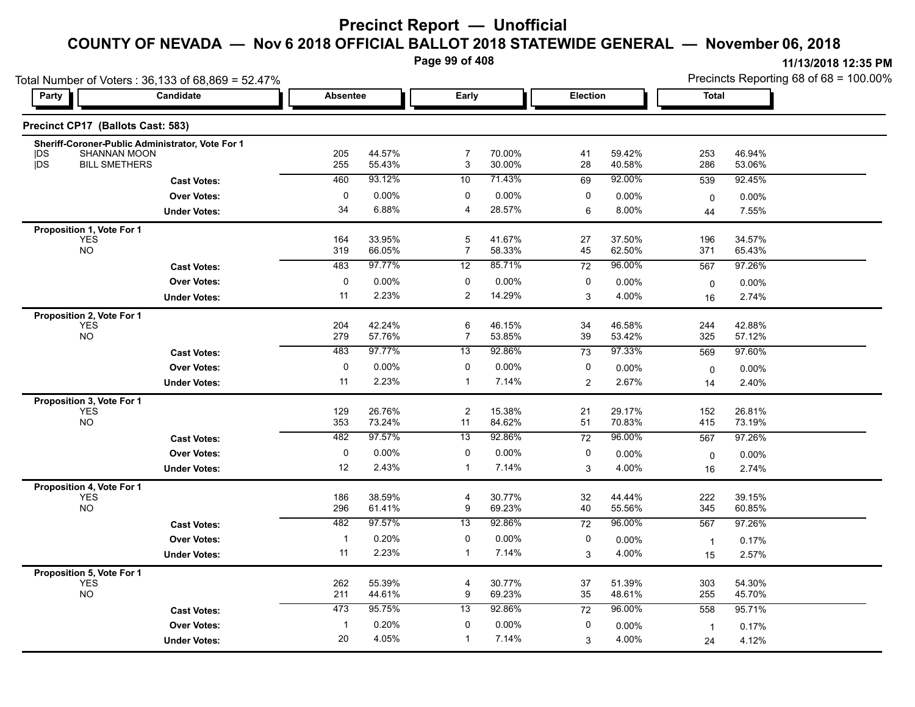# Precinct Report — Unofficial

## COUNTY OF NEVADA — Nov 6 2018 OFFICIAL BALLOT 2018 STATEWIDE GENERAL — November 06, 2018

11/13/2018 12:35 PM

Total Number of Voters : 36,133 of 68,869 = 52.47%

Precincts Reporting 68 of 68 = 100.00%

### Precinct CP17 (Ballots Cast: 583)

| Party | Candidate | Absentee | | Early | | Election | | Total | |
|---|---|---|---|---|---|---|---|---|---|
| **Sheriff-Coroner-Public Administrator, Vote For 1** | | | | | | | | | |
| DS | SHANNAN MOON | 205 | 44.57% | 7 | 70.00% | 41 | 59.42% | 253 | 46.94% |
| DS | BILL SMETHERS | 255 | 55.43% | 3 | 30.00% | 28 | 40.58% | 286 | 53.06% |
| | **Cast Votes:** | 460 | 93.12% | 10 | 71.43% | 69 | 92.00% | 539 | 92.45% |
| | **Over Votes:** | 0 | 0.00% | 0 | 0.00% | 0 | 0.00% | 0 | 0.00% |
| | **Under Votes:** | 34 | 6.88% | 4 | 28.57% | 6 | 8.00% | 44 | 7.55% |
| **Proposition 1, Vote For 1** | | | | | | | | | |
| | YES | 164 | 33.95% | 5 | 41.67% | 27 | 37.50% | 196 | 34.57% |
| | NO | 319 | 66.05% | 7 | 58.33% | 45 | 62.50% | 371 | 65.43% |
| | **Cast Votes:** | 483 | 97.77% | 12 | 85.71% | 72 | 96.00% | 567 | 97.26% |
| | **Over Votes:** | 0 | 0.00% | 0 | 0.00% | 0 | 0.00% | 0 | 0.00% |
| | **Under Votes:** | 11 | 2.23% | 2 | 14.29% | 3 | 4.00% | 16 | 2.74% |
| **Proposition 2, Vote For 1** | | | | | | | | | |
| | YES | 204 | 42.24% | 6 | 46.15% | 34 | 46.58% | 244 | 42.88% |
| | NO | 279 | 57.76% | 7 | 53.85% | 39 | 53.42% | 325 | 57.12% |
| | **Cast Votes:** | 483 | 97.77% | 13 | 92.86% | 73 | 97.33% | 569 | 97.60% |
| | **Over Votes:** | 0 | 0.00% | 0 | 0.00% | 0 | 0.00% | 0 | 0.00% |
| | **Under Votes:** | 11 | 2.23% | 1 | 7.14% | 2 | 2.67% | 14 | 2.40% |
| **Proposition 3, Vote For 1** | | | | | | | | | |
| | YES | 129 | 26.76% | 2 | 15.38% | 21 | 29.17% | 152 | 26.81% |
| | NO | 353 | 73.24% | 11 | 84.62% | 51 | 70.83% | 415 | 73.19% |
| | **Cast Votes:** | 482 | 97.57% | 13 | 92.86% | 72 | 96.00% | 567 | 97.26% |
| | **Over Votes:** | 0 | 0.00% | 0 | 0.00% | 0 | 0.00% | 0 | 0.00% |
| | **Under Votes:** | 12 | 2.43% | 1 | 7.14% | 3 | 4.00% | 16 | 2.74% |
| **Proposition 4, Vote For 1** | | | | | | | | | |
| | YES | 186 | 38.59% | 4 | 30.77% | 32 | 44.44% | 222 | 39.15% |
| | NO | 296 | 61.41% | 9 | 69.23% | 40 | 55.56% | 345 | 60.85% |
| | **Cast Votes:** | 482 | 97.57% | 13 | 92.86% | 72 | 96.00% | 567 | 97.26% |
| | **Over Votes:** | 1 | 0.20% | 0 | 0.00% | 0 | 0.00% | 1 | 0.17% |
| | **Under Votes:** | 11 | 2.23% | 1 | 7.14% | 3 | 4.00% | 15 | 2.57% |
| **Proposition 5, Vote For 1** | | | | | | | | | |
| | YES | 262 | 55.39% | 4 | 30.77% | 37 | 51.39% | 303 | 54.30% |
| | NO | 211 | 44.61% | 9 | 69.23% | 35 | 48.61% | 255 | 45.70% |
| | **Cast Votes:** | 473 | 95.75% | 13 | 92.86% | 72 | 96.00% | 558 | 95.71% |
| | **Over Votes:** | 1 | 0.20% | 0 | 0.00% | 0 | 0.00% | 1 | 0.17% |
| | **Under Votes:** | 20 | 4.05% | 1 | 7.14% | 3 | 4.00% | 24 | 4.12% |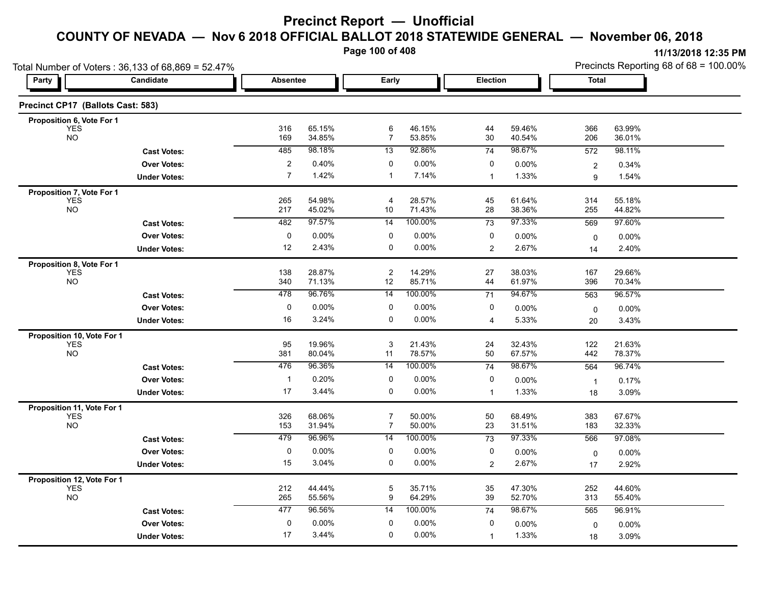# Precinct Report — Unofficial

## COUNTY OF NEVADA — Nov 6 2018 OFFICIAL BALLOT 2018 STATEWIDE GENERAL — November 06, 2018

11/13/2018 12:35 PM

Total Number of Voters : 36,133 of 68,869 = 52.47%

Precincts Reporting 68 of 68 = 100.00%

### Precinct CP17 (Ballots Cast: 583)

| Party | Candidate | Absentee | | Early | | Election | | Total | |
|---|---|---|---|---|---|---|---|---|---|
| **Proposition 6, Vote For 1** | | | | | | | | | |
| | YES | 316 | 65.15% | 6 | 46.15% | 44 | 59.46% | 366 | 63.99% |
| | NO | 169 | 34.85% | 7 | 53.85% | 30 | 40.54% | 206 | 36.01% |
| | **Cast Votes:** | 485 | 98.18% | 13 | 92.86% | 74 | 98.67% | 572 | 98.11% |
| | **Over Votes:** | 2 | 0.40% | 0 | 0.00% | 0 | 0.00% | 2 | 0.34% |
| | **Under Votes:** | 7 | 1.42% | 1 | 7.14% | 1 | 1.33% | 9 | 1.54% |
| **Proposition 7, Vote For 1** | | | | | | | | | |
| | YES | 265 | 54.98% | 4 | 28.57% | 45 | 61.64% | 314 | 55.18% |
| | NO | 217 | 45.02% | 10 | 71.43% | 28 | 38.36% | 255 | 44.82% |
| | **Cast Votes:** | 482 | 97.57% | 14 | 100.00% | 73 | 97.33% | 569 | 97.60% |
| | **Over Votes:** | 0 | 0.00% | 0 | 0.00% | 0 | 0.00% | 0 | 0.00% |
| | **Under Votes:** | 12 | 2.43% | 0 | 0.00% | 2 | 2.67% | 14 | 2.40% |
| **Proposition 8, Vote For 1** | | | | | | | | | |
| | YES | 138 | 28.87% | 2 | 14.29% | 27 | 38.03% | 167 | 29.66% |
| | NO | 340 | 71.13% | 12 | 85.71% | 44 | 61.97% | 396 | 70.34% |
| | **Cast Votes:** | 478 | 96.76% | 14 | 100.00% | 71 | 94.67% | 563 | 96.57% |
| | **Over Votes:** | 0 | 0.00% | 0 | 0.00% | 0 | 0.00% | 0 | 0.00% |
| | **Under Votes:** | 16 | 3.24% | 0 | 0.00% | 4 | 5.33% | 20 | 3.43% |
| **Proposition 10, Vote For 1** | | | | | | | | | |
| | YES | 95 | 19.96% | 3 | 21.43% | 24 | 32.43% | 122 | 21.63% |
| | NO | 381 | 80.04% | 11 | 78.57% | 50 | 67.57% | 442 | 78.37% |
| | **Cast Votes:** | 476 | 96.36% | 14 | 100.00% | 74 | 98.67% | 564 | 96.74% |
| | **Over Votes:** | 1 | 0.20% | 0 | 0.00% | 0 | 0.00% | 1 | 0.17% |
| | **Under Votes:** | 17 | 3.44% | 0 | 0.00% | 1 | 1.33% | 18 | 3.09% |
| **Proposition 11, Vote For 1** | | | | | | | | | |
| | YES | 326 | 68.06% | 7 | 50.00% | 50 | 68.49% | 383 | 67.67% |
| | NO | 153 | 31.94% | 7 | 50.00% | 23 | 31.51% | 183 | 32.33% |
| | **Cast Votes:** | 479 | 96.96% | 14 | 100.00% | 73 | 97.33% | 566 | 97.08% |
| | **Over Votes:** | 0 | 0.00% | 0 | 0.00% | 0 | 0.00% | 0 | 0.00% |
| | **Under Votes:** | 15 | 3.04% | 0 | 0.00% | 2 | 2.67% | 17 | 2.92% |
| **Proposition 12, Vote For 1** | | | | | | | | | |
| | YES | 212 | 44.44% | 5 | 35.71% | 35 | 47.30% | 252 | 44.60% |
| | NO | 265 | 55.56% | 9 | 64.29% | 39 | 52.70% | 313 | 55.40% |
| | **Cast Votes:** | 477 | 96.56% | 14 | 100.00% | 74 | 98.67% | 565 | 96.91% |
| | **Over Votes:** | 0 | 0.00% | 0 | 0.00% | 0 | 0.00% | 0 | 0.00% |
| | **Under Votes:** | 17 | 3.44% | 0 | 0.00% | 1 | 1.33% | 18 | 3.09% |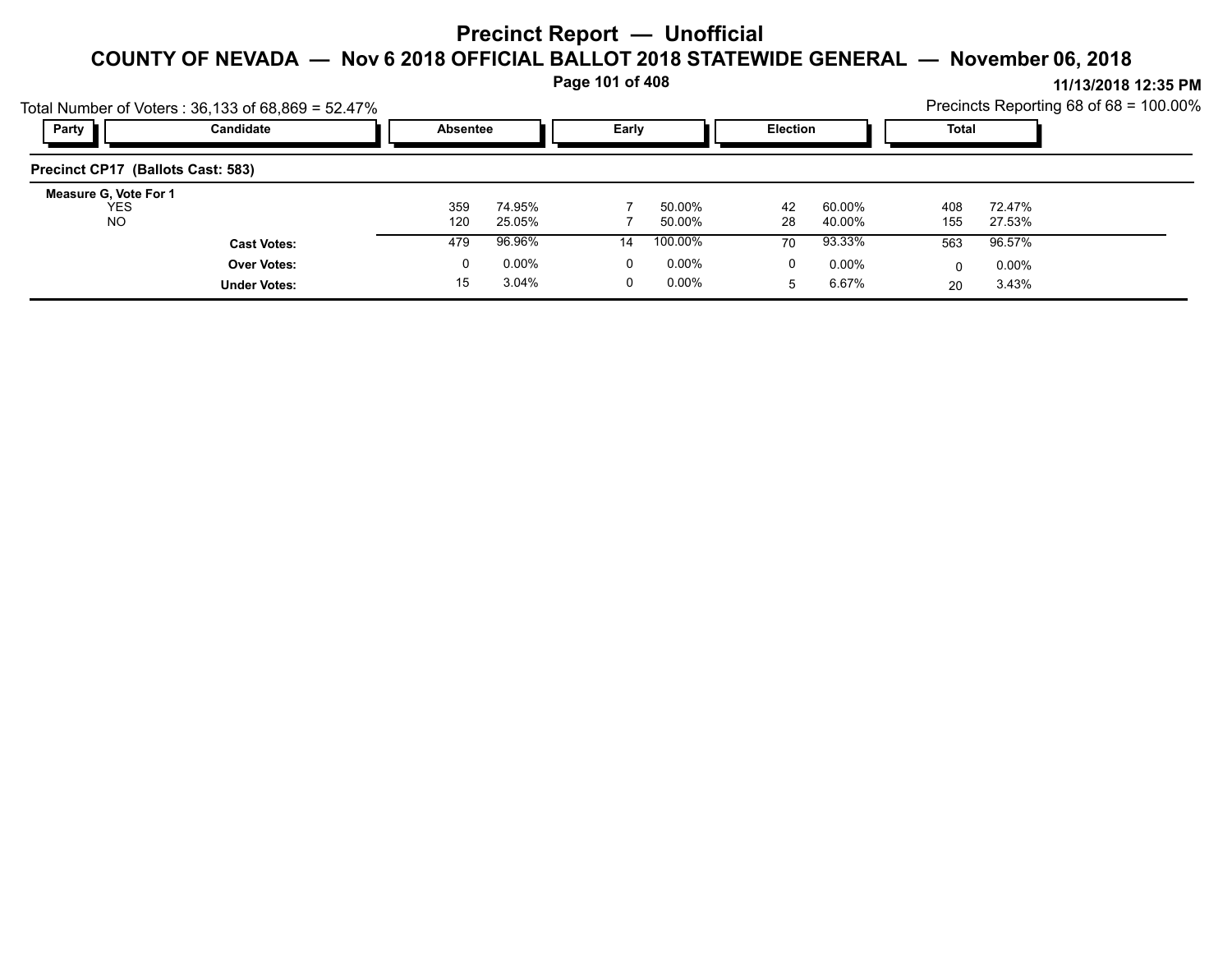# Precinct Report — Unofficial

## COUNTY OF NEVADA — Nov 6 2018 OFFICIAL BALLOT 2018 STATEWIDE GENERAL — November 06, 2018

11/13/2018 12:35 PM

Total Number of Voters : 36,133 of 68,869 = 52.47%

Precincts Reporting 68 of 68 = 100.00%

| Party | Candidate | Absentee | | Early | | Election | | Total | |
|---|---|---|---|---|---|---|---|---|---|
| **Precinct CP17 (Ballots Cast: 583)** | | | | | | | | | |
| **Measure G, Vote For 1** | | | | | | | | | |
| | YES | 359 | 74.95% | 7 | 50.00% | 42 | 60.00% | 408 | 72.47% |
| | NO | 120 | 25.05% | 7 | 50.00% | 28 | 40.00% | 155 | 27.53% |
| | **Cast Votes:** | 479 | 96.96% | 14 | 100.00% | 70 | 93.33% | 563 | 96.57% |
| | **Over Votes:** | 0 | 0.00% | 0 | 0.00% | 0 | 0.00% | 0 | 0.00% |
| | **Under Votes:** | 15 | 3.04% | 0 | 0.00% | 5 | 6.67% | 20 | 3.43% |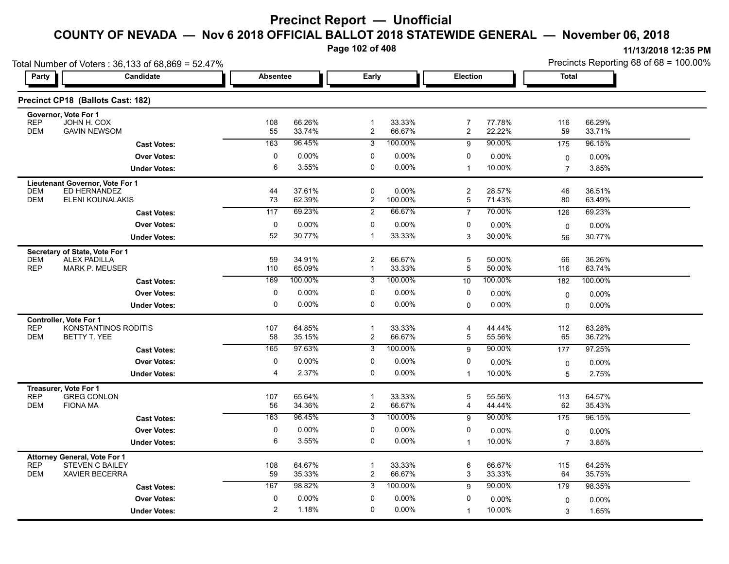# Precinct Report — Unofficial

## COUNTY OF NEVADA — Nov 6 2018 OFFICIAL BALLOT 2018 STATEWIDE GENERAL — November 06, 2018

11/13/2018 12:35 PM

Total Number of Voters : 36,133 of 68,869 = 52.47%

Precincts Reporting 68 of 68 = 100.00%

### Precinct CP18 (Ballots Cast: 182)

| Party | Candidate | Absentee | | Early | | Election | | Total | |
|---|---|---|---|---|---|---|---|---|---|
| **Governor, Vote For 1** | | | | | | | | | |
| REP | JOHN H. COX | 108 | 66.26% | 1 | 33.33% | 7 | 77.78% | 116 | 66.29% |
| DEM | GAVIN NEWSOM | 55 | 33.74% | 2 | 66.67% | 2 | 22.22% | 59 | 33.71% |
| | **Cast Votes:** | 163 | 96.45% | 3 | 100.00% | 9 | 90.00% | 175 | 96.15% |
| | **Over Votes:** | 0 | 0.00% | 0 | 0.00% | 0 | 0.00% | 0 | 0.00% |
| | **Under Votes:** | 6 | 3.55% | 0 | 0.00% | 1 | 10.00% | 7 | 3.85% |
| **Lieutenant Governor, Vote For 1** | | | | | | | | | |
| DEM | ED HERNANDEZ | 44 | 37.61% | 0 | 0.00% | 2 | 28.57% | 46 | 36.51% |
| DEM | ELENI KOUNALAKIS | 73 | 62.39% | 2 | 100.00% | 5 | 71.43% | 80 | 63.49% |
| | **Cast Votes:** | 117 | 69.23% | 2 | 66.67% | 7 | 70.00% | 126 | 69.23% |
| | **Over Votes:** | 0 | 0.00% | 0 | 0.00% | 0 | 0.00% | 0 | 0.00% |
| | **Under Votes:** | 52 | 30.77% | 1 | 33.33% | 3 | 30.00% | 56 | 30.77% |
| **Secretary of State, Vote For 1** | | | | | | | | | |
| DEM | ALEX PADILLA | 59 | 34.91% | 2 | 66.67% | 5 | 50.00% | 66 | 36.26% |
| REP | MARK P. MEUSER | 110 | 65.09% | 1 | 33.33% | 5 | 50.00% | 116 | 63.74% |
| | **Cast Votes:** | 169 | 100.00% | 3 | 100.00% | 10 | 100.00% | 182 | 100.00% |
| | **Over Votes:** | 0 | 0.00% | 0 | 0.00% | 0 | 0.00% | 0 | 0.00% |
| | **Under Votes:** | 0 | 0.00% | 0 | 0.00% | 0 | 0.00% | 0 | 0.00% |
| **Controller, Vote For 1** | | | | | | | | | |
| REP | KONSTANTINOS RODITIS | 107 | 64.85% | 1 | 33.33% | 4 | 44.44% | 112 | 63.28% |
| DEM | BETTY T. YEE | 58 | 35.15% | 2 | 66.67% | 5 | 55.56% | 65 | 36.72% |
| | **Cast Votes:** | 165 | 97.63% | 3 | 100.00% | 9 | 90.00% | 177 | 97.25% |
| | **Over Votes:** | 0 | 0.00% | 0 | 0.00% | 0 | 0.00% | 0 | 0.00% |
| | **Under Votes:** | 4 | 2.37% | 0 | 0.00% | 1 | 10.00% | 5 | 2.75% |
| **Treasurer, Vote For 1** | | | | | | | | | |
| REP | GREG CONLON | 107 | 65.64% | 1 | 33.33% | 5 | 55.56% | 113 | 64.57% |
| DEM | FIONA MA | 56 | 34.36% | 2 | 66.67% | 4 | 44.44% | 62 | 35.43% |
| | **Cast Votes:** | 163 | 96.45% | 3 | 100.00% | 9 | 90.00% | 175 | 96.15% |
| | **Over Votes:** | 0 | 0.00% | 0 | 0.00% | 0 | 0.00% | 0 | 0.00% |
| | **Under Votes:** | 6 | 3.55% | 0 | 0.00% | 1 | 10.00% | 7 | 3.85% |
| **Attorney General, Vote For 1** | | | | | | | | | |
| REP | STEVEN C BAILEY | 108 | 64.67% | 1 | 33.33% | 6 | 66.67% | 115 | 64.25% |
| DEM | XAVIER BECERRA | 59 | 35.33% | 2 | 66.67% | 3 | 33.33% | 64 | 35.75% |
| | **Cast Votes:** | 167 | 98.82% | 3 | 100.00% | 9 | 90.00% | 179 | 98.35% |
| | **Over Votes:** | 0 | 0.00% | 0 | 0.00% | 0 | 0.00% | 0 | 0.00% |
| | **Under Votes:** | 2 | 1.18% | 0 | 0.00% | 1 | 10.00% | 3 | 1.65% |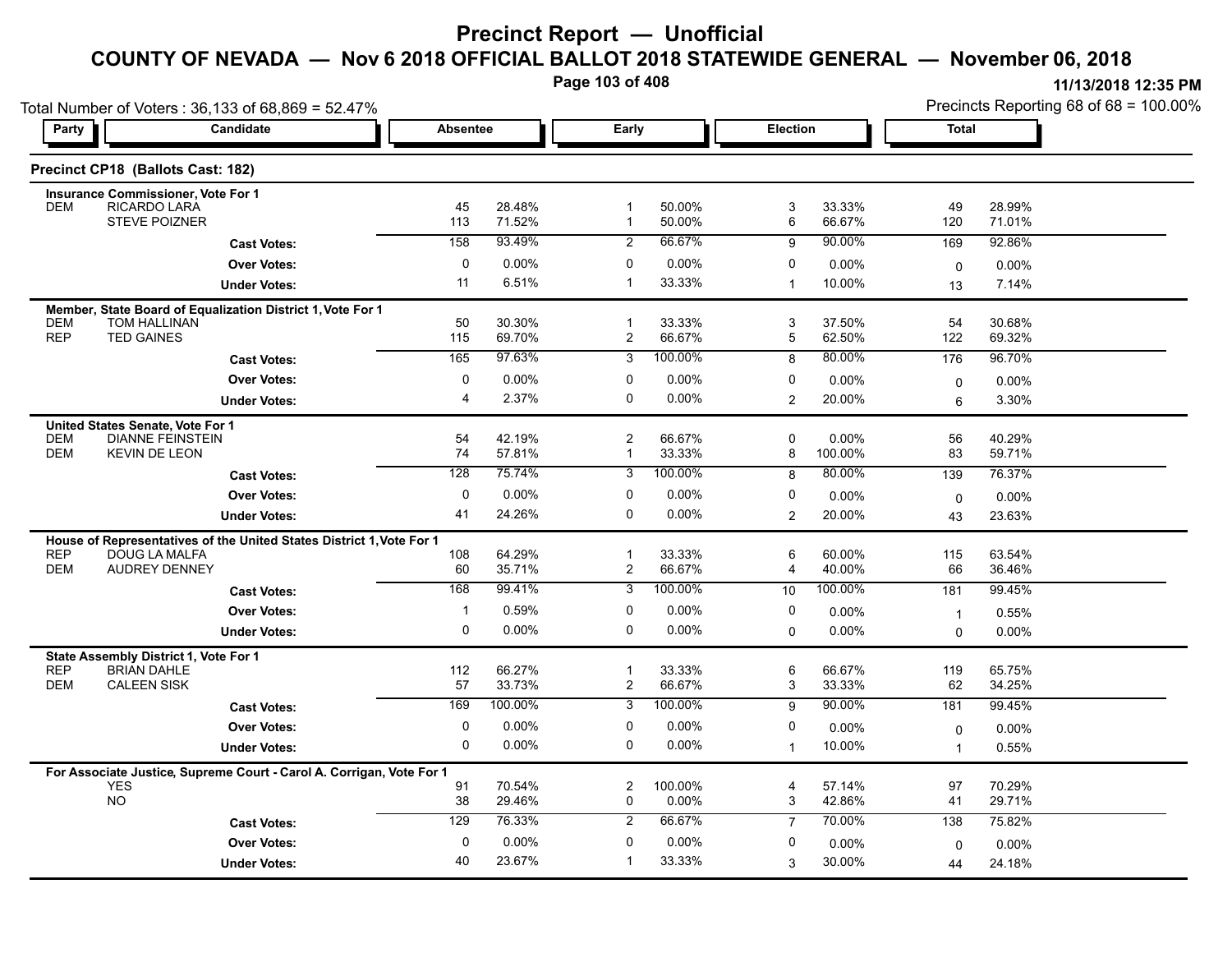# Precinct Report — Unofficial

## COUNTY OF NEVADA — Nov 6 2018 OFFICIAL BALLOT 2018 STATEWIDE GENERAL — November 06, 2018

11/13/2018 12:35 PM

Total Number of Voters : 36,133 of 68,869 = 52.47%

Precincts Reporting 68 of 68 = 100.00%

### Precinct CP18 (Ballots Cast: 182)

| Party | Candidate | Absentee | | Early | | Election | | Total | |
|---|---|---|---|---|---|---|---|---|---|
| **Insurance Commissioner, Vote For 1** | | | | | | | | | |
| DEM | RICARDO LARA | 45 | 28.48% | 1 | 50.00% | 3 | 33.33% | 49 | 28.99% |
| | STEVE POIZNER | 113 | 71.52% | 1 | 50.00% | 6 | 66.67% | 120 | 71.01% |
| | **Cast Votes:** | 158 | 93.49% | 2 | 66.67% | 9 | 90.00% | 169 | 92.86% |
| | **Over Votes:** | 0 | 0.00% | 0 | 0.00% | 0 | 0.00% | 0 | 0.00% |
| | **Under Votes:** | 11 | 6.51% | 1 | 33.33% | 1 | 10.00% | 13 | 7.14% |
| **Member, State Board of Equalization District 1, Vote For 1** | | | | | | | | | |
| DEM | TOM HALLINAN | 50 | 30.30% | 1 | 33.33% | 3 | 37.50% | 54 | 30.68% |
| REP | TED GAINES | 115 | 69.70% | 2 | 66.67% | 5 | 62.50% | 122 | 69.32% |
| | **Cast Votes:** | 165 | 97.63% | 3 | 100.00% | 8 | 80.00% | 176 | 96.70% |
| | **Over Votes:** | 0 | 0.00% | 0 | 0.00% | 0 | 0.00% | 0 | 0.00% |
| | **Under Votes:** | 4 | 2.37% | 0 | 0.00% | 2 | 20.00% | 6 | 3.30% |
| **United States Senate, Vote For 1** | | | | | | | | | |
| DEM | DIANNE FEINSTEIN | 54 | 42.19% | 2 | 66.67% | 0 | 0.00% | 56 | 40.29% |
| DEM | KEVIN DE LEON | 74 | 57.81% | 1 | 33.33% | 8 | 100.00% | 83 | 59.71% |
| | **Cast Votes:** | 128 | 75.74% | 3 | 100.00% | 8 | 80.00% | 139 | 76.37% |
| | **Over Votes:** | 0 | 0.00% | 0 | 0.00% | 0 | 0.00% | 0 | 0.00% |
| | **Under Votes:** | 41 | 24.26% | 0 | 0.00% | 2 | 20.00% | 43 | 23.63% |
| **House of Representatives of the United States District 1, Vote For 1** | | | | | | | | | |
| REP | DOUG LA MALFA | 108 | 64.29% | 1 | 33.33% | 6 | 60.00% | 115 | 63.54% |
| DEM | AUDREY DENNEY | 60 | 35.71% | 2 | 66.67% | 4 | 40.00% | 66 | 36.46% |
| | **Cast Votes:** | 168 | 99.41% | 3 | 100.00% | 10 | 100.00% | 181 | 99.45% |
| | **Over Votes:** | 1 | 0.59% | 0 | 0.00% | 0 | 0.00% | 1 | 0.55% |
| | **Under Votes:** | 0 | 0.00% | 0 | 0.00% | 0 | 0.00% | 0 | 0.00% |
| **State Assembly District 1, Vote For 1** | | | | | | | | | |
| REP | BRIAN DAHLE | 112 | 66.27% | 1 | 33.33% | 6 | 66.67% | 119 | 65.75% |
| DEM | CALEEN SISK | 57 | 33.73% | 2 | 66.67% | 3 | 33.33% | 62 | 34.25% |
| | **Cast Votes:** | 169 | 100.00% | 3 | 100.00% | 9 | 90.00% | 181 | 99.45% |
| | **Over Votes:** | 0 | 0.00% | 0 | 0.00% | 0 | 0.00% | 0 | 0.00% |
| | **Under Votes:** | 0 | 0.00% | 0 | 0.00% | 1 | 10.00% | 1 | 0.55% |
| **For Associate Justice, Supreme Court - Carol A. Corrigan, Vote For 1** | | | | | | | | | |
| | YES | 91 | 70.54% | 2 | 100.00% | 4 | 57.14% | 97 | 70.29% |
| | NO | 38 | 29.46% | 0 | 0.00% | 3 | 42.86% | 41 | 29.71% |
| | **Cast Votes:** | 129 | 76.33% | 2 | 66.67% | 7 | 70.00% | 138 | 75.82% |
| | **Over Votes:** | 0 | 0.00% | 0 | 0.00% | 0 | 0.00% | 0 | 0.00% |
| | **Under Votes:** | 40 | 23.67% | 1 | 33.33% | 3 | 30.00% | 44 | 24.18% |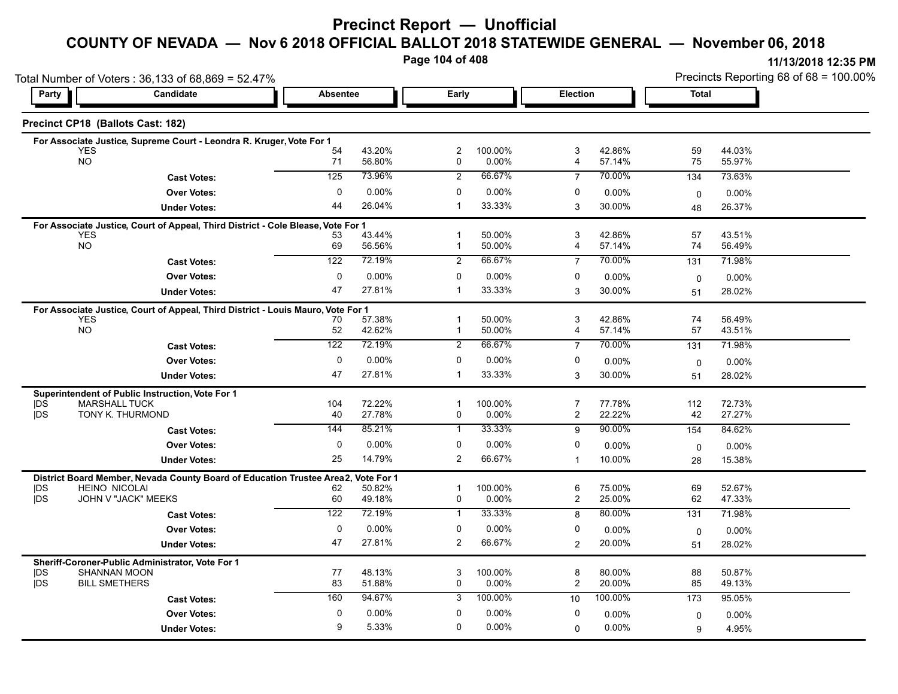# Precinct Report — Unofficial

## COUNTY OF NEVADA — Nov 6 2018 OFFICIAL BALLOT 2018 STATEWIDE GENERAL — November 06, 2018

11/13/2018 12:35 PM

Total Number of Voters : 36,133 of 68,869 = 52.47%

Precincts Reporting 68 of 68 = 100.00%

### Precinct CP18 (Ballots Cast: 182)

**For Associate Justice, Supreme Court - Leondra R. Kruger, Vote For 1**

| Party | Candidate | Absentee | | Early | | Election | | Total | |
|---|---|---|---|---|---|---|---|---|---|
| | YES | 54 | 43.20% | 2 | 100.00% | 3 | 42.86% | 59 | 44.03% |
| | NO | 71 | 56.80% | 0 | 0.00% | 4 | 57.14% | 75 | 55.97% |
| | **Cast Votes:** | 125 | 73.96% | 2 | 66.67% | 7 | 70.00% | 134 | 73.63% |
| | **Over Votes:** | 0 | 0.00% | 0 | 0.00% | 0 | 0.00% | 0 | 0.00% |
| | **Under Votes:** | 44 | 26.04% | 1 | 33.33% | 3 | 30.00% | 48 | 26.37% |

**For Associate Justice, Court of Appeal, Third District - Cole Blease, Vote For 1**

| Party | Candidate | Absentee | | Early | | Election | | Total | |
|---|---|---|---|---|---|---|---|---|---|
| | YES | 53 | 43.44% | 1 | 50.00% | 3 | 42.86% | 57 | 43.51% |
| | NO | 69 | 56.56% | 1 | 50.00% | 4 | 57.14% | 74 | 56.49% |
| | **Cast Votes:** | 122 | 72.19% | 2 | 66.67% | 7 | 70.00% | 131 | 71.98% |
| | **Over Votes:** | 0 | 0.00% | 0 | 0.00% | 0 | 0.00% | 0 | 0.00% |
| | **Under Votes:** | 47 | 27.81% | 1 | 33.33% | 3 | 30.00% | 51 | 28.02% |

**For Associate Justice, Court of Appeal, Third District - Louis Mauro, Vote For 1**

| Party | Candidate | Absentee | | Early | | Election | | Total | |
|---|---|---|---|---|---|---|---|---|---|
| | YES | 70 | 57.38% | 1 | 50.00% | 3 | 42.86% | 74 | 56.49% |
| | NO | 52 | 42.62% | 1 | 50.00% | 4 | 57.14% | 57 | 43.51% |
| | **Cast Votes:** | 122 | 72.19% | 2 | 66.67% | 7 | 70.00% | 131 | 71.98% |
| | **Over Votes:** | 0 | 0.00% | 0 | 0.00% | 0 | 0.00% | 0 | 0.00% |
| | **Under Votes:** | 47 | 27.81% | 1 | 33.33% | 3 | 30.00% | 51 | 28.02% |

**Superintendent of Public Instruction, Vote For 1**

| Party | Candidate | Absentee | | Early | | Election | | Total | |
|---|---|---|---|---|---|---|---|---|---|
| DS | MARSHALL TUCK | 104 | 72.22% | 1 | 100.00% | 7 | 77.78% | 112 | 72.73% |
| DS | TONY K. THURMOND | 40 | 27.78% | 0 | 0.00% | 2 | 22.22% | 42 | 27.27% |
| | **Cast Votes:** | 144 | 85.21% | 1 | 33.33% | 9 | 90.00% | 154 | 84.62% |
| | **Over Votes:** | 0 | 0.00% | 0 | 0.00% | 0 | 0.00% | 0 | 0.00% |
| | **Under Votes:** | 25 | 14.79% | 2 | 66.67% | 1 | 10.00% | 28 | 15.38% |

**District Board Member, Nevada County Board of Education Trustee Area 2, Vote For 1**

| Party | Candidate | Absentee | | Early | | Election | | Total | |
|---|---|---|---|---|---|---|---|---|---|
| DS | HEINO NICOLAI | 62 | 50.82% | 1 | 100.00% | 6 | 75.00% | 69 | 52.67% |
| DS | JOHN V "JACK" MEEKS | 60 | 49.18% | 0 | 0.00% | 2 | 25.00% | 62 | 47.33% |
| | **Cast Votes:** | 122 | 72.19% | 1 | 33.33% | 8 | 80.00% | 131 | 71.98% |
| | **Over Votes:** | 0 | 0.00% | 0 | 0.00% | 0 | 0.00% | 0 | 0.00% |
| | **Under Votes:** | 47 | 27.81% | 2 | 66.67% | 2 | 20.00% | 51 | 28.02% |

**Sheriff-Coroner-Public Administrator, Vote For 1**

| Party | Candidate | Absentee | | Early | | Election | | Total | |
|---|---|---|---|---|---|---|---|---|---|
| DS | SHANNAN MOON | 77 | 48.13% | 3 | 100.00% | 8 | 80.00% | 88 | 50.87% |
| DS | BILL SMETHERS | 83 | 51.88% | 0 | 0.00% | 2 | 20.00% | 85 | 49.13% |
| | **Cast Votes:** | 160 | 94.67% | 3 | 100.00% | 10 | 100.00% | 173 | 95.05% |
| | **Over Votes:** | 0 | 0.00% | 0 | 0.00% | 0 | 0.00% | 0 | 0.00% |
| | **Under Votes:** | 9 | 5.33% | 0 | 0.00% | 0 | 0.00% | 9 | 4.95% |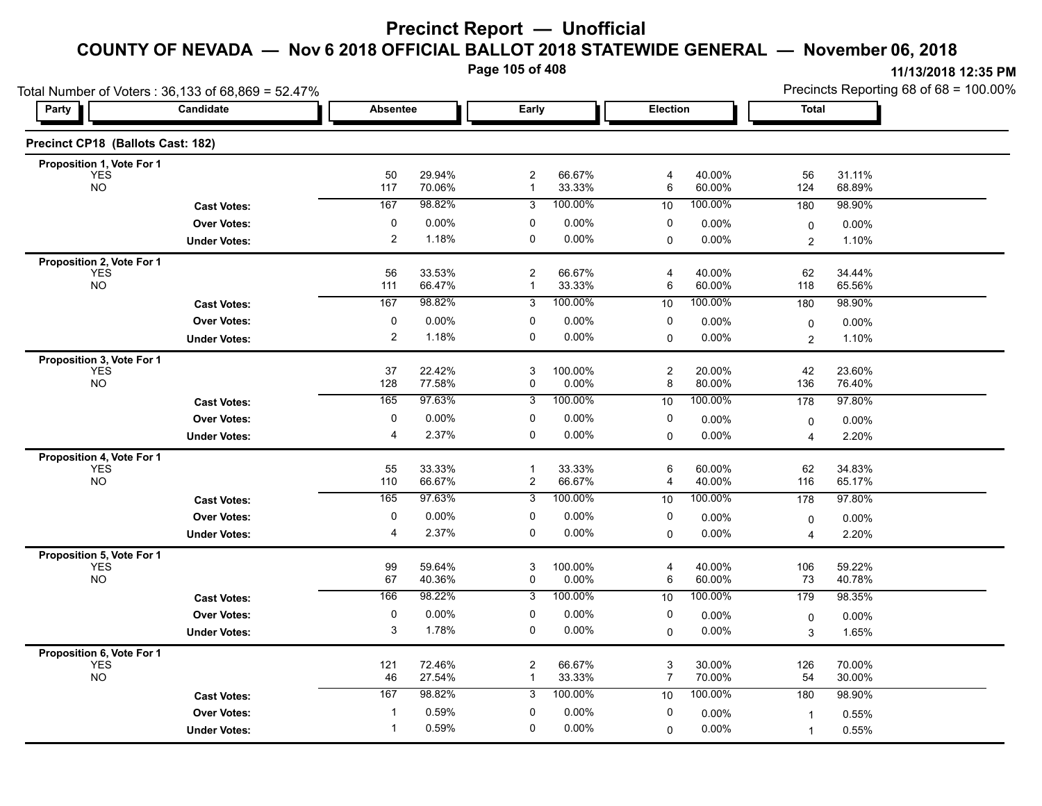# Precinct Report — Unofficial

## COUNTY OF NEVADA — Nov 6 2018 OFFICIAL BALLOT 2018 STATEWIDE GENERAL — November 06, 2018

11/13/2018 12:35 PM

Total Number of Voters : 36,133 of 68,869 = 52.47%

Precincts Reporting 68 of 68 = 100.00%

### Precinct CP18 (Ballots Cast: 182)

| Party | Candidate | Absentee | | Early | | Election | | Total | |
|---|---|---|---|---|---|---|---|---|---|
| **Proposition 1, Vote For 1** | | | | | | | | | |
| | YES | 50 | 29.94% | 2 | 66.67% | 4 | 40.00% | 56 | 31.11% |
| | NO | 117 | 70.06% | 1 | 33.33% | 6 | 60.00% | 124 | 68.89% |
| | **Cast Votes:** | 167 | 98.82% | 3 | 100.00% | 10 | 100.00% | 180 | 98.90% |
| | **Over Votes:** | 0 | 0.00% | 0 | 0.00% | 0 | 0.00% | 0 | 0.00% |
| | **Under Votes:** | 2 | 1.18% | 0 | 0.00% | 0 | 0.00% | 2 | 1.10% |
| **Proposition 2, Vote For 1** | | | | | | | | | |
| | YES | 56 | 33.53% | 2 | 66.67% | 4 | 40.00% | 62 | 34.44% |
| | NO | 111 | 66.47% | 1 | 33.33% | 6 | 60.00% | 118 | 65.56% |
| | **Cast Votes:** | 167 | 98.82% | 3 | 100.00% | 10 | 100.00% | 180 | 98.90% |
| | **Over Votes:** | 0 | 0.00% | 0 | 0.00% | 0 | 0.00% | 0 | 0.00% |
| | **Under Votes:** | 2 | 1.18% | 0 | 0.00% | 0 | 0.00% | 2 | 1.10% |
| **Proposition 3, Vote For 1** | | | | | | | | | |
| | YES | 37 | 22.42% | 3 | 100.00% | 2 | 20.00% | 42 | 23.60% |
| | NO | 128 | 77.58% | 0 | 0.00% | 8 | 80.00% | 136 | 76.40% |
| | **Cast Votes:** | 165 | 97.63% | 3 | 100.00% | 10 | 100.00% | 178 | 97.80% |
| | **Over Votes:** | 0 | 0.00% | 0 | 0.00% | 0 | 0.00% | 0 | 0.00% |
| | **Under Votes:** | 4 | 2.37% | 0 | 0.00% | 0 | 0.00% | 4 | 2.20% |
| **Proposition 4, Vote For 1** | | | | | | | | | |
| | YES | 55 | 33.33% | 1 | 33.33% | 6 | 60.00% | 62 | 34.83% |
| | NO | 110 | 66.67% | 2 | 66.67% | 4 | 40.00% | 116 | 65.17% |
| | **Cast Votes:** | 165 | 97.63% | 3 | 100.00% | 10 | 100.00% | 178 | 97.80% |
| | **Over Votes:** | 0 | 0.00% | 0 | 0.00% | 0 | 0.00% | 0 | 0.00% |
| | **Under Votes:** | 4 | 2.37% | 0 | 0.00% | 0 | 0.00% | 4 | 2.20% |
| **Proposition 5, Vote For 1** | | | | | | | | | |
| | YES | 99 | 59.64% | 3 | 100.00% | 4 | 40.00% | 106 | 59.22% |
| | NO | 67 | 40.36% | 0 | 0.00% | 6 | 60.00% | 73 | 40.78% |
| | **Cast Votes:** | 166 | 98.22% | 3 | 100.00% | 10 | 100.00% | 179 | 98.35% |
| | **Over Votes:** | 0 | 0.00% | 0 | 0.00% | 0 | 0.00% | 0 | 0.00% |
| | **Under Votes:** | 3 | 1.78% | 0 | 0.00% | 0 | 0.00% | 3 | 1.65% |
| **Proposition 6, Vote For 1** | | | | | | | | | |
| | YES | 121 | 72.46% | 2 | 66.67% | 3 | 30.00% | 126 | 70.00% |
| | NO | 46 | 27.54% | 1 | 33.33% | 7 | 70.00% | 54 | 30.00% |
| | **Cast Votes:** | 167 | 98.82% | 3 | 100.00% | 10 | 100.00% | 180 | 98.90% |
| | **Over Votes:** | 1 | 0.59% | 0 | 0.00% | 0 | 0.00% | 1 | 0.55% |
| | **Under Votes:** | 1 | 0.59% | 0 | 0.00% | 0 | 0.00% | 1 | 0.55% |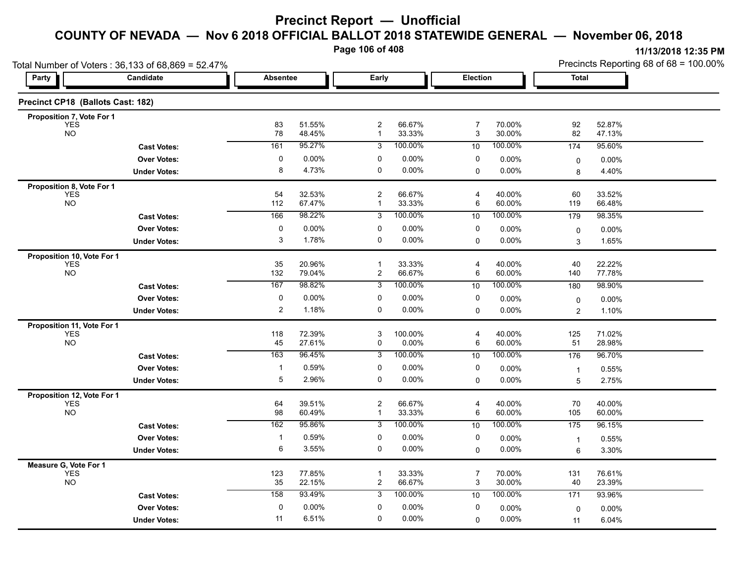# Precinct Report — Unofficial

## COUNTY OF NEVADA — Nov 6 2018 OFFICIAL BALLOT 2018 STATEWIDE GENERAL — November 06, 2018

11/13/2018 12:35 PM

Total Number of Voters : 36,133 of 68,869 = 52.47%

Precincts Reporting 68 of 68 = 100.00%

### Precinct CP18 (Ballots Cast: 182)

| Party | Candidate | Absentee | | Early | | Election | | Total | |
|---|---|---|---|---|---|---|---|---|---|
| **Proposition 7, Vote For 1** | | | | | | | | | |
| | YES | 83 | 51.55% | 2 | 66.67% | 7 | 70.00% | 92 | 52.87% |
| | NO | 78 | 48.45% | 1 | 33.33% | 3 | 30.00% | 82 | 47.13% |
| | **Cast Votes:** | 161 | 95.27% | 3 | 100.00% | 10 | 100.00% | 174 | 95.60% |
| | **Over Votes:** | 0 | 0.00% | 0 | 0.00% | 0 | 0.00% | 0 | 0.00% |
| | **Under Votes:** | 8 | 4.73% | 0 | 0.00% | 0 | 0.00% | 8 | 4.40% |
| **Proposition 8, Vote For 1** | | | | | | | | | |
| | YES | 54 | 32.53% | 2 | 66.67% | 4 | 40.00% | 60 | 33.52% |
| | NO | 112 | 67.47% | 1 | 33.33% | 6 | 60.00% | 119 | 66.48% |
| | **Cast Votes:** | 166 | 98.22% | 3 | 100.00% | 10 | 100.00% | 179 | 98.35% |
| | **Over Votes:** | 0 | 0.00% | 0 | 0.00% | 0 | 0.00% | 0 | 0.00% |
| | **Under Votes:** | 3 | 1.78% | 0 | 0.00% | 0 | 0.00% | 3 | 1.65% |
| **Proposition 10, Vote For 1** | | | | | | | | | |
| | YES | 35 | 20.96% | 1 | 33.33% | 4 | 40.00% | 40 | 22.22% |
| | NO | 132 | 79.04% | 2 | 66.67% | 6 | 60.00% | 140 | 77.78% |
| | **Cast Votes:** | 167 | 98.82% | 3 | 100.00% | 10 | 100.00% | 180 | 98.90% |
| | **Over Votes:** | 0 | 0.00% | 0 | 0.00% | 0 | 0.00% | 0 | 0.00% |
| | **Under Votes:** | 2 | 1.18% | 0 | 0.00% | 0 | 0.00% | 2 | 1.10% |
| **Proposition 11, Vote For 1** | | | | | | | | | |
| | YES | 118 | 72.39% | 3 | 100.00% | 4 | 40.00% | 125 | 71.02% |
| | NO | 45 | 27.61% | 0 | 0.00% | 6 | 60.00% | 51 | 28.98% |
| | **Cast Votes:** | 163 | 96.45% | 3 | 100.00% | 10 | 100.00% | 176 | 96.70% |
| | **Over Votes:** | 1 | 0.59% | 0 | 0.00% | 0 | 0.00% | 1 | 0.55% |
| | **Under Votes:** | 5 | 2.96% | 0 | 0.00% | 0 | 0.00% | 5 | 2.75% |
| **Proposition 12, Vote For 1** | | | | | | | | | |
| | YES | 64 | 39.51% | 2 | 66.67% | 4 | 40.00% | 70 | 40.00% |
| | NO | 98 | 60.49% | 1 | 33.33% | 6 | 60.00% | 105 | 60.00% |
| | **Cast Votes:** | 162 | 95.86% | 3 | 100.00% | 10 | 100.00% | 175 | 96.15% |
| | **Over Votes:** | 1 | 0.59% | 0 | 0.00% | 0 | 0.00% | 1 | 0.55% |
| | **Under Votes:** | 6 | 3.55% | 0 | 0.00% | 0 | 0.00% | 6 | 3.30% |
| **Measure G, Vote For 1** | | | | | | | | | |
| | YES | 123 | 77.85% | 1 | 33.33% | 7 | 70.00% | 131 | 76.61% |
| | NO | 35 | 22.15% | 2 | 66.67% | 3 | 30.00% | 40 | 23.39% |
| | **Cast Votes:** | 158 | 93.49% | 3 | 100.00% | 10 | 100.00% | 171 | 93.96% |
| | **Over Votes:** | 0 | 0.00% | 0 | 0.00% | 0 | 0.00% | 0 | 0.00% |
| | **Under Votes:** | 11 | 6.51% | 0 | 0.00% | 0 | 0.00% | 11 | 6.04% |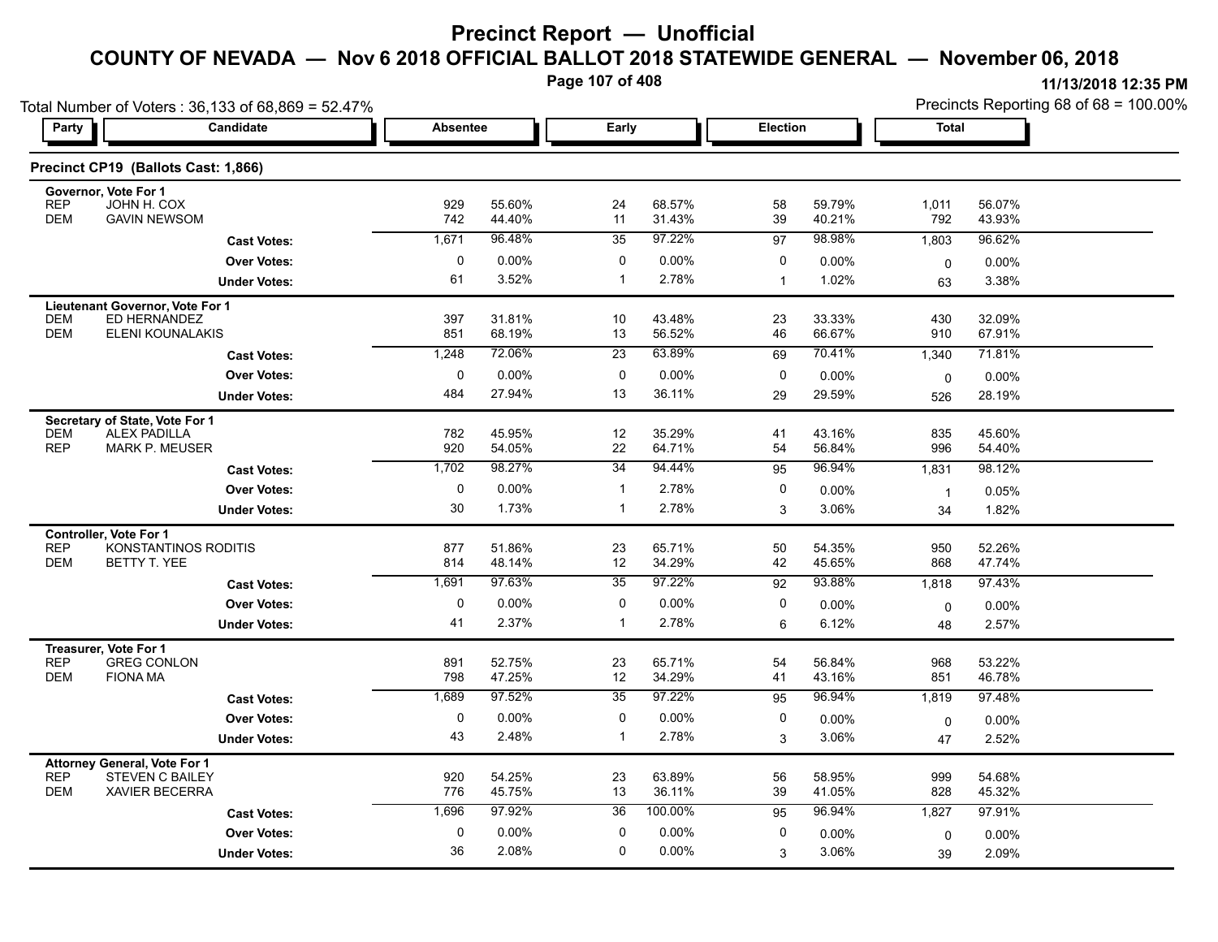# Precinct Report — Unofficial

## COUNTY OF NEVADA — Nov 6 2018 OFFICIAL BALLOT 2018 STATEWIDE GENERAL — November 06, 2018

11/13/2018 12:35 PM

Total Number of Voters : 36,133 of 68,869 = 52.47%

Precincts Reporting 68 of 68 = 100.00%

### Precinct CP19 (Ballots Cast: 1,866)

| Party | Candidate | Absentee | | Early | | Election | | Total | |
|---|---|---|---|---|---|---|---|---|---|
| **Governor, Vote For 1** | | | | | | | | | |
| REP | JOHN H. COX | 929 | 55.60% | 24 | 68.57% | 58 | 59.79% | 1,011 | 56.07% |
| DEM | GAVIN NEWSOM | 742 | 44.40% | 11 | 31.43% | 39 | 40.21% | 792 | 43.93% |
| | **Cast Votes:** | 1,671 | 96.48% | 35 | 97.22% | 97 | 98.98% | 1,803 | 96.62% |
| | **Over Votes:** | 0 | 0.00% | 0 | 0.00% | 0 | 0.00% | 0 | 0.00% |
| | **Under Votes:** | 61 | 3.52% | 1 | 2.78% | 1 | 1.02% | 63 | 3.38% |
| **Lieutenant Governor, Vote For 1** | | | | | | | | | |
| DEM | ED HERNANDEZ | 397 | 31.81% | 10 | 43.48% | 23 | 33.33% | 430 | 32.09% |
| DEM | ELENI KOUNALAKIS | 851 | 68.19% | 13 | 56.52% | 46 | 66.67% | 910 | 67.91% |
| | **Cast Votes:** | 1,248 | 72.06% | 23 | 63.89% | 69 | 70.41% | 1,340 | 71.81% |
| | **Over Votes:** | 0 | 0.00% | 0 | 0.00% | 0 | 0.00% | 0 | 0.00% |
| | **Under Votes:** | 484 | 27.94% | 13 | 36.11% | 29 | 29.59% | 526 | 28.19% |
| **Secretary of State, Vote For 1** | | | | | | | | | |
| DEM | ALEX PADILLA | 782 | 45.95% | 12 | 35.29% | 41 | 43.16% | 835 | 45.60% |
| REP | MARK P. MEUSER | 920 | 54.05% | 22 | 64.71% | 54 | 56.84% | 996 | 54.40% |
| | **Cast Votes:** | 1,702 | 98.27% | 34 | 94.44% | 95 | 96.94% | 1,831 | 98.12% |
| | **Over Votes:** | 0 | 0.00% | 1 | 2.78% | 0 | 0.00% | 1 | 0.05% |
| | **Under Votes:** | 30 | 1.73% | 1 | 2.78% | 3 | 3.06% | 34 | 1.82% |
| **Controller, Vote For 1** | | | | | | | | | |
| REP | KONSTANTINOS RODITIS | 877 | 51.86% | 23 | 65.71% | 50 | 54.35% | 950 | 52.26% |
| DEM | BETTY T. YEE | 814 | 48.14% | 12 | 34.29% | 42 | 45.65% | 868 | 47.74% |
| | **Cast Votes:** | 1,691 | 97.63% | 35 | 97.22% | 92 | 93.88% | 1,818 | 97.43% |
| | **Over Votes:** | 0 | 0.00% | 0 | 0.00% | 0 | 0.00% | 0 | 0.00% |
| | **Under Votes:** | 41 | 2.37% | 1 | 2.78% | 6 | 6.12% | 48 | 2.57% |
| **Treasurer, Vote For 1** | | | | | | | | | |
| REP | GREG CONLON | 891 | 52.75% | 23 | 65.71% | 54 | 56.84% | 968 | 53.22% |
| DEM | FIONA MA | 798 | 47.25% | 12 | 34.29% | 41 | 43.16% | 851 | 46.78% |
| | **Cast Votes:** | 1,689 | 97.52% | 35 | 97.22% | 95 | 96.94% | 1,819 | 97.48% |
| | **Over Votes:** | 0 | 0.00% | 0 | 0.00% | 0 | 0.00% | 0 | 0.00% |
| | **Under Votes:** | 43 | 2.48% | 1 | 2.78% | 3 | 3.06% | 47 | 2.52% |
| **Attorney General, Vote For 1** | | | | | | | | | |
| REP | STEVEN C BAILEY | 920 | 54.25% | 23 | 63.89% | 56 | 58.95% | 999 | 54.68% |
| DEM | XAVIER BECERRA | 776 | 45.75% | 13 | 36.11% | 39 | 41.05% | 828 | 45.32% |
| | **Cast Votes:** | 1,696 | 97.92% | 36 | 100.00% | 95 | 96.94% | 1,827 | 97.91% |
| | **Over Votes:** | 0 | 0.00% | 0 | 0.00% | 0 | 0.00% | 0 | 0.00% |
| | **Under Votes:** | 36 | 2.08% | 0 | 0.00% | 3 | 3.06% | 39 | 2.09% |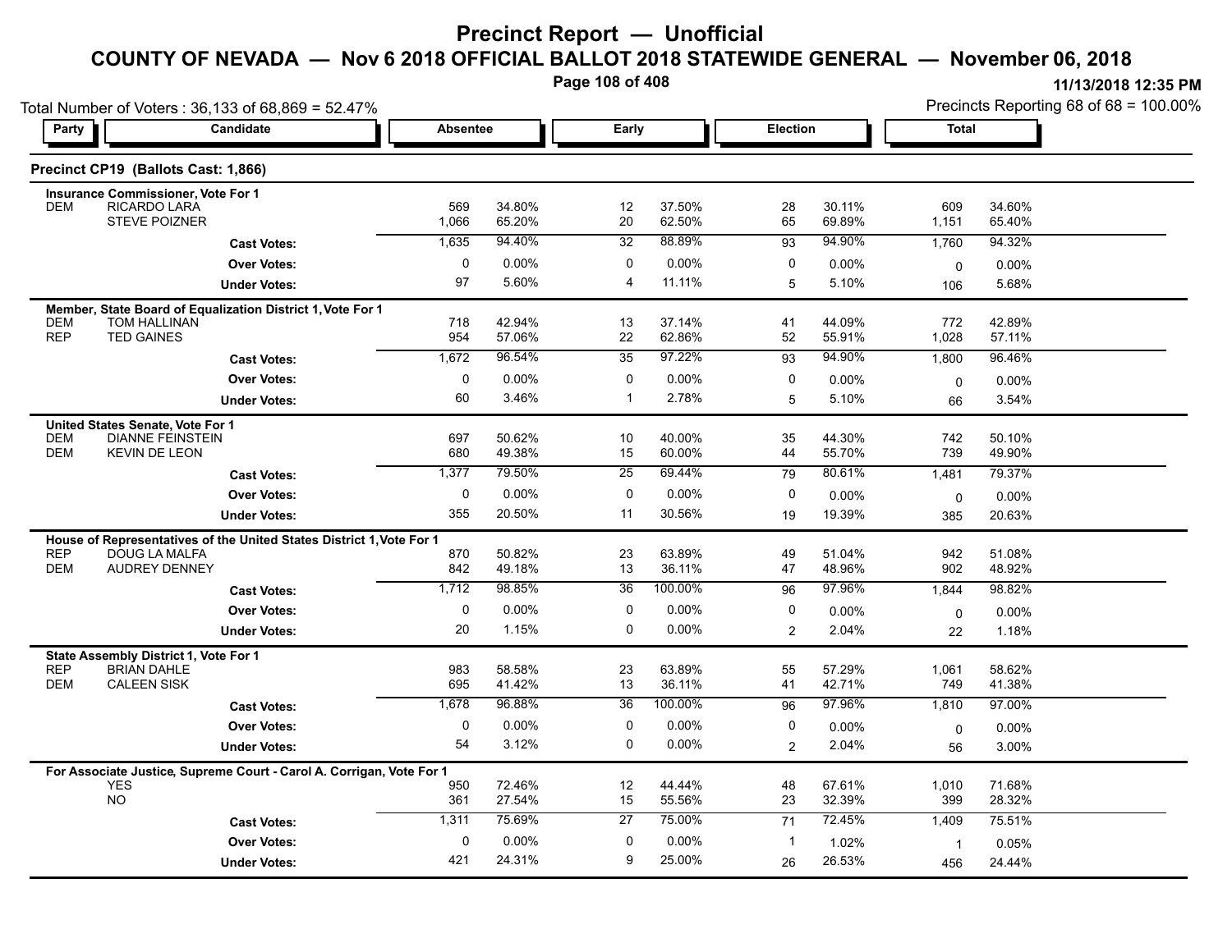# Precinct Report — Unofficial

## COUNTY OF NEVADA — Nov 6 2018 OFFICIAL BALLOT 2018 STATEWIDE GENERAL — November 06, 2018

11/13/2018 12:35 PM

Total Number of Voters : 36,133 of 68,869 = 52.47%

Precincts Reporting 68 of 68 = 100.00%

### Precinct CP19 (Ballots Cast: 1,866)

| Party | Candidate | Absentee | | Early | | Election | | Total | |
|---|---|---|---|---|---|---|---|---|---|
| **Insurance Commissioner, Vote For 1** | | | | | | | | | |
| DEM | RICARDO LARA | 569 | 34.80% | 12 | 37.50% | 28 | 30.11% | 609 | 34.60% |
| | STEVE POIZNER | 1,066 | 65.20% | 20 | 62.50% | 65 | 69.89% | 1,151 | 65.40% |
| | **Cast Votes:** | 1,635 | 94.40% | 32 | 88.89% | 93 | 94.90% | 1,760 | 94.32% |
| | **Over Votes:** | 0 | 0.00% | 0 | 0.00% | 0 | 0.00% | 0 | 0.00% |
| | **Under Votes:** | 97 | 5.60% | 4 | 11.11% | 5 | 5.10% | 106 | 5.68% |
| **Member, State Board of Equalization District 1, Vote For 1** | | | | | | | | | |
| DEM | TOM HALLINAN | 718 | 42.94% | 13 | 37.14% | 41 | 44.09% | 772 | 42.89% |
| REP | TED GAINES | 954 | 57.06% | 22 | 62.86% | 52 | 55.91% | 1,028 | 57.11% |
| | **Cast Votes:** | 1,672 | 96.54% | 35 | 97.22% | 93 | 94.90% | 1,800 | 96.46% |
| | **Over Votes:** | 0 | 0.00% | 0 | 0.00% | 0 | 0.00% | 0 | 0.00% |
| | **Under Votes:** | 60 | 3.46% | 1 | 2.78% | 5 | 5.10% | 66 | 3.54% |
| **United States Senate, Vote For 1** | | | | | | | | | |
| DEM | DIANNE FEINSTEIN | 697 | 50.62% | 10 | 40.00% | 35 | 44.30% | 742 | 50.10% |
| DEM | KEVIN DE LEON | 680 | 49.38% | 15 | 60.00% | 44 | 55.70% | 739 | 49.90% |
| | **Cast Votes:** | 1,377 | 79.50% | 25 | 69.44% | 79 | 80.61% | 1,481 | 79.37% |
| | **Over Votes:** | 0 | 0.00% | 0 | 0.00% | 0 | 0.00% | 0 | 0.00% |
| | **Under Votes:** | 355 | 20.50% | 11 | 30.56% | 19 | 19.39% | 385 | 20.63% |
| **House of Representatives of the United States District 1, Vote For 1** | | | | | | | | | |
| REP | DOUG LA MALFA | 870 | 50.82% | 23 | 63.89% | 49 | 51.04% | 942 | 51.08% |
| DEM | AUDREY DENNEY | 842 | 49.18% | 13 | 36.11% | 47 | 48.96% | 902 | 48.92% |
| | **Cast Votes:** | 1,712 | 98.85% | 36 | 100.00% | 96 | 97.96% | 1,844 | 98.82% |
| | **Over Votes:** | 0 | 0.00% | 0 | 0.00% | 0 | 0.00% | 0 | 0.00% |
| | **Under Votes:** | 20 | 1.15% | 0 | 0.00% | 2 | 2.04% | 22 | 1.18% |
| **State Assembly District 1, Vote For 1** | | | | | | | | | |
| REP | BRIAN DAHLE | 983 | 58.58% | 23 | 63.89% | 55 | 57.29% | 1,061 | 58.62% |
| DEM | CALEEN SISK | 695 | 41.42% | 13 | 36.11% | 41 | 42.71% | 749 | 41.38% |
| | **Cast Votes:** | 1,678 | 96.88% | 36 | 100.00% | 96 | 97.96% | 1,810 | 97.00% |
| | **Over Votes:** | 0 | 0.00% | 0 | 0.00% | 0 | 0.00% | 0 | 0.00% |
| | **Under Votes:** | 54 | 3.12% | 0 | 0.00% | 2 | 2.04% | 56 | 3.00% |
| **For Associate Justice, Supreme Court - Carol A. Corrigan, Vote For 1** | | | | | | | | | |
| | YES | 950 | 72.46% | 12 | 44.44% | 48 | 67.61% | 1,010 | 71.68% |
| | NO | 361 | 27.54% | 15 | 55.56% | 23 | 32.39% | 399 | 28.32% |
| | **Cast Votes:** | 1,311 | 75.69% | 27 | 75.00% | 71 | 72.45% | 1,409 | 75.51% |
| | **Over Votes:** | 0 | 0.00% | 0 | 0.00% | 1 | 1.02% | 1 | 0.05% |
| | **Under Votes:** | 421 | 24.31% | 9 | 25.00% | 26 | 26.53% | 456 | 24.44% |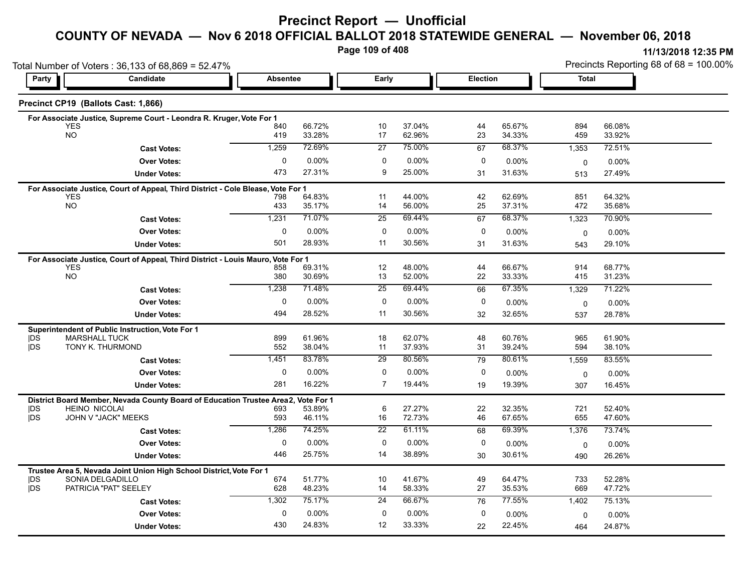# Precinct Report — Unofficial

## COUNTY OF NEVADA — Nov 6 2018 OFFICIAL BALLOT 2018 STATEWIDE GENERAL — November 06, 2018

11/13/2018 12:35 PM

Total Number of Voters : 36,133 of 68,869 = 52.47%

Precincts Reporting 68 of 68 = 100.00%

### Precinct CP19 (Ballots Cast: 1,866)

| Party | Candidate | Absentee | | Early | | Election | | Total | |
|---|---|---|---|---|---|---|---|---|---|
| | **For Associate Justice, Supreme Court - Leondra R. Kruger, Vote For 1** | | | | | | | | |
| | YES | 840 | 66.72% | 10 | 37.04% | 44 | 65.67% | 894 | 66.08% |
| | NO | 419 | 33.28% | 17 | 62.96% | 23 | 34.33% | 459 | 33.92% |
| | **Cast Votes:** | 1,259 | 72.69% | 27 | 75.00% | 67 | 68.37% | 1,353 | 72.51% |
| | **Over Votes:** | 0 | 0.00% | 0 | 0.00% | 0 | 0.00% | 0 | 0.00% |
| | **Under Votes:** | 473 | 27.31% | 9 | 25.00% | 31 | 31.63% | 513 | 27.49% |
| | **For Associate Justice, Court of Appeal, Third District - Cole Blease, Vote For 1** | | | | | | | | |
| | YES | 798 | 64.83% | 11 | 44.00% | 42 | 62.69% | 851 | 64.32% |
| | NO | 433 | 35.17% | 14 | 56.00% | 25 | 37.31% | 472 | 35.68% |
| | **Cast Votes:** | 1,231 | 71.07% | 25 | 69.44% | 67 | 68.37% | 1,323 | 70.90% |
| | **Over Votes:** | 0 | 0.00% | 0 | 0.00% | 0 | 0.00% | 0 | 0.00% |
| | **Under Votes:** | 501 | 28.93% | 11 | 30.56% | 31 | 31.63% | 543 | 29.10% |
| | **For Associate Justice, Court of Appeal, Third District - Louis Mauro, Vote For 1** | | | | | | | | |
| | YES | 858 | 69.31% | 12 | 48.00% | 44 | 66.67% | 914 | 68.77% |
| | NO | 380 | 30.69% | 13 | 52.00% | 22 | 33.33% | 415 | 31.23% |
| | **Cast Votes:** | 1,238 | 71.48% | 25 | 69.44% | 66 | 67.35% | 1,329 | 71.22% |
| | **Over Votes:** | 0 | 0.00% | 0 | 0.00% | 0 | 0.00% | 0 | 0.00% |
| | **Under Votes:** | 494 | 28.52% | 11 | 30.56% | 32 | 32.65% | 537 | 28.78% |
| | **Superintendent of Public Instruction, Vote For 1** | | | | | | | | |
| DS | MARSHALL TUCK | 899 | 61.96% | 18 | 62.07% | 48 | 60.76% | 965 | 61.90% |
| DS | TONY K. THURMOND | 552 | 38.04% | 11 | 37.93% | 31 | 39.24% | 594 | 38.10% |
| | **Cast Votes:** | 1,451 | 83.78% | 29 | 80.56% | 79 | 80.61% | 1,559 | 83.55% |
| | **Over Votes:** | 0 | 0.00% | 0 | 0.00% | 0 | 0.00% | 0 | 0.00% |
| | **Under Votes:** | 281 | 16.22% | 7 | 19.44% | 19 | 19.39% | 307 | 16.45% |
| | **District Board Member, Nevada County Board of Education Trustee Area 2, Vote For 1** | | | | | | | | |
| DS | HEINO NICOLAI | 693 | 53.89% | 6 | 27.27% | 22 | 32.35% | 721 | 52.40% |
| DS | JOHN V "JACK" MEEKS | 593 | 46.11% | 16 | 72.73% | 46 | 67.65% | 655 | 47.60% |
| | **Cast Votes:** | 1,286 | 74.25% | 22 | 61.11% | 68 | 69.39% | 1,376 | 73.74% |
| | **Over Votes:** | 0 | 0.00% | 0 | 0.00% | 0 | 0.00% | 0 | 0.00% |
| | **Under Votes:** | 446 | 25.75% | 14 | 38.89% | 30 | 30.61% | 490 | 26.26% |
| | **Trustee Area 5, Nevada Joint Union High School District, Vote For 1** | | | | | | | | |
| DS | SONIA DELGADILLO | 674 | 51.77% | 10 | 41.67% | 49 | 64.47% | 733 | 52.28% |
| DS | PATRICIA "PAT" SEELEY | 628 | 48.23% | 14 | 58.33% | 27 | 35.53% | 669 | 47.72% |
| | **Cast Votes:** | 1,302 | 75.17% | 24 | 66.67% | 76 | 77.55% | 1,402 | 75.13% |
| | **Over Votes:** | 0 | 0.00% | 0 | 0.00% | 0 | 0.00% | 0 | 0.00% |
| | **Under Votes:** | 430 | 24.83% | 12 | 33.33% | 22 | 22.45% | 464 | 24.87% |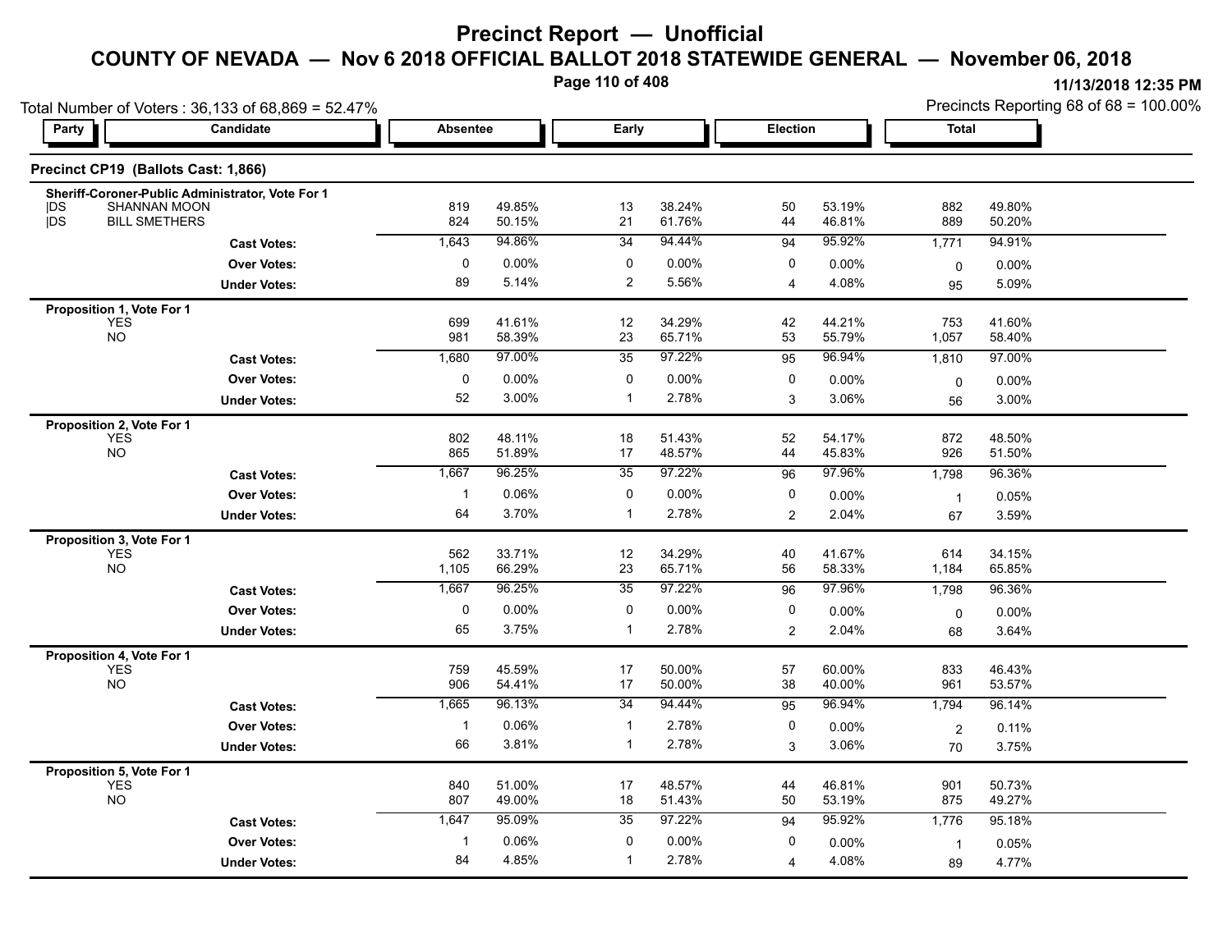# Precinct Report — Unofficial

## COUNTY OF NEVADA — Nov 6 2018 OFFICIAL BALLOT 2018 STATEWIDE GENERAL — November 06, 2018

11/13/2018 12:35 PM

Total Number of Voters : 36,133 of 68,869 = 52.47%

Precincts Reporting 68 of 68 = 100.00%

### Precinct CP19 (Ballots Cast: 1,866)

| Party | Candidate | Absentee | | Early | | Election | | Total | |
|---|---|---|---|---|---|---|---|---|---|
| **Sheriff-Coroner-Public Administrator, Vote For 1** | | | | | | | | | |
| DS | SHANNAN MOON | 819 | 49.85% | 13 | 38.24% | 50 | 53.19% | 882 | 49.80% |
| DS | BILL SMETHERS | 824 | 50.15% | 21 | 61.76% | 44 | 46.81% | 889 | 50.20% |
| | **Cast Votes:** | 1,643 | 94.86% | 34 | 94.44% | 94 | 95.92% | 1,771 | 94.91% |
| | **Over Votes:** | 0 | 0.00% | 0 | 0.00% | 0 | 0.00% | 0 | 0.00% |
| | **Under Votes:** | 89 | 5.14% | 2 | 5.56% | 4 | 4.08% | 95 | 5.09% |
| **Proposition 1, Vote For 1** | | | | | | | | | |
| | YES | 699 | 41.61% | 12 | 34.29% | 42 | 44.21% | 753 | 41.60% |
| | NO | 981 | 58.39% | 23 | 65.71% | 53 | 55.79% | 1,057 | 58.40% |
| | **Cast Votes:** | 1,680 | 97.00% | 35 | 97.22% | 95 | 96.94% | 1,810 | 97.00% |
| | **Over Votes:** | 0 | 0.00% | 0 | 0.00% | 0 | 0.00% | 0 | 0.00% |
| | **Under Votes:** | 52 | 3.00% | 1 | 2.78% | 3 | 3.06% | 56 | 3.00% |
| **Proposition 2, Vote For 1** | | | | | | | | | |
| | YES | 802 | 48.11% | 18 | 51.43% | 52 | 54.17% | 872 | 48.50% |
| | NO | 865 | 51.89% | 17 | 48.57% | 44 | 45.83% | 926 | 51.50% |
| | **Cast Votes:** | 1,667 | 96.25% | 35 | 97.22% | 96 | 97.96% | 1,798 | 96.36% |
| | **Over Votes:** | 1 | 0.06% | 0 | 0.00% | 0 | 0.00% | 1 | 0.05% |
| | **Under Votes:** | 64 | 3.70% | 1 | 2.78% | 2 | 2.04% | 67 | 3.59% |
| **Proposition 3, Vote For 1** | | | | | | | | | |
| | YES | 562 | 33.71% | 12 | 34.29% | 40 | 41.67% | 614 | 34.15% |
| | NO | 1,105 | 66.29% | 23 | 65.71% | 56 | 58.33% | 1,184 | 65.85% |
| | **Cast Votes:** | 1,667 | 96.25% | 35 | 97.22% | 96 | 97.96% | 1,798 | 96.36% |
| | **Over Votes:** | 0 | 0.00% | 0 | 0.00% | 0 | 0.00% | 0 | 0.00% |
| | **Under Votes:** | 65 | 3.75% | 1 | 2.78% | 2 | 2.04% | 68 | 3.64% |
| **Proposition 4, Vote For 1** | | | | | | | | | |
| | YES | 759 | 45.59% | 17 | 50.00% | 57 | 60.00% | 833 | 46.43% |
| | NO | 906 | 54.41% | 17 | 50.00% | 38 | 40.00% | 961 | 53.57% |
| | **Cast Votes:** | 1,665 | 96.13% | 34 | 94.44% | 95 | 96.94% | 1,794 | 96.14% |
| | **Over Votes:** | 1 | 0.06% | 1 | 2.78% | 0 | 0.00% | 2 | 0.11% |
| | **Under Votes:** | 66 | 3.81% | 1 | 2.78% | 3 | 3.06% | 70 | 3.75% |
| **Proposition 5, Vote For 1** | | | | | | | | | |
| | YES | 840 | 51.00% | 17 | 48.57% | 44 | 46.81% | 901 | 50.73% |
| | NO | 807 | 49.00% | 18 | 51.43% | 50 | 53.19% | 875 | 49.27% |
| | **Cast Votes:** | 1,647 | 95.09% | 35 | 97.22% | 94 | 95.92% | 1,776 | 95.18% |
| | **Over Votes:** | 1 | 0.06% | 0 | 0.00% | 0 | 0.00% | 1 | 0.05% |
| | **Under Votes:** | 84 | 4.85% | 1 | 2.78% | 4 | 4.08% | 89 | 4.77% |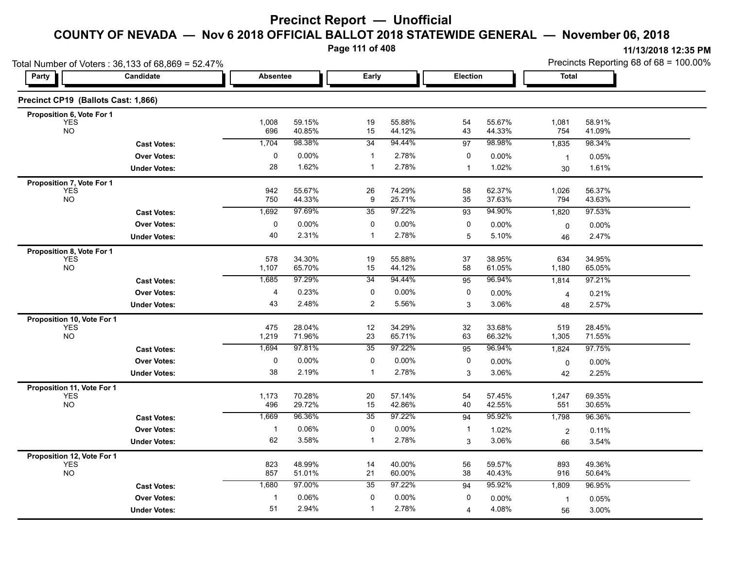# Precinct Report — Unofficial

## COUNTY OF NEVADA — Nov 6 2018 OFFICIAL BALLOT 2018 STATEWIDE GENERAL — November 06, 2018

11/13/2018 12:35 PM

Total Number of Voters : 36,133 of 68,869 = 52.47%

Precincts Reporting 68 of 68 = 100.00%

### Precinct CP19 (Ballots Cast: 1,866)

| Party | Candidate | Absentee | | Early | | Election | | Total | |
|---|---|---|---|---|---|---|---|---|---|
| **Proposition 6, Vote For 1** | | | | | | | | | |
| | YES | 1,008 | 59.15% | 19 | 55.88% | 54 | 55.67% | 1,081 | 58.91% |
| | NO | 696 | 40.85% | 15 | 44.12% | 43 | 44.33% | 754 | 41.09% |
| | **Cast Votes:** | 1,704 | 98.38% | 34 | 94.44% | 97 | 98.98% | 1,835 | 98.34% |
| | **Over Votes:** | 0 | 0.00% | 1 | 2.78% | 0 | 0.00% | 1 | 0.05% |
| | **Under Votes:** | 28 | 1.62% | 1 | 2.78% | 1 | 1.02% | 30 | 1.61% |
| **Proposition 7, Vote For 1** | | | | | | | | | |
| | YES | 942 | 55.67% | 26 | 74.29% | 58 | 62.37% | 1,026 | 56.37% |
| | NO | 750 | 44.33% | 9 | 25.71% | 35 | 37.63% | 794 | 43.63% |
| | **Cast Votes:** | 1,692 | 97.69% | 35 | 97.22% | 93 | 94.90% | 1,820 | 97.53% |
| | **Over Votes:** | 0 | 0.00% | 0 | 0.00% | 0 | 0.00% | 0 | 0.00% |
| | **Under Votes:** | 40 | 2.31% | 1 | 2.78% | 5 | 5.10% | 46 | 2.47% |
| **Proposition 8, Vote For 1** | | | | | | | | | |
| | YES | 578 | 34.30% | 19 | 55.88% | 37 | 38.95% | 634 | 34.95% |
| | NO | 1,107 | 65.70% | 15 | 44.12% | 58 | 61.05% | 1,180 | 65.05% |
| | **Cast Votes:** | 1,685 | 97.29% | 34 | 94.44% | 95 | 96.94% | 1,814 | 97.21% |
| | **Over Votes:** | 4 | 0.23% | 0 | 0.00% | 0 | 0.00% | 4 | 0.21% |
| | **Under Votes:** | 43 | 2.48% | 2 | 5.56% | 3 | 3.06% | 48 | 2.57% |
| **Proposition 10, Vote For 1** | | | | | | | | | |
| | YES | 475 | 28.04% | 12 | 34.29% | 32 | 33.68% | 519 | 28.45% |
| | NO | 1,219 | 71.96% | 23 | 65.71% | 63 | 66.32% | 1,305 | 71.55% |
| | **Cast Votes:** | 1,694 | 97.81% | 35 | 97.22% | 95 | 96.94% | 1,824 | 97.75% |
| | **Over Votes:** | 0 | 0.00% | 0 | 0.00% | 0 | 0.00% | 0 | 0.00% |
| | **Under Votes:** | 38 | 2.19% | 1 | 2.78% | 3 | 3.06% | 42 | 2.25% |
| **Proposition 11, Vote For 1** | | | | | | | | | |
| | YES | 1,173 | 70.28% | 20 | 57.14% | 54 | 57.45% | 1,247 | 69.35% |
| | NO | 496 | 29.72% | 15 | 42.86% | 40 | 42.55% | 551 | 30.65% |
| | **Cast Votes:** | 1,669 | 96.36% | 35 | 97.22% | 94 | 95.92% | 1,798 | 96.36% |
| | **Over Votes:** | 1 | 0.06% | 0 | 0.00% | 1 | 1.02% | 2 | 0.11% |
| | **Under Votes:** | 62 | 3.58% | 1 | 2.78% | 3 | 3.06% | 66 | 3.54% |
| **Proposition 12, Vote For 1** | | | | | | | | | |
| | YES | 823 | 48.99% | 14 | 40.00% | 56 | 59.57% | 893 | 49.36% |
| | NO | 857 | 51.01% | 21 | 60.00% | 38 | 40.43% | 916 | 50.64% |
| | **Cast Votes:** | 1,680 | 97.00% | 35 | 97.22% | 94 | 95.92% | 1,809 | 96.95% |
| | **Over Votes:** | 1 | 0.06% | 0 | 0.00% | 0 | 0.00% | 1 | 0.05% |
| | **Under Votes:** | 51 | 2.94% | 1 | 2.78% | 4 | 4.08% | 56 | 3.00% |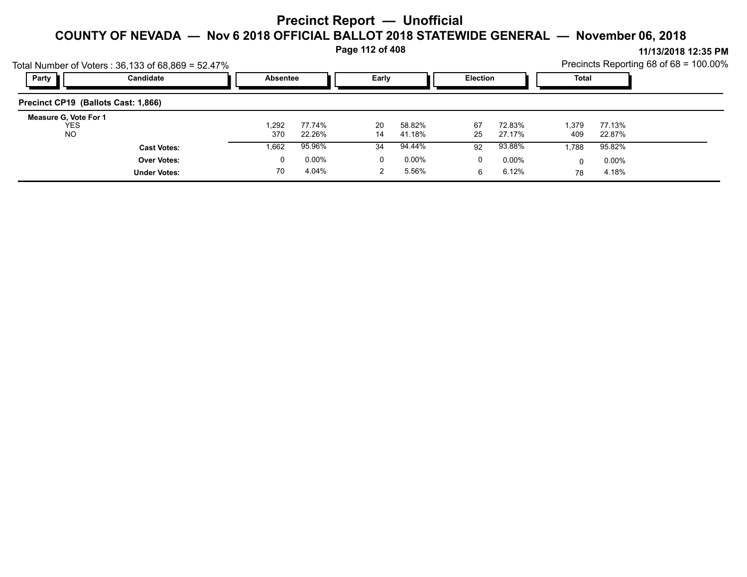# Precinct Report — Unofficial

## COUNTY OF NEVADA — Nov 6 2018 OFFICIAL BALLOT 2018 STATEWIDE GENERAL — November 06, 2018

11/13/2018 12:35 PM

Total Number of Voters : 36,133 of 68,869 = 52.47%

Precincts Reporting 68 of 68 = 100.00%

| Party | Candidate | Absentee | | Early | | Election | | Total | |
|---|---|---|---|---|---|---|---|---|---|
| **Precinct CP19 (Ballots Cast: 1,866)** | | | | | | | | | |
| **Measure G, Vote For 1** | | | | | | | | | |
| | YES | 1,292 | 77.74% | 20 | 58.82% | 67 | 72.83% | 1,379 | 77.13% |
| | NO | 370 | 22.26% | 14 | 41.18% | 25 | 27.17% | 409 | 22.87% |
| | **Cast Votes:** | 1,662 | 95.96% | 34 | 94.44% | 92 | 93.88% | 1,788 | 95.82% |
| | **Over Votes:** | 0 | 0.00% | 0 | 0.00% | 0 | 0.00% | 0 | 0.00% |
| | **Under Votes:** | 70 | 4.04% | 2 | 5.56% | 6 | 6.12% | 78 | 4.18% |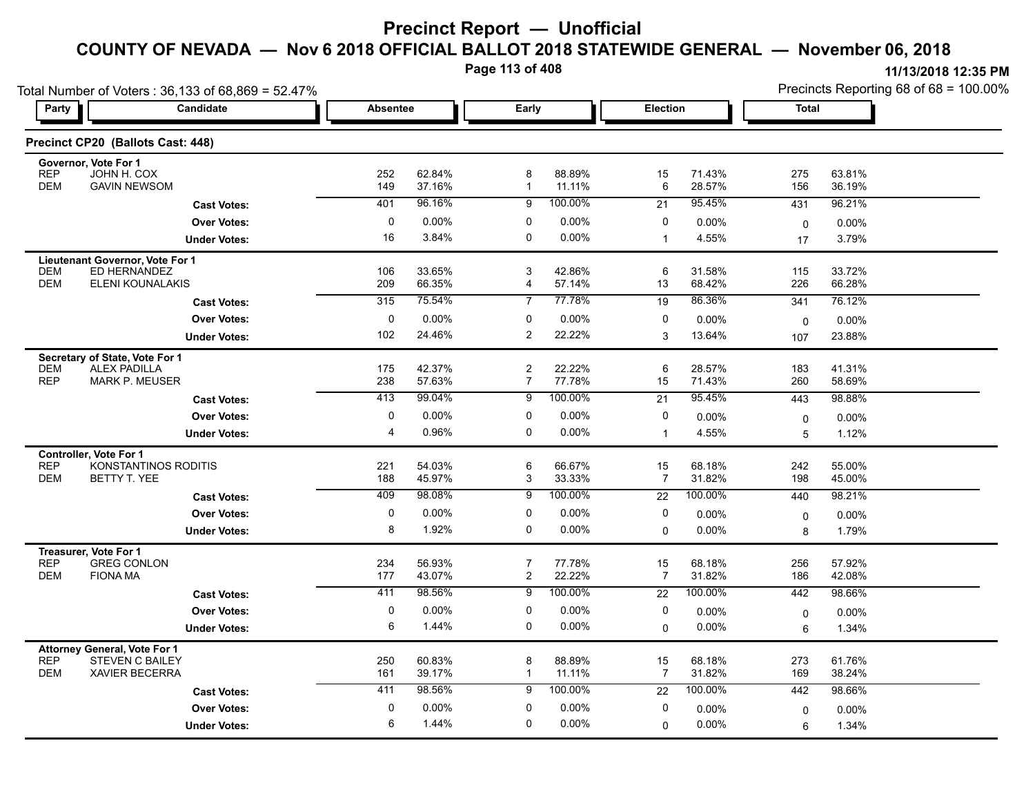# Precinct Report — Unofficial

## COUNTY OF NEVADA — Nov 6 2018 OFFICIAL BALLOT 2018 STATEWIDE GENERAL — November 06, 2018

11/13/2018 12:35 PM

Total Number of Voters : 36,133 of 68,869 = 52.47%

Precincts Reporting 68 of 68 = 100.00%

### Precinct CP20 (Ballots Cast: 448)

| Party | Candidate | Absentee | | Early | | Election | | Total | |
|---|---|---|---|---|---|---|---|---|---|
| **Governor, Vote For 1** | | | | | | | | | |
| REP | JOHN H. COX | 252 | 62.84% | 8 | 88.89% | 15 | 71.43% | 275 | 63.81% |
| DEM | GAVIN NEWSOM | 149 | 37.16% | 1 | 11.11% | 6 | 28.57% | 156 | 36.19% |
| | **Cast Votes:** | 401 | 96.16% | 9 | 100.00% | 21 | 95.45% | 431 | 96.21% |
| | **Over Votes:** | 0 | 0.00% | 0 | 0.00% | 0 | 0.00% | 0 | 0.00% |
| | **Under Votes:** | 16 | 3.84% | 0 | 0.00% | 1 | 4.55% | 17 | 3.79% |
| **Lieutenant Governor, Vote For 1** | | | | | | | | | |
| DEM | ED HERNANDEZ | 106 | 33.65% | 3 | 42.86% | 6 | 31.58% | 115 | 33.72% |
| DEM | ELENI KOUNALAKIS | 209 | 66.35% | 4 | 57.14% | 13 | 68.42% | 226 | 66.28% |
| | **Cast Votes:** | 315 | 75.54% | 7 | 77.78% | 19 | 86.36% | 341 | 76.12% |
| | **Over Votes:** | 0 | 0.00% | 0 | 0.00% | 0 | 0.00% | 0 | 0.00% |
| | **Under Votes:** | 102 | 24.46% | 2 | 22.22% | 3 | 13.64% | 107 | 23.88% |
| **Secretary of State, Vote For 1** | | | | | | | | | |
| DEM | ALEX PADILLA | 175 | 42.37% | 2 | 22.22% | 6 | 28.57% | 183 | 41.31% |
| REP | MARK P. MEUSER | 238 | 57.63% | 7 | 77.78% | 15 | 71.43% | 260 | 58.69% |
| | **Cast Votes:** | 413 | 99.04% | 9 | 100.00% | 21 | 95.45% | 443 | 98.88% |
| | **Over Votes:** | 0 | 0.00% | 0 | 0.00% | 0 | 0.00% | 0 | 0.00% |
| | **Under Votes:** | 4 | 0.96% | 0 | 0.00% | 1 | 4.55% | 5 | 1.12% |
| **Controller, Vote For 1** | | | | | | | | | |
| REP | KONSTANTINOS RODITIS | 221 | 54.03% | 6 | 66.67% | 15 | 68.18% | 242 | 55.00% |
| DEM | BETTY T. YEE | 188 | 45.97% | 3 | 33.33% | 7 | 31.82% | 198 | 45.00% |
| | **Cast Votes:** | 409 | 98.08% | 9 | 100.00% | 22 | 100.00% | 440 | 98.21% |
| | **Over Votes:** | 0 | 0.00% | 0 | 0.00% | 0 | 0.00% | 0 | 0.00% |
| | **Under Votes:** | 8 | 1.92% | 0 | 0.00% | 0 | 0.00% | 8 | 1.79% |
| **Treasurer, Vote For 1** | | | | | | | | | |
| REP | GREG CONLON | 234 | 56.93% | 7 | 77.78% | 15 | 68.18% | 256 | 57.92% |
| DEM | FIONA MA | 177 | 43.07% | 2 | 22.22% | 7 | 31.82% | 186 | 42.08% |
| | **Cast Votes:** | 411 | 98.56% | 9 | 100.00% | 22 | 100.00% | 442 | 98.66% |
| | **Over Votes:** | 0 | 0.00% | 0 | 0.00% | 0 | 0.00% | 0 | 0.00% |
| | **Under Votes:** | 6 | 1.44% | 0 | 0.00% | 0 | 0.00% | 6 | 1.34% |
| **Attorney General, Vote For 1** | | | | | | | | | |
| REP | STEVEN C BAILEY | 250 | 60.83% | 8 | 88.89% | 15 | 68.18% | 273 | 61.76% |
| DEM | XAVIER BECERRA | 161 | 39.17% | 1 | 11.11% | 7 | 31.82% | 169 | 38.24% |
| | **Cast Votes:** | 411 | 98.56% | 9 | 100.00% | 22 | 100.00% | 442 | 98.66% |
| | **Over Votes:** | 0 | 0.00% | 0 | 0.00% | 0 | 0.00% | 0 | 0.00% |
| | **Under Votes:** | 6 | 1.44% | 0 | 0.00% | 0 | 0.00% | 6 | 1.34% |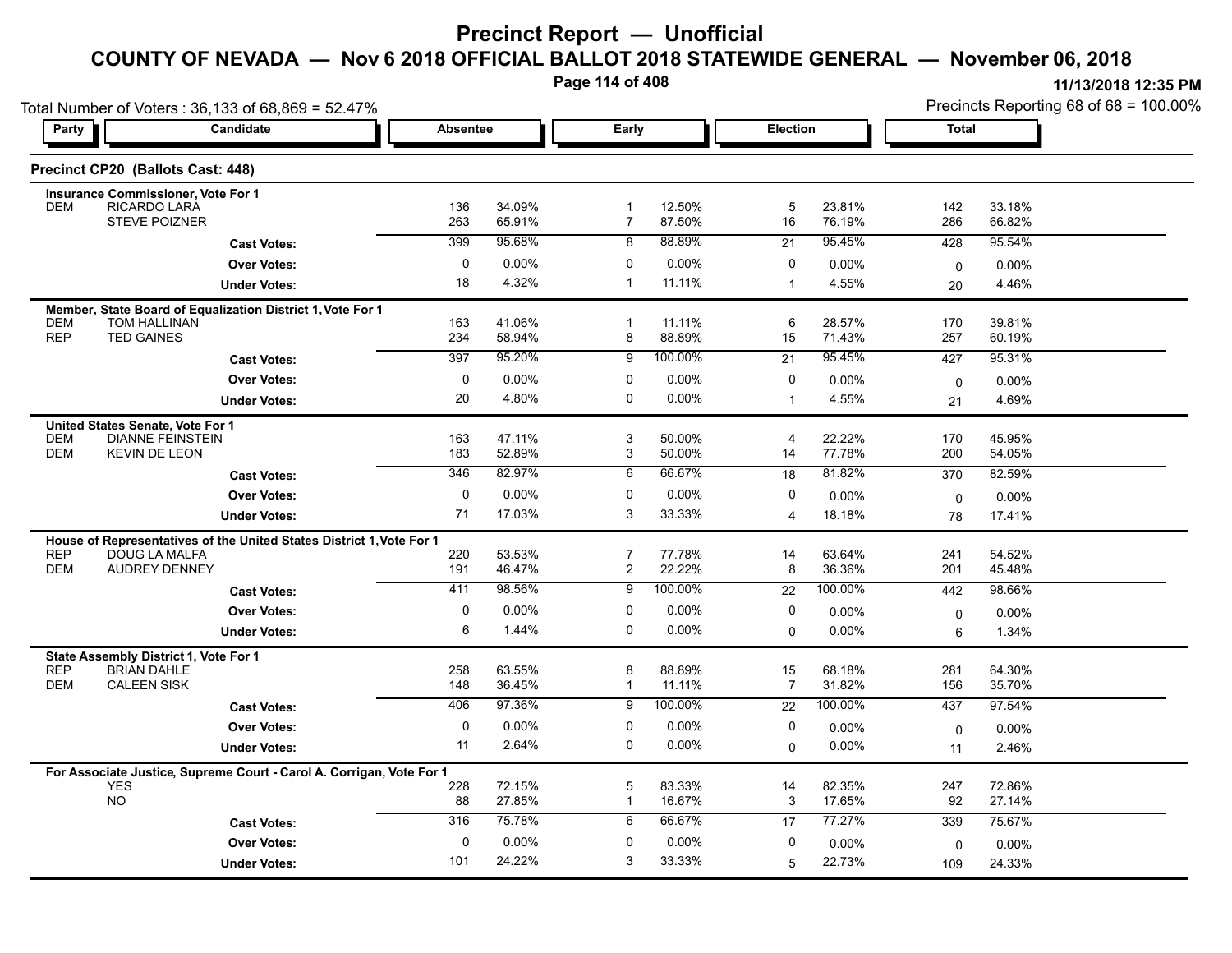# Precinct Report — Unofficial

## COUNTY OF NEVADA — Nov 6 2018 OFFICIAL BALLOT 2018 STATEWIDE GENERAL — November 06, 2018

11/13/2018 12:35 PM

Total Number of Voters : 36,133 of 68,869 = 52.47%

Precincts Reporting 68 of 68 = 100.00%

### Precinct CP20 (Ballots Cast: 448)

| Party | Candidate | Absentee | | Early | | Election | | Total | |
|---|---|---|---|---|---|---|---|---|---|
| **Insurance Commissioner, Vote For 1** | | | | | | | | | |
| DEM | RICARDO LARA | 136 | 34.09% | 1 | 12.50% | 5 | 23.81% | 142 | 33.18% |
| | STEVE POIZNER | 263 | 65.91% | 7 | 87.50% | 16 | 76.19% | 286 | 66.82% |
| | **Cast Votes:** | 399 | 95.68% | 8 | 88.89% | 21 | 95.45% | 428 | 95.54% |
| | **Over Votes:** | 0 | 0.00% | 0 | 0.00% | 0 | 0.00% | 0 | 0.00% |
| | **Under Votes:** | 18 | 4.32% | 1 | 11.11% | 1 | 4.55% | 20 | 4.46% |
| **Member, State Board of Equalization District 1, Vote For 1** | | | | | | | | | |
| DEM | TOM HALLINAN | 163 | 41.06% | 1 | 11.11% | 6 | 28.57% | 170 | 39.81% |
| REP | TED GAINES | 234 | 58.94% | 8 | 88.89% | 15 | 71.43% | 257 | 60.19% |
| | **Cast Votes:** | 397 | 95.20% | 9 | 100.00% | 21 | 95.45% | 427 | 95.31% |
| | **Over Votes:** | 0 | 0.00% | 0 | 0.00% | 0 | 0.00% | 0 | 0.00% |
| | **Under Votes:** | 20 | 4.80% | 0 | 0.00% | 1 | 4.55% | 21 | 4.69% |
| **United States Senate, Vote For 1** | | | | | | | | | |
| DEM | DIANNE FEINSTEIN | 163 | 47.11% | 3 | 50.00% | 4 | 22.22% | 170 | 45.95% |
| DEM | KEVIN DE LEON | 183 | 52.89% | 3 | 50.00% | 14 | 77.78% | 200 | 54.05% |
| | **Cast Votes:** | 346 | 82.97% | 6 | 66.67% | 18 | 81.82% | 370 | 82.59% |
| | **Over Votes:** | 0 | 0.00% | 0 | 0.00% | 0 | 0.00% | 0 | 0.00% |
| | **Under Votes:** | 71 | 17.03% | 3 | 33.33% | 4 | 18.18% | 78 | 17.41% |
| **House of Representatives of the United States District 1, Vote For 1** | | | | | | | | | |
| REP | DOUG LA MALFA | 220 | 53.53% | 7 | 77.78% | 14 | 63.64% | 241 | 54.52% |
| DEM | AUDREY DENNEY | 191 | 46.47% | 2 | 22.22% | 8 | 36.36% | 201 | 45.48% |
| | **Cast Votes:** | 411 | 98.56% | 9 | 100.00% | 22 | 100.00% | 442 | 98.66% |
| | **Over Votes:** | 0 | 0.00% | 0 | 0.00% | 0 | 0.00% | 0 | 0.00% |
| | **Under Votes:** | 6 | 1.44% | 0 | 0.00% | 0 | 0.00% | 6 | 1.34% |
| **State Assembly District 1, Vote For 1** | | | | | | | | | |
| REP | BRIAN DAHLE | 258 | 63.55% | 8 | 88.89% | 15 | 68.18% | 281 | 64.30% |
| DEM | CALEEN SISK | 148 | 36.45% | 1 | 11.11% | 7 | 31.82% | 156 | 35.70% |
| | **Cast Votes:** | 406 | 97.36% | 9 | 100.00% | 22 | 100.00% | 437 | 97.54% |
| | **Over Votes:** | 0 | 0.00% | 0 | 0.00% | 0 | 0.00% | 0 | 0.00% |
| | **Under Votes:** | 11 | 2.64% | 0 | 0.00% | 0 | 0.00% | 11 | 2.46% |
| **For Associate Justice, Supreme Court - Carol A. Corrigan, Vote For 1** | | | | | | | | | |
| | YES | 228 | 72.15% | 5 | 83.33% | 14 | 82.35% | 247 | 72.86% |
| | NO | 88 | 27.85% | 1 | 16.67% | 3 | 17.65% | 92 | 27.14% |
| | **Cast Votes:** | 316 | 75.78% | 6 | 66.67% | 17 | 77.27% | 339 | 75.67% |
| | **Over Votes:** | 0 | 0.00% | 0 | 0.00% | 0 | 0.00% | 0 | 0.00% |
| | **Under Votes:** | 101 | 24.22% | 3 | 33.33% | 5 | 22.73% | 109 | 24.33% |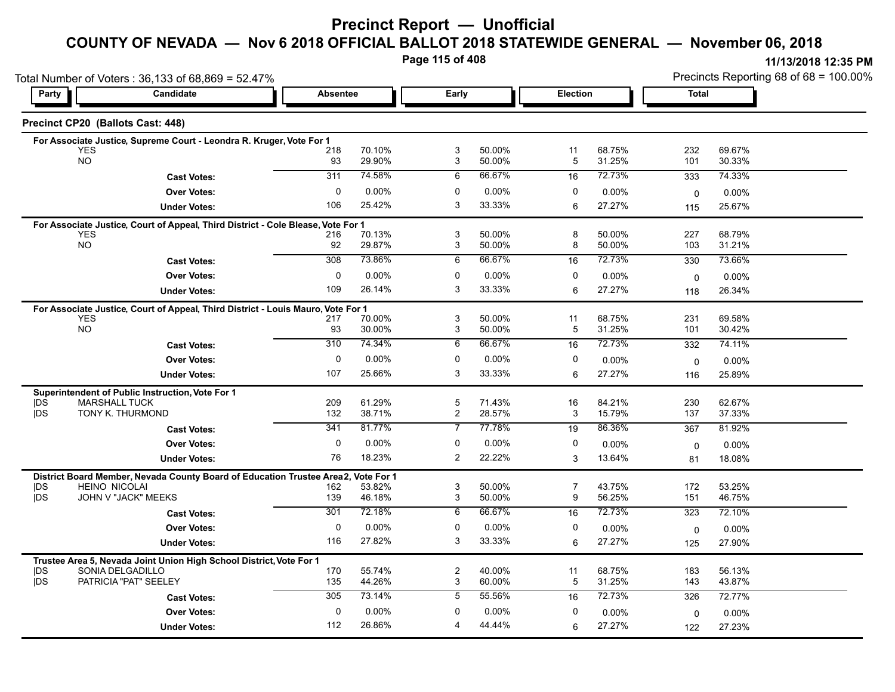# Precinct Report — Unofficial

## COUNTY OF NEVADA — Nov 6 2018 OFFICIAL BALLOT 2018 STATEWIDE GENERAL — November 06, 2018

11/13/2018 12:35 PM

Total Number of Voters : 36,133 of 68,869 = 52.47%

Precincts Reporting 68 of 68 = 100.00%

### Precinct CP20 (Ballots Cast: 448)

| Party | Candidate | Absentee | | Early | | Election | | Total | |
|---|---|---|---|---|---|---|---|---|---|
| **For Associate Justice, Supreme Court - Leondra R. Kruger, Vote For 1** | | | | | | | | | |
| | YES | 218 | 70.10% | 3 | 50.00% | 11 | 68.75% | 232 | 69.67% |
| | NO | 93 | 29.90% | 3 | 50.00% | 5 | 31.25% | 101 | 30.33% |
| | **Cast Votes:** | 311 | 74.58% | 6 | 66.67% | 16 | 72.73% | 333 | 74.33% |
| | **Over Votes:** | 0 | 0.00% | 0 | 0.00% | 0 | 0.00% | 0 | 0.00% |
| | **Under Votes:** | 106 | 25.42% | 3 | 33.33% | 6 | 27.27% | 115 | 25.67% |
| **For Associate Justice, Court of Appeal, Third District - Cole Blease, Vote For 1** | | | | | | | | | |
| | YES | 216 | 70.13% | 3 | 50.00% | 8 | 50.00% | 227 | 68.79% |
| | NO | 92 | 29.87% | 3 | 50.00% | 8 | 50.00% | 103 | 31.21% |
| | **Cast Votes:** | 308 | 73.86% | 6 | 66.67% | 16 | 72.73% | 330 | 73.66% |
| | **Over Votes:** | 0 | 0.00% | 0 | 0.00% | 0 | 0.00% | 0 | 0.00% |
| | **Under Votes:** | 109 | 26.14% | 3 | 33.33% | 6 | 27.27% | 118 | 26.34% |
| **For Associate Justice, Court of Appeal, Third District - Louis Mauro, Vote For 1** | | | | | | | | | |
| | YES | 217 | 70.00% | 3 | 50.00% | 11 | 68.75% | 231 | 69.58% |
| | NO | 93 | 30.00% | 3 | 50.00% | 5 | 31.25% | 101 | 30.42% |
| | **Cast Votes:** | 310 | 74.34% | 6 | 66.67% | 16 | 72.73% | 332 | 74.11% |
| | **Over Votes:** | 0 | 0.00% | 0 | 0.00% | 0 | 0.00% | 0 | 0.00% |
| | **Under Votes:** | 107 | 25.66% | 3 | 33.33% | 6 | 27.27% | 116 | 25.89% |
| **Superintendent of Public Instruction, Vote For 1** | | | | | | | | | |
| DS | MARSHALL TUCK | 209 | 61.29% | 5 | 71.43% | 16 | 84.21% | 230 | 62.67% |
| DS | TONY K. THURMOND | 132 | 38.71% | 2 | 28.57% | 3 | 15.79% | 137 | 37.33% |
| | **Cast Votes:** | 341 | 81.77% | 7 | 77.78% | 19 | 86.36% | 367 | 81.92% |
| | **Over Votes:** | 0 | 0.00% | 0 | 0.00% | 0 | 0.00% | 0 | 0.00% |
| | **Under Votes:** | 76 | 18.23% | 2 | 22.22% | 3 | 13.64% | 81 | 18.08% |
| **District Board Member, Nevada County Board of Education Trustee Area 2, Vote For 1** | | | | | | | | | |
| DS | HEINO NICOLAI | 162 | 53.82% | 3 | 50.00% | 7 | 43.75% | 172 | 53.25% |
| DS | JOHN V "JACK" MEEKS | 139 | 46.18% | 3 | 50.00% | 9 | 56.25% | 151 | 46.75% |
| | **Cast Votes:** | 301 | 72.18% | 6 | 66.67% | 16 | 72.73% | 323 | 72.10% |
| | **Over Votes:** | 0 | 0.00% | 0 | 0.00% | 0 | 0.00% | 0 | 0.00% |
| | **Under Votes:** | 116 | 27.82% | 3 | 33.33% | 6 | 27.27% | 125 | 27.90% |
| **Trustee Area 5, Nevada Joint Union High School District, Vote For 1** | | | | | | | | | |
| DS | SONIA DELGADILLO | 170 | 55.74% | 2 | 40.00% | 11 | 68.75% | 183 | 56.13% |
| DS | PATRICIA "PAT" SEELEY | 135 | 44.26% | 3 | 60.00% | 5 | 31.25% | 143 | 43.87% |
| | **Cast Votes:** | 305 | 73.14% | 5 | 55.56% | 16 | 72.73% | 326 | 72.77% |
| | **Over Votes:** | 0 | 0.00% | 0 | 0.00% | 0 | 0.00% | 0 | 0.00% |
| | **Under Votes:** | 112 | 26.86% | 4 | 44.44% | 6 | 27.27% | 122 | 27.23% |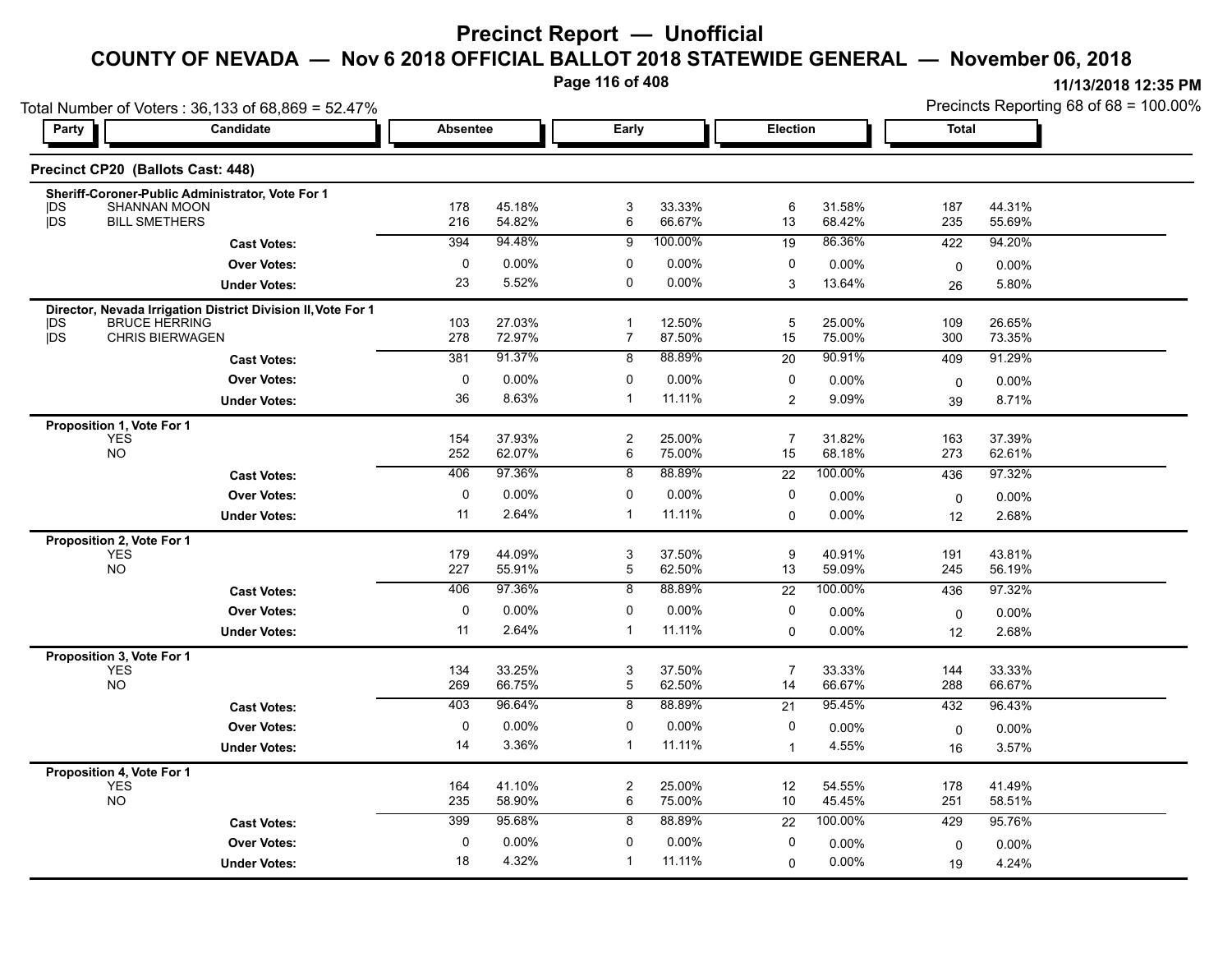# Precinct Report — Unofficial

## COUNTY OF NEVADA — Nov 6 2018 OFFICIAL BALLOT 2018 STATEWIDE GENERAL — November 06, 2018

11/13/2018 12:35 PM

Total Number of Voters : 36,133 of 68,869 = 52.47%

Precincts Reporting 68 of 68 = 100.00%

### Precinct CP20 (Ballots Cast: 448)

| Party | Candidate | Absentee | | Early | | Election | | Total | |
|---|---|---|---|---|---|---|---|---|---|
| **Sheriff-Coroner-Public Administrator, Vote For 1** | | | | | | | | | |
| DS | SHANNAN MOON | 178 | 45.18% | 3 | 33.33% | 6 | 31.58% | 187 | 44.31% |
| DS | BILL SMETHERS | 216 | 54.82% | 6 | 66.67% | 13 | 68.42% | 235 | 55.69% |
| | **Cast Votes:** | 394 | 94.48% | 9 | 100.00% | 19 | 86.36% | 422 | 94.20% |
| | **Over Votes:** | 0 | 0.00% | 0 | 0.00% | 0 | 0.00% | 0 | 0.00% |
| | **Under Votes:** | 23 | 5.52% | 0 | 0.00% | 3 | 13.64% | 26 | 5.80% |
| **Director, Nevada Irrigation District Division II, Vote For 1** | | | | | | | | | |
| DS | BRUCE HERRING | 103 | 27.03% | 1 | 12.50% | 5 | 25.00% | 109 | 26.65% |
| DS | CHRIS BIERWAGEN | 278 | 72.97% | 7 | 87.50% | 15 | 75.00% | 300 | 73.35% |
| | **Cast Votes:** | 381 | 91.37% | 8 | 88.89% | 20 | 90.91% | 409 | 91.29% |
| | **Over Votes:** | 0 | 0.00% | 0 | 0.00% | 0 | 0.00% | 0 | 0.00% |
| | **Under Votes:** | 36 | 8.63% | 1 | 11.11% | 2 | 9.09% | 39 | 8.71% |
| **Proposition 1, Vote For 1** | | | | | | | | | |
| | YES | 154 | 37.93% | 2 | 25.00% | 7 | 31.82% | 163 | 37.39% |
| | NO | 252 | 62.07% | 6 | 75.00% | 15 | 68.18% | 273 | 62.61% |
| | **Cast Votes:** | 406 | 97.36% | 8 | 88.89% | 22 | 100.00% | 436 | 97.32% |
| | **Over Votes:** | 0 | 0.00% | 0 | 0.00% | 0 | 0.00% | 0 | 0.00% |
| | **Under Votes:** | 11 | 2.64% | 1 | 11.11% | 0 | 0.00% | 12 | 2.68% |
| **Proposition 2, Vote For 1** | | | | | | | | | |
| | YES | 179 | 44.09% | 3 | 37.50% | 9 | 40.91% | 191 | 43.81% |
| | NO | 227 | 55.91% | 5 | 62.50% | 13 | 59.09% | 245 | 56.19% |
| | **Cast Votes:** | 406 | 97.36% | 8 | 88.89% | 22 | 100.00% | 436 | 97.32% |
| | **Over Votes:** | 0 | 0.00% | 0 | 0.00% | 0 | 0.00% | 0 | 0.00% |
| | **Under Votes:** | 11 | 2.64% | 1 | 11.11% | 0 | 0.00% | 12 | 2.68% |
| **Proposition 3, Vote For 1** | | | | | | | | | |
| | YES | 134 | 33.25% | 3 | 37.50% | 7 | 33.33% | 144 | 33.33% |
| | NO | 269 | 66.75% | 5 | 62.50% | 14 | 66.67% | 288 | 66.67% |
| | **Cast Votes:** | 403 | 96.64% | 8 | 88.89% | 21 | 95.45% | 432 | 96.43% |
| | **Over Votes:** | 0 | 0.00% | 0 | 0.00% | 0 | 0.00% | 0 | 0.00% |
| | **Under Votes:** | 14 | 3.36% | 1 | 11.11% | 1 | 4.55% | 16 | 3.57% |
| **Proposition 4, Vote For 1** | | | | | | | | | |
| | YES | 164 | 41.10% | 2 | 25.00% | 12 | 54.55% | 178 | 41.49% |
| | NO | 235 | 58.90% | 6 | 75.00% | 10 | 45.45% | 251 | 58.51% |
| | **Cast Votes:** | 399 | 95.68% | 8 | 88.89% | 22 | 100.00% | 429 | 95.76% |
| | **Over Votes:** | 0 | 0.00% | 0 | 0.00% | 0 | 0.00% | 0 | 0.00% |
| | **Under Votes:** | 18 | 4.32% | 1 | 11.11% | 0 | 0.00% | 19 | 4.24% |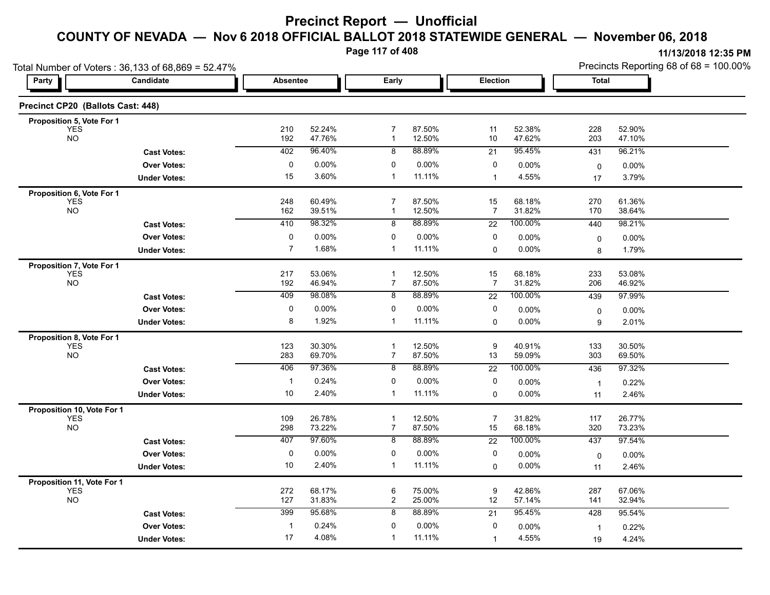# Precinct Report — Unofficial

## COUNTY OF NEVADA — Nov 6 2018 OFFICIAL BALLOT 2018 STATEWIDE GENERAL — November 06, 2018

11/13/2018 12:35 PM

Total Number of Voters : 36,133 of 68,869 = 52.47%

Precincts Reporting 68 of 68 = 100.00%

### Precinct CP20 (Ballots Cast: 448)

| Party | Candidate | Absentee | | Early | | Election | | Total | |
|---|---|---|---|---|---|---|---|---|---|
| **Proposition 5, Vote For 1** | | | | | | | | | |
| | YES | 210 | 52.24% | 7 | 87.50% | 11 | 52.38% | 228 | 52.90% |
| | NO | 192 | 47.76% | 1 | 12.50% | 10 | 47.62% | 203 | 47.10% |
| | **Cast Votes:** | 402 | 96.40% | 8 | 88.89% | 21 | 95.45% | 431 | 96.21% |
| | **Over Votes:** | 0 | 0.00% | 0 | 0.00% | 0 | 0.00% | 0 | 0.00% |
| | **Under Votes:** | 15 | 3.60% | 1 | 11.11% | 1 | 4.55% | 17 | 3.79% |
| **Proposition 6, Vote For 1** | | | | | | | | | |
| | YES | 248 | 60.49% | 7 | 87.50% | 15 | 68.18% | 270 | 61.36% |
| | NO | 162 | 39.51% | 1 | 12.50% | 7 | 31.82% | 170 | 38.64% |
| | **Cast Votes:** | 410 | 98.32% | 8 | 88.89% | 22 | 100.00% | 440 | 98.21% |
| | **Over Votes:** | 0 | 0.00% | 0 | 0.00% | 0 | 0.00% | 0 | 0.00% |
| | **Under Votes:** | 7 | 1.68% | 1 | 11.11% | 0 | 0.00% | 8 | 1.79% |
| **Proposition 7, Vote For 1** | | | | | | | | | |
| | YES | 217 | 53.06% | 1 | 12.50% | 15 | 68.18% | 233 | 53.08% |
| | NO | 192 | 46.94% | 7 | 87.50% | 7 | 31.82% | 206 | 46.92% |
| | **Cast Votes:** | 409 | 98.08% | 8 | 88.89% | 22 | 100.00% | 439 | 97.99% |
| | **Over Votes:** | 0 | 0.00% | 0 | 0.00% | 0 | 0.00% | 0 | 0.00% |
| | **Under Votes:** | 8 | 1.92% | 1 | 11.11% | 0 | 0.00% | 9 | 2.01% |
| **Proposition 8, Vote For 1** | | | | | | | | | |
| | YES | 123 | 30.30% | 1 | 12.50% | 9 | 40.91% | 133 | 30.50% |
| | NO | 283 | 69.70% | 7 | 87.50% | 13 | 59.09% | 303 | 69.50% |
| | **Cast Votes:** | 406 | 97.36% | 8 | 88.89% | 22 | 100.00% | 436 | 97.32% |
| | **Over Votes:** | 1 | 0.24% | 0 | 0.00% | 0 | 0.00% | 1 | 0.22% |
| | **Under Votes:** | 10 | 2.40% | 1 | 11.11% | 0 | 0.00% | 11 | 2.46% |
| **Proposition 10, Vote For 1** | | | | | | | | | |
| | YES | 109 | 26.78% | 1 | 12.50% | 7 | 31.82% | 117 | 26.77% |
| | NO | 298 | 73.22% | 7 | 87.50% | 15 | 68.18% | 320 | 73.23% |
| | **Cast Votes:** | 407 | 97.60% | 8 | 88.89% | 22 | 100.00% | 437 | 97.54% |
| | **Over Votes:** | 0 | 0.00% | 0 | 0.00% | 0 | 0.00% | 0 | 0.00% |
| | **Under Votes:** | 10 | 2.40% | 1 | 11.11% | 0 | 0.00% | 11 | 2.46% |
| **Proposition 11, Vote For 1** | | | | | | | | | |
| | YES | 272 | 68.17% | 6 | 75.00% | 9 | 42.86% | 287 | 67.06% |
| | NO | 127 | 31.83% | 2 | 25.00% | 12 | 57.14% | 141 | 32.94% |
| | **Cast Votes:** | 399 | 95.68% | 8 | 88.89% | 21 | 95.45% | 428 | 95.54% |
| | **Over Votes:** | 1 | 0.24% | 0 | 0.00% | 0 | 0.00% | 1 | 0.22% |
| | **Under Votes:** | 17 | 4.08% | 1 | 11.11% | 1 | 4.55% | 19 | 4.24% |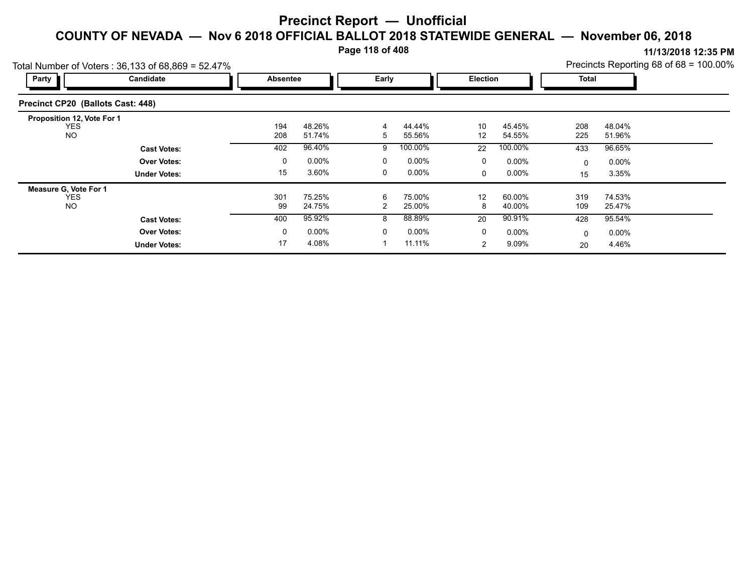# Precinct Report — Unofficial

## COUNTY OF NEVADA — Nov 6 2018 OFFICIAL BALLOT 2018 STATEWIDE GENERAL — November 06, 2018

11/13/2018 12:35 PM

Total Number of Voters : 36,133 of 68,869 = 52.47%

Precincts Reporting 68 of 68 = 100.00%

### Precinct CP20 (Ballots Cast: 448)

| Party | Candidate | Absentee | | Early | | Election | | Total | |
|---|---|---|---|---|---|---|---|---|---|
| **Proposition 12, Vote For 1** | | | | | | | | | |
| | YES | 194 | 48.26% | 4 | 44.44% | 10 | 45.45% | 208 | 48.04% |
| | NO | 208 | 51.74% | 5 | 55.56% | 12 | 54.55% | 225 | 51.96% |
| | **Cast Votes:** | 402 | 96.40% | 9 | 100.00% | 22 | 100.00% | 433 | 96.65% |
| | **Over Votes:** | 0 | 0.00% | 0 | 0.00% | 0 | 0.00% | 0 | 0.00% |
| | **Under Votes:** | 15 | 3.60% | 0 | 0.00% | 0 | 0.00% | 15 | 3.35% |
| **Measure G, Vote For 1** | | | | | | | | | |
| | YES | 301 | 75.25% | 6 | 75.00% | 12 | 60.00% | 319 | 74.53% |
| | NO | 99 | 24.75% | 2 | 25.00% | 8 | 40.00% | 109 | 25.47% |
| | **Cast Votes:** | 400 | 95.92% | 8 | 88.89% | 20 | 90.91% | 428 | 95.54% |
| | **Over Votes:** | 0 | 0.00% | 0 | 0.00% | 0 | 0.00% | 0 | 0.00% |
| | **Under Votes:** | 17 | 4.08% | 1 | 11.11% | 2 | 9.09% | 20 | 4.46% |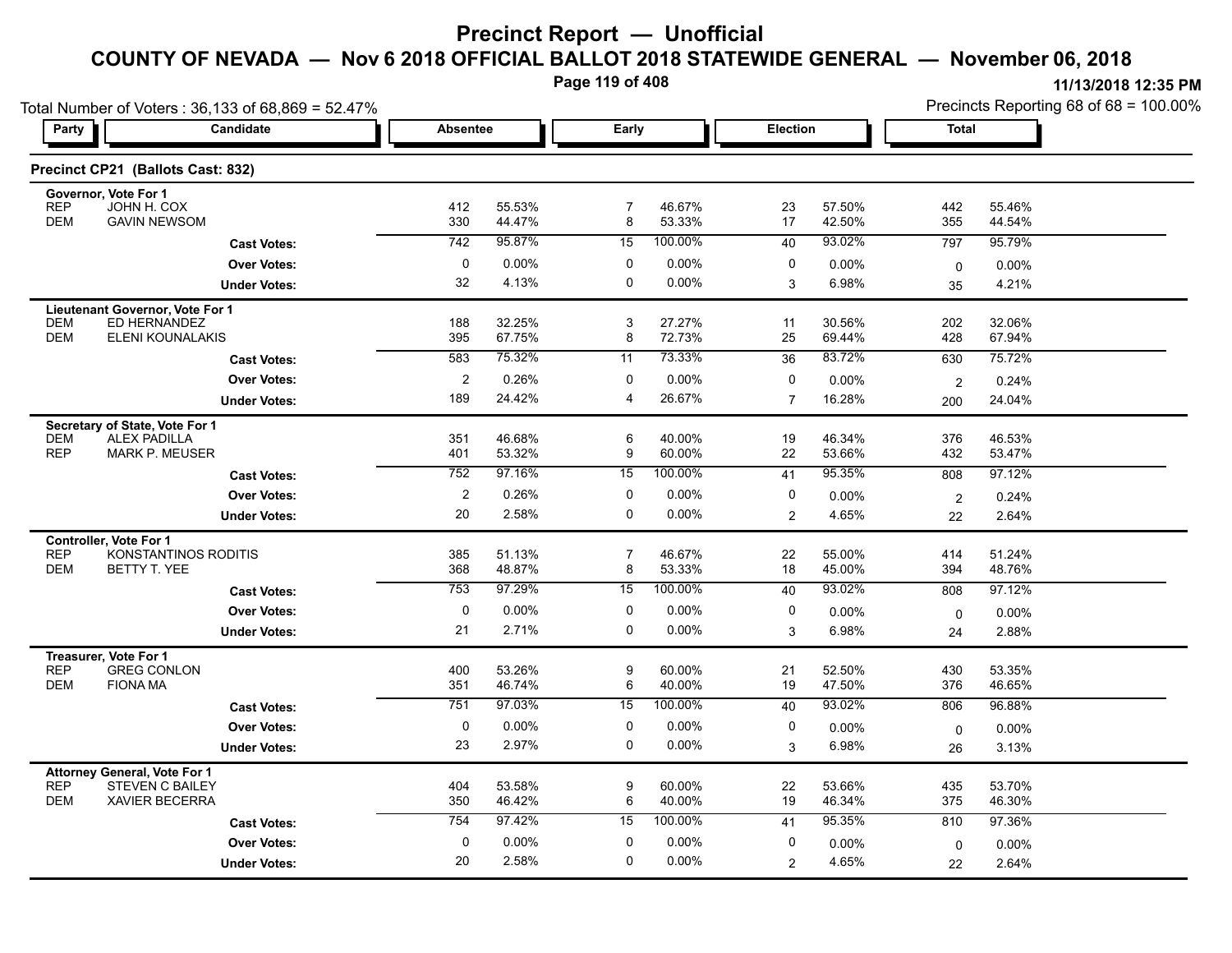# Precinct Report — Unofficial

## COUNTY OF NEVADA — Nov 6 2018 OFFICIAL BALLOT 2018 STATEWIDE GENERAL — November 06, 2018

11/13/2018 12:35 PM

Total Number of Voters : 36,133 of 68,869 = 52.47%

Precincts Reporting 68 of 68 = 100.00%

### Precinct CP21 (Ballots Cast: 832)

| Party | Candidate | Absentee | | Early | | Election | | Total | |
|---|---|---|---|---|---|---|---|---|---|
| **Governor, Vote For 1** | | | | | | | | | |
| REP | JOHN H. COX | 412 | 55.53% | 7 | 46.67% | 23 | 57.50% | 442 | 55.46% |
| DEM | GAVIN NEWSOM | 330 | 44.47% | 8 | 53.33% | 17 | 42.50% | 355 | 44.54% |
| | **Cast Votes:** | 742 | 95.87% | 15 | 100.00% | 40 | 93.02% | 797 | 95.79% |
| | **Over Votes:** | 0 | 0.00% | 0 | 0.00% | 0 | 0.00% | 0 | 0.00% |
| | **Under Votes:** | 32 | 4.13% | 0 | 0.00% | 3 | 6.98% | 35 | 4.21% |
| **Lieutenant Governor, Vote For 1** | | | | | | | | | |
| DEM | ED HERNANDEZ | 188 | 32.25% | 3 | 27.27% | 11 | 30.56% | 202 | 32.06% |
| DEM | ELENI KOUNALAKIS | 395 | 67.75% | 8 | 72.73% | 25 | 69.44% | 428 | 67.94% |
| | **Cast Votes:** | 583 | 75.32% | 11 | 73.33% | 36 | 83.72% | 630 | 75.72% |
| | **Over Votes:** | 2 | 0.26% | 0 | 0.00% | 0 | 0.00% | 2 | 0.24% |
| | **Under Votes:** | 189 | 24.42% | 4 | 26.67% | 7 | 16.28% | 200 | 24.04% |
| **Secretary of State, Vote For 1** | | | | | | | | | |
| DEM | ALEX PADILLA | 351 | 46.68% | 6 | 40.00% | 19 | 46.34% | 376 | 46.53% |
| REP | MARK P. MEUSER | 401 | 53.32% | 9 | 60.00% | 22 | 53.66% | 432 | 53.47% |
| | **Cast Votes:** | 752 | 97.16% | 15 | 100.00% | 41 | 95.35% | 808 | 97.12% |
| | **Over Votes:** | 2 | 0.26% | 0 | 0.00% | 0 | 0.00% | 2 | 0.24% |
| | **Under Votes:** | 20 | 2.58% | 0 | 0.00% | 2 | 4.65% | 22 | 2.64% |
| **Controller, Vote For 1** | | | | | | | | | |
| REP | KONSTANTINOS RODITIS | 385 | 51.13% | 7 | 46.67% | 22 | 55.00% | 414 | 51.24% |
| DEM | BETTY T. YEE | 368 | 48.87% | 8 | 53.33% | 18 | 45.00% | 394 | 48.76% |
| | **Cast Votes:** | 753 | 97.29% | 15 | 100.00% | 40 | 93.02% | 808 | 97.12% |
| | **Over Votes:** | 0 | 0.00% | 0 | 0.00% | 0 | 0.00% | 0 | 0.00% |
| | **Under Votes:** | 21 | 2.71% | 0 | 0.00% | 3 | 6.98% | 24 | 2.88% |
| **Treasurer, Vote For 1** | | | | | | | | | |
| REP | GREG CONLON | 400 | 53.26% | 9 | 60.00% | 21 | 52.50% | 430 | 53.35% |
| DEM | FIONA MA | 351 | 46.74% | 6 | 40.00% | 19 | 47.50% | 376 | 46.65% |
| | **Cast Votes:** | 751 | 97.03% | 15 | 100.00% | 40 | 93.02% | 806 | 96.88% |
| | **Over Votes:** | 0 | 0.00% | 0 | 0.00% | 0 | 0.00% | 0 | 0.00% |
| | **Under Votes:** | 23 | 2.97% | 0 | 0.00% | 3 | 6.98% | 26 | 3.13% |
| **Attorney General, Vote For 1** | | | | | | | | | |
| REP | STEVEN C BAILEY | 404 | 53.58% | 9 | 60.00% | 22 | 53.66% | 435 | 53.70% |
| DEM | XAVIER BECERRA | 350 | 46.42% | 6 | 40.00% | 19 | 46.34% | 375 | 46.30% |
| | **Cast Votes:** | 754 | 97.42% | 15 | 100.00% | 41 | 95.35% | 810 | 97.36% |
| | **Over Votes:** | 0 | 0.00% | 0 | 0.00% | 0 | 0.00% | 0 | 0.00% |
| | **Under Votes:** | 20 | 2.58% | 0 | 0.00% | 2 | 4.65% | 22 | 2.64% |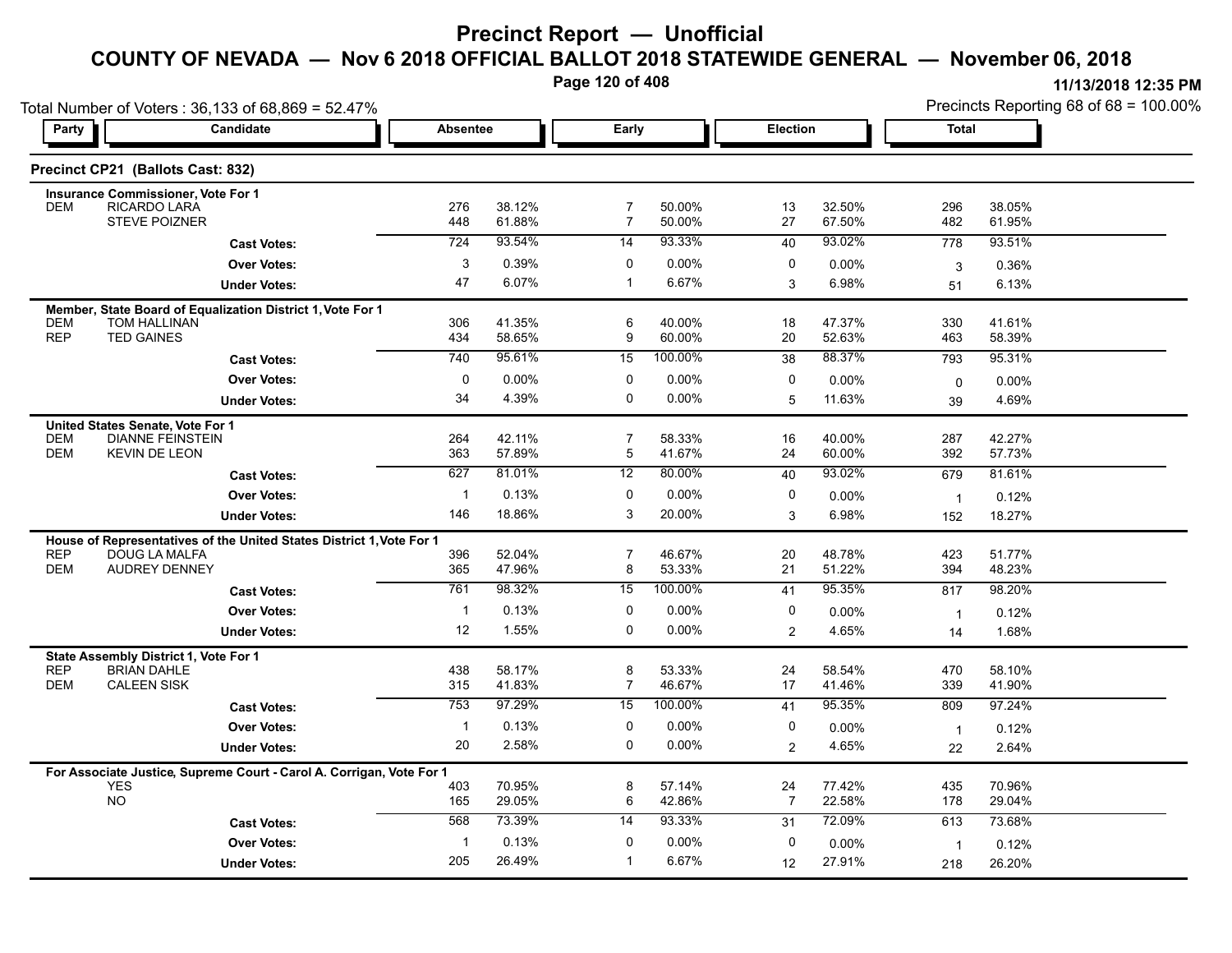# Precinct Report — Unofficial

## COUNTY OF NEVADA — Nov 6 2018 OFFICIAL BALLOT 2018 STATEWIDE GENERAL — November 06, 2018

11/13/2018 12:35 PM

Total Number of Voters : 36,133 of 68,869 = 52.47%

Precincts Reporting 68 of 68 = 100.00%

### Precinct CP21 (Ballots Cast: 832)

| Party | Candidate | Absentee | | Early | | Election | | Total | |
|---|---|---|---|---|---|---|---|---|---|
| **Insurance Commissioner, Vote For 1** | | | | | | | | | |
| DEM | RICARDO LARA | 276 | 38.12% | 7 | 50.00% | 13 | 32.50% | 296 | 38.05% |
| | STEVE POIZNER | 448 | 61.88% | 7 | 50.00% | 27 | 67.50% | 482 | 61.95% |
| | **Cast Votes:** | 724 | 93.54% | 14 | 93.33% | 40 | 93.02% | 778 | 93.51% |
| | **Over Votes:** | 3 | 0.39% | 0 | 0.00% | 0 | 0.00% | 3 | 0.36% |
| | **Under Votes:** | 47 | 6.07% | 1 | 6.67% | 3 | 6.98% | 51 | 6.13% |
| **Member, State Board of Equalization District 1, Vote For 1** | | | | | | | | | |
| DEM | TOM HALLINAN | 306 | 41.35% | 6 | 40.00% | 18 | 47.37% | 330 | 41.61% |
| REP | TED GAINES | 434 | 58.65% | 9 | 60.00% | 20 | 52.63% | 463 | 58.39% |
| | **Cast Votes:** | 740 | 95.61% | 15 | 100.00% | 38 | 88.37% | 793 | 95.31% |
| | **Over Votes:** | 0 | 0.00% | 0 | 0.00% | 0 | 0.00% | 0 | 0.00% |
| | **Under Votes:** | 34 | 4.39% | 0 | 0.00% | 5 | 11.63% | 39 | 4.69% |
| **United States Senate, Vote For 1** | | | | | | | | | |
| DEM | DIANNE FEINSTEIN | 264 | 42.11% | 7 | 58.33% | 16 | 40.00% | 287 | 42.27% |
| DEM | KEVIN DE LEON | 363 | 57.89% | 5 | 41.67% | 24 | 60.00% | 392 | 57.73% |
| | **Cast Votes:** | 627 | 81.01% | 12 | 80.00% | 40 | 93.02% | 679 | 81.61% |
| | **Over Votes:** | 1 | 0.13% | 0 | 0.00% | 0 | 0.00% | 1 | 0.12% |
| | **Under Votes:** | 146 | 18.86% | 3 | 20.00% | 3 | 6.98% | 152 | 18.27% |
| **House of Representatives of the United States District 1, Vote For 1** | | | | | | | | | |
| REP | DOUG LA MALFA | 396 | 52.04% | 7 | 46.67% | 20 | 48.78% | 423 | 51.77% |
| DEM | AUDREY DENNEY | 365 | 47.96% | 8 | 53.33% | 21 | 51.22% | 394 | 48.23% |
| | **Cast Votes:** | 761 | 98.32% | 15 | 100.00% | 41 | 95.35% | 817 | 98.20% |
| | **Over Votes:** | 1 | 0.13% | 0 | 0.00% | 0 | 0.00% | 1 | 0.12% |
| | **Under Votes:** | 12 | 1.55% | 0 | 0.00% | 2 | 4.65% | 14 | 1.68% |
| **State Assembly District 1, Vote For 1** | | | | | | | | | |
| REP | BRIAN DAHLE | 438 | 58.17% | 8 | 53.33% | 24 | 58.54% | 470 | 58.10% |
| DEM | CALEEN SISK | 315 | 41.83% | 7 | 46.67% | 17 | 41.46% | 339 | 41.90% |
| | **Cast Votes:** | 753 | 97.29% | 15 | 100.00% | 41 | 95.35% | 809 | 97.24% |
| | **Over Votes:** | 1 | 0.13% | 0 | 0.00% | 0 | 0.00% | 1 | 0.12% |
| | **Under Votes:** | 20 | 2.58% | 0 | 0.00% | 2 | 4.65% | 22 | 2.64% |
| **For Associate Justice, Supreme Court - Carol A. Corrigan, Vote For 1** | | | | | | | | | |
| | YES | 403 | 70.95% | 8 | 57.14% | 24 | 77.42% | 435 | 70.96% |
| | NO | 165 | 29.05% | 6 | 42.86% | 7 | 22.58% | 178 | 29.04% |
| | **Cast Votes:** | 568 | 73.39% | 14 | 93.33% | 31 | 72.09% | 613 | 73.68% |
| | **Over Votes:** | 1 | 0.13% | 0 | 0.00% | 0 | 0.00% | 1 | 0.12% |
| | **Under Votes:** | 205 | 26.49% | 1 | 6.67% | 12 | 27.91% | 218 | 26.20% |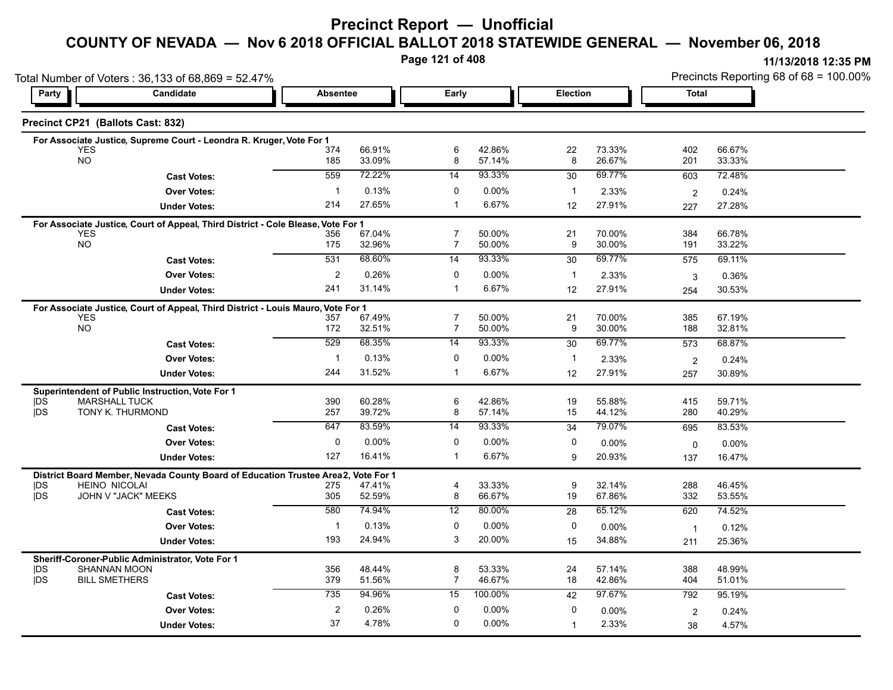# Precinct Report — Unofficial

## COUNTY OF NEVADA — Nov 6 2018 OFFICIAL BALLOT 2018 STATEWIDE GENERAL — November 06, 2018

11/13/2018 12:35 PM

Total Number of Voters : 36,133 of 68,869 = 52.47%

Precincts Reporting 68 of 68 = 100.00%

### Precinct CP21 (Ballots Cast: 832)

| Party | Candidate | Absentee | | Early | | Election | | Total | |
|---|---|---|---|---|---|---|---|---|---|
| **For Associate Justice, Supreme Court - Leondra R. Kruger, Vote For 1** | | | | | | | | | |
| | YES | 374 | 66.91% | 6 | 42.86% | 22 | 73.33% | 402 | 66.67% |
| | NO | 185 | 33.09% | 8 | 57.14% | 8 | 26.67% | 201 | 33.33% |
| | **Cast Votes:** | 559 | 72.22% | 14 | 93.33% | 30 | 69.77% | 603 | 72.48% |
| | **Over Votes:** | 1 | 0.13% | 0 | 0.00% | 1 | 2.33% | 2 | 0.24% |
| | **Under Votes:** | 214 | 27.65% | 1 | 6.67% | 12 | 27.91% | 227 | 27.28% |
| **For Associate Justice, Court of Appeal, Third District - Cole Blease, Vote For 1** | | | | | | | | | |
| | YES | 356 | 67.04% | 7 | 50.00% | 21 | 70.00% | 384 | 66.78% |
| | NO | 175 | 32.96% | 7 | 50.00% | 9 | 30.00% | 191 | 33.22% |
| | **Cast Votes:** | 531 | 68.60% | 14 | 93.33% | 30 | 69.77% | 575 | 69.11% |
| | **Over Votes:** | 2 | 0.26% | 0 | 0.00% | 1 | 2.33% | 3 | 0.36% |
| | **Under Votes:** | 241 | 31.14% | 1 | 6.67% | 12 | 27.91% | 254 | 30.53% |
| **For Associate Justice, Court of Appeal, Third District - Louis Mauro, Vote For 1** | | | | | | | | | |
| | YES | 357 | 67.49% | 7 | 50.00% | 21 | 70.00% | 385 | 67.19% |
| | NO | 172 | 32.51% | 7 | 50.00% | 9 | 30.00% | 188 | 32.81% |
| | **Cast Votes:** | 529 | 68.35% | 14 | 93.33% | 30 | 69.77% | 573 | 68.87% |
| | **Over Votes:** | 1 | 0.13% | 0 | 0.00% | 1 | 2.33% | 2 | 0.24% |
| | **Under Votes:** | 244 | 31.52% | 1 | 6.67% | 12 | 27.91% | 257 | 30.89% |
| **Superintendent of Public Instruction, Vote For 1** | | | | | | | | | |
| DS | MARSHALL TUCK | 390 | 60.28% | 6 | 42.86% | 19 | 55.88% | 415 | 59.71% |
| DS | TONY K. THURMOND | 257 | 39.72% | 8 | 57.14% | 15 | 44.12% | 280 | 40.29% |
| | **Cast Votes:** | 647 | 83.59% | 14 | 93.33% | 34 | 79.07% | 695 | 83.53% |
| | **Over Votes:** | 0 | 0.00% | 0 | 0.00% | 0 | 0.00% | 0 | 0.00% |
| | **Under Votes:** | 127 | 16.41% | 1 | 6.67% | 9 | 20.93% | 137 | 16.47% |
| **District Board Member, Nevada County Board of Education Trustee Area 2, Vote For 1** | | | | | | | | | |
| DS | HEINO NICOLAI | 275 | 47.41% | 4 | 33.33% | 9 | 32.14% | 288 | 46.45% |
| DS | JOHN V "JACK" MEEKS | 305 | 52.59% | 8 | 66.67% | 19 | 67.86% | 332 | 53.55% |
| | **Cast Votes:** | 580 | 74.94% | 12 | 80.00% | 28 | 65.12% | 620 | 74.52% |
| | **Over Votes:** | 1 | 0.13% | 0 | 0.00% | 0 | 0.00% | 1 | 0.12% |
| | **Under Votes:** | 193 | 24.94% | 3 | 20.00% | 15 | 34.88% | 211 | 25.36% |
| **Sheriff-Coroner-Public Administrator, Vote For 1** | | | | | | | | | |
| DS | SHANNAN MOON | 356 | 48.44% | 8 | 53.33% | 24 | 57.14% | 388 | 48.99% |
| DS | BILL SMETHERS | 379 | 51.56% | 7 | 46.67% | 18 | 42.86% | 404 | 51.01% |
| | **Cast Votes:** | 735 | 94.96% | 15 | 100.00% | 42 | 97.67% | 792 | 95.19% |
| | **Over Votes:** | 2 | 0.26% | 0 | 0.00% | 0 | 0.00% | 2 | 0.24% |
| | **Under Votes:** | 37 | 4.78% | 0 | 0.00% | 1 | 2.33% | 38 | 4.57% |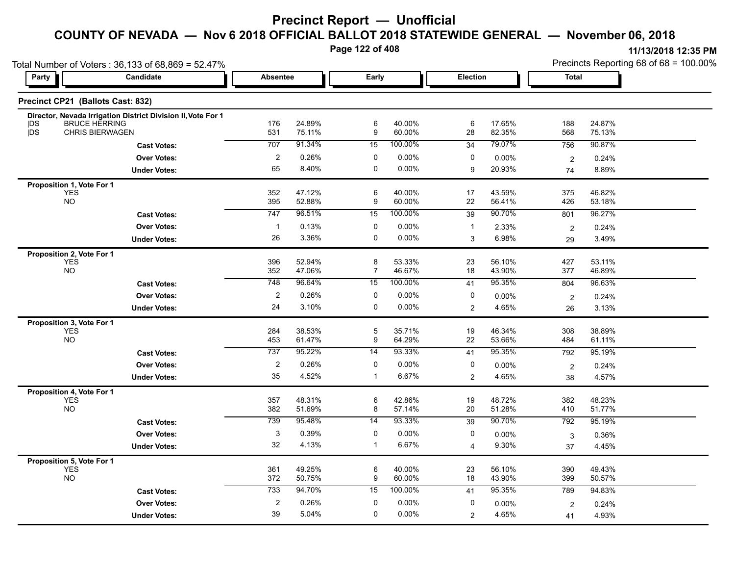# Precinct Report — Unofficial

## COUNTY OF NEVADA — Nov 6 2018 OFFICIAL BALLOT 2018 STATEWIDE GENERAL — November 06, 2018

11/13/2018 12:35 PM

Total Number of Voters : 36,133 of 68,869 = 52.47%

Precincts Reporting 68 of 68 = 100.00%

### Precinct CP21 (Ballots Cast: 832)

| Party | Candidate | Absentee | | Early | | Election | | Total | |
|---|---|---|---|---|---|---|---|---|---|
| **Director, Nevada Irrigation District Division II, Vote For 1** | | | | | | | | | |
| DS | BRUCE HERRING | 176 | 24.89% | 6 | 40.00% | 6 | 17.65% | 188 | 24.87% |
| DS | CHRIS BIERWAGEN | 531 | 75.11% | 9 | 60.00% | 28 | 82.35% | 568 | 75.13% |
| | **Cast Votes:** | 707 | 91.34% | 15 | 100.00% | 34 | 79.07% | 756 | 90.87% |
| | **Over Votes:** | 2 | 0.26% | 0 | 0.00% | 0 | 0.00% | 2 | 0.24% |
| | **Under Votes:** | 65 | 8.40% | 0 | 0.00% | 9 | 20.93% | 74 | 8.89% |
| **Proposition 1, Vote For 1** | | | | | | | | | |
| | YES | 352 | 47.12% | 6 | 40.00% | 17 | 43.59% | 375 | 46.82% |
| | NO | 395 | 52.88% | 9 | 60.00% | 22 | 56.41% | 426 | 53.18% |
| | **Cast Votes:** | 747 | 96.51% | 15 | 100.00% | 39 | 90.70% | 801 | 96.27% |
| | **Over Votes:** | 1 | 0.13% | 0 | 0.00% | 1 | 2.33% | 2 | 0.24% |
| | **Under Votes:** | 26 | 3.36% | 0 | 0.00% | 3 | 6.98% | 29 | 3.49% |
| **Proposition 2, Vote For 1** | | | | | | | | | |
| | YES | 396 | 52.94% | 8 | 53.33% | 23 | 56.10% | 427 | 53.11% |
| | NO | 352 | 47.06% | 7 | 46.67% | 18 | 43.90% | 377 | 46.89% |
| | **Cast Votes:** | 748 | 96.64% | 15 | 100.00% | 41 | 95.35% | 804 | 96.63% |
| | **Over Votes:** | 2 | 0.26% | 0 | 0.00% | 0 | 0.00% | 2 | 0.24% |
| | **Under Votes:** | 24 | 3.10% | 0 | 0.00% | 2 | 4.65% | 26 | 3.13% |
| **Proposition 3, Vote For 1** | | | | | | | | | |
| | YES | 284 | 38.53% | 5 | 35.71% | 19 | 46.34% | 308 | 38.89% |
| | NO | 453 | 61.47% | 9 | 64.29% | 22 | 53.66% | 484 | 61.11% |
| | **Cast Votes:** | 737 | 95.22% | 14 | 93.33% | 41 | 95.35% | 792 | 95.19% |
| | **Over Votes:** | 2 | 0.26% | 0 | 0.00% | 0 | 0.00% | 2 | 0.24% |
| | **Under Votes:** | 35 | 4.52% | 1 | 6.67% | 2 | 4.65% | 38 | 4.57% |
| **Proposition 4, Vote For 1** | | | | | | | | | |
| | YES | 357 | 48.31% | 6 | 42.86% | 19 | 48.72% | 382 | 48.23% |
| | NO | 382 | 51.69% | 8 | 57.14% | 20 | 51.28% | 410 | 51.77% |
| | **Cast Votes:** | 739 | 95.48% | 14 | 93.33% | 39 | 90.70% | 792 | 95.19% |
| | **Over Votes:** | 3 | 0.39% | 0 | 0.00% | 0 | 0.00% | 3 | 0.36% |
| | **Under Votes:** | 32 | 4.13% | 1 | 6.67% | 4 | 9.30% | 37 | 4.45% |
| **Proposition 5, Vote For 1** | | | | | | | | | |
| | YES | 361 | 49.25% | 6 | 40.00% | 23 | 56.10% | 390 | 49.43% |
| | NO | 372 | 50.75% | 9 | 60.00% | 18 | 43.90% | 399 | 50.57% |
| | **Cast Votes:** | 733 | 94.70% | 15 | 100.00% | 41 | 95.35% | 789 | 94.83% |
| | **Over Votes:** | 2 | 0.26% | 0 | 0.00% | 0 | 0.00% | 2 | 0.24% |
| | **Under Votes:** | 39 | 5.04% | 0 | 0.00% | 2 | 4.65% | 41 | 4.93% |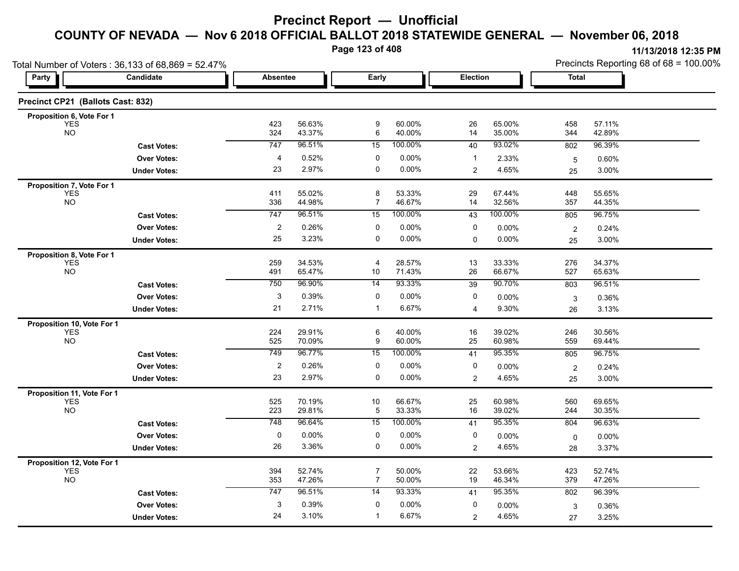# Precinct Report — Unofficial

## COUNTY OF NEVADA — Nov 6 2018 OFFICIAL BALLOT 2018 STATEWIDE GENERAL — November 06, 2018

11/13/2018 12:35 PM

Total Number of Voters : 36,133 of 68,869 = 52.47%

Precincts Reporting 68 of 68 = 100.00%

### Precinct CP21 (Ballots Cast: 832)

| Party | Candidate | Absentee | | Early | | Election | | Total | |
|---|---|---|---|---|---|---|---|---|---|
| **Proposition 6, Vote For 1** | | | | | | | | | |
| | YES | 423 | 56.63% | 9 | 60.00% | 26 | 65.00% | 458 | 57.11% |
| | NO | 324 | 43.37% | 6 | 40.00% | 14 | 35.00% | 344 | 42.89% |
| | **Cast Votes:** | 747 | 96.51% | 15 | 100.00% | 40 | 93.02% | 802 | 96.39% |
| | **Over Votes:** | 4 | 0.52% | 0 | 0.00% | 1 | 2.33% | 5 | 0.60% |
| | **Under Votes:** | 23 | 2.97% | 0 | 0.00% | 2 | 4.65% | 25 | 3.00% |
| **Proposition 7, Vote For 1** | | | | | | | | | |
| | YES | 411 | 55.02% | 8 | 53.33% | 29 | 67.44% | 448 | 55.65% |
| | NO | 336 | 44.98% | 7 | 46.67% | 14 | 32.56% | 357 | 44.35% |
| | **Cast Votes:** | 747 | 96.51% | 15 | 100.00% | 43 | 100.00% | 805 | 96.75% |
| | **Over Votes:** | 2 | 0.26% | 0 | 0.00% | 0 | 0.00% | 2 | 0.24% |
| | **Under Votes:** | 25 | 3.23% | 0 | 0.00% | 0 | 0.00% | 25 | 3.00% |
| **Proposition 8, Vote For 1** | | | | | | | | | |
| | YES | 259 | 34.53% | 4 | 28.57% | 13 | 33.33% | 276 | 34.37% |
| | NO | 491 | 65.47% | 10 | 71.43% | 26 | 66.67% | 527 | 65.63% |
| | **Cast Votes:** | 750 | 96.90% | 14 | 93.33% | 39 | 90.70% | 803 | 96.51% |
| | **Over Votes:** | 3 | 0.39% | 0 | 0.00% | 0 | 0.00% | 3 | 0.36% |
| | **Under Votes:** | 21 | 2.71% | 1 | 6.67% | 4 | 9.30% | 26 | 3.13% |
| **Proposition 10, Vote For 1** | | | | | | | | | |
| | YES | 224 | 29.91% | 6 | 40.00% | 16 | 39.02% | 246 | 30.56% |
| | NO | 525 | 70.09% | 9 | 60.00% | 25 | 60.98% | 559 | 69.44% |
| | **Cast Votes:** | 749 | 96.77% | 15 | 100.00% | 41 | 95.35% | 805 | 96.75% |
| | **Over Votes:** | 2 | 0.26% | 0 | 0.00% | 0 | 0.00% | 2 | 0.24% |
| | **Under Votes:** | 23 | 2.97% | 0 | 0.00% | 2 | 4.65% | 25 | 3.00% |
| **Proposition 11, Vote For 1** | | | | | | | | | |
| | YES | 525 | 70.19% | 10 | 66.67% | 25 | 60.98% | 560 | 69.65% |
| | NO | 223 | 29.81% | 5 | 33.33% | 16 | 39.02% | 244 | 30.35% |
| | **Cast Votes:** | 748 | 96.64% | 15 | 100.00% | 41 | 95.35% | 804 | 96.63% |
| | **Over Votes:** | 0 | 0.00% | 0 | 0.00% | 0 | 0.00% | 0 | 0.00% |
| | **Under Votes:** | 26 | 3.36% | 0 | 0.00% | 2 | 4.65% | 28 | 3.37% |
| **Proposition 12, Vote For 1** | | | | | | | | | |
| | YES | 394 | 52.74% | 7 | 50.00% | 22 | 53.66% | 423 | 52.74% |
| | NO | 353 | 47.26% | 7 | 50.00% | 19 | 46.34% | 379 | 47.26% |
| | **Cast Votes:** | 747 | 96.51% | 14 | 93.33% | 41 | 95.35% | 802 | 96.39% |
| | **Over Votes:** | 3 | 0.39% | 0 | 0.00% | 0 | 0.00% | 3 | 0.36% |
| | **Under Votes:** | 24 | 3.10% | 1 | 6.67% | 2 | 4.65% | 27 | 3.25% |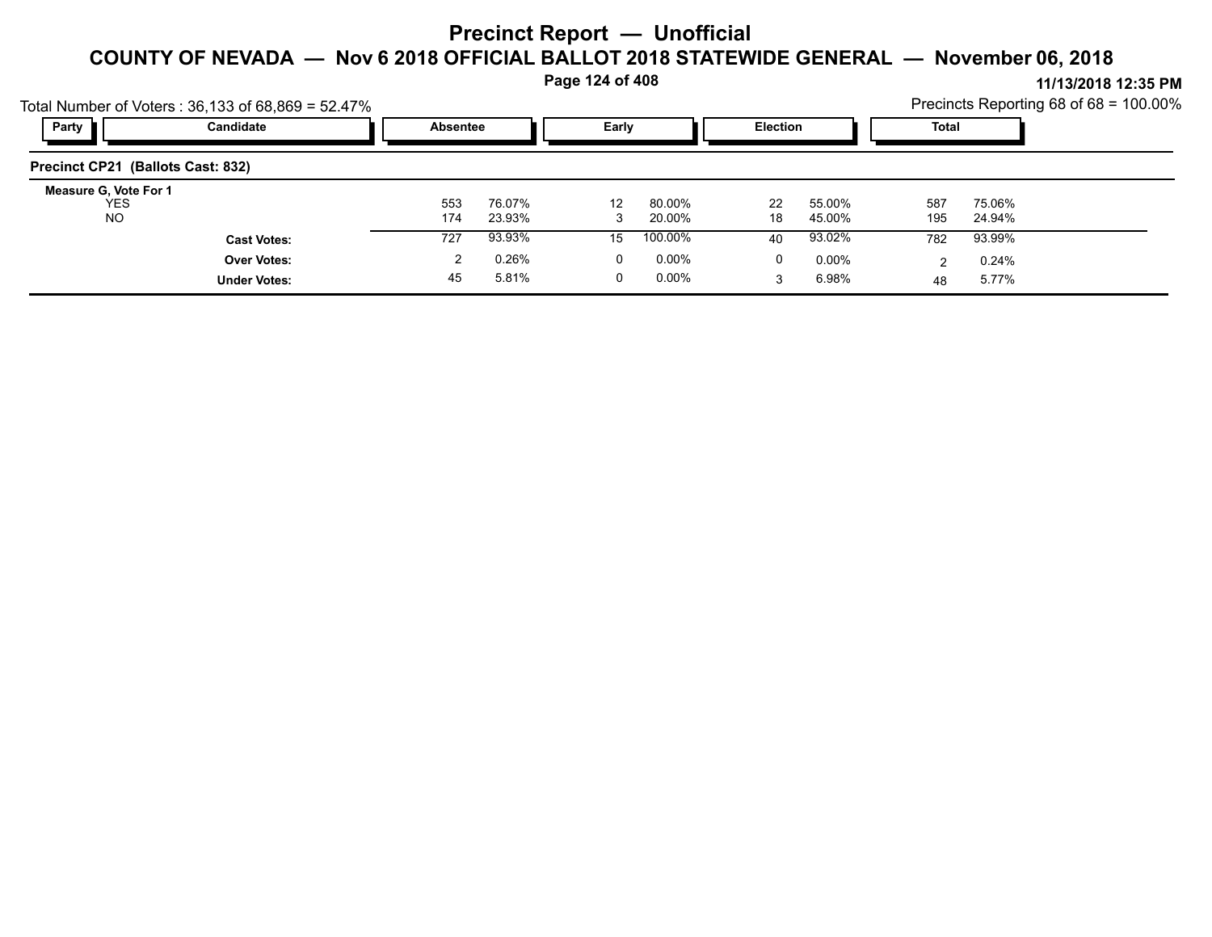# Precinct Report — Unofficial

## COUNTY OF NEVADA — Nov 6 2018 OFFICIAL BALLOT 2018 STATEWIDE GENERAL — November 06, 2018

11/13/2018 12:35 PM

Total Number of Voters : 36,133 of 68,869 = 52.47%

Precincts Reporting 68 of 68 = 100.00%

| Party | Candidate | Absentee | | Early | | Election | | Total | |
|---|---|---|---|---|---|---|---|---|---|
| **Precinct CP21 (Ballots Cast: 832)** | | | | | | | | | |
| **Measure G, Vote For 1** | | | | | | | | | |
| | YES | 553 | 76.07% | 12 | 80.00% | 22 | 55.00% | 587 | 75.06% |
| | NO | 174 | 23.93% | 3 | 20.00% | 18 | 45.00% | 195 | 24.94% |
| | **Cast Votes:** | 727 | 93.93% | 15 | 100.00% | 40 | 93.02% | 782 | 93.99% |
| | **Over Votes:** | 2 | 0.26% | 0 | 0.00% | 0 | 0.00% | 2 | 0.24% |
| | **Under Votes:** | 45 | 5.81% | 0 | 0.00% | 3 | 6.98% | 48 | 5.77% |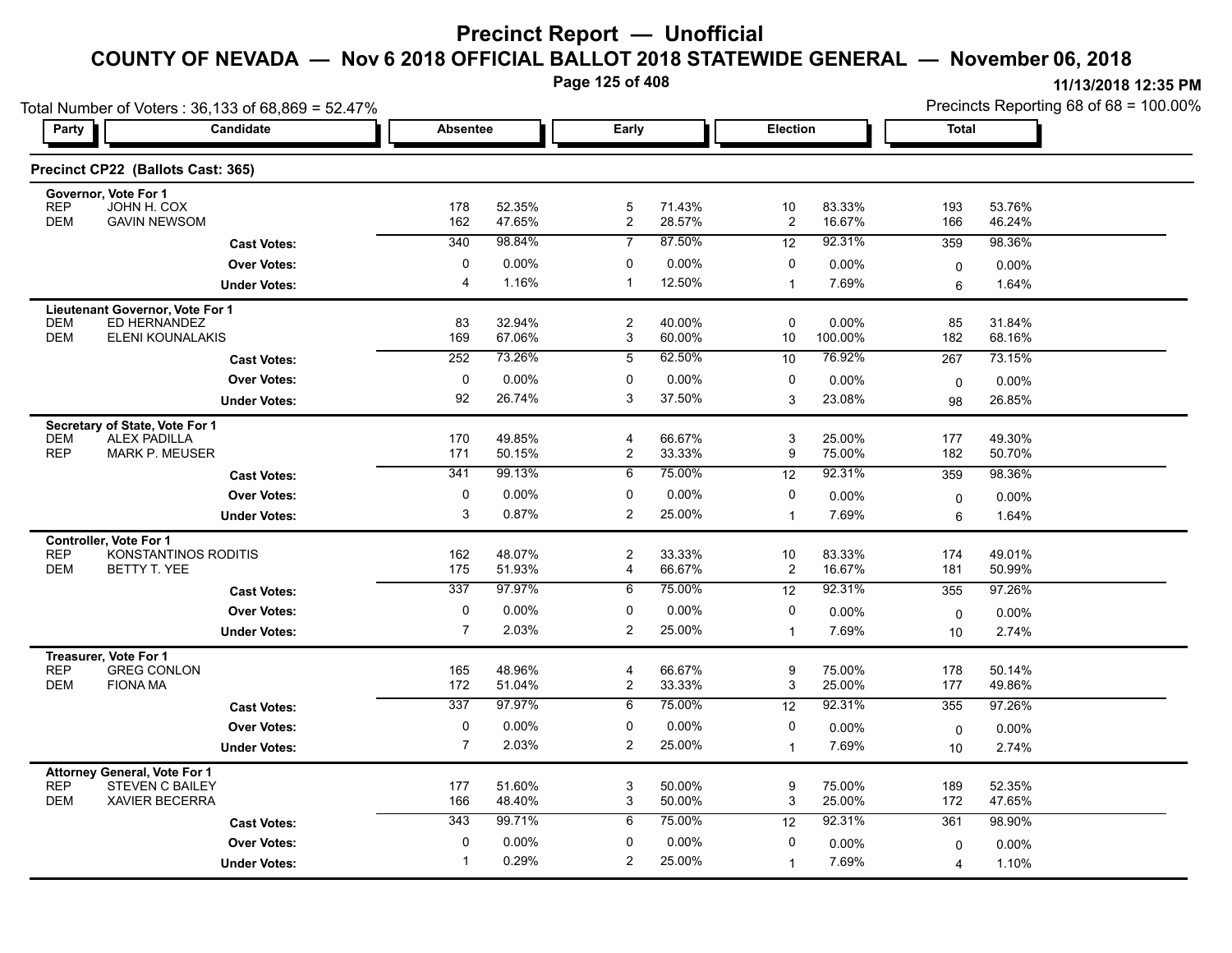# Precinct Report — Unofficial

## COUNTY OF NEVADA — Nov 6 2018 OFFICIAL BALLOT 2018 STATEWIDE GENERAL — November 06, 2018

11/13/2018 12:35 PM

Total Number of Voters : 36,133 of 68,869 = 52.47%

Precincts Reporting 68 of 68 = 100.00%

### Precinct CP22 (Ballots Cast: 365)

| Party | Candidate | Absentee | | Early | | Election | | Total | |
|---|---|---|---|---|---|---|---|---|---|
| **Governor, Vote For 1** | | | | | | | | | |
| REP | JOHN H. COX | 178 | 52.35% | 5 | 71.43% | 10 | 83.33% | 193 | 53.76% |
| DEM | GAVIN NEWSOM | 162 | 47.65% | 2 | 28.57% | 2 | 16.67% | 166 | 46.24% |
| | **Cast Votes:** | 340 | 98.84% | 7 | 87.50% | 12 | 92.31% | 359 | 98.36% |
| | **Over Votes:** | 0 | 0.00% | 0 | 0.00% | 0 | 0.00% | 0 | 0.00% |
| | **Under Votes:** | 4 | 1.16% | 1 | 12.50% | 1 | 7.69% | 6 | 1.64% |
| **Lieutenant Governor, Vote For 1** | | | | | | | | | |
| DEM | ED HERNANDEZ | 83 | 32.94% | 2 | 40.00% | 0 | 0.00% | 85 | 31.84% |
| DEM | ELENI KOUNALAKIS | 169 | 67.06% | 3 | 60.00% | 10 | 100.00% | 182 | 68.16% |
| | **Cast Votes:** | 252 | 73.26% | 5 | 62.50% | 10 | 76.92% | 267 | 73.15% |
| | **Over Votes:** | 0 | 0.00% | 0 | 0.00% | 0 | 0.00% | 0 | 0.00% |
| | **Under Votes:** | 92 | 26.74% | 3 | 37.50% | 3 | 23.08% | 98 | 26.85% |
| **Secretary of State, Vote For 1** | | | | | | | | | |
| DEM | ALEX PADILLA | 170 | 49.85% | 4 | 66.67% | 3 | 25.00% | 177 | 49.30% |
| REP | MARK P. MEUSER | 171 | 50.15% | 2 | 33.33% | 9 | 75.00% | 182 | 50.70% |
| | **Cast Votes:** | 341 | 99.13% | 6 | 75.00% | 12 | 92.31% | 359 | 98.36% |
| | **Over Votes:** | 0 | 0.00% | 0 | 0.00% | 0 | 0.00% | 0 | 0.00% |
| | **Under Votes:** | 3 | 0.87% | 2 | 25.00% | 1 | 7.69% | 6 | 1.64% |
| **Controller, Vote For 1** | | | | | | | | | |
| REP | KONSTANTINOS RODITIS | 162 | 48.07% | 2 | 33.33% | 10 | 83.33% | 174 | 49.01% |
| DEM | BETTY T. YEE | 175 | 51.93% | 4 | 66.67% | 2 | 16.67% | 181 | 50.99% |
| | **Cast Votes:** | 337 | 97.97% | 6 | 75.00% | 12 | 92.31% | 355 | 97.26% |
| | **Over Votes:** | 0 | 0.00% | 0 | 0.00% | 0 | 0.00% | 0 | 0.00% |
| | **Under Votes:** | 7 | 2.03% | 2 | 25.00% | 1 | 7.69% | 10 | 2.74% |
| **Treasurer, Vote For 1** | | | | | | | | | |
| REP | GREG CONLON | 165 | 48.96% | 4 | 66.67% | 9 | 75.00% | 178 | 50.14% |
| DEM | FIONA MA | 172 | 51.04% | 2 | 33.33% | 3 | 25.00% | 177 | 49.86% |
| | **Cast Votes:** | 337 | 97.97% | 6 | 75.00% | 12 | 92.31% | 355 | 97.26% |
| | **Over Votes:** | 0 | 0.00% | 0 | 0.00% | 0 | 0.00% | 0 | 0.00% |
| | **Under Votes:** | 7 | 2.03% | 2 | 25.00% | 1 | 7.69% | 10 | 2.74% |
| **Attorney General, Vote For 1** | | | | | | | | | |
| REP | STEVEN C BAILEY | 177 | 51.60% | 3 | 50.00% | 9 | 75.00% | 189 | 52.35% |
| DEM | XAVIER BECERRA | 166 | 48.40% | 3 | 50.00% | 3 | 25.00% | 172 | 47.65% |
| | **Cast Votes:** | 343 | 99.71% | 6 | 75.00% | 12 | 92.31% | 361 | 98.90% |
| | **Over Votes:** | 0 | 0.00% | 0 | 0.00% | 0 | 0.00% | 0 | 0.00% |
| | **Under Votes:** | 1 | 0.29% | 2 | 25.00% | 1 | 7.69% | 4 | 1.10% |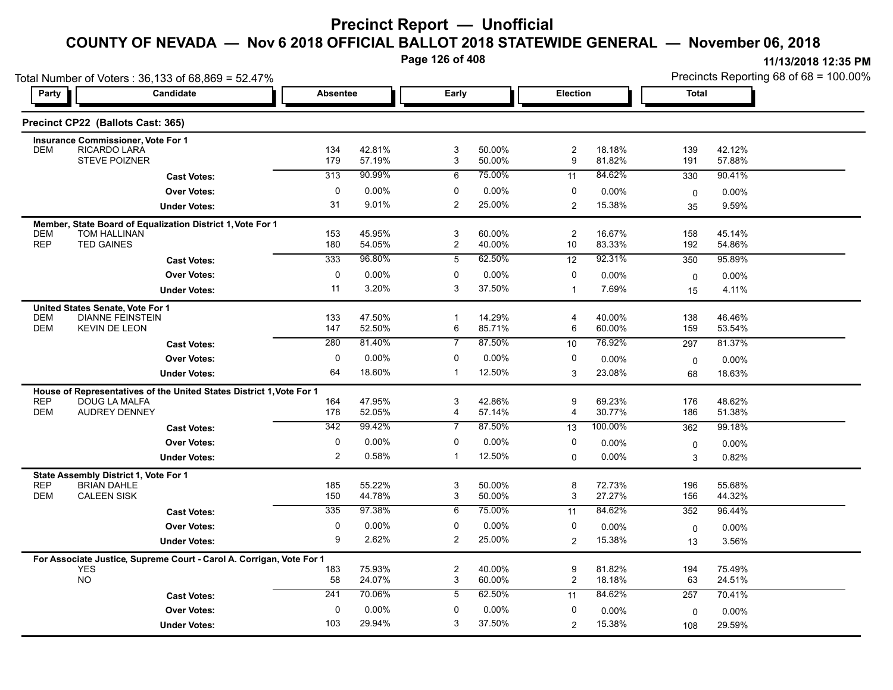# Precinct Report — Unofficial

## COUNTY OF NEVADA — Nov 6 2018 OFFICIAL BALLOT 2018 STATEWIDE GENERAL — November 06, 2018

11/13/2018 12:35 PM

Total Number of Voters : 36,133 of 68,869 = 52.47%

Precincts Reporting 68 of 68 = 100.00%

### Precinct CP22 (Ballots Cast: 365)

| Party | Candidate | Absentee | | Early | | Election | | Total | |
|---|---|---|---|---|---|---|---|---|---|
| **Insurance Commissioner, Vote For 1** | | | | | | | | | |
| DEM | RICARDO LARA | 134 | 42.81% | 3 | 50.00% | 2 | 18.18% | 139 | 42.12% |
| | STEVE POIZNER | 179 | 57.19% | 3 | 50.00% | 9 | 81.82% | 191 | 57.88% |
| | **Cast Votes:** | 313 | 90.99% | 6 | 75.00% | 11 | 84.62% | 330 | 90.41% |
| | **Over Votes:** | 0 | 0.00% | 0 | 0.00% | 0 | 0.00% | 0 | 0.00% |
| | **Under Votes:** | 31 | 9.01% | 2 | 25.00% | 2 | 15.38% | 35 | 9.59% |
| **Member, State Board of Equalization District 1, Vote For 1** | | | | | | | | | |
| DEM | TOM HALLINAN | 153 | 45.95% | 3 | 60.00% | 2 | 16.67% | 158 | 45.14% |
| REP | TED GAINES | 180 | 54.05% | 2 | 40.00% | 10 | 83.33% | 192 | 54.86% |
| | **Cast Votes:** | 333 | 96.80% | 5 | 62.50% | 12 | 92.31% | 350 | 95.89% |
| | **Over Votes:** | 0 | 0.00% | 0 | 0.00% | 0 | 0.00% | 0 | 0.00% |
| | **Under Votes:** | 11 | 3.20% | 3 | 37.50% | 1 | 7.69% | 15 | 4.11% |
| **United States Senate, Vote For 1** | | | | | | | | | |
| DEM | DIANNE FEINSTEIN | 133 | 47.50% | 1 | 14.29% | 4 | 40.00% | 138 | 46.46% |
| DEM | KEVIN DE LEON | 147 | 52.50% | 6 | 85.71% | 6 | 60.00% | 159 | 53.54% |
| | **Cast Votes:** | 280 | 81.40% | 7 | 87.50% | 10 | 76.92% | 297 | 81.37% |
| | **Over Votes:** | 0 | 0.00% | 0 | 0.00% | 0 | 0.00% | 0 | 0.00% |
| | **Under Votes:** | 64 | 18.60% | 1 | 12.50% | 3 | 23.08% | 68 | 18.63% |
| **House of Representatives of the United States District 1, Vote For 1** | | | | | | | | | |
| REP | DOUG LA MALFA | 164 | 47.95% | 3 | 42.86% | 9 | 69.23% | 176 | 48.62% |
| DEM | AUDREY DENNEY | 178 | 52.05% | 4 | 57.14% | 4 | 30.77% | 186 | 51.38% |
| | **Cast Votes:** | 342 | 99.42% | 7 | 87.50% | 13 | 100.00% | 362 | 99.18% |
| | **Over Votes:** | 0 | 0.00% | 0 | 0.00% | 0 | 0.00% | 0 | 0.00% |
| | **Under Votes:** | 2 | 0.58% | 1 | 12.50% | 0 | 0.00% | 3 | 0.82% |
| **State Assembly District 1, Vote For 1** | | | | | | | | | |
| REP | BRIAN DAHLE | 185 | 55.22% | 3 | 50.00% | 8 | 72.73% | 196 | 55.68% |
| DEM | CALEEN SISK | 150 | 44.78% | 3 | 50.00% | 3 | 27.27% | 156 | 44.32% |
| | **Cast Votes:** | 335 | 97.38% | 6 | 75.00% | 11 | 84.62% | 352 | 96.44% |
| | **Over Votes:** | 0 | 0.00% | 0 | 0.00% | 0 | 0.00% | 0 | 0.00% |
| | **Under Votes:** | 9 | 2.62% | 2 | 25.00% | 2 | 15.38% | 13 | 3.56% |
| **For Associate Justice, Supreme Court - Carol A. Corrigan, Vote For 1** | | | | | | | | | |
| | YES | 183 | 75.93% | 2 | 40.00% | 9 | 81.82% | 194 | 75.49% |
| | NO | 58 | 24.07% | 3 | 60.00% | 2 | 18.18% | 63 | 24.51% |
| | **Cast Votes:** | 241 | 70.06% | 5 | 62.50% | 11 | 84.62% | 257 | 70.41% |
| | **Over Votes:** | 0 | 0.00% | 0 | 0.00% | 0 | 0.00% | 0 | 0.00% |
| | **Under Votes:** | 103 | 29.94% | 3 | 37.50% | 2 | 15.38% | 108 | 29.59% |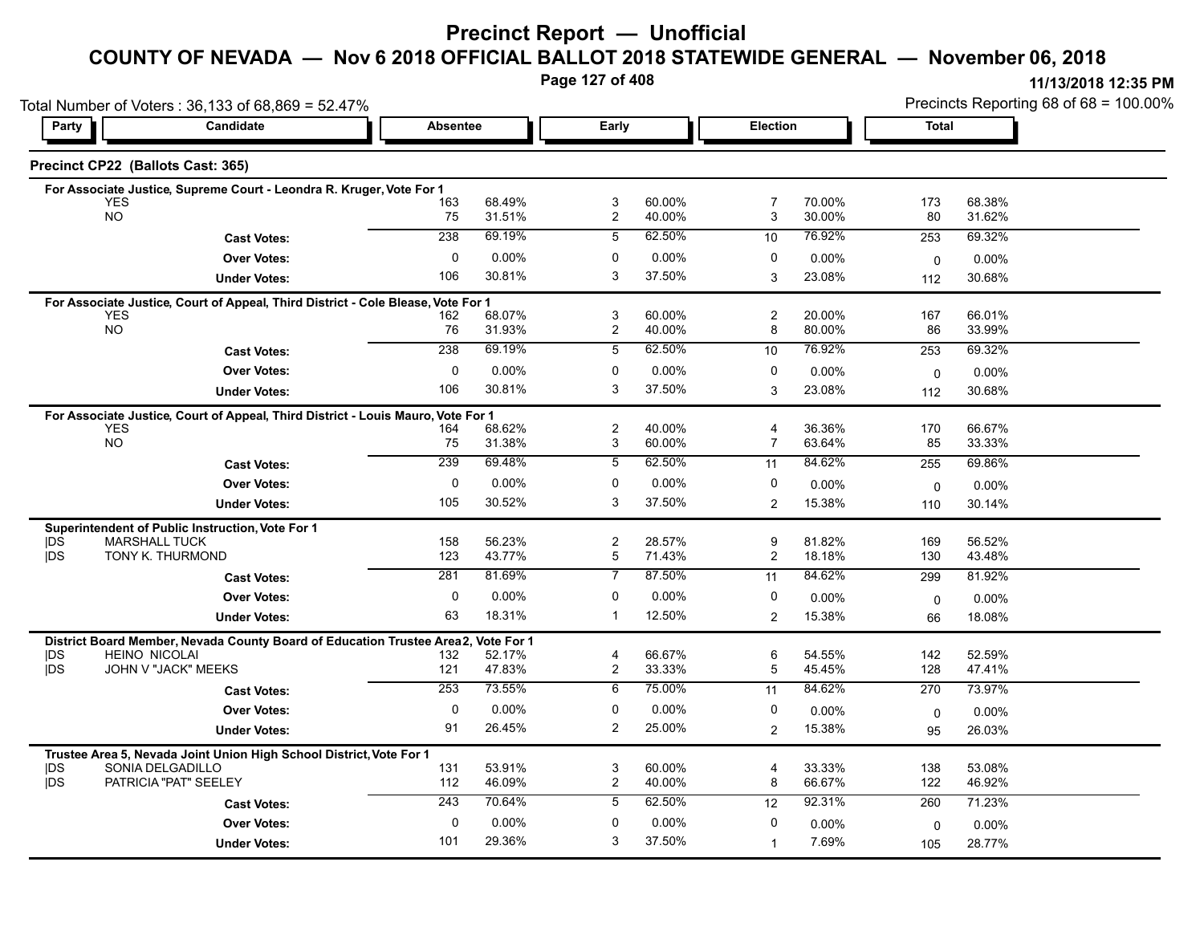# Precinct Report — Unofficial

## COUNTY OF NEVADA — Nov 6 2018 OFFICIAL BALLOT 2018 STATEWIDE GENERAL — November 06, 2018

11/13/2018 12:35 PM

Total Number of Voters : 36,133 of 68,869 = 52.47%

Precincts Reporting 68 of 68 = 100.00%

### Precinct CP22 (Ballots Cast: 365)

| Party | Candidate | Absentee | | Early | | Election | | Total | |
|---|---|---|---|---|---|---|---|---|---|
| **For Associate Justice, Supreme Court - Leondra R. Kruger, Vote For 1** | | | | | | | | | |
| | YES | 163 | 68.49% | 3 | 60.00% | 7 | 70.00% | 173 | 68.38% |
| | NO | 75 | 31.51% | 2 | 40.00% | 3 | 30.00% | 80 | 31.62% |
| | **Cast Votes:** | 238 | 69.19% | 5 | 62.50% | 10 | 76.92% | 253 | 69.32% |
| | **Over Votes:** | 0 | 0.00% | 0 | 0.00% | 0 | 0.00% | 0 | 0.00% |
| | **Under Votes:** | 106 | 30.81% | 3 | 37.50% | 3 | 23.08% | 112 | 30.68% |
| **For Associate Justice, Court of Appeal, Third District - Cole Blease, Vote For 1** | | | | | | | | | |
| | YES | 162 | 68.07% | 3 | 60.00% | 2 | 20.00% | 167 | 66.01% |
| | NO | 76 | 31.93% | 2 | 40.00% | 8 | 80.00% | 86 | 33.99% |
| | **Cast Votes:** | 238 | 69.19% | 5 | 62.50% | 10 | 76.92% | 253 | 69.32% |
| | **Over Votes:** | 0 | 0.00% | 0 | 0.00% | 0 | 0.00% | 0 | 0.00% |
| | **Under Votes:** | 106 | 30.81% | 3 | 37.50% | 3 | 23.08% | 112 | 30.68% |
| **For Associate Justice, Court of Appeal, Third District - Louis Mauro, Vote For 1** | | | | | | | | | |
| | YES | 164 | 68.62% | 2 | 40.00% | 4 | 36.36% | 170 | 66.67% |
| | NO | 75 | 31.38% | 3 | 60.00% | 7 | 63.64% | 85 | 33.33% |
| | **Cast Votes:** | 239 | 69.48% | 5 | 62.50% | 11 | 84.62% | 255 | 69.86% |
| | **Over Votes:** | 0 | 0.00% | 0 | 0.00% | 0 | 0.00% | 0 | 0.00% |
| | **Under Votes:** | 105 | 30.52% | 3 | 37.50% | 2 | 15.38% | 110 | 30.14% |
| **Superintendent of Public Instruction, Vote For 1** | | | | | | | | | |
| DS | MARSHALL TUCK | 158 | 56.23% | 2 | 28.57% | 9 | 81.82% | 169 | 56.52% |
| DS | TONY K. THURMOND | 123 | 43.77% | 5 | 71.43% | 2 | 18.18% | 130 | 43.48% |
| | **Cast Votes:** | 281 | 81.69% | 7 | 87.50% | 11 | 84.62% | 299 | 81.92% |
| | **Over Votes:** | 0 | 0.00% | 0 | 0.00% | 0 | 0.00% | 0 | 0.00% |
| | **Under Votes:** | 63 | 18.31% | 1 | 12.50% | 2 | 15.38% | 66 | 18.08% |
| **District Board Member, Nevada County Board of Education Trustee Area 2, Vote For 1** | | | | | | | | | |
| DS | HEINO NICOLAI | 132 | 52.17% | 4 | 66.67% | 6 | 54.55% | 142 | 52.59% |
| DS | JOHN V "JACK" MEEKS | 121 | 47.83% | 2 | 33.33% | 5 | 45.45% | 128 | 47.41% |
| | **Cast Votes:** | 253 | 73.55% | 6 | 75.00% | 11 | 84.62% | 270 | 73.97% |
| | **Over Votes:** | 0 | 0.00% | 0 | 0.00% | 0 | 0.00% | 0 | 0.00% |
| | **Under Votes:** | 91 | 26.45% | 2 | 25.00% | 2 | 15.38% | 95 | 26.03% |
| **Trustee Area 5, Nevada Joint Union High School District, Vote For 1** | | | | | | | | | |
| DS | SONIA DELGADILLO | 131 | 53.91% | 3 | 60.00% | 4 | 33.33% | 138 | 53.08% |
| DS | PATRICIA "PAT" SEELEY | 112 | 46.09% | 2 | 40.00% | 8 | 66.67% | 122 | 46.92% |
| | **Cast Votes:** | 243 | 70.64% | 5 | 62.50% | 12 | 92.31% | 260 | 71.23% |
| | **Over Votes:** | 0 | 0.00% | 0 | 0.00% | 0 | 0.00% | 0 | 0.00% |
| | **Under Votes:** | 101 | 29.36% | 3 | 37.50% | 1 | 7.69% | 105 | 28.77% |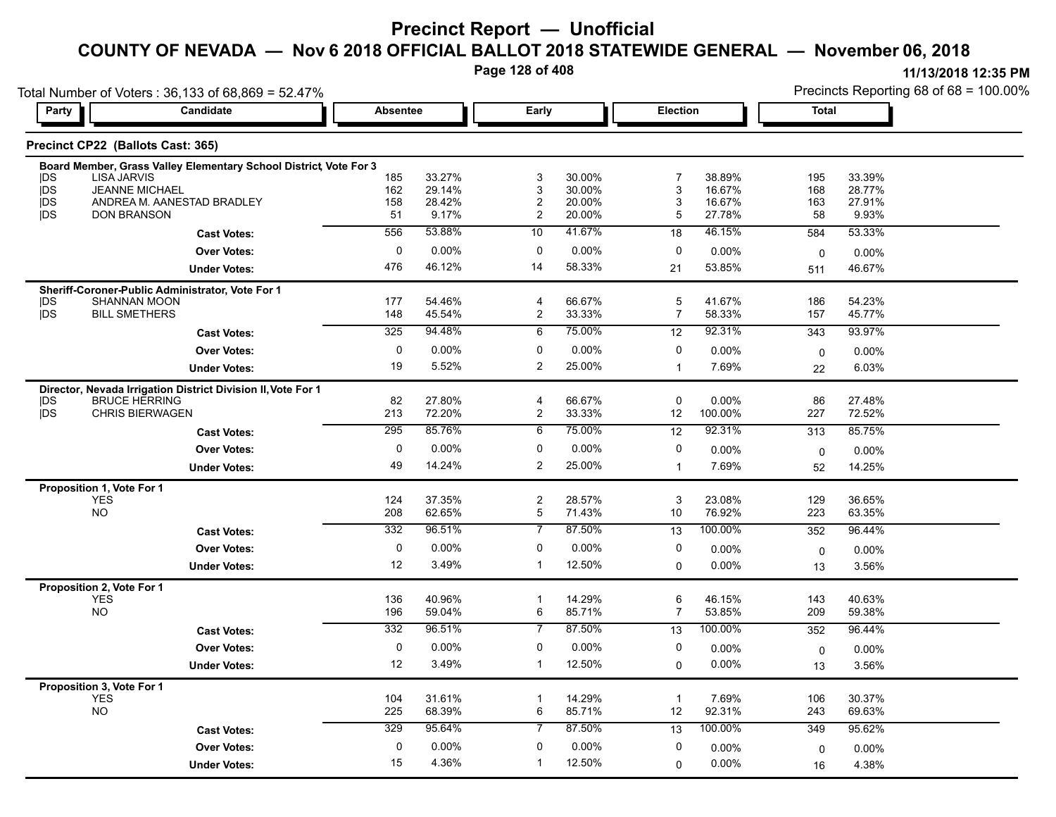# Precinct Report — Unofficial

## COUNTY OF NEVADA — Nov 6 2018 OFFICIAL BALLOT 2018 STATEWIDE GENERAL — November 06, 2018

11/13/2018 12:35 PM

Total Number of Voters : 36,133 of 68,869 = 52.47%

Precincts Reporting 68 of 68 = 100.00%

### Precinct CP22 (Ballots Cast: 365)

| Party | Candidate | Absentee | | Early | | Election | | Total | |
|---|---|---|---|---|---|---|---|---|---|
| **Board Member, Grass Valley Elementary School District, Vote For 3** | | | | | | | | | |
| DS | LISA JARVIS | 185 | 33.27% | 3 | 30.00% | 7 | 38.89% | 195 | 33.39% |
| DS | JEANNE MICHAEL | 162 | 29.14% | 3 | 30.00% | 3 | 16.67% | 168 | 28.77% |
| DS | ANDREA M. AANESTAD BRADLEY | 158 | 28.42% | 2 | 20.00% | 3 | 16.67% | 163 | 27.91% |
| DS | DON BRANSON | 51 | 9.17% | 2 | 20.00% | 5 | 27.78% | 58 | 9.93% |
| | **Cast Votes:** | 556 | 53.88% | 10 | 41.67% | 18 | 46.15% | 584 | 53.33% |
| | **Over Votes:** | 0 | 0.00% | 0 | 0.00% | 0 | 0.00% | 0 | 0.00% |
| | **Under Votes:** | 476 | 46.12% | 14 | 58.33% | 21 | 53.85% | 511 | 46.67% |
| **Sheriff-Coroner-Public Administrator, Vote For 1** | | | | | | | | | |
| DS | SHANNAN MOON | 177 | 54.46% | 4 | 66.67% | 5 | 41.67% | 186 | 54.23% |
| DS | BILL SMETHERS | 148 | 45.54% | 2 | 33.33% | 7 | 58.33% | 157 | 45.77% |
| | **Cast Votes:** | 325 | 94.48% | 6 | 75.00% | 12 | 92.31% | 343 | 93.97% |
| | **Over Votes:** | 0 | 0.00% | 0 | 0.00% | 0 | 0.00% | 0 | 0.00% |
| | **Under Votes:** | 19 | 5.52% | 2 | 25.00% | 1 | 7.69% | 22 | 6.03% |
| **Director, Nevada Irrigation District Division II, Vote For 1** | | | | | | | | | |
| DS | BRUCE HERRING | 82 | 27.80% | 4 | 66.67% | 0 | 0.00% | 86 | 27.48% |
| DS | CHRIS BIERWAGEN | 213 | 72.20% | 2 | 33.33% | 12 | 100.00% | 227 | 72.52% |
| | **Cast Votes:** | 295 | 85.76% | 6 | 75.00% | 12 | 92.31% | 313 | 85.75% |
| | **Over Votes:** | 0 | 0.00% | 0 | 0.00% | 0 | 0.00% | 0 | 0.00% |
| | **Under Votes:** | 49 | 14.24% | 2 | 25.00% | 1 | 7.69% | 52 | 14.25% |
| **Proposition 1, Vote For 1** | | | | | | | | | |
| | YES | 124 | 37.35% | 2 | 28.57% | 3 | 23.08% | 129 | 36.65% |
| | NO | 208 | 62.65% | 5 | 71.43% | 10 | 76.92% | 223 | 63.35% |
| | **Cast Votes:** | 332 | 96.51% | 7 | 87.50% | 13 | 100.00% | 352 | 96.44% |
| | **Over Votes:** | 0 | 0.00% | 0 | 0.00% | 0 | 0.00% | 0 | 0.00% |
| | **Under Votes:** | 12 | 3.49% | 1 | 12.50% | 0 | 0.00% | 13 | 3.56% |
| **Proposition 2, Vote For 1** | | | | | | | | | |
| | YES | 136 | 40.96% | 1 | 14.29% | 6 | 46.15% | 143 | 40.63% |
| | NO | 196 | 59.04% | 6 | 85.71% | 7 | 53.85% | 209 | 59.38% |
| | **Cast Votes:** | 332 | 96.51% | 7 | 87.50% | 13 | 100.00% | 352 | 96.44% |
| | **Over Votes:** | 0 | 0.00% | 0 | 0.00% | 0 | 0.00% | 0 | 0.00% |
| | **Under Votes:** | 12 | 3.49% | 1 | 12.50% | 0 | 0.00% | 13 | 3.56% |
| **Proposition 3, Vote For 1** | | | | | | | | | |
| | YES | 104 | 31.61% | 1 | 14.29% | 1 | 7.69% | 106 | 30.37% |
| | NO | 225 | 68.39% | 6 | 85.71% | 12 | 92.31% | 243 | 69.63% |
| | **Cast Votes:** | 329 | 95.64% | 7 | 87.50% | 13 | 100.00% | 349 | 95.62% |
| | **Over Votes:** | 0 | 0.00% | 0 | 0.00% | 0 | 0.00% | 0 | 0.00% |
| | **Under Votes:** | 15 | 4.36% | 1 | 12.50% | 0 | 0.00% | 16 | 4.38% |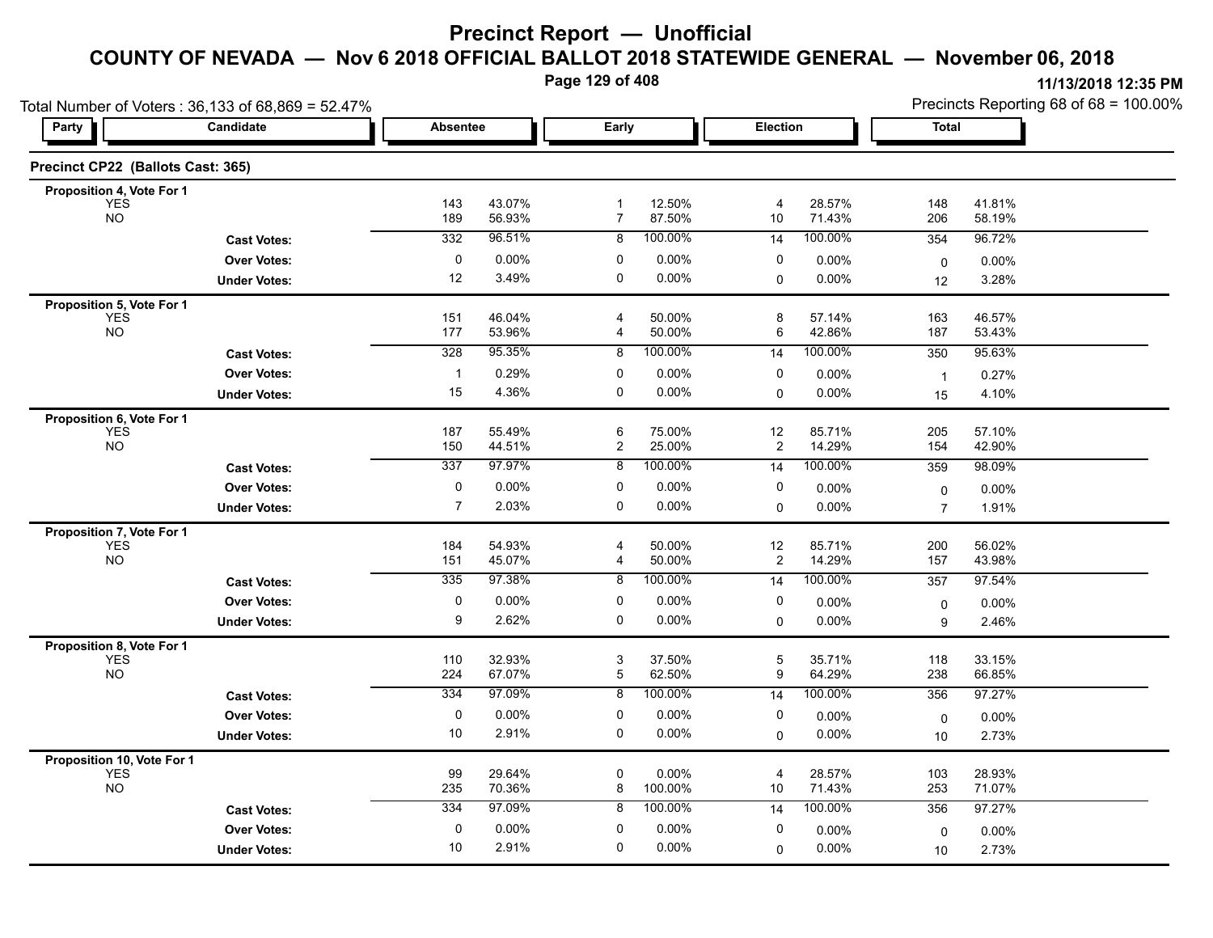# Precinct Report — Unofficial

## COUNTY OF NEVADA — Nov 6 2018 OFFICIAL BALLOT 2018 STATEWIDE GENERAL — November 06, 2018

11/13/2018 12:35 PM

Total Number of Voters : 36,133 of 68,869 = 52.47%

Precincts Reporting 68 of 68 = 100.00%

### Precinct CP22 (Ballots Cast: 365)

| Party | Candidate | Absentee | | Early | | Election | | Total | |
|---|---|---|---|---|---|---|---|---|---|
| **Proposition 4, Vote For 1** | | | | | | | | | |
| YES | | 143 | 43.07% | 1 | 12.50% | 4 | 28.57% | 148 | 41.81% |
| NO | | 189 | 56.93% | 7 | 87.50% | 10 | 71.43% | 206 | 58.19% |
| | **Cast Votes:** | 332 | 96.51% | 8 | 100.00% | 14 | 100.00% | 354 | 96.72% |
| | **Over Votes:** | 0 | 0.00% | 0 | 0.00% | 0 | 0.00% | 0 | 0.00% |
| | **Under Votes:** | 12 | 3.49% | 0 | 0.00% | 0 | 0.00% | 12 | 3.28% |
| **Proposition 5, Vote For 1** | | | | | | | | | |
| YES | | 151 | 46.04% | 4 | 50.00% | 8 | 57.14% | 163 | 46.57% |
| NO | | 177 | 53.96% | 4 | 50.00% | 6 | 42.86% | 187 | 53.43% |
| | **Cast Votes:** | 328 | 95.35% | 8 | 100.00% | 14 | 100.00% | 350 | 95.63% |
| | **Over Votes:** | 1 | 0.29% | 0 | 0.00% | 0 | 0.00% | 1 | 0.27% |
| | **Under Votes:** | 15 | 4.36% | 0 | 0.00% | 0 | 0.00% | 15 | 4.10% |
| **Proposition 6, Vote For 1** | | | | | | | | | |
| YES | | 187 | 55.49% | 6 | 75.00% | 12 | 85.71% | 205 | 57.10% |
| NO | | 150 | 44.51% | 2 | 25.00% | 2 | 14.29% | 154 | 42.90% |
| | **Cast Votes:** | 337 | 97.97% | 8 | 100.00% | 14 | 100.00% | 359 | 98.09% |
| | **Over Votes:** | 0 | 0.00% | 0 | 0.00% | 0 | 0.00% | 0 | 0.00% |
| | **Under Votes:** | 7 | 2.03% | 0 | 0.00% | 0 | 0.00% | 7 | 1.91% |
| **Proposition 7, Vote For 1** | | | | | | | | | |
| YES | | 184 | 54.93% | 4 | 50.00% | 12 | 85.71% | 200 | 56.02% |
| NO | | 151 | 45.07% | 4 | 50.00% | 2 | 14.29% | 157 | 43.98% |
| | **Cast Votes:** | 335 | 97.38% | 8 | 100.00% | 14 | 100.00% | 357 | 97.54% |
| | **Over Votes:** | 0 | 0.00% | 0 | 0.00% | 0 | 0.00% | 0 | 0.00% |
| | **Under Votes:** | 9 | 2.62% | 0 | 0.00% | 0 | 0.00% | 9 | 2.46% |
| **Proposition 8, Vote For 1** | | | | | | | | | |
| YES | | 110 | 32.93% | 3 | 37.50% | 5 | 35.71% | 118 | 33.15% |
| NO | | 224 | 67.07% | 5 | 62.50% | 9 | 64.29% | 238 | 66.85% |
| | **Cast Votes:** | 334 | 97.09% | 8 | 100.00% | 14 | 100.00% | 356 | 97.27% |
| | **Over Votes:** | 0 | 0.00% | 0 | 0.00% | 0 | 0.00% | 0 | 0.00% |
| | **Under Votes:** | 10 | 2.91% | 0 | 0.00% | 0 | 0.00% | 10 | 2.73% |
| **Proposition 10, Vote For 1** | | | | | | | | | |
| YES | | 99 | 29.64% | 0 | 0.00% | 4 | 28.57% | 103 | 28.93% |
| NO | | 235 | 70.36% | 8 | 100.00% | 10 | 71.43% | 253 | 71.07% |
| | **Cast Votes:** | 334 | 97.09% | 8 | 100.00% | 14 | 100.00% | 356 | 97.27% |
| | **Over Votes:** | 0 | 0.00% | 0 | 0.00% | 0 | 0.00% | 0 | 0.00% |
| | **Under Votes:** | 10 | 2.91% | 0 | 0.00% | 0 | 0.00% | 10 | 2.73% |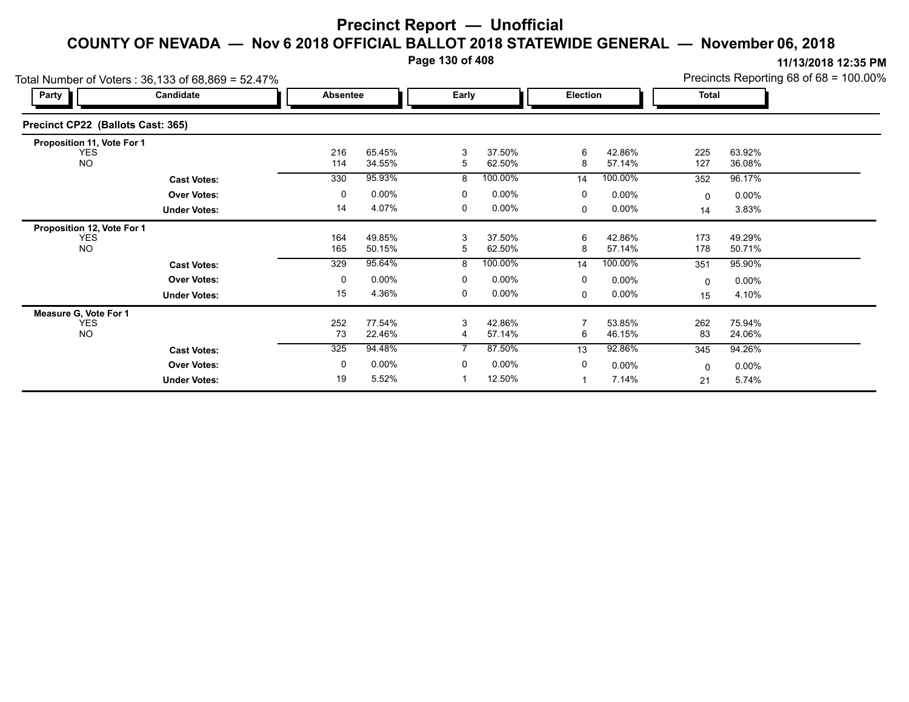# Precinct Report — Unofficial

## COUNTY OF NEVADA — Nov 6 2018 OFFICIAL BALLOT 2018 STATEWIDE GENERAL — November 06, 2018

11/13/2018 12:35 PM

Total Number of Voters : 36,133 of 68,869 = 52.47%

Precincts Reporting 68 of 68 = 100.00%

### Precinct CP22 (Ballots Cast: 365)

| Party | Candidate | Absentee | | Early | | Election | | Total | |
|---|---|---|---|---|---|---|---|---|---|
| **Proposition 11, Vote For 1** | | | | | | | | | |
| YES | | 216 | 65.45% | 3 | 37.50% | 6 | 42.86% | 225 | 63.92% |
| NO | | 114 | 34.55% | 5 | 62.50% | 8 | 57.14% | 127 | 36.08% |
| | **Cast Votes:** | 330 | 95.93% | 8 | 100.00% | 14 | 100.00% | 352 | 96.17% |
| | **Over Votes:** | 0 | 0.00% | 0 | 0.00% | 0 | 0.00% | 0 | 0.00% |
| | **Under Votes:** | 14 | 4.07% | 0 | 0.00% | 0 | 0.00% | 14 | 3.83% |
| **Proposition 12, Vote For 1** | | | | | | | | | |
| YES | | 164 | 49.85% | 3 | 37.50% | 6 | 42.86% | 173 | 49.29% |
| NO | | 165 | 50.15% | 5 | 62.50% | 8 | 57.14% | 178 | 50.71% |
| | **Cast Votes:** | 329 | 95.64% | 8 | 100.00% | 14 | 100.00% | 351 | 95.90% |
| | **Over Votes:** | 0 | 0.00% | 0 | 0.00% | 0 | 0.00% | 0 | 0.00% |
| | **Under Votes:** | 15 | 4.36% | 0 | 0.00% | 0 | 0.00% | 15 | 4.10% |
| **Measure G, Vote For 1** | | | | | | | | | |
| YES | | 252 | 77.54% | 3 | 42.86% | 7 | 53.85% | 262 | 75.94% |
| NO | | 73 | 22.46% | 4 | 57.14% | 6 | 46.15% | 83 | 24.06% |
| | **Cast Votes:** | 325 | 94.48% | 7 | 87.50% | 13 | 92.86% | 345 | 94.26% |
| | **Over Votes:** | 0 | 0.00% | 0 | 0.00% | 0 | 0.00% | 0 | 0.00% |
| | **Under Votes:** | 19 | 5.52% | 1 | 12.50% | 1 | 7.14% | 21 | 5.74% |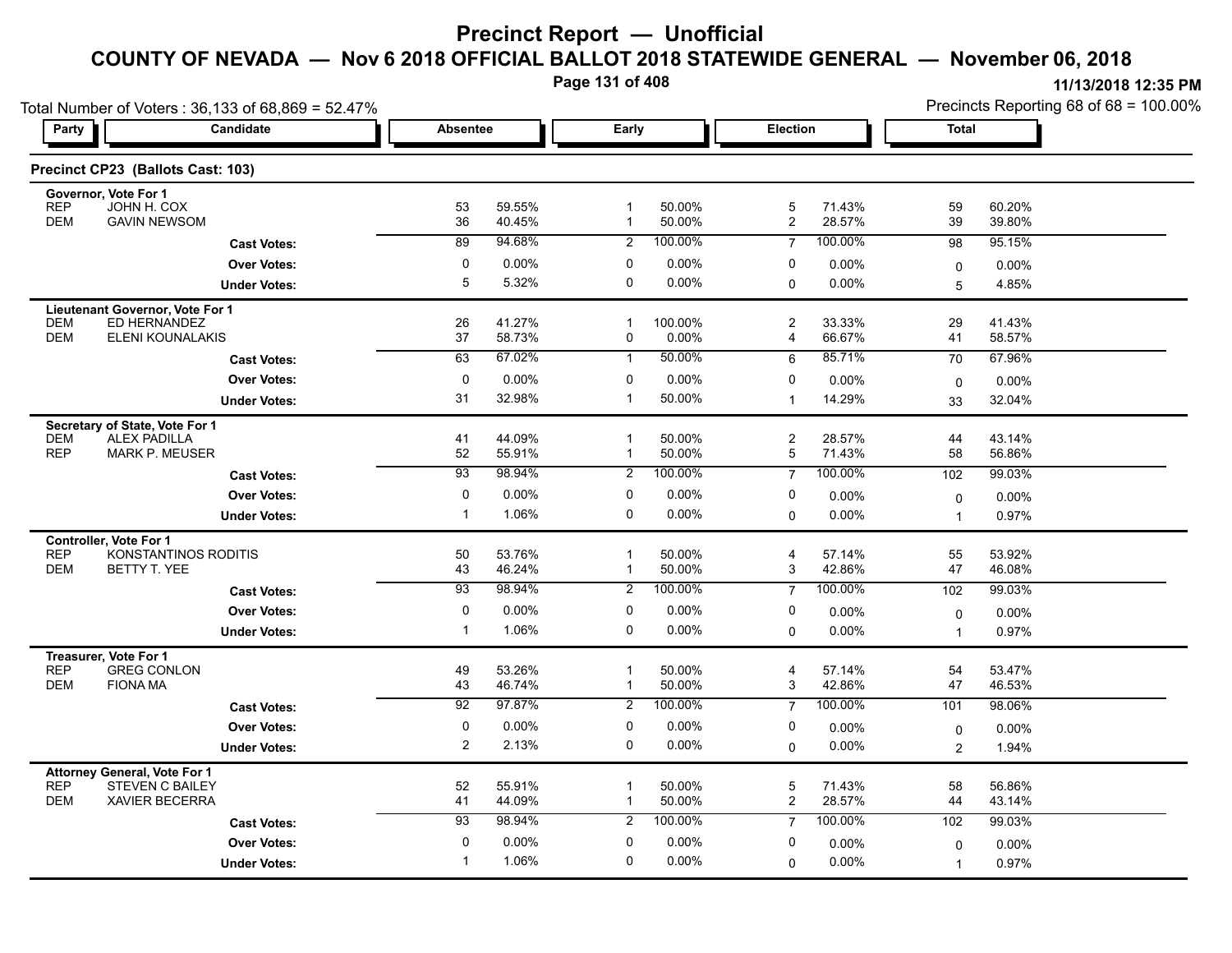# Precinct Report — Unofficial

## COUNTY OF NEVADA — Nov 6 2018 OFFICIAL BALLOT 2018 STATEWIDE GENERAL — November 06, 2018

11/13/2018 12:35 PM

Total Number of Voters : 36,133 of 68,869 = 52.47%

Precincts Reporting 68 of 68 = 100.00%

### Precinct CP23 (Ballots Cast: 103)

| Party | Candidate | Absentee | | Early | | Election | | Total | |
|---|---|---|---|---|---|---|---|---|---|
| **Governor, Vote For 1** | | | | | | | | | |
| REP | JOHN H. COX | 53 | 59.55% | 1 | 50.00% | 5 | 71.43% | 59 | 60.20% |
| DEM | GAVIN NEWSOM | 36 | 40.45% | 1 | 50.00% | 2 | 28.57% | 39 | 39.80% |
| | **Cast Votes:** | 89 | 94.68% | 2 | 100.00% | 7 | 100.00% | 98 | 95.15% |
| | **Over Votes:** | 0 | 0.00% | 0 | 0.00% | 0 | 0.00% | 0 | 0.00% |
| | **Under Votes:** | 5 | 5.32% | 0 | 0.00% | 0 | 0.00% | 5 | 4.85% |
| **Lieutenant Governor, Vote For 1** | | | | | | | | | |
| DEM | ED HERNANDEZ | 26 | 41.27% | 1 | 100.00% | 2 | 33.33% | 29 | 41.43% |
| DEM | ELENI KOUNALAKIS | 37 | 58.73% | 0 | 0.00% | 4 | 66.67% | 41 | 58.57% |
| | **Cast Votes:** | 63 | 67.02% | 1 | 50.00% | 6 | 85.71% | 70 | 67.96% |
| | **Over Votes:** | 0 | 0.00% | 0 | 0.00% | 0 | 0.00% | 0 | 0.00% |
| | **Under Votes:** | 31 | 32.98% | 1 | 50.00% | 1 | 14.29% | 33 | 32.04% |
| **Secretary of State, Vote For 1** | | | | | | | | | |
| DEM | ALEX PADILLA | 41 | 44.09% | 1 | 50.00% | 2 | 28.57% | 44 | 43.14% |
| REP | MARK P. MEUSER | 52 | 55.91% | 1 | 50.00% | 5 | 71.43% | 58 | 56.86% |
| | **Cast Votes:** | 93 | 98.94% | 2 | 100.00% | 7 | 100.00% | 102 | 99.03% |
| | **Over Votes:** | 0 | 0.00% | 0 | 0.00% | 0 | 0.00% | 0 | 0.00% |
| | **Under Votes:** | 1 | 1.06% | 0 | 0.00% | 0 | 0.00% | 1 | 0.97% |
| **Controller, Vote For 1** | | | | | | | | | |
| REP | KONSTANTINOS RODITIS | 50 | 53.76% | 1 | 50.00% | 4 | 57.14% | 55 | 53.92% |
| DEM | BETTY T. YEE | 43 | 46.24% | 1 | 50.00% | 3 | 42.86% | 47 | 46.08% |
| | **Cast Votes:** | 93 | 98.94% | 2 | 100.00% | 7 | 100.00% | 102 | 99.03% |
| | **Over Votes:** | 0 | 0.00% | 0 | 0.00% | 0 | 0.00% | 0 | 0.00% |
| | **Under Votes:** | 1 | 1.06% | 0 | 0.00% | 0 | 0.00% | 1 | 0.97% |
| **Treasurer, Vote For 1** | | | | | | | | | |
| REP | GREG CONLON | 49 | 53.26% | 1 | 50.00% | 4 | 57.14% | 54 | 53.47% |
| DEM | FIONA MA | 43 | 46.74% | 1 | 50.00% | 3 | 42.86% | 47 | 46.53% |
| | **Cast Votes:** | 92 | 97.87% | 2 | 100.00% | 7 | 100.00% | 101 | 98.06% |
| | **Over Votes:** | 0 | 0.00% | 0 | 0.00% | 0 | 0.00% | 0 | 0.00% |
| | **Under Votes:** | 2 | 2.13% | 0 | 0.00% | 0 | 0.00% | 2 | 1.94% |
| **Attorney General, Vote For 1** | | | | | | | | | |
| REP | STEVEN C BAILEY | 52 | 55.91% | 1 | 50.00% | 5 | 71.43% | 58 | 56.86% |
| DEM | XAVIER BECERRA | 41 | 44.09% | 1 | 50.00% | 2 | 28.57% | 44 | 43.14% |
| | **Cast Votes:** | 93 | 98.94% | 2 | 100.00% | 7 | 100.00% | 102 | 99.03% |
| | **Over Votes:** | 0 | 0.00% | 0 | 0.00% | 0 | 0.00% | 0 | 0.00% |
| | **Under Votes:** | 1 | 1.06% | 0 | 0.00% | 0 | 0.00% | 1 | 0.97% |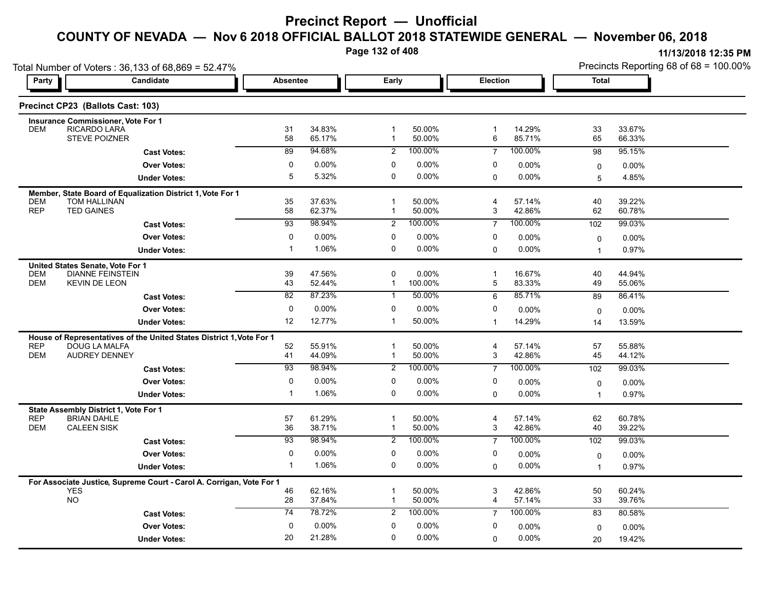# Precinct Report — Unofficial

## COUNTY OF NEVADA — Nov 6 2018 OFFICIAL BALLOT 2018 STATEWIDE GENERAL — November 06, 2018

11/13/2018 12:35 PM

Total Number of Voters : 36,133 of 68,869 = 52.47%

Precincts Reporting 68 of 68 = 100.00%

### Precinct CP23 (Ballots Cast: 103)

| Party | Candidate | Absentee | | Early | | Election | | Total | |
|---|---|---|---|---|---|---|---|---|---|
| **Insurance Commissioner, Vote For 1** | | | | | | | | | |
| DEM | RICARDO LARA | 31 | 34.83% | 1 | 50.00% | 1 | 14.29% | 33 | 33.67% |
| | STEVE POIZNER | 58 | 65.17% | 1 | 50.00% | 6 | 85.71% | 65 | 66.33% |
| | **Cast Votes:** | 89 | 94.68% | 2 | 100.00% | 7 | 100.00% | 98 | 95.15% |
| | **Over Votes:** | 0 | 0.00% | 0 | 0.00% | 0 | 0.00% | 0 | 0.00% |
| | **Under Votes:** | 5 | 5.32% | 0 | 0.00% | 0 | 0.00% | 5 | 4.85% |
| **Member, State Board of Equalization District 1, Vote For 1** | | | | | | | | | |
| DEM | TOM HALLINAN | 35 | 37.63% | 1 | 50.00% | 4 | 57.14% | 40 | 39.22% |
| REP | TED GAINES | 58 | 62.37% | 1 | 50.00% | 3 | 42.86% | 62 | 60.78% |
| | **Cast Votes:** | 93 | 98.94% | 2 | 100.00% | 7 | 100.00% | 102 | 99.03% |
| | **Over Votes:** | 0 | 0.00% | 0 | 0.00% | 0 | 0.00% | 0 | 0.00% |
| | **Under Votes:** | 1 | 1.06% | 0 | 0.00% | 0 | 0.00% | 1 | 0.97% |
| **United States Senate, Vote For 1** | | | | | | | | | |
| DEM | DIANNE FEINSTEIN | 39 | 47.56% | 0 | 0.00% | 1 | 16.67% | 40 | 44.94% |
| DEM | KEVIN DE LEON | 43 | 52.44% | 1 | 100.00% | 5 | 83.33% | 49 | 55.06% |
| | **Cast Votes:** | 82 | 87.23% | 1 | 50.00% | 6 | 85.71% | 89 | 86.41% |
| | **Over Votes:** | 0 | 0.00% | 0 | 0.00% | 0 | 0.00% | 0 | 0.00% |
| | **Under Votes:** | 12 | 12.77% | 1 | 50.00% | 1 | 14.29% | 14 | 13.59% |
| **House of Representatives of the United States District 1, Vote For 1** | | | | | | | | | |
| REP | DOUG LA MALFA | 52 | 55.91% | 1 | 50.00% | 4 | 57.14% | 57 | 55.88% |
| DEM | AUDREY DENNEY | 41 | 44.09% | 1 | 50.00% | 3 | 42.86% | 45 | 44.12% |
| | **Cast Votes:** | 93 | 98.94% | 2 | 100.00% | 7 | 100.00% | 102 | 99.03% |
| | **Over Votes:** | 0 | 0.00% | 0 | 0.00% | 0 | 0.00% | 0 | 0.00% |
| | **Under Votes:** | 1 | 1.06% | 0 | 0.00% | 0 | 0.00% | 1 | 0.97% |
| **State Assembly District 1, Vote For 1** | | | | | | | | | |
| REP | BRIAN DAHLE | 57 | 61.29% | 1 | 50.00% | 4 | 57.14% | 62 | 60.78% |
| DEM | CALEEN SISK | 36 | 38.71% | 1 | 50.00% | 3 | 42.86% | 40 | 39.22% |
| | **Cast Votes:** | 93 | 98.94% | 2 | 100.00% | 7 | 100.00% | 102 | 99.03% |
| | **Over Votes:** | 0 | 0.00% | 0 | 0.00% | 0 | 0.00% | 0 | 0.00% |
| | **Under Votes:** | 1 | 1.06% | 0 | 0.00% | 0 | 0.00% | 1 | 0.97% |
| **For Associate Justice, Supreme Court - Carol A. Corrigan, Vote For 1** | | | | | | | | | |
| | YES | 46 | 62.16% | 1 | 50.00% | 3 | 42.86% | 50 | 60.24% |
| | NO | 28 | 37.84% | 1 | 50.00% | 4 | 57.14% | 33 | 39.76% |
| | **Cast Votes:** | 74 | 78.72% | 2 | 100.00% | 7 | 100.00% | 83 | 80.58% |
| | **Over Votes:** | 0 | 0.00% | 0 | 0.00% | 0 | 0.00% | 0 | 0.00% |
| | **Under Votes:** | 20 | 21.28% | 0 | 0.00% | 0 | 0.00% | 20 | 19.42% |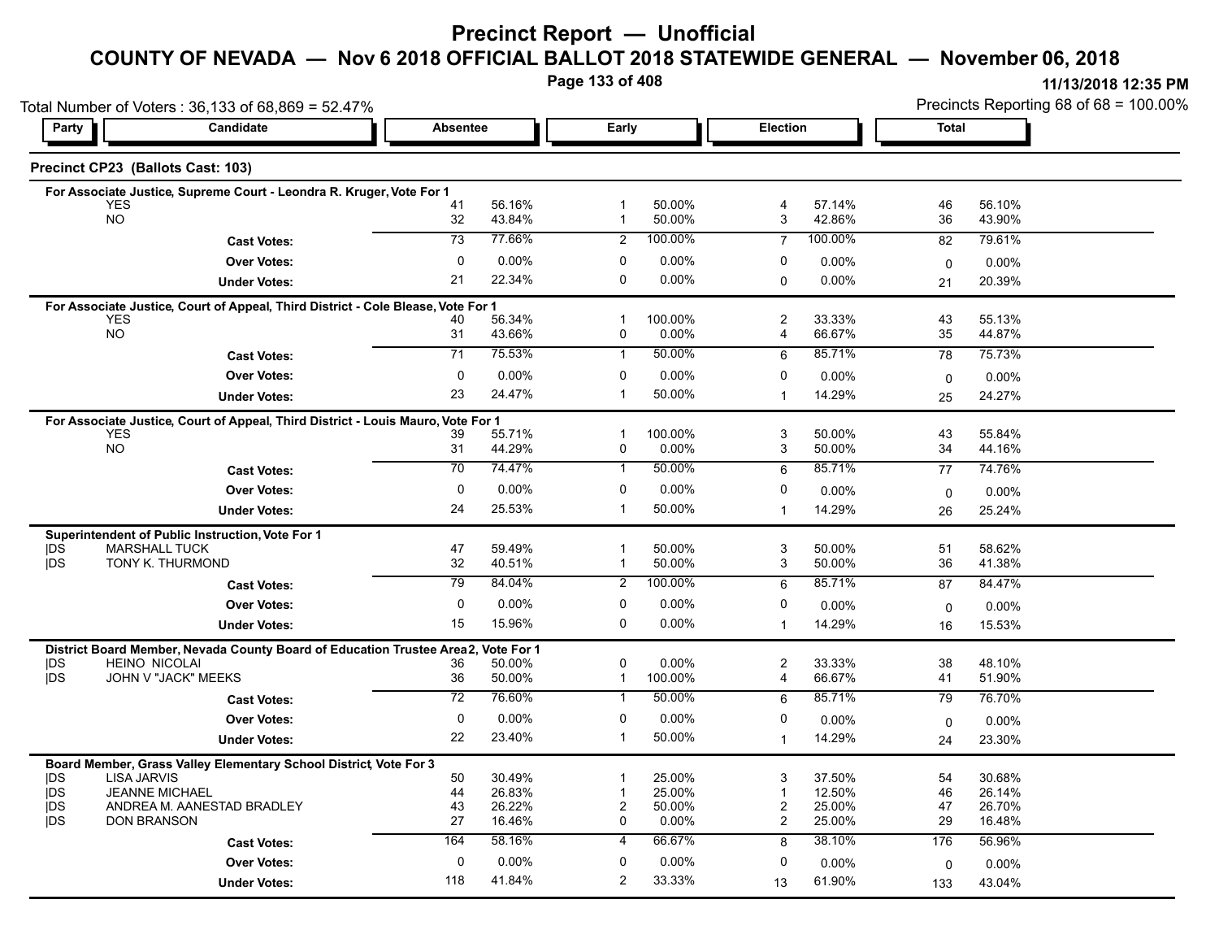# Precinct Report — Unofficial

## COUNTY OF NEVADA — Nov 6 2018 OFFICIAL BALLOT 2018 STATEWIDE GENERAL — November 06, 2018

11/13/2018 12:35 PM

Total Number of Voters : 36,133 of 68,869 = 52.47%

Precincts Reporting 68 of 68 = 100.00%

### Precinct CP23 (Ballots Cast: 103)

| Party | Candidate | Absentee | | Early | | Election | | Total | |
|---|---|---|---|---|---|---|---|---|---|
| **For Associate Justice, Supreme Court - Leondra R. Kruger, Vote For 1** | | | | | | | | | |
| | YES | 41 | 56.16% | 1 | 50.00% | 4 | 57.14% | 46 | 56.10% |
| | NO | 32 | 43.84% | 1 | 50.00% | 3 | 42.86% | 36 | 43.90% |
| | **Cast Votes:** | 73 | 77.66% | 2 | 100.00% | 7 | 100.00% | 82 | 79.61% |
| | **Over Votes:** | 0 | 0.00% | 0 | 0.00% | 0 | 0.00% | 0 | 0.00% |
| | **Under Votes:** | 21 | 22.34% | 0 | 0.00% | 0 | 0.00% | 21 | 20.39% |
| **For Associate Justice, Court of Appeal, Third District - Cole Blease, Vote For 1** | | | | | | | | | |
| | YES | 40 | 56.34% | 1 | 100.00% | 2 | 33.33% | 43 | 55.13% |
| | NO | 31 | 43.66% | 0 | 0.00% | 4 | 66.67% | 35 | 44.87% |
| | **Cast Votes:** | 71 | 75.53% | 1 | 50.00% | 6 | 85.71% | 78 | 75.73% |
| | **Over Votes:** | 0 | 0.00% | 0 | 0.00% | 0 | 0.00% | 0 | 0.00% |
| | **Under Votes:** | 23 | 24.47% | 1 | 50.00% | 1 | 14.29% | 25 | 24.27% |
| **For Associate Justice, Court of Appeal, Third District - Louis Mauro, Vote For 1** | | | | | | | | | |
| | YES | 39 | 55.71% | 1 | 100.00% | 3 | 50.00% | 43 | 55.84% |
| | NO | 31 | 44.29% | 0 | 0.00% | 3 | 50.00% | 34 | 44.16% |
| | **Cast Votes:** | 70 | 74.47% | 1 | 50.00% | 6 | 85.71% | 77 | 74.76% |
| | **Over Votes:** | 0 | 0.00% | 0 | 0.00% | 0 | 0.00% | 0 | 0.00% |
| | **Under Votes:** | 24 | 25.53% | 1 | 50.00% | 1 | 14.29% | 26 | 25.24% |
| **Superintendent of Public Instruction, Vote For 1** | | | | | | | | | |
| DS | MARSHALL TUCK | 47 | 59.49% | 1 | 50.00% | 3 | 50.00% | 51 | 58.62% |
| DS | TONY K. THURMOND | 32 | 40.51% | 1 | 50.00% | 3 | 50.00% | 36 | 41.38% |
| | **Cast Votes:** | 79 | 84.04% | 2 | 100.00% | 6 | 85.71% | 87 | 84.47% |
| | **Over Votes:** | 0 | 0.00% | 0 | 0.00% | 0 | 0.00% | 0 | 0.00% |
| | **Under Votes:** | 15 | 15.96% | 0 | 0.00% | 1 | 14.29% | 16 | 15.53% |
| **District Board Member, Nevada County Board of Education Trustee Area 2, Vote For 1** | | | | | | | | | |
| DS | HEINO NICOLAI | 36 | 50.00% | 0 | 0.00% | 2 | 33.33% | 38 | 48.10% |
| DS | JOHN V "JACK" MEEKS | 36 | 50.00% | 1 | 100.00% | 4 | 66.67% | 41 | 51.90% |
| | **Cast Votes:** | 72 | 76.60% | 1 | 50.00% | 6 | 85.71% | 79 | 76.70% |
| | **Over Votes:** | 0 | 0.00% | 0 | 0.00% | 0 | 0.00% | 0 | 0.00% |
| | **Under Votes:** | 22 | 23.40% | 1 | 50.00% | 1 | 14.29% | 24 | 23.30% |
| **Board Member, Grass Valley Elementary School District, Vote For 3** | | | | | | | | | |
| DS | LISA JARVIS | 50 | 30.49% | 1 | 25.00% | 3 | 37.50% | 54 | 30.68% |
| DS | JEANNE MICHAEL | 44 | 26.83% | 1 | 25.00% | 1 | 12.50% | 46 | 26.14% |
| DS | ANDREA M. AANESTAD BRADLEY | 43 | 26.22% | 2 | 50.00% | 2 | 25.00% | 47 | 26.70% |
| DS | DON BRANSON | 27 | 16.46% | 0 | 0.00% | 2 | 25.00% | 29 | 16.48% |
| | **Cast Votes:** | 164 | 58.16% | 4 | 66.67% | 8 | 38.10% | 176 | 56.96% |
| | **Over Votes:** | 0 | 0.00% | 0 | 0.00% | 0 | 0.00% | 0 | 0.00% |
| | **Under Votes:** | 118 | 41.84% | 2 | 33.33% | 13 | 61.90% | 133 | 43.04% |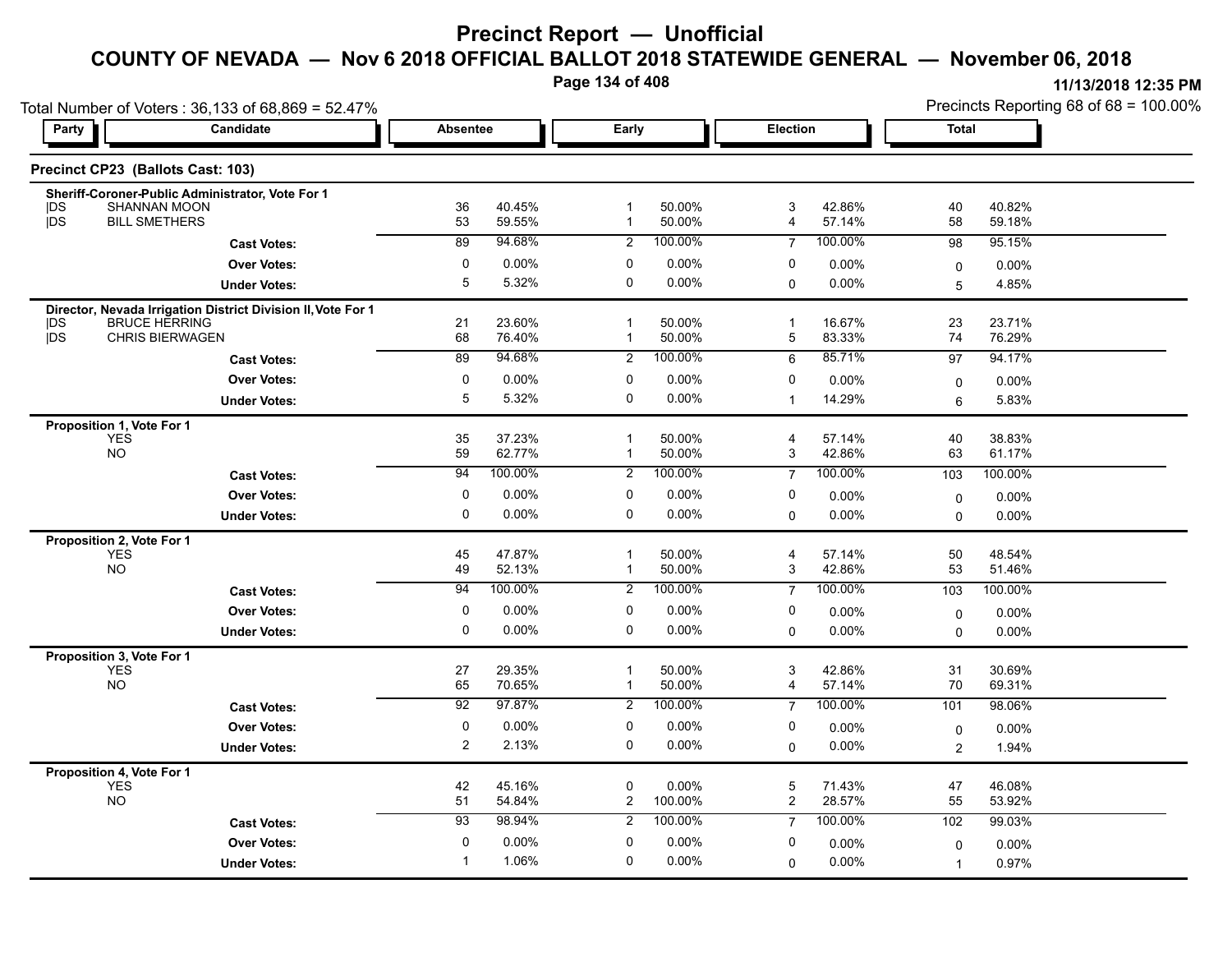# Precinct Report — Unofficial

## COUNTY OF NEVADA — Nov 6 2018 OFFICIAL BALLOT 2018 STATEWIDE GENERAL — November 06, 2018

11/13/2018 12:35 PM

Total Number of Voters : 36,133 of 68,869 = 52.47%

Precincts Reporting 68 of 68 = 100.00%

### Precinct CP23 (Ballots Cast: 103)

**Sheriff-Coroner-Public Administrator, Vote For 1**

| Party | Candidate | Absentee | | Early | | Election | | Total | |
|---|---|---|---|---|---|---|---|---|---|
| DS | SHANNAN MOON | 36 | 40.45% | 1 | 50.00% | 3 | 42.86% | 40 | 40.82% |
| DS | BILL SMETHERS | 53 | 59.55% | 1 | 50.00% | 4 | 57.14% | 58 | 59.18% |
| | **Cast Votes:** | 89 | 94.68% | 2 | 100.00% | 7 | 100.00% | 98 | 95.15% |
| | **Over Votes:** | 0 | 0.00% | 0 | 0.00% | 0 | 0.00% | 0 | 0.00% |
| | **Under Votes:** | 5 | 5.32% | 0 | 0.00% | 0 | 0.00% | 5 | 4.85% |

**Director, Nevada Irrigation District Division II, Vote For 1**

| Party | Candidate | Absentee | | Early | | Election | | Total | |
|---|---|---|---|---|---|---|---|---|---|
| DS | BRUCE HERRING | 21 | 23.60% | 1 | 50.00% | 1 | 16.67% | 23 | 23.71% |
| DS | CHRIS BIERWAGEN | 68 | 76.40% | 1 | 50.00% | 5 | 83.33% | 74 | 76.29% |
| | **Cast Votes:** | 89 | 94.68% | 2 | 100.00% | 6 | 85.71% | 97 | 94.17% |
| | **Over Votes:** | 0 | 0.00% | 0 | 0.00% | 0 | 0.00% | 0 | 0.00% |
| | **Under Votes:** | 5 | 5.32% | 0 | 0.00% | 1 | 14.29% | 6 | 5.83% |

**Proposition 1, Vote For 1**

| Party | Candidate | Absentee | | Early | | Election | | Total | |
|---|---|---|---|---|---|---|---|---|---|
| | YES | 35 | 37.23% | 1 | 50.00% | 4 | 57.14% | 40 | 38.83% |
| | NO | 59 | 62.77% | 1 | 50.00% | 3 | 42.86% | 63 | 61.17% |
| | **Cast Votes:** | 94 | 100.00% | 2 | 100.00% | 7 | 100.00% | 103 | 100.00% |
| | **Over Votes:** | 0 | 0.00% | 0 | 0.00% | 0 | 0.00% | 0 | 0.00% |
| | **Under Votes:** | 0 | 0.00% | 0 | 0.00% | 0 | 0.00% | 0 | 0.00% |

**Proposition 2, Vote For 1**

| Party | Candidate | Absentee | | Early | | Election | | Total | |
|---|---|---|---|---|---|---|---|---|---|
| | YES | 45 | 47.87% | 1 | 50.00% | 4 | 57.14% | 50 | 48.54% |
| | NO | 49 | 52.13% | 1 | 50.00% | 3 | 42.86% | 53 | 51.46% |
| | **Cast Votes:** | 94 | 100.00% | 2 | 100.00% | 7 | 100.00% | 103 | 100.00% |
| | **Over Votes:** | 0 | 0.00% | 0 | 0.00% | 0 | 0.00% | 0 | 0.00% |
| | **Under Votes:** | 0 | 0.00% | 0 | 0.00% | 0 | 0.00% | 0 | 0.00% |

**Proposition 3, Vote For 1**

| Party | Candidate | Absentee | | Early | | Election | | Total | |
|---|---|---|---|---|---|---|---|---|---|
| | YES | 27 | 29.35% | 1 | 50.00% | 3 | 42.86% | 31 | 30.69% |
| | NO | 65 | 70.65% | 1 | 50.00% | 4 | 57.14% | 70 | 69.31% |
| | **Cast Votes:** | 92 | 97.87% | 2 | 100.00% | 7 | 100.00% | 101 | 98.06% |
| | **Over Votes:** | 0 | 0.00% | 0 | 0.00% | 0 | 0.00% | 0 | 0.00% |
| | **Under Votes:** | 2 | 2.13% | 0 | 0.00% | 0 | 0.00% | 2 | 1.94% |

**Proposition 4, Vote For 1**

| Party | Candidate | Absentee | | Early | | Election | | Total | |
|---|---|---|---|---|---|---|---|---|---|
| | YES | 42 | 45.16% | 0 | 0.00% | 5 | 71.43% | 47 | 46.08% |
| | NO | 51 | 54.84% | 2 | 100.00% | 2 | 28.57% | 55 | 53.92% |
| | **Cast Votes:** | 93 | 98.94% | 2 | 100.00% | 7 | 100.00% | 102 | 99.03% |
| | **Over Votes:** | 0 | 0.00% | 0 | 0.00% | 0 | 0.00% | 0 | 0.00% |
| | **Under Votes:** | 1 | 1.06% | 0 | 0.00% | 0 | 0.00% | 1 | 0.97% |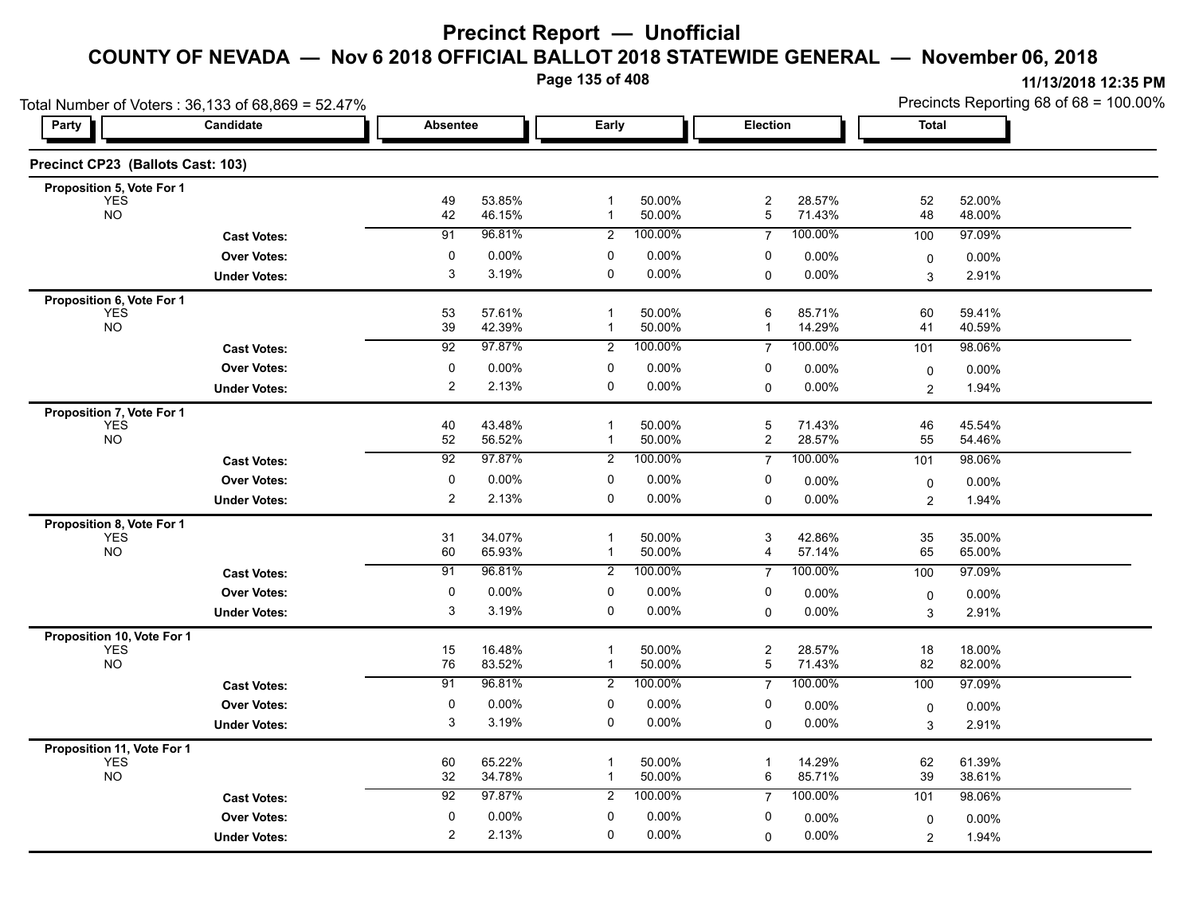# Precinct Report — Unofficial

## COUNTY OF NEVADA — Nov 6 2018 OFFICIAL BALLOT 2018 STATEWIDE GENERAL — November 06, 2018

11/13/2018 12:35 PM

Total Number of Voters : 36,133 of 68,869 = 52.47%

Precincts Reporting 68 of 68 = 100.00%

### Precinct CP23 (Ballots Cast: 103)

| Party | Candidate | Absentee | | Early | | Election | | Total | |
|---|---|---|---|---|---|---|---|---|---|
| **Proposition 5, Vote For 1** | | | | | | | | | |
| YES | | 49 | 53.85% | 1 | 50.00% | 2 | 28.57% | 52 | 52.00% |
| NO | | 42 | 46.15% | 1 | 50.00% | 5 | 71.43% | 48 | 48.00% |
| | **Cast Votes:** | 91 | 96.81% | 2 | 100.00% | 7 | 100.00% | 100 | 97.09% |
| | **Over Votes:** | 0 | 0.00% | 0 | 0.00% | 0 | 0.00% | 0 | 0.00% |
| | **Under Votes:** | 3 | 3.19% | 0 | 0.00% | 0 | 0.00% | 3 | 2.91% |
| **Proposition 6, Vote For 1** | | | | | | | | | |
| YES | | 53 | 57.61% | 1 | 50.00% | 6 | 85.71% | 60 | 59.41% |
| NO | | 39 | 42.39% | 1 | 50.00% | 1 | 14.29% | 41 | 40.59% |
| | **Cast Votes:** | 92 | 97.87% | 2 | 100.00% | 7 | 100.00% | 101 | 98.06% |
| | **Over Votes:** | 0 | 0.00% | 0 | 0.00% | 0 | 0.00% | 0 | 0.00% |
| | **Under Votes:** | 2 | 2.13% | 0 | 0.00% | 0 | 0.00% | 2 | 1.94% |
| **Proposition 7, Vote For 1** | | | | | | | | | |
| YES | | 40 | 43.48% | 1 | 50.00% | 5 | 71.43% | 46 | 45.54% |
| NO | | 52 | 56.52% | 1 | 50.00% | 2 | 28.57% | 55 | 54.46% |
| | **Cast Votes:** | 92 | 97.87% | 2 | 100.00% | 7 | 100.00% | 101 | 98.06% |
| | **Over Votes:** | 0 | 0.00% | 0 | 0.00% | 0 | 0.00% | 0 | 0.00% |
| | **Under Votes:** | 2 | 2.13% | 0 | 0.00% | 0 | 0.00% | 2 | 1.94% |
| **Proposition 8, Vote For 1** | | | | | | | | | |
| YES | | 31 | 34.07% | 1 | 50.00% | 3 | 42.86% | 35 | 35.00% |
| NO | | 60 | 65.93% | 1 | 50.00% | 4 | 57.14% | 65 | 65.00% |
| | **Cast Votes:** | 91 | 96.81% | 2 | 100.00% | 7 | 100.00% | 100 | 97.09% |
| | **Over Votes:** | 0 | 0.00% | 0 | 0.00% | 0 | 0.00% | 0 | 0.00% |
| | **Under Votes:** | 3 | 3.19% | 0 | 0.00% | 0 | 0.00% | 3 | 2.91% |
| **Proposition 10, Vote For 1** | | | | | | | | | |
| YES | | 15 | 16.48% | 1 | 50.00% | 2 | 28.57% | 18 | 18.00% |
| NO | | 76 | 83.52% | 1 | 50.00% | 5 | 71.43% | 82 | 82.00% |
| | **Cast Votes:** | 91 | 96.81% | 2 | 100.00% | 7 | 100.00% | 100 | 97.09% |
| | **Over Votes:** | 0 | 0.00% | 0 | 0.00% | 0 | 0.00% | 0 | 0.00% |
| | **Under Votes:** | 3 | 3.19% | 0 | 0.00% | 0 | 0.00% | 3 | 2.91% |
| **Proposition 11, Vote For 1** | | | | | | | | | |
| YES | | 60 | 65.22% | 1 | 50.00% | 1 | 14.29% | 62 | 61.39% |
| NO | | 32 | 34.78% | 1 | 50.00% | 6 | 85.71% | 39 | 38.61% |
| | **Cast Votes:** | 92 | 97.87% | 2 | 100.00% | 7 | 100.00% | 101 | 98.06% |
| | **Over Votes:** | 0 | 0.00% | 0 | 0.00% | 0 | 0.00% | 0 | 0.00% |
| | **Under Votes:** | 2 | 2.13% | 0 | 0.00% | 0 | 0.00% | 2 | 1.94% |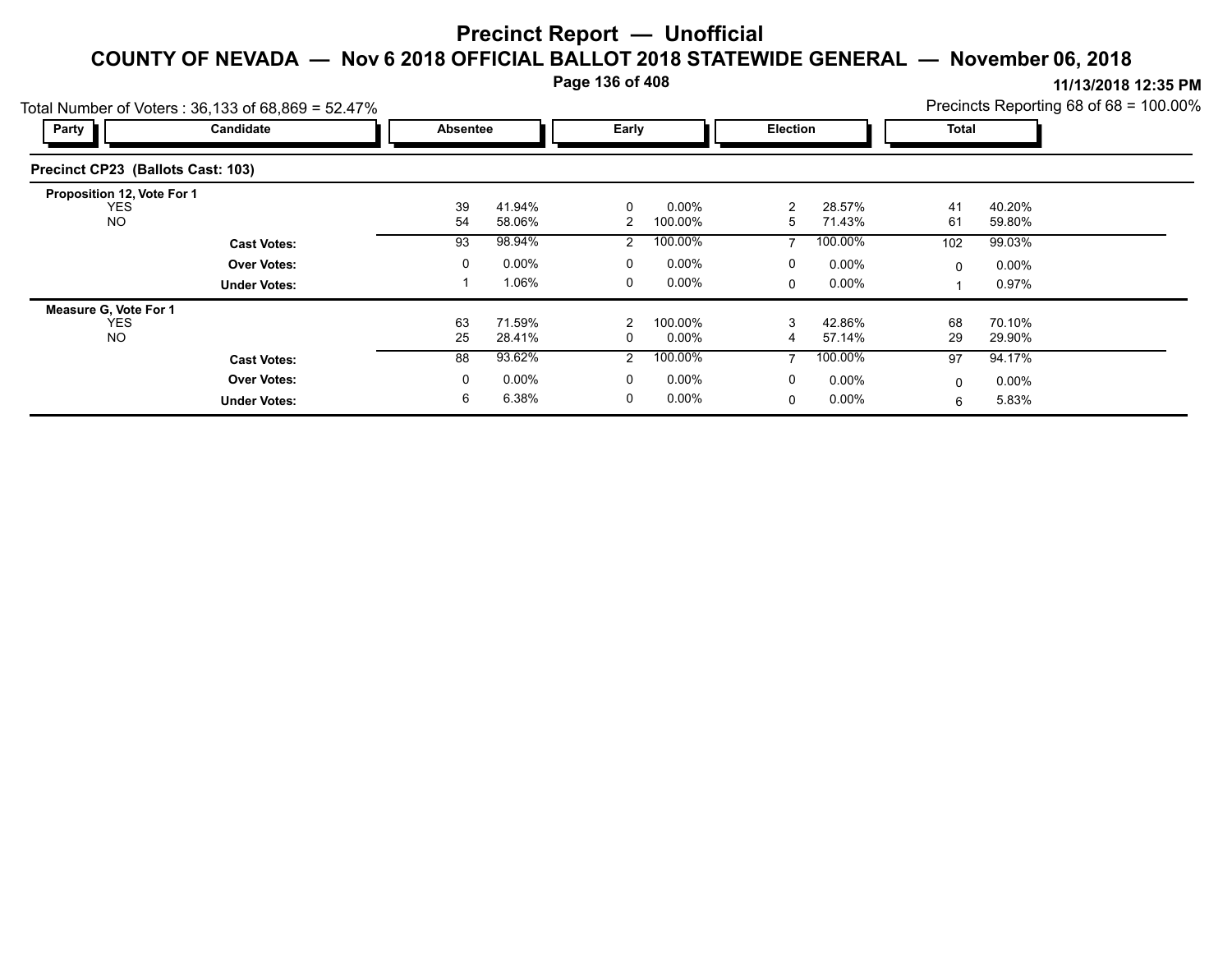# Precinct Report — Unofficial

## COUNTY OF NEVADA — Nov 6 2018 OFFICIAL BALLOT 2018 STATEWIDE GENERAL — November 06, 2018

11/13/2018 12:35 PM

Total Number of Voters : 36,133 of 68,869 = 52.47%

Precincts Reporting 68 of 68 = 100.00%

### Precinct CP23 (Ballots Cast: 103)

| Party | Candidate | Absentee | | Early | | Election | | Total | |
|---|---|---|---|---|---|---|---|---|---|
| **Proposition 12, Vote For 1** | | | | | | | | | |
| | YES | 39 | 41.94% | 0 | 0.00% | 2 | 28.57% | 41 | 40.20% |
| | NO | 54 | 58.06% | 2 | 100.00% | 5 | 71.43% | 61 | 59.80% |
| | **Cast Votes:** | 93 | 98.94% | 2 | 100.00% | 7 | 100.00% | 102 | 99.03% |
| | **Over Votes:** | 0 | 0.00% | 0 | 0.00% | 0 | 0.00% | 0 | 0.00% |
| | **Under Votes:** | 1 | 1.06% | 0 | 0.00% | 0 | 0.00% | 1 | 0.97% |
| **Measure G, Vote For 1** | | | | | | | | | |
| | YES | 63 | 71.59% | 2 | 100.00% | 3 | 42.86% | 68 | 70.10% |
| | NO | 25 | 28.41% | 0 | 0.00% | 4 | 57.14% | 29 | 29.90% |
| | **Cast Votes:** | 88 | 93.62% | 2 | 100.00% | 7 | 100.00% | 97 | 94.17% |
| | **Over Votes:** | 0 | 0.00% | 0 | 0.00% | 0 | 0.00% | 0 | 0.00% |
| | **Under Votes:** | 6 | 6.38% | 0 | 0.00% | 0 | 0.00% | 6 | 5.83% |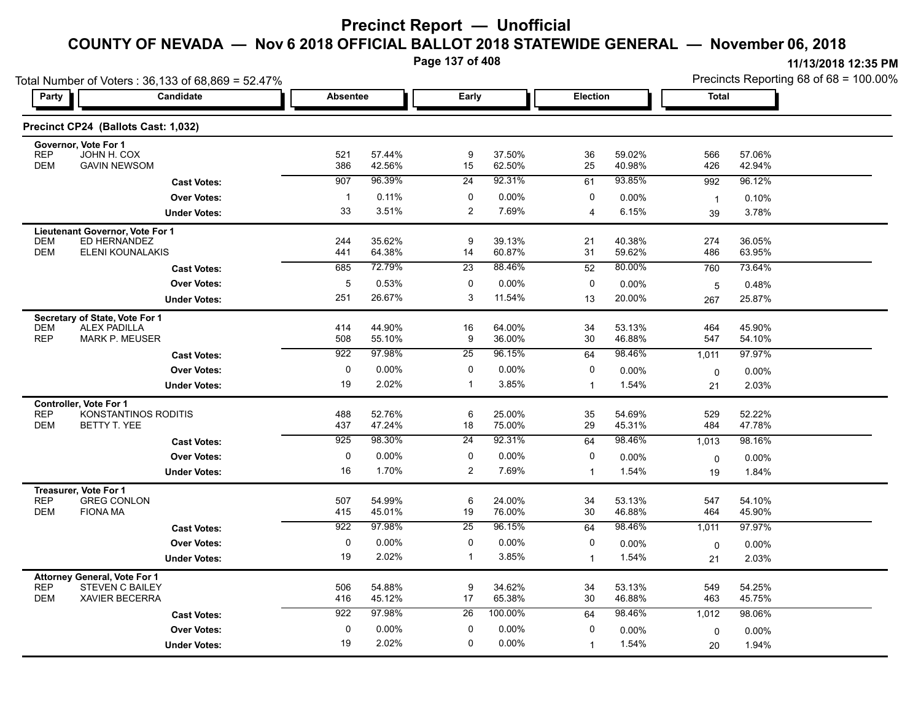# Precinct Report — Unofficial

## COUNTY OF NEVADA — Nov 6 2018 OFFICIAL BALLOT 2018 STATEWIDE GENERAL — November 06, 2018

11/13/2018 12:35 PM

Total Number of Voters : 36,133 of 68,869 = 52.47%

Precincts Reporting 68 of 68 = 100.00%

### Precinct CP24 (Ballots Cast: 1,032)

| Party | Candidate | Absentee | | Early | | Election | | Total | |
|---|---|---|---|---|---|---|---|---|---|
| **Governor, Vote For 1** | | | | | | | | | |
| REP | JOHN H. COX | 521 | 57.44% | 9 | 37.50% | 36 | 59.02% | 566 | 57.06% |
| DEM | GAVIN NEWSOM | 386 | 42.56% | 15 | 62.50% | 25 | 40.98% | 426 | 42.94% |
| | **Cast Votes:** | 907 | 96.39% | 24 | 92.31% | 61 | 93.85% | 992 | 96.12% |
| | **Over Votes:** | 1 | 0.11% | 0 | 0.00% | 0 | 0.00% | 1 | 0.10% |
| | **Under Votes:** | 33 | 3.51% | 2 | 7.69% | 4 | 6.15% | 39 | 3.78% |
| **Lieutenant Governor, Vote For 1** | | | | | | | | | |
| DEM | ED HERNANDEZ | 244 | 35.62% | 9 | 39.13% | 21 | 40.38% | 274 | 36.05% |
| DEM | ELENI KOUNALAKIS | 441 | 64.38% | 14 | 60.87% | 31 | 59.62% | 486 | 63.95% |
| | **Cast Votes:** | 685 | 72.79% | 23 | 88.46% | 52 | 80.00% | 760 | 73.64% |
| | **Over Votes:** | 5 | 0.53% | 0 | 0.00% | 0 | 0.00% | 5 | 0.48% |
| | **Under Votes:** | 251 | 26.67% | 3 | 11.54% | 13 | 20.00% | 267 | 25.87% |
| **Secretary of State, Vote For 1** | | | | | | | | | |
| DEM | ALEX PADILLA | 414 | 44.90% | 16 | 64.00% | 34 | 53.13% | 464 | 45.90% |
| REP | MARK P. MEUSER | 508 | 55.10% | 9 | 36.00% | 30 | 46.88% | 547 | 54.10% |
| | **Cast Votes:** | 922 | 97.98% | 25 | 96.15% | 64 | 98.46% | 1,011 | 97.97% |
| | **Over Votes:** | 0 | 0.00% | 0 | 0.00% | 0 | 0.00% | 0 | 0.00% |
| | **Under Votes:** | 19 | 2.02% | 1 | 3.85% | 1 | 1.54% | 21 | 2.03% |
| **Controller, Vote For 1** | | | | | | | | | |
| REP | KONSTANTINOS RODITIS | 488 | 52.76% | 6 | 25.00% | 35 | 54.69% | 529 | 52.22% |
| DEM | BETTY T. YEE | 437 | 47.24% | 18 | 75.00% | 29 | 45.31% | 484 | 47.78% |
| | **Cast Votes:** | 925 | 98.30% | 24 | 92.31% | 64 | 98.46% | 1,013 | 98.16% |
| | **Over Votes:** | 0 | 0.00% | 0 | 0.00% | 0 | 0.00% | 0 | 0.00% |
| | **Under Votes:** | 16 | 1.70% | 2 | 7.69% | 1 | 1.54% | 19 | 1.84% |
| **Treasurer, Vote For 1** | | | | | | | | | |
| REP | GREG CONLON | 507 | 54.99% | 6 | 24.00% | 34 | 53.13% | 547 | 54.10% |
| DEM | FIONA MA | 415 | 45.01% | 19 | 76.00% | 30 | 46.88% | 464 | 45.90% |
| | **Cast Votes:** | 922 | 97.98% | 25 | 96.15% | 64 | 98.46% | 1,011 | 97.97% |
| | **Over Votes:** | 0 | 0.00% | 0 | 0.00% | 0 | 0.00% | 0 | 0.00% |
| | **Under Votes:** | 19 | 2.02% | 1 | 3.85% | 1 | 1.54% | 21 | 2.03% |
| **Attorney General, Vote For 1** | | | | | | | | | |
| REP | STEVEN C BAILEY | 506 | 54.88% | 9 | 34.62% | 34 | 53.13% | 549 | 54.25% |
| DEM | XAVIER BECERRA | 416 | 45.12% | 17 | 65.38% | 30 | 46.88% | 463 | 45.75% |
| | **Cast Votes:** | 922 | 97.98% | 26 | 100.00% | 64 | 98.46% | 1,012 | 98.06% |
| | **Over Votes:** | 0 | 0.00% | 0 | 0.00% | 0 | 0.00% | 0 | 0.00% |
| | **Under Votes:** | 19 | 2.02% | 0 | 0.00% | 1 | 1.54% | 20 | 1.94% |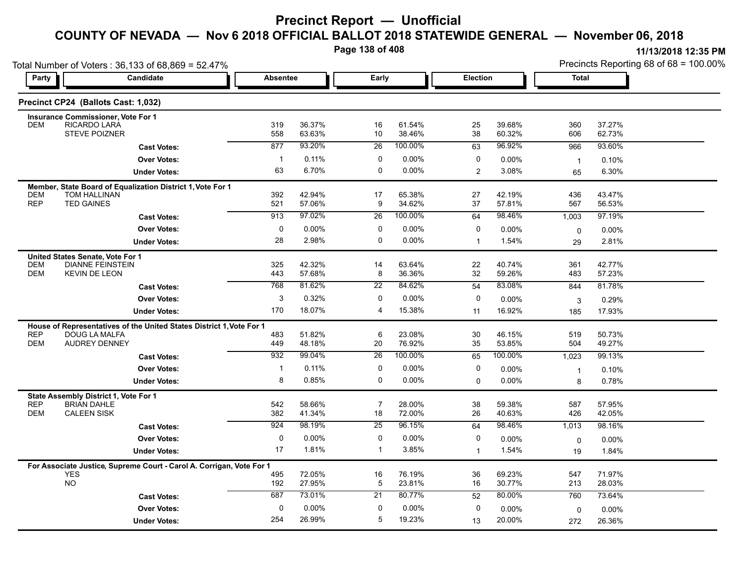# Precinct Report — Unofficial

## COUNTY OF NEVADA — Nov 6 2018 OFFICIAL BALLOT 2018 STATEWIDE GENERAL — November 06, 2018

11/13/2018 12:35 PM

Total Number of Voters : 36,133 of 68,869 = 52.47%

Precincts Reporting 68 of 68 = 100.00%

### Precinct CP24 (Ballots Cast: 1,032)

| Party | Candidate | Absentee | | Early | | Election | | Total | |
|---|---|---|---|---|---|---|---|---|---|
| **Insurance Commissioner, Vote For 1** | | | | | | | | | |
| DEM | RICARDO LARA | 319 | 36.37% | 16 | 61.54% | 25 | 39.68% | 360 | 37.27% |
| | STEVE POIZNER | 558 | 63.63% | 10 | 38.46% | 38 | 60.32% | 606 | 62.73% |
| | **Cast Votes:** | 877 | 93.20% | 26 | 100.00% | 63 | 96.92% | 966 | 93.60% |
| | **Over Votes:** | 1 | 0.11% | 0 | 0.00% | 0 | 0.00% | 1 | 0.10% |
| | **Under Votes:** | 63 | 6.70% | 0 | 0.00% | 2 | 3.08% | 65 | 6.30% |
| **Member, State Board of Equalization District 1, Vote For 1** | | | | | | | | | |
| DEM | TOM HALLINAN | 392 | 42.94% | 17 | 65.38% | 27 | 42.19% | 436 | 43.47% |
| REP | TED GAINES | 521 | 57.06% | 9 | 34.62% | 37 | 57.81% | 567 | 56.53% |
| | **Cast Votes:** | 913 | 97.02% | 26 | 100.00% | 64 | 98.46% | 1,003 | 97.19% |
| | **Over Votes:** | 0 | 0.00% | 0 | 0.00% | 0 | 0.00% | 0 | 0.00% |
| | **Under Votes:** | 28 | 2.98% | 0 | 0.00% | 1 | 1.54% | 29 | 2.81% |
| **United States Senate, Vote For 1** | | | | | | | | | |
| DEM | DIANNE FEINSTEIN | 325 | 42.32% | 14 | 63.64% | 22 | 40.74% | 361 | 42.77% |
| DEM | KEVIN DE LEON | 443 | 57.68% | 8 | 36.36% | 32 | 59.26% | 483 | 57.23% |
| | **Cast Votes:** | 768 | 81.62% | 22 | 84.62% | 54 | 83.08% | 844 | 81.78% |
| | **Over Votes:** | 3 | 0.32% | 0 | 0.00% | 0 | 0.00% | 3 | 0.29% |
| | **Under Votes:** | 170 | 18.07% | 4 | 15.38% | 11 | 16.92% | 185 | 17.93% |
| **House of Representatives of the United States District 1, Vote For 1** | | | | | | | | | |
| REP | DOUG LA MALFA | 483 | 51.82% | 6 | 23.08% | 30 | 46.15% | 519 | 50.73% |
| DEM | AUDREY DENNEY | 449 | 48.18% | 20 | 76.92% | 35 | 53.85% | 504 | 49.27% |
| | **Cast Votes:** | 932 | 99.04% | 26 | 100.00% | 65 | 100.00% | 1,023 | 99.13% |
| | **Over Votes:** | 1 | 0.11% | 0 | 0.00% | 0 | 0.00% | 1 | 0.10% |
| | **Under Votes:** | 8 | 0.85% | 0 | 0.00% | 0 | 0.00% | 8 | 0.78% |
| **State Assembly District 1, Vote For 1** | | | | | | | | | |
| REP | BRIAN DAHLE | 542 | 58.66% | 7 | 28.00% | 38 | 59.38% | 587 | 57.95% |
| DEM | CALEEN SISK | 382 | 41.34% | 18 | 72.00% | 26 | 40.63% | 426 | 42.05% |
| | **Cast Votes:** | 924 | 98.19% | 25 | 96.15% | 64 | 98.46% | 1,013 | 98.16% |
| | **Over Votes:** | 0 | 0.00% | 0 | 0.00% | 0 | 0.00% | 0 | 0.00% |
| | **Under Votes:** | 17 | 1.81% | 1 | 3.85% | 1 | 1.54% | 19 | 1.84% |
| **For Associate Justice, Supreme Court - Carol A. Corrigan, Vote For 1** | | | | | | | | | |
| | YES | 495 | 72.05% | 16 | 76.19% | 36 | 69.23% | 547 | 71.97% |
| | NO | 192 | 27.95% | 5 | 23.81% | 16 | 30.77% | 213 | 28.03% |
| | **Cast Votes:** | 687 | 73.01% | 21 | 80.77% | 52 | 80.00% | 760 | 73.64% |
| | **Over Votes:** | 0 | 0.00% | 0 | 0.00% | 0 | 0.00% | 0 | 0.00% |
| | **Under Votes:** | 254 | 26.99% | 5 | 19.23% | 13 | 20.00% | 272 | 26.36% |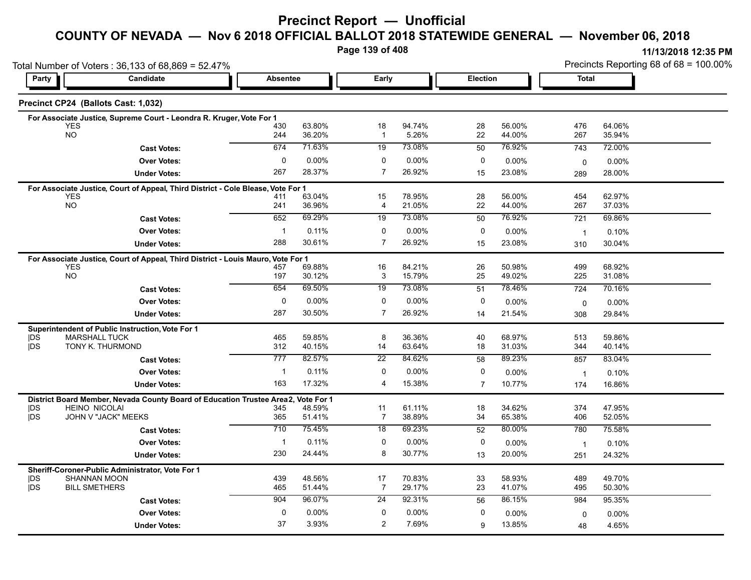# Precinct Report — Unofficial

## COUNTY OF NEVADA — Nov 6 2018 OFFICIAL BALLOT 2018 STATEWIDE GENERAL — November 06, 2018

11/13/2018 12:35 PM

Total Number of Voters : 36,133 of 68,869 = 52.47%

Precincts Reporting 68 of 68 = 100.00%

### Precinct CP24 (Ballots Cast: 1,032)

| Party | Candidate | Absentee | | Early | | Election | | Total | |
|---|---|---|---|---|---|---|---|---|---|
| **For Associate Justice, Supreme Court - Leondra R. Kruger, Vote For 1** | | | | | | | | | |
| | YES | 430 | 63.80% | 18 | 94.74% | 28 | 56.00% | 476 | 64.06% |
| | NO | 244 | 36.20% | 1 | 5.26% | 22 | 44.00% | 267 | 35.94% |
| | **Cast Votes:** | 674 | 71.63% | 19 | 73.08% | 50 | 76.92% | 743 | 72.00% |
| | **Over Votes:** | 0 | 0.00% | 0 | 0.00% | 0 | 0.00% | 0 | 0.00% |
| | **Under Votes:** | 267 | 28.37% | 7 | 26.92% | 15 | 23.08% | 289 | 28.00% |
| **For Associate Justice, Court of Appeal, Third District - Cole Blease, Vote For 1** | | | | | | | | | |
| | YES | 411 | 63.04% | 15 | 78.95% | 28 | 56.00% | 454 | 62.97% |
| | NO | 241 | 36.96% | 4 | 21.05% | 22 | 44.00% | 267 | 37.03% |
| | **Cast Votes:** | 652 | 69.29% | 19 | 73.08% | 50 | 76.92% | 721 | 69.86% |
| | **Over Votes:** | 1 | 0.11% | 0 | 0.00% | 0 | 0.00% | 1 | 0.10% |
| | **Under Votes:** | 288 | 30.61% | 7 | 26.92% | 15 | 23.08% | 310 | 30.04% |
| **For Associate Justice, Court of Appeal, Third District - Louis Mauro, Vote For 1** | | | | | | | | | |
| | YES | 457 | 69.88% | 16 | 84.21% | 26 | 50.98% | 499 | 68.92% |
| | NO | 197 | 30.12% | 3 | 15.79% | 25 | 49.02% | 225 | 31.08% |
| | **Cast Votes:** | 654 | 69.50% | 19 | 73.08% | 51 | 78.46% | 724 | 70.16% |
| | **Over Votes:** | 0 | 0.00% | 0 | 0.00% | 0 | 0.00% | 0 | 0.00% |
| | **Under Votes:** | 287 | 30.50% | 7 | 26.92% | 14 | 21.54% | 308 | 29.84% |
| **Superintendent of Public Instruction, Vote For 1** | | | | | | | | | |
| DS | MARSHALL TUCK | 465 | 59.85% | 8 | 36.36% | 40 | 68.97% | 513 | 59.86% |
| DS | TONY K. THURMOND | 312 | 40.15% | 14 | 63.64% | 18 | 31.03% | 344 | 40.14% |
| | **Cast Votes:** | 777 | 82.57% | 22 | 84.62% | 58 | 89.23% | 857 | 83.04% |
| | **Over Votes:** | 1 | 0.11% | 0 | 0.00% | 0 | 0.00% | 1 | 0.10% |
| | **Under Votes:** | 163 | 17.32% | 4 | 15.38% | 7 | 10.77% | 174 | 16.86% |
| **District Board Member, Nevada County Board of Education Trustee Area 2, Vote For 1** | | | | | | | | | |
| DS | HEINO NICOLAI | 345 | 48.59% | 11 | 61.11% | 18 | 34.62% | 374 | 47.95% |
| DS | JOHN V "JACK" MEEKS | 365 | 51.41% | 7 | 38.89% | 34 | 65.38% | 406 | 52.05% |
| | **Cast Votes:** | 710 | 75.45% | 18 | 69.23% | 52 | 80.00% | 780 | 75.58% |
| | **Over Votes:** | 1 | 0.11% | 0 | 0.00% | 0 | 0.00% | 1 | 0.10% |
| | **Under Votes:** | 230 | 24.44% | 8 | 30.77% | 13 | 20.00% | 251 | 24.32% |
| **Sheriff-Coroner-Public Administrator, Vote For 1** | | | | | | | | | |
| DS | SHANNAN MOON | 439 | 48.56% | 17 | 70.83% | 33 | 58.93% | 489 | 49.70% |
| DS | BILL SMETHERS | 465 | 51.44% | 7 | 29.17% | 23 | 41.07% | 495 | 50.30% |
| | **Cast Votes:** | 904 | 96.07% | 24 | 92.31% | 56 | 86.15% | 984 | 95.35% |
| | **Over Votes:** | 0 | 0.00% | 0 | 0.00% | 0 | 0.00% | 0 | 0.00% |
| | **Under Votes:** | 37 | 3.93% | 2 | 7.69% | 9 | 13.85% | 48 | 4.65% |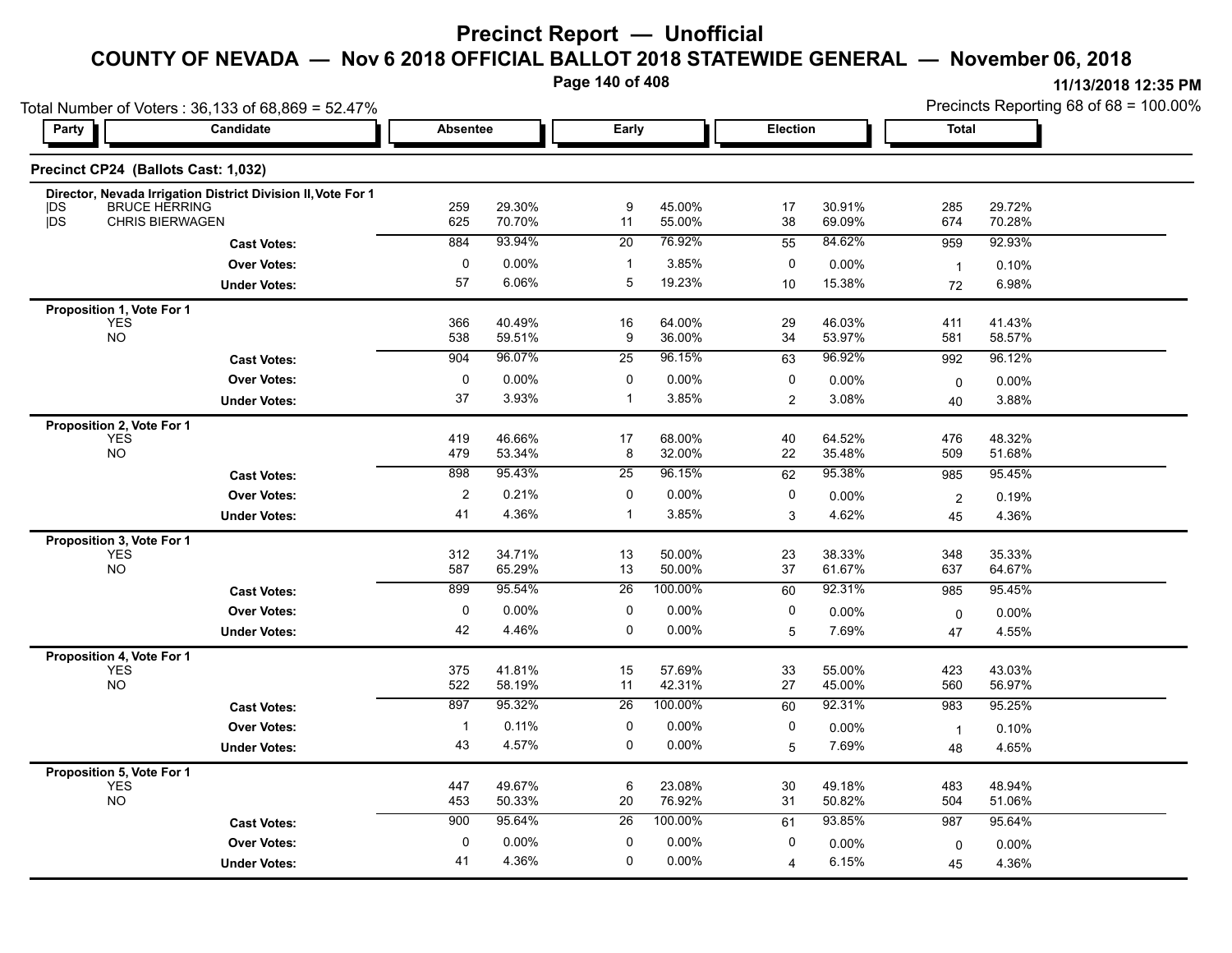# Precinct Report — Unofficial

## COUNTY OF NEVADA — Nov 6 2018 OFFICIAL BALLOT 2018 STATEWIDE GENERAL — November 06, 2018

11/13/2018 12:35 PM

Total Number of Voters : 36,133 of 68,869 = 52.47%

Precincts Reporting 68 of 68 = 100.00%

### Precinct CP24 (Ballots Cast: 1,032)

| Party | Candidate | Absentee | | Early | | Election | | Total | |
|---|---|---|---|---|---|---|---|---|---|
| **Director, Nevada Irrigation District Division II, Vote For 1** | | | | | | | | | |
| DS | BRUCE HERRING | 259 | 29.30% | 9 | 45.00% | 17 | 30.91% | 285 | 29.72% |
| DS | CHRIS BIERWAGEN | 625 | 70.70% | 11 | 55.00% | 38 | 69.09% | 674 | 70.28% |
| | **Cast Votes:** | 884 | 93.94% | 20 | 76.92% | 55 | 84.62% | 959 | 92.93% |
| | **Over Votes:** | 0 | 0.00% | 1 | 3.85% | 0 | 0.00% | 1 | 0.10% |
| | **Under Votes:** | 57 | 6.06% | 5 | 19.23% | 10 | 15.38% | 72 | 6.98% |
| **Proposition 1, Vote For 1** | | | | | | | | | |
| | YES | 366 | 40.49% | 16 | 64.00% | 29 | 46.03% | 411 | 41.43% |
| | NO | 538 | 59.51% | 9 | 36.00% | 34 | 53.97% | 581 | 58.57% |
| | **Cast Votes:** | 904 | 96.07% | 25 | 96.15% | 63 | 96.92% | 992 | 96.12% |
| | **Over Votes:** | 0 | 0.00% | 0 | 0.00% | 0 | 0.00% | 0 | 0.00% |
| | **Under Votes:** | 37 | 3.93% | 1 | 3.85% | 2 | 3.08% | 40 | 3.88% |
| **Proposition 2, Vote For 1** | | | | | | | | | |
| | YES | 419 | 46.66% | 17 | 68.00% | 40 | 64.52% | 476 | 48.32% |
| | NO | 479 | 53.34% | 8 | 32.00% | 22 | 35.48% | 509 | 51.68% |
| | **Cast Votes:** | 898 | 95.43% | 25 | 96.15% | 62 | 95.38% | 985 | 95.45% |
| | **Over Votes:** | 2 | 0.21% | 0 | 0.00% | 0 | 0.00% | 2 | 0.19% |
| | **Under Votes:** | 41 | 4.36% | 1 | 3.85% | 3 | 4.62% | 45 | 4.36% |
| **Proposition 3, Vote For 1** | | | | | | | | | |
| | YES | 312 | 34.71% | 13 | 50.00% | 23 | 38.33% | 348 | 35.33% |
| | NO | 587 | 65.29% | 13 | 50.00% | 37 | 61.67% | 637 | 64.67% |
| | **Cast Votes:** | 899 | 95.54% | 26 | 100.00% | 60 | 92.31% | 985 | 95.45% |
| | **Over Votes:** | 0 | 0.00% | 0 | 0.00% | 0 | 0.00% | 0 | 0.00% |
| | **Under Votes:** | 42 | 4.46% | 0 | 0.00% | 5 | 7.69% | 47 | 4.55% |
| **Proposition 4, Vote For 1** | | | | | | | | | |
| | YES | 375 | 41.81% | 15 | 57.69% | 33 | 55.00% | 423 | 43.03% |
| | NO | 522 | 58.19% | 11 | 42.31% | 27 | 45.00% | 560 | 56.97% |
| | **Cast Votes:** | 897 | 95.32% | 26 | 100.00% | 60 | 92.31% | 983 | 95.25% |
| | **Over Votes:** | 1 | 0.11% | 0 | 0.00% | 0 | 0.00% | 1 | 0.10% |
| | **Under Votes:** | 43 | 4.57% | 0 | 0.00% | 5 | 7.69% | 48 | 4.65% |
| **Proposition 5, Vote For 1** | | | | | | | | | |
| | YES | 447 | 49.67% | 6 | 23.08% | 30 | 49.18% | 483 | 48.94% |
| | NO | 453 | 50.33% | 20 | 76.92% | 31 | 50.82% | 504 | 51.06% |
| | **Cast Votes:** | 900 | 95.64% | 26 | 100.00% | 61 | 93.85% | 987 | 95.64% |
| | **Over Votes:** | 0 | 0.00% | 0 | 0.00% | 0 | 0.00% | 0 | 0.00% |
| | **Under Votes:** | 41 | 4.36% | 0 | 0.00% | 4 | 6.15% | 45 | 4.36% |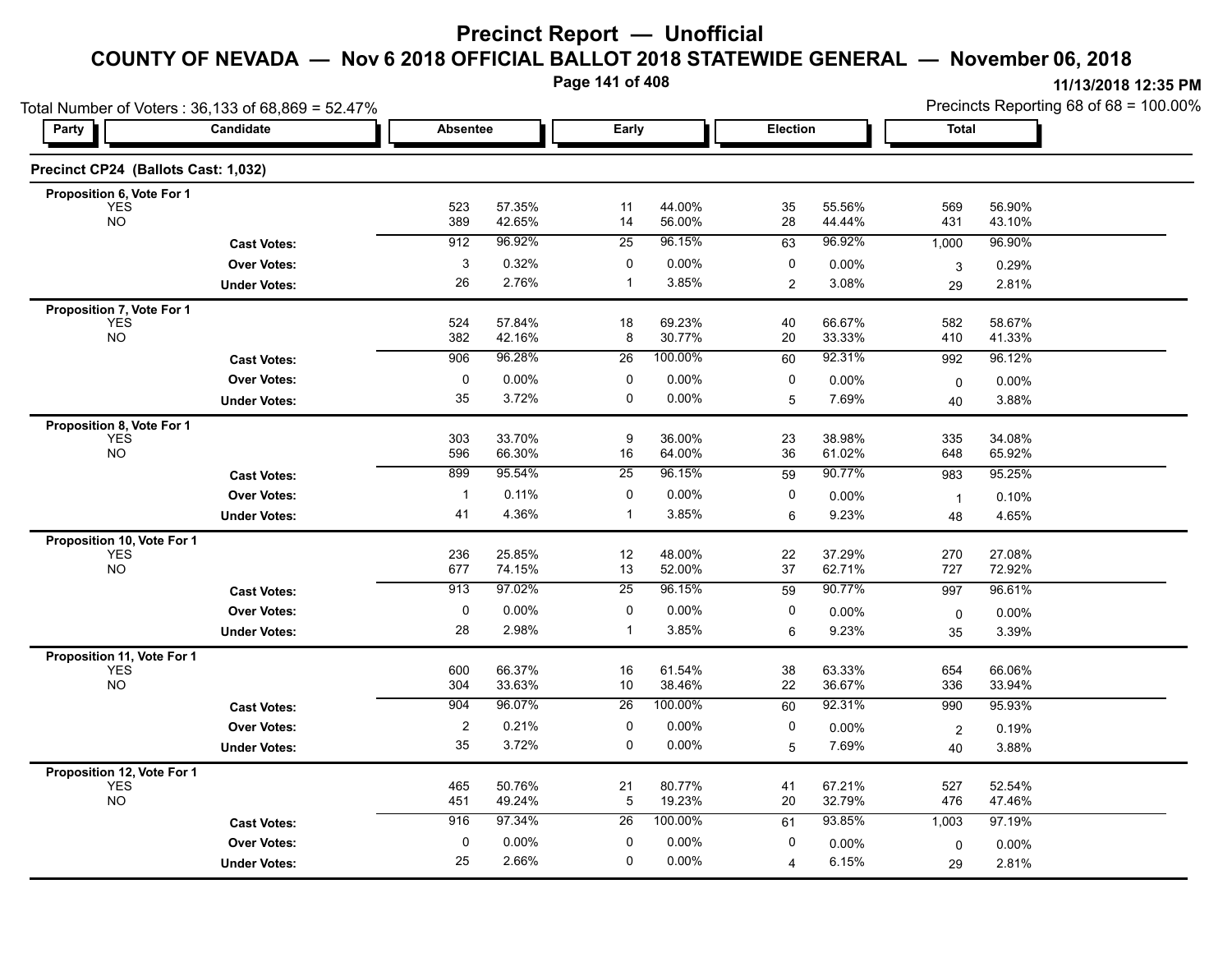# Precinct Report — Unofficial

## COUNTY OF NEVADA — Nov 6 2018 OFFICIAL BALLOT 2018 STATEWIDE GENERAL — November 06, 2018

11/13/2018 12:35 PM

Total Number of Voters : 36,133 of 68,869 = 52.47%

Precincts Reporting 68 of 68 = 100.00%

### Precinct CP24 (Ballots Cast: 1,032)

| Party | Candidate | Absentee | | Early | | Election | | Total | |
|---|---|---|---|---|---|---|---|---|---|
| **Proposition 6, Vote For 1** | | | | | | | | | |
| | YES | 523 | 57.35% | 11 | 44.00% | 35 | 55.56% | 569 | 56.90% |
| | NO | 389 | 42.65% | 14 | 56.00% | 28 | 44.44% | 431 | 43.10% |
| | **Cast Votes:** | 912 | 96.92% | 25 | 96.15% | 63 | 96.92% | 1,000 | 96.90% |
| | **Over Votes:** | 3 | 0.32% | 0 | 0.00% | 0 | 0.00% | 3 | 0.29% |
| | **Under Votes:** | 26 | 2.76% | 1 | 3.85% | 2 | 3.08% | 29 | 2.81% |
| **Proposition 7, Vote For 1** | | | | | | | | | |
| | YES | 524 | 57.84% | 18 | 69.23% | 40 | 66.67% | 582 | 58.67% |
| | NO | 382 | 42.16% | 8 | 30.77% | 20 | 33.33% | 410 | 41.33% |
| | **Cast Votes:** | 906 | 96.28% | 26 | 100.00% | 60 | 92.31% | 992 | 96.12% |
| | **Over Votes:** | 0 | 0.00% | 0 | 0.00% | 0 | 0.00% | 0 | 0.00% |
| | **Under Votes:** | 35 | 3.72% | 0 | 0.00% | 5 | 7.69% | 40 | 3.88% |
| **Proposition 8, Vote For 1** | | | | | | | | | |
| | YES | 303 | 33.70% | 9 | 36.00% | 23 | 38.98% | 335 | 34.08% |
| | NO | 596 | 66.30% | 16 | 64.00% | 36 | 61.02% | 648 | 65.92% |
| | **Cast Votes:** | 899 | 95.54% | 25 | 96.15% | 59 | 90.77% | 983 | 95.25% |
| | **Over Votes:** | 1 | 0.11% | 0 | 0.00% | 0 | 0.00% | 1 | 0.10% |
| | **Under Votes:** | 41 | 4.36% | 1 | 3.85% | 6 | 9.23% | 48 | 4.65% |
| **Proposition 10, Vote For 1** | | | | | | | | | |
| | YES | 236 | 25.85% | 12 | 48.00% | 22 | 37.29% | 270 | 27.08% |
| | NO | 677 | 74.15% | 13 | 52.00% | 37 | 62.71% | 727 | 72.92% |
| | **Cast Votes:** | 913 | 97.02% | 25 | 96.15% | 59 | 90.77% | 997 | 96.61% |
| | **Over Votes:** | 0 | 0.00% | 0 | 0.00% | 0 | 0.00% | 0 | 0.00% |
| | **Under Votes:** | 28 | 2.98% | 1 | 3.85% | 6 | 9.23% | 35 | 3.39% |
| **Proposition 11, Vote For 1** | | | | | | | | | |
| | YES | 600 | 66.37% | 16 | 61.54% | 38 | 63.33% | 654 | 66.06% |
| | NO | 304 | 33.63% | 10 | 38.46% | 22 | 36.67% | 336 | 33.94% |
| | **Cast Votes:** | 904 | 96.07% | 26 | 100.00% | 60 | 92.31% | 990 | 95.93% |
| | **Over Votes:** | 2 | 0.21% | 0 | 0.00% | 0 | 0.00% | 2 | 0.19% |
| | **Under Votes:** | 35 | 3.72% | 0 | 0.00% | 5 | 7.69% | 40 | 3.88% |
| **Proposition 12, Vote For 1** | | | | | | | | | |
| | YES | 465 | 50.76% | 21 | 80.77% | 41 | 67.21% | 527 | 52.54% |
| | NO | 451 | 49.24% | 5 | 19.23% | 20 | 32.79% | 476 | 47.46% |
| | **Cast Votes:** | 916 | 97.34% | 26 | 100.00% | 61 | 93.85% | 1,003 | 97.19% |
| | **Over Votes:** | 0 | 0.00% | 0 | 0.00% | 0 | 0.00% | 0 | 0.00% |
| | **Under Votes:** | 25 | 2.66% | 0 | 0.00% | 4 | 6.15% | 29 | 2.81% |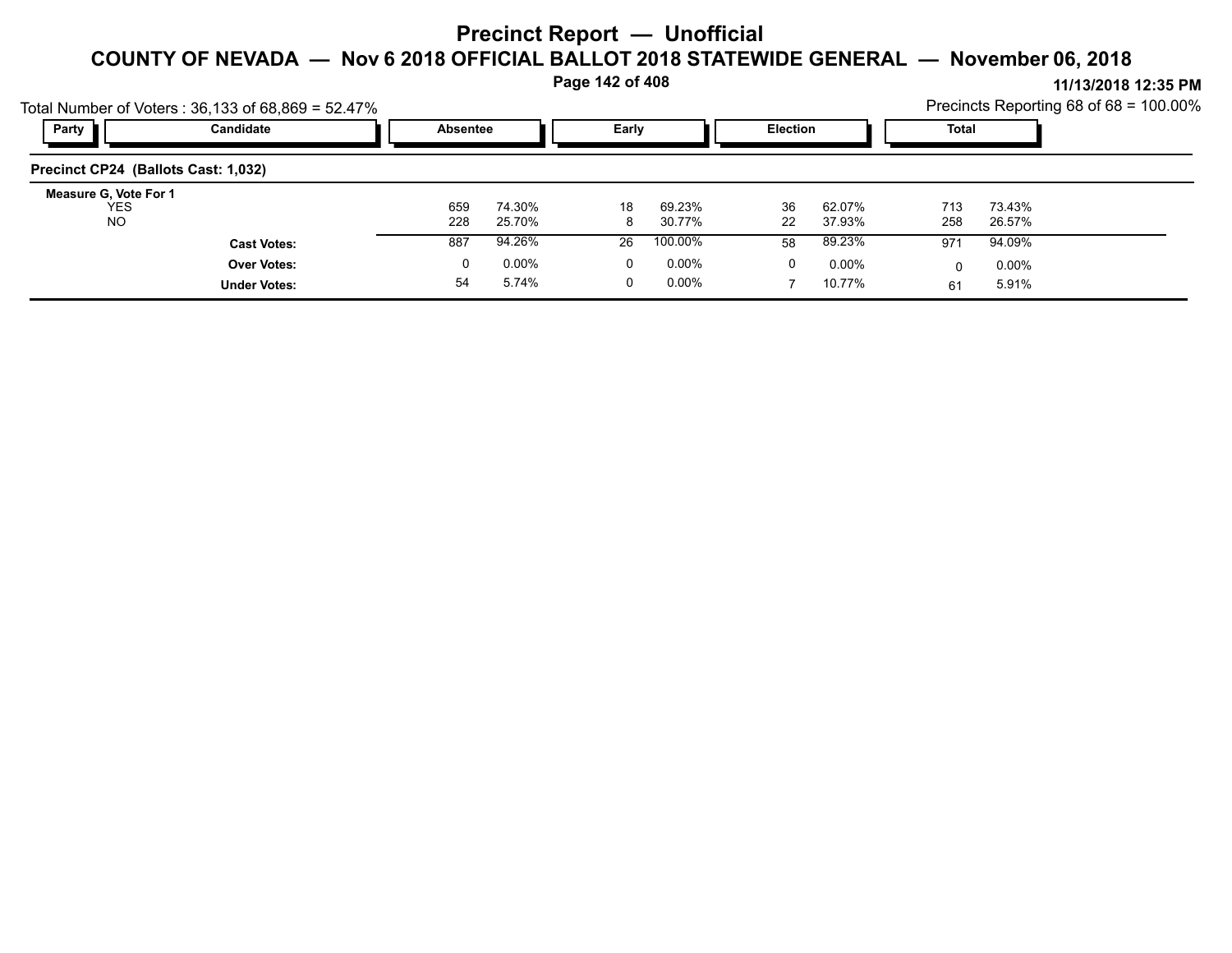# Precinct Report — Unofficial

## COUNTY OF NEVADA — Nov 6 2018 OFFICIAL BALLOT 2018 STATEWIDE GENERAL — November 06, 2018

**11/13/2018 12:35 PM**

Total Number of Voters : 36,133 of 68,869 = 52.47%

Precincts Reporting 68 of 68 = 100.00%

| Party | Candidate | Absentee | | Early | | Election | | Total | |
|---|---|---|---|---|---|---|---|---|---|
| **Precinct CP24 (Ballots Cast: 1,032)** | | | | | | | | | |
| **Measure G, Vote For 1** | | | | | | | | | |
| | YES | 659 | 74.30% | 18 | 69.23% | 36 | 62.07% | 713 | 73.43% |
| | NO | 228 | 25.70% | 8 | 30.77% | 22 | 37.93% | 258 | 26.57% |
| | **Cast Votes:** | 887 | 94.26% | 26 | 100.00% | 58 | 89.23% | 971 | 94.09% |
| | **Over Votes:** | 0 | 0.00% | 0 | 0.00% | 0 | 0.00% | 0 | 0.00% |
| | **Under Votes:** | 54 | 5.74% | 0 | 0.00% | 7 | 10.77% | 61 | 5.91% |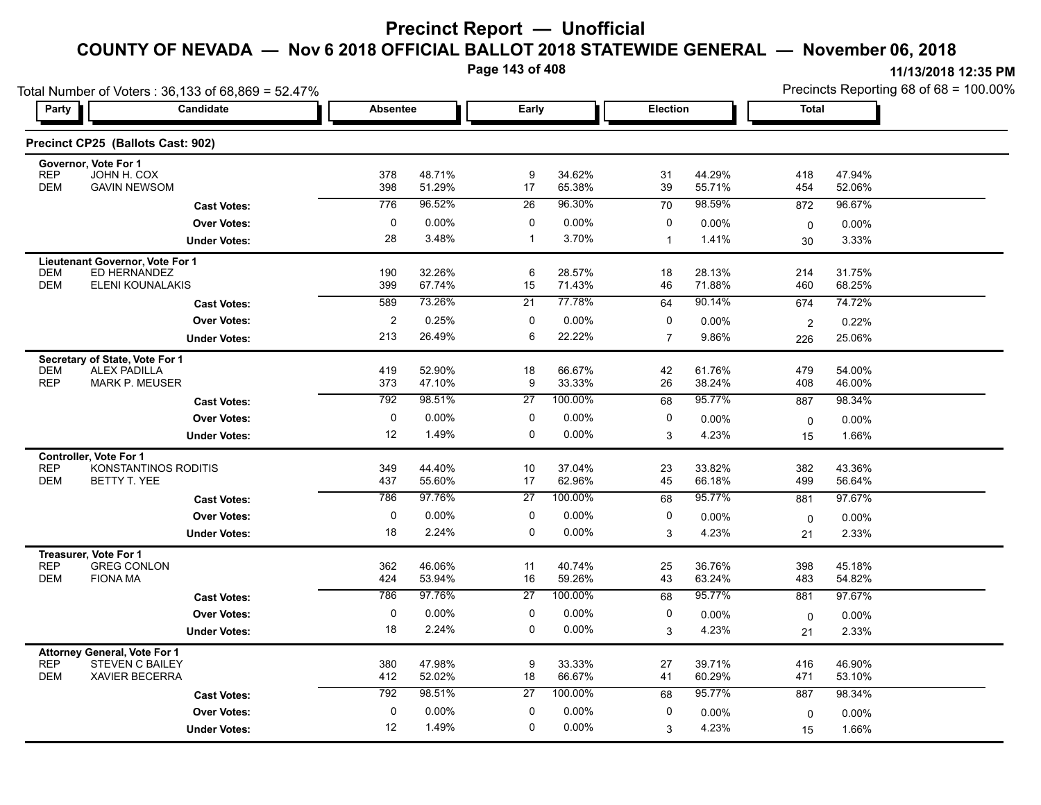# Precinct Report — Unofficial

## COUNTY OF NEVADA — Nov 6 2018 OFFICIAL BALLOT 2018 STATEWIDE GENERAL — November 06, 2018

11/13/2018 12:35 PM

Total Number of Voters : 36,133 of 68,869 = 52.47%

Precincts Reporting 68 of 68 = 100.00%

### Precinct CP25 (Ballots Cast: 902)

| Party | Candidate | Absentee | | Early | | Election | | Total | |
|---|---|---|---|---|---|---|---|---|---|
| **Governor, Vote For 1** | | | | | | | | | |
| REP | JOHN H. COX | 378 | 48.71% | 9 | 34.62% | 31 | 44.29% | 418 | 47.94% |
| DEM | GAVIN NEWSOM | 398 | 51.29% | 17 | 65.38% | 39 | 55.71% | 454 | 52.06% |
| | **Cast Votes:** | 776 | 96.52% | 26 | 96.30% | 70 | 98.59% | 872 | 96.67% |
| | **Over Votes:** | 0 | 0.00% | 0 | 0.00% | 0 | 0.00% | 0 | 0.00% |
| | **Under Votes:** | 28 | 3.48% | 1 | 3.70% | 1 | 1.41% | 30 | 3.33% |
| **Lieutenant Governor, Vote For 1** | | | | | | | | | |
| DEM | ED HERNANDEZ | 190 | 32.26% | 6 | 28.57% | 18 | 28.13% | 214 | 31.75% |
| DEM | ELENI KOUNALAKIS | 399 | 67.74% | 15 | 71.43% | 46 | 71.88% | 460 | 68.25% |
| | **Cast Votes:** | 589 | 73.26% | 21 | 77.78% | 64 | 90.14% | 674 | 74.72% |
| | **Over Votes:** | 2 | 0.25% | 0 | 0.00% | 0 | 0.00% | 2 | 0.22% |
| | **Under Votes:** | 213 | 26.49% | 6 | 22.22% | 7 | 9.86% | 226 | 25.06% |
| **Secretary of State, Vote For 1** | | | | | | | | | |
| DEM | ALEX PADILLA | 419 | 52.90% | 18 | 66.67% | 42 | 61.76% | 479 | 54.00% |
| REP | MARK P. MEUSER | 373 | 47.10% | 9 | 33.33% | 26 | 38.24% | 408 | 46.00% |
| | **Cast Votes:** | 792 | 98.51% | 27 | 100.00% | 68 | 95.77% | 887 | 98.34% |
| | **Over Votes:** | 0 | 0.00% | 0 | 0.00% | 0 | 0.00% | 0 | 0.00% |
| | **Under Votes:** | 12 | 1.49% | 0 | 0.00% | 3 | 4.23% | 15 | 1.66% |
| **Controller, Vote For 1** | | | | | | | | | |
| REP | KONSTANTINOS RODITIS | 349 | 44.40% | 10 | 37.04% | 23 | 33.82% | 382 | 43.36% |
| DEM | BETTY T. YEE | 437 | 55.60% | 17 | 62.96% | 45 | 66.18% | 499 | 56.64% |
| | **Cast Votes:** | 786 | 97.76% | 27 | 100.00% | 68 | 95.77% | 881 | 97.67% |
| | **Over Votes:** | 0 | 0.00% | 0 | 0.00% | 0 | 0.00% | 0 | 0.00% |
| | **Under Votes:** | 18 | 2.24% | 0 | 0.00% | 3 | 4.23% | 21 | 2.33% |
| **Treasurer, Vote For 1** | | | | | | | | | |
| REP | GREG CONLON | 362 | 46.06% | 11 | 40.74% | 25 | 36.76% | 398 | 45.18% |
| DEM | FIONA MA | 424 | 53.94% | 16 | 59.26% | 43 | 63.24% | 483 | 54.82% |
| | **Cast Votes:** | 786 | 97.76% | 27 | 100.00% | 68 | 95.77% | 881 | 97.67% |
| | **Over Votes:** | 0 | 0.00% | 0 | 0.00% | 0 | 0.00% | 0 | 0.00% |
| | **Under Votes:** | 18 | 2.24% | 0 | 0.00% | 3 | 4.23% | 21 | 2.33% |
| **Attorney General, Vote For 1** | | | | | | | | | |
| REP | STEVEN C BAILEY | 380 | 47.98% | 9 | 33.33% | 27 | 39.71% | 416 | 46.90% |
| DEM | XAVIER BECERRA | 412 | 52.02% | 18 | 66.67% | 41 | 60.29% | 471 | 53.10% |
| | **Cast Votes:** | 792 | 98.51% | 27 | 100.00% | 68 | 95.77% | 887 | 98.34% |
| | **Over Votes:** | 0 | 0.00% | 0 | 0.00% | 0 | 0.00% | 0 | 0.00% |
| | **Under Votes:** | 12 | 1.49% | 0 | 0.00% | 3 | 4.23% | 15 | 1.66% |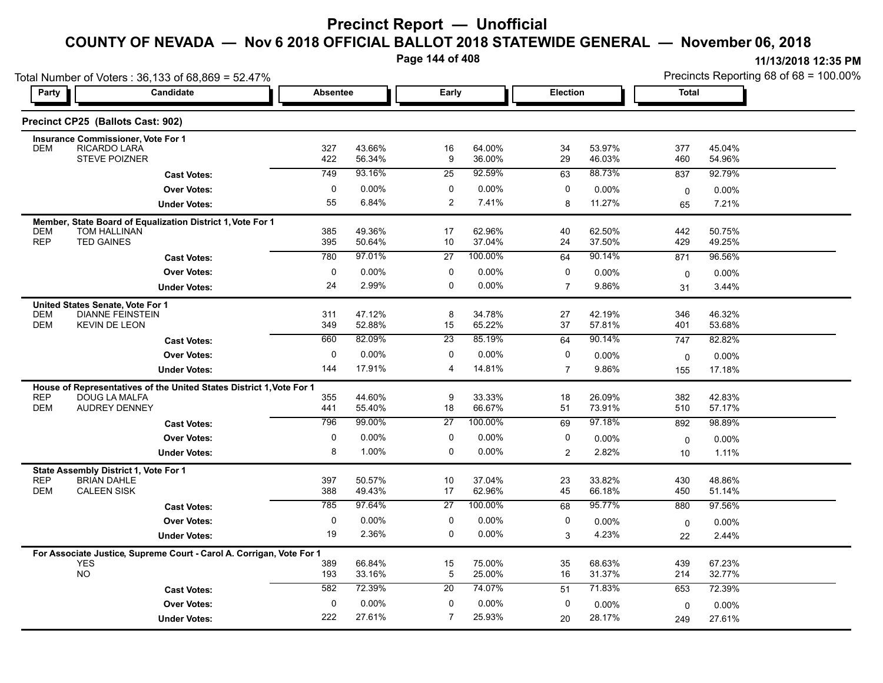# Precinct Report — Unofficial

## COUNTY OF NEVADA — Nov 6 2018 OFFICIAL BALLOT 2018 STATEWIDE GENERAL — November 06, 2018

11/13/2018 12:35 PM

Total Number of Voters : 36,133 of 68,869 = 52.47%

Precincts Reporting 68 of 68 = 100.00%

### Precinct CP25 (Ballots Cast: 902)

| Party | Candidate | Absentee | | Early | | Election | | Total | |
|---|---|---|---|---|---|---|---|---|---|
| **Insurance Commissioner, Vote For 1** | | | | | | | | | |
| DEM | RICARDO LARA | 327 | 43.66% | 16 | 64.00% | 34 | 53.97% | 377 | 45.04% |
| | STEVE POIZNER | 422 | 56.34% | 9 | 36.00% | 29 | 46.03% | 460 | 54.96% |
| | Cast Votes: | 749 | 93.16% | 25 | 92.59% | 63 | 88.73% | 837 | 92.79% |
| | Over Votes: | 0 | 0.00% | 0 | 0.00% | 0 | 0.00% | 0 | 0.00% |
| | Under Votes: | 55 | 6.84% | 2 | 7.41% | 8 | 11.27% | 65 | 7.21% |
| **Member, State Board of Equalization District 1, Vote For 1** | | | | | | | | | |
| DEM | TOM HALLINAN | 385 | 49.36% | 17 | 62.96% | 40 | 62.50% | 442 | 50.75% |
| REP | TED GAINES | 395 | 50.64% | 10 | 37.04% | 24 | 37.50% | 429 | 49.25% |
| | Cast Votes: | 780 | 97.01% | 27 | 100.00% | 64 | 90.14% | 871 | 96.56% |
| | Over Votes: | 0 | 0.00% | 0 | 0.00% | 0 | 0.00% | 0 | 0.00% |
| | Under Votes: | 24 | 2.99% | 0 | 0.00% | 7 | 9.86% | 31 | 3.44% |
| **United States Senate, Vote For 1** | | | | | | | | | |
| DEM | DIANNE FEINSTEIN | 311 | 47.12% | 8 | 34.78% | 27 | 42.19% | 346 | 46.32% |
| DEM | KEVIN DE LEON | 349 | 52.88% | 15 | 65.22% | 37 | 57.81% | 401 | 53.68% |
| | Cast Votes: | 660 | 82.09% | 23 | 85.19% | 64 | 90.14% | 747 | 82.82% |
| | Over Votes: | 0 | 0.00% | 0 | 0.00% | 0 | 0.00% | 0 | 0.00% |
| | Under Votes: | 144 | 17.91% | 4 | 14.81% | 7 | 9.86% | 155 | 17.18% |
| **House of Representatives of the United States District 1, Vote For 1** | | | | | | | | | |
| REP | DOUG LA MALFA | 355 | 44.60% | 9 | 33.33% | 18 | 26.09% | 382 | 42.83% |
| DEM | AUDREY DENNEY | 441 | 55.40% | 18 | 66.67% | 51 | 73.91% | 510 | 57.17% |
| | Cast Votes: | 796 | 99.00% | 27 | 100.00% | 69 | 97.18% | 892 | 98.89% |
| | Over Votes: | 0 | 0.00% | 0 | 0.00% | 0 | 0.00% | 0 | 0.00% |
| | Under Votes: | 8 | 1.00% | 0 | 0.00% | 2 | 2.82% | 10 | 1.11% |
| **State Assembly District 1, Vote For 1** | | | | | | | | | |
| REP | BRIAN DAHLE | 397 | 50.57% | 10 | 37.04% | 23 | 33.82% | 430 | 48.86% |
| DEM | CALEEN SISK | 388 | 49.43% | 17 | 62.96% | 45 | 66.18% | 450 | 51.14% |
| | Cast Votes: | 785 | 97.64% | 27 | 100.00% | 68 | 95.77% | 880 | 97.56% |
| | Over Votes: | 0 | 0.00% | 0 | 0.00% | 0 | 0.00% | 0 | 0.00% |
| | Under Votes: | 19 | 2.36% | 0 | 0.00% | 3 | 4.23% | 22 | 2.44% |
| **For Associate Justice, Supreme Court - Carol A. Corrigan, Vote For 1** | | | | | | | | | |
| | YES | 389 | 66.84% | 15 | 75.00% | 35 | 68.63% | 439 | 67.23% |
| | NO | 193 | 33.16% | 5 | 25.00% | 16 | 31.37% | 214 | 32.77% |
| | Cast Votes: | 582 | 72.39% | 20 | 74.07% | 51 | 71.83% | 653 | 72.39% |
| | Over Votes: | 0 | 0.00% | 0 | 0.00% | 0 | 0.00% | 0 | 0.00% |
| | Under Votes: | 222 | 27.61% | 7 | 25.93% | 20 | 28.17% | 249 | 27.61% |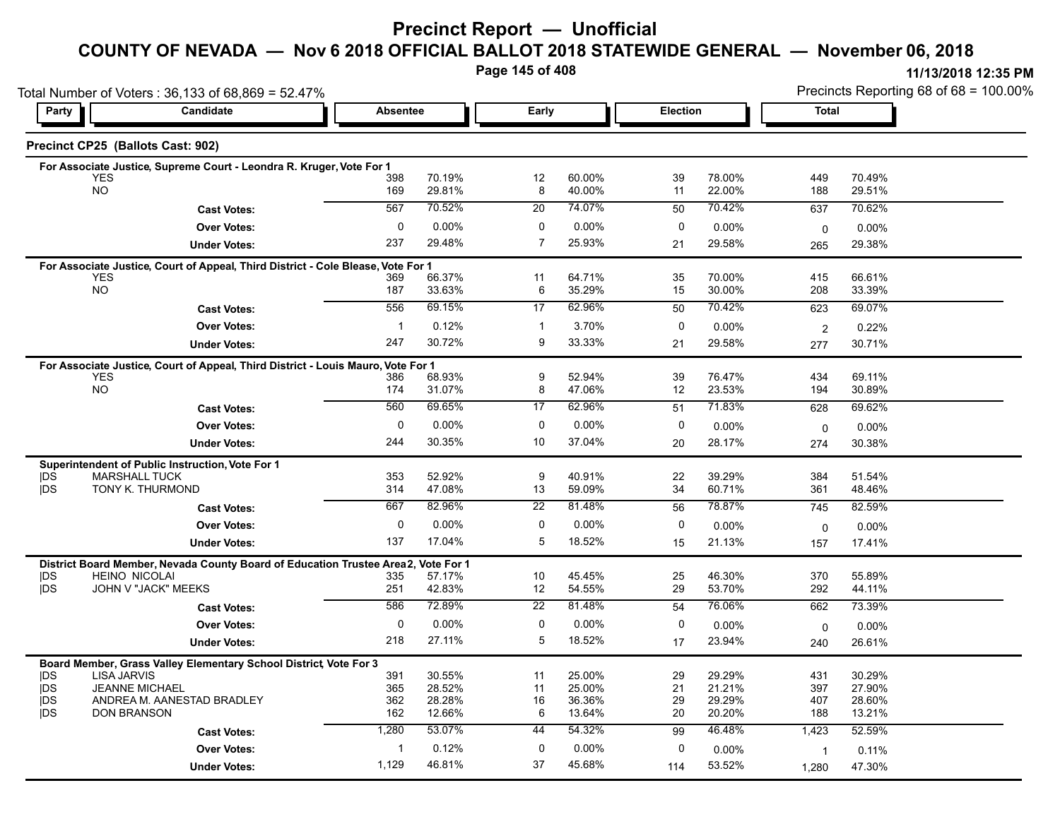# Precinct Report — Unofficial

## COUNTY OF NEVADA — Nov 6 2018 OFFICIAL BALLOT 2018 STATEWIDE GENERAL — November 06, 2018

11/13/2018 12:35 PM

Total Number of Voters : 36,133 of 68,869 = 52.47%

Precincts Reporting 68 of 68 = 100.00%

### Precinct CP25 (Ballots Cast: 902)

| Party | Candidate | Absentee | | Early | | Election | | Total | |
|---|---|---|---|---|---|---|---|---|---|
| **For Associate Justice, Supreme Court - Leondra R. Kruger, Vote For 1** | | | | | | | | | |
| | YES | 398 | 70.19% | 12 | 60.00% | 39 | 78.00% | 449 | 70.49% |
| | NO | 169 | 29.81% | 8 | 40.00% | 11 | 22.00% | 188 | 29.51% |
| | **Cast Votes:** | 567 | 70.52% | 20 | 74.07% | 50 | 70.42% | 637 | 70.62% |
| | **Over Votes:** | 0 | 0.00% | 0 | 0.00% | 0 | 0.00% | 0 | 0.00% |
| | **Under Votes:** | 237 | 29.48% | 7 | 25.93% | 21 | 29.58% | 265 | 29.38% |
| **For Associate Justice, Court of Appeal, Third District - Cole Blease, Vote For 1** | | | | | | | | | |
| | YES | 369 | 66.37% | 11 | 64.71% | 35 | 70.00% | 415 | 66.61% |
| | NO | 187 | 33.63% | 6 | 35.29% | 15 | 30.00% | 208 | 33.39% |
| | **Cast Votes:** | 556 | 69.15% | 17 | 62.96% | 50 | 70.42% | 623 | 69.07% |
| | **Over Votes:** | 1 | 0.12% | 1 | 3.70% | 0 | 0.00% | 2 | 0.22% |
| | **Under Votes:** | 247 | 30.72% | 9 | 33.33% | 21 | 29.58% | 277 | 30.71% |
| **For Associate Justice, Court of Appeal, Third District - Louis Mauro, Vote For 1** | | | | | | | | | |
| | YES | 386 | 68.93% | 9 | 52.94% | 39 | 76.47% | 434 | 69.11% |
| | NO | 174 | 31.07% | 8 | 47.06% | 12 | 23.53% | 194 | 30.89% |
| | **Cast Votes:** | 560 | 69.65% | 17 | 62.96% | 51 | 71.83% | 628 | 69.62% |
| | **Over Votes:** | 0 | 0.00% | 0 | 0.00% | 0 | 0.00% | 0 | 0.00% |
| | **Under Votes:** | 244 | 30.35% | 10 | 37.04% | 20 | 28.17% | 274 | 30.38% |
| **Superintendent of Public Instruction, Vote For 1** | | | | | | | | | |
| DS | MARSHALL TUCK | 353 | 52.92% | 9 | 40.91% | 22 | 39.29% | 384 | 51.54% |
| DS | TONY K. THURMOND | 314 | 47.08% | 13 | 59.09% | 34 | 60.71% | 361 | 48.46% |
| | **Cast Votes:** | 667 | 82.96% | 22 | 81.48% | 56 | 78.87% | 745 | 82.59% |
| | **Over Votes:** | 0 | 0.00% | 0 | 0.00% | 0 | 0.00% | 0 | 0.00% |
| | **Under Votes:** | 137 | 17.04% | 5 | 18.52% | 15 | 21.13% | 157 | 17.41% |
| **District Board Member, Nevada County Board of Education Trustee Area 2, Vote For 1** | | | | | | | | | |
| DS | HEINO NICOLAI | 335 | 57.17% | 10 | 45.45% | 25 | 46.30% | 370 | 55.89% |
| DS | JOHN V "JACK" MEEKS | 251 | 42.83% | 12 | 54.55% | 29 | 53.70% | 292 | 44.11% |
| | **Cast Votes:** | 586 | 72.89% | 22 | 81.48% | 54 | 76.06% | 662 | 73.39% |
| | **Over Votes:** | 0 | 0.00% | 0 | 0.00% | 0 | 0.00% | 0 | 0.00% |
| | **Under Votes:** | 218 | 27.11% | 5 | 18.52% | 17 | 23.94% | 240 | 26.61% |
| **Board Member, Grass Valley Elementary School District, Vote For 3** | | | | | | | | | |
| DS | LISA JARVIS | 391 | 30.55% | 11 | 25.00% | 29 | 29.29% | 431 | 30.29% |
| DS | JEANNE MICHAEL | 365 | 28.52% | 11 | 25.00% | 21 | 21.21% | 397 | 27.90% |
| DS | ANDREA M. AANESTAD BRADLEY | 362 | 28.28% | 16 | 36.36% | 29 | 29.29% | 407 | 28.60% |
| DS | DON BRANSON | 162 | 12.66% | 6 | 13.64% | 20 | 20.20% | 188 | 13.21% |
| | **Cast Votes:** | 1,280 | 53.07% | 44 | 54.32% | 99 | 46.48% | 1,423 | 52.59% |
| | **Over Votes:** | 1 | 0.12% | 0 | 0.00% | 0 | 0.00% | 1 | 0.11% |
| | **Under Votes:** | 1,129 | 46.81% | 37 | 45.68% | 114 | 53.52% | 1,280 | 47.30% |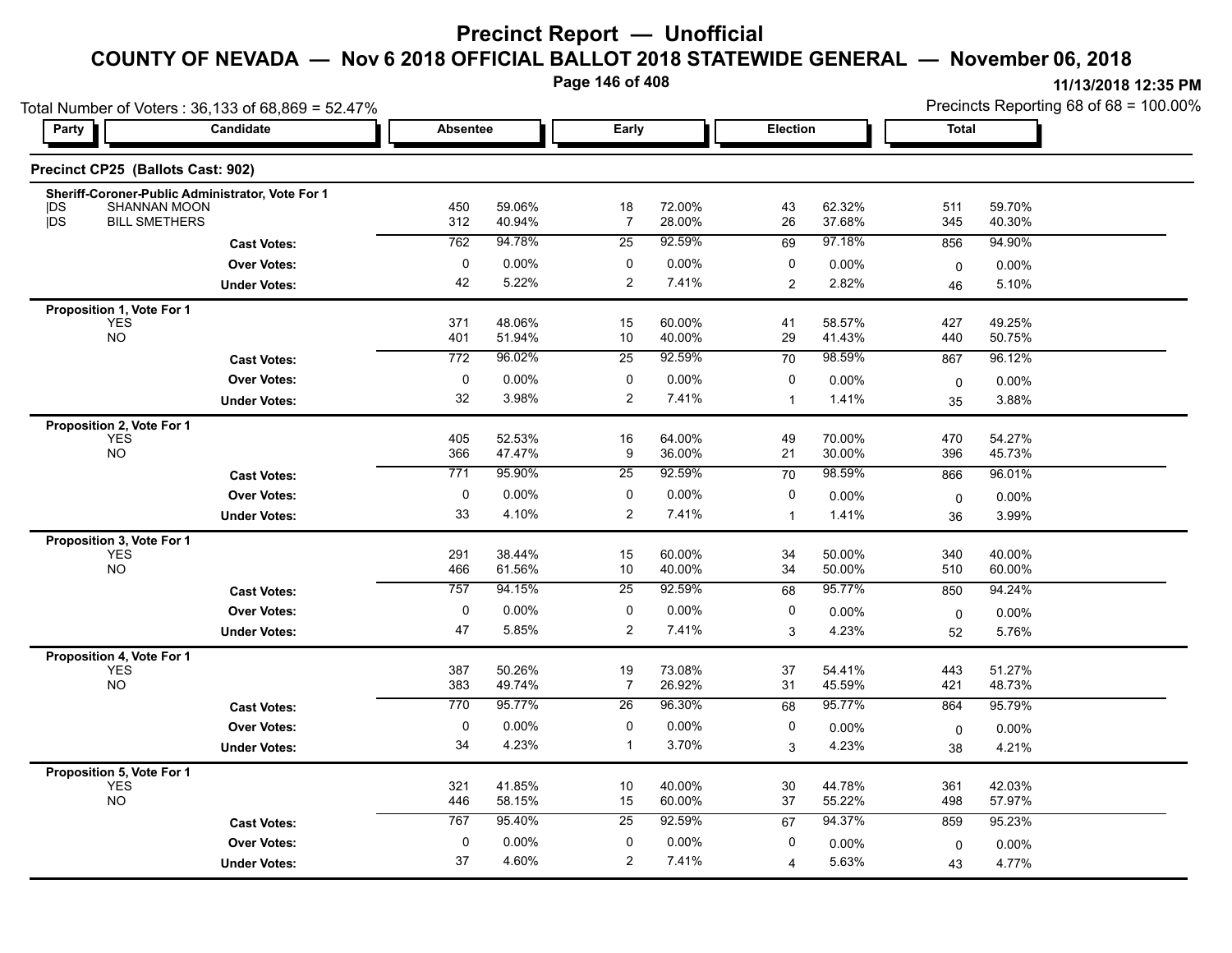# Precinct Report — Unofficial

## COUNTY OF NEVADA — Nov 6 2018 OFFICIAL BALLOT 2018 STATEWIDE GENERAL — November 06, 2018

11/13/2018 12:35 PM

Total Number of Voters : 36,133 of 68,869 = 52.47%

Precincts Reporting 68 of 68 = 100.00%

### Precinct CP25 (Ballots Cast: 902)

| Party | Candidate | Absentee | | Early | | Election | | Total | |
|---|---|---|---|---|---|---|---|---|---|
| **Sheriff-Coroner-Public Administrator, Vote For 1** | | | | | | | | | |
| DS | SHANNAN MOON | 450 | 59.06% | 18 | 72.00% | 43 | 62.32% | 511 | 59.70% |
| DS | BILL SMETHERS | 312 | 40.94% | 7 | 28.00% | 26 | 37.68% | 345 | 40.30% |
| | **Cast Votes:** | 762 | 94.78% | 25 | 92.59% | 69 | 97.18% | 856 | 94.90% |
| | **Over Votes:** | 0 | 0.00% | 0 | 0.00% | 0 | 0.00% | 0 | 0.00% |
| | **Under Votes:** | 42 | 5.22% | 2 | 7.41% | 2 | 2.82% | 46 | 5.10% |
| **Proposition 1, Vote For 1** | | | | | | | | | |
| | YES | 371 | 48.06% | 15 | 60.00% | 41 | 58.57% | 427 | 49.25% |
| | NO | 401 | 51.94% | 10 | 40.00% | 29 | 41.43% | 440 | 50.75% |
| | **Cast Votes:** | 772 | 96.02% | 25 | 92.59% | 70 | 98.59% | 867 | 96.12% |
| | **Over Votes:** | 0 | 0.00% | 0 | 0.00% | 0 | 0.00% | 0 | 0.00% |
| | **Under Votes:** | 32 | 3.98% | 2 | 7.41% | 1 | 1.41% | 35 | 3.88% |
| **Proposition 2, Vote For 1** | | | | | | | | | |
| | YES | 405 | 52.53% | 16 | 64.00% | 49 | 70.00% | 470 | 54.27% |
| | NO | 366 | 47.47% | 9 | 36.00% | 21 | 30.00% | 396 | 45.73% |
| | **Cast Votes:** | 771 | 95.90% | 25 | 92.59% | 70 | 98.59% | 866 | 96.01% |
| | **Over Votes:** | 0 | 0.00% | 0 | 0.00% | 0 | 0.00% | 0 | 0.00% |
| | **Under Votes:** | 33 | 4.10% | 2 | 7.41% | 1 | 1.41% | 36 | 3.99% |
| **Proposition 3, Vote For 1** | | | | | | | | | |
| | YES | 291 | 38.44% | 15 | 60.00% | 34 | 50.00% | 340 | 40.00% |
| | NO | 466 | 61.56% | 10 | 40.00% | 34 | 50.00% | 510 | 60.00% |
| | **Cast Votes:** | 757 | 94.15% | 25 | 92.59% | 68 | 95.77% | 850 | 94.24% |
| | **Over Votes:** | 0 | 0.00% | 0 | 0.00% | 0 | 0.00% | 0 | 0.00% |
| | **Under Votes:** | 47 | 5.85% | 2 | 7.41% | 3 | 4.23% | 52 | 5.76% |
| **Proposition 4, Vote For 1** | | | | | | | | | |
| | YES | 387 | 50.26% | 19 | 73.08% | 37 | 54.41% | 443 | 51.27% |
| | NO | 383 | 49.74% | 7 | 26.92% | 31 | 45.59% | 421 | 48.73% |
| | **Cast Votes:** | 770 | 95.77% | 26 | 96.30% | 68 | 95.77% | 864 | 95.79% |
| | **Over Votes:** | 0 | 0.00% | 0 | 0.00% | 0 | 0.00% | 0 | 0.00% |
| | **Under Votes:** | 34 | 4.23% | 1 | 3.70% | 3 | 4.23% | 38 | 4.21% |
| **Proposition 5, Vote For 1** | | | | | | | | | |
| | YES | 321 | 41.85% | 10 | 40.00% | 30 | 44.78% | 361 | 42.03% |
| | NO | 446 | 58.15% | 15 | 60.00% | 37 | 55.22% | 498 | 57.97% |
| | **Cast Votes:** | 767 | 95.40% | 25 | 92.59% | 67 | 94.37% | 859 | 95.23% |
| | **Over Votes:** | 0 | 0.00% | 0 | 0.00% | 0 | 0.00% | 0 | 0.00% |
| | **Under Votes:** | 37 | 4.60% | 2 | 7.41% | 4 | 5.63% | 43 | 4.77% |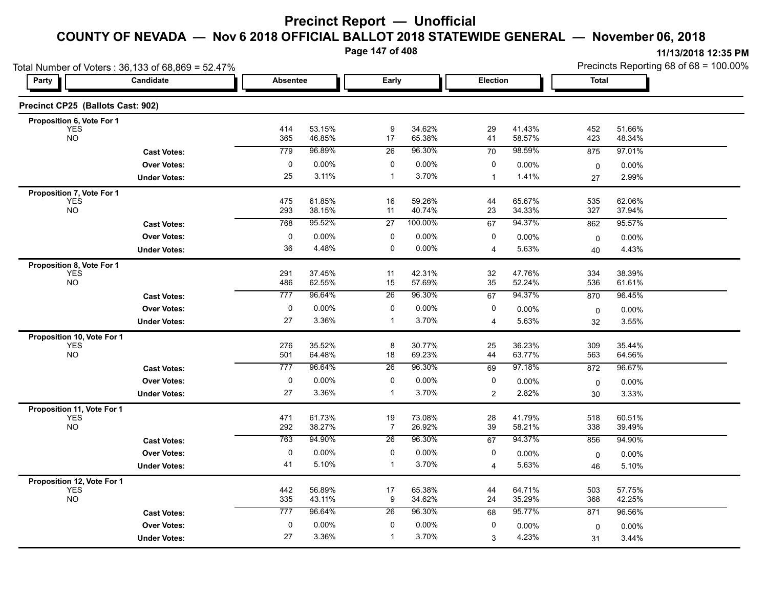# Precinct Report — Unofficial

## COUNTY OF NEVADA — Nov 6 2018 OFFICIAL BALLOT 2018 STATEWIDE GENERAL — November 06, 2018

11/13/2018 12:35 PM

Total Number of Voters : 36,133 of 68,869 = 52.47%

Precincts Reporting 68 of 68 = 100.00%

### Precinct CP25 (Ballots Cast: 902)

| Party | Candidate | Absentee | | Early | | Election | | Total | |
|---|---|---|---|---|---|---|---|---|---|
| **Proposition 6, Vote For 1** | | | | | | | | | |
| YES | | 414 | 53.15% | 9 | 34.62% | 29 | 41.43% | 452 | 51.66% |
| NO | | 365 | 46.85% | 17 | 65.38% | 41 | 58.57% | 423 | 48.34% |
| | **Cast Votes:** | 779 | 96.89% | 26 | 96.30% | 70 | 98.59% | 875 | 97.01% |
| | **Over Votes:** | 0 | 0.00% | 0 | 0.00% | 0 | 0.00% | 0 | 0.00% |
| | **Under Votes:** | 25 | 3.11% | 1 | 3.70% | 1 | 1.41% | 27 | 2.99% |
| **Proposition 7, Vote For 1** | | | | | | | | | |
| YES | | 475 | 61.85% | 16 | 59.26% | 44 | 65.67% | 535 | 62.06% |
| NO | | 293 | 38.15% | 11 | 40.74% | 23 | 34.33% | 327 | 37.94% |
| | **Cast Votes:** | 768 | 95.52% | 27 | 100.00% | 67 | 94.37% | 862 | 95.57% |
| | **Over Votes:** | 0 | 0.00% | 0 | 0.00% | 0 | 0.00% | 0 | 0.00% |
| | **Under Votes:** | 36 | 4.48% | 0 | 0.00% | 4 | 5.63% | 40 | 4.43% |
| **Proposition 8, Vote For 1** | | | | | | | | | |
| YES | | 291 | 37.45% | 11 | 42.31% | 32 | 47.76% | 334 | 38.39% |
| NO | | 486 | 62.55% | 15 | 57.69% | 35 | 52.24% | 536 | 61.61% |
| | **Cast Votes:** | 777 | 96.64% | 26 | 96.30% | 67 | 94.37% | 870 | 96.45% |
| | **Over Votes:** | 0 | 0.00% | 0 | 0.00% | 0 | 0.00% | 0 | 0.00% |
| | **Under Votes:** | 27 | 3.36% | 1 | 3.70% | 4 | 5.63% | 32 | 3.55% |
| **Proposition 10, Vote For 1** | | | | | | | | | |
| YES | | 276 | 35.52% | 8 | 30.77% | 25 | 36.23% | 309 | 35.44% |
| NO | | 501 | 64.48% | 18 | 69.23% | 44 | 63.77% | 563 | 64.56% |
| | **Cast Votes:** | 777 | 96.64% | 26 | 96.30% | 69 | 97.18% | 872 | 96.67% |
| | **Over Votes:** | 0 | 0.00% | 0 | 0.00% | 0 | 0.00% | 0 | 0.00% |
| | **Under Votes:** | 27 | 3.36% | 1 | 3.70% | 2 | 2.82% | 30 | 3.33% |
| **Proposition 11, Vote For 1** | | | | | | | | | |
| YES | | 471 | 61.73% | 19 | 73.08% | 28 | 41.79% | 518 | 60.51% |
| NO | | 292 | 38.27% | 7 | 26.92% | 39 | 58.21% | 338 | 39.49% |
| | **Cast Votes:** | 763 | 94.90% | 26 | 96.30% | 67 | 94.37% | 856 | 94.90% |
| | **Over Votes:** | 0 | 0.00% | 0 | 0.00% | 0 | 0.00% | 0 | 0.00% |
| | **Under Votes:** | 41 | 5.10% | 1 | 3.70% | 4 | 5.63% | 46 | 5.10% |
| **Proposition 12, Vote For 1** | | | | | | | | | |
| YES | | 442 | 56.89% | 17 | 65.38% | 44 | 64.71% | 503 | 57.75% |
| NO | | 335 | 43.11% | 9 | 34.62% | 24 | 35.29% | 368 | 42.25% |
| | **Cast Votes:** | 777 | 96.64% | 26 | 96.30% | 68 | 95.77% | 871 | 96.56% |
| | **Over Votes:** | 0 | 0.00% | 0 | 0.00% | 0 | 0.00% | 0 | 0.00% |
| | **Under Votes:** | 27 | 3.36% | 1 | 3.70% | 3 | 4.23% | 31 | 3.44% |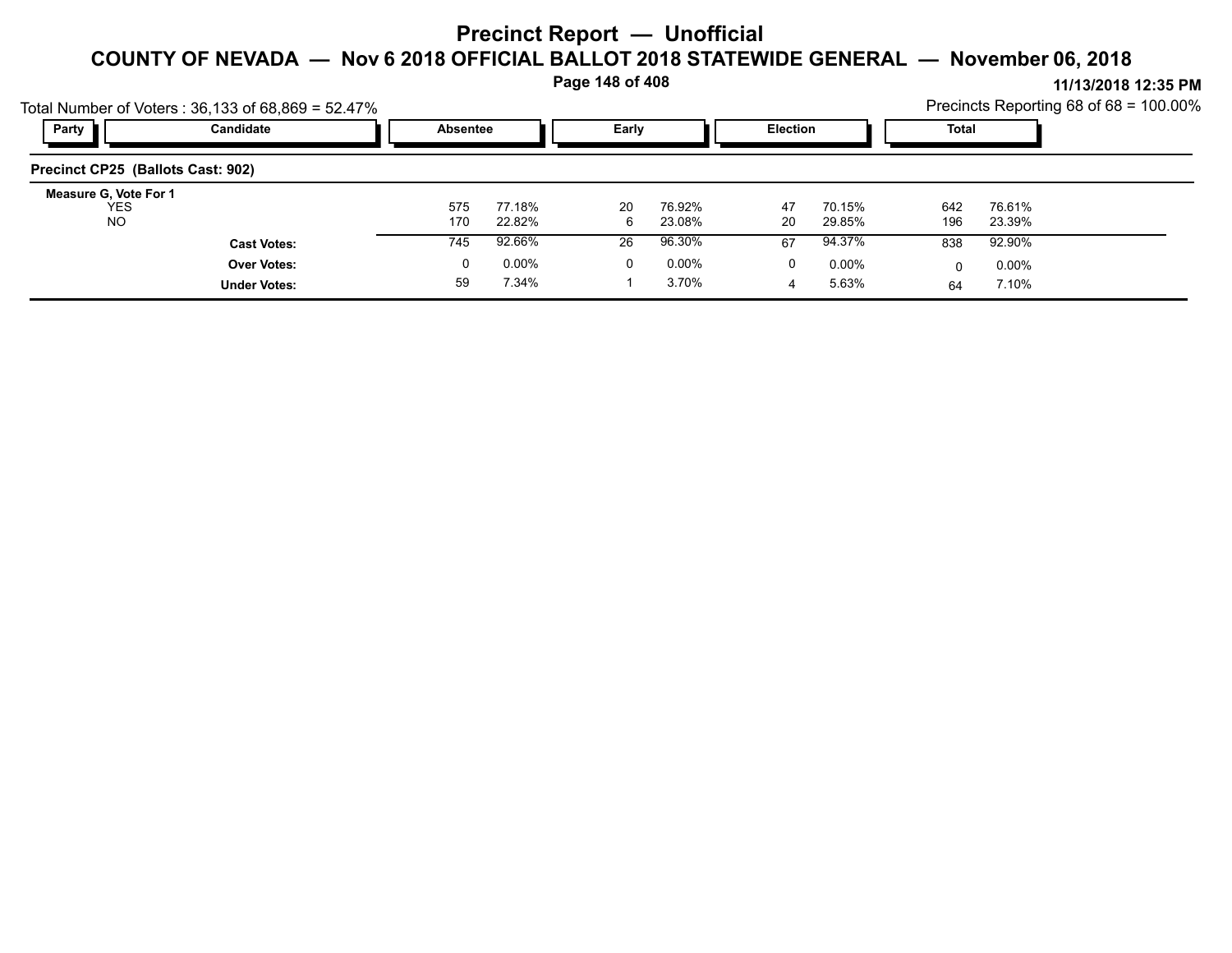# Precinct Report — Unofficial

## COUNTY OF NEVADA — Nov 6 2018 OFFICIAL BALLOT 2018 STATEWIDE GENERAL — November 06, 2018

11/13/2018 12:35 PM

Total Number of Voters : 36,133 of 68,869 = 52.47%

Precincts Reporting 68 of 68 = 100.00%

| Party | Candidate | Absentee | | Early | | Election | | Total | |
|---|---|---|---|---|---|---|---|---|---|
| **Precinct CP25 (Ballots Cast: 902)** | | | | | | | | | |
| **Measure G, Vote For 1** | | | | | | | | | |
| | YES | 575 | 77.18% | 20 | 76.92% | 47 | 70.15% | 642 | 76.61% |
| | NO | 170 | 22.82% | 6 | 23.08% | 20 | 29.85% | 196 | 23.39% |
| | **Cast Votes:** | 745 | 92.66% | 26 | 96.30% | 67 | 94.37% | 838 | 92.90% |
| | **Over Votes:** | 0 | 0.00% | 0 | 0.00% | 0 | 0.00% | 0 | 0.00% |
| | **Under Votes:** | 59 | 7.34% | 1 | 3.70% | 4 | 5.63% | 64 | 7.10% |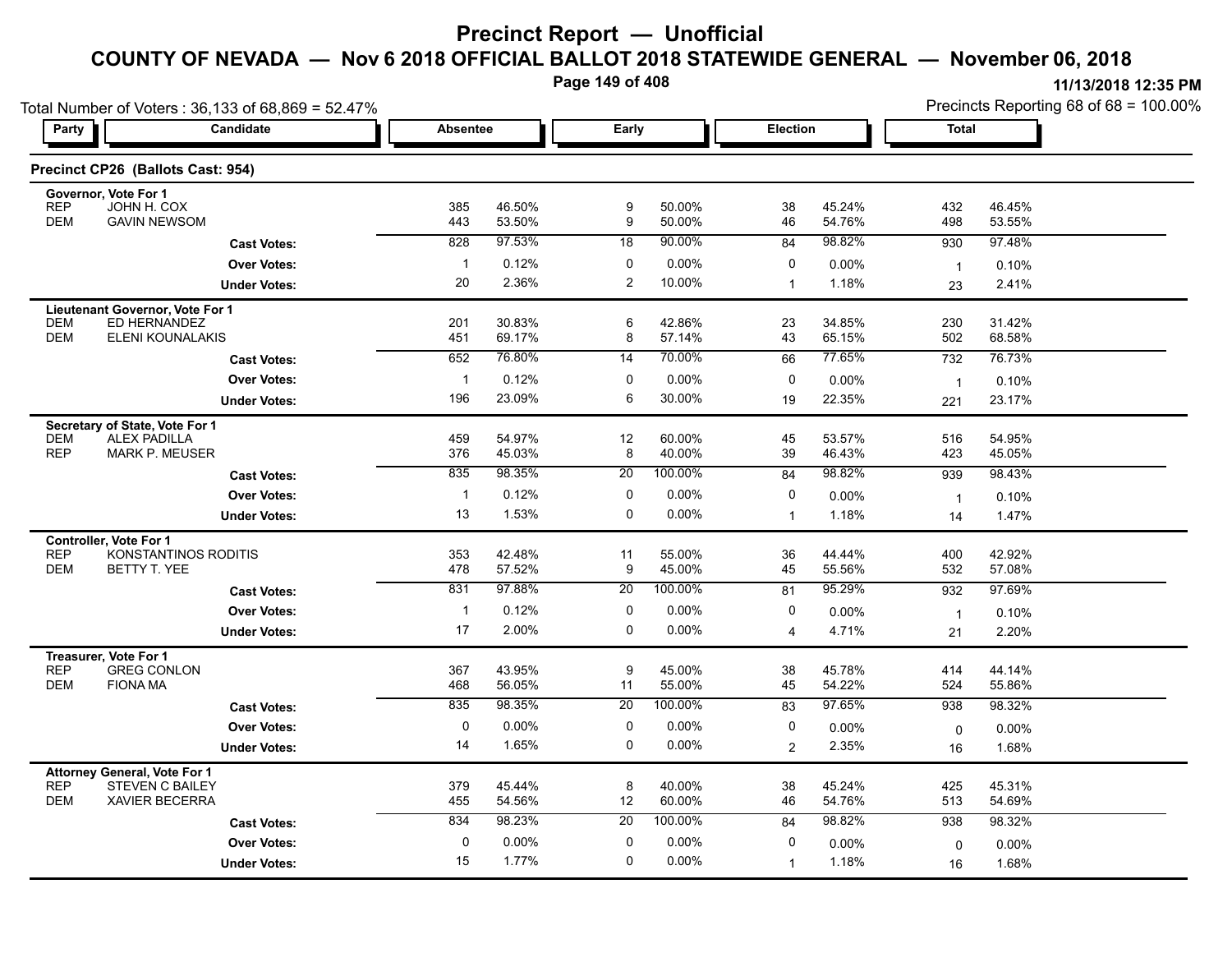# Precinct Report — Unofficial

## COUNTY OF NEVADA — Nov 6 2018 OFFICIAL BALLOT 2018 STATEWIDE GENERAL — November 06, 2018

11/13/2018 12:35 PM

Total Number of Voters : 36,133 of 68,869 = 52.47%

Precincts Reporting 68 of 68 = 100.00%

### Precinct CP26 (Ballots Cast: 954)

| Party | Candidate | Absentee | | Early | | Election | | Total | |
|---|---|---|---|---|---|---|---|---|---|
| **Governor, Vote For 1** | | | | | | | | | |
| REP | JOHN H. COX | 385 | 46.50% | 9 | 50.00% | 38 | 45.24% | 432 | 46.45% |
| DEM | GAVIN NEWSOM | 443 | 53.50% | 9 | 50.00% | 46 | 54.76% | 498 | 53.55% |
| | **Cast Votes:** | 828 | 97.53% | 18 | 90.00% | 84 | 98.82% | 930 | 97.48% |
| | **Over Votes:** | 1 | 0.12% | 0 | 0.00% | 0 | 0.00% | 1 | 0.10% |
| | **Under Votes:** | 20 | 2.36% | 2 | 10.00% | 1 | 1.18% | 23 | 2.41% |
| **Lieutenant Governor, Vote For 1** | | | | | | | | | |
| DEM | ED HERNANDEZ | 201 | 30.83% | 6 | 42.86% | 23 | 34.85% | 230 | 31.42% |
| DEM | ELENI KOUNALAKIS | 451 | 69.17% | 8 | 57.14% | 43 | 65.15% | 502 | 68.58% |
| | **Cast Votes:** | 652 | 76.80% | 14 | 70.00% | 66 | 77.65% | 732 | 76.73% |
| | **Over Votes:** | 1 | 0.12% | 0 | 0.00% | 0 | 0.00% | 1 | 0.10% |
| | **Under Votes:** | 196 | 23.09% | 6 | 30.00% | 19 | 22.35% | 221 | 23.17% |
| **Secretary of State, Vote For 1** | | | | | | | | | |
| DEM | ALEX PADILLA | 459 | 54.97% | 12 | 60.00% | 45 | 53.57% | 516 | 54.95% |
| REP | MARK P. MEUSER | 376 | 45.03% | 8 | 40.00% | 39 | 46.43% | 423 | 45.05% |
| | **Cast Votes:** | 835 | 98.35% | 20 | 100.00% | 84 | 98.82% | 939 | 98.43% |
| | **Over Votes:** | 1 | 0.12% | 0 | 0.00% | 0 | 0.00% | 1 | 0.10% |
| | **Under Votes:** | 13 | 1.53% | 0 | 0.00% | 1 | 1.18% | 14 | 1.47% |
| **Controller, Vote For 1** | | | | | | | | | |
| REP | KONSTANTINOS RODITIS | 353 | 42.48% | 11 | 55.00% | 36 | 44.44% | 400 | 42.92% |
| DEM | BETTY T. YEE | 478 | 57.52% | 9 | 45.00% | 45 | 55.56% | 532 | 57.08% |
| | **Cast Votes:** | 831 | 97.88% | 20 | 100.00% | 81 | 95.29% | 932 | 97.69% |
| | **Over Votes:** | 1 | 0.12% | 0 | 0.00% | 0 | 0.00% | 1 | 0.10% |
| | **Under Votes:** | 17 | 2.00% | 0 | 0.00% | 4 | 4.71% | 21 | 2.20% |
| **Treasurer, Vote For 1** | | | | | | | | | |
| REP | GREG CONLON | 367 | 43.95% | 9 | 45.00% | 38 | 45.78% | 414 | 44.14% |
| DEM | FIONA MA | 468 | 56.05% | 11 | 55.00% | 45 | 54.22% | 524 | 55.86% |
| | **Cast Votes:** | 835 | 98.35% | 20 | 100.00% | 83 | 97.65% | 938 | 98.32% |
| | **Over Votes:** | 0 | 0.00% | 0 | 0.00% | 0 | 0.00% | 0 | 0.00% |
| | **Under Votes:** | 14 | 1.65% | 0 | 0.00% | 2 | 2.35% | 16 | 1.68% |
| **Attorney General, Vote For 1** | | | | | | | | | |
| REP | STEVEN C BAILEY | 379 | 45.44% | 8 | 40.00% | 38 | 45.24% | 425 | 45.31% |
| DEM | XAVIER BECERRA | 455 | 54.56% | 12 | 60.00% | 46 | 54.76% | 513 | 54.69% |
| | **Cast Votes:** | 834 | 98.23% | 20 | 100.00% | 84 | 98.82% | 938 | 98.32% |
| | **Over Votes:** | 0 | 0.00% | 0 | 0.00% | 0 | 0.00% | 0 | 0.00% |
| | **Under Votes:** | 15 | 1.77% | 0 | 0.00% | 1 | 1.18% | 16 | 1.68% |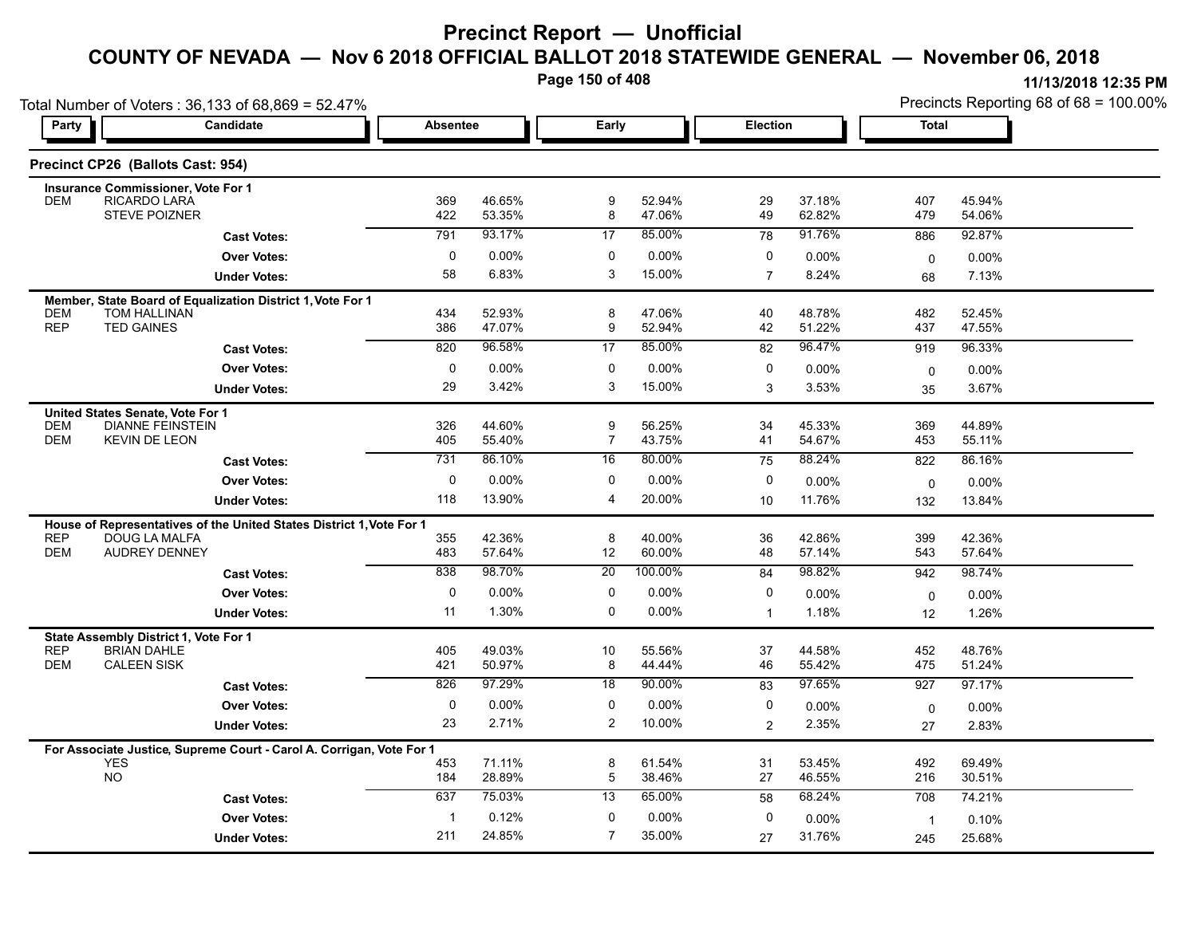# Precinct Report — Unofficial

## COUNTY OF NEVADA — Nov 6 2018 OFFICIAL BALLOT 2018 STATEWIDE GENERAL — November 06, 2018

11/13/2018 12:35 PM

Total Number of Voters : 36,133 of 68,869 = 52.47%

Precincts Reporting 68 of 68 = 100.00%

### Precinct CP26 (Ballots Cast: 954)

| Party | Candidate | Absentee | | Early | | Election | | Total | |
|---|---|---|---|---|---|---|---|---|---|
| **Insurance Commissioner, Vote For 1** | | | | | | | | | |
| DEM | RICARDO LARA | 369 | 46.65% | 9 | 52.94% | 29 | 37.18% | 407 | 45.94% |
| | STEVE POIZNER | 422 | 53.35% | 8 | 47.06% | 49 | 62.82% | 479 | 54.06% |
| | **Cast Votes:** | 791 | 93.17% | 17 | 85.00% | 78 | 91.76% | 886 | 92.87% |
| | **Over Votes:** | 0 | 0.00% | 0 | 0.00% | 0 | 0.00% | 0 | 0.00% |
| | **Under Votes:** | 58 | 6.83% | 3 | 15.00% | 7 | 8.24% | 68 | 7.13% |
| **Member, State Board of Equalization District 1, Vote For 1** | | | | | | | | | |
| DEM | TOM HALLINAN | 434 | 52.93% | 8 | 47.06% | 40 | 48.78% | 482 | 52.45% |
| REP | TED GAINES | 386 | 47.07% | 9 | 52.94% | 42 | 51.22% | 437 | 47.55% |
| | **Cast Votes:** | 820 | 96.58% | 17 | 85.00% | 82 | 96.47% | 919 | 96.33% |
| | **Over Votes:** | 0 | 0.00% | 0 | 0.00% | 0 | 0.00% | 0 | 0.00% |
| | **Under Votes:** | 29 | 3.42% | 3 | 15.00% | 3 | 3.53% | 35 | 3.67% |
| **United States Senate, Vote For 1** | | | | | | | | | |
| DEM | DIANNE FEINSTEIN | 326 | 44.60% | 9 | 56.25% | 34 | 45.33% | 369 | 44.89% |
| DEM | KEVIN DE LEON | 405 | 55.40% | 7 | 43.75% | 41 | 54.67% | 453 | 55.11% |
| | **Cast Votes:** | 731 | 86.10% | 16 | 80.00% | 75 | 88.24% | 822 | 86.16% |
| | **Over Votes:** | 0 | 0.00% | 0 | 0.00% | 0 | 0.00% | 0 | 0.00% |
| | **Under Votes:** | 118 | 13.90% | 4 | 20.00% | 10 | 11.76% | 132 | 13.84% |
| **House of Representatives of the United States District 1, Vote For 1** | | | | | | | | | |
| REP | DOUG LA MALFA | 355 | 42.36% | 8 | 40.00% | 36 | 42.86% | 399 | 42.36% |
| DEM | AUDREY DENNEY | 483 | 57.64% | 12 | 60.00% | 48 | 57.14% | 543 | 57.64% |
| | **Cast Votes:** | 838 | 98.70% | 20 | 100.00% | 84 | 98.82% | 942 | 98.74% |
| | **Over Votes:** | 0 | 0.00% | 0 | 0.00% | 0 | 0.00% | 0 | 0.00% |
| | **Under Votes:** | 11 | 1.30% | 0 | 0.00% | 1 | 1.18% | 12 | 1.26% |
| **State Assembly District 1, Vote For 1** | | | | | | | | | |
| REP | BRIAN DAHLE | 405 | 49.03% | 10 | 55.56% | 37 | 44.58% | 452 | 48.76% |
| DEM | CALEEN SISK | 421 | 50.97% | 8 | 44.44% | 46 | 55.42% | 475 | 51.24% |
| | **Cast Votes:** | 826 | 97.29% | 18 | 90.00% | 83 | 97.65% | 927 | 97.17% |
| | **Over Votes:** | 0 | 0.00% | 0 | 0.00% | 0 | 0.00% | 0 | 0.00% |
| | **Under Votes:** | 23 | 2.71% | 2 | 10.00% | 2 | 2.35% | 27 | 2.83% |
| **For Associate Justice, Supreme Court - Carol A. Corrigan, Vote For 1** | | | | | | | | | |
| | YES | 453 | 71.11% | 8 | 61.54% | 31 | 53.45% | 492 | 69.49% |
| | NO | 184 | 28.89% | 5 | 38.46% | 27 | 46.55% | 216 | 30.51% |
| | **Cast Votes:** | 637 | 75.03% | 13 | 65.00% | 58 | 68.24% | 708 | 74.21% |
| | **Over Votes:** | 1 | 0.12% | 0 | 0.00% | 0 | 0.00% | 1 | 0.10% |
| | **Under Votes:** | 211 | 24.85% | 7 | 35.00% | 27 | 31.76% | 245 | 25.68% |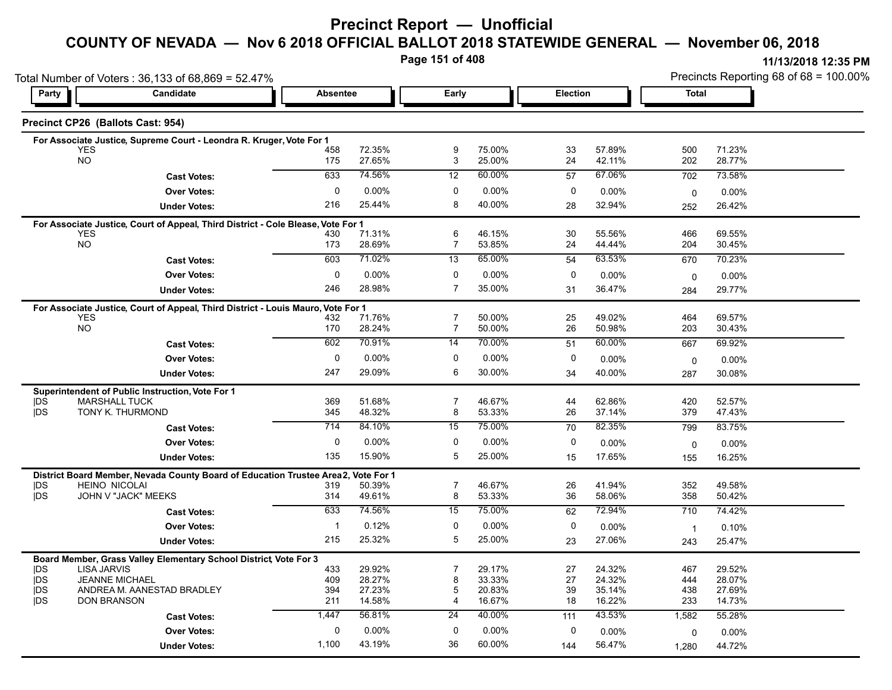# Precinct Report — Unofficial

## COUNTY OF NEVADA — Nov 6 2018 OFFICIAL BALLOT 2018 STATEWIDE GENERAL — November 06, 2018

11/13/2018 12:35 PM

Total Number of Voters : 36,133 of 68,869 = 52.47%

Precincts Reporting 68 of 68 = 100.00%

### Precinct CP26 (Ballots Cast: 954)

| Party | Candidate | Absentee | | Early | | Election | | Total | |
|---|---|---|---|---|---|---|---|---|---|
| **For Associate Justice, Supreme Court - Leondra R. Kruger, Vote For 1** | | | | | | | | | |
| | YES | 458 | 72.35% | 9 | 75.00% | 33 | 57.89% | 500 | 71.23% |
| | NO | 175 | 27.65% | 3 | 25.00% | 24 | 42.11% | 202 | 28.77% |
| | **Cast Votes:** | 633 | 74.56% | 12 | 60.00% | 57 | 67.06% | 702 | 73.58% |
| | **Over Votes:** | 0 | 0.00% | 0 | 0.00% | 0 | 0.00% | 0 | 0.00% |
| | **Under Votes:** | 216 | 25.44% | 8 | 40.00% | 28 | 32.94% | 252 | 26.42% |
| **For Associate Justice, Court of Appeal, Third District - Cole Blease, Vote For 1** | | | | | | | | | |
| | YES | 430 | 71.31% | 6 | 46.15% | 30 | 55.56% | 466 | 69.55% |
| | NO | 173 | 28.69% | 7 | 53.85% | 24 | 44.44% | 204 | 30.45% |
| | **Cast Votes:** | 603 | 71.02% | 13 | 65.00% | 54 | 63.53% | 670 | 70.23% |
| | **Over Votes:** | 0 | 0.00% | 0 | 0.00% | 0 | 0.00% | 0 | 0.00% |
| | **Under Votes:** | 246 | 28.98% | 7 | 35.00% | 31 | 36.47% | 284 | 29.77% |
| **For Associate Justice, Court of Appeal, Third District - Louis Mauro, Vote For 1** | | | | | | | | | |
| | YES | 432 | 71.76% | 7 | 50.00% | 25 | 49.02% | 464 | 69.57% |
| | NO | 170 | 28.24% | 7 | 50.00% | 26 | 50.98% | 203 | 30.43% |
| | **Cast Votes:** | 602 | 70.91% | 14 | 70.00% | 51 | 60.00% | 667 | 69.92% |
| | **Over Votes:** | 0 | 0.00% | 0 | 0.00% | 0 | 0.00% | 0 | 0.00% |
| | **Under Votes:** | 247 | 29.09% | 6 | 30.00% | 34 | 40.00% | 287 | 30.08% |
| **Superintendent of Public Instruction, Vote For 1** | | | | | | | | | |
| DS | MARSHALL TUCK | 369 | 51.68% | 7 | 46.67% | 44 | 62.86% | 420 | 52.57% |
| DS | TONY K. THURMOND | 345 | 48.32% | 8 | 53.33% | 26 | 37.14% | 379 | 47.43% |
| | **Cast Votes:** | 714 | 84.10% | 15 | 75.00% | 70 | 82.35% | 799 | 83.75% |
| | **Over Votes:** | 0 | 0.00% | 0 | 0.00% | 0 | 0.00% | 0 | 0.00% |
| | **Under Votes:** | 135 | 15.90% | 5 | 25.00% | 15 | 17.65% | 155 | 16.25% |
| **District Board Member, Nevada County Board of Education Trustee Area 2, Vote For 1** | | | | | | | | | |
| DS | HEINO NICOLAI | 319 | 50.39% | 7 | 46.67% | 26 | 41.94% | 352 | 49.58% |
| DS | JOHN V "JACK" MEEKS | 314 | 49.61% | 8 | 53.33% | 36 | 58.06% | 358 | 50.42% |
| | **Cast Votes:** | 633 | 74.56% | 15 | 75.00% | 62 | 72.94% | 710 | 74.42% |
| | **Over Votes:** | 1 | 0.12% | 0 | 0.00% | 0 | 0.00% | 1 | 0.10% |
| | **Under Votes:** | 215 | 25.32% | 5 | 25.00% | 23 | 27.06% | 243 | 25.47% |
| **Board Member, Grass Valley Elementary School District, Vote For 3** | | | | | | | | | |
| DS | LISA JARVIS | 433 | 29.92% | 7 | 29.17% | 27 | 24.32% | 467 | 29.52% |
| DS | JEANNE MICHAEL | 409 | 28.27% | 8 | 33.33% | 27 | 24.32% | 444 | 28.07% |
| DS | ANDREA M. AANESTAD BRADLEY | 394 | 27.23% | 5 | 20.83% | 39 | 35.14% | 438 | 27.69% |
| DS | DON BRANSON | 211 | 14.58% | 4 | 16.67% | 18 | 16.22% | 233 | 14.73% |
| | **Cast Votes:** | 1,447 | 56.81% | 24 | 40.00% | 111 | 43.53% | 1,582 | 55.28% |
| | **Over Votes:** | 0 | 0.00% | 0 | 0.00% | 0 | 0.00% | 0 | 0.00% |
| | **Under Votes:** | 1,100 | 43.19% | 36 | 60.00% | 144 | 56.47% | 1,280 | 44.72% |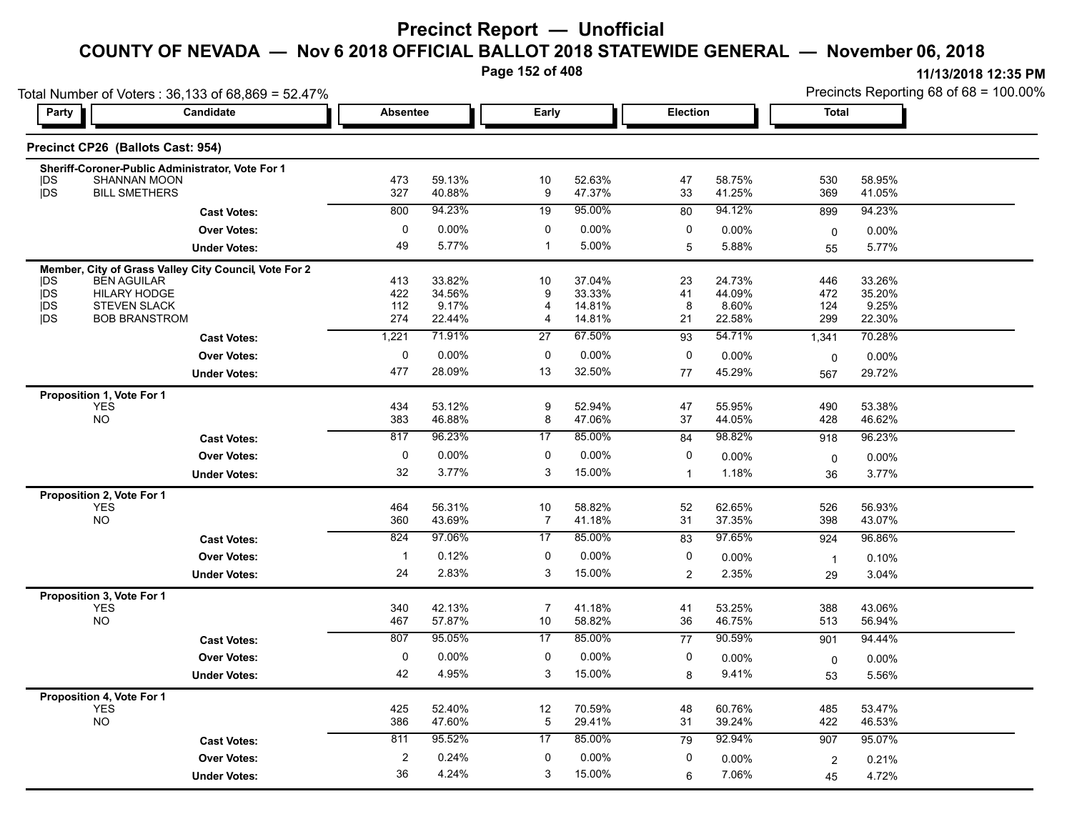# Precinct Report — Unofficial

## COUNTY OF NEVADA — Nov 6 2018 OFFICIAL BALLOT 2018 STATEWIDE GENERAL — November 06, 2018

11/13/2018 12:35 PM

Total Number of Voters : 36,133 of 68,869 = 52.47%

Precincts Reporting 68 of 68 = 100.00%

### Precinct CP26 (Ballots Cast: 954)

| Party | Candidate | Absentee | | Early | | Election | | Total | |
|---|---|---|---|---|---|---|---|---|---|
| **Sheriff-Coroner-Public Administrator, Vote For 1** | | | | | | | | | |
| DS | SHANNAN MOON | 473 | 59.13% | 10 | 52.63% | 47 | 58.75% | 530 | 58.95% |
| DS | BILL SMETHERS | 327 | 40.88% | 9 | 47.37% | 33 | 41.25% | 369 | 41.05% |
| | **Cast Votes:** | 800 | 94.23% | 19 | 95.00% | 80 | 94.12% | 899 | 94.23% |
| | **Over Votes:** | 0 | 0.00% | 0 | 0.00% | 0 | 0.00% | 0 | 0.00% |
| | **Under Votes:** | 49 | 5.77% | 1 | 5.00% | 5 | 5.88% | 55 | 5.77% |
| **Member, City of Grass Valley City Council, Vote For 2** | | | | | | | | | |
| DS | BEN AGUILAR | 413 | 33.82% | 10 | 37.04% | 23 | 24.73% | 446 | 33.26% |
| DS | HILARY HODGE | 422 | 34.56% | 9 | 33.33% | 41 | 44.09% | 472 | 35.20% |
| DS | STEVEN SLACK | 112 | 9.17% | 4 | 14.81% | 8 | 8.60% | 124 | 9.25% |
| DS | BOB BRANSTROM | 274 | 22.44% | 4 | 14.81% | 21 | 22.58% | 299 | 22.30% |
| | **Cast Votes:** | 1,221 | 71.91% | 27 | 67.50% | 93 | 54.71% | 1,341 | 70.28% |
| | **Over Votes:** | 0 | 0.00% | 0 | 0.00% | 0 | 0.00% | 0 | 0.00% |
| | **Under Votes:** | 477 | 28.09% | 13 | 32.50% | 77 | 45.29% | 567 | 29.72% |
| **Proposition 1, Vote For 1** | | | | | | | | | |
| | YES | 434 | 53.12% | 9 | 52.94% | 47 | 55.95% | 490 | 53.38% |
| | NO | 383 | 46.88% | 8 | 47.06% | 37 | 44.05% | 428 | 46.62% |
| | **Cast Votes:** | 817 | 96.23% | 17 | 85.00% | 84 | 98.82% | 918 | 96.23% |
| | **Over Votes:** | 0 | 0.00% | 0 | 0.00% | 0 | 0.00% | 0 | 0.00% |
| | **Under Votes:** | 32 | 3.77% | 3 | 15.00% | 1 | 1.18% | 36 | 3.77% |
| **Proposition 2, Vote For 1** | | | | | | | | | |
| | YES | 464 | 56.31% | 10 | 58.82% | 52 | 62.65% | 526 | 56.93% |
| | NO | 360 | 43.69% | 7 | 41.18% | 31 | 37.35% | 398 | 43.07% |
| | **Cast Votes:** | 824 | 97.06% | 17 | 85.00% | 83 | 97.65% | 924 | 96.86% |
| | **Over Votes:** | 1 | 0.12% | 0 | 0.00% | 0 | 0.00% | 1 | 0.10% |
| | **Under Votes:** | 24 | 2.83% | 3 | 15.00% | 2 | 2.35% | 29 | 3.04% |
| **Proposition 3, Vote For 1** | | | | | | | | | |
| | YES | 340 | 42.13% | 7 | 41.18% | 41 | 53.25% | 388 | 43.06% |
| | NO | 467 | 57.87% | 10 | 58.82% | 36 | 46.75% | 513 | 56.94% |
| | **Cast Votes:** | 807 | 95.05% | 17 | 85.00% | 77 | 90.59% | 901 | 94.44% |
| | **Over Votes:** | 0 | 0.00% | 0 | 0.00% | 0 | 0.00% | 0 | 0.00% |
| | **Under Votes:** | 42 | 4.95% | 3 | 15.00% | 8 | 9.41% | 53 | 5.56% |
| **Proposition 4, Vote For 1** | | | | | | | | | |
| | YES | 425 | 52.40% | 12 | 70.59% | 48 | 60.76% | 485 | 53.47% |
| | NO | 386 | 47.60% | 5 | 29.41% | 31 | 39.24% | 422 | 46.53% |
| | **Cast Votes:** | 811 | 95.52% | 17 | 85.00% | 79 | 92.94% | 907 | 95.07% |
| | **Over Votes:** | 2 | 0.24% | 0 | 0.00% | 0 | 0.00% | 2 | 0.21% |
| | **Under Votes:** | 36 | 4.24% | 3 | 15.00% | 6 | 7.06% | 45 | 4.72% |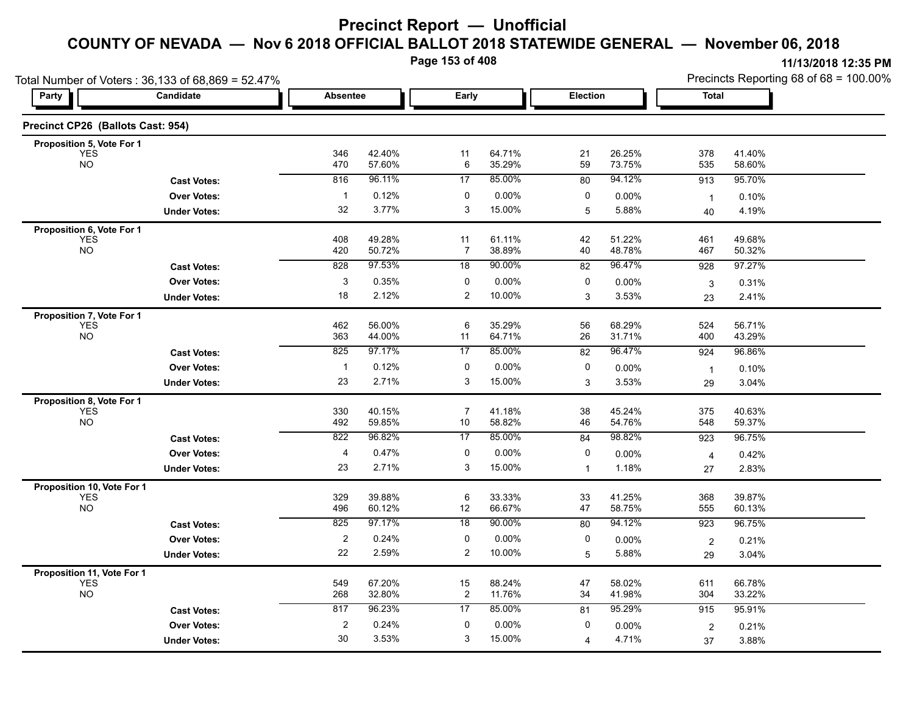# Precinct Report — Unofficial

## COUNTY OF NEVADA — Nov 6 2018 OFFICIAL BALLOT 2018 STATEWIDE GENERAL — November 06, 2018

11/13/2018 12:35 PM

Total Number of Voters : 36,133 of 68,869 = 52.47%

Precincts Reporting 68 of 68 = 100.00%

### Precinct CP26 (Ballots Cast: 954)

| Party | Candidate | Absentee | | Early | | Election | | Total | |
|---|---|---|---|---|---|---|---|---|---|
| **Proposition 5, Vote For 1** | | | | | | | | | |
| | YES | 346 | 42.40% | 11 | 64.71% | 21 | 26.25% | 378 | 41.40% |
| | NO | 470 | 57.60% | 6 | 35.29% | 59 | 73.75% | 535 | 58.60% |
| | **Cast Votes:** | 816 | 96.11% | 17 | 85.00% | 80 | 94.12% | 913 | 95.70% |
| | **Over Votes:** | 1 | 0.12% | 0 | 0.00% | 0 | 0.00% | 1 | 0.10% |
| | **Under Votes:** | 32 | 3.77% | 3 | 15.00% | 5 | 5.88% | 40 | 4.19% |
| **Proposition 6, Vote For 1** | | | | | | | | | |
| | YES | 408 | 49.28% | 11 | 61.11% | 42 | 51.22% | 461 | 49.68% |
| | NO | 420 | 50.72% | 7 | 38.89% | 40 | 48.78% | 467 | 50.32% |
| | **Cast Votes:** | 828 | 97.53% | 18 | 90.00% | 82 | 96.47% | 928 | 97.27% |
| | **Over Votes:** | 3 | 0.35% | 0 | 0.00% | 0 | 0.00% | 3 | 0.31% |
| | **Under Votes:** | 18 | 2.12% | 2 | 10.00% | 3 | 3.53% | 23 | 2.41% |
| **Proposition 7, Vote For 1** | | | | | | | | | |
| | YES | 462 | 56.00% | 6 | 35.29% | 56 | 68.29% | 524 | 56.71% |
| | NO | 363 | 44.00% | 11 | 64.71% | 26 | 31.71% | 400 | 43.29% |
| | **Cast Votes:** | 825 | 97.17% | 17 | 85.00% | 82 | 96.47% | 924 | 96.86% |
| | **Over Votes:** | 1 | 0.12% | 0 | 0.00% | 0 | 0.00% | 1 | 0.10% |
| | **Under Votes:** | 23 | 2.71% | 3 | 15.00% | 3 | 3.53% | 29 | 3.04% |
| **Proposition 8, Vote For 1** | | | | | | | | | |
| | YES | 330 | 40.15% | 7 | 41.18% | 38 | 45.24% | 375 | 40.63% |
| | NO | 492 | 59.85% | 10 | 58.82% | 46 | 54.76% | 548 | 59.37% |
| | **Cast Votes:** | 822 | 96.82% | 17 | 85.00% | 84 | 98.82% | 923 | 96.75% |
| | **Over Votes:** | 4 | 0.47% | 0 | 0.00% | 0 | 0.00% | 4 | 0.42% |
| | **Under Votes:** | 23 | 2.71% | 3 | 15.00% | 1 | 1.18% | 27 | 2.83% |
| **Proposition 10, Vote For 1** | | | | | | | | | |
| | YES | 329 | 39.88% | 6 | 33.33% | 33 | 41.25% | 368 | 39.87% |
| | NO | 496 | 60.12% | 12 | 66.67% | 47 | 58.75% | 555 | 60.13% |
| | **Cast Votes:** | 825 | 97.17% | 18 | 90.00% | 80 | 94.12% | 923 | 96.75% |
| | **Over Votes:** | 2 | 0.24% | 0 | 0.00% | 0 | 0.00% | 2 | 0.21% |
| | **Under Votes:** | 22 | 2.59% | 2 | 10.00% | 5 | 5.88% | 29 | 3.04% |
| **Proposition 11, Vote For 1** | | | | | | | | | |
| | YES | 549 | 67.20% | 15 | 88.24% | 47 | 58.02% | 611 | 66.78% |
| | NO | 268 | 32.80% | 2 | 11.76% | 34 | 41.98% | 304 | 33.22% |
| | **Cast Votes:** | 817 | 96.23% | 17 | 85.00% | 81 | 95.29% | 915 | 95.91% |
| | **Over Votes:** | 2 | 0.24% | 0 | 0.00% | 0 | 0.00% | 2 | 0.21% |
| | **Under Votes:** | 30 | 3.53% | 3 | 15.00% | 4 | 4.71% | 37 | 3.88% |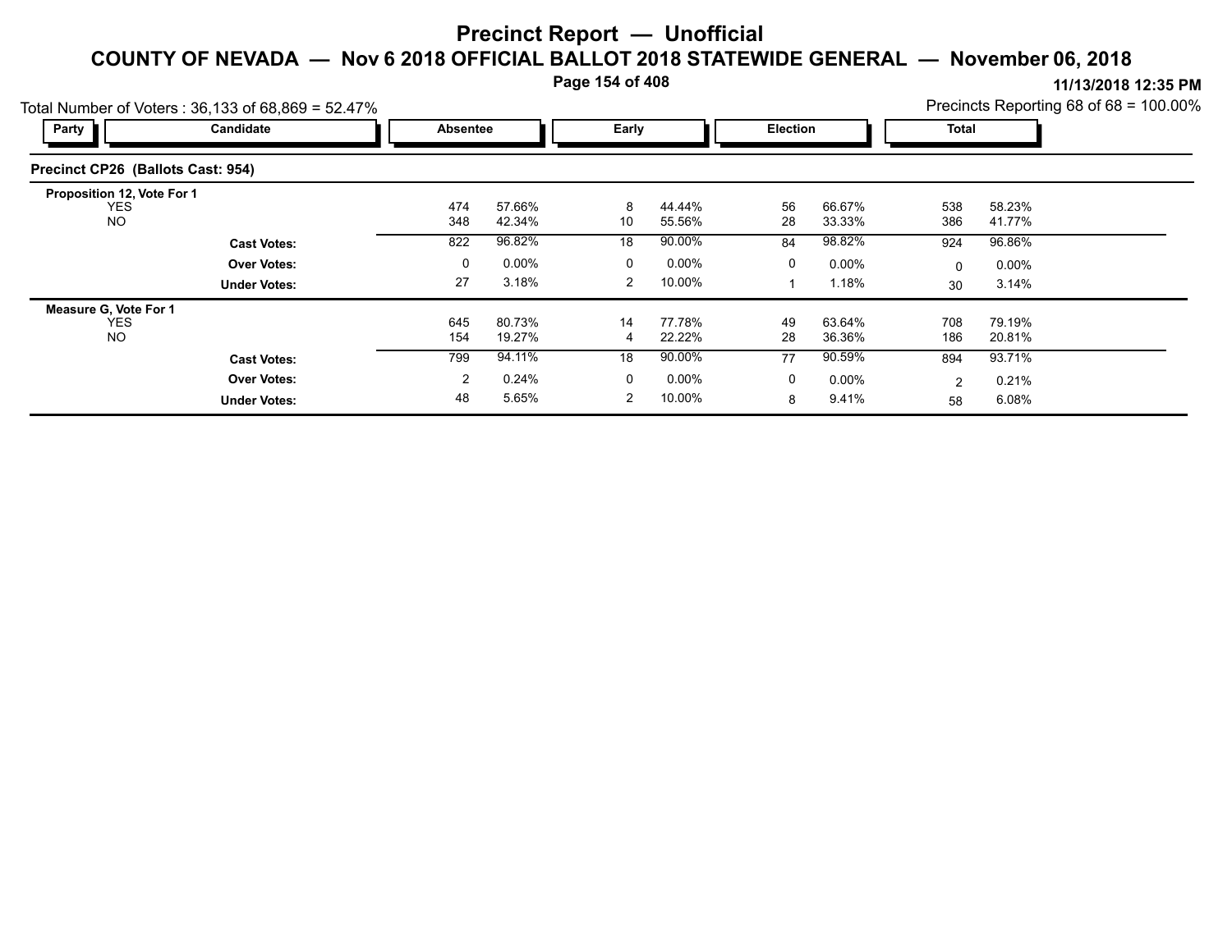# Precinct Report — Unofficial

## COUNTY OF NEVADA — Nov 6 2018 OFFICIAL BALLOT 2018 STATEWIDE GENERAL — November 06, 2018

11/13/2018 12:35 PM

Total Number of Voters : 36,133 of 68,869 = 52.47%

Precincts Reporting 68 of 68 = 100.00%

### Precinct CP26 (Ballots Cast: 954)

| Party | Candidate | Absentee | | Early | | Election | | Total | |
|---|---|---|---|---|---|---|---|---|---|
| **Proposition 12, Vote For 1** | | | | | | | | | |
| | YES | 474 | 57.66% | 8 | 44.44% | 56 | 66.67% | 538 | 58.23% |
| | NO | 348 | 42.34% | 10 | 55.56% | 28 | 33.33% | 386 | 41.77% |
| | **Cast Votes:** | 822 | 96.82% | 18 | 90.00% | 84 | 98.82% | 924 | 96.86% |
| | **Over Votes:** | 0 | 0.00% | 0 | 0.00% | 0 | 0.00% | 0 | 0.00% |
| | **Under Votes:** | 27 | 3.18% | 2 | 10.00% | 1 | 1.18% | 30 | 3.14% |
| **Measure G, Vote For 1** | | | | | | | | | |
| | YES | 645 | 80.73% | 14 | 77.78% | 49 | 63.64% | 708 | 79.19% |
| | NO | 154 | 19.27% | 4 | 22.22% | 28 | 36.36% | 186 | 20.81% |
| | **Cast Votes:** | 799 | 94.11% | 18 | 90.00% | 77 | 90.59% | 894 | 93.71% |
| | **Over Votes:** | 2 | 0.24% | 0 | 0.00% | 0 | 0.00% | 2 | 0.21% |
| | **Under Votes:** | 48 | 5.65% | 2 | 10.00% | 8 | 9.41% | 58 | 6.08% |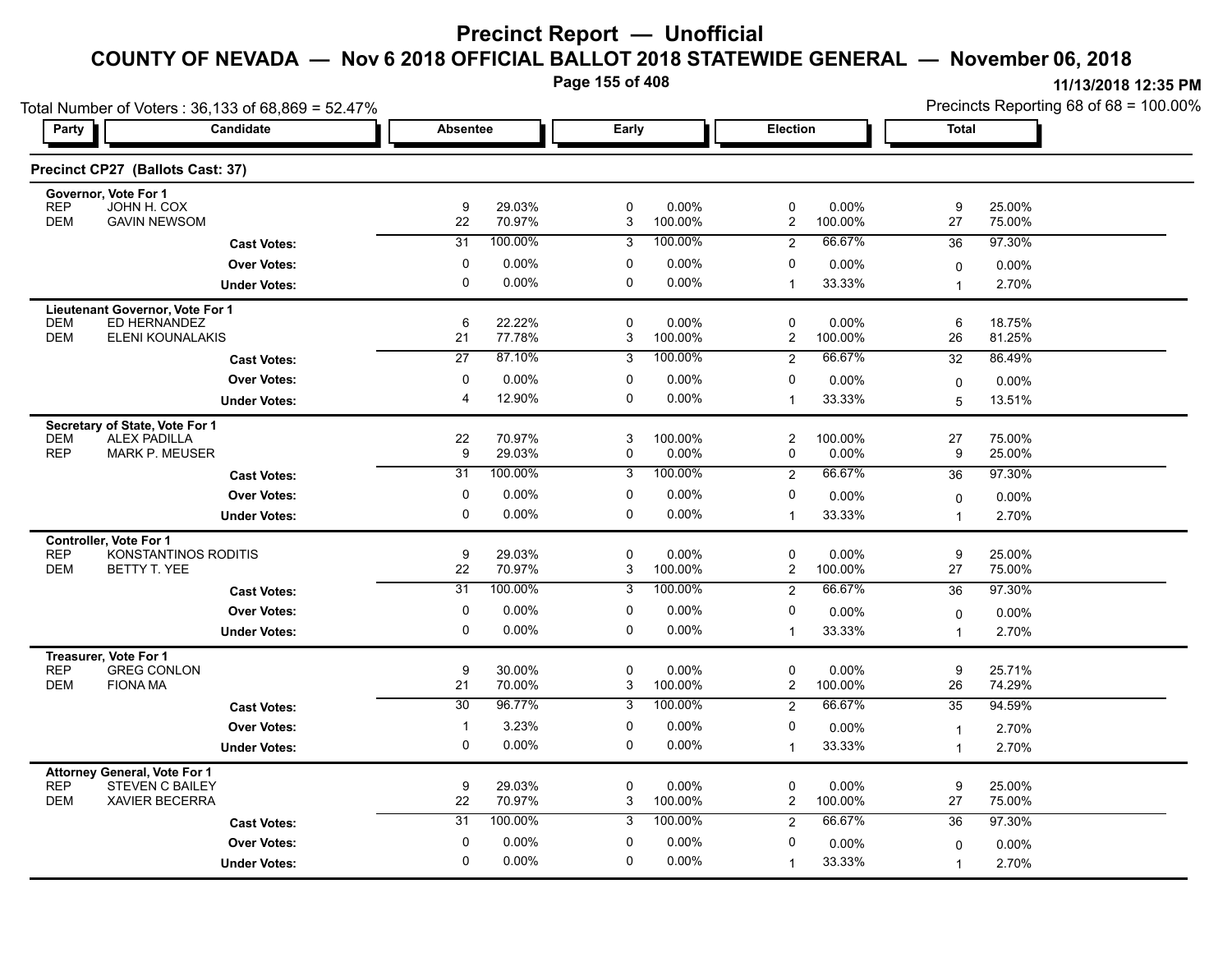# Precinct Report — Unofficial

## COUNTY OF NEVADA — Nov 6 2018 OFFICIAL BALLOT 2018 STATEWIDE GENERAL — November 06, 2018

11/13/2018 12:35 PM

Total Number of Voters : 36,133 of 68,869 = 52.47%

Precincts Reporting 68 of 68 = 100.00%

### Precinct CP27 (Ballots Cast: 37)

| Party | Candidate | Absentee | | Early | | Election | | Total | |
|---|---|---|---|---|---|---|---|---|---|
| **Governor, Vote For 1** | | | | | | | | | |
| REP | JOHN H. COX | 9 | 29.03% | 0 | 0.00% | 0 | 0.00% | 9 | 25.00% |
| DEM | GAVIN NEWSOM | 22 | 70.97% | 3 | 100.00% | 2 | 100.00% | 27 | 75.00% |
| | **Cast Votes:** | 31 | 100.00% | 3 | 100.00% | 2 | 66.67% | 36 | 97.30% |
| | **Over Votes:** | 0 | 0.00% | 0 | 0.00% | 0 | 0.00% | 0 | 0.00% |
| | **Under Votes:** | 0 | 0.00% | 0 | 0.00% | 1 | 33.33% | 1 | 2.70% |
| **Lieutenant Governor, Vote For 1** | | | | | | | | | |
| DEM | ED HERNANDEZ | 6 | 22.22% | 0 | 0.00% | 0 | 0.00% | 6 | 18.75% |
| DEM | ELENI KOUNALAKIS | 21 | 77.78% | 3 | 100.00% | 2 | 100.00% | 26 | 81.25% |
| | **Cast Votes:** | 27 | 87.10% | 3 | 100.00% | 2 | 66.67% | 32 | 86.49% |
| | **Over Votes:** | 0 | 0.00% | 0 | 0.00% | 0 | 0.00% | 0 | 0.00% |
| | **Under Votes:** | 4 | 12.90% | 0 | 0.00% | 1 | 33.33% | 5 | 13.51% |
| **Secretary of State, Vote For 1** | | | | | | | | | |
| DEM | ALEX PADILLA | 22 | 70.97% | 3 | 100.00% | 2 | 100.00% | 27 | 75.00% |
| REP | MARK P. MEUSER | 9 | 29.03% | 0 | 0.00% | 0 | 0.00% | 9 | 25.00% |
| | **Cast Votes:** | 31 | 100.00% | 3 | 100.00% | 2 | 66.67% | 36 | 97.30% |
| | **Over Votes:** | 0 | 0.00% | 0 | 0.00% | 0 | 0.00% | 0 | 0.00% |
| | **Under Votes:** | 0 | 0.00% | 0 | 0.00% | 1 | 33.33% | 1 | 2.70% |
| **Controller, Vote For 1** | | | | | | | | | |
| REP | KONSTANTINOS RODITIS | 9 | 29.03% | 0 | 0.00% | 0 | 0.00% | 9 | 25.00% |
| DEM | BETTY T. YEE | 22 | 70.97% | 3 | 100.00% | 2 | 100.00% | 27 | 75.00% |
| | **Cast Votes:** | 31 | 100.00% | 3 | 100.00% | 2 | 66.67% | 36 | 97.30% |
| | **Over Votes:** | 0 | 0.00% | 0 | 0.00% | 0 | 0.00% | 0 | 0.00% |
| | **Under Votes:** | 0 | 0.00% | 0 | 0.00% | 1 | 33.33% | 1 | 2.70% |
| **Treasurer, Vote For 1** | | | | | | | | | |
| REP | GREG CONLON | 9 | 30.00% | 0 | 0.00% | 0 | 0.00% | 9 | 25.71% |
| DEM | FIONA MA | 21 | 70.00% | 3 | 100.00% | 2 | 100.00% | 26 | 74.29% |
| | **Cast Votes:** | 30 | 96.77% | 3 | 100.00% | 2 | 66.67% | 35 | 94.59% |
| | **Over Votes:** | 1 | 3.23% | 0 | 0.00% | 0 | 0.00% | 1 | 2.70% |
| | **Under Votes:** | 0 | 0.00% | 0 | 0.00% | 1 | 33.33% | 1 | 2.70% |
| **Attorney General, Vote For 1** | | | | | | | | | |
| REP | STEVEN C BAILEY | 9 | 29.03% | 0 | 0.00% | 0 | 0.00% | 9 | 25.00% |
| DEM | XAVIER BECERRA | 22 | 70.97% | 3 | 100.00% | 2 | 100.00% | 27 | 75.00% |
| | **Cast Votes:** | 31 | 100.00% | 3 | 100.00% | 2 | 66.67% | 36 | 97.30% |
| | **Over Votes:** | 0 | 0.00% | 0 | 0.00% | 0 | 0.00% | 0 | 0.00% |
| | **Under Votes:** | 0 | 0.00% | 0 | 0.00% | 1 | 33.33% | 1 | 2.70% |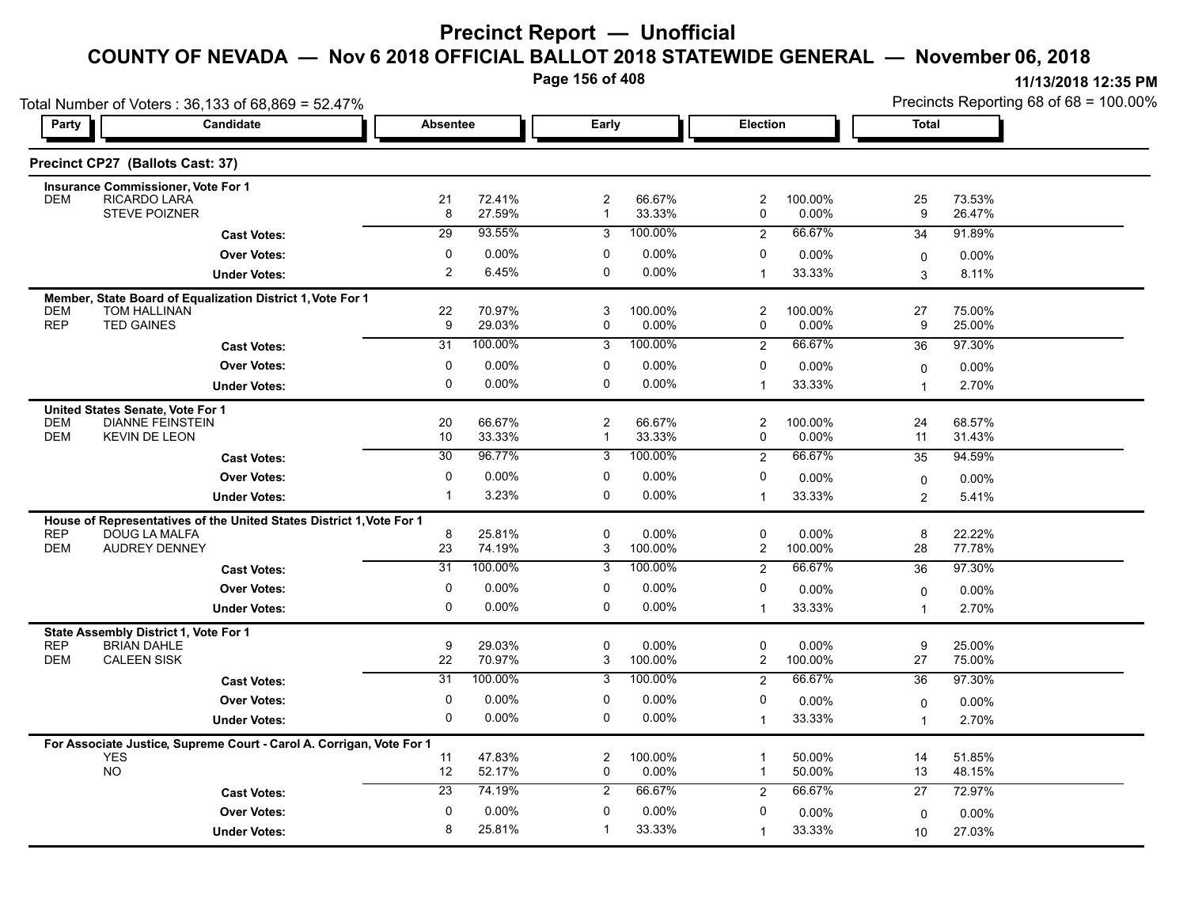# Precinct Report — Unofficial

## COUNTY OF NEVADA — Nov 6 2018 OFFICIAL BALLOT 2018 STATEWIDE GENERAL — November 06, 2018

11/13/2018 12:35 PM

Total Number of Voters : 36,133 of 68,869 = 52.47%

Precincts Reporting 68 of 68 = 100.00%

### Precinct CP27 (Ballots Cast: 37)

| Party | Candidate | Absentee | | Early | | Election | | Total | |
|---|---|---|---|---|---|---|---|---|---|
| **Insurance Commissioner, Vote For 1** | | | | | | | | | |
| DEM | RICARDO LARA | 21 | 72.41% | 2 | 66.67% | 2 | 100.00% | 25 | 73.53% |
| | STEVE POIZNER | 8 | 27.59% | 1 | 33.33% | 0 | 0.00% | 9 | 26.47% |
| | **Cast Votes:** | 29 | 93.55% | 3 | 100.00% | 2 | 66.67% | 34 | 91.89% |
| | **Over Votes:** | 0 | 0.00% | 0 | 0.00% | 0 | 0.00% | 0 | 0.00% |
| | **Under Votes:** | 2 | 6.45% | 0 | 0.00% | 1 | 33.33% | 3 | 8.11% |
| **Member, State Board of Equalization District 1, Vote For 1** | | | | | | | | | |
| DEM | TOM HALLINAN | 22 | 70.97% | 3 | 100.00% | 2 | 100.00% | 27 | 75.00% |
| REP | TED GAINES | 9 | 29.03% | 0 | 0.00% | 0 | 0.00% | 9 | 25.00% |
| | **Cast Votes:** | 31 | 100.00% | 3 | 100.00% | 2 | 66.67% | 36 | 97.30% |
| | **Over Votes:** | 0 | 0.00% | 0 | 0.00% | 0 | 0.00% | 0 | 0.00% |
| | **Under Votes:** | 0 | 0.00% | 0 | 0.00% | 1 | 33.33% | 1 | 2.70% |
| **United States Senate, Vote For 1** | | | | | | | | | |
| DEM | DIANNE FEINSTEIN | 20 | 66.67% | 2 | 66.67% | 2 | 100.00% | 24 | 68.57% |
| DEM | KEVIN DE LEON | 10 | 33.33% | 1 | 33.33% | 0 | 0.00% | 11 | 31.43% |
| | **Cast Votes:** | 30 | 96.77% | 3 | 100.00% | 2 | 66.67% | 35 | 94.59% |
| | **Over Votes:** | 0 | 0.00% | 0 | 0.00% | 0 | 0.00% | 0 | 0.00% |
| | **Under Votes:** | 1 | 3.23% | 0 | 0.00% | 1 | 33.33% | 2 | 5.41% |
| **House of Representatives of the United States District 1, Vote For 1** | | | | | | | | | |
| REP | DOUG LA MALFA | 8 | 25.81% | 0 | 0.00% | 0 | 0.00% | 8 | 22.22% |
| DEM | AUDREY DENNEY | 23 | 74.19% | 3 | 100.00% | 2 | 100.00% | 28 | 77.78% |
| | **Cast Votes:** | 31 | 100.00% | 3 | 100.00% | 2 | 66.67% | 36 | 97.30% |
| | **Over Votes:** | 0 | 0.00% | 0 | 0.00% | 0 | 0.00% | 0 | 0.00% |
| | **Under Votes:** | 0 | 0.00% | 0 | 0.00% | 1 | 33.33% | 1 | 2.70% |
| **State Assembly District 1, Vote For 1** | | | | | | | | | |
| REP | BRIAN DAHLE | 9 | 29.03% | 0 | 0.00% | 0 | 0.00% | 9 | 25.00% |
| DEM | CALEEN SISK | 22 | 70.97% | 3 | 100.00% | 2 | 100.00% | 27 | 75.00% |
| | **Cast Votes:** | 31 | 100.00% | 3 | 100.00% | 2 | 66.67% | 36 | 97.30% |
| | **Over Votes:** | 0 | 0.00% | 0 | 0.00% | 0 | 0.00% | 0 | 0.00% |
| | **Under Votes:** | 0 | 0.00% | 0 | 0.00% | 1 | 33.33% | 1 | 2.70% |
| **For Associate Justice, Supreme Court - Carol A. Corrigan, Vote For 1** | | | | | | | | | |
| | YES | 11 | 47.83% | 2 | 100.00% | 1 | 50.00% | 14 | 51.85% |
| | NO | 12 | 52.17% | 0 | 0.00% | 1 | 50.00% | 13 | 48.15% |
| | **Cast Votes:** | 23 | 74.19% | 2 | 66.67% | 2 | 66.67% | 27 | 72.97% |
| | **Over Votes:** | 0 | 0.00% | 0 | 0.00% | 0 | 0.00% | 0 | 0.00% |
| | **Under Votes:** | 8 | 25.81% | 1 | 33.33% | 1 | 33.33% | 10 | 27.03% |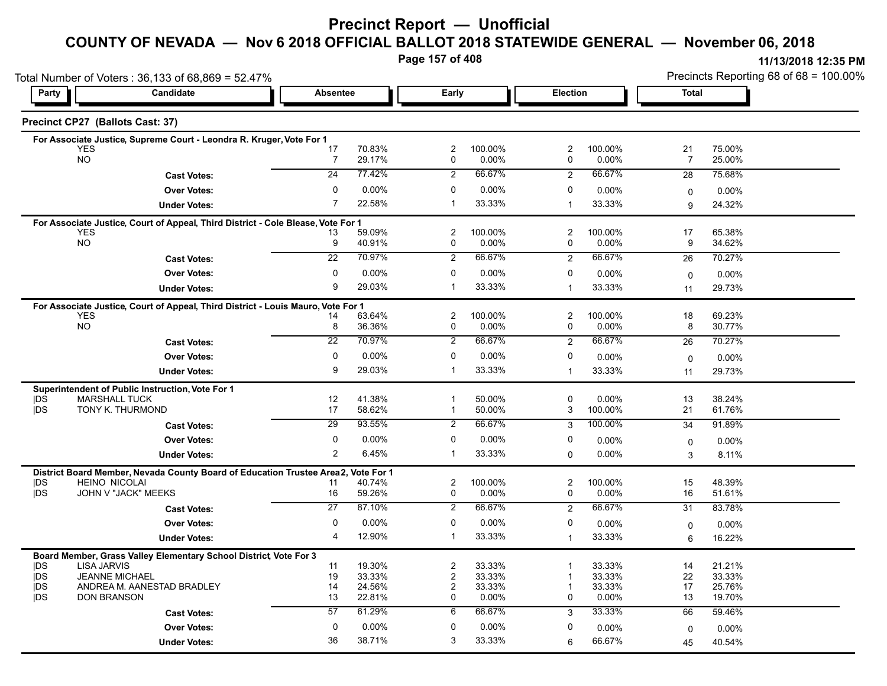# Precinct Report — Unofficial

## COUNTY OF NEVADA — Nov 6 2018 OFFICIAL BALLOT 2018 STATEWIDE GENERAL — November 06, 2018

11/13/2018 12:35 PM

Total Number of Voters : 36,133 of 68,869 = 52.47%

Precincts Reporting 68 of 68 = 100.00%

### Precinct CP27 (Ballots Cast: 37)

**For Associate Justice, Supreme Court - Leondra R. Kruger, Vote For 1**

| Party | Candidate | Absentee | | Early | | Election | | Total | |
|---|---|---|---|---|---|---|---|---|---|
| | YES | 17 | 70.83% | 2 | 100.00% | 2 | 100.00% | 21 | 75.00% |
| | NO | 7 | 29.17% | 0 | 0.00% | 0 | 0.00% | 7 | 25.00% |
| | **Cast Votes:** | 24 | 77.42% | 2 | 66.67% | 2 | 66.67% | 28 | 75.68% |
| | **Over Votes:** | 0 | 0.00% | 0 | 0.00% | 0 | 0.00% | 0 | 0.00% |
| | **Under Votes:** | 7 | 22.58% | 1 | 33.33% | 1 | 33.33% | 9 | 24.32% |

**For Associate Justice, Court of Appeal, Third District - Cole Blease, Vote For 1**

| Party | Candidate | Absentee | | Early | | Election | | Total | |
|---|---|---|---|---|---|---|---|---|---|
| | YES | 13 | 59.09% | 2 | 100.00% | 2 | 100.00% | 17 | 65.38% |
| | NO | 9 | 40.91% | 0 | 0.00% | 0 | 0.00% | 9 | 34.62% |
| | **Cast Votes:** | 22 | 70.97% | 2 | 66.67% | 2 | 66.67% | 26 | 70.27% |
| | **Over Votes:** | 0 | 0.00% | 0 | 0.00% | 0 | 0.00% | 0 | 0.00% |
| | **Under Votes:** | 9 | 29.03% | 1 | 33.33% | 1 | 33.33% | 11 | 29.73% |

**For Associate Justice, Court of Appeal, Third District - Louis Mauro, Vote For 1**

| Party | Candidate | Absentee | | Early | | Election | | Total | |
|---|---|---|---|---|---|---|---|---|---|
| | YES | 14 | 63.64% | 2 | 100.00% | 2 | 100.00% | 18 | 69.23% |
| | NO | 8 | 36.36% | 0 | 0.00% | 0 | 0.00% | 8 | 30.77% |
| | **Cast Votes:** | 22 | 70.97% | 2 | 66.67% | 2 | 66.67% | 26 | 70.27% |
| | **Over Votes:** | 0 | 0.00% | 0 | 0.00% | 0 | 0.00% | 0 | 0.00% |
| | **Under Votes:** | 9 | 29.03% | 1 | 33.33% | 1 | 33.33% | 11 | 29.73% |

**Superintendent of Public Instruction, Vote For 1**

| Party | Candidate | Absentee | | Early | | Election | | Total | |
|---|---|---|---|---|---|---|---|---|---|
| \|DS | MARSHALL TUCK | 12 | 41.38% | 1 | 50.00% | 0 | 0.00% | 13 | 38.24% |
| \|DS | TONY K. THURMOND | 17 | 58.62% | 1 | 50.00% | 3 | 100.00% | 21 | 61.76% |
| | **Cast Votes:** | 29 | 93.55% | 2 | 66.67% | 3 | 100.00% | 34 | 91.89% |
| | **Over Votes:** | 0 | 0.00% | 0 | 0.00% | 0 | 0.00% | 0 | 0.00% |
| | **Under Votes:** | 2 | 6.45% | 1 | 33.33% | 0 | 0.00% | 3 | 8.11% |

**District Board Member, Nevada County Board of Education Trustee Area 2, Vote For 1**

| Party | Candidate | Absentee | | Early | | Election | | Total | |
|---|---|---|---|---|---|---|---|---|---|
| \|DS | HEINO NICOLAI | 11 | 40.74% | 2 | 100.00% | 2 | 100.00% | 15 | 48.39% |
| \|DS | JOHN V "JACK" MEEKS | 16 | 59.26% | 0 | 0.00% | 0 | 0.00% | 16 | 51.61% |
| | **Cast Votes:** | 27 | 87.10% | 2 | 66.67% | 2 | 66.67% | 31 | 83.78% |
| | **Over Votes:** | 0 | 0.00% | 0 | 0.00% | 0 | 0.00% | 0 | 0.00% |
| | **Under Votes:** | 4 | 12.90% | 1 | 33.33% | 1 | 33.33% | 6 | 16.22% |

**Board Member, Grass Valley Elementary School District, Vote For 3**

| Party | Candidate | Absentee | | Early | | Election | | Total | |
|---|---|---|---|---|---|---|---|---|---|
| \|DS | LISA JARVIS | 11 | 19.30% | 2 | 33.33% | 1 | 33.33% | 14 | 21.21% |
| \|DS | JEANNE MICHAEL | 19 | 33.33% | 2 | 33.33% | 1 | 33.33% | 22 | 33.33% |
| \|DS | ANDREA M. AANESTAD BRADLEY | 14 | 24.56% | 2 | 33.33% | 1 | 33.33% | 17 | 25.76% |
| \|DS | DON BRANSON | 13 | 22.81% | 0 | 0.00% | 0 | 0.00% | 13 | 19.70% |
| | **Cast Votes:** | 57 | 61.29% | 6 | 66.67% | 3 | 33.33% | 66 | 59.46% |
| | **Over Votes:** | 0 | 0.00% | 0 | 0.00% | 0 | 0.00% | 0 | 0.00% |
| | **Under Votes:** | 36 | 38.71% | 3 | 33.33% | 6 | 66.67% | 45 | 40.54% |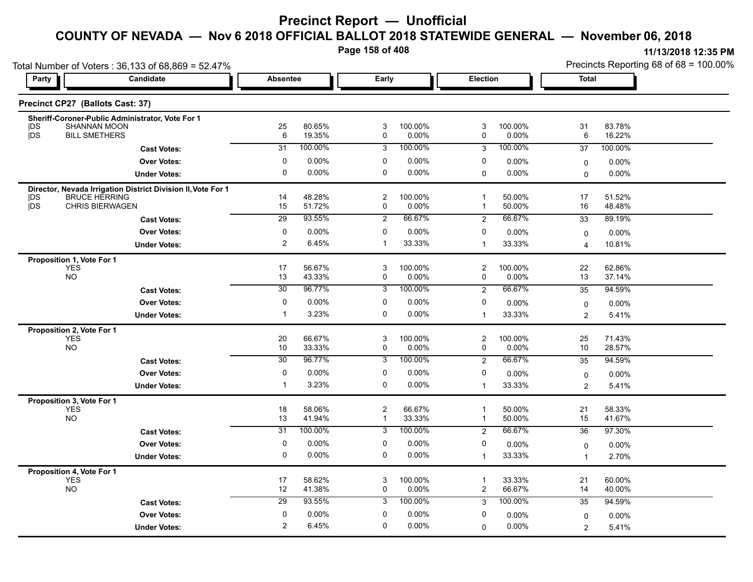# Precinct Report — Unofficial

## COUNTY OF NEVADA — Nov 6 2018 OFFICIAL BALLOT 2018 STATEWIDE GENERAL — November 06, 2018

11/13/2018 12:35 PM

Total Number of Voters : 36,133 of 68,869 = 52.47%

Precincts Reporting 68 of 68 = 100.00%

### Precinct CP27 (Ballots Cast: 37)

| Party | Candidate | Absentee | | Early | | Election | | Total | |
|---|---|---|---|---|---|---|---|---|---|
| **Sheriff-Coroner-Public Administrator, Vote For 1** | | | | | | | | | |
| DS | SHANNAN MOON | 25 | 80.65% | 3 | 100.00% | 3 | 100.00% | 31 | 83.78% |
| DS | BILL SMETHERS | 6 | 19.35% | 0 | 0.00% | 0 | 0.00% | 6 | 16.22% |
| | **Cast Votes:** | 31 | 100.00% | 3 | 100.00% | 3 | 100.00% | 37 | 100.00% |
| | **Over Votes:** | 0 | 0.00% | 0 | 0.00% | 0 | 0.00% | 0 | 0.00% |
| | **Under Votes:** | 0 | 0.00% | 0 | 0.00% | 0 | 0.00% | 0 | 0.00% |
| **Director, Nevada Irrigation District Division II, Vote For 1** | | | | | | | | | |
| DS | BRUCE HERRING | 14 | 48.28% | 2 | 100.00% | 1 | 50.00% | 17 | 51.52% |
| DS | CHRIS BIERWAGEN | 15 | 51.72% | 0 | 0.00% | 1 | 50.00% | 16 | 48.48% |
| | **Cast Votes:** | 29 | 93.55% | 2 | 66.67% | 2 | 66.67% | 33 | 89.19% |
| | **Over Votes:** | 0 | 0.00% | 0 | 0.00% | 0 | 0.00% | 0 | 0.00% |
| | **Under Votes:** | 2 | 6.45% | 1 | 33.33% | 1 | 33.33% | 4 | 10.81% |
| **Proposition 1, Vote For 1** | | | | | | | | | |
| | YES | 17 | 56.67% | 3 | 100.00% | 2 | 100.00% | 22 | 62.86% |
| | NO | 13 | 43.33% | 0 | 0.00% | 0 | 0.00% | 13 | 37.14% |
| | **Cast Votes:** | 30 | 96.77% | 3 | 100.00% | 2 | 66.67% | 35 | 94.59% |
| | **Over Votes:** | 0 | 0.00% | 0 | 0.00% | 0 | 0.00% | 0 | 0.00% |
| | **Under Votes:** | 1 | 3.23% | 0 | 0.00% | 1 | 33.33% | 2 | 5.41% |
| **Proposition 2, Vote For 1** | | | | | | | | | |
| | YES | 20 | 66.67% | 3 | 100.00% | 2 | 100.00% | 25 | 71.43% |
| | NO | 10 | 33.33% | 0 | 0.00% | 0 | 0.00% | 10 | 28.57% |
| | **Cast Votes:** | 30 | 96.77% | 3 | 100.00% | 2 | 66.67% | 35 | 94.59% |
| | **Over Votes:** | 0 | 0.00% | 0 | 0.00% | 0 | 0.00% | 0 | 0.00% |
| | **Under Votes:** | 1 | 3.23% | 0 | 0.00% | 1 | 33.33% | 2 | 5.41% |
| **Proposition 3, Vote For 1** | | | | | | | | | |
| | YES | 18 | 58.06% | 2 | 66.67% | 1 | 50.00% | 21 | 58.33% |
| | NO | 13 | 41.94% | 1 | 33.33% | 1 | 50.00% | 15 | 41.67% |
| | **Cast Votes:** | 31 | 100.00% | 3 | 100.00% | 2 | 66.67% | 36 | 97.30% |
| | **Over Votes:** | 0 | 0.00% | 0 | 0.00% | 0 | 0.00% | 0 | 0.00% |
| | **Under Votes:** | 0 | 0.00% | 0 | 0.00% | 1 | 33.33% | 1 | 2.70% |
| **Proposition 4, Vote For 1** | | | | | | | | | |
| | YES | 17 | 58.62% | 3 | 100.00% | 1 | 33.33% | 21 | 60.00% |
| | NO | 12 | 41.38% | 0 | 0.00% | 2 | 66.67% | 14 | 40.00% |
| | **Cast Votes:** | 29 | 93.55% | 3 | 100.00% | 3 | 100.00% | 35 | 94.59% |
| | **Over Votes:** | 0 | 0.00% | 0 | 0.00% | 0 | 0.00% | 0 | 0.00% |
| | **Under Votes:** | 2 | 6.45% | 0 | 0.00% | 0 | 0.00% | 2 | 5.41% |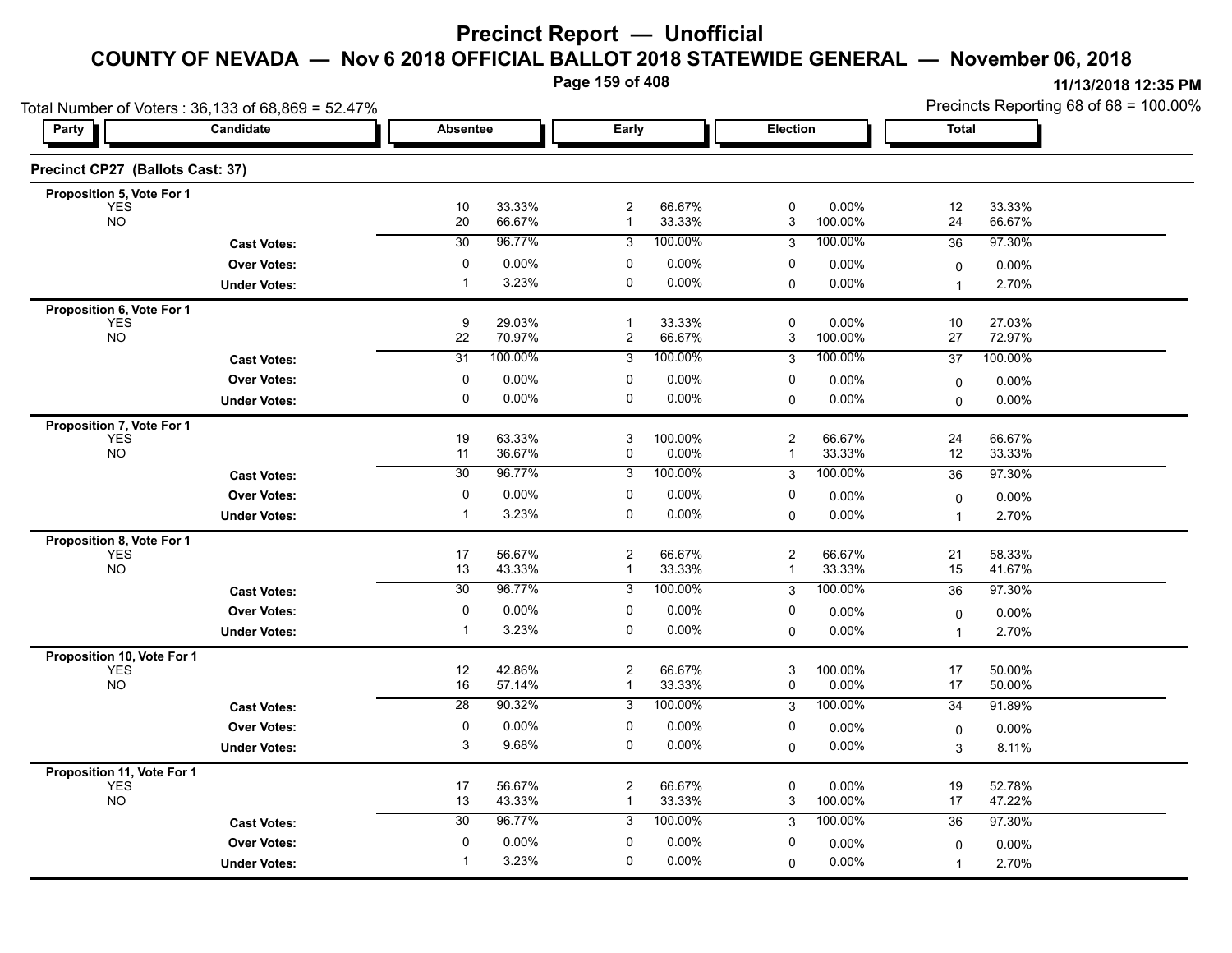# Precinct Report — Unofficial

## COUNTY OF NEVADA — Nov 6 2018 OFFICIAL BALLOT 2018 STATEWIDE GENERAL — November 06, 2018

11/13/2018 12:35 PM

Total Number of Voters : 36,133 of 68,869 = 52.47%

Precincts Reporting 68 of 68 = 100.00%

### Precinct CP27 (Ballots Cast: 37)

| Party | Candidate | Absentee | | Early | | Election | | Total | |
|---|---|---|---|---|---|---|---|---|---|
| **Proposition 5, Vote For 1** | | | | | | | | | |
| | YES | 10 | 33.33% | 2 | 66.67% | 0 | 0.00% | 12 | 33.33% |
| | NO | 20 | 66.67% | 1 | 33.33% | 3 | 100.00% | 24 | 66.67% |
| | **Cast Votes:** | 30 | 96.77% | 3 | 100.00% | 3 | 100.00% | 36 | 97.30% |
| | **Over Votes:** | 0 | 0.00% | 0 | 0.00% | 0 | 0.00% | 0 | 0.00% |
| | **Under Votes:** | 1 | 3.23% | 0 | 0.00% | 0 | 0.00% | 1 | 2.70% |
| **Proposition 6, Vote For 1** | | | | | | | | | |
| | YES | 9 | 29.03% | 1 | 33.33% | 0 | 0.00% | 10 | 27.03% |
| | NO | 22 | 70.97% | 2 | 66.67% | 3 | 100.00% | 27 | 72.97% |
| | **Cast Votes:** | 31 | 100.00% | 3 | 100.00% | 3 | 100.00% | 37 | 100.00% |
| | **Over Votes:** | 0 | 0.00% | 0 | 0.00% | 0 | 0.00% | 0 | 0.00% |
| | **Under Votes:** | 0 | 0.00% | 0 | 0.00% | 0 | 0.00% | 0 | 0.00% |
| **Proposition 7, Vote For 1** | | | | | | | | | |
| | YES | 19 | 63.33% | 3 | 100.00% | 2 | 66.67% | 24 | 66.67% |
| | NO | 11 | 36.67% | 0 | 0.00% | 1 | 33.33% | 12 | 33.33% |
| | **Cast Votes:** | 30 | 96.77% | 3 | 100.00% | 3 | 100.00% | 36 | 97.30% |
| | **Over Votes:** | 0 | 0.00% | 0 | 0.00% | 0 | 0.00% | 0 | 0.00% |
| | **Under Votes:** | 1 | 3.23% | 0 | 0.00% | 0 | 0.00% | 1 | 2.70% |
| **Proposition 8, Vote For 1** | | | | | | | | | |
| | YES | 17 | 56.67% | 2 | 66.67% | 2 | 66.67% | 21 | 58.33% |
| | NO | 13 | 43.33% | 1 | 33.33% | 1 | 33.33% | 15 | 41.67% |
| | **Cast Votes:** | 30 | 96.77% | 3 | 100.00% | 3 | 100.00% | 36 | 97.30% |
| | **Over Votes:** | 0 | 0.00% | 0 | 0.00% | 0 | 0.00% | 0 | 0.00% |
| | **Under Votes:** | 1 | 3.23% | 0 | 0.00% | 0 | 0.00% | 1 | 2.70% |
| **Proposition 10, Vote For 1** | | | | | | | | | |
| | YES | 12 | 42.86% | 2 | 66.67% | 3 | 100.00% | 17 | 50.00% |
| | NO | 16 | 57.14% | 1 | 33.33% | 0 | 0.00% | 17 | 50.00% |
| | **Cast Votes:** | 28 | 90.32% | 3 | 100.00% | 3 | 100.00% | 34 | 91.89% |
| | **Over Votes:** | 0 | 0.00% | 0 | 0.00% | 0 | 0.00% | 0 | 0.00% |
| | **Under Votes:** | 3 | 9.68% | 0 | 0.00% | 0 | 0.00% | 3 | 8.11% |
| **Proposition 11, Vote For 1** | | | | | | | | | |
| | YES | 17 | 56.67% | 2 | 66.67% | 0 | 0.00% | 19 | 52.78% |
| | NO | 13 | 43.33% | 1 | 33.33% | 3 | 100.00% | 17 | 47.22% |
| | **Cast Votes:** | 30 | 96.77% | 3 | 100.00% | 3 | 100.00% | 36 | 97.30% |
| | **Over Votes:** | 0 | 0.00% | 0 | 0.00% | 0 | 0.00% | 0 | 0.00% |
| | **Under Votes:** | 1 | 3.23% | 0 | 0.00% | 0 | 0.00% | 1 | 2.70% |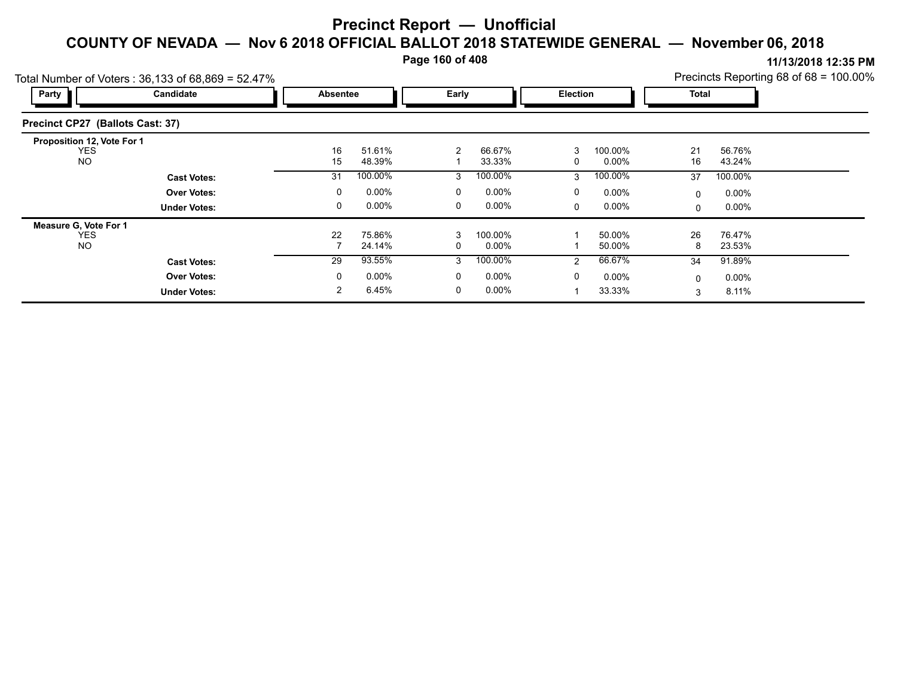# Precinct Report — Unofficial

## COUNTY OF NEVADA — Nov 6 2018 OFFICIAL BALLOT 2018 STATEWIDE GENERAL — November 06, 2018

11/13/2018 12:35 PM

Total Number of Voters : 36,133 of 68,869 = 52.47%

Precincts Reporting 68 of 68 = 100.00%

### Precinct CP27 (Ballots Cast: 37)

| Party | Candidate | Absentee | | Early | | Election | | Total | |
|---|---|---|---|---|---|---|---|---|---|
| **Proposition 12, Vote For 1** | | | | | | | | | |
| | YES | 16 | 51.61% | 2 | 66.67% | 3 | 100.00% | 21 | 56.76% |
| | NO | 15 | 48.39% | 1 | 33.33% | 0 | 0.00% | 16 | 43.24% |
| | **Cast Votes:** | 31 | 100.00% | 3 | 100.00% | 3 | 100.00% | 37 | 100.00% |
| | **Over Votes:** | 0 | 0.00% | 0 | 0.00% | 0 | 0.00% | 0 | 0.00% |
| | **Under Votes:** | 0 | 0.00% | 0 | 0.00% | 0 | 0.00% | 0 | 0.00% |
| **Measure G, Vote For 1** | | | | | | | | | |
| | YES | 22 | 75.86% | 3 | 100.00% | 1 | 50.00% | 26 | 76.47% |
| | NO | 7 | 24.14% | 0 | 0.00% | 1 | 50.00% | 8 | 23.53% |
| | **Cast Votes:** | 29 | 93.55% | 3 | 100.00% | 2 | 66.67% | 34 | 91.89% |
| | **Over Votes:** | 0 | 0.00% | 0 | 0.00% | 0 | 0.00% | 0 | 0.00% |
| | **Under Votes:** | 2 | 6.45% | 0 | 0.00% | 1 | 33.33% | 3 | 8.11% |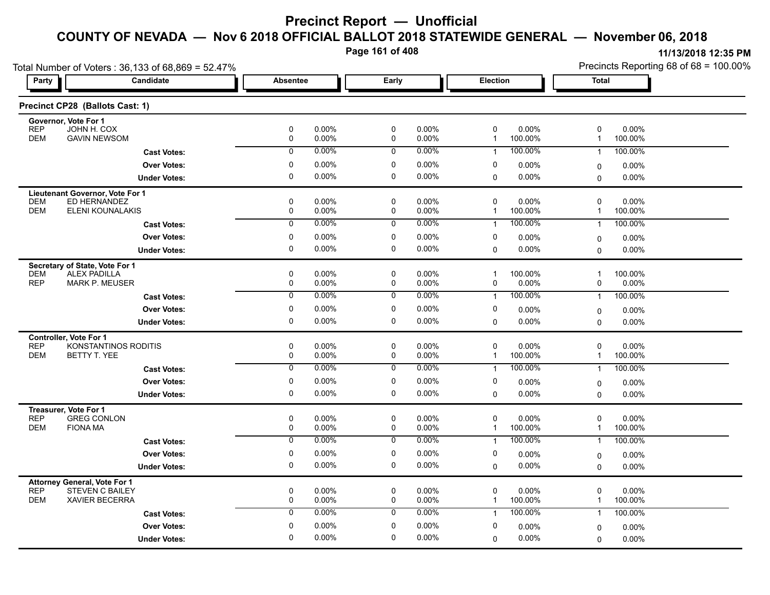# Precinct Report — Unofficial

## COUNTY OF NEVADA — Nov 6 2018 OFFICIAL BALLOT 2018 STATEWIDE GENERAL — November 06, 2018

11/13/2018 12:35 PM

Total Number of Voters : 36,133 of 68,869 = 52.47%

Precincts Reporting 68 of 68 = 100.00%

### Precinct CP28 (Ballots Cast: 1)

| Party | Candidate | Absentee | | Early | | Election | | Total | |
|---|---|---|---|---|---|---|---|---|---|
| **Governor, Vote For 1** | | | | | | | | | |
| REP | JOHN H. COX | 0 | 0.00% | 0 | 0.00% | 0 | 0.00% | 0 | 0.00% |
| DEM | GAVIN NEWSOM | 0 | 0.00% | 0 | 0.00% | 1 | 100.00% | 1 | 100.00% |
| | **Cast Votes:** | 0 | 0.00% | 0 | 0.00% | 1 | 100.00% | 1 | 100.00% |
| | **Over Votes:** | 0 | 0.00% | 0 | 0.00% | 0 | 0.00% | 0 | 0.00% |
| | **Under Votes:** | 0 | 0.00% | 0 | 0.00% | 0 | 0.00% | 0 | 0.00% |
| **Lieutenant Governor, Vote For 1** | | | | | | | | | |
| DEM | ED HERNANDEZ | 0 | 0.00% | 0 | 0.00% | 0 | 0.00% | 0 | 0.00% |
| DEM | ELENI KOUNALAKIS | 0 | 0.00% | 0 | 0.00% | 1 | 100.00% | 1 | 100.00% |
| | **Cast Votes:** | 0 | 0.00% | 0 | 0.00% | 1 | 100.00% | 1 | 100.00% |
| | **Over Votes:** | 0 | 0.00% | 0 | 0.00% | 0 | 0.00% | 0 | 0.00% |
| | **Under Votes:** | 0 | 0.00% | 0 | 0.00% | 0 | 0.00% | 0 | 0.00% |
| **Secretary of State, Vote For 1** | | | | | | | | | |
| DEM | ALEX PADILLA | 0 | 0.00% | 0 | 0.00% | 1 | 100.00% | 1 | 100.00% |
| REP | MARK P. MEUSER | 0 | 0.00% | 0 | 0.00% | 0 | 0.00% | 0 | 0.00% |
| | **Cast Votes:** | 0 | 0.00% | 0 | 0.00% | 1 | 100.00% | 1 | 100.00% |
| | **Over Votes:** | 0 | 0.00% | 0 | 0.00% | 0 | 0.00% | 0 | 0.00% |
| | **Under Votes:** | 0 | 0.00% | 0 | 0.00% | 0 | 0.00% | 0 | 0.00% |
| **Controller, Vote For 1** | | | | | | | | | |
| REP | KONSTANTINOS RODITIS | 0 | 0.00% | 0 | 0.00% | 0 | 0.00% | 0 | 0.00% |
| DEM | BETTY T. YEE | 0 | 0.00% | 0 | 0.00% | 1 | 100.00% | 1 | 100.00% |
| | **Cast Votes:** | 0 | 0.00% | 0 | 0.00% | 1 | 100.00% | 1 | 100.00% |
| | **Over Votes:** | 0 | 0.00% | 0 | 0.00% | 0 | 0.00% | 0 | 0.00% |
| | **Under Votes:** | 0 | 0.00% | 0 | 0.00% | 0 | 0.00% | 0 | 0.00% |
| **Treasurer, Vote For 1** | | | | | | | | | |
| REP | GREG CONLON | 0 | 0.00% | 0 | 0.00% | 0 | 0.00% | 0 | 0.00% |
| DEM | FIONA MA | 0 | 0.00% | 0 | 0.00% | 1 | 100.00% | 1 | 100.00% |
| | **Cast Votes:** | 0 | 0.00% | 0 | 0.00% | 1 | 100.00% | 1 | 100.00% |
| | **Over Votes:** | 0 | 0.00% | 0 | 0.00% | 0 | 0.00% | 0 | 0.00% |
| | **Under Votes:** | 0 | 0.00% | 0 | 0.00% | 0 | 0.00% | 0 | 0.00% |
| **Attorney General, Vote For 1** | | | | | | | | | |
| REP | STEVEN C BAILEY | 0 | 0.00% | 0 | 0.00% | 0 | 0.00% | 0 | 0.00% |
| DEM | XAVIER BECERRA | 0 | 0.00% | 0 | 0.00% | 1 | 100.00% | 1 | 100.00% |
| | **Cast Votes:** | 0 | 0.00% | 0 | 0.00% | 1 | 100.00% | 1 | 100.00% |
| | **Over Votes:** | 0 | 0.00% | 0 | 0.00% | 0 | 0.00% | 0 | 0.00% |
| | **Under Votes:** | 0 | 0.00% | 0 | 0.00% | 0 | 0.00% | 0 | 0.00% |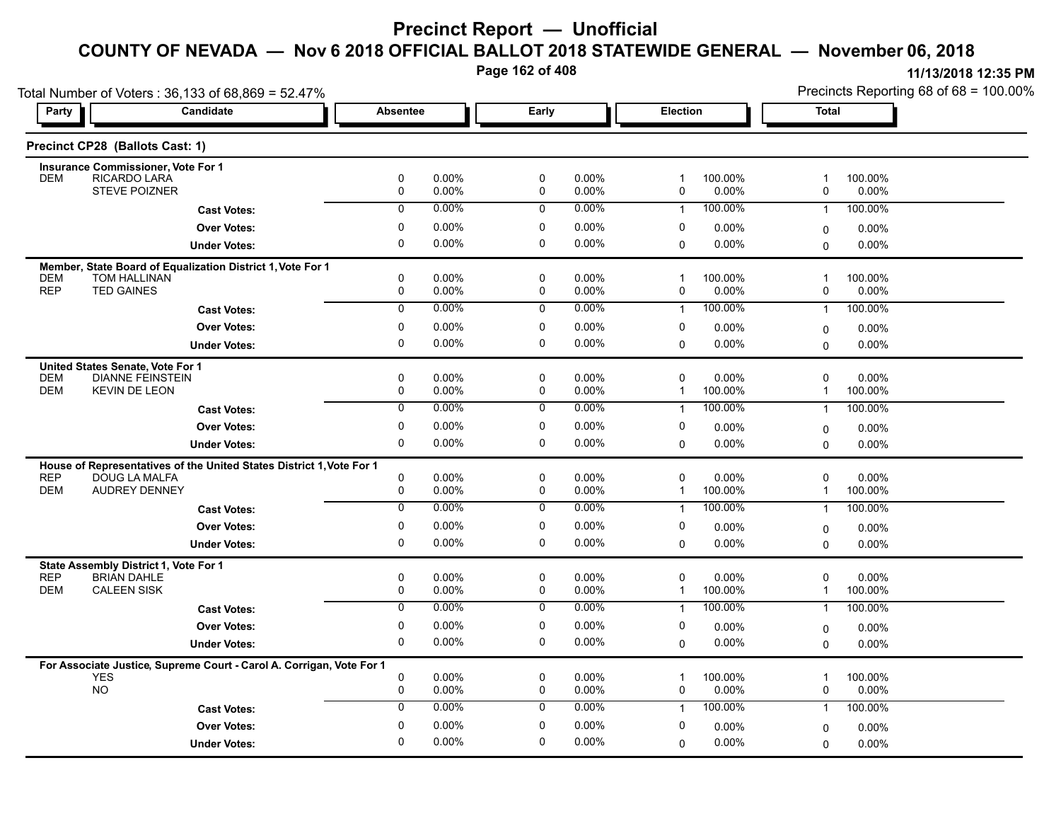# Precinct Report — Unofficial

## COUNTY OF NEVADA — Nov 6 2018 OFFICIAL BALLOT 2018 STATEWIDE GENERAL — November 06, 2018

11/13/2018 12:35 PM

Total Number of Voters : 36,133 of 68,869 = 52.47%

Precincts Reporting 68 of 68 = 100.00%

### Precinct CP28 (Ballots Cast: 1)

| Party | Candidate | Absentee | | Early | | Election | | Total | |
|---|---|---|---|---|---|---|---|---|---|
| **Insurance Commissioner, Vote For 1** | | | | | | | | | |
| DEM | RICARDO LARA | 0 | 0.00% | 0 | 0.00% | 1 | 100.00% | 1 | 100.00% |
| | STEVE POIZNER | 0 | 0.00% | 0 | 0.00% | 0 | 0.00% | 0 | 0.00% |
| | **Cast Votes:** | 0 | 0.00% | 0 | 0.00% | 1 | 100.00% | 1 | 100.00% |
| | **Over Votes:** | 0 | 0.00% | 0 | 0.00% | 0 | 0.00% | 0 | 0.00% |
| | **Under Votes:** | 0 | 0.00% | 0 | 0.00% | 0 | 0.00% | 0 | 0.00% |
| **Member, State Board of Equalization District 1, Vote For 1** | | | | | | | | | |
| DEM | TOM HALLINAN | 0 | 0.00% | 0 | 0.00% | 1 | 100.00% | 1 | 100.00% |
| REP | TED GAINES | 0 | 0.00% | 0 | 0.00% | 0 | 0.00% | 0 | 0.00% |
| | **Cast Votes:** | 0 | 0.00% | 0 | 0.00% | 1 | 100.00% | 1 | 100.00% |
| | **Over Votes:** | 0 | 0.00% | 0 | 0.00% | 0 | 0.00% | 0 | 0.00% |
| | **Under Votes:** | 0 | 0.00% | 0 | 0.00% | 0 | 0.00% | 0 | 0.00% |
| **United States Senate, Vote For 1** | | | | | | | | | |
| DEM | DIANNE FEINSTEIN | 0 | 0.00% | 0 | 0.00% | 0 | 0.00% | 0 | 0.00% |
| DEM | KEVIN DE LEON | 0 | 0.00% | 0 | 0.00% | 1 | 100.00% | 1 | 100.00% |
| | **Cast Votes:** | 0 | 0.00% | 0 | 0.00% | 1 | 100.00% | 1 | 100.00% |
| | **Over Votes:** | 0 | 0.00% | 0 | 0.00% | 0 | 0.00% | 0 | 0.00% |
| | **Under Votes:** | 0 | 0.00% | 0 | 0.00% | 0 | 0.00% | 0 | 0.00% |
| **House of Representatives of the United States District 1, Vote For 1** | | | | | | | | | |
| REP | DOUG LA MALFA | 0 | 0.00% | 0 | 0.00% | 0 | 0.00% | 0 | 0.00% |
| DEM | AUDREY DENNEY | 0 | 0.00% | 0 | 0.00% | 1 | 100.00% | 1 | 100.00% |
| | **Cast Votes:** | 0 | 0.00% | 0 | 0.00% | 1 | 100.00% | 1 | 100.00% |
| | **Over Votes:** | 0 | 0.00% | 0 | 0.00% | 0 | 0.00% | 0 | 0.00% |
| | **Under Votes:** | 0 | 0.00% | 0 | 0.00% | 0 | 0.00% | 0 | 0.00% |
| **State Assembly District 1, Vote For 1** | | | | | | | | | |
| REP | BRIAN DAHLE | 0 | 0.00% | 0 | 0.00% | 0 | 0.00% | 0 | 0.00% |
| DEM | CALEEN SISK | 0 | 0.00% | 0 | 0.00% | 1 | 100.00% | 1 | 100.00% |
| | **Cast Votes:** | 0 | 0.00% | 0 | 0.00% | 1 | 100.00% | 1 | 100.00% |
| | **Over Votes:** | 0 | 0.00% | 0 | 0.00% | 0 | 0.00% | 0 | 0.00% |
| | **Under Votes:** | 0 | 0.00% | 0 | 0.00% | 0 | 0.00% | 0 | 0.00% |
| **For Associate Justice, Supreme Court - Carol A. Corrigan, Vote For 1** | | | | | | | | | |
| | YES | 0 | 0.00% | 0 | 0.00% | 1 | 100.00% | 1 | 100.00% |
| | NO | 0 | 0.00% | 0 | 0.00% | 0 | 0.00% | 0 | 0.00% |
| | **Cast Votes:** | 0 | 0.00% | 0 | 0.00% | 1 | 100.00% | 1 | 100.00% |
| | **Over Votes:** | 0 | 0.00% | 0 | 0.00% | 0 | 0.00% | 0 | 0.00% |
| | **Under Votes:** | 0 | 0.00% | 0 | 0.00% | 0 | 0.00% | 0 | 0.00% |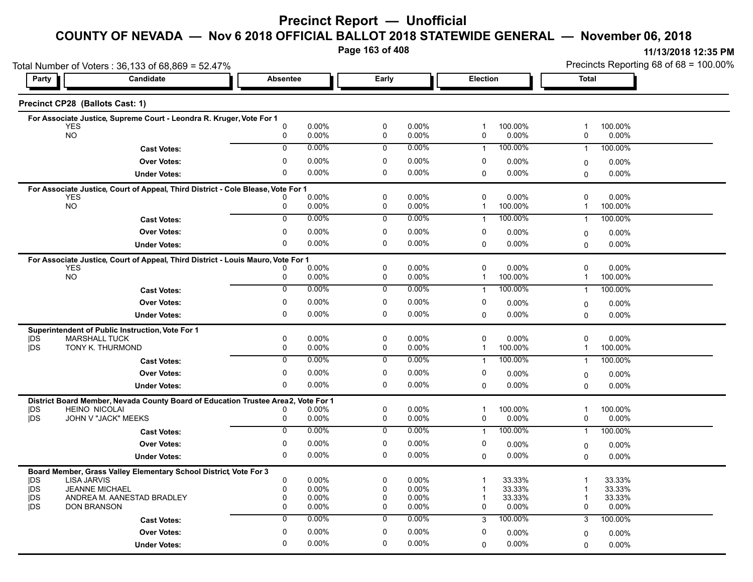# Precinct Report — Unofficial

## COUNTY OF NEVADA — Nov 6 2018 OFFICIAL BALLOT 2018 STATEWIDE GENERAL — November 06, 2018

11/13/2018 12:35 PM

Total Number of Voters : 36,133 of 68,869 = 52.47%

Precincts Reporting 68 of 68 = 100.00%

### Precinct CP28 (Ballots Cast: 1)

**For Associate Justice, Supreme Court - Leondra R. Kruger, Vote For 1**

| Party | Candidate | Absentee | | Early | | Election | | Total | |
|---|---|---|---|---|---|---|---|---|---|
| | YES | 0 | 0.00% | 0 | 0.00% | 1 | 100.00% | 1 | 100.00% |
| | NO | 0 | 0.00% | 0 | 0.00% | 0 | 0.00% | 0 | 0.00% |
| | **Cast Votes:** | 0 | 0.00% | 0 | 0.00% | 1 | 100.00% | 1 | 100.00% |
| | **Over Votes:** | 0 | 0.00% | 0 | 0.00% | 0 | 0.00% | 0 | 0.00% |
| | **Under Votes:** | 0 | 0.00% | 0 | 0.00% | 0 | 0.00% | 0 | 0.00% |

**For Associate Justice, Court of Appeal, Third District - Cole Blease, Vote For 1**

| Party | Candidate | Absentee | | Early | | Election | | Total | |
|---|---|---|---|---|---|---|---|---|---|
| | YES | 0 | 0.00% | 0 | 0.00% | 0 | 0.00% | 0 | 0.00% |
| | NO | 0 | 0.00% | 0 | 0.00% | 1 | 100.00% | 1 | 100.00% |
| | **Cast Votes:** | 0 | 0.00% | 0 | 0.00% | 1 | 100.00% | 1 | 100.00% |
| | **Over Votes:** | 0 | 0.00% | 0 | 0.00% | 0 | 0.00% | 0 | 0.00% |
| | **Under Votes:** | 0 | 0.00% | 0 | 0.00% | 0 | 0.00% | 0 | 0.00% |

**For Associate Justice, Court of Appeal, Third District - Louis Mauro, Vote For 1**

| Party | Candidate | Absentee | | Early | | Election | | Total | |
|---|---|---|---|---|---|---|---|---|---|
| | YES | 0 | 0.00% | 0 | 0.00% | 0 | 0.00% | 0 | 0.00% |
| | NO | 0 | 0.00% | 0 | 0.00% | 1 | 100.00% | 1 | 100.00% |
| | **Cast Votes:** | 0 | 0.00% | 0 | 0.00% | 1 | 100.00% | 1 | 100.00% |
| | **Over Votes:** | 0 | 0.00% | 0 | 0.00% | 0 | 0.00% | 0 | 0.00% |
| | **Under Votes:** | 0 | 0.00% | 0 | 0.00% | 0 | 0.00% | 0 | 0.00% |

**Superintendent of Public Instruction, Vote For 1**

| Party | Candidate | Absentee | | Early | | Election | | Total | |
|---|---|---|---|---|---|---|---|---|---|
| \|DS | MARSHALL TUCK | 0 | 0.00% | 0 | 0.00% | 0 | 0.00% | 0 | 0.00% |
| \|DS | TONY K. THURMOND | 0 | 0.00% | 0 | 0.00% | 1 | 100.00% | 1 | 100.00% |
| | **Cast Votes:** | 0 | 0.00% | 0 | 0.00% | 1 | 100.00% | 1 | 100.00% |
| | **Over Votes:** | 0 | 0.00% | 0 | 0.00% | 0 | 0.00% | 0 | 0.00% |
| | **Under Votes:** | 0 | 0.00% | 0 | 0.00% | 0 | 0.00% | 0 | 0.00% |

**District Board Member, Nevada County Board of Education Trustee Area 2, Vote For 1**

| Party | Candidate | Absentee | | Early | | Election | | Total | |
|---|---|---|---|---|---|---|---|---|---|
| \|DS | HEINO NICOLAI | 0 | 0.00% | 0 | 0.00% | 1 | 100.00% | 1 | 100.00% |
| \|DS | JOHN V "JACK" MEEKS | 0 | 0.00% | 0 | 0.00% | 0 | 0.00% | 0 | 0.00% |
| | **Cast Votes:** | 0 | 0.00% | 0 | 0.00% | 1 | 100.00% | 1 | 100.00% |
| | **Over Votes:** | 0 | 0.00% | 0 | 0.00% | 0 | 0.00% | 0 | 0.00% |
| | **Under Votes:** | 0 | 0.00% | 0 | 0.00% | 0 | 0.00% | 0 | 0.00% |

**Board Member, Grass Valley Elementary School District, Vote For 3**

| Party | Candidate | Absentee | | Early | | Election | | Total | |
|---|---|---|---|---|---|---|---|---|---|
| \|DS | LISA JARVIS | 0 | 0.00% | 0 | 0.00% | 1 | 33.33% | 1 | 33.33% |
| \|DS | JEANNE MICHAEL | 0 | 0.00% | 0 | 0.00% | 1 | 33.33% | 1 | 33.33% |
| \|DS | ANDREA M. AANESTAD BRADLEY | 0 | 0.00% | 0 | 0.00% | 1 | 33.33% | 1 | 33.33% |
| \|DS | DON BRANSON | 0 | 0.00% | 0 | 0.00% | 0 | 0.00% | 0 | 0.00% |
| | **Cast Votes:** | 0 | 0.00% | 0 | 0.00% | 3 | 100.00% | 3 | 100.00% |
| | **Over Votes:** | 0 | 0.00% | 0 | 0.00% | 0 | 0.00% | 0 | 0.00% |
| | **Under Votes:** | 0 | 0.00% | 0 | 0.00% | 0 | 0.00% | 0 | 0.00% |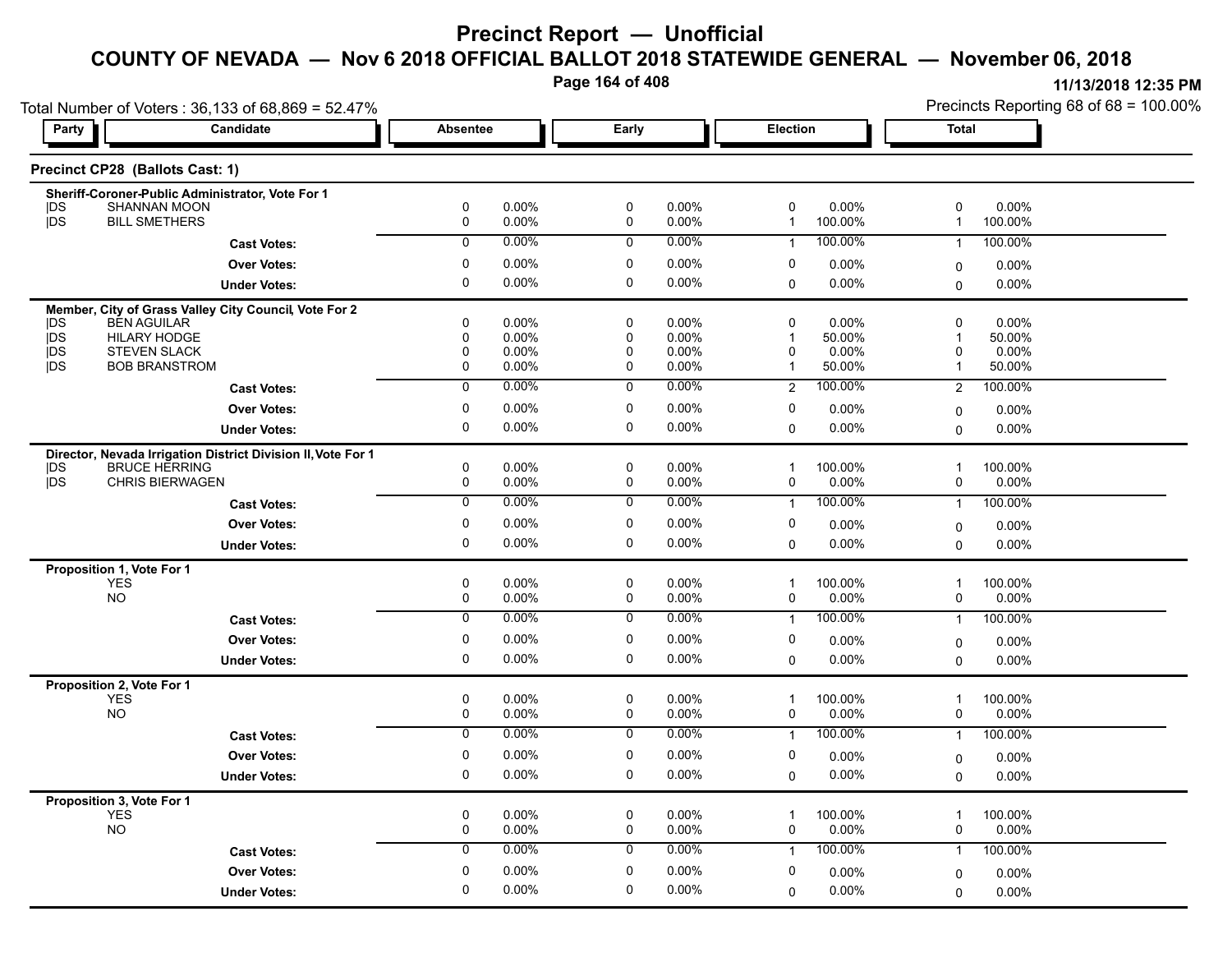# Precinct Report — Unofficial

## COUNTY OF NEVADA — Nov 6 2018 OFFICIAL BALLOT 2018 STATEWIDE GENERAL — November 06, 2018

11/13/2018 12:35 PM

Total Number of Voters : 36,133 of 68,869 = 52.47%

Precincts Reporting 68 of 68 = 100.00%

### Precinct CP28 (Ballots Cast: 1)

| Party | Candidate | Absentee | | Early | | Election | | Total | |
|---|---|---|---|---|---|---|---|---|---|
| **Sheriff-Coroner-Public Administrator, Vote For 1** | | | | | | | | | |
| DS | SHANNAN MOON | 0 | 0.00% | 0 | 0.00% | 0 | 0.00% | 0 | 0.00% |
| DS | BILL SMETHERS | 0 | 0.00% | 0 | 0.00% | 1 | 100.00% | 1 | 100.00% |
| | **Cast Votes:** | 0 | 0.00% | 0 | 0.00% | 1 | 100.00% | 1 | 100.00% |
| | **Over Votes:** | 0 | 0.00% | 0 | 0.00% | 0 | 0.00% | 0 | 0.00% |
| | **Under Votes:** | 0 | 0.00% | 0 | 0.00% | 0 | 0.00% | 0 | 0.00% |
| **Member, City of Grass Valley City Council, Vote For 2** | | | | | | | | | |
| DS | BEN AGUILAR | 0 | 0.00% | 0 | 0.00% | 0 | 0.00% | 0 | 0.00% |
| DS | HILARY HODGE | 0 | 0.00% | 0 | 0.00% | 1 | 50.00% | 1 | 50.00% |
| DS | STEVEN SLACK | 0 | 0.00% | 0 | 0.00% | 0 | 0.00% | 0 | 0.00% |
| DS | BOB BRANSTROM | 0 | 0.00% | 0 | 0.00% | 1 | 50.00% | 1 | 50.00% |
| | **Cast Votes:** | 0 | 0.00% | 0 | 0.00% | 2 | 100.00% | 2 | 100.00% |
| | **Over Votes:** | 0 | 0.00% | 0 | 0.00% | 0 | 0.00% | 0 | 0.00% |
| | **Under Votes:** | 0 | 0.00% | 0 | 0.00% | 0 | 0.00% | 0 | 0.00% |
| **Director, Nevada Irrigation District Division II, Vote For 1** | | | | | | | | | |
| DS | BRUCE HERRING | 0 | 0.00% | 0 | 0.00% | 1 | 100.00% | 1 | 100.00% |
| DS | CHRIS BIERWAGEN | 0 | 0.00% | 0 | 0.00% | 0 | 0.00% | 0 | 0.00% |
| | **Cast Votes:** | 0 | 0.00% | 0 | 0.00% | 1 | 100.00% | 1 | 100.00% |
| | **Over Votes:** | 0 | 0.00% | 0 | 0.00% | 0 | 0.00% | 0 | 0.00% |
| | **Under Votes:** | 0 | 0.00% | 0 | 0.00% | 0 | 0.00% | 0 | 0.00% |
| **Proposition 1, Vote For 1** | | | | | | | | | |
| | YES | 0 | 0.00% | 0 | 0.00% | 1 | 100.00% | 1 | 100.00% |
| | NO | 0 | 0.00% | 0 | 0.00% | 0 | 0.00% | 0 | 0.00% |
| | **Cast Votes:** | 0 | 0.00% | 0 | 0.00% | 1 | 100.00% | 1 | 100.00% |
| | **Over Votes:** | 0 | 0.00% | 0 | 0.00% | 0 | 0.00% | 0 | 0.00% |
| | **Under Votes:** | 0 | 0.00% | 0 | 0.00% | 0 | 0.00% | 0 | 0.00% |
| **Proposition 2, Vote For 1** | | | | | | | | | |
| | YES | 0 | 0.00% | 0 | 0.00% | 1 | 100.00% | 1 | 100.00% |
| | NO | 0 | 0.00% | 0 | 0.00% | 0 | 0.00% | 0 | 0.00% |
| | **Cast Votes:** | 0 | 0.00% | 0 | 0.00% | 1 | 100.00% | 1 | 100.00% |
| | **Over Votes:** | 0 | 0.00% | 0 | 0.00% | 0 | 0.00% | 0 | 0.00% |
| | **Under Votes:** | 0 | 0.00% | 0 | 0.00% | 0 | 0.00% | 0 | 0.00% |
| **Proposition 3, Vote For 1** | | | | | | | | | |
| | YES | 0 | 0.00% | 0 | 0.00% | 1 | 100.00% | 1 | 100.00% |
| | NO | 0 | 0.00% | 0 | 0.00% | 0 | 0.00% | 0 | 0.00% |
| | **Cast Votes:** | 0 | 0.00% | 0 | 0.00% | 1 | 100.00% | 1 | 100.00% |
| | **Over Votes:** | 0 | 0.00% | 0 | 0.00% | 0 | 0.00% | 0 | 0.00% |
| | **Under Votes:** | 0 | 0.00% | 0 | 0.00% | 0 | 0.00% | 0 | 0.00% |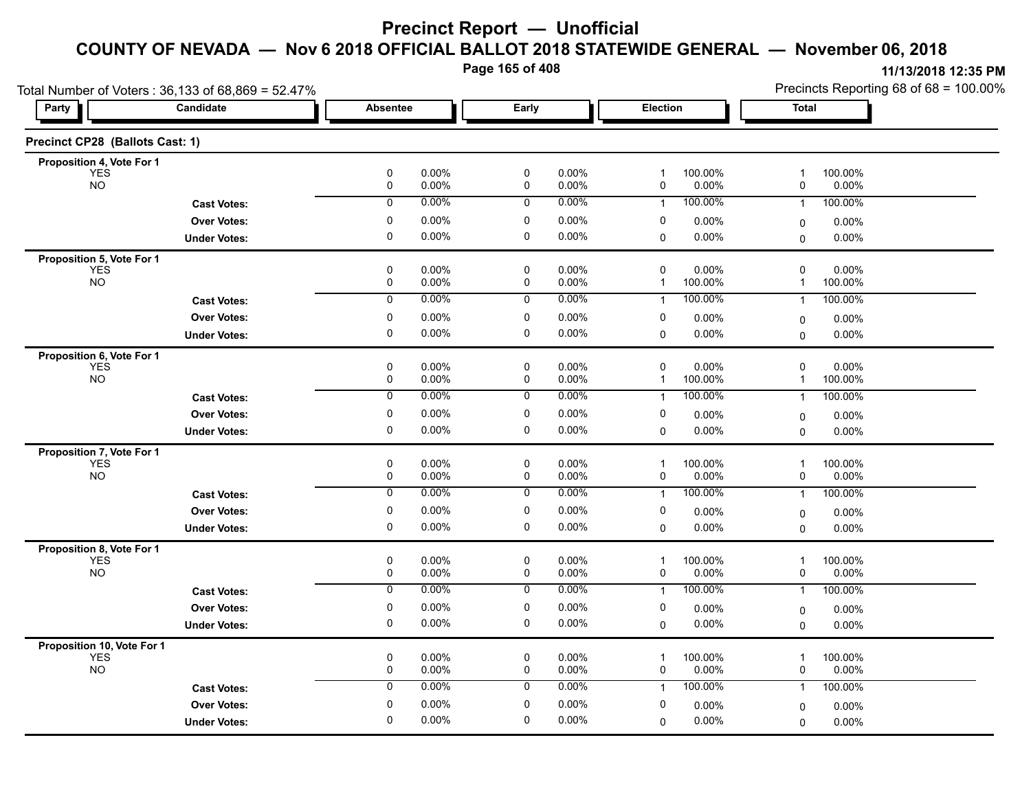# Precinct Report — Unofficial

## COUNTY OF NEVADA — Nov 6 2018 OFFICIAL BALLOT 2018 STATEWIDE GENERAL — November 06, 2018

11/13/2018 12:35 PM

Total Number of Voters : 36,133 of 68,869 = 52.47%

Precincts Reporting 68 of 68 = 100.00%

### Precinct CP28 (Ballots Cast: 1)

| Party | Candidate | Absentee | | Early | | Election | | Total | |
|---|---|---|---|---|---|---|---|---|---|
| **Proposition 4, Vote For 1** | | | | | | | | | |
| YES | | 0 | 0.00% | 0 | 0.00% | 1 | 100.00% | 1 | 100.00% |
| NO | | 0 | 0.00% | 0 | 0.00% | 0 | 0.00% | 0 | 0.00% |
| | **Cast Votes:** | 0 | 0.00% | 0 | 0.00% | 1 | 100.00% | 1 | 100.00% |
| | **Over Votes:** | 0 | 0.00% | 0 | 0.00% | 0 | 0.00% | 0 | 0.00% |
| | **Under Votes:** | 0 | 0.00% | 0 | 0.00% | 0 | 0.00% | 0 | 0.00% |
| **Proposition 5, Vote For 1** | | | | | | | | | |
| YES | | 0 | 0.00% | 0 | 0.00% | 0 | 0.00% | 0 | 0.00% |
| NO | | 0 | 0.00% | 0 | 0.00% | 1 | 100.00% | 1 | 100.00% |
| | **Cast Votes:** | 0 | 0.00% | 0 | 0.00% | 1 | 100.00% | 1 | 100.00% |
| | **Over Votes:** | 0 | 0.00% | 0 | 0.00% | 0 | 0.00% | 0 | 0.00% |
| | **Under Votes:** | 0 | 0.00% | 0 | 0.00% | 0 | 0.00% | 0 | 0.00% |
| **Proposition 6, Vote For 1** | | | | | | | | | |
| YES | | 0 | 0.00% | 0 | 0.00% | 0 | 0.00% | 0 | 0.00% |
| NO | | 0 | 0.00% | 0 | 0.00% | 1 | 100.00% | 1 | 100.00% |
| | **Cast Votes:** | 0 | 0.00% | 0 | 0.00% | 1 | 100.00% | 1 | 100.00% |
| | **Over Votes:** | 0 | 0.00% | 0 | 0.00% | 0 | 0.00% | 0 | 0.00% |
| | **Under Votes:** | 0 | 0.00% | 0 | 0.00% | 0 | 0.00% | 0 | 0.00% |
| **Proposition 7, Vote For 1** | | | | | | | | | |
| YES | | 0 | 0.00% | 0 | 0.00% | 1 | 100.00% | 1 | 100.00% |
| NO | | 0 | 0.00% | 0 | 0.00% | 0 | 0.00% | 0 | 0.00% |
| | **Cast Votes:** | 0 | 0.00% | 0 | 0.00% | 1 | 100.00% | 1 | 100.00% |
| | **Over Votes:** | 0 | 0.00% | 0 | 0.00% | 0 | 0.00% | 0 | 0.00% |
| | **Under Votes:** | 0 | 0.00% | 0 | 0.00% | 0 | 0.00% | 0 | 0.00% |
| **Proposition 8, Vote For 1** | | | | | | | | | |
| YES | | 0 | 0.00% | 0 | 0.00% | 1 | 100.00% | 1 | 100.00% |
| NO | | 0 | 0.00% | 0 | 0.00% | 0 | 0.00% | 0 | 0.00% |
| | **Cast Votes:** | 0 | 0.00% | 0 | 0.00% | 1 | 100.00% | 1 | 100.00% |
| | **Over Votes:** | 0 | 0.00% | 0 | 0.00% | 0 | 0.00% | 0 | 0.00% |
| | **Under Votes:** | 0 | 0.00% | 0 | 0.00% | 0 | 0.00% | 0 | 0.00% |
| **Proposition 10, Vote For 1** | | | | | | | | | |
| YES | | 0 | 0.00% | 0 | 0.00% | 1 | 100.00% | 1 | 100.00% |
| NO | | 0 | 0.00% | 0 | 0.00% | 0 | 0.00% | 0 | 0.00% |
| | **Cast Votes:** | 0 | 0.00% | 0 | 0.00% | 1 | 100.00% | 1 | 100.00% |
| | **Over Votes:** | 0 | 0.00% | 0 | 0.00% | 0 | 0.00% | 0 | 0.00% |
| | **Under Votes:** | 0 | 0.00% | 0 | 0.00% | 0 | 0.00% | 0 | 0.00% |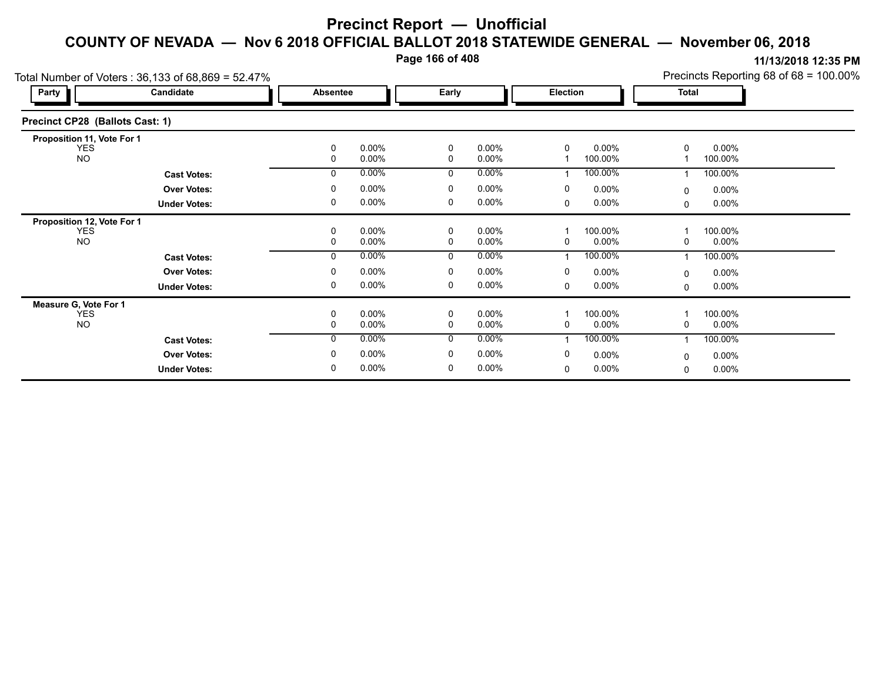# Precinct Report — Unofficial

## COUNTY OF NEVADA — Nov 6 2018 OFFICIAL BALLOT 2018 STATEWIDE GENERAL — November 06, 2018

11/13/2018 12:35 PM

Total Number of Voters : 36,133 of 68,869 = 52.47%

Precincts Reporting 68 of 68 = 100.00%

### Precinct CP28 (Ballots Cast: 1)

| Party | Candidate | Absentee | | Early | | Election | | Total | |
|---|---|---|---|---|---|---|---|---|---|
| **Proposition 11, Vote For 1** | | | | | | | | | |
| | YES | 0 | 0.00% | 0 | 0.00% | 0 | 0.00% | 0 | 0.00% |
| | NO | 0 | 0.00% | 0 | 0.00% | 1 | 100.00% | 1 | 100.00% |
| | **Cast Votes:** | 0 | 0.00% | 0 | 0.00% | 1 | 100.00% | 1 | 100.00% |
| | **Over Votes:** | 0 | 0.00% | 0 | 0.00% | 0 | 0.00% | 0 | 0.00% |
| | **Under Votes:** | 0 | 0.00% | 0 | 0.00% | 0 | 0.00% | 0 | 0.00% |
| **Proposition 12, Vote For 1** | | | | | | | | | |
| | YES | 0 | 0.00% | 0 | 0.00% | 1 | 100.00% | 1 | 100.00% |
| | NO | 0 | 0.00% | 0 | 0.00% | 0 | 0.00% | 0 | 0.00% |
| | **Cast Votes:** | 0 | 0.00% | 0 | 0.00% | 1 | 100.00% | 1 | 100.00% |
| | **Over Votes:** | 0 | 0.00% | 0 | 0.00% | 0 | 0.00% | 0 | 0.00% |
| | **Under Votes:** | 0 | 0.00% | 0 | 0.00% | 0 | 0.00% | 0 | 0.00% |
| **Measure G, Vote For 1** | | | | | | | | | |
| | YES | 0 | 0.00% | 0 | 0.00% | 1 | 100.00% | 1 | 100.00% |
| | NO | 0 | 0.00% | 0 | 0.00% | 0 | 0.00% | 0 | 0.00% |
| | **Cast Votes:** | 0 | 0.00% | 0 | 0.00% | 1 | 100.00% | 1 | 100.00% |
| | **Over Votes:** | 0 | 0.00% | 0 | 0.00% | 0 | 0.00% | 0 | 0.00% |
| | **Under Votes:** | 0 | 0.00% | 0 | 0.00% | 0 | 0.00% | 0 | 0.00% |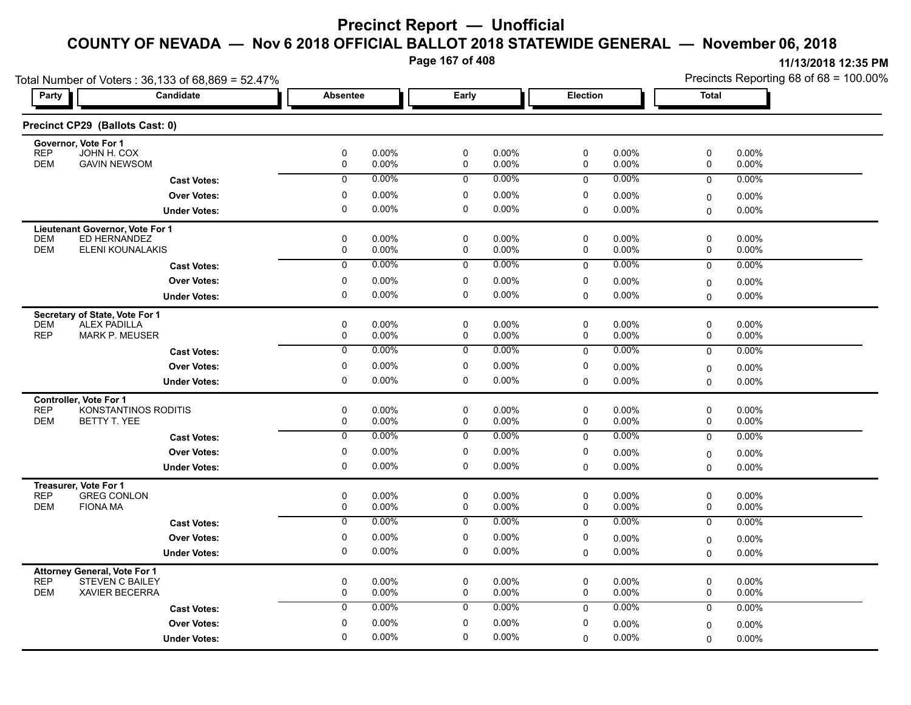# Precinct Report — Unofficial

## COUNTY OF NEVADA — Nov 6 2018 OFFICIAL BALLOT 2018 STATEWIDE GENERAL — November 06, 2018

11/13/2018 12:35 PM

Total Number of Voters : 36,133 of 68,869 = 52.47%

Precincts Reporting 68 of 68 = 100.00%

### Precinct CP29 (Ballots Cast: 0)

| Party | Candidate | Absentee | | Early | | Election | | Total | |
|---|---|---|---|---|---|---|---|---|---|
| **Governor, Vote For 1** | | | | | | | | | |
| REP | JOHN H. COX | 0 | 0.00% | 0 | 0.00% | 0 | 0.00% | 0 | 0.00% |
| DEM | GAVIN NEWSOM | 0 | 0.00% | 0 | 0.00% | 0 | 0.00% | 0 | 0.00% |
| | **Cast Votes:** | 0 | 0.00% | 0 | 0.00% | 0 | 0.00% | 0 | 0.00% |
| | **Over Votes:** | 0 | 0.00% | 0 | 0.00% | 0 | 0.00% | 0 | 0.00% |
| | **Under Votes:** | 0 | 0.00% | 0 | 0.00% | 0 | 0.00% | 0 | 0.00% |
| **Lieutenant Governor, Vote For 1** | | | | | | | | | |
| DEM | ED HERNANDEZ | 0 | 0.00% | 0 | 0.00% | 0 | 0.00% | 0 | 0.00% |
| DEM | ELENI KOUNALAKIS | 0 | 0.00% | 0 | 0.00% | 0 | 0.00% | 0 | 0.00% |
| | **Cast Votes:** | 0 | 0.00% | 0 | 0.00% | 0 | 0.00% | 0 | 0.00% |
| | **Over Votes:** | 0 | 0.00% | 0 | 0.00% | 0 | 0.00% | 0 | 0.00% |
| | **Under Votes:** | 0 | 0.00% | 0 | 0.00% | 0 | 0.00% | 0 | 0.00% |
| **Secretary of State, Vote For 1** | | | | | | | | | |
| DEM | ALEX PADILLA | 0 | 0.00% | 0 | 0.00% | 0 | 0.00% | 0 | 0.00% |
| REP | MARK P. MEUSER | 0 | 0.00% | 0 | 0.00% | 0 | 0.00% | 0 | 0.00% |
| | **Cast Votes:** | 0 | 0.00% | 0 | 0.00% | 0 | 0.00% | 0 | 0.00% |
| | **Over Votes:** | 0 | 0.00% | 0 | 0.00% | 0 | 0.00% | 0 | 0.00% |
| | **Under Votes:** | 0 | 0.00% | 0 | 0.00% | 0 | 0.00% | 0 | 0.00% |
| **Controller, Vote For 1** | | | | | | | | | |
| REP | KONSTANTINOS RODITIS | 0 | 0.00% | 0 | 0.00% | 0 | 0.00% | 0 | 0.00% |
| DEM | BETTY T. YEE | 0 | 0.00% | 0 | 0.00% | 0 | 0.00% | 0 | 0.00% |
| | **Cast Votes:** | 0 | 0.00% | 0 | 0.00% | 0 | 0.00% | 0 | 0.00% |
| | **Over Votes:** | 0 | 0.00% | 0 | 0.00% | 0 | 0.00% | 0 | 0.00% |
| | **Under Votes:** | 0 | 0.00% | 0 | 0.00% | 0 | 0.00% | 0 | 0.00% |
| **Treasurer, Vote For 1** | | | | | | | | | |
| REP | GREG CONLON | 0 | 0.00% | 0 | 0.00% | 0 | 0.00% | 0 | 0.00% |
| DEM | FIONA MA | 0 | 0.00% | 0 | 0.00% | 0 | 0.00% | 0 | 0.00% |
| | **Cast Votes:** | 0 | 0.00% | 0 | 0.00% | 0 | 0.00% | 0 | 0.00% |
| | **Over Votes:** | 0 | 0.00% | 0 | 0.00% | 0 | 0.00% | 0 | 0.00% |
| | **Under Votes:** | 0 | 0.00% | 0 | 0.00% | 0 | 0.00% | 0 | 0.00% |
| **Attorney General, Vote For 1** | | | | | | | | | |
| REP | STEVEN C BAILEY | 0 | 0.00% | 0 | 0.00% | 0 | 0.00% | 0 | 0.00% |
| DEM | XAVIER BECERRA | 0 | 0.00% | 0 | 0.00% | 0 | 0.00% | 0 | 0.00% |
| | **Cast Votes:** | 0 | 0.00% | 0 | 0.00% | 0 | 0.00% | 0 | 0.00% |
| | **Over Votes:** | 0 | 0.00% | 0 | 0.00% | 0 | 0.00% | 0 | 0.00% |
| | **Under Votes:** | 0 | 0.00% | 0 | 0.00% | 0 | 0.00% | 0 | 0.00% |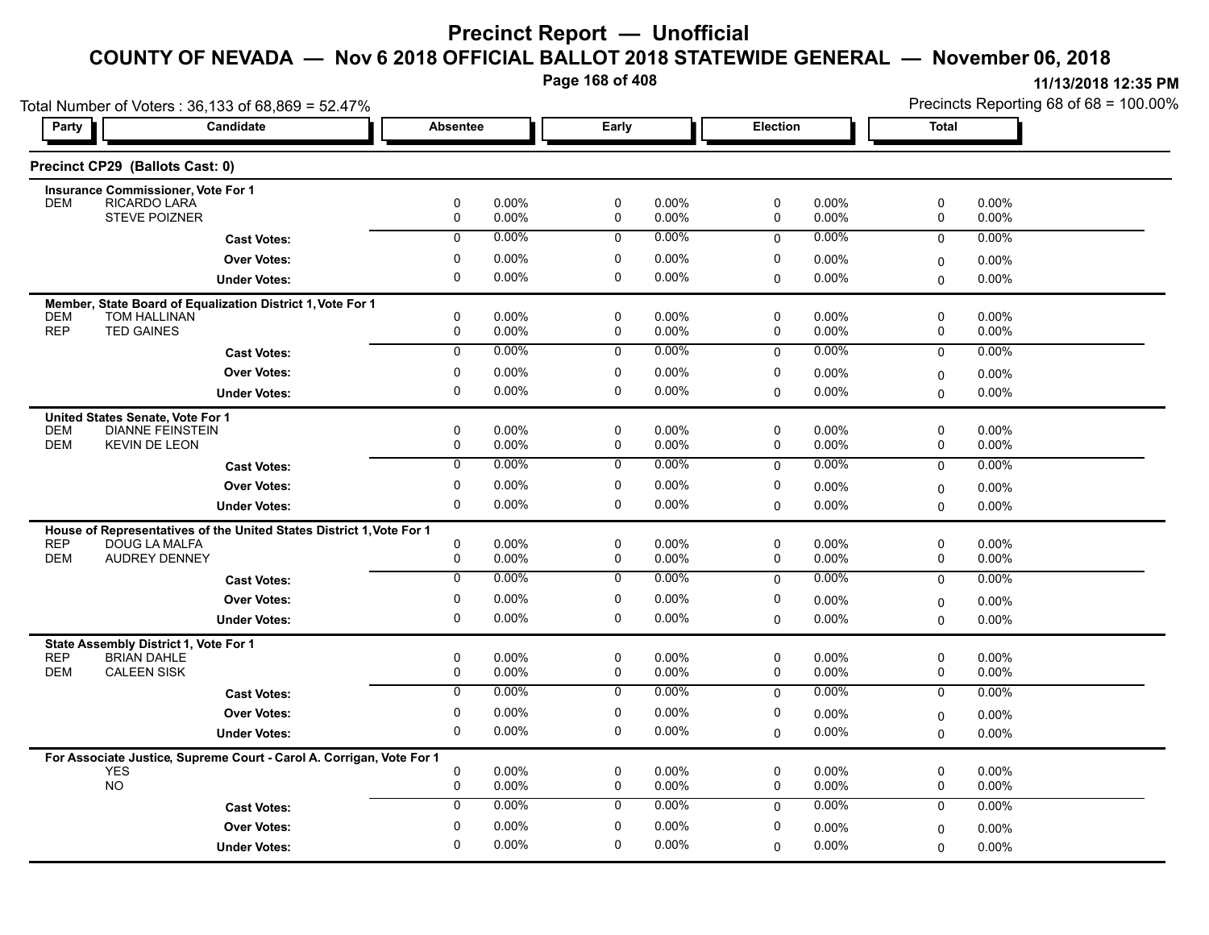# Precinct Report — Unofficial

## COUNTY OF NEVADA — Nov 6 2018 OFFICIAL BALLOT 2018 STATEWIDE GENERAL — November 06, 2018

11/13/2018 12:35 PM

Total Number of Voters : 36,133 of 68,869 = 52.47%

Precincts Reporting 68 of 68 = 100.00%

### Precinct CP29 (Ballots Cast: 0)

| Party | Candidate | Absentee | | Early | | Election | | Total | |
|---|---|---|---|---|---|---|---|---|---|
| **Insurance Commissioner, Vote For 1** | | | | | | | | | |
| DEM | RICARDO LARA | 0 | 0.00% | 0 | 0.00% | 0 | 0.00% | 0 | 0.00% |
| | STEVE POIZNER | 0 | 0.00% | 0 | 0.00% | 0 | 0.00% | 0 | 0.00% |
| | **Cast Votes:** | 0 | 0.00% | 0 | 0.00% | 0 | 0.00% | 0 | 0.00% |
| | **Over Votes:** | 0 | 0.00% | 0 | 0.00% | 0 | 0.00% | 0 | 0.00% |
| | **Under Votes:** | 0 | 0.00% | 0 | 0.00% | 0 | 0.00% | 0 | 0.00% |
| **Member, State Board of Equalization District 1, Vote For 1** | | | | | | | | | |
| DEM | TOM HALLINAN | 0 | 0.00% | 0 | 0.00% | 0 | 0.00% | 0 | 0.00% |
| REP | TED GAINES | 0 | 0.00% | 0 | 0.00% | 0 | 0.00% | 0 | 0.00% |
| | **Cast Votes:** | 0 | 0.00% | 0 | 0.00% | 0 | 0.00% | 0 | 0.00% |
| | **Over Votes:** | 0 | 0.00% | 0 | 0.00% | 0 | 0.00% | 0 | 0.00% |
| | **Under Votes:** | 0 | 0.00% | 0 | 0.00% | 0 | 0.00% | 0 | 0.00% |
| **United States Senate, Vote For 1** | | | | | | | | | |
| DEM | DIANNE FEINSTEIN | 0 | 0.00% | 0 | 0.00% | 0 | 0.00% | 0 | 0.00% |
| DEM | KEVIN DE LEON | 0 | 0.00% | 0 | 0.00% | 0 | 0.00% | 0 | 0.00% |
| | **Cast Votes:** | 0 | 0.00% | 0 | 0.00% | 0 | 0.00% | 0 | 0.00% |
| | **Over Votes:** | 0 | 0.00% | 0 | 0.00% | 0 | 0.00% | 0 | 0.00% |
| | **Under Votes:** | 0 | 0.00% | 0 | 0.00% | 0 | 0.00% | 0 | 0.00% |
| **House of Representatives of the United States District 1, Vote For 1** | | | | | | | | | |
| REP | DOUG LA MALFA | 0 | 0.00% | 0 | 0.00% | 0 | 0.00% | 0 | 0.00% |
| DEM | AUDREY DENNEY | 0 | 0.00% | 0 | 0.00% | 0 | 0.00% | 0 | 0.00% |
| | **Cast Votes:** | 0 | 0.00% | 0 | 0.00% | 0 | 0.00% | 0 | 0.00% |
| | **Over Votes:** | 0 | 0.00% | 0 | 0.00% | 0 | 0.00% | 0 | 0.00% |
| | **Under Votes:** | 0 | 0.00% | 0 | 0.00% | 0 | 0.00% | 0 | 0.00% |
| **State Assembly District 1, Vote For 1** | | | | | | | | | |
| REP | BRIAN DAHLE | 0 | 0.00% | 0 | 0.00% | 0 | 0.00% | 0 | 0.00% |
| DEM | CALEEN SISK | 0 | 0.00% | 0 | 0.00% | 0 | 0.00% | 0 | 0.00% |
| | **Cast Votes:** | 0 | 0.00% | 0 | 0.00% | 0 | 0.00% | 0 | 0.00% |
| | **Over Votes:** | 0 | 0.00% | 0 | 0.00% | 0 | 0.00% | 0 | 0.00% |
| | **Under Votes:** | 0 | 0.00% | 0 | 0.00% | 0 | 0.00% | 0 | 0.00% |
| **For Associate Justice, Supreme Court - Carol A. Corrigan, Vote For 1** | | | | | | | | | |
| | YES | 0 | 0.00% | 0 | 0.00% | 0 | 0.00% | 0 | 0.00% |
| | NO | 0 | 0.00% | 0 | 0.00% | 0 | 0.00% | 0 | 0.00% |
| | **Cast Votes:** | 0 | 0.00% | 0 | 0.00% | 0 | 0.00% | 0 | 0.00% |
| | **Over Votes:** | 0 | 0.00% | 0 | 0.00% | 0 | 0.00% | 0 | 0.00% |
| | **Under Votes:** | 0 | 0.00% | 0 | 0.00% | 0 | 0.00% | 0 | 0.00% |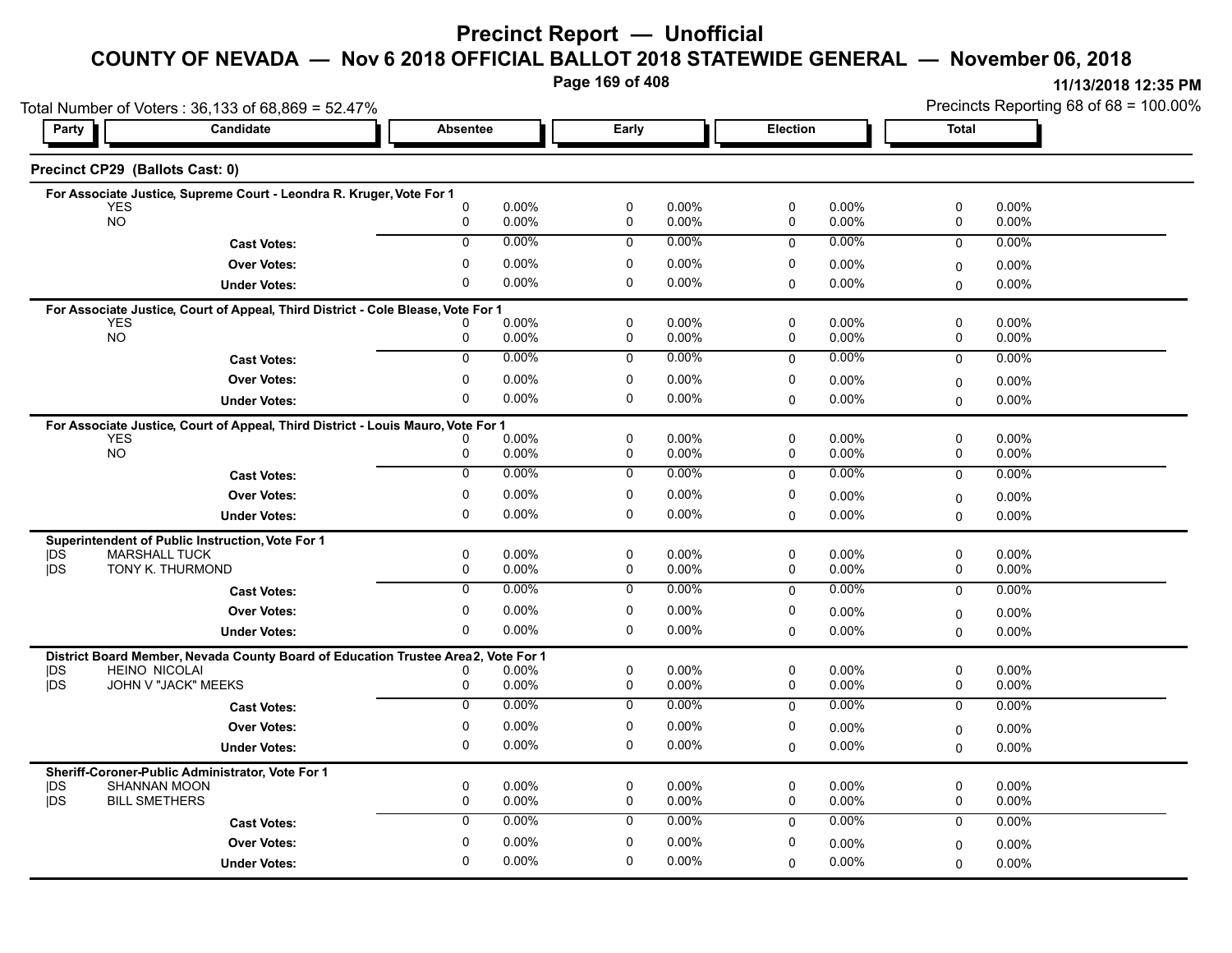# Precinct Report — Unofficial

## COUNTY OF NEVADA — Nov 6 2018 OFFICIAL BALLOT 2018 STATEWIDE GENERAL — November 06, 2018

11/13/2018 12:35 PM

Total Number of Voters : 36,133 of 68,869 = 52.47%

Precincts Reporting 68 of 68 = 100.00%

### Precinct CP29 (Ballots Cast: 0)

| Party | Candidate | Absentee | | Early | | Election | | Total | |
|---|---|---|---|---|---|---|---|---|---|
| **For Associate Justice, Supreme Court - Leondra R. Kruger, Vote For 1** | | | | | | | | | |
| | YES | 0 | 0.00% | 0 | 0.00% | 0 | 0.00% | 0 | 0.00% |
| | NO | 0 | 0.00% | 0 | 0.00% | 0 | 0.00% | 0 | 0.00% |
| | **Cast Votes:** | 0 | 0.00% | 0 | 0.00% | 0 | 0.00% | 0 | 0.00% |
| | **Over Votes:** | 0 | 0.00% | 0 | 0.00% | 0 | 0.00% | 0 | 0.00% |
| | **Under Votes:** | 0 | 0.00% | 0 | 0.00% | 0 | 0.00% | 0 | 0.00% |
| **For Associate Justice, Court of Appeal, Third District - Cole Blease, Vote For 1** | | | | | | | | | |
| | YES | 0 | 0.00% | 0 | 0.00% | 0 | 0.00% | 0 | 0.00% |
| | NO | 0 | 0.00% | 0 | 0.00% | 0 | 0.00% | 0 | 0.00% |
| | **Cast Votes:** | 0 | 0.00% | 0 | 0.00% | 0 | 0.00% | 0 | 0.00% |
| | **Over Votes:** | 0 | 0.00% | 0 | 0.00% | 0 | 0.00% | 0 | 0.00% |
| | **Under Votes:** | 0 | 0.00% | 0 | 0.00% | 0 | 0.00% | 0 | 0.00% |
| **For Associate Justice, Court of Appeal, Third District - Louis Mauro, Vote For 1** | | | | | | | | | |
| | YES | 0 | 0.00% | 0 | 0.00% | 0 | 0.00% | 0 | 0.00% |
| | NO | 0 | 0.00% | 0 | 0.00% | 0 | 0.00% | 0 | 0.00% |
| | **Cast Votes:** | 0 | 0.00% | 0 | 0.00% | 0 | 0.00% | 0 | 0.00% |
| | **Over Votes:** | 0 | 0.00% | 0 | 0.00% | 0 | 0.00% | 0 | 0.00% |
| | **Under Votes:** | 0 | 0.00% | 0 | 0.00% | 0 | 0.00% | 0 | 0.00% |
| **Superintendent of Public Instruction, Vote For 1** | | | | | | | | | |
| DS | MARSHALL TUCK | 0 | 0.00% | 0 | 0.00% | 0 | 0.00% | 0 | 0.00% |
| DS | TONY K. THURMOND | 0 | 0.00% | 0 | 0.00% | 0 | 0.00% | 0 | 0.00% |
| | **Cast Votes:** | 0 | 0.00% | 0 | 0.00% | 0 | 0.00% | 0 | 0.00% |
| | **Over Votes:** | 0 | 0.00% | 0 | 0.00% | 0 | 0.00% | 0 | 0.00% |
| | **Under Votes:** | 0 | 0.00% | 0 | 0.00% | 0 | 0.00% | 0 | 0.00% |
| **District Board Member, Nevada County Board of Education Trustee Area 2, Vote For 1** | | | | | | | | | |
| DS | HEINO NICOLAI | 0 | 0.00% | 0 | 0.00% | 0 | 0.00% | 0 | 0.00% |
| DS | JOHN V "JACK" MEEKS | 0 | 0.00% | 0 | 0.00% | 0 | 0.00% | 0 | 0.00% |
| | **Cast Votes:** | 0 | 0.00% | 0 | 0.00% | 0 | 0.00% | 0 | 0.00% |
| | **Over Votes:** | 0 | 0.00% | 0 | 0.00% | 0 | 0.00% | 0 | 0.00% |
| | **Under Votes:** | 0 | 0.00% | 0 | 0.00% | 0 | 0.00% | 0 | 0.00% |
| **Sheriff-Coroner-Public Administrator, Vote For 1** | | | | | | | | | |
| DS | SHANNAN MOON | 0 | 0.00% | 0 | 0.00% | 0 | 0.00% | 0 | 0.00% |
| DS | BILL SMETHERS | 0 | 0.00% | 0 | 0.00% | 0 | 0.00% | 0 | 0.00% |
| | **Cast Votes:** | 0 | 0.00% | 0 | 0.00% | 0 | 0.00% | 0 | 0.00% |
| | **Over Votes:** | 0 | 0.00% | 0 | 0.00% | 0 | 0.00% | 0 | 0.00% |
| | **Under Votes:** | 0 | 0.00% | 0 | 0.00% | 0 | 0.00% | 0 | 0.00% |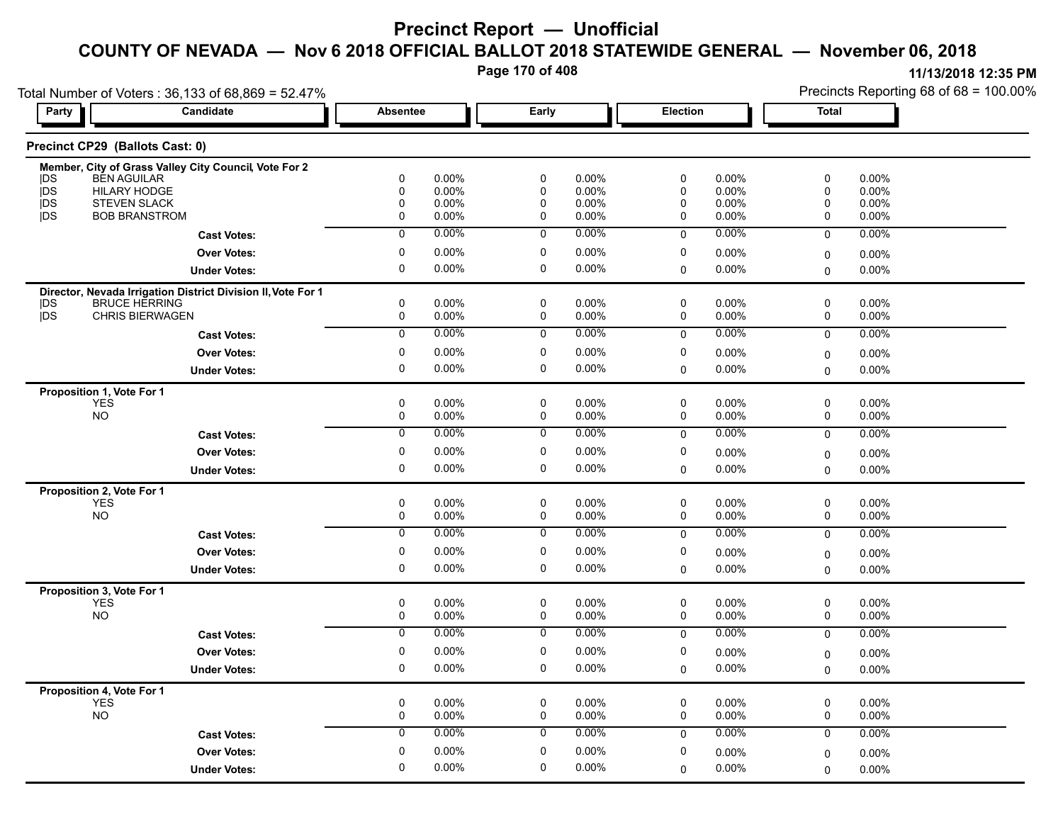# Precinct Report — Unofficial

## COUNTY OF NEVADA — Nov 6 2018 OFFICIAL BALLOT 2018 STATEWIDE GENERAL — November 06, 2018

11/13/2018 12:35 PM

Total Number of Voters : 36,133 of 68,869 = 52.47%

Precincts Reporting 68 of 68 = 100.00%

### Precinct CP29 (Ballots Cast: 0)

**Member, City of Grass Valley City Council, Vote For 2**

| Party | Candidate | Absentee | | Early | | Election | | Total | |
|---|---|---|---|---|---|---|---|---|---|
| DS | BEN AGUILAR | 0 | 0.00% | 0 | 0.00% | 0 | 0.00% | 0 | 0.00% |
| DS | HILARY HODGE | 0 | 0.00% | 0 | 0.00% | 0 | 0.00% | 0 | 0.00% |
| DS | STEVEN SLACK | 0 | 0.00% | 0 | 0.00% | 0 | 0.00% | 0 | 0.00% |
| DS | BOB BRANSTROM | 0 | 0.00% | 0 | 0.00% | 0 | 0.00% | 0 | 0.00% |
| | **Cast Votes:** | 0 | 0.00% | 0 | 0.00% | 0 | 0.00% | 0 | 0.00% |
| | **Over Votes:** | 0 | 0.00% | 0 | 0.00% | 0 | 0.00% | 0 | 0.00% |
| | **Under Votes:** | 0 | 0.00% | 0 | 0.00% | 0 | 0.00% | 0 | 0.00% |

**Director, Nevada Irrigation District Division II, Vote For 1**

| Party | Candidate | Absentee | | Early | | Election | | Total | |
|---|---|---|---|---|---|---|---|---|---|
| DS | BRUCE HERRING | 0 | 0.00% | 0 | 0.00% | 0 | 0.00% | 0 | 0.00% |
| DS | CHRIS BIERWAGEN | 0 | 0.00% | 0 | 0.00% | 0 | 0.00% | 0 | 0.00% |
| | **Cast Votes:** | 0 | 0.00% | 0 | 0.00% | 0 | 0.00% | 0 | 0.00% |
| | **Over Votes:** | 0 | 0.00% | 0 | 0.00% | 0 | 0.00% | 0 | 0.00% |
| | **Under Votes:** | 0 | 0.00% | 0 | 0.00% | 0 | 0.00% | 0 | 0.00% |

**Proposition 1, Vote For 1**

| Party | Candidate | Absentee | | Early | | Election | | Total | |
|---|---|---|---|---|---|---|---|---|---|
| | YES | 0 | 0.00% | 0 | 0.00% | 0 | 0.00% | 0 | 0.00% |
| | NO | 0 | 0.00% | 0 | 0.00% | 0 | 0.00% | 0 | 0.00% |
| | **Cast Votes:** | 0 | 0.00% | 0 | 0.00% | 0 | 0.00% | 0 | 0.00% |
| | **Over Votes:** | 0 | 0.00% | 0 | 0.00% | 0 | 0.00% | 0 | 0.00% |
| | **Under Votes:** | 0 | 0.00% | 0 | 0.00% | 0 | 0.00% | 0 | 0.00% |

**Proposition 2, Vote For 1**

| Party | Candidate | Absentee | | Early | | Election | | Total | |
|---|---|---|---|---|---|---|---|---|---|
| | YES | 0 | 0.00% | 0 | 0.00% | 0 | 0.00% | 0 | 0.00% |
| | NO | 0 | 0.00% | 0 | 0.00% | 0 | 0.00% | 0 | 0.00% |
| | **Cast Votes:** | 0 | 0.00% | 0 | 0.00% | 0 | 0.00% | 0 | 0.00% |
| | **Over Votes:** | 0 | 0.00% | 0 | 0.00% | 0 | 0.00% | 0 | 0.00% |
| | **Under Votes:** | 0 | 0.00% | 0 | 0.00% | 0 | 0.00% | 0 | 0.00% |

**Proposition 3, Vote For 1**

| Party | Candidate | Absentee | | Early | | Election | | Total | |
|---|---|---|---|---|---|---|---|---|---|
| | YES | 0 | 0.00% | 0 | 0.00% | 0 | 0.00% | 0 | 0.00% |
| | NO | 0 | 0.00% | 0 | 0.00% | 0 | 0.00% | 0 | 0.00% |
| | **Cast Votes:** | 0 | 0.00% | 0 | 0.00% | 0 | 0.00% | 0 | 0.00% |
| | **Over Votes:** | 0 | 0.00% | 0 | 0.00% | 0 | 0.00% | 0 | 0.00% |
| | **Under Votes:** | 0 | 0.00% | 0 | 0.00% | 0 | 0.00% | 0 | 0.00% |

**Proposition 4, Vote For 1**

| Party | Candidate | Absentee | | Early | | Election | | Total | |
|---|---|---|---|---|---|---|---|---|---|
| | YES | 0 | 0.00% | 0 | 0.00% | 0 | 0.00% | 0 | 0.00% |
| | NO | 0 | 0.00% | 0 | 0.00% | 0 | 0.00% | 0 | 0.00% |
| | **Cast Votes:** | 0 | 0.00% | 0 | 0.00% | 0 | 0.00% | 0 | 0.00% |
| | **Over Votes:** | 0 | 0.00% | 0 | 0.00% | 0 | 0.00% | 0 | 0.00% |
| | **Under Votes:** | 0 | 0.00% | 0 | 0.00% | 0 | 0.00% | 0 | 0.00% |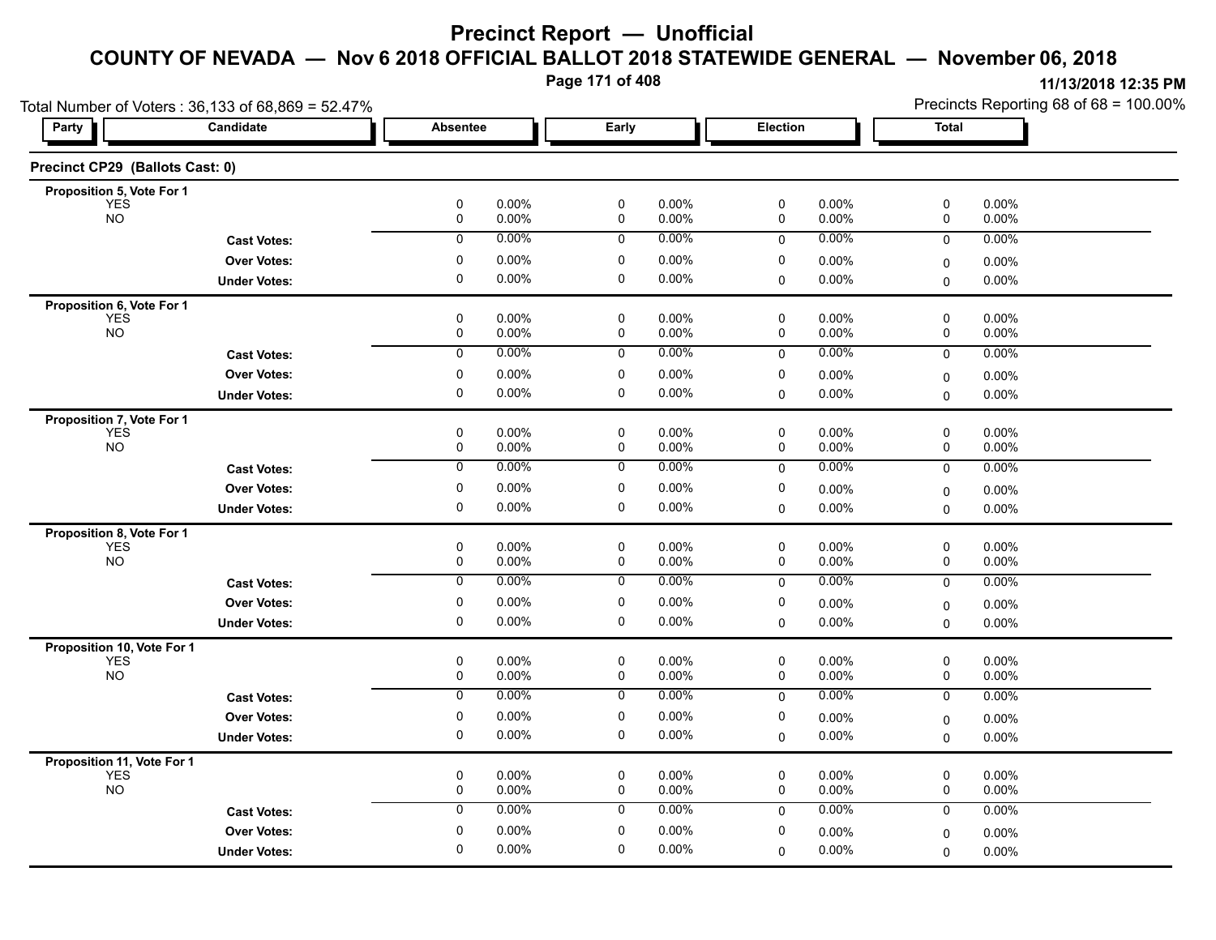# Precinct Report — Unofficial

## COUNTY OF NEVADA — Nov 6 2018 OFFICIAL BALLOT 2018 STATEWIDE GENERAL — November 06, 2018

11/13/2018 12:35 PM

Total Number of Voters : 36,133 of 68,869 = 52.47%

Precincts Reporting 68 of 68 = 100.00%

### Precinct CP29 (Ballots Cast: 0)

| Party | Candidate | Absentee | | Early | | Election | | Total | |
|---|---|---|---|---|---|---|---|---|---|
| **Proposition 5, Vote For 1** | | | | | | | | | |
| | YES | 0 | 0.00% | 0 | 0.00% | 0 | 0.00% | 0 | 0.00% |
| | NO | 0 | 0.00% | 0 | 0.00% | 0 | 0.00% | 0 | 0.00% |
| | **Cast Votes:** | 0 | 0.00% | 0 | 0.00% | 0 | 0.00% | 0 | 0.00% |
| | **Over Votes:** | 0 | 0.00% | 0 | 0.00% | 0 | 0.00% | 0 | 0.00% |
| | **Under Votes:** | 0 | 0.00% | 0 | 0.00% | 0 | 0.00% | 0 | 0.00% |
| **Proposition 6, Vote For 1** | | | | | | | | | |
| | YES | 0 | 0.00% | 0 | 0.00% | 0 | 0.00% | 0 | 0.00% |
| | NO | 0 | 0.00% | 0 | 0.00% | 0 | 0.00% | 0 | 0.00% |
| | **Cast Votes:** | 0 | 0.00% | 0 | 0.00% | 0 | 0.00% | 0 | 0.00% |
| | **Over Votes:** | 0 | 0.00% | 0 | 0.00% | 0 | 0.00% | 0 | 0.00% |
| | **Under Votes:** | 0 | 0.00% | 0 | 0.00% | 0 | 0.00% | 0 | 0.00% |
| **Proposition 7, Vote For 1** | | | | | | | | | |
| | YES | 0 | 0.00% | 0 | 0.00% | 0 | 0.00% | 0 | 0.00% |
| | NO | 0 | 0.00% | 0 | 0.00% | 0 | 0.00% | 0 | 0.00% |
| | **Cast Votes:** | 0 | 0.00% | 0 | 0.00% | 0 | 0.00% | 0 | 0.00% |
| | **Over Votes:** | 0 | 0.00% | 0 | 0.00% | 0 | 0.00% | 0 | 0.00% |
| | **Under Votes:** | 0 | 0.00% | 0 | 0.00% | 0 | 0.00% | 0 | 0.00% |
| **Proposition 8, Vote For 1** | | | | | | | | | |
| | YES | 0 | 0.00% | 0 | 0.00% | 0 | 0.00% | 0 | 0.00% |
| | NO | 0 | 0.00% | 0 | 0.00% | 0 | 0.00% | 0 | 0.00% |
| | **Cast Votes:** | 0 | 0.00% | 0 | 0.00% | 0 | 0.00% | 0 | 0.00% |
| | **Over Votes:** | 0 | 0.00% | 0 | 0.00% | 0 | 0.00% | 0 | 0.00% |
| | **Under Votes:** | 0 | 0.00% | 0 | 0.00% | 0 | 0.00% | 0 | 0.00% |
| **Proposition 10, Vote For 1** | | | | | | | | | |
| | YES | 0 | 0.00% | 0 | 0.00% | 0 | 0.00% | 0 | 0.00% |
| | NO | 0 | 0.00% | 0 | 0.00% | 0 | 0.00% | 0 | 0.00% |
| | **Cast Votes:** | 0 | 0.00% | 0 | 0.00% | 0 | 0.00% | 0 | 0.00% |
| | **Over Votes:** | 0 | 0.00% | 0 | 0.00% | 0 | 0.00% | 0 | 0.00% |
| | **Under Votes:** | 0 | 0.00% | 0 | 0.00% | 0 | 0.00% | 0 | 0.00% |
| **Proposition 11, Vote For 1** | | | | | | | | | |
| | YES | 0 | 0.00% | 0 | 0.00% | 0 | 0.00% | 0 | 0.00% |
| | NO | 0 | 0.00% | 0 | 0.00% | 0 | 0.00% | 0 | 0.00% |
| | **Cast Votes:** | 0 | 0.00% | 0 | 0.00% | 0 | 0.00% | 0 | 0.00% |
| | **Over Votes:** | 0 | 0.00% | 0 | 0.00% | 0 | 0.00% | 0 | 0.00% |
| | **Under Votes:** | 0 | 0.00% | 0 | 0.00% | 0 | 0.00% | 0 | 0.00% |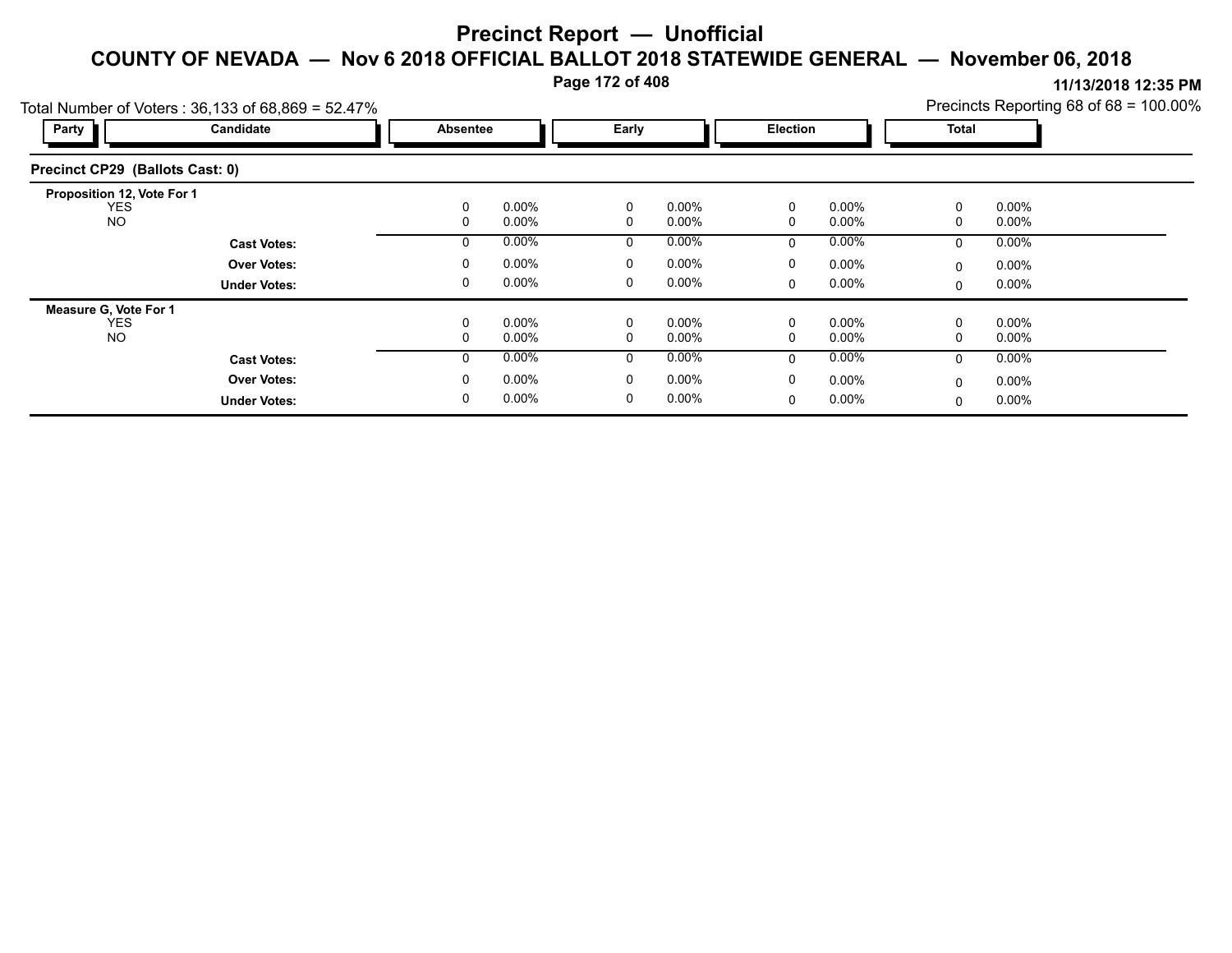# Precinct Report — Unofficial

## COUNTY OF NEVADA — Nov 6 2018 OFFICIAL BALLOT 2018 STATEWIDE GENERAL — November 06, 2018

11/13/2018 12:35 PM

Total Number of Voters : 36,133 of 68,869 = 52.47%

Precincts Reporting 68 of 68 = 100.00%

| Party | Candidate | Absentee | | Early | | Election | | Total | |
|---|---|---|---|---|---|---|---|---|---|
| **Precinct CP29 (Ballots Cast: 0)** | | | | | | | | | |
| **Proposition 12, Vote For 1** | | | | | | | | | |
| | YES | 0 | 0.00% | 0 | 0.00% | 0 | 0.00% | 0 | 0.00% |
| | NO | 0 | 0.00% | 0 | 0.00% | 0 | 0.00% | 0 | 0.00% |
| | **Cast Votes:** | 0 | 0.00% | 0 | 0.00% | 0 | 0.00% | 0 | 0.00% |
| | **Over Votes:** | 0 | 0.00% | 0 | 0.00% | 0 | 0.00% | 0 | 0.00% |
| | **Under Votes:** | 0 | 0.00% | 0 | 0.00% | 0 | 0.00% | 0 | 0.00% |
| **Measure G, Vote For 1** | | | | | | | | | |
| | YES | 0 | 0.00% | 0 | 0.00% | 0 | 0.00% | 0 | 0.00% |
| | NO | 0 | 0.00% | 0 | 0.00% | 0 | 0.00% | 0 | 0.00% |
| | **Cast Votes:** | 0 | 0.00% | 0 | 0.00% | 0 | 0.00% | 0 | 0.00% |
| | **Over Votes:** | 0 | 0.00% | 0 | 0.00% | 0 | 0.00% | 0 | 0.00% |
| | **Under Votes:** | 0 | 0.00% | 0 | 0.00% | 0 | 0.00% | 0 | 0.00% |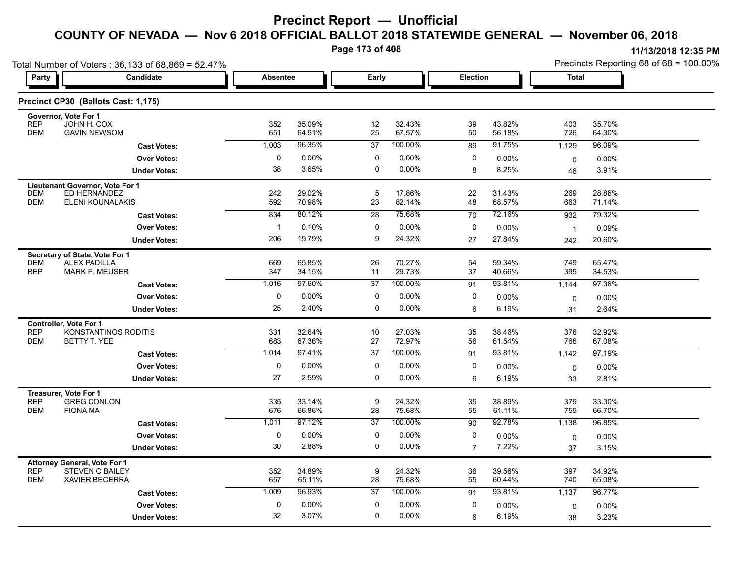# Precinct Report — Unofficial

## COUNTY OF NEVADA — Nov 6 2018 OFFICIAL BALLOT 2018 STATEWIDE GENERAL — November 06, 2018

11/13/2018 12:35 PM

Total Number of Voters : 36,133 of 68,869 = 52.47%

Precincts Reporting 68 of 68 = 100.00%

### Precinct CP30 (Ballots Cast: 1,175)

| Party | Candidate | Absentee | | Early | | Election | | Total | |
|---|---|---|---|---|---|---|---|---|---|
| **Governor, Vote For 1** | | | | | | | | | |
| REP | JOHN H. COX | 352 | 35.09% | 12 | 32.43% | 39 | 43.82% | 403 | 35.70% |
| DEM | GAVIN NEWSOM | 651 | 64.91% | 25 | 67.57% | 50 | 56.18% | 726 | 64.30% |
| | **Cast Votes:** | 1,003 | 96.35% | 37 | 100.00% | 89 | 91.75% | 1,129 | 96.09% |
| | **Over Votes:** | 0 | 0.00% | 0 | 0.00% | 0 | 0.00% | 0 | 0.00% |
| | **Under Votes:** | 38 | 3.65% | 0 | 0.00% | 8 | 8.25% | 46 | 3.91% |
| **Lieutenant Governor, Vote For 1** | | | | | | | | | |
| DEM | ED HERNANDEZ | 242 | 29.02% | 5 | 17.86% | 22 | 31.43% | 269 | 28.86% |
| DEM | ELENI KOUNALAKIS | 592 | 70.98% | 23 | 82.14% | 48 | 68.57% | 663 | 71.14% |
| | **Cast Votes:** | 834 | 80.12% | 28 | 75.68% | 70 | 72.16% | 932 | 79.32% |
| | **Over Votes:** | 1 | 0.10% | 0 | 0.00% | 0 | 0.00% | 1 | 0.09% |
| | **Under Votes:** | 206 | 19.79% | 9 | 24.32% | 27 | 27.84% | 242 | 20.60% |
| **Secretary of State, Vote For 1** | | | | | | | | | |
| DEM | ALEX PADILLA | 669 | 65.85% | 26 | 70.27% | 54 | 59.34% | 749 | 65.47% |
| REP | MARK P. MEUSER | 347 | 34.15% | 11 | 29.73% | 37 | 40.66% | 395 | 34.53% |
| | **Cast Votes:** | 1,016 | 97.60% | 37 | 100.00% | 91 | 93.81% | 1,144 | 97.36% |
| | **Over Votes:** | 0 | 0.00% | 0 | 0.00% | 0 | 0.00% | 0 | 0.00% |
| | **Under Votes:** | 25 | 2.40% | 0 | 0.00% | 6 | 6.19% | 31 | 2.64% |
| **Controller, Vote For 1** | | | | | | | | | |
| REP | KONSTANTINOS RODITIS | 331 | 32.64% | 10 | 27.03% | 35 | 38.46% | 376 | 32.92% |
| DEM | BETTY T. YEE | 683 | 67.36% | 27 | 72.97% | 56 | 61.54% | 766 | 67.08% |
| | **Cast Votes:** | 1,014 | 97.41% | 37 | 100.00% | 91 | 93.81% | 1,142 | 97.19% |
| | **Over Votes:** | 0 | 0.00% | 0 | 0.00% | 0 | 0.00% | 0 | 0.00% |
| | **Under Votes:** | 27 | 2.59% | 0 | 0.00% | 6 | 6.19% | 33 | 2.81% |
| **Treasurer, Vote For 1** | | | | | | | | | |
| REP | GREG CONLON | 335 | 33.14% | 9 | 24.32% | 35 | 38.89% | 379 | 33.30% |
| DEM | FIONA MA | 676 | 66.86% | 28 | 75.68% | 55 | 61.11% | 759 | 66.70% |
| | **Cast Votes:** | 1,011 | 97.12% | 37 | 100.00% | 90 | 92.78% | 1,138 | 96.85% |
| | **Over Votes:** | 0 | 0.00% | 0 | 0.00% | 0 | 0.00% | 0 | 0.00% |
| | **Under Votes:** | 30 | 2.88% | 0 | 0.00% | 7 | 7.22% | 37 | 3.15% |
| **Attorney General, Vote For 1** | | | | | | | | | |
| REP | STEVEN C BAILEY | 352 | 34.89% | 9 | 24.32% | 36 | 39.56% | 397 | 34.92% |
| DEM | XAVIER BECERRA | 657 | 65.11% | 28 | 75.68% | 55 | 60.44% | 740 | 65.08% |
| | **Cast Votes:** | 1,009 | 96.93% | 37 | 100.00% | 91 | 93.81% | 1,137 | 96.77% |
| | **Over Votes:** | 0 | 0.00% | 0 | 0.00% | 0 | 0.00% | 0 | 0.00% |
| | **Under Votes:** | 32 | 3.07% | 0 | 0.00% | 6 | 6.19% | 38 | 3.23% |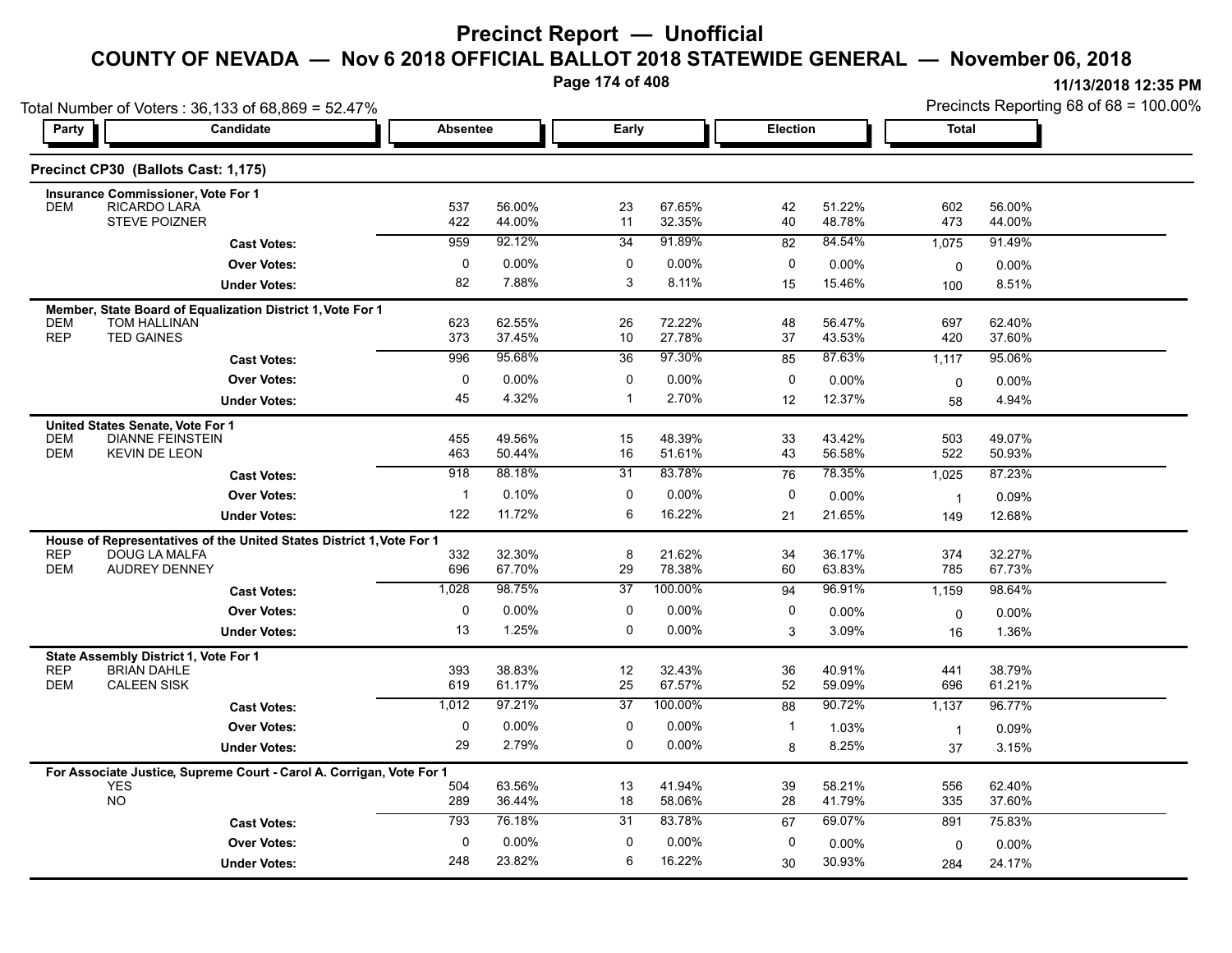# Precinct Report — Unofficial

## COUNTY OF NEVADA — Nov 6 2018 OFFICIAL BALLOT 2018 STATEWIDE GENERAL — November 06, 2018

11/13/2018 12:35 PM

Total Number of Voters : 36,133 of 68,869 = 52.47%

Precincts Reporting 68 of 68 = 100.00%

### Precinct CP30 (Ballots Cast: 1,175)

| Party | Candidate | Absentee | | Early | | Election | | Total | |
|---|---|---|---|---|---|---|---|---|---|
| **Insurance Commissioner, Vote For 1** | | | | | | | | | |
| DEM | RICARDO LARA | 537 | 56.00% | 23 | 67.65% | 42 | 51.22% | 602 | 56.00% |
| | STEVE POIZNER | 422 | 44.00% | 11 | 32.35% | 40 | 48.78% | 473 | 44.00% |
| | **Cast Votes:** | 959 | 92.12% | 34 | 91.89% | 82 | 84.54% | 1,075 | 91.49% |
| | **Over Votes:** | 0 | 0.00% | 0 | 0.00% | 0 | 0.00% | 0 | 0.00% |
| | **Under Votes:** | 82 | 7.88% | 3 | 8.11% | 15 | 15.46% | 100 | 8.51% |
| **Member, State Board of Equalization District 1, Vote For 1** | | | | | | | | | |
| DEM | TOM HALLINAN | 623 | 62.55% | 26 | 72.22% | 48 | 56.47% | 697 | 62.40% |
| REP | TED GAINES | 373 | 37.45% | 10 | 27.78% | 37 | 43.53% | 420 | 37.60% |
| | **Cast Votes:** | 996 | 95.68% | 36 | 97.30% | 85 | 87.63% | 1,117 | 95.06% |
| | **Over Votes:** | 0 | 0.00% | 0 | 0.00% | 0 | 0.00% | 0 | 0.00% |
| | **Under Votes:** | 45 | 4.32% | 1 | 2.70% | 12 | 12.37% | 58 | 4.94% |
| **United States Senate, Vote For 1** | | | | | | | | | |
| DEM | DIANNE FEINSTEIN | 455 | 49.56% | 15 | 48.39% | 33 | 43.42% | 503 | 49.07% |
| DEM | KEVIN DE LEON | 463 | 50.44% | 16 | 51.61% | 43 | 56.58% | 522 | 50.93% |
| | **Cast Votes:** | 918 | 88.18% | 31 | 83.78% | 76 | 78.35% | 1,025 | 87.23% |
| | **Over Votes:** | 1 | 0.10% | 0 | 0.00% | 0 | 0.00% | 1 | 0.09% |
| | **Under Votes:** | 122 | 11.72% | 6 | 16.22% | 21 | 21.65% | 149 | 12.68% |
| **House of Representatives of the United States District 1, Vote For 1** | | | | | | | | | |
| REP | DOUG LA MALFA | 332 | 32.30% | 8 | 21.62% | 34 | 36.17% | 374 | 32.27% |
| DEM | AUDREY DENNEY | 696 | 67.70% | 29 | 78.38% | 60 | 63.83% | 785 | 67.73% |
| | **Cast Votes:** | 1,028 | 98.75% | 37 | 100.00% | 94 | 96.91% | 1,159 | 98.64% |
| | **Over Votes:** | 0 | 0.00% | 0 | 0.00% | 0 | 0.00% | 0 | 0.00% |
| | **Under Votes:** | 13 | 1.25% | 0 | 0.00% | 3 | 3.09% | 16 | 1.36% |
| **State Assembly District 1, Vote For 1** | | | | | | | | | |
| REP | BRIAN DAHLE | 393 | 38.83% | 12 | 32.43% | 36 | 40.91% | 441 | 38.79% |
| DEM | CALEEN SISK | 619 | 61.17% | 25 | 67.57% | 52 | 59.09% | 696 | 61.21% |
| | **Cast Votes:** | 1,012 | 97.21% | 37 | 100.00% | 88 | 90.72% | 1,137 | 96.77% |
| | **Over Votes:** | 0 | 0.00% | 0 | 0.00% | 1 | 1.03% | 1 | 0.09% |
| | **Under Votes:** | 29 | 2.79% | 0 | 0.00% | 8 | 8.25% | 37 | 3.15% |
| **For Associate Justice, Supreme Court - Carol A. Corrigan, Vote For 1** | | | | | | | | | |
| | YES | 504 | 63.56% | 13 | 41.94% | 39 | 58.21% | 556 | 62.40% |
| | NO | 289 | 36.44% | 18 | 58.06% | 28 | 41.79% | 335 | 37.60% |
| | **Cast Votes:** | 793 | 76.18% | 31 | 83.78% | 67 | 69.07% | 891 | 75.83% |
| | **Over Votes:** | 0 | 0.00% | 0 | 0.00% | 0 | 0.00% | 0 | 0.00% |
| | **Under Votes:** | 248 | 23.82% | 6 | 16.22% | 30 | 30.93% | 284 | 24.17% |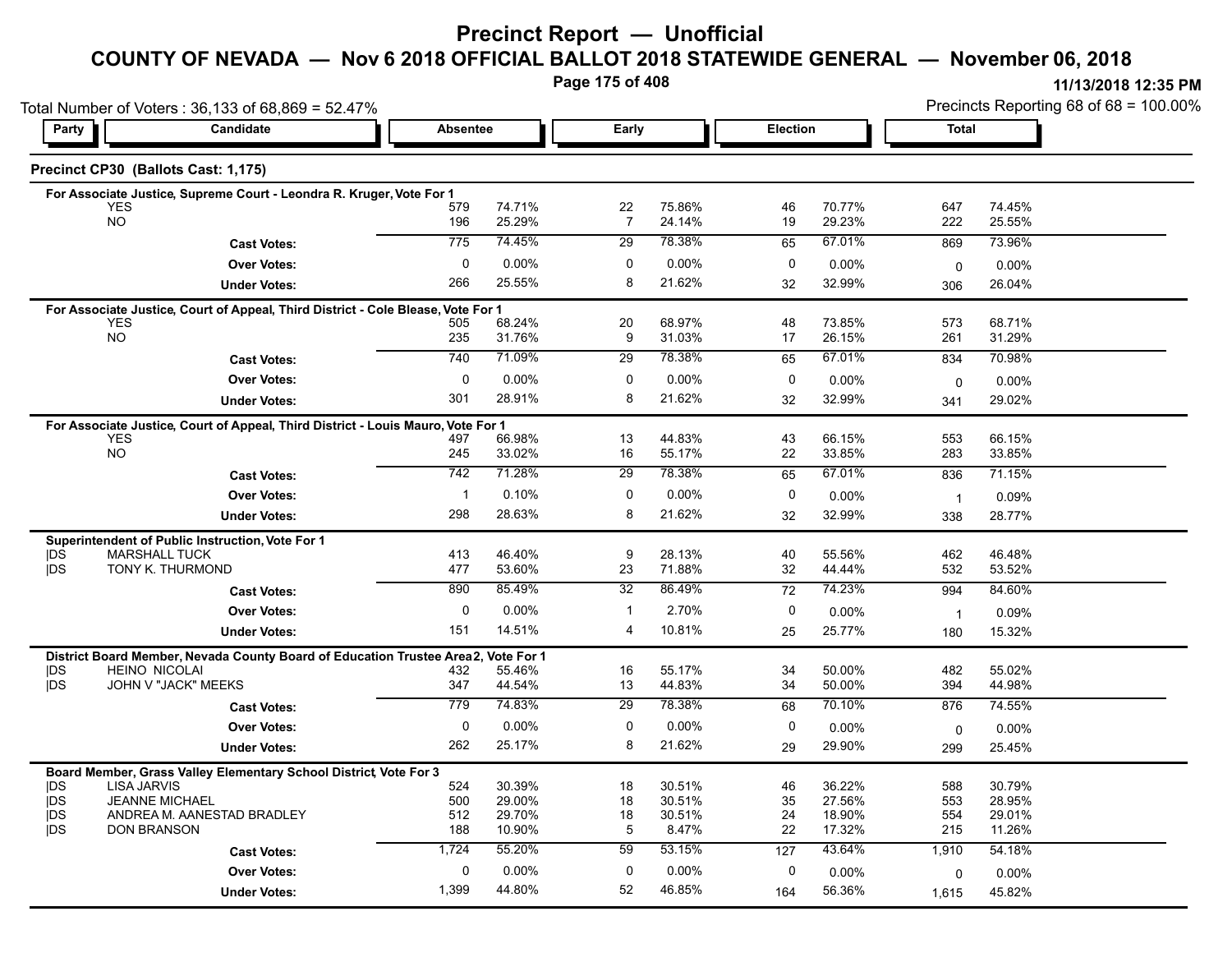# Precinct Report — Unofficial

## COUNTY OF NEVADA — Nov 6 2018 OFFICIAL BALLOT 2018 STATEWIDE GENERAL — November 06, 2018

11/13/2018 12:35 PM

Total Number of Voters : 36,133 of 68,869 = 52.47%

Precincts Reporting 68 of 68 = 100.00%

### Precinct CP30 (Ballots Cast: 1,175)

**For Associate Justice, Supreme Court - Leondra R. Kruger, Vote For 1**

| Party | Candidate | Absentee | | Early | | Election | | Total | |
|---|---|---|---|---|---|---|---|---|---|
| | YES | 579 | 74.71% | 22 | 75.86% | 46 | 70.77% | 647 | 74.45% |
| | NO | 196 | 25.29% | 7 | 24.14% | 19 | 29.23% | 222 | 25.55% |
| | **Cast Votes:** | 775 | 74.45% | 29 | 78.38% | 65 | 67.01% | 869 | 73.96% |
| | **Over Votes:** | 0 | 0.00% | 0 | 0.00% | 0 | 0.00% | 0 | 0.00% |
| | **Under Votes:** | 266 | 25.55% | 8 | 21.62% | 32 | 32.99% | 306 | 26.04% |

**For Associate Justice, Court of Appeal, Third District - Cole Blease, Vote For 1**

| Party | Candidate | Absentee | | Early | | Election | | Total | |
|---|---|---|---|---|---|---|---|---|---|
| | YES | 505 | 68.24% | 20 | 68.97% | 48 | 73.85% | 573 | 68.71% |
| | NO | 235 | 31.76% | 9 | 31.03% | 17 | 26.15% | 261 | 31.29% |
| | **Cast Votes:** | 740 | 71.09% | 29 | 78.38% | 65 | 67.01% | 834 | 70.98% |
| | **Over Votes:** | 0 | 0.00% | 0 | 0.00% | 0 | 0.00% | 0 | 0.00% |
| | **Under Votes:** | 301 | 28.91% | 8 | 21.62% | 32 | 32.99% | 341 | 29.02% |

**For Associate Justice, Court of Appeal, Third District - Louis Mauro, Vote For 1**

| Party | Candidate | Absentee | | Early | | Election | | Total | |
|---|---|---|---|---|---|---|---|---|---|
| | YES | 497 | 66.98% | 13 | 44.83% | 43 | 66.15% | 553 | 66.15% |
| | NO | 245 | 33.02% | 16 | 55.17% | 22 | 33.85% | 283 | 33.85% |
| | **Cast Votes:** | 742 | 71.28% | 29 | 78.38% | 65 | 67.01% | 836 | 71.15% |
| | **Over Votes:** | 1 | 0.10% | 0 | 0.00% | 0 | 0.00% | 1 | 0.09% |
| | **Under Votes:** | 298 | 28.63% | 8 | 21.62% | 32 | 32.99% | 338 | 28.77% |

**Superintendent of Public Instruction, Vote For 1**

| Party | Candidate | Absentee | | Early | | Election | | Total | |
|---|---|---|---|---|---|---|---|---|---|
| DS | MARSHALL TUCK | 413 | 46.40% | 9 | 28.13% | 40 | 55.56% | 462 | 46.48% |
| DS | TONY K. THURMOND | 477 | 53.60% | 23 | 71.88% | 32 | 44.44% | 532 | 53.52% |
| | **Cast Votes:** | 890 | 85.49% | 32 | 86.49% | 72 | 74.23% | 994 | 84.60% |
| | **Over Votes:** | 0 | 0.00% | 1 | 2.70% | 0 | 0.00% | 1 | 0.09% |
| | **Under Votes:** | 151 | 14.51% | 4 | 10.81% | 25 | 25.77% | 180 | 15.32% |

**District Board Member, Nevada County Board of Education Trustee Area 2, Vote For 1**

| Party | Candidate | Absentee | | Early | | Election | | Total | |
|---|---|---|---|---|---|---|---|---|---|
| DS | HEINO NICOLAI | 432 | 55.46% | 16 | 55.17% | 34 | 50.00% | 482 | 55.02% |
| DS | JOHN V "JACK" MEEKS | 347 | 44.54% | 13 | 44.83% | 34 | 50.00% | 394 | 44.98% |
| | **Cast Votes:** | 779 | 74.83% | 29 | 78.38% | 68 | 70.10% | 876 | 74.55% |
| | **Over Votes:** | 0 | 0.00% | 0 | 0.00% | 0 | 0.00% | 0 | 0.00% |
| | **Under Votes:** | 262 | 25.17% | 8 | 21.62% | 29 | 29.90% | 299 | 25.45% |

**Board Member, Grass Valley Elementary School District, Vote For 3**

| Party | Candidate | Absentee | | Early | | Election | | Total | |
|---|---|---|---|---|---|---|---|---|---|
| DS | LISA JARVIS | 524 | 30.39% | 18 | 30.51% | 46 | 36.22% | 588 | 30.79% |
| DS | JEANNE MICHAEL | 500 | 29.00% | 18 | 30.51% | 35 | 27.56% | 553 | 28.95% |
| DS | ANDREA M. AANESTAD BRADLEY | 512 | 29.70% | 18 | 30.51% | 24 | 18.90% | 554 | 29.01% |
| DS | DON BRANSON | 188 | 10.90% | 5 | 8.47% | 22 | 17.32% | 215 | 11.26% |
| | **Cast Votes:** | 1,724 | 55.20% | 59 | 53.15% | 127 | 43.64% | 1,910 | 54.18% |
| | **Over Votes:** | 0 | 0.00% | 0 | 0.00% | 0 | 0.00% | 0 | 0.00% |
| | **Under Votes:** | 1,399 | 44.80% | 52 | 46.85% | 164 | 56.36% | 1,615 | 45.82% |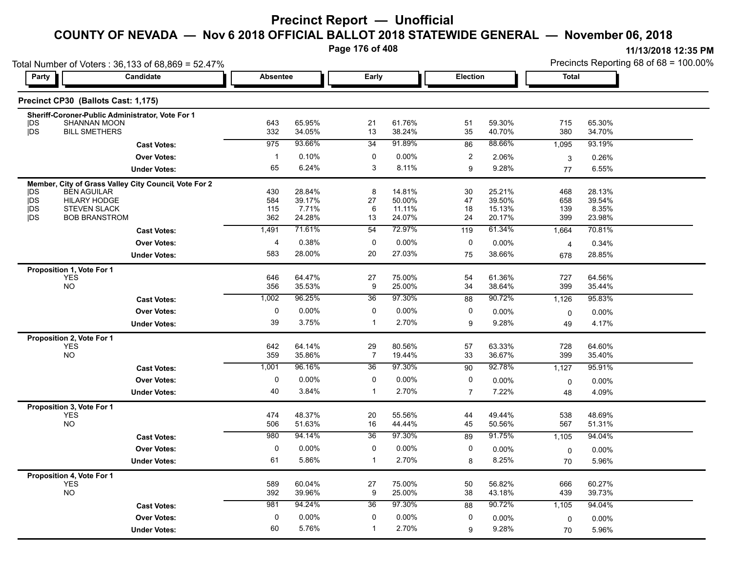# Precinct Report — Unofficial

## COUNTY OF NEVADA — Nov 6 2018 OFFICIAL BALLOT 2018 STATEWIDE GENERAL — November 06, 2018

11/13/2018 12:35 PM

Total Number of Voters : 36,133 of 68,869 = 52.47%

Precincts Reporting 68 of 68 = 100.00%

### Precinct CP30 (Ballots Cast: 1,175)

| Party | Candidate | Absentee | | Early | | Election | | Total | |
|---|---|---|---|---|---|---|---|---|---|
| **Sheriff-Coroner-Public Administrator, Vote For 1** | | | | | | | | | |
| DS | SHANNAN MOON | 643 | 65.95% | 21 | 61.76% | 51 | 59.30% | 715 | 65.30% |
| DS | BILL SMETHERS | 332 | 34.05% | 13 | 38.24% | 35 | 40.70% | 380 | 34.70% |
| | **Cast Votes:** | 975 | 93.66% | 34 | 91.89% | 86 | 88.66% | 1,095 | 93.19% |
| | **Over Votes:** | 1 | 0.10% | 0 | 0.00% | 2 | 2.06% | 3 | 0.26% |
| | **Under Votes:** | 65 | 6.24% | 3 | 8.11% | 9 | 9.28% | 77 | 6.55% |
| **Member, City of Grass Valley City Council, Vote For 2** | | | | | | | | | |
| DS | BEN AGUILAR | 430 | 28.84% | 8 | 14.81% | 30 | 25.21% | 468 | 28.13% |
| DS | HILARY HODGE | 584 | 39.17% | 27 | 50.00% | 47 | 39.50% | 658 | 39.54% |
| DS | STEVEN SLACK | 115 | 7.71% | 6 | 11.11% | 18 | 15.13% | 139 | 8.35% |
| DS | BOB BRANSTROM | 362 | 24.28% | 13 | 24.07% | 24 | 20.17% | 399 | 23.98% |
| | **Cast Votes:** | 1,491 | 71.61% | 54 | 72.97% | 119 | 61.34% | 1,664 | 70.81% |
| | **Over Votes:** | 4 | 0.38% | 0 | 0.00% | 0 | 0.00% | 4 | 0.34% |
| | **Under Votes:** | 583 | 28.00% | 20 | 27.03% | 75 | 38.66% | 678 | 28.85% |
| **Proposition 1, Vote For 1** | | | | | | | | | |
| | YES | 646 | 64.47% | 27 | 75.00% | 54 | 61.36% | 727 | 64.56% |
| | NO | 356 | 35.53% | 9 | 25.00% | 34 | 38.64% | 399 | 35.44% |
| | **Cast Votes:** | 1,002 | 96.25% | 36 | 97.30% | 88 | 90.72% | 1,126 | 95.83% |
| | **Over Votes:** | 0 | 0.00% | 0 | 0.00% | 0 | 0.00% | 0 | 0.00% |
| | **Under Votes:** | 39 | 3.75% | 1 | 2.70% | 9 | 9.28% | 49 | 4.17% |
| **Proposition 2, Vote For 1** | | | | | | | | | |
| | YES | 642 | 64.14% | 29 | 80.56% | 57 | 63.33% | 728 | 64.60% |
| | NO | 359 | 35.86% | 7 | 19.44% | 33 | 36.67% | 399 | 35.40% |
| | **Cast Votes:** | 1,001 | 96.16% | 36 | 97.30% | 90 | 92.78% | 1,127 | 95.91% |
| | **Over Votes:** | 0 | 0.00% | 0 | 0.00% | 0 | 0.00% | 0 | 0.00% |
| | **Under Votes:** | 40 | 3.84% | 1 | 2.70% | 7 | 7.22% | 48 | 4.09% |
| **Proposition 3, Vote For 1** | | | | | | | | | |
| | YES | 474 | 48.37% | 20 | 55.56% | 44 | 49.44% | 538 | 48.69% |
| | NO | 506 | 51.63% | 16 | 44.44% | 45 | 50.56% | 567 | 51.31% |
| | **Cast Votes:** | 980 | 94.14% | 36 | 97.30% | 89 | 91.75% | 1,105 | 94.04% |
| | **Over Votes:** | 0 | 0.00% | 0 | 0.00% | 0 | 0.00% | 0 | 0.00% |
| | **Under Votes:** | 61 | 5.86% | 1 | 2.70% | 8 | 8.25% | 70 | 5.96% |
| **Proposition 4, Vote For 1** | | | | | | | | | |
| | YES | 589 | 60.04% | 27 | 75.00% | 50 | 56.82% | 666 | 60.27% |
| | NO | 392 | 39.96% | 9 | 25.00% | 38 | 43.18% | 439 | 39.73% |
| | **Cast Votes:** | 981 | 94.24% | 36 | 97.30% | 88 | 90.72% | 1,105 | 94.04% |
| | **Over Votes:** | 0 | 0.00% | 0 | 0.00% | 0 | 0.00% | 0 | 0.00% |
| | **Under Votes:** | 60 | 5.76% | 1 | 2.70% | 9 | 9.28% | 70 | 5.96% |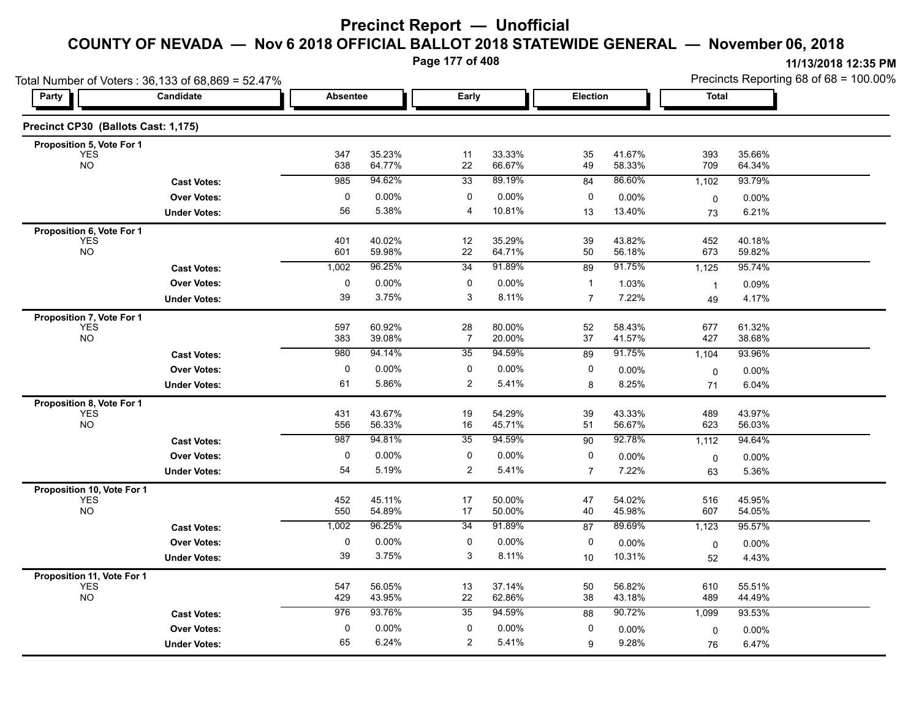# Precinct Report — Unofficial

## COUNTY OF NEVADA — Nov 6 2018 OFFICIAL BALLOT 2018 STATEWIDE GENERAL — November 06, 2018

11/13/2018 12:35 PM

Total Number of Voters : 36,133 of 68,869 = 52.47%

Precincts Reporting 68 of 68 = 100.00%

### Precinct CP30 (Ballots Cast: 1,175)

| Party | Candidate | Absentee | | Early | | Election | | Total | |
|---|---|---|---|---|---|---|---|---|---|
| **Proposition 5, Vote For 1** | | | | | | | | | |
| | YES | 347 | 35.23% | 11 | 33.33% | 35 | 41.67% | 393 | 35.66% |
| | NO | 638 | 64.77% | 22 | 66.67% | 49 | 58.33% | 709 | 64.34% |
| | **Cast Votes:** | 985 | 94.62% | 33 | 89.19% | 84 | 86.60% | 1,102 | 93.79% |
| | **Over Votes:** | 0 | 0.00% | 0 | 0.00% | 0 | 0.00% | 0 | 0.00% |
| | **Under Votes:** | 56 | 5.38% | 4 | 10.81% | 13 | 13.40% | 73 | 6.21% |
| **Proposition 6, Vote For 1** | | | | | | | | | |
| | YES | 401 | 40.02% | 12 | 35.29% | 39 | 43.82% | 452 | 40.18% |
| | NO | 601 | 59.98% | 22 | 64.71% | 50 | 56.18% | 673 | 59.82% |
| | **Cast Votes:** | 1,002 | 96.25% | 34 | 91.89% | 89 | 91.75% | 1,125 | 95.74% |
| | **Over Votes:** | 0 | 0.00% | 0 | 0.00% | 1 | 1.03% | 1 | 0.09% |
| | **Under Votes:** | 39 | 3.75% | 3 | 8.11% | 7 | 7.22% | 49 | 4.17% |
| **Proposition 7, Vote For 1** | | | | | | | | | |
| | YES | 597 | 60.92% | 28 | 80.00% | 52 | 58.43% | 677 | 61.32% |
| | NO | 383 | 39.08% | 7 | 20.00% | 37 | 41.57% | 427 | 38.68% |
| | **Cast Votes:** | 980 | 94.14% | 35 | 94.59% | 89 | 91.75% | 1,104 | 93.96% |
| | **Over Votes:** | 0 | 0.00% | 0 | 0.00% | 0 | 0.00% | 0 | 0.00% |
| | **Under Votes:** | 61 | 5.86% | 2 | 5.41% | 8 | 8.25% | 71 | 6.04% |
| **Proposition 8, Vote For 1** | | | | | | | | | |
| | YES | 431 | 43.67% | 19 | 54.29% | 39 | 43.33% | 489 | 43.97% |
| | NO | 556 | 56.33% | 16 | 45.71% | 51 | 56.67% | 623 | 56.03% |
| | **Cast Votes:** | 987 | 94.81% | 35 | 94.59% | 90 | 92.78% | 1,112 | 94.64% |
| | **Over Votes:** | 0 | 0.00% | 0 | 0.00% | 0 | 0.00% | 0 | 0.00% |
| | **Under Votes:** | 54 | 5.19% | 2 | 5.41% | 7 | 7.22% | 63 | 5.36% |
| **Proposition 10, Vote For 1** | | | | | | | | | |
| | YES | 452 | 45.11% | 17 | 50.00% | 47 | 54.02% | 516 | 45.95% |
| | NO | 550 | 54.89% | 17 | 50.00% | 40 | 45.98% | 607 | 54.05% |
| | **Cast Votes:** | 1,002 | 96.25% | 34 | 91.89% | 87 | 89.69% | 1,123 | 95.57% |
| | **Over Votes:** | 0 | 0.00% | 0 | 0.00% | 0 | 0.00% | 0 | 0.00% |
| | **Under Votes:** | 39 | 3.75% | 3 | 8.11% | 10 | 10.31% | 52 | 4.43% |
| **Proposition 11, Vote For 1** | | | | | | | | | |
| | YES | 547 | 56.05% | 13 | 37.14% | 50 | 56.82% | 610 | 55.51% |
| | NO | 429 | 43.95% | 22 | 62.86% | 38 | 43.18% | 489 | 44.49% |
| | **Cast Votes:** | 976 | 93.76% | 35 | 94.59% | 88 | 90.72% | 1,099 | 93.53% |
| | **Over Votes:** | 0 | 0.00% | 0 | 0.00% | 0 | 0.00% | 0 | 0.00% |
| | **Under Votes:** | 65 | 6.24% | 2 | 5.41% | 9 | 9.28% | 76 | 6.47% |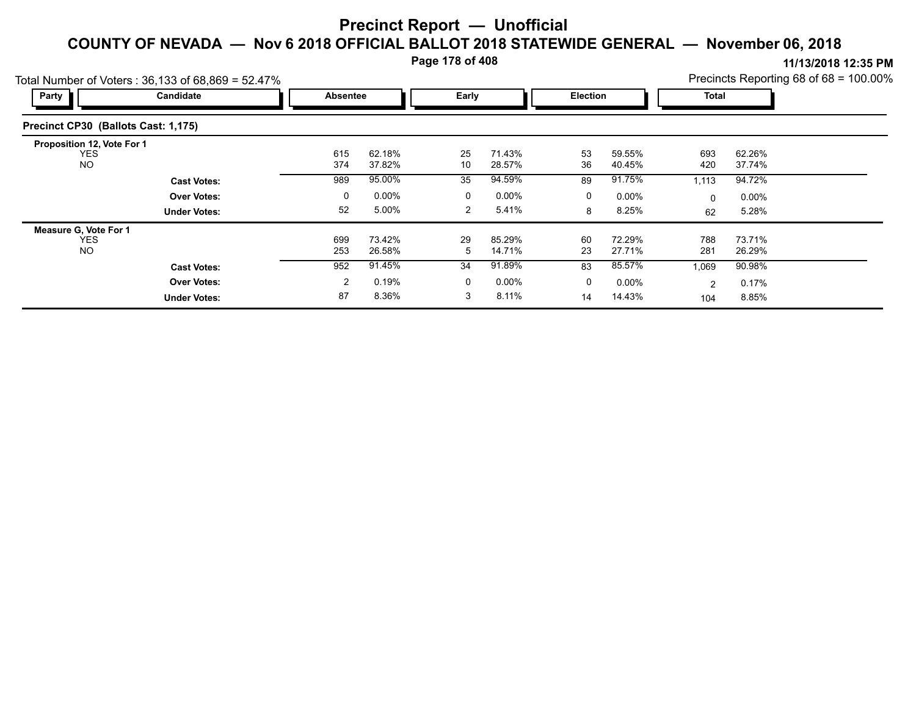# Precinct Report — Unofficial

## COUNTY OF NEVADA — Nov 6 2018 OFFICIAL BALLOT 2018 STATEWIDE GENERAL — November 06, 2018

11/13/2018 12:35 PM

Total Number of Voters : 36,133 of 68,869 = 52.47%

Precincts Reporting 68 of 68 = 100.00%

### Precinct CP30 (Ballots Cast: 1,175)

| Party | Candidate | Absentee | | Early | | Election | | Total | |
|---|---|---|---|---|---|---|---|---|---|
| **Proposition 12, Vote For 1** | | | | | | | | | |
| | YES | 615 | 62.18% | 25 | 71.43% | 53 | 59.55% | 693 | 62.26% |
| | NO | 374 | 37.82% | 10 | 28.57% | 36 | 40.45% | 420 | 37.74% |
| | **Cast Votes:** | 989 | 95.00% | 35 | 94.59% | 89 | 91.75% | 1,113 | 94.72% |
| | **Over Votes:** | 0 | 0.00% | 0 | 0.00% | 0 | 0.00% | 0 | 0.00% |
| | **Under Votes:** | 52 | 5.00% | 2 | 5.41% | 8 | 8.25% | 62 | 5.28% |
| **Measure G, Vote For 1** | | | | | | | | | |
| | YES | 699 | 73.42% | 29 | 85.29% | 60 | 72.29% | 788 | 73.71% |
| | NO | 253 | 26.58% | 5 | 14.71% | 23 | 27.71% | 281 | 26.29% |
| | **Cast Votes:** | 952 | 91.45% | 34 | 91.89% | 83 | 85.57% | 1,069 | 90.98% |
| | **Over Votes:** | 2 | 0.19% | 0 | 0.00% | 0 | 0.00% | 2 | 0.17% |
| | **Under Votes:** | 87 | 8.36% | 3 | 8.11% | 14 | 14.43% | 104 | 8.85% |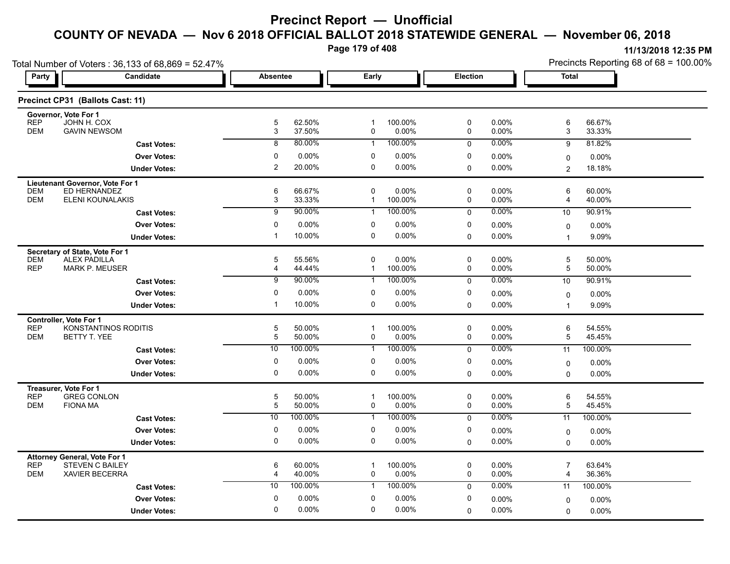# Precinct Report — Unofficial

## COUNTY OF NEVADA — Nov 6 2018 OFFICIAL BALLOT 2018 STATEWIDE GENERAL — November 06, 2018

11/13/2018 12:35 PM

Total Number of Voters : 36,133 of 68,869 = 52.47%

Precincts Reporting 68 of 68 = 100.00%

### Precinct CP31 (Ballots Cast: 11)

| Party | Candidate | Absentee | | Early | | Election | | Total | |
|---|---|---|---|---|---|---|---|---|---|
| **Governor, Vote For 1** | | | | | | | | | |
| REP | JOHN H. COX | 5 | 62.50% | 1 | 100.00% | 0 | 0.00% | 6 | 66.67% |
| DEM | GAVIN NEWSOM | 3 | 37.50% | 0 | 0.00% | 0 | 0.00% | 3 | 33.33% |
| | **Cast Votes:** | 8 | 80.00% | 1 | 100.00% | 0 | 0.00% | 9 | 81.82% |
| | **Over Votes:** | 0 | 0.00% | 0 | 0.00% | 0 | 0.00% | 0 | 0.00% |
| | **Under Votes:** | 2 | 20.00% | 0 | 0.00% | 0 | 0.00% | 2 | 18.18% |
| **Lieutenant Governor, Vote For 1** | | | | | | | | | |
| DEM | ED HERNANDEZ | 6 | 66.67% | 0 | 0.00% | 0 | 0.00% | 6 | 60.00% |
| DEM | ELENI KOUNALAKIS | 3 | 33.33% | 1 | 100.00% | 0 | 0.00% | 4 | 40.00% |
| | **Cast Votes:** | 9 | 90.00% | 1 | 100.00% | 0 | 0.00% | 10 | 90.91% |
| | **Over Votes:** | 0 | 0.00% | 0 | 0.00% | 0 | 0.00% | 0 | 0.00% |
| | **Under Votes:** | 1 | 10.00% | 0 | 0.00% | 0 | 0.00% | 1 | 9.09% |
| **Secretary of State, Vote For 1** | | | | | | | | | |
| DEM | ALEX PADILLA | 5 | 55.56% | 0 | 0.00% | 0 | 0.00% | 5 | 50.00% |
| REP | MARK P. MEUSER | 4 | 44.44% | 1 | 100.00% | 0 | 0.00% | 5 | 50.00% |
| | **Cast Votes:** | 9 | 90.00% | 1 | 100.00% | 0 | 0.00% | 10 | 90.91% |
| | **Over Votes:** | 0 | 0.00% | 0 | 0.00% | 0 | 0.00% | 0 | 0.00% |
| | **Under Votes:** | 1 | 10.00% | 0 | 0.00% | 0 | 0.00% | 1 | 9.09% |
| **Controller, Vote For 1** | | | | | | | | | |
| REP | KONSTANTINOS RODITIS | 5 | 50.00% | 1 | 100.00% | 0 | 0.00% | 6 | 54.55% |
| DEM | BETTY T. YEE | 5 | 50.00% | 0 | 0.00% | 0 | 0.00% | 5 | 45.45% |
| | **Cast Votes:** | 10 | 100.00% | 1 | 100.00% | 0 | 0.00% | 11 | 100.00% |
| | **Over Votes:** | 0 | 0.00% | 0 | 0.00% | 0 | 0.00% | 0 | 0.00% |
| | **Under Votes:** | 0 | 0.00% | 0 | 0.00% | 0 | 0.00% | 0 | 0.00% |
| **Treasurer, Vote For 1** | | | | | | | | | |
| REP | GREG CONLON | 5 | 50.00% | 1 | 100.00% | 0 | 0.00% | 6 | 54.55% |
| DEM | FIONA MA | 5 | 50.00% | 0 | 0.00% | 0 | 0.00% | 5 | 45.45% |
| | **Cast Votes:** | 10 | 100.00% | 1 | 100.00% | 0 | 0.00% | 11 | 100.00% |
| | **Over Votes:** | 0 | 0.00% | 0 | 0.00% | 0 | 0.00% | 0 | 0.00% |
| | **Under Votes:** | 0 | 0.00% | 0 | 0.00% | 0 | 0.00% | 0 | 0.00% |
| **Attorney General, Vote For 1** | | | | | | | | | |
| REP | STEVEN C BAILEY | 6 | 60.00% | 1 | 100.00% | 0 | 0.00% | 7 | 63.64% |
| DEM | XAVIER BECERRA | 4 | 40.00% | 0 | 0.00% | 0 | 0.00% | 4 | 36.36% |
| | **Cast Votes:** | 10 | 100.00% | 1 | 100.00% | 0 | 0.00% | 11 | 100.00% |
| | **Over Votes:** | 0 | 0.00% | 0 | 0.00% | 0 | 0.00% | 0 | 0.00% |
| | **Under Votes:** | 0 | 0.00% | 0 | 0.00% | 0 | 0.00% | 0 | 0.00% |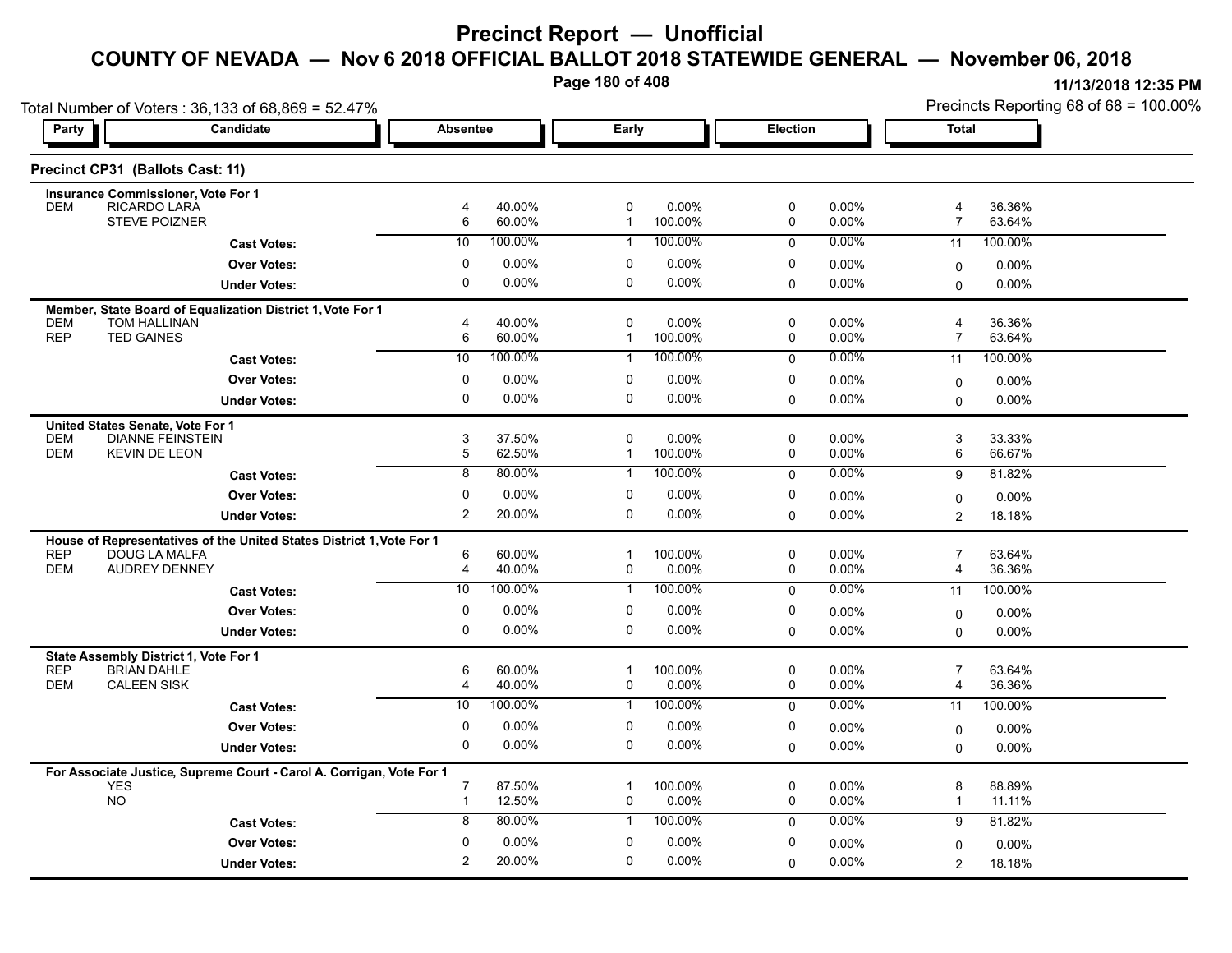# Precinct Report — Unofficial

## COUNTY OF NEVADA — Nov 6 2018 OFFICIAL BALLOT 2018 STATEWIDE GENERAL — November 06, 2018

11/13/2018 12:35 PM

Total Number of Voters : 36,133 of 68,869 = 52.47%

Precincts Reporting 68 of 68 = 100.00%

### Precinct CP31 (Ballots Cast: 11)

| Party | Candidate | Absentee | | Early | | Election | | Total | |
|---|---|---|---|---|---|---|---|---|---|
| | **Insurance Commissioner, Vote For 1** | | | | | | | | |
| DEM | RICARDO LARA | 4 | 40.00% | 0 | 0.00% | 0 | 0.00% | 4 | 36.36% |
| | STEVE POIZNER | 6 | 60.00% | 1 | 100.00% | 0 | 0.00% | 7 | 63.64% |
| | **Cast Votes:** | 10 | 100.00% | 1 | 100.00% | 0 | 0.00% | 11 | 100.00% |
| | **Over Votes:** | 0 | 0.00% | 0 | 0.00% | 0 | 0.00% | 0 | 0.00% |
| | **Under Votes:** | 0 | 0.00% | 0 | 0.00% | 0 | 0.00% | 0 | 0.00% |
| | **Member, State Board of Equalization District 1, Vote For 1** | | | | | | | | |
| DEM | TOM HALLINAN | 4 | 40.00% | 0 | 0.00% | 0 | 0.00% | 4 | 36.36% |
| REP | TED GAINES | 6 | 60.00% | 1 | 100.00% | 0 | 0.00% | 7 | 63.64% |
| | **Cast Votes:** | 10 | 100.00% | 1 | 100.00% | 0 | 0.00% | 11 | 100.00% |
| | **Over Votes:** | 0 | 0.00% | 0 | 0.00% | 0 | 0.00% | 0 | 0.00% |
| | **Under Votes:** | 0 | 0.00% | 0 | 0.00% | 0 | 0.00% | 0 | 0.00% |
| | **United States Senate, Vote For 1** | | | | | | | | |
| DEM | DIANNE FEINSTEIN | 3 | 37.50% | 0 | 0.00% | 0 | 0.00% | 3 | 33.33% |
| DEM | KEVIN DE LEON | 5 | 62.50% | 1 | 100.00% | 0 | 0.00% | 6 | 66.67% |
| | **Cast Votes:** | 8 | 80.00% | 1 | 100.00% | 0 | 0.00% | 9 | 81.82% |
| | **Over Votes:** | 0 | 0.00% | 0 | 0.00% | 0 | 0.00% | 0 | 0.00% |
| | **Under Votes:** | 2 | 20.00% | 0 | 0.00% | 0 | 0.00% | 2 | 18.18% |
| | **House of Representatives of the United States District 1, Vote For 1** | | | | | | | | |
| REP | DOUG LA MALFA | 6 | 60.00% | 1 | 100.00% | 0 | 0.00% | 7 | 63.64% |
| DEM | AUDREY DENNEY | 4 | 40.00% | 0 | 0.00% | 0 | 0.00% | 4 | 36.36% |
| | **Cast Votes:** | 10 | 100.00% | 1 | 100.00% | 0 | 0.00% | 11 | 100.00% |
| | **Over Votes:** | 0 | 0.00% | 0 | 0.00% | 0 | 0.00% | 0 | 0.00% |
| | **Under Votes:** | 0 | 0.00% | 0 | 0.00% | 0 | 0.00% | 0 | 0.00% |
| | **State Assembly District 1, Vote For 1** | | | | | | | | |
| REP | BRIAN DAHLE | 6 | 60.00% | 1 | 100.00% | 0 | 0.00% | 7 | 63.64% |
| DEM | CALEEN SISK | 4 | 40.00% | 0 | 0.00% | 0 | 0.00% | 4 | 36.36% |
| | **Cast Votes:** | 10 | 100.00% | 1 | 100.00% | 0 | 0.00% | 11 | 100.00% |
| | **Over Votes:** | 0 | 0.00% | 0 | 0.00% | 0 | 0.00% | 0 | 0.00% |
| | **Under Votes:** | 0 | 0.00% | 0 | 0.00% | 0 | 0.00% | 0 | 0.00% |
| | **For Associate Justice, Supreme Court - Carol A. Corrigan, Vote For 1** | | | | | | | | |
| | YES | 7 | 87.50% | 1 | 100.00% | 0 | 0.00% | 8 | 88.89% |
| | NO | 1 | 12.50% | 0 | 0.00% | 0 | 0.00% | 1 | 11.11% |
| | **Cast Votes:** | 8 | 80.00% | 1 | 100.00% | 0 | 0.00% | 9 | 81.82% |
| | **Over Votes:** | 0 | 0.00% | 0 | 0.00% | 0 | 0.00% | 0 | 0.00% |
| | **Under Votes:** | 2 | 20.00% | 0 | 0.00% | 0 | 0.00% | 2 | 18.18% |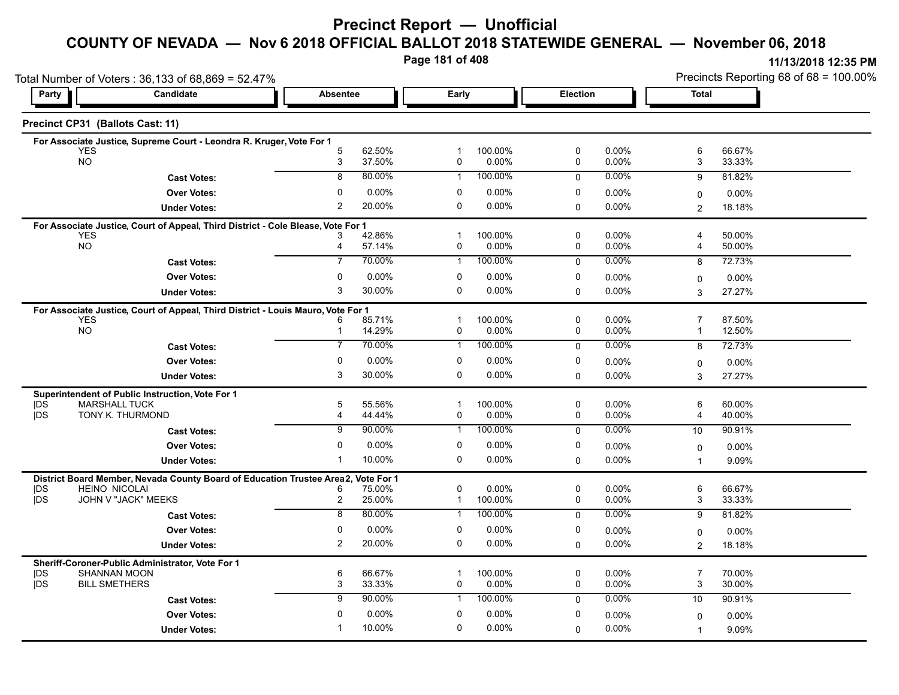# Precinct Report — Unofficial

## COUNTY OF NEVADA — Nov 6 2018 OFFICIAL BALLOT 2018 STATEWIDE GENERAL — November 06, 2018

11/13/2018 12:35 PM

Total Number of Voters : 36,133 of 68,869 = 52.47%

Precincts Reporting 68 of 68 = 100.00%

### Precinct CP31 (Ballots Cast: 11)

**For Associate Justice, Supreme Court - Leondra R. Kruger, Vote For 1**

| Party | Candidate | Absentee | | Early | | Election | | Total | |
|---|---|---|---|---|---|---|---|---|---|
| | YES | 5 | 62.50% | 1 | 100.00% | 0 | 0.00% | 6 | 66.67% |
| | NO | 3 | 37.50% | 0 | 0.00% | 0 | 0.00% | 3 | 33.33% |
| | **Cast Votes:** | 8 | 80.00% | 1 | 100.00% | 0 | 0.00% | 9 | 81.82% |
| | **Over Votes:** | 0 | 0.00% | 0 | 0.00% | 0 | 0.00% | 0 | 0.00% |
| | **Under Votes:** | 2 | 20.00% | 0 | 0.00% | 0 | 0.00% | 2 | 18.18% |

**For Associate Justice, Court of Appeal, Third District - Cole Blease, Vote For 1**

| Party | Candidate | Absentee | | Early | | Election | | Total | |
|---|---|---|---|---|---|---|---|---|---|
| | YES | 3 | 42.86% | 1 | 100.00% | 0 | 0.00% | 4 | 50.00% |
| | NO | 4 | 57.14% | 0 | 0.00% | 0 | 0.00% | 4 | 50.00% |
| | **Cast Votes:** | 7 | 70.00% | 1 | 100.00% | 0 | 0.00% | 8 | 72.73% |
| | **Over Votes:** | 0 | 0.00% | 0 | 0.00% | 0 | 0.00% | 0 | 0.00% |
| | **Under Votes:** | 3 | 30.00% | 0 | 0.00% | 0 | 0.00% | 3 | 27.27% |

**For Associate Justice, Court of Appeal, Third District - Louis Mauro, Vote For 1**

| Party | Candidate | Absentee | | Early | | Election | | Total | |
|---|---|---|---|---|---|---|---|---|---|
| | YES | 6 | 85.71% | 1 | 100.00% | 0 | 0.00% | 7 | 87.50% |
| | NO | 1 | 14.29% | 0 | 0.00% | 0 | 0.00% | 1 | 12.50% |
| | **Cast Votes:** | 7 | 70.00% | 1 | 100.00% | 0 | 0.00% | 8 | 72.73% |
| | **Over Votes:** | 0 | 0.00% | 0 | 0.00% | 0 | 0.00% | 0 | 0.00% |
| | **Under Votes:** | 3 | 30.00% | 0 | 0.00% | 0 | 0.00% | 3 | 27.27% |

**Superintendent of Public Instruction, Vote For 1**

| Party | Candidate | Absentee | | Early | | Election | | Total | |
|---|---|---|---|---|---|---|---|---|---|
| DS | MARSHALL TUCK | 5 | 55.56% | 1 | 100.00% | 0 | 0.00% | 6 | 60.00% |
| DS | TONY K. THURMOND | 4 | 44.44% | 0 | 0.00% | 0 | 0.00% | 4 | 40.00% |
| | **Cast Votes:** | 9 | 90.00% | 1 | 100.00% | 0 | 0.00% | 10 | 90.91% |
| | **Over Votes:** | 0 | 0.00% | 0 | 0.00% | 0 | 0.00% | 0 | 0.00% |
| | **Under Votes:** | 1 | 10.00% | 0 | 0.00% | 0 | 0.00% | 1 | 9.09% |

**District Board Member, Nevada County Board of Education Trustee Area 2, Vote For 1**

| Party | Candidate | Absentee | | Early | | Election | | Total | |
|---|---|---|---|---|---|---|---|---|---|
| DS | HEINO NICOLAI | 6 | 75.00% | 0 | 0.00% | 0 | 0.00% | 6 | 66.67% |
| DS | JOHN V "JACK" MEEKS | 2 | 25.00% | 1 | 100.00% | 0 | 0.00% | 3 | 33.33% |
| | **Cast Votes:** | 8 | 80.00% | 1 | 100.00% | 0 | 0.00% | 9 | 81.82% |
| | **Over Votes:** | 0 | 0.00% | 0 | 0.00% | 0 | 0.00% | 0 | 0.00% |
| | **Under Votes:** | 2 | 20.00% | 0 | 0.00% | 0 | 0.00% | 2 | 18.18% |

**Sheriff-Coroner-Public Administrator, Vote For 1**

| Party | Candidate | Absentee | | Early | | Election | | Total | |
|---|---|---|---|---|---|---|---|---|---|
| DS | SHANNAN MOON | 6 | 66.67% | 1 | 100.00% | 0 | 0.00% | 7 | 70.00% |
| DS | BILL SMETHERS | 3 | 33.33% | 0 | 0.00% | 0 | 0.00% | 3 | 30.00% |
| | **Cast Votes:** | 9 | 90.00% | 1 | 100.00% | 0 | 0.00% | 10 | 90.91% |
| | **Over Votes:** | 0 | 0.00% | 0 | 0.00% | 0 | 0.00% | 0 | 0.00% |
| | **Under Votes:** | 1 | 10.00% | 0 | 0.00% | 0 | 0.00% | 1 | 9.09% |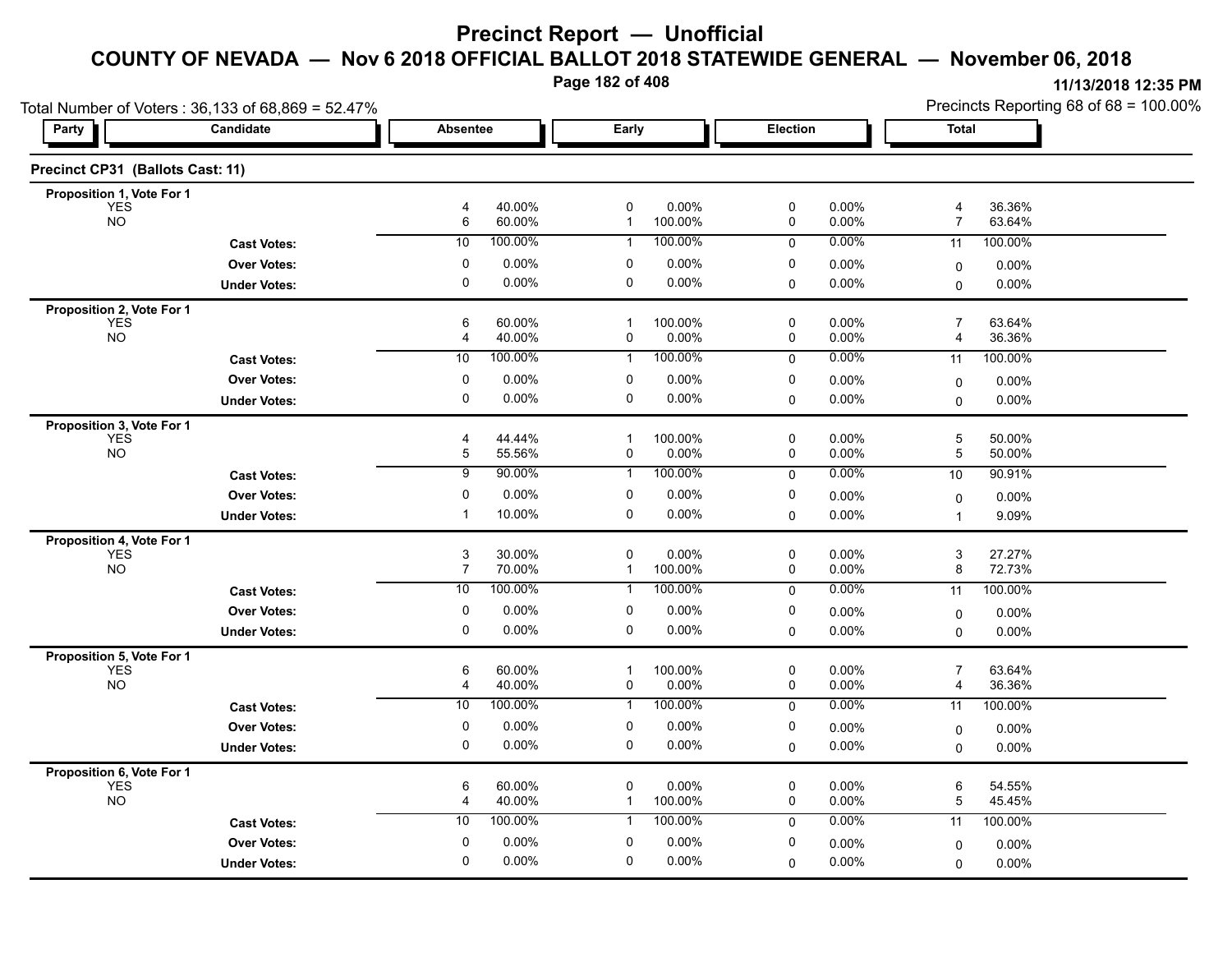# Precinct Report — Unofficial

## COUNTY OF NEVADA — Nov 6 2018 OFFICIAL BALLOT 2018 STATEWIDE GENERAL — November 06, 2018

11/13/2018 12:35 PM

Total Number of Voters : 36,133 of 68,869 = 52.47%

Precincts Reporting 68 of 68 = 100.00%

### Precinct CP31 (Ballots Cast: 11)

| Party | Candidate | Absentee | | Early | | Election | | Total | |
|---|---|---|---|---|---|---|---|---|---|
| **Proposition 1, Vote For 1** | | | | | | | | | |
| YES | | 4 | 40.00% | 0 | 0.00% | 0 | 0.00% | 4 | 36.36% |
| NO | | 6 | 60.00% | 1 | 100.00% | 0 | 0.00% | 7 | 63.64% |
| | **Cast Votes:** | 10 | 100.00% | 1 | 100.00% | 0 | 0.00% | 11 | 100.00% |
| | **Over Votes:** | 0 | 0.00% | 0 | 0.00% | 0 | 0.00% | 0 | 0.00% |
| | **Under Votes:** | 0 | 0.00% | 0 | 0.00% | 0 | 0.00% | 0 | 0.00% |
| **Proposition 2, Vote For 1** | | | | | | | | | |
| YES | | 6 | 60.00% | 1 | 100.00% | 0 | 0.00% | 7 | 63.64% |
| NO | | 4 | 40.00% | 0 | 0.00% | 0 | 0.00% | 4 | 36.36% |
| | **Cast Votes:** | 10 | 100.00% | 1 | 100.00% | 0 | 0.00% | 11 | 100.00% |
| | **Over Votes:** | 0 | 0.00% | 0 | 0.00% | 0 | 0.00% | 0 | 0.00% |
| | **Under Votes:** | 0 | 0.00% | 0 | 0.00% | 0 | 0.00% | 0 | 0.00% |
| **Proposition 3, Vote For 1** | | | | | | | | | |
| YES | | 4 | 44.44% | 1 | 100.00% | 0 | 0.00% | 5 | 50.00% |
| NO | | 5 | 55.56% | 0 | 0.00% | 0 | 0.00% | 5 | 50.00% |
| | **Cast Votes:** | 9 | 90.00% | 1 | 100.00% | 0 | 0.00% | 10 | 90.91% |
| | **Over Votes:** | 0 | 0.00% | 0 | 0.00% | 0 | 0.00% | 0 | 0.00% |
| | **Under Votes:** | 1 | 10.00% | 0 | 0.00% | 0 | 0.00% | 1 | 9.09% |
| **Proposition 4, Vote For 1** | | | | | | | | | |
| YES | | 3 | 30.00% | 0 | 0.00% | 0 | 0.00% | 3 | 27.27% |
| NO | | 7 | 70.00% | 1 | 100.00% | 0 | 0.00% | 8 | 72.73% |
| | **Cast Votes:** | 10 | 100.00% | 1 | 100.00% | 0 | 0.00% | 11 | 100.00% |
| | **Over Votes:** | 0 | 0.00% | 0 | 0.00% | 0 | 0.00% | 0 | 0.00% |
| | **Under Votes:** | 0 | 0.00% | 0 | 0.00% | 0 | 0.00% | 0 | 0.00% |
| **Proposition 5, Vote For 1** | | | | | | | | | |
| YES | | 6 | 60.00% | 1 | 100.00% | 0 | 0.00% | 7 | 63.64% |
| NO | | 4 | 40.00% | 0 | 0.00% | 0 | 0.00% | 4 | 36.36% |
| | **Cast Votes:** | 10 | 100.00% | 1 | 100.00% | 0 | 0.00% | 11 | 100.00% |
| | **Over Votes:** | 0 | 0.00% | 0 | 0.00% | 0 | 0.00% | 0 | 0.00% |
| | **Under Votes:** | 0 | 0.00% | 0 | 0.00% | 0 | 0.00% | 0 | 0.00% |
| **Proposition 6, Vote For 1** | | | | | | | | | |
| YES | | 6 | 60.00% | 0 | 0.00% | 0 | 0.00% | 6 | 54.55% |
| NO | | 4 | 40.00% | 1 | 100.00% | 0 | 0.00% | 5 | 45.45% |
| | **Cast Votes:** | 10 | 100.00% | 1 | 100.00% | 0 | 0.00% | 11 | 100.00% |
| | **Over Votes:** | 0 | 0.00% | 0 | 0.00% | 0 | 0.00% | 0 | 0.00% |
| | **Under Votes:** | 0 | 0.00% | 0 | 0.00% | 0 | 0.00% | 0 | 0.00% |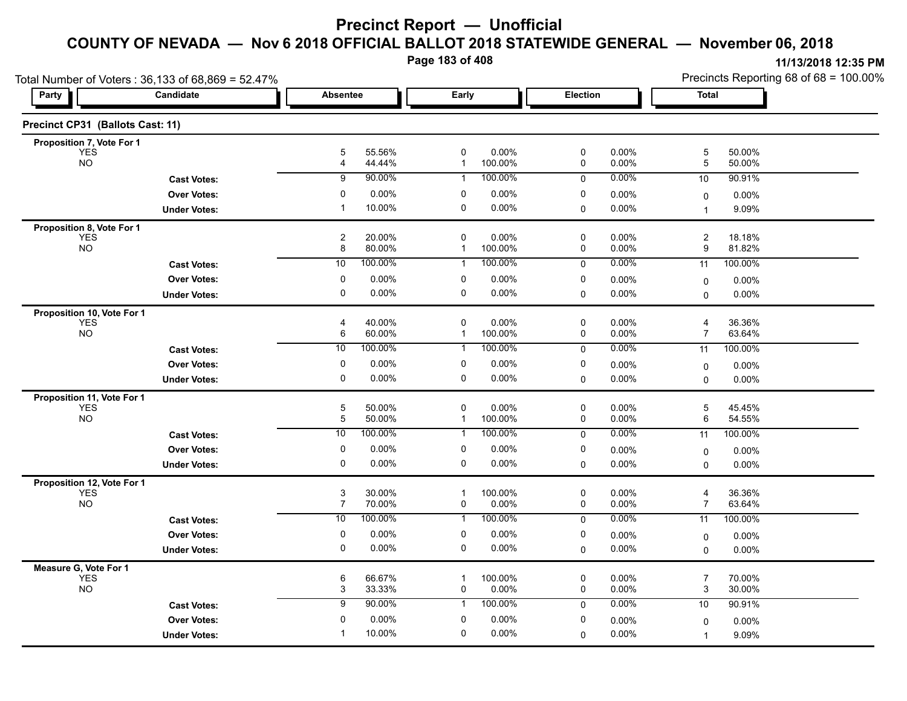# Precinct Report — Unofficial

## COUNTY OF NEVADA — Nov 6 2018 OFFICIAL BALLOT 2018 STATEWIDE GENERAL — November 06, 2018

11/13/2018 12:35 PM

Total Number of Voters : 36,133 of 68,869 = 52.47%

Precincts Reporting 68 of 68 = 100.00%

| Party | Candidate | Absentee | | Early | | Election | | Total | |
|---|---|---|---|---|---|---|---|---|---|
| **Precinct CP31 (Ballots Cast: 11)** | | | | | | | | | |
| **Proposition 7, Vote For 1** | | | | | | | | | |
| YES | | 5 | 55.56% | 0 | 0.00% | 0 | 0.00% | 5 | 50.00% |
| NO | | 4 | 44.44% | 1 | 100.00% | 0 | 0.00% | 5 | 50.00% |
| | **Cast Votes:** | 9 | 90.00% | 1 | 100.00% | 0 | 0.00% | 10 | 90.91% |
| | **Over Votes:** | 0 | 0.00% | 0 | 0.00% | 0 | 0.00% | 0 | 0.00% |
| | **Under Votes:** | 1 | 10.00% | 0 | 0.00% | 0 | 0.00% | 1 | 9.09% |
| **Proposition 8, Vote For 1** | | | | | | | | | |
| YES | | 2 | 20.00% | 0 | 0.00% | 0 | 0.00% | 2 | 18.18% |
| NO | | 8 | 80.00% | 1 | 100.00% | 0 | 0.00% | 9 | 81.82% |
| | **Cast Votes:** | 10 | 100.00% | 1 | 100.00% | 0 | 0.00% | 11 | 100.00% |
| | **Over Votes:** | 0 | 0.00% | 0 | 0.00% | 0 | 0.00% | 0 | 0.00% |
| | **Under Votes:** | 0 | 0.00% | 0 | 0.00% | 0 | 0.00% | 0 | 0.00% |
| **Proposition 10, Vote For 1** | | | | | | | | | |
| YES | | 4 | 40.00% | 0 | 0.00% | 0 | 0.00% | 4 | 36.36% |
| NO | | 6 | 60.00% | 1 | 100.00% | 0 | 0.00% | 7 | 63.64% |
| | **Cast Votes:** | 10 | 100.00% | 1 | 100.00% | 0 | 0.00% | 11 | 100.00% |
| | **Over Votes:** | 0 | 0.00% | 0 | 0.00% | 0 | 0.00% | 0 | 0.00% |
| | **Under Votes:** | 0 | 0.00% | 0 | 0.00% | 0 | 0.00% | 0 | 0.00% |
| **Proposition 11, Vote For 1** | | | | | | | | | |
| YES | | 5 | 50.00% | 0 | 0.00% | 0 | 0.00% | 5 | 45.45% |
| NO | | 5 | 50.00% | 1 | 100.00% | 0 | 0.00% | 6 | 54.55% |
| | **Cast Votes:** | 10 | 100.00% | 1 | 100.00% | 0 | 0.00% | 11 | 100.00% |
| | **Over Votes:** | 0 | 0.00% | 0 | 0.00% | 0 | 0.00% | 0 | 0.00% |
| | **Under Votes:** | 0 | 0.00% | 0 | 0.00% | 0 | 0.00% | 0 | 0.00% |
| **Proposition 12, Vote For 1** | | | | | | | | | |
| YES | | 3 | 30.00% | 1 | 100.00% | 0 | 0.00% | 4 | 36.36% |
| NO | | 7 | 70.00% | 0 | 0.00% | 0 | 0.00% | 7 | 63.64% |
| | **Cast Votes:** | 10 | 100.00% | 1 | 100.00% | 0 | 0.00% | 11 | 100.00% |
| | **Over Votes:** | 0 | 0.00% | 0 | 0.00% | 0 | 0.00% | 0 | 0.00% |
| | **Under Votes:** | 0 | 0.00% | 0 | 0.00% | 0 | 0.00% | 0 | 0.00% |
| **Measure G, Vote For 1** | | | | | | | | | |
| YES | | 6 | 66.67% | 1 | 100.00% | 0 | 0.00% | 7 | 70.00% |
| NO | | 3 | 33.33% | 0 | 0.00% | 0 | 0.00% | 3 | 30.00% |
| | **Cast Votes:** | 9 | 90.00% | 1 | 100.00% | 0 | 0.00% | 10 | 90.91% |
| | **Over Votes:** | 0 | 0.00% | 0 | 0.00% | 0 | 0.00% | 0 | 0.00% |
| | **Under Votes:** | 1 | 10.00% | 0 | 0.00% | 0 | 0.00% | 1 | 9.09% |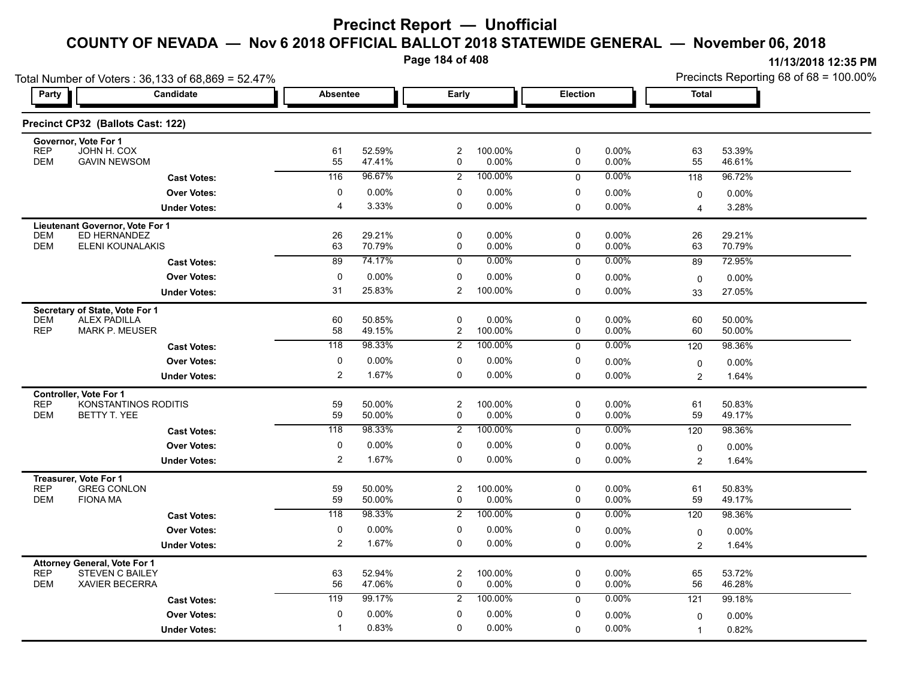# Precinct Report — Unofficial

## COUNTY OF NEVADA — Nov 6 2018 OFFICIAL BALLOT 2018 STATEWIDE GENERAL — November 06, 2018

11/13/2018 12:35 PM

Total Number of Voters : 36,133 of 68,869 = 52.47%

Precincts Reporting 68 of 68 = 100.00%

### Precinct CP32 (Ballots Cast: 122)

| Party | Candidate | Absentee | | Early | | Election | | Total | |
|---|---|---|---|---|---|---|---|---|---|
| **Governor, Vote For 1** | | | | | | | | | |
| REP | JOHN H. COX | 61 | 52.59% | 2 | 100.00% | 0 | 0.00% | 63 | 53.39% |
| DEM | GAVIN NEWSOM | 55 | 47.41% | 0 | 0.00% | 0 | 0.00% | 55 | 46.61% |
| | **Cast Votes:** | 116 | 96.67% | 2 | 100.00% | 0 | 0.00% | 118 | 96.72% |
| | **Over Votes:** | 0 | 0.00% | 0 | 0.00% | 0 | 0.00% | 0 | 0.00% |
| | **Under Votes:** | 4 | 3.33% | 0 | 0.00% | 0 | 0.00% | 4 | 3.28% |
| **Lieutenant Governor, Vote For 1** | | | | | | | | | |
| DEM | ED HERNANDEZ | 26 | 29.21% | 0 | 0.00% | 0 | 0.00% | 26 | 29.21% |
| DEM | ELENI KOUNALAKIS | 63 | 70.79% | 0 | 0.00% | 0 | 0.00% | 63 | 70.79% |
| | **Cast Votes:** | 89 | 74.17% | 0 | 0.00% | 0 | 0.00% | 89 | 72.95% |
| | **Over Votes:** | 0 | 0.00% | 0 | 0.00% | 0 | 0.00% | 0 | 0.00% |
| | **Under Votes:** | 31 | 25.83% | 2 | 100.00% | 0 | 0.00% | 33 | 27.05% |
| **Secretary of State, Vote For 1** | | | | | | | | | |
| DEM | ALEX PADILLA | 60 | 50.85% | 0 | 0.00% | 0 | 0.00% | 60 | 50.00% |
| REP | MARK P. MEUSER | 58 | 49.15% | 2 | 100.00% | 0 | 0.00% | 60 | 50.00% |
| | **Cast Votes:** | 118 | 98.33% | 2 | 100.00% | 0 | 0.00% | 120 | 98.36% |
| | **Over Votes:** | 0 | 0.00% | 0 | 0.00% | 0 | 0.00% | 0 | 0.00% |
| | **Under Votes:** | 2 | 1.67% | 0 | 0.00% | 0 | 0.00% | 2 | 1.64% |
| **Controller, Vote For 1** | | | | | | | | | |
| REP | KONSTANTINOS RODITIS | 59 | 50.00% | 2 | 100.00% | 0 | 0.00% | 61 | 50.83% |
| DEM | BETTY T. YEE | 59 | 50.00% | 0 | 0.00% | 0 | 0.00% | 59 | 49.17% |
| | **Cast Votes:** | 118 | 98.33% | 2 | 100.00% | 0 | 0.00% | 120 | 98.36% |
| | **Over Votes:** | 0 | 0.00% | 0 | 0.00% | 0 | 0.00% | 0 | 0.00% |
| | **Under Votes:** | 2 | 1.67% | 0 | 0.00% | 0 | 0.00% | 2 | 1.64% |
| **Treasurer, Vote For 1** | | | | | | | | | |
| REP | GREG CONLON | 59 | 50.00% | 2 | 100.00% | 0 | 0.00% | 61 | 50.83% |
| DEM | FIONA MA | 59 | 50.00% | 0 | 0.00% | 0 | 0.00% | 59 | 49.17% |
| | **Cast Votes:** | 118 | 98.33% | 2 | 100.00% | 0 | 0.00% | 120 | 98.36% |
| | **Over Votes:** | 0 | 0.00% | 0 | 0.00% | 0 | 0.00% | 0 | 0.00% |
| | **Under Votes:** | 2 | 1.67% | 0 | 0.00% | 0 | 0.00% | 2 | 1.64% |
| **Attorney General, Vote For 1** | | | | | | | | | |
| REP | STEVEN C BAILEY | 63 | 52.94% | 2 | 100.00% | 0 | 0.00% | 65 | 53.72% |
| DEM | XAVIER BECERRA | 56 | 47.06% | 0 | 0.00% | 0 | 0.00% | 56 | 46.28% |
| | **Cast Votes:** | 119 | 99.17% | 2 | 100.00% | 0 | 0.00% | 121 | 99.18% |
| | **Over Votes:** | 0 | 0.00% | 0 | 0.00% | 0 | 0.00% | 0 | 0.00% |
| | **Under Votes:** | 1 | 0.83% | 0 | 0.00% | 0 | 0.00% | 1 | 0.82% |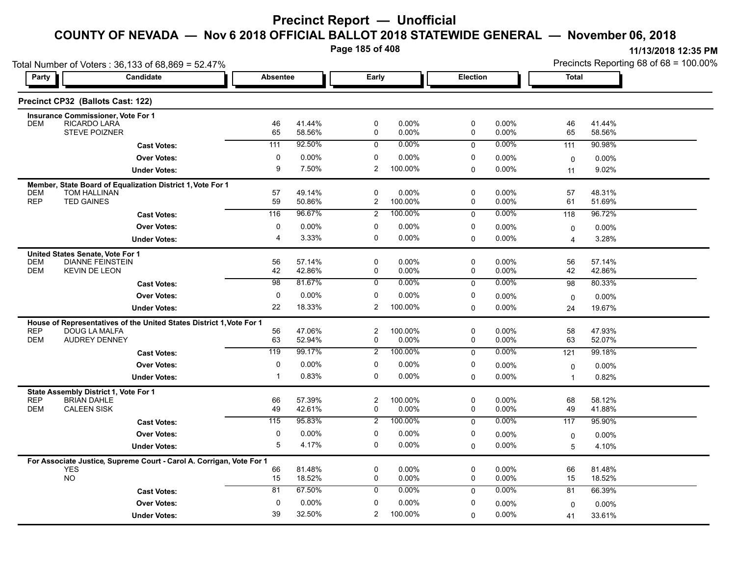# Precinct Report — Unofficial

## COUNTY OF NEVADA — Nov 6 2018 OFFICIAL BALLOT 2018 STATEWIDE GENERAL — November 06, 2018

11/13/2018 12:35 PM

Total Number of Voters : 36,133 of 68,869 = 52.47%

Precincts Reporting 68 of 68 = 100.00%

### Precinct CP32 (Ballots Cast: 122)

| Party | Candidate | Absentee | | Early | | Election | | Total | |
|---|---|---|---|---|---|---|---|---|---|
| **Insurance Commissioner, Vote For 1** | | | | | | | | | |
| DEM | RICARDO LARA | 46 | 41.44% | 0 | 0.00% | 0 | 0.00% | 46 | 41.44% |
| | STEVE POIZNER | 65 | 58.56% | 0 | 0.00% | 0 | 0.00% | 65 | 58.56% |
| | **Cast Votes:** | 111 | 92.50% | 0 | 0.00% | 0 | 0.00% | 111 | 90.98% |
| | **Over Votes:** | 0 | 0.00% | 0 | 0.00% | 0 | 0.00% | 0 | 0.00% |
| | **Under Votes:** | 9 | 7.50% | 2 | 100.00% | 0 | 0.00% | 11 | 9.02% |
| **Member, State Board of Equalization District 1, Vote For 1** | | | | | | | | | |
| DEM | TOM HALLINAN | 57 | 49.14% | 0 | 0.00% | 0 | 0.00% | 57 | 48.31% |
| REP | TED GAINES | 59 | 50.86% | 2 | 100.00% | 0 | 0.00% | 61 | 51.69% |
| | **Cast Votes:** | 116 | 96.67% | 2 | 100.00% | 0 | 0.00% | 118 | 96.72% |
| | **Over Votes:** | 0 | 0.00% | 0 | 0.00% | 0 | 0.00% | 0 | 0.00% |
| | **Under Votes:** | 4 | 3.33% | 0 | 0.00% | 0 | 0.00% | 4 | 3.28% |
| **United States Senate, Vote For 1** | | | | | | | | | |
| DEM | DIANNE FEINSTEIN | 56 | 57.14% | 0 | 0.00% | 0 | 0.00% | 56 | 57.14% |
| DEM | KEVIN DE LEON | 42 | 42.86% | 0 | 0.00% | 0 | 0.00% | 42 | 42.86% |
| | **Cast Votes:** | 98 | 81.67% | 0 | 0.00% | 0 | 0.00% | 98 | 80.33% |
| | **Over Votes:** | 0 | 0.00% | 0 | 0.00% | 0 | 0.00% | 0 | 0.00% |
| | **Under Votes:** | 22 | 18.33% | 2 | 100.00% | 0 | 0.00% | 24 | 19.67% |
| **House of Representatives of the United States District 1, Vote For 1** | | | | | | | | | |
| REP | DOUG LA MALFA | 56 | 47.06% | 2 | 100.00% | 0 | 0.00% | 58 | 47.93% |
| DEM | AUDREY DENNEY | 63 | 52.94% | 0 | 0.00% | 0 | 0.00% | 63 | 52.07% |
| | **Cast Votes:** | 119 | 99.17% | 2 | 100.00% | 0 | 0.00% | 121 | 99.18% |
| | **Over Votes:** | 0 | 0.00% | 0 | 0.00% | 0 | 0.00% | 0 | 0.00% |
| | **Under Votes:** | 1 | 0.83% | 0 | 0.00% | 0 | 0.00% | 1 | 0.82% |
| **State Assembly District 1, Vote For 1** | | | | | | | | | |
| REP | BRIAN DAHLE | 66 | 57.39% | 2 | 100.00% | 0 | 0.00% | 68 | 58.12% |
| DEM | CALEEN SISK | 49 | 42.61% | 0 | 0.00% | 0 | 0.00% | 49 | 41.88% |
| | **Cast Votes:** | 115 | 95.83% | 2 | 100.00% | 0 | 0.00% | 117 | 95.90% |
| | **Over Votes:** | 0 | 0.00% | 0 | 0.00% | 0 | 0.00% | 0 | 0.00% |
| | **Under Votes:** | 5 | 4.17% | 0 | 0.00% | 0 | 0.00% | 5 | 4.10% |
| **For Associate Justice, Supreme Court - Carol A. Corrigan, Vote For 1** | | | | | | | | | |
| | YES | 66 | 81.48% | 0 | 0.00% | 0 | 0.00% | 66 | 81.48% |
| | NO | 15 | 18.52% | 0 | 0.00% | 0 | 0.00% | 15 | 18.52% |
| | **Cast Votes:** | 81 | 67.50% | 0 | 0.00% | 0 | 0.00% | 81 | 66.39% |
| | **Over Votes:** | 0 | 0.00% | 0 | 0.00% | 0 | 0.00% | 0 | 0.00% |
| | **Under Votes:** | 39 | 32.50% | 2 | 100.00% | 0 | 0.00% | 41 | 33.61% |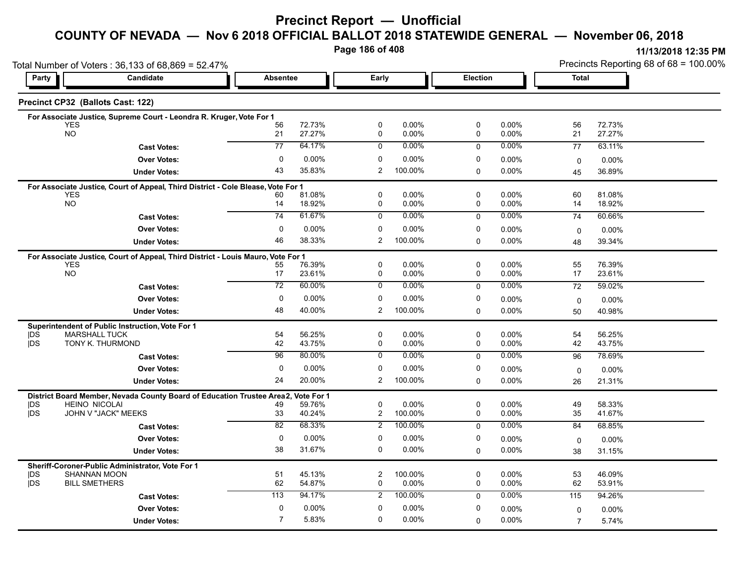# Precinct Report — Unofficial

## COUNTY OF NEVADA — Nov 6 2018 OFFICIAL BALLOT 2018 STATEWIDE GENERAL — November 06, 2018

11/13/2018 12:35 PM

Total Number of Voters : 36,133 of 68,869 = 52.47%

Precincts Reporting 68 of 68 = 100.00%

### Precinct CP32 (Ballots Cast: 122)

| Party | Candidate | Absentee | | Early | | Election | | Total | |
|---|---|---|---|---|---|---|---|---|---|
| **For Associate Justice, Supreme Court - Leondra R. Kruger, Vote For 1** | | | | | | | | | |
| | YES | 56 | 72.73% | 0 | 0.00% | 0 | 0.00% | 56 | 72.73% |
| | NO | 21 | 27.27% | 0 | 0.00% | 0 | 0.00% | 21 | 27.27% |
| | **Cast Votes:** | 77 | 64.17% | 0 | 0.00% | 0 | 0.00% | 77 | 63.11% |
| | **Over Votes:** | 0 | 0.00% | 0 | 0.00% | 0 | 0.00% | 0 | 0.00% |
| | **Under Votes:** | 43 | 35.83% | 2 | 100.00% | 0 | 0.00% | 45 | 36.89% |
| **For Associate Justice, Court of Appeal, Third District - Cole Blease, Vote For 1** | | | | | | | | | |
| | YES | 60 | 81.08% | 0 | 0.00% | 0 | 0.00% | 60 | 81.08% |
| | NO | 14 | 18.92% | 0 | 0.00% | 0 | 0.00% | 14 | 18.92% |
| | **Cast Votes:** | 74 | 61.67% | 0 | 0.00% | 0 | 0.00% | 74 | 60.66% |
| | **Over Votes:** | 0 | 0.00% | 0 | 0.00% | 0 | 0.00% | 0 | 0.00% |
| | **Under Votes:** | 46 | 38.33% | 2 | 100.00% | 0 | 0.00% | 48 | 39.34% |
| **For Associate Justice, Court of Appeal, Third District - Louis Mauro, Vote For 1** | | | | | | | | | |
| | YES | 55 | 76.39% | 0 | 0.00% | 0 | 0.00% | 55 | 76.39% |
| | NO | 17 | 23.61% | 0 | 0.00% | 0 | 0.00% | 17 | 23.61% |
| | **Cast Votes:** | 72 | 60.00% | 0 | 0.00% | 0 | 0.00% | 72 | 59.02% |
| | **Over Votes:** | 0 | 0.00% | 0 | 0.00% | 0 | 0.00% | 0 | 0.00% |
| | **Under Votes:** | 48 | 40.00% | 2 | 100.00% | 0 | 0.00% | 50 | 40.98% |
| **Superintendent of Public Instruction, Vote For 1** | | | | | | | | | |
| DS | MARSHALL TUCK | 54 | 56.25% | 0 | 0.00% | 0 | 0.00% | 54 | 56.25% |
| DS | TONY K. THURMOND | 42 | 43.75% | 0 | 0.00% | 0 | 0.00% | 42 | 43.75% |
| | **Cast Votes:** | 96 | 80.00% | 0 | 0.00% | 0 | 0.00% | 96 | 78.69% |
| | **Over Votes:** | 0 | 0.00% | 0 | 0.00% | 0 | 0.00% | 0 | 0.00% |
| | **Under Votes:** | 24 | 20.00% | 2 | 100.00% | 0 | 0.00% | 26 | 21.31% |
| **District Board Member, Nevada County Board of Education Trustee Area 2, Vote For 1** | | | | | | | | | |
| DS | HEINO NICOLAI | 49 | 59.76% | 0 | 0.00% | 0 | 0.00% | 49 | 58.33% |
| DS | JOHN V "JACK" MEEKS | 33 | 40.24% | 2 | 100.00% | 0 | 0.00% | 35 | 41.67% |
| | **Cast Votes:** | 82 | 68.33% | 2 | 100.00% | 0 | 0.00% | 84 | 68.85% |
| | **Over Votes:** | 0 | 0.00% | 0 | 0.00% | 0 | 0.00% | 0 | 0.00% |
| | **Under Votes:** | 38 | 31.67% | 0 | 0.00% | 0 | 0.00% | 38 | 31.15% |
| **Sheriff-Coroner-Public Administrator, Vote For 1** | | | | | | | | | |
| DS | SHANNAN MOON | 51 | 45.13% | 2 | 100.00% | 0 | 0.00% | 53 | 46.09% |
| DS | BILL SMETHERS | 62 | 54.87% | 0 | 0.00% | 0 | 0.00% | 62 | 53.91% |
| | **Cast Votes:** | 113 | 94.17% | 2 | 100.00% | 0 | 0.00% | 115 | 94.26% |
| | **Over Votes:** | 0 | 0.00% | 0 | 0.00% | 0 | 0.00% | 0 | 0.00% |
| | **Under Votes:** | 7 | 5.83% | 0 | 0.00% | 0 | 0.00% | 7 | 5.74% |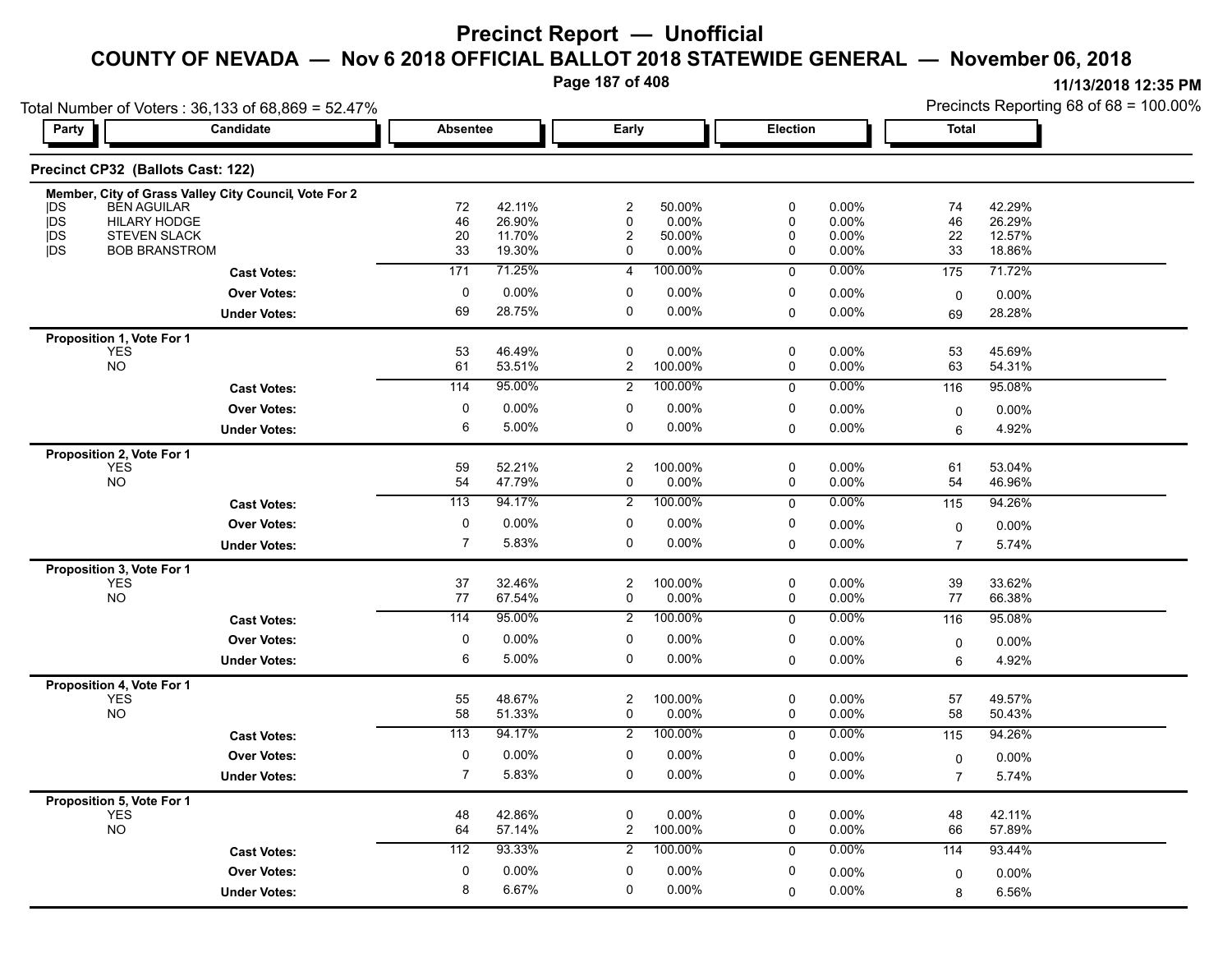# Precinct Report — Unofficial

## COUNTY OF NEVADA — Nov 6 2018 OFFICIAL BALLOT 2018 STATEWIDE GENERAL — November 06, 2018

11/13/2018 12:35 PM

Total Number of Voters : 36,133 of 68,869 = 52.47%

Precincts Reporting 68 of 68 = 100.00%

### Precinct CP32 (Ballots Cast: 122)

| Party | Candidate | Absentee | | Early | | Election | | Total | |
|---|---|---|---|---|---|---|---|---|---|
| **Member, City of Grass Valley City Council, Vote For 2** | | | | | | | | | |
| DS | BEN AGUILAR | 72 | 42.11% | 2 | 50.00% | 0 | 0.00% | 74 | 42.29% |
| DS | HILARY HODGE | 46 | 26.90% | 0 | 0.00% | 0 | 0.00% | 46 | 26.29% |
| DS | STEVEN SLACK | 20 | 11.70% | 2 | 50.00% | 0 | 0.00% | 22 | 12.57% |
| DS | BOB BRANSTROM | 33 | 19.30% | 0 | 0.00% | 0 | 0.00% | 33 | 18.86% |
| | **Cast Votes:** | 171 | 71.25% | 4 | 100.00% | 0 | 0.00% | 175 | 71.72% |
| | **Over Votes:** | 0 | 0.00% | 0 | 0.00% | 0 | 0.00% | 0 | 0.00% |
| | **Under Votes:** | 69 | 28.75% | 0 | 0.00% | 0 | 0.00% | 69 | 28.28% |
| **Proposition 1, Vote For 1** | | | | | | | | | |
| | YES | 53 | 46.49% | 0 | 0.00% | 0 | 0.00% | 53 | 45.69% |
| | NO | 61 | 53.51% | 2 | 100.00% | 0 | 0.00% | 63 | 54.31% |
| | **Cast Votes:** | 114 | 95.00% | 2 | 100.00% | 0 | 0.00% | 116 | 95.08% |
| | **Over Votes:** | 0 | 0.00% | 0 | 0.00% | 0 | 0.00% | 0 | 0.00% |
| | **Under Votes:** | 6 | 5.00% | 0 | 0.00% | 0 | 0.00% | 6 | 4.92% |
| **Proposition 2, Vote For 1** | | | | | | | | | |
| | YES | 59 | 52.21% | 2 | 100.00% | 0 | 0.00% | 61 | 53.04% |
| | NO | 54 | 47.79% | 0 | 0.00% | 0 | 0.00% | 54 | 46.96% |
| | **Cast Votes:** | 113 | 94.17% | 2 | 100.00% | 0 | 0.00% | 115 | 94.26% |
| | **Over Votes:** | 0 | 0.00% | 0 | 0.00% | 0 | 0.00% | 0 | 0.00% |
| | **Under Votes:** | 7 | 5.83% | 0 | 0.00% | 0 | 0.00% | 7 | 5.74% |
| **Proposition 3, Vote For 1** | | | | | | | | | |
| | YES | 37 | 32.46% | 2 | 100.00% | 0 | 0.00% | 39 | 33.62% |
| | NO | 77 | 67.54% | 0 | 0.00% | 0 | 0.00% | 77 | 66.38% |
| | **Cast Votes:** | 114 | 95.00% | 2 | 100.00% | 0 | 0.00% | 116 | 95.08% |
| | **Over Votes:** | 0 | 0.00% | 0 | 0.00% | 0 | 0.00% | 0 | 0.00% |
| | **Under Votes:** | 6 | 5.00% | 0 | 0.00% | 0 | 0.00% | 6 | 4.92% |
| **Proposition 4, Vote For 1** | | | | | | | | | |
| | YES | 55 | 48.67% | 2 | 100.00% | 0 | 0.00% | 57 | 49.57% |
| | NO | 58 | 51.33% | 0 | 0.00% | 0 | 0.00% | 58 | 50.43% |
| | **Cast Votes:** | 113 | 94.17% | 2 | 100.00% | 0 | 0.00% | 115 | 94.26% |
| | **Over Votes:** | 0 | 0.00% | 0 | 0.00% | 0 | 0.00% | 0 | 0.00% |
| | **Under Votes:** | 7 | 5.83% | 0 | 0.00% | 0 | 0.00% | 7 | 5.74% |
| **Proposition 5, Vote For 1** | | | | | | | | | |
| | YES | 48 | 42.86% | 0 | 0.00% | 0 | 0.00% | 48 | 42.11% |
| | NO | 64 | 57.14% | 2 | 100.00% | 0 | 0.00% | 66 | 57.89% |
| | **Cast Votes:** | 112 | 93.33% | 2 | 100.00% | 0 | 0.00% | 114 | 93.44% |
| | **Over Votes:** | 0 | 0.00% | 0 | 0.00% | 0 | 0.00% | 0 | 0.00% |
| | **Under Votes:** | 8 | 6.67% | 0 | 0.00% | 0 | 0.00% | 8 | 6.56% |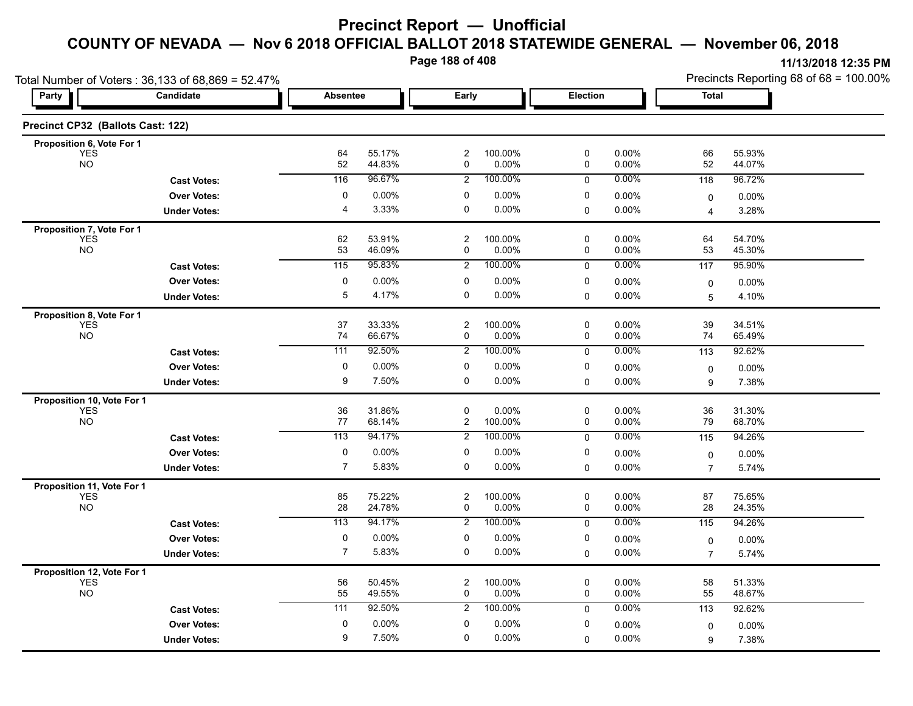# Precinct Report — Unofficial

## COUNTY OF NEVADA — Nov 6 2018 OFFICIAL BALLOT 2018 STATEWIDE GENERAL — November 06, 2018

11/13/2018 12:35 PM

Total Number of Voters : 36,133 of 68,869 = 52.47%

Precincts Reporting 68 of 68 = 100.00%

### Precinct CP32 (Ballots Cast: 122)

| Party | Candidate | Absentee | | Early | | Election | | Total | |
|---|---|---|---|---|---|---|---|---|---|
| **Proposition 6, Vote For 1** | | | | | | | | | |
| YES | | 64 | 55.17% | 2 | 100.00% | 0 | 0.00% | 66 | 55.93% |
| NO | | 52 | 44.83% | 0 | 0.00% | 0 | 0.00% | 52 | 44.07% |
| | **Cast Votes:** | 116 | 96.67% | 2 | 100.00% | 0 | 0.00% | 118 | 96.72% |
| | **Over Votes:** | 0 | 0.00% | 0 | 0.00% | 0 | 0.00% | 0 | 0.00% |
| | **Under Votes:** | 4 | 3.33% | 0 | 0.00% | 0 | 0.00% | 4 | 3.28% |
| **Proposition 7, Vote For 1** | | | | | | | | | |
| YES | | 62 | 53.91% | 2 | 100.00% | 0 | 0.00% | 64 | 54.70% |
| NO | | 53 | 46.09% | 0 | 0.00% | 0 | 0.00% | 53 | 45.30% |
| | **Cast Votes:** | 115 | 95.83% | 2 | 100.00% | 0 | 0.00% | 117 | 95.90% |
| | **Over Votes:** | 0 | 0.00% | 0 | 0.00% | 0 | 0.00% | 0 | 0.00% |
| | **Under Votes:** | 5 | 4.17% | 0 | 0.00% | 0 | 0.00% | 5 | 4.10% |
| **Proposition 8, Vote For 1** | | | | | | | | | |
| YES | | 37 | 33.33% | 2 | 100.00% | 0 | 0.00% | 39 | 34.51% |
| NO | | 74 | 66.67% | 0 | 0.00% | 0 | 0.00% | 74 | 65.49% |
| | **Cast Votes:** | 111 | 92.50% | 2 | 100.00% | 0 | 0.00% | 113 | 92.62% |
| | **Over Votes:** | 0 | 0.00% | 0 | 0.00% | 0 | 0.00% | 0 | 0.00% |
| | **Under Votes:** | 9 | 7.50% | 0 | 0.00% | 0 | 0.00% | 9 | 7.38% |
| **Proposition 10, Vote For 1** | | | | | | | | | |
| YES | | 36 | 31.86% | 0 | 0.00% | 0 | 0.00% | 36 | 31.30% |
| NO | | 77 | 68.14% | 2 | 100.00% | 0 | 0.00% | 79 | 68.70% |
| | **Cast Votes:** | 113 | 94.17% | 2 | 100.00% | 0 | 0.00% | 115 | 94.26% |
| | **Over Votes:** | 0 | 0.00% | 0 | 0.00% | 0 | 0.00% | 0 | 0.00% |
| | **Under Votes:** | 7 | 5.83% | 0 | 0.00% | 0 | 0.00% | 7 | 5.74% |
| **Proposition 11, Vote For 1** | | | | | | | | | |
| YES | | 85 | 75.22% | 2 | 100.00% | 0 | 0.00% | 87 | 75.65% |
| NO | | 28 | 24.78% | 0 | 0.00% | 0 | 0.00% | 28 | 24.35% |
| | **Cast Votes:** | 113 | 94.17% | 2 | 100.00% | 0 | 0.00% | 115 | 94.26% |
| | **Over Votes:** | 0 | 0.00% | 0 | 0.00% | 0 | 0.00% | 0 | 0.00% |
| | **Under Votes:** | 7 | 5.83% | 0 | 0.00% | 0 | 0.00% | 7 | 5.74% |
| **Proposition 12, Vote For 1** | | | | | | | | | |
| YES | | 56 | 50.45% | 2 | 100.00% | 0 | 0.00% | 58 | 51.33% |
| NO | | 55 | 49.55% | 0 | 0.00% | 0 | 0.00% | 55 | 48.67% |
| | **Cast Votes:** | 111 | 92.50% | 2 | 100.00% | 0 | 0.00% | 113 | 92.62% |
| | **Over Votes:** | 0 | 0.00% | 0 | 0.00% | 0 | 0.00% | 0 | 0.00% |
| | **Under Votes:** | 9 | 7.50% | 0 | 0.00% | 0 | 0.00% | 9 | 7.38% |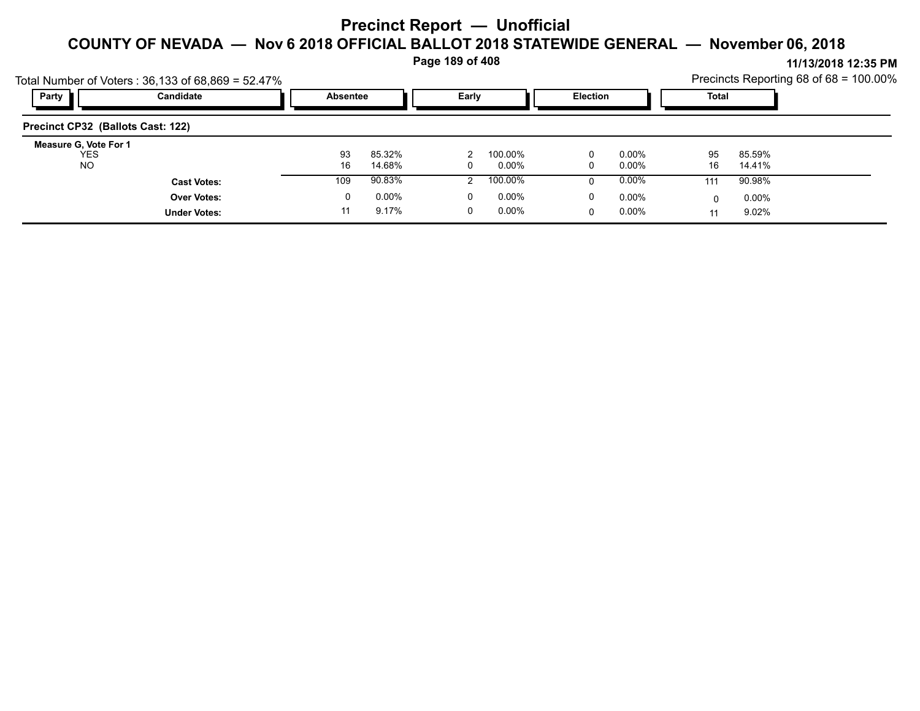# Precinct Report — Unofficial

## COUNTY OF NEVADA — Nov 6 2018 OFFICIAL BALLOT 2018 STATEWIDE GENERAL — November 06, 2018

11/13/2018 12:35 PM

Total Number of Voters : 36,133 of 68,869 = 52.47%

Precincts Reporting 68 of 68 = 100.00%

| Party | Candidate | Absentee | | Early | | Election | | Total | |
|---|---|---|---|---|---|---|---|---|---|
| **Precinct CP32 (Ballots Cast: 122)** | | | | | | | | | |
| **Measure G, Vote For 1** | | | | | | | | | |
| | YES | 93 | 85.32% | 2 | 100.00% | 0 | 0.00% | 95 | 85.59% |
| | NO | 16 | 14.68% | 0 | 0.00% | 0 | 0.00% | 16 | 14.41% |
| | **Cast Votes:** | 109 | 90.83% | 2 | 100.00% | 0 | 0.00% | 111 | 90.98% |
| | **Over Votes:** | 0 | 0.00% | 0 | 0.00% | 0 | 0.00% | 0 | 0.00% |
| | **Under Votes:** | 11 | 9.17% | 0 | 0.00% | 0 | 0.00% | 11 | 9.02% |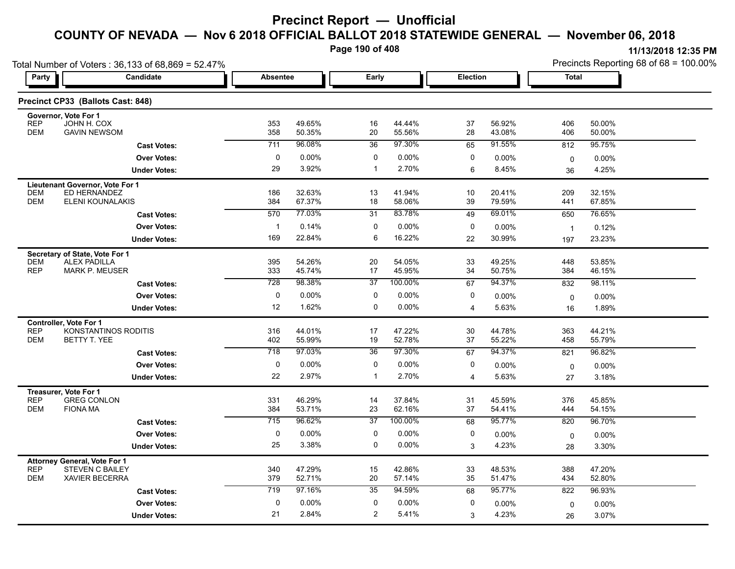# Precinct Report — Unofficial

## COUNTY OF NEVADA — Nov 6 2018 OFFICIAL BALLOT 2018 STATEWIDE GENERAL — November 06, 2018

11/13/2018 12:35 PM

Total Number of Voters : 36,133 of 68,869 = 52.47%

Precincts Reporting 68 of 68 = 100.00%

### Precinct CP33 (Ballots Cast: 848)

| Party | Candidate | Absentee | | Early | | Election | | Total | |
|---|---|---|---|---|---|---|---|---|---|
| **Governor, Vote For 1** | | | | | | | | | |
| REP | JOHN H. COX | 353 | 49.65% | 16 | 44.44% | 37 | 56.92% | 406 | 50.00% |
| DEM | GAVIN NEWSOM | 358 | 50.35% | 20 | 55.56% | 28 | 43.08% | 406 | 50.00% |
| | **Cast Votes:** | 711 | 96.08% | 36 | 97.30% | 65 | 91.55% | 812 | 95.75% |
| | **Over Votes:** | 0 | 0.00% | 0 | 0.00% | 0 | 0.00% | 0 | 0.00% |
| | **Under Votes:** | 29 | 3.92% | 1 | 2.70% | 6 | 8.45% | 36 | 4.25% |
| **Lieutenant Governor, Vote For 1** | | | | | | | | | |
| DEM | ED HERNANDEZ | 186 | 32.63% | 13 | 41.94% | 10 | 20.41% | 209 | 32.15% |
| DEM | ELENI KOUNALAKIS | 384 | 67.37% | 18 | 58.06% | 39 | 79.59% | 441 | 67.85% |
| | **Cast Votes:** | 570 | 77.03% | 31 | 83.78% | 49 | 69.01% | 650 | 76.65% |
| | **Over Votes:** | 1 | 0.14% | 0 | 0.00% | 0 | 0.00% | 1 | 0.12% |
| | **Under Votes:** | 169 | 22.84% | 6 | 16.22% | 22 | 30.99% | 197 | 23.23% |
| **Secretary of State, Vote For 1** | | | | | | | | | |
| DEM | ALEX PADILLA | 395 | 54.26% | 20 | 54.05% | 33 | 49.25% | 448 | 53.85% |
| REP | MARK P. MEUSER | 333 | 45.74% | 17 | 45.95% | 34 | 50.75% | 384 | 46.15% |
| | **Cast Votes:** | 728 | 98.38% | 37 | 100.00% | 67 | 94.37% | 832 | 98.11% |
| | **Over Votes:** | 0 | 0.00% | 0 | 0.00% | 0 | 0.00% | 0 | 0.00% |
| | **Under Votes:** | 12 | 1.62% | 0 | 0.00% | 4 | 5.63% | 16 | 1.89% |
| **Controller, Vote For 1** | | | | | | | | | |
| REP | KONSTANTINOS RODITIS | 316 | 44.01% | 17 | 47.22% | 30 | 44.78% | 363 | 44.21% |
| DEM | BETTY T. YEE | 402 | 55.99% | 19 | 52.78% | 37 | 55.22% | 458 | 55.79% |
| | **Cast Votes:** | 718 | 97.03% | 36 | 97.30% | 67 | 94.37% | 821 | 96.82% |
| | **Over Votes:** | 0 | 0.00% | 0 | 0.00% | 0 | 0.00% | 0 | 0.00% |
| | **Under Votes:** | 22 | 2.97% | 1 | 2.70% | 4 | 5.63% | 27 | 3.18% |
| **Treasurer, Vote For 1** | | | | | | | | | |
| REP | GREG CONLON | 331 | 46.29% | 14 | 37.84% | 31 | 45.59% | 376 | 45.85% |
| DEM | FIONA MA | 384 | 53.71% | 23 | 62.16% | 37 | 54.41% | 444 | 54.15% |
| | **Cast Votes:** | 715 | 96.62% | 37 | 100.00% | 68 | 95.77% | 820 | 96.70% |
| | **Over Votes:** | 0 | 0.00% | 0 | 0.00% | 0 | 0.00% | 0 | 0.00% |
| | **Under Votes:** | 25 | 3.38% | 0 | 0.00% | 3 | 4.23% | 28 | 3.30% |
| **Attorney General, Vote For 1** | | | | | | | | | |
| REP | STEVEN C BAILEY | 340 | 47.29% | 15 | 42.86% | 33 | 48.53% | 388 | 47.20% |
| DEM | XAVIER BECERRA | 379 | 52.71% | 20 | 57.14% | 35 | 51.47% | 434 | 52.80% |
| | **Cast Votes:** | 719 | 97.16% | 35 | 94.59% | 68 | 95.77% | 822 | 96.93% |
| | **Over Votes:** | 0 | 0.00% | 0 | 0.00% | 0 | 0.00% | 0 | 0.00% |
| | **Under Votes:** | 21 | 2.84% | 2 | 5.41% | 3 | 4.23% | 26 | 3.07% |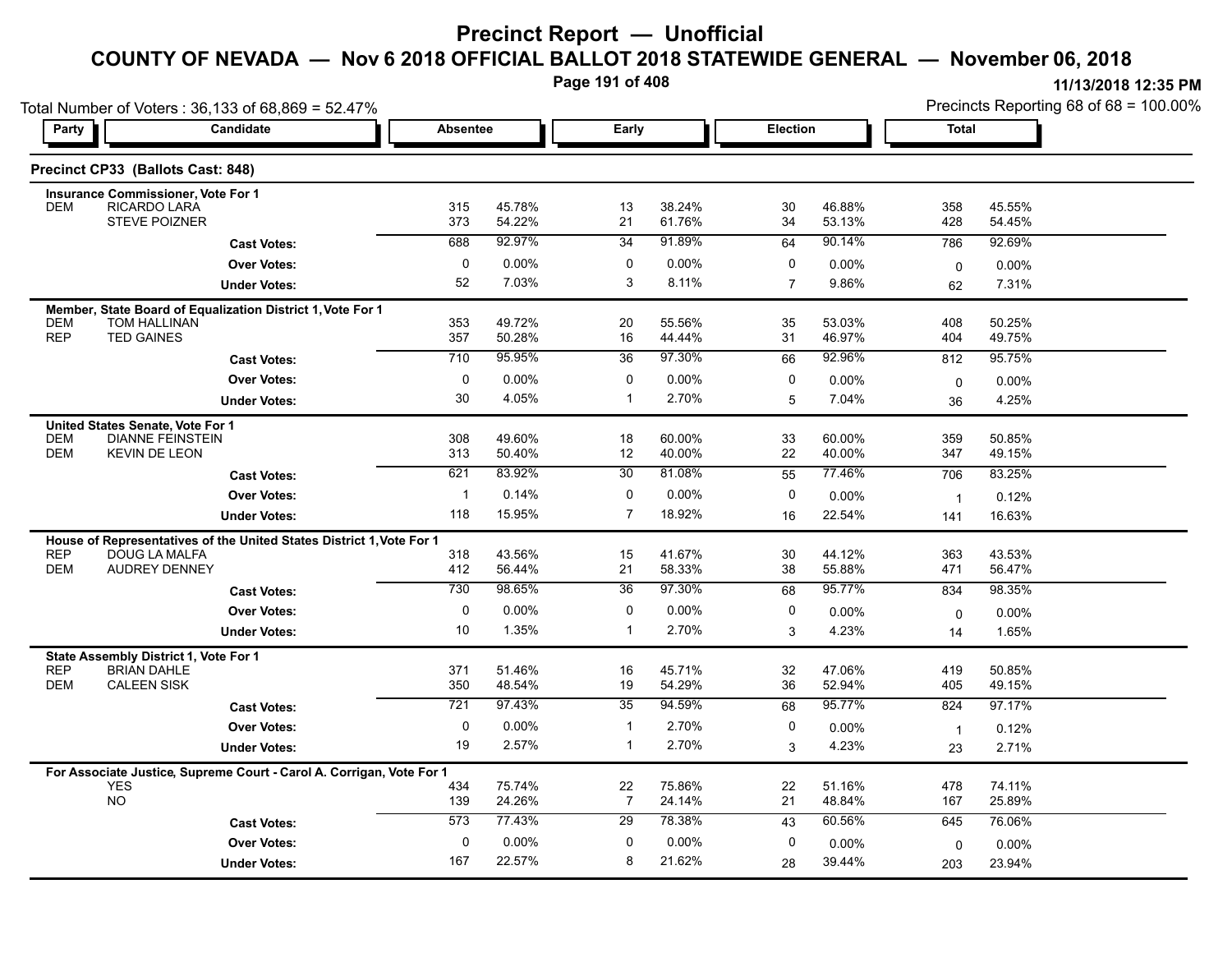# Precinct Report — Unofficial

## COUNTY OF NEVADA — Nov 6 2018 OFFICIAL BALLOT 2018 STATEWIDE GENERAL — November 06, 2018

11/13/2018 12:35 PM

Total Number of Voters : 36,133 of 68,869 = 52.47%

Precincts Reporting 68 of 68 = 100.00%

### Precinct CP33 (Ballots Cast: 848)

| Party | Candidate | Absentee | | Early | | Election | | Total | |
|---|---|---|---|---|---|---|---|---|---|
| **Insurance Commissioner, Vote For 1** | | | | | | | | | |
| DEM | RICARDO LARA | 315 | 45.78% | 13 | 38.24% | 30 | 46.88% | 358 | 45.55% |
| | STEVE POIZNER | 373 | 54.22% | 21 | 61.76% | 34 | 53.13% | 428 | 54.45% |
| | **Cast Votes:** | 688 | 92.97% | 34 | 91.89% | 64 | 90.14% | 786 | 92.69% |
| | **Over Votes:** | 0 | 0.00% | 0 | 0.00% | 0 | 0.00% | 0 | 0.00% |
| | **Under Votes:** | 52 | 7.03% | 3 | 8.11% | 7 | 9.86% | 62 | 7.31% |
| **Member, State Board of Equalization District 1, Vote For 1** | | | | | | | | | |
| DEM | TOM HALLINAN | 353 | 49.72% | 20 | 55.56% | 35 | 53.03% | 408 | 50.25% |
| REP | TED GAINES | 357 | 50.28% | 16 | 44.44% | 31 | 46.97% | 404 | 49.75% |
| | **Cast Votes:** | 710 | 95.95% | 36 | 97.30% | 66 | 92.96% | 812 | 95.75% |
| | **Over Votes:** | 0 | 0.00% | 0 | 0.00% | 0 | 0.00% | 0 | 0.00% |
| | **Under Votes:** | 30 | 4.05% | 1 | 2.70% | 5 | 7.04% | 36 | 4.25% |
| **United States Senate, Vote For 1** | | | | | | | | | |
| DEM | DIANNE FEINSTEIN | 308 | 49.60% | 18 | 60.00% | 33 | 60.00% | 359 | 50.85% |
| DEM | KEVIN DE LEON | 313 | 50.40% | 12 | 40.00% | 22 | 40.00% | 347 | 49.15% |
| | **Cast Votes:** | 621 | 83.92% | 30 | 81.08% | 55 | 77.46% | 706 | 83.25% |
| | **Over Votes:** | 1 | 0.14% | 0 | 0.00% | 0 | 0.00% | 1 | 0.12% |
| | **Under Votes:** | 118 | 15.95% | 7 | 18.92% | 16 | 22.54% | 141 | 16.63% |
| **House of Representatives of the United States District 1, Vote For 1** | | | | | | | | | |
| REP | DOUG LA MALFA | 318 | 43.56% | 15 | 41.67% | 30 | 44.12% | 363 | 43.53% |
| DEM | AUDREY DENNEY | 412 | 56.44% | 21 | 58.33% | 38 | 55.88% | 471 | 56.47% |
| | **Cast Votes:** | 730 | 98.65% | 36 | 97.30% | 68 | 95.77% | 834 | 98.35% |
| | **Over Votes:** | 0 | 0.00% | 0 | 0.00% | 0 | 0.00% | 0 | 0.00% |
| | **Under Votes:** | 10 | 1.35% | 1 | 2.70% | 3 | 4.23% | 14 | 1.65% |
| **State Assembly District 1, Vote For 1** | | | | | | | | | |
| REP | BRIAN DAHLE | 371 | 51.46% | 16 | 45.71% | 32 | 47.06% | 419 | 50.85% |
| DEM | CALEEN SISK | 350 | 48.54% | 19 | 54.29% | 36 | 52.94% | 405 | 49.15% |
| | **Cast Votes:** | 721 | 97.43% | 35 | 94.59% | 68 | 95.77% | 824 | 97.17% |
| | **Over Votes:** | 0 | 0.00% | 1 | 2.70% | 0 | 0.00% | 1 | 0.12% |
| | **Under Votes:** | 19 | 2.57% | 1 | 2.70% | 3 | 4.23% | 23 | 2.71% |
| **For Associate Justice, Supreme Court - Carol A. Corrigan, Vote For 1** | | | | | | | | | |
| | YES | 434 | 75.74% | 22 | 75.86% | 22 | 51.16% | 478 | 74.11% |
| | NO | 139 | 24.26% | 7 | 24.14% | 21 | 48.84% | 167 | 25.89% |
| | **Cast Votes:** | 573 | 77.43% | 29 | 78.38% | 43 | 60.56% | 645 | 76.06% |
| | **Over Votes:** | 0 | 0.00% | 0 | 0.00% | 0 | 0.00% | 0 | 0.00% |
| | **Under Votes:** | 167 | 22.57% | 8 | 21.62% | 28 | 39.44% | 203 | 23.94% |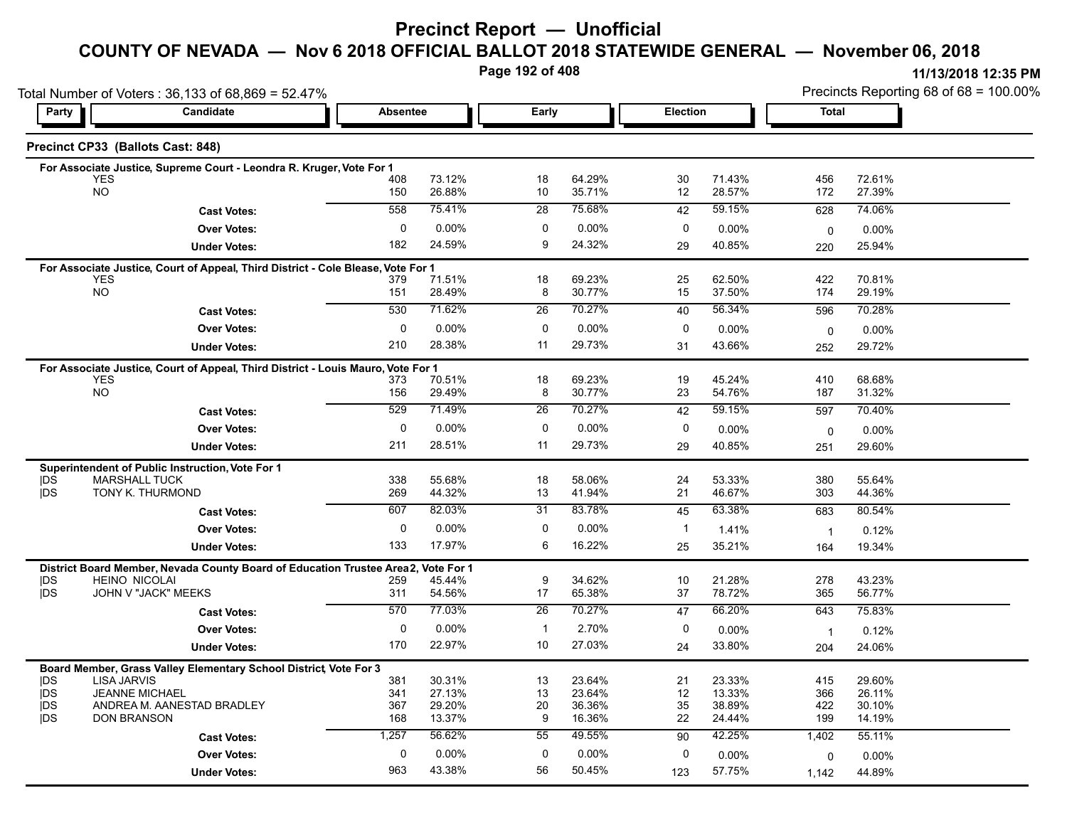# Precinct Report — Unofficial

## COUNTY OF NEVADA — Nov 6 2018 OFFICIAL BALLOT 2018 STATEWIDE GENERAL — November 06, 2018

11/13/2018 12:35 PM

Total Number of Voters : 36,133 of 68,869 = 52.47%

Precincts Reporting 68 of 68 = 100.00%

### Precinct CP33 (Ballots Cast: 848)

| Party | Candidate | Absentee | | Early | | Election | | Total | |
|---|---|---|---|---|---|---|---|---|---|
| **For Associate Justice, Supreme Court - Leondra R. Kruger, Vote For 1** | | | | | | | | | |
| | YES | 408 | 73.12% | 18 | 64.29% | 30 | 71.43% | 456 | 72.61% |
| | NO | 150 | 26.88% | 10 | 35.71% | 12 | 28.57% | 172 | 27.39% |
| | **Cast Votes:** | 558 | 75.41% | 28 | 75.68% | 42 | 59.15% | 628 | 74.06% |
| | **Over Votes:** | 0 | 0.00% | 0 | 0.00% | 0 | 0.00% | 0 | 0.00% |
| | **Under Votes:** | 182 | 24.59% | 9 | 24.32% | 29 | 40.85% | 220 | 25.94% |
| **For Associate Justice, Court of Appeal, Third District - Cole Blease, Vote For 1** | | | | | | | | | |
| | YES | 379 | 71.51% | 18 | 69.23% | 25 | 62.50% | 422 | 70.81% |
| | NO | 151 | 28.49% | 8 | 30.77% | 15 | 37.50% | 174 | 29.19% |
| | **Cast Votes:** | 530 | 71.62% | 26 | 70.27% | 40 | 56.34% | 596 | 70.28% |
| | **Over Votes:** | 0 | 0.00% | 0 | 0.00% | 0 | 0.00% | 0 | 0.00% |
| | **Under Votes:** | 210 | 28.38% | 11 | 29.73% | 31 | 43.66% | 252 | 29.72% |
| **For Associate Justice, Court of Appeal, Third District - Louis Mauro, Vote For 1** | | | | | | | | | |
| | YES | 373 | 70.51% | 18 | 69.23% | 19 | 45.24% | 410 | 68.68% |
| | NO | 156 | 29.49% | 8 | 30.77% | 23 | 54.76% | 187 | 31.32% |
| | **Cast Votes:** | 529 | 71.49% | 26 | 70.27% | 42 | 59.15% | 597 | 70.40% |
| | **Over Votes:** | 0 | 0.00% | 0 | 0.00% | 0 | 0.00% | 0 | 0.00% |
| | **Under Votes:** | 211 | 28.51% | 11 | 29.73% | 29 | 40.85% | 251 | 29.60% |
| **Superintendent of Public Instruction, Vote For 1** | | | | | | | | | |
| \|DS | MARSHALL TUCK | 338 | 55.68% | 18 | 58.06% | 24 | 53.33% | 380 | 55.64% |
| \|DS | TONY K. THURMOND | 269 | 44.32% | 13 | 41.94% | 21 | 46.67% | 303 | 44.36% |
| | **Cast Votes:** | 607 | 82.03% | 31 | 83.78% | 45 | 63.38% | 683 | 80.54% |
| | **Over Votes:** | 0 | 0.00% | 0 | 0.00% | 1 | 1.41% | 1 | 0.12% |
| | **Under Votes:** | 133 | 17.97% | 6 | 16.22% | 25 | 35.21% | 164 | 19.34% |
| **District Board Member, Nevada County Board of Education Trustee Area 2, Vote For 1** | | | | | | | | | |
| \|DS | HEINO NICOLAI | 259 | 45.44% | 9 | 34.62% | 10 | 21.28% | 278 | 43.23% |
| \|DS | JOHN V "JACK" MEEKS | 311 | 54.56% | 17 | 65.38% | 37 | 78.72% | 365 | 56.77% |
| | **Cast Votes:** | 570 | 77.03% | 26 | 70.27% | 47 | 66.20% | 643 | 75.83% |
| | **Over Votes:** | 0 | 0.00% | 1 | 2.70% | 0 | 0.00% | 1 | 0.12% |
| | **Under Votes:** | 170 | 22.97% | 10 | 27.03% | 24 | 33.80% | 204 | 24.06% |
| **Board Member, Grass Valley Elementary School District, Vote For 3** | | | | | | | | | |
| \|DS | LISA JARVIS | 381 | 30.31% | 13 | 23.64% | 21 | 23.33% | 415 | 29.60% |
| \|DS | JEANNE MICHAEL | 341 | 27.13% | 13 | 23.64% | 12 | 13.33% | 366 | 26.11% |
| \|DS | ANDREA M. AANESTAD BRADLEY | 367 | 29.20% | 20 | 36.36% | 35 | 38.89% | 422 | 30.10% |
| \|DS | DON BRANSON | 168 | 13.37% | 9 | 16.36% | 22 | 24.44% | 199 | 14.19% |
| | **Cast Votes:** | 1,257 | 56.62% | 55 | 49.55% | 90 | 42.25% | 1,402 | 55.11% |
| | **Over Votes:** | 0 | 0.00% | 0 | 0.00% | 0 | 0.00% | 0 | 0.00% |
| | **Under Votes:** | 963 | 43.38% | 56 | 50.45% | 123 | 57.75% | 1,142 | 44.89% |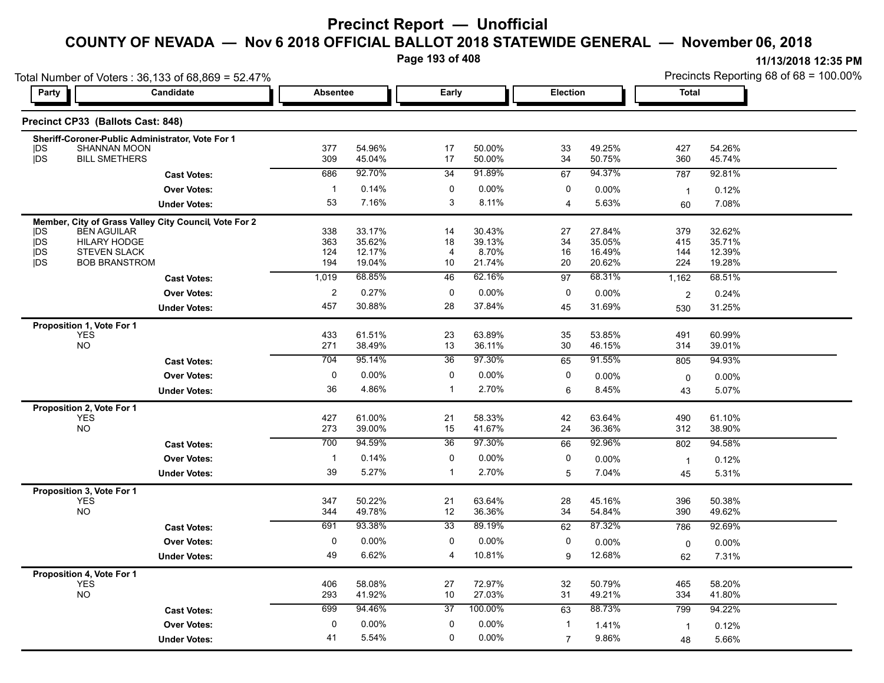# Precinct Report — Unofficial

## COUNTY OF NEVADA — Nov 6 2018 OFFICIAL BALLOT 2018 STATEWIDE GENERAL — November 06, 2018

11/13/2018 12:35 PM

Total Number of Voters : 36,133 of 68,869 = 52.47%

Precincts Reporting 68 of 68 = 100.00%

### Precinct CP33 (Ballots Cast: 848)

| Party | Candidate | Absentee | | Early | | Election | | Total | |
|---|---|---|---|---|---|---|---|---|---|
| **Sheriff-Coroner-Public Administrator, Vote For 1** | | | | | | | | | |
| DS | SHANNAN MOON | 377 | 54.96% | 17 | 50.00% | 33 | 49.25% | 427 | 54.26% |
| DS | BILL SMETHERS | 309 | 45.04% | 17 | 50.00% | 34 | 50.75% | 360 | 45.74% |
| | **Cast Votes:** | 686 | 92.70% | 34 | 91.89% | 67 | 94.37% | 787 | 92.81% |
| | **Over Votes:** | 1 | 0.14% | 0 | 0.00% | 0 | 0.00% | 1 | 0.12% |
| | **Under Votes:** | 53 | 7.16% | 3 | 8.11% | 4 | 5.63% | 60 | 7.08% |
| **Member, City of Grass Valley City Council, Vote For 2** | | | | | | | | | |
| DS | BEN AGUILAR | 338 | 33.17% | 14 | 30.43% | 27 | 27.84% | 379 | 32.62% |
| DS | HILARY HODGE | 363 | 35.62% | 18 | 39.13% | 34 | 35.05% | 415 | 35.71% |
| DS | STEVEN SLACK | 124 | 12.17% | 4 | 8.70% | 16 | 16.49% | 144 | 12.39% |
| DS | BOB BRANSTROM | 194 | 19.04% | 10 | 21.74% | 20 | 20.62% | 224 | 19.28% |
| | **Cast Votes:** | 1,019 | 68.85% | 46 | 62.16% | 97 | 68.31% | 1,162 | 68.51% |
| | **Over Votes:** | 2 | 0.27% | 0 | 0.00% | 0 | 0.00% | 2 | 0.24% |
| | **Under Votes:** | 457 | 30.88% | 28 | 37.84% | 45 | 31.69% | 530 | 31.25% |
| **Proposition 1, Vote For 1** | | | | | | | | | |
| | YES | 433 | 61.51% | 23 | 63.89% | 35 | 53.85% | 491 | 60.99% |
| | NO | 271 | 38.49% | 13 | 36.11% | 30 | 46.15% | 314 | 39.01% |
| | **Cast Votes:** | 704 | 95.14% | 36 | 97.30% | 65 | 91.55% | 805 | 94.93% |
| | **Over Votes:** | 0 | 0.00% | 0 | 0.00% | 0 | 0.00% | 0 | 0.00% |
| | **Under Votes:** | 36 | 4.86% | 1 | 2.70% | 6 | 8.45% | 43 | 5.07% |
| **Proposition 2, Vote For 1** | | | | | | | | | |
| | YES | 427 | 61.00% | 21 | 58.33% | 42 | 63.64% | 490 | 61.10% |
| | NO | 273 | 39.00% | 15 | 41.67% | 24 | 36.36% | 312 | 38.90% |
| | **Cast Votes:** | 700 | 94.59% | 36 | 97.30% | 66 | 92.96% | 802 | 94.58% |
| | **Over Votes:** | 1 | 0.14% | 0 | 0.00% | 0 | 0.00% | 1 | 0.12% |
| | **Under Votes:** | 39 | 5.27% | 1 | 2.70% | 5 | 7.04% | 45 | 5.31% |
| **Proposition 3, Vote For 1** | | | | | | | | | |
| | YES | 347 | 50.22% | 21 | 63.64% | 28 | 45.16% | 396 | 50.38% |
| | NO | 344 | 49.78% | 12 | 36.36% | 34 | 54.84% | 390 | 49.62% |
| | **Cast Votes:** | 691 | 93.38% | 33 | 89.19% | 62 | 87.32% | 786 | 92.69% |
| | **Over Votes:** | 0 | 0.00% | 0 | 0.00% | 0 | 0.00% | 0 | 0.00% |
| | **Under Votes:** | 49 | 6.62% | 4 | 10.81% | 9 | 12.68% | 62 | 7.31% |
| **Proposition 4, Vote For 1** | | | | | | | | | |
| | YES | 406 | 58.08% | 27 | 72.97% | 32 | 50.79% | 465 | 58.20% |
| | NO | 293 | 41.92% | 10 | 27.03% | 31 | 49.21% | 334 | 41.80% |
| | **Cast Votes:** | 699 | 94.46% | 37 | 100.00% | 63 | 88.73% | 799 | 94.22% |
| | **Over Votes:** | 0 | 0.00% | 0 | 0.00% | 1 | 1.41% | 1 | 0.12% |
| | **Under Votes:** | 41 | 5.54% | 0 | 0.00% | 7 | 9.86% | 48 | 5.66% |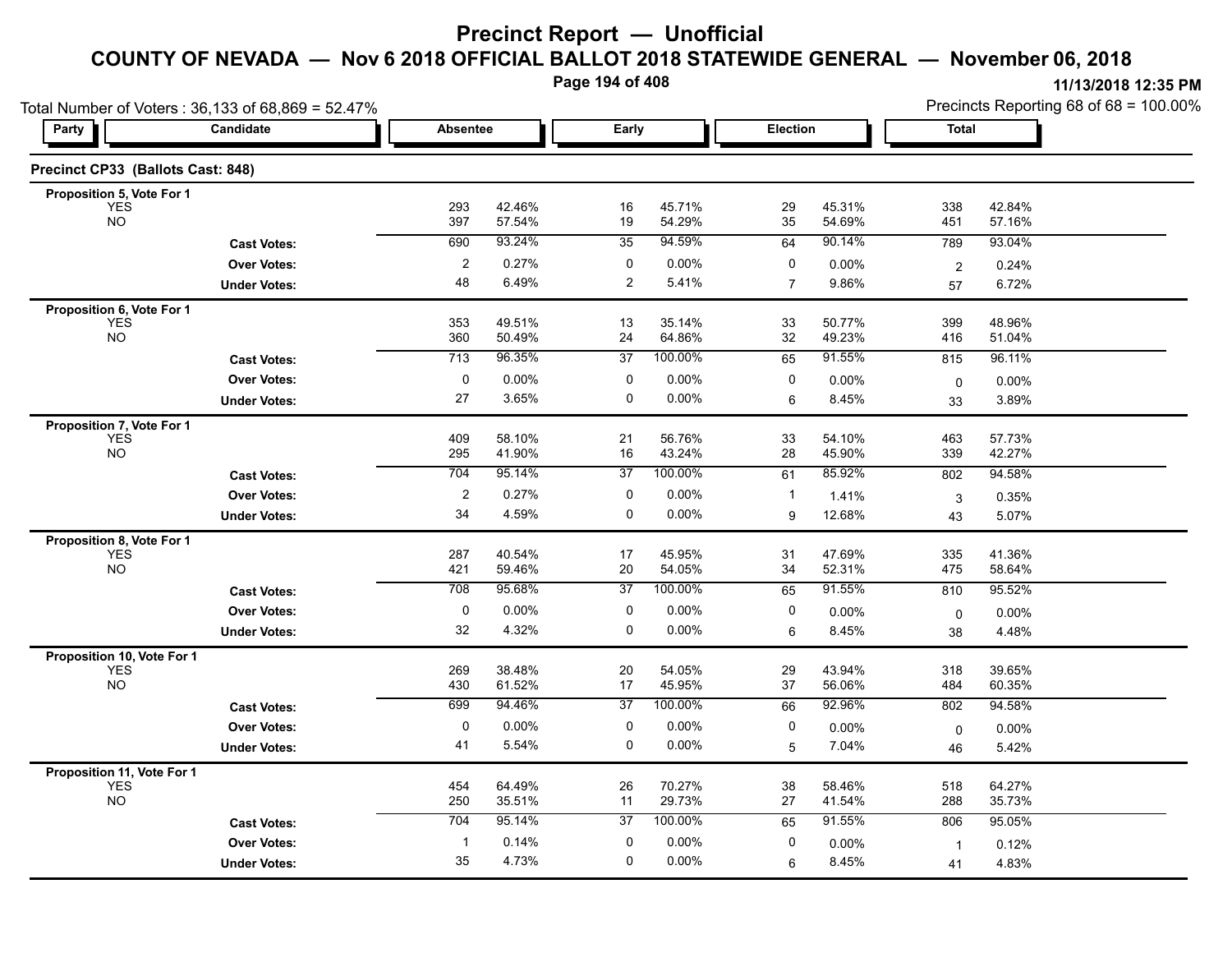# Precinct Report — Unofficial

## COUNTY OF NEVADA — Nov 6 2018 OFFICIAL BALLOT 2018 STATEWIDE GENERAL — November 06, 2018

11/13/2018 12:35 PM

Total Number of Voters : 36,133 of 68,869 = 52.47%

Precincts Reporting 68 of 68 = 100.00%

### Precinct CP33 (Ballots Cast: 848)

| Party | Candidate | Absentee | | Early | | Election | | Total | |
|---|---|---|---|---|---|---|---|---|---|
| **Proposition 5, Vote For 1** | | | | | | | | | |
| | YES | 293 | 42.46% | 16 | 45.71% | 29 | 45.31% | 338 | 42.84% |
| | NO | 397 | 57.54% | 19 | 54.29% | 35 | 54.69% | 451 | 57.16% |
| | **Cast Votes:** | 690 | 93.24% | 35 | 94.59% | 64 | 90.14% | 789 | 93.04% |
| | **Over Votes:** | 2 | 0.27% | 0 | 0.00% | 0 | 0.00% | 2 | 0.24% |
| | **Under Votes:** | 48 | 6.49% | 2 | 5.41% | 7 | 9.86% | 57 | 6.72% |
| **Proposition 6, Vote For 1** | | | | | | | | | |
| | YES | 353 | 49.51% | 13 | 35.14% | 33 | 50.77% | 399 | 48.96% |
| | NO | 360 | 50.49% | 24 | 64.86% | 32 | 49.23% | 416 | 51.04% |
| | **Cast Votes:** | 713 | 96.35% | 37 | 100.00% | 65 | 91.55% | 815 | 96.11% |
| | **Over Votes:** | 0 | 0.00% | 0 | 0.00% | 0 | 0.00% | 0 | 0.00% |
| | **Under Votes:** | 27 | 3.65% | 0 | 0.00% | 6 | 8.45% | 33 | 3.89% |
| **Proposition 7, Vote For 1** | | | | | | | | | |
| | YES | 409 | 58.10% | 21 | 56.76% | 33 | 54.10% | 463 | 57.73% |
| | NO | 295 | 41.90% | 16 | 43.24% | 28 | 45.90% | 339 | 42.27% |
| | **Cast Votes:** | 704 | 95.14% | 37 | 100.00% | 61 | 85.92% | 802 | 94.58% |
| | **Over Votes:** | 2 | 0.27% | 0 | 0.00% | 1 | 1.41% | 3 | 0.35% |
| | **Under Votes:** | 34 | 4.59% | 0 | 0.00% | 9 | 12.68% | 43 | 5.07% |
| **Proposition 8, Vote For 1** | | | | | | | | | |
| | YES | 287 | 40.54% | 17 | 45.95% | 31 | 47.69% | 335 | 41.36% |
| | NO | 421 | 59.46% | 20 | 54.05% | 34 | 52.31% | 475 | 58.64% |
| | **Cast Votes:** | 708 | 95.68% | 37 | 100.00% | 65 | 91.55% | 810 | 95.52% |
| | **Over Votes:** | 0 | 0.00% | 0 | 0.00% | 0 | 0.00% | 0 | 0.00% |
| | **Under Votes:** | 32 | 4.32% | 0 | 0.00% | 6 | 8.45% | 38 | 4.48% |
| **Proposition 10, Vote For 1** | | | | | | | | | |
| | YES | 269 | 38.48% | 20 | 54.05% | 29 | 43.94% | 318 | 39.65% |
| | NO | 430 | 61.52% | 17 | 45.95% | 37 | 56.06% | 484 | 60.35% |
| | **Cast Votes:** | 699 | 94.46% | 37 | 100.00% | 66 | 92.96% | 802 | 94.58% |
| | **Over Votes:** | 0 | 0.00% | 0 | 0.00% | 0 | 0.00% | 0 | 0.00% |
| | **Under Votes:** | 41 | 5.54% | 0 | 0.00% | 5 | 7.04% | 46 | 5.42% |
| **Proposition 11, Vote For 1** | | | | | | | | | |
| | YES | 454 | 64.49% | 26 | 70.27% | 38 | 58.46% | 518 | 64.27% |
| | NO | 250 | 35.51% | 11 | 29.73% | 27 | 41.54% | 288 | 35.73% |
| | **Cast Votes:** | 704 | 95.14% | 37 | 100.00% | 65 | 91.55% | 806 | 95.05% |
| | **Over Votes:** | 1 | 0.14% | 0 | 0.00% | 0 | 0.00% | 1 | 0.12% |
| | **Under Votes:** | 35 | 4.73% | 0 | 0.00% | 6 | 8.45% | 41 | 4.83% |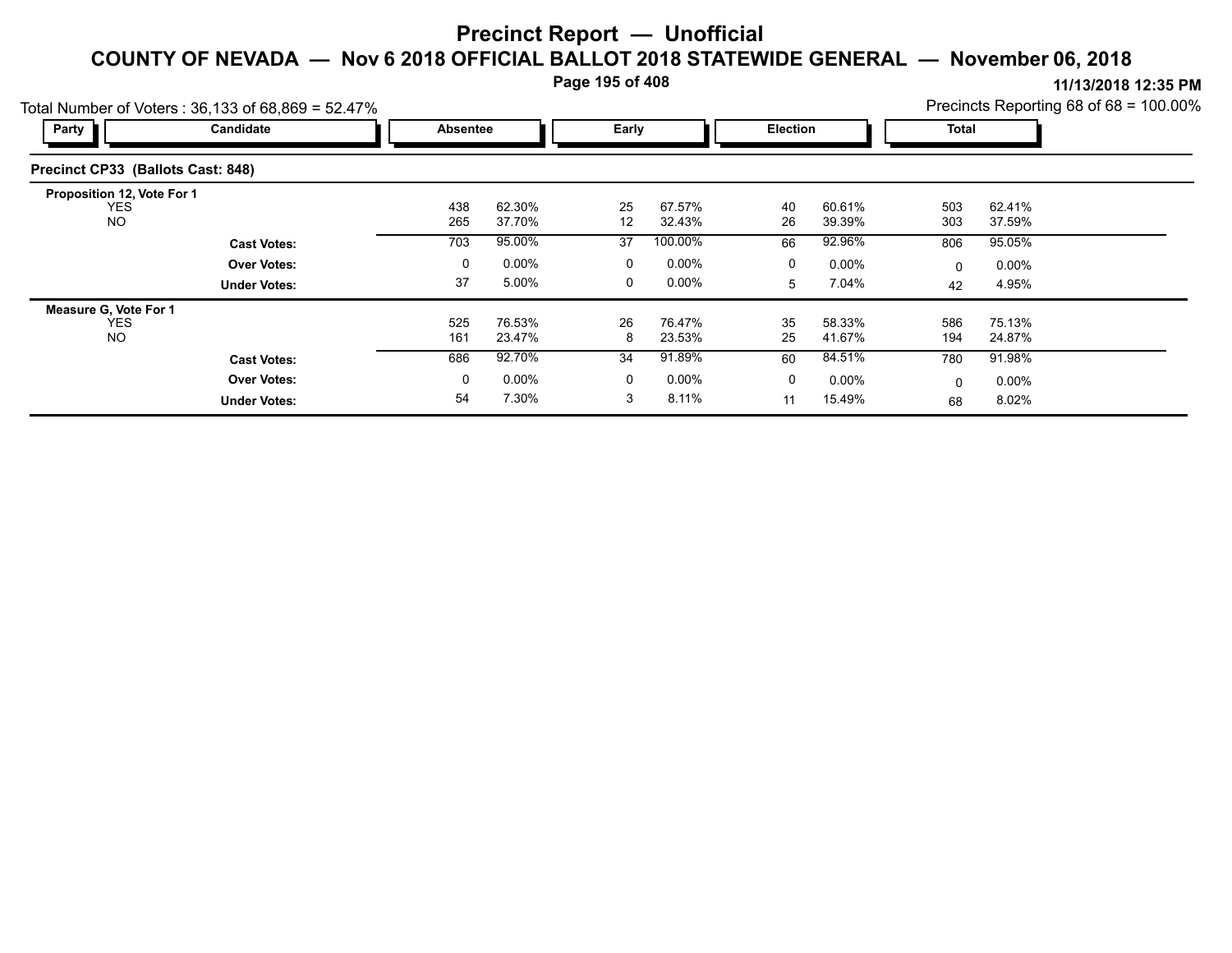# Precinct Report — Unofficial

## COUNTY OF NEVADA — Nov 6 2018 OFFICIAL BALLOT 2018 STATEWIDE GENERAL — November 06, 2018

11/13/2018 12:35 PM

Total Number of Voters : 36,133 of 68,869 = 52.47%

Precincts Reporting 68 of 68 = 100.00%

| Party | Candidate | Absentee | | Early | | Election | | Total | |
|---|---|---|---|---|---|---|---|---|---|
| **Precinct CP33 (Ballots Cast: 848)** | | | | | | | | | |
| **Proposition 12, Vote For 1** | | | | | | | | | |
| | YES | 438 | 62.30% | 25 | 67.57% | 40 | 60.61% | 503 | 62.41% |
| | NO | 265 | 37.70% | 12 | 32.43% | 26 | 39.39% | 303 | 37.59% |
| | **Cast Votes:** | 703 | 95.00% | 37 | 100.00% | 66 | 92.96% | 806 | 95.05% |
| | **Over Votes:** | 0 | 0.00% | 0 | 0.00% | 0 | 0.00% | 0 | 0.00% |
| | **Under Votes:** | 37 | 5.00% | 0 | 0.00% | 5 | 7.04% | 42 | 4.95% |
| **Measure G, Vote For 1** | | | | | | | | | |
| | YES | 525 | 76.53% | 26 | 76.47% | 35 | 58.33% | 586 | 75.13% |
| | NO | 161 | 23.47% | 8 | 23.53% | 25 | 41.67% | 194 | 24.87% |
| | **Cast Votes:** | 686 | 92.70% | 34 | 91.89% | 60 | 84.51% | 780 | 91.98% |
| | **Over Votes:** | 0 | 0.00% | 0 | 0.00% | 0 | 0.00% | 0 | 0.00% |
| | **Under Votes:** | 54 | 7.30% | 3 | 8.11% | 11 | 15.49% | 68 | 8.02% |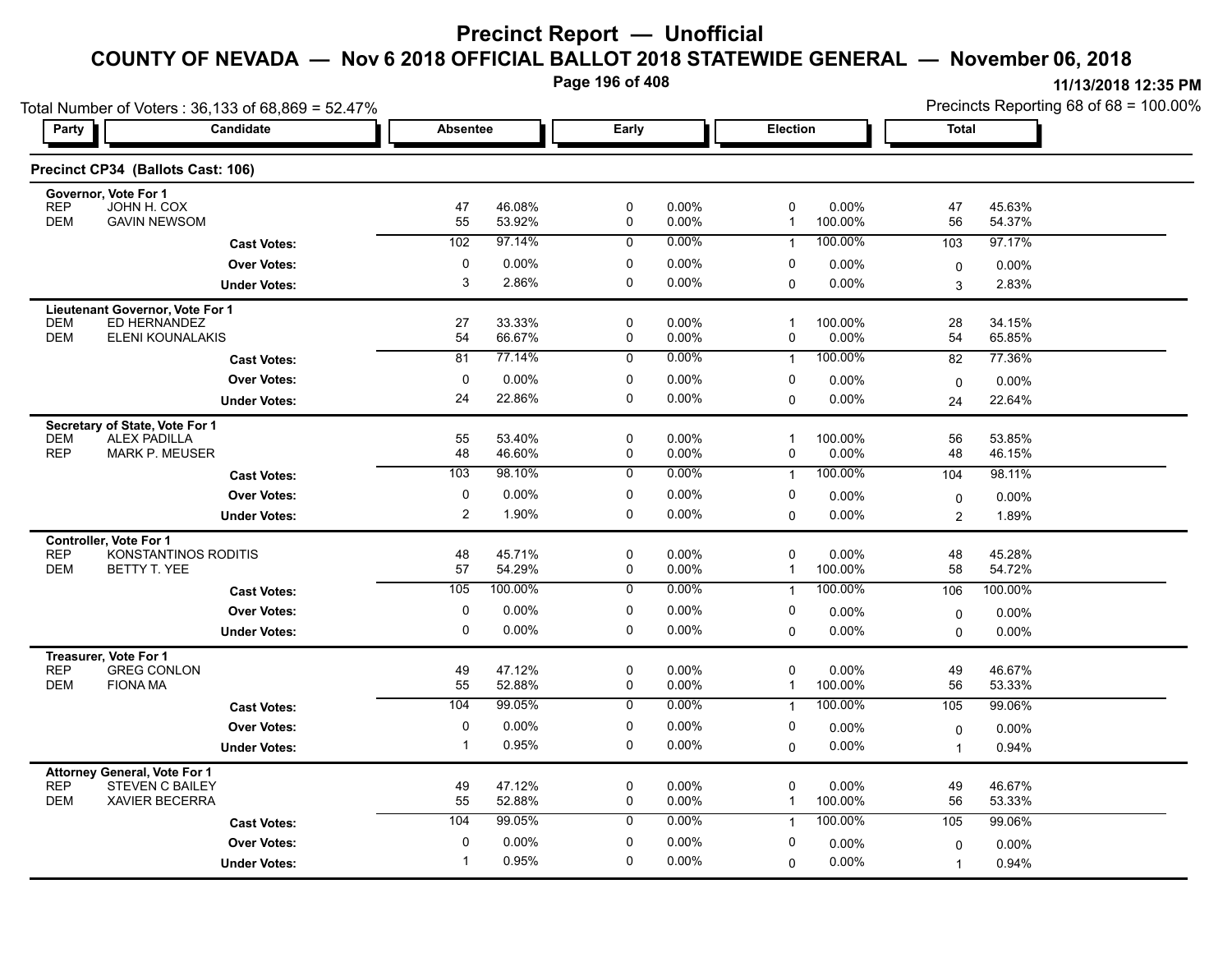# Precinct Report — Unofficial

## COUNTY OF NEVADA — Nov 6 2018 OFFICIAL BALLOT 2018 STATEWIDE GENERAL — November 06, 2018

11/13/2018 12:35 PM

Total Number of Voters : 36,133 of 68,869 = 52.47%

Precincts Reporting 68 of 68 = 100.00%

### Precinct CP34 (Ballots Cast: 106)

| Party | Candidate | Absentee | | Early | | Election | | Total | |
|---|---|---|---|---|---|---|---|---|---|
| **Governor, Vote For 1** | | | | | | | | | |
| REP | JOHN H. COX | 47 | 46.08% | 0 | 0.00% | 0 | 0.00% | 47 | 45.63% |
| DEM | GAVIN NEWSOM | 55 | 53.92% | 0 | 0.00% | 1 | 100.00% | 56 | 54.37% |
| | **Cast Votes:** | 102 | 97.14% | 0 | 0.00% | 1 | 100.00% | 103 | 97.17% |
| | **Over Votes:** | 0 | 0.00% | 0 | 0.00% | 0 | 0.00% | 0 | 0.00% |
| | **Under Votes:** | 3 | 2.86% | 0 | 0.00% | 0 | 0.00% | 3 | 2.83% |
| **Lieutenant Governor, Vote For 1** | | | | | | | | | |
| DEM | ED HERNANDEZ | 27 | 33.33% | 0 | 0.00% | 1 | 100.00% | 28 | 34.15% |
| DEM | ELENI KOUNALAKIS | 54 | 66.67% | 0 | 0.00% | 0 | 0.00% | 54 | 65.85% |
| | **Cast Votes:** | 81 | 77.14% | 0 | 0.00% | 1 | 100.00% | 82 | 77.36% |
| | **Over Votes:** | 0 | 0.00% | 0 | 0.00% | 0 | 0.00% | 0 | 0.00% |
| | **Under Votes:** | 24 | 22.86% | 0 | 0.00% | 0 | 0.00% | 24 | 22.64% |
| **Secretary of State, Vote For 1** | | | | | | | | | |
| DEM | ALEX PADILLA | 55 | 53.40% | 0 | 0.00% | 1 | 100.00% | 56 | 53.85% |
| REP | MARK P. MEUSER | 48 | 46.60% | 0 | 0.00% | 0 | 0.00% | 48 | 46.15% |
| | **Cast Votes:** | 103 | 98.10% | 0 | 0.00% | 1 | 100.00% | 104 | 98.11% |
| | **Over Votes:** | 0 | 0.00% | 0 | 0.00% | 0 | 0.00% | 0 | 0.00% |
| | **Under Votes:** | 2 | 1.90% | 0 | 0.00% | 0 | 0.00% | 2 | 1.89% |
| **Controller, Vote For 1** | | | | | | | | | |
| REP | KONSTANTINOS RODITIS | 48 | 45.71% | 0 | 0.00% | 0 | 0.00% | 48 | 45.28% |
| DEM | BETTY T. YEE | 57 | 54.29% | 0 | 0.00% | 1 | 100.00% | 58 | 54.72% |
| | **Cast Votes:** | 105 | 100.00% | 0 | 0.00% | 1 | 100.00% | 106 | 100.00% |
| | **Over Votes:** | 0 | 0.00% | 0 | 0.00% | 0 | 0.00% | 0 | 0.00% |
| | **Under Votes:** | 0 | 0.00% | 0 | 0.00% | 0 | 0.00% | 0 | 0.00% |
| **Treasurer, Vote For 1** | | | | | | | | | |
| REP | GREG CONLON | 49 | 47.12% | 0 | 0.00% | 0 | 0.00% | 49 | 46.67% |
| DEM | FIONA MA | 55 | 52.88% | 0 | 0.00% | 1 | 100.00% | 56 | 53.33% |
| | **Cast Votes:** | 104 | 99.05% | 0 | 0.00% | 1 | 100.00% | 105 | 99.06% |
| | **Over Votes:** | 0 | 0.00% | 0 | 0.00% | 0 | 0.00% | 0 | 0.00% |
| | **Under Votes:** | 1 | 0.95% | 0 | 0.00% | 0 | 0.00% | 1 | 0.94% |
| **Attorney General, Vote For 1** | | | | | | | | | |
| REP | STEVEN C BAILEY | 49 | 47.12% | 0 | 0.00% | 0 | 0.00% | 49 | 46.67% |
| DEM | XAVIER BECERRA | 55 | 52.88% | 0 | 0.00% | 1 | 100.00% | 56 | 53.33% |
| | **Cast Votes:** | 104 | 99.05% | 0 | 0.00% | 1 | 100.00% | 105 | 99.06% |
| | **Over Votes:** | 0 | 0.00% | 0 | 0.00% | 0 | 0.00% | 0 | 0.00% |
| | **Under Votes:** | 1 | 0.95% | 0 | 0.00% | 0 | 0.00% | 1 | 0.94% |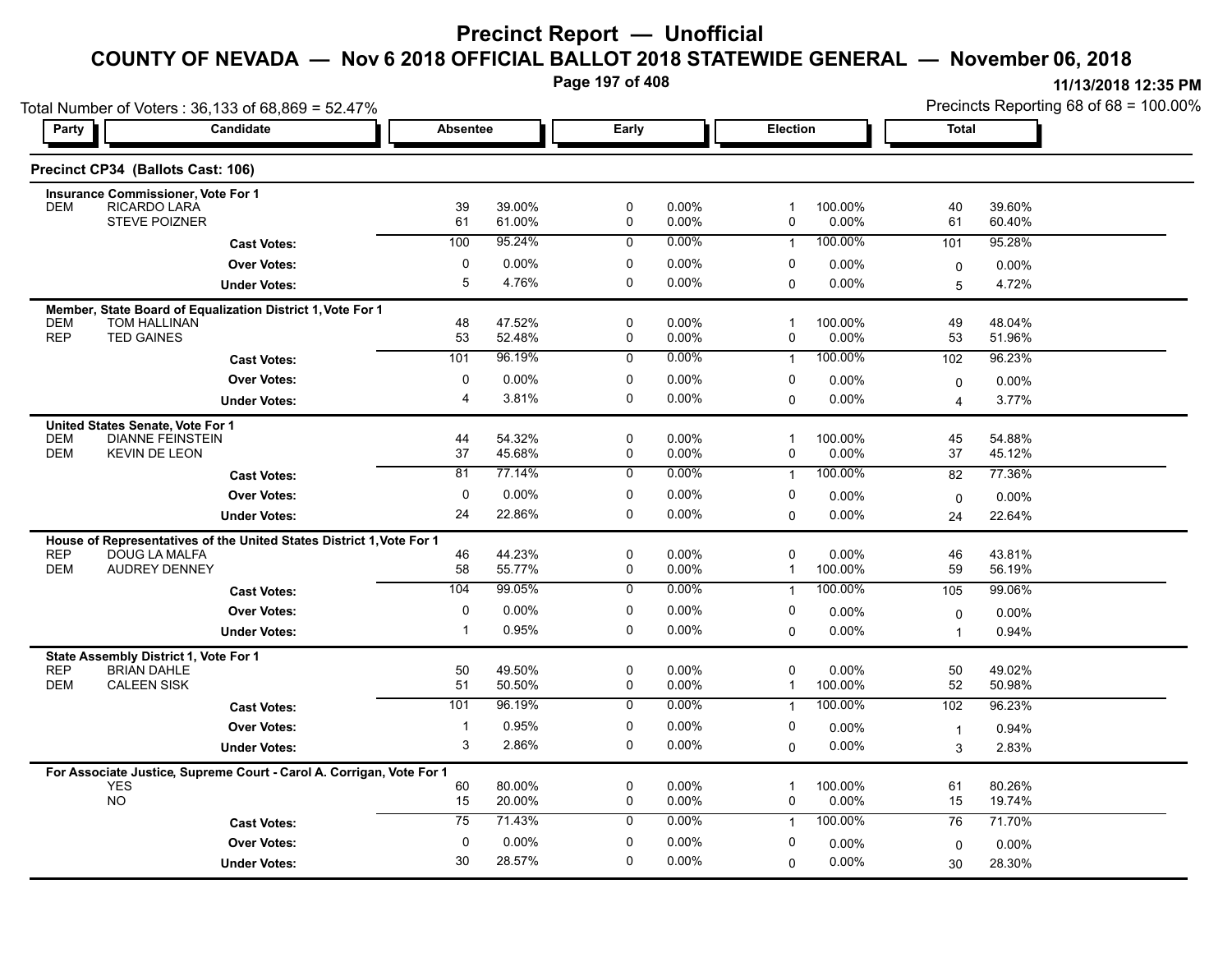# Precinct Report — Unofficial

## COUNTY OF NEVADA — Nov 6 2018 OFFICIAL BALLOT 2018 STATEWIDE GENERAL — November 06, 2018

11/13/2018 12:35 PM

Total Number of Voters : 36,133 of 68,869 = 52.47%

Precincts Reporting 68 of 68 = 100.00%

### Precinct CP34 (Ballots Cast: 106)

| Party | Candidate | Absentee | | Early | | Election | | Total | |
|---|---|---|---|---|---|---|---|---|---|
| **Insurance Commissioner, Vote For 1** | | | | | | | | | |
| DEM | RICARDO LARA | 39 | 39.00% | 0 | 0.00% | 1 | 100.00% | 40 | 39.60% |
| | STEVE POIZNER | 61 | 61.00% | 0 | 0.00% | 0 | 0.00% | 61 | 60.40% |
| | **Cast Votes:** | 100 | 95.24% | 0 | 0.00% | 1 | 100.00% | 101 | 95.28% |
| | **Over Votes:** | 0 | 0.00% | 0 | 0.00% | 0 | 0.00% | 0 | 0.00% |
| | **Under Votes:** | 5 | 4.76% | 0 | 0.00% | 0 | 0.00% | 5 | 4.72% |
| **Member, State Board of Equalization District 1, Vote For 1** | | | | | | | | | |
| DEM | TOM HALLINAN | 48 | 47.52% | 0 | 0.00% | 1 | 100.00% | 49 | 48.04% |
| REP | TED GAINES | 53 | 52.48% | 0 | 0.00% | 0 | 0.00% | 53 | 51.96% |
| | **Cast Votes:** | 101 | 96.19% | 0 | 0.00% | 1 | 100.00% | 102 | 96.23% |
| | **Over Votes:** | 0 | 0.00% | 0 | 0.00% | 0 | 0.00% | 0 | 0.00% |
| | **Under Votes:** | 4 | 3.81% | 0 | 0.00% | 0 | 0.00% | 4 | 3.77% |
| **United States Senate, Vote For 1** | | | | | | | | | |
| DEM | DIANNE FEINSTEIN | 44 | 54.32% | 0 | 0.00% | 1 | 100.00% | 45 | 54.88% |
| DEM | KEVIN DE LEON | 37 | 45.68% | 0 | 0.00% | 0 | 0.00% | 37 | 45.12% |
| | **Cast Votes:** | 81 | 77.14% | 0 | 0.00% | 1 | 100.00% | 82 | 77.36% |
| | **Over Votes:** | 0 | 0.00% | 0 | 0.00% | 0 | 0.00% | 0 | 0.00% |
| | **Under Votes:** | 24 | 22.86% | 0 | 0.00% | 0 | 0.00% | 24 | 22.64% |
| **House of Representatives of the United States District 1, Vote For 1** | | | | | | | | | |
| REP | DOUG LA MALFA | 46 | 44.23% | 0 | 0.00% | 0 | 0.00% | 46 | 43.81% |
| DEM | AUDREY DENNEY | 58 | 55.77% | 0 | 0.00% | 1 | 100.00% | 59 | 56.19% |
| | **Cast Votes:** | 104 | 99.05% | 0 | 0.00% | 1 | 100.00% | 105 | 99.06% |
| | **Over Votes:** | 0 | 0.00% | 0 | 0.00% | 0 | 0.00% | 0 | 0.00% |
| | **Under Votes:** | 1 | 0.95% | 0 | 0.00% | 0 | 0.00% | 1 | 0.94% |
| **State Assembly District 1, Vote For 1** | | | | | | | | | |
| REP | BRIAN DAHLE | 50 | 49.50% | 0 | 0.00% | 0 | 0.00% | 50 | 49.02% |
| DEM | CALEEN SISK | 51 | 50.50% | 0 | 0.00% | 1 | 100.00% | 52 | 50.98% |
| | **Cast Votes:** | 101 | 96.19% | 0 | 0.00% | 1 | 100.00% | 102 | 96.23% |
| | **Over Votes:** | 1 | 0.95% | 0 | 0.00% | 0 | 0.00% | 1 | 0.94% |
| | **Under Votes:** | 3 | 2.86% | 0 | 0.00% | 0 | 0.00% | 3 | 2.83% |
| **For Associate Justice, Supreme Court - Carol A. Corrigan, Vote For 1** | | | | | | | | | |
| | YES | 60 | 80.00% | 0 | 0.00% | 1 | 100.00% | 61 | 80.26% |
| | NO | 15 | 20.00% | 0 | 0.00% | 0 | 0.00% | 15 | 19.74% |
| | **Cast Votes:** | 75 | 71.43% | 0 | 0.00% | 1 | 100.00% | 76 | 71.70% |
| | **Over Votes:** | 0 | 0.00% | 0 | 0.00% | 0 | 0.00% | 0 | 0.00% |
| | **Under Votes:** | 30 | 28.57% | 0 | 0.00% | 0 | 0.00% | 30 | 28.30% |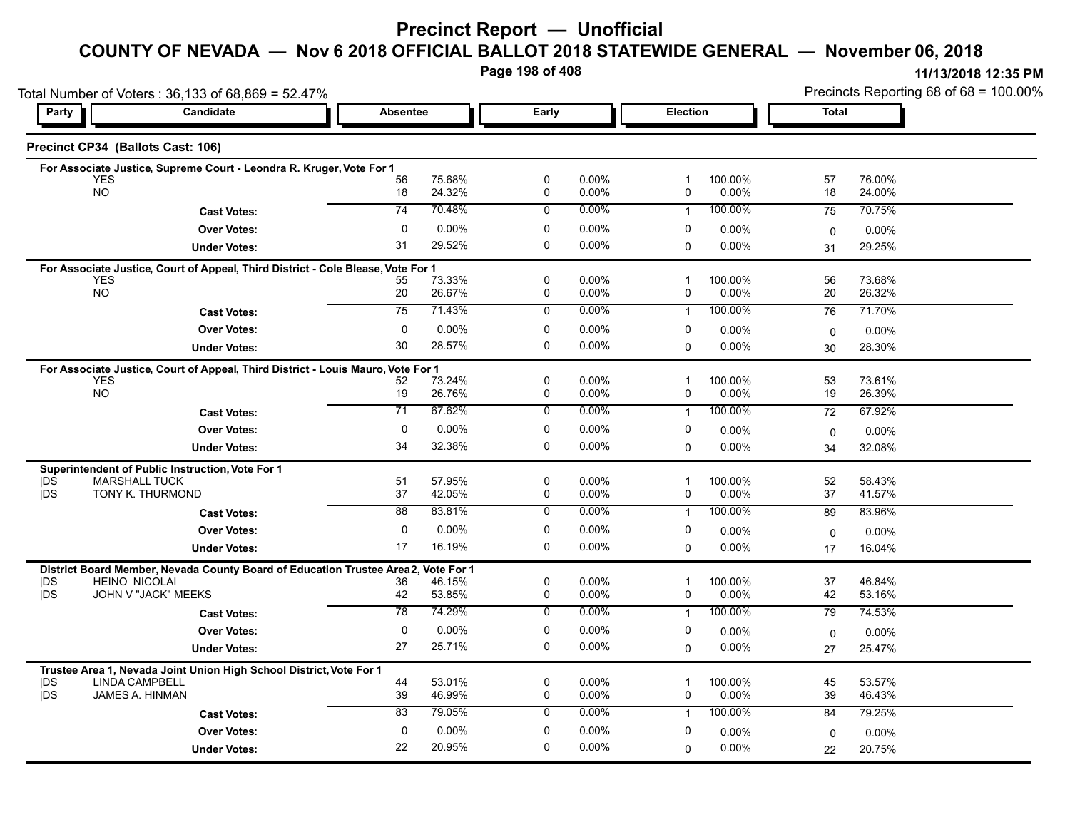# Precinct Report — Unofficial

## COUNTY OF NEVADA — Nov 6 2018 OFFICIAL BALLOT 2018 STATEWIDE GENERAL — November 06, 2018

11/13/2018 12:35 PM

Total Number of Voters : 36,133 of 68,869 = 52.47%

Precincts Reporting 68 of 68 = 100.00%

### Precinct CP34 (Ballots Cast: 106)

| Party | Candidate | Absentee | | Early | | Election | | Total | |
|---|---|---|---|---|---|---|---|---|---|
| **For Associate Justice, Supreme Court - Leondra R. Kruger, Vote For 1** | | | | | | | | | |
| | YES | 56 | 75.68% | 0 | 0.00% | 1 | 100.00% | 57 | 76.00% |
| | NO | 18 | 24.32% | 0 | 0.00% | 0 | 0.00% | 18 | 24.00% |
| | **Cast Votes:** | 74 | 70.48% | 0 | 0.00% | 1 | 100.00% | 75 | 70.75% |
| | **Over Votes:** | 0 | 0.00% | 0 | 0.00% | 0 | 0.00% | 0 | 0.00% |
| | **Under Votes:** | 31 | 29.52% | 0 | 0.00% | 0 | 0.00% | 31 | 29.25% |
| **For Associate Justice, Court of Appeal, Third District - Cole Blease, Vote For 1** | | | | | | | | | |
| | YES | 55 | 73.33% | 0 | 0.00% | 1 | 100.00% | 56 | 73.68% |
| | NO | 20 | 26.67% | 0 | 0.00% | 0 | 0.00% | 20 | 26.32% |
| | **Cast Votes:** | 75 | 71.43% | 0 | 0.00% | 1 | 100.00% | 76 | 71.70% |
| | **Over Votes:** | 0 | 0.00% | 0 | 0.00% | 0 | 0.00% | 0 | 0.00% |
| | **Under Votes:** | 30 | 28.57% | 0 | 0.00% | 0 | 0.00% | 30 | 28.30% |
| **For Associate Justice, Court of Appeal, Third District - Louis Mauro, Vote For 1** | | | | | | | | | |
| | YES | 52 | 73.24% | 0 | 0.00% | 1 | 100.00% | 53 | 73.61% |
| | NO | 19 | 26.76% | 0 | 0.00% | 0 | 0.00% | 19 | 26.39% |
| | **Cast Votes:** | 71 | 67.62% | 0 | 0.00% | 1 | 100.00% | 72 | 67.92% |
| | **Over Votes:** | 0 | 0.00% | 0 | 0.00% | 0 | 0.00% | 0 | 0.00% |
| | **Under Votes:** | 34 | 32.38% | 0 | 0.00% | 0 | 0.00% | 34 | 32.08% |
| **Superintendent of Public Instruction, Vote For 1** | | | | | | | | | |
| DS | MARSHALL TUCK | 51 | 57.95% | 0 | 0.00% | 1 | 100.00% | 52 | 58.43% |
| DS | TONY K. THURMOND | 37 | 42.05% | 0 | 0.00% | 0 | 0.00% | 37 | 41.57% |
| | **Cast Votes:** | 88 | 83.81% | 0 | 0.00% | 1 | 100.00% | 89 | 83.96% |
| | **Over Votes:** | 0 | 0.00% | 0 | 0.00% | 0 | 0.00% | 0 | 0.00% |
| | **Under Votes:** | 17 | 16.19% | 0 | 0.00% | 0 | 0.00% | 17 | 16.04% |
| **District Board Member, Nevada County Board of Education Trustee Area 2, Vote For 1** | | | | | | | | | |
| DS | HEINO NICOLAI | 36 | 46.15% | 0 | 0.00% | 1 | 100.00% | 37 | 46.84% |
| DS | JOHN V "JACK" MEEKS | 42 | 53.85% | 0 | 0.00% | 0 | 0.00% | 42 | 53.16% |
| | **Cast Votes:** | 78 | 74.29% | 0 | 0.00% | 1 | 100.00% | 79 | 74.53% |
| | **Over Votes:** | 0 | 0.00% | 0 | 0.00% | 0 | 0.00% | 0 | 0.00% |
| | **Under Votes:** | 27 | 25.71% | 0 | 0.00% | 0 | 0.00% | 27 | 25.47% |
| **Trustee Area 1, Nevada Joint Union High School District, Vote For 1** | | | | | | | | | |
| DS | LINDA CAMPBELL | 44 | 53.01% | 0 | 0.00% | 1 | 100.00% | 45 | 53.57% |
| DS | JAMES A. HINMAN | 39 | 46.99% | 0 | 0.00% | 0 | 0.00% | 39 | 46.43% |
| | **Cast Votes:** | 83 | 79.05% | 0 | 0.00% | 1 | 100.00% | 84 | 79.25% |
| | **Over Votes:** | 0 | 0.00% | 0 | 0.00% | 0 | 0.00% | 0 | 0.00% |
| | **Under Votes:** | 22 | 20.95% | 0 | 0.00% | 0 | 0.00% | 22 | 20.75% |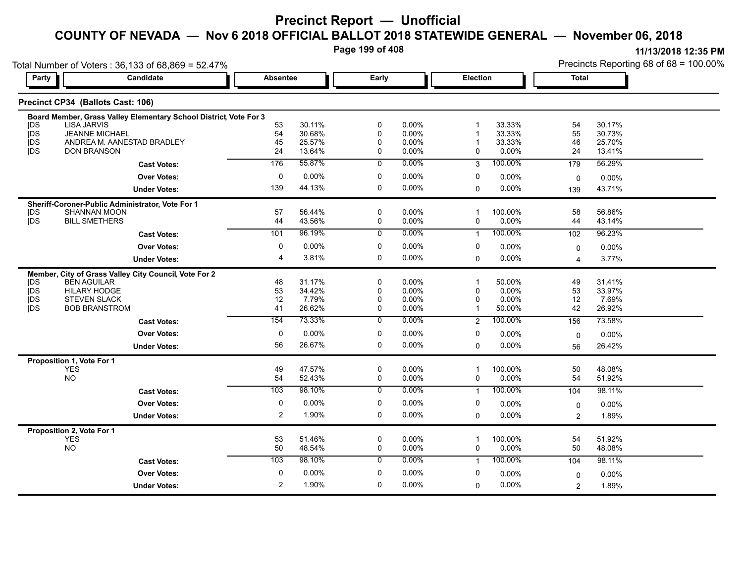# Precinct Report — Unofficial

## COUNTY OF NEVADA — Nov 6 2018 OFFICIAL BALLOT 2018 STATEWIDE GENERAL — November 06, 2018

11/13/2018 12:35 PM

Total Number of Voters : 36,133 of 68,869 = 52.47%

Precincts Reporting 68 of 68 = 100.00%

### Precinct CP34 (Ballots Cast: 106)

| Party | Candidate | Absentee | | Early | | Election | | Total | |
|---|---|---|---|---|---|---|---|---|---|
| **Board Member, Grass Valley Elementary School District, Vote For 3** | | | | | | | | | |
| DS | LISA JARVIS | 53 | 30.11% | 0 | 0.00% | 1 | 33.33% | 54 | 30.17% |
| DS | JEANNE MICHAEL | 54 | 30.68% | 0 | 0.00% | 1 | 33.33% | 55 | 30.73% |
| DS | ANDREA M. AANESTAD BRADLEY | 45 | 25.57% | 0 | 0.00% | 1 | 33.33% | 46 | 25.70% |
| DS | DON BRANSON | 24 | 13.64% | 0 | 0.00% | 0 | 0.00% | 24 | 13.41% |
| | **Cast Votes:** | 176 | 55.87% | 0 | 0.00% | 3 | 100.00% | 179 | 56.29% |
| | **Over Votes:** | 0 | 0.00% | 0 | 0.00% | 0 | 0.00% | 0 | 0.00% |
| | **Under Votes:** | 139 | 44.13% | 0 | 0.00% | 0 | 0.00% | 139 | 43.71% |
| **Sheriff-Coroner-Public Administrator, Vote For 1** | | | | | | | | | |
| DS | SHANNAN MOON | 57 | 56.44% | 0 | 0.00% | 1 | 100.00% | 58 | 56.86% |
| DS | BILL SMETHERS | 44 | 43.56% | 0 | 0.00% | 0 | 0.00% | 44 | 43.14% |
| | **Cast Votes:** | 101 | 96.19% | 0 | 0.00% | 1 | 100.00% | 102 | 96.23% |
| | **Over Votes:** | 0 | 0.00% | 0 | 0.00% | 0 | 0.00% | 0 | 0.00% |
| | **Under Votes:** | 4 | 3.81% | 0 | 0.00% | 0 | 0.00% | 4 | 3.77% |
| **Member, City of Grass Valley City Council, Vote For 2** | | | | | | | | | |
| DS | BEN AGUILAR | 48 | 31.17% | 0 | 0.00% | 1 | 50.00% | 49 | 31.41% |
| DS | HILARY HODGE | 53 | 34.42% | 0 | 0.00% | 0 | 0.00% | 53 | 33.97% |
| DS | STEVEN SLACK | 12 | 7.79% | 0 | 0.00% | 0 | 0.00% | 12 | 7.69% |
| DS | BOB BRANSTROM | 41 | 26.62% | 0 | 0.00% | 1 | 50.00% | 42 | 26.92% |
| | **Cast Votes:** | 154 | 73.33% | 0 | 0.00% | 2 | 100.00% | 156 | 73.58% |
| | **Over Votes:** | 0 | 0.00% | 0 | 0.00% | 0 | 0.00% | 0 | 0.00% |
| | **Under Votes:** | 56 | 26.67% | 0 | 0.00% | 0 | 0.00% | 56 | 26.42% |
| **Proposition 1, Vote For 1** | | | | | | | | | |
| | YES | 49 | 47.57% | 0 | 0.00% | 1 | 100.00% | 50 | 48.08% |
| | NO | 54 | 52.43% | 0 | 0.00% | 0 | 0.00% | 54 | 51.92% |
| | **Cast Votes:** | 103 | 98.10% | 0 | 0.00% | 1 | 100.00% | 104 | 98.11% |
| | **Over Votes:** | 0 | 0.00% | 0 | 0.00% | 0 | 0.00% | 0 | 0.00% |
| | **Under Votes:** | 2 | 1.90% | 0 | 0.00% | 0 | 0.00% | 2 | 1.89% |
| **Proposition 2, Vote For 1** | | | | | | | | | |
| | YES | 53 | 51.46% | 0 | 0.00% | 1 | 100.00% | 54 | 51.92% |
| | NO | 50 | 48.54% | 0 | 0.00% | 0 | 0.00% | 50 | 48.08% |
| | **Cast Votes:** | 103 | 98.10% | 0 | 0.00% | 1 | 100.00% | 104 | 98.11% |
| | **Over Votes:** | 0 | 0.00% | 0 | 0.00% | 0 | 0.00% | 0 | 0.00% |
| | **Under Votes:** | 2 | 1.90% | 0 | 0.00% | 0 | 0.00% | 2 | 1.89% |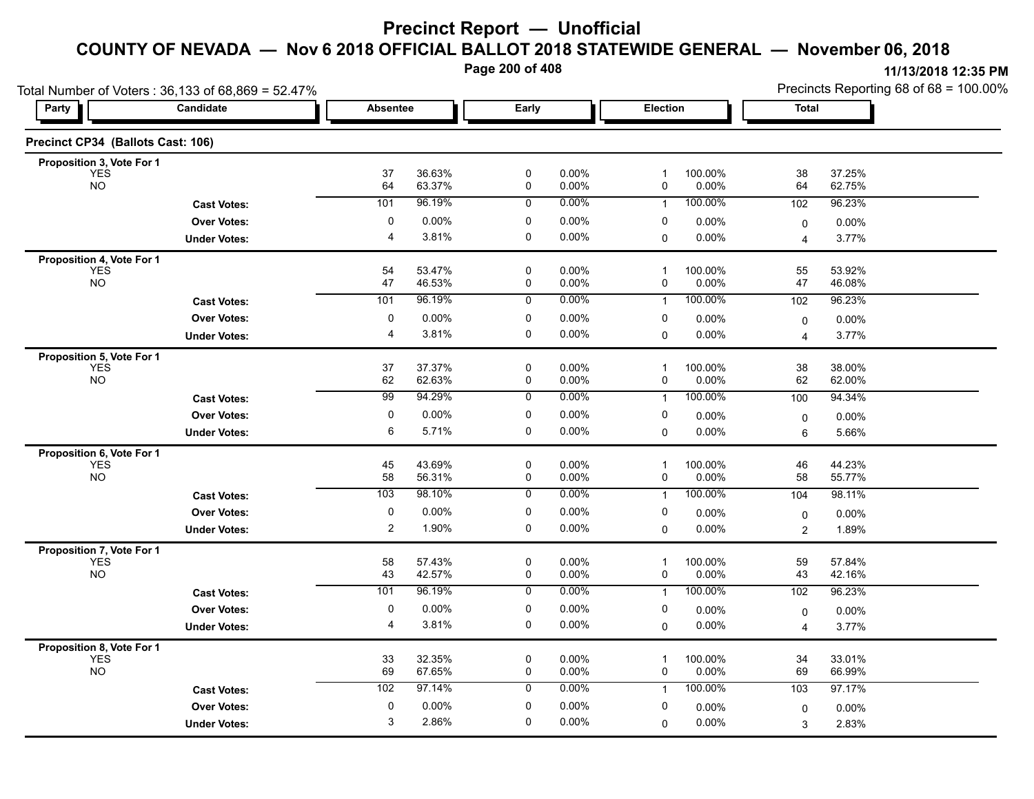# Precinct Report — Unofficial

## COUNTY OF NEVADA — Nov 6 2018 OFFICIAL BALLOT 2018 STATEWIDE GENERAL — November 06, 2018

11/13/2018 12:35 PM

Total Number of Voters : 36,133 of 68,869 = 52.47%

Precincts Reporting 68 of 68 = 100.00%

| Party | Candidate | Absentee | | Early | | Election | | Total | |
|---|---|---|---|---|---|---|---|---|---|
| **Precinct CP34 (Ballots Cast: 106)** | | | | | | | | | |
| **Proposition 3, Vote For 1** | | | | | | | | | |
| YES | | 37 | 36.63% | 0 | 0.00% | 1 | 100.00% | 38 | 37.25% |
| NO | | 64 | 63.37% | 0 | 0.00% | 0 | 0.00% | 64 | 62.75% |
| | **Cast Votes:** | 101 | 96.19% | 0 | 0.00% | 1 | 100.00% | 102 | 96.23% |
| | **Over Votes:** | 0 | 0.00% | 0 | 0.00% | 0 | 0.00% | 0 | 0.00% |
| | **Under Votes:** | 4 | 3.81% | 0 | 0.00% | 0 | 0.00% | 4 | 3.77% |
| **Proposition 4, Vote For 1** | | | | | | | | | |
| YES | | 54 | 53.47% | 0 | 0.00% | 1 | 100.00% | 55 | 53.92% |
| NO | | 47 | 46.53% | 0 | 0.00% | 0 | 0.00% | 47 | 46.08% |
| | **Cast Votes:** | 101 | 96.19% | 0 | 0.00% | 1 | 100.00% | 102 | 96.23% |
| | **Over Votes:** | 0 | 0.00% | 0 | 0.00% | 0 | 0.00% | 0 | 0.00% |
| | **Under Votes:** | 4 | 3.81% | 0 | 0.00% | 0 | 0.00% | 4 | 3.77% |
| **Proposition 5, Vote For 1** | | | | | | | | | |
| YES | | 37 | 37.37% | 0 | 0.00% | 1 | 100.00% | 38 | 38.00% |
| NO | | 62 | 62.63% | 0 | 0.00% | 0 | 0.00% | 62 | 62.00% |
| | **Cast Votes:** | 99 | 94.29% | 0 | 0.00% | 1 | 100.00% | 100 | 94.34% |
| | **Over Votes:** | 0 | 0.00% | 0 | 0.00% | 0 | 0.00% | 0 | 0.00% |
| | **Under Votes:** | 6 | 5.71% | 0 | 0.00% | 0 | 0.00% | 6 | 5.66% |
| **Proposition 6, Vote For 1** | | | | | | | | | |
| YES | | 45 | 43.69% | 0 | 0.00% | 1 | 100.00% | 46 | 44.23% |
| NO | | 58 | 56.31% | 0 | 0.00% | 0 | 0.00% | 58 | 55.77% |
| | **Cast Votes:** | 103 | 98.10% | 0 | 0.00% | 1 | 100.00% | 104 | 98.11% |
| | **Over Votes:** | 0 | 0.00% | 0 | 0.00% | 0 | 0.00% | 0 | 0.00% |
| | **Under Votes:** | 2 | 1.90% | 0 | 0.00% | 0 | 0.00% | 2 | 1.89% |
| **Proposition 7, Vote For 1** | | | | | | | | | |
| YES | | 58 | 57.43% | 0 | 0.00% | 1 | 100.00% | 59 | 57.84% |
| NO | | 43 | 42.57% | 0 | 0.00% | 0 | 0.00% | 43 | 42.16% |
| | **Cast Votes:** | 101 | 96.19% | 0 | 0.00% | 1 | 100.00% | 102 | 96.23% |
| | **Over Votes:** | 0 | 0.00% | 0 | 0.00% | 0 | 0.00% | 0 | 0.00% |
| | **Under Votes:** | 4 | 3.81% | 0 | 0.00% | 0 | 0.00% | 4 | 3.77% |
| **Proposition 8, Vote For 1** | | | | | | | | | |
| YES | | 33 | 32.35% | 0 | 0.00% | 1 | 100.00% | 34 | 33.01% |
| NO | | 69 | 67.65% | 0 | 0.00% | 0 | 0.00% | 69 | 66.99% |
| | **Cast Votes:** | 102 | 97.14% | 0 | 0.00% | 1 | 100.00% | 103 | 97.17% |
| | **Over Votes:** | 0 | 0.00% | 0 | 0.00% | 0 | 0.00% | 0 | 0.00% |
| | **Under Votes:** | 3 | 2.86% | 0 | 0.00% | 0 | 0.00% | 3 | 2.83% |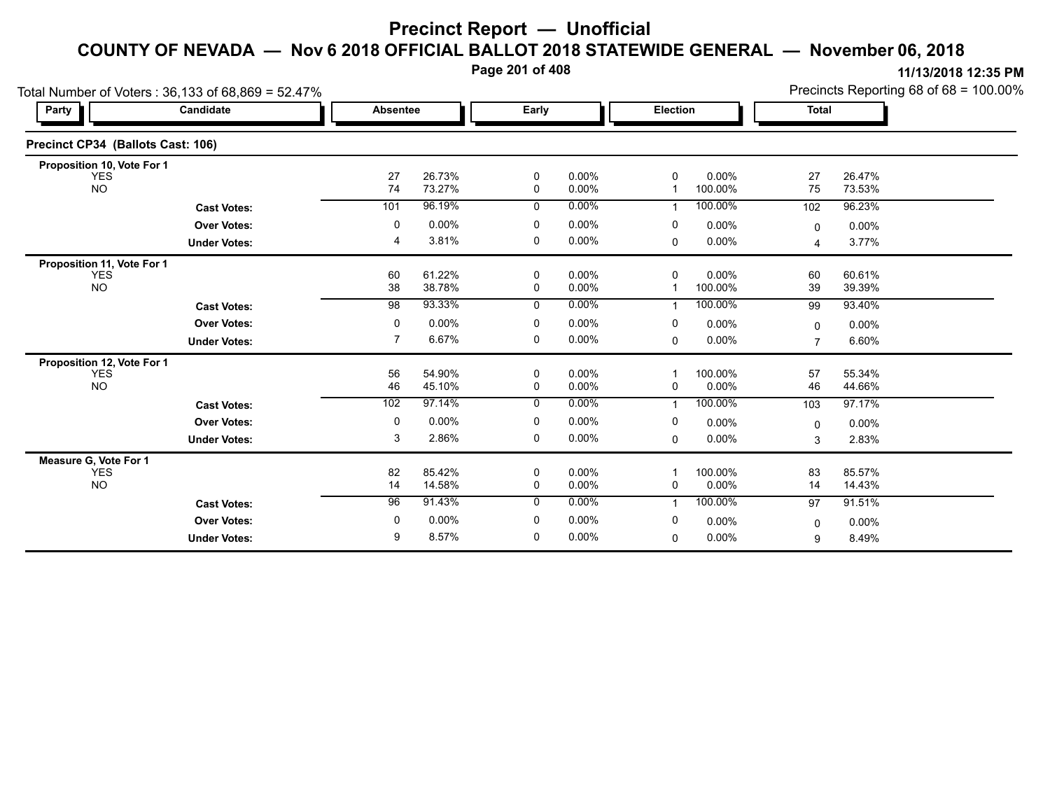# Precinct Report — Unofficial

## COUNTY OF NEVADA — Nov 6 2018 OFFICIAL BALLOT 2018 STATEWIDE GENERAL — November 06, 2018

11/13/2018 12:35 PM

Total Number of Voters : 36,133 of 68,869 = 52.47%

Precincts Reporting 68 of 68 = 100.00%

### Precinct CP34 (Ballots Cast: 106)

| Party | Candidate | Absentee | | Early | | Election | | Total | |
|---|---|---|---|---|---|---|---|---|---|
| **Proposition 10, Vote For 1** | | | | | | | | | |
| | YES | 27 | 26.73% | 0 | 0.00% | 0 | 0.00% | 27 | 26.47% |
| | NO | 74 | 73.27% | 0 | 0.00% | 1 | 100.00% | 75 | 73.53% |
| | **Cast Votes:** | 101 | 96.19% | 0 | 0.00% | 1 | 100.00% | 102 | 96.23% |
| | **Over Votes:** | 0 | 0.00% | 0 | 0.00% | 0 | 0.00% | 0 | 0.00% |
| | **Under Votes:** | 4 | 3.81% | 0 | 0.00% | 0 | 0.00% | 4 | 3.77% |
| **Proposition 11, Vote For 1** | | | | | | | | | |
| | YES | 60 | 61.22% | 0 | 0.00% | 0 | 0.00% | 60 | 60.61% |
| | NO | 38 | 38.78% | 0 | 0.00% | 1 | 100.00% | 39 | 39.39% |
| | **Cast Votes:** | 98 | 93.33% | 0 | 0.00% | 1 | 100.00% | 99 | 93.40% |
| | **Over Votes:** | 0 | 0.00% | 0 | 0.00% | 0 | 0.00% | 0 | 0.00% |
| | **Under Votes:** | 7 | 6.67% | 0 | 0.00% | 0 | 0.00% | 7 | 6.60% |
| **Proposition 12, Vote For 1** | | | | | | | | | |
| | YES | 56 | 54.90% | 0 | 0.00% | 1 | 100.00% | 57 | 55.34% |
| | NO | 46 | 45.10% | 0 | 0.00% | 0 | 0.00% | 46 | 44.66% |
| | **Cast Votes:** | 102 | 97.14% | 0 | 0.00% | 1 | 100.00% | 103 | 97.17% |
| | **Over Votes:** | 0 | 0.00% | 0 | 0.00% | 0 | 0.00% | 0 | 0.00% |
| | **Under Votes:** | 3 | 2.86% | 0 | 0.00% | 0 | 0.00% | 3 | 2.83% |
| **Measure G, Vote For 1** | | | | | | | | | |
| | YES | 82 | 85.42% | 0 | 0.00% | 1 | 100.00% | 83 | 85.57% |
| | NO | 14 | 14.58% | 0 | 0.00% | 0 | 0.00% | 14 | 14.43% |
| | **Cast Votes:** | 96 | 91.43% | 0 | 0.00% | 1 | 100.00% | 97 | 91.51% |
| | **Over Votes:** | 0 | 0.00% | 0 | 0.00% | 0 | 0.00% | 0 | 0.00% |
| | **Under Votes:** | 9 | 8.57% | 0 | 0.00% | 0 | 0.00% | 9 | 8.49% |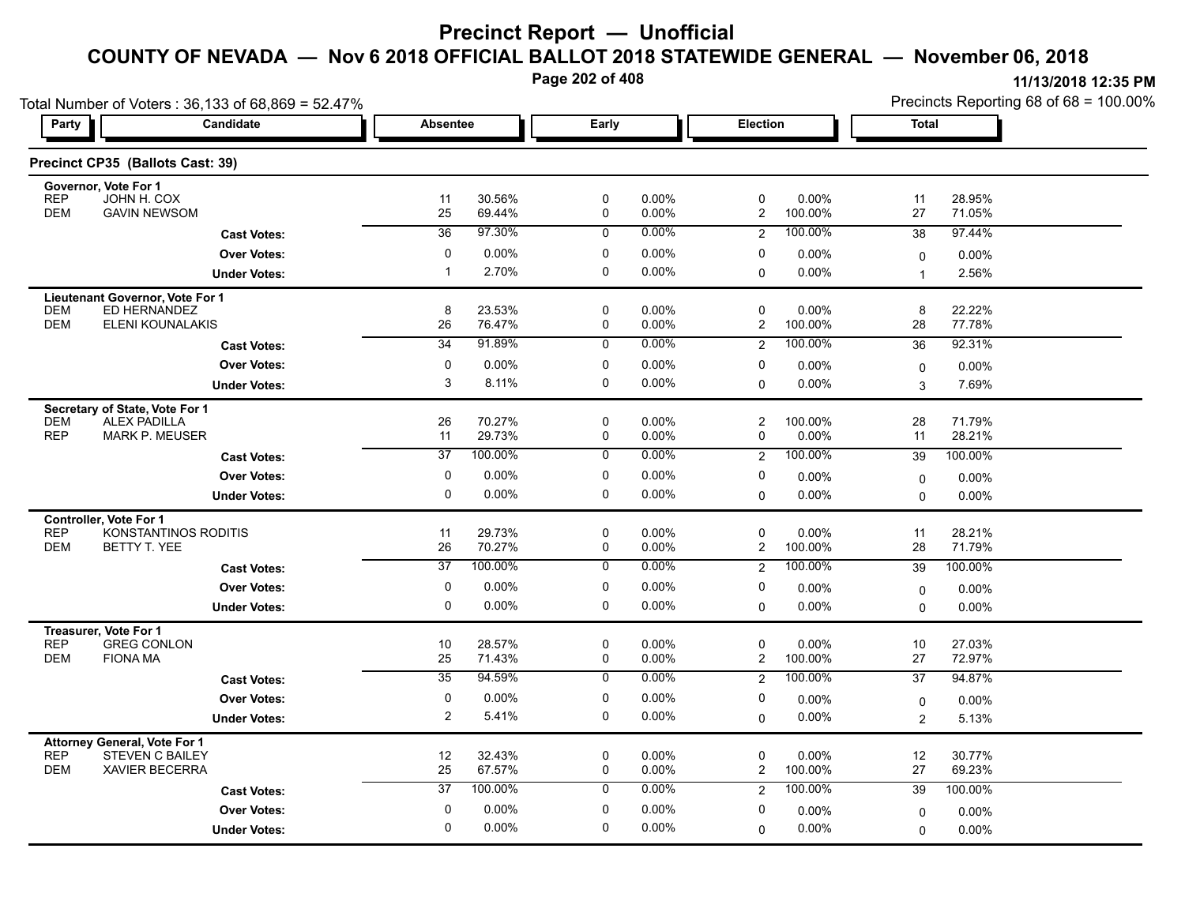# Precinct Report — Unofficial

## COUNTY OF NEVADA — Nov 6 2018 OFFICIAL BALLOT 2018 STATEWIDE GENERAL — November 06, 2018

11/13/2018 12:35 PM

Total Number of Voters : 36,133 of 68,869 = 52.47%

Precincts Reporting 68 of 68 = 100.00%

### Precinct CP35 (Ballots Cast: 39)

**Governor, Vote For 1**

| Party | Candidate | Absentee | | Early | | Election | | Total | |
|---|---|---|---|---|---|---|---|---|---|
| REP | JOHN H. COX | 11 | 30.56% | 0 | 0.00% | 0 | 0.00% | 11 | 28.95% |
| DEM | GAVIN NEWSOM | 25 | 69.44% | 0 | 0.00% | 2 | 100.00% | 27 | 71.05% |
| | Cast Votes: | 36 | 97.30% | 0 | 0.00% | 2 | 100.00% | 38 | 97.44% |
| | Over Votes: | 0 | 0.00% | 0 | 0.00% | 0 | 0.00% | 0 | 0.00% |
| | Under Votes: | 1 | 2.70% | 0 | 0.00% | 0 | 0.00% | 1 | 2.56% |

**Lieutenant Governor, Vote For 1**

| Party | Candidate | Absentee | | Early | | Election | | Total | |
|---|---|---|---|---|---|---|---|---|---|
| DEM | ED HERNANDEZ | 8 | 23.53% | 0 | 0.00% | 0 | 0.00% | 8 | 22.22% |
| DEM | ELENI KOUNALAKIS | 26 | 76.47% | 0 | 0.00% | 2 | 100.00% | 28 | 77.78% |
| | Cast Votes: | 34 | 91.89% | 0 | 0.00% | 2 | 100.00% | 36 | 92.31% |
| | Over Votes: | 0 | 0.00% | 0 | 0.00% | 0 | 0.00% | 0 | 0.00% |
| | Under Votes: | 3 | 8.11% | 0 | 0.00% | 0 | 0.00% | 3 | 7.69% |

**Secretary of State, Vote For 1**

| Party | Candidate | Absentee | | Early | | Election | | Total | |
|---|---|---|---|---|---|---|---|---|---|
| DEM | ALEX PADILLA | 26 | 70.27% | 0 | 0.00% | 2 | 100.00% | 28 | 71.79% |
| REP | MARK P. MEUSER | 11 | 29.73% | 0 | 0.00% | 0 | 0.00% | 11 | 28.21% |
| | Cast Votes: | 37 | 100.00% | 0 | 0.00% | 2 | 100.00% | 39 | 100.00% |
| | Over Votes: | 0 | 0.00% | 0 | 0.00% | 0 | 0.00% | 0 | 0.00% |
| | Under Votes: | 0 | 0.00% | 0 | 0.00% | 0 | 0.00% | 0 | 0.00% |

**Controller, Vote For 1**

| Party | Candidate | Absentee | | Early | | Election | | Total | |
|---|---|---|---|---|---|---|---|---|---|
| REP | KONSTANTINOS RODITIS | 11 | 29.73% | 0 | 0.00% | 0 | 0.00% | 11 | 28.21% |
| DEM | BETTY T. YEE | 26 | 70.27% | 0 | 0.00% | 2 | 100.00% | 28 | 71.79% |
| | Cast Votes: | 37 | 100.00% | 0 | 0.00% | 2 | 100.00% | 39 | 100.00% |
| | Over Votes: | 0 | 0.00% | 0 | 0.00% | 0 | 0.00% | 0 | 0.00% |
| | Under Votes: | 0 | 0.00% | 0 | 0.00% | 0 | 0.00% | 0 | 0.00% |

**Treasurer, Vote For 1**

| Party | Candidate | Absentee | | Early | | Election | | Total | |
|---|---|---|---|---|---|---|---|---|---|
| REP | GREG CONLON | 10 | 28.57% | 0 | 0.00% | 0 | 0.00% | 10 | 27.03% |
| DEM | FIONA MA | 25 | 71.43% | 0 | 0.00% | 2 | 100.00% | 27 | 72.97% |
| | Cast Votes: | 35 | 94.59% | 0 | 0.00% | 2 | 100.00% | 37 | 94.87% |
| | Over Votes: | 0 | 0.00% | 0 | 0.00% | 0 | 0.00% | 0 | 0.00% |
| | Under Votes: | 2 | 5.41% | 0 | 0.00% | 0 | 0.00% | 2 | 5.13% |

**Attorney General, Vote For 1**

| Party | Candidate | Absentee | | Early | | Election | | Total | |
|---|---|---|---|---|---|---|---|---|---|
| REP | STEVEN C BAILEY | 12 | 32.43% | 0 | 0.00% | 0 | 0.00% | 12 | 30.77% |
| DEM | XAVIER BECERRA | 25 | 67.57% | 0 | 0.00% | 2 | 100.00% | 27 | 69.23% |
| | Cast Votes: | 37 | 100.00% | 0 | 0.00% | 2 | 100.00% | 39 | 100.00% |
| | Over Votes: | 0 | 0.00% | 0 | 0.00% | 0 | 0.00% | 0 | 0.00% |
| | Under Votes: | 0 | 0.00% | 0 | 0.00% | 0 | 0.00% | 0 | 0.00% |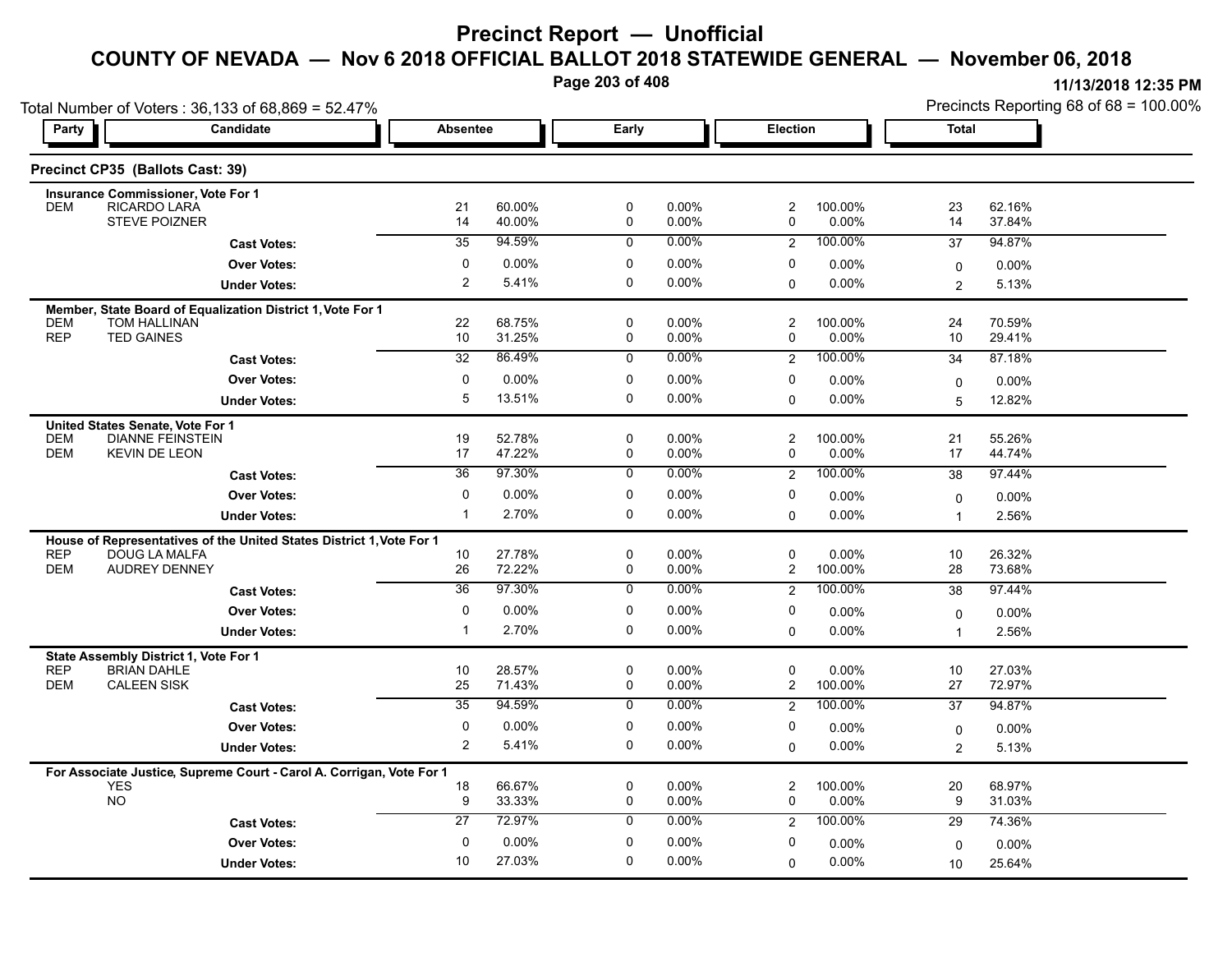# Precinct Report — Unofficial

## COUNTY OF NEVADA — Nov 6 2018 OFFICIAL BALLOT 2018 STATEWIDE GENERAL — November 06, 2018

11/13/2018 12:35 PM

Total Number of Voters : 36,133 of 68,869 = 52.47%

Precincts Reporting 68 of 68 = 100.00%

### Precinct CP35 (Ballots Cast: 39)

**Insurance Commissioner, Vote For 1**

| Party | Candidate | Absentee | | Early | | Election | | Total | |
|---|---|---|---|---|---|---|---|---|---|
| DEM | RICARDO LARA | 21 | 60.00% | 0 | 0.00% | 2 | 100.00% | 23 | 62.16% |
| | STEVE POIZNER | 14 | 40.00% | 0 | 0.00% | 0 | 0.00% | 14 | 37.84% |
| | **Cast Votes:** | 35 | 94.59% | 0 | 0.00% | 2 | 100.00% | 37 | 94.87% |
| | **Over Votes:** | 0 | 0.00% | 0 | 0.00% | 0 | 0.00% | 0 | 0.00% |
| | **Under Votes:** | 2 | 5.41% | 0 | 0.00% | 0 | 0.00% | 2 | 5.13% |

**Member, State Board of Equalization District 1, Vote For 1**

| Party | Candidate | Absentee | | Early | | Election | | Total | |
|---|---|---|---|---|---|---|---|---|---|
| DEM | TOM HALLINAN | 22 | 68.75% | 0 | 0.00% | 2 | 100.00% | 24 | 70.59% |
| REP | TED GAINES | 10 | 31.25% | 0 | 0.00% | 0 | 0.00% | 10 | 29.41% |
| | **Cast Votes:** | 32 | 86.49% | 0 | 0.00% | 2 | 100.00% | 34 | 87.18% |
| | **Over Votes:** | 0 | 0.00% | 0 | 0.00% | 0 | 0.00% | 0 | 0.00% |
| | **Under Votes:** | 5 | 13.51% | 0 | 0.00% | 0 | 0.00% | 5 | 12.82% |

**United States Senate, Vote For 1**

| Party | Candidate | Absentee | | Early | | Election | | Total | |
|---|---|---|---|---|---|---|---|---|---|
| DEM | DIANNE FEINSTEIN | 19 | 52.78% | 0 | 0.00% | 2 | 100.00% | 21 | 55.26% |
| DEM | KEVIN DE LEON | 17 | 47.22% | 0 | 0.00% | 0 | 0.00% | 17 | 44.74% |
| | **Cast Votes:** | 36 | 97.30% | 0 | 0.00% | 2 | 100.00% | 38 | 97.44% |
| | **Over Votes:** | 0 | 0.00% | 0 | 0.00% | 0 | 0.00% | 0 | 0.00% |
| | **Under Votes:** | 1 | 2.70% | 0 | 0.00% | 0 | 0.00% | 1 | 2.56% |

**House of Representatives of the United States District 1, Vote For 1**

| Party | Candidate | Absentee | | Early | | Election | | Total | |
|---|---|---|---|---|---|---|---|---|---|
| REP | DOUG LA MALFA | 10 | 27.78% | 0 | 0.00% | 0 | 0.00% | 10 | 26.32% |
| DEM | AUDREY DENNEY | 26 | 72.22% | 0 | 0.00% | 2 | 100.00% | 28 | 73.68% |
| | **Cast Votes:** | 36 | 97.30% | 0 | 0.00% | 2 | 100.00% | 38 | 97.44% |
| | **Over Votes:** | 0 | 0.00% | 0 | 0.00% | 0 | 0.00% | 0 | 0.00% |
| | **Under Votes:** | 1 | 2.70% | 0 | 0.00% | 0 | 0.00% | 1 | 2.56% |

**State Assembly District 1, Vote For 1**

| Party | Candidate | Absentee | | Early | | Election | | Total | |
|---|---|---|---|---|---|---|---|---|---|
| REP | BRIAN DAHLE | 10 | 28.57% | 0 | 0.00% | 0 | 0.00% | 10 | 27.03% |
| DEM | CALEEN SISK | 25 | 71.43% | 0 | 0.00% | 2 | 100.00% | 27 | 72.97% |
| | **Cast Votes:** | 35 | 94.59% | 0 | 0.00% | 2 | 100.00% | 37 | 94.87% |
| | **Over Votes:** | 0 | 0.00% | 0 | 0.00% | 0 | 0.00% | 0 | 0.00% |
| | **Under Votes:** | 2 | 5.41% | 0 | 0.00% | 0 | 0.00% | 2 | 5.13% |

**For Associate Justice, Supreme Court - Carol A. Corrigan, Vote For 1**

| Party | Candidate | Absentee | | Early | | Election | | Total | |
|---|---|---|---|---|---|---|---|---|---|
| | YES | 18 | 66.67% | 0 | 0.00% | 2 | 100.00% | 20 | 68.97% |
| | NO | 9 | 33.33% | 0 | 0.00% | 0 | 0.00% | 9 | 31.03% |
| | **Cast Votes:** | 27 | 72.97% | 0 | 0.00% | 2 | 100.00% | 29 | 74.36% |
| | **Over Votes:** | 0 | 0.00% | 0 | 0.00% | 0 | 0.00% | 0 | 0.00% |
| | **Under Votes:** | 10 | 27.03% | 0 | 0.00% | 0 | 0.00% | 10 | 25.64% |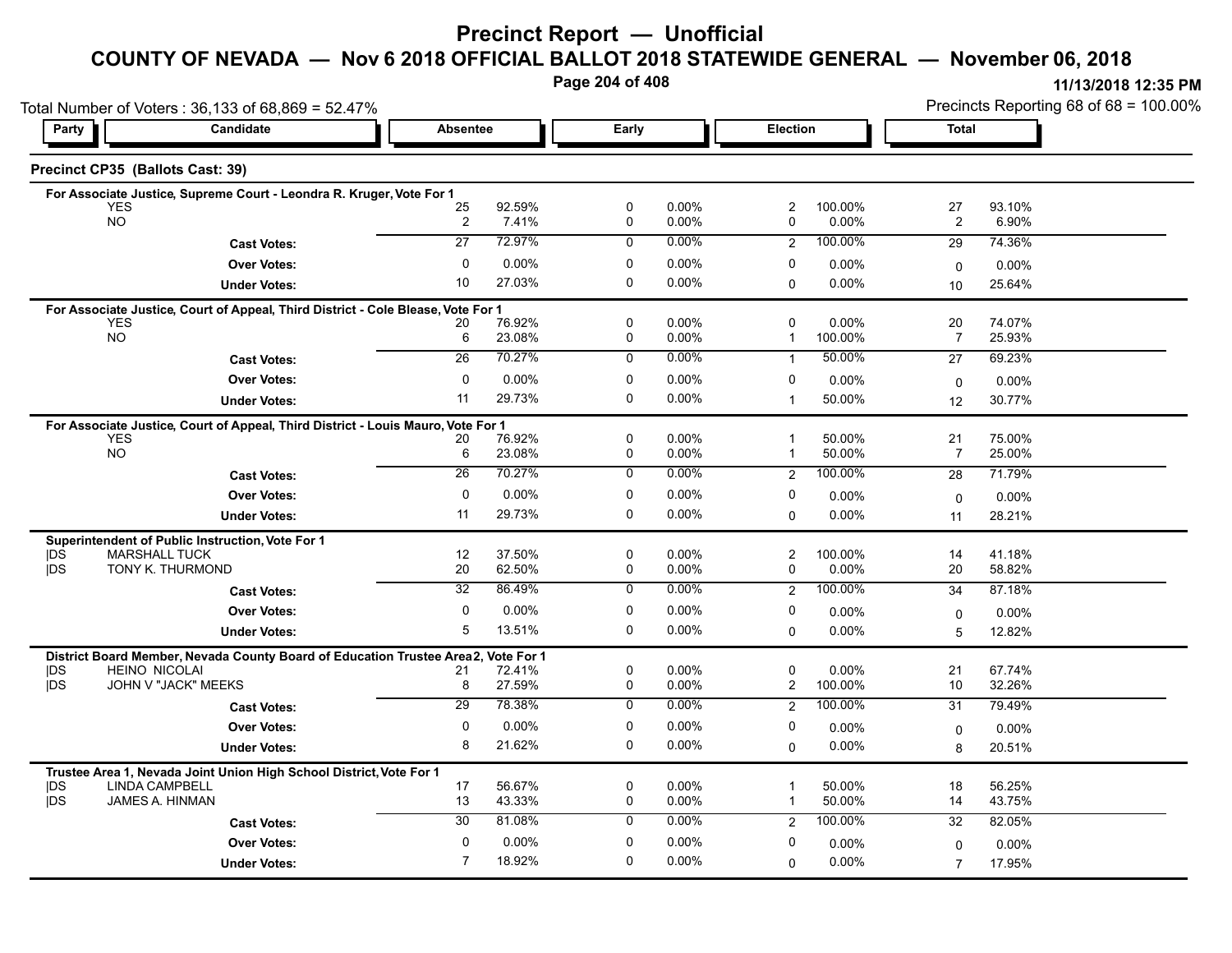# Precinct Report — Unofficial

## COUNTY OF NEVADA — Nov 6 2018 OFFICIAL BALLOT 2018 STATEWIDE GENERAL — November 06, 2018

11/13/2018 12:35 PM

Total Number of Voters : 36,133 of 68,869 = 52.47%

Precincts Reporting 68 of 68 = 100.00%

### Precinct CP35 (Ballots Cast: 39)

| Party | Candidate | Absentee | | Early | | Election | | Total | |
|---|---|---|---|---|---|---|---|---|---|
| **For Associate Justice, Supreme Court - Leondra R. Kruger, Vote For 1** | | | | | | | | | |
| | YES | 25 | 92.59% | 0 | 0.00% | 2 | 100.00% | 27 | 93.10% |
| | NO | 2 | 7.41% | 0 | 0.00% | 0 | 0.00% | 2 | 6.90% |
| | **Cast Votes:** | 27 | 72.97% | 0 | 0.00% | 2 | 100.00% | 29 | 74.36% |
| | **Over Votes:** | 0 | 0.00% | 0 | 0.00% | 0 | 0.00% | 0 | 0.00% |
| | **Under Votes:** | 10 | 27.03% | 0 | 0.00% | 0 | 0.00% | 10 | 25.64% |
| **For Associate Justice, Court of Appeal, Third District - Cole Blease, Vote For 1** | | | | | | | | | |
| | YES | 20 | 76.92% | 0 | 0.00% | 0 | 0.00% | 20 | 74.07% |
| | NO | 6 | 23.08% | 0 | 0.00% | 1 | 100.00% | 7 | 25.93% |
| | **Cast Votes:** | 26 | 70.27% | 0 | 0.00% | 1 | 50.00% | 27 | 69.23% |
| | **Over Votes:** | 0 | 0.00% | 0 | 0.00% | 0 | 0.00% | 0 | 0.00% |
| | **Under Votes:** | 11 | 29.73% | 0 | 0.00% | 1 | 50.00% | 12 | 30.77% |
| **For Associate Justice, Court of Appeal, Third District - Louis Mauro, Vote For 1** | | | | | | | | | |
| | YES | 20 | 76.92% | 0 | 0.00% | 1 | 50.00% | 21 | 75.00% |
| | NO | 6 | 23.08% | 0 | 0.00% | 1 | 50.00% | 7 | 25.00% |
| | **Cast Votes:** | 26 | 70.27% | 0 | 0.00% | 2 | 100.00% | 28 | 71.79% |
| | **Over Votes:** | 0 | 0.00% | 0 | 0.00% | 0 | 0.00% | 0 | 0.00% |
| | **Under Votes:** | 11 | 29.73% | 0 | 0.00% | 0 | 0.00% | 11 | 28.21% |
| **Superintendent of Public Instruction, Vote For 1** | | | | | | | | | |
| DS | MARSHALL TUCK | 12 | 37.50% | 0 | 0.00% | 2 | 100.00% | 14 | 41.18% |
| DS | TONY K. THURMOND | 20 | 62.50% | 0 | 0.00% | 0 | 0.00% | 20 | 58.82% |
| | **Cast Votes:** | 32 | 86.49% | 0 | 0.00% | 2 | 100.00% | 34 | 87.18% |
| | **Over Votes:** | 0 | 0.00% | 0 | 0.00% | 0 | 0.00% | 0 | 0.00% |
| | **Under Votes:** | 5 | 13.51% | 0 | 0.00% | 0 | 0.00% | 5 | 12.82% |
| **District Board Member, Nevada County Board of Education Trustee Area 2, Vote For 1** | | | | | | | | | |
| DS | HEINO NICOLAI | 21 | 72.41% | 0 | 0.00% | 0 | 0.00% | 21 | 67.74% |
| DS | JOHN V "JACK" MEEKS | 8 | 27.59% | 0 | 0.00% | 2 | 100.00% | 10 | 32.26% |
| | **Cast Votes:** | 29 | 78.38% | 0 | 0.00% | 2 | 100.00% | 31 | 79.49% |
| | **Over Votes:** | 0 | 0.00% | 0 | 0.00% | 0 | 0.00% | 0 | 0.00% |
| | **Under Votes:** | 8 | 21.62% | 0 | 0.00% | 0 | 0.00% | 8 | 20.51% |
| **Trustee Area 1, Nevada Joint Union High School District, Vote For 1** | | | | | | | | | |
| DS | LINDA CAMPBELL | 17 | 56.67% | 0 | 0.00% | 1 | 50.00% | 18 | 56.25% |
| DS | JAMES A. HINMAN | 13 | 43.33% | 0 | 0.00% | 1 | 50.00% | 14 | 43.75% |
| | **Cast Votes:** | 30 | 81.08% | 0 | 0.00% | 2 | 100.00% | 32 | 82.05% |
| | **Over Votes:** | 0 | 0.00% | 0 | 0.00% | 0 | 0.00% | 0 | 0.00% |
| | **Under Votes:** | 7 | 18.92% | 0 | 0.00% | 0 | 0.00% | 7 | 17.95% |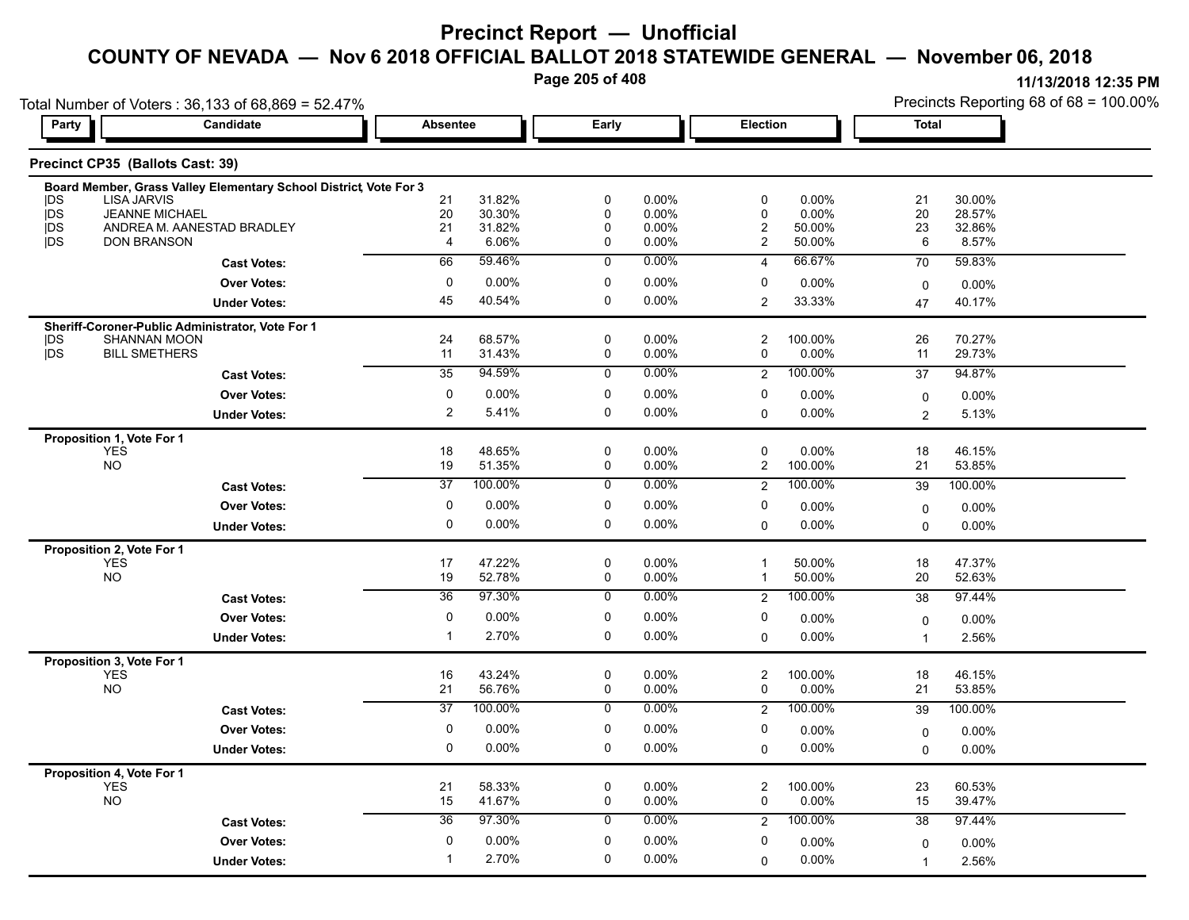# Precinct Report — Unofficial

## COUNTY OF NEVADA — Nov 6 2018 OFFICIAL BALLOT 2018 STATEWIDE GENERAL — November 06, 2018

11/13/2018 12:35 PM

Total Number of Voters : 36,133 of 68,869 = 52.47%

Precincts Reporting 68 of 68 = 100.00%

### Precinct CP35 (Ballots Cast: 39)

**Board Member, Grass Valley Elementary School District, Vote For 3**

| Party | Candidate | Absentee | | Early | | Election | | Total | |
|---|---|---|---|---|---|---|---|---|---|
| DS | LISA JARVIS | 21 | 31.82% | 0 | 0.00% | 0 | 0.00% | 21 | 30.00% |
| DS | JEANNE MICHAEL | 20 | 30.30% | 0 | 0.00% | 0 | 0.00% | 20 | 28.57% |
| DS | ANDREA M. AANESTAD BRADLEY | 21 | 31.82% | 0 | 0.00% | 2 | 50.00% | 23 | 32.86% |
| DS | DON BRANSON | 4 | 6.06% | 0 | 0.00% | 2 | 50.00% | 6 | 8.57% |
| | **Cast Votes:** | 66 | 59.46% | 0 | 0.00% | 4 | 66.67% | 70 | 59.83% |
| | **Over Votes:** | 0 | 0.00% | 0 | 0.00% | 0 | 0.00% | 0 | 0.00% |
| | **Under Votes:** | 45 | 40.54% | 0 | 0.00% | 2 | 33.33% | 47 | 40.17% |

**Sheriff-Coroner-Public Administrator, Vote For 1**

| Party | Candidate | Absentee | | Early | | Election | | Total | |
|---|---|---|---|---|---|---|---|---|---|
| DS | SHANNAN MOON | 24 | 68.57% | 0 | 0.00% | 2 | 100.00% | 26 | 70.27% |
| DS | BILL SMETHERS | 11 | 31.43% | 0 | 0.00% | 0 | 0.00% | 11 | 29.73% |
| | **Cast Votes:** | 35 | 94.59% | 0 | 0.00% | 2 | 100.00% | 37 | 94.87% |
| | **Over Votes:** | 0 | 0.00% | 0 | 0.00% | 0 | 0.00% | 0 | 0.00% |
| | **Under Votes:** | 2 | 5.41% | 0 | 0.00% | 0 | 0.00% | 2 | 5.13% |

**Proposition 1, Vote For 1**

| Party | Candidate | Absentee | | Early | | Election | | Total | |
|---|---|---|---|---|---|---|---|---|---|
| | YES | 18 | 48.65% | 0 | 0.00% | 0 | 0.00% | 18 | 46.15% |
| | NO | 19 | 51.35% | 0 | 0.00% | 2 | 100.00% | 21 | 53.85% |
| | **Cast Votes:** | 37 | 100.00% | 0 | 0.00% | 2 | 100.00% | 39 | 100.00% |
| | **Over Votes:** | 0 | 0.00% | 0 | 0.00% | 0 | 0.00% | 0 | 0.00% |
| | **Under Votes:** | 0 | 0.00% | 0 | 0.00% | 0 | 0.00% | 0 | 0.00% |

**Proposition 2, Vote For 1**

| Party | Candidate | Absentee | | Early | | Election | | Total | |
|---|---|---|---|---|---|---|---|---|---|
| | YES | 17 | 47.22% | 0 | 0.00% | 1 | 50.00% | 18 | 47.37% |
| | NO | 19 | 52.78% | 0 | 0.00% | 1 | 50.00% | 20 | 52.63% |
| | **Cast Votes:** | 36 | 97.30% | 0 | 0.00% | 2 | 100.00% | 38 | 97.44% |
| | **Over Votes:** | 0 | 0.00% | 0 | 0.00% | 0 | 0.00% | 0 | 0.00% |
| | **Under Votes:** | 1 | 2.70% | 0 | 0.00% | 0 | 0.00% | 1 | 2.56% |

**Proposition 3, Vote For 1**

| Party | Candidate | Absentee | | Early | | Election | | Total | |
|---|---|---|---|---|---|---|---|---|---|
| | YES | 16 | 43.24% | 0 | 0.00% | 2 | 100.00% | 18 | 46.15% |
| | NO | 21 | 56.76% | 0 | 0.00% | 0 | 0.00% | 21 | 53.85% |
| | **Cast Votes:** | 37 | 100.00% | 0 | 0.00% | 2 | 100.00% | 39 | 100.00% |
| | **Over Votes:** | 0 | 0.00% | 0 | 0.00% | 0 | 0.00% | 0 | 0.00% |
| | **Under Votes:** | 0 | 0.00% | 0 | 0.00% | 0 | 0.00% | 0 | 0.00% |

**Proposition 4, Vote For 1**

| Party | Candidate | Absentee | | Early | | Election | | Total | |
|---|---|---|---|---|---|---|---|---|---|
| | YES | 21 | 58.33% | 0 | 0.00% | 2 | 100.00% | 23 | 60.53% |
| | NO | 15 | 41.67% | 0 | 0.00% | 0 | 0.00% | 15 | 39.47% |
| | **Cast Votes:** | 36 | 97.30% | 0 | 0.00% | 2 | 100.00% | 38 | 97.44% |
| | **Over Votes:** | 0 | 0.00% | 0 | 0.00% | 0 | 0.00% | 0 | 0.00% |
| | **Under Votes:** | 1 | 2.70% | 0 | 0.00% | 0 | 0.00% | 1 | 2.56% |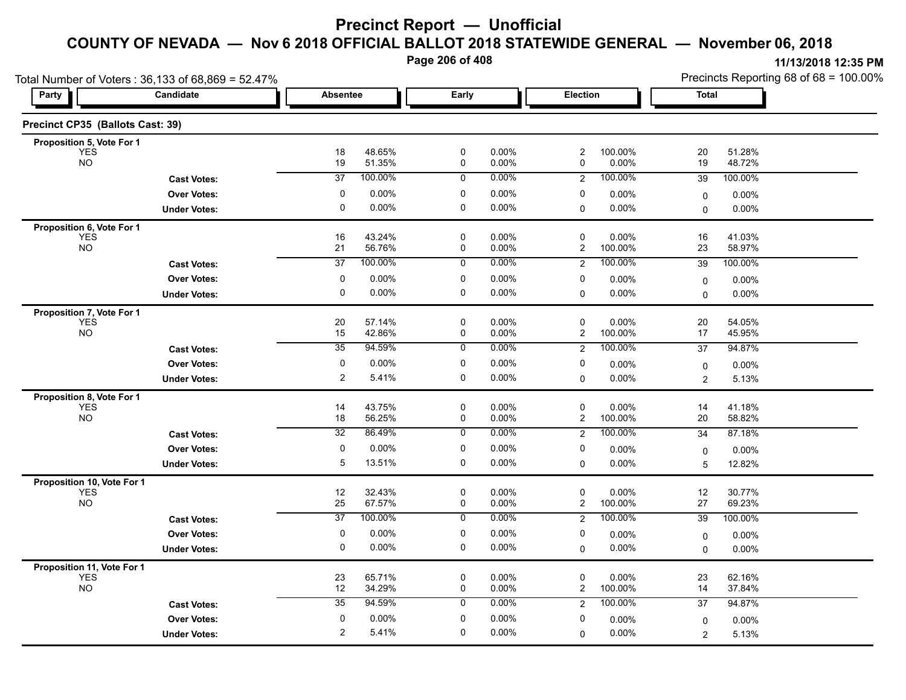# Precinct Report — Unofficial

## COUNTY OF NEVADA — Nov 6 2018 OFFICIAL BALLOT 2018 STATEWIDE GENERAL — November 06, 2018

11/13/2018 12:35 PM

Total Number of Voters : 36,133 of 68,869 = 52.47%

Precincts Reporting 68 of 68 = 100.00%

### Precinct CP35 (Ballots Cast: 39)

| Party | Candidate | Absentee | | Early | | Election | | Total | |
|---|---|---|---|---|---|---|---|---|---|
| **Proposition 5, Vote For 1** | | | | | | | | | |
| | YES | 18 | 48.65% | 0 | 0.00% | 2 | 100.00% | 20 | 51.28% |
| | NO | 19 | 51.35% | 0 | 0.00% | 0 | 0.00% | 19 | 48.72% |
| | **Cast Votes:** | 37 | 100.00% | 0 | 0.00% | 2 | 100.00% | 39 | 100.00% |
| | **Over Votes:** | 0 | 0.00% | 0 | 0.00% | 0 | 0.00% | 0 | 0.00% |
| | **Under Votes:** | 0 | 0.00% | 0 | 0.00% | 0 | 0.00% | 0 | 0.00% |
| **Proposition 6, Vote For 1** | | | | | | | | | |
| | YES | 16 | 43.24% | 0 | 0.00% | 0 | 0.00% | 16 | 41.03% |
| | NO | 21 | 56.76% | 0 | 0.00% | 2 | 100.00% | 23 | 58.97% |
| | **Cast Votes:** | 37 | 100.00% | 0 | 0.00% | 2 | 100.00% | 39 | 100.00% |
| | **Over Votes:** | 0 | 0.00% | 0 | 0.00% | 0 | 0.00% | 0 | 0.00% |
| | **Under Votes:** | 0 | 0.00% | 0 | 0.00% | 0 | 0.00% | 0 | 0.00% |
| **Proposition 7, Vote For 1** | | | | | | | | | |
| | YES | 20 | 57.14% | 0 | 0.00% | 0 | 0.00% | 20 | 54.05% |
| | NO | 15 | 42.86% | 0 | 0.00% | 2 | 100.00% | 17 | 45.95% |
| | **Cast Votes:** | 35 | 94.59% | 0 | 0.00% | 2 | 100.00% | 37 | 94.87% |
| | **Over Votes:** | 0 | 0.00% | 0 | 0.00% | 0 | 0.00% | 0 | 0.00% |
| | **Under Votes:** | 2 | 5.41% | 0 | 0.00% | 0 | 0.00% | 2 | 5.13% |
| **Proposition 8, Vote For 1** | | | | | | | | | |
| | YES | 14 | 43.75% | 0 | 0.00% | 0 | 0.00% | 14 | 41.18% |
| | NO | 18 | 56.25% | 0 | 0.00% | 2 | 100.00% | 20 | 58.82% |
| | **Cast Votes:** | 32 | 86.49% | 0 | 0.00% | 2 | 100.00% | 34 | 87.18% |
| | **Over Votes:** | 0 | 0.00% | 0 | 0.00% | 0 | 0.00% | 0 | 0.00% |
| | **Under Votes:** | 5 | 13.51% | 0 | 0.00% | 0 | 0.00% | 5 | 12.82% |
| **Proposition 10, Vote For 1** | | | | | | | | | |
| | YES | 12 | 32.43% | 0 | 0.00% | 0 | 0.00% | 12 | 30.77% |
| | NO | 25 | 67.57% | 0 | 0.00% | 2 | 100.00% | 27 | 69.23% |
| | **Cast Votes:** | 37 | 100.00% | 0 | 0.00% | 2 | 100.00% | 39 | 100.00% |
| | **Over Votes:** | 0 | 0.00% | 0 | 0.00% | 0 | 0.00% | 0 | 0.00% |
| | **Under Votes:** | 0 | 0.00% | 0 | 0.00% | 0 | 0.00% | 0 | 0.00% |
| **Proposition 11, Vote For 1** | | | | | | | | | |
| | YES | 23 | 65.71% | 0 | 0.00% | 0 | 0.00% | 23 | 62.16% |
| | NO | 12 | 34.29% | 0 | 0.00% | 2 | 100.00% | 14 | 37.84% |
| | **Cast Votes:** | 35 | 94.59% | 0 | 0.00% | 2 | 100.00% | 37 | 94.87% |
| | **Over Votes:** | 0 | 0.00% | 0 | 0.00% | 0 | 0.00% | 0 | 0.00% |
| | **Under Votes:** | 2 | 5.41% | 0 | 0.00% | 0 | 0.00% | 2 | 5.13% |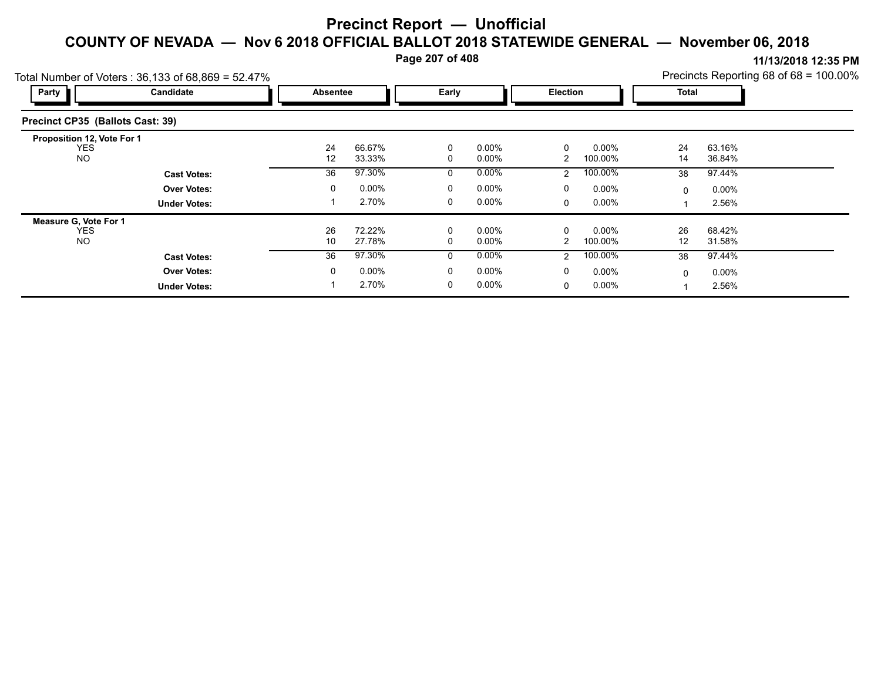# Precinct Report — Unofficial

## COUNTY OF NEVADA — Nov 6 2018 OFFICIAL BALLOT 2018 STATEWIDE GENERAL — November 06, 2018

11/13/2018 12:35 PM

Total Number of Voters : 36,133 of 68,869 = 52.47%

Precincts Reporting 68 of 68 = 100.00%

### Precinct CP35 (Ballots Cast: 39)

| Party | Candidate | Absentee | | Early | | Election | | Total | |
|---|---|---|---|---|---|---|---|---|---|
| **Proposition 12, Vote For 1** | | | | | | | | | |
| | YES | 24 | 66.67% | 0 | 0.00% | 0 | 0.00% | 24 | 63.16% |
| | NO | 12 | 33.33% | 0 | 0.00% | 2 | 100.00% | 14 | 36.84% |
| | **Cast Votes:** | 36 | 97.30% | 0 | 0.00% | 2 | 100.00% | 38 | 97.44% |
| | **Over Votes:** | 0 | 0.00% | 0 | 0.00% | 0 | 0.00% | 0 | 0.00% |
| | **Under Votes:** | 1 | 2.70% | 0 | 0.00% | 0 | 0.00% | 1 | 2.56% |
| **Measure G, Vote For 1** | | | | | | | | | |
| | YES | 26 | 72.22% | 0 | 0.00% | 0 | 0.00% | 26 | 68.42% |
| | NO | 10 | 27.78% | 0 | 0.00% | 2 | 100.00% | 12 | 31.58% |
| | **Cast Votes:** | 36 | 97.30% | 0 | 0.00% | 2 | 100.00% | 38 | 97.44% |
| | **Over Votes:** | 0 | 0.00% | 0 | 0.00% | 0 | 0.00% | 0 | 0.00% |
| | **Under Votes:** | 1 | 2.70% | 0 | 0.00% | 0 | 0.00% | 1 | 2.56% |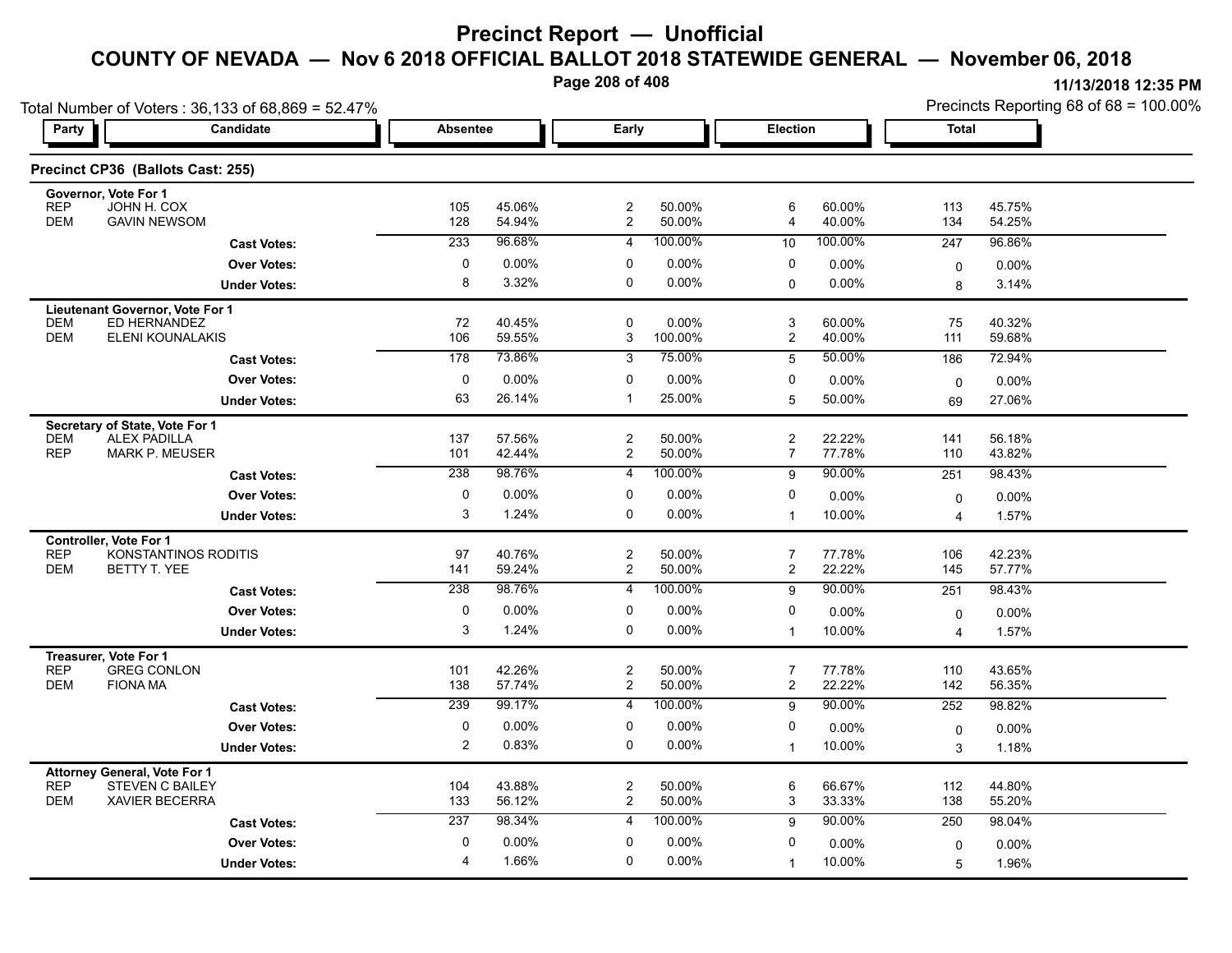# Precinct Report — Unofficial

## COUNTY OF NEVADA — Nov 6 2018 OFFICIAL BALLOT 2018 STATEWIDE GENERAL — November 06, 2018

11/13/2018 12:35 PM

Total Number of Voters : 36,133 of 68,869 = 52.47%

Precincts Reporting 68 of 68 = 100.00%

### Precinct CP36 (Ballots Cast: 255)

| Party | Candidate | Absentee | | Early | | Election | | Total | |
|---|---|---|---|---|---|---|---|---|---|
| **Governor, Vote For 1** | | | | | | | | | |
| REP | JOHN H. COX | 105 | 45.06% | 2 | 50.00% | 6 | 60.00% | 113 | 45.75% |
| DEM | GAVIN NEWSOM | 128 | 54.94% | 2 | 50.00% | 4 | 40.00% | 134 | 54.25% |
| | **Cast Votes:** | 233 | 96.68% | 4 | 100.00% | 10 | 100.00% | 247 | 96.86% |
| | **Over Votes:** | 0 | 0.00% | 0 | 0.00% | 0 | 0.00% | 0 | 0.00% |
| | **Under Votes:** | 8 | 3.32% | 0 | 0.00% | 0 | 0.00% | 8 | 3.14% |
| **Lieutenant Governor, Vote For 1** | | | | | | | | | |
| DEM | ED HERNANDEZ | 72 | 40.45% | 0 | 0.00% | 3 | 60.00% | 75 | 40.32% |
| DEM | ELENI KOUNALAKIS | 106 | 59.55% | 3 | 100.00% | 2 | 40.00% | 111 | 59.68% |
| | **Cast Votes:** | 178 | 73.86% | 3 | 75.00% | 5 | 50.00% | 186 | 72.94% |
| | **Over Votes:** | 0 | 0.00% | 0 | 0.00% | 0 | 0.00% | 0 | 0.00% |
| | **Under Votes:** | 63 | 26.14% | 1 | 25.00% | 5 | 50.00% | 69 | 27.06% |
| **Secretary of State, Vote For 1** | | | | | | | | | |
| DEM | ALEX PADILLA | 137 | 57.56% | 2 | 50.00% | 2 | 22.22% | 141 | 56.18% |
| REP | MARK P. MEUSER | 101 | 42.44% | 2 | 50.00% | 7 | 77.78% | 110 | 43.82% |
| | **Cast Votes:** | 238 | 98.76% | 4 | 100.00% | 9 | 90.00% | 251 | 98.43% |
| | **Over Votes:** | 0 | 0.00% | 0 | 0.00% | 0 | 0.00% | 0 | 0.00% |
| | **Under Votes:** | 3 | 1.24% | 0 | 0.00% | 1 | 10.00% | 4 | 1.57% |
| **Controller, Vote For 1** | | | | | | | | | |
| REP | KONSTANTINOS RODITIS | 97 | 40.76% | 2 | 50.00% | 7 | 77.78% | 106 | 42.23% |
| DEM | BETTY T. YEE | 141 | 59.24% | 2 | 50.00% | 2 | 22.22% | 145 | 57.77% |
| | **Cast Votes:** | 238 | 98.76% | 4 | 100.00% | 9 | 90.00% | 251 | 98.43% |
| | **Over Votes:** | 0 | 0.00% | 0 | 0.00% | 0 | 0.00% | 0 | 0.00% |
| | **Under Votes:** | 3 | 1.24% | 0 | 0.00% | 1 | 10.00% | 4 | 1.57% |
| **Treasurer, Vote For 1** | | | | | | | | | |
| REP | GREG CONLON | 101 | 42.26% | 2 | 50.00% | 7 | 77.78% | 110 | 43.65% |
| DEM | FIONA MA | 138 | 57.74% | 2 | 50.00% | 2 | 22.22% | 142 | 56.35% |
| | **Cast Votes:** | 239 | 99.17% | 4 | 100.00% | 9 | 90.00% | 252 | 98.82% |
| | **Over Votes:** | 0 | 0.00% | 0 | 0.00% | 0 | 0.00% | 0 | 0.00% |
| | **Under Votes:** | 2 | 0.83% | 0 | 0.00% | 1 | 10.00% | 3 | 1.18% |
| **Attorney General, Vote For 1** | | | | | | | | | |
| REP | STEVEN C BAILEY | 104 | 43.88% | 2 | 50.00% | 6 | 66.67% | 112 | 44.80% |
| DEM | XAVIER BECERRA | 133 | 56.12% | 2 | 50.00% | 3 | 33.33% | 138 | 55.20% |
| | **Cast Votes:** | 237 | 98.34% | 4 | 100.00% | 9 | 90.00% | 250 | 98.04% |
| | **Over Votes:** | 0 | 0.00% | 0 | 0.00% | 0 | 0.00% | 0 | 0.00% |
| | **Under Votes:** | 4 | 1.66% | 0 | 0.00% | 1 | 10.00% | 5 | 1.96% |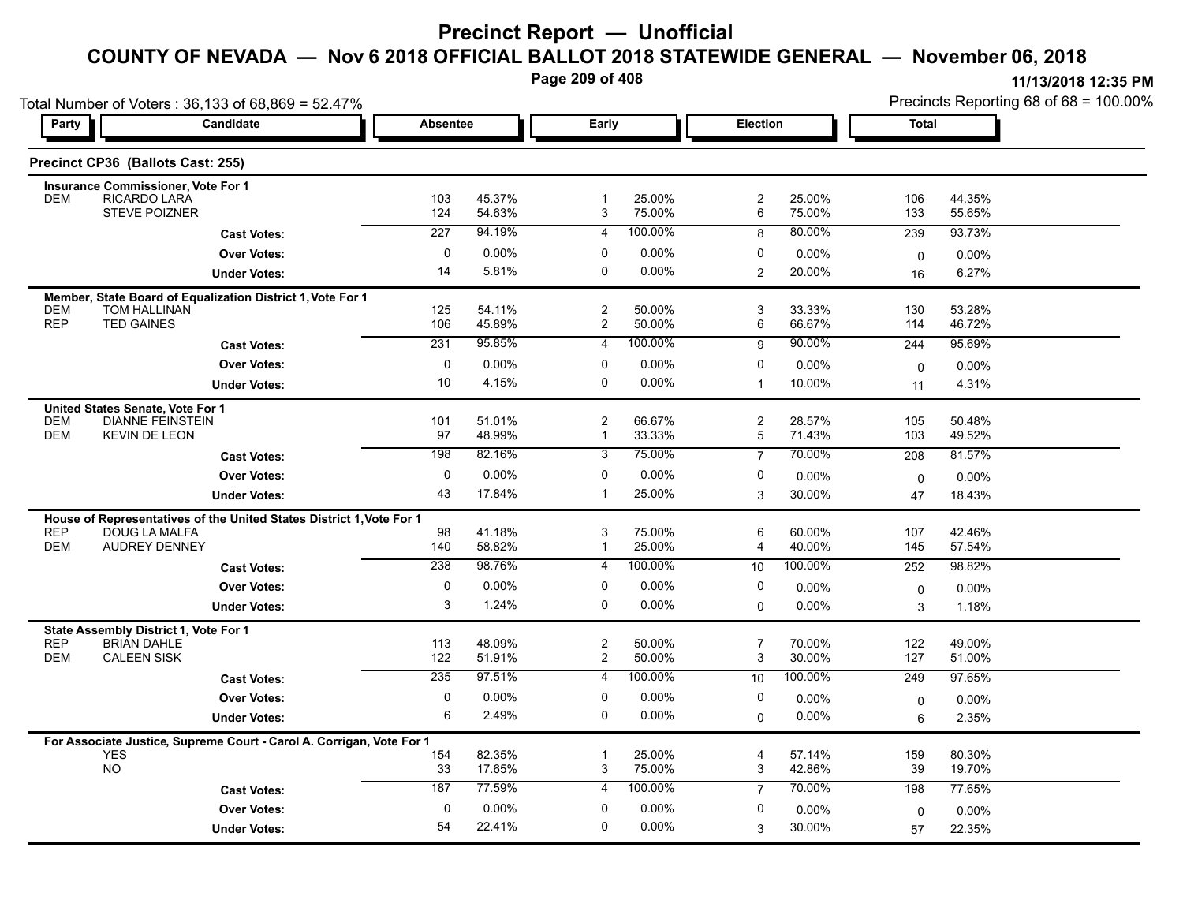# Precinct Report — Unofficial

## COUNTY OF NEVADA — Nov 6 2018 OFFICIAL BALLOT 2018 STATEWIDE GENERAL — November 06, 2018

11/13/2018 12:35 PM

Total Number of Voters : 36,133 of 68,869 = 52.47%

Precincts Reporting 68 of 68 = 100.00%

### Precinct CP36 (Ballots Cast: 255)

**Insurance Commissioner, Vote For 1**

| Party | Candidate | Absentee | | Early | | Election | | Total | |
|---|---|---|---|---|---|---|---|---|---|
| DEM | RICARDO LARA | 103 | 45.37% | 1 | 25.00% | 2 | 25.00% | 106 | 44.35% |
| | STEVE POIZNER | 124 | 54.63% | 3 | 75.00% | 6 | 75.00% | 133 | 55.65% |
| | **Cast Votes:** | 227 | 94.19% | 4 | 100.00% | 8 | 80.00% | 239 | 93.73% |
| | **Over Votes:** | 0 | 0.00% | 0 | 0.00% | 0 | 0.00% | 0 | 0.00% |
| | **Under Votes:** | 14 | 5.81% | 0 | 0.00% | 2 | 20.00% | 16 | 6.27% |

**Member, State Board of Equalization District 1, Vote For 1**

| Party | Candidate | Absentee | | Early | | Election | | Total | |
|---|---|---|---|---|---|---|---|---|---|
| DEM | TOM HALLINAN | 125 | 54.11% | 2 | 50.00% | 3 | 33.33% | 130 | 53.28% |
| REP | TED GAINES | 106 | 45.89% | 2 | 50.00% | 6 | 66.67% | 114 | 46.72% |
| | **Cast Votes:** | 231 | 95.85% | 4 | 100.00% | 9 | 90.00% | 244 | 95.69% |
| | **Over Votes:** | 0 | 0.00% | 0 | 0.00% | 0 | 0.00% | 0 | 0.00% |
| | **Under Votes:** | 10 | 4.15% | 0 | 0.00% | 1 | 10.00% | 11 | 4.31% |

**United States Senate, Vote For 1**

| Party | Candidate | Absentee | | Early | | Election | | Total | |
|---|---|---|---|---|---|---|---|---|---|
| DEM | DIANNE FEINSTEIN | 101 | 51.01% | 2 | 66.67% | 2 | 28.57% | 105 | 50.48% |
| DEM | KEVIN DE LEON | 97 | 48.99% | 1 | 33.33% | 5 | 71.43% | 103 | 49.52% |
| | **Cast Votes:** | 198 | 82.16% | 3 | 75.00% | 7 | 70.00% | 208 | 81.57% |
| | **Over Votes:** | 0 | 0.00% | 0 | 0.00% | 0 | 0.00% | 0 | 0.00% |
| | **Under Votes:** | 43 | 17.84% | 1 | 25.00% | 3 | 30.00% | 47 | 18.43% |

**House of Representatives of the United States District 1, Vote For 1**

| Party | Candidate | Absentee | | Early | | Election | | Total | |
|---|---|---|---|---|---|---|---|---|---|
| REP | DOUG LA MALFA | 98 | 41.18% | 3 | 75.00% | 6 | 60.00% | 107 | 42.46% |
| DEM | AUDREY DENNEY | 140 | 58.82% | 1 | 25.00% | 4 | 40.00% | 145 | 57.54% |
| | **Cast Votes:** | 238 | 98.76% | 4 | 100.00% | 10 | 100.00% | 252 | 98.82% |
| | **Over Votes:** | 0 | 0.00% | 0 | 0.00% | 0 | 0.00% | 0 | 0.00% |
| | **Under Votes:** | 3 | 1.24% | 0 | 0.00% | 0 | 0.00% | 3 | 1.18% |

**State Assembly District 1, Vote For 1**

| Party | Candidate | Absentee | | Early | | Election | | Total | |
|---|---|---|---|---|---|---|---|---|---|
| REP | BRIAN DAHLE | 113 | 48.09% | 2 | 50.00% | 7 | 70.00% | 122 | 49.00% |
| DEM | CALEEN SISK | 122 | 51.91% | 2 | 50.00% | 3 | 30.00% | 127 | 51.00% |
| | **Cast Votes:** | 235 | 97.51% | 4 | 100.00% | 10 | 100.00% | 249 | 97.65% |
| | **Over Votes:** | 0 | 0.00% | 0 | 0.00% | 0 | 0.00% | 0 | 0.00% |
| | **Under Votes:** | 6 | 2.49% | 0 | 0.00% | 0 | 0.00% | 6 | 2.35% |

**For Associate Justice, Supreme Court - Carol A. Corrigan, Vote For 1**

| Party | Candidate | Absentee | | Early | | Election | | Total | |
|---|---|---|---|---|---|---|---|---|---|
| | YES | 154 | 82.35% | 1 | 25.00% | 4 | 57.14% | 159 | 80.30% |
| | NO | 33 | 17.65% | 3 | 75.00% | 3 | 42.86% | 39 | 19.70% |
| | **Cast Votes:** | 187 | 77.59% | 4 | 100.00% | 7 | 70.00% | 198 | 77.65% |
| | **Over Votes:** | 0 | 0.00% | 0 | 0.00% | 0 | 0.00% | 0 | 0.00% |
| | **Under Votes:** | 54 | 22.41% | 0 | 0.00% | 3 | 30.00% | 57 | 22.35% |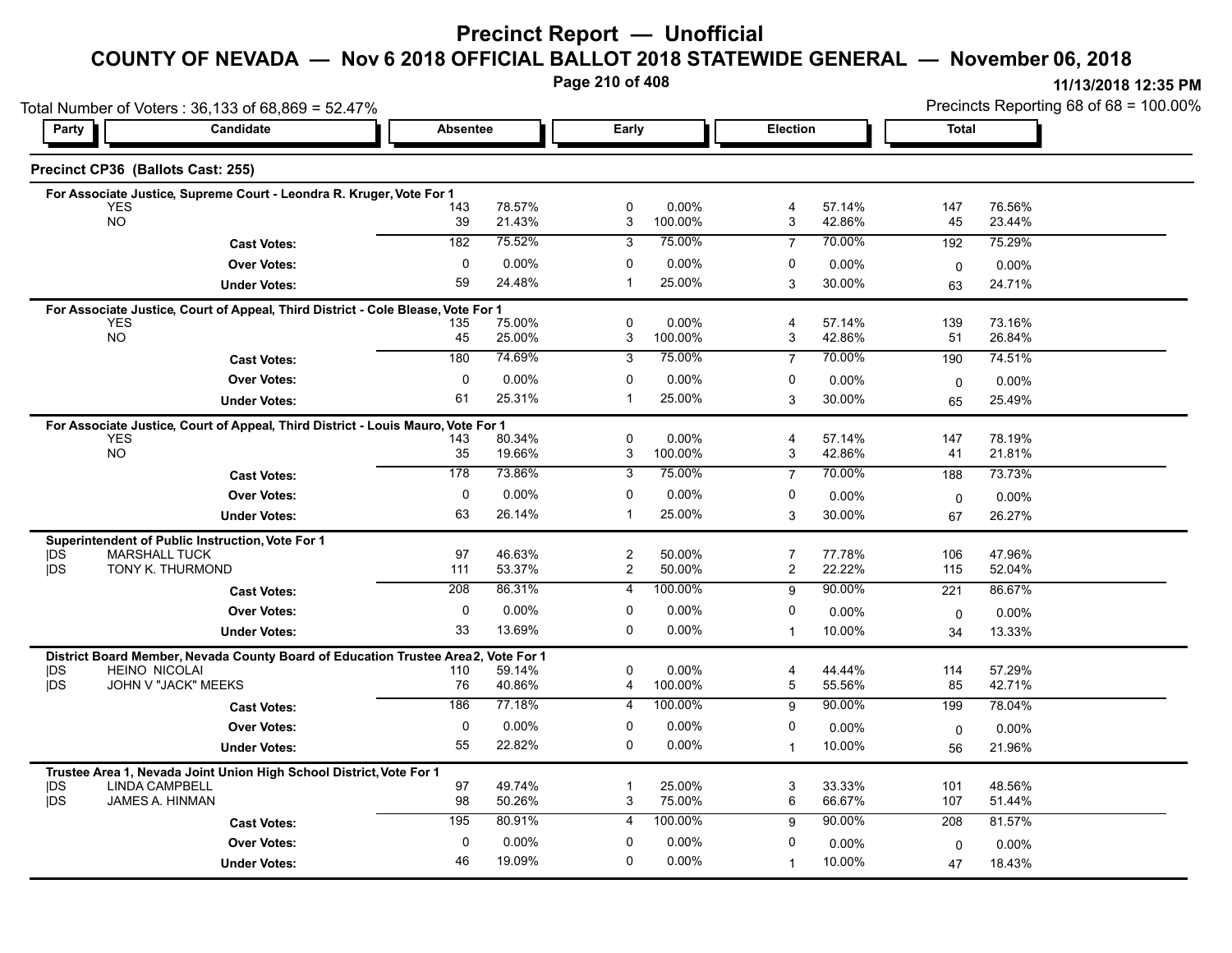# Precinct Report — Unofficial

## COUNTY OF NEVADA — Nov 6 2018 OFFICIAL BALLOT 2018 STATEWIDE GENERAL — November 06, 2018

11/13/2018 12:35 PM

Total Number of Voters : 36,133 of 68,869 = 52.47%

Precincts Reporting 68 of 68 = 100.00%

### Precinct CP36 (Ballots Cast: 255)

**For Associate Justice, Supreme Court - Leondra R. Kruger, Vote For 1**

| Party | Candidate | Absentee | | Early | | Election | | Total | |
|---|---|---|---|---|---|---|---|---|---|
| | YES | 143 | 78.57% | 0 | 0.00% | 4 | 57.14% | 147 | 76.56% |
| | NO | 39 | 21.43% | 3 | 100.00% | 3 | 42.86% | 45 | 23.44% |
| | **Cast Votes:** | 182 | 75.52% | 3 | 75.00% | 7 | 70.00% | 192 | 75.29% |
| | **Over Votes:** | 0 | 0.00% | 0 | 0.00% | 0 | 0.00% | 0 | 0.00% |
| | **Under Votes:** | 59 | 24.48% | 1 | 25.00% | 3 | 30.00% | 63 | 24.71% |

**For Associate Justice, Court of Appeal, Third District - Cole Blease, Vote For 1**

| Party | Candidate | Absentee | | Early | | Election | | Total | |
|---|---|---|---|---|---|---|---|---|---|
| | YES | 135 | 75.00% | 0 | 0.00% | 4 | 57.14% | 139 | 73.16% |
| | NO | 45 | 25.00% | 3 | 100.00% | 3 | 42.86% | 51 | 26.84% |
| | **Cast Votes:** | 180 | 74.69% | 3 | 75.00% | 7 | 70.00% | 190 | 74.51% |
| | **Over Votes:** | 0 | 0.00% | 0 | 0.00% | 0 | 0.00% | 0 | 0.00% |
| | **Under Votes:** | 61 | 25.31% | 1 | 25.00% | 3 | 30.00% | 65 | 25.49% |

**For Associate Justice, Court of Appeal, Third District - Louis Mauro, Vote For 1**

| Party | Candidate | Absentee | | Early | | Election | | Total | |
|---|---|---|---|---|---|---|---|---|---|
| | YES | 143 | 80.34% | 0 | 0.00% | 4 | 57.14% | 147 | 78.19% |
| | NO | 35 | 19.66% | 3 | 100.00% | 3 | 42.86% | 41 | 21.81% |
| | **Cast Votes:** | 178 | 73.86% | 3 | 75.00% | 7 | 70.00% | 188 | 73.73% |
| | **Over Votes:** | 0 | 0.00% | 0 | 0.00% | 0 | 0.00% | 0 | 0.00% |
| | **Under Votes:** | 63 | 26.14% | 1 | 25.00% | 3 | 30.00% | 67 | 26.27% |

**Superintendent of Public Instruction, Vote For 1**

| Party | Candidate | Absentee | | Early | | Election | | Total | |
|---|---|---|---|---|---|---|---|---|---|
| DS | MARSHALL TUCK | 97 | 46.63% | 2 | 50.00% | 7 | 77.78% | 106 | 47.96% |
| DS | TONY K. THURMOND | 111 | 53.37% | 2 | 50.00% | 2 | 22.22% | 115 | 52.04% |
| | **Cast Votes:** | 208 | 86.31% | 4 | 100.00% | 9 | 90.00% | 221 | 86.67% |
| | **Over Votes:** | 0 | 0.00% | 0 | 0.00% | 0 | 0.00% | 0 | 0.00% |
| | **Under Votes:** | 33 | 13.69% | 0 | 0.00% | 1 | 10.00% | 34 | 13.33% |

**District Board Member, Nevada County Board of Education Trustee Area2, Vote For 1**

| Party | Candidate | Absentee | | Early | | Election | | Total | |
|---|---|---|---|---|---|---|---|---|---|
| DS | HEINO NICOLAI | 110 | 59.14% | 0 | 0.00% | 4 | 44.44% | 114 | 57.29% |
| DS | JOHN V "JACK" MEEKS | 76 | 40.86% | 4 | 100.00% | 5 | 55.56% | 85 | 42.71% |
| | **Cast Votes:** | 186 | 77.18% | 4 | 100.00% | 9 | 90.00% | 199 | 78.04% |
| | **Over Votes:** | 0 | 0.00% | 0 | 0.00% | 0 | 0.00% | 0 | 0.00% |
| | **Under Votes:** | 55 | 22.82% | 0 | 0.00% | 1 | 10.00% | 56 | 21.96% |

**Trustee Area 1, Nevada Joint Union High School District, Vote For 1**

| Party | Candidate | Absentee | | Early | | Election | | Total | |
|---|---|---|---|---|---|---|---|---|---|
| DS | LINDA CAMPBELL | 97 | 49.74% | 1 | 25.00% | 3 | 33.33% | 101 | 48.56% |
| DS | JAMES A. HINMAN | 98 | 50.26% | 3 | 75.00% | 6 | 66.67% | 107 | 51.44% |
| | **Cast Votes:** | 195 | 80.91% | 4 | 100.00% | 9 | 90.00% | 208 | 81.57% |
| | **Over Votes:** | 0 | 0.00% | 0 | 0.00% | 0 | 0.00% | 0 | 0.00% |
| | **Under Votes:** | 46 | 19.09% | 0 | 0.00% | 1 | 10.00% | 47 | 18.43% |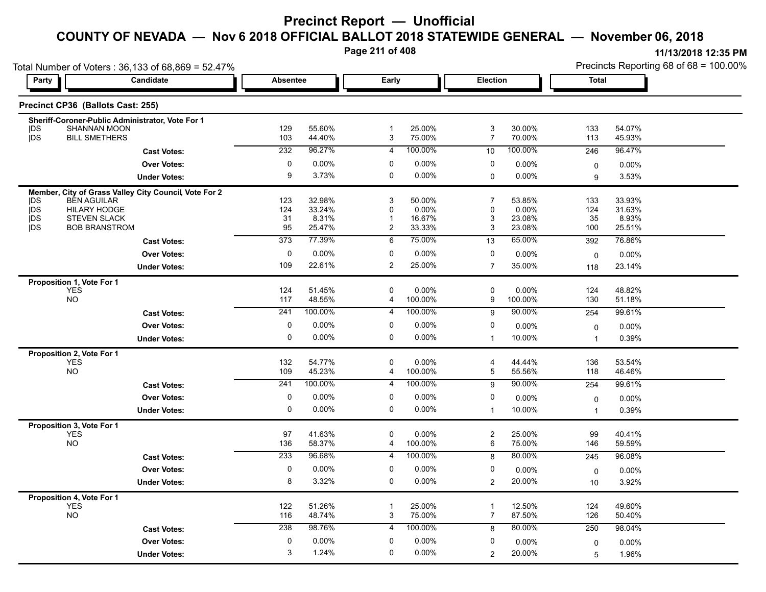# Precinct Report — Unofficial

## COUNTY OF NEVADA — Nov 6 2018 OFFICIAL BALLOT 2018 STATEWIDE GENERAL — November 06, 2018

11/13/2018 12:35 PM

Total Number of Voters : 36,133 of 68,869 = 52.47%

Precincts Reporting 68 of 68 = 100.00%

### Precinct CP36 (Ballots Cast: 255)

| Party | Candidate | Absentee | | Early | | Election | | Total | |
|---|---|---|---|---|---|---|---|---|---|
| **Sheriff-Coroner-Public Administrator, Vote For 1** | | | | | | | | | |
| DS | SHANNAN MOON | 129 | 55.60% | 1 | 25.00% | 3 | 30.00% | 133 | 54.07% |
| DS | BILL SMETHERS | 103 | 44.40% | 3 | 75.00% | 7 | 70.00% | 113 | 45.93% |
| | **Cast Votes:** | 232 | 96.27% | 4 | 100.00% | 10 | 100.00% | 246 | 96.47% |
| | **Over Votes:** | 0 | 0.00% | 0 | 0.00% | 0 | 0.00% | 0 | 0.00% |
| | **Under Votes:** | 9 | 3.73% | 0 | 0.00% | 0 | 0.00% | 9 | 3.53% |
| **Member, City of Grass Valley City Council, Vote For 2** | | | | | | | | | |
| DS | BEN AGUILAR | 123 | 32.98% | 3 | 50.00% | 7 | 53.85% | 133 | 33.93% |
| DS | HILARY HODGE | 124 | 33.24% | 0 | 0.00% | 0 | 0.00% | 124 | 31.63% |
| DS | STEVEN SLACK | 31 | 8.31% | 1 | 16.67% | 3 | 23.08% | 35 | 8.93% |
| DS | BOB BRANSTROM | 95 | 25.47% | 2 | 33.33% | 3 | 23.08% | 100 | 25.51% |
| | **Cast Votes:** | 373 | 77.39% | 6 | 75.00% | 13 | 65.00% | 392 | 76.86% |
| | **Over Votes:** | 0 | 0.00% | 0 | 0.00% | 0 | 0.00% | 0 | 0.00% |
| | **Under Votes:** | 109 | 22.61% | 2 | 25.00% | 7 | 35.00% | 118 | 23.14% |
| **Proposition 1, Vote For 1** | | | | | | | | | |
| | YES | 124 | 51.45% | 0 | 0.00% | 0 | 0.00% | 124 | 48.82% |
| | NO | 117 | 48.55% | 4 | 100.00% | 9 | 100.00% | 130 | 51.18% |
| | **Cast Votes:** | 241 | 100.00% | 4 | 100.00% | 9 | 90.00% | 254 | 99.61% |
| | **Over Votes:** | 0 | 0.00% | 0 | 0.00% | 0 | 0.00% | 0 | 0.00% |
| | **Under Votes:** | 0 | 0.00% | 0 | 0.00% | 1 | 10.00% | 1 | 0.39% |
| **Proposition 2, Vote For 1** | | | | | | | | | |
| | YES | 132 | 54.77% | 0 | 0.00% | 4 | 44.44% | 136 | 53.54% |
| | NO | 109 | 45.23% | 4 | 100.00% | 5 | 55.56% | 118 | 46.46% |
| | **Cast Votes:** | 241 | 100.00% | 4 | 100.00% | 9 | 90.00% | 254 | 99.61% |
| | **Over Votes:** | 0 | 0.00% | 0 | 0.00% | 0 | 0.00% | 0 | 0.00% |
| | **Under Votes:** | 0 | 0.00% | 0 | 0.00% | 1 | 10.00% | 1 | 0.39% |
| **Proposition 3, Vote For 1** | | | | | | | | | |
| | YES | 97 | 41.63% | 0 | 0.00% | 2 | 25.00% | 99 | 40.41% |
| | NO | 136 | 58.37% | 4 | 100.00% | 6 | 75.00% | 146 | 59.59% |
| | **Cast Votes:** | 233 | 96.68% | 4 | 100.00% | 8 | 80.00% | 245 | 96.08% |
| | **Over Votes:** | 0 | 0.00% | 0 | 0.00% | 0 | 0.00% | 0 | 0.00% |
| | **Under Votes:** | 8 | 3.32% | 0 | 0.00% | 2 | 20.00% | 10 | 3.92% |
| **Proposition 4, Vote For 1** | | | | | | | | | |
| | YES | 122 | 51.26% | 1 | 25.00% | 1 | 12.50% | 124 | 49.60% |
| | NO | 116 | 48.74% | 3 | 75.00% | 7 | 87.50% | 126 | 50.40% |
| | **Cast Votes:** | 238 | 98.76% | 4 | 100.00% | 8 | 80.00% | 250 | 98.04% |
| | **Over Votes:** | 0 | 0.00% | 0 | 0.00% | 0 | 0.00% | 0 | 0.00% |
| | **Under Votes:** | 3 | 1.24% | 0 | 0.00% | 2 | 20.00% | 5 | 1.96% |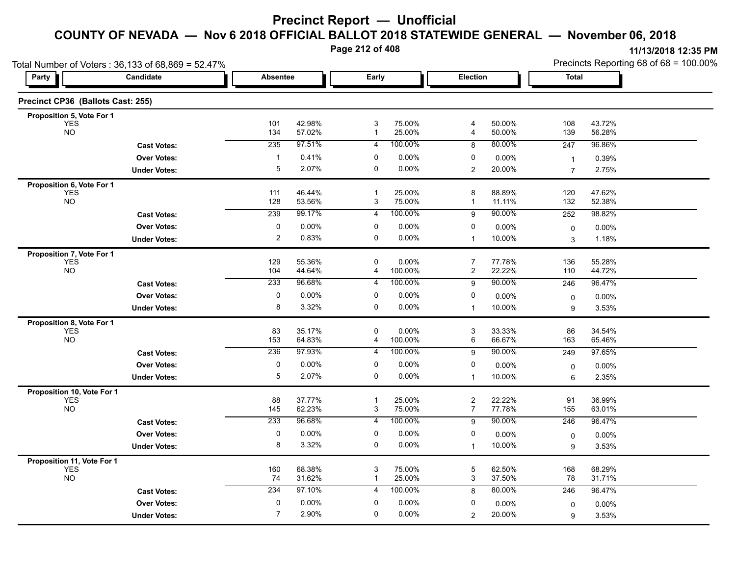# Precinct Report — Unofficial

## COUNTY OF NEVADA — Nov 6 2018 OFFICIAL BALLOT 2018 STATEWIDE GENERAL — November 06, 2018

11/13/2018 12:35 PM

Total Number of Voters : 36,133 of 68,869 = 52.47%

Precincts Reporting 68 of 68 = 100.00%

### Precinct CP36 (Ballots Cast: 255)

| Party | Candidate | Absentee | | Early | | Election | | Total | |
|---|---|---|---|---|---|---|---|---|---|
| **Proposition 5, Vote For 1** | | | | | | | | | |
| | YES | 101 | 42.98% | 3 | 75.00% | 4 | 50.00% | 108 | 43.72% |
| | NO | 134 | 57.02% | 1 | 25.00% | 4 | 50.00% | 139 | 56.28% |
| | **Cast Votes:** | 235 | 97.51% | 4 | 100.00% | 8 | 80.00% | 247 | 96.86% |
| | **Over Votes:** | 1 | 0.41% | 0 | 0.00% | 0 | 0.00% | 1 | 0.39% |
| | **Under Votes:** | 5 | 2.07% | 0 | 0.00% | 2 | 20.00% | 7 | 2.75% |
| **Proposition 6, Vote For 1** | | | | | | | | | |
| | YES | 111 | 46.44% | 1 | 25.00% | 8 | 88.89% | 120 | 47.62% |
| | NO | 128 | 53.56% | 3 | 75.00% | 1 | 11.11% | 132 | 52.38% |
| | **Cast Votes:** | 239 | 99.17% | 4 | 100.00% | 9 | 90.00% | 252 | 98.82% |
| | **Over Votes:** | 0 | 0.00% | 0 | 0.00% | 0 | 0.00% | 0 | 0.00% |
| | **Under Votes:** | 2 | 0.83% | 0 | 0.00% | 1 | 10.00% | 3 | 1.18% |
| **Proposition 7, Vote For 1** | | | | | | | | | |
| | YES | 129 | 55.36% | 0 | 0.00% | 7 | 77.78% | 136 | 55.28% |
| | NO | 104 | 44.64% | 4 | 100.00% | 2 | 22.22% | 110 | 44.72% |
| | **Cast Votes:** | 233 | 96.68% | 4 | 100.00% | 9 | 90.00% | 246 | 96.47% |
| | **Over Votes:** | 0 | 0.00% | 0 | 0.00% | 0 | 0.00% | 0 | 0.00% |
| | **Under Votes:** | 8 | 3.32% | 0 | 0.00% | 1 | 10.00% | 9 | 3.53% |
| **Proposition 8, Vote For 1** | | | | | | | | | |
| | YES | 83 | 35.17% | 0 | 0.00% | 3 | 33.33% | 86 | 34.54% |
| | NO | 153 | 64.83% | 4 | 100.00% | 6 | 66.67% | 163 | 65.46% |
| | **Cast Votes:** | 236 | 97.93% | 4 | 100.00% | 9 | 90.00% | 249 | 97.65% |
| | **Over Votes:** | 0 | 0.00% | 0 | 0.00% | 0 | 0.00% | 0 | 0.00% |
| | **Under Votes:** | 5 | 2.07% | 0 | 0.00% | 1 | 10.00% | 6 | 2.35% |
| **Proposition 10, Vote For 1** | | | | | | | | | |
| | YES | 88 | 37.77% | 1 | 25.00% | 2 | 22.22% | 91 | 36.99% |
| | NO | 145 | 62.23% | 3 | 75.00% | 7 | 77.78% | 155 | 63.01% |
| | **Cast Votes:** | 233 | 96.68% | 4 | 100.00% | 9 | 90.00% | 246 | 96.47% |
| | **Over Votes:** | 0 | 0.00% | 0 | 0.00% | 0 | 0.00% | 0 | 0.00% |
| | **Under Votes:** | 8 | 3.32% | 0 | 0.00% | 1 | 10.00% | 9 | 3.53% |
| **Proposition 11, Vote For 1** | | | | | | | | | |
| | YES | 160 | 68.38% | 3 | 75.00% | 5 | 62.50% | 168 | 68.29% |
| | NO | 74 | 31.62% | 1 | 25.00% | 3 | 37.50% | 78 | 31.71% |
| | **Cast Votes:** | 234 | 97.10% | 4 | 100.00% | 8 | 80.00% | 246 | 96.47% |
| | **Over Votes:** | 0 | 0.00% | 0 | 0.00% | 0 | 0.00% | 0 | 0.00% |
| | **Under Votes:** | 7 | 2.90% | 0 | 0.00% | 2 | 20.00% | 9 | 3.53% |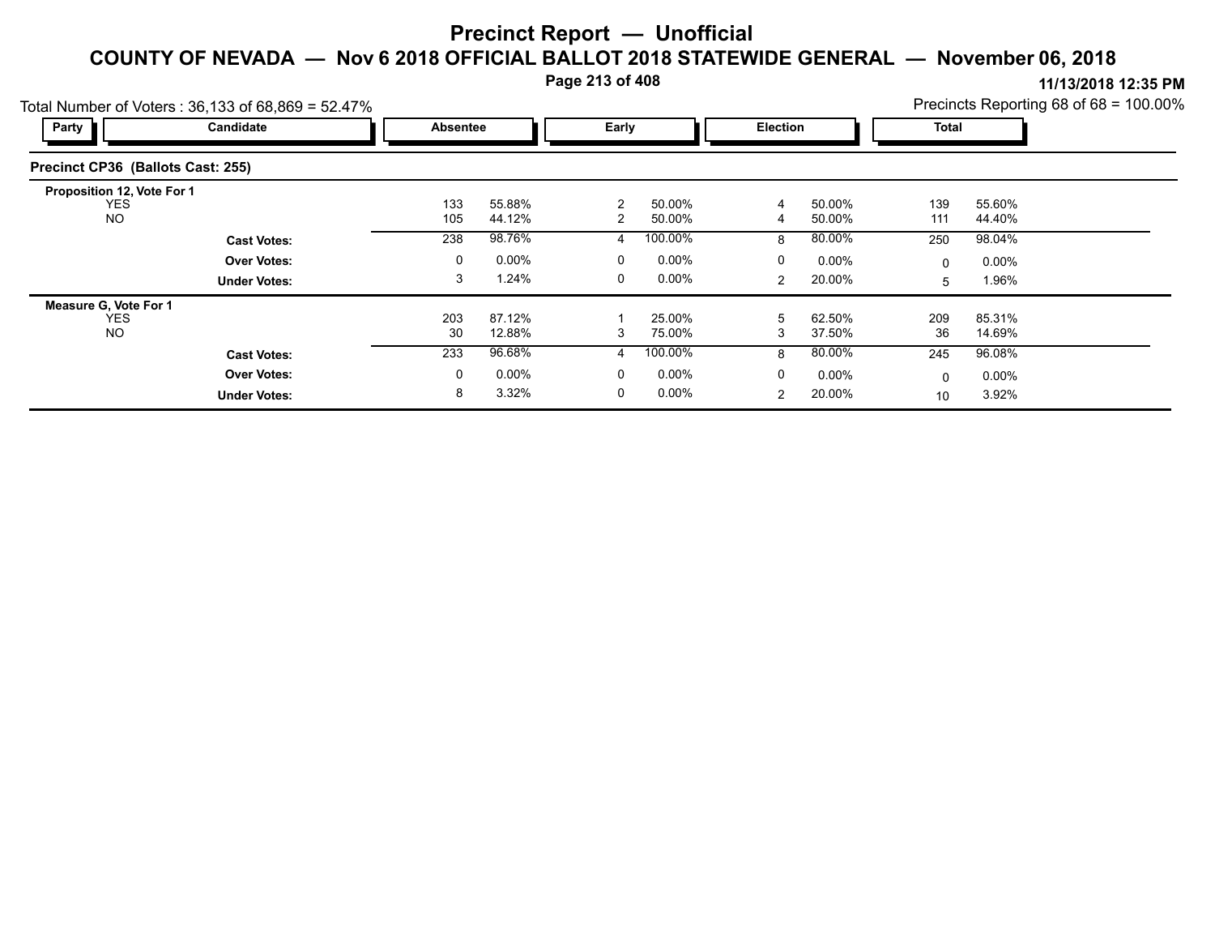# Precinct Report — Unofficial

## COUNTY OF NEVADA — Nov 6 2018 OFFICIAL BALLOT 2018 STATEWIDE GENERAL — November 06, 2018

11/13/2018 12:35 PM

Total Number of Voters : 36,133 of 68,869 = 52.47%

Precincts Reporting 68 of 68 = 100.00%

### Precinct CP36 (Ballots Cast: 255)

| Party | Candidate | Absentee | | Early | | Election | | Total | |
|---|---|---|---|---|---|---|---|---|---|
| **Proposition 12, Vote For 1** | | | | | | | | | |
| | YES | 133 | 55.88% | 2 | 50.00% | 4 | 50.00% | 139 | 55.60% |
| | NO | 105 | 44.12% | 2 | 50.00% | 4 | 50.00% | 111 | 44.40% |
| | **Cast Votes:** | 238 | 98.76% | 4 | 100.00% | 8 | 80.00% | 250 | 98.04% |
| | **Over Votes:** | 0 | 0.00% | 0 | 0.00% | 0 | 0.00% | 0 | 0.00% |
| | **Under Votes:** | 3 | 1.24% | 0 | 0.00% | 2 | 20.00% | 5 | 1.96% |
| **Measure G, Vote For 1** | | | | | | | | | |
| | YES | 203 | 87.12% | 1 | 25.00% | 5 | 62.50% | 209 | 85.31% |
| | NO | 30 | 12.88% | 3 | 75.00% | 3 | 37.50% | 36 | 14.69% |
| | **Cast Votes:** | 233 | 96.68% | 4 | 100.00% | 8 | 80.00% | 245 | 96.08% |
| | **Over Votes:** | 0 | 0.00% | 0 | 0.00% | 0 | 0.00% | 0 | 0.00% |
| | **Under Votes:** | 8 | 3.32% | 0 | 0.00% | 2 | 20.00% | 10 | 3.92% |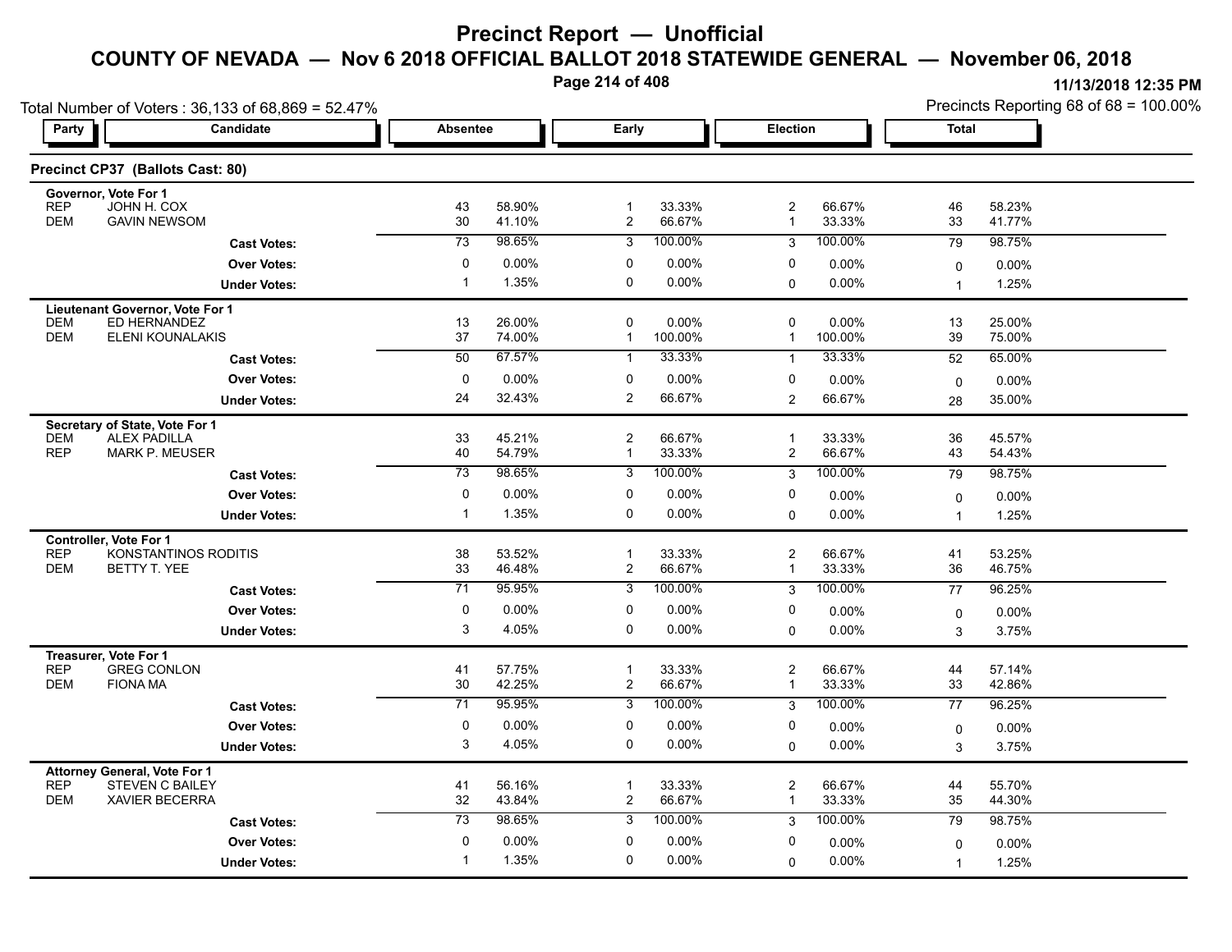# Precinct Report — Unofficial

## COUNTY OF NEVADA — Nov 6 2018 OFFICIAL BALLOT 2018 STATEWIDE GENERAL — November 06, 2018

11/13/2018 12:35 PM

Total Number of Voters : 36,133 of 68,869 = 52.47%

Precincts Reporting 68 of 68 = 100.00%

### Precinct CP37 (Ballots Cast: 80)

| Party | Candidate | Absentee | | Early | | Election | | Total | |
|---|---|---|---|---|---|---|---|---|---|
| **Governor, Vote For 1** | | | | | | | | | |
| REP | JOHN H. COX | 43 | 58.90% | 1 | 33.33% | 2 | 66.67% | 46 | 58.23% |
| DEM | GAVIN NEWSOM | 30 | 41.10% | 2 | 66.67% | 1 | 33.33% | 33 | 41.77% |
| | **Cast Votes:** | 73 | 98.65% | 3 | 100.00% | 3 | 100.00% | 79 | 98.75% |
| | **Over Votes:** | 0 | 0.00% | 0 | 0.00% | 0 | 0.00% | 0 | 0.00% |
| | **Under Votes:** | 1 | 1.35% | 0 | 0.00% | 0 | 0.00% | 1 | 1.25% |
| **Lieutenant Governor, Vote For 1** | | | | | | | | | |
| DEM | ED HERNANDEZ | 13 | 26.00% | 0 | 0.00% | 0 | 0.00% | 13 | 25.00% |
| DEM | ELENI KOUNALAKIS | 37 | 74.00% | 1 | 100.00% | 1 | 100.00% | 39 | 75.00% |
| | **Cast Votes:** | 50 | 67.57% | 1 | 33.33% | 1 | 33.33% | 52 | 65.00% |
| | **Over Votes:** | 0 | 0.00% | 0 | 0.00% | 0 | 0.00% | 0 | 0.00% |
| | **Under Votes:** | 24 | 32.43% | 2 | 66.67% | 2 | 66.67% | 28 | 35.00% |
| **Secretary of State, Vote For 1** | | | | | | | | | |
| DEM | ALEX PADILLA | 33 | 45.21% | 2 | 66.67% | 1 | 33.33% | 36 | 45.57% |
| REP | MARK P. MEUSER | 40 | 54.79% | 1 | 33.33% | 2 | 66.67% | 43 | 54.43% |
| | **Cast Votes:** | 73 | 98.65% | 3 | 100.00% | 3 | 100.00% | 79 | 98.75% |
| | **Over Votes:** | 0 | 0.00% | 0 | 0.00% | 0 | 0.00% | 0 | 0.00% |
| | **Under Votes:** | 1 | 1.35% | 0 | 0.00% | 0 | 0.00% | 1 | 1.25% |
| **Controller, Vote For 1** | | | | | | | | | |
| REP | KONSTANTINOS RODITIS | 38 | 53.52% | 1 | 33.33% | 2 | 66.67% | 41 | 53.25% |
| DEM | BETTY T. YEE | 33 | 46.48% | 2 | 66.67% | 1 | 33.33% | 36 | 46.75% |
| | **Cast Votes:** | 71 | 95.95% | 3 | 100.00% | 3 | 100.00% | 77 | 96.25% |
| | **Over Votes:** | 0 | 0.00% | 0 | 0.00% | 0 | 0.00% | 0 | 0.00% |
| | **Under Votes:** | 3 | 4.05% | 0 | 0.00% | 0 | 0.00% | 3 | 3.75% |
| **Treasurer, Vote For 1** | | | | | | | | | |
| REP | GREG CONLON | 41 | 57.75% | 1 | 33.33% | 2 | 66.67% | 44 | 57.14% |
| DEM | FIONA MA | 30 | 42.25% | 2 | 66.67% | 1 | 33.33% | 33 | 42.86% |
| | **Cast Votes:** | 71 | 95.95% | 3 | 100.00% | 3 | 100.00% | 77 | 96.25% |
| | **Over Votes:** | 0 | 0.00% | 0 | 0.00% | 0 | 0.00% | 0 | 0.00% |
| | **Under Votes:** | 3 | 4.05% | 0 | 0.00% | 0 | 0.00% | 3 | 3.75% |
| **Attorney General, Vote For 1** | | | | | | | | | |
| REP | STEVEN C BAILEY | 41 | 56.16% | 1 | 33.33% | 2 | 66.67% | 44 | 55.70% |
| DEM | XAVIER BECERRA | 32 | 43.84% | 2 | 66.67% | 1 | 33.33% | 35 | 44.30% |
| | **Cast Votes:** | 73 | 98.65% | 3 | 100.00% | 3 | 100.00% | 79 | 98.75% |
| | **Over Votes:** | 0 | 0.00% | 0 | 0.00% | 0 | 0.00% | 0 | 0.00% |
| | **Under Votes:** | 1 | 1.35% | 0 | 0.00% | 0 | 0.00% | 1 | 1.25% |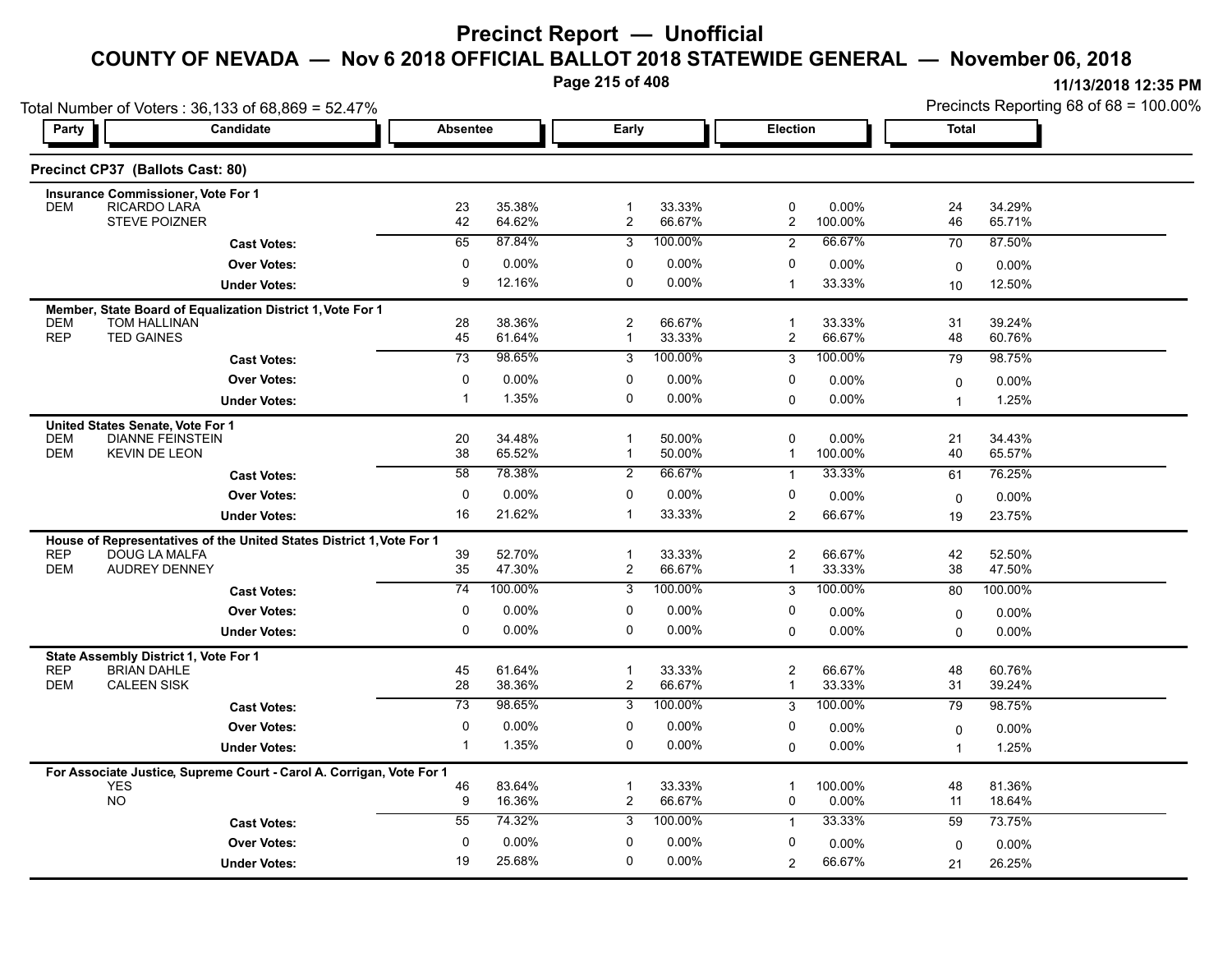# Precinct Report — Unofficial

## COUNTY OF NEVADA — Nov 6 2018 OFFICIAL BALLOT 2018 STATEWIDE GENERAL — November 06, 2018

11/13/2018 12:35 PM

Total Number of Voters : 36,133 of 68,869 = 52.47%

Precincts Reporting 68 of 68 = 100.00%

### Precinct CP37 (Ballots Cast: 80)

| Party | Candidate | Absentee | | Early | | Election | | Total | |
|---|---|---|---|---|---|---|---|---|---|
| **Insurance Commissioner, Vote For 1** | | | | | | | | | |
| DEM | RICARDO LARA | 23 | 35.38% | 1 | 33.33% | 0 | 0.00% | 24 | 34.29% |
| | STEVE POIZNER | 42 | 64.62% | 2 | 66.67% | 2 | 100.00% | 46 | 65.71% |
| | **Cast Votes:** | 65 | 87.84% | 3 | 100.00% | 2 | 66.67% | 70 | 87.50% |
| | **Over Votes:** | 0 | 0.00% | 0 | 0.00% | 0 | 0.00% | 0 | 0.00% |
| | **Under Votes:** | 9 | 12.16% | 0 | 0.00% | 1 | 33.33% | 10 | 12.50% |
| **Member, State Board of Equalization District 1, Vote For 1** | | | | | | | | | |
| DEM | TOM HALLINAN | 28 | 38.36% | 2 | 66.67% | 1 | 33.33% | 31 | 39.24% |
| REP | TED GAINES | 45 | 61.64% | 1 | 33.33% | 2 | 66.67% | 48 | 60.76% |
| | **Cast Votes:** | 73 | 98.65% | 3 | 100.00% | 3 | 100.00% | 79 | 98.75% |
| | **Over Votes:** | 0 | 0.00% | 0 | 0.00% | 0 | 0.00% | 0 | 0.00% |
| | **Under Votes:** | 1 | 1.35% | 0 | 0.00% | 0 | 0.00% | 1 | 1.25% |
| **United States Senate, Vote For 1** | | | | | | | | | |
| DEM | DIANNE FEINSTEIN | 20 | 34.48% | 1 | 50.00% | 0 | 0.00% | 21 | 34.43% |
| DEM | KEVIN DE LEON | 38 | 65.52% | 1 | 50.00% | 1 | 100.00% | 40 | 65.57% |
| | **Cast Votes:** | 58 | 78.38% | 2 | 66.67% | 1 | 33.33% | 61 | 76.25% |
| | **Over Votes:** | 0 | 0.00% | 0 | 0.00% | 0 | 0.00% | 0 | 0.00% |
| | **Under Votes:** | 16 | 21.62% | 1 | 33.33% | 2 | 66.67% | 19 | 23.75% |
| **House of Representatives of the United States District 1, Vote For 1** | | | | | | | | | |
| REP | DOUG LA MALFA | 39 | 52.70% | 1 | 33.33% | 2 | 66.67% | 42 | 52.50% |
| DEM | AUDREY DENNEY | 35 | 47.30% | 2 | 66.67% | 1 | 33.33% | 38 | 47.50% |
| | **Cast Votes:** | 74 | 100.00% | 3 | 100.00% | 3 | 100.00% | 80 | 100.00% |
| | **Over Votes:** | 0 | 0.00% | 0 | 0.00% | 0 | 0.00% | 0 | 0.00% |
| | **Under Votes:** | 0 | 0.00% | 0 | 0.00% | 0 | 0.00% | 0 | 0.00% |
| **State Assembly District 1, Vote For 1** | | | | | | | | | |
| REP | BRIAN DAHLE | 45 | 61.64% | 1 | 33.33% | 2 | 66.67% | 48 | 60.76% |
| DEM | CALEEN SISK | 28 | 38.36% | 2 | 66.67% | 1 | 33.33% | 31 | 39.24% |
| | **Cast Votes:** | 73 | 98.65% | 3 | 100.00% | 3 | 100.00% | 79 | 98.75% |
| | **Over Votes:** | 0 | 0.00% | 0 | 0.00% | 0 | 0.00% | 0 | 0.00% |
| | **Under Votes:** | 1 | 1.35% | 0 | 0.00% | 0 | 0.00% | 1 | 1.25% |
| **For Associate Justice, Supreme Court - Carol A. Corrigan, Vote For 1** | | | | | | | | | |
| | YES | 46 | 83.64% | 1 | 33.33% | 1 | 100.00% | 48 | 81.36% |
| | NO | 9 | 16.36% | 2 | 66.67% | 0 | 0.00% | 11 | 18.64% |
| | **Cast Votes:** | 55 | 74.32% | 3 | 100.00% | 1 | 33.33% | 59 | 73.75% |
| | **Over Votes:** | 0 | 0.00% | 0 | 0.00% | 0 | 0.00% | 0 | 0.00% |
| | **Under Votes:** | 19 | 25.68% | 0 | 0.00% | 2 | 66.67% | 21 | 26.25% |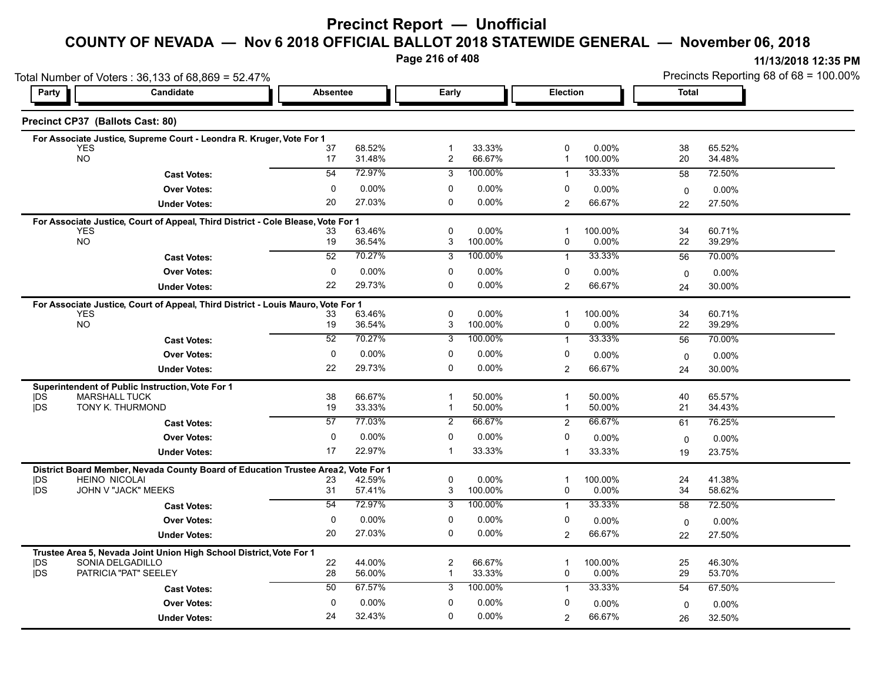# Precinct Report — Unofficial

## COUNTY OF NEVADA — Nov 6 2018 OFFICIAL BALLOT 2018 STATEWIDE GENERAL — November 06, 2018

11/13/2018 12:35 PM

Total Number of Voters : 36,133 of 68,869 = 52.47%

Precincts Reporting 68 of 68 = 100.00%

### Precinct CP37 (Ballots Cast: 80)

**For Associate Justice, Supreme Court - Leondra R. Kruger, Vote For 1**

| Party | Candidate | Absentee | | Early | | Election | | Total | |
|---|---|---|---|---|---|---|---|---|---|
| | YES | 37 | 68.52% | 1 | 33.33% | 0 | 0.00% | 38 | 65.52% |
| | NO | 17 | 31.48% | 2 | 66.67% | 1 | 100.00% | 20 | 34.48% |
| | **Cast Votes:** | 54 | 72.97% | 3 | 100.00% | 1 | 33.33% | 58 | 72.50% |
| | **Over Votes:** | 0 | 0.00% | 0 | 0.00% | 0 | 0.00% | 0 | 0.00% |
| | **Under Votes:** | 20 | 27.03% | 0 | 0.00% | 2 | 66.67% | 22 | 27.50% |

**For Associate Justice, Court of Appeal, Third District - Cole Blease, Vote For 1**

| Party | Candidate | Absentee | | Early | | Election | | Total | |
|---|---|---|---|---|---|---|---|---|---|
| | YES | 33 | 63.46% | 0 | 0.00% | 1 | 100.00% | 34 | 60.71% |
| | NO | 19 | 36.54% | 3 | 100.00% | 0 | 0.00% | 22 | 39.29% |
| | **Cast Votes:** | 52 | 70.27% | 3 | 100.00% | 1 | 33.33% | 56 | 70.00% |
| | **Over Votes:** | 0 | 0.00% | 0 | 0.00% | 0 | 0.00% | 0 | 0.00% |
| | **Under Votes:** | 22 | 29.73% | 0 | 0.00% | 2 | 66.67% | 24 | 30.00% |

**For Associate Justice, Court of Appeal, Third District - Louis Mauro, Vote For 1**

| Party | Candidate | Absentee | | Early | | Election | | Total | |
|---|---|---|---|---|---|---|---|---|---|
| | YES | 33 | 63.46% | 0 | 0.00% | 1 | 100.00% | 34 | 60.71% |
| | NO | 19 | 36.54% | 3 | 100.00% | 0 | 0.00% | 22 | 39.29% |
| | **Cast Votes:** | 52 | 70.27% | 3 | 100.00% | 1 | 33.33% | 56 | 70.00% |
| | **Over Votes:** | 0 | 0.00% | 0 | 0.00% | 0 | 0.00% | 0 | 0.00% |
| | **Under Votes:** | 22 | 29.73% | 0 | 0.00% | 2 | 66.67% | 24 | 30.00% |

**Superintendent of Public Instruction, Vote For 1**

| Party | Candidate | Absentee | | Early | | Election | | Total | |
|---|---|---|---|---|---|---|---|---|---|
| DS | MARSHALL TUCK | 38 | 66.67% | 1 | 50.00% | 1 | 50.00% | 40 | 65.57% |
| DS | TONY K. THURMOND | 19 | 33.33% | 1 | 50.00% | 1 | 50.00% | 21 | 34.43% |
| | **Cast Votes:** | 57 | 77.03% | 2 | 66.67% | 2 | 66.67% | 61 | 76.25% |
| | **Over Votes:** | 0 | 0.00% | 0 | 0.00% | 0 | 0.00% | 0 | 0.00% |
| | **Under Votes:** | 17 | 22.97% | 1 | 33.33% | 1 | 33.33% | 19 | 23.75% |

**District Board Member, Nevada County Board of Education Trustee Area2, Vote For 1**

| Party | Candidate | Absentee | | Early | | Election | | Total | |
|---|---|---|---|---|---|---|---|---|---|
| DS | HEINO NICOLAI | 23 | 42.59% | 0 | 0.00% | 1 | 100.00% | 24 | 41.38% |
| DS | JOHN V "JACK" MEEKS | 31 | 57.41% | 3 | 100.00% | 0 | 0.00% | 34 | 58.62% |
| | **Cast Votes:** | 54 | 72.97% | 3 | 100.00% | 1 | 33.33% | 58 | 72.50% |
| | **Over Votes:** | 0 | 0.00% | 0 | 0.00% | 0 | 0.00% | 0 | 0.00% |
| | **Under Votes:** | 20 | 27.03% | 0 | 0.00% | 2 | 66.67% | 22 | 27.50% |

**Trustee Area 5, Nevada Joint Union High School District, Vote For 1**

| Party | Candidate | Absentee | | Early | | Election | | Total | |
|---|---|---|---|---|---|---|---|---|---|
| DS | SONIA DELGADILLO | 22 | 44.00% | 2 | 66.67% | 1 | 100.00% | 25 | 46.30% |
| DS | PATRICIA "PAT" SEELEY | 28 | 56.00% | 1 | 33.33% | 0 | 0.00% | 29 | 53.70% |
| | **Cast Votes:** | 50 | 67.57% | 3 | 100.00% | 1 | 33.33% | 54 | 67.50% |
| | **Over Votes:** | 0 | 0.00% | 0 | 0.00% | 0 | 0.00% | 0 | 0.00% |
| | **Under Votes:** | 24 | 32.43% | 0 | 0.00% | 2 | 66.67% | 26 | 32.50% |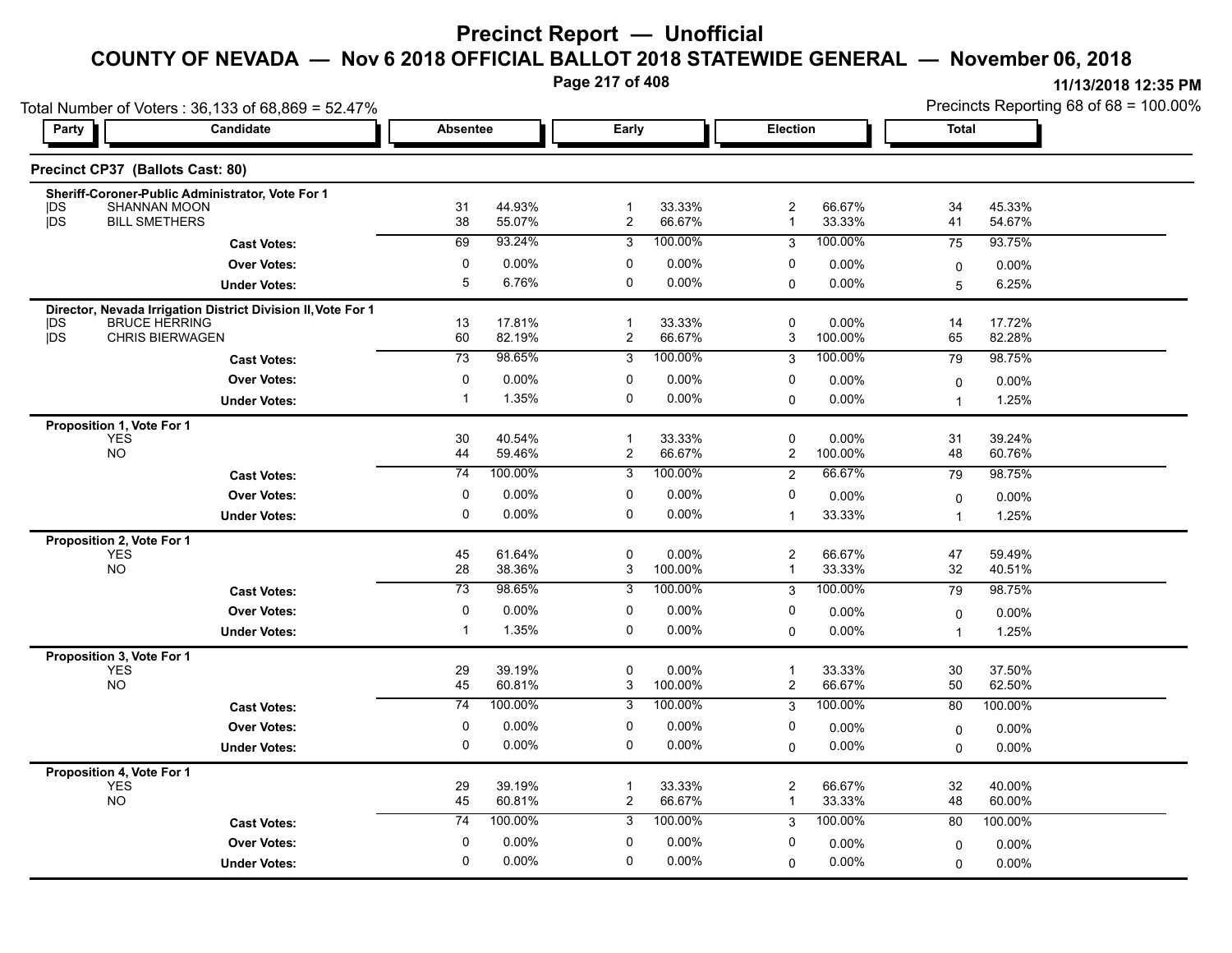# Precinct Report — Unofficial

## COUNTY OF NEVADA — Nov 6 2018 OFFICIAL BALLOT 2018 STATEWIDE GENERAL — November 06, 2018

11/13/2018 12:35 PM

Total Number of Voters : 36,133 of 68,869 = 52.47%

Precincts Reporting 68 of 68 = 100.00%

### Precinct CP37 (Ballots Cast: 80)

| Party | Candidate | Absentee | | Early | | Election | | Total | |
|---|---|---|---|---|---|---|---|---|---|
| **Sheriff-Coroner-Public Administrator, Vote For 1** | | | | | | | | | |
| DS | SHANNAN MOON | 31 | 44.93% | 1 | 33.33% | 2 | 66.67% | 34 | 45.33% |
| DS | BILL SMETHERS | 38 | 55.07% | 2 | 66.67% | 1 | 33.33% | 41 | 54.67% |
| | **Cast Votes:** | 69 | 93.24% | 3 | 100.00% | 3 | 100.00% | 75 | 93.75% |
| | **Over Votes:** | 0 | 0.00% | 0 | 0.00% | 0 | 0.00% | 0 | 0.00% |
| | **Under Votes:** | 5 | 6.76% | 0 | 0.00% | 0 | 0.00% | 5 | 6.25% |
| **Director, Nevada Irrigation District Division II, Vote For 1** | | | | | | | | | |
| DS | BRUCE HERRING | 13 | 17.81% | 1 | 33.33% | 0 | 0.00% | 14 | 17.72% |
| DS | CHRIS BIERWAGEN | 60 | 82.19% | 2 | 66.67% | 3 | 100.00% | 65 | 82.28% |
| | **Cast Votes:** | 73 | 98.65% | 3 | 100.00% | 3 | 100.00% | 79 | 98.75% |
| | **Over Votes:** | 0 | 0.00% | 0 | 0.00% | 0 | 0.00% | 0 | 0.00% |
| | **Under Votes:** | 1 | 1.35% | 0 | 0.00% | 0 | 0.00% | 1 | 1.25% |
| **Proposition 1, Vote For 1** | | | | | | | | | |
| | YES | 30 | 40.54% | 1 | 33.33% | 0 | 0.00% | 31 | 39.24% |
| | NO | 44 | 59.46% | 2 | 66.67% | 2 | 100.00% | 48 | 60.76% |
| | **Cast Votes:** | 74 | 100.00% | 3 | 100.00% | 2 | 66.67% | 79 | 98.75% |
| | **Over Votes:** | 0 | 0.00% | 0 | 0.00% | 0 | 0.00% | 0 | 0.00% |
| | **Under Votes:** | 0 | 0.00% | 0 | 0.00% | 1 | 33.33% | 1 | 1.25% |
| **Proposition 2, Vote For 1** | | | | | | | | | |
| | YES | 45 | 61.64% | 0 | 0.00% | 2 | 66.67% | 47 | 59.49% |
| | NO | 28 | 38.36% | 3 | 100.00% | 1 | 33.33% | 32 | 40.51% |
| | **Cast Votes:** | 73 | 98.65% | 3 | 100.00% | 3 | 100.00% | 79 | 98.75% |
| | **Over Votes:** | 0 | 0.00% | 0 | 0.00% | 0 | 0.00% | 0 | 0.00% |
| | **Under Votes:** | 1 | 1.35% | 0 | 0.00% | 0 | 0.00% | 1 | 1.25% |
| **Proposition 3, Vote For 1** | | | | | | | | | |
| | YES | 29 | 39.19% | 0 | 0.00% | 1 | 33.33% | 30 | 37.50% |
| | NO | 45 | 60.81% | 3 | 100.00% | 2 | 66.67% | 50 | 62.50% |
| | **Cast Votes:** | 74 | 100.00% | 3 | 100.00% | 3 | 100.00% | 80 | 100.00% |
| | **Over Votes:** | 0 | 0.00% | 0 | 0.00% | 0 | 0.00% | 0 | 0.00% |
| | **Under Votes:** | 0 | 0.00% | 0 | 0.00% | 0 | 0.00% | 0 | 0.00% |
| **Proposition 4, Vote For 1** | | | | | | | | | |
| | YES | 29 | 39.19% | 1 | 33.33% | 2 | 66.67% | 32 | 40.00% |
| | NO | 45 | 60.81% | 2 | 66.67% | 1 | 33.33% | 48 | 60.00% |
| | **Cast Votes:** | 74 | 100.00% | 3 | 100.00% | 3 | 100.00% | 80 | 100.00% |
| | **Over Votes:** | 0 | 0.00% | 0 | 0.00% | 0 | 0.00% | 0 | 0.00% |
| | **Under Votes:** | 0 | 0.00% | 0 | 0.00% | 0 | 0.00% | 0 | 0.00% |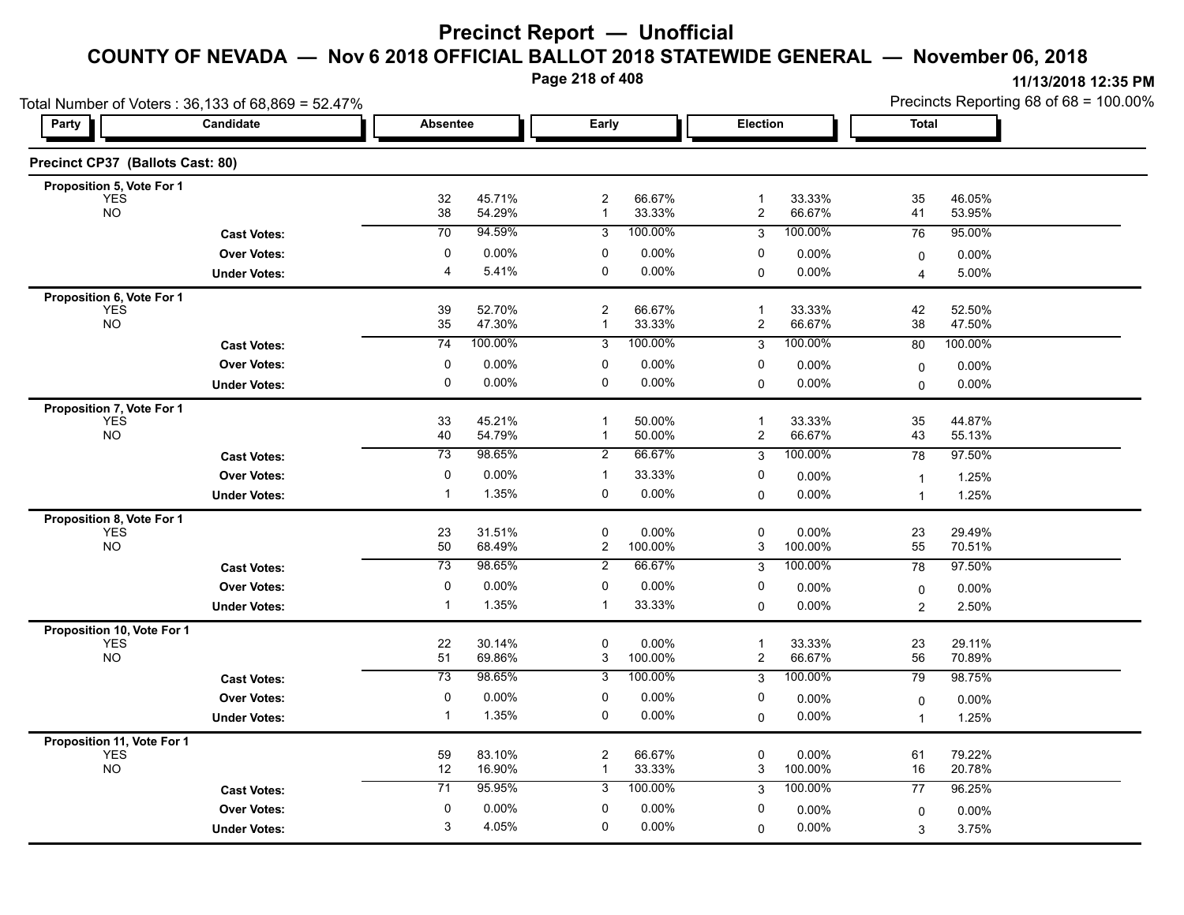# Precinct Report — Unofficial

## COUNTY OF NEVADA — Nov 6 2018 OFFICIAL BALLOT 2018 STATEWIDE GENERAL — November 06, 2018

11/13/2018 12:35 PM

Total Number of Voters : 36,133 of 68,869 = 52.47%

Precincts Reporting 68 of 68 = 100.00%

### Precinct CP37 (Ballots Cast: 80)

| Party | Candidate | Absentee | | Early | | Election | | Total | |
|---|---|---|---|---|---|---|---|---|---|
| **Proposition 5, Vote For 1** | | | | | | | | | |
| | YES | 32 | 45.71% | 2 | 66.67% | 1 | 33.33% | 35 | 46.05% |
| | NO | 38 | 54.29% | 1 | 33.33% | 2 | 66.67% | 41 | 53.95% |
| | **Cast Votes:** | 70 | 94.59% | 3 | 100.00% | 3 | 100.00% | 76 | 95.00% |
| | **Over Votes:** | 0 | 0.00% | 0 | 0.00% | 0 | 0.00% | 0 | 0.00% |
| | **Under Votes:** | 4 | 5.41% | 0 | 0.00% | 0 | 0.00% | 4 | 5.00% |
| **Proposition 6, Vote For 1** | | | | | | | | | |
| | YES | 39 | 52.70% | 2 | 66.67% | 1 | 33.33% | 42 | 52.50% |
| | NO | 35 | 47.30% | 1 | 33.33% | 2 | 66.67% | 38 | 47.50% |
| | **Cast Votes:** | 74 | 100.00% | 3 | 100.00% | 3 | 100.00% | 80 | 100.00% |
| | **Over Votes:** | 0 | 0.00% | 0 | 0.00% | 0 | 0.00% | 0 | 0.00% |
| | **Under Votes:** | 0 | 0.00% | 0 | 0.00% | 0 | 0.00% | 0 | 0.00% |
| **Proposition 7, Vote For 1** | | | | | | | | | |
| | YES | 33 | 45.21% | 1 | 50.00% | 1 | 33.33% | 35 | 44.87% |
| | NO | 40 | 54.79% | 1 | 50.00% | 2 | 66.67% | 43 | 55.13% |
| | **Cast Votes:** | 73 | 98.65% | 2 | 66.67% | 3 | 100.00% | 78 | 97.50% |
| | **Over Votes:** | 0 | 0.00% | 1 | 33.33% | 0 | 0.00% | 1 | 1.25% |
| | **Under Votes:** | 1 | 1.35% | 0 | 0.00% | 0 | 0.00% | 1 | 1.25% |
| **Proposition 8, Vote For 1** | | | | | | | | | |
| | YES | 23 | 31.51% | 0 | 0.00% | 0 | 0.00% | 23 | 29.49% |
| | NO | 50 | 68.49% | 2 | 100.00% | 3 | 100.00% | 55 | 70.51% |
| | **Cast Votes:** | 73 | 98.65% | 2 | 66.67% | 3 | 100.00% | 78 | 97.50% |
| | **Over Votes:** | 0 | 0.00% | 0 | 0.00% | 0 | 0.00% | 0 | 0.00% |
| | **Under Votes:** | 1 | 1.35% | 1 | 33.33% | 0 | 0.00% | 2 | 2.50% |
| **Proposition 10, Vote For 1** | | | | | | | | | |
| | YES | 22 | 30.14% | 0 | 0.00% | 1 | 33.33% | 23 | 29.11% |
| | NO | 51 | 69.86% | 3 | 100.00% | 2 | 66.67% | 56 | 70.89% |
| | **Cast Votes:** | 73 | 98.65% | 3 | 100.00% | 3 | 100.00% | 79 | 98.75% |
| | **Over Votes:** | 0 | 0.00% | 0 | 0.00% | 0 | 0.00% | 0 | 0.00% |
| | **Under Votes:** | 1 | 1.35% | 0 | 0.00% | 0 | 0.00% | 1 | 1.25% |
| **Proposition 11, Vote For 1** | | | | | | | | | |
| | YES | 59 | 83.10% | 2 | 66.67% | 0 | 0.00% | 61 | 79.22% |
| | NO | 12 | 16.90% | 1 | 33.33% | 3 | 100.00% | 16 | 20.78% |
| | **Cast Votes:** | 71 | 95.95% | 3 | 100.00% | 3 | 100.00% | 77 | 96.25% |
| | **Over Votes:** | 0 | 0.00% | 0 | 0.00% | 0 | 0.00% | 0 | 0.00% |
| | **Under Votes:** | 3 | 4.05% | 0 | 0.00% | 0 | 0.00% | 3 | 3.75% |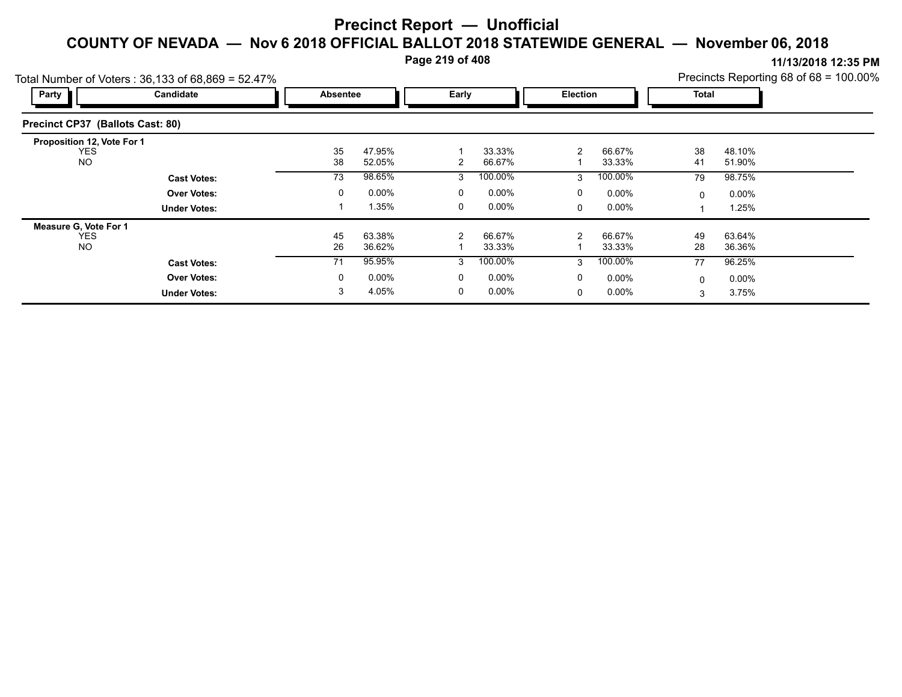# Precinct Report — Unofficial

## COUNTY OF NEVADA — Nov 6 2018 OFFICIAL BALLOT 2018 STATEWIDE GENERAL — November 06, 2018

11/13/2018 12:35 PM

Total Number of Voters : 36,133 of 68,869 = 52.47%

Precincts Reporting 68 of 68 = 100.00%

### Precinct CP37 (Ballots Cast: 80)

| Party | Candidate | Absentee | | Early | | Election | | Total | |
|---|---|---|---|---|---|---|---|---|---|
| **Proposition 12, Vote For 1** | | | | | | | | | |
| | YES | 35 | 47.95% | 1 | 33.33% | 2 | 66.67% | 38 | 48.10% |
| | NO | 38 | 52.05% | 2 | 66.67% | 1 | 33.33% | 41 | 51.90% |
| | **Cast Votes:** | 73 | 98.65% | 3 | 100.00% | 3 | 100.00% | 79 | 98.75% |
| | **Over Votes:** | 0 | 0.00% | 0 | 0.00% | 0 | 0.00% | 0 | 0.00% |
| | **Under Votes:** | 1 | 1.35% | 0 | 0.00% | 0 | 0.00% | 1 | 1.25% |
| **Measure G, Vote For 1** | | | | | | | | | |
| | YES | 45 | 63.38% | 2 | 66.67% | 2 | 66.67% | 49 | 63.64% |
| | NO | 26 | 36.62% | 1 | 33.33% | 1 | 33.33% | 28 | 36.36% |
| | **Cast Votes:** | 71 | 95.95% | 3 | 100.00% | 3 | 100.00% | 77 | 96.25% |
| | **Over Votes:** | 0 | 0.00% | 0 | 0.00% | 0 | 0.00% | 0 | 0.00% |
| | **Under Votes:** | 3 | 4.05% | 0 | 0.00% | 0 | 0.00% | 3 | 3.75% |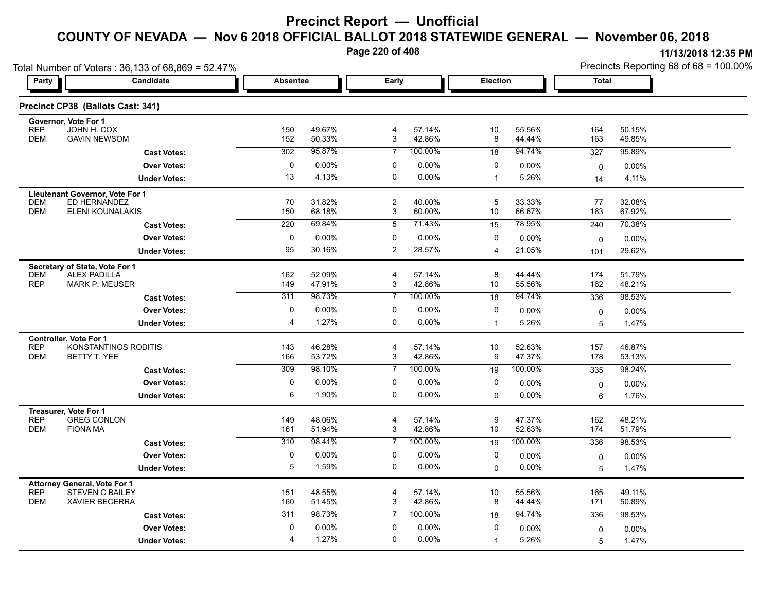# Precinct Report — Unofficial

## COUNTY OF NEVADA — Nov 6 2018 OFFICIAL BALLOT 2018 STATEWIDE GENERAL — November 06, 2018

11/13/2018 12:35 PM

Total Number of Voters : 36,133 of 68,869 = 52.47%

Precincts Reporting 68 of 68 = 100.00%

### Precinct CP38 (Ballots Cast: 341)

| Party | Candidate | Absentee | | Early | | Election | | Total | |
|---|---|---|---|---|---|---|---|---|---|
| **Governor, Vote For 1** | | | | | | | | | |
| REP | JOHN H. COX | 150 | 49.67% | 4 | 57.14% | 10 | 55.56% | 164 | 50.15% |
| DEM | GAVIN NEWSOM | 152 | 50.33% | 3 | 42.86% | 8 | 44.44% | 163 | 49.85% |
| | **Cast Votes:** | 302 | 95.87% | 7 | 100.00% | 18 | 94.74% | 327 | 95.89% |
| | **Over Votes:** | 0 | 0.00% | 0 | 0.00% | 0 | 0.00% | 0 | 0.00% |
| | **Under Votes:** | 13 | 4.13% | 0 | 0.00% | 1 | 5.26% | 14 | 4.11% |
| **Lieutenant Governor, Vote For 1** | | | | | | | | | |
| DEM | ED HERNANDEZ | 70 | 31.82% | 2 | 40.00% | 5 | 33.33% | 77 | 32.08% |
| DEM | ELENI KOUNALAKIS | 150 | 68.18% | 3 | 60.00% | 10 | 66.67% | 163 | 67.92% |
| | **Cast Votes:** | 220 | 69.84% | 5 | 71.43% | 15 | 78.95% | 240 | 70.38% |
| | **Over Votes:** | 0 | 0.00% | 0 | 0.00% | 0 | 0.00% | 0 | 0.00% |
| | **Under Votes:** | 95 | 30.16% | 2 | 28.57% | 4 | 21.05% | 101 | 29.62% |
| **Secretary of State, Vote For 1** | | | | | | | | | |
| DEM | ALEX PADILLA | 162 | 52.09% | 4 | 57.14% | 8 | 44.44% | 174 | 51.79% |
| REP | MARK P. MEUSER | 149 | 47.91% | 3 | 42.86% | 10 | 55.56% | 162 | 48.21% |
| | **Cast Votes:** | 311 | 98.73% | 7 | 100.00% | 18 | 94.74% | 336 | 98.53% |
| | **Over Votes:** | 0 | 0.00% | 0 | 0.00% | 0 | 0.00% | 0 | 0.00% |
| | **Under Votes:** | 4 | 1.27% | 0 | 0.00% | 1 | 5.26% | 5 | 1.47% |
| **Controller, Vote For 1** | | | | | | | | | |
| REP | KONSTANTINOS RODITIS | 143 | 46.28% | 4 | 57.14% | 10 | 52.63% | 157 | 46.87% |
| DEM | BETTY T. YEE | 166 | 53.72% | 3 | 42.86% | 9 | 47.37% | 178 | 53.13% |
| | **Cast Votes:** | 309 | 98.10% | 7 | 100.00% | 19 | 100.00% | 335 | 98.24% |
| | **Over Votes:** | 0 | 0.00% | 0 | 0.00% | 0 | 0.00% | 0 | 0.00% |
| | **Under Votes:** | 6 | 1.90% | 0 | 0.00% | 0 | 0.00% | 6 | 1.76% |
| **Treasurer, Vote For 1** | | | | | | | | | |
| REP | GREG CONLON | 149 | 48.06% | 4 | 57.14% | 9 | 47.37% | 162 | 48.21% |
| DEM | FIONA MA | 161 | 51.94% | 3 | 42.86% | 10 | 52.63% | 174 | 51.79% |
| | **Cast Votes:** | 310 | 98.41% | 7 | 100.00% | 19 | 100.00% | 336 | 98.53% |
| | **Over Votes:** | 0 | 0.00% | 0 | 0.00% | 0 | 0.00% | 0 | 0.00% |
| | **Under Votes:** | 5 | 1.59% | 0 | 0.00% | 0 | 0.00% | 5 | 1.47% |
| **Attorney General, Vote For 1** | | | | | | | | | |
| REP | STEVEN C BAILEY | 151 | 48.55% | 4 | 57.14% | 10 | 55.56% | 165 | 49.11% |
| DEM | XAVIER BECERRA | 160 | 51.45% | 3 | 42.86% | 8 | 44.44% | 171 | 50.89% |
| | **Cast Votes:** | 311 | 98.73% | 7 | 100.00% | 18 | 94.74% | 336 | 98.53% |
| | **Over Votes:** | 0 | 0.00% | 0 | 0.00% | 0 | 0.00% | 0 | 0.00% |
| | **Under Votes:** | 4 | 1.27% | 0 | 0.00% | 1 | 5.26% | 5 | 1.47% |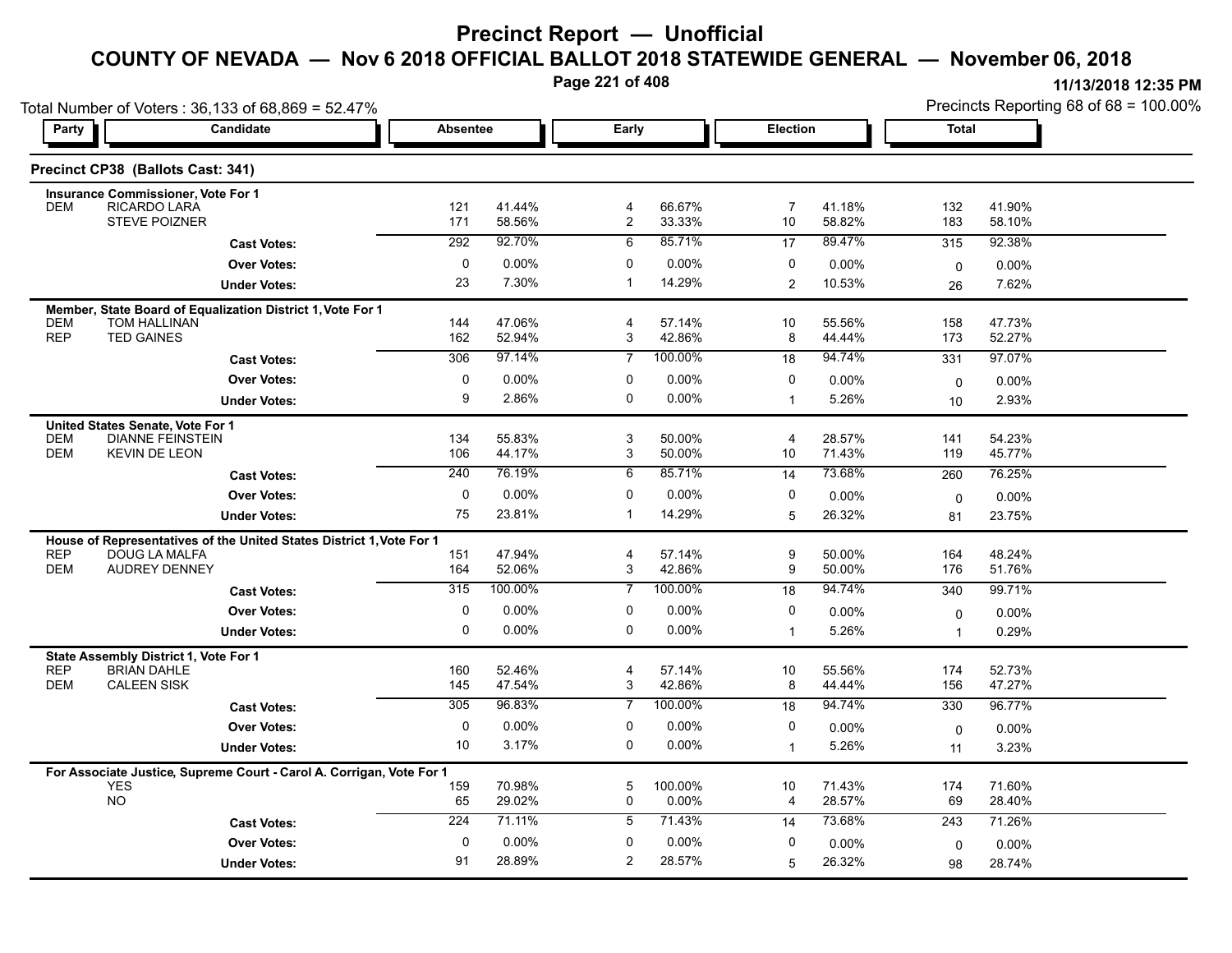# Precinct Report — Unofficial

## COUNTY OF NEVADA — Nov 6 2018 OFFICIAL BALLOT 2018 STATEWIDE GENERAL — November 06, 2018

11/13/2018 12:35 PM

Total Number of Voters : 36,133 of 68,869 = 52.47%

Precincts Reporting 68 of 68 = 100.00%

### Precinct CP38 (Ballots Cast: 341)

| Party | Candidate | Absentee | | Early | | Election | | Total | |
|---|---|---|---|---|---|---|---|---|---|
| **Insurance Commissioner, Vote For 1** | | | | | | | | | |
| DEM | RICARDO LARA | 121 | 41.44% | 4 | 66.67% | 7 | 41.18% | 132 | 41.90% |
| | STEVE POIZNER | 171 | 58.56% | 2 | 33.33% | 10 | 58.82% | 183 | 58.10% |
| | **Cast Votes:** | 292 | 92.70% | 6 | 85.71% | 17 | 89.47% | 315 | 92.38% |
| | **Over Votes:** | 0 | 0.00% | 0 | 0.00% | 0 | 0.00% | 0 | 0.00% |
| | **Under Votes:** | 23 | 7.30% | 1 | 14.29% | 2 | 10.53% | 26 | 7.62% |
| **Member, State Board of Equalization District 1, Vote For 1** | | | | | | | | | |
| DEM | TOM HALLINAN | 144 | 47.06% | 4 | 57.14% | 10 | 55.56% | 158 | 47.73% |
| REP | TED GAINES | 162 | 52.94% | 3 | 42.86% | 8 | 44.44% | 173 | 52.27% |
| | **Cast Votes:** | 306 | 97.14% | 7 | 100.00% | 18 | 94.74% | 331 | 97.07% |
| | **Over Votes:** | 0 | 0.00% | 0 | 0.00% | 0 | 0.00% | 0 | 0.00% |
| | **Under Votes:** | 9 | 2.86% | 0 | 0.00% | 1 | 5.26% | 10 | 2.93% |
| **United States Senate, Vote For 1** | | | | | | | | | |
| DEM | DIANNE FEINSTEIN | 134 | 55.83% | 3 | 50.00% | 4 | 28.57% | 141 | 54.23% |
| DEM | KEVIN DE LEON | 106 | 44.17% | 3 | 50.00% | 10 | 71.43% | 119 | 45.77% |
| | **Cast Votes:** | 240 | 76.19% | 6 | 85.71% | 14 | 73.68% | 260 | 76.25% |
| | **Over Votes:** | 0 | 0.00% | 0 | 0.00% | 0 | 0.00% | 0 | 0.00% |
| | **Under Votes:** | 75 | 23.81% | 1 | 14.29% | 5 | 26.32% | 81 | 23.75% |
| **House of Representatives of the United States District 1, Vote For 1** | | | | | | | | | |
| REP | DOUG LA MALFA | 151 | 47.94% | 4 | 57.14% | 9 | 50.00% | 164 | 48.24% |
| DEM | AUDREY DENNEY | 164 | 52.06% | 3 | 42.86% | 9 | 50.00% | 176 | 51.76% |
| | **Cast Votes:** | 315 | 100.00% | 7 | 100.00% | 18 | 94.74% | 340 | 99.71% |
| | **Over Votes:** | 0 | 0.00% | 0 | 0.00% | 0 | 0.00% | 0 | 0.00% |
| | **Under Votes:** | 0 | 0.00% | 0 | 0.00% | 1 | 5.26% | 1 | 0.29% |
| **State Assembly District 1, Vote For 1** | | | | | | | | | |
| REP | BRIAN DAHLE | 160 | 52.46% | 4 | 57.14% | 10 | 55.56% | 174 | 52.73% |
| DEM | CALEEN SISK | 145 | 47.54% | 3 | 42.86% | 8 | 44.44% | 156 | 47.27% |
| | **Cast Votes:** | 305 | 96.83% | 7 | 100.00% | 18 | 94.74% | 330 | 96.77% |
| | **Over Votes:** | 0 | 0.00% | 0 | 0.00% | 0 | 0.00% | 0 | 0.00% |
| | **Under Votes:** | 10 | 3.17% | 0 | 0.00% | 1 | 5.26% | 11 | 3.23% |
| **For Associate Justice, Supreme Court - Carol A. Corrigan, Vote For 1** | | | | | | | | | |
| | YES | 159 | 70.98% | 5 | 100.00% | 10 | 71.43% | 174 | 71.60% |
| | NO | 65 | 29.02% | 0 | 0.00% | 4 | 28.57% | 69 | 28.40% |
| | **Cast Votes:** | 224 | 71.11% | 5 | 71.43% | 14 | 73.68% | 243 | 71.26% |
| | **Over Votes:** | 0 | 0.00% | 0 | 0.00% | 0 | 0.00% | 0 | 0.00% |
| | **Under Votes:** | 91 | 28.89% | 2 | 28.57% | 5 | 26.32% | 98 | 28.74% |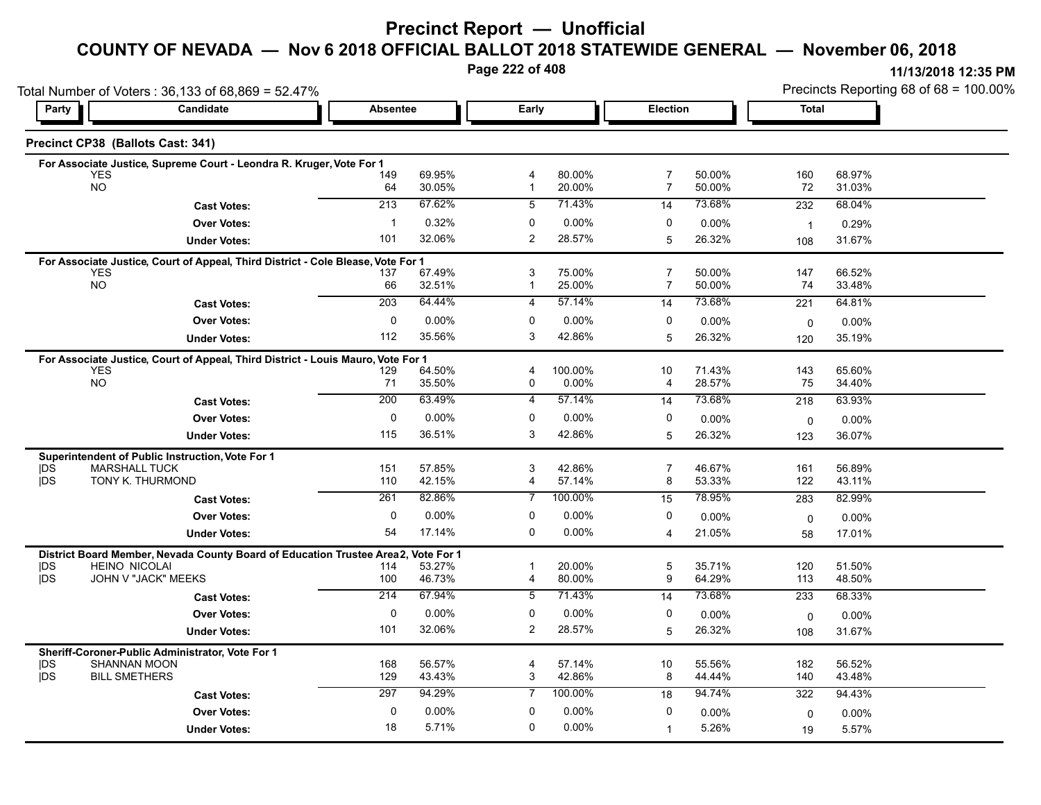# Precinct Report — Unofficial

## COUNTY OF NEVADA — Nov 6 2018 OFFICIAL BALLOT 2018 STATEWIDE GENERAL — November 06, 2018

11/13/2018 12:35 PM

Total Number of Voters : 36,133 of 68,869 = 52.47%

Precincts Reporting 68 of 68 = 100.00%

### Precinct CP38 (Ballots Cast: 341)

| Party | Candidate | Absentee | | Early | | Election | | Total | |
|---|---|---|---|---|---|---|---|---|---|
| **For Associate Justice, Supreme Court - Leondra R. Kruger, Vote For 1** | | | | | | | | | |
| | YES | 149 | 69.95% | 4 | 80.00% | 7 | 50.00% | 160 | 68.97% |
| | NO | 64 | 30.05% | 1 | 20.00% | 7 | 50.00% | 72 | 31.03% |
| | **Cast Votes:** | 213 | 67.62% | 5 | 71.43% | 14 | 73.68% | 232 | 68.04% |
| | **Over Votes:** | 1 | 0.32% | 0 | 0.00% | 0 | 0.00% | 1 | 0.29% |
| | **Under Votes:** | 101 | 32.06% | 2 | 28.57% | 5 | 26.32% | 108 | 31.67% |
| **For Associate Justice, Court of Appeal, Third District - Cole Blease, Vote For 1** | | | | | | | | | |
| | YES | 137 | 67.49% | 3 | 75.00% | 7 | 50.00% | 147 | 66.52% |
| | NO | 66 | 32.51% | 1 | 25.00% | 7 | 50.00% | 74 | 33.48% |
| | **Cast Votes:** | 203 | 64.44% | 4 | 57.14% | 14 | 73.68% | 221 | 64.81% |
| | **Over Votes:** | 0 | 0.00% | 0 | 0.00% | 0 | 0.00% | 0 | 0.00% |
| | **Under Votes:** | 112 | 35.56% | 3 | 42.86% | 5 | 26.32% | 120 | 35.19% |
| **For Associate Justice, Court of Appeal, Third District - Louis Mauro, Vote For 1** | | | | | | | | | |
| | YES | 129 | 64.50% | 4 | 100.00% | 10 | 71.43% | 143 | 65.60% |
| | NO | 71 | 35.50% | 0 | 0.00% | 4 | 28.57% | 75 | 34.40% |
| | **Cast Votes:** | 200 | 63.49% | 4 | 57.14% | 14 | 73.68% | 218 | 63.93% |
| | **Over Votes:** | 0 | 0.00% | 0 | 0.00% | 0 | 0.00% | 0 | 0.00% |
| | **Under Votes:** | 115 | 36.51% | 3 | 42.86% | 5 | 26.32% | 123 | 36.07% |
| **Superintendent of Public Instruction, Vote For 1** | | | | | | | | | |
| \|DS | MARSHALL TUCK | 151 | 57.85% | 3 | 42.86% | 7 | 46.67% | 161 | 56.89% |
| \|DS | TONY K. THURMOND | 110 | 42.15% | 4 | 57.14% | 8 | 53.33% | 122 | 43.11% |
| | **Cast Votes:** | 261 | 82.86% | 7 | 100.00% | 15 | 78.95% | 283 | 82.99% |
| | **Over Votes:** | 0 | 0.00% | 0 | 0.00% | 0 | 0.00% | 0 | 0.00% |
| | **Under Votes:** | 54 | 17.14% | 0 | 0.00% | 4 | 21.05% | 58 | 17.01% |
| **District Board Member, Nevada County Board of Education Trustee Area 2, Vote For 1** | | | | | | | | | |
| \|DS | HEINO NICOLAI | 114 | 53.27% | 1 | 20.00% | 5 | 35.71% | 120 | 51.50% |
| \|DS | JOHN V "JACK" MEEKS | 100 | 46.73% | 4 | 80.00% | 9 | 64.29% | 113 | 48.50% |
| | **Cast Votes:** | 214 | 67.94% | 5 | 71.43% | 14 | 73.68% | 233 | 68.33% |
| | **Over Votes:** | 0 | 0.00% | 0 | 0.00% | 0 | 0.00% | 0 | 0.00% |
| | **Under Votes:** | 101 | 32.06% | 2 | 28.57% | 5 | 26.32% | 108 | 31.67% |
| **Sheriff-Coroner-Public Administrator, Vote For 1** | | | | | | | | | |
| \|DS | SHANNAN MOON | 168 | 56.57% | 4 | 57.14% | 10 | 55.56% | 182 | 56.52% |
| \|DS | BILL SMETHERS | 129 | 43.43% | 3 | 42.86% | 8 | 44.44% | 140 | 43.48% |
| | **Cast Votes:** | 297 | 94.29% | 7 | 100.00% | 18 | 94.74% | 322 | 94.43% |
| | **Over Votes:** | 0 | 0.00% | 0 | 0.00% | 0 | 0.00% | 0 | 0.00% |
| | **Under Votes:** | 18 | 5.71% | 0 | 0.00% | 1 | 5.26% | 19 | 5.57% |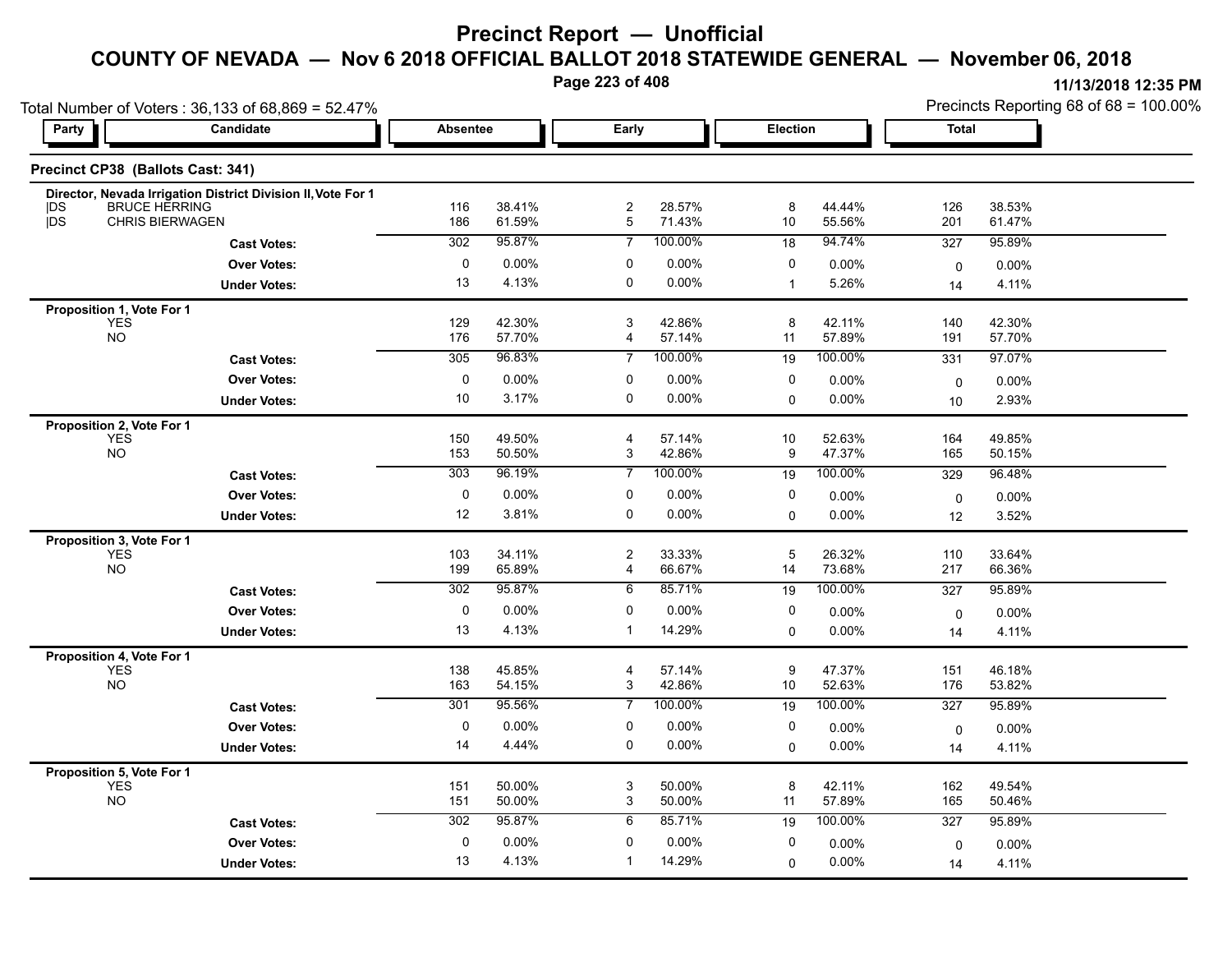# Precinct Report — Unofficial

## COUNTY OF NEVADA — Nov 6 2018 OFFICIAL BALLOT 2018 STATEWIDE GENERAL — November 06, 2018

11/13/2018 12:35 PM

Total Number of Voters : 36,133 of 68,869 = 52.47%

Precincts Reporting 68 of 68 = 100.00%

### Precinct CP38 (Ballots Cast: 341)

| Party | Candidate | Absentee | | Early | | Election | | Total | |
|---|---|---|---|---|---|---|---|---|---|
| **Director, Nevada Irrigation District Division II, Vote For 1** | | | | | | | | | |
| DS | BRUCE HERRING | 116 | 38.41% | 2 | 28.57% | 8 | 44.44% | 126 | 38.53% |
| DS | CHRIS BIERWAGEN | 186 | 61.59% | 5 | 71.43% | 10 | 55.56% | 201 | 61.47% |
| | **Cast Votes:** | 302 | 95.87% | 7 | 100.00% | 18 | 94.74% | 327 | 95.89% |
| | **Over Votes:** | 0 | 0.00% | 0 | 0.00% | 0 | 0.00% | 0 | 0.00% |
| | **Under Votes:** | 13 | 4.13% | 0 | 0.00% | 1 | 5.26% | 14 | 4.11% |
| **Proposition 1, Vote For 1** | | | | | | | | | |
| | YES | 129 | 42.30% | 3 | 42.86% | 8 | 42.11% | 140 | 42.30% |
| | NO | 176 | 57.70% | 4 | 57.14% | 11 | 57.89% | 191 | 57.70% |
| | **Cast Votes:** | 305 | 96.83% | 7 | 100.00% | 19 | 100.00% | 331 | 97.07% |
| | **Over Votes:** | 0 | 0.00% | 0 | 0.00% | 0 | 0.00% | 0 | 0.00% |
| | **Under Votes:** | 10 | 3.17% | 0 | 0.00% | 0 | 0.00% | 10 | 2.93% |
| **Proposition 2, Vote For 1** | | | | | | | | | |
| | YES | 150 | 49.50% | 4 | 57.14% | 10 | 52.63% | 164 | 49.85% |
| | NO | 153 | 50.50% | 3 | 42.86% | 9 | 47.37% | 165 | 50.15% |
| | **Cast Votes:** | 303 | 96.19% | 7 | 100.00% | 19 | 100.00% | 329 | 96.48% |
| | **Over Votes:** | 0 | 0.00% | 0 | 0.00% | 0 | 0.00% | 0 | 0.00% |
| | **Under Votes:** | 12 | 3.81% | 0 | 0.00% | 0 | 0.00% | 12 | 3.52% |
| **Proposition 3, Vote For 1** | | | | | | | | | |
| | YES | 103 | 34.11% | 2 | 33.33% | 5 | 26.32% | 110 | 33.64% |
| | NO | 199 | 65.89% | 4 | 66.67% | 14 | 73.68% | 217 | 66.36% |
| | **Cast Votes:** | 302 | 95.87% | 6 | 85.71% | 19 | 100.00% | 327 | 95.89% |
| | **Over Votes:** | 0 | 0.00% | 0 | 0.00% | 0 | 0.00% | 0 | 0.00% |
| | **Under Votes:** | 13 | 4.13% | 1 | 14.29% | 0 | 0.00% | 14 | 4.11% |
| **Proposition 4, Vote For 1** | | | | | | | | | |
| | YES | 138 | 45.85% | 4 | 57.14% | 9 | 47.37% | 151 | 46.18% |
| | NO | 163 | 54.15% | 3 | 42.86% | 10 | 52.63% | 176 | 53.82% |
| | **Cast Votes:** | 301 | 95.56% | 7 | 100.00% | 19 | 100.00% | 327 | 95.89% |
| | **Over Votes:** | 0 | 0.00% | 0 | 0.00% | 0 | 0.00% | 0 | 0.00% |
| | **Under Votes:** | 14 | 4.44% | 0 | 0.00% | 0 | 0.00% | 14 | 4.11% |
| **Proposition 5, Vote For 1** | | | | | | | | | |
| | YES | 151 | 50.00% | 3 | 50.00% | 8 | 42.11% | 162 | 49.54% |
| | NO | 151 | 50.00% | 3 | 50.00% | 11 | 57.89% | 165 | 50.46% |
| | **Cast Votes:** | 302 | 95.87% | 6 | 85.71% | 19 | 100.00% | 327 | 95.89% |
| | **Over Votes:** | 0 | 0.00% | 0 | 0.00% | 0 | 0.00% | 0 | 0.00% |
| | **Under Votes:** | 13 | 4.13% | 1 | 14.29% | 0 | 0.00% | 14 | 4.11% |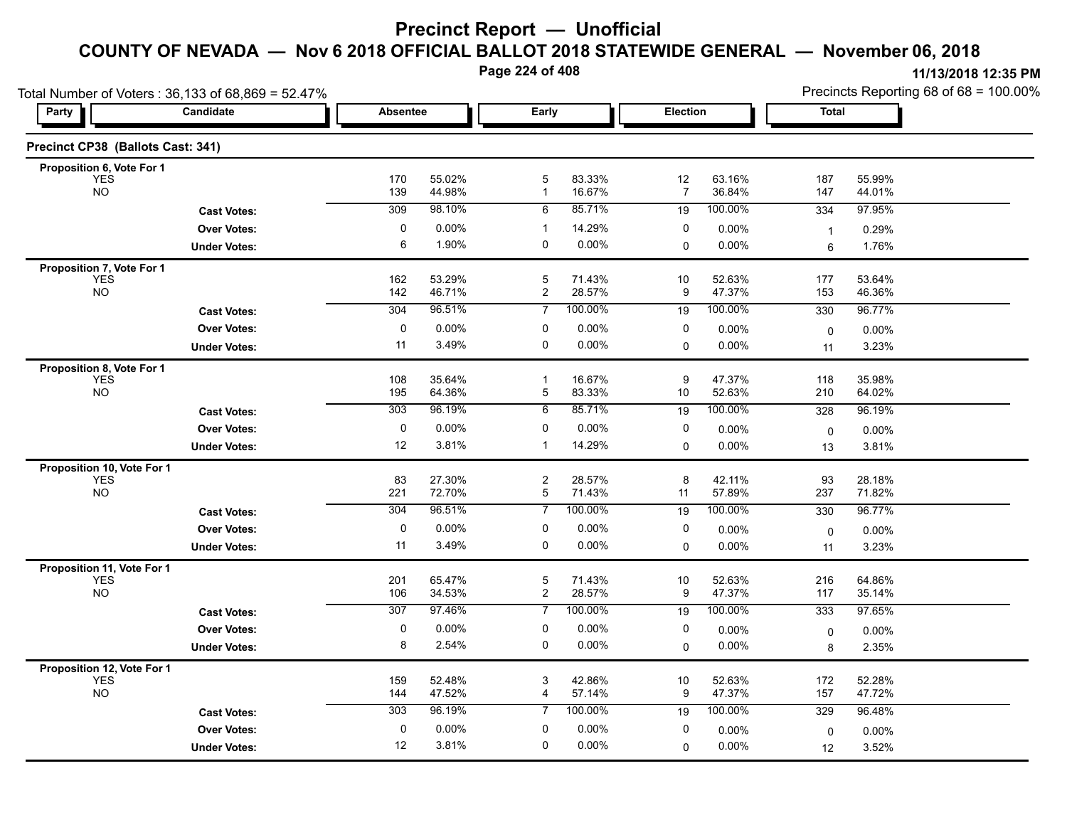# Precinct Report — Unofficial

## COUNTY OF NEVADA — Nov 6 2018 OFFICIAL BALLOT 2018 STATEWIDE GENERAL — November 06, 2018

11/13/2018 12:35 PM

Total Number of Voters : 36,133 of 68,869 = 52.47%

Precincts Reporting 68 of 68 = 100.00%

### Precinct CP38 (Ballots Cast: 341)

| Party | Candidate | Absentee | | Early | | Election | | Total | |
|---|---|---|---|---|---|---|---|---|---|
| **Proposition 6, Vote For 1** | | | | | | | | | |
| | YES | 170 | 55.02% | 5 | 83.33% | 12 | 63.16% | 187 | 55.99% |
| | NO | 139 | 44.98% | 1 | 16.67% | 7 | 36.84% | 147 | 44.01% |
| | **Cast Votes:** | 309 | 98.10% | 6 | 85.71% | 19 | 100.00% | 334 | 97.95% |
| | **Over Votes:** | 0 | 0.00% | 1 | 14.29% | 0 | 0.00% | 1 | 0.29% |
| | **Under Votes:** | 6 | 1.90% | 0 | 0.00% | 0 | 0.00% | 6 | 1.76% |
| **Proposition 7, Vote For 1** | | | | | | | | | |
| | YES | 162 | 53.29% | 5 | 71.43% | 10 | 52.63% | 177 | 53.64% |
| | NO | 142 | 46.71% | 2 | 28.57% | 9 | 47.37% | 153 | 46.36% |
| | **Cast Votes:** | 304 | 96.51% | 7 | 100.00% | 19 | 100.00% | 330 | 96.77% |
| | **Over Votes:** | 0 | 0.00% | 0 | 0.00% | 0 | 0.00% | 0 | 0.00% |
| | **Under Votes:** | 11 | 3.49% | 0 | 0.00% | 0 | 0.00% | 11 | 3.23% |
| **Proposition 8, Vote For 1** | | | | | | | | | |
| | YES | 108 | 35.64% | 1 | 16.67% | 9 | 47.37% | 118 | 35.98% |
| | NO | 195 | 64.36% | 5 | 83.33% | 10 | 52.63% | 210 | 64.02% |
| | **Cast Votes:** | 303 | 96.19% | 6 | 85.71% | 19 | 100.00% | 328 | 96.19% |
| | **Over Votes:** | 0 | 0.00% | 0 | 0.00% | 0 | 0.00% | 0 | 0.00% |
| | **Under Votes:** | 12 | 3.81% | 1 | 14.29% | 0 | 0.00% | 13 | 3.81% |
| **Proposition 10, Vote For 1** | | | | | | | | | |
| | YES | 83 | 27.30% | 2 | 28.57% | 8 | 42.11% | 93 | 28.18% |
| | NO | 221 | 72.70% | 5 | 71.43% | 11 | 57.89% | 237 | 71.82% |
| | **Cast Votes:** | 304 | 96.51% | 7 | 100.00% | 19 | 100.00% | 330 | 96.77% |
| | **Over Votes:** | 0 | 0.00% | 0 | 0.00% | 0 | 0.00% | 0 | 0.00% |
| | **Under Votes:** | 11 | 3.49% | 0 | 0.00% | 0 | 0.00% | 11 | 3.23% |
| **Proposition 11, Vote For 1** | | | | | | | | | |
| | YES | 201 | 65.47% | 5 | 71.43% | 10 | 52.63% | 216 | 64.86% |
| | NO | 106 | 34.53% | 2 | 28.57% | 9 | 47.37% | 117 | 35.14% |
| | **Cast Votes:** | 307 | 97.46% | 7 | 100.00% | 19 | 100.00% | 333 | 97.65% |
| | **Over Votes:** | 0 | 0.00% | 0 | 0.00% | 0 | 0.00% | 0 | 0.00% |
| | **Under Votes:** | 8 | 2.54% | 0 | 0.00% | 0 | 0.00% | 8 | 2.35% |
| **Proposition 12, Vote For 1** | | | | | | | | | |
| | YES | 159 | 52.48% | 3 | 42.86% | 10 | 52.63% | 172 | 52.28% |
| | NO | 144 | 47.52% | 4 | 57.14% | 9 | 47.37% | 157 | 47.72% |
| | **Cast Votes:** | 303 | 96.19% | 7 | 100.00% | 19 | 100.00% | 329 | 96.48% |
| | **Over Votes:** | 0 | 0.00% | 0 | 0.00% | 0 | 0.00% | 0 | 0.00% |
| | **Under Votes:** | 12 | 3.81% | 0 | 0.00% | 0 | 0.00% | 12 | 3.52% |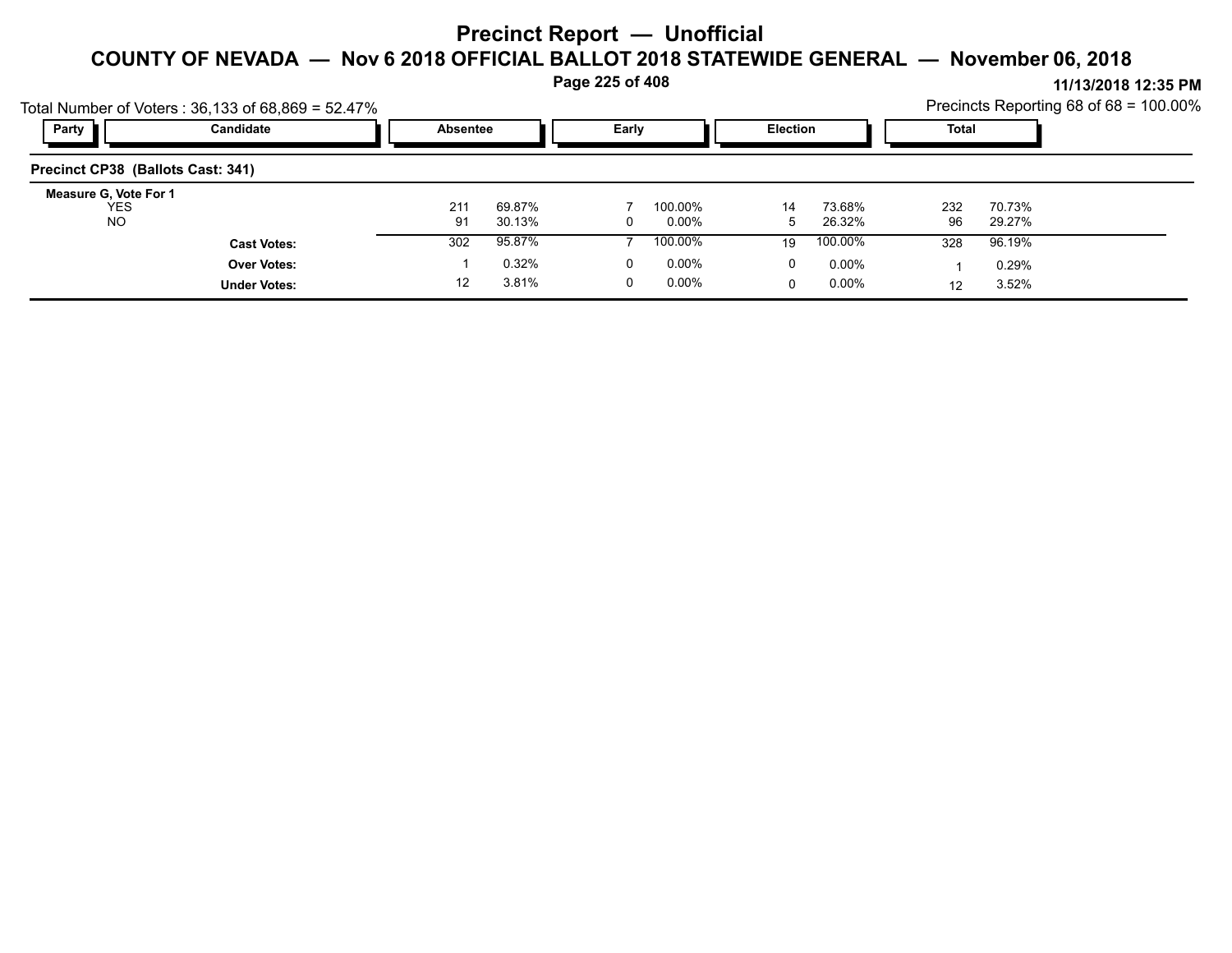# Precinct Report — Unofficial

## COUNTY OF NEVADA — Nov 6 2018 OFFICIAL BALLOT 2018 STATEWIDE GENERAL — November 06, 2018

11/13/2018 12:35 PM

Total Number of Voters : 36,133 of 68,869 = 52.47%

Precincts Reporting 68 of 68 = 100.00%

| Party | Candidate | Absentee | | Early | | Election | | Total | |
|---|---|---|---|---|---|---|---|---|---|
| **Precinct CP38 (Ballots Cast: 341)** | | | | | | | | | |
| **Measure G, Vote For 1** | | | | | | | | | |
| | YES | 211 | 69.87% | 7 | 100.00% | 14 | 73.68% | 232 | 70.73% |
| | NO | 91 | 30.13% | 0 | 0.00% | 5 | 26.32% | 96 | 29.27% |
| | **Cast Votes:** | 302 | 95.87% | 7 | 100.00% | 19 | 100.00% | 328 | 96.19% |
| | **Over Votes:** | 1 | 0.32% | 0 | 0.00% | 0 | 0.00% | 1 | 0.29% |
| | **Under Votes:** | 12 | 3.81% | 0 | 0.00% | 0 | 0.00% | 12 | 3.52% |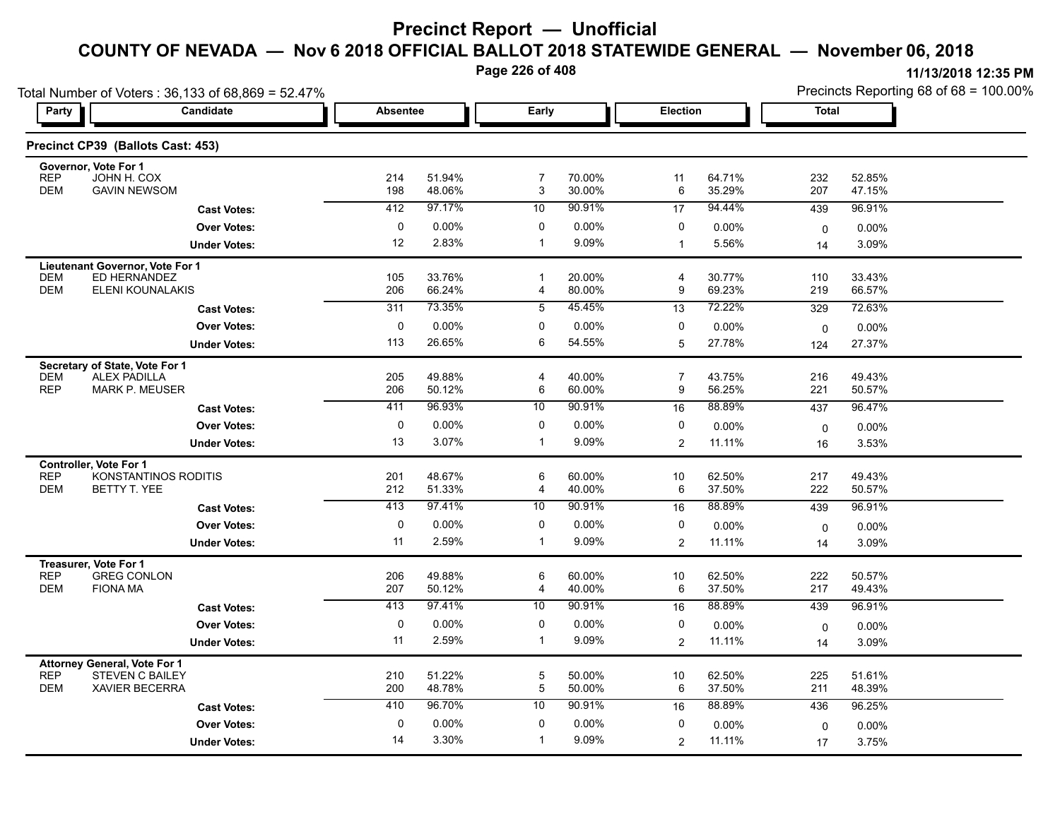# Precinct Report — Unofficial

## COUNTY OF NEVADA — Nov 6 2018 OFFICIAL BALLOT 2018 STATEWIDE GENERAL — November 06, 2018

11/13/2018 12:35 PM

Total Number of Voters : 36,133 of 68,869 = 52.47%

Precincts Reporting 68 of 68 = 100.00%

### Precinct CP39 (Ballots Cast: 453)

| Party | Candidate | Absentee | | Early | | Election | | Total | |
|---|---|---|---|---|---|---|---|---|---|
| **Governor, Vote For 1** | | | | | | | | | |
| REP | JOHN H. COX | 214 | 51.94% | 7 | 70.00% | 11 | 64.71% | 232 | 52.85% |
| DEM | GAVIN NEWSOM | 198 | 48.06% | 3 | 30.00% | 6 | 35.29% | 207 | 47.15% |
| | **Cast Votes:** | 412 | 97.17% | 10 | 90.91% | 17 | 94.44% | 439 | 96.91% |
| | **Over Votes:** | 0 | 0.00% | 0 | 0.00% | 0 | 0.00% | 0 | 0.00% |
| | **Under Votes:** | 12 | 2.83% | 1 | 9.09% | 1 | 5.56% | 14 | 3.09% |
| **Lieutenant Governor, Vote For 1** | | | | | | | | | |
| DEM | ED HERNANDEZ | 105 | 33.76% | 1 | 20.00% | 4 | 30.77% | 110 | 33.43% |
| DEM | ELENI KOUNALAKIS | 206 | 66.24% | 4 | 80.00% | 9 | 69.23% | 219 | 66.57% |
| | **Cast Votes:** | 311 | 73.35% | 5 | 45.45% | 13 | 72.22% | 329 | 72.63% |
| | **Over Votes:** | 0 | 0.00% | 0 | 0.00% | 0 | 0.00% | 0 | 0.00% |
| | **Under Votes:** | 113 | 26.65% | 6 | 54.55% | 5 | 27.78% | 124 | 27.37% |
| **Secretary of State, Vote For 1** | | | | | | | | | |
| DEM | ALEX PADILLA | 205 | 49.88% | 4 | 40.00% | 7 | 43.75% | 216 | 49.43% |
| REP | MARK P. MEUSER | 206 | 50.12% | 6 | 60.00% | 9 | 56.25% | 221 | 50.57% |
| | **Cast Votes:** | 411 | 96.93% | 10 | 90.91% | 16 | 88.89% | 437 | 96.47% |
| | **Over Votes:** | 0 | 0.00% | 0 | 0.00% | 0 | 0.00% | 0 | 0.00% |
| | **Under Votes:** | 13 | 3.07% | 1 | 9.09% | 2 | 11.11% | 16 | 3.53% |
| **Controller, Vote For 1** | | | | | | | | | |
| REP | KONSTANTINOS RODITIS | 201 | 48.67% | 6 | 60.00% | 10 | 62.50% | 217 | 49.43% |
| DEM | BETTY T. YEE | 212 | 51.33% | 4 | 40.00% | 6 | 37.50% | 222 | 50.57% |
| | **Cast Votes:** | 413 | 97.41% | 10 | 90.91% | 16 | 88.89% | 439 | 96.91% |
| | **Over Votes:** | 0 | 0.00% | 0 | 0.00% | 0 | 0.00% | 0 | 0.00% |
| | **Under Votes:** | 11 | 2.59% | 1 | 9.09% | 2 | 11.11% | 14 | 3.09% |
| **Treasurer, Vote For 1** | | | | | | | | | |
| REP | GREG CONLON | 206 | 49.88% | 6 | 60.00% | 10 | 62.50% | 222 | 50.57% |
| DEM | FIONA MA | 207 | 50.12% | 4 | 40.00% | 6 | 37.50% | 217 | 49.43% |
| | **Cast Votes:** | 413 | 97.41% | 10 | 90.91% | 16 | 88.89% | 439 | 96.91% |
| | **Over Votes:** | 0 | 0.00% | 0 | 0.00% | 0 | 0.00% | 0 | 0.00% |
| | **Under Votes:** | 11 | 2.59% | 1 | 9.09% | 2 | 11.11% | 14 | 3.09% |
| **Attorney General, Vote For 1** | | | | | | | | | |
| REP | STEVEN C BAILEY | 210 | 51.22% | 5 | 50.00% | 10 | 62.50% | 225 | 51.61% |
| DEM | XAVIER BECERRA | 200 | 48.78% | 5 | 50.00% | 6 | 37.50% | 211 | 48.39% |
| | **Cast Votes:** | 410 | 96.70% | 10 | 90.91% | 16 | 88.89% | 436 | 96.25% |
| | **Over Votes:** | 0 | 0.00% | 0 | 0.00% | 0 | 0.00% | 0 | 0.00% |
| | **Under Votes:** | 14 | 3.30% | 1 | 9.09% | 2 | 11.11% | 17 | 3.75% |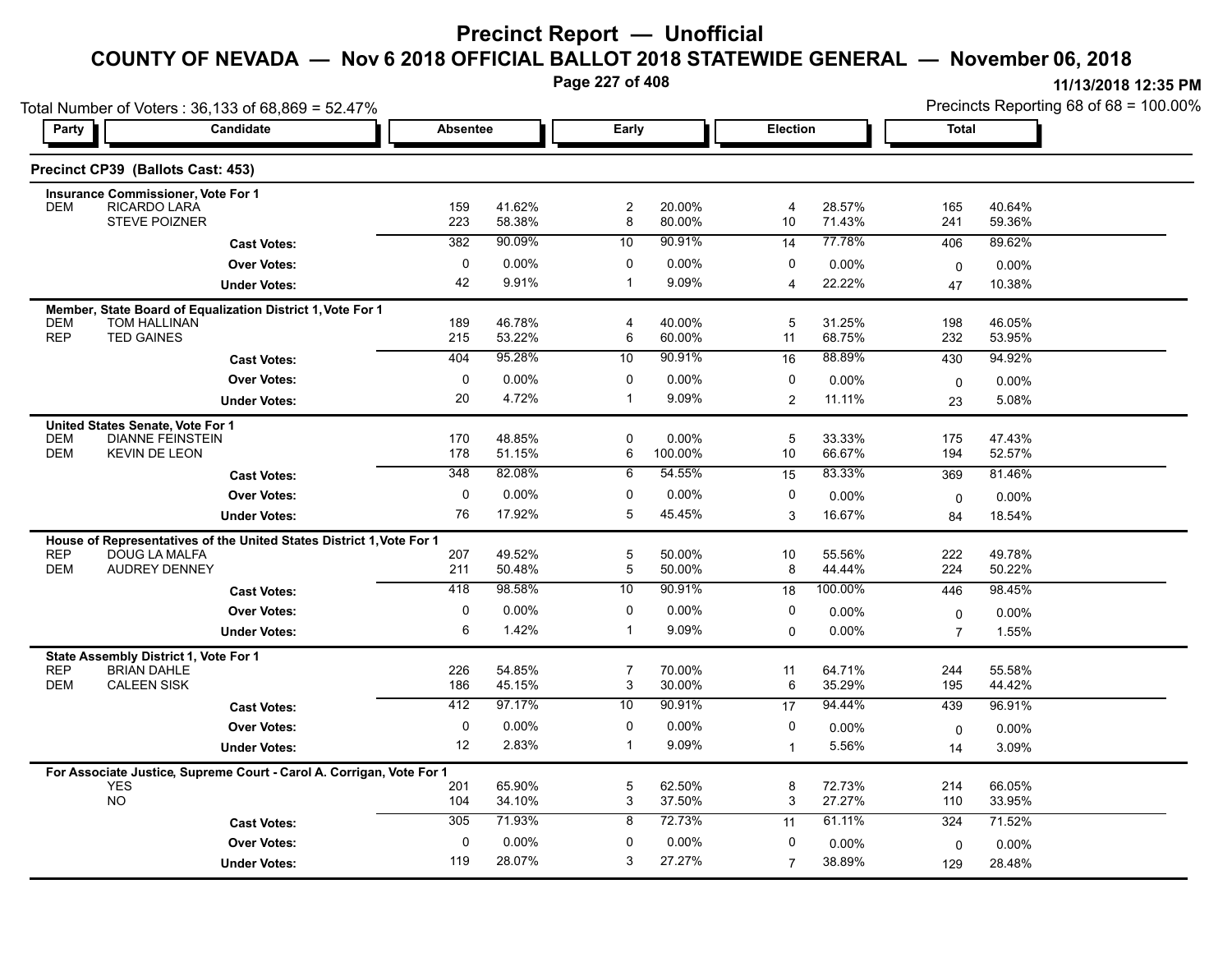# Precinct Report — Unofficial

## COUNTY OF NEVADA — Nov 6 2018 OFFICIAL BALLOT 2018 STATEWIDE GENERAL — November 06, 2018

11/13/2018 12:35 PM

Total Number of Voters : 36,133 of 68,869 = 52.47%

Precincts Reporting 68 of 68 = 100.00%

### Precinct CP39 (Ballots Cast: 453)

| Party | Candidate | Absentee | | Early | | Election | | Total | |
|---|---|---|---|---|---|---|---|---|---|
| **Insurance Commissioner, Vote For 1** | | | | | | | | | |
| DEM | RICARDO LARA | 159 | 41.62% | 2 | 20.00% | 4 | 28.57% | 165 | 40.64% |
| | STEVE POIZNER | 223 | 58.38% | 8 | 80.00% | 10 | 71.43% | 241 | 59.36% |
| | **Cast Votes:** | 382 | 90.09% | 10 | 90.91% | 14 | 77.78% | 406 | 89.62% |
| | **Over Votes:** | 0 | 0.00% | 0 | 0.00% | 0 | 0.00% | 0 | 0.00% |
| | **Under Votes:** | 42 | 9.91% | 1 | 9.09% | 4 | 22.22% | 47 | 10.38% |
| **Member, State Board of Equalization District 1, Vote For 1** | | | | | | | | | |
| DEM | TOM HALLINAN | 189 | 46.78% | 4 | 40.00% | 5 | 31.25% | 198 | 46.05% |
| REP | TED GAINES | 215 | 53.22% | 6 | 60.00% | 11 | 68.75% | 232 | 53.95% |
| | **Cast Votes:** | 404 | 95.28% | 10 | 90.91% | 16 | 88.89% | 430 | 94.92% |
| | **Over Votes:** | 0 | 0.00% | 0 | 0.00% | 0 | 0.00% | 0 | 0.00% |
| | **Under Votes:** | 20 | 4.72% | 1 | 9.09% | 2 | 11.11% | 23 | 5.08% |
| **United States Senate, Vote For 1** | | | | | | | | | |
| DEM | DIANNE FEINSTEIN | 170 | 48.85% | 0 | 0.00% | 5 | 33.33% | 175 | 47.43% |
| DEM | KEVIN DE LEON | 178 | 51.15% | 6 | 100.00% | 10 | 66.67% | 194 | 52.57% |
| | **Cast Votes:** | 348 | 82.08% | 6 | 54.55% | 15 | 83.33% | 369 | 81.46% |
| | **Over Votes:** | 0 | 0.00% | 0 | 0.00% | 0 | 0.00% | 0 | 0.00% |
| | **Under Votes:** | 76 | 17.92% | 5 | 45.45% | 3 | 16.67% | 84 | 18.54% |
| **House of Representatives of the United States District 1, Vote For 1** | | | | | | | | | |
| REP | DOUG LA MALFA | 207 | 49.52% | 5 | 50.00% | 10 | 55.56% | 222 | 49.78% |
| DEM | AUDREY DENNEY | 211 | 50.48% | 5 | 50.00% | 8 | 44.44% | 224 | 50.22% |
| | **Cast Votes:** | 418 | 98.58% | 10 | 90.91% | 18 | 100.00% | 446 | 98.45% |
| | **Over Votes:** | 0 | 0.00% | 0 | 0.00% | 0 | 0.00% | 0 | 0.00% |
| | **Under Votes:** | 6 | 1.42% | 1 | 9.09% | 0 | 0.00% | 7 | 1.55% |
| **State Assembly District 1, Vote For 1** | | | | | | | | | |
| REP | BRIAN DAHLE | 226 | 54.85% | 7 | 70.00% | 11 | 64.71% | 244 | 55.58% |
| DEM | CALEEN SISK | 186 | 45.15% | 3 | 30.00% | 6 | 35.29% | 195 | 44.42% |
| | **Cast Votes:** | 412 | 97.17% | 10 | 90.91% | 17 | 94.44% | 439 | 96.91% |
| | **Over Votes:** | 0 | 0.00% | 0 | 0.00% | 0 | 0.00% | 0 | 0.00% |
| | **Under Votes:** | 12 | 2.83% | 1 | 9.09% | 1 | 5.56% | 14 | 3.09% |
| **For Associate Justice, Supreme Court - Carol A. Corrigan, Vote For 1** | | | | | | | | | |
| | YES | 201 | 65.90% | 5 | 62.50% | 8 | 72.73% | 214 | 66.05% |
| | NO | 104 | 34.10% | 3 | 37.50% | 3 | 27.27% | 110 | 33.95% |
| | **Cast Votes:** | 305 | 71.93% | 8 | 72.73% | 11 | 61.11% | 324 | 71.52% |
| | **Over Votes:** | 0 | 0.00% | 0 | 0.00% | 0 | 0.00% | 0 | 0.00% |
| | **Under Votes:** | 119 | 28.07% | 3 | 27.27% | 7 | 38.89% | 129 | 28.48% |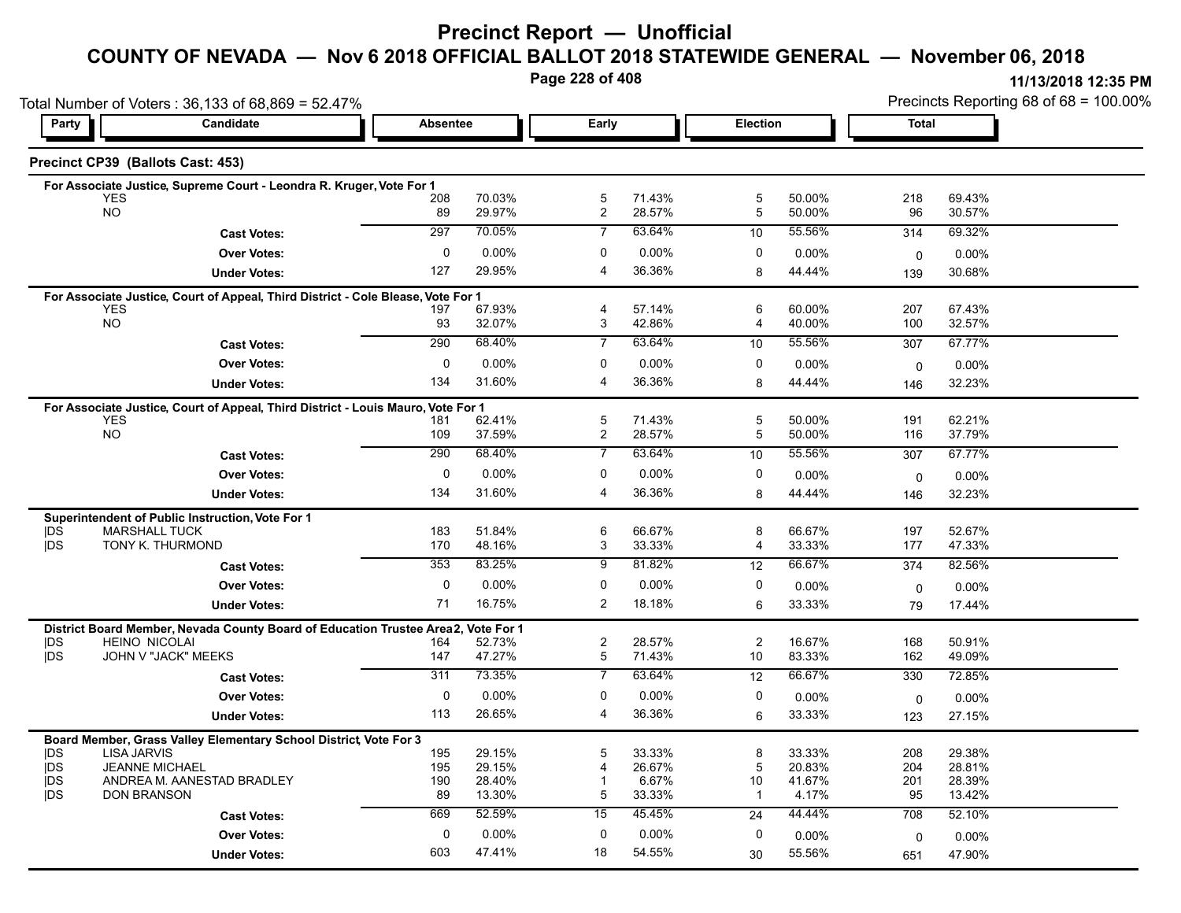# Precinct Report — Unofficial

## COUNTY OF NEVADA — Nov 6 2018 OFFICIAL BALLOT 2018 STATEWIDE GENERAL — November 06, 2018

11/13/2018 12:35 PM

Total Number of Voters : 36,133 of 68,869 = 52.47%

Precincts Reporting 68 of 68 = 100.00%

### Precinct CP39 (Ballots Cast: 453)

| Party | Candidate | Absentee | | Early | | Election | | Total | |
|---|---|---|---|---|---|---|---|---|---|
| **For Associate Justice, Supreme Court - Leondra R. Kruger, Vote For 1** | | | | | | | | | |
| | YES | 208 | 70.03% | 5 | 71.43% | 5 | 50.00% | 218 | 69.43% |
| | NO | 89 | 29.97% | 2 | 28.57% | 5 | 50.00% | 96 | 30.57% |
| | **Cast Votes:** | 297 | 70.05% | 7 | 63.64% | 10 | 55.56% | 314 | 69.32% |
| | **Over Votes:** | 0 | 0.00% | 0 | 0.00% | 0 | 0.00% | 0 | 0.00% |
| | **Under Votes:** | 127 | 29.95% | 4 | 36.36% | 8 | 44.44% | 139 | 30.68% |
| **For Associate Justice, Court of Appeal, Third District - Cole Blease, Vote For 1** | | | | | | | | | |
| | YES | 197 | 67.93% | 4 | 57.14% | 6 | 60.00% | 207 | 67.43% |
| | NO | 93 | 32.07% | 3 | 42.86% | 4 | 40.00% | 100 | 32.57% |
| | **Cast Votes:** | 290 | 68.40% | 7 | 63.64% | 10 | 55.56% | 307 | 67.77% |
| | **Over Votes:** | 0 | 0.00% | 0 | 0.00% | 0 | 0.00% | 0 | 0.00% |
| | **Under Votes:** | 134 | 31.60% | 4 | 36.36% | 8 | 44.44% | 146 | 32.23% |
| **For Associate Justice, Court of Appeal, Third District - Louis Mauro, Vote For 1** | | | | | | | | | |
| | YES | 181 | 62.41% | 5 | 71.43% | 5 | 50.00% | 191 | 62.21% |
| | NO | 109 | 37.59% | 2 | 28.57% | 5 | 50.00% | 116 | 37.79% |
| | **Cast Votes:** | 290 | 68.40% | 7 | 63.64% | 10 | 55.56% | 307 | 67.77% |
| | **Over Votes:** | 0 | 0.00% | 0 | 0.00% | 0 | 0.00% | 0 | 0.00% |
| | **Under Votes:** | 134 | 31.60% | 4 | 36.36% | 8 | 44.44% | 146 | 32.23% |
| **Superintendent of Public Instruction, Vote For 1** | | | | | | | | | |
| DS | MARSHALL TUCK | 183 | 51.84% | 6 | 66.67% | 8 | 66.67% | 197 | 52.67% |
| DS | TONY K. THURMOND | 170 | 48.16% | 3 | 33.33% | 4 | 33.33% | 177 | 47.33% |
| | **Cast Votes:** | 353 | 83.25% | 9 | 81.82% | 12 | 66.67% | 374 | 82.56% |
| | **Over Votes:** | 0 | 0.00% | 0 | 0.00% | 0 | 0.00% | 0 | 0.00% |
| | **Under Votes:** | 71 | 16.75% | 2 | 18.18% | 6 | 33.33% | 79 | 17.44% |
| **District Board Member, Nevada County Board of Education Trustee Area 2, Vote For 1** | | | | | | | | | |
| DS | HEINO NICOLAI | 164 | 52.73% | 2 | 28.57% | 2 | 16.67% | 168 | 50.91% |
| DS | JOHN V "JACK" MEEKS | 147 | 47.27% | 5 | 71.43% | 10 | 83.33% | 162 | 49.09% |
| | **Cast Votes:** | 311 | 73.35% | 7 | 63.64% | 12 | 66.67% | 330 | 72.85% |
| | **Over Votes:** | 0 | 0.00% | 0 | 0.00% | 0 | 0.00% | 0 | 0.00% |
| | **Under Votes:** | 113 | 26.65% | 4 | 36.36% | 6 | 33.33% | 123 | 27.15% |
| **Board Member, Grass Valley Elementary School District, Vote For 3** | | | | | | | | | |
| DS | LISA JARVIS | 195 | 29.15% | 5 | 33.33% | 8 | 33.33% | 208 | 29.38% |
| DS | JEANNE MICHAEL | 195 | 29.15% | 4 | 26.67% | 5 | 20.83% | 204 | 28.81% |
| DS | ANDREA M. AANESTAD BRADLEY | 190 | 28.40% | 1 | 6.67% | 10 | 41.67% | 201 | 28.39% |
| DS | DON BRANSON | 89 | 13.30% | 5 | 33.33% | 1 | 4.17% | 95 | 13.42% |
| | **Cast Votes:** | 669 | 52.59% | 15 | 45.45% | 24 | 44.44% | 708 | 52.10% |
| | **Over Votes:** | 0 | 0.00% | 0 | 0.00% | 0 | 0.00% | 0 | 0.00% |
| | **Under Votes:** | 603 | 47.41% | 18 | 54.55% | 30 | 55.56% | 651 | 47.90% |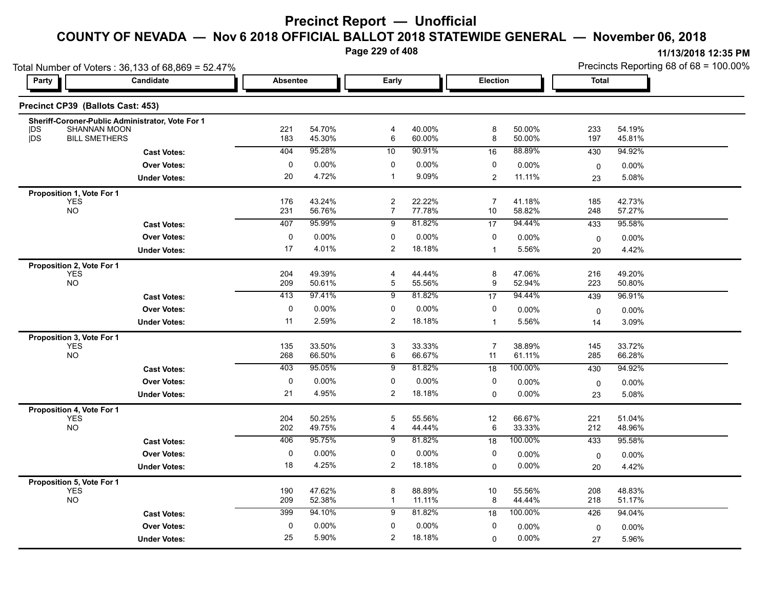# Precinct Report — Unofficial

## COUNTY OF NEVADA — Nov 6 2018 OFFICIAL BALLOT 2018 STATEWIDE GENERAL — November 06, 2018

11/13/2018 12:35 PM

Total Number of Voters : 36,133 of 68,869 = 52.47%

Precincts Reporting 68 of 68 = 100.00%

### Precinct CP39 (Ballots Cast: 453)

| Party | Candidate | Absentee | | Early | | Election | | Total | |
|---|---|---|---|---|---|---|---|---|---|
| **Sheriff-Coroner-Public Administrator, Vote For 1** | | | | | | | | | |
| DS | SHANNAN MOON | 221 | 54.70% | 4 | 40.00% | 8 | 50.00% | 233 | 54.19% |
| DS | BILL SMETHERS | 183 | 45.30% | 6 | 60.00% | 8 | 50.00% | 197 | 45.81% |
| | **Cast Votes:** | 404 | 95.28% | 10 | 90.91% | 16 | 88.89% | 430 | 94.92% |
| | **Over Votes:** | 0 | 0.00% | 0 | 0.00% | 0 | 0.00% | 0 | 0.00% |
| | **Under Votes:** | 20 | 4.72% | 1 | 9.09% | 2 | 11.11% | 23 | 5.08% |
| **Proposition 1, Vote For 1** | | | | | | | | | |
| | YES | 176 | 43.24% | 2 | 22.22% | 7 | 41.18% | 185 | 42.73% |
| | NO | 231 | 56.76% | 7 | 77.78% | 10 | 58.82% | 248 | 57.27% |
| | **Cast Votes:** | 407 | 95.99% | 9 | 81.82% | 17 | 94.44% | 433 | 95.58% |
| | **Over Votes:** | 0 | 0.00% | 0 | 0.00% | 0 | 0.00% | 0 | 0.00% |
| | **Under Votes:** | 17 | 4.01% | 2 | 18.18% | 1 | 5.56% | 20 | 4.42% |
| **Proposition 2, Vote For 1** | | | | | | | | | |
| | YES | 204 | 49.39% | 4 | 44.44% | 8 | 47.06% | 216 | 49.20% |
| | NO | 209 | 50.61% | 5 | 55.56% | 9 | 52.94% | 223 | 50.80% |
| | **Cast Votes:** | 413 | 97.41% | 9 | 81.82% | 17 | 94.44% | 439 | 96.91% |
| | **Over Votes:** | 0 | 0.00% | 0 | 0.00% | 0 | 0.00% | 0 | 0.00% |
| | **Under Votes:** | 11 | 2.59% | 2 | 18.18% | 1 | 5.56% | 14 | 3.09% |
| **Proposition 3, Vote For 1** | | | | | | | | | |
| | YES | 135 | 33.50% | 3 | 33.33% | 7 | 38.89% | 145 | 33.72% |
| | NO | 268 | 66.50% | 6 | 66.67% | 11 | 61.11% | 285 | 66.28% |
| | **Cast Votes:** | 403 | 95.05% | 9 | 81.82% | 18 | 100.00% | 430 | 94.92% |
| | **Over Votes:** | 0 | 0.00% | 0 | 0.00% | 0 | 0.00% | 0 | 0.00% |
| | **Under Votes:** | 21 | 4.95% | 2 | 18.18% | 0 | 0.00% | 23 | 5.08% |
| **Proposition 4, Vote For 1** | | | | | | | | | |
| | YES | 204 | 50.25% | 5 | 55.56% | 12 | 66.67% | 221 | 51.04% |
| | NO | 202 | 49.75% | 4 | 44.44% | 6 | 33.33% | 212 | 48.96% |
| | **Cast Votes:** | 406 | 95.75% | 9 | 81.82% | 18 | 100.00% | 433 | 95.58% |
| | **Over Votes:** | 0 | 0.00% | 0 | 0.00% | 0 | 0.00% | 0 | 0.00% |
| | **Under Votes:** | 18 | 4.25% | 2 | 18.18% | 0 | 0.00% | 20 | 4.42% |
| **Proposition 5, Vote For 1** | | | | | | | | | |
| | YES | 190 | 47.62% | 8 | 88.89% | 10 | 55.56% | 208 | 48.83% |
| | NO | 209 | 52.38% | 1 | 11.11% | 8 | 44.44% | 218 | 51.17% |
| | **Cast Votes:** | 399 | 94.10% | 9 | 81.82% | 18 | 100.00% | 426 | 94.04% |
| | **Over Votes:** | 0 | 0.00% | 0 | 0.00% | 0 | 0.00% | 0 | 0.00% |
| | **Under Votes:** | 25 | 5.90% | 2 | 18.18% | 0 | 0.00% | 27 | 5.96% |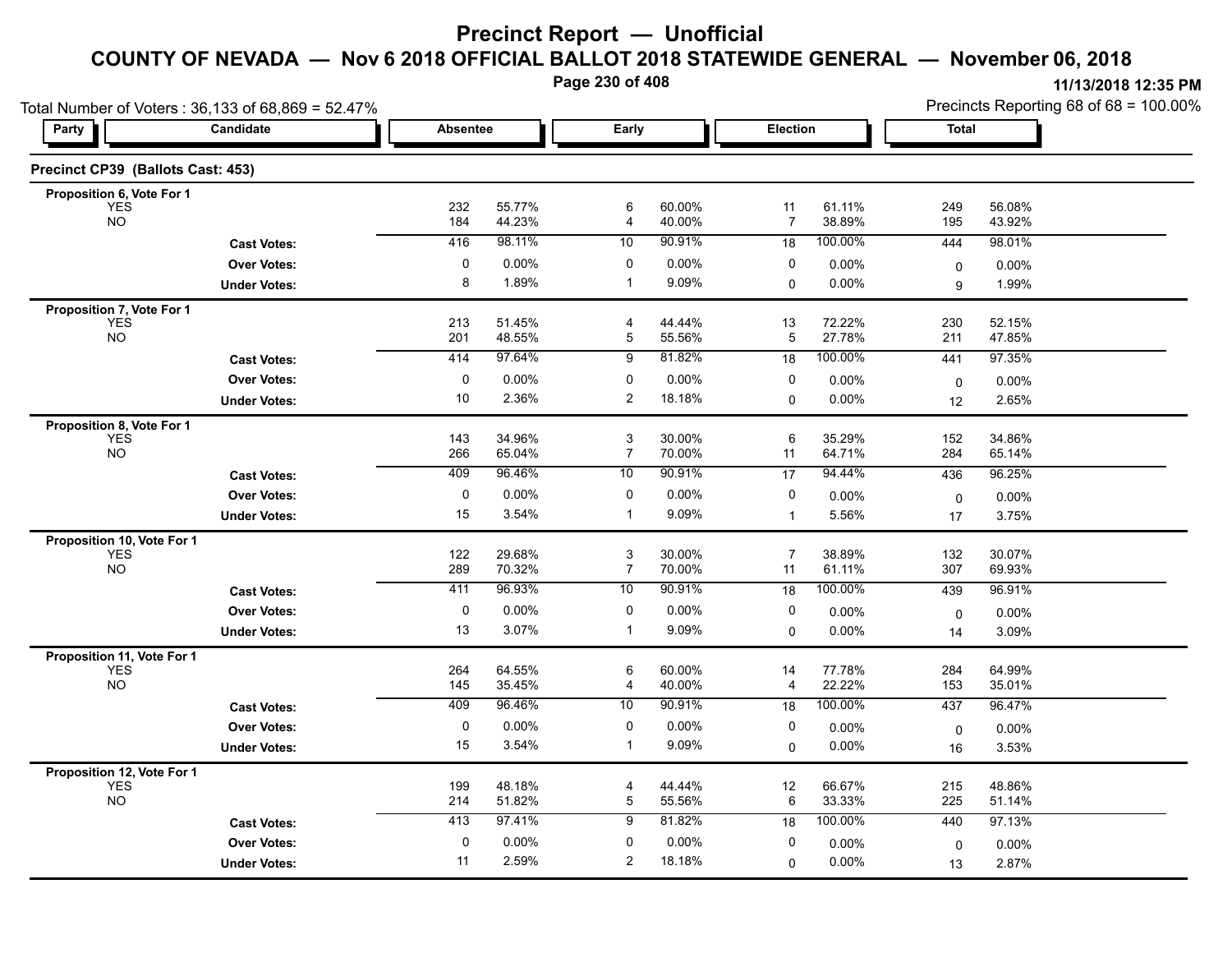# Precinct Report — Unofficial

## COUNTY OF NEVADA — Nov 6 2018 OFFICIAL BALLOT 2018 STATEWIDE GENERAL — November 06, 2018

11/13/2018 12:35 PM

Total Number of Voters : 36,133 of 68,869 = 52.47%

Precincts Reporting 68 of 68 = 100.00%

### Precinct CP39 (Ballots Cast: 453)

| Party | Candidate | Absentee | | Early | | Election | | Total | |
|---|---|---|---|---|---|---|---|---|---|
| **Proposition 6, Vote For 1** | | | | | | | | | |
| | YES | 232 | 55.77% | 6 | 60.00% | 11 | 61.11% | 249 | 56.08% |
| | NO | 184 | 44.23% | 4 | 40.00% | 7 | 38.89% | 195 | 43.92% |
| | **Cast Votes:** | 416 | 98.11% | 10 | 90.91% | 18 | 100.00% | 444 | 98.01% |
| | **Over Votes:** | 0 | 0.00% | 0 | 0.00% | 0 | 0.00% | 0 | 0.00% |
| | **Under Votes:** | 8 | 1.89% | 1 | 9.09% | 0 | 0.00% | 9 | 1.99% |
| **Proposition 7, Vote For 1** | | | | | | | | | |
| | YES | 213 | 51.45% | 4 | 44.44% | 13 | 72.22% | 230 | 52.15% |
| | NO | 201 | 48.55% | 5 | 55.56% | 5 | 27.78% | 211 | 47.85% |
| | **Cast Votes:** | 414 | 97.64% | 9 | 81.82% | 18 | 100.00% | 441 | 97.35% |
| | **Over Votes:** | 0 | 0.00% | 0 | 0.00% | 0 | 0.00% | 0 | 0.00% |
| | **Under Votes:** | 10 | 2.36% | 2 | 18.18% | 0 | 0.00% | 12 | 2.65% |
| **Proposition 8, Vote For 1** | | | | | | | | | |
| | YES | 143 | 34.96% | 3 | 30.00% | 6 | 35.29% | 152 | 34.86% |
| | NO | 266 | 65.04% | 7 | 70.00% | 11 | 64.71% | 284 | 65.14% |
| | **Cast Votes:** | 409 | 96.46% | 10 | 90.91% | 17 | 94.44% | 436 | 96.25% |
| | **Over Votes:** | 0 | 0.00% | 0 | 0.00% | 0 | 0.00% | 0 | 0.00% |
| | **Under Votes:** | 15 | 3.54% | 1 | 9.09% | 1 | 5.56% | 17 | 3.75% |
| **Proposition 10, Vote For 1** | | | | | | | | | |
| | YES | 122 | 29.68% | 3 | 30.00% | 7 | 38.89% | 132 | 30.07% |
| | NO | 289 | 70.32% | 7 | 70.00% | 11 | 61.11% | 307 | 69.93% |
| | **Cast Votes:** | 411 | 96.93% | 10 | 90.91% | 18 | 100.00% | 439 | 96.91% |
| | **Over Votes:** | 0 | 0.00% | 0 | 0.00% | 0 | 0.00% | 0 | 0.00% |
| | **Under Votes:** | 13 | 3.07% | 1 | 9.09% | 0 | 0.00% | 14 | 3.09% |
| **Proposition 11, Vote For 1** | | | | | | | | | |
| | YES | 264 | 64.55% | 6 | 60.00% | 14 | 77.78% | 284 | 64.99% |
| | NO | 145 | 35.45% | 4 | 40.00% | 4 | 22.22% | 153 | 35.01% |
| | **Cast Votes:** | 409 | 96.46% | 10 | 90.91% | 18 | 100.00% | 437 | 96.47% |
| | **Over Votes:** | 0 | 0.00% | 0 | 0.00% | 0 | 0.00% | 0 | 0.00% |
| | **Under Votes:** | 15 | 3.54% | 1 | 9.09% | 0 | 0.00% | 16 | 3.53% |
| **Proposition 12, Vote For 1** | | | | | | | | | |
| | YES | 199 | 48.18% | 4 | 44.44% | 12 | 66.67% | 215 | 48.86% |
| | NO | 214 | 51.82% | 5 | 55.56% | 6 | 33.33% | 225 | 51.14% |
| | **Cast Votes:** | 413 | 97.41% | 9 | 81.82% | 18 | 100.00% | 440 | 97.13% |
| | **Over Votes:** | 0 | 0.00% | 0 | 0.00% | 0 | 0.00% | 0 | 0.00% |
| | **Under Votes:** | 11 | 2.59% | 2 | 18.18% | 0 | 0.00% | 13 | 2.87% |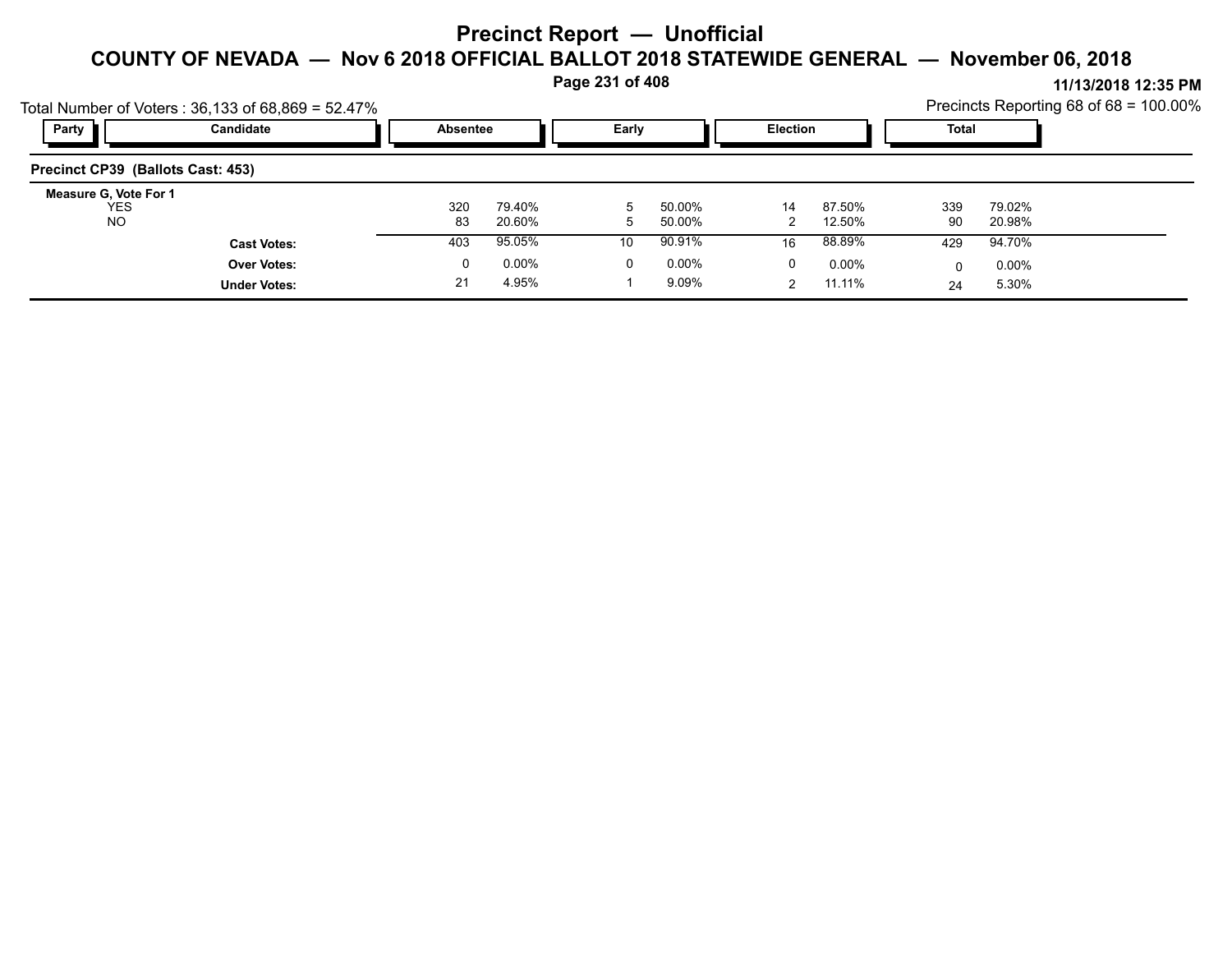# Precinct Report — Unofficial

## COUNTY OF NEVADA — Nov 6 2018 OFFICIAL BALLOT 2018 STATEWIDE GENERAL — November 06, 2018

11/13/2018 12:35 PM

Total Number of Voters : 36,133 of 68,869 = 52.47%

Precincts Reporting 68 of 68 = 100.00%

| Party | Candidate | Absentee | | Early | | Election | | Total | |
|---|---|---|---|---|---|---|---|---|---|
| **Precinct CP39 (Ballots Cast: 453)** | | | | | | | | | |
| **Measure G, Vote For 1** | | | | | | | | | |
| | YES | 320 | 79.40% | 5 | 50.00% | 14 | 87.50% | 339 | 79.02% |
| | NO | 83 | 20.60% | 5 | 50.00% | 2 | 12.50% | 90 | 20.98% |
| | **Cast Votes:** | 403 | 95.05% | 10 | 90.91% | 16 | 88.89% | 429 | 94.70% |
| | **Over Votes:** | 0 | 0.00% | 0 | 0.00% | 0 | 0.00% | 0 | 0.00% |
| | **Under Votes:** | 21 | 4.95% | 1 | 9.09% | 2 | 11.11% | 24 | 5.30% |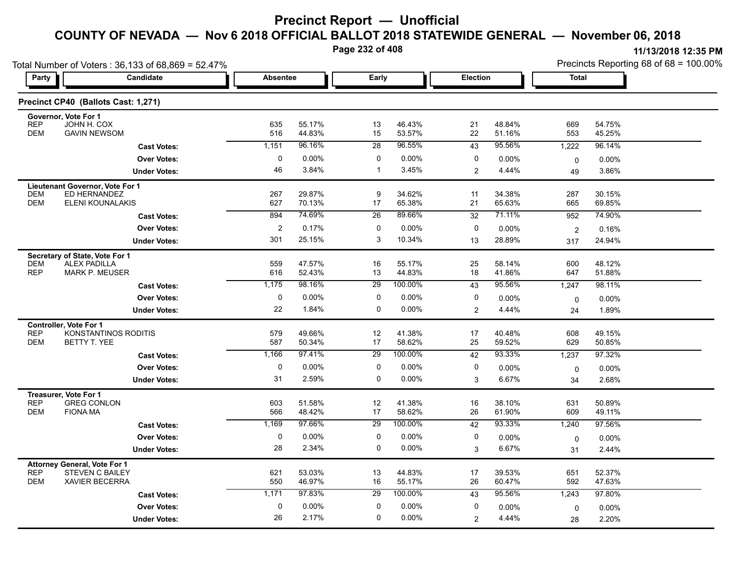# Precinct Report — Unofficial

## COUNTY OF NEVADA — Nov 6 2018 OFFICIAL BALLOT 2018 STATEWIDE GENERAL — November 06, 2018

11/13/2018 12:35 PM

Total Number of Voters : 36,133 of 68,869 = 52.47%

Precincts Reporting 68 of 68 = 100.00%

### Precinct CP40 (Ballots Cast: 1,271)

| Party | Candidate | Absentee | | Early | | Election | | Total | |
|---|---|---|---|---|---|---|---|---|---|
| **Governor, Vote For 1** | | | | | | | | | |
| REP | JOHN H. COX | 635 | 55.17% | 13 | 46.43% | 21 | 48.84% | 669 | 54.75% |
| DEM | GAVIN NEWSOM | 516 | 44.83% | 15 | 53.57% | 22 | 51.16% | 553 | 45.25% |
| | **Cast Votes:** | 1,151 | 96.16% | 28 | 96.55% | 43 | 95.56% | 1,222 | 96.14% |
| | **Over Votes:** | 0 | 0.00% | 0 | 0.00% | 0 | 0.00% | 0 | 0.00% |
| | **Under Votes:** | 46 | 3.84% | 1 | 3.45% | 2 | 4.44% | 49 | 3.86% |
| **Lieutenant Governor, Vote For 1** | | | | | | | | | |
| DEM | ED HERNANDEZ | 267 | 29.87% | 9 | 34.62% | 11 | 34.38% | 287 | 30.15% |
| DEM | ELENI KOUNALAKIS | 627 | 70.13% | 17 | 65.38% | 21 | 65.63% | 665 | 69.85% |
| | **Cast Votes:** | 894 | 74.69% | 26 | 89.66% | 32 | 71.11% | 952 | 74.90% |
| | **Over Votes:** | 2 | 0.17% | 0 | 0.00% | 0 | 0.00% | 2 | 0.16% |
| | **Under Votes:** | 301 | 25.15% | 3 | 10.34% | 13 | 28.89% | 317 | 24.94% |
| **Secretary of State, Vote For 1** | | | | | | | | | |
| DEM | ALEX PADILLA | 559 | 47.57% | 16 | 55.17% | 25 | 58.14% | 600 | 48.12% |
| REP | MARK P. MEUSER | 616 | 52.43% | 13 | 44.83% | 18 | 41.86% | 647 | 51.88% |
| | **Cast Votes:** | 1,175 | 98.16% | 29 | 100.00% | 43 | 95.56% | 1,247 | 98.11% |
| | **Over Votes:** | 0 | 0.00% | 0 | 0.00% | 0 | 0.00% | 0 | 0.00% |
| | **Under Votes:** | 22 | 1.84% | 0 | 0.00% | 2 | 4.44% | 24 | 1.89% |
| **Controller, Vote For 1** | | | | | | | | | |
| REP | KONSTANTINOS RODITIS | 579 | 49.66% | 12 | 41.38% | 17 | 40.48% | 608 | 49.15% |
| DEM | BETTY T. YEE | 587 | 50.34% | 17 | 58.62% | 25 | 59.52% | 629 | 50.85% |
| | **Cast Votes:** | 1,166 | 97.41% | 29 | 100.00% | 42 | 93.33% | 1,237 | 97.32% |
| | **Over Votes:** | 0 | 0.00% | 0 | 0.00% | 0 | 0.00% | 0 | 0.00% |
| | **Under Votes:** | 31 | 2.59% | 0 | 0.00% | 3 | 6.67% | 34 | 2.68% |
| **Treasurer, Vote For 1** | | | | | | | | | |
| REP | GREG CONLON | 603 | 51.58% | 12 | 41.38% | 16 | 38.10% | 631 | 50.89% |
| DEM | FIONA MA | 566 | 48.42% | 17 | 58.62% | 26 | 61.90% | 609 | 49.11% |
| | **Cast Votes:** | 1,169 | 97.66% | 29 | 100.00% | 42 | 93.33% | 1,240 | 97.56% |
| | **Over Votes:** | 0 | 0.00% | 0 | 0.00% | 0 | 0.00% | 0 | 0.00% |
| | **Under Votes:** | 28 | 2.34% | 0 | 0.00% | 3 | 6.67% | 31 | 2.44% |
| **Attorney General, Vote For 1** | | | | | | | | | |
| REP | STEVEN C BAILEY | 621 | 53.03% | 13 | 44.83% | 17 | 39.53% | 651 | 52.37% |
| DEM | XAVIER BECERRA | 550 | 46.97% | 16 | 55.17% | 26 | 60.47% | 592 | 47.63% |
| | **Cast Votes:** | 1,171 | 97.83% | 29 | 100.00% | 43 | 95.56% | 1,243 | 97.80% |
| | **Over Votes:** | 0 | 0.00% | 0 | 0.00% | 0 | 0.00% | 0 | 0.00% |
| | **Under Votes:** | 26 | 2.17% | 0 | 0.00% | 2 | 4.44% | 28 | 2.20% |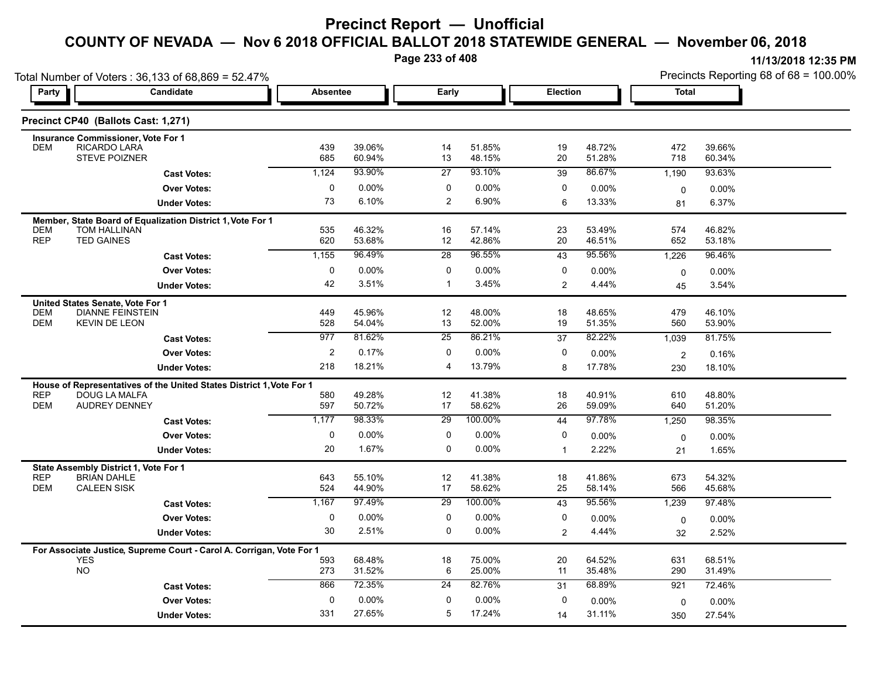# Precinct Report — Unofficial

## COUNTY OF NEVADA — Nov 6 2018 OFFICIAL BALLOT 2018 STATEWIDE GENERAL — November 06, 2018

11/13/2018 12:35 PM

Total Number of Voters : 36,133 of 68,869 = 52.47%

Precincts Reporting 68 of 68 = 100.00%

### Precinct CP40 (Ballots Cast: 1,271)

| Party | Candidate | Absentee | | Early | | Election | | Total | |
|---|---|---|---|---|---|---|---|---|---|
| **Insurance Commissioner, Vote For 1** | | | | | | | | | |
| DEM | RICARDO LARA | 439 | 39.06% | 14 | 51.85% | 19 | 48.72% | 472 | 39.66% |
| | STEVE POIZNER | 685 | 60.94% | 13 | 48.15% | 20 | 51.28% | 718 | 60.34% |
| | **Cast Votes:** | 1,124 | 93.90% | 27 | 93.10% | 39 | 86.67% | 1,190 | 93.63% |
| | **Over Votes:** | 0 | 0.00% | 0 | 0.00% | 0 | 0.00% | 0 | 0.00% |
| | **Under Votes:** | 73 | 6.10% | 2 | 6.90% | 6 | 13.33% | 81 | 6.37% |
| **Member, State Board of Equalization District 1, Vote For 1** | | | | | | | | | |
| DEM | TOM HALLINAN | 535 | 46.32% | 16 | 57.14% | 23 | 53.49% | 574 | 46.82% |
| REP | TED GAINES | 620 | 53.68% | 12 | 42.86% | 20 | 46.51% | 652 | 53.18% |
| | **Cast Votes:** | 1,155 | 96.49% | 28 | 96.55% | 43 | 95.56% | 1,226 | 96.46% |
| | **Over Votes:** | 0 | 0.00% | 0 | 0.00% | 0 | 0.00% | 0 | 0.00% |
| | **Under Votes:** | 42 | 3.51% | 1 | 3.45% | 2 | 4.44% | 45 | 3.54% |
| **United States Senate, Vote For 1** | | | | | | | | | |
| DEM | DIANNE FEINSTEIN | 449 | 45.96% | 12 | 48.00% | 18 | 48.65% | 479 | 46.10% |
| DEM | KEVIN DE LEON | 528 | 54.04% | 13 | 52.00% | 19 | 51.35% | 560 | 53.90% |
| | **Cast Votes:** | 977 | 81.62% | 25 | 86.21% | 37 | 82.22% | 1,039 | 81.75% |
| | **Over Votes:** | 2 | 0.17% | 0 | 0.00% | 0 | 0.00% | 2 | 0.16% |
| | **Under Votes:** | 218 | 18.21% | 4 | 13.79% | 8 | 17.78% | 230 | 18.10% |
| **House of Representatives of the United States District 1, Vote For 1** | | | | | | | | | |
| REP | DOUG LA MALFA | 580 | 49.28% | 12 | 41.38% | 18 | 40.91% | 610 | 48.80% |
| DEM | AUDREY DENNEY | 597 | 50.72% | 17 | 58.62% | 26 | 59.09% | 640 | 51.20% |
| | **Cast Votes:** | 1,177 | 98.33% | 29 | 100.00% | 44 | 97.78% | 1,250 | 98.35% |
| | **Over Votes:** | 0 | 0.00% | 0 | 0.00% | 0 | 0.00% | 0 | 0.00% |
| | **Under Votes:** | 20 | 1.67% | 0 | 0.00% | 1 | 2.22% | 21 | 1.65% |
| **State Assembly District 1, Vote For 1** | | | | | | | | | |
| REP | BRIAN DAHLE | 643 | 55.10% | 12 | 41.38% | 18 | 41.86% | 673 | 54.32% |
| DEM | CALEEN SISK | 524 | 44.90% | 17 | 58.62% | 25 | 58.14% | 566 | 45.68% |
| | **Cast Votes:** | 1,167 | 97.49% | 29 | 100.00% | 43 | 95.56% | 1,239 | 97.48% |
| | **Over Votes:** | 0 | 0.00% | 0 | 0.00% | 0 | 0.00% | 0 | 0.00% |
| | **Under Votes:** | 30 | 2.51% | 0 | 0.00% | 2 | 4.44% | 32 | 2.52% |
| **For Associate Justice, Supreme Court - Carol A. Corrigan, Vote For 1** | | | | | | | | | |
| | YES | 593 | 68.48% | 18 | 75.00% | 20 | 64.52% | 631 | 68.51% |
| | NO | 273 | 31.52% | 6 | 25.00% | 11 | 35.48% | 290 | 31.49% |
| | **Cast Votes:** | 866 | 72.35% | 24 | 82.76% | 31 | 68.89% | 921 | 72.46% |
| | **Over Votes:** | 0 | 0.00% | 0 | 0.00% | 0 | 0.00% | 0 | 0.00% |
| | **Under Votes:** | 331 | 27.65% | 5 | 17.24% | 14 | 31.11% | 350 | 27.54% |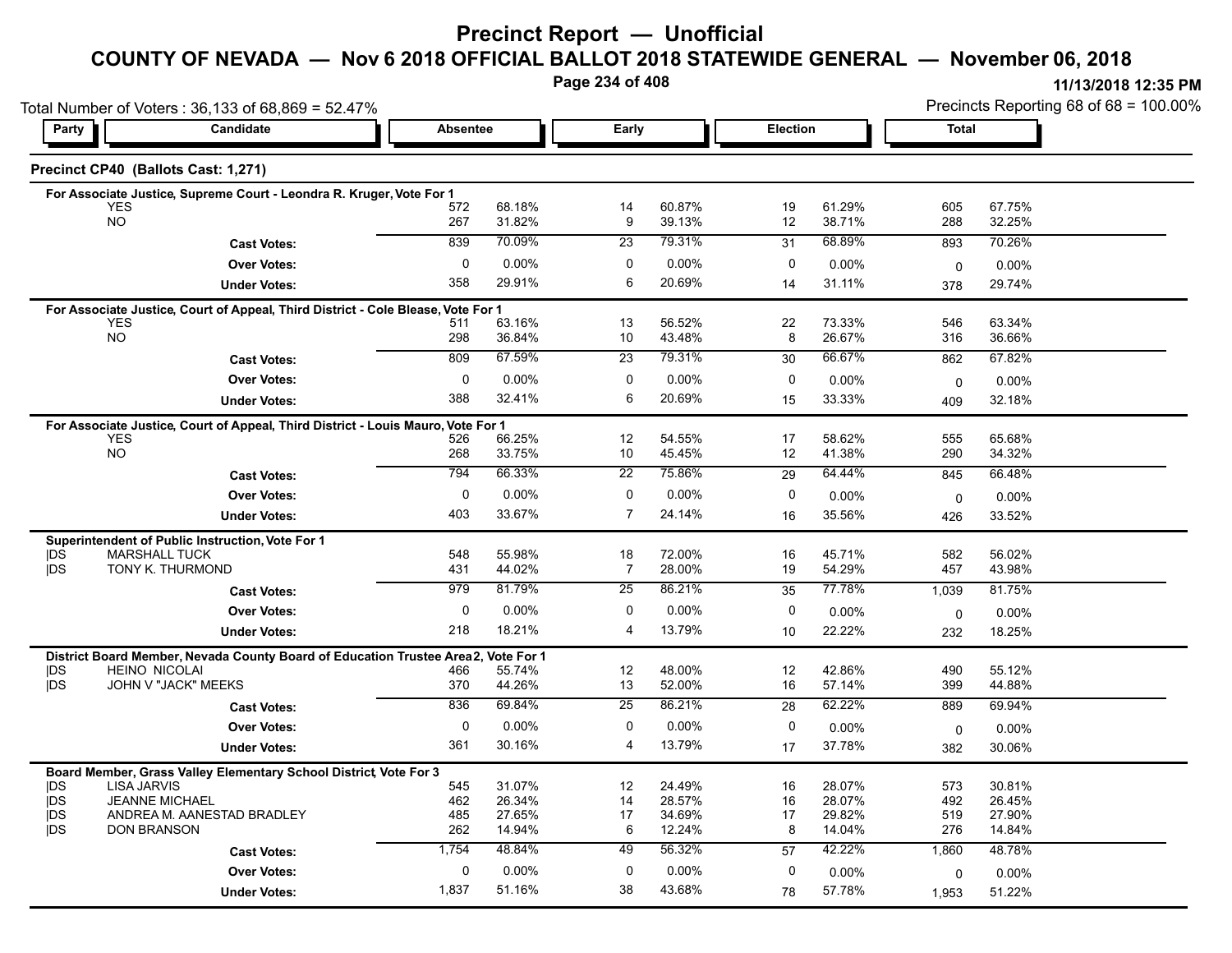# Precinct Report — Unofficial

## COUNTY OF NEVADA — Nov 6 2018 OFFICIAL BALLOT 2018 STATEWIDE GENERAL — November 06, 2018

11/13/2018 12:35 PM

Total Number of Voters : 36,133 of 68,869 = 52.47%

Precincts Reporting 68 of 68 = 100.00%

### Precinct CP40 (Ballots Cast: 1,271)

**For Associate Justice, Supreme Court - Leondra R. Kruger, Vote For 1**

| Party | Candidate | Absentee | | Early | | Election | | Total | |
|---|---|---|---|---|---|---|---|---|---|
| | YES | 572 | 68.18% | 14 | 60.87% | 19 | 61.29% | 605 | 67.75% |
| | NO | 267 | 31.82% | 9 | 39.13% | 12 | 38.71% | 288 | 32.25% |
| | **Cast Votes:** | 839 | 70.09% | 23 | 79.31% | 31 | 68.89% | 893 | 70.26% |
| | **Over Votes:** | 0 | 0.00% | 0 | 0.00% | 0 | 0.00% | 0 | 0.00% |
| | **Under Votes:** | 358 | 29.91% | 6 | 20.69% | 14 | 31.11% | 378 | 29.74% |

**For Associate Justice, Court of Appeal, Third District - Cole Blease, Vote For 1**

| Party | Candidate | Absentee | | Early | | Election | | Total | |
|---|---|---|---|---|---|---|---|---|---|
| | YES | 511 | 63.16% | 13 | 56.52% | 22 | 73.33% | 546 | 63.34% |
| | NO | 298 | 36.84% | 10 | 43.48% | 8 | 26.67% | 316 | 36.66% |
| | **Cast Votes:** | 809 | 67.59% | 23 | 79.31% | 30 | 66.67% | 862 | 67.82% |
| | **Over Votes:** | 0 | 0.00% | 0 | 0.00% | 0 | 0.00% | 0 | 0.00% |
| | **Under Votes:** | 388 | 32.41% | 6 | 20.69% | 15 | 33.33% | 409 | 32.18% |

**For Associate Justice, Court of Appeal, Third District - Louis Mauro, Vote For 1**

| Party | Candidate | Absentee | | Early | | Election | | Total | |
|---|---|---|---|---|---|---|---|---|---|
| | YES | 526 | 66.25% | 12 | 54.55% | 17 | 58.62% | 555 | 65.68% |
| | NO | 268 | 33.75% | 10 | 45.45% | 12 | 41.38% | 290 | 34.32% |
| | **Cast Votes:** | 794 | 66.33% | 22 | 75.86% | 29 | 64.44% | 845 | 66.48% |
| | **Over Votes:** | 0 | 0.00% | 0 | 0.00% | 0 | 0.00% | 0 | 0.00% |
| | **Under Votes:** | 403 | 33.67% | 7 | 24.14% | 16 | 35.56% | 426 | 33.52% |

**Superintendent of Public Instruction, Vote For 1**

| Party | Candidate | Absentee | | Early | | Election | | Total | |
|---|---|---|---|---|---|---|---|---|---|
| \|DS | MARSHALL TUCK | 548 | 55.98% | 18 | 72.00% | 16 | 45.71% | 582 | 56.02% |
| \|DS | TONY K. THURMOND | 431 | 44.02% | 7 | 28.00% | 19 | 54.29% | 457 | 43.98% |
| | **Cast Votes:** | 979 | 81.79% | 25 | 86.21% | 35 | 77.78% | 1,039 | 81.75% |
| | **Over Votes:** | 0 | 0.00% | 0 | 0.00% | 0 | 0.00% | 0 | 0.00% |
| | **Under Votes:** | 218 | 18.21% | 4 | 13.79% | 10 | 22.22% | 232 | 18.25% |

**District Board Member, Nevada County Board of Education Trustee Area2, Vote For 1**

| Party | Candidate | Absentee | | Early | | Election | | Total | |
|---|---|---|---|---|---|---|---|---|---|
| \|DS | HEINO NICOLAI | 466 | 55.74% | 12 | 48.00% | 12 | 42.86% | 490 | 55.12% |
| \|DS | JOHN V "JACK" MEEKS | 370 | 44.26% | 13 | 52.00% | 16 | 57.14% | 399 | 44.88% |
| | **Cast Votes:** | 836 | 69.84% | 25 | 86.21% | 28 | 62.22% | 889 | 69.94% |
| | **Over Votes:** | 0 | 0.00% | 0 | 0.00% | 0 | 0.00% | 0 | 0.00% |
| | **Under Votes:** | 361 | 30.16% | 4 | 13.79% | 17 | 37.78% | 382 | 30.06% |

**Board Member, Grass Valley Elementary School District, Vote For 3**

| Party | Candidate | Absentee | | Early | | Election | | Total | |
|---|---|---|---|---|---|---|---|---|---|
| \|DS | LISA JARVIS | 545 | 31.07% | 12 | 24.49% | 16 | 28.07% | 573 | 30.81% |
| \|DS | JEANNE MICHAEL | 462 | 26.34% | 14 | 28.57% | 16 | 28.07% | 492 | 26.45% |
| \|DS | ANDREA M. AANESTAD BRADLEY | 485 | 27.65% | 17 | 34.69% | 17 | 29.82% | 519 | 27.90% |
| \|DS | DON BRANSON | 262 | 14.94% | 6 | 12.24% | 8 | 14.04% | 276 | 14.84% |
| | **Cast Votes:** | 1,754 | 48.84% | 49 | 56.32% | 57 | 42.22% | 1,860 | 48.78% |
| | **Over Votes:** | 0 | 0.00% | 0 | 0.00% | 0 | 0.00% | 0 | 0.00% |
| | **Under Votes:** | 1,837 | 51.16% | 38 | 43.68% | 78 | 57.78% | 1,953 | 51.22% |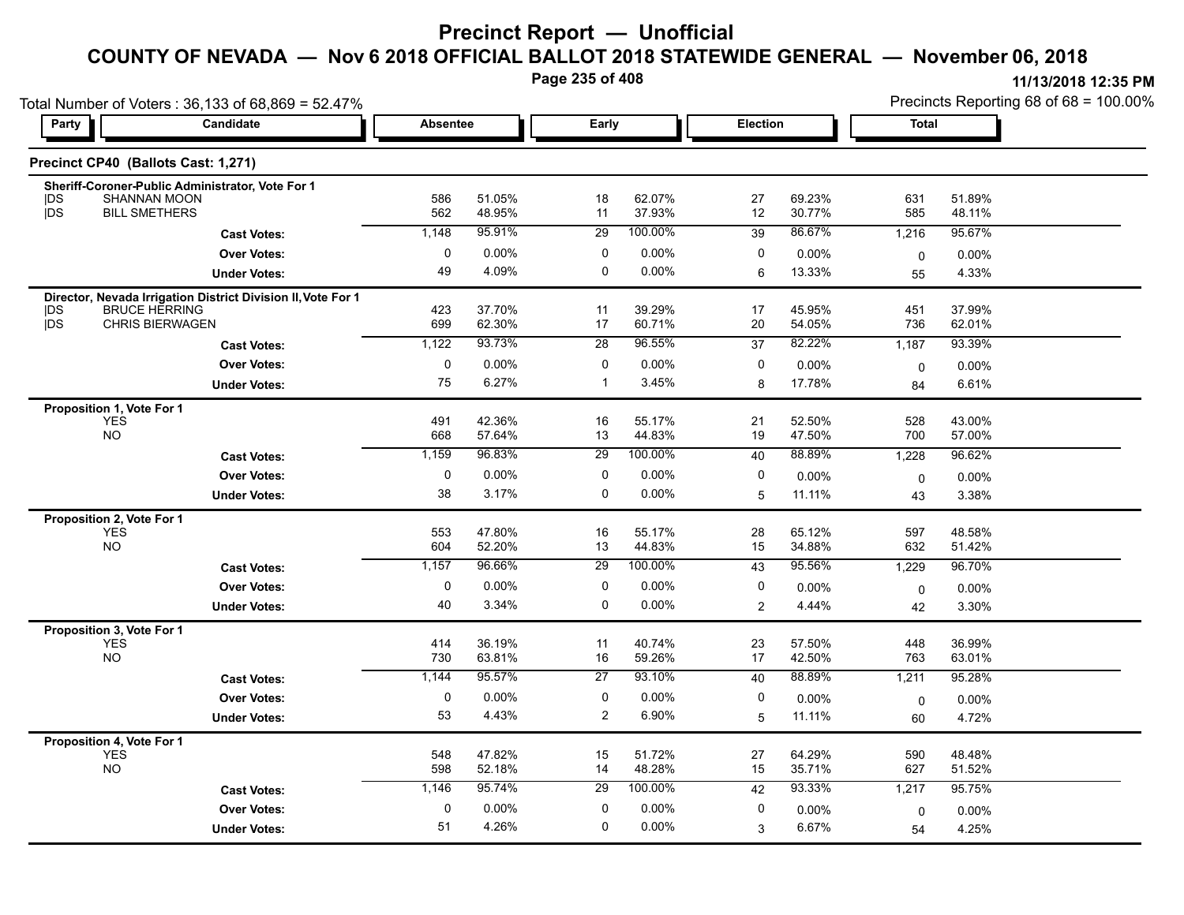# Precinct Report — Unofficial

## COUNTY OF NEVADA — Nov 6 2018 OFFICIAL BALLOT 2018 STATEWIDE GENERAL — November 06, 2018

11/13/2018 12:35 PM

Total Number of Voters : 36,133 of 68,869 = 52.47%

Precincts Reporting 68 of 68 = 100.00%

### Precinct CP40 (Ballots Cast: 1,271)

| Party | Candidate | Absentee | | Early | | Election | | Total | |
|---|---|---|---|---|---|---|---|---|---|
| **Sheriff-Coroner-Public Administrator, Vote For 1** | | | | | | | | | |
| DS | SHANNAN MOON | 586 | 51.05% | 18 | 62.07% | 27 | 69.23% | 631 | 51.89% |
| DS | BILL SMETHERS | 562 | 48.95% | 11 | 37.93% | 12 | 30.77% | 585 | 48.11% |
| | **Cast Votes:** | 1,148 | 95.91% | 29 | 100.00% | 39 | 86.67% | 1,216 | 95.67% |
| | **Over Votes:** | 0 | 0.00% | 0 | 0.00% | 0 | 0.00% | 0 | 0.00% |
| | **Under Votes:** | 49 | 4.09% | 0 | 0.00% | 6 | 13.33% | 55 | 4.33% |
| **Director, Nevada Irrigation District Division II, Vote For 1** | | | | | | | | | |
| DS | BRUCE HERRING | 423 | 37.70% | 11 | 39.29% | 17 | 45.95% | 451 | 37.99% |
| DS | CHRIS BIERWAGEN | 699 | 62.30% | 17 | 60.71% | 20 | 54.05% | 736 | 62.01% |
| | **Cast Votes:** | 1,122 | 93.73% | 28 | 96.55% | 37 | 82.22% | 1,187 | 93.39% |
| | **Over Votes:** | 0 | 0.00% | 0 | 0.00% | 0 | 0.00% | 0 | 0.00% |
| | **Under Votes:** | 75 | 6.27% | 1 | 3.45% | 8 | 17.78% | 84 | 6.61% |
| **Proposition 1, Vote For 1** | | | | | | | | | |
| | YES | 491 | 42.36% | 16 | 55.17% | 21 | 52.50% | 528 | 43.00% |
| | NO | 668 | 57.64% | 13 | 44.83% | 19 | 47.50% | 700 | 57.00% |
| | **Cast Votes:** | 1,159 | 96.83% | 29 | 100.00% | 40 | 88.89% | 1,228 | 96.62% |
| | **Over Votes:** | 0 | 0.00% | 0 | 0.00% | 0 | 0.00% | 0 | 0.00% |
| | **Under Votes:** | 38 | 3.17% | 0 | 0.00% | 5 | 11.11% | 43 | 3.38% |
| **Proposition 2, Vote For 1** | | | | | | | | | |
| | YES | 553 | 47.80% | 16 | 55.17% | 28 | 65.12% | 597 | 48.58% |
| | NO | 604 | 52.20% | 13 | 44.83% | 15 | 34.88% | 632 | 51.42% |
| | **Cast Votes:** | 1,157 | 96.66% | 29 | 100.00% | 43 | 95.56% | 1,229 | 96.70% |
| | **Over Votes:** | 0 | 0.00% | 0 | 0.00% | 0 | 0.00% | 0 | 0.00% |
| | **Under Votes:** | 40 | 3.34% | 0 | 0.00% | 2 | 4.44% | 42 | 3.30% |
| **Proposition 3, Vote For 1** | | | | | | | | | |
| | YES | 414 | 36.19% | 11 | 40.74% | 23 | 57.50% | 448 | 36.99% |
| | NO | 730 | 63.81% | 16 | 59.26% | 17 | 42.50% | 763 | 63.01% |
| | **Cast Votes:** | 1,144 | 95.57% | 27 | 93.10% | 40 | 88.89% | 1,211 | 95.28% |
| | **Over Votes:** | 0 | 0.00% | 0 | 0.00% | 0 | 0.00% | 0 | 0.00% |
| | **Under Votes:** | 53 | 4.43% | 2 | 6.90% | 5 | 11.11% | 60 | 4.72% |
| **Proposition 4, Vote For 1** | | | | | | | | | |
| | YES | 548 | 47.82% | 15 | 51.72% | 27 | 64.29% | 590 | 48.48% |
| | NO | 598 | 52.18% | 14 | 48.28% | 15 | 35.71% | 627 | 51.52% |
| | **Cast Votes:** | 1,146 | 95.74% | 29 | 100.00% | 42 | 93.33% | 1,217 | 95.75% |
| | **Over Votes:** | 0 | 0.00% | 0 | 0.00% | 0 | 0.00% | 0 | 0.00% |
| | **Under Votes:** | 51 | 4.26% | 0 | 0.00% | 3 | 6.67% | 54 | 4.25% |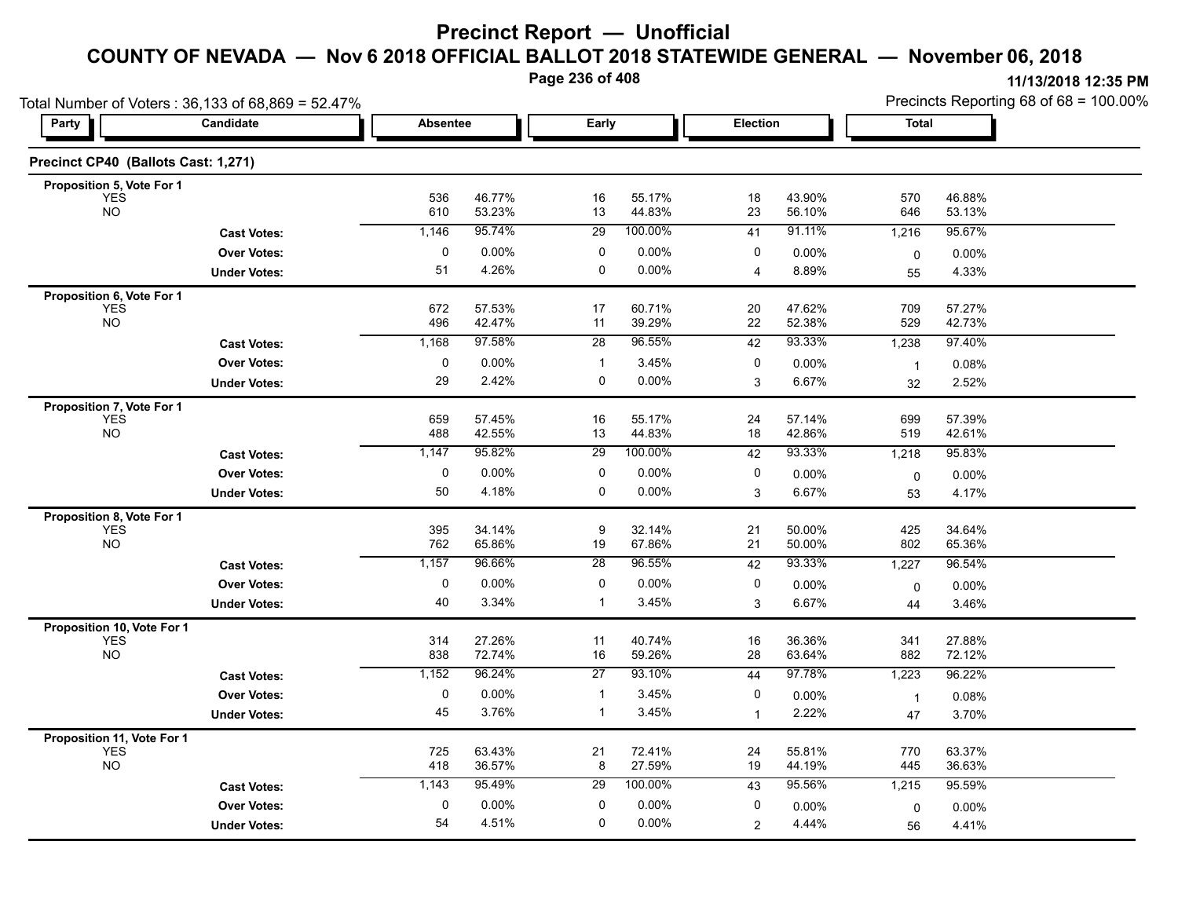# Precinct Report — Unofficial

## COUNTY OF NEVADA — Nov 6 2018 OFFICIAL BALLOT 2018 STATEWIDE GENERAL — November 06, 2018

11/13/2018 12:35 PM

Total Number of Voters : 36,133 of 68,869 = 52.47%

Precincts Reporting 68 of 68 = 100.00%

### Precinct CP40 (Ballots Cast: 1,271)

| Party | Candidate | Absentee | | Early | | Election | | Total | |
|---|---|---|---|---|---|---|---|---|---|
| **Proposition 5, Vote For 1** | | | | | | | | | |
| | YES | 536 | 46.77% | 16 | 55.17% | 18 | 43.90% | 570 | 46.88% |
| | NO | 610 | 53.23% | 13 | 44.83% | 23 | 56.10% | 646 | 53.13% |
| | **Cast Votes:** | 1,146 | 95.74% | 29 | 100.00% | 41 | 91.11% | 1,216 | 95.67% |
| | **Over Votes:** | 0 | 0.00% | 0 | 0.00% | 0 | 0.00% | 0 | 0.00% |
| | **Under Votes:** | 51 | 4.26% | 0 | 0.00% | 4 | 8.89% | 55 | 4.33% |
| **Proposition 6, Vote For 1** | | | | | | | | | |
| | YES | 672 | 57.53% | 17 | 60.71% | 20 | 47.62% | 709 | 57.27% |
| | NO | 496 | 42.47% | 11 | 39.29% | 22 | 52.38% | 529 | 42.73% |
| | **Cast Votes:** | 1,168 | 97.58% | 28 | 96.55% | 42 | 93.33% | 1,238 | 97.40% |
| | **Over Votes:** | 0 | 0.00% | 1 | 3.45% | 0 | 0.00% | 1 | 0.08% |
| | **Under Votes:** | 29 | 2.42% | 0 | 0.00% | 3 | 6.67% | 32 | 2.52% |
| **Proposition 7, Vote For 1** | | | | | | | | | |
| | YES | 659 | 57.45% | 16 | 55.17% | 24 | 57.14% | 699 | 57.39% |
| | NO | 488 | 42.55% | 13 | 44.83% | 18 | 42.86% | 519 | 42.61% |
| | **Cast Votes:** | 1,147 | 95.82% | 29 | 100.00% | 42 | 93.33% | 1,218 | 95.83% |
| | **Over Votes:** | 0 | 0.00% | 0 | 0.00% | 0 | 0.00% | 0 | 0.00% |
| | **Under Votes:** | 50 | 4.18% | 0 | 0.00% | 3 | 6.67% | 53 | 4.17% |
| **Proposition 8, Vote For 1** | | | | | | | | | |
| | YES | 395 | 34.14% | 9 | 32.14% | 21 | 50.00% | 425 | 34.64% |
| | NO | 762 | 65.86% | 19 | 67.86% | 21 | 50.00% | 802 | 65.36% |
| | **Cast Votes:** | 1,157 | 96.66% | 28 | 96.55% | 42 | 93.33% | 1,227 | 96.54% |
| | **Over Votes:** | 0 | 0.00% | 0 | 0.00% | 0 | 0.00% | 0 | 0.00% |
| | **Under Votes:** | 40 | 3.34% | 1 | 3.45% | 3 | 6.67% | 44 | 3.46% |
| **Proposition 10, Vote For 1** | | | | | | | | | |
| | YES | 314 | 27.26% | 11 | 40.74% | 16 | 36.36% | 341 | 27.88% |
| | NO | 838 | 72.74% | 16 | 59.26% | 28 | 63.64% | 882 | 72.12% |
| | **Cast Votes:** | 1,152 | 96.24% | 27 | 93.10% | 44 | 97.78% | 1,223 | 96.22% |
| | **Over Votes:** | 0 | 0.00% | 1 | 3.45% | 0 | 0.00% | 1 | 0.08% |
| | **Under Votes:** | 45 | 3.76% | 1 | 3.45% | 1 | 2.22% | 47 | 3.70% |
| **Proposition 11, Vote For 1** | | | | | | | | | |
| | YES | 725 | 63.43% | 21 | 72.41% | 24 | 55.81% | 770 | 63.37% |
| | NO | 418 | 36.57% | 8 | 27.59% | 19 | 44.19% | 445 | 36.63% |
| | **Cast Votes:** | 1,143 | 95.49% | 29 | 100.00% | 43 | 95.56% | 1,215 | 95.59% |
| | **Over Votes:** | 0 | 0.00% | 0 | 0.00% | 0 | 0.00% | 0 | 0.00% |
| | **Under Votes:** | 54 | 4.51% | 0 | 0.00% | 2 | 4.44% | 56 | 4.41% |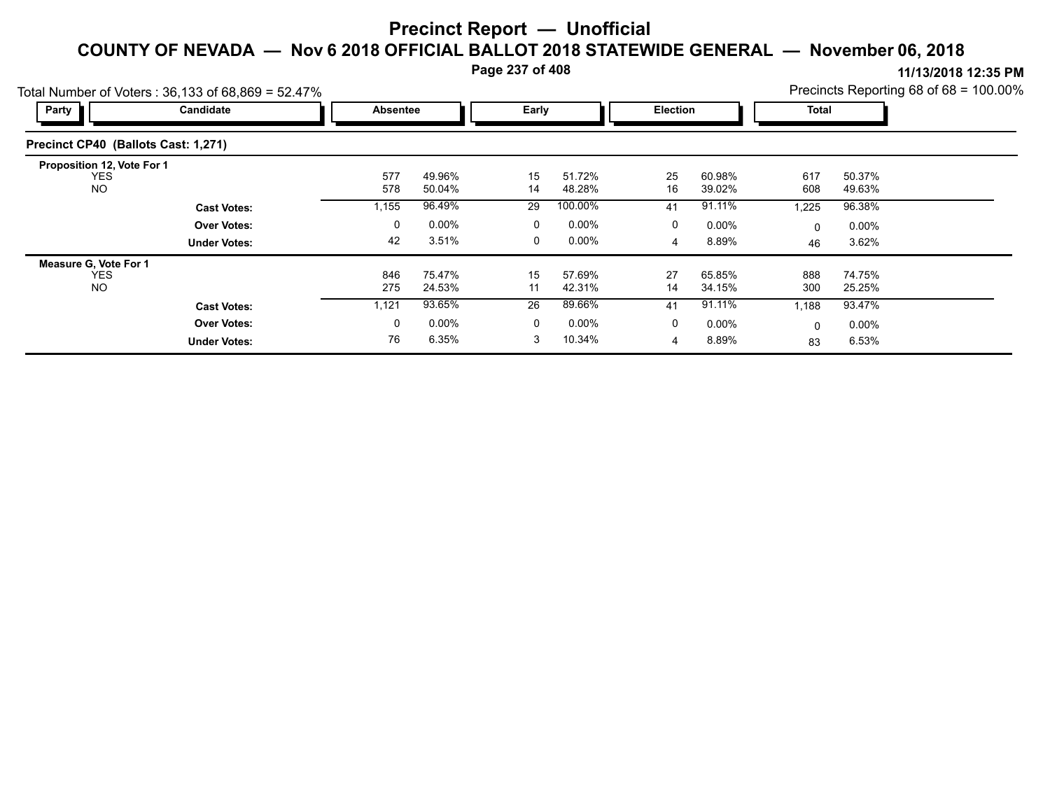# Precinct Report — Unofficial

## COUNTY OF NEVADA — Nov 6 2018 OFFICIAL BALLOT 2018 STATEWIDE GENERAL — November 06, 2018

11/13/2018 12:35 PM

Total Number of Voters : 36,133 of 68,869 = 52.47%

Precincts Reporting 68 of 68 = 100.00%

### Precinct CP40 (Ballots Cast: 1,271)

| Party | Candidate | Absentee | | Early | | Election | | Total | |
|---|---|---|---|---|---|---|---|---|---|
| **Proposition 12, Vote For 1** | | | | | | | | | |
| | YES | 577 | 49.96% | 15 | 51.72% | 25 | 60.98% | 617 | 50.37% |
| | NO | 578 | 50.04% | 14 | 48.28% | 16 | 39.02% | 608 | 49.63% |
| | **Cast Votes:** | 1,155 | 96.49% | 29 | 100.00% | 41 | 91.11% | 1,225 | 96.38% |
| | **Over Votes:** | 0 | 0.00% | 0 | 0.00% | 0 | 0.00% | 0 | 0.00% |
| | **Under Votes:** | 42 | 3.51% | 0 | 0.00% | 4 | 8.89% | 46 | 3.62% |
| **Measure G, Vote For 1** | | | | | | | | | |
| | YES | 846 | 75.47% | 15 | 57.69% | 27 | 65.85% | 888 | 74.75% |
| | NO | 275 | 24.53% | 11 | 42.31% | 14 | 34.15% | 300 | 25.25% |
| | **Cast Votes:** | 1,121 | 93.65% | 26 | 89.66% | 41 | 91.11% | 1,188 | 93.47% |
| | **Over Votes:** | 0 | 0.00% | 0 | 0.00% | 0 | 0.00% | 0 | 0.00% |
| | **Under Votes:** | 76 | 6.35% | 3 | 10.34% | 4 | 8.89% | 83 | 6.53% |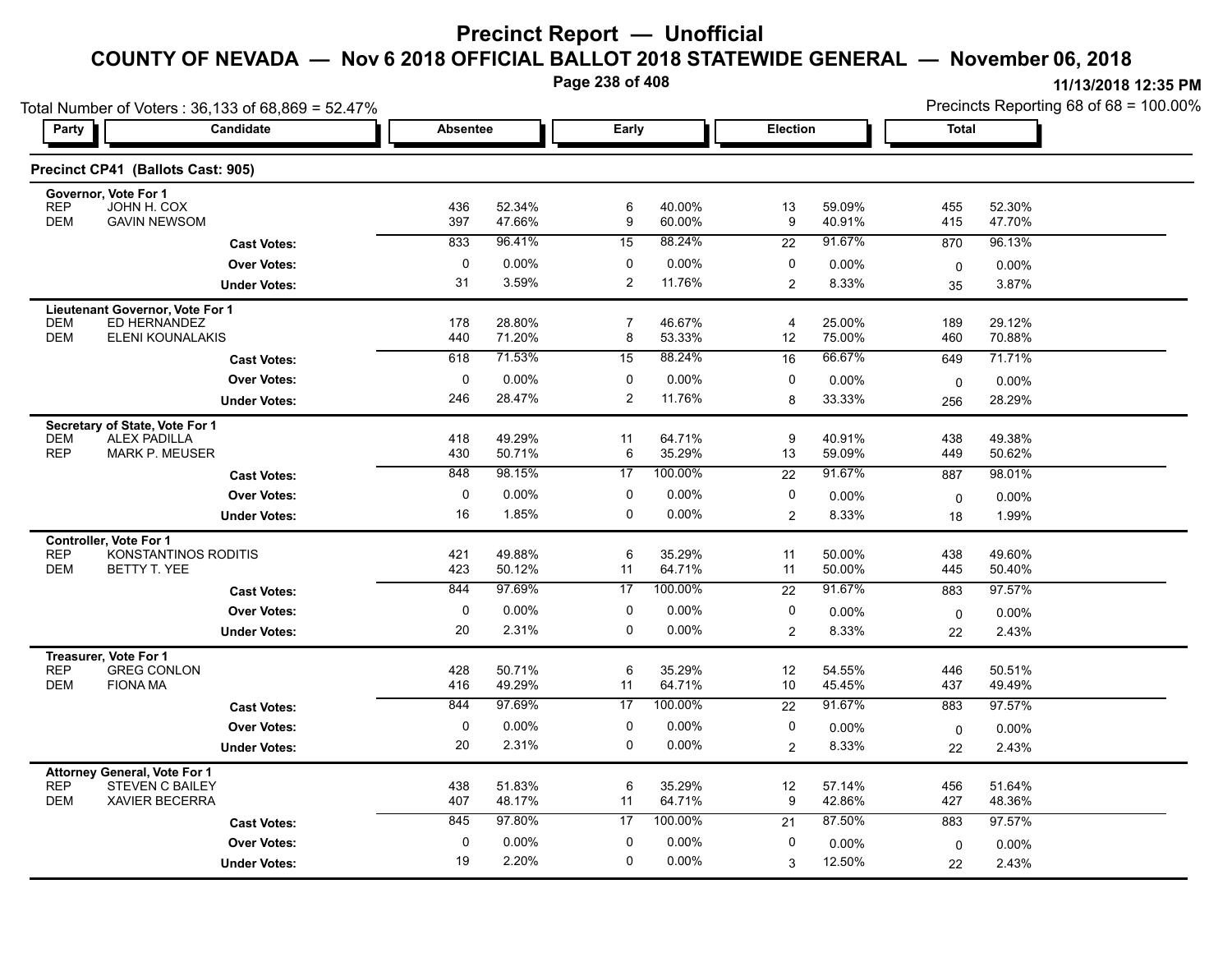# Precinct Report — Unofficial

## COUNTY OF NEVADA — Nov 6 2018 OFFICIAL BALLOT 2018 STATEWIDE GENERAL — November 06, 2018

11/13/2018 12:35 PM

Total Number of Voters : 36,133 of 68,869 = 52.47%

Precincts Reporting 68 of 68 = 100.00%

### Precinct CP41 (Ballots Cast: 905)

| Party | Candidate | Absentee | | Early | | Election | | Total | |
|---|---|---|---|---|---|---|---|---|---|
| **Governor, Vote For 1** | | | | | | | | | |
| REP | JOHN H. COX | 436 | 52.34% | 6 | 40.00% | 13 | 59.09% | 455 | 52.30% |
| DEM | GAVIN NEWSOM | 397 | 47.66% | 9 | 60.00% | 9 | 40.91% | 415 | 47.70% |
| | **Cast Votes:** | 833 | 96.41% | 15 | 88.24% | 22 | 91.67% | 870 | 96.13% |
| | **Over Votes:** | 0 | 0.00% | 0 | 0.00% | 0 | 0.00% | 0 | 0.00% |
| | **Under Votes:** | 31 | 3.59% | 2 | 11.76% | 2 | 8.33% | 35 | 3.87% |
| **Lieutenant Governor, Vote For 1** | | | | | | | | | |
| DEM | ED HERNANDEZ | 178 | 28.80% | 7 | 46.67% | 4 | 25.00% | 189 | 29.12% |
| DEM | ELENI KOUNALAKIS | 440 | 71.20% | 8 | 53.33% | 12 | 75.00% | 460 | 70.88% |
| | **Cast Votes:** | 618 | 71.53% | 15 | 88.24% | 16 | 66.67% | 649 | 71.71% |
| | **Over Votes:** | 0 | 0.00% | 0 | 0.00% | 0 | 0.00% | 0 | 0.00% |
| | **Under Votes:** | 246 | 28.47% | 2 | 11.76% | 8 | 33.33% | 256 | 28.29% |
| **Secretary of State, Vote For 1** | | | | | | | | | |
| DEM | ALEX PADILLA | 418 | 49.29% | 11 | 64.71% | 9 | 40.91% | 438 | 49.38% |
| REP | MARK P. MEUSER | 430 | 50.71% | 6 | 35.29% | 13 | 59.09% | 449 | 50.62% |
| | **Cast Votes:** | 848 | 98.15% | 17 | 100.00% | 22 | 91.67% | 887 | 98.01% |
| | **Over Votes:** | 0 | 0.00% | 0 | 0.00% | 0 | 0.00% | 0 | 0.00% |
| | **Under Votes:** | 16 | 1.85% | 0 | 0.00% | 2 | 8.33% | 18 | 1.99% |
| **Controller, Vote For 1** | | | | | | | | | |
| REP | KONSTANTINOS RODITIS | 421 | 49.88% | 6 | 35.29% | 11 | 50.00% | 438 | 49.60% |
| DEM | BETTY T. YEE | 423 | 50.12% | 11 | 64.71% | 11 | 50.00% | 445 | 50.40% |
| | **Cast Votes:** | 844 | 97.69% | 17 | 100.00% | 22 | 91.67% | 883 | 97.57% |
| | **Over Votes:** | 0 | 0.00% | 0 | 0.00% | 0 | 0.00% | 0 | 0.00% |
| | **Under Votes:** | 20 | 2.31% | 0 | 0.00% | 2 | 8.33% | 22 | 2.43% |
| **Treasurer, Vote For 1** | | | | | | | | | |
| REP | GREG CONLON | 428 | 50.71% | 6 | 35.29% | 12 | 54.55% | 446 | 50.51% |
| DEM | FIONA MA | 416 | 49.29% | 11 | 64.71% | 10 | 45.45% | 437 | 49.49% |
| | **Cast Votes:** | 844 | 97.69% | 17 | 100.00% | 22 | 91.67% | 883 | 97.57% |
| | **Over Votes:** | 0 | 0.00% | 0 | 0.00% | 0 | 0.00% | 0 | 0.00% |
| | **Under Votes:** | 20 | 2.31% | 0 | 0.00% | 2 | 8.33% | 22 | 2.43% |
| **Attorney General, Vote For 1** | | | | | | | | | |
| REP | STEVEN C BAILEY | 438 | 51.83% | 6 | 35.29% | 12 | 57.14% | 456 | 51.64% |
| DEM | XAVIER BECERRA | 407 | 48.17% | 11 | 64.71% | 9 | 42.86% | 427 | 48.36% |
| | **Cast Votes:** | 845 | 97.80% | 17 | 100.00% | 21 | 87.50% | 883 | 97.57% |
| | **Over Votes:** | 0 | 0.00% | 0 | 0.00% | 0 | 0.00% | 0 | 0.00% |
| | **Under Votes:** | 19 | 2.20% | 0 | 0.00% | 3 | 12.50% | 22 | 2.43% |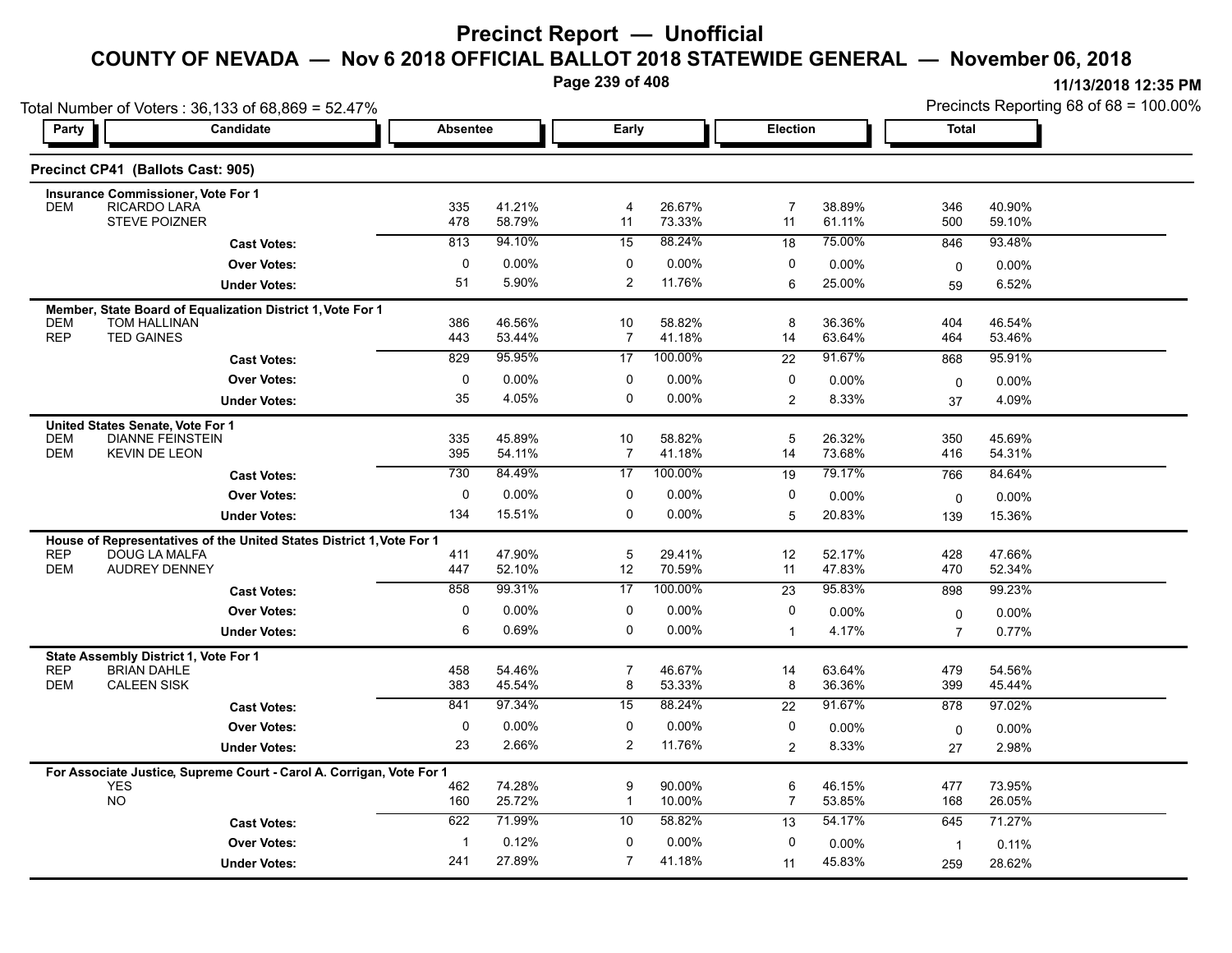# Precinct Report — Unofficial

## COUNTY OF NEVADA — Nov 6 2018 OFFICIAL BALLOT 2018 STATEWIDE GENERAL — November 06, 2018

11/13/2018 12:35 PM

Total Number of Voters : 36,133 of 68,869 = 52.47%

Precincts Reporting 68 of 68 = 100.00%

### Precinct CP41 (Ballots Cast: 905)

| Party | Candidate | Absentee | | Early | | Election | | Total | |
|---|---|---|---|---|---|---|---|---|---|
| **Insurance Commissioner, Vote For 1** | | | | | | | | | |
| DEM | RICARDO LARA | 335 | 41.21% | 4 | 26.67% | 7 | 38.89% | 346 | 40.90% |
| | STEVE POIZNER | 478 | 58.79% | 11 | 73.33% | 11 | 61.11% | 500 | 59.10% |
| | **Cast Votes:** | 813 | 94.10% | 15 | 88.24% | 18 | 75.00% | 846 | 93.48% |
| | **Over Votes:** | 0 | 0.00% | 0 | 0.00% | 0 | 0.00% | 0 | 0.00% |
| | **Under Votes:** | 51 | 5.90% | 2 | 11.76% | 6 | 25.00% | 59 | 6.52% |
| **Member, State Board of Equalization District 1, Vote For 1** | | | | | | | | | |
| DEM | TOM HALLINAN | 386 | 46.56% | 10 | 58.82% | 8 | 36.36% | 404 | 46.54% |
| REP | TED GAINES | 443 | 53.44% | 7 | 41.18% | 14 | 63.64% | 464 | 53.46% |
| | **Cast Votes:** | 829 | 95.95% | 17 | 100.00% | 22 | 91.67% | 868 | 95.91% |
| | **Over Votes:** | 0 | 0.00% | 0 | 0.00% | 0 | 0.00% | 0 | 0.00% |
| | **Under Votes:** | 35 | 4.05% | 0 | 0.00% | 2 | 8.33% | 37 | 4.09% |
| **United States Senate, Vote For 1** | | | | | | | | | |
| DEM | DIANNE FEINSTEIN | 335 | 45.89% | 10 | 58.82% | 5 | 26.32% | 350 | 45.69% |
| DEM | KEVIN DE LEON | 395 | 54.11% | 7 | 41.18% | 14 | 73.68% | 416 | 54.31% |
| | **Cast Votes:** | 730 | 84.49% | 17 | 100.00% | 19 | 79.17% | 766 | 84.64% |
| | **Over Votes:** | 0 | 0.00% | 0 | 0.00% | 0 | 0.00% | 0 | 0.00% |
| | **Under Votes:** | 134 | 15.51% | 0 | 0.00% | 5 | 20.83% | 139 | 15.36% |
| **House of Representatives of the United States District 1, Vote For 1** | | | | | | | | | |
| REP | DOUG LA MALFA | 411 | 47.90% | 5 | 29.41% | 12 | 52.17% | 428 | 47.66% |
| DEM | AUDREY DENNEY | 447 | 52.10% | 12 | 70.59% | 11 | 47.83% | 470 | 52.34% |
| | **Cast Votes:** | 858 | 99.31% | 17 | 100.00% | 23 | 95.83% | 898 | 99.23% |
| | **Over Votes:** | 0 | 0.00% | 0 | 0.00% | 0 | 0.00% | 0 | 0.00% |
| | **Under Votes:** | 6 | 0.69% | 0 | 0.00% | 1 | 4.17% | 7 | 0.77% |
| **State Assembly District 1, Vote For 1** | | | | | | | | | |
| REP | BRIAN DAHLE | 458 | 54.46% | 7 | 46.67% | 14 | 63.64% | 479 | 54.56% |
| DEM | CALEEN SISK | 383 | 45.54% | 8 | 53.33% | 8 | 36.36% | 399 | 45.44% |
| | **Cast Votes:** | 841 | 97.34% | 15 | 88.24% | 22 | 91.67% | 878 | 97.02% |
| | **Over Votes:** | 0 | 0.00% | 0 | 0.00% | 0 | 0.00% | 0 | 0.00% |
| | **Under Votes:** | 23 | 2.66% | 2 | 11.76% | 2 | 8.33% | 27 | 2.98% |
| **For Associate Justice, Supreme Court - Carol A. Corrigan, Vote For 1** | | | | | | | | | |
| | YES | 462 | 74.28% | 9 | 90.00% | 6 | 46.15% | 477 | 73.95% |
| | NO | 160 | 25.72% | 1 | 10.00% | 7 | 53.85% | 168 | 26.05% |
| | **Cast Votes:** | 622 | 71.99% | 10 | 58.82% | 13 | 54.17% | 645 | 71.27% |
| | **Over Votes:** | 1 | 0.12% | 0 | 0.00% | 0 | 0.00% | 1 | 0.11% |
| | **Under Votes:** | 241 | 27.89% | 7 | 41.18% | 11 | 45.83% | 259 | 28.62% |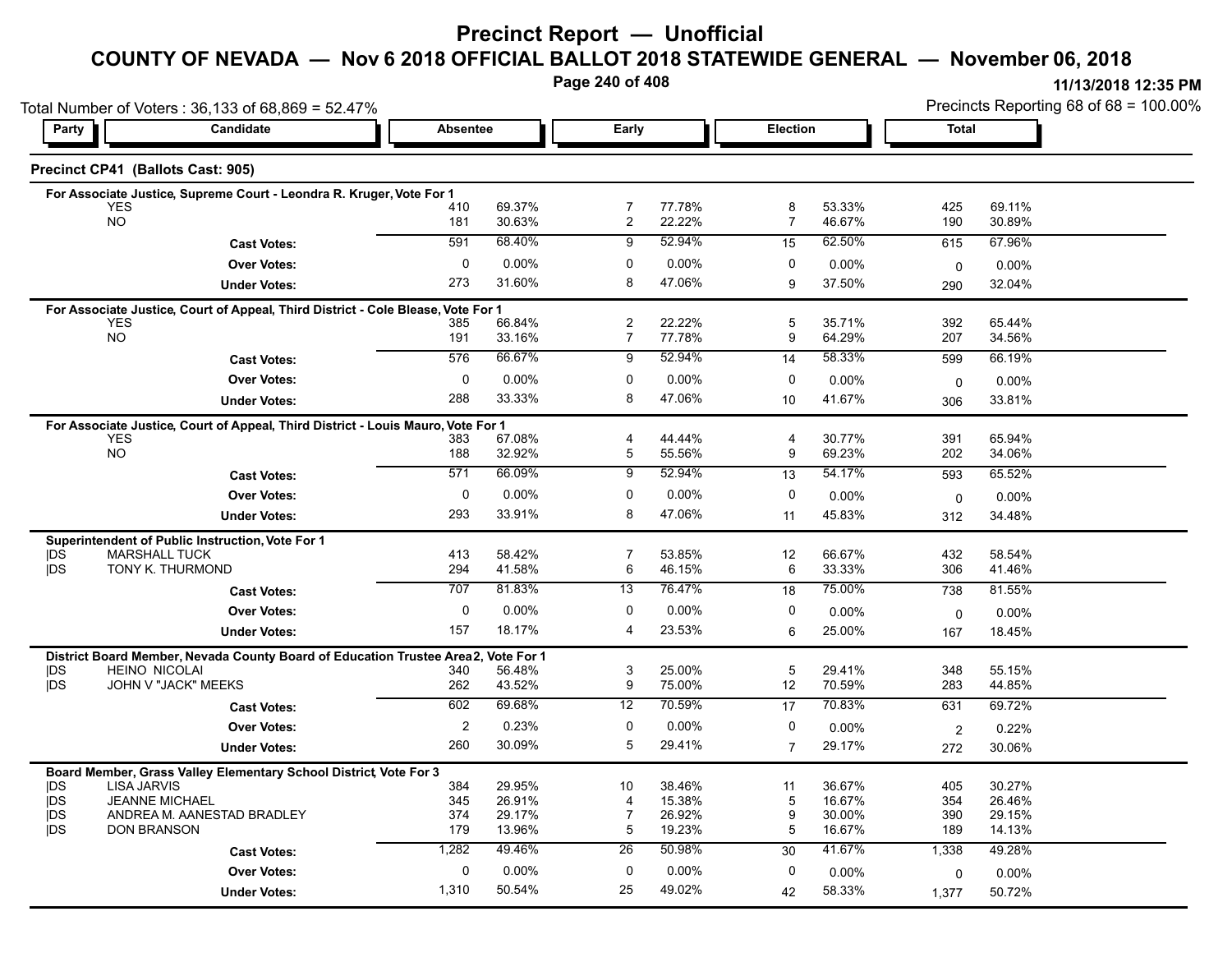# Precinct Report — Unofficial

## COUNTY OF NEVADA — Nov 6 2018 OFFICIAL BALLOT 2018 STATEWIDE GENERAL — November 06, 2018

11/13/2018 12:35 PM

Total Number of Voters : 36,133 of 68,869 = 52.47%

Precincts Reporting 68 of 68 = 100.00%

### Precinct CP41 (Ballots Cast: 905)

| Party | Candidate | Absentee | | Early | | Election | | Total | |
|---|---|---|---|---|---|---|---|---|---|
| **For Associate Justice, Supreme Court - Leondra R. Kruger, Vote For 1** | | | | | | | | | |
| | YES | 410 | 69.37% | 7 | 77.78% | 8 | 53.33% | 425 | 69.11% |
| | NO | 181 | 30.63% | 2 | 22.22% | 7 | 46.67% | 190 | 30.89% |
| | **Cast Votes:** | 591 | 68.40% | 9 | 52.94% | 15 | 62.50% | 615 | 67.96% |
| | **Over Votes:** | 0 | 0.00% | 0 | 0.00% | 0 | 0.00% | 0 | 0.00% |
| | **Under Votes:** | 273 | 31.60% | 8 | 47.06% | 9 | 37.50% | 290 | 32.04% |
| **For Associate Justice, Court of Appeal, Third District - Cole Blease, Vote For 1** | | | | | | | | | |
| | YES | 385 | 66.84% | 2 | 22.22% | 5 | 35.71% | 392 | 65.44% |
| | NO | 191 | 33.16% | 7 | 77.78% | 9 | 64.29% | 207 | 34.56% |
| | **Cast Votes:** | 576 | 66.67% | 9 | 52.94% | 14 | 58.33% | 599 | 66.19% |
| | **Over Votes:** | 0 | 0.00% | 0 | 0.00% | 0 | 0.00% | 0 | 0.00% |
| | **Under Votes:** | 288 | 33.33% | 8 | 47.06% | 10 | 41.67% | 306 | 33.81% |
| **For Associate Justice, Court of Appeal, Third District - Louis Mauro, Vote For 1** | | | | | | | | | |
| | YES | 383 | 67.08% | 4 | 44.44% | 4 | 30.77% | 391 | 65.94% |
| | NO | 188 | 32.92% | 5 | 55.56% | 9 | 69.23% | 202 | 34.06% |
| | **Cast Votes:** | 571 | 66.09% | 9 | 52.94% | 13 | 54.17% | 593 | 65.52% |
| | **Over Votes:** | 0 | 0.00% | 0 | 0.00% | 0 | 0.00% | 0 | 0.00% |
| | **Under Votes:** | 293 | 33.91% | 8 | 47.06% | 11 | 45.83% | 312 | 34.48% |
| **Superintendent of Public Instruction, Vote For 1** | | | | | | | | | |
| DS | MARSHALL TUCK | 413 | 58.42% | 7 | 53.85% | 12 | 66.67% | 432 | 58.54% |
| DS | TONY K. THURMOND | 294 | 41.58% | 6 | 46.15% | 6 | 33.33% | 306 | 41.46% |
| | **Cast Votes:** | 707 | 81.83% | 13 | 76.47% | 18 | 75.00% | 738 | 81.55% |
| | **Over Votes:** | 0 | 0.00% | 0 | 0.00% | 0 | 0.00% | 0 | 0.00% |
| | **Under Votes:** | 157 | 18.17% | 4 | 23.53% | 6 | 25.00% | 167 | 18.45% |
| **District Board Member, Nevada County Board of Education Trustee Area 2, Vote For 1** | | | | | | | | | |
| DS | HEINO NICOLAI | 340 | 56.48% | 3 | 25.00% | 5 | 29.41% | 348 | 55.15% |
| DS | JOHN V "JACK" MEEKS | 262 | 43.52% | 9 | 75.00% | 12 | 70.59% | 283 | 44.85% |
| | **Cast Votes:** | 602 | 69.68% | 12 | 70.59% | 17 | 70.83% | 631 | 69.72% |
| | **Over Votes:** | 2 | 0.23% | 0 | 0.00% | 0 | 0.00% | 2 | 0.22% |
| | **Under Votes:** | 260 | 30.09% | 5 | 29.41% | 7 | 29.17% | 272 | 30.06% |
| **Board Member, Grass Valley Elementary School District, Vote For 3** | | | | | | | | | |
| DS | LISA JARVIS | 384 | 29.95% | 10 | 38.46% | 11 | 36.67% | 405 | 30.27% |
| DS | JEANNE MICHAEL | 345 | 26.91% | 4 | 15.38% | 5 | 16.67% | 354 | 26.46% |
| DS | ANDREA M. AANESTAD BRADLEY | 374 | 29.17% | 7 | 26.92% | 9 | 30.00% | 390 | 29.15% |
| DS | DON BRANSON | 179 | 13.96% | 5 | 19.23% | 5 | 16.67% | 189 | 14.13% |
| | **Cast Votes:** | 1,282 | 49.46% | 26 | 50.98% | 30 | 41.67% | 1,338 | 49.28% |
| | **Over Votes:** | 0 | 0.00% | 0 | 0.00% | 0 | 0.00% | 0 | 0.00% |
| | **Under Votes:** | 1,310 | 50.54% | 25 | 49.02% | 42 | 58.33% | 1,377 | 50.72% |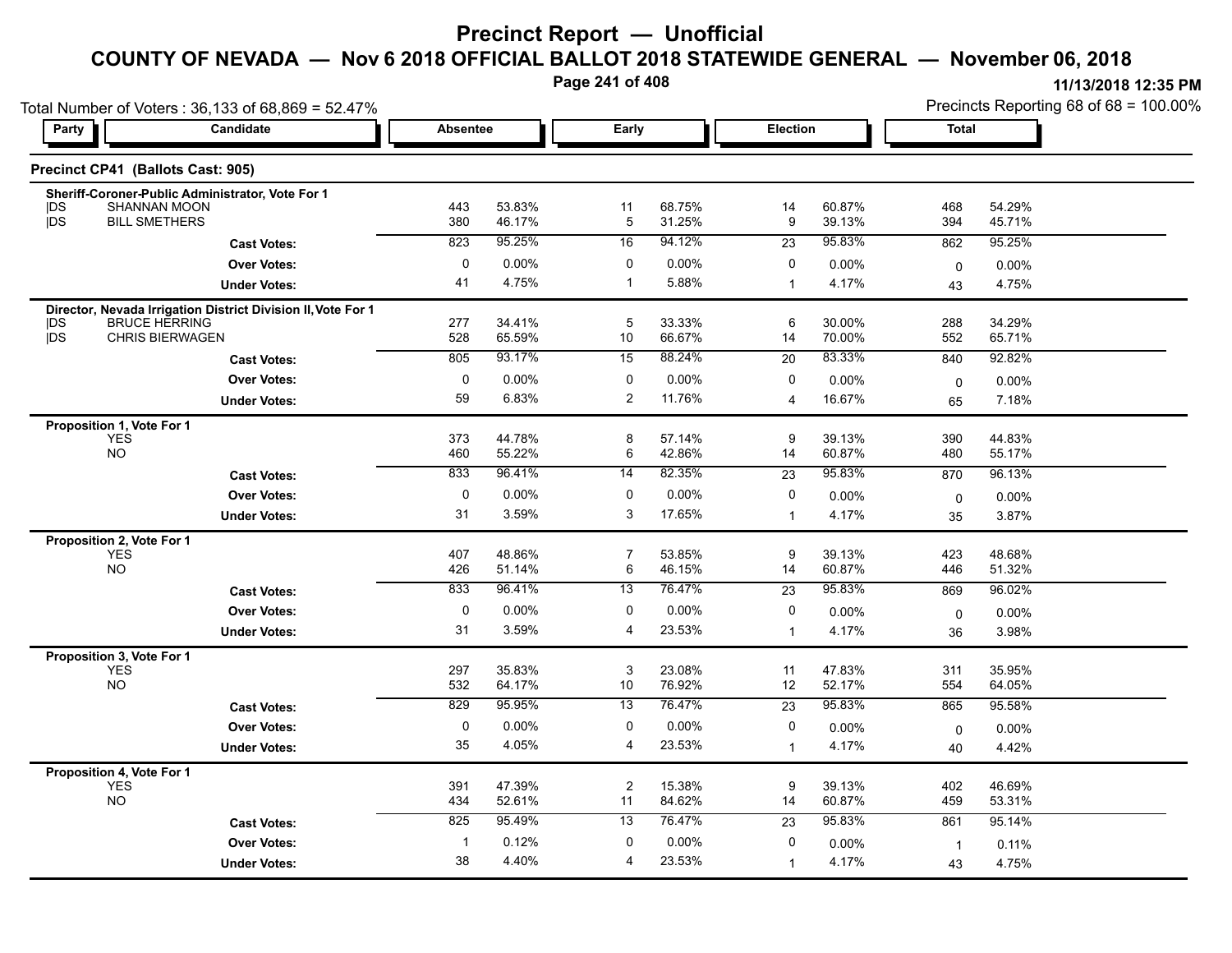# Precinct Report — Unofficial

## COUNTY OF NEVADA — Nov 6 2018 OFFICIAL BALLOT 2018 STATEWIDE GENERAL — November 06, 2018

11/13/2018 12:35 PM

Total Number of Voters : 36,133 of 68,869 = 52.47%

Precincts Reporting 68 of 68 = 100.00%

### Precinct CP41 (Ballots Cast: 905)

| Party | Candidate | Absentee | | Early | | Election | | Total | |
|---|---|---|---|---|---|---|---|---|---|
| **Sheriff-Coroner-Public Administrator, Vote For 1** | | | | | | | | | |
| DS | SHANNAN MOON | 443 | 53.83% | 11 | 68.75% | 14 | 60.87% | 468 | 54.29% |
| DS | BILL SMETHERS | 380 | 46.17% | 5 | 31.25% | 9 | 39.13% | 394 | 45.71% |
| | **Cast Votes:** | 823 | 95.25% | 16 | 94.12% | 23 | 95.83% | 862 | 95.25% |
| | **Over Votes:** | 0 | 0.00% | 0 | 0.00% | 0 | 0.00% | 0 | 0.00% |
| | **Under Votes:** | 41 | 4.75% | 1 | 5.88% | 1 | 4.17% | 43 | 4.75% |
| **Director, Nevada Irrigation District Division II, Vote For 1** | | | | | | | | | |
| DS | BRUCE HERRING | 277 | 34.41% | 5 | 33.33% | 6 | 30.00% | 288 | 34.29% |
| DS | CHRIS BIERWAGEN | 528 | 65.59% | 10 | 66.67% | 14 | 70.00% | 552 | 65.71% |
| | **Cast Votes:** | 805 | 93.17% | 15 | 88.24% | 20 | 83.33% | 840 | 92.82% |
| | **Over Votes:** | 0 | 0.00% | 0 | 0.00% | 0 | 0.00% | 0 | 0.00% |
| | **Under Votes:** | 59 | 6.83% | 2 | 11.76% | 4 | 16.67% | 65 | 7.18% |
| **Proposition 1, Vote For 1** | | | | | | | | | |
| | YES | 373 | 44.78% | 8 | 57.14% | 9 | 39.13% | 390 | 44.83% |
| | NO | 460 | 55.22% | 6 | 42.86% | 14 | 60.87% | 480 | 55.17% |
| | **Cast Votes:** | 833 | 96.41% | 14 | 82.35% | 23 | 95.83% | 870 | 96.13% |
| | **Over Votes:** | 0 | 0.00% | 0 | 0.00% | 0 | 0.00% | 0 | 0.00% |
| | **Under Votes:** | 31 | 3.59% | 3 | 17.65% | 1 | 4.17% | 35 | 3.87% |
| **Proposition 2, Vote For 1** | | | | | | | | | |
| | YES | 407 | 48.86% | 7 | 53.85% | 9 | 39.13% | 423 | 48.68% |
| | NO | 426 | 51.14% | 6 | 46.15% | 14 | 60.87% | 446 | 51.32% |
| | **Cast Votes:** | 833 | 96.41% | 13 | 76.47% | 23 | 95.83% | 869 | 96.02% |
| | **Over Votes:** | 0 | 0.00% | 0 | 0.00% | 0 | 0.00% | 0 | 0.00% |
| | **Under Votes:** | 31 | 3.59% | 4 | 23.53% | 1 | 4.17% | 36 | 3.98% |
| **Proposition 3, Vote For 1** | | | | | | | | | |
| | YES | 297 | 35.83% | 3 | 23.08% | 11 | 47.83% | 311 | 35.95% |
| | NO | 532 | 64.17% | 10 | 76.92% | 12 | 52.17% | 554 | 64.05% |
| | **Cast Votes:** | 829 | 95.95% | 13 | 76.47% | 23 | 95.83% | 865 | 95.58% |
| | **Over Votes:** | 0 | 0.00% | 0 | 0.00% | 0 | 0.00% | 0 | 0.00% |
| | **Under Votes:** | 35 | 4.05% | 4 | 23.53% | 1 | 4.17% | 40 | 4.42% |
| **Proposition 4, Vote For 1** | | | | | | | | | |
| | YES | 391 | 47.39% | 2 | 15.38% | 9 | 39.13% | 402 | 46.69% |
| | NO | 434 | 52.61% | 11 | 84.62% | 14 | 60.87% | 459 | 53.31% |
| | **Cast Votes:** | 825 | 95.49% | 13 | 76.47% | 23 | 95.83% | 861 | 95.14% |
| | **Over Votes:** | 1 | 0.12% | 0 | 0.00% | 0 | 0.00% | 1 | 0.11% |
| | **Under Votes:** | 38 | 4.40% | 4 | 23.53% | 1 | 4.17% | 43 | 4.75% |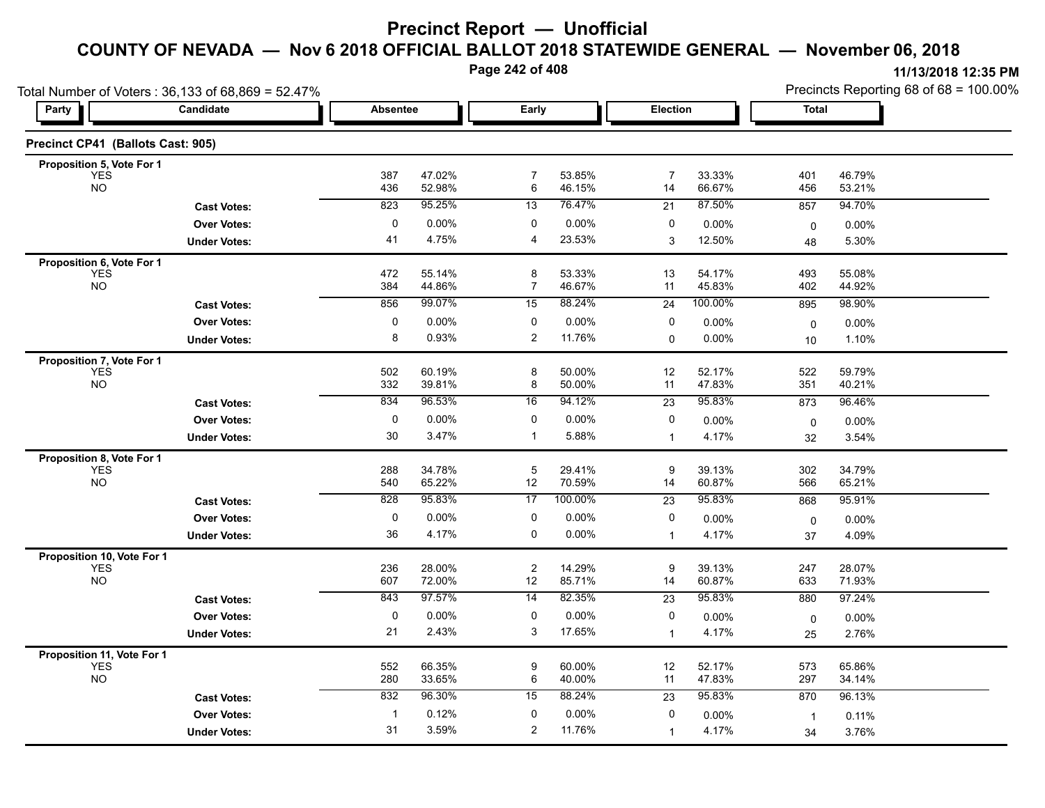# Precinct Report — Unofficial

## COUNTY OF NEVADA — Nov 6 2018 OFFICIAL BALLOT 2018 STATEWIDE GENERAL — November 06, 2018

11/13/2018 12:35 PM

Total Number of Voters : 36,133 of 68,869 = 52.47%

Precincts Reporting 68 of 68 = 100.00%

### Precinct CP41 (Ballots Cast: 905)

| Party | Candidate | Absentee | | Early | | Election | | Total | |
|---|---|---|---|---|---|---|---|---|---|
| **Proposition 5, Vote For 1** | | | | | | | | | |
| | YES | 387 | 47.02% | 7 | 53.85% | 7 | 33.33% | 401 | 46.79% |
| | NO | 436 | 52.98% | 6 | 46.15% | 14 | 66.67% | 456 | 53.21% |
| | **Cast Votes:** | 823 | 95.25% | 13 | 76.47% | 21 | 87.50% | 857 | 94.70% |
| | **Over Votes:** | 0 | 0.00% | 0 | 0.00% | 0 | 0.00% | 0 | 0.00% |
| | **Under Votes:** | 41 | 4.75% | 4 | 23.53% | 3 | 12.50% | 48 | 5.30% |
| **Proposition 6, Vote For 1** | | | | | | | | | |
| | YES | 472 | 55.14% | 8 | 53.33% | 13 | 54.17% | 493 | 55.08% |
| | NO | 384 | 44.86% | 7 | 46.67% | 11 | 45.83% | 402 | 44.92% |
| | **Cast Votes:** | 856 | 99.07% | 15 | 88.24% | 24 | 100.00% | 895 | 98.90% |
| | **Over Votes:** | 0 | 0.00% | 0 | 0.00% | 0 | 0.00% | 0 | 0.00% |
| | **Under Votes:** | 8 | 0.93% | 2 | 11.76% | 0 | 0.00% | 10 | 1.10% |
| **Proposition 7, Vote For 1** | | | | | | | | | |
| | YES | 502 | 60.19% | 8 | 50.00% | 12 | 52.17% | 522 | 59.79% |
| | NO | 332 | 39.81% | 8 | 50.00% | 11 | 47.83% | 351 | 40.21% |
| | **Cast Votes:** | 834 | 96.53% | 16 | 94.12% | 23 | 95.83% | 873 | 96.46% |
| | **Over Votes:** | 0 | 0.00% | 0 | 0.00% | 0 | 0.00% | 0 | 0.00% |
| | **Under Votes:** | 30 | 3.47% | 1 | 5.88% | 1 | 4.17% | 32 | 3.54% |
| **Proposition 8, Vote For 1** | | | | | | | | | |
| | YES | 288 | 34.78% | 5 | 29.41% | 9 | 39.13% | 302 | 34.79% |
| | NO | 540 | 65.22% | 12 | 70.59% | 14 | 60.87% | 566 | 65.21% |
| | **Cast Votes:** | 828 | 95.83% | 17 | 100.00% | 23 | 95.83% | 868 | 95.91% |
| | **Over Votes:** | 0 | 0.00% | 0 | 0.00% | 0 | 0.00% | 0 | 0.00% |
| | **Under Votes:** | 36 | 4.17% | 0 | 0.00% | 1 | 4.17% | 37 | 4.09% |
| **Proposition 10, Vote For 1** | | | | | | | | | |
| | YES | 236 | 28.00% | 2 | 14.29% | 9 | 39.13% | 247 | 28.07% |
| | NO | 607 | 72.00% | 12 | 85.71% | 14 | 60.87% | 633 | 71.93% |
| | **Cast Votes:** | 843 | 97.57% | 14 | 82.35% | 23 | 95.83% | 880 | 97.24% |
| | **Over Votes:** | 0 | 0.00% | 0 | 0.00% | 0 | 0.00% | 0 | 0.00% |
| | **Under Votes:** | 21 | 2.43% | 3 | 17.65% | 1 | 4.17% | 25 | 2.76% |
| **Proposition 11, Vote For 1** | | | | | | | | | |
| | YES | 552 | 66.35% | 9 | 60.00% | 12 | 52.17% | 573 | 65.86% |
| | NO | 280 | 33.65% | 6 | 40.00% | 11 | 47.83% | 297 | 34.14% |
| | **Cast Votes:** | 832 | 96.30% | 15 | 88.24% | 23 | 95.83% | 870 | 96.13% |
| | **Over Votes:** | 1 | 0.12% | 0 | 0.00% | 0 | 0.00% | 1 | 0.11% |
| | **Under Votes:** | 31 | 3.59% | 2 | 11.76% | 1 | 4.17% | 34 | 3.76% |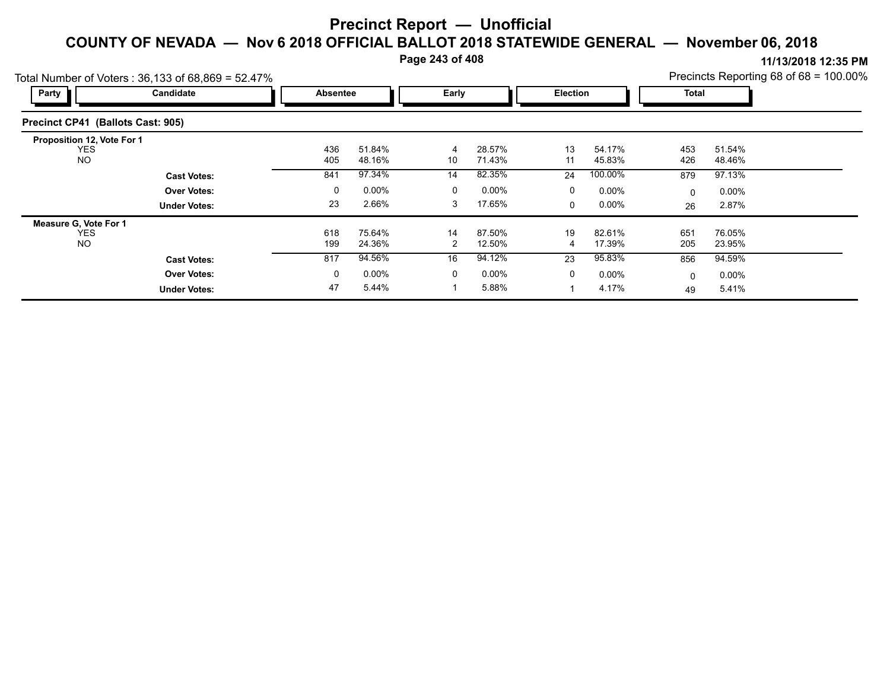# Precinct Report — Unofficial

## COUNTY OF NEVADA — Nov 6 2018 OFFICIAL BALLOT 2018 STATEWIDE GENERAL — November 06, 2018

11/13/2018 12:35 PM

Total Number of Voters : 36,133 of 68,869 = 52.47%

Precincts Reporting 68 of 68 = 100.00%

### Precinct CP41 (Ballots Cast: 905)

| Party | Candidate | Absentee | | Early | | Election | | Total | |
|---|---|---|---|---|---|---|---|---|---|
| **Proposition 12, Vote For 1** | | | | | | | | | |
| | YES | 436 | 51.84% | 4 | 28.57% | 13 | 54.17% | 453 | 51.54% |
| | NO | 405 | 48.16% | 10 | 71.43% | 11 | 45.83% | 426 | 48.46% |
| | **Cast Votes:** | 841 | 97.34% | 14 | 82.35% | 24 | 100.00% | 879 | 97.13% |
| | **Over Votes:** | 0 | 0.00% | 0 | 0.00% | 0 | 0.00% | 0 | 0.00% |
| | **Under Votes:** | 23 | 2.66% | 3 | 17.65% | 0 | 0.00% | 26 | 2.87% |
| **Measure G, Vote For 1** | | | | | | | | | |
| | YES | 618 | 75.64% | 14 | 87.50% | 19 | 82.61% | 651 | 76.05% |
| | NO | 199 | 24.36% | 2 | 12.50% | 4 | 17.39% | 205 | 23.95% |
| | **Cast Votes:** | 817 | 94.56% | 16 | 94.12% | 23 | 95.83% | 856 | 94.59% |
| | **Over Votes:** | 0 | 0.00% | 0 | 0.00% | 0 | 0.00% | 0 | 0.00% |
| | **Under Votes:** | 47 | 5.44% | 1 | 5.88% | 1 | 4.17% | 49 | 5.41% |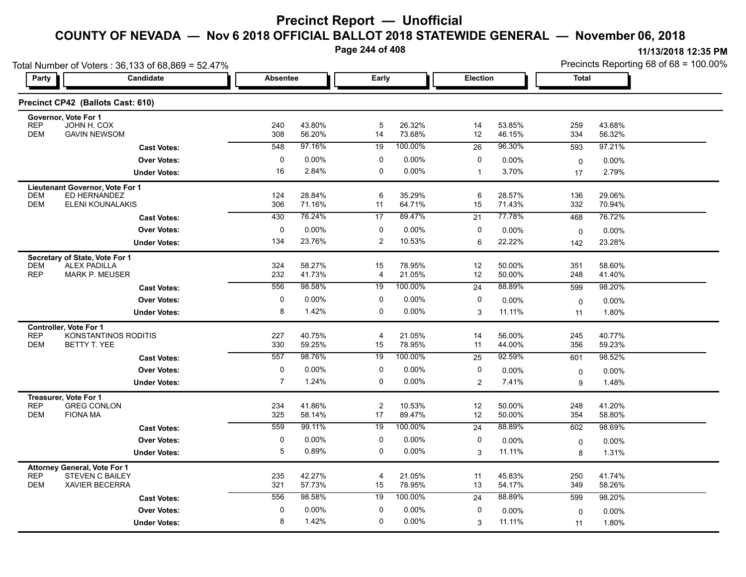# Precinct Report — Unofficial

## COUNTY OF NEVADA — Nov 6 2018 OFFICIAL BALLOT 2018 STATEWIDE GENERAL — November 06, 2018

11/13/2018 12:35 PM

Total Number of Voters : 36,133 of 68,869 = 52.47%

Precincts Reporting 68 of 68 = 100.00%

### Precinct CP42 (Ballots Cast: 610)

| Party | Candidate | Absentee | | Early | | Election | | Total | |
|---|---|---|---|---|---|---|---|---|---|
| **Governor, Vote For 1** | | | | | | | | | |
| REP | JOHN H. COX | 240 | 43.80% | 5 | 26.32% | 14 | 53.85% | 259 | 43.68% |
| DEM | GAVIN NEWSOM | 308 | 56.20% | 14 | 73.68% | 12 | 46.15% | 334 | 56.32% |
| | **Cast Votes:** | 548 | 97.16% | 19 | 100.00% | 26 | 96.30% | 593 | 97.21% |
| | **Over Votes:** | 0 | 0.00% | 0 | 0.00% | 0 | 0.00% | 0 | 0.00% |
| | **Under Votes:** | 16 | 2.84% | 0 | 0.00% | 1 | 3.70% | 17 | 2.79% |
| **Lieutenant Governor, Vote For 1** | | | | | | | | | |
| DEM | ED HERNANDEZ | 124 | 28.84% | 6 | 35.29% | 6 | 28.57% | 136 | 29.06% |
| DEM | ELENI KOUNALAKIS | 306 | 71.16% | 11 | 64.71% | 15 | 71.43% | 332 | 70.94% |
| | **Cast Votes:** | 430 | 76.24% | 17 | 89.47% | 21 | 77.78% | 468 | 76.72% |
| | **Over Votes:** | 0 | 0.00% | 0 | 0.00% | 0 | 0.00% | 0 | 0.00% |
| | **Under Votes:** | 134 | 23.76% | 2 | 10.53% | 6 | 22.22% | 142 | 23.28% |
| **Secretary of State, Vote For 1** | | | | | | | | | |
| DEM | ALEX PADILLA | 324 | 58.27% | 15 | 78.95% | 12 | 50.00% | 351 | 58.60% |
| REP | MARK P. MEUSER | 232 | 41.73% | 4 | 21.05% | 12 | 50.00% | 248 | 41.40% |
| | **Cast Votes:** | 556 | 98.58% | 19 | 100.00% | 24 | 88.89% | 599 | 98.20% |
| | **Over Votes:** | 0 | 0.00% | 0 | 0.00% | 0 | 0.00% | 0 | 0.00% |
| | **Under Votes:** | 8 | 1.42% | 0 | 0.00% | 3 | 11.11% | 11 | 1.80% |
| **Controller, Vote For 1** | | | | | | | | | |
| REP | KONSTANTINOS RODITIS | 227 | 40.75% | 4 | 21.05% | 14 | 56.00% | 245 | 40.77% |
| DEM | BETTY T. YEE | 330 | 59.25% | 15 | 78.95% | 11 | 44.00% | 356 | 59.23% |
| | **Cast Votes:** | 557 | 98.76% | 19 | 100.00% | 25 | 92.59% | 601 | 98.52% |
| | **Over Votes:** | 0 | 0.00% | 0 | 0.00% | 0 | 0.00% | 0 | 0.00% |
| | **Under Votes:** | 7 | 1.24% | 0 | 0.00% | 2 | 7.41% | 9 | 1.48% |
| **Treasurer, Vote For 1** | | | | | | | | | |
| REP | GREG CONLON | 234 | 41.86% | 2 | 10.53% | 12 | 50.00% | 248 | 41.20% |
| DEM | FIONA MA | 325 | 58.14% | 17 | 89.47% | 12 | 50.00% | 354 | 58.80% |
| | **Cast Votes:** | 559 | 99.11% | 19 | 100.00% | 24 | 88.89% | 602 | 98.69% |
| | **Over Votes:** | 0 | 0.00% | 0 | 0.00% | 0 | 0.00% | 0 | 0.00% |
| | **Under Votes:** | 5 | 0.89% | 0 | 0.00% | 3 | 11.11% | 8 | 1.31% |
| **Attorney General, Vote For 1** | | | | | | | | | |
| REP | STEVEN C BAILEY | 235 | 42.27% | 4 | 21.05% | 11 | 45.83% | 250 | 41.74% |
| DEM | XAVIER BECERRA | 321 | 57.73% | 15 | 78.95% | 13 | 54.17% | 349 | 58.26% |
| | **Cast Votes:** | 556 | 98.58% | 19 | 100.00% | 24 | 88.89% | 599 | 98.20% |
| | **Over Votes:** | 0 | 0.00% | 0 | 0.00% | 0 | 0.00% | 0 | 0.00% |
| | **Under Votes:** | 8 | 1.42% | 0 | 0.00% | 3 | 11.11% | 11 | 1.80% |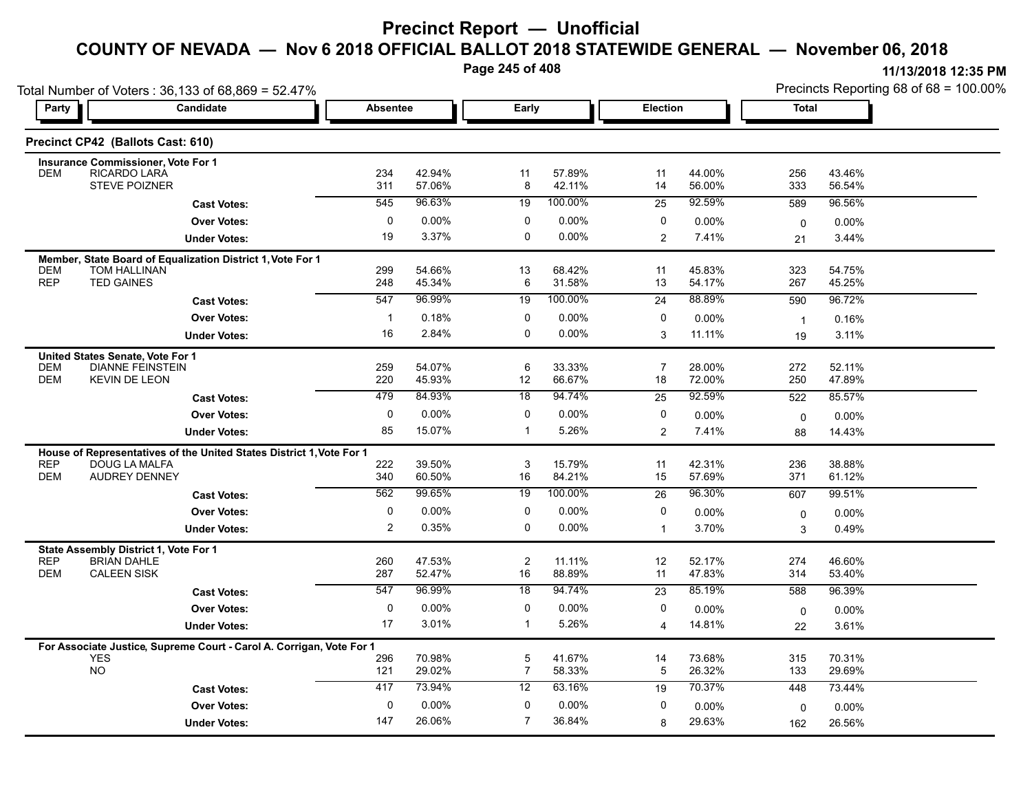# Precinct Report — Unofficial

## COUNTY OF NEVADA — Nov 6 2018 OFFICIAL BALLOT 2018 STATEWIDE GENERAL — November 06, 2018

11/13/2018 12:35 PM

Total Number of Voters : 36,133 of 68,869 = 52.47%

Precincts Reporting 68 of 68 = 100.00%

### Precinct CP42 (Ballots Cast: 610)

| Party | Candidate | Absentee | | Early | | Election | | Total | |
|---|---|---|---|---|---|---|---|---|---|
| **Insurance Commissioner, Vote For 1** | | | | | | | | | |
| DEM | RICARDO LARA | 234 | 42.94% | 11 | 57.89% | 11 | 44.00% | 256 | 43.46% |
| | STEVE POIZNER | 311 | 57.06% | 8 | 42.11% | 14 | 56.00% | 333 | 56.54% |
| | **Cast Votes:** | 545 | 96.63% | 19 | 100.00% | 25 | 92.59% | 589 | 96.56% |
| | **Over Votes:** | 0 | 0.00% | 0 | 0.00% | 0 | 0.00% | 0 | 0.00% |
| | **Under Votes:** | 19 | 3.37% | 0 | 0.00% | 2 | 7.41% | 21 | 3.44% |
| **Member, State Board of Equalization District 1, Vote For 1** | | | | | | | | | |
| DEM | TOM HALLINAN | 299 | 54.66% | 13 | 68.42% | 11 | 45.83% | 323 | 54.75% |
| REP | TED GAINES | 248 | 45.34% | 6 | 31.58% | 13 | 54.17% | 267 | 45.25% |
| | **Cast Votes:** | 547 | 96.99% | 19 | 100.00% | 24 | 88.89% | 590 | 96.72% |
| | **Over Votes:** | 1 | 0.18% | 0 | 0.00% | 0 | 0.00% | 1 | 0.16% |
| | **Under Votes:** | 16 | 2.84% | 0 | 0.00% | 3 | 11.11% | 19 | 3.11% |
| **United States Senate, Vote For 1** | | | | | | | | | |
| DEM | DIANNE FEINSTEIN | 259 | 54.07% | 6 | 33.33% | 7 | 28.00% | 272 | 52.11% |
| DEM | KEVIN DE LEON | 220 | 45.93% | 12 | 66.67% | 18 | 72.00% | 250 | 47.89% |
| | **Cast Votes:** | 479 | 84.93% | 18 | 94.74% | 25 | 92.59% | 522 | 85.57% |
| | **Over Votes:** | 0 | 0.00% | 0 | 0.00% | 0 | 0.00% | 0 | 0.00% |
| | **Under Votes:** | 85 | 15.07% | 1 | 5.26% | 2 | 7.41% | 88 | 14.43% |
| **House of Representatives of the United States District 1, Vote For 1** | | | | | | | | | |
| REP | DOUG LA MALFA | 222 | 39.50% | 3 | 15.79% | 11 | 42.31% | 236 | 38.88% |
| DEM | AUDREY DENNEY | 340 | 60.50% | 16 | 84.21% | 15 | 57.69% | 371 | 61.12% |
| | **Cast Votes:** | 562 | 99.65% | 19 | 100.00% | 26 | 96.30% | 607 | 99.51% |
| | **Over Votes:** | 0 | 0.00% | 0 | 0.00% | 0 | 0.00% | 0 | 0.00% |
| | **Under Votes:** | 2 | 0.35% | 0 | 0.00% | 1 | 3.70% | 3 | 0.49% |
| **State Assembly District 1, Vote For 1** | | | | | | | | | |
| REP | BRIAN DAHLE | 260 | 47.53% | 2 | 11.11% | 12 | 52.17% | 274 | 46.60% |
| DEM | CALEEN SISK | 287 | 52.47% | 16 | 88.89% | 11 | 47.83% | 314 | 53.40% |
| | **Cast Votes:** | 547 | 96.99% | 18 | 94.74% | 23 | 85.19% | 588 | 96.39% |
| | **Over Votes:** | 0 | 0.00% | 0 | 0.00% | 0 | 0.00% | 0 | 0.00% |
| | **Under Votes:** | 17 | 3.01% | 1 | 5.26% | 4 | 14.81% | 22 | 3.61% |
| **For Associate Justice, Supreme Court - Carol A. Corrigan, Vote For 1** | | | | | | | | | |
| | YES | 296 | 70.98% | 5 | 41.67% | 14 | 73.68% | 315 | 70.31% |
| | NO | 121 | 29.02% | 7 | 58.33% | 5 | 26.32% | 133 | 29.69% |
| | **Cast Votes:** | 417 | 73.94% | 12 | 63.16% | 19 | 70.37% | 448 | 73.44% |
| | **Over Votes:** | 0 | 0.00% | 0 | 0.00% | 0 | 0.00% | 0 | 0.00% |
| | **Under Votes:** | 147 | 26.06% | 7 | 36.84% | 8 | 29.63% | 162 | 26.56% |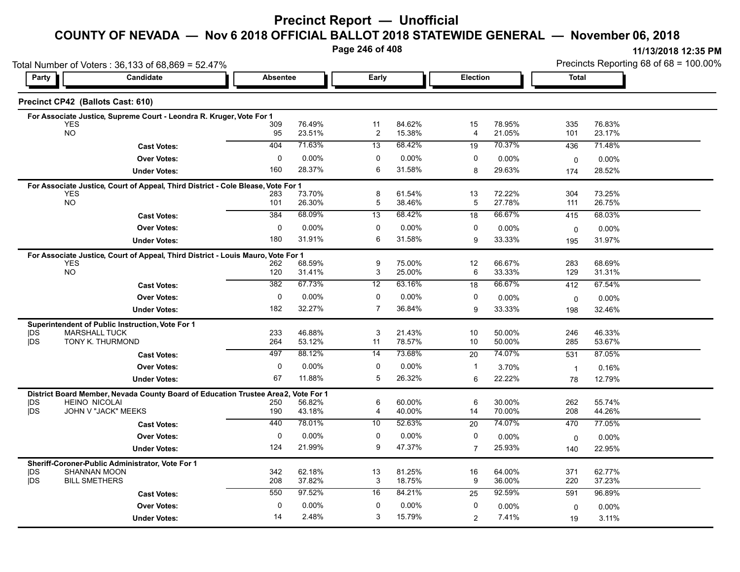# Precinct Report — Unofficial

## COUNTY OF NEVADA — Nov 6 2018 OFFICIAL BALLOT 2018 STATEWIDE GENERAL — November 06, 2018

11/13/2018 12:35 PM

Total Number of Voters : 36,133 of 68,869 = 52.47%

Precincts Reporting 68 of 68 = 100.00%

### Precinct CP42 (Ballots Cast: 610)

| Party | Candidate | Absentee | | Early | | Election | | Total | |
|---|---|---|---|---|---|---|---|---|---|
| **For Associate Justice, Supreme Court - Leondra R. Kruger, Vote For 1** | | | | | | | | | |
| | YES | 309 | 76.49% | 11 | 84.62% | 15 | 78.95% | 335 | 76.83% |
| | NO | 95 | 23.51% | 2 | 15.38% | 4 | 21.05% | 101 | 23.17% |
| | **Cast Votes:** | 404 | 71.63% | 13 | 68.42% | 19 | 70.37% | 436 | 71.48% |
| | **Over Votes:** | 0 | 0.00% | 0 | 0.00% | 0 | 0.00% | 0 | 0.00% |
| | **Under Votes:** | 160 | 28.37% | 6 | 31.58% | 8 | 29.63% | 174 | 28.52% |
| **For Associate Justice, Court of Appeal, Third District - Cole Blease, Vote For 1** | | | | | | | | | |
| | YES | 283 | 73.70% | 8 | 61.54% | 13 | 72.22% | 304 | 73.25% |
| | NO | 101 | 26.30% | 5 | 38.46% | 5 | 27.78% | 111 | 26.75% |
| | **Cast Votes:** | 384 | 68.09% | 13 | 68.42% | 18 | 66.67% | 415 | 68.03% |
| | **Over Votes:** | 0 | 0.00% | 0 | 0.00% | 0 | 0.00% | 0 | 0.00% |
| | **Under Votes:** | 180 | 31.91% | 6 | 31.58% | 9 | 33.33% | 195 | 31.97% |
| **For Associate Justice, Court of Appeal, Third District - Louis Mauro, Vote For 1** | | | | | | | | | |
| | YES | 262 | 68.59% | 9 | 75.00% | 12 | 66.67% | 283 | 68.69% |
| | NO | 120 | 31.41% | 3 | 25.00% | 6 | 33.33% | 129 | 31.31% |
| | **Cast Votes:** | 382 | 67.73% | 12 | 63.16% | 18 | 66.67% | 412 | 67.54% |
| | **Over Votes:** | 0 | 0.00% | 0 | 0.00% | 0 | 0.00% | 0 | 0.00% |
| | **Under Votes:** | 182 | 32.27% | 7 | 36.84% | 9 | 33.33% | 198 | 32.46% |
| **Superintendent of Public Instruction, Vote For 1** | | | | | | | | | |
| DS | MARSHALL TUCK | 233 | 46.88% | 3 | 21.43% | 10 | 50.00% | 246 | 46.33% |
| DS | TONY K. THURMOND | 264 | 53.12% | 11 | 78.57% | 10 | 50.00% | 285 | 53.67% |
| | **Cast Votes:** | 497 | 88.12% | 14 | 73.68% | 20 | 74.07% | 531 | 87.05% |
| | **Over Votes:** | 0 | 0.00% | 0 | 0.00% | 1 | 3.70% | 1 | 0.16% |
| | **Under Votes:** | 67 | 11.88% | 5 | 26.32% | 6 | 22.22% | 78 | 12.79% |
| **District Board Member, Nevada County Board of Education Trustee Area2, Vote For 1** | | | | | | | | | |
| DS | HEINO NICOLAI | 250 | 56.82% | 6 | 60.00% | 6 | 30.00% | 262 | 55.74% |
| DS | JOHN V "JACK" MEEKS | 190 | 43.18% | 4 | 40.00% | 14 | 70.00% | 208 | 44.26% |
| | **Cast Votes:** | 440 | 78.01% | 10 | 52.63% | 20 | 74.07% | 470 | 77.05% |
| | **Over Votes:** | 0 | 0.00% | 0 | 0.00% | 0 | 0.00% | 0 | 0.00% |
| | **Under Votes:** | 124 | 21.99% | 9 | 47.37% | 7 | 25.93% | 140 | 22.95% |
| **Sheriff-Coroner-Public Administrator, Vote For 1** | | | | | | | | | |
| DS | SHANNAN MOON | 342 | 62.18% | 13 | 81.25% | 16 | 64.00% | 371 | 62.77% |
| DS | BILL SMETHERS | 208 | 37.82% | 3 | 18.75% | 9 | 36.00% | 220 | 37.23% |
| | **Cast Votes:** | 550 | 97.52% | 16 | 84.21% | 25 | 92.59% | 591 | 96.89% |
| | **Over Votes:** | 0 | 0.00% | 0 | 0.00% | 0 | 0.00% | 0 | 0.00% |
| | **Under Votes:** | 14 | 2.48% | 3 | 15.79% | 2 | 7.41% | 19 | 3.11% |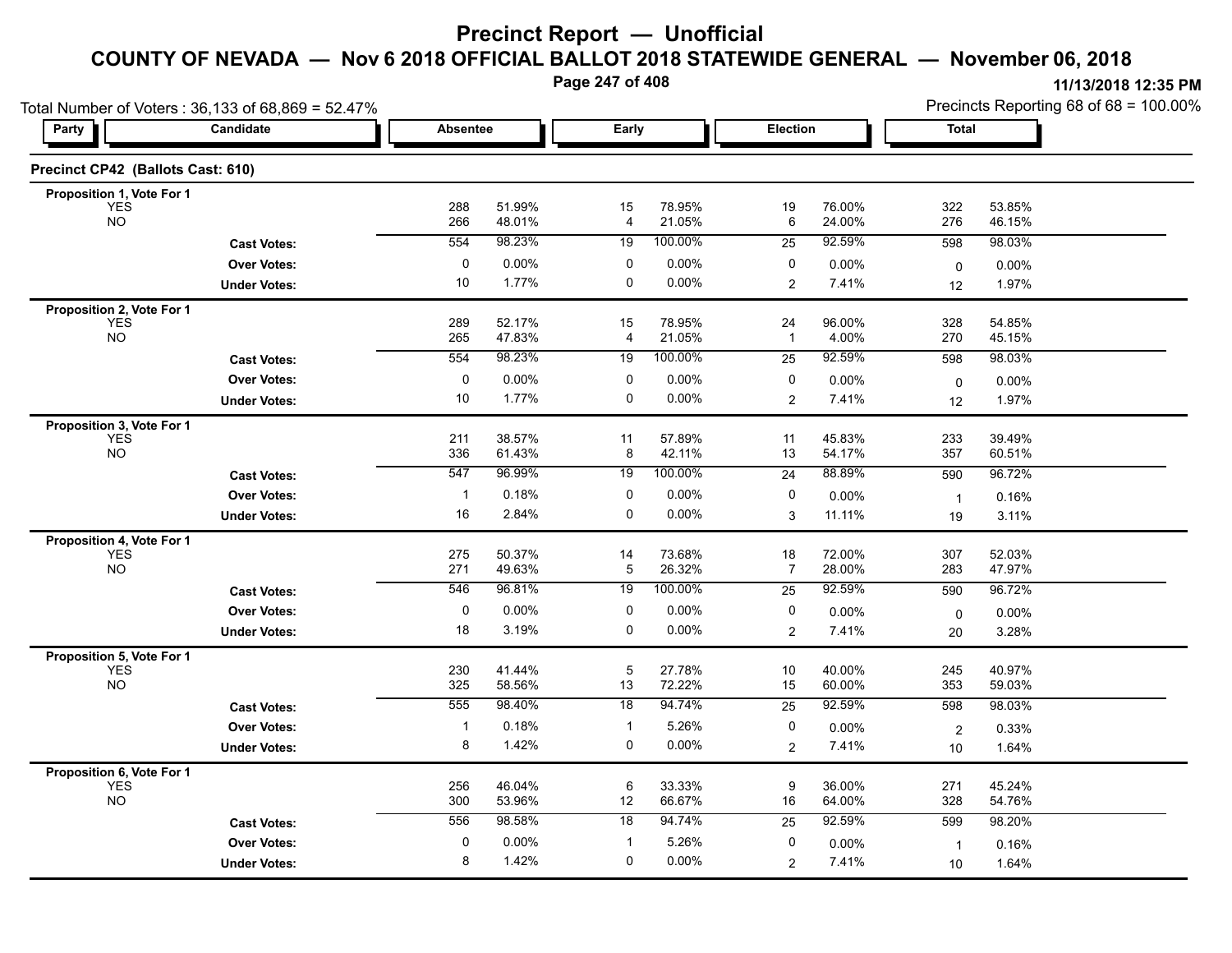# Precinct Report — Unofficial

## COUNTY OF NEVADA — Nov 6 2018 OFFICIAL BALLOT 2018 STATEWIDE GENERAL — November 06, 2018

11/13/2018 12:35 PM

Total Number of Voters : 36,133 of 68,869 = 52.47%

Precincts Reporting 68 of 68 = 100.00%

| Party | Candidate | Absentee | | Early | | Election | | Total | |
|---|---|---|---|---|---|---|---|---|---|
| **Precinct CP42 (Ballots Cast: 610)** | | | | | | | | | |
| **Proposition 1, Vote For 1** | | | | | | | | | |
| YES | | 288 | 51.99% | 15 | 78.95% | 19 | 76.00% | 322 | 53.85% |
| NO | | 266 | 48.01% | 4 | 21.05% | 6 | 24.00% | 276 | 46.15% |
| | **Cast Votes:** | 554 | 98.23% | 19 | 100.00% | 25 | 92.59% | 598 | 98.03% |
| | **Over Votes:** | 0 | 0.00% | 0 | 0.00% | 0 | 0.00% | 0 | 0.00% |
| | **Under Votes:** | 10 | 1.77% | 0 | 0.00% | 2 | 7.41% | 12 | 1.97% |
| **Proposition 2, Vote For 1** | | | | | | | | | |
| YES | | 289 | 52.17% | 15 | 78.95% | 24 | 96.00% | 328 | 54.85% |
| NO | | 265 | 47.83% | 4 | 21.05% | 1 | 4.00% | 270 | 45.15% |
| | **Cast Votes:** | 554 | 98.23% | 19 | 100.00% | 25 | 92.59% | 598 | 98.03% |
| | **Over Votes:** | 0 | 0.00% | 0 | 0.00% | 0 | 0.00% | 0 | 0.00% |
| | **Under Votes:** | 10 | 1.77% | 0 | 0.00% | 2 | 7.41% | 12 | 1.97% |
| **Proposition 3, Vote For 1** | | | | | | | | | |
| YES | | 211 | 38.57% | 11 | 57.89% | 11 | 45.83% | 233 | 39.49% |
| NO | | 336 | 61.43% | 8 | 42.11% | 13 | 54.17% | 357 | 60.51% |
| | **Cast Votes:** | 547 | 96.99% | 19 | 100.00% | 24 | 88.89% | 590 | 96.72% |
| | **Over Votes:** | 1 | 0.18% | 0 | 0.00% | 0 | 0.00% | 1 | 0.16% |
| | **Under Votes:** | 16 | 2.84% | 0 | 0.00% | 3 | 11.11% | 19 | 3.11% |
| **Proposition 4, Vote For 1** | | | | | | | | | |
| YES | | 275 | 50.37% | 14 | 73.68% | 18 | 72.00% | 307 | 52.03% |
| NO | | 271 | 49.63% | 5 | 26.32% | 7 | 28.00% | 283 | 47.97% |
| | **Cast Votes:** | 546 | 96.81% | 19 | 100.00% | 25 | 92.59% | 590 | 96.72% |
| | **Over Votes:** | 0 | 0.00% | 0 | 0.00% | 0 | 0.00% | 0 | 0.00% |
| | **Under Votes:** | 18 | 3.19% | 0 | 0.00% | 2 | 7.41% | 20 | 3.28% |
| **Proposition 5, Vote For 1** | | | | | | | | | |
| YES | | 230 | 41.44% | 5 | 27.78% | 10 | 40.00% | 245 | 40.97% |
| NO | | 325 | 58.56% | 13 | 72.22% | 15 | 60.00% | 353 | 59.03% |
| | **Cast Votes:** | 555 | 98.40% | 18 | 94.74% | 25 | 92.59% | 598 | 98.03% |
| | **Over Votes:** | 1 | 0.18% | 1 | 5.26% | 0 | 0.00% | 2 | 0.33% |
| | **Under Votes:** | 8 | 1.42% | 0 | 0.00% | 2 | 7.41% | 10 | 1.64% |
| **Proposition 6, Vote For 1** | | | | | | | | | |
| YES | | 256 | 46.04% | 6 | 33.33% | 9 | 36.00% | 271 | 45.24% |
| NO | | 300 | 53.96% | 12 | 66.67% | 16 | 64.00% | 328 | 54.76% |
| | **Cast Votes:** | 556 | 98.58% | 18 | 94.74% | 25 | 92.59% | 599 | 98.20% |
| | **Over Votes:** | 0 | 0.00% | 1 | 5.26% | 0 | 0.00% | 1 | 0.16% |
| | **Under Votes:** | 8 | 1.42% | 0 | 0.00% | 2 | 7.41% | 10 | 1.64% |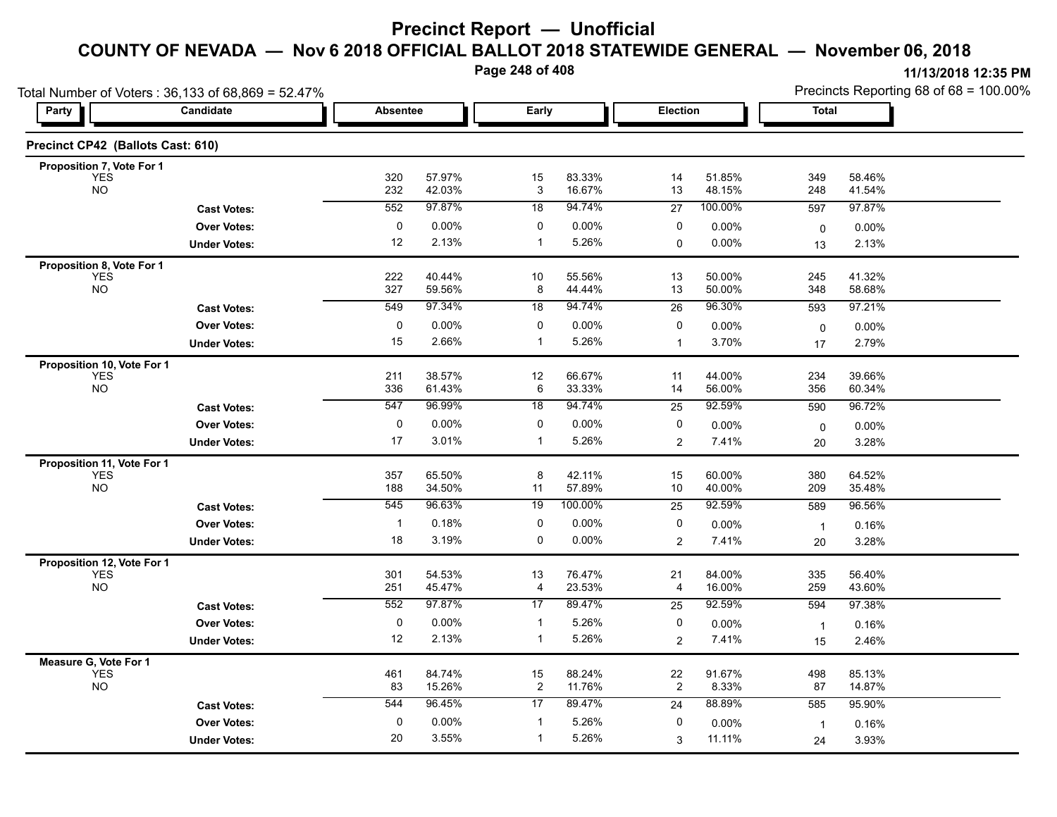# Precinct Report — Unofficial

## COUNTY OF NEVADA — Nov 6 2018 OFFICIAL BALLOT 2018 STATEWIDE GENERAL — November 06, 2018

11/13/2018 12:35 PM

Total Number of Voters : 36,133 of 68,869 = 52.47%

Precincts Reporting 68 of 68 = 100.00%

### Precinct CP42 (Ballots Cast: 610)

| Party | Candidate | Absentee | | Early | | Election | | Total | |
|---|---|---|---|---|---|---|---|---|---|
| **Proposition 7, Vote For 1** | | | | | | | | | |
| YES | | 320 | 57.97% | 15 | 83.33% | 14 | 51.85% | 349 | 58.46% |
| NO | | 232 | 42.03% | 3 | 16.67% | 13 | 48.15% | 248 | 41.54% |
| | **Cast Votes:** | 552 | 97.87% | 18 | 94.74% | 27 | 100.00% | 597 | 97.87% |
| | **Over Votes:** | 0 | 0.00% | 0 | 0.00% | 0 | 0.00% | 0 | 0.00% |
| | **Under Votes:** | 12 | 2.13% | 1 | 5.26% | 0 | 0.00% | 13 | 2.13% |
| **Proposition 8, Vote For 1** | | | | | | | | | |
| YES | | 222 | 40.44% | 10 | 55.56% | 13 | 50.00% | 245 | 41.32% |
| NO | | 327 | 59.56% | 8 | 44.44% | 13 | 50.00% | 348 | 58.68% |
| | **Cast Votes:** | 549 | 97.34% | 18 | 94.74% | 26 | 96.30% | 593 | 97.21% |
| | **Over Votes:** | 0 | 0.00% | 0 | 0.00% | 0 | 0.00% | 0 | 0.00% |
| | **Under Votes:** | 15 | 2.66% | 1 | 5.26% | 1 | 3.70% | 17 | 2.79% |
| **Proposition 10, Vote For 1** | | | | | | | | | |
| YES | | 211 | 38.57% | 12 | 66.67% | 11 | 44.00% | 234 | 39.66% |
| NO | | 336 | 61.43% | 6 | 33.33% | 14 | 56.00% | 356 | 60.34% |
| | **Cast Votes:** | 547 | 96.99% | 18 | 94.74% | 25 | 92.59% | 590 | 96.72% |
| | **Over Votes:** | 0 | 0.00% | 0 | 0.00% | 0 | 0.00% | 0 | 0.00% |
| | **Under Votes:** | 17 | 3.01% | 1 | 5.26% | 2 | 7.41% | 20 | 3.28% |
| **Proposition 11, Vote For 1** | | | | | | | | | |
| YES | | 357 | 65.50% | 8 | 42.11% | 15 | 60.00% | 380 | 64.52% |
| NO | | 188 | 34.50% | 11 | 57.89% | 10 | 40.00% | 209 | 35.48% |
| | **Cast Votes:** | 545 | 96.63% | 19 | 100.00% | 25 | 92.59% | 589 | 96.56% |
| | **Over Votes:** | 1 | 0.18% | 0 | 0.00% | 0 | 0.00% | 1 | 0.16% |
| | **Under Votes:** | 18 | 3.19% | 0 | 0.00% | 2 | 7.41% | 20 | 3.28% |
| **Proposition 12, Vote For 1** | | | | | | | | | |
| YES | | 301 | 54.53% | 13 | 76.47% | 21 | 84.00% | 335 | 56.40% |
| NO | | 251 | 45.47% | 4 | 23.53% | 4 | 16.00% | 259 | 43.60% |
| | **Cast Votes:** | 552 | 97.87% | 17 | 89.47% | 25 | 92.59% | 594 | 97.38% |
| | **Over Votes:** | 0 | 0.00% | 1 | 5.26% | 0 | 0.00% | 1 | 0.16% |
| | **Under Votes:** | 12 | 2.13% | 1 | 5.26% | 2 | 7.41% | 15 | 2.46% |
| **Measure G, Vote For 1** | | | | | | | | | |
| YES | | 461 | 84.74% | 15 | 88.24% | 22 | 91.67% | 498 | 85.13% |
| NO | | 83 | 15.26% | 2 | 11.76% | 2 | 8.33% | 87 | 14.87% |
| | **Cast Votes:** | 544 | 96.45% | 17 | 89.47% | 24 | 88.89% | 585 | 95.90% |
| | **Over Votes:** | 0 | 0.00% | 1 | 5.26% | 0 | 0.00% | 1 | 0.16% |
| | **Under Votes:** | 20 | 3.55% | 1 | 5.26% | 3 | 11.11% | 24 | 3.93% |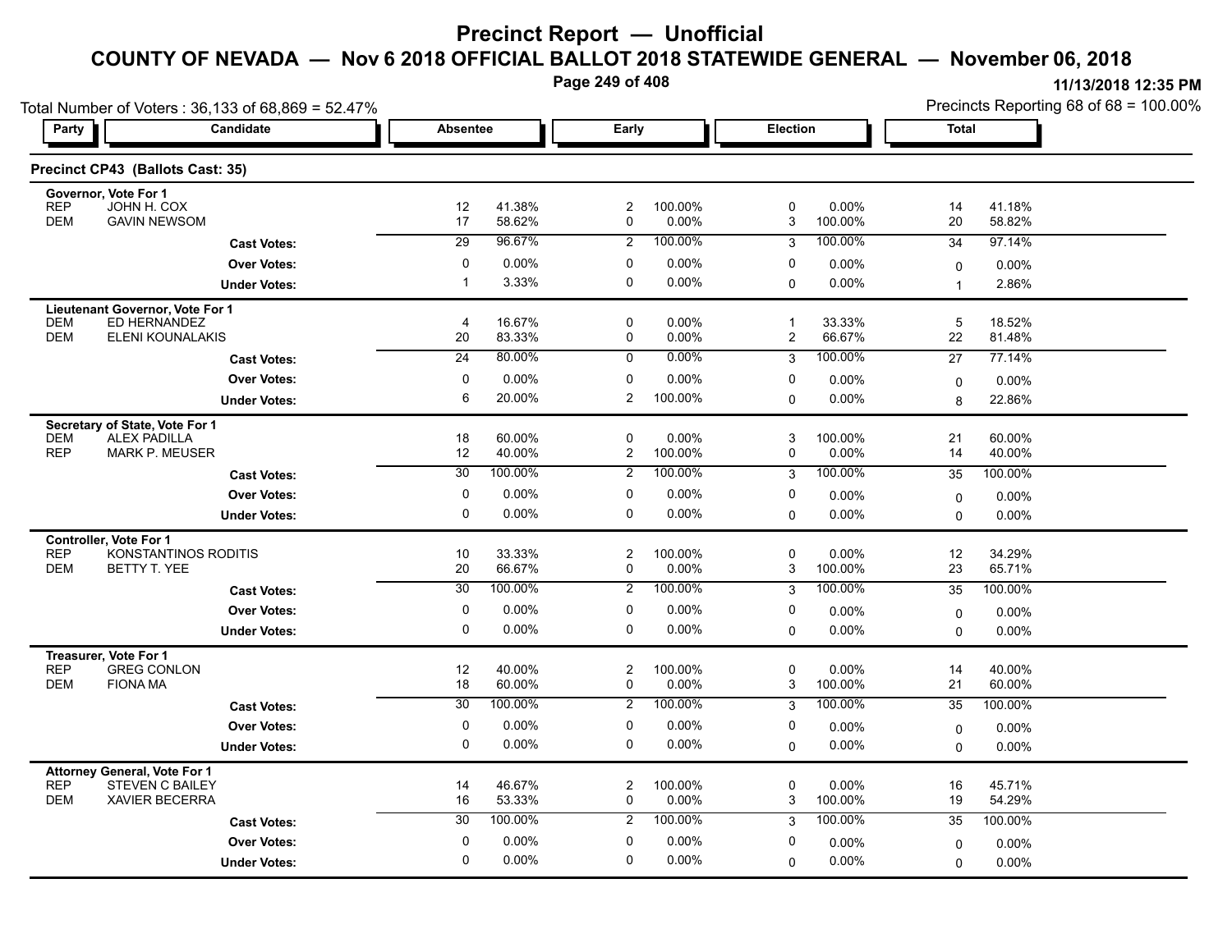# Precinct Report — Unofficial

## COUNTY OF NEVADA — Nov 6 2018 OFFICIAL BALLOT 2018 STATEWIDE GENERAL — November 06, 2018

11/13/2018 12:35 PM

Total Number of Voters : 36,133 of 68,869 = 52.47%

Precincts Reporting 68 of 68 = 100.00%

### Precinct CP43 (Ballots Cast: 35)

| Party | Candidate | Absentee | | Early | | Election | | Total | |
|---|---|---|---|---|---|---|---|---|---|
| **Governor, Vote For 1** | | | | | | | | | |
| REP | JOHN H. COX | 12 | 41.38% | 2 | 100.00% | 0 | 0.00% | 14 | 41.18% |
| DEM | GAVIN NEWSOM | 17 | 58.62% | 0 | 0.00% | 3 | 100.00% | 20 | 58.82% |
| | **Cast Votes:** | 29 | 96.67% | 2 | 100.00% | 3 | 100.00% | 34 | 97.14% |
| | **Over Votes:** | 0 | 0.00% | 0 | 0.00% | 0 | 0.00% | 0 | 0.00% |
| | **Under Votes:** | 1 | 3.33% | 0 | 0.00% | 0 | 0.00% | 1 | 2.86% |
| **Lieutenant Governor, Vote For 1** | | | | | | | | | |
| DEM | ED HERNANDEZ | 4 | 16.67% | 0 | 0.00% | 1 | 33.33% | 5 | 18.52% |
| DEM | ELENI KOUNALAKIS | 20 | 83.33% | 0 | 0.00% | 2 | 66.67% | 22 | 81.48% |
| | **Cast Votes:** | 24 | 80.00% | 0 | 0.00% | 3 | 100.00% | 27 | 77.14% |
| | **Over Votes:** | 0 | 0.00% | 0 | 0.00% | 0 | 0.00% | 0 | 0.00% |
| | **Under Votes:** | 6 | 20.00% | 2 | 100.00% | 0 | 0.00% | 8 | 22.86% |
| **Secretary of State, Vote For 1** | | | | | | | | | |
| DEM | ALEX PADILLA | 18 | 60.00% | 0 | 0.00% | 3 | 100.00% | 21 | 60.00% |
| REP | MARK P. MEUSER | 12 | 40.00% | 2 | 100.00% | 0 | 0.00% | 14 | 40.00% |
| | **Cast Votes:** | 30 | 100.00% | 2 | 100.00% | 3 | 100.00% | 35 | 100.00% |
| | **Over Votes:** | 0 | 0.00% | 0 | 0.00% | 0 | 0.00% | 0 | 0.00% |
| | **Under Votes:** | 0 | 0.00% | 0 | 0.00% | 0 | 0.00% | 0 | 0.00% |
| **Controller, Vote For 1** | | | | | | | | | |
| REP | KONSTANTINOS RODITIS | 10 | 33.33% | 2 | 100.00% | 0 | 0.00% | 12 | 34.29% |
| DEM | BETTY T. YEE | 20 | 66.67% | 0 | 0.00% | 3 | 100.00% | 23 | 65.71% |
| | **Cast Votes:** | 30 | 100.00% | 2 | 100.00% | 3 | 100.00% | 35 | 100.00% |
| | **Over Votes:** | 0 | 0.00% | 0 | 0.00% | 0 | 0.00% | 0 | 0.00% |
| | **Under Votes:** | 0 | 0.00% | 0 | 0.00% | 0 | 0.00% | 0 | 0.00% |
| **Treasurer, Vote For 1** | | | | | | | | | |
| REP | GREG CONLON | 12 | 40.00% | 2 | 100.00% | 0 | 0.00% | 14 | 40.00% |
| DEM | FIONA MA | 18 | 60.00% | 0 | 0.00% | 3 | 100.00% | 21 | 60.00% |
| | **Cast Votes:** | 30 | 100.00% | 2 | 100.00% | 3 | 100.00% | 35 | 100.00% |
| | **Over Votes:** | 0 | 0.00% | 0 | 0.00% | 0 | 0.00% | 0 | 0.00% |
| | **Under Votes:** | 0 | 0.00% | 0 | 0.00% | 0 | 0.00% | 0 | 0.00% |
| **Attorney General, Vote For 1** | | | | | | | | | |
| REP | STEVEN C BAILEY | 14 | 46.67% | 2 | 100.00% | 0 | 0.00% | 16 | 45.71% |
| DEM | XAVIER BECERRA | 16 | 53.33% | 0 | 0.00% | 3 | 100.00% | 19 | 54.29% |
| | **Cast Votes:** | 30 | 100.00% | 2 | 100.00% | 3 | 100.00% | 35 | 100.00% |
| | **Over Votes:** | 0 | 0.00% | 0 | 0.00% | 0 | 0.00% | 0 | 0.00% |
| | **Under Votes:** | 0 | 0.00% | 0 | 0.00% | 0 | 0.00% | 0 | 0.00% |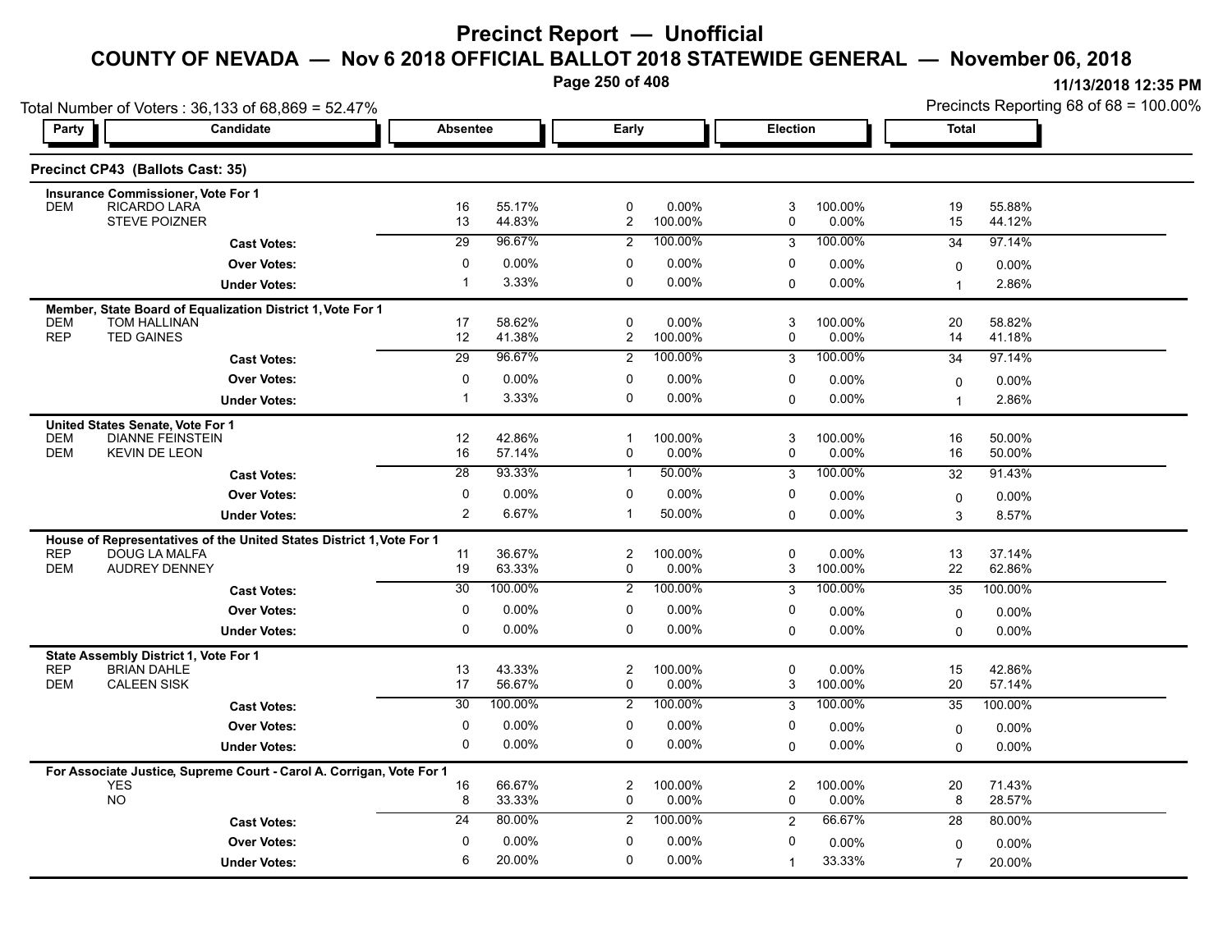# Precinct Report — Unofficial

## COUNTY OF NEVADA — Nov 6 2018 OFFICIAL BALLOT 2018 STATEWIDE GENERAL — November 06, 2018

11/13/2018 12:35 PM

Total Number of Voters : 36,133 of 68,869 = 52.47%

Precincts Reporting 68 of 68 = 100.00%

### Precinct CP43 (Ballots Cast: 35)

| Party | Candidate | Absentee | | Early | | Election | | Total | |
|---|---|---|---|---|---|---|---|---|---|
| **Insurance Commissioner, Vote For 1** | | | | | | | | | |
| DEM | RICARDO LARA | 16 | 55.17% | 0 | 0.00% | 3 | 100.00% | 19 | 55.88% |
| | STEVE POIZNER | 13 | 44.83% | 2 | 100.00% | 0 | 0.00% | 15 | 44.12% |
| | **Cast Votes:** | 29 | 96.67% | 2 | 100.00% | 3 | 100.00% | 34 | 97.14% |
| | **Over Votes:** | 0 | 0.00% | 0 | 0.00% | 0 | 0.00% | 0 | 0.00% |
| | **Under Votes:** | 1 | 3.33% | 0 | 0.00% | 0 | 0.00% | 1 | 2.86% |
| **Member, State Board of Equalization District 1, Vote For 1** | | | | | | | | | |
| DEM | TOM HALLINAN | 17 | 58.62% | 0 | 0.00% | 3 | 100.00% | 20 | 58.82% |
| REP | TED GAINES | 12 | 41.38% | 2 | 100.00% | 0 | 0.00% | 14 | 41.18% |
| | **Cast Votes:** | 29 | 96.67% | 2 | 100.00% | 3 | 100.00% | 34 | 97.14% |
| | **Over Votes:** | 0 | 0.00% | 0 | 0.00% | 0 | 0.00% | 0 | 0.00% |
| | **Under Votes:** | 1 | 3.33% | 0 | 0.00% | 0 | 0.00% | 1 | 2.86% |
| **United States Senate, Vote For 1** | | | | | | | | | |
| DEM | DIANNE FEINSTEIN | 12 | 42.86% | 1 | 100.00% | 3 | 100.00% | 16 | 50.00% |
| DEM | KEVIN DE LEON | 16 | 57.14% | 0 | 0.00% | 0 | 0.00% | 16 | 50.00% |
| | **Cast Votes:** | 28 | 93.33% | 1 | 50.00% | 3 | 100.00% | 32 | 91.43% |
| | **Over Votes:** | 0 | 0.00% | 0 | 0.00% | 0 | 0.00% | 0 | 0.00% |
| | **Under Votes:** | 2 | 6.67% | 1 | 50.00% | 0 | 0.00% | 3 | 8.57% |
| **House of Representatives of the United States District 1, Vote For 1** | | | | | | | | | |
| REP | DOUG LA MALFA | 11 | 36.67% | 2 | 100.00% | 0 | 0.00% | 13 | 37.14% |
| DEM | AUDREY DENNEY | 19 | 63.33% | 0 | 0.00% | 3 | 100.00% | 22 | 62.86% |
| | **Cast Votes:** | 30 | 100.00% | 2 | 100.00% | 3 | 100.00% | 35 | 100.00% |
| | **Over Votes:** | 0 | 0.00% | 0 | 0.00% | 0 | 0.00% | 0 | 0.00% |
| | **Under Votes:** | 0 | 0.00% | 0 | 0.00% | 0 | 0.00% | 0 | 0.00% |
| **State Assembly District 1, Vote For 1** | | | | | | | | | |
| REP | BRIAN DAHLE | 13 | 43.33% | 2 | 100.00% | 0 | 0.00% | 15 | 42.86% |
| DEM | CALEEN SISK | 17 | 56.67% | 0 | 0.00% | 3 | 100.00% | 20 | 57.14% |
| | **Cast Votes:** | 30 | 100.00% | 2 | 100.00% | 3 | 100.00% | 35 | 100.00% |
| | **Over Votes:** | 0 | 0.00% | 0 | 0.00% | 0 | 0.00% | 0 | 0.00% |
| | **Under Votes:** | 0 | 0.00% | 0 | 0.00% | 0 | 0.00% | 0 | 0.00% |
| **For Associate Justice, Supreme Court - Carol A. Corrigan, Vote For 1** | | | | | | | | | |
| | YES | 16 | 66.67% | 2 | 100.00% | 2 | 100.00% | 20 | 71.43% |
| | NO | 8 | 33.33% | 0 | 0.00% | 0 | 0.00% | 8 | 28.57% |
| | **Cast Votes:** | 24 | 80.00% | 2 | 100.00% | 2 | 66.67% | 28 | 80.00% |
| | **Over Votes:** | 0 | 0.00% | 0 | 0.00% | 0 | 0.00% | 0 | 0.00% |
| | **Under Votes:** | 6 | 20.00% | 0 | 0.00% | 1 | 33.33% | 7 | 20.00% |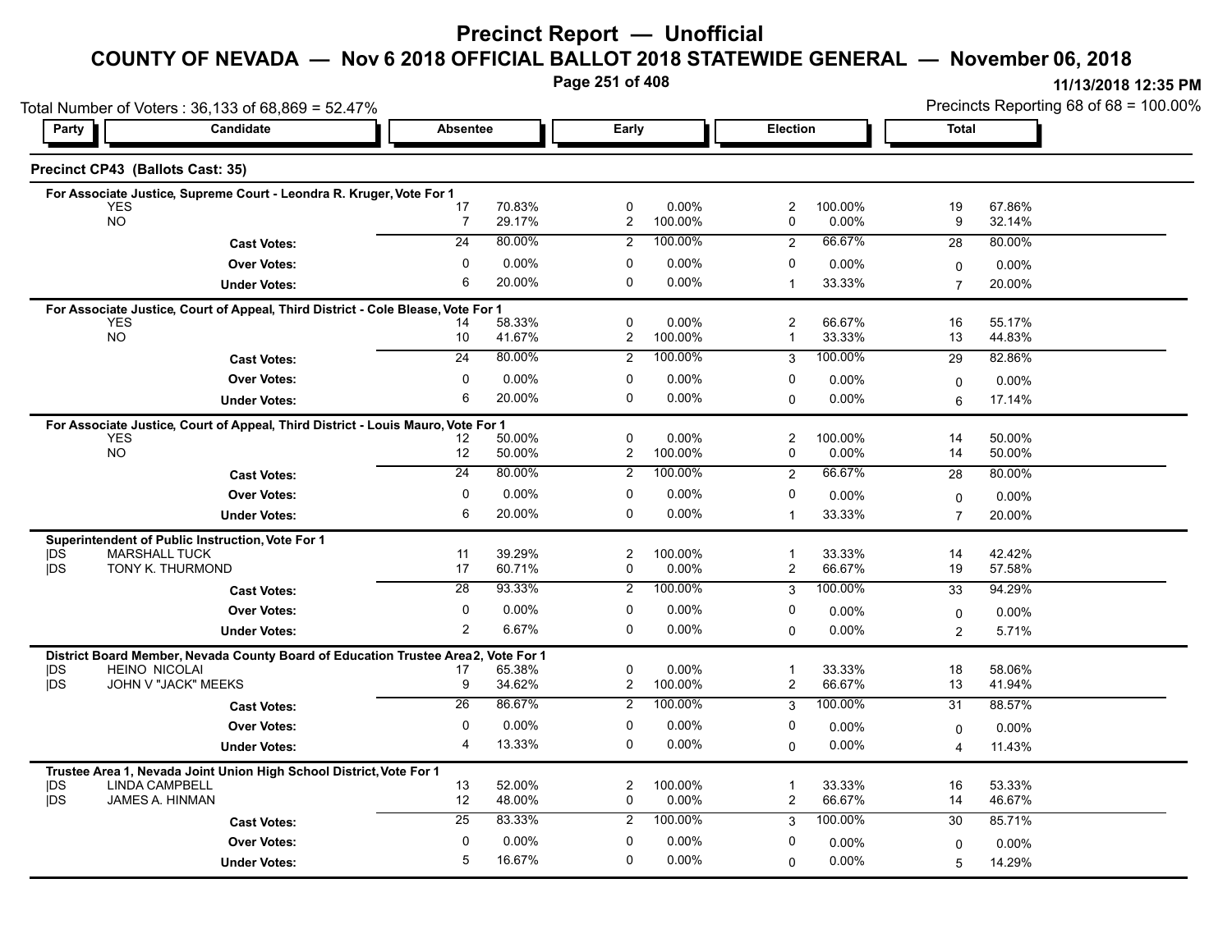# Precinct Report — Unofficial

## COUNTY OF NEVADA — Nov 6 2018 OFFICIAL BALLOT 2018 STATEWIDE GENERAL — November 06, 2018

11/13/2018 12:35 PM

Total Number of Voters : 36,133 of 68,869 = 52.47%

Precincts Reporting 68 of 68 = 100.00%

### Precinct CP43 (Ballots Cast: 35)

| Party | Candidate | Absentee | | Early | | Election | | Total | |
|---|---|---|---|---|---|---|---|---|---|
| **For Associate Justice, Supreme Court - Leondra R. Kruger, Vote For 1** | | | | | | | | | |
| | YES | 17 | 70.83% | 0 | 0.00% | 2 | 100.00% | 19 | 67.86% |
| | NO | 7 | 29.17% | 2 | 100.00% | 0 | 0.00% | 9 | 32.14% |
| | **Cast Votes:** | 24 | 80.00% | 2 | 100.00% | 2 | 66.67% | 28 | 80.00% |
| | **Over Votes:** | 0 | 0.00% | 0 | 0.00% | 0 | 0.00% | 0 | 0.00% |
| | **Under Votes:** | 6 | 20.00% | 0 | 0.00% | 1 | 33.33% | 7 | 20.00% |
| **For Associate Justice, Court of Appeal, Third District - Cole Blease, Vote For 1** | | | | | | | | | |
| | YES | 14 | 58.33% | 0 | 0.00% | 2 | 66.67% | 16 | 55.17% |
| | NO | 10 | 41.67% | 2 | 100.00% | 1 | 33.33% | 13 | 44.83% |
| | **Cast Votes:** | 24 | 80.00% | 2 | 100.00% | 3 | 100.00% | 29 | 82.86% |
| | **Over Votes:** | 0 | 0.00% | 0 | 0.00% | 0 | 0.00% | 0 | 0.00% |
| | **Under Votes:** | 6 | 20.00% | 0 | 0.00% | 0 | 0.00% | 6 | 17.14% |
| **For Associate Justice, Court of Appeal, Third District - Louis Mauro, Vote For 1** | | | | | | | | | |
| | YES | 12 | 50.00% | 0 | 0.00% | 2 | 100.00% | 14 | 50.00% |
| | NO | 12 | 50.00% | 2 | 100.00% | 0 | 0.00% | 14 | 50.00% |
| | **Cast Votes:** | 24 | 80.00% | 2 | 100.00% | 2 | 66.67% | 28 | 80.00% |
| | **Over Votes:** | 0 | 0.00% | 0 | 0.00% | 0 | 0.00% | 0 | 0.00% |
| | **Under Votes:** | 6 | 20.00% | 0 | 0.00% | 1 | 33.33% | 7 | 20.00% |
| **Superintendent of Public Instruction, Vote For 1** | | | | | | | | | |
| DS | MARSHALL TUCK | 11 | 39.29% | 2 | 100.00% | 1 | 33.33% | 14 | 42.42% |
| DS | TONY K. THURMOND | 17 | 60.71% | 0 | 0.00% | 2 | 66.67% | 19 | 57.58% |
| | **Cast Votes:** | 28 | 93.33% | 2 | 100.00% | 3 | 100.00% | 33 | 94.29% |
| | **Over Votes:** | 0 | 0.00% | 0 | 0.00% | 0 | 0.00% | 0 | 0.00% |
| | **Under Votes:** | 2 | 6.67% | 0 | 0.00% | 0 | 0.00% | 2 | 5.71% |
| **District Board Member, Nevada County Board of Education Trustee Area 2, Vote For 1** | | | | | | | | | |
| DS | HEINO NICOLAI | 17 | 65.38% | 0 | 0.00% | 1 | 33.33% | 18 | 58.06% |
| DS | JOHN V "JACK" MEEKS | 9 | 34.62% | 2 | 100.00% | 2 | 66.67% | 13 | 41.94% |
| | **Cast Votes:** | 26 | 86.67% | 2 | 100.00% | 3 | 100.00% | 31 | 88.57% |
| | **Over Votes:** | 0 | 0.00% | 0 | 0.00% | 0 | 0.00% | 0 | 0.00% |
| | **Under Votes:** | 4 | 13.33% | 0 | 0.00% | 0 | 0.00% | 4 | 11.43% |
| **Trustee Area 1, Nevada Joint Union High School District, Vote For 1** | | | | | | | | | |
| DS | LINDA CAMPBELL | 13 | 52.00% | 2 | 100.00% | 1 | 33.33% | 16 | 53.33% |
| DS | JAMES A. HINMAN | 12 | 48.00% | 0 | 0.00% | 2 | 66.67% | 14 | 46.67% |
| | **Cast Votes:** | 25 | 83.33% | 2 | 100.00% | 3 | 100.00% | 30 | 85.71% |
| | **Over Votes:** | 0 | 0.00% | 0 | 0.00% | 0 | 0.00% | 0 | 0.00% |
| | **Under Votes:** | 5 | 16.67% | 0 | 0.00% | 0 | 0.00% | 5 | 14.29% |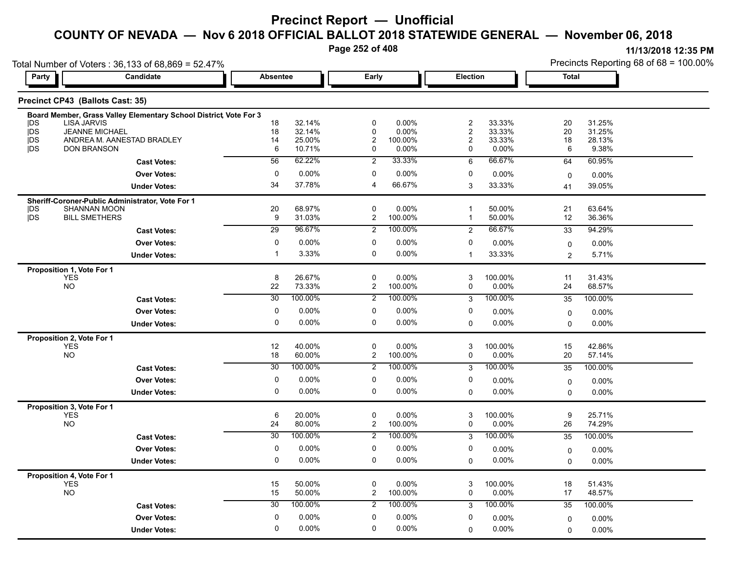# Precinct Report — Unofficial

## COUNTY OF NEVADA — Nov 6 2018 OFFICIAL BALLOT 2018 STATEWIDE GENERAL — November 06, 2018

11/13/2018 12:35 PM

Total Number of Voters : 36,133 of 68,869 = 52.47%

Precincts Reporting 68 of 68 = 100.00%

### Precinct CP43 (Ballots Cast: 35)

| Party | Candidate | Absentee | | Early | | Election | | Total | |
|---|---|---|---|---|---|---|---|---|---|
| **Board Member, Grass Valley Elementary School District, Vote For 3** | | | | | | | | | |
| DS | LISA JARVIS | 18 | 32.14% | 0 | 0.00% | 2 | 33.33% | 20 | 31.25% |
| DS | JEANNE MICHAEL | 18 | 32.14% | 0 | 0.00% | 2 | 33.33% | 20 | 31.25% |
| DS | ANDREA M. AANESTAD BRADLEY | 14 | 25.00% | 2 | 100.00% | 2 | 33.33% | 18 | 28.13% |
| DS | DON BRANSON | 6 | 10.71% | 0 | 0.00% | 0 | 0.00% | 6 | 9.38% |
| | **Cast Votes:** | 56 | 62.22% | 2 | 33.33% | 6 | 66.67% | 64 | 60.95% |
| | **Over Votes:** | 0 | 0.00% | 0 | 0.00% | 0 | 0.00% | 0 | 0.00% |
| | **Under Votes:** | 34 | 37.78% | 4 | 66.67% | 3 | 33.33% | 41 | 39.05% |
| **Sheriff-Coroner-Public Administrator, Vote For 1** | | | | | | | | | |
| DS | SHANNAN MOON | 20 | 68.97% | 0 | 0.00% | 1 | 50.00% | 21 | 63.64% |
| DS | BILL SMETHERS | 9 | 31.03% | 2 | 100.00% | 1 | 50.00% | 12 | 36.36% |
| | **Cast Votes:** | 29 | 96.67% | 2 | 100.00% | 2 | 66.67% | 33 | 94.29% |
| | **Over Votes:** | 0 | 0.00% | 0 | 0.00% | 0 | 0.00% | 0 | 0.00% |
| | **Under Votes:** | 1 | 3.33% | 0 | 0.00% | 1 | 33.33% | 2 | 5.71% |
| **Proposition 1, Vote For 1** | | | | | | | | | |
| | YES | 8 | 26.67% | 0 | 0.00% | 3 | 100.00% | 11 | 31.43% |
| | NO | 22 | 73.33% | 2 | 100.00% | 0 | 0.00% | 24 | 68.57% |
| | **Cast Votes:** | 30 | 100.00% | 2 | 100.00% | 3 | 100.00% | 35 | 100.00% |
| | **Over Votes:** | 0 | 0.00% | 0 | 0.00% | 0 | 0.00% | 0 | 0.00% |
| | **Under Votes:** | 0 | 0.00% | 0 | 0.00% | 0 | 0.00% | 0 | 0.00% |
| **Proposition 2, Vote For 1** | | | | | | | | | |
| | YES | 12 | 40.00% | 0 | 0.00% | 3 | 100.00% | 15 | 42.86% |
| | NO | 18 | 60.00% | 2 | 100.00% | 0 | 0.00% | 20 | 57.14% |
| | **Cast Votes:** | 30 | 100.00% | 2 | 100.00% | 3 | 100.00% | 35 | 100.00% |
| | **Over Votes:** | 0 | 0.00% | 0 | 0.00% | 0 | 0.00% | 0 | 0.00% |
| | **Under Votes:** | 0 | 0.00% | 0 | 0.00% | 0 | 0.00% | 0 | 0.00% |
| **Proposition 3, Vote For 1** | | | | | | | | | |
| | YES | 6 | 20.00% | 0 | 0.00% | 3 | 100.00% | 9 | 25.71% |
| | NO | 24 | 80.00% | 2 | 100.00% | 0 | 0.00% | 26 | 74.29% |
| | **Cast Votes:** | 30 | 100.00% | 2 | 100.00% | 3 | 100.00% | 35 | 100.00% |
| | **Over Votes:** | 0 | 0.00% | 0 | 0.00% | 0 | 0.00% | 0 | 0.00% |
| | **Under Votes:** | 0 | 0.00% | 0 | 0.00% | 0 | 0.00% | 0 | 0.00% |
| **Proposition 4, Vote For 1** | | | | | | | | | |
| | YES | 15 | 50.00% | 0 | 0.00% | 3 | 100.00% | 18 | 51.43% |
| | NO | 15 | 50.00% | 2 | 100.00% | 0 | 0.00% | 17 | 48.57% |
| | **Cast Votes:** | 30 | 100.00% | 2 | 100.00% | 3 | 100.00% | 35 | 100.00% |
| | **Over Votes:** | 0 | 0.00% | 0 | 0.00% | 0 | 0.00% | 0 | 0.00% |
| | **Under Votes:** | 0 | 0.00% | 0 | 0.00% | 0 | 0.00% | 0 | 0.00% |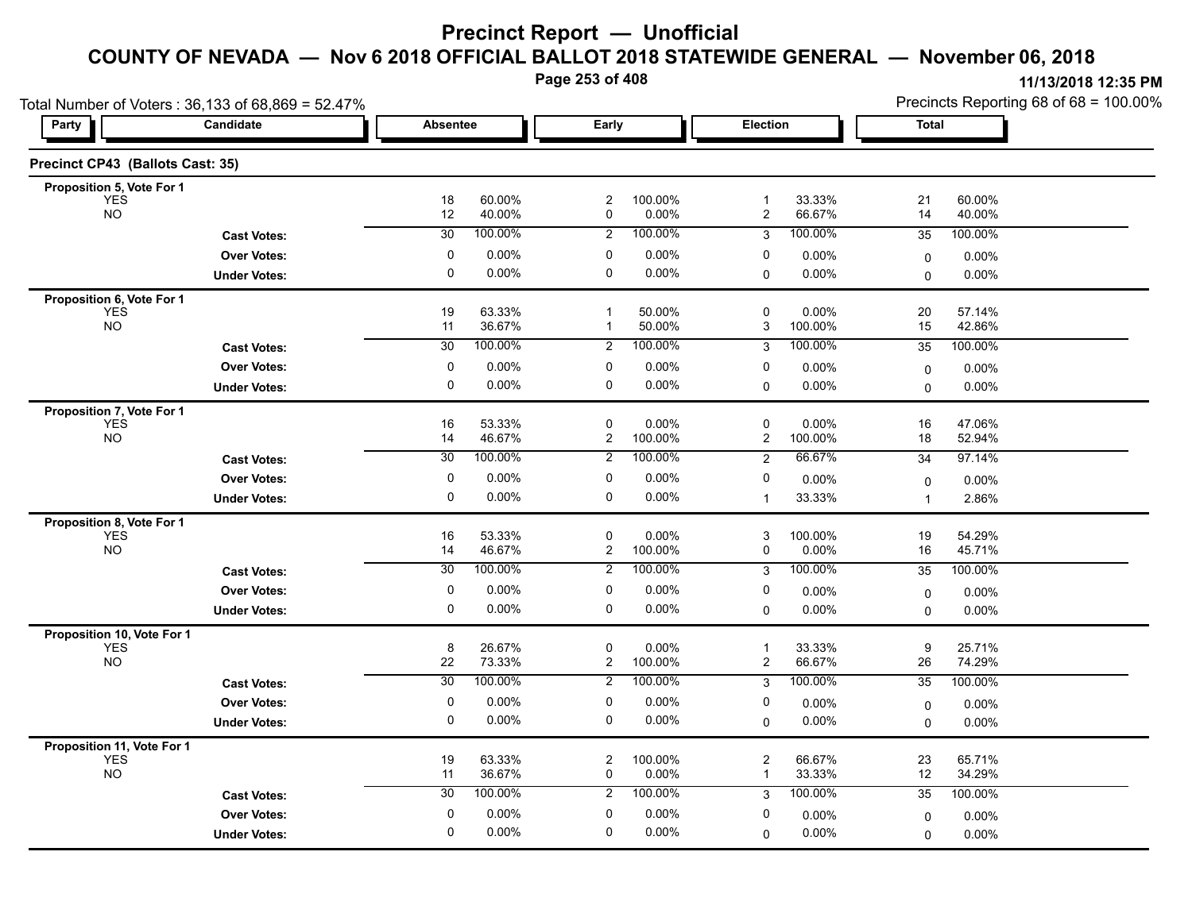# Precinct Report — Unofficial

## COUNTY OF NEVADA — Nov 6 2018 OFFICIAL BALLOT 2018 STATEWIDE GENERAL — November 06, 2018

11/13/2018 12:35 PM

Total Number of Voters : 36,133 of 68,869 = 52.47%

Precincts Reporting 68 of 68 = 100.00%

### Precinct CP43 (Ballots Cast: 35)

| Party | Candidate | Absentee | | Early | | Election | | Total | |
|---|---|---|---|---|---|---|---|---|---|
| **Proposition 5, Vote For 1** | | | | | | | | | |
| | YES | 18 | 60.00% | 2 | 100.00% | 1 | 33.33% | 21 | 60.00% |
| | NO | 12 | 40.00% | 0 | 0.00% | 2 | 66.67% | 14 | 40.00% |
| | **Cast Votes:** | 30 | 100.00% | 2 | 100.00% | 3 | 100.00% | 35 | 100.00% |
| | **Over Votes:** | 0 | 0.00% | 0 | 0.00% | 0 | 0.00% | 0 | 0.00% |
| | **Under Votes:** | 0 | 0.00% | 0 | 0.00% | 0 | 0.00% | 0 | 0.00% |
| **Proposition 6, Vote For 1** | | | | | | | | | |
| | YES | 19 | 63.33% | 1 | 50.00% | 0 | 0.00% | 20 | 57.14% |
| | NO | 11 | 36.67% | 1 | 50.00% | 3 | 100.00% | 15 | 42.86% |
| | **Cast Votes:** | 30 | 100.00% | 2 | 100.00% | 3 | 100.00% | 35 | 100.00% |
| | **Over Votes:** | 0 | 0.00% | 0 | 0.00% | 0 | 0.00% | 0 | 0.00% |
| | **Under Votes:** | 0 | 0.00% | 0 | 0.00% | 0 | 0.00% | 0 | 0.00% |
| **Proposition 7, Vote For 1** | | | | | | | | | |
| | YES | 16 | 53.33% | 0 | 0.00% | 0 | 0.00% | 16 | 47.06% |
| | NO | 14 | 46.67% | 2 | 100.00% | 2 | 100.00% | 18 | 52.94% |
| | **Cast Votes:** | 30 | 100.00% | 2 | 100.00% | 2 | 66.67% | 34 | 97.14% |
| | **Over Votes:** | 0 | 0.00% | 0 | 0.00% | 0 | 0.00% | 0 | 0.00% |
| | **Under Votes:** | 0 | 0.00% | 0 | 0.00% | 1 | 33.33% | 1 | 2.86% |
| **Proposition 8, Vote For 1** | | | | | | | | | |
| | YES | 16 | 53.33% | 0 | 0.00% | 3 | 100.00% | 19 | 54.29% |
| | NO | 14 | 46.67% | 2 | 100.00% | 0 | 0.00% | 16 | 45.71% |
| | **Cast Votes:** | 30 | 100.00% | 2 | 100.00% | 3 | 100.00% | 35 | 100.00% |
| | **Over Votes:** | 0 | 0.00% | 0 | 0.00% | 0 | 0.00% | 0 | 0.00% |
| | **Under Votes:** | 0 | 0.00% | 0 | 0.00% | 0 | 0.00% | 0 | 0.00% |
| **Proposition 10, Vote For 1** | | | | | | | | | |
| | YES | 8 | 26.67% | 0 | 0.00% | 1 | 33.33% | 9 | 25.71% |
| | NO | 22 | 73.33% | 2 | 100.00% | 2 | 66.67% | 26 | 74.29% |
| | **Cast Votes:** | 30 | 100.00% | 2 | 100.00% | 3 | 100.00% | 35 | 100.00% |
| | **Over Votes:** | 0 | 0.00% | 0 | 0.00% | 0 | 0.00% | 0 | 0.00% |
| | **Under Votes:** | 0 | 0.00% | 0 | 0.00% | 0 | 0.00% | 0 | 0.00% |
| **Proposition 11, Vote For 1** | | | | | | | | | |
| | YES | 19 | 63.33% | 2 | 100.00% | 2 | 66.67% | 23 | 65.71% |
| | NO | 11 | 36.67% | 0 | 0.00% | 1 | 33.33% | 12 | 34.29% |
| | **Cast Votes:** | 30 | 100.00% | 2 | 100.00% | 3 | 100.00% | 35 | 100.00% |
| | **Over Votes:** | 0 | 0.00% | 0 | 0.00% | 0 | 0.00% | 0 | 0.00% |
| | **Under Votes:** | 0 | 0.00% | 0 | 0.00% | 0 | 0.00% | 0 | 0.00% |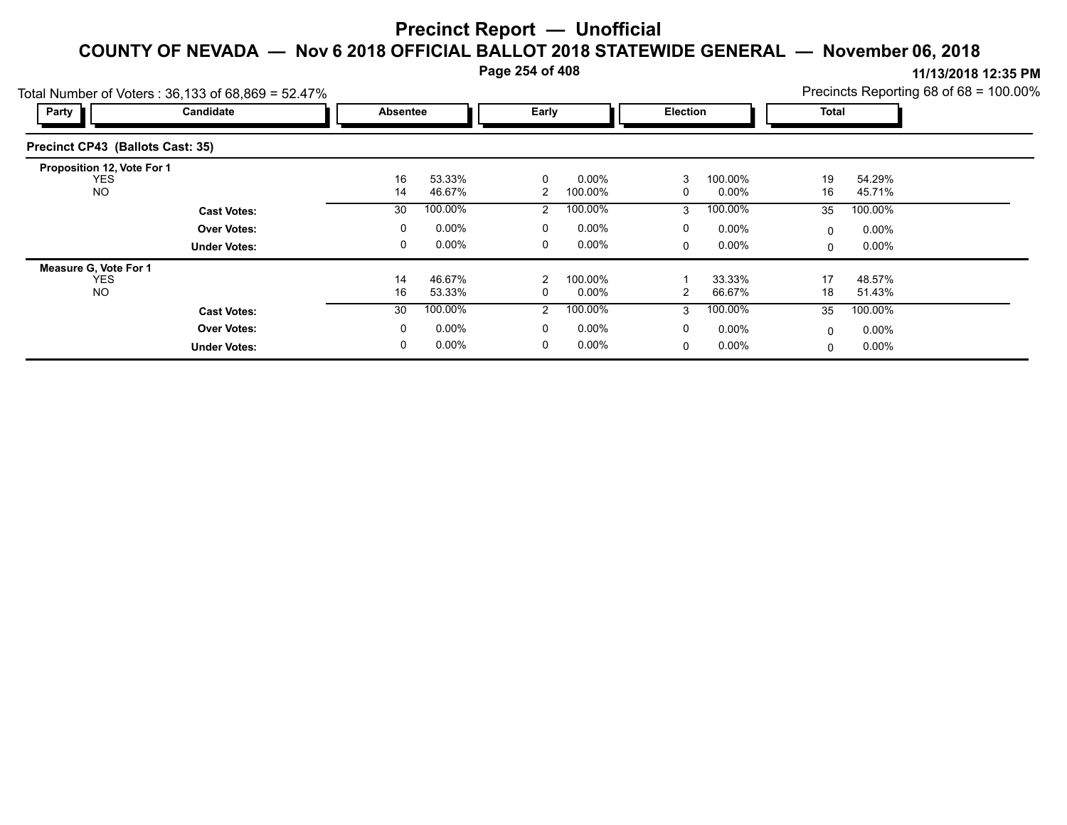# Precinct Report — Unofficial

## COUNTY OF NEVADA — Nov 6 2018 OFFICIAL BALLOT 2018 STATEWIDE GENERAL — November 06, 2018

11/13/2018 12:35 PM

Total Number of Voters : 36,133 of 68,869 = 52.47%

Precincts Reporting 68 of 68 = 100.00%

### Precinct CP43 (Ballots Cast: 35)

| Party | Candidate | Absentee | | Early | | Election | | Total | |
|---|---|---|---|---|---|---|---|---|---|
| **Proposition 12, Vote For 1** | | | | | | | | | |
| | YES | 16 | 53.33% | 0 | 0.00% | 3 | 100.00% | 19 | 54.29% |
| | NO | 14 | 46.67% | 2 | 100.00% | 0 | 0.00% | 16 | 45.71% |
| | **Cast Votes:** | 30 | 100.00% | 2 | 100.00% | 3 | 100.00% | 35 | 100.00% |
| | **Over Votes:** | 0 | 0.00% | 0 | 0.00% | 0 | 0.00% | 0 | 0.00% |
| | **Under Votes:** | 0 | 0.00% | 0 | 0.00% | 0 | 0.00% | 0 | 0.00% |
| **Measure G, Vote For 1** | | | | | | | | | |
| | YES | 14 | 46.67% | 2 | 100.00% | 1 | 33.33% | 17 | 48.57% |
| | NO | 16 | 53.33% | 0 | 0.00% | 2 | 66.67% | 18 | 51.43% |
| | **Cast Votes:** | 30 | 100.00% | 2 | 100.00% | 3 | 100.00% | 35 | 100.00% |
| | **Over Votes:** | 0 | 0.00% | 0 | 0.00% | 0 | 0.00% | 0 | 0.00% |
| | **Under Votes:** | 0 | 0.00% | 0 | 0.00% | 0 | 0.00% | 0 | 0.00% |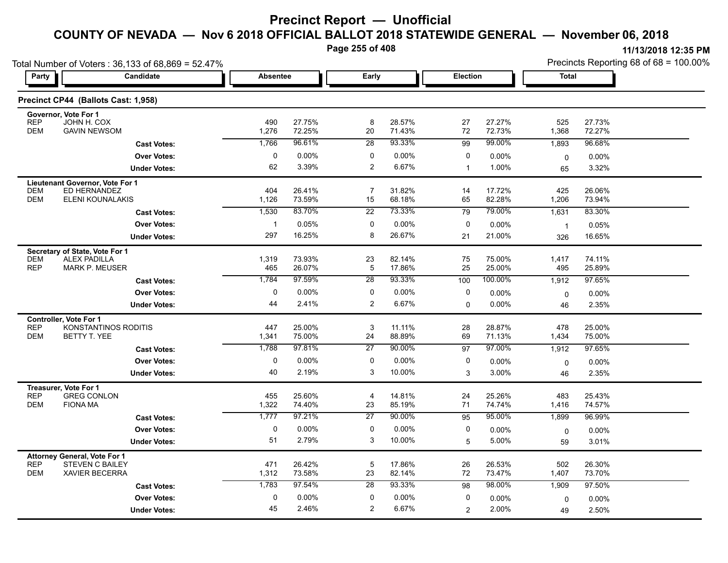# Precinct Report — Unofficial

## COUNTY OF NEVADA — Nov 6 2018 OFFICIAL BALLOT 2018 STATEWIDE GENERAL — November 06, 2018

11/13/2018 12:35 PM

Total Number of Voters : 36,133 of 68,869 = 52.47%

Precincts Reporting 68 of 68 = 100.00%

### Precinct CP44 (Ballots Cast: 1,958)

| Party | Candidate | Absentee | | Early | | Election | | Total | |
|---|---|---|---|---|---|---|---|---|---|
| **Governor, Vote For 1** | | | | | | | | | |
| REP | JOHN H. COX | 490 | 27.75% | 8 | 28.57% | 27 | 27.27% | 525 | 27.73% |
| DEM | GAVIN NEWSOM | 1,276 | 72.25% | 20 | 71.43% | 72 | 72.73% | 1,368 | 72.27% |
| | **Cast Votes:** | 1,766 | 96.61% | 28 | 93.33% | 99 | 99.00% | 1,893 | 96.68% |
| | **Over Votes:** | 0 | 0.00% | 0 | 0.00% | 0 | 0.00% | 0 | 0.00% |
| | **Under Votes:** | 62 | 3.39% | 2 | 6.67% | 1 | 1.00% | 65 | 3.32% |
| **Lieutenant Governor, Vote For 1** | | | | | | | | | |
| DEM | ED HERNANDEZ | 404 | 26.41% | 7 | 31.82% | 14 | 17.72% | 425 | 26.06% |
| DEM | ELENI KOUNALAKIS | 1,126 | 73.59% | 15 | 68.18% | 65 | 82.28% | 1,206 | 73.94% |
| | **Cast Votes:** | 1,530 | 83.70% | 22 | 73.33% | 79 | 79.00% | 1,631 | 83.30% |
| | **Over Votes:** | 1 | 0.05% | 0 | 0.00% | 0 | 0.00% | 1 | 0.05% |
| | **Under Votes:** | 297 | 16.25% | 8 | 26.67% | 21 | 21.00% | 326 | 16.65% |
| **Secretary of State, Vote For 1** | | | | | | | | | |
| DEM | ALEX PADILLA | 1,319 | 73.93% | 23 | 82.14% | 75 | 75.00% | 1,417 | 74.11% |
| REP | MARK P. MEUSER | 465 | 26.07% | 5 | 17.86% | 25 | 25.00% | 495 | 25.89% |
| | **Cast Votes:** | 1,784 | 97.59% | 28 | 93.33% | 100 | 100.00% | 1,912 | 97.65% |
| | **Over Votes:** | 0 | 0.00% | 0 | 0.00% | 0 | 0.00% | 0 | 0.00% |
| | **Under Votes:** | 44 | 2.41% | 2 | 6.67% | 0 | 0.00% | 46 | 2.35% |
| **Controller, Vote For 1** | | | | | | | | | |
| REP | KONSTANTINOS RODITIS | 447 | 25.00% | 3 | 11.11% | 28 | 28.87% | 478 | 25.00% |
| DEM | BETTY T. YEE | 1,341 | 75.00% | 24 | 88.89% | 69 | 71.13% | 1,434 | 75.00% |
| | **Cast Votes:** | 1,788 | 97.81% | 27 | 90.00% | 97 | 97.00% | 1,912 | 97.65% |
| | **Over Votes:** | 0 | 0.00% | 0 | 0.00% | 0 | 0.00% | 0 | 0.00% |
| | **Under Votes:** | 40 | 2.19% | 3 | 10.00% | 3 | 3.00% | 46 | 2.35% |
| **Treasurer, Vote For 1** | | | | | | | | | |
| REP | GREG CONLON | 455 | 25.60% | 4 | 14.81% | 24 | 25.26% | 483 | 25.43% |
| DEM | FIONA MA | 1,322 | 74.40% | 23 | 85.19% | 71 | 74.74% | 1,416 | 74.57% |
| | **Cast Votes:** | 1,777 | 97.21% | 27 | 90.00% | 95 | 95.00% | 1,899 | 96.99% |
| | **Over Votes:** | 0 | 0.00% | 0 | 0.00% | 0 | 0.00% | 0 | 0.00% |
| | **Under Votes:** | 51 | 2.79% | 3 | 10.00% | 5 | 5.00% | 59 | 3.01% |
| **Attorney General, Vote For 1** | | | | | | | | | |
| REP | STEVEN C BAILEY | 471 | 26.42% | 5 | 17.86% | 26 | 26.53% | 502 | 26.30% |
| DEM | XAVIER BECERRA | 1,312 | 73.58% | 23 | 82.14% | 72 | 73.47% | 1,407 | 73.70% |
| | **Cast Votes:** | 1,783 | 97.54% | 28 | 93.33% | 98 | 98.00% | 1,909 | 97.50% |
| | **Over Votes:** | 0 | 0.00% | 0 | 0.00% | 0 | 0.00% | 0 | 0.00% |
| | **Under Votes:** | 45 | 2.46% | 2 | 6.67% | 2 | 2.00% | 49 | 2.50% |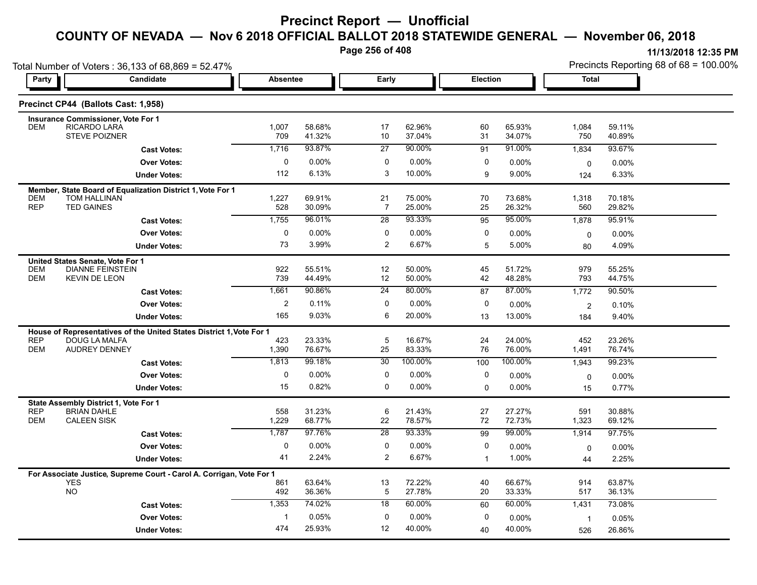# Precinct Report — Unofficial

## COUNTY OF NEVADA — Nov 6 2018 OFFICIAL BALLOT 2018 STATEWIDE GENERAL — November 06, 2018

11/13/2018 12:35 PM

Total Number of Voters : 36,133 of 68,869 = 52.47%

Precincts Reporting 68 of 68 = 100.00%

### Precinct CP44 (Ballots Cast: 1,958)

| Party | Candidate | Absentee | | Early | | Election | | Total | |
|---|---|---|---|---|---|---|---|---|---|
| **Insurance Commissioner, Vote For 1** | | | | | | | | | |
| DEM | RICARDO LARA | 1,007 | 58.68% | 17 | 62.96% | 60 | 65.93% | 1,084 | 59.11% |
| | STEVE POIZNER | 709 | 41.32% | 10 | 37.04% | 31 | 34.07% | 750 | 40.89% |
| | **Cast Votes:** | 1,716 | 93.87% | 27 | 90.00% | 91 | 91.00% | 1,834 | 93.67% |
| | **Over Votes:** | 0 | 0.00% | 0 | 0.00% | 0 | 0.00% | 0 | 0.00% |
| | **Under Votes:** | 112 | 6.13% | 3 | 10.00% | 9 | 9.00% | 124 | 6.33% |
| **Member, State Board of Equalization District 1, Vote For 1** | | | | | | | | | |
| DEM | TOM HALLINAN | 1,227 | 69.91% | 21 | 75.00% | 70 | 73.68% | 1,318 | 70.18% |
| REP | TED GAINES | 528 | 30.09% | 7 | 25.00% | 25 | 26.32% | 560 | 29.82% |
| | **Cast Votes:** | 1,755 | 96.01% | 28 | 93.33% | 95 | 95.00% | 1,878 | 95.91% |
| | **Over Votes:** | 0 | 0.00% | 0 | 0.00% | 0 | 0.00% | 0 | 0.00% |
| | **Under Votes:** | 73 | 3.99% | 2 | 6.67% | 5 | 5.00% | 80 | 4.09% |
| **United States Senate, Vote For 1** | | | | | | | | | |
| DEM | DIANNE FEINSTEIN | 922 | 55.51% | 12 | 50.00% | 45 | 51.72% | 979 | 55.25% |
| DEM | KEVIN DE LEON | 739 | 44.49% | 12 | 50.00% | 42 | 48.28% | 793 | 44.75% |
| | **Cast Votes:** | 1,661 | 90.86% | 24 | 80.00% | 87 | 87.00% | 1,772 | 90.50% |
| | **Over Votes:** | 2 | 0.11% | 0 | 0.00% | 0 | 0.00% | 2 | 0.10% |
| | **Under Votes:** | 165 | 9.03% | 6 | 20.00% | 13 | 13.00% | 184 | 9.40% |
| **House of Representatives of the United States District 1, Vote For 1** | | | | | | | | | |
| REP | DOUG LA MALFA | 423 | 23.33% | 5 | 16.67% | 24 | 24.00% | 452 | 23.26% |
| DEM | AUDREY DENNEY | 1,390 | 76.67% | 25 | 83.33% | 76 | 76.00% | 1,491 | 76.74% |
| | **Cast Votes:** | 1,813 | 99.18% | 30 | 100.00% | 100 | 100.00% | 1,943 | 99.23% |
| | **Over Votes:** | 0 | 0.00% | 0 | 0.00% | 0 | 0.00% | 0 | 0.00% |
| | **Under Votes:** | 15 | 0.82% | 0 | 0.00% | 0 | 0.00% | 15 | 0.77% |
| **State Assembly District 1, Vote For 1** | | | | | | | | | |
| REP | BRIAN DAHLE | 558 | 31.23% | 6 | 21.43% | 27 | 27.27% | 591 | 30.88% |
| DEM | CALEEN SISK | 1,229 | 68.77% | 22 | 78.57% | 72 | 72.73% | 1,323 | 69.12% |
| | **Cast Votes:** | 1,787 | 97.76% | 28 | 93.33% | 99 | 99.00% | 1,914 | 97.75% |
| | **Over Votes:** | 0 | 0.00% | 0 | 0.00% | 0 | 0.00% | 0 | 0.00% |
| | **Under Votes:** | 41 | 2.24% | 2 | 6.67% | 1 | 1.00% | 44 | 2.25% |
| **For Associate Justice, Supreme Court - Carol A. Corrigan, Vote For 1** | | | | | | | | | |
| | YES | 861 | 63.64% | 13 | 72.22% | 40 | 66.67% | 914 | 63.87% |
| | NO | 492 | 36.36% | 5 | 27.78% | 20 | 33.33% | 517 | 36.13% |
| | **Cast Votes:** | 1,353 | 74.02% | 18 | 60.00% | 60 | 60.00% | 1,431 | 73.08% |
| | **Over Votes:** | 1 | 0.05% | 0 | 0.00% | 0 | 0.00% | 1 | 0.05% |
| | **Under Votes:** | 474 | 25.93% | 12 | 40.00% | 40 | 40.00% | 526 | 26.86% |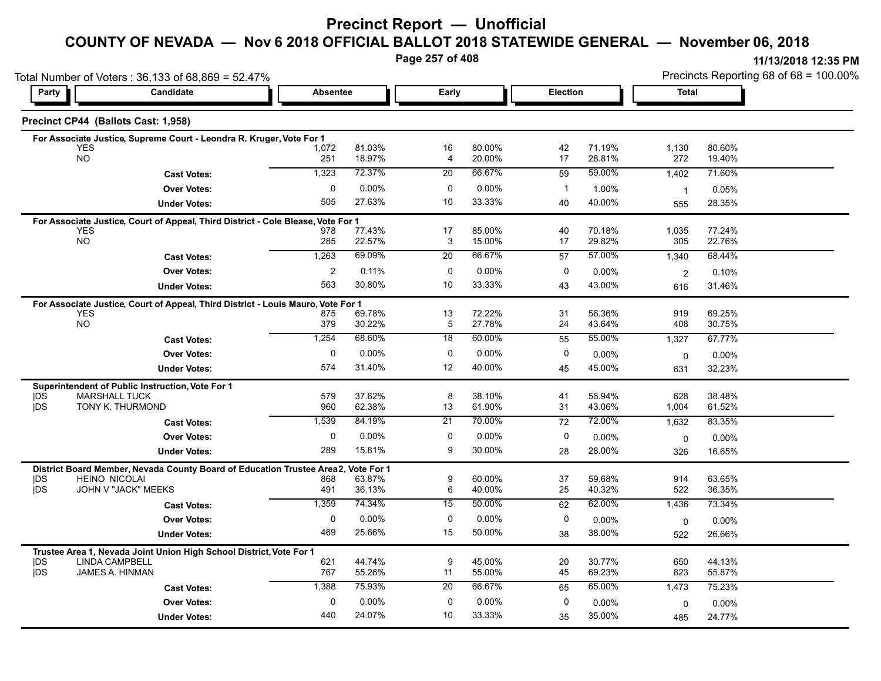# Precinct Report — Unofficial

## COUNTY OF NEVADA — Nov 6 2018 OFFICIAL BALLOT 2018 STATEWIDE GENERAL — November 06, 2018

11/13/2018 12:35 PM

Total Number of Voters : 36,133 of 68,869 = 52.47%

Precincts Reporting 68 of 68 = 100.00%

### Precinct CP44 (Ballots Cast: 1,958)

| Party | Candidate | Absentee | | Early | | Election | | Total | |
|---|---|---|---|---|---|---|---|---|---|
| | **For Associate Justice, Supreme Court - Leondra R. Kruger, Vote For 1** | | | | | | | | |
| | YES | 1,072 | 81.03% | 16 | 80.00% | 42 | 71.19% | 1,130 | 80.60% |
| | NO | 251 | 18.97% | 4 | 20.00% | 17 | 28.81% | 272 | 19.40% |
| | **Cast Votes:** | 1,323 | 72.37% | 20 | 66.67% | 59 | 59.00% | 1,402 | 71.60% |
| | **Over Votes:** | 0 | 0.00% | 0 | 0.00% | 1 | 1.00% | 1 | 0.05% |
| | **Under Votes:** | 505 | 27.63% | 10 | 33.33% | 40 | 40.00% | 555 | 28.35% |
| | **For Associate Justice, Court of Appeal, Third District - Cole Blease, Vote For 1** | | | | | | | | |
| | YES | 978 | 77.43% | 17 | 85.00% | 40 | 70.18% | 1,035 | 77.24% |
| | NO | 285 | 22.57% | 3 | 15.00% | 17 | 29.82% | 305 | 22.76% |
| | **Cast Votes:** | 1,263 | 69.09% | 20 | 66.67% | 57 | 57.00% | 1,340 | 68.44% |
| | **Over Votes:** | 2 | 0.11% | 0 | 0.00% | 0 | 0.00% | 2 | 0.10% |
| | **Under Votes:** | 563 | 30.80% | 10 | 33.33% | 43 | 43.00% | 616 | 31.46% |
| | **For Associate Justice, Court of Appeal, Third District - Louis Mauro, Vote For 1** | | | | | | | | |
| | YES | 875 | 69.78% | 13 | 72.22% | 31 | 56.36% | 919 | 69.25% |
| | NO | 379 | 30.22% | 5 | 27.78% | 24 | 43.64% | 408 | 30.75% |
| | **Cast Votes:** | 1,254 | 68.60% | 18 | 60.00% | 55 | 55.00% | 1,327 | 67.77% |
| | **Over Votes:** | 0 | 0.00% | 0 | 0.00% | 0 | 0.00% | 0 | 0.00% |
| | **Under Votes:** | 574 | 31.40% | 12 | 40.00% | 45 | 45.00% | 631 | 32.23% |
| | **Superintendent of Public Instruction, Vote For 1** | | | | | | | | |
| DS | MARSHALL TUCK | 579 | 37.62% | 8 | 38.10% | 41 | 56.94% | 628 | 38.48% |
| DS | TONY K. THURMOND | 960 | 62.38% | 13 | 61.90% | 31 | 43.06% | 1,004 | 61.52% |
| | **Cast Votes:** | 1,539 | 84.19% | 21 | 70.00% | 72 | 72.00% | 1,632 | 83.35% |
| | **Over Votes:** | 0 | 0.00% | 0 | 0.00% | 0 | 0.00% | 0 | 0.00% |
| | **Under Votes:** | 289 | 15.81% | 9 | 30.00% | 28 | 28.00% | 326 | 16.65% |
| | **District Board Member, Nevada County Board of Education Trustee Area 2, Vote For 1** | | | | | | | | |
| DS | HEINO NICOLAI | 868 | 63.87% | 9 | 60.00% | 37 | 59.68% | 914 | 63.65% |
| DS | JOHN V "JACK" MEEKS | 491 | 36.13% | 6 | 40.00% | 25 | 40.32% | 522 | 36.35% |
| | **Cast Votes:** | 1,359 | 74.34% | 15 | 50.00% | 62 | 62.00% | 1,436 | 73.34% |
| | **Over Votes:** | 0 | 0.00% | 0 | 0.00% | 0 | 0.00% | 0 | 0.00% |
| | **Under Votes:** | 469 | 25.66% | 15 | 50.00% | 38 | 38.00% | 522 | 26.66% |
| | **Trustee Area 1, Nevada Joint Union High School District, Vote For 1** | | | | | | | | |
| DS | LINDA CAMPBELL | 621 | 44.74% | 9 | 45.00% | 20 | 30.77% | 650 | 44.13% |
| DS | JAMES A. HINMAN | 767 | 55.26% | 11 | 55.00% | 45 | 69.23% | 823 | 55.87% |
| | **Cast Votes:** | 1,388 | 75.93% | 20 | 66.67% | 65 | 65.00% | 1,473 | 75.23% |
| | **Over Votes:** | 0 | 0.00% | 0 | 0.00% | 0 | 0.00% | 0 | 0.00% |
| | **Under Votes:** | 440 | 24.07% | 10 | 33.33% | 35 | 35.00% | 485 | 24.77% |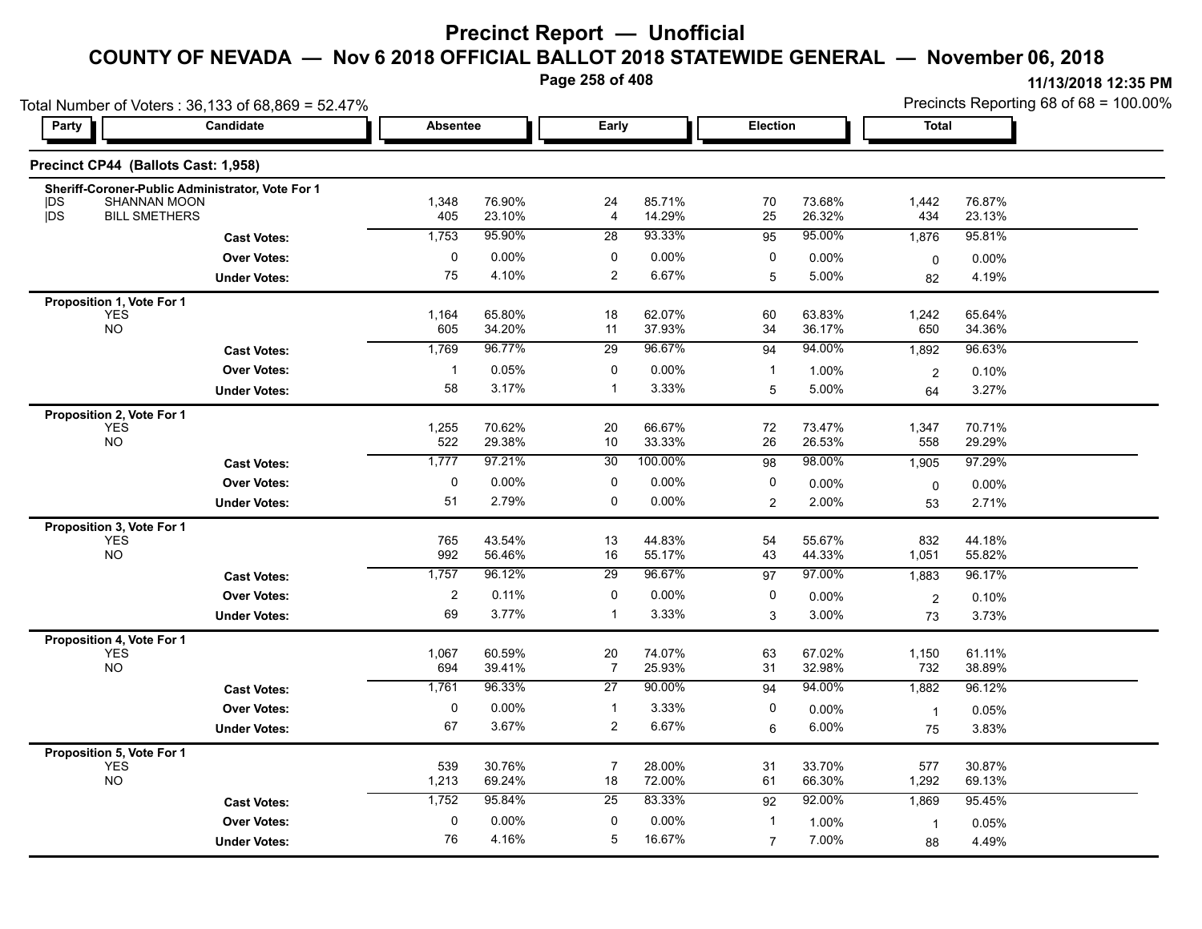# Precinct Report — Unofficial

## COUNTY OF NEVADA — Nov 6 2018 OFFICIAL BALLOT 2018 STATEWIDE GENERAL — November 06, 2018

11/13/2018 12:35 PM

Total Number of Voters : 36,133 of 68,869 = 52.47%

Precincts Reporting 68 of 68 = 100.00%

### Precinct CP44 (Ballots Cast: 1,958)

| Party | Candidate | Absentee | | Early | | Election | | Total | |
|---|---|---|---|---|---|---|---|---|---|
| **Sheriff-Coroner-Public Administrator, Vote For 1** | | | | | | | | | |
| DS | SHANNAN MOON | 1,348 | 76.90% | 24 | 85.71% | 70 | 73.68% | 1,442 | 76.87% |
| DS | BILL SMETHERS | 405 | 23.10% | 4 | 14.29% | 25 | 26.32% | 434 | 23.13% |
| | **Cast Votes:** | 1,753 | 95.90% | 28 | 93.33% | 95 | 95.00% | 1,876 | 95.81% |
| | **Over Votes:** | 0 | 0.00% | 0 | 0.00% | 0 | 0.00% | 0 | 0.00% |
| | **Under Votes:** | 75 | 4.10% | 2 | 6.67% | 5 | 5.00% | 82 | 4.19% |
| **Proposition 1, Vote For 1** | | | | | | | | | |
| | YES | 1,164 | 65.80% | 18 | 62.07% | 60 | 63.83% | 1,242 | 65.64% |
| | NO | 605 | 34.20% | 11 | 37.93% | 34 | 36.17% | 650 | 34.36% |
| | **Cast Votes:** | 1,769 | 96.77% | 29 | 96.67% | 94 | 94.00% | 1,892 | 96.63% |
| | **Over Votes:** | 1 | 0.05% | 0 | 0.00% | 1 | 1.00% | 2 | 0.10% |
| | **Under Votes:** | 58 | 3.17% | 1 | 3.33% | 5 | 5.00% | 64 | 3.27% |
| **Proposition 2, Vote For 1** | | | | | | | | | |
| | YES | 1,255 | 70.62% | 20 | 66.67% | 72 | 73.47% | 1,347 | 70.71% |
| | NO | 522 | 29.38% | 10 | 33.33% | 26 | 26.53% | 558 | 29.29% |
| | **Cast Votes:** | 1,777 | 97.21% | 30 | 100.00% | 98 | 98.00% | 1,905 | 97.29% |
| | **Over Votes:** | 0 | 0.00% | 0 | 0.00% | 0 | 0.00% | 0 | 0.00% |
| | **Under Votes:** | 51 | 2.79% | 0 | 0.00% | 2 | 2.00% | 53 | 2.71% |
| **Proposition 3, Vote For 1** | | | | | | | | | |
| | YES | 765 | 43.54% | 13 | 44.83% | 54 | 55.67% | 832 | 44.18% |
| | NO | 992 | 56.46% | 16 | 55.17% | 43 | 44.33% | 1,051 | 55.82% |
| | **Cast Votes:** | 1,757 | 96.12% | 29 | 96.67% | 97 | 97.00% | 1,883 | 96.17% |
| | **Over Votes:** | 2 | 0.11% | 0 | 0.00% | 0 | 0.00% | 2 | 0.10% |
| | **Under Votes:** | 69 | 3.77% | 1 | 3.33% | 3 | 3.00% | 73 | 3.73% |
| **Proposition 4, Vote For 1** | | | | | | | | | |
| | YES | 1,067 | 60.59% | 20 | 74.07% | 63 | 67.02% | 1,150 | 61.11% |
| | NO | 694 | 39.41% | 7 | 25.93% | 31 | 32.98% | 732 | 38.89% |
| | **Cast Votes:** | 1,761 | 96.33% | 27 | 90.00% | 94 | 94.00% | 1,882 | 96.12% |
| | **Over Votes:** | 0 | 0.00% | 1 | 3.33% | 0 | 0.00% | 1 | 0.05% |
| | **Under Votes:** | 67 | 3.67% | 2 | 6.67% | 6 | 6.00% | 75 | 3.83% |
| **Proposition 5, Vote For 1** | | | | | | | | | |
| | YES | 539 | 30.76% | 7 | 28.00% | 31 | 33.70% | 577 | 30.87% |
| | NO | 1,213 | 69.24% | 18 | 72.00% | 61 | 66.30% | 1,292 | 69.13% |
| | **Cast Votes:** | 1,752 | 95.84% | 25 | 83.33% | 92 | 92.00% | 1,869 | 95.45% |
| | **Over Votes:** | 0 | 0.00% | 0 | 0.00% | 1 | 1.00% | 1 | 0.05% |
| | **Under Votes:** | 76 | 4.16% | 5 | 16.67% | 7 | 7.00% | 88 | 4.49% |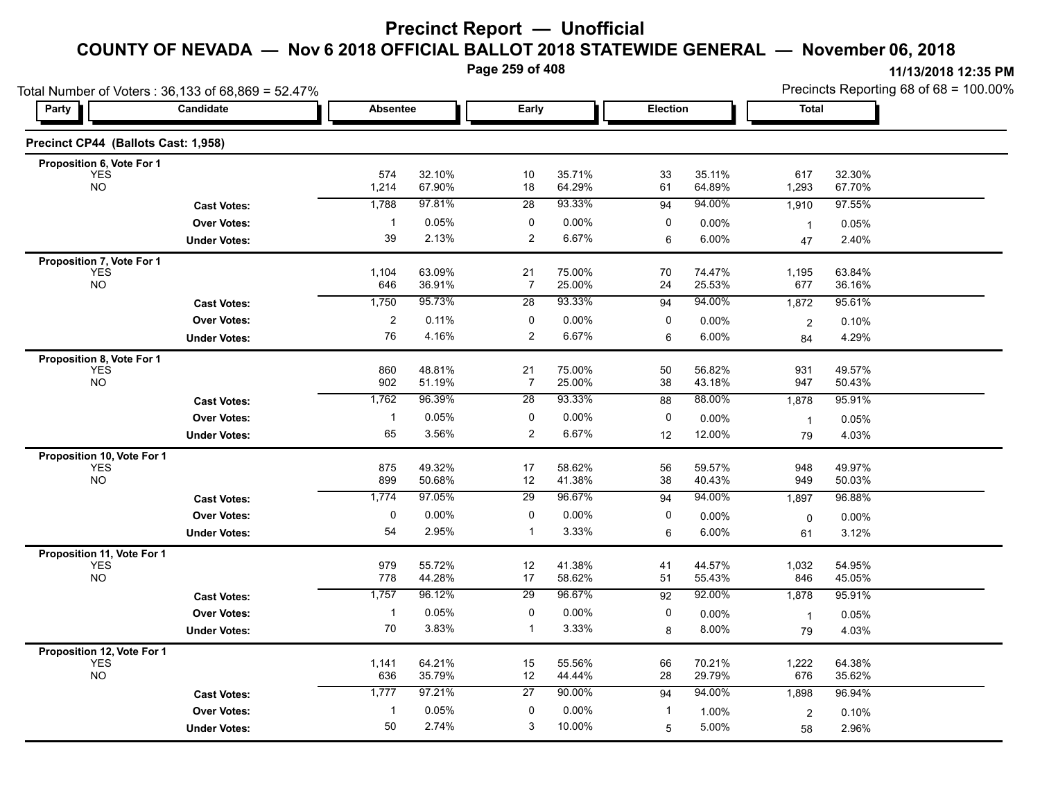# Precinct Report — Unofficial

## COUNTY OF NEVADA — Nov 6 2018 OFFICIAL BALLOT 2018 STATEWIDE GENERAL — November 06, 2018

11/13/2018 12:35 PM

Total Number of Voters : 36,133 of 68,869 = 52.47%

Precincts Reporting 68 of 68 = 100.00%

### Precinct CP44 (Ballots Cast: 1,958)

| Party | Candidate | Absentee | | Early | | Election | | Total | |
|---|---|---|---|---|---|---|---|---|---|
| **Proposition 6, Vote For 1** | | | | | | | | | |
| YES | | 574 | 32.10% | 10 | 35.71% | 33 | 35.11% | 617 | 32.30% |
| NO | | 1,214 | 67.90% | 18 | 64.29% | 61 | 64.89% | 1,293 | 67.70% |
| | **Cast Votes:** | 1,788 | 97.81% | 28 | 93.33% | 94 | 94.00% | 1,910 | 97.55% |
| | **Over Votes:** | 1 | 0.05% | 0 | 0.00% | 0 | 0.00% | 1 | 0.05% |
| | **Under Votes:** | 39 | 2.13% | 2 | 6.67% | 6 | 6.00% | 47 | 2.40% |
| **Proposition 7, Vote For 1** | | | | | | | | | |
| YES | | 1,104 | 63.09% | 21 | 75.00% | 70 | 74.47% | 1,195 | 63.84% |
| NO | | 646 | 36.91% | 7 | 25.00% | 24 | 25.53% | 677 | 36.16% |
| | **Cast Votes:** | 1,750 | 95.73% | 28 | 93.33% | 94 | 94.00% | 1,872 | 95.61% |
| | **Over Votes:** | 2 | 0.11% | 0 | 0.00% | 0 | 0.00% | 2 | 0.10% |
| | **Under Votes:** | 76 | 4.16% | 2 | 6.67% | 6 | 6.00% | 84 | 4.29% |
| **Proposition 8, Vote For 1** | | | | | | | | | |
| YES | | 860 | 48.81% | 21 | 75.00% | 50 | 56.82% | 931 | 49.57% |
| NO | | 902 | 51.19% | 7 | 25.00% | 38 | 43.18% | 947 | 50.43% |
| | **Cast Votes:** | 1,762 | 96.39% | 28 | 93.33% | 88 | 88.00% | 1,878 | 95.91% |
| | **Over Votes:** | 1 | 0.05% | 0 | 0.00% | 0 | 0.00% | 1 | 0.05% |
| | **Under Votes:** | 65 | 3.56% | 2 | 6.67% | 12 | 12.00% | 79 | 4.03% |
| **Proposition 10, Vote For 1** | | | | | | | | | |
| YES | | 875 | 49.32% | 17 | 58.62% | 56 | 59.57% | 948 | 49.97% |
| NO | | 899 | 50.68% | 12 | 41.38% | 38 | 40.43% | 949 | 50.03% |
| | **Cast Votes:** | 1,774 | 97.05% | 29 | 96.67% | 94 | 94.00% | 1,897 | 96.88% |
| | **Over Votes:** | 0 | 0.00% | 0 | 0.00% | 0 | 0.00% | 0 | 0.00% |
| | **Under Votes:** | 54 | 2.95% | 1 | 3.33% | 6 | 6.00% | 61 | 3.12% |
| **Proposition 11, Vote For 1** | | | | | | | | | |
| YES | | 979 | 55.72% | 12 | 41.38% | 41 | 44.57% | 1,032 | 54.95% |
| NO | | 778 | 44.28% | 17 | 58.62% | 51 | 55.43% | 846 | 45.05% |
| | **Cast Votes:** | 1,757 | 96.12% | 29 | 96.67% | 92 | 92.00% | 1,878 | 95.91% |
| | **Over Votes:** | 1 | 0.05% | 0 | 0.00% | 0 | 0.00% | 1 | 0.05% |
| | **Under Votes:** | 70 | 3.83% | 1 | 3.33% | 8 | 8.00% | 79 | 4.03% |
| **Proposition 12, Vote For 1** | | | | | | | | | |
| YES | | 1,141 | 64.21% | 15 | 55.56% | 66 | 70.21% | 1,222 | 64.38% |
| NO | | 636 | 35.79% | 12 | 44.44% | 28 | 29.79% | 676 | 35.62% |
| | **Cast Votes:** | 1,777 | 97.21% | 27 | 90.00% | 94 | 94.00% | 1,898 | 96.94% |
| | **Over Votes:** | 1 | 0.05% | 0 | 0.00% | 1 | 1.00% | 2 | 0.10% |
| | **Under Votes:** | 50 | 2.74% | 3 | 10.00% | 5 | 5.00% | 58 | 2.96% |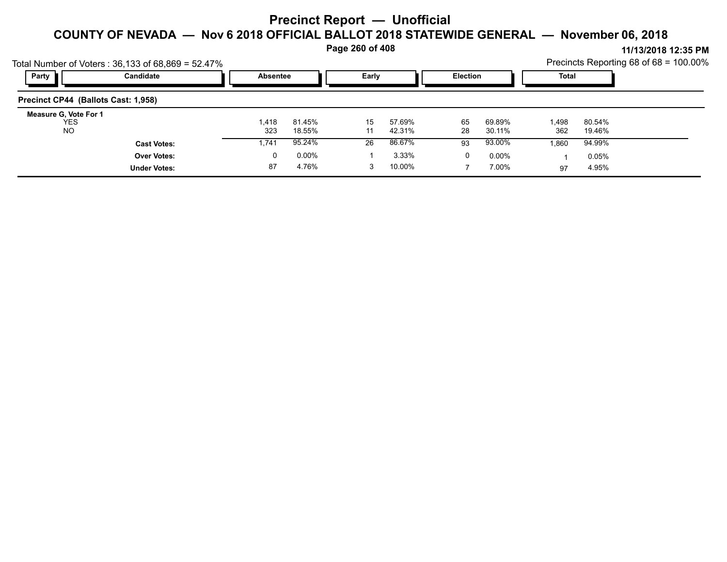# Precinct Report — Unofficial

## COUNTY OF NEVADA — Nov 6 2018 OFFICIAL BALLOT 2018 STATEWIDE GENERAL — November 06, 2018

11/13/2018 12:35 PM

Total Number of Voters : 36,133 of 68,869 = 52.47%

Precincts Reporting 68 of 68 = 100.00%

| Party | Candidate | Absentee | | Early | | Election | | Total | |
|---|---|---|---|---|---|---|---|---|---|
| **Precinct CP44 (Ballots Cast: 1,958)** | | | | | | | | | |
| **Measure G, Vote For 1** | | | | | | | | | |
| | YES | 1,418 | 81.45% | 15 | 57.69% | 65 | 69.89% | 1,498 | 80.54% |
| | NO | 323 | 18.55% | 11 | 42.31% | 28 | 30.11% | 362 | 19.46% |
| | **Cast Votes:** | 1,741 | 95.24% | 26 | 86.67% | 93 | 93.00% | 1,860 | 94.99% |
| | **Over Votes:** | 0 | 0.00% | 1 | 3.33% | 0 | 0.00% | 1 | 0.05% |
| | **Under Votes:** | 87 | 4.76% | 3 | 10.00% | 7 | 7.00% | 97 | 4.95% |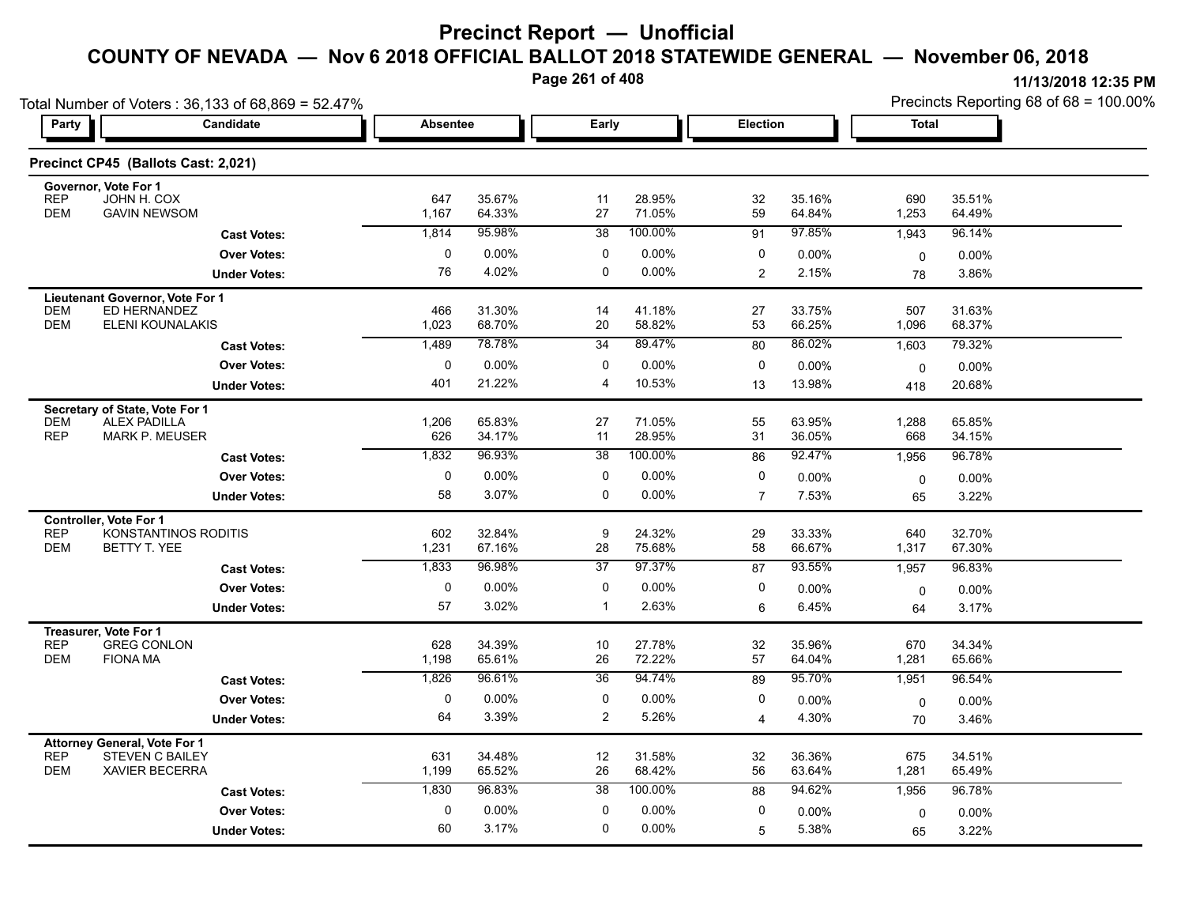# Precinct Report — Unofficial

## COUNTY OF NEVADA — Nov 6 2018 OFFICIAL BALLOT 2018 STATEWIDE GENERAL — November 06, 2018

11/13/2018 12:35 PM

Total Number of Voters : 36,133 of 68,869 = 52.47%

Precincts Reporting 68 of 68 = 100.00%

### Precinct CP45 (Ballots Cast: 2,021)

| Party | Candidate | Absentee | | Early | | Election | | Total | |
|---|---|---|---|---|---|---|---|---|---|
| **Governor, Vote For 1** | | | | | | | | | |
| REP | JOHN H. COX | 647 | 35.67% | 11 | 28.95% | 32 | 35.16% | 690 | 35.51% |
| DEM | GAVIN NEWSOM | 1,167 | 64.33% | 27 | 71.05% | 59 | 64.84% | 1,253 | 64.49% |
| | **Cast Votes:** | 1,814 | 95.98% | 38 | 100.00% | 91 | 97.85% | 1,943 | 96.14% |
| | **Over Votes:** | 0 | 0.00% | 0 | 0.00% | 0 | 0.00% | 0 | 0.00% |
| | **Under Votes:** | 76 | 4.02% | 0 | 0.00% | 2 | 2.15% | 78 | 3.86% |
| **Lieutenant Governor, Vote For 1** | | | | | | | | | |
| DEM | ED HERNANDEZ | 466 | 31.30% | 14 | 41.18% | 27 | 33.75% | 507 | 31.63% |
| DEM | ELENI KOUNALAKIS | 1,023 | 68.70% | 20 | 58.82% | 53 | 66.25% | 1,096 | 68.37% |
| | **Cast Votes:** | 1,489 | 78.78% | 34 | 89.47% | 80 | 86.02% | 1,603 | 79.32% |
| | **Over Votes:** | 0 | 0.00% | 0 | 0.00% | 0 | 0.00% | 0 | 0.00% |
| | **Under Votes:** | 401 | 21.22% | 4 | 10.53% | 13 | 13.98% | 418 | 20.68% |
| **Secretary of State, Vote For 1** | | | | | | | | | |
| DEM | ALEX PADILLA | 1,206 | 65.83% | 27 | 71.05% | 55 | 63.95% | 1,288 | 65.85% |
| REP | MARK P. MEUSER | 626 | 34.17% | 11 | 28.95% | 31 | 36.05% | 668 | 34.15% |
| | **Cast Votes:** | 1,832 | 96.93% | 38 | 100.00% | 86 | 92.47% | 1,956 | 96.78% |
| | **Over Votes:** | 0 | 0.00% | 0 | 0.00% | 0 | 0.00% | 0 | 0.00% |
| | **Under Votes:** | 58 | 3.07% | 0 | 0.00% | 7 | 7.53% | 65 | 3.22% |
| **Controller, Vote For 1** | | | | | | | | | |
| REP | KONSTANTINOS RODITIS | 602 | 32.84% | 9 | 24.32% | 29 | 33.33% | 640 | 32.70% |
| DEM | BETTY T. YEE | 1,231 | 67.16% | 28 | 75.68% | 58 | 66.67% | 1,317 | 67.30% |
| | **Cast Votes:** | 1,833 | 96.98% | 37 | 97.37% | 87 | 93.55% | 1,957 | 96.83% |
| | **Over Votes:** | 0 | 0.00% | 0 | 0.00% | 0 | 0.00% | 0 | 0.00% |
| | **Under Votes:** | 57 | 3.02% | 1 | 2.63% | 6 | 6.45% | 64 | 3.17% |
| **Treasurer, Vote For 1** | | | | | | | | | |
| REP | GREG CONLON | 628 | 34.39% | 10 | 27.78% | 32 | 35.96% | 670 | 34.34% |
| DEM | FIONA MA | 1,198 | 65.61% | 26 | 72.22% | 57 | 64.04% | 1,281 | 65.66% |
| | **Cast Votes:** | 1,826 | 96.61% | 36 | 94.74% | 89 | 95.70% | 1,951 | 96.54% |
| | **Over Votes:** | 0 | 0.00% | 0 | 0.00% | 0 | 0.00% | 0 | 0.00% |
| | **Under Votes:** | 64 | 3.39% | 2 | 5.26% | 4 | 4.30% | 70 | 3.46% |
| **Attorney General, Vote For 1** | | | | | | | | | |
| REP | STEVEN C BAILEY | 631 | 34.48% | 12 | 31.58% | 32 | 36.36% | 675 | 34.51% |
| DEM | XAVIER BECERRA | 1,199 | 65.52% | 26 | 68.42% | 56 | 63.64% | 1,281 | 65.49% |
| | **Cast Votes:** | 1,830 | 96.83% | 38 | 100.00% | 88 | 94.62% | 1,956 | 96.78% |
| | **Over Votes:** | 0 | 0.00% | 0 | 0.00% | 0 | 0.00% | 0 | 0.00% |
| | **Under Votes:** | 60 | 3.17% | 0 | 0.00% | 5 | 5.38% | 65 | 3.22% |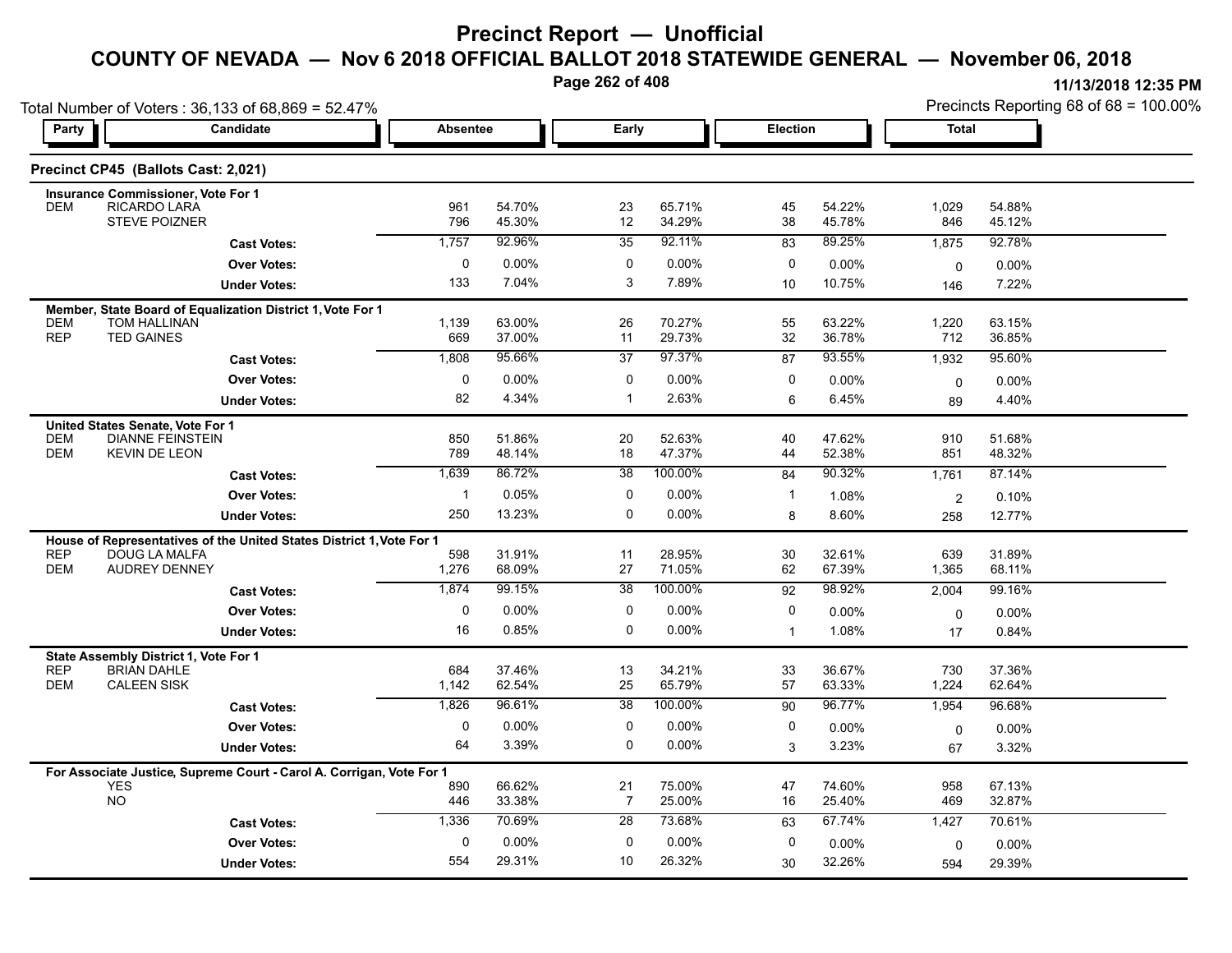# Precinct Report — Unofficial

## COUNTY OF NEVADA — Nov 6 2018 OFFICIAL BALLOT 2018 STATEWIDE GENERAL — November 06, 2018

11/13/2018 12:35 PM

Total Number of Voters : 36,133 of 68,869 = 52.47%

Precincts Reporting 68 of 68 = 100.00%

### Precinct CP45 (Ballots Cast: 2,021)

| Party | Candidate | Absentee | | Early | | Election | | Total | |
|---|---|---|---|---|---|---|---|---|---|
| **Insurance Commissioner, Vote For 1** | | | | | | | | | |
| DEM | RICARDO LARA | 961 | 54.70% | 23 | 65.71% | 45 | 54.22% | 1,029 | 54.88% |
| | STEVE POIZNER | 796 | 45.30% | 12 | 34.29% | 38 | 45.78% | 846 | 45.12% |
| | **Cast Votes:** | 1,757 | 92.96% | 35 | 92.11% | 83 | 89.25% | 1,875 | 92.78% |
| | **Over Votes:** | 0 | 0.00% | 0 | 0.00% | 0 | 0.00% | 0 | 0.00% |
| | **Under Votes:** | 133 | 7.04% | 3 | 7.89% | 10 | 10.75% | 146 | 7.22% |
| **Member, State Board of Equalization District 1, Vote For 1** | | | | | | | | | |
| DEM | TOM HALLINAN | 1,139 | 63.00% | 26 | 70.27% | 55 | 63.22% | 1,220 | 63.15% |
| REP | TED GAINES | 669 | 37.00% | 11 | 29.73% | 32 | 36.78% | 712 | 36.85% |
| | **Cast Votes:** | 1,808 | 95.66% | 37 | 97.37% | 87 | 93.55% | 1,932 | 95.60% |
| | **Over Votes:** | 0 | 0.00% | 0 | 0.00% | 0 | 0.00% | 0 | 0.00% |
| | **Under Votes:** | 82 | 4.34% | 1 | 2.63% | 6 | 6.45% | 89 | 4.40% |
| **United States Senate, Vote For 1** | | | | | | | | | |
| DEM | DIANNE FEINSTEIN | 850 | 51.86% | 20 | 52.63% | 40 | 47.62% | 910 | 51.68% |
| DEM | KEVIN DE LEON | 789 | 48.14% | 18 | 47.37% | 44 | 52.38% | 851 | 48.32% |
| | **Cast Votes:** | 1,639 | 86.72% | 38 | 100.00% | 84 | 90.32% | 1,761 | 87.14% |
| | **Over Votes:** | 1 | 0.05% | 0 | 0.00% | 1 | 1.08% | 2 | 0.10% |
| | **Under Votes:** | 250 | 13.23% | 0 | 0.00% | 8 | 8.60% | 258 | 12.77% |
| **House of Representatives of the United States District 1, Vote For 1** | | | | | | | | | |
| REP | DOUG LA MALFA | 598 | 31.91% | 11 | 28.95% | 30 | 32.61% | 639 | 31.89% |
| DEM | AUDREY DENNEY | 1,276 | 68.09% | 27 | 71.05% | 62 | 67.39% | 1,365 | 68.11% |
| | **Cast Votes:** | 1,874 | 99.15% | 38 | 100.00% | 92 | 98.92% | 2,004 | 99.16% |
| | **Over Votes:** | 0 | 0.00% | 0 | 0.00% | 0 | 0.00% | 0 | 0.00% |
| | **Under Votes:** | 16 | 0.85% | 0 | 0.00% | 1 | 1.08% | 17 | 0.84% |
| **State Assembly District 1, Vote For 1** | | | | | | | | | |
| REP | BRIAN DAHLE | 684 | 37.46% | 13 | 34.21% | 33 | 36.67% | 730 | 37.36% |
| DEM | CALEEN SISK | 1,142 | 62.54% | 25 | 65.79% | 57 | 63.33% | 1,224 | 62.64% |
| | **Cast Votes:** | 1,826 | 96.61% | 38 | 100.00% | 90 | 96.77% | 1,954 | 96.68% |
| | **Over Votes:** | 0 | 0.00% | 0 | 0.00% | 0 | 0.00% | 0 | 0.00% |
| | **Under Votes:** | 64 | 3.39% | 0 | 0.00% | 3 | 3.23% | 67 | 3.32% |
| **For Associate Justice, Supreme Court - Carol A. Corrigan, Vote For 1** | | | | | | | | | |
| | YES | 890 | 66.62% | 21 | 75.00% | 47 | 74.60% | 958 | 67.13% |
| | NO | 446 | 33.38% | 7 | 25.00% | 16 | 25.40% | 469 | 32.87% |
| | **Cast Votes:** | 1,336 | 70.69% | 28 | 73.68% | 63 | 67.74% | 1,427 | 70.61% |
| | **Over Votes:** | 0 | 0.00% | 0 | 0.00% | 0 | 0.00% | 0 | 0.00% |
| | **Under Votes:** | 554 | 29.31% | 10 | 26.32% | 30 | 32.26% | 594 | 29.39% |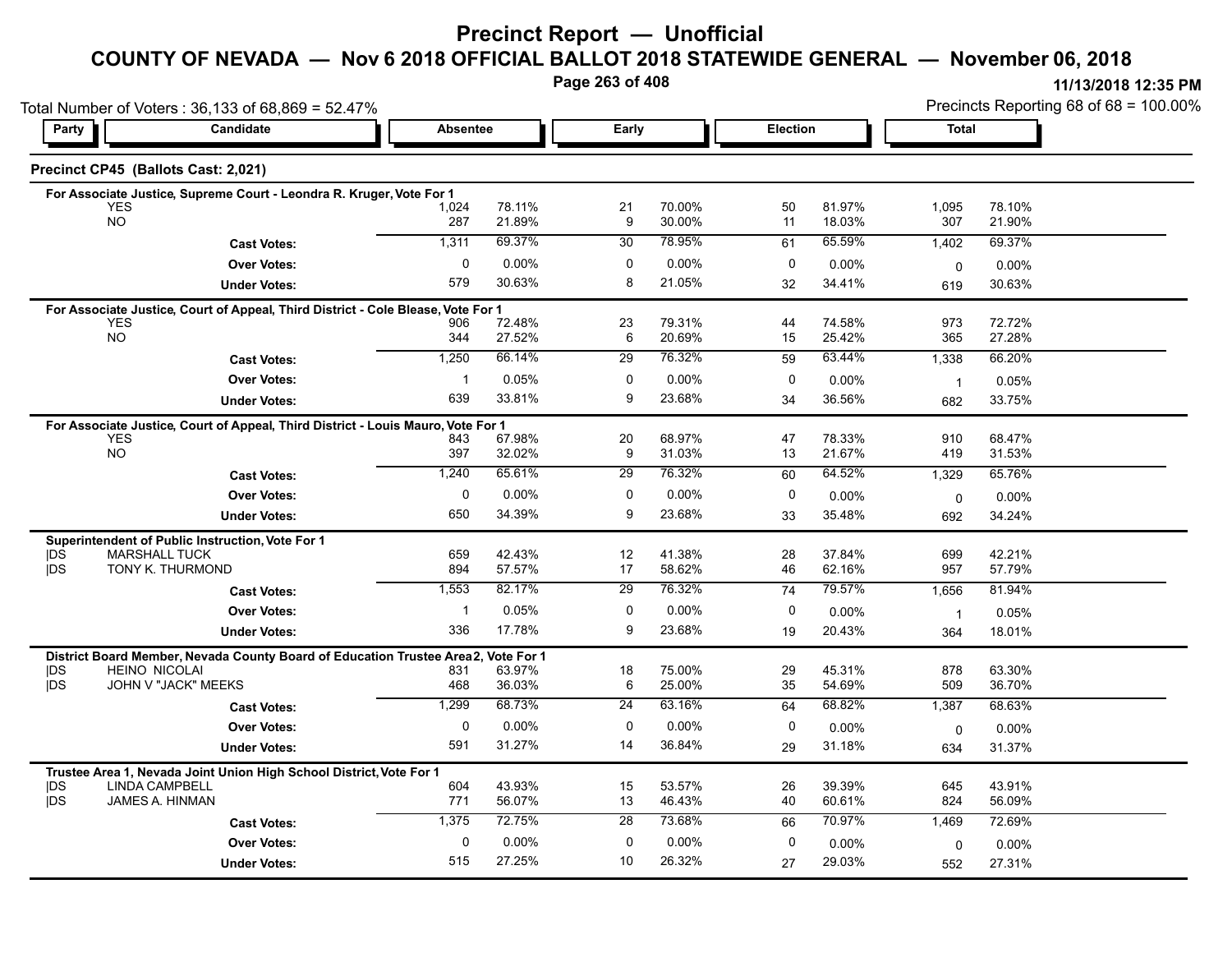# Precinct Report — Unofficial

## COUNTY OF NEVADA — Nov 6 2018 OFFICIAL BALLOT 2018 STATEWIDE GENERAL — November 06, 2018

11/13/2018 12:35 PM

Total Number of Voters : 36,133 of 68,869 = 52.47%

Precincts Reporting 68 of 68 = 100.00%

### Precinct CP45 (Ballots Cast: 2,021)

| Party | Candidate | Absentee | | Early | | Election | | Total | |
|---|---|---|---|---|---|---|---|---|---|
| **For Associate Justice, Supreme Court - Leondra R. Kruger, Vote For 1** | | | | | | | | | |
| | YES | 1,024 | 78.11% | 21 | 70.00% | 50 | 81.97% | 1,095 | 78.10% |
| | NO | 287 | 21.89% | 9 | 30.00% | 11 | 18.03% | 307 | 21.90% |
| | **Cast Votes:** | 1,311 | 69.37% | 30 | 78.95% | 61 | 65.59% | 1,402 | 69.37% |
| | **Over Votes:** | 0 | 0.00% | 0 | 0.00% | 0 | 0.00% | 0 | 0.00% |
| | **Under Votes:** | 579 | 30.63% | 8 | 21.05% | 32 | 34.41% | 619 | 30.63% |
| **For Associate Justice, Court of Appeal, Third District - Cole Blease, Vote For 1** | | | | | | | | | |
| | YES | 906 | 72.48% | 23 | 79.31% | 44 | 74.58% | 973 | 72.72% |
| | NO | 344 | 27.52% | 6 | 20.69% | 15 | 25.42% | 365 | 27.28% |
| | **Cast Votes:** | 1,250 | 66.14% | 29 | 76.32% | 59 | 63.44% | 1,338 | 66.20% |
| | **Over Votes:** | 1 | 0.05% | 0 | 0.00% | 0 | 0.00% | 1 | 0.05% |
| | **Under Votes:** | 639 | 33.81% | 9 | 23.68% | 34 | 36.56% | 682 | 33.75% |
| **For Associate Justice, Court of Appeal, Third District - Louis Mauro, Vote For 1** | | | | | | | | | |
| | YES | 843 | 67.98% | 20 | 68.97% | 47 | 78.33% | 910 | 68.47% |
| | NO | 397 | 32.02% | 9 | 31.03% | 13 | 21.67% | 419 | 31.53% |
| | **Cast Votes:** | 1,240 | 65.61% | 29 | 76.32% | 60 | 64.52% | 1,329 | 65.76% |
| | **Over Votes:** | 0 | 0.00% | 0 | 0.00% | 0 | 0.00% | 0 | 0.00% |
| | **Under Votes:** | 650 | 34.39% | 9 | 23.68% | 33 | 35.48% | 692 | 34.24% |
| **Superintendent of Public Instruction, Vote For 1** | | | | | | | | | |
| DS | MARSHALL TUCK | 659 | 42.43% | 12 | 41.38% | 28 | 37.84% | 699 | 42.21% |
| DS | TONY K. THURMOND | 894 | 57.57% | 17 | 58.62% | 46 | 62.16% | 957 | 57.79% |
| | **Cast Votes:** | 1,553 | 82.17% | 29 | 76.32% | 74 | 79.57% | 1,656 | 81.94% |
| | **Over Votes:** | 1 | 0.05% | 0 | 0.00% | 0 | 0.00% | 1 | 0.05% |
| | **Under Votes:** | 336 | 17.78% | 9 | 23.68% | 19 | 20.43% | 364 | 18.01% |
| **District Board Member, Nevada County Board of Education Trustee Area 2, Vote For 1** | | | | | | | | | |
| DS | HEINO NICOLAI | 831 | 63.97% | 18 | 75.00% | 29 | 45.31% | 878 | 63.30% |
| DS | JOHN V "JACK" MEEKS | 468 | 36.03% | 6 | 25.00% | 35 | 54.69% | 509 | 36.70% |
| | **Cast Votes:** | 1,299 | 68.73% | 24 | 63.16% | 64 | 68.82% | 1,387 | 68.63% |
| | **Over Votes:** | 0 | 0.00% | 0 | 0.00% | 0 | 0.00% | 0 | 0.00% |
| | **Under Votes:** | 591 | 31.27% | 14 | 36.84% | 29 | 31.18% | 634 | 31.37% |
| **Trustee Area 1, Nevada Joint Union High School District, Vote For 1** | | | | | | | | | |
| DS | LINDA CAMPBELL | 604 | 43.93% | 15 | 53.57% | 26 | 39.39% | 645 | 43.91% |
| DS | JAMES A. HINMAN | 771 | 56.07% | 13 | 46.43% | 40 | 60.61% | 824 | 56.09% |
| | **Cast Votes:** | 1,375 | 72.75% | 28 | 73.68% | 66 | 70.97% | 1,469 | 72.69% |
| | **Over Votes:** | 0 | 0.00% | 0 | 0.00% | 0 | 0.00% | 0 | 0.00% |
| | **Under Votes:** | 515 | 27.25% | 10 | 26.32% | 27 | 29.03% | 552 | 27.31% |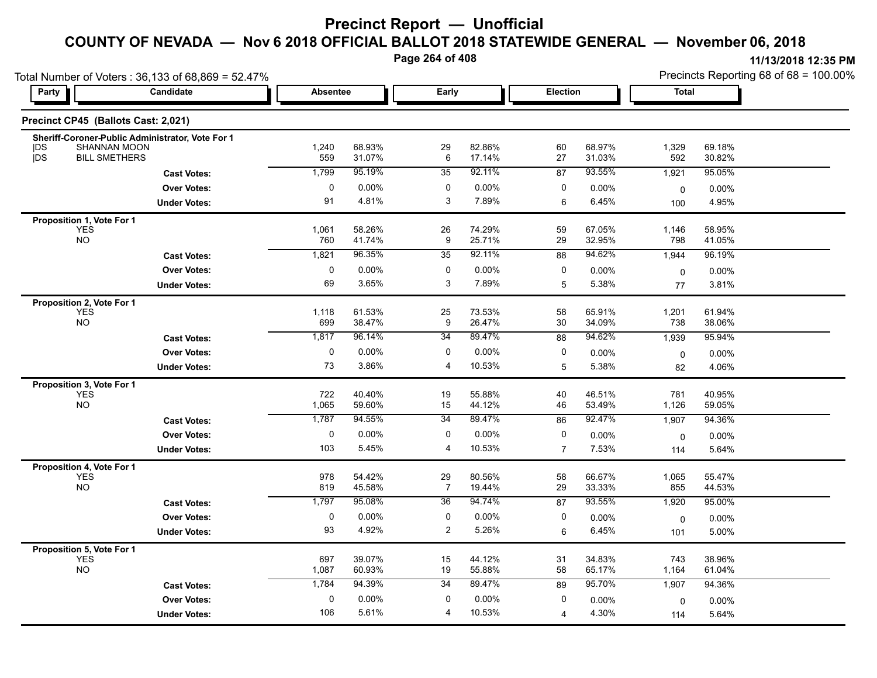# Precinct Report — Unofficial

## COUNTY OF NEVADA — Nov 6 2018 OFFICIAL BALLOT 2018 STATEWIDE GENERAL — November 06, 2018

11/13/2018 12:35 PM

Total Number of Voters : 36,133 of 68,869 = 52.47%

Precincts Reporting 68 of 68 = 100.00%

### Precinct CP45 (Ballots Cast: 2,021)

| Party | Candidate | Absentee | | Early | | Election | | Total | |
|---|---|---|---|---|---|---|---|---|---|
| **Sheriff-Coroner-Public Administrator, Vote For 1** | | | | | | | | | |
| DS | SHANNAN MOON | 1,240 | 68.93% | 29 | 82.86% | 60 | 68.97% | 1,329 | 69.18% |
| DS | BILL SMETHERS | 559 | 31.07% | 6 | 17.14% | 27 | 31.03% | 592 | 30.82% |
| | **Cast Votes:** | 1,799 | 95.19% | 35 | 92.11% | 87 | 93.55% | 1,921 | 95.05% |
| | **Over Votes:** | 0 | 0.00% | 0 | 0.00% | 0 | 0.00% | 0 | 0.00% |
| | **Under Votes:** | 91 | 4.81% | 3 | 7.89% | 6 | 6.45% | 100 | 4.95% |
| **Proposition 1, Vote For 1** | | | | | | | | | |
| | YES | 1,061 | 58.26% | 26 | 74.29% | 59 | 67.05% | 1,146 | 58.95% |
| | NO | 760 | 41.74% | 9 | 25.71% | 29 | 32.95% | 798 | 41.05% |
| | **Cast Votes:** | 1,821 | 96.35% | 35 | 92.11% | 88 | 94.62% | 1,944 | 96.19% |
| | **Over Votes:** | 0 | 0.00% | 0 | 0.00% | 0 | 0.00% | 0 | 0.00% |
| | **Under Votes:** | 69 | 3.65% | 3 | 7.89% | 5 | 5.38% | 77 | 3.81% |
| **Proposition 2, Vote For 1** | | | | | | | | | |
| | YES | 1,118 | 61.53% | 25 | 73.53% | 58 | 65.91% | 1,201 | 61.94% |
| | NO | 699 | 38.47% | 9 | 26.47% | 30 | 34.09% | 738 | 38.06% |
| | **Cast Votes:** | 1,817 | 96.14% | 34 | 89.47% | 88 | 94.62% | 1,939 | 95.94% |
| | **Over Votes:** | 0 | 0.00% | 0 | 0.00% | 0 | 0.00% | 0 | 0.00% |
| | **Under Votes:** | 73 | 3.86% | 4 | 10.53% | 5 | 5.38% | 82 | 4.06% |
| **Proposition 3, Vote For 1** | | | | | | | | | |
| | YES | 722 | 40.40% | 19 | 55.88% | 40 | 46.51% | 781 | 40.95% |
| | NO | 1,065 | 59.60% | 15 | 44.12% | 46 | 53.49% | 1,126 | 59.05% |
| | **Cast Votes:** | 1,787 | 94.55% | 34 | 89.47% | 86 | 92.47% | 1,907 | 94.36% |
| | **Over Votes:** | 0 | 0.00% | 0 | 0.00% | 0 | 0.00% | 0 | 0.00% |
| | **Under Votes:** | 103 | 5.45% | 4 | 10.53% | 7 | 7.53% | 114 | 5.64% |
| **Proposition 4, Vote For 1** | | | | | | | | | |
| | YES | 978 | 54.42% | 29 | 80.56% | 58 | 66.67% | 1,065 | 55.47% |
| | NO | 819 | 45.58% | 7 | 19.44% | 29 | 33.33% | 855 | 44.53% |
| | **Cast Votes:** | 1,797 | 95.08% | 36 | 94.74% | 87 | 93.55% | 1,920 | 95.00% |
| | **Over Votes:** | 0 | 0.00% | 0 | 0.00% | 0 | 0.00% | 0 | 0.00% |
| | **Under Votes:** | 93 | 4.92% | 2 | 5.26% | 6 | 6.45% | 101 | 5.00% |
| **Proposition 5, Vote For 1** | | | | | | | | | |
| | YES | 697 | 39.07% | 15 | 44.12% | 31 | 34.83% | 743 | 38.96% |
| | NO | 1,087 | 60.93% | 19 | 55.88% | 58 | 65.17% | 1,164 | 61.04% |
| | **Cast Votes:** | 1,784 | 94.39% | 34 | 89.47% | 89 | 95.70% | 1,907 | 94.36% |
| | **Over Votes:** | 0 | 0.00% | 0 | 0.00% | 0 | 0.00% | 0 | 0.00% |
| | **Under Votes:** | 106 | 5.61% | 4 | 10.53% | 4 | 4.30% | 114 | 5.64% |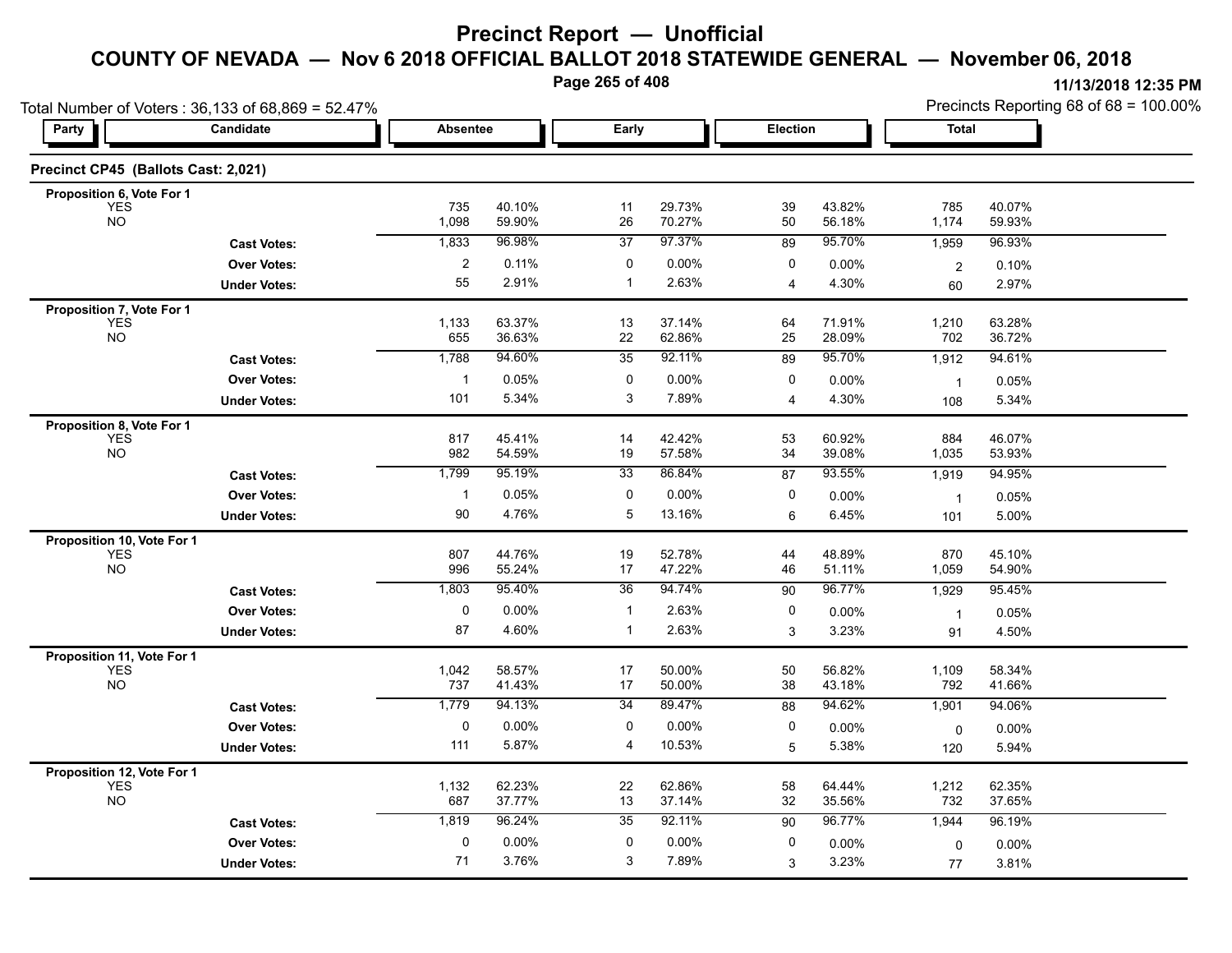# Precinct Report — Unofficial

## COUNTY OF NEVADA — Nov 6 2018 OFFICIAL BALLOT 2018 STATEWIDE GENERAL — November 06, 2018

11/13/2018 12:35 PM

Total Number of Voters : 36,133 of 68,869 = 52.47%

Precincts Reporting 68 of 68 = 100.00%

### Precinct CP45 (Ballots Cast: 2,021)

| Party | Candidate | Absentee | | Early | | Election | | Total | |
|---|---|---|---|---|---|---|---|---|---|
| **Proposition 6, Vote For 1** | | | | | | | | | |
| | YES | 735 | 40.10% | 11 | 29.73% | 39 | 43.82% | 785 | 40.07% |
| | NO | 1,098 | 59.90% | 26 | 70.27% | 50 | 56.18% | 1,174 | 59.93% |
| | **Cast Votes:** | 1,833 | 96.98% | 37 | 97.37% | 89 | 95.70% | 1,959 | 96.93% |
| | **Over Votes:** | 2 | 0.11% | 0 | 0.00% | 0 | 0.00% | 2 | 0.10% |
| | **Under Votes:** | 55 | 2.91% | 1 | 2.63% | 4 | 4.30% | 60 | 2.97% |
| **Proposition 7, Vote For 1** | | | | | | | | | |
| | YES | 1,133 | 63.37% | 13 | 37.14% | 64 | 71.91% | 1,210 | 63.28% |
| | NO | 655 | 36.63% | 22 | 62.86% | 25 | 28.09% | 702 | 36.72% |
| | **Cast Votes:** | 1,788 | 94.60% | 35 | 92.11% | 89 | 95.70% | 1,912 | 94.61% |
| | **Over Votes:** | 1 | 0.05% | 0 | 0.00% | 0 | 0.00% | 1 | 0.05% |
| | **Under Votes:** | 101 | 5.34% | 3 | 7.89% | 4 | 4.30% | 108 | 5.34% |
| **Proposition 8, Vote For 1** | | | | | | | | | |
| | YES | 817 | 45.41% | 14 | 42.42% | 53 | 60.92% | 884 | 46.07% |
| | NO | 982 | 54.59% | 19 | 57.58% | 34 | 39.08% | 1,035 | 53.93% |
| | **Cast Votes:** | 1,799 | 95.19% | 33 | 86.84% | 87 | 93.55% | 1,919 | 94.95% |
| | **Over Votes:** | 1 | 0.05% | 0 | 0.00% | 0 | 0.00% | 1 | 0.05% |
| | **Under Votes:** | 90 | 4.76% | 5 | 13.16% | 6 | 6.45% | 101 | 5.00% |
| **Proposition 10, Vote For 1** | | | | | | | | | |
| | YES | 807 | 44.76% | 19 | 52.78% | 44 | 48.89% | 870 | 45.10% |
| | NO | 996 | 55.24% | 17 | 47.22% | 46 | 51.11% | 1,059 | 54.90% |
| | **Cast Votes:** | 1,803 | 95.40% | 36 | 94.74% | 90 | 96.77% | 1,929 | 95.45% |
| | **Over Votes:** | 0 | 0.00% | 1 | 2.63% | 0 | 0.00% | 1 | 0.05% |
| | **Under Votes:** | 87 | 4.60% | 1 | 2.63% | 3 | 3.23% | 91 | 4.50% |
| **Proposition 11, Vote For 1** | | | | | | | | | |
| | YES | 1,042 | 58.57% | 17 | 50.00% | 50 | 56.82% | 1,109 | 58.34% |
| | NO | 737 | 41.43% | 17 | 50.00% | 38 | 43.18% | 792 | 41.66% |
| | **Cast Votes:** | 1,779 | 94.13% | 34 | 89.47% | 88 | 94.62% | 1,901 | 94.06% |
| | **Over Votes:** | 0 | 0.00% | 0 | 0.00% | 0 | 0.00% | 0 | 0.00% |
| | **Under Votes:** | 111 | 5.87% | 4 | 10.53% | 5 | 5.38% | 120 | 5.94% |
| **Proposition 12, Vote For 1** | | | | | | | | | |
| | YES | 1,132 | 62.23% | 22 | 62.86% | 58 | 64.44% | 1,212 | 62.35% |
| | NO | 687 | 37.77% | 13 | 37.14% | 32 | 35.56% | 732 | 37.65% |
| | **Cast Votes:** | 1,819 | 96.24% | 35 | 92.11% | 90 | 96.77% | 1,944 | 96.19% |
| | **Over Votes:** | 0 | 0.00% | 0 | 0.00% | 0 | 0.00% | 0 | 0.00% |
| | **Under Votes:** | 71 | 3.76% | 3 | 7.89% | 3 | 3.23% | 77 | 3.81% |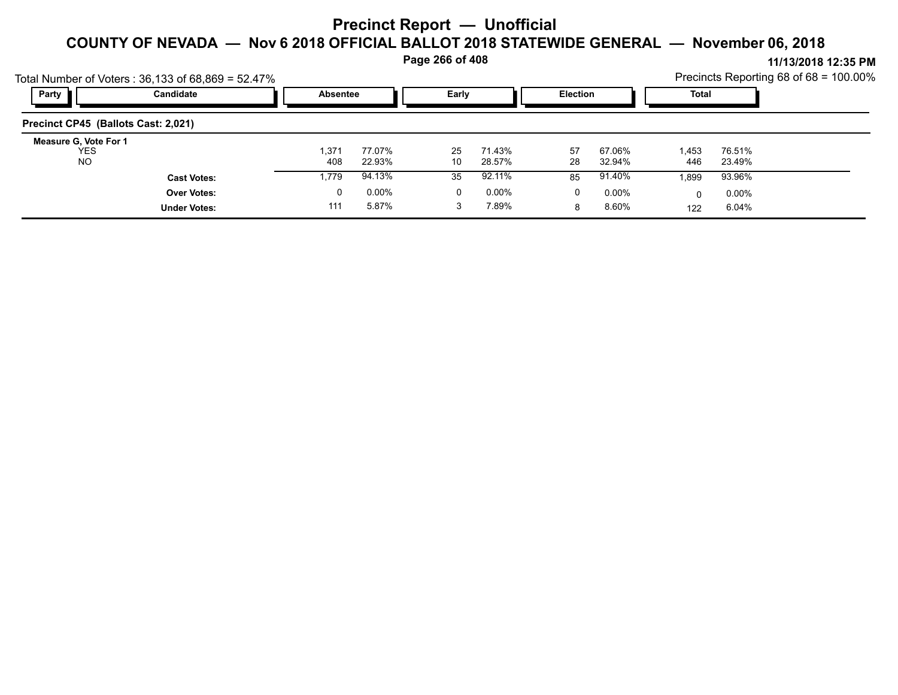# Precinct Report — Unofficial

## COUNTY OF NEVADA — Nov 6 2018 OFFICIAL BALLOT 2018 STATEWIDE GENERAL — November 06, 2018

11/13/2018 12:35 PM

Total Number of Voters : 36,133 of 68,869 = 52.47%

Precincts Reporting 68 of 68 = 100.00%

| Party | Candidate | Absentee | | Early | | Election | | Total | |
|---|---|---|---|---|---|---|---|---|---|
| **Precinct CP45 (Ballots Cast: 2,021)** | | | | | | | | | |
| **Measure G, Vote For 1** | | | | | | | | | |
| | YES | 1,371 | 77.07% | 25 | 71.43% | 57 | 67.06% | 1,453 | 76.51% |
| | NO | 408 | 22.93% | 10 | 28.57% | 28 | 32.94% | 446 | 23.49% |
| | **Cast Votes:** | 1,779 | 94.13% | 35 | 92.11% | 85 | 91.40% | 1,899 | 93.96% |
| | **Over Votes:** | 0 | 0.00% | 0 | 0.00% | 0 | 0.00% | 0 | 0.00% |
| | **Under Votes:** | 111 | 5.87% | 3 | 7.89% | 8 | 8.60% | 122 | 6.04% |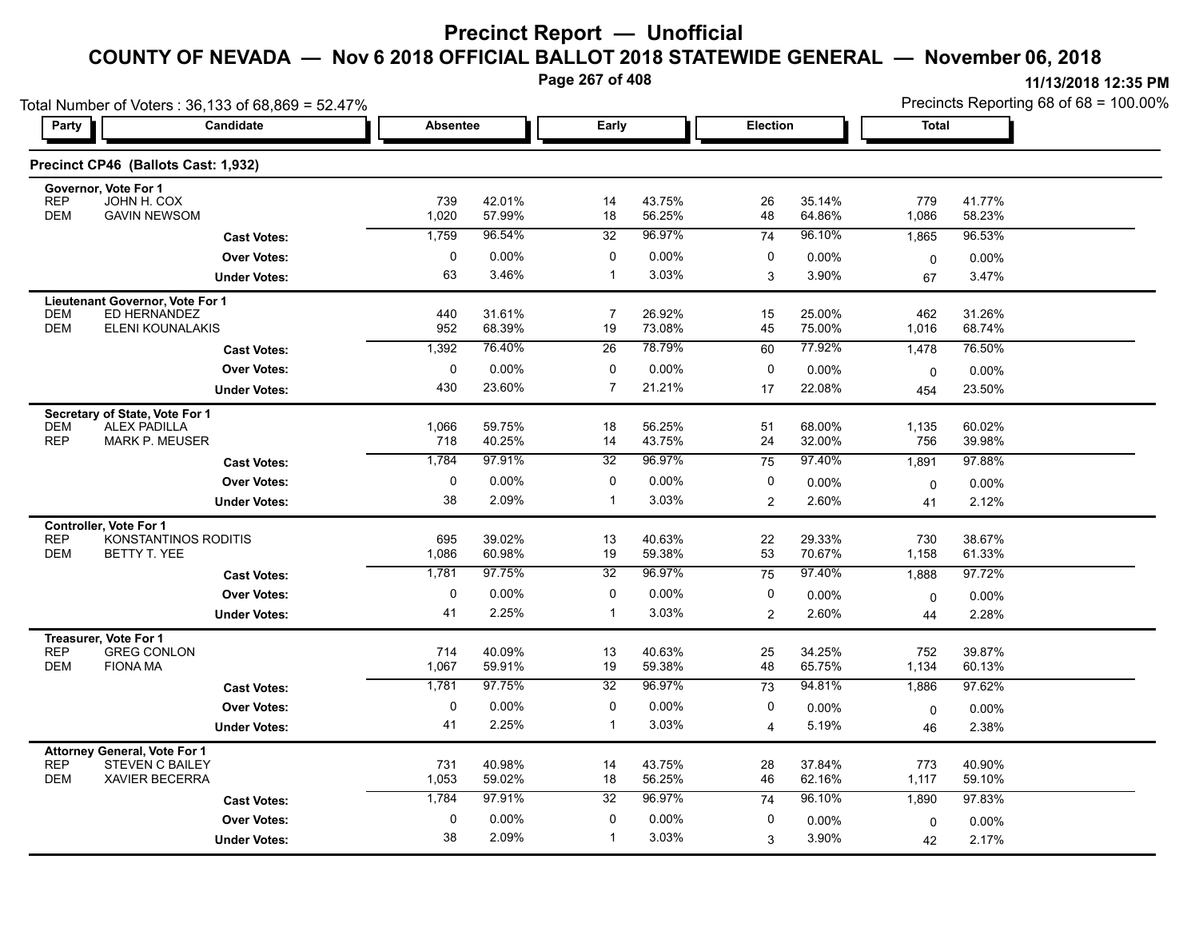# Precinct Report — Unofficial

## COUNTY OF NEVADA — Nov 6 2018 OFFICIAL BALLOT 2018 STATEWIDE GENERAL — November 06, 2018

11/13/2018 12:35 PM

Total Number of Voters : 36,133 of 68,869 = 52.47%

Precincts Reporting 68 of 68 = 100.00%

### Precinct CP46 (Ballots Cast: 1,932)

| Party | Candidate | Absentee | | Early | | Election | | Total | |
|---|---|---|---|---|---|---|---|---|---|
| **Governor, Vote For 1** | | | | | | | | | |
| REP | JOHN H. COX | 739 | 42.01% | 14 | 43.75% | 26 | 35.14% | 779 | 41.77% |
| DEM | GAVIN NEWSOM | 1,020 | 57.99% | 18 | 56.25% | 48 | 64.86% | 1,086 | 58.23% |
| | **Cast Votes:** | 1,759 | 96.54% | 32 | 96.97% | 74 | 96.10% | 1,865 | 96.53% |
| | **Over Votes:** | 0 | 0.00% | 0 | 0.00% | 0 | 0.00% | 0 | 0.00% |
| | **Under Votes:** | 63 | 3.46% | 1 | 3.03% | 3 | 3.90% | 67 | 3.47% |
| **Lieutenant Governor, Vote For 1** | | | | | | | | | |
| DEM | ED HERNANDEZ | 440 | 31.61% | 7 | 26.92% | 15 | 25.00% | 462 | 31.26% |
| DEM | ELENI KOUNALAKIS | 952 | 68.39% | 19 | 73.08% | 45 | 75.00% | 1,016 | 68.74% |
| | **Cast Votes:** | 1,392 | 76.40% | 26 | 78.79% | 60 | 77.92% | 1,478 | 76.50% |
| | **Over Votes:** | 0 | 0.00% | 0 | 0.00% | 0 | 0.00% | 0 | 0.00% |
| | **Under Votes:** | 430 | 23.60% | 7 | 21.21% | 17 | 22.08% | 454 | 23.50% |
| **Secretary of State, Vote For 1** | | | | | | | | | |
| DEM | ALEX PADILLA | 1,066 | 59.75% | 18 | 56.25% | 51 | 68.00% | 1,135 | 60.02% |
| REP | MARK P. MEUSER | 718 | 40.25% | 14 | 43.75% | 24 | 32.00% | 756 | 39.98% |
| | **Cast Votes:** | 1,784 | 97.91% | 32 | 96.97% | 75 | 97.40% | 1,891 | 97.88% |
| | **Over Votes:** | 0 | 0.00% | 0 | 0.00% | 0 | 0.00% | 0 | 0.00% |
| | **Under Votes:** | 38 | 2.09% | 1 | 3.03% | 2 | 2.60% | 41 | 2.12% |
| **Controller, Vote For 1** | | | | | | | | | |
| REP | KONSTANTINOS RODITIS | 695 | 39.02% | 13 | 40.63% | 22 | 29.33% | 730 | 38.67% |
| DEM | BETTY T. YEE | 1,086 | 60.98% | 19 | 59.38% | 53 | 70.67% | 1,158 | 61.33% |
| | **Cast Votes:** | 1,781 | 97.75% | 32 | 96.97% | 75 | 97.40% | 1,888 | 97.72% |
| | **Over Votes:** | 0 | 0.00% | 0 | 0.00% | 0 | 0.00% | 0 | 0.00% |
| | **Under Votes:** | 41 | 2.25% | 1 | 3.03% | 2 | 2.60% | 44 | 2.28% |
| **Treasurer, Vote For 1** | | | | | | | | | |
| REP | GREG CONLON | 714 | 40.09% | 13 | 40.63% | 25 | 34.25% | 752 | 39.87% |
| DEM | FIONA MA | 1,067 | 59.91% | 19 | 59.38% | 48 | 65.75% | 1,134 | 60.13% |
| | **Cast Votes:** | 1,781 | 97.75% | 32 | 96.97% | 73 | 94.81% | 1,886 | 97.62% |
| | **Over Votes:** | 0 | 0.00% | 0 | 0.00% | 0 | 0.00% | 0 | 0.00% |
| | **Under Votes:** | 41 | 2.25% | 1 | 3.03% | 4 | 5.19% | 46 | 2.38% |
| **Attorney General, Vote For 1** | | | | | | | | | |
| REP | STEVEN C BAILEY | 731 | 40.98% | 14 | 43.75% | 28 | 37.84% | 773 | 40.90% |
| DEM | XAVIER BECERRA | 1,053 | 59.02% | 18 | 56.25% | 46 | 62.16% | 1,117 | 59.10% |
| | **Cast Votes:** | 1,784 | 97.91% | 32 | 96.97% | 74 | 96.10% | 1,890 | 97.83% |
| | **Over Votes:** | 0 | 0.00% | 0 | 0.00% | 0 | 0.00% | 0 | 0.00% |
| | **Under Votes:** | 38 | 2.09% | 1 | 3.03% | 3 | 3.90% | 42 | 2.17% |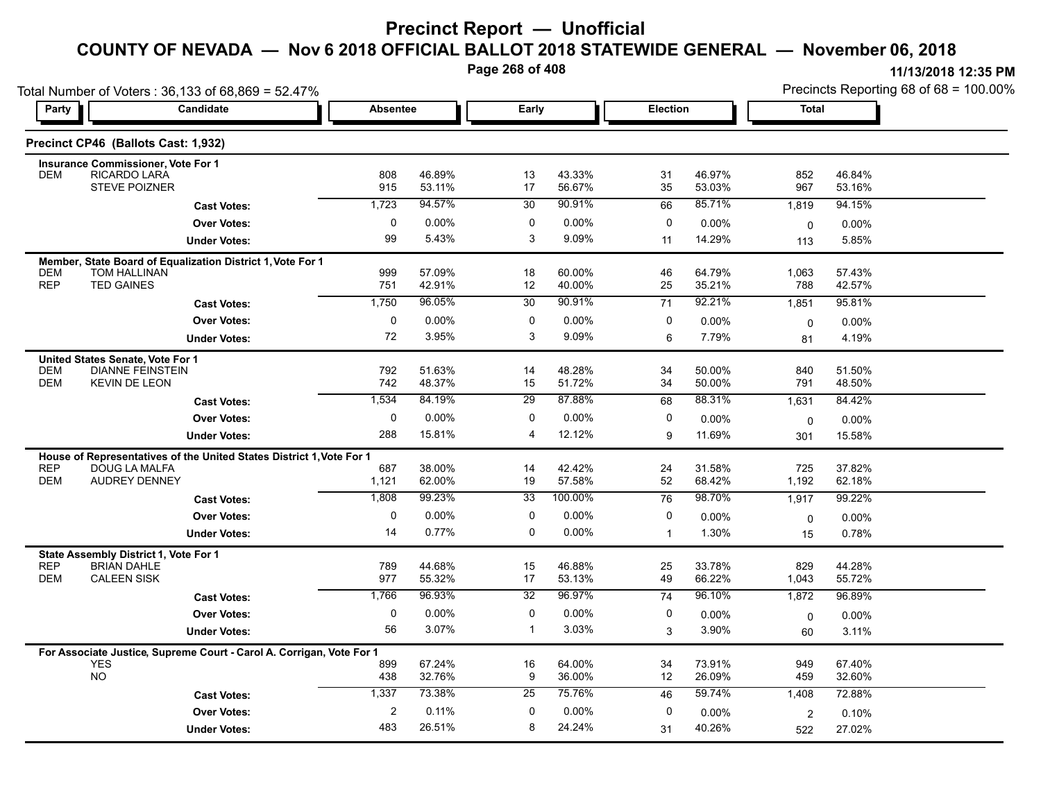# Precinct Report — Unofficial

## COUNTY OF NEVADA — Nov 6 2018 OFFICIAL BALLOT 2018 STATEWIDE GENERAL — November 06, 2018

11/13/2018 12:35 PM

Total Number of Voters : 36,133 of 68,869 = 52.47%

Precincts Reporting 68 of 68 = 100.00%

### Precinct CP46 (Ballots Cast: 1,932)

| Party | Candidate | Absentee | | Early | | Election | | Total | |
|---|---|---|---|---|---|---|---|---|---|
| **Insurance Commissioner, Vote For 1** | | | | | | | | | |
| DEM | RICARDO LARA | 808 | 46.89% | 13 | 43.33% | 31 | 46.97% | 852 | 46.84% |
| | STEVE POIZNER | 915 | 53.11% | 17 | 56.67% | 35 | 53.03% | 967 | 53.16% |
| | **Cast Votes:** | 1,723 | 94.57% | 30 | 90.91% | 66 | 85.71% | 1,819 | 94.15% |
| | **Over Votes:** | 0 | 0.00% | 0 | 0.00% | 0 | 0.00% | 0 | 0.00% |
| | **Under Votes:** | 99 | 5.43% | 3 | 9.09% | 11 | 14.29% | 113 | 5.85% |
| **Member, State Board of Equalization District 1, Vote For 1** | | | | | | | | | |
| DEM | TOM HALLINAN | 999 | 57.09% | 18 | 60.00% | 46 | 64.79% | 1,063 | 57.43% |
| REP | TED GAINES | 751 | 42.91% | 12 | 40.00% | 25 | 35.21% | 788 | 42.57% |
| | **Cast Votes:** | 1,750 | 96.05% | 30 | 90.91% | 71 | 92.21% | 1,851 | 95.81% |
| | **Over Votes:** | 0 | 0.00% | 0 | 0.00% | 0 | 0.00% | 0 | 0.00% |
| | **Under Votes:** | 72 | 3.95% | 3 | 9.09% | 6 | 7.79% | 81 | 4.19% |
| **United States Senate, Vote For 1** | | | | | | | | | |
| DEM | DIANNE FEINSTEIN | 792 | 51.63% | 14 | 48.28% | 34 | 50.00% | 840 | 51.50% |
| DEM | KEVIN DE LEON | 742 | 48.37% | 15 | 51.72% | 34 | 50.00% | 791 | 48.50% |
| | **Cast Votes:** | 1,534 | 84.19% | 29 | 87.88% | 68 | 88.31% | 1,631 | 84.42% |
| | **Over Votes:** | 0 | 0.00% | 0 | 0.00% | 0 | 0.00% | 0 | 0.00% |
| | **Under Votes:** | 288 | 15.81% | 4 | 12.12% | 9 | 11.69% | 301 | 15.58% |
| **House of Representatives of the United States District 1, Vote For 1** | | | | | | | | | |
| REP | DOUG LA MALFA | 687 | 38.00% | 14 | 42.42% | 24 | 31.58% | 725 | 37.82% |
| DEM | AUDREY DENNEY | 1,121 | 62.00% | 19 | 57.58% | 52 | 68.42% | 1,192 | 62.18% |
| | **Cast Votes:** | 1,808 | 99.23% | 33 | 100.00% | 76 | 98.70% | 1,917 | 99.22% |
| | **Over Votes:** | 0 | 0.00% | 0 | 0.00% | 0 | 0.00% | 0 | 0.00% |
| | **Under Votes:** | 14 | 0.77% | 0 | 0.00% | 1 | 1.30% | 15 | 0.78% |
| **State Assembly District 1, Vote For 1** | | | | | | | | | |
| REP | BRIAN DAHLE | 789 | 44.68% | 15 | 46.88% | 25 | 33.78% | 829 | 44.28% |
| DEM | CALEEN SISK | 977 | 55.32% | 17 | 53.13% | 49 | 66.22% | 1,043 | 55.72% |
| | **Cast Votes:** | 1,766 | 96.93% | 32 | 96.97% | 74 | 96.10% | 1,872 | 96.89% |
| | **Over Votes:** | 0 | 0.00% | 0 | 0.00% | 0 | 0.00% | 0 | 0.00% |
| | **Under Votes:** | 56 | 3.07% | 1 | 3.03% | 3 | 3.90% | 60 | 3.11% |
| **For Associate Justice, Supreme Court - Carol A. Corrigan, Vote For 1** | | | | | | | | | |
| | YES | 899 | 67.24% | 16 | 64.00% | 34 | 73.91% | 949 | 67.40% |
| | NO | 438 | 32.76% | 9 | 36.00% | 12 | 26.09% | 459 | 32.60% |
| | **Cast Votes:** | 1,337 | 73.38% | 25 | 75.76% | 46 | 59.74% | 1,408 | 72.88% |
| | **Over Votes:** | 2 | 0.11% | 0 | 0.00% | 0 | 0.00% | 2 | 0.10% |
| | **Under Votes:** | 483 | 26.51% | 8 | 24.24% | 31 | 40.26% | 522 | 27.02% |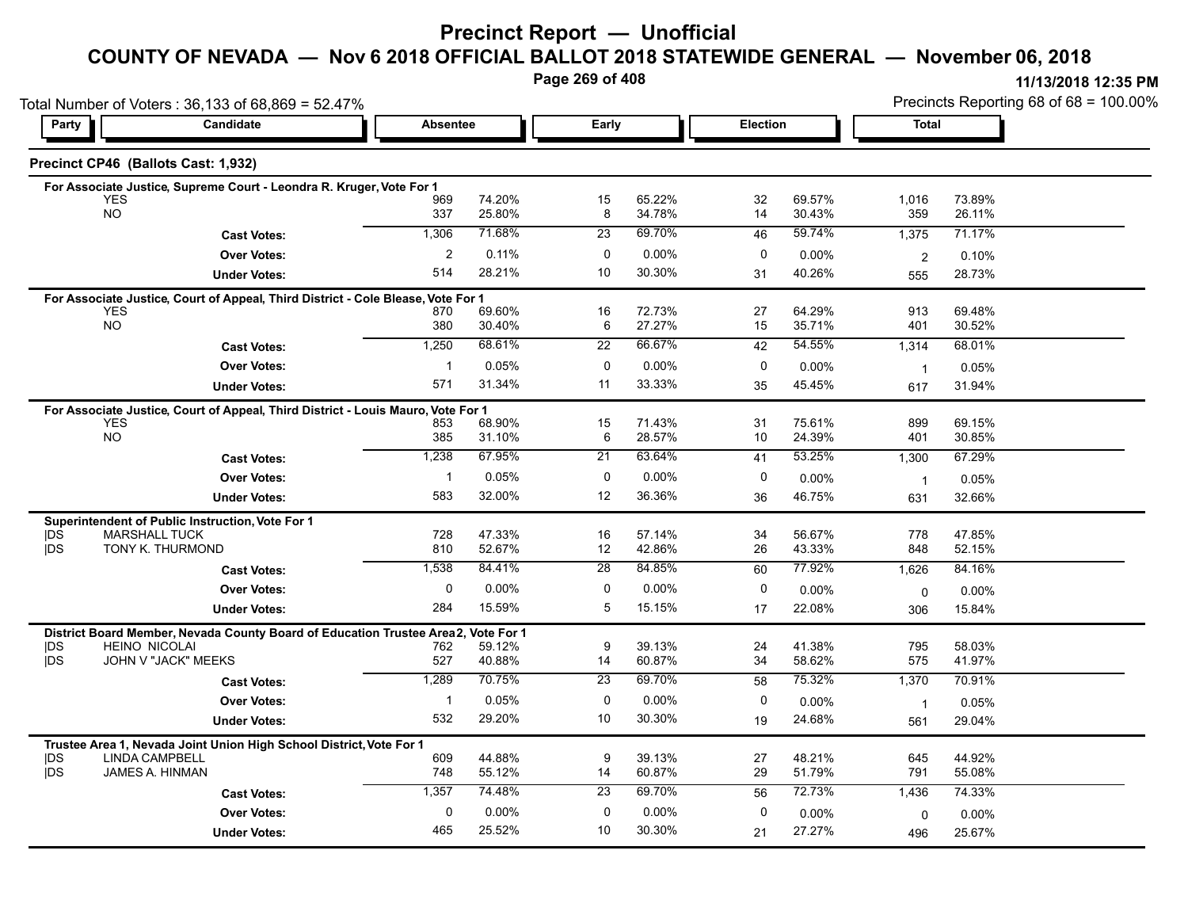# Precinct Report — Unofficial

## COUNTY OF NEVADA — Nov 6 2018 OFFICIAL BALLOT 2018 STATEWIDE GENERAL — November 06, 2018

11/13/2018 12:35 PM

Total Number of Voters : 36,133 of 68,869 = 52.47%

Precincts Reporting 68 of 68 = 100.00%

### Precinct CP46 (Ballots Cast: 1,932)

| Party | Candidate | Absentee | | Early | | Election | | Total | |
|---|---|---|---|---|---|---|---|---|---|
| **For Associate Justice, Supreme Court - Leondra R. Kruger, Vote For 1** | | | | | | | | | |
| | YES | 969 | 74.20% | 15 | 65.22% | 32 | 69.57% | 1,016 | 73.89% |
| | NO | 337 | 25.80% | 8 | 34.78% | 14 | 30.43% | 359 | 26.11% |
| | **Cast Votes:** | 1,306 | 71.68% | 23 | 69.70% | 46 | 59.74% | 1,375 | 71.17% |
| | **Over Votes:** | 2 | 0.11% | 0 | 0.00% | 0 | 0.00% | 2 | 0.10% |
| | **Under Votes:** | 514 | 28.21% | 10 | 30.30% | 31 | 40.26% | 555 | 28.73% |
| **For Associate Justice, Court of Appeal, Third District - Cole Blease, Vote For 1** | | | | | | | | | |
| | YES | 870 | 69.60% | 16 | 72.73% | 27 | 64.29% | 913 | 69.48% |
| | NO | 380 | 30.40% | 6 | 27.27% | 15 | 35.71% | 401 | 30.52% |
| | **Cast Votes:** | 1,250 | 68.61% | 22 | 66.67% | 42 | 54.55% | 1,314 | 68.01% |
| | **Over Votes:** | 1 | 0.05% | 0 | 0.00% | 0 | 0.00% | 1 | 0.05% |
| | **Under Votes:** | 571 | 31.34% | 11 | 33.33% | 35 | 45.45% | 617 | 31.94% |
| **For Associate Justice, Court of Appeal, Third District - Louis Mauro, Vote For 1** | | | | | | | | | |
| | YES | 853 | 68.90% | 15 | 71.43% | 31 | 75.61% | 899 | 69.15% |
| | NO | 385 | 31.10% | 6 | 28.57% | 10 | 24.39% | 401 | 30.85% |
| | **Cast Votes:** | 1,238 | 67.95% | 21 | 63.64% | 41 | 53.25% | 1,300 | 67.29% |
| | **Over Votes:** | 1 | 0.05% | 0 | 0.00% | 0 | 0.00% | 1 | 0.05% |
| | **Under Votes:** | 583 | 32.00% | 12 | 36.36% | 36 | 46.75% | 631 | 32.66% |
| **Superintendent of Public Instruction, Vote For 1** | | | | | | | | | |
| DS | MARSHALL TUCK | 728 | 47.33% | 16 | 57.14% | 34 | 56.67% | 778 | 47.85% |
| DS | TONY K. THURMOND | 810 | 52.67% | 12 | 42.86% | 26 | 43.33% | 848 | 52.15% |
| | **Cast Votes:** | 1,538 | 84.41% | 28 | 84.85% | 60 | 77.92% | 1,626 | 84.16% |
| | **Over Votes:** | 0 | 0.00% | 0 | 0.00% | 0 | 0.00% | 0 | 0.00% |
| | **Under Votes:** | 284 | 15.59% | 5 | 15.15% | 17 | 22.08% | 306 | 15.84% |
| **District Board Member, Nevada County Board of Education Trustee Area 2, Vote For 1** | | | | | | | | | |
| DS | HEINO NICOLAI | 762 | 59.12% | 9 | 39.13% | 24 | 41.38% | 795 | 58.03% |
| DS | JOHN V "JACK" MEEKS | 527 | 40.88% | 14 | 60.87% | 34 | 58.62% | 575 | 41.97% |
| | **Cast Votes:** | 1,289 | 70.75% | 23 | 69.70% | 58 | 75.32% | 1,370 | 70.91% |
| | **Over Votes:** | 1 | 0.05% | 0 | 0.00% | 0 | 0.00% | 1 | 0.05% |
| | **Under Votes:** | 532 | 29.20% | 10 | 30.30% | 19 | 24.68% | 561 | 29.04% |
| **Trustee Area 1, Nevada Joint Union High School District, Vote For 1** | | | | | | | | | |
| DS | LINDA CAMPBELL | 609 | 44.88% | 9 | 39.13% | 27 | 48.21% | 645 | 44.92% |
| DS | JAMES A. HINMAN | 748 | 55.12% | 14 | 60.87% | 29 | 51.79% | 791 | 55.08% |
| | **Cast Votes:** | 1,357 | 74.48% | 23 | 69.70% | 56 | 72.73% | 1,436 | 74.33% |
| | **Over Votes:** | 0 | 0.00% | 0 | 0.00% | 0 | 0.00% | 0 | 0.00% |
| | **Under Votes:** | 465 | 25.52% | 10 | 30.30% | 21 | 27.27% | 496 | 25.67% |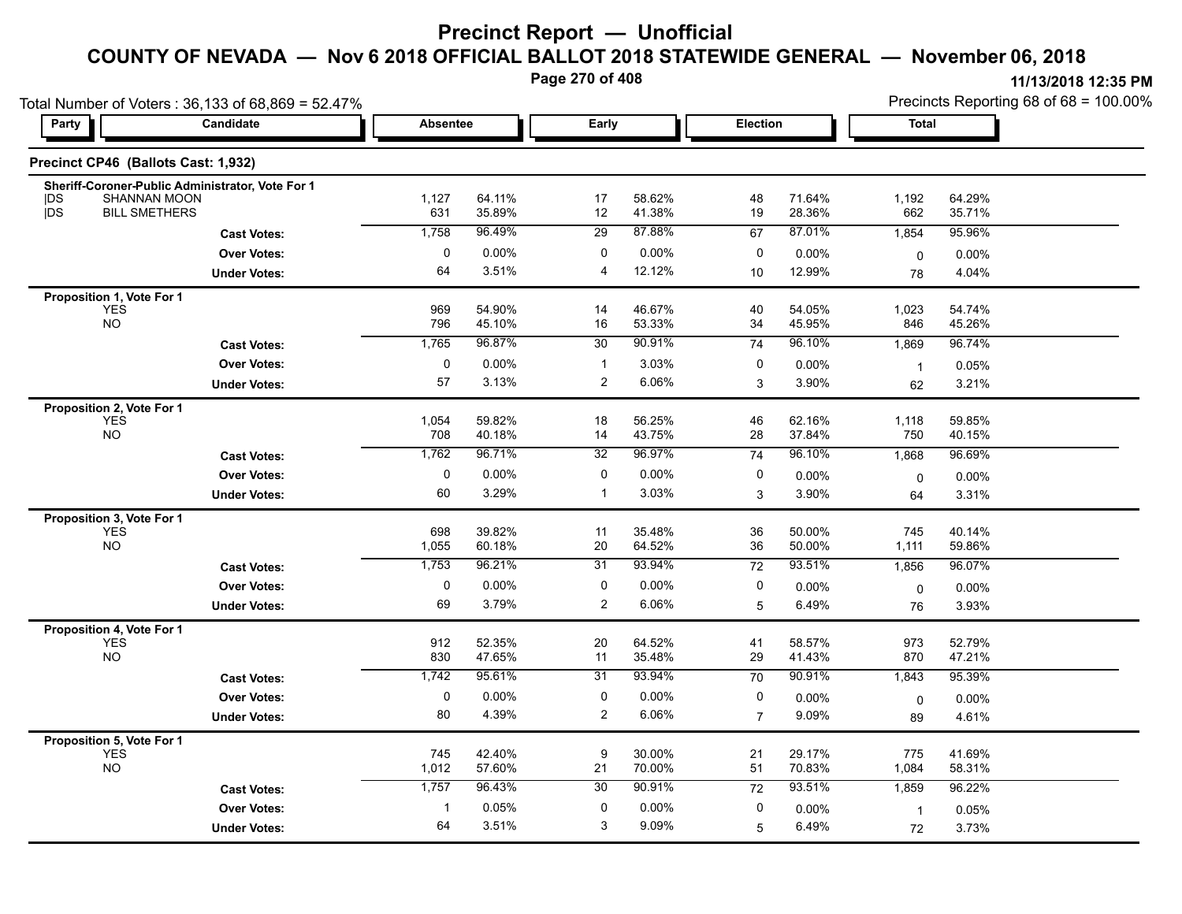# Precinct Report — Unofficial

## COUNTY OF NEVADA — Nov 6 2018 OFFICIAL BALLOT 2018 STATEWIDE GENERAL — November 06, 2018

11/13/2018 12:35 PM

Total Number of Voters : 36,133 of 68,869 = 52.47%

Precincts Reporting 68 of 68 = 100.00%

### Precinct CP46 (Ballots Cast: 1,932)

| Party | Candidate | Absentee | | Early | | Election | | Total | |
|---|---|---|---|---|---|---|---|---|---|
| **Sheriff-Coroner-Public Administrator, Vote For 1** | | | | | | | | | |
| DS | SHANNAN MOON | 1,127 | 64.11% | 17 | 58.62% | 48 | 71.64% | 1,192 | 64.29% |
| DS | BILL SMETHERS | 631 | 35.89% | 12 | 41.38% | 19 | 28.36% | 662 | 35.71% |
| | **Cast Votes:** | 1,758 | 96.49% | 29 | 87.88% | 67 | 87.01% | 1,854 | 95.96% |
| | **Over Votes:** | 0 | 0.00% | 0 | 0.00% | 0 | 0.00% | 0 | 0.00% |
| | **Under Votes:** | 64 | 3.51% | 4 | 12.12% | 10 | 12.99% | 78 | 4.04% |
| **Proposition 1, Vote For 1** | | | | | | | | | |
| | YES | 969 | 54.90% | 14 | 46.67% | 40 | 54.05% | 1,023 | 54.74% |
| | NO | 796 | 45.10% | 16 | 53.33% | 34 | 45.95% | 846 | 45.26% |
| | **Cast Votes:** | 1,765 | 96.87% | 30 | 90.91% | 74 | 96.10% | 1,869 | 96.74% |
| | **Over Votes:** | 0 | 0.00% | 1 | 3.03% | 0 | 0.00% | 1 | 0.05% |
| | **Under Votes:** | 57 | 3.13% | 2 | 6.06% | 3 | 3.90% | 62 | 3.21% |
| **Proposition 2, Vote For 1** | | | | | | | | | |
| | YES | 1,054 | 59.82% | 18 | 56.25% | 46 | 62.16% | 1,118 | 59.85% |
| | NO | 708 | 40.18% | 14 | 43.75% | 28 | 37.84% | 750 | 40.15% |
| | **Cast Votes:** | 1,762 | 96.71% | 32 | 96.97% | 74 | 96.10% | 1,868 | 96.69% |
| | **Over Votes:** | 0 | 0.00% | 0 | 0.00% | 0 | 0.00% | 0 | 0.00% |
| | **Under Votes:** | 60 | 3.29% | 1 | 3.03% | 3 | 3.90% | 64 | 3.31% |
| **Proposition 3, Vote For 1** | | | | | | | | | |
| | YES | 698 | 39.82% | 11 | 35.48% | 36 | 50.00% | 745 | 40.14% |
| | NO | 1,055 | 60.18% | 20 | 64.52% | 36 | 50.00% | 1,111 | 59.86% |
| | **Cast Votes:** | 1,753 | 96.21% | 31 | 93.94% | 72 | 93.51% | 1,856 | 96.07% |
| | **Over Votes:** | 0 | 0.00% | 0 | 0.00% | 0 | 0.00% | 0 | 0.00% |
| | **Under Votes:** | 69 | 3.79% | 2 | 6.06% | 5 | 6.49% | 76 | 3.93% |
| **Proposition 4, Vote For 1** | | | | | | | | | |
| | YES | 912 | 52.35% | 20 | 64.52% | 41 | 58.57% | 973 | 52.79% |
| | NO | 830 | 47.65% | 11 | 35.48% | 29 | 41.43% | 870 | 47.21% |
| | **Cast Votes:** | 1,742 | 95.61% | 31 | 93.94% | 70 | 90.91% | 1,843 | 95.39% |
| | **Over Votes:** | 0 | 0.00% | 0 | 0.00% | 0 | 0.00% | 0 | 0.00% |
| | **Under Votes:** | 80 | 4.39% | 2 | 6.06% | 7 | 9.09% | 89 | 4.61% |
| **Proposition 5, Vote For 1** | | | | | | | | | |
| | YES | 745 | 42.40% | 9 | 30.00% | 21 | 29.17% | 775 | 41.69% |
| | NO | 1,012 | 57.60% | 21 | 70.00% | 51 | 70.83% | 1,084 | 58.31% |
| | **Cast Votes:** | 1,757 | 96.43% | 30 | 90.91% | 72 | 93.51% | 1,859 | 96.22% |
| | **Over Votes:** | 1 | 0.05% | 0 | 0.00% | 0 | 0.00% | 1 | 0.05% |
| | **Under Votes:** | 64 | 3.51% | 3 | 9.09% | 5 | 6.49% | 72 | 3.73% |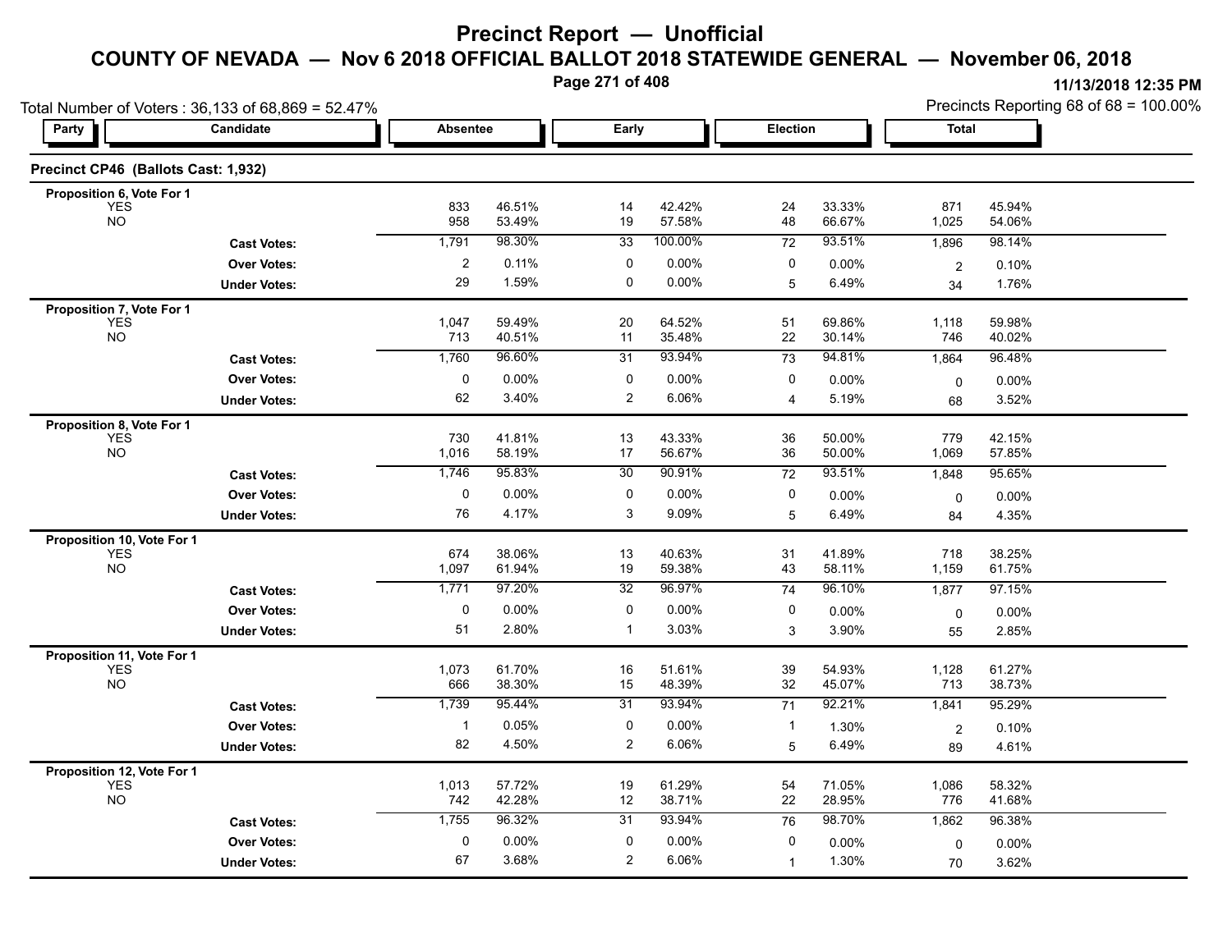# Precinct Report — Unofficial

## COUNTY OF NEVADA — Nov 6 2018 OFFICIAL BALLOT 2018 STATEWIDE GENERAL — November 06, 2018

11/13/2018 12:35 PM

Total Number of Voters : 36,133 of 68,869 = 52.47%

Precincts Reporting 68 of 68 = 100.00%

### Precinct CP46 (Ballots Cast: 1,932)

| Party | Candidate | Absentee | | Early | | Election | | Total | |
|---|---|---|---|---|---|---|---|---|---|
| **Proposition 6, Vote For 1** | | | | | | | | | |
| | YES | 833 | 46.51% | 14 | 42.42% | 24 | 33.33% | 871 | 45.94% |
| | NO | 958 | 53.49% | 19 | 57.58% | 48 | 66.67% | 1,025 | 54.06% |
| | **Cast Votes:** | 1,791 | 98.30% | 33 | 100.00% | 72 | 93.51% | 1,896 | 98.14% |
| | **Over Votes:** | 2 | 0.11% | 0 | 0.00% | 0 | 0.00% | 2 | 0.10% |
| | **Under Votes:** | 29 | 1.59% | 0 | 0.00% | 5 | 6.49% | 34 | 1.76% |
| **Proposition 7, Vote For 1** | | | | | | | | | |
| | YES | 1,047 | 59.49% | 20 | 64.52% | 51 | 69.86% | 1,118 | 59.98% |
| | NO | 713 | 40.51% | 11 | 35.48% | 22 | 30.14% | 746 | 40.02% |
| | **Cast Votes:** | 1,760 | 96.60% | 31 | 93.94% | 73 | 94.81% | 1,864 | 96.48% |
| | **Over Votes:** | 0 | 0.00% | 0 | 0.00% | 0 | 0.00% | 0 | 0.00% |
| | **Under Votes:** | 62 | 3.40% | 2 | 6.06% | 4 | 5.19% | 68 | 3.52% |
| **Proposition 8, Vote For 1** | | | | | | | | | |
| | YES | 730 | 41.81% | 13 | 43.33% | 36 | 50.00% | 779 | 42.15% |
| | NO | 1,016 | 58.19% | 17 | 56.67% | 36 | 50.00% | 1,069 | 57.85% |
| | **Cast Votes:** | 1,746 | 95.83% | 30 | 90.91% | 72 | 93.51% | 1,848 | 95.65% |
| | **Over Votes:** | 0 | 0.00% | 0 | 0.00% | 0 | 0.00% | 0 | 0.00% |
| | **Under Votes:** | 76 | 4.17% | 3 | 9.09% | 5 | 6.49% | 84 | 4.35% |
| **Proposition 10, Vote For 1** | | | | | | | | | |
| | YES | 674 | 38.06% | 13 | 40.63% | 31 | 41.89% | 718 | 38.25% |
| | NO | 1,097 | 61.94% | 19 | 59.38% | 43 | 58.11% | 1,159 | 61.75% |
| | **Cast Votes:** | 1,771 | 97.20% | 32 | 96.97% | 74 | 96.10% | 1,877 | 97.15% |
| | **Over Votes:** | 0 | 0.00% | 0 | 0.00% | 0 | 0.00% | 0 | 0.00% |
| | **Under Votes:** | 51 | 2.80% | 1 | 3.03% | 3 | 3.90% | 55 | 2.85% |
| **Proposition 11, Vote For 1** | | | | | | | | | |
| | YES | 1,073 | 61.70% | 16 | 51.61% | 39 | 54.93% | 1,128 | 61.27% |
| | NO | 666 | 38.30% | 15 | 48.39% | 32 | 45.07% | 713 | 38.73% |
| | **Cast Votes:** | 1,739 | 95.44% | 31 | 93.94% | 71 | 92.21% | 1,841 | 95.29% |
| | **Over Votes:** | 1 | 0.05% | 0 | 0.00% | 1 | 1.30% | 2 | 0.10% |
| | **Under Votes:** | 82 | 4.50% | 2 | 6.06% | 5 | 6.49% | 89 | 4.61% |
| **Proposition 12, Vote For 1** | | | | | | | | | |
| | YES | 1,013 | 57.72% | 19 | 61.29% | 54 | 71.05% | 1,086 | 58.32% |
| | NO | 742 | 42.28% | 12 | 38.71% | 22 | 28.95% | 776 | 41.68% |
| | **Cast Votes:** | 1,755 | 96.32% | 31 | 93.94% | 76 | 98.70% | 1,862 | 96.38% |
| | **Over Votes:** | 0 | 0.00% | 0 | 0.00% | 0 | 0.00% | 0 | 0.00% |
| | **Under Votes:** | 67 | 3.68% | 2 | 6.06% | 1 | 1.30% | 70 | 3.62% |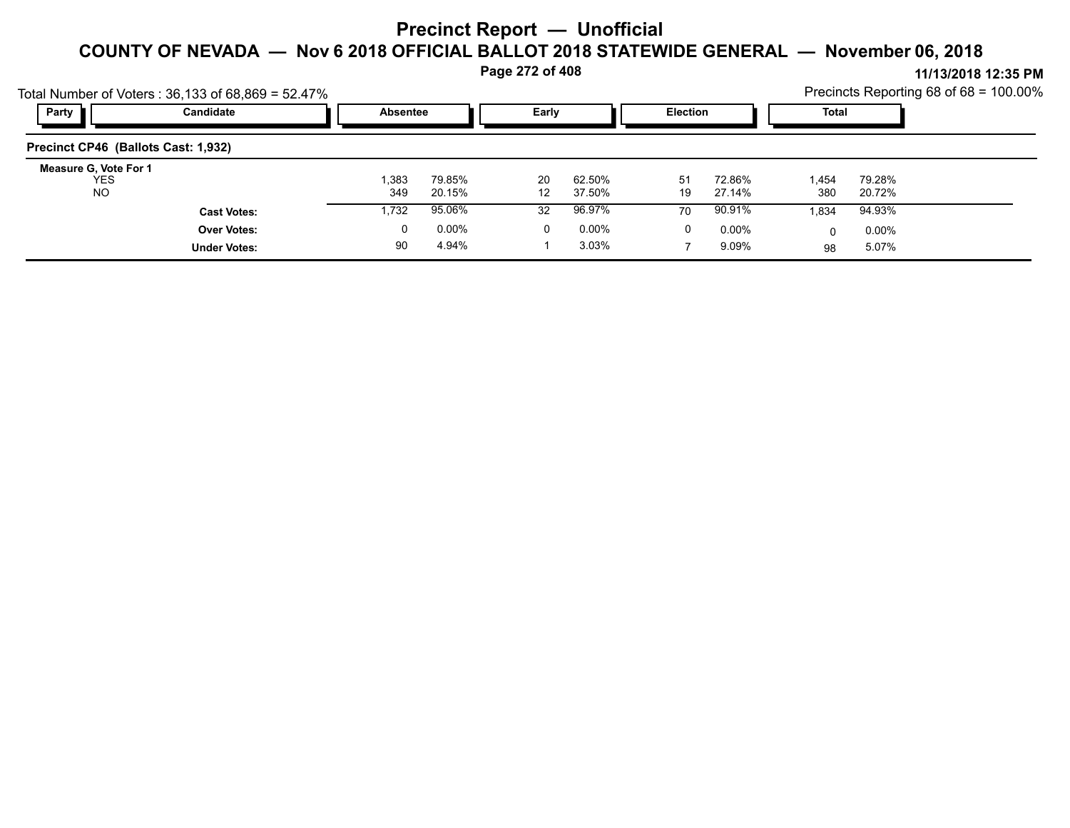# Precinct Report — Unofficial

## COUNTY OF NEVADA — Nov 6 2018 OFFICIAL BALLOT 2018 STATEWIDE GENERAL — November 06, 2018

11/13/2018 12:35 PM

Total Number of Voters : 36,133 of 68,869 = 52.47%

Precincts Reporting 68 of 68 = 100.00%

### Precinct CP46 (Ballots Cast: 1,932)

| Party | Candidate | Absentee | | Early | | Election | | Total | |
|---|---|---|---|---|---|---|---|---|---|
| **Measure G, Vote For 1** | | | | | | | | | |
| | YES | 1,383 | 79.85% | 20 | 62.50% | 51 | 72.86% | 1,454 | 79.28% |
| | NO | 349 | 20.15% | 12 | 37.50% | 19 | 27.14% | 380 | 20.72% |
| | **Cast Votes:** | 1,732 | 95.06% | 32 | 96.97% | 70 | 90.91% | 1,834 | 94.93% |
| | **Over Votes:** | 0 | 0.00% | 0 | 0.00% | 0 | 0.00% | 0 | 0.00% |
| | **Under Votes:** | 90 | 4.94% | 1 | 3.03% | 7 | 9.09% | 98 | 5.07% |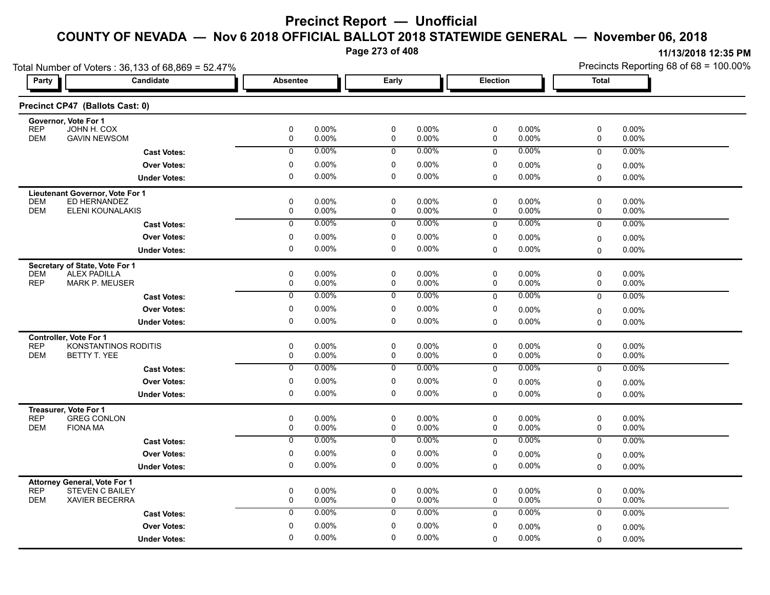# Precinct Report — Unofficial

## COUNTY OF NEVADA — Nov 6 2018 OFFICIAL BALLOT 2018 STATEWIDE GENERAL — November 06, 2018

11/13/2018 12:35 PM

Total Number of Voters : 36,133 of 68,869 = 52.47%

Precincts Reporting 68 of 68 = 100.00%

### Precinct CP47 (Ballots Cast: 0)

| Party | Candidate | Absentee | | Early | | Election | | Total | |
|---|---|---|---|---|---|---|---|---|---|
| **Governor, Vote For 1** | | | | | | | | | |
| REP | JOHN H. COX | 0 | 0.00% | 0 | 0.00% | 0 | 0.00% | 0 | 0.00% |
| DEM | GAVIN NEWSOM | 0 | 0.00% | 0 | 0.00% | 0 | 0.00% | 0 | 0.00% |
| | **Cast Votes:** | 0 | 0.00% | 0 | 0.00% | 0 | 0.00% | 0 | 0.00% |
| | **Over Votes:** | 0 | 0.00% | 0 | 0.00% | 0 | 0.00% | 0 | 0.00% |
| | **Under Votes:** | 0 | 0.00% | 0 | 0.00% | 0 | 0.00% | 0 | 0.00% |
| **Lieutenant Governor, Vote For 1** | | | | | | | | | |
| DEM | ED HERNANDEZ | 0 | 0.00% | 0 | 0.00% | 0 | 0.00% | 0 | 0.00% |
| DEM | ELENI KOUNALAKIS | 0 | 0.00% | 0 | 0.00% | 0 | 0.00% | 0 | 0.00% |
| | **Cast Votes:** | 0 | 0.00% | 0 | 0.00% | 0 | 0.00% | 0 | 0.00% |
| | **Over Votes:** | 0 | 0.00% | 0 | 0.00% | 0 | 0.00% | 0 | 0.00% |
| | **Under Votes:** | 0 | 0.00% | 0 | 0.00% | 0 | 0.00% | 0 | 0.00% |
| **Secretary of State, Vote For 1** | | | | | | | | | |
| DEM | ALEX PADILLA | 0 | 0.00% | 0 | 0.00% | 0 | 0.00% | 0 | 0.00% |
| REP | MARK P. MEUSER | 0 | 0.00% | 0 | 0.00% | 0 | 0.00% | 0 | 0.00% |
| | **Cast Votes:** | 0 | 0.00% | 0 | 0.00% | 0 | 0.00% | 0 | 0.00% |
| | **Over Votes:** | 0 | 0.00% | 0 | 0.00% | 0 | 0.00% | 0 | 0.00% |
| | **Under Votes:** | 0 | 0.00% | 0 | 0.00% | 0 | 0.00% | 0 | 0.00% |
| **Controller, Vote For 1** | | | | | | | | | |
| REP | KONSTANTINOS RODITIS | 0 | 0.00% | 0 | 0.00% | 0 | 0.00% | 0 | 0.00% |
| DEM | BETTY T. YEE | 0 | 0.00% | 0 | 0.00% | 0 | 0.00% | 0 | 0.00% |
| | **Cast Votes:** | 0 | 0.00% | 0 | 0.00% | 0 | 0.00% | 0 | 0.00% |
| | **Over Votes:** | 0 | 0.00% | 0 | 0.00% | 0 | 0.00% | 0 | 0.00% |
| | **Under Votes:** | 0 | 0.00% | 0 | 0.00% | 0 | 0.00% | 0 | 0.00% |
| **Treasurer, Vote For 1** | | | | | | | | | |
| REP | GREG CONLON | 0 | 0.00% | 0 | 0.00% | 0 | 0.00% | 0 | 0.00% |
| DEM | FIONA MA | 0 | 0.00% | 0 | 0.00% | 0 | 0.00% | 0 | 0.00% |
| | **Cast Votes:** | 0 | 0.00% | 0 | 0.00% | 0 | 0.00% | 0 | 0.00% |
| | **Over Votes:** | 0 | 0.00% | 0 | 0.00% | 0 | 0.00% | 0 | 0.00% |
| | **Under Votes:** | 0 | 0.00% | 0 | 0.00% | 0 | 0.00% | 0 | 0.00% |
| **Attorney General, Vote For 1** | | | | | | | | | |
| REP | STEVEN C BAILEY | 0 | 0.00% | 0 | 0.00% | 0 | 0.00% | 0 | 0.00% |
| DEM | XAVIER BECERRA | 0 | 0.00% | 0 | 0.00% | 0 | 0.00% | 0 | 0.00% |
| | **Cast Votes:** | 0 | 0.00% | 0 | 0.00% | 0 | 0.00% | 0 | 0.00% |
| | **Over Votes:** | 0 | 0.00% | 0 | 0.00% | 0 | 0.00% | 0 | 0.00% |
| | **Under Votes:** | 0 | 0.00% | 0 | 0.00% | 0 | 0.00% | 0 | 0.00% |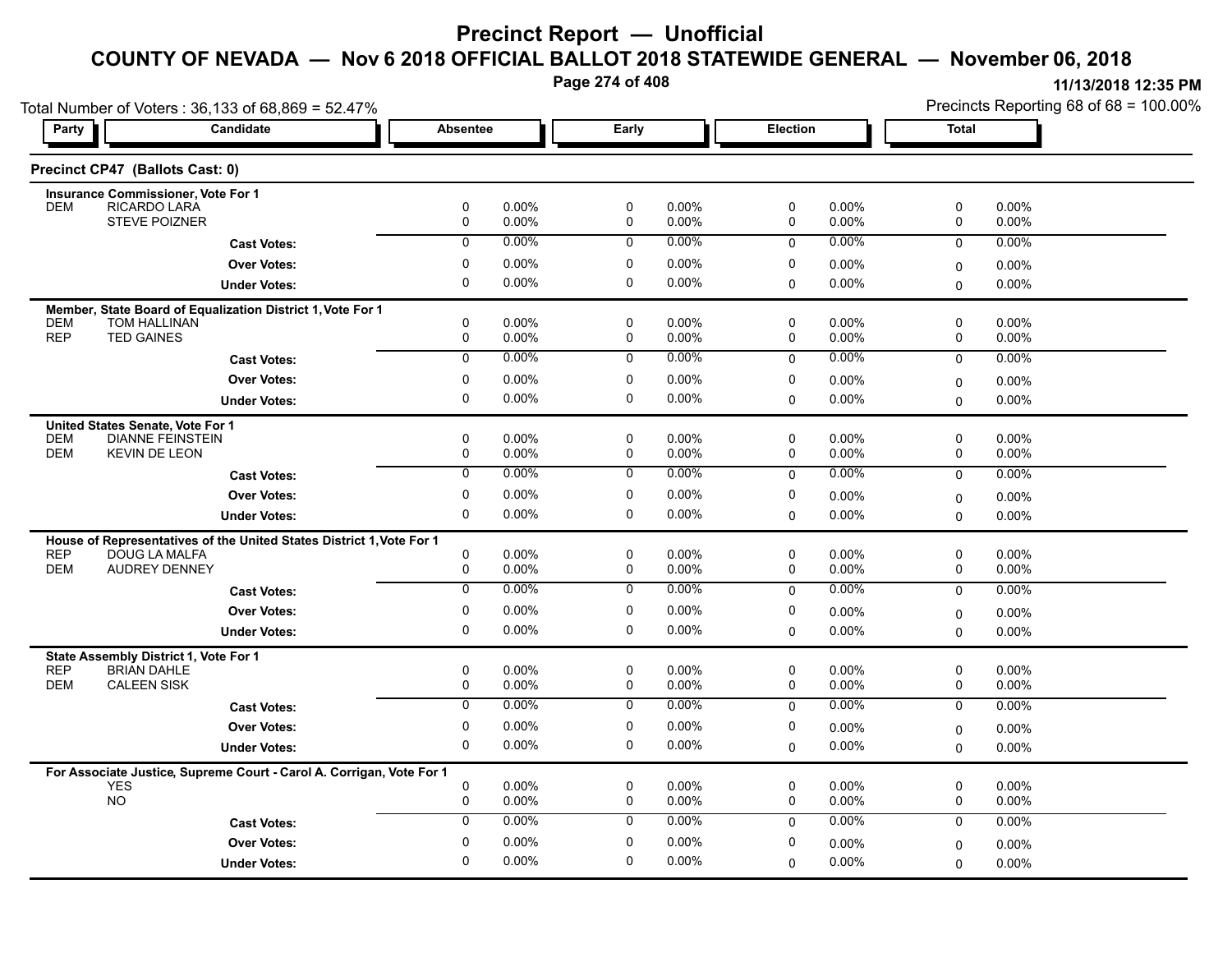# Precinct Report — Unofficial

## COUNTY OF NEVADA — Nov 6 2018 OFFICIAL BALLOT 2018 STATEWIDE GENERAL — November 06, 2018

11/13/2018 12:35 PM

Total Number of Voters : 36,133 of 68,869 = 52.47%

Precincts Reporting 68 of 68 = 100.00%

### Precinct CP47 (Ballots Cast: 0)

| Party | Candidate | Absentee | | Early | | Election | | Total | |
|---|---|---|---|---|---|---|---|---|---|
| | **Insurance Commissioner, Vote For 1** | | | | | | | | |
| DEM | RICARDO LARA | 0 | 0.00% | 0 | 0.00% | 0 | 0.00% | 0 | 0.00% |
| | STEVE POIZNER | 0 | 0.00% | 0 | 0.00% | 0 | 0.00% | 0 | 0.00% |
| | **Cast Votes:** | 0 | 0.00% | 0 | 0.00% | 0 | 0.00% | 0 | 0.00% |
| | **Over Votes:** | 0 | 0.00% | 0 | 0.00% | 0 | 0.00% | 0 | 0.00% |
| | **Under Votes:** | 0 | 0.00% | 0 | 0.00% | 0 | 0.00% | 0 | 0.00% |
| | **Member, State Board of Equalization District 1, Vote For 1** | | | | | | | | |
| DEM | TOM HALLINAN | 0 | 0.00% | 0 | 0.00% | 0 | 0.00% | 0 | 0.00% |
| REP | TED GAINES | 0 | 0.00% | 0 | 0.00% | 0 | 0.00% | 0 | 0.00% |
| | **Cast Votes:** | 0 | 0.00% | 0 | 0.00% | 0 | 0.00% | 0 | 0.00% |
| | **Over Votes:** | 0 | 0.00% | 0 | 0.00% | 0 | 0.00% | 0 | 0.00% |
| | **Under Votes:** | 0 | 0.00% | 0 | 0.00% | 0 | 0.00% | 0 | 0.00% |
| | **United States Senate, Vote For 1** | | | | | | | | |
| DEM | DIANNE FEINSTEIN | 0 | 0.00% | 0 | 0.00% | 0 | 0.00% | 0 | 0.00% |
| DEM | KEVIN DE LEON | 0 | 0.00% | 0 | 0.00% | 0 | 0.00% | 0 | 0.00% |
| | **Cast Votes:** | 0 | 0.00% | 0 | 0.00% | 0 | 0.00% | 0 | 0.00% |
| | **Over Votes:** | 0 | 0.00% | 0 | 0.00% | 0 | 0.00% | 0 | 0.00% |
| | **Under Votes:** | 0 | 0.00% | 0 | 0.00% | 0 | 0.00% | 0 | 0.00% |
| | **House of Representatives of the United States District 1, Vote For 1** | | | | | | | | |
| REP | DOUG LA MALFA | 0 | 0.00% | 0 | 0.00% | 0 | 0.00% | 0 | 0.00% |
| DEM | AUDREY DENNEY | 0 | 0.00% | 0 | 0.00% | 0 | 0.00% | 0 | 0.00% |
| | **Cast Votes:** | 0 | 0.00% | 0 | 0.00% | 0 | 0.00% | 0 | 0.00% |
| | **Over Votes:** | 0 | 0.00% | 0 | 0.00% | 0 | 0.00% | 0 | 0.00% |
| | **Under Votes:** | 0 | 0.00% | 0 | 0.00% | 0 | 0.00% | 0 | 0.00% |
| | **State Assembly District 1, Vote For 1** | | | | | | | | |
| REP | BRIAN DAHLE | 0 | 0.00% | 0 | 0.00% | 0 | 0.00% | 0 | 0.00% |
| DEM | CALEEN SISK | 0 | 0.00% | 0 | 0.00% | 0 | 0.00% | 0 | 0.00% |
| | **Cast Votes:** | 0 | 0.00% | 0 | 0.00% | 0 | 0.00% | 0 | 0.00% |
| | **Over Votes:** | 0 | 0.00% | 0 | 0.00% | 0 | 0.00% | 0 | 0.00% |
| | **Under Votes:** | 0 | 0.00% | 0 | 0.00% | 0 | 0.00% | 0 | 0.00% |
| | **For Associate Justice, Supreme Court - Carol A. Corrigan, Vote For 1** | | | | | | | | |
| | YES | 0 | 0.00% | 0 | 0.00% | 0 | 0.00% | 0 | 0.00% |
| | NO | 0 | 0.00% | 0 | 0.00% | 0 | 0.00% | 0 | 0.00% |
| | **Cast Votes:** | 0 | 0.00% | 0 | 0.00% | 0 | 0.00% | 0 | 0.00% |
| | **Over Votes:** | 0 | 0.00% | 0 | 0.00% | 0 | 0.00% | 0 | 0.00% |
| | **Under Votes:** | 0 | 0.00% | 0 | 0.00% | 0 | 0.00% | 0 | 0.00% |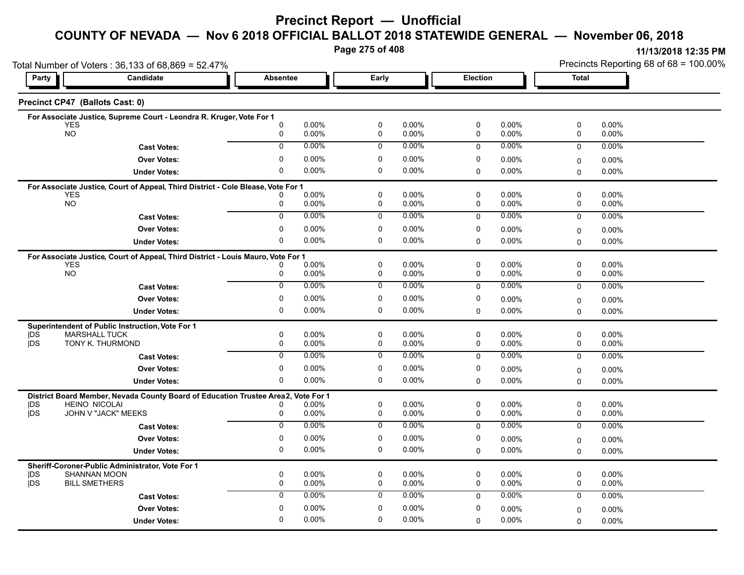# Precinct Report — Unofficial

## COUNTY OF NEVADA — Nov 6 2018 OFFICIAL BALLOT 2018 STATEWIDE GENERAL — November 06, 2018

11/13/2018 12:35 PM

Total Number of Voters : 36,133 of 68,869 = 52.47%

Precincts Reporting 68 of 68 = 100.00%

### Precinct CP47 (Ballots Cast: 0)

**For Associate Justice, Supreme Court - Leondra R. Kruger, Vote For 1**

| Party | Candidate | Absentee | | Early | | Election | | Total | |
|---|---|---|---|---|---|---|---|---|---|
| | YES | 0 | 0.00% | 0 | 0.00% | 0 | 0.00% | 0 | 0.00% |
| | NO | 0 | 0.00% | 0 | 0.00% | 0 | 0.00% | 0 | 0.00% |
| | **Cast Votes:** | 0 | 0.00% | 0 | 0.00% | 0 | 0.00% | 0 | 0.00% |
| | **Over Votes:** | 0 | 0.00% | 0 | 0.00% | 0 | 0.00% | 0 | 0.00% |
| | **Under Votes:** | 0 | 0.00% | 0 | 0.00% | 0 | 0.00% | 0 | 0.00% |

**For Associate Justice, Court of Appeal, Third District - Cole Blease, Vote For 1**

| Party | Candidate | Absentee | | Early | | Election | | Total | |
|---|---|---|---|---|---|---|---|---|---|
| | YES | 0 | 0.00% | 0 | 0.00% | 0 | 0.00% | 0 | 0.00% |
| | NO | 0 | 0.00% | 0 | 0.00% | 0 | 0.00% | 0 | 0.00% |
| | **Cast Votes:** | 0 | 0.00% | 0 | 0.00% | 0 | 0.00% | 0 | 0.00% |
| | **Over Votes:** | 0 | 0.00% | 0 | 0.00% | 0 | 0.00% | 0 | 0.00% |
| | **Under Votes:** | 0 | 0.00% | 0 | 0.00% | 0 | 0.00% | 0 | 0.00% |

**For Associate Justice, Court of Appeal, Third District - Louis Mauro, Vote For 1**

| Party | Candidate | Absentee | | Early | | Election | | Total | |
|---|---|---|---|---|---|---|---|---|---|
| | YES | 0 | 0.00% | 0 | 0.00% | 0 | 0.00% | 0 | 0.00% |
| | NO | 0 | 0.00% | 0 | 0.00% | 0 | 0.00% | 0 | 0.00% |
| | **Cast Votes:** | 0 | 0.00% | 0 | 0.00% | 0 | 0.00% | 0 | 0.00% |
| | **Over Votes:** | 0 | 0.00% | 0 | 0.00% | 0 | 0.00% | 0 | 0.00% |
| | **Under Votes:** | 0 | 0.00% | 0 | 0.00% | 0 | 0.00% | 0 | 0.00% |

**Superintendent of Public Instruction, Vote For 1**

| Party | Candidate | Absentee | | Early | | Election | | Total | |
|---|---|---|---|---|---|---|---|---|---|
| DS | MARSHALL TUCK | 0 | 0.00% | 0 | 0.00% | 0 | 0.00% | 0 | 0.00% |
| DS | TONY K. THURMOND | 0 | 0.00% | 0 | 0.00% | 0 | 0.00% | 0 | 0.00% |
| | **Cast Votes:** | 0 | 0.00% | 0 | 0.00% | 0 | 0.00% | 0 | 0.00% |
| | **Over Votes:** | 0 | 0.00% | 0 | 0.00% | 0 | 0.00% | 0 | 0.00% |
| | **Under Votes:** | 0 | 0.00% | 0 | 0.00% | 0 | 0.00% | 0 | 0.00% |

**District Board Member, Nevada County Board of Education Trustee Area 2, Vote For 1**

| Party | Candidate | Absentee | | Early | | Election | | Total | |
|---|---|---|---|---|---|---|---|---|---|
| DS | HEINO NICOLAI | 0 | 0.00% | 0 | 0.00% | 0 | 0.00% | 0 | 0.00% |
| DS | JOHN V "JACK" MEEKS | 0 | 0.00% | 0 | 0.00% | 0 | 0.00% | 0 | 0.00% |
| | **Cast Votes:** | 0 | 0.00% | 0 | 0.00% | 0 | 0.00% | 0 | 0.00% |
| | **Over Votes:** | 0 | 0.00% | 0 | 0.00% | 0 | 0.00% | 0 | 0.00% |
| | **Under Votes:** | 0 | 0.00% | 0 | 0.00% | 0 | 0.00% | 0 | 0.00% |

**Sheriff-Coroner-Public Administrator, Vote For 1**

| Party | Candidate | Absentee | | Early | | Election | | Total | |
|---|---|---|---|---|---|---|---|---|---|
| DS | SHANNAN MOON | 0 | 0.00% | 0 | 0.00% | 0 | 0.00% | 0 | 0.00% |
| DS | BILL SMETHERS | 0 | 0.00% | 0 | 0.00% | 0 | 0.00% | 0 | 0.00% |
| | **Cast Votes:** | 0 | 0.00% | 0 | 0.00% | 0 | 0.00% | 0 | 0.00% |
| | **Over Votes:** | 0 | 0.00% | 0 | 0.00% | 0 | 0.00% | 0 | 0.00% |
| | **Under Votes:** | 0 | 0.00% | 0 | 0.00% | 0 | 0.00% | 0 | 0.00% |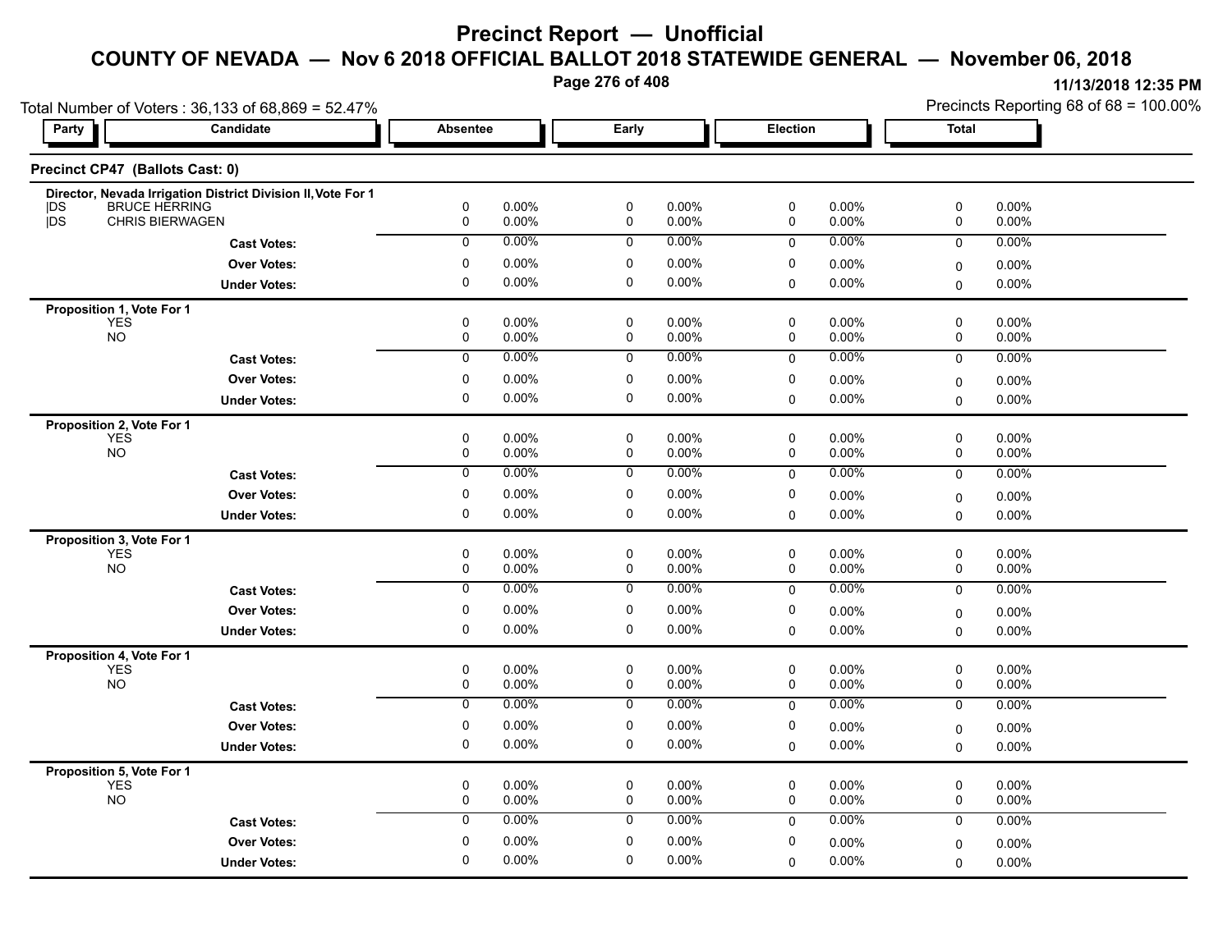# Precinct Report — Unofficial

## COUNTY OF NEVADA — Nov 6 2018 OFFICIAL BALLOT 2018 STATEWIDE GENERAL — November 06, 2018

11/13/2018 12:35 PM

Total Number of Voters : 36,133 of 68,869 = 52.47%

Precincts Reporting 68 of 68 = 100.00%

### Precinct CP47 (Ballots Cast: 0)

| Party | Candidate | Absentee | | Early | | Election | | Total | |
|---|---|---|---|---|---|---|---|---|---|
| **Director, Nevada Irrigation District Division II, Vote For 1** | | | | | | | | | |
| DS | BRUCE HERRING | 0 | 0.00% | 0 | 0.00% | 0 | 0.00% | 0 | 0.00% |
| DS | CHRIS BIERWAGEN | 0 | 0.00% | 0 | 0.00% | 0 | 0.00% | 0 | 0.00% |
| | **Cast Votes:** | 0 | 0.00% | 0 | 0.00% | 0 | 0.00% | 0 | 0.00% |
| | **Over Votes:** | 0 | 0.00% | 0 | 0.00% | 0 | 0.00% | 0 | 0.00% |
| | **Under Votes:** | 0 | 0.00% | 0 | 0.00% | 0 | 0.00% | 0 | 0.00% |
| **Proposition 1, Vote For 1** | | | | | | | | | |
| | YES | 0 | 0.00% | 0 | 0.00% | 0 | 0.00% | 0 | 0.00% |
| | NO | 0 | 0.00% | 0 | 0.00% | 0 | 0.00% | 0 | 0.00% |
| | **Cast Votes:** | 0 | 0.00% | 0 | 0.00% | 0 | 0.00% | 0 | 0.00% |
| | **Over Votes:** | 0 | 0.00% | 0 | 0.00% | 0 | 0.00% | 0 | 0.00% |
| | **Under Votes:** | 0 | 0.00% | 0 | 0.00% | 0 | 0.00% | 0 | 0.00% |
| **Proposition 2, Vote For 1** | | | | | | | | | |
| | YES | 0 | 0.00% | 0 | 0.00% | 0 | 0.00% | 0 | 0.00% |
| | NO | 0 | 0.00% | 0 | 0.00% | 0 | 0.00% | 0 | 0.00% |
| | **Cast Votes:** | 0 | 0.00% | 0 | 0.00% | 0 | 0.00% | 0 | 0.00% |
| | **Over Votes:** | 0 | 0.00% | 0 | 0.00% | 0 | 0.00% | 0 | 0.00% |
| | **Under Votes:** | 0 | 0.00% | 0 | 0.00% | 0 | 0.00% | 0 | 0.00% |
| **Proposition 3, Vote For 1** | | | | | | | | | |
| | YES | 0 | 0.00% | 0 | 0.00% | 0 | 0.00% | 0 | 0.00% |
| | NO | 0 | 0.00% | 0 | 0.00% | 0 | 0.00% | 0 | 0.00% |
| | **Cast Votes:** | 0 | 0.00% | 0 | 0.00% | 0 | 0.00% | 0 | 0.00% |
| | **Over Votes:** | 0 | 0.00% | 0 | 0.00% | 0 | 0.00% | 0 | 0.00% |
| | **Under Votes:** | 0 | 0.00% | 0 | 0.00% | 0 | 0.00% | 0 | 0.00% |
| **Proposition 4, Vote For 1** | | | | | | | | | |
| | YES | 0 | 0.00% | 0 | 0.00% | 0 | 0.00% | 0 | 0.00% |
| | NO | 0 | 0.00% | 0 | 0.00% | 0 | 0.00% | 0 | 0.00% |
| | **Cast Votes:** | 0 | 0.00% | 0 | 0.00% | 0 | 0.00% | 0 | 0.00% |
| | **Over Votes:** | 0 | 0.00% | 0 | 0.00% | 0 | 0.00% | 0 | 0.00% |
| | **Under Votes:** | 0 | 0.00% | 0 | 0.00% | 0 | 0.00% | 0 | 0.00% |
| **Proposition 5, Vote For 1** | | | | | | | | | |
| | YES | 0 | 0.00% | 0 | 0.00% | 0 | 0.00% | 0 | 0.00% |
| | NO | 0 | 0.00% | 0 | 0.00% | 0 | 0.00% | 0 | 0.00% |
| | **Cast Votes:** | 0 | 0.00% | 0 | 0.00% | 0 | 0.00% | 0 | 0.00% |
| | **Over Votes:** | 0 | 0.00% | 0 | 0.00% | 0 | 0.00% | 0 | 0.00% |
| | **Under Votes:** | 0 | 0.00% | 0 | 0.00% | 0 | 0.00% | 0 | 0.00% |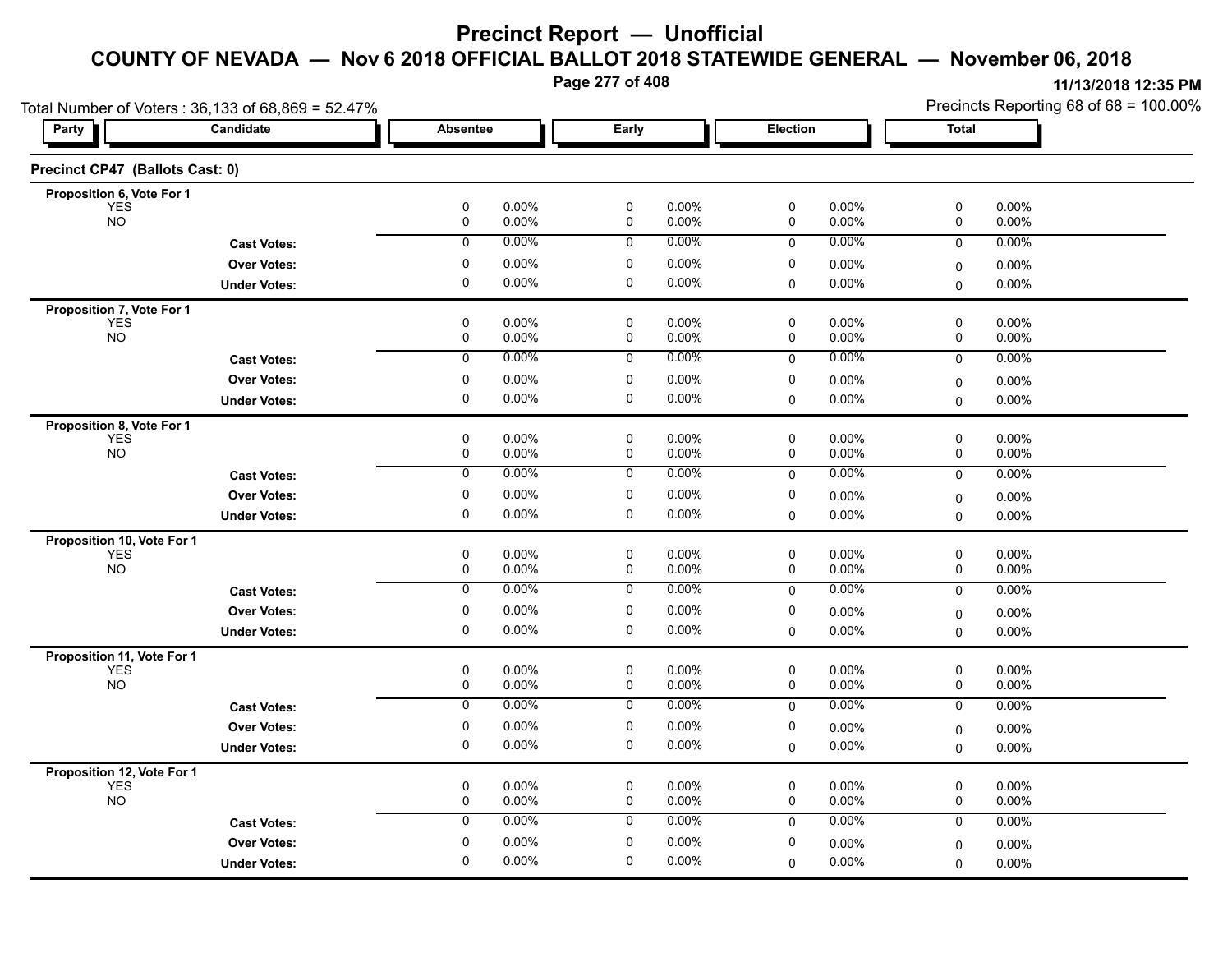# Precinct Report — Unofficial

## COUNTY OF NEVADA — Nov 6 2018 OFFICIAL BALLOT 2018 STATEWIDE GENERAL — November 06, 2018

11/13/2018 12:35 PM

Total Number of Voters : 36,133 of 68,869 = 52.47%

Precincts Reporting 68 of 68 = 100.00%

### Precinct CP47 (Ballots Cast: 0)

| Party | Candidate | Absentee | | Early | | Election | | Total | |
|---|---|---|---|---|---|---|---|---|---|
| **Proposition 6, Vote For 1** | | | | | | | | | |
| | YES | 0 | 0.00% | 0 | 0.00% | 0 | 0.00% | 0 | 0.00% |
| | NO | 0 | 0.00% | 0 | 0.00% | 0 | 0.00% | 0 | 0.00% |
| | **Cast Votes:** | 0 | 0.00% | 0 | 0.00% | 0 | 0.00% | 0 | 0.00% |
| | **Over Votes:** | 0 | 0.00% | 0 | 0.00% | 0 | 0.00% | 0 | 0.00% |
| | **Under Votes:** | 0 | 0.00% | 0 | 0.00% | 0 | 0.00% | 0 | 0.00% |
| **Proposition 7, Vote For 1** | | | | | | | | | |
| | YES | 0 | 0.00% | 0 | 0.00% | 0 | 0.00% | 0 | 0.00% |
| | NO | 0 | 0.00% | 0 | 0.00% | 0 | 0.00% | 0 | 0.00% |
| | **Cast Votes:** | 0 | 0.00% | 0 | 0.00% | 0 | 0.00% | 0 | 0.00% |
| | **Over Votes:** | 0 | 0.00% | 0 | 0.00% | 0 | 0.00% | 0 | 0.00% |
| | **Under Votes:** | 0 | 0.00% | 0 | 0.00% | 0 | 0.00% | 0 | 0.00% |
| **Proposition 8, Vote For 1** | | | | | | | | | |
| | YES | 0 | 0.00% | 0 | 0.00% | 0 | 0.00% | 0 | 0.00% |
| | NO | 0 | 0.00% | 0 | 0.00% | 0 | 0.00% | 0 | 0.00% |
| | **Cast Votes:** | 0 | 0.00% | 0 | 0.00% | 0 | 0.00% | 0 | 0.00% |
| | **Over Votes:** | 0 | 0.00% | 0 | 0.00% | 0 | 0.00% | 0 | 0.00% |
| | **Under Votes:** | 0 | 0.00% | 0 | 0.00% | 0 | 0.00% | 0 | 0.00% |
| **Proposition 10, Vote For 1** | | | | | | | | | |
| | YES | 0 | 0.00% | 0 | 0.00% | 0 | 0.00% | 0 | 0.00% |
| | NO | 0 | 0.00% | 0 | 0.00% | 0 | 0.00% | 0 | 0.00% |
| | **Cast Votes:** | 0 | 0.00% | 0 | 0.00% | 0 | 0.00% | 0 | 0.00% |
| | **Over Votes:** | 0 | 0.00% | 0 | 0.00% | 0 | 0.00% | 0 | 0.00% |
| | **Under Votes:** | 0 | 0.00% | 0 | 0.00% | 0 | 0.00% | 0 | 0.00% |
| **Proposition 11, Vote For 1** | | | | | | | | | |
| | YES | 0 | 0.00% | 0 | 0.00% | 0 | 0.00% | 0 | 0.00% |
| | NO | 0 | 0.00% | 0 | 0.00% | 0 | 0.00% | 0 | 0.00% |
| | **Cast Votes:** | 0 | 0.00% | 0 | 0.00% | 0 | 0.00% | 0 | 0.00% |
| | **Over Votes:** | 0 | 0.00% | 0 | 0.00% | 0 | 0.00% | 0 | 0.00% |
| | **Under Votes:** | 0 | 0.00% | 0 | 0.00% | 0 | 0.00% | 0 | 0.00% |
| **Proposition 12, Vote For 1** | | | | | | | | | |
| | YES | 0 | 0.00% | 0 | 0.00% | 0 | 0.00% | 0 | 0.00% |
| | NO | 0 | 0.00% | 0 | 0.00% | 0 | 0.00% | 0 | 0.00% |
| | **Cast Votes:** | 0 | 0.00% | 0 | 0.00% | 0 | 0.00% | 0 | 0.00% |
| | **Over Votes:** | 0 | 0.00% | 0 | 0.00% | 0 | 0.00% | 0 | 0.00% |
| | **Under Votes:** | 0 | 0.00% | 0 | 0.00% | 0 | 0.00% | 0 | 0.00% |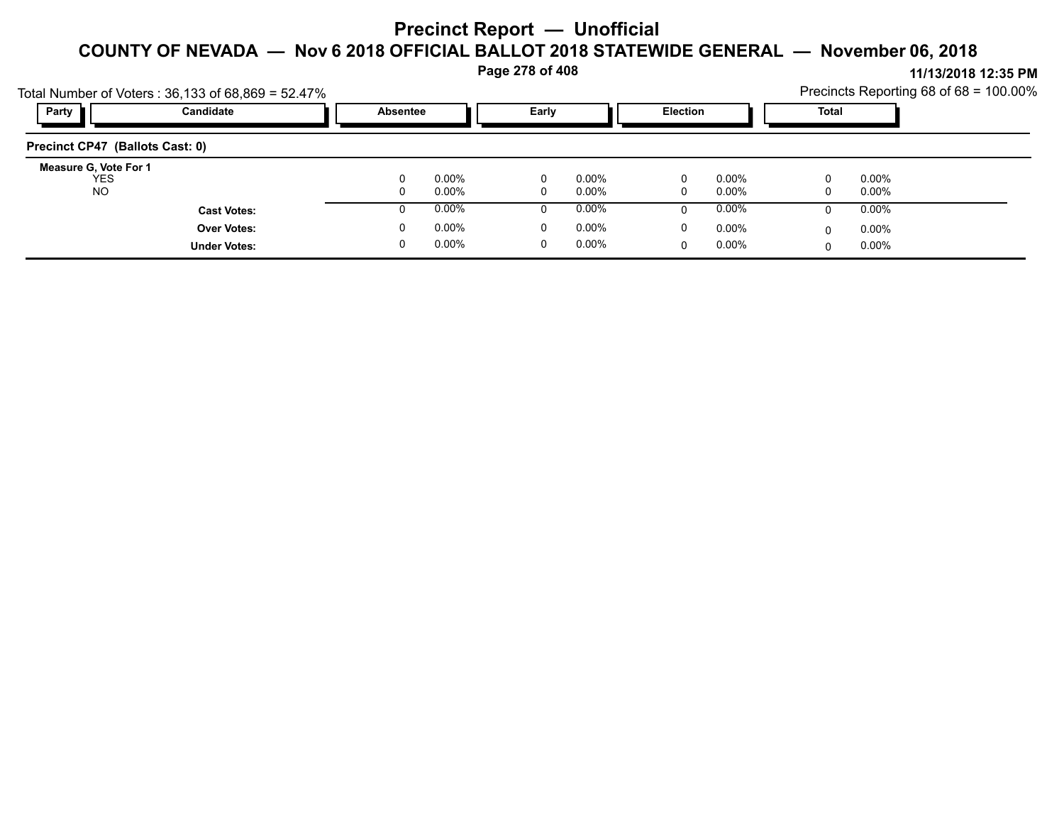# Precinct Report — Unofficial

## COUNTY OF NEVADA — Nov 6 2018 OFFICIAL BALLOT 2018 STATEWIDE GENERAL — November 06, 2018

11/13/2018 12:35 PM

Total Number of Voters : 36,133 of 68,869 = 52.47%

Precincts Reporting 68 of 68 = 100.00%

| Party | Candidate | Absentee | | Early | | Election | | Total | |
|---|---|---|---|---|---|---|---|---|---|
| **Precinct CP47 (Ballots Cast: 0)** | | | | | | | | | |
| **Measure G, Vote For 1** | | | | | | | | | |
| | YES | 0 | 0.00% | 0 | 0.00% | 0 | 0.00% | 0 | 0.00% |
| | NO | 0 | 0.00% | 0 | 0.00% | 0 | 0.00% | 0 | 0.00% |
| | **Cast Votes:** | 0 | 0.00% | 0 | 0.00% | 0 | 0.00% | 0 | 0.00% |
| | **Over Votes:** | 0 | 0.00% | 0 | 0.00% | 0 | 0.00% | 0 | 0.00% |
| | **Under Votes:** | 0 | 0.00% | 0 | 0.00% | 0 | 0.00% | 0 | 0.00% |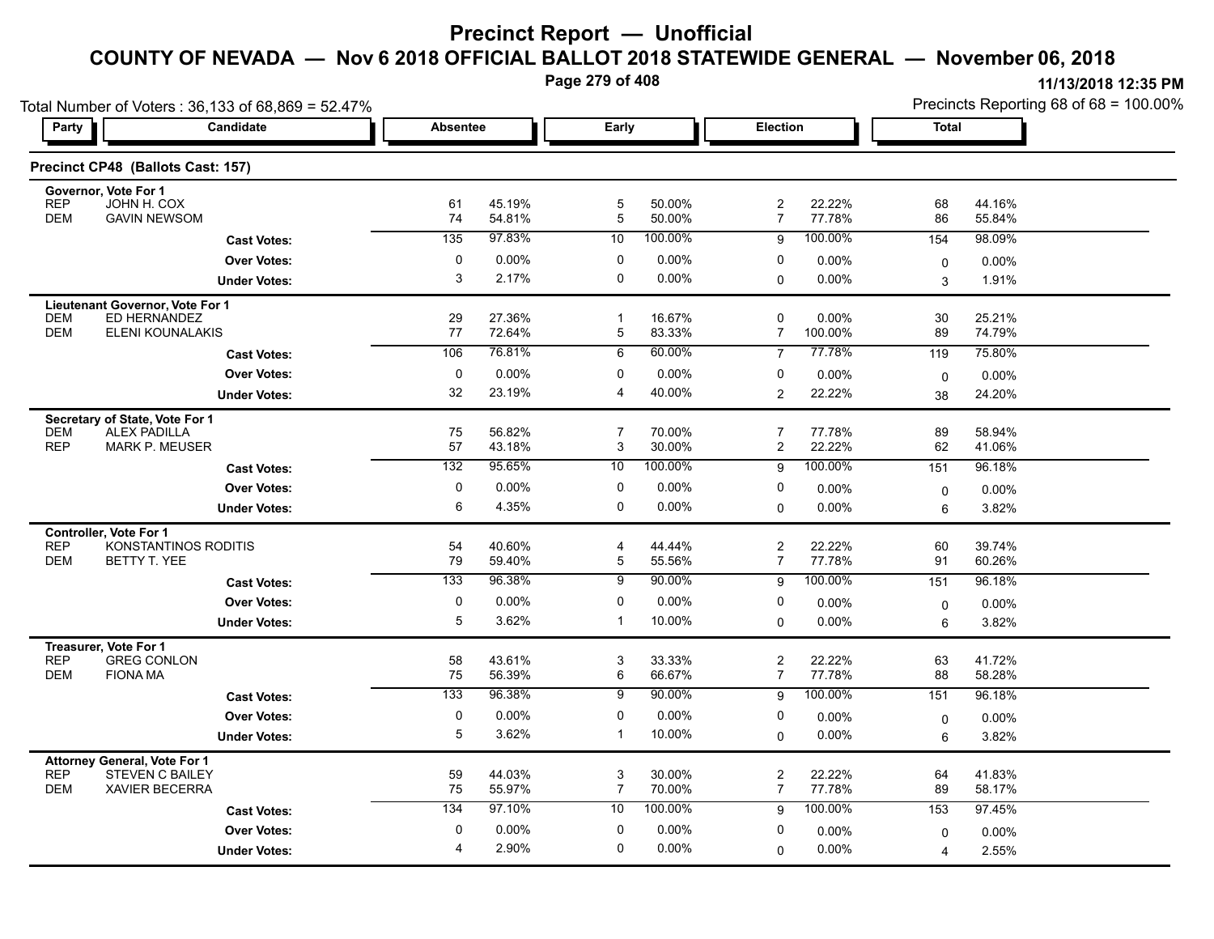# Precinct Report — Unofficial

## COUNTY OF NEVADA — Nov 6 2018 OFFICIAL BALLOT 2018 STATEWIDE GENERAL — November 06, 2018

11/13/2018 12:35 PM

Total Number of Voters : 36,133 of 68,869 = 52.47%

Precincts Reporting 68 of 68 = 100.00%

### Precinct CP48 (Ballots Cast: 157)

| Party | Candidate | Absentee | | Early | | Election | | Total | |
|---|---|---|---|---|---|---|---|---|---|
| **Governor, Vote For 1** | | | | | | | | | |
| REP | JOHN H. COX | 61 | 45.19% | 5 | 50.00% | 2 | 22.22% | 68 | 44.16% |
| DEM | GAVIN NEWSOM | 74 | 54.81% | 5 | 50.00% | 7 | 77.78% | 86 | 55.84% |
| | **Cast Votes:** | 135 | 97.83% | 10 | 100.00% | 9 | 100.00% | 154 | 98.09% |
| | **Over Votes:** | 0 | 0.00% | 0 | 0.00% | 0 | 0.00% | 0 | 0.00% |
| | **Under Votes:** | 3 | 2.17% | 0 | 0.00% | 0 | 0.00% | 3 | 1.91% |
| **Lieutenant Governor, Vote For 1** | | | | | | | | | |
| DEM | ED HERNANDEZ | 29 | 27.36% | 1 | 16.67% | 0 | 0.00% | 30 | 25.21% |
| DEM | ELENI KOUNALAKIS | 77 | 72.64% | 5 | 83.33% | 7 | 100.00% | 89 | 74.79% |
| | **Cast Votes:** | 106 | 76.81% | 6 | 60.00% | 7 | 77.78% | 119 | 75.80% |
| | **Over Votes:** | 0 | 0.00% | 0 | 0.00% | 0 | 0.00% | 0 | 0.00% |
| | **Under Votes:** | 32 | 23.19% | 4 | 40.00% | 2 | 22.22% | 38 | 24.20% |
| **Secretary of State, Vote For 1** | | | | | | | | | |
| DEM | ALEX PADILLA | 75 | 56.82% | 7 | 70.00% | 7 | 77.78% | 89 | 58.94% |
| REP | MARK P. MEUSER | 57 | 43.18% | 3 | 30.00% | 2 | 22.22% | 62 | 41.06% |
| | **Cast Votes:** | 132 | 95.65% | 10 | 100.00% | 9 | 100.00% | 151 | 96.18% |
| | **Over Votes:** | 0 | 0.00% | 0 | 0.00% | 0 | 0.00% | 0 | 0.00% |
| | **Under Votes:** | 6 | 4.35% | 0 | 0.00% | 0 | 0.00% | 6 | 3.82% |
| **Controller, Vote For 1** | | | | | | | | | |
| REP | KONSTANTINOS RODITIS | 54 | 40.60% | 4 | 44.44% | 2 | 22.22% | 60 | 39.74% |
| DEM | BETTY T. YEE | 79 | 59.40% | 5 | 55.56% | 7 | 77.78% | 91 | 60.26% |
| | **Cast Votes:** | 133 | 96.38% | 9 | 90.00% | 9 | 100.00% | 151 | 96.18% |
| | **Over Votes:** | 0 | 0.00% | 0 | 0.00% | 0 | 0.00% | 0 | 0.00% |
| | **Under Votes:** | 5 | 3.62% | 1 | 10.00% | 0 | 0.00% | 6 | 3.82% |
| **Treasurer, Vote For 1** | | | | | | | | | |
| REP | GREG CONLON | 58 | 43.61% | 3 | 33.33% | 2 | 22.22% | 63 | 41.72% |
| DEM | FIONA MA | 75 | 56.39% | 6 | 66.67% | 7 | 77.78% | 88 | 58.28% |
| | **Cast Votes:** | 133 | 96.38% | 9 | 90.00% | 9 | 100.00% | 151 | 96.18% |
| | **Over Votes:** | 0 | 0.00% | 0 | 0.00% | 0 | 0.00% | 0 | 0.00% |
| | **Under Votes:** | 5 | 3.62% | 1 | 10.00% | 0 | 0.00% | 6 | 3.82% |
| **Attorney General, Vote For 1** | | | | | | | | | |
| REP | STEVEN C BAILEY | 59 | 44.03% | 3 | 30.00% | 2 | 22.22% | 64 | 41.83% |
| DEM | XAVIER BECERRA | 75 | 55.97% | 7 | 70.00% | 7 | 77.78% | 89 | 58.17% |
| | **Cast Votes:** | 134 | 97.10% | 10 | 100.00% | 9 | 100.00% | 153 | 97.45% |
| | **Over Votes:** | 0 | 0.00% | 0 | 0.00% | 0 | 0.00% | 0 | 0.00% |
| | **Under Votes:** | 4 | 2.90% | 0 | 0.00% | 0 | 0.00% | 4 | 2.55% |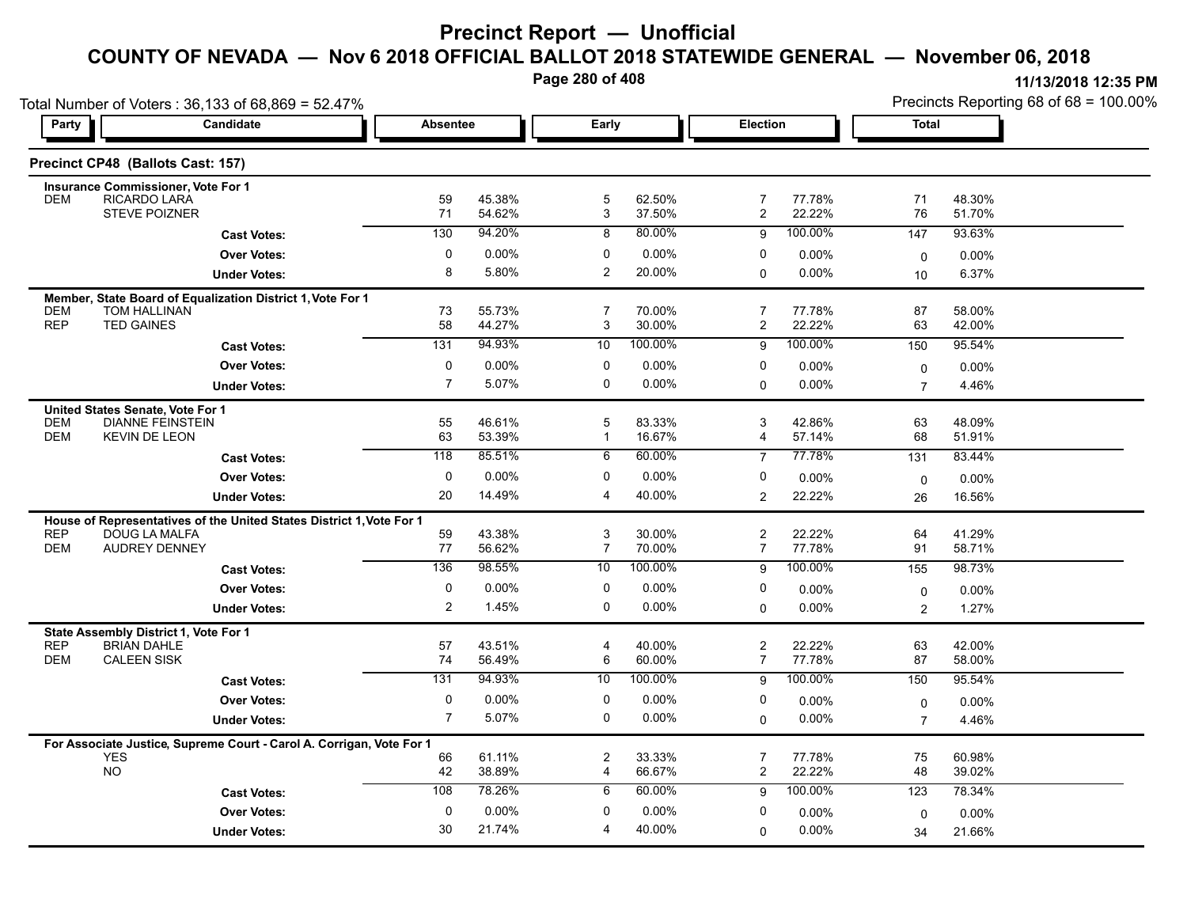# Precinct Report — Unofficial

## COUNTY OF NEVADA — Nov 6 2018 OFFICIAL BALLOT 2018 STATEWIDE GENERAL — November 06, 2018

11/13/2018 12:35 PM

Total Number of Voters : 36,133 of 68,869 = 52.47%

Precincts Reporting 68 of 68 = 100.00%

### Precinct CP48 (Ballots Cast: 157)

| Party | Candidate | Absentee | | Early | | Election | | Total | |
|---|---|---|---|---|---|---|---|---|---|
| **Insurance Commissioner, Vote For 1** | | | | | | | | | |
| DEM | RICARDO LARA | 59 | 45.38% | 5 | 62.50% | 7 | 77.78% | 71 | 48.30% |
| | STEVE POIZNER | 71 | 54.62% | 3 | 37.50% | 2 | 22.22% | 76 | 51.70% |
| | **Cast Votes:** | 130 | 94.20% | 8 | 80.00% | 9 | 100.00% | 147 | 93.63% |
| | **Over Votes:** | 0 | 0.00% | 0 | 0.00% | 0 | 0.00% | 0 | 0.00% |
| | **Under Votes:** | 8 | 5.80% | 2 | 20.00% | 0 | 0.00% | 10 | 6.37% |
| **Member, State Board of Equalization District 1, Vote For 1** | | | | | | | | | |
| DEM | TOM HALLINAN | 73 | 55.73% | 7 | 70.00% | 7 | 77.78% | 87 | 58.00% |
| REP | TED GAINES | 58 | 44.27% | 3 | 30.00% | 2 | 22.22% | 63 | 42.00% |
| | **Cast Votes:** | 131 | 94.93% | 10 | 100.00% | 9 | 100.00% | 150 | 95.54% |
| | **Over Votes:** | 0 | 0.00% | 0 | 0.00% | 0 | 0.00% | 0 | 0.00% |
| | **Under Votes:** | 7 | 5.07% | 0 | 0.00% | 0 | 0.00% | 7 | 4.46% |
| **United States Senate, Vote For 1** | | | | | | | | | |
| DEM | DIANNE FEINSTEIN | 55 | 46.61% | 5 | 83.33% | 3 | 42.86% | 63 | 48.09% |
| DEM | KEVIN DE LEON | 63 | 53.39% | 1 | 16.67% | 4 | 57.14% | 68 | 51.91% |
| | **Cast Votes:** | 118 | 85.51% | 6 | 60.00% | 7 | 77.78% | 131 | 83.44% |
| | **Over Votes:** | 0 | 0.00% | 0 | 0.00% | 0 | 0.00% | 0 | 0.00% |
| | **Under Votes:** | 20 | 14.49% | 4 | 40.00% | 2 | 22.22% | 26 | 16.56% |
| **House of Representatives of the United States District 1, Vote For 1** | | | | | | | | | |
| REP | DOUG LA MALFA | 59 | 43.38% | 3 | 30.00% | 2 | 22.22% | 64 | 41.29% |
| DEM | AUDREY DENNEY | 77 | 56.62% | 7 | 70.00% | 7 | 77.78% | 91 | 58.71% |
| | **Cast Votes:** | 136 | 98.55% | 10 | 100.00% | 9 | 100.00% | 155 | 98.73% |
| | **Over Votes:** | 0 | 0.00% | 0 | 0.00% | 0 | 0.00% | 0 | 0.00% |
| | **Under Votes:** | 2 | 1.45% | 0 | 0.00% | 0 | 0.00% | 2 | 1.27% |
| **State Assembly District 1, Vote For 1** | | | | | | | | | |
| REP | BRIAN DAHLE | 57 | 43.51% | 4 | 40.00% | 2 | 22.22% | 63 | 42.00% |
| DEM | CALEEN SISK | 74 | 56.49% | 6 | 60.00% | 7 | 77.78% | 87 | 58.00% |
| | **Cast Votes:** | 131 | 94.93% | 10 | 100.00% | 9 | 100.00% | 150 | 95.54% |
| | **Over Votes:** | 0 | 0.00% | 0 | 0.00% | 0 | 0.00% | 0 | 0.00% |
| | **Under Votes:** | 7 | 5.07% | 0 | 0.00% | 0 | 0.00% | 7 | 4.46% |
| **For Associate Justice, Supreme Court - Carol A. Corrigan, Vote For 1** | | | | | | | | | |
| | YES | 66 | 61.11% | 2 | 33.33% | 7 | 77.78% | 75 | 60.98% |
| | NO | 42 | 38.89% | 4 | 66.67% | 2 | 22.22% | 48 | 39.02% |
| | **Cast Votes:** | 108 | 78.26% | 6 | 60.00% | 9 | 100.00% | 123 | 78.34% |
| | **Over Votes:** | 0 | 0.00% | 0 | 0.00% | 0 | 0.00% | 0 | 0.00% |
| | **Under Votes:** | 30 | 21.74% | 4 | 40.00% | 0 | 0.00% | 34 | 21.66% |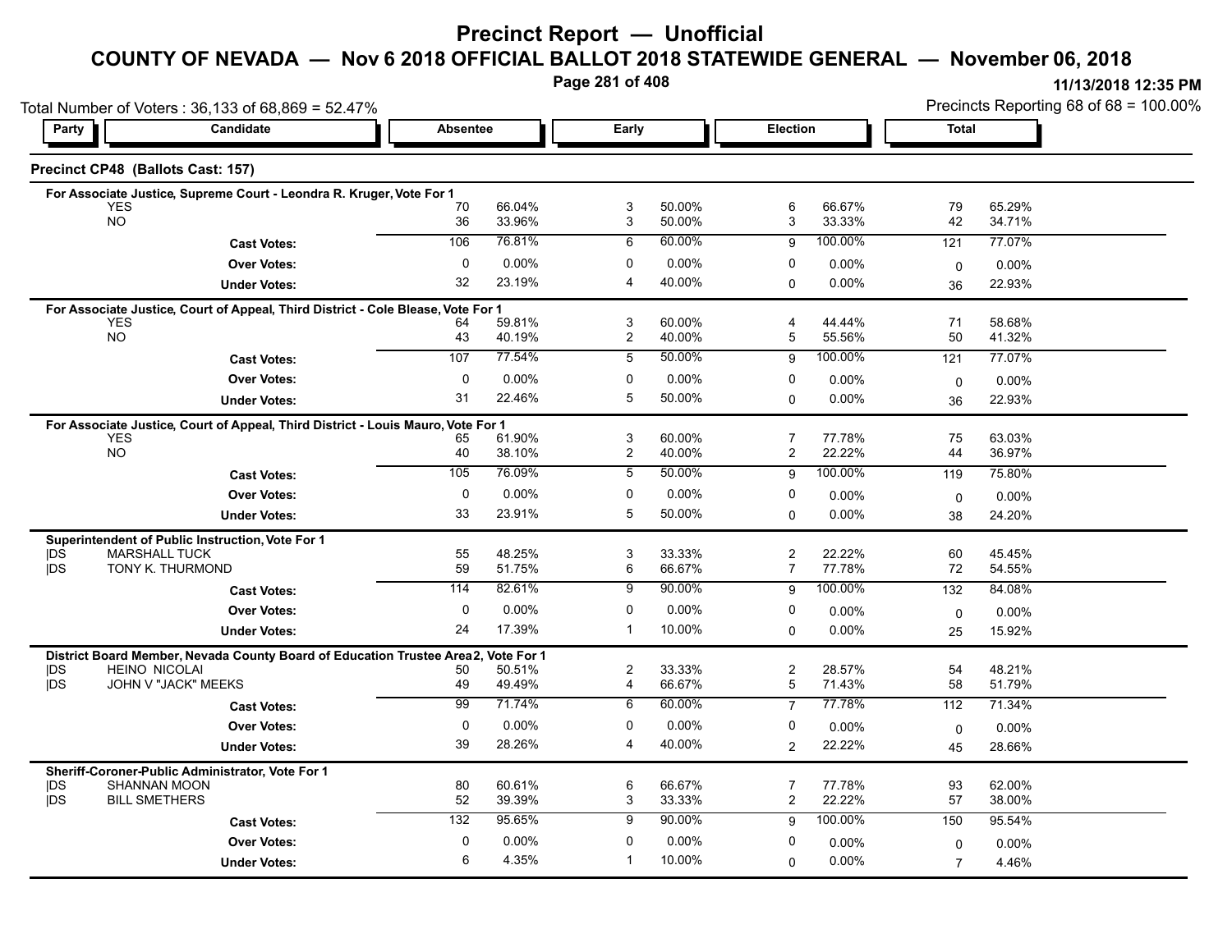# Precinct Report — Unofficial

## COUNTY OF NEVADA — Nov 6 2018 OFFICIAL BALLOT 2018 STATEWIDE GENERAL — November 06, 2018

11/13/2018 12:35 PM

Total Number of Voters : 36,133 of 68,869 = 52.47%

Precincts Reporting 68 of 68 = 100.00%

### Precinct CP48 (Ballots Cast: 157)

| Party | Candidate | Absentee | | Early | | Election | | Total | |
|---|---|---|---|---|---|---|---|---|---|
| **For Associate Justice, Supreme Court - Leondra R. Kruger, Vote For 1** | | | | | | | | | |
| | YES | 70 | 66.04% | 3 | 50.00% | 6 | 66.67% | 79 | 65.29% |
| | NO | 36 | 33.96% | 3 | 50.00% | 3 | 33.33% | 42 | 34.71% |
| | **Cast Votes:** | 106 | 76.81% | 6 | 60.00% | 9 | 100.00% | 121 | 77.07% |
| | **Over Votes:** | 0 | 0.00% | 0 | 0.00% | 0 | 0.00% | 0 | 0.00% |
| | **Under Votes:** | 32 | 23.19% | 4 | 40.00% | 0 | 0.00% | 36 | 22.93% |
| **For Associate Justice, Court of Appeal, Third District - Cole Blease, Vote For 1** | | | | | | | | | |
| | YES | 64 | 59.81% | 3 | 60.00% | 4 | 44.44% | 71 | 58.68% |
| | NO | 43 | 40.19% | 2 | 40.00% | 5 | 55.56% | 50 | 41.32% |
| | **Cast Votes:** | 107 | 77.54% | 5 | 50.00% | 9 | 100.00% | 121 | 77.07% |
| | **Over Votes:** | 0 | 0.00% | 0 | 0.00% | 0 | 0.00% | 0 | 0.00% |
| | **Under Votes:** | 31 | 22.46% | 5 | 50.00% | 0 | 0.00% | 36 | 22.93% |
| **For Associate Justice, Court of Appeal, Third District - Louis Mauro, Vote For 1** | | | | | | | | | |
| | YES | 65 | 61.90% | 3 | 60.00% | 7 | 77.78% | 75 | 63.03% |
| | NO | 40 | 38.10% | 2 | 40.00% | 2 | 22.22% | 44 | 36.97% |
| | **Cast Votes:** | 105 | 76.09% | 5 | 50.00% | 9 | 100.00% | 119 | 75.80% |
| | **Over Votes:** | 0 | 0.00% | 0 | 0.00% | 0 | 0.00% | 0 | 0.00% |
| | **Under Votes:** | 33 | 23.91% | 5 | 50.00% | 0 | 0.00% | 38 | 24.20% |
| **Superintendent of Public Instruction, Vote For 1** | | | | | | | | | |
| DS | MARSHALL TUCK | 55 | 48.25% | 3 | 33.33% | 2 | 22.22% | 60 | 45.45% |
| DS | TONY K. THURMOND | 59 | 51.75% | 6 | 66.67% | 7 | 77.78% | 72 | 54.55% |
| | **Cast Votes:** | 114 | 82.61% | 9 | 90.00% | 9 | 100.00% | 132 | 84.08% |
| | **Over Votes:** | 0 | 0.00% | 0 | 0.00% | 0 | 0.00% | 0 | 0.00% |
| | **Under Votes:** | 24 | 17.39% | 1 | 10.00% | 0 | 0.00% | 25 | 15.92% |
| **District Board Member, Nevada County Board of Education Trustee Area 2, Vote For 1** | | | | | | | | | |
| DS | HEINO NICOLAI | 50 | 50.51% | 2 | 33.33% | 2 | 28.57% | 54 | 48.21% |
| DS | JOHN V "JACK" MEEKS | 49 | 49.49% | 4 | 66.67% | 5 | 71.43% | 58 | 51.79% |
| | **Cast Votes:** | 99 | 71.74% | 6 | 60.00% | 7 | 77.78% | 112 | 71.34% |
| | **Over Votes:** | 0 | 0.00% | 0 | 0.00% | 0 | 0.00% | 0 | 0.00% |
| | **Under Votes:** | 39 | 28.26% | 4 | 40.00% | 2 | 22.22% | 45 | 28.66% |
| **Sheriff-Coroner-Public Administrator, Vote For 1** | | | | | | | | | |
| DS | SHANNAN MOON | 80 | 60.61% | 6 | 66.67% | 7 | 77.78% | 93 | 62.00% |
| DS | BILL SMETHERS | 52 | 39.39% | 3 | 33.33% | 2 | 22.22% | 57 | 38.00% |
| | **Cast Votes:** | 132 | 95.65% | 9 | 90.00% | 9 | 100.00% | 150 | 95.54% |
| | **Over Votes:** | 0 | 0.00% | 0 | 0.00% | 0 | 0.00% | 0 | 0.00% |
| | **Under Votes:** | 6 | 4.35% | 1 | 10.00% | 0 | 0.00% | 7 | 4.46% |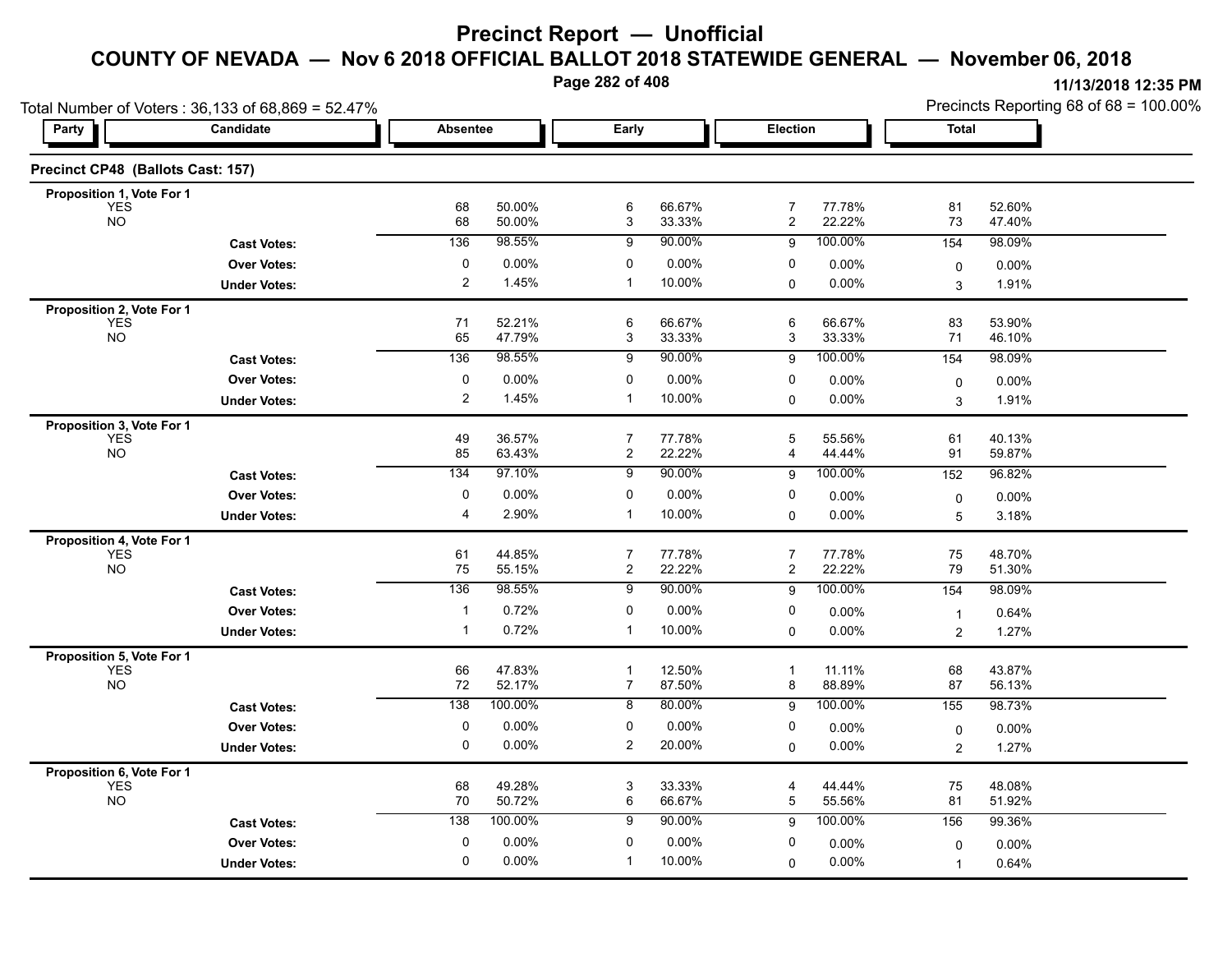# Precinct Report — Unofficial

## COUNTY OF NEVADA — Nov 6 2018 OFFICIAL BALLOT 2018 STATEWIDE GENERAL — November 06, 2018

11/13/2018 12:35 PM

Total Number of Voters : 36,133 of 68,869 = 52.47%

Precincts Reporting 68 of 68 = 100.00%

### Precinct CP48 (Ballots Cast: 157)

| Party | Candidate | Absentee | | Early | | Election | | Total | |
|---|---|---|---|---|---|---|---|---|---|
| **Proposition 1, Vote For 1** | | | | | | | | | |
| YES | | 68 | 50.00% | 6 | 66.67% | 7 | 77.78% | 81 | 52.60% |
| NO | | 68 | 50.00% | 3 | 33.33% | 2 | 22.22% | 73 | 47.40% |
| | **Cast Votes:** | 136 | 98.55% | 9 | 90.00% | 9 | 100.00% | 154 | 98.09% |
| | **Over Votes:** | 0 | 0.00% | 0 | 0.00% | 0 | 0.00% | 0 | 0.00% |
| | **Under Votes:** | 2 | 1.45% | 1 | 10.00% | 0 | 0.00% | 3 | 1.91% |
| **Proposition 2, Vote For 1** | | | | | | | | | |
| YES | | 71 | 52.21% | 6 | 66.67% | 6 | 66.67% | 83 | 53.90% |
| NO | | 65 | 47.79% | 3 | 33.33% | 3 | 33.33% | 71 | 46.10% |
| | **Cast Votes:** | 136 | 98.55% | 9 | 90.00% | 9 | 100.00% | 154 | 98.09% |
| | **Over Votes:** | 0 | 0.00% | 0 | 0.00% | 0 | 0.00% | 0 | 0.00% |
| | **Under Votes:** | 2 | 1.45% | 1 | 10.00% | 0 | 0.00% | 3 | 1.91% |
| **Proposition 3, Vote For 1** | | | | | | | | | |
| YES | | 49 | 36.57% | 7 | 77.78% | 5 | 55.56% | 61 | 40.13% |
| NO | | 85 | 63.43% | 2 | 22.22% | 4 | 44.44% | 91 | 59.87% |
| | **Cast Votes:** | 134 | 97.10% | 9 | 90.00% | 9 | 100.00% | 152 | 96.82% |
| | **Over Votes:** | 0 | 0.00% | 0 | 0.00% | 0 | 0.00% | 0 | 0.00% |
| | **Under Votes:** | 4 | 2.90% | 1 | 10.00% | 0 | 0.00% | 5 | 3.18% |
| **Proposition 4, Vote For 1** | | | | | | | | | |
| YES | | 61 | 44.85% | 7 | 77.78% | 7 | 77.78% | 75 | 48.70% |
| NO | | 75 | 55.15% | 2 | 22.22% | 2 | 22.22% | 79 | 51.30% |
| | **Cast Votes:** | 136 | 98.55% | 9 | 90.00% | 9 | 100.00% | 154 | 98.09% |
| | **Over Votes:** | 1 | 0.72% | 0 | 0.00% | 0 | 0.00% | 1 | 0.64% |
| | **Under Votes:** | 1 | 0.72% | 1 | 10.00% | 0 | 0.00% | 2 | 1.27% |
| **Proposition 5, Vote For 1** | | | | | | | | | |
| YES | | 66 | 47.83% | 1 | 12.50% | 1 | 11.11% | 68 | 43.87% |
| NO | | 72 | 52.17% | 7 | 87.50% | 8 | 88.89% | 87 | 56.13% |
| | **Cast Votes:** | 138 | 100.00% | 8 | 80.00% | 9 | 100.00% | 155 | 98.73% |
| | **Over Votes:** | 0 | 0.00% | 0 | 0.00% | 0 | 0.00% | 0 | 0.00% |
| | **Under Votes:** | 0 | 0.00% | 2 | 20.00% | 0 | 0.00% | 2 | 1.27% |
| **Proposition 6, Vote For 1** | | | | | | | | | |
| YES | | 68 | 49.28% | 3 | 33.33% | 4 | 44.44% | 75 | 48.08% |
| NO | | 70 | 50.72% | 6 | 66.67% | 5 | 55.56% | 81 | 51.92% |
| | **Cast Votes:** | 138 | 100.00% | 9 | 90.00% | 9 | 100.00% | 156 | 99.36% |
| | **Over Votes:** | 0 | 0.00% | 0 | 0.00% | 0 | 0.00% | 0 | 0.00% |
| | **Under Votes:** | 0 | 0.00% | 1 | 10.00% | 0 | 0.00% | 1 | 0.64% |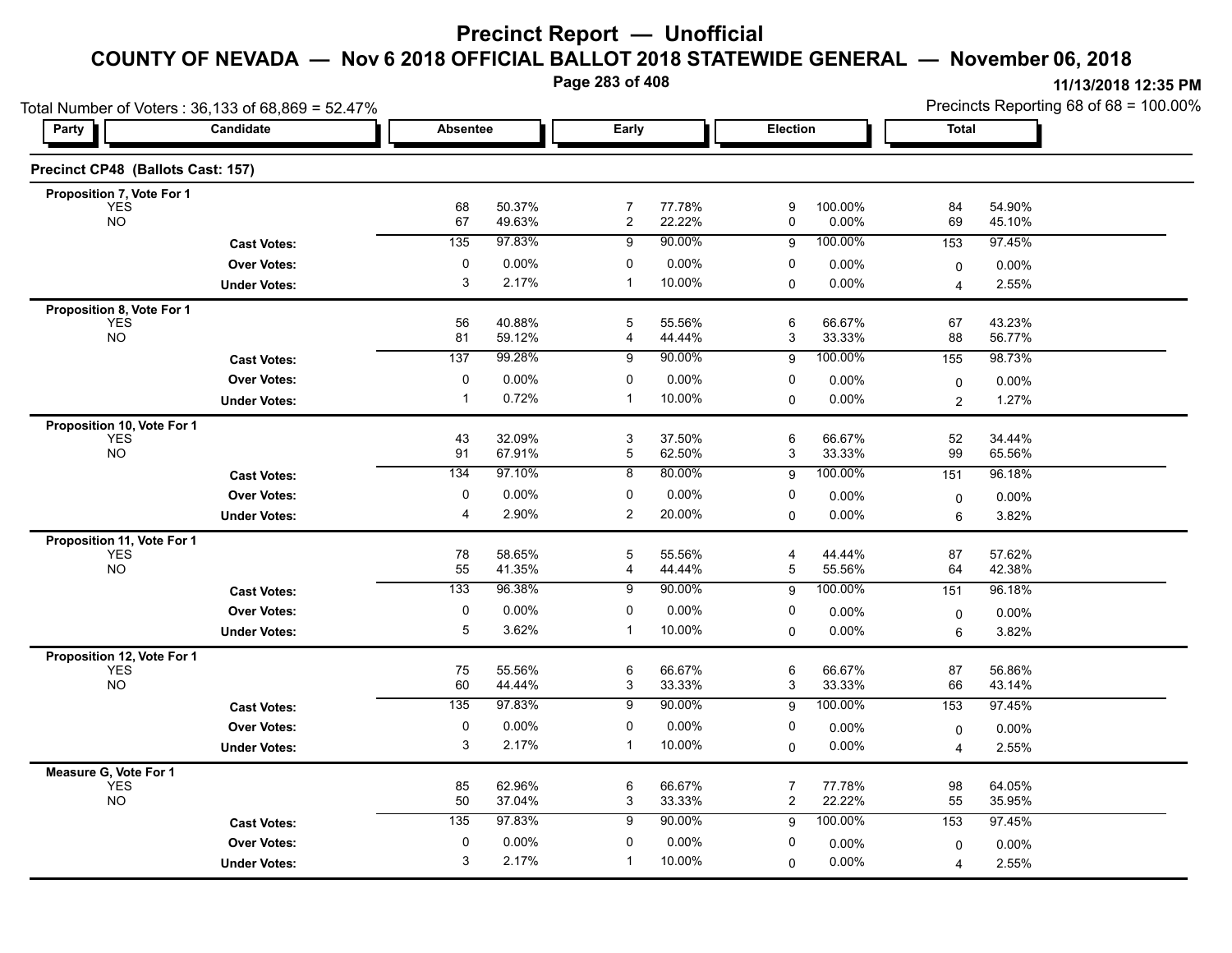# Precinct Report — Unofficial

## COUNTY OF NEVADA — Nov 6 2018 OFFICIAL BALLOT 2018 STATEWIDE GENERAL — November 06, 2018

11/13/2018 12:35 PM

Total Number of Voters : 36,133 of 68,869 = 52.47%

Precincts Reporting 68 of 68 = 100.00%

### Precinct CP48 (Ballots Cast: 157)

| Party | Candidate | Absentee | | Early | | Election | | Total | |
|---|---|---|---|---|---|---|---|---|---|
| **Proposition 7, Vote For 1** | | | | | | | | | |
| | YES | 68 | 50.37% | 7 | 77.78% | 9 | 100.00% | 84 | 54.90% |
| | NO | 67 | 49.63% | 2 | 22.22% | 0 | 0.00% | 69 | 45.10% |
| | **Cast Votes:** | 135 | 97.83% | 9 | 90.00% | 9 | 100.00% | 153 | 97.45% |
| | **Over Votes:** | 0 | 0.00% | 0 | 0.00% | 0 | 0.00% | 0 | 0.00% |
| | **Under Votes:** | 3 | 2.17% | 1 | 10.00% | 0 | 0.00% | 4 | 2.55% |
| **Proposition 8, Vote For 1** | | | | | | | | | |
| | YES | 56 | 40.88% | 5 | 55.56% | 6 | 66.67% | 67 | 43.23% |
| | NO | 81 | 59.12% | 4 | 44.44% | 3 | 33.33% | 88 | 56.77% |
| | **Cast Votes:** | 137 | 99.28% | 9 | 90.00% | 9 | 100.00% | 155 | 98.73% |
| | **Over Votes:** | 0 | 0.00% | 0 | 0.00% | 0 | 0.00% | 0 | 0.00% |
| | **Under Votes:** | 1 | 0.72% | 1 | 10.00% | 0 | 0.00% | 2 | 1.27% |
| **Proposition 10, Vote For 1** | | | | | | | | | |
| | YES | 43 | 32.09% | 3 | 37.50% | 6 | 66.67% | 52 | 34.44% |
| | NO | 91 | 67.91% | 5 | 62.50% | 3 | 33.33% | 99 | 65.56% |
| | **Cast Votes:** | 134 | 97.10% | 8 | 80.00% | 9 | 100.00% | 151 | 96.18% |
| | **Over Votes:** | 0 | 0.00% | 0 | 0.00% | 0 | 0.00% | 0 | 0.00% |
| | **Under Votes:** | 4 | 2.90% | 2 | 20.00% | 0 | 0.00% | 6 | 3.82% |
| **Proposition 11, Vote For 1** | | | | | | | | | |
| | YES | 78 | 58.65% | 5 | 55.56% | 4 | 44.44% | 87 | 57.62% |
| | NO | 55 | 41.35% | 4 | 44.44% | 5 | 55.56% | 64 | 42.38% |
| | **Cast Votes:** | 133 | 96.38% | 9 | 90.00% | 9 | 100.00% | 151 | 96.18% |
| | **Over Votes:** | 0 | 0.00% | 0 | 0.00% | 0 | 0.00% | 0 | 0.00% |
| | **Under Votes:** | 5 | 3.62% | 1 | 10.00% | 0 | 0.00% | 6 | 3.82% |
| **Proposition 12, Vote For 1** | | | | | | | | | |
| | YES | 75 | 55.56% | 6 | 66.67% | 6 | 66.67% | 87 | 56.86% |
| | NO | 60 | 44.44% | 3 | 33.33% | 3 | 33.33% | 66 | 43.14% |
| | **Cast Votes:** | 135 | 97.83% | 9 | 90.00% | 9 | 100.00% | 153 | 97.45% |
| | **Over Votes:** | 0 | 0.00% | 0 | 0.00% | 0 | 0.00% | 0 | 0.00% |
| | **Under Votes:** | 3 | 2.17% | 1 | 10.00% | 0 | 0.00% | 4 | 2.55% |
| **Measure G, Vote For 1** | | | | | | | | | |
| | YES | 85 | 62.96% | 6 | 66.67% | 7 | 77.78% | 98 | 64.05% |
| | NO | 50 | 37.04% | 3 | 33.33% | 2 | 22.22% | 55 | 35.95% |
| | **Cast Votes:** | 135 | 97.83% | 9 | 90.00% | 9 | 100.00% | 153 | 97.45% |
| | **Over Votes:** | 0 | 0.00% | 0 | 0.00% | 0 | 0.00% | 0 | 0.00% |
| | **Under Votes:** | 3 | 2.17% | 1 | 10.00% | 0 | 0.00% | 4 | 2.55% |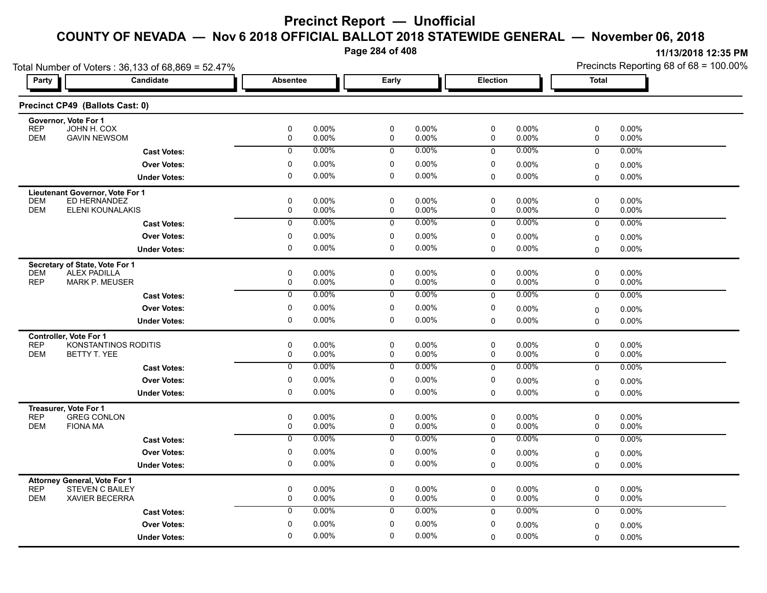# Precinct Report — Unofficial

## COUNTY OF NEVADA — Nov 6 2018 OFFICIAL BALLOT 2018 STATEWIDE GENERAL — November 06, 2018

11/13/2018 12:35 PM

Total Number of Voters : 36,133 of 68,869 = 52.47%

Precincts Reporting 68 of 68 = 100.00%

### Precinct CP49 (Ballots Cast: 0)

| Party | Candidate | Absentee | | Early | | Election | | Total | |
|---|---|---|---|---|---|---|---|---|---|
| **Governor, Vote For 1** | | | | | | | | | |
| REP | JOHN H. COX | 0 | 0.00% | 0 | 0.00% | 0 | 0.00% | 0 | 0.00% |
| DEM | GAVIN NEWSOM | 0 | 0.00% | 0 | 0.00% | 0 | 0.00% | 0 | 0.00% |
| | **Cast Votes:** | 0 | 0.00% | 0 | 0.00% | 0 | 0.00% | 0 | 0.00% |
| | **Over Votes:** | 0 | 0.00% | 0 | 0.00% | 0 | 0.00% | 0 | 0.00% |
| | **Under Votes:** | 0 | 0.00% | 0 | 0.00% | 0 | 0.00% | 0 | 0.00% |
| **Lieutenant Governor, Vote For 1** | | | | | | | | | |
| DEM | ED HERNANDEZ | 0 | 0.00% | 0 | 0.00% | 0 | 0.00% | 0 | 0.00% |
| DEM | ELENI KOUNALAKIS | 0 | 0.00% | 0 | 0.00% | 0 | 0.00% | 0 | 0.00% |
| | **Cast Votes:** | 0 | 0.00% | 0 | 0.00% | 0 | 0.00% | 0 | 0.00% |
| | **Over Votes:** | 0 | 0.00% | 0 | 0.00% | 0 | 0.00% | 0 | 0.00% |
| | **Under Votes:** | 0 | 0.00% | 0 | 0.00% | 0 | 0.00% | 0 | 0.00% |
| **Secretary of State, Vote For 1** | | | | | | | | | |
| DEM | ALEX PADILLA | 0 | 0.00% | 0 | 0.00% | 0 | 0.00% | 0 | 0.00% |
| REP | MARK P. MEUSER | 0 | 0.00% | 0 | 0.00% | 0 | 0.00% | 0 | 0.00% |
| | **Cast Votes:** | 0 | 0.00% | 0 | 0.00% | 0 | 0.00% | 0 | 0.00% |
| | **Over Votes:** | 0 | 0.00% | 0 | 0.00% | 0 | 0.00% | 0 | 0.00% |
| | **Under Votes:** | 0 | 0.00% | 0 | 0.00% | 0 | 0.00% | 0 | 0.00% |
| **Controller, Vote For 1** | | | | | | | | | |
| REP | KONSTANTINOS RODITIS | 0 | 0.00% | 0 | 0.00% | 0 | 0.00% | 0 | 0.00% |
| DEM | BETTY T. YEE | 0 | 0.00% | 0 | 0.00% | 0 | 0.00% | 0 | 0.00% |
| | **Cast Votes:** | 0 | 0.00% | 0 | 0.00% | 0 | 0.00% | 0 | 0.00% |
| | **Over Votes:** | 0 | 0.00% | 0 | 0.00% | 0 | 0.00% | 0 | 0.00% |
| | **Under Votes:** | 0 | 0.00% | 0 | 0.00% | 0 | 0.00% | 0 | 0.00% |
| **Treasurer, Vote For 1** | | | | | | | | | |
| REP | GREG CONLON | 0 | 0.00% | 0 | 0.00% | 0 | 0.00% | 0 | 0.00% |
| DEM | FIONA MA | 0 | 0.00% | 0 | 0.00% | 0 | 0.00% | 0 | 0.00% |
| | **Cast Votes:** | 0 | 0.00% | 0 | 0.00% | 0 | 0.00% | 0 | 0.00% |
| | **Over Votes:** | 0 | 0.00% | 0 | 0.00% | 0 | 0.00% | 0 | 0.00% |
| | **Under Votes:** | 0 | 0.00% | 0 | 0.00% | 0 | 0.00% | 0 | 0.00% |
| **Attorney General, Vote For 1** | | | | | | | | | |
| REP | STEVEN C BAILEY | 0 | 0.00% | 0 | 0.00% | 0 | 0.00% | 0 | 0.00% |
| DEM | XAVIER BECERRA | 0 | 0.00% | 0 | 0.00% | 0 | 0.00% | 0 | 0.00% |
| | **Cast Votes:** | 0 | 0.00% | 0 | 0.00% | 0 | 0.00% | 0 | 0.00% |
| | **Over Votes:** | 0 | 0.00% | 0 | 0.00% | 0 | 0.00% | 0 | 0.00% |
| | **Under Votes:** | 0 | 0.00% | 0 | 0.00% | 0 | 0.00% | 0 | 0.00% |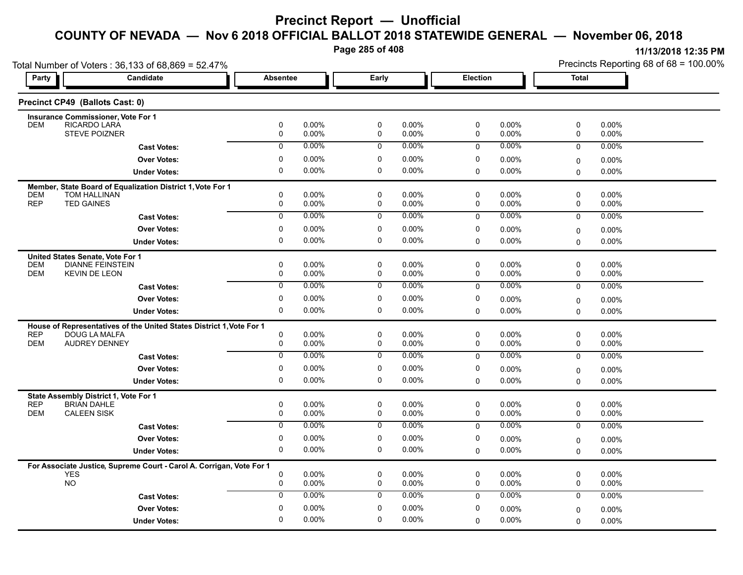# Precinct Report — Unofficial

## COUNTY OF NEVADA — Nov 6 2018 OFFICIAL BALLOT 2018 STATEWIDE GENERAL — November 06, 2018

11/13/2018 12:35 PM

Total Number of Voters : 36,133 of 68,869 = 52.47%

Precincts Reporting 68 of 68 = 100.00%

### Precinct CP49 (Ballots Cast: 0)

| Party | Candidate | Absentee | | Early | | Election | | Total | |
|---|---|---|---|---|---|---|---|---|---|
| | **Insurance Commissioner, Vote For 1** | | | | | | | | |
| DEM | RICARDO LARA | 0 | 0.00% | 0 | 0.00% | 0 | 0.00% | 0 | 0.00% |
| | STEVE POIZNER | 0 | 0.00% | 0 | 0.00% | 0 | 0.00% | 0 | 0.00% |
| | **Cast Votes:** | 0 | 0.00% | 0 | 0.00% | 0 | 0.00% | 0 | 0.00% |
| | **Over Votes:** | 0 | 0.00% | 0 | 0.00% | 0 | 0.00% | 0 | 0.00% |
| | **Under Votes:** | 0 | 0.00% | 0 | 0.00% | 0 | 0.00% | 0 | 0.00% |
| | **Member, State Board of Equalization District 1, Vote For 1** | | | | | | | | |
| DEM | TOM HALLINAN | 0 | 0.00% | 0 | 0.00% | 0 | 0.00% | 0 | 0.00% |
| REP | TED GAINES | 0 | 0.00% | 0 | 0.00% | 0 | 0.00% | 0 | 0.00% |
| | **Cast Votes:** | 0 | 0.00% | 0 | 0.00% | 0 | 0.00% | 0 | 0.00% |
| | **Over Votes:** | 0 | 0.00% | 0 | 0.00% | 0 | 0.00% | 0 | 0.00% |
| | **Under Votes:** | 0 | 0.00% | 0 | 0.00% | 0 | 0.00% | 0 | 0.00% |
| | **United States Senate, Vote For 1** | | | | | | | | |
| DEM | DIANNE FEINSTEIN | 0 | 0.00% | 0 | 0.00% | 0 | 0.00% | 0 | 0.00% |
| DEM | KEVIN DE LEON | 0 | 0.00% | 0 | 0.00% | 0 | 0.00% | 0 | 0.00% |
| | **Cast Votes:** | 0 | 0.00% | 0 | 0.00% | 0 | 0.00% | 0 | 0.00% |
| | **Over Votes:** | 0 | 0.00% | 0 | 0.00% | 0 | 0.00% | 0 | 0.00% |
| | **Under Votes:** | 0 | 0.00% | 0 | 0.00% | 0 | 0.00% | 0 | 0.00% |
| | **House of Representatives of the United States District 1, Vote For 1** | | | | | | | | |
| REP | DOUG LA MALFA | 0 | 0.00% | 0 | 0.00% | 0 | 0.00% | 0 | 0.00% |
| DEM | AUDREY DENNEY | 0 | 0.00% | 0 | 0.00% | 0 | 0.00% | 0 | 0.00% |
| | **Cast Votes:** | 0 | 0.00% | 0 | 0.00% | 0 | 0.00% | 0 | 0.00% |
| | **Over Votes:** | 0 | 0.00% | 0 | 0.00% | 0 | 0.00% | 0 | 0.00% |
| | **Under Votes:** | 0 | 0.00% | 0 | 0.00% | 0 | 0.00% | 0 | 0.00% |
| | **State Assembly District 1, Vote For 1** | | | | | | | | |
| REP | BRIAN DAHLE | 0 | 0.00% | 0 | 0.00% | 0 | 0.00% | 0 | 0.00% |
| DEM | CALEEN SISK | 0 | 0.00% | 0 | 0.00% | 0 | 0.00% | 0 | 0.00% |
| | **Cast Votes:** | 0 | 0.00% | 0 | 0.00% | 0 | 0.00% | 0 | 0.00% |
| | **Over Votes:** | 0 | 0.00% | 0 | 0.00% | 0 | 0.00% | 0 | 0.00% |
| | **Under Votes:** | 0 | 0.00% | 0 | 0.00% | 0 | 0.00% | 0 | 0.00% |
| | **For Associate Justice, Supreme Court - Carol A. Corrigan, Vote For 1** | | | | | | | | |
| | YES | 0 | 0.00% | 0 | 0.00% | 0 | 0.00% | 0 | 0.00% |
| | NO | 0 | 0.00% | 0 | 0.00% | 0 | 0.00% | 0 | 0.00% |
| | **Cast Votes:** | 0 | 0.00% | 0 | 0.00% | 0 | 0.00% | 0 | 0.00% |
| | **Over Votes:** | 0 | 0.00% | 0 | 0.00% | 0 | 0.00% | 0 | 0.00% |
| | **Under Votes:** | 0 | 0.00% | 0 | 0.00% | 0 | 0.00% | 0 | 0.00% |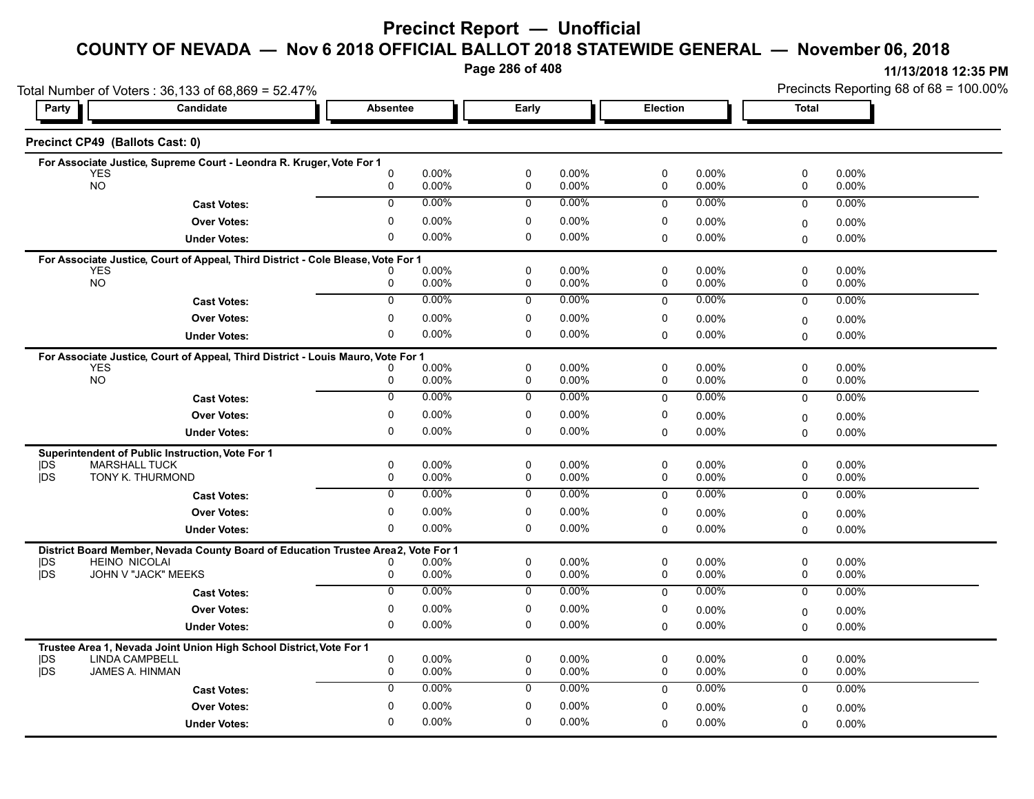# Precinct Report — Unofficial

## COUNTY OF NEVADA — Nov 6 2018 OFFICIAL BALLOT 2018 STATEWIDE GENERAL — November 06, 2018

11/13/2018 12:35 PM

Total Number of Voters : 36,133 of 68,869 = 52.47%

Precincts Reporting 68 of 68 = 100.00%

### Precinct CP49 (Ballots Cast: 0)

**For Associate Justice, Supreme Court - Leondra R. Kruger, Vote For 1**

| Party | Candidate | Absentee | | Early | | Election | | Total | |
|---|---|---|---|---|---|---|---|---|---|
| | YES | 0 | 0.00% | 0 | 0.00% | 0 | 0.00% | 0 | 0.00% |
| | NO | 0 | 0.00% | 0 | 0.00% | 0 | 0.00% | 0 | 0.00% |
| | **Cast Votes:** | 0 | 0.00% | 0 | 0.00% | 0 | 0.00% | 0 | 0.00% |
| | **Over Votes:** | 0 | 0.00% | 0 | 0.00% | 0 | 0.00% | 0 | 0.00% |
| | **Under Votes:** | 0 | 0.00% | 0 | 0.00% | 0 | 0.00% | 0 | 0.00% |

**For Associate Justice, Court of Appeal, Third District - Cole Blease, Vote For 1**

| Party | Candidate | Absentee | | Early | | Election | | Total | |
|---|---|---|---|---|---|---|---|---|---|
| | YES | 0 | 0.00% | 0 | 0.00% | 0 | 0.00% | 0 | 0.00% |
| | NO | 0 | 0.00% | 0 | 0.00% | 0 | 0.00% | 0 | 0.00% |
| | **Cast Votes:** | 0 | 0.00% | 0 | 0.00% | 0 | 0.00% | 0 | 0.00% |
| | **Over Votes:** | 0 | 0.00% | 0 | 0.00% | 0 | 0.00% | 0 | 0.00% |
| | **Under Votes:** | 0 | 0.00% | 0 | 0.00% | 0 | 0.00% | 0 | 0.00% |

**For Associate Justice, Court of Appeal, Third District - Louis Mauro, Vote For 1**

| Party | Candidate | Absentee | | Early | | Election | | Total | |
|---|---|---|---|---|---|---|---|---|---|
| | YES | 0 | 0.00% | 0 | 0.00% | 0 | 0.00% | 0 | 0.00% |
| | NO | 0 | 0.00% | 0 | 0.00% | 0 | 0.00% | 0 | 0.00% |
| | **Cast Votes:** | 0 | 0.00% | 0 | 0.00% | 0 | 0.00% | 0 | 0.00% |
| | **Over Votes:** | 0 | 0.00% | 0 | 0.00% | 0 | 0.00% | 0 | 0.00% |
| | **Under Votes:** | 0 | 0.00% | 0 | 0.00% | 0 | 0.00% | 0 | 0.00% |

**Superintendent of Public Instruction, Vote For 1**

| Party | Candidate | Absentee | | Early | | Election | | Total | |
|---|---|---|---|---|---|---|---|---|---|
| \|DS | MARSHALL TUCK | 0 | 0.00% | 0 | 0.00% | 0 | 0.00% | 0 | 0.00% |
| \|DS | TONY K. THURMOND | 0 | 0.00% | 0 | 0.00% | 0 | 0.00% | 0 | 0.00% |
| | **Cast Votes:** | 0 | 0.00% | 0 | 0.00% | 0 | 0.00% | 0 | 0.00% |
| | **Over Votes:** | 0 | 0.00% | 0 | 0.00% | 0 | 0.00% | 0 | 0.00% |
| | **Under Votes:** | 0 | 0.00% | 0 | 0.00% | 0 | 0.00% | 0 | 0.00% |

**District Board Member, Nevada County Board of Education Trustee Area 2, Vote For 1**

| Party | Candidate | Absentee | | Early | | Election | | Total | |
|---|---|---|---|---|---|---|---|---|---|
| \|DS | HEINO NICOLAI | 0 | 0.00% | 0 | 0.00% | 0 | 0.00% | 0 | 0.00% |
| \|DS | JOHN V "JACK" MEEKS | 0 | 0.00% | 0 | 0.00% | 0 | 0.00% | 0 | 0.00% |
| | **Cast Votes:** | 0 | 0.00% | 0 | 0.00% | 0 | 0.00% | 0 | 0.00% |
| | **Over Votes:** | 0 | 0.00% | 0 | 0.00% | 0 | 0.00% | 0 | 0.00% |
| | **Under Votes:** | 0 | 0.00% | 0 | 0.00% | 0 | 0.00% | 0 | 0.00% |

**Trustee Area 1, Nevada Joint Union High School District, Vote For 1**

| Party | Candidate | Absentee | | Early | | Election | | Total | |
|---|---|---|---|---|---|---|---|---|---|
| \|DS | LINDA CAMPBELL | 0 | 0.00% | 0 | 0.00% | 0 | 0.00% | 0 | 0.00% |
| \|DS | JAMES A. HINMAN | 0 | 0.00% | 0 | 0.00% | 0 | 0.00% | 0 | 0.00% |
| | **Cast Votes:** | 0 | 0.00% | 0 | 0.00% | 0 | 0.00% | 0 | 0.00% |
| | **Over Votes:** | 0 | 0.00% | 0 | 0.00% | 0 | 0.00% | 0 | 0.00% |
| | **Under Votes:** | 0 | 0.00% | 0 | 0.00% | 0 | 0.00% | 0 | 0.00% |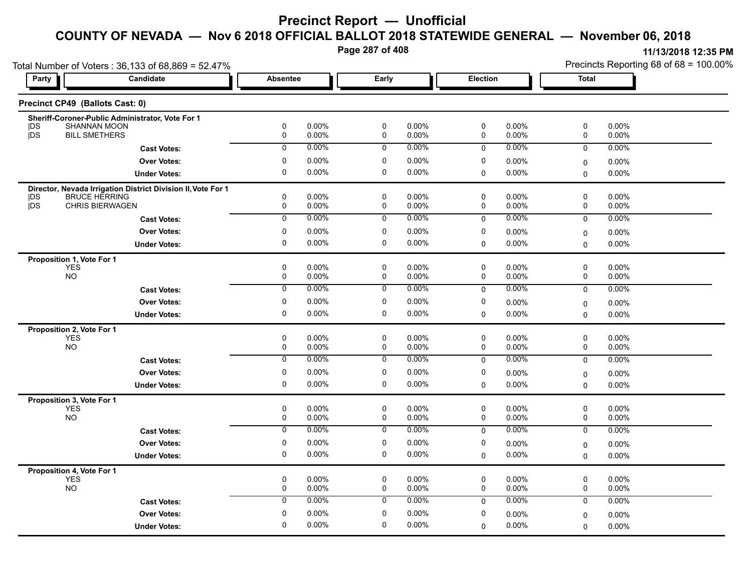# Precinct Report — Unofficial

## COUNTY OF NEVADA — Nov 6 2018 OFFICIAL BALLOT 2018 STATEWIDE GENERAL — November 06, 2018

11/13/2018 12:35 PM

Total Number of Voters : 36,133 of 68,869 = 52.47%

Precincts Reporting 68 of 68 = 100.00%

### Precinct CP49 (Ballots Cast: 0)

| Party | Candidate | Absentee | | Early | | Election | | Total | |
|---|---|---|---|---|---|---|---|---|---|
| **Sheriff-Coroner-Public Administrator, Vote For 1** | | | | | | | | | |
| DS | SHANNAN MOON | 0 | 0.00% | 0 | 0.00% | 0 | 0.00% | 0 | 0.00% |
| DS | BILL SMETHERS | 0 | 0.00% | 0 | 0.00% | 0 | 0.00% | 0 | 0.00% |
| | **Cast Votes:** | 0 | 0.00% | 0 | 0.00% | 0 | 0.00% | 0 | 0.00% |
| | **Over Votes:** | 0 | 0.00% | 0 | 0.00% | 0 | 0.00% | 0 | 0.00% |
| | **Under Votes:** | 0 | 0.00% | 0 | 0.00% | 0 | 0.00% | 0 | 0.00% |
| **Director, Nevada Irrigation District Division II, Vote For 1** | | | | | | | | | |
| DS | BRUCE HERRING | 0 | 0.00% | 0 | 0.00% | 0 | 0.00% | 0 | 0.00% |
| DS | CHRIS BIERWAGEN | 0 | 0.00% | 0 | 0.00% | 0 | 0.00% | 0 | 0.00% |
| | **Cast Votes:** | 0 | 0.00% | 0 | 0.00% | 0 | 0.00% | 0 | 0.00% |
| | **Over Votes:** | 0 | 0.00% | 0 | 0.00% | 0 | 0.00% | 0 | 0.00% |
| | **Under Votes:** | 0 | 0.00% | 0 | 0.00% | 0 | 0.00% | 0 | 0.00% |
| **Proposition 1, Vote For 1** | | | | | | | | | |
| | YES | 0 | 0.00% | 0 | 0.00% | 0 | 0.00% | 0 | 0.00% |
| | NO | 0 | 0.00% | 0 | 0.00% | 0 | 0.00% | 0 | 0.00% |
| | **Cast Votes:** | 0 | 0.00% | 0 | 0.00% | 0 | 0.00% | 0 | 0.00% |
| | **Over Votes:** | 0 | 0.00% | 0 | 0.00% | 0 | 0.00% | 0 | 0.00% |
| | **Under Votes:** | 0 | 0.00% | 0 | 0.00% | 0 | 0.00% | 0 | 0.00% |
| **Proposition 2, Vote For 1** | | | | | | | | | |
| | YES | 0 | 0.00% | 0 | 0.00% | 0 | 0.00% | 0 | 0.00% |
| | NO | 0 | 0.00% | 0 | 0.00% | 0 | 0.00% | 0 | 0.00% |
| | **Cast Votes:** | 0 | 0.00% | 0 | 0.00% | 0 | 0.00% | 0 | 0.00% |
| | **Over Votes:** | 0 | 0.00% | 0 | 0.00% | 0 | 0.00% | 0 | 0.00% |
| | **Under Votes:** | 0 | 0.00% | 0 | 0.00% | 0 | 0.00% | 0 | 0.00% |
| **Proposition 3, Vote For 1** | | | | | | | | | |
| | YES | 0 | 0.00% | 0 | 0.00% | 0 | 0.00% | 0 | 0.00% |
| | NO | 0 | 0.00% | 0 | 0.00% | 0 | 0.00% | 0 | 0.00% |
| | **Cast Votes:** | 0 | 0.00% | 0 | 0.00% | 0 | 0.00% | 0 | 0.00% |
| | **Over Votes:** | 0 | 0.00% | 0 | 0.00% | 0 | 0.00% | 0 | 0.00% |
| | **Under Votes:** | 0 | 0.00% | 0 | 0.00% | 0 | 0.00% | 0 | 0.00% |
| **Proposition 4, Vote For 1** | | | | | | | | | |
| | YES | 0 | 0.00% | 0 | 0.00% | 0 | 0.00% | 0 | 0.00% |
| | NO | 0 | 0.00% | 0 | 0.00% | 0 | 0.00% | 0 | 0.00% |
| | **Cast Votes:** | 0 | 0.00% | 0 | 0.00% | 0 | 0.00% | 0 | 0.00% |
| | **Over Votes:** | 0 | 0.00% | 0 | 0.00% | 0 | 0.00% | 0 | 0.00% |
| | **Under Votes:** | 0 | 0.00% | 0 | 0.00% | 0 | 0.00% | 0 | 0.00% |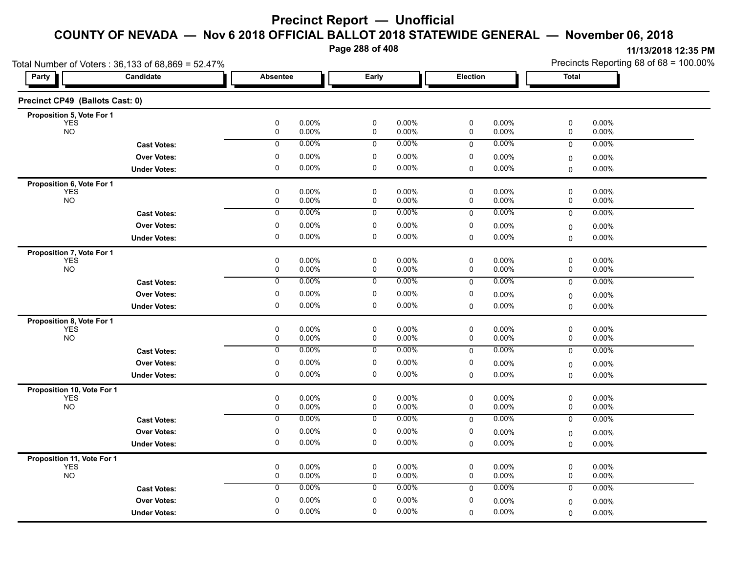# Precinct Report — Unofficial

## COUNTY OF NEVADA — Nov 6 2018 OFFICIAL BALLOT 2018 STATEWIDE GENERAL — November 06, 2018

11/13/2018 12:35 PM

Total Number of Voters : 36,133 of 68,869 = 52.47%

Precincts Reporting 68 of 68 = 100.00%

### Precinct CP49 (Ballots Cast: 0)

| Party | Candidate | Absentee | | Early | | Election | | Total | |
|---|---|---|---|---|---|---|---|---|---|
| **Proposition 5, Vote For 1** | | | | | | | | | |
| | YES | 0 | 0.00% | 0 | 0.00% | 0 | 0.00% | 0 | 0.00% |
| | NO | 0 | 0.00% | 0 | 0.00% | 0 | 0.00% | 0 | 0.00% |
| | **Cast Votes:** | 0 | 0.00% | 0 | 0.00% | 0 | 0.00% | 0 | 0.00% |
| | **Over Votes:** | 0 | 0.00% | 0 | 0.00% | 0 | 0.00% | 0 | 0.00% |
| | **Under Votes:** | 0 | 0.00% | 0 | 0.00% | 0 | 0.00% | 0 | 0.00% |
| **Proposition 6, Vote For 1** | | | | | | | | | |
| | YES | 0 | 0.00% | 0 | 0.00% | 0 | 0.00% | 0 | 0.00% |
| | NO | 0 | 0.00% | 0 | 0.00% | 0 | 0.00% | 0 | 0.00% |
| | **Cast Votes:** | 0 | 0.00% | 0 | 0.00% | 0 | 0.00% | 0 | 0.00% |
| | **Over Votes:** | 0 | 0.00% | 0 | 0.00% | 0 | 0.00% | 0 | 0.00% |
| | **Under Votes:** | 0 | 0.00% | 0 | 0.00% | 0 | 0.00% | 0 | 0.00% |
| **Proposition 7, Vote For 1** | | | | | | | | | |
| | YES | 0 | 0.00% | 0 | 0.00% | 0 | 0.00% | 0 | 0.00% |
| | NO | 0 | 0.00% | 0 | 0.00% | 0 | 0.00% | 0 | 0.00% |
| | **Cast Votes:** | 0 | 0.00% | 0 | 0.00% | 0 | 0.00% | 0 | 0.00% |
| | **Over Votes:** | 0 | 0.00% | 0 | 0.00% | 0 | 0.00% | 0 | 0.00% |
| | **Under Votes:** | 0 | 0.00% | 0 | 0.00% | 0 | 0.00% | 0 | 0.00% |
| **Proposition 8, Vote For 1** | | | | | | | | | |
| | YES | 0 | 0.00% | 0 | 0.00% | 0 | 0.00% | 0 | 0.00% |
| | NO | 0 | 0.00% | 0 | 0.00% | 0 | 0.00% | 0 | 0.00% |
| | **Cast Votes:** | 0 | 0.00% | 0 | 0.00% | 0 | 0.00% | 0 | 0.00% |
| | **Over Votes:** | 0 | 0.00% | 0 | 0.00% | 0 | 0.00% | 0 | 0.00% |
| | **Under Votes:** | 0 | 0.00% | 0 | 0.00% | 0 | 0.00% | 0 | 0.00% |
| **Proposition 10, Vote For 1** | | | | | | | | | |
| | YES | 0 | 0.00% | 0 | 0.00% | 0 | 0.00% | 0 | 0.00% |
| | NO | 0 | 0.00% | 0 | 0.00% | 0 | 0.00% | 0 | 0.00% |
| | **Cast Votes:** | 0 | 0.00% | 0 | 0.00% | 0 | 0.00% | 0 | 0.00% |
| | **Over Votes:** | 0 | 0.00% | 0 | 0.00% | 0 | 0.00% | 0 | 0.00% |
| | **Under Votes:** | 0 | 0.00% | 0 | 0.00% | 0 | 0.00% | 0 | 0.00% |
| **Proposition 11, Vote For 1** | | | | | | | | | |
| | YES | 0 | 0.00% | 0 | 0.00% | 0 | 0.00% | 0 | 0.00% |
| | NO | 0 | 0.00% | 0 | 0.00% | 0 | 0.00% | 0 | 0.00% |
| | **Cast Votes:** | 0 | 0.00% | 0 | 0.00% | 0 | 0.00% | 0 | 0.00% |
| | **Over Votes:** | 0 | 0.00% | 0 | 0.00% | 0 | 0.00% | 0 | 0.00% |
| | **Under Votes:** | 0 | 0.00% | 0 | 0.00% | 0 | 0.00% | 0 | 0.00% |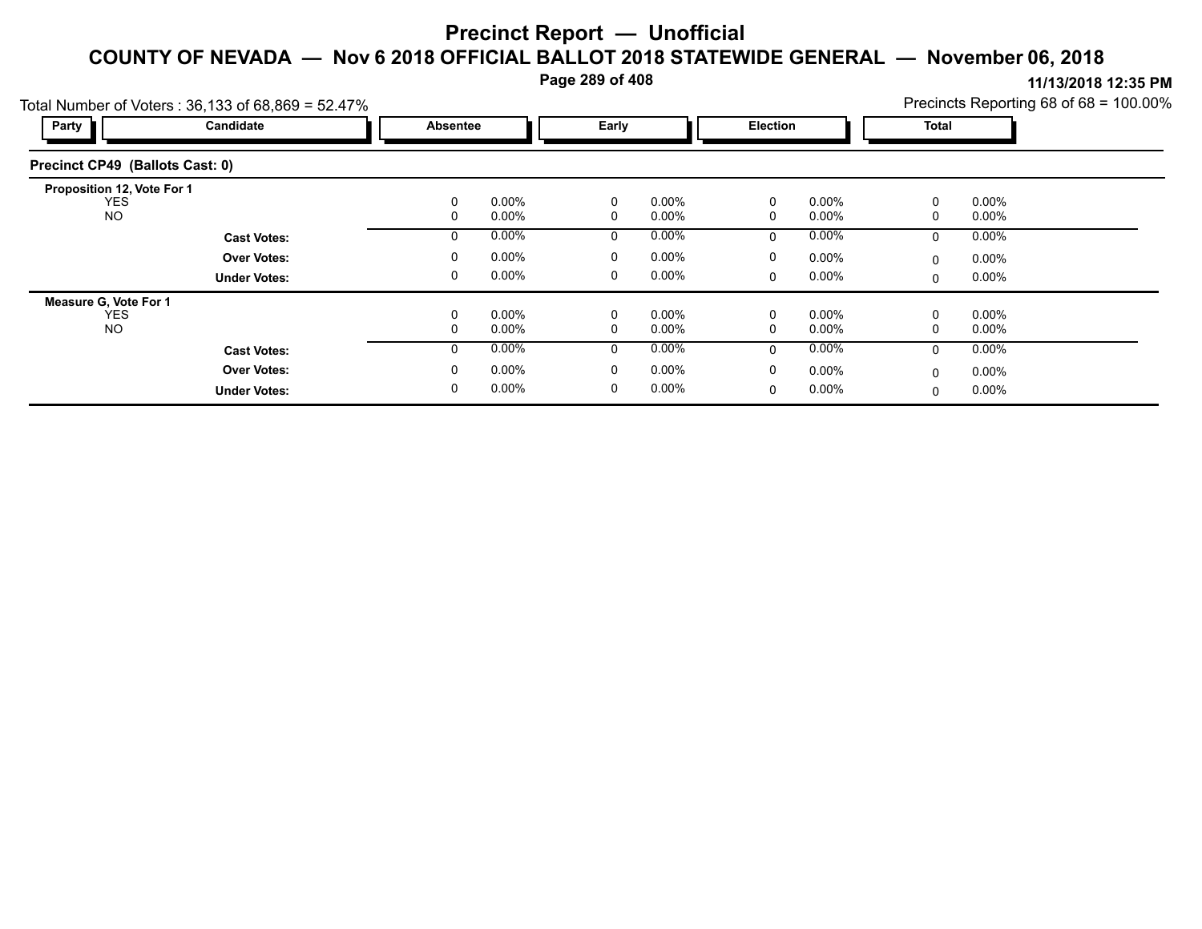# Precinct Report — Unofficial

## COUNTY OF NEVADA — Nov 6 2018 OFFICIAL BALLOT 2018 STATEWIDE GENERAL — November 06, 2018

11/13/2018 12:35 PM

Total Number of Voters : 36,133 of 68,869 = 52.47%

Precincts Reporting 68 of 68 = 100.00%

### Precinct CP49 (Ballots Cast: 0)

| Party | Candidate | Absentee | | Early | | Election | | Total | |
|---|---|---|---|---|---|---|---|---|---|
| **Proposition 12, Vote For 1** | | | | | | | | | |
| | YES | 0 | 0.00% | 0 | 0.00% | 0 | 0.00% | 0 | 0.00% |
| | NO | 0 | 0.00% | 0 | 0.00% | 0 | 0.00% | 0 | 0.00% |
| | **Cast Votes:** | 0 | 0.00% | 0 | 0.00% | 0 | 0.00% | 0 | 0.00% |
| | **Over Votes:** | 0 | 0.00% | 0 | 0.00% | 0 | 0.00% | 0 | 0.00% |
| | **Under Votes:** | 0 | 0.00% | 0 | 0.00% | 0 | 0.00% | 0 | 0.00% |
| **Measure G, Vote For 1** | | | | | | | | | |
| | YES | 0 | 0.00% | 0 | 0.00% | 0 | 0.00% | 0 | 0.00% |
| | NO | 0 | 0.00% | 0 | 0.00% | 0 | 0.00% | 0 | 0.00% |
| | **Cast Votes:** | 0 | 0.00% | 0 | 0.00% | 0 | 0.00% | 0 | 0.00% |
| | **Over Votes:** | 0 | 0.00% | 0 | 0.00% | 0 | 0.00% | 0 | 0.00% |
| | **Under Votes:** | 0 | 0.00% | 0 | 0.00% | 0 | 0.00% | 0 | 0.00% |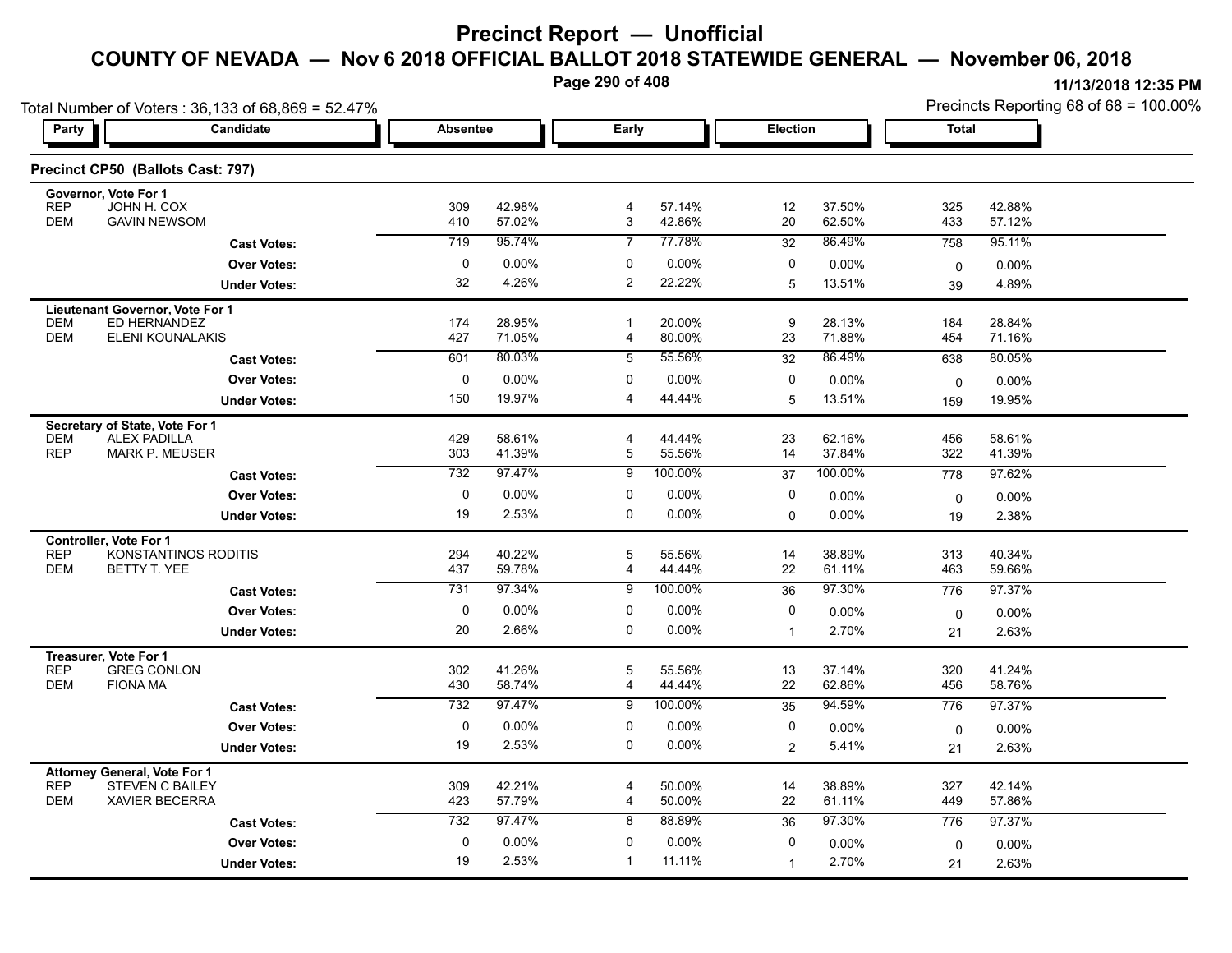# Precinct Report — Unofficial

## COUNTY OF NEVADA — Nov 6 2018 OFFICIAL BALLOT 2018 STATEWIDE GENERAL — November 06, 2018

11/13/2018 12:35 PM

Total Number of Voters : 36,133 of 68,869 = 52.47%

Precincts Reporting 68 of 68 = 100.00%

### Precinct CP50 (Ballots Cast: 797)

| Party | Candidate | Absentee | | Early | | Election | | Total | |
|---|---|---|---|---|---|---|---|---|---|
| **Governor, Vote For 1** | | | | | | | | | |
| REP | JOHN H. COX | 309 | 42.98% | 4 | 57.14% | 12 | 37.50% | 325 | 42.88% |
| DEM | GAVIN NEWSOM | 410 | 57.02% | 3 | 42.86% | 20 | 62.50% | 433 | 57.12% |
| | **Cast Votes:** | 719 | 95.74% | 7 | 77.78% | 32 | 86.49% | 758 | 95.11% |
| | **Over Votes:** | 0 | 0.00% | 0 | 0.00% | 0 | 0.00% | 0 | 0.00% |
| | **Under Votes:** | 32 | 4.26% | 2 | 22.22% | 5 | 13.51% | 39 | 4.89% |
| **Lieutenant Governor, Vote For 1** | | | | | | | | | |
| DEM | ED HERNANDEZ | 174 | 28.95% | 1 | 20.00% | 9 | 28.13% | 184 | 28.84% |
| DEM | ELENI KOUNALAKIS | 427 | 71.05% | 4 | 80.00% | 23 | 71.88% | 454 | 71.16% |
| | **Cast Votes:** | 601 | 80.03% | 5 | 55.56% | 32 | 86.49% | 638 | 80.05% |
| | **Over Votes:** | 0 | 0.00% | 0 | 0.00% | 0 | 0.00% | 0 | 0.00% |
| | **Under Votes:** | 150 | 19.97% | 4 | 44.44% | 5 | 13.51% | 159 | 19.95% |
| **Secretary of State, Vote For 1** | | | | | | | | | |
| DEM | ALEX PADILLA | 429 | 58.61% | 4 | 44.44% | 23 | 62.16% | 456 | 58.61% |
| REP | MARK P. MEUSER | 303 | 41.39% | 5 | 55.56% | 14 | 37.84% | 322 | 41.39% |
| | **Cast Votes:** | 732 | 97.47% | 9 | 100.00% | 37 | 100.00% | 778 | 97.62% |
| | **Over Votes:** | 0 | 0.00% | 0 | 0.00% | 0 | 0.00% | 0 | 0.00% |
| | **Under Votes:** | 19 | 2.53% | 0 | 0.00% | 0 | 0.00% | 19 | 2.38% |
| **Controller, Vote For 1** | | | | | | | | | |
| REP | KONSTANTINOS RODITIS | 294 | 40.22% | 5 | 55.56% | 14 | 38.89% | 313 | 40.34% |
| DEM | BETTY T. YEE | 437 | 59.78% | 4 | 44.44% | 22 | 61.11% | 463 | 59.66% |
| | **Cast Votes:** | 731 | 97.34% | 9 | 100.00% | 36 | 97.30% | 776 | 97.37% |
| | **Over Votes:** | 0 | 0.00% | 0 | 0.00% | 0 | 0.00% | 0 | 0.00% |
| | **Under Votes:** | 20 | 2.66% | 0 | 0.00% | 1 | 2.70% | 21 | 2.63% |
| **Treasurer, Vote For 1** | | | | | | | | | |
| REP | GREG CONLON | 302 | 41.26% | 5 | 55.56% | 13 | 37.14% | 320 | 41.24% |
| DEM | FIONA MA | 430 | 58.74% | 4 | 44.44% | 22 | 62.86% | 456 | 58.76% |
| | **Cast Votes:** | 732 | 97.47% | 9 | 100.00% | 35 | 94.59% | 776 | 97.37% |
| | **Over Votes:** | 0 | 0.00% | 0 | 0.00% | 0 | 0.00% | 0 | 0.00% |
| | **Under Votes:** | 19 | 2.53% | 0 | 0.00% | 2 | 5.41% | 21 | 2.63% |
| **Attorney General, Vote For 1** | | | | | | | | | |
| REP | STEVEN C BAILEY | 309 | 42.21% | 4 | 50.00% | 14 | 38.89% | 327 | 42.14% |
| DEM | XAVIER BECERRA | 423 | 57.79% | 4 | 50.00% | 22 | 61.11% | 449 | 57.86% |
| | **Cast Votes:** | 732 | 97.47% | 8 | 88.89% | 36 | 97.30% | 776 | 97.37% |
| | **Over Votes:** | 0 | 0.00% | 0 | 0.00% | 0 | 0.00% | 0 | 0.00% |
| | **Under Votes:** | 19 | 2.53% | 1 | 11.11% | 1 | 2.70% | 21 | 2.63% |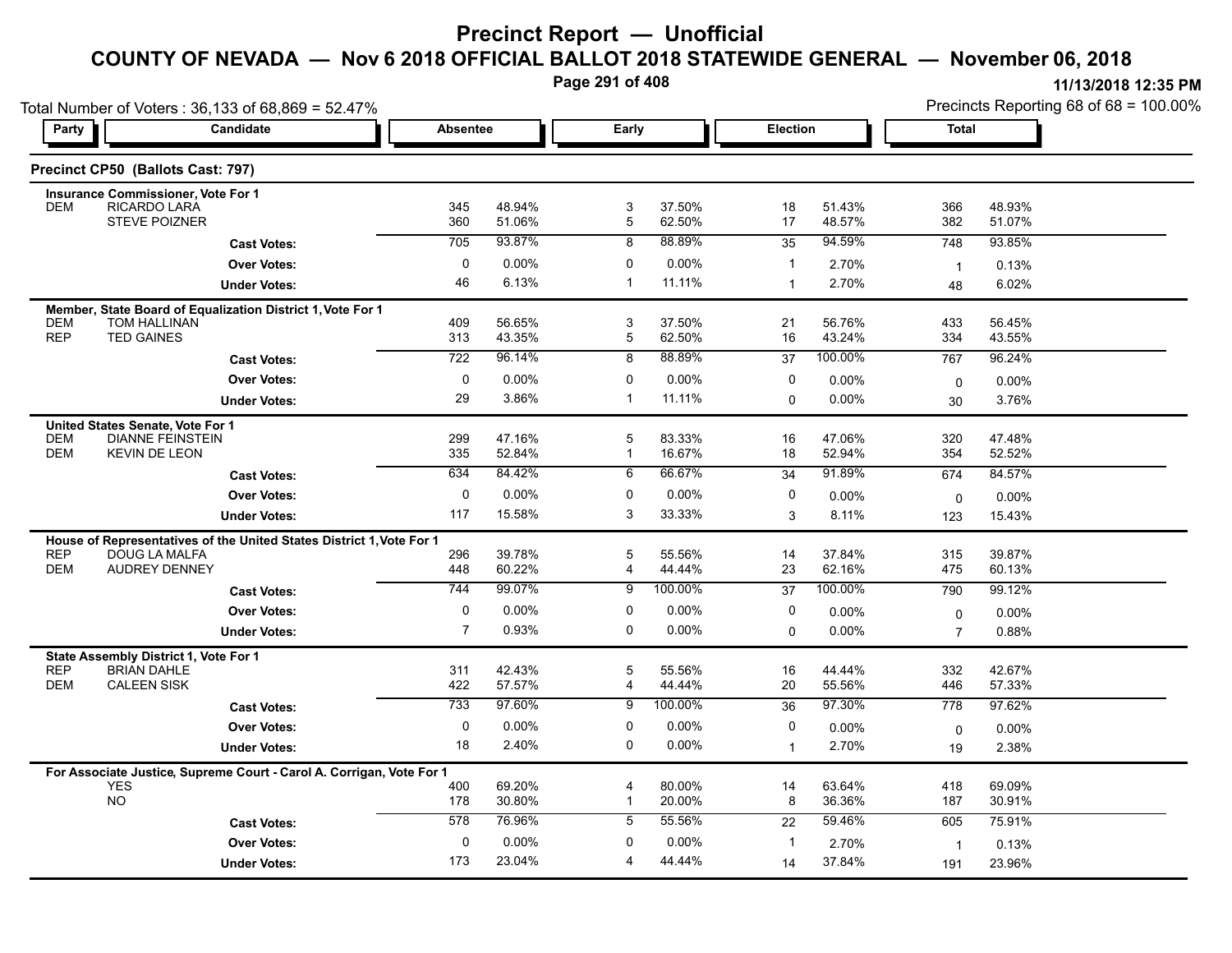# Precinct Report — Unofficial

## COUNTY OF NEVADA — Nov 6 2018 OFFICIAL BALLOT 2018 STATEWIDE GENERAL — November 06, 2018

11/13/2018 12:35 PM

Total Number of Voters : 36,133 of 68,869 = 52.47%

Precincts Reporting 68 of 68 = 100.00%

### Precinct CP50 (Ballots Cast: 797)

| Party | Candidate | Absentee | | Early | | Election | | Total | |
|---|---|---|---|---|---|---|---|---|---|
| **Insurance Commissioner, Vote For 1** | | | | | | | | | |
| DEM | RICARDO LARA | 345 | 48.94% | 3 | 37.50% | 18 | 51.43% | 366 | 48.93% |
| | STEVE POIZNER | 360 | 51.06% | 5 | 62.50% | 17 | 48.57% | 382 | 51.07% |
| | **Cast Votes:** | 705 | 93.87% | 8 | 88.89% | 35 | 94.59% | 748 | 93.85% |
| | **Over Votes:** | 0 | 0.00% | 0 | 0.00% | 1 | 2.70% | 1 | 0.13% |
| | **Under Votes:** | 46 | 6.13% | 1 | 11.11% | 1 | 2.70% | 48 | 6.02% |
| **Member, State Board of Equalization District 1, Vote For 1** | | | | | | | | | |
| DEM | TOM HALLINAN | 409 | 56.65% | 3 | 37.50% | 21 | 56.76% | 433 | 56.45% |
| REP | TED GAINES | 313 | 43.35% | 5 | 62.50% | 16 | 43.24% | 334 | 43.55% |
| | **Cast Votes:** | 722 | 96.14% | 8 | 88.89% | 37 | 100.00% | 767 | 96.24% |
| | **Over Votes:** | 0 | 0.00% | 0 | 0.00% | 0 | 0.00% | 0 | 0.00% |
| | **Under Votes:** | 29 | 3.86% | 1 | 11.11% | 0 | 0.00% | 30 | 3.76% |
| **United States Senate, Vote For 1** | | | | | | | | | |
| DEM | DIANNE FEINSTEIN | 299 | 47.16% | 5 | 83.33% | 16 | 47.06% | 320 | 47.48% |
| DEM | KEVIN DE LEON | 335 | 52.84% | 1 | 16.67% | 18 | 52.94% | 354 | 52.52% |
| | **Cast Votes:** | 634 | 84.42% | 6 | 66.67% | 34 | 91.89% | 674 | 84.57% |
| | **Over Votes:** | 0 | 0.00% | 0 | 0.00% | 0 | 0.00% | 0 | 0.00% |
| | **Under Votes:** | 117 | 15.58% | 3 | 33.33% | 3 | 8.11% | 123 | 15.43% |
| **House of Representatives of the United States District 1, Vote For 1** | | | | | | | | | |
| REP | DOUG LA MALFA | 296 | 39.78% | 5 | 55.56% | 14 | 37.84% | 315 | 39.87% |
| DEM | AUDREY DENNEY | 448 | 60.22% | 4 | 44.44% | 23 | 62.16% | 475 | 60.13% |
| | **Cast Votes:** | 744 | 99.07% | 9 | 100.00% | 37 | 100.00% | 790 | 99.12% |
| | **Over Votes:** | 0 | 0.00% | 0 | 0.00% | 0 | 0.00% | 0 | 0.00% |
| | **Under Votes:** | 7 | 0.93% | 0 | 0.00% | 0 | 0.00% | 7 | 0.88% |
| **State Assembly District 1, Vote For 1** | | | | | | | | | |
| REP | BRIAN DAHLE | 311 | 42.43% | 5 | 55.56% | 16 | 44.44% | 332 | 42.67% |
| DEM | CALEEN SISK | 422 | 57.57% | 4 | 44.44% | 20 | 55.56% | 446 | 57.33% |
| | **Cast Votes:** | 733 | 97.60% | 9 | 100.00% | 36 | 97.30% | 778 | 97.62% |
| | **Over Votes:** | 0 | 0.00% | 0 | 0.00% | 0 | 0.00% | 0 | 0.00% |
| | **Under Votes:** | 18 | 2.40% | 0 | 0.00% | 1 | 2.70% | 19 | 2.38% |
| **For Associate Justice, Supreme Court - Carol A. Corrigan, Vote For 1** | | | | | | | | | |
| | YES | 400 | 69.20% | 4 | 80.00% | 14 | 63.64% | 418 | 69.09% |
| | NO | 178 | 30.80% | 1 | 20.00% | 8 | 36.36% | 187 | 30.91% |
| | **Cast Votes:** | 578 | 76.96% | 5 | 55.56% | 22 | 59.46% | 605 | 75.91% |
| | **Over Votes:** | 0 | 0.00% | 0 | 0.00% | 1 | 2.70% | 1 | 0.13% |
| | **Under Votes:** | 173 | 23.04% | 4 | 44.44% | 14 | 37.84% | 191 | 23.96% |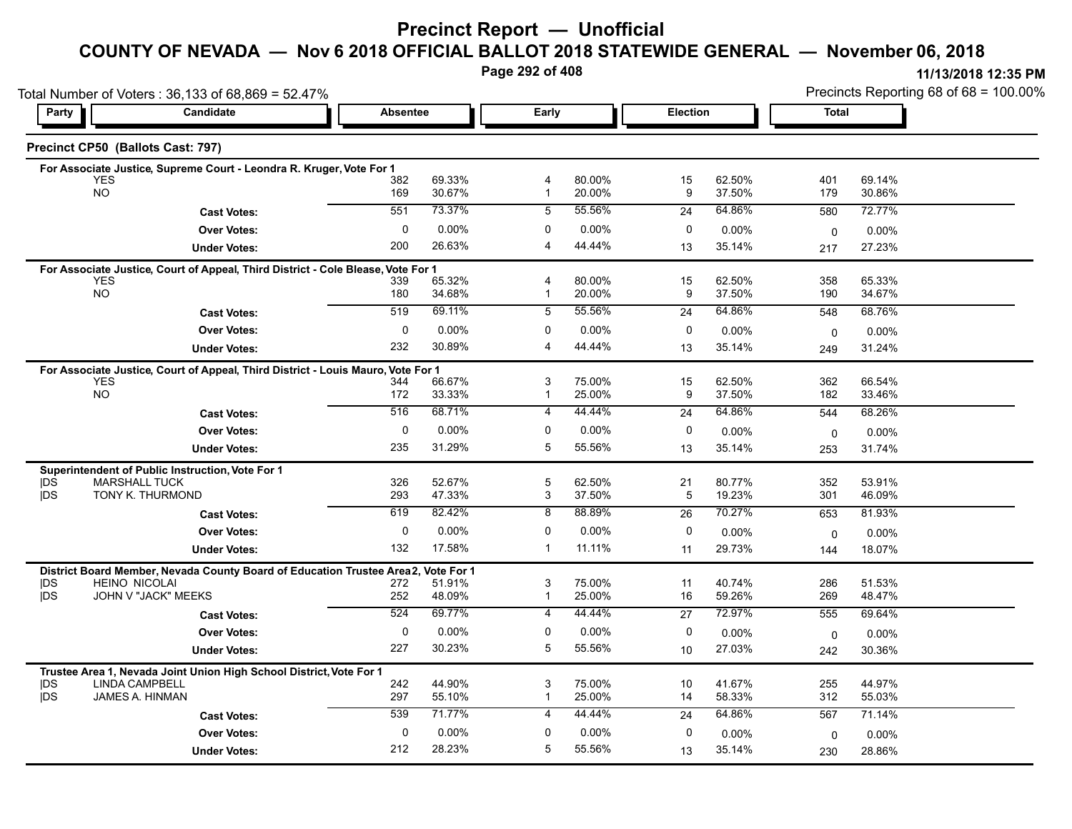# Precinct Report — Unofficial

## COUNTY OF NEVADA — Nov 6 2018 OFFICIAL BALLOT 2018 STATEWIDE GENERAL — November 06, 2018

11/13/2018 12:35 PM

Total Number of Voters : 36,133 of 68,869 = 52.47%

Precincts Reporting 68 of 68 = 100.00%

### Precinct CP50 (Ballots Cast: 797)

| Party | Candidate | Absentee | | Early | | Election | | Total | |
|---|---|---|---|---|---|---|---|---|---|
| **For Associate Justice, Supreme Court - Leondra R. Kruger, Vote For 1** | | | | | | | | | |
| | YES | 382 | 69.33% | 4 | 80.00% | 15 | 62.50% | 401 | 69.14% |
| | NO | 169 | 30.67% | 1 | 20.00% | 9 | 37.50% | 179 | 30.86% |
| | **Cast Votes:** | 551 | 73.37% | 5 | 55.56% | 24 | 64.86% | 580 | 72.77% |
| | **Over Votes:** | 0 | 0.00% | 0 | 0.00% | 0 | 0.00% | 0 | 0.00% |
| | **Under Votes:** | 200 | 26.63% | 4 | 44.44% | 13 | 35.14% | 217 | 27.23% |
| **For Associate Justice, Court of Appeal, Third District - Cole Blease, Vote For 1** | | | | | | | | | |
| | YES | 339 | 65.32% | 4 | 80.00% | 15 | 62.50% | 358 | 65.33% |
| | NO | 180 | 34.68% | 1 | 20.00% | 9 | 37.50% | 190 | 34.67% |
| | **Cast Votes:** | 519 | 69.11% | 5 | 55.56% | 24 | 64.86% | 548 | 68.76% |
| | **Over Votes:** | 0 | 0.00% | 0 | 0.00% | 0 | 0.00% | 0 | 0.00% |
| | **Under Votes:** | 232 | 30.89% | 4 | 44.44% | 13 | 35.14% | 249 | 31.24% |
| **For Associate Justice, Court of Appeal, Third District - Louis Mauro, Vote For 1** | | | | | | | | | |
| | YES | 344 | 66.67% | 3 | 75.00% | 15 | 62.50% | 362 | 66.54% |
| | NO | 172 | 33.33% | 1 | 25.00% | 9 | 37.50% | 182 | 33.46% |
| | **Cast Votes:** | 516 | 68.71% | 4 | 44.44% | 24 | 64.86% | 544 | 68.26% |
| | **Over Votes:** | 0 | 0.00% | 0 | 0.00% | 0 | 0.00% | 0 | 0.00% |
| | **Under Votes:** | 235 | 31.29% | 5 | 55.56% | 13 | 35.14% | 253 | 31.74% |
| **Superintendent of Public Instruction, Vote For 1** | | | | | | | | | |
| DS | MARSHALL TUCK | 326 | 52.67% | 5 | 62.50% | 21 | 80.77% | 352 | 53.91% |
| DS | TONY K. THURMOND | 293 | 47.33% | 3 | 37.50% | 5 | 19.23% | 301 | 46.09% |
| | **Cast Votes:** | 619 | 82.42% | 8 | 88.89% | 26 | 70.27% | 653 | 81.93% |
| | **Over Votes:** | 0 | 0.00% | 0 | 0.00% | 0 | 0.00% | 0 | 0.00% |
| | **Under Votes:** | 132 | 17.58% | 1 | 11.11% | 11 | 29.73% | 144 | 18.07% |
| **District Board Member, Nevada County Board of Education Trustee Area2, Vote For 1** | | | | | | | | | |
| DS | HEINO NICOLAI | 272 | 51.91% | 3 | 75.00% | 11 | 40.74% | 286 | 51.53% |
| DS | JOHN V "JACK" MEEKS | 252 | 48.09% | 1 | 25.00% | 16 | 59.26% | 269 | 48.47% |
| | **Cast Votes:** | 524 | 69.77% | 4 | 44.44% | 27 | 72.97% | 555 | 69.64% |
| | **Over Votes:** | 0 | 0.00% | 0 | 0.00% | 0 | 0.00% | 0 | 0.00% |
| | **Under Votes:** | 227 | 30.23% | 5 | 55.56% | 10 | 27.03% | 242 | 30.36% |
| **Trustee Area 1, Nevada Joint Union High School District, Vote For 1** | | | | | | | | | |
| DS | LINDA CAMPBELL | 242 | 44.90% | 3 | 75.00% | 10 | 41.67% | 255 | 44.97% |
| DS | JAMES A. HINMAN | 297 | 55.10% | 1 | 25.00% | 14 | 58.33% | 312 | 55.03% |
| | **Cast Votes:** | 539 | 71.77% | 4 | 44.44% | 24 | 64.86% | 567 | 71.14% |
| | **Over Votes:** | 0 | 0.00% | 0 | 0.00% | 0 | 0.00% | 0 | 0.00% |
| | **Under Votes:** | 212 | 28.23% | 5 | 55.56% | 13 | 35.14% | 230 | 28.86% |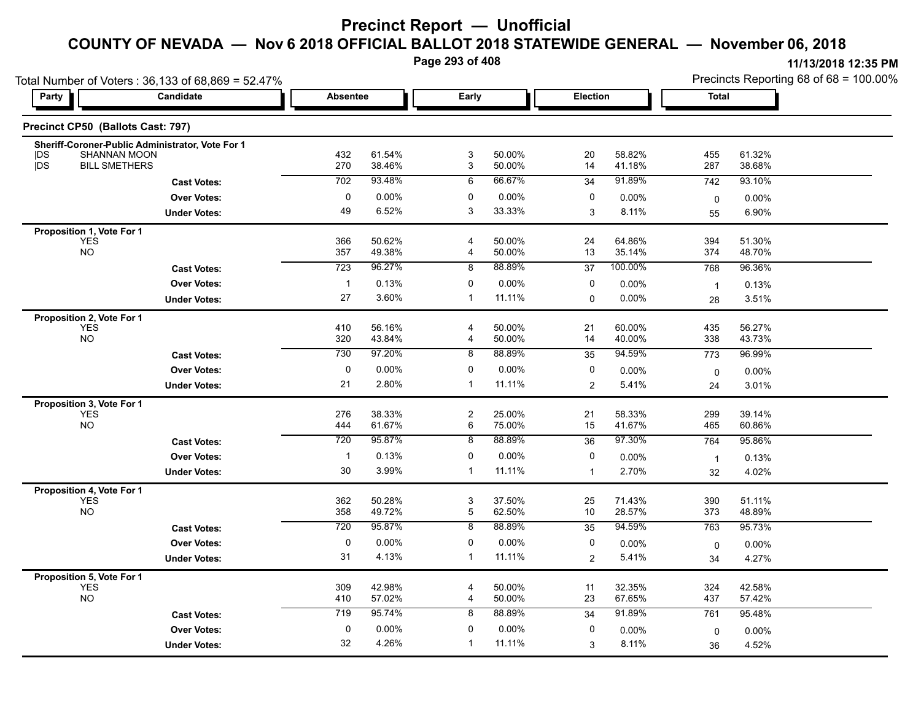# Precinct Report — Unofficial

## COUNTY OF NEVADA — Nov 6 2018 OFFICIAL BALLOT 2018 STATEWIDE GENERAL — November 06, 2018

11/13/2018 12:35 PM

Total Number of Voters : 36,133 of 68,869 = 52.47%

Precincts Reporting 68 of 68 = 100.00%

### Precinct CP50 (Ballots Cast: 797)

| Party | Candidate | Absentee | | Early | | Election | | Total | |
|---|---|---|---|---|---|---|---|---|---|
| **Sheriff-Coroner-Public Administrator, Vote For 1** | | | | | | | | | |
| DS | SHANNAN MOON | 432 | 61.54% | 3 | 50.00% | 20 | 58.82% | 455 | 61.32% |
| DS | BILL SMETHERS | 270 | 38.46% | 3 | 50.00% | 14 | 41.18% | 287 | 38.68% |
| | **Cast Votes:** | 702 | 93.48% | 6 | 66.67% | 34 | 91.89% | 742 | 93.10% |
| | **Over Votes:** | 0 | 0.00% | 0 | 0.00% | 0 | 0.00% | 0 | 0.00% |
| | **Under Votes:** | 49 | 6.52% | 3 | 33.33% | 3 | 8.11% | 55 | 6.90% |
| **Proposition 1, Vote For 1** | | | | | | | | | |
| | YES | 366 | 50.62% | 4 | 50.00% | 24 | 64.86% | 394 | 51.30% |
| | NO | 357 | 49.38% | 4 | 50.00% | 13 | 35.14% | 374 | 48.70% |
| | **Cast Votes:** | 723 | 96.27% | 8 | 88.89% | 37 | 100.00% | 768 | 96.36% |
| | **Over Votes:** | 1 | 0.13% | 0 | 0.00% | 0 | 0.00% | 1 | 0.13% |
| | **Under Votes:** | 27 | 3.60% | 1 | 11.11% | 0 | 0.00% | 28 | 3.51% |
| **Proposition 2, Vote For 1** | | | | | | | | | |
| | YES | 410 | 56.16% | 4 | 50.00% | 21 | 60.00% | 435 | 56.27% |
| | NO | 320 | 43.84% | 4 | 50.00% | 14 | 40.00% | 338 | 43.73% |
| | **Cast Votes:** | 730 | 97.20% | 8 | 88.89% | 35 | 94.59% | 773 | 96.99% |
| | **Over Votes:** | 0 | 0.00% | 0 | 0.00% | 0 | 0.00% | 0 | 0.00% |
| | **Under Votes:** | 21 | 2.80% | 1 | 11.11% | 2 | 5.41% | 24 | 3.01% |
| **Proposition 3, Vote For 1** | | | | | | | | | |
| | YES | 276 | 38.33% | 2 | 25.00% | 21 | 58.33% | 299 | 39.14% |
| | NO | 444 | 61.67% | 6 | 75.00% | 15 | 41.67% | 465 | 60.86% |
| | **Cast Votes:** | 720 | 95.87% | 8 | 88.89% | 36 | 97.30% | 764 | 95.86% |
| | **Over Votes:** | 1 | 0.13% | 0 | 0.00% | 0 | 0.00% | 1 | 0.13% |
| | **Under Votes:** | 30 | 3.99% | 1 | 11.11% | 1 | 2.70% | 32 | 4.02% |
| **Proposition 4, Vote For 1** | | | | | | | | | |
| | YES | 362 | 50.28% | 3 | 37.50% | 25 | 71.43% | 390 | 51.11% |
| | NO | 358 | 49.72% | 5 | 62.50% | 10 | 28.57% | 373 | 48.89% |
| | **Cast Votes:** | 720 | 95.87% | 8 | 88.89% | 35 | 94.59% | 763 | 95.73% |
| | **Over Votes:** | 0 | 0.00% | 0 | 0.00% | 0 | 0.00% | 0 | 0.00% |
| | **Under Votes:** | 31 | 4.13% | 1 | 11.11% | 2 | 5.41% | 34 | 4.27% |
| **Proposition 5, Vote For 1** | | | | | | | | | |
| | YES | 309 | 42.98% | 4 | 50.00% | 11 | 32.35% | 324 | 42.58% |
| | NO | 410 | 57.02% | 4 | 50.00% | 23 | 67.65% | 437 | 57.42% |
| | **Cast Votes:** | 719 | 95.74% | 8 | 88.89% | 34 | 91.89% | 761 | 95.48% |
| | **Over Votes:** | 0 | 0.00% | 0 | 0.00% | 0 | 0.00% | 0 | 0.00% |
| | **Under Votes:** | 32 | 4.26% | 1 | 11.11% | 3 | 8.11% | 36 | 4.52% |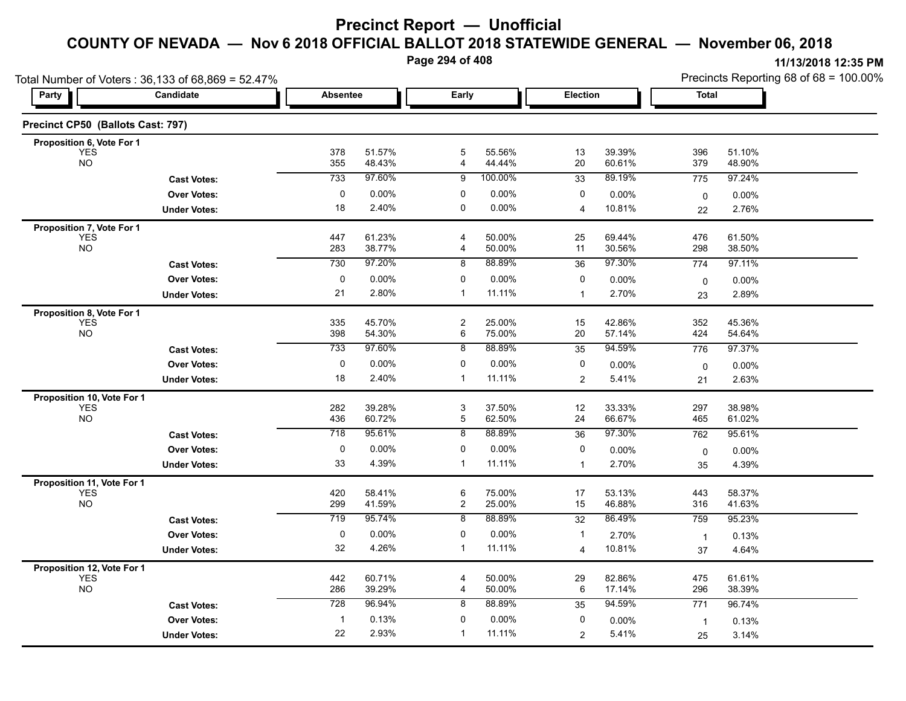# Precinct Report — Unofficial

## COUNTY OF NEVADA — Nov 6 2018 OFFICIAL BALLOT 2018 STATEWIDE GENERAL — November 06, 2018

11/13/2018 12:35 PM

Total Number of Voters : 36,133 of 68,869 = 52.47%

Precincts Reporting 68 of 68 = 100.00%

### Precinct CP50 (Ballots Cast: 797)

| Party | Candidate | Absentee | | Early | | Election | | Total | |
|---|---|---|---|---|---|---|---|---|---|
| **Proposition 6, Vote For 1** | | | | | | | | | |
| YES | | 378 | 51.57% | 5 | 55.56% | 13 | 39.39% | 396 | 51.10% |
| NO | | 355 | 48.43% | 4 | 44.44% | 20 | 60.61% | 379 | 48.90% |
| | **Cast Votes:** | 733 | 97.60% | 9 | 100.00% | 33 | 89.19% | 775 | 97.24% |
| | **Over Votes:** | 0 | 0.00% | 0 | 0.00% | 0 | 0.00% | 0 | 0.00% |
| | **Under Votes:** | 18 | 2.40% | 0 | 0.00% | 4 | 10.81% | 22 | 2.76% |
| **Proposition 7, Vote For 1** | | | | | | | | | |
| YES | | 447 | 61.23% | 4 | 50.00% | 25 | 69.44% | 476 | 61.50% |
| NO | | 283 | 38.77% | 4 | 50.00% | 11 | 30.56% | 298 | 38.50% |
| | **Cast Votes:** | 730 | 97.20% | 8 | 88.89% | 36 | 97.30% | 774 | 97.11% |
| | **Over Votes:** | 0 | 0.00% | 0 | 0.00% | 0 | 0.00% | 0 | 0.00% |
| | **Under Votes:** | 21 | 2.80% | 1 | 11.11% | 1 | 2.70% | 23 | 2.89% |
| **Proposition 8, Vote For 1** | | | | | | | | | |
| YES | | 335 | 45.70% | 2 | 25.00% | 15 | 42.86% | 352 | 45.36% |
| NO | | 398 | 54.30% | 6 | 75.00% | 20 | 57.14% | 424 | 54.64% |
| | **Cast Votes:** | 733 | 97.60% | 8 | 88.89% | 35 | 94.59% | 776 | 97.37% |
| | **Over Votes:** | 0 | 0.00% | 0 | 0.00% | 0 | 0.00% | 0 | 0.00% |
| | **Under Votes:** | 18 | 2.40% | 1 | 11.11% | 2 | 5.41% | 21 | 2.63% |
| **Proposition 10, Vote For 1** | | | | | | | | | |
| YES | | 282 | 39.28% | 3 | 37.50% | 12 | 33.33% | 297 | 38.98% |
| NO | | 436 | 60.72% | 5 | 62.50% | 24 | 66.67% | 465 | 61.02% |
| | **Cast Votes:** | 718 | 95.61% | 8 | 88.89% | 36 | 97.30% | 762 | 95.61% |
| | **Over Votes:** | 0 | 0.00% | 0 | 0.00% | 0 | 0.00% | 0 | 0.00% |
| | **Under Votes:** | 33 | 4.39% | 1 | 11.11% | 1 | 2.70% | 35 | 4.39% |
| **Proposition 11, Vote For 1** | | | | | | | | | |
| YES | | 420 | 58.41% | 6 | 75.00% | 17 | 53.13% | 443 | 58.37% |
| NO | | 299 | 41.59% | 2 | 25.00% | 15 | 46.88% | 316 | 41.63% |
| | **Cast Votes:** | 719 | 95.74% | 8 | 88.89% | 32 | 86.49% | 759 | 95.23% |
| | **Over Votes:** | 0 | 0.00% | 0 | 0.00% | 1 | 2.70% | 1 | 0.13% |
| | **Under Votes:** | 32 | 4.26% | 1 | 11.11% | 4 | 10.81% | 37 | 4.64% |
| **Proposition 12, Vote For 1** | | | | | | | | | |
| YES | | 442 | 60.71% | 4 | 50.00% | 29 | 82.86% | 475 | 61.61% |
| NO | | 286 | 39.29% | 4 | 50.00% | 6 | 17.14% | 296 | 38.39% |
| | **Cast Votes:** | 728 | 96.94% | 8 | 88.89% | 35 | 94.59% | 771 | 96.74% |
| | **Over Votes:** | 1 | 0.13% | 0 | 0.00% | 0 | 0.00% | 1 | 0.13% |
| | **Under Votes:** | 22 | 2.93% | 1 | 11.11% | 2 | 5.41% | 25 | 3.14% |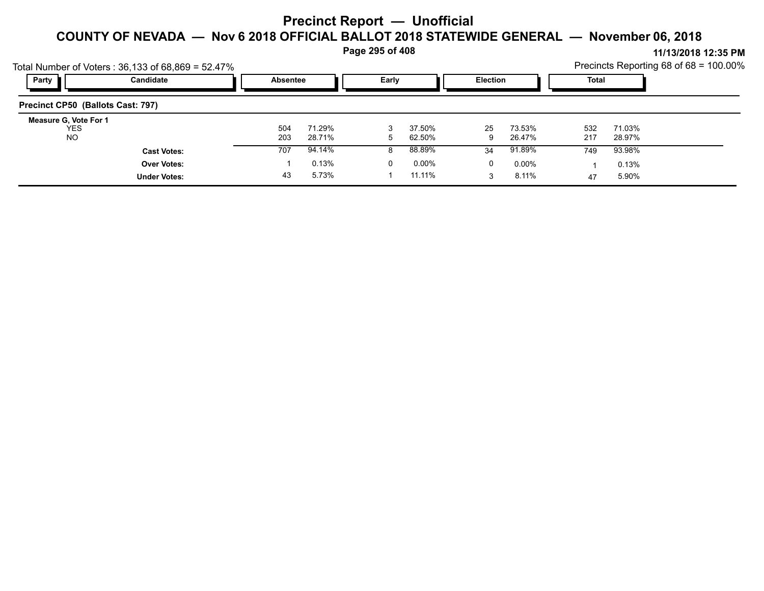# Precinct Report — Unofficial

## COUNTY OF NEVADA — Nov 6 2018 OFFICIAL BALLOT 2018 STATEWIDE GENERAL — November 06, 2018

11/13/2018 12:35 PM

Total Number of Voters : 36,133 of 68,869 = 52.47%

Precincts Reporting 68 of 68 = 100.00%

### Precinct CP50 (Ballots Cast: 797)

| Party | Candidate | Absentee | | Early | | Election | | Total | |
|---|---|---|---|---|---|---|---|---|---|
| **Measure G, Vote For 1** | | | | | | | | | |
| | YES | 504 | 71.29% | 3 | 37.50% | 25 | 73.53% | 532 | 71.03% |
| | NO | 203 | 28.71% | 5 | 62.50% | 9 | 26.47% | 217 | 28.97% |
| | **Cast Votes:** | 707 | 94.14% | 8 | 88.89% | 34 | 91.89% | 749 | 93.98% |
| | **Over Votes:** | 1 | 0.13% | 0 | 0.00% | 0 | 0.00% | 1 | 0.13% |
| | **Under Votes:** | 43 | 5.73% | 1 | 11.11% | 3 | 8.11% | 47 | 5.90% |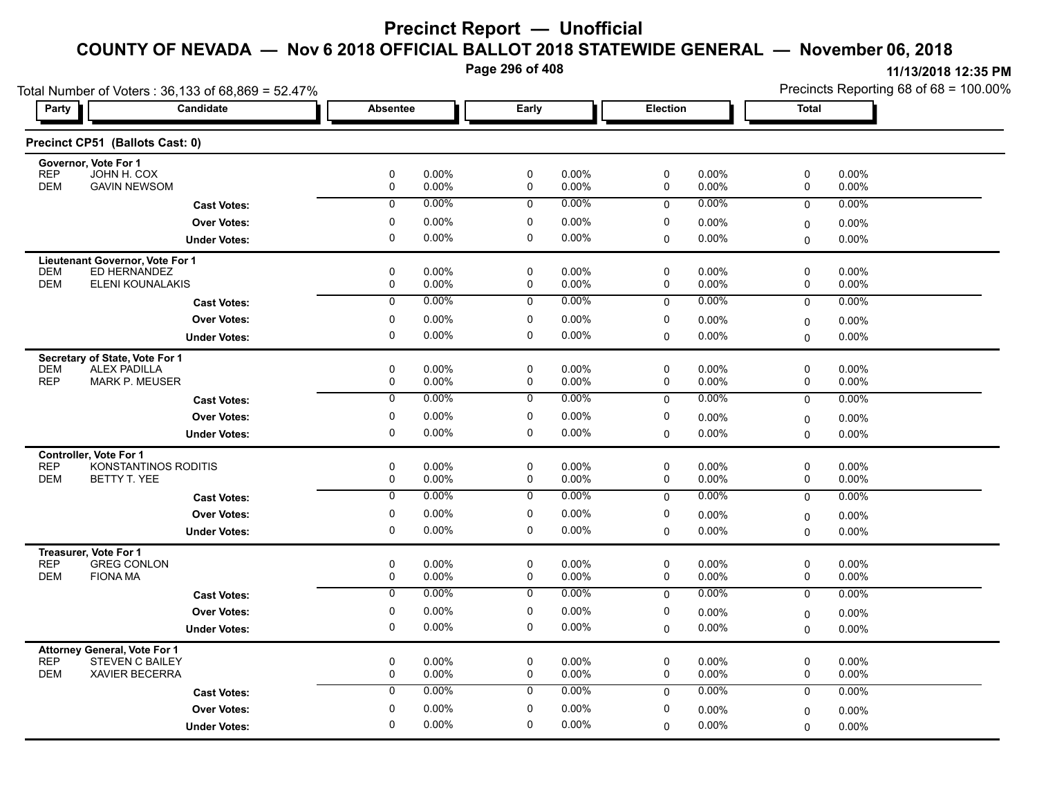# Precinct Report — Unofficial

## COUNTY OF NEVADA — Nov 6 2018 OFFICIAL BALLOT 2018 STATEWIDE GENERAL — November 06, 2018

11/13/2018 12:35 PM

Total Number of Voters : 36,133 of 68,869 = 52.47%

Precincts Reporting 68 of 68 = 100.00%

### Precinct CP51 (Ballots Cast: 0)

| Party | Candidate | Absentee | | Early | | Election | | Total | |
|---|---|---|---|---|---|---|---|---|---|
| **Governor, Vote For 1** | | | | | | | | | |
| REP | JOHN H. COX | 0 | 0.00% | 0 | 0.00% | 0 | 0.00% | 0 | 0.00% |
| DEM | GAVIN NEWSOM | 0 | 0.00% | 0 | 0.00% | 0 | 0.00% | 0 | 0.00% |
| | **Cast Votes:** | 0 | 0.00% | 0 | 0.00% | 0 | 0.00% | 0 | 0.00% |
| | **Over Votes:** | 0 | 0.00% | 0 | 0.00% | 0 | 0.00% | 0 | 0.00% |
| | **Under Votes:** | 0 | 0.00% | 0 | 0.00% | 0 | 0.00% | 0 | 0.00% |
| **Lieutenant Governor, Vote For 1** | | | | | | | | | |
| DEM | ED HERNANDEZ | 0 | 0.00% | 0 | 0.00% | 0 | 0.00% | 0 | 0.00% |
| DEM | ELENI KOUNALAKIS | 0 | 0.00% | 0 | 0.00% | 0 | 0.00% | 0 | 0.00% |
| | **Cast Votes:** | 0 | 0.00% | 0 | 0.00% | 0 | 0.00% | 0 | 0.00% |
| | **Over Votes:** | 0 | 0.00% | 0 | 0.00% | 0 | 0.00% | 0 | 0.00% |
| | **Under Votes:** | 0 | 0.00% | 0 | 0.00% | 0 | 0.00% | 0 | 0.00% |
| **Secretary of State, Vote For 1** | | | | | | | | | |
| DEM | ALEX PADILLA | 0 | 0.00% | 0 | 0.00% | 0 | 0.00% | 0 | 0.00% |
| REP | MARK P. MEUSER | 0 | 0.00% | 0 | 0.00% | 0 | 0.00% | 0 | 0.00% |
| | **Cast Votes:** | 0 | 0.00% | 0 | 0.00% | 0 | 0.00% | 0 | 0.00% |
| | **Over Votes:** | 0 | 0.00% | 0 | 0.00% | 0 | 0.00% | 0 | 0.00% |
| | **Under Votes:** | 0 | 0.00% | 0 | 0.00% | 0 | 0.00% | 0 | 0.00% |
| **Controller, Vote For 1** | | | | | | | | | |
| REP | KONSTANTINOS RODITIS | 0 | 0.00% | 0 | 0.00% | 0 | 0.00% | 0 | 0.00% |
| DEM | BETTY T. YEE | 0 | 0.00% | 0 | 0.00% | 0 | 0.00% | 0 | 0.00% |
| | **Cast Votes:** | 0 | 0.00% | 0 | 0.00% | 0 | 0.00% | 0 | 0.00% |
| | **Over Votes:** | 0 | 0.00% | 0 | 0.00% | 0 | 0.00% | 0 | 0.00% |
| | **Under Votes:** | 0 | 0.00% | 0 | 0.00% | 0 | 0.00% | 0 | 0.00% |
| **Treasurer, Vote For 1** | | | | | | | | | |
| REP | GREG CONLON | 0 | 0.00% | 0 | 0.00% | 0 | 0.00% | 0 | 0.00% |
| DEM | FIONA MA | 0 | 0.00% | 0 | 0.00% | 0 | 0.00% | 0 | 0.00% |
| | **Cast Votes:** | 0 | 0.00% | 0 | 0.00% | 0 | 0.00% | 0 | 0.00% |
| | **Over Votes:** | 0 | 0.00% | 0 | 0.00% | 0 | 0.00% | 0 | 0.00% |
| | **Under Votes:** | 0 | 0.00% | 0 | 0.00% | 0 | 0.00% | 0 | 0.00% |
| **Attorney General, Vote For 1** | | | | | | | | | |
| REP | STEVEN C BAILEY | 0 | 0.00% | 0 | 0.00% | 0 | 0.00% | 0 | 0.00% |
| DEM | XAVIER BECERRA | 0 | 0.00% | 0 | 0.00% | 0 | 0.00% | 0 | 0.00% |
| | **Cast Votes:** | 0 | 0.00% | 0 | 0.00% | 0 | 0.00% | 0 | 0.00% |
| | **Over Votes:** | 0 | 0.00% | 0 | 0.00% | 0 | 0.00% | 0 | 0.00% |
| | **Under Votes:** | 0 | 0.00% | 0 | 0.00% | 0 | 0.00% | 0 | 0.00% |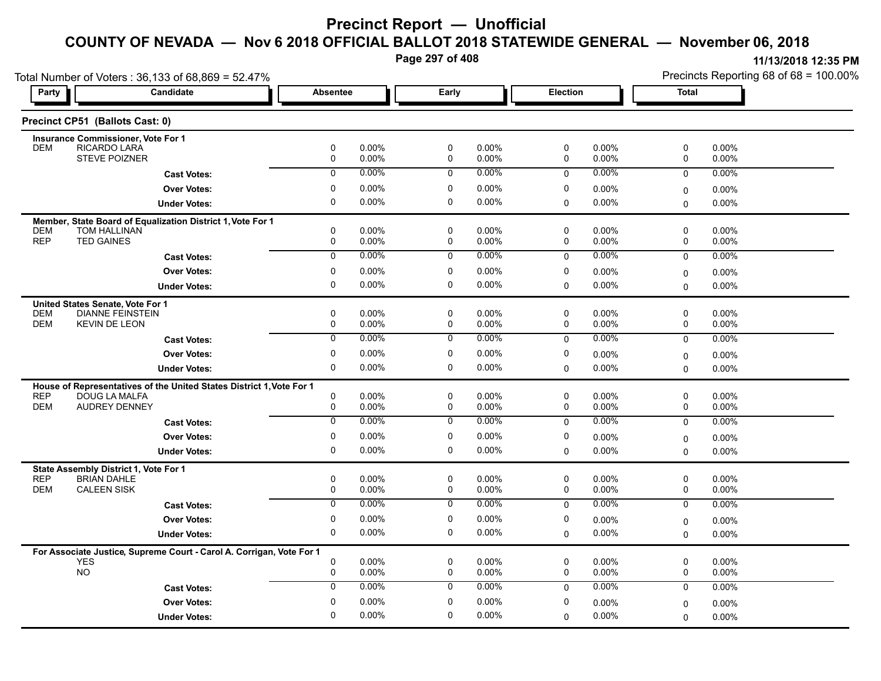# Precinct Report — Unofficial

## COUNTY OF NEVADA — Nov 6 2018 OFFICIAL BALLOT 2018 STATEWIDE GENERAL — November 06, 2018

11/13/2018 12:35 PM

Total Number of Voters : 36,133 of 68,869 = 52.47%

Precincts Reporting 68 of 68 = 100.00%

### Precinct CP51 (Ballots Cast: 0)

| Party | Candidate | Absentee | | Early | | Election | | Total | |
|---|---|---|---|---|---|---|---|---|---|
| | **Insurance Commissioner, Vote For 1** | | | | | | | | |
| DEM | RICARDO LARA | 0 | 0.00% | 0 | 0.00% | 0 | 0.00% | 0 | 0.00% |
| | STEVE POIZNER | 0 | 0.00% | 0 | 0.00% | 0 | 0.00% | 0 | 0.00% |
| | **Cast Votes:** | 0 | 0.00% | 0 | 0.00% | 0 | 0.00% | 0 | 0.00% |
| | **Over Votes:** | 0 | 0.00% | 0 | 0.00% | 0 | 0.00% | 0 | 0.00% |
| | **Under Votes:** | 0 | 0.00% | 0 | 0.00% | 0 | 0.00% | 0 | 0.00% |
| | **Member, State Board of Equalization District 1, Vote For 1** | | | | | | | | |
| DEM | TOM HALLINAN | 0 | 0.00% | 0 | 0.00% | 0 | 0.00% | 0 | 0.00% |
| REP | TED GAINES | 0 | 0.00% | 0 | 0.00% | 0 | 0.00% | 0 | 0.00% |
| | **Cast Votes:** | 0 | 0.00% | 0 | 0.00% | 0 | 0.00% | 0 | 0.00% |
| | **Over Votes:** | 0 | 0.00% | 0 | 0.00% | 0 | 0.00% | 0 | 0.00% |
| | **Under Votes:** | 0 | 0.00% | 0 | 0.00% | 0 | 0.00% | 0 | 0.00% |
| | **United States Senate, Vote For 1** | | | | | | | | |
| DEM | DIANNE FEINSTEIN | 0 | 0.00% | 0 | 0.00% | 0 | 0.00% | 0 | 0.00% |
| DEM | KEVIN DE LEON | 0 | 0.00% | 0 | 0.00% | 0 | 0.00% | 0 | 0.00% |
| | **Cast Votes:** | 0 | 0.00% | 0 | 0.00% | 0 | 0.00% | 0 | 0.00% |
| | **Over Votes:** | 0 | 0.00% | 0 | 0.00% | 0 | 0.00% | 0 | 0.00% |
| | **Under Votes:** | 0 | 0.00% | 0 | 0.00% | 0 | 0.00% | 0 | 0.00% |
| | **House of Representatives of the United States District 1, Vote For 1** | | | | | | | | |
| REP | DOUG LA MALFA | 0 | 0.00% | 0 | 0.00% | 0 | 0.00% | 0 | 0.00% |
| DEM | AUDREY DENNEY | 0 | 0.00% | 0 | 0.00% | 0 | 0.00% | 0 | 0.00% |
| | **Cast Votes:** | 0 | 0.00% | 0 | 0.00% | 0 | 0.00% | 0 | 0.00% |
| | **Over Votes:** | 0 | 0.00% | 0 | 0.00% | 0 | 0.00% | 0 | 0.00% |
| | **Under Votes:** | 0 | 0.00% | 0 | 0.00% | 0 | 0.00% | 0 | 0.00% |
| | **State Assembly District 1, Vote For 1** | | | | | | | | |
| REP | BRIAN DAHLE | 0 | 0.00% | 0 | 0.00% | 0 | 0.00% | 0 | 0.00% |
| DEM | CALEEN SISK | 0 | 0.00% | 0 | 0.00% | 0 | 0.00% | 0 | 0.00% |
| | **Cast Votes:** | 0 | 0.00% | 0 | 0.00% | 0 | 0.00% | 0 | 0.00% |
| | **Over Votes:** | 0 | 0.00% | 0 | 0.00% | 0 | 0.00% | 0 | 0.00% |
| | **Under Votes:** | 0 | 0.00% | 0 | 0.00% | 0 | 0.00% | 0 | 0.00% |
| | **For Associate Justice, Supreme Court - Carol A. Corrigan, Vote For 1** | | | | | | | | |
| | YES | 0 | 0.00% | 0 | 0.00% | 0 | 0.00% | 0 | 0.00% |
| | NO | 0 | 0.00% | 0 | 0.00% | 0 | 0.00% | 0 | 0.00% |
| | **Cast Votes:** | 0 | 0.00% | 0 | 0.00% | 0 | 0.00% | 0 | 0.00% |
| | **Over Votes:** | 0 | 0.00% | 0 | 0.00% | 0 | 0.00% | 0 | 0.00% |
| | **Under Votes:** | 0 | 0.00% | 0 | 0.00% | 0 | 0.00% | 0 | 0.00% |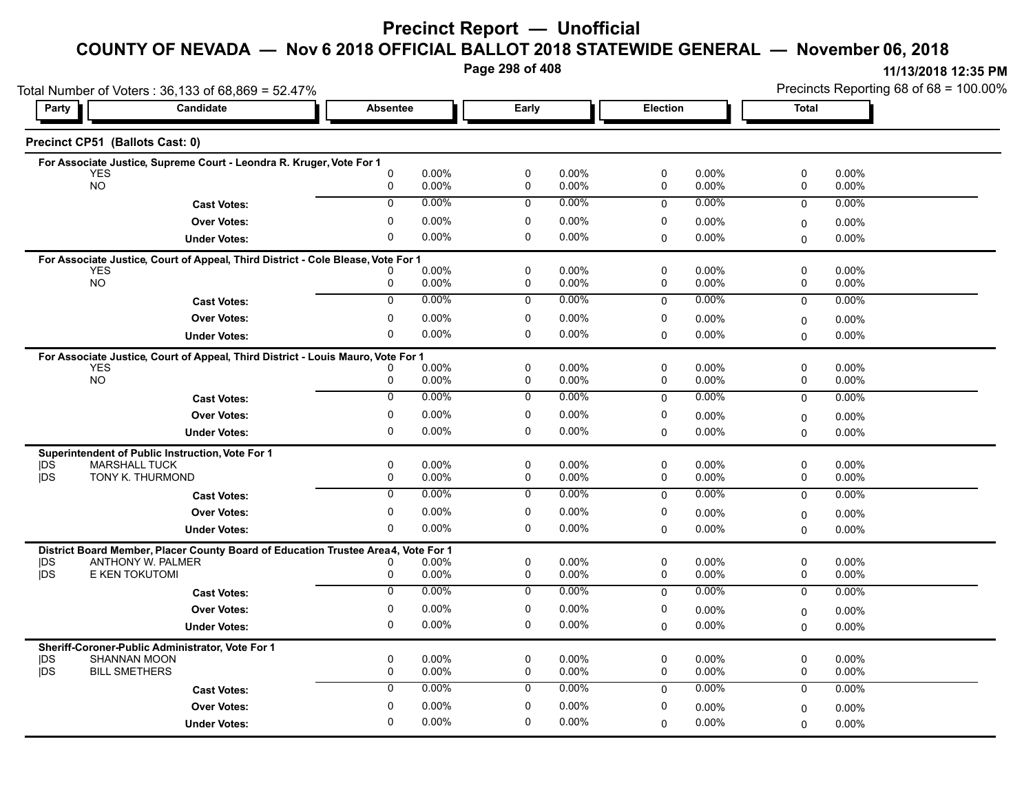# Precinct Report — Unofficial

## COUNTY OF NEVADA — Nov 6 2018 OFFICIAL BALLOT 2018 STATEWIDE GENERAL — November 06, 2018

11/13/2018 12:35 PM

Total Number of Voters : 36,133 of 68,869 = 52.47%

Precincts Reporting 68 of 68 = 100.00%

### Precinct CP51 (Ballots Cast: 0)

| Party | Candidate | Absentee | | Early | | Election | | Total | |
|---|---|---|---|---|---|---|---|---|---|
| | **For Associate Justice, Supreme Court - Leondra R. Kruger, Vote For 1** | | | | | | | | |
| | YES | 0 | 0.00% | 0 | 0.00% | 0 | 0.00% | 0 | 0.00% |
| | NO | 0 | 0.00% | 0 | 0.00% | 0 | 0.00% | 0 | 0.00% |
| | **Cast Votes:** | 0 | 0.00% | 0 | 0.00% | 0 | 0.00% | 0 | 0.00% |
| | **Over Votes:** | 0 | 0.00% | 0 | 0.00% | 0 | 0.00% | 0 | 0.00% |
| | **Under Votes:** | 0 | 0.00% | 0 | 0.00% | 0 | 0.00% | 0 | 0.00% |
| | **For Associate Justice, Court of Appeal, Third District - Cole Blease, Vote For 1** | | | | | | | | |
| | YES | 0 | 0.00% | 0 | 0.00% | 0 | 0.00% | 0 | 0.00% |
| | NO | 0 | 0.00% | 0 | 0.00% | 0 | 0.00% | 0 | 0.00% |
| | **Cast Votes:** | 0 | 0.00% | 0 | 0.00% | 0 | 0.00% | 0 | 0.00% |
| | **Over Votes:** | 0 | 0.00% | 0 | 0.00% | 0 | 0.00% | 0 | 0.00% |
| | **Under Votes:** | 0 | 0.00% | 0 | 0.00% | 0 | 0.00% | 0 | 0.00% |
| | **For Associate Justice, Court of Appeal, Third District - Louis Mauro, Vote For 1** | | | | | | | | |
| | YES | 0 | 0.00% | 0 | 0.00% | 0 | 0.00% | 0 | 0.00% |
| | NO | 0 | 0.00% | 0 | 0.00% | 0 | 0.00% | 0 | 0.00% |
| | **Cast Votes:** | 0 | 0.00% | 0 | 0.00% | 0 | 0.00% | 0 | 0.00% |
| | **Over Votes:** | 0 | 0.00% | 0 | 0.00% | 0 | 0.00% | 0 | 0.00% |
| | **Under Votes:** | 0 | 0.00% | 0 | 0.00% | 0 | 0.00% | 0 | 0.00% |
| | **Superintendent of Public Instruction, Vote For 1** | | | | | | | | |
| \|DS | MARSHALL TUCK | 0 | 0.00% | 0 | 0.00% | 0 | 0.00% | 0 | 0.00% |
| \|DS | TONY K. THURMOND | 0 | 0.00% | 0 | 0.00% | 0 | 0.00% | 0 | 0.00% |
| | **Cast Votes:** | 0 | 0.00% | 0 | 0.00% | 0 | 0.00% | 0 | 0.00% |
| | **Over Votes:** | 0 | 0.00% | 0 | 0.00% | 0 | 0.00% | 0 | 0.00% |
| | **Under Votes:** | 0 | 0.00% | 0 | 0.00% | 0 | 0.00% | 0 | 0.00% |
| | **District Board Member, Placer County Board of Education Trustee Area 4, Vote For 1** | | | | | | | | |
| \|DS | ANTHONY W. PALMER | 0 | 0.00% | 0 | 0.00% | 0 | 0.00% | 0 | 0.00% |
| \|DS | E KEN TOKUTOMI | 0 | 0.00% | 0 | 0.00% | 0 | 0.00% | 0 | 0.00% |
| | **Cast Votes:** | 0 | 0.00% | 0 | 0.00% | 0 | 0.00% | 0 | 0.00% |
| | **Over Votes:** | 0 | 0.00% | 0 | 0.00% | 0 | 0.00% | 0 | 0.00% |
| | **Under Votes:** | 0 | 0.00% | 0 | 0.00% | 0 | 0.00% | 0 | 0.00% |
| | **Sheriff-Coroner-Public Administrator, Vote For 1** | | | | | | | | |
| \|DS | SHANNAN MOON | 0 | 0.00% | 0 | 0.00% | 0 | 0.00% | 0 | 0.00% |
| \|DS | BILL SMETHERS | 0 | 0.00% | 0 | 0.00% | 0 | 0.00% | 0 | 0.00% |
| | **Cast Votes:** | 0 | 0.00% | 0 | 0.00% | 0 | 0.00% | 0 | 0.00% |
| | **Over Votes:** | 0 | 0.00% | 0 | 0.00% | 0 | 0.00% | 0 | 0.00% |
| | **Under Votes:** | 0 | 0.00% | 0 | 0.00% | 0 | 0.00% | 0 | 0.00% |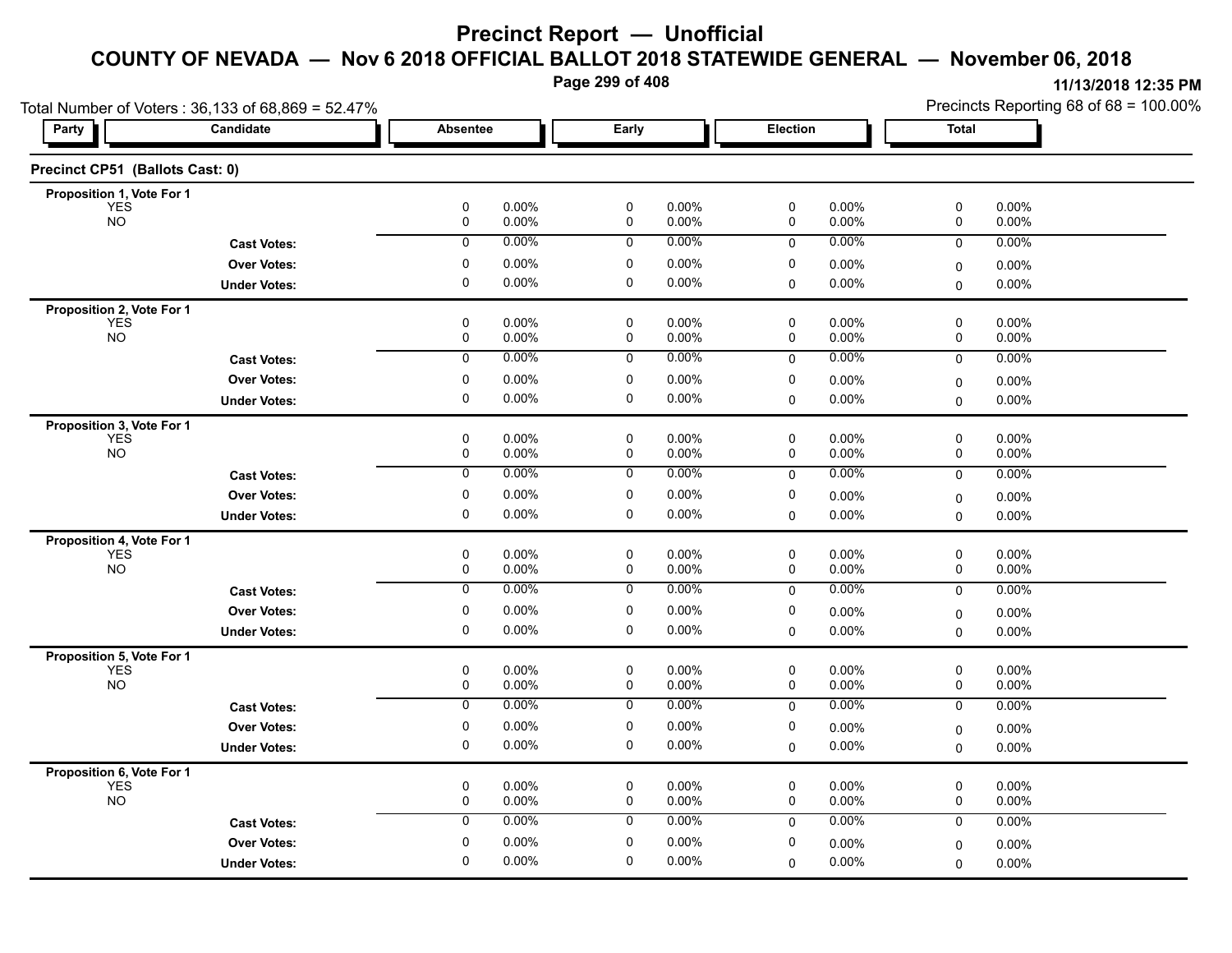# Precinct Report — Unofficial

## COUNTY OF NEVADA — Nov 6 2018 OFFICIAL BALLOT 2018 STATEWIDE GENERAL — November 06, 2018

11/13/2018 12:35 PM

Total Number of Voters : 36,133 of 68,869 = 52.47%

Precincts Reporting 68 of 68 = 100.00%

### Precinct CP51 (Ballots Cast: 0)

| Party | Candidate | Absentee | | Early | | Election | | Total | |
|---|---|---|---|---|---|---|---|---|---|
| **Proposition 1, Vote For 1** | | | | | | | | | |
| YES | | 0 | 0.00% | 0 | 0.00% | 0 | 0.00% | 0 | 0.00% |
| NO | | 0 | 0.00% | 0 | 0.00% | 0 | 0.00% | 0 | 0.00% |
| | **Cast Votes:** | 0 | 0.00% | 0 | 0.00% | 0 | 0.00% | 0 | 0.00% |
| | **Over Votes:** | 0 | 0.00% | 0 | 0.00% | 0 | 0.00% | 0 | 0.00% |
| | **Under Votes:** | 0 | 0.00% | 0 | 0.00% | 0 | 0.00% | 0 | 0.00% |
| **Proposition 2, Vote For 1** | | | | | | | | | |
| YES | | 0 | 0.00% | 0 | 0.00% | 0 | 0.00% | 0 | 0.00% |
| NO | | 0 | 0.00% | 0 | 0.00% | 0 | 0.00% | 0 | 0.00% |
| | **Cast Votes:** | 0 | 0.00% | 0 | 0.00% | 0 | 0.00% | 0 | 0.00% |
| | **Over Votes:** | 0 | 0.00% | 0 | 0.00% | 0 | 0.00% | 0 | 0.00% |
| | **Under Votes:** | 0 | 0.00% | 0 | 0.00% | 0 | 0.00% | 0 | 0.00% |
| **Proposition 3, Vote For 1** | | | | | | | | | |
| YES | | 0 | 0.00% | 0 | 0.00% | 0 | 0.00% | 0 | 0.00% |
| NO | | 0 | 0.00% | 0 | 0.00% | 0 | 0.00% | 0 | 0.00% |
| | **Cast Votes:** | 0 | 0.00% | 0 | 0.00% | 0 | 0.00% | 0 | 0.00% |
| | **Over Votes:** | 0 | 0.00% | 0 | 0.00% | 0 | 0.00% | 0 | 0.00% |
| | **Under Votes:** | 0 | 0.00% | 0 | 0.00% | 0 | 0.00% | 0 | 0.00% |
| **Proposition 4, Vote For 1** | | | | | | | | | |
| YES | | 0 | 0.00% | 0 | 0.00% | 0 | 0.00% | 0 | 0.00% |
| NO | | 0 | 0.00% | 0 | 0.00% | 0 | 0.00% | 0 | 0.00% |
| | **Cast Votes:** | 0 | 0.00% | 0 | 0.00% | 0 | 0.00% | 0 | 0.00% |
| | **Over Votes:** | 0 | 0.00% | 0 | 0.00% | 0 | 0.00% | 0 | 0.00% |
| | **Under Votes:** | 0 | 0.00% | 0 | 0.00% | 0 | 0.00% | 0 | 0.00% |
| **Proposition 5, Vote For 1** | | | | | | | | | |
| YES | | 0 | 0.00% | 0 | 0.00% | 0 | 0.00% | 0 | 0.00% |
| NO | | 0 | 0.00% | 0 | 0.00% | 0 | 0.00% | 0 | 0.00% |
| | **Cast Votes:** | 0 | 0.00% | 0 | 0.00% | 0 | 0.00% | 0 | 0.00% |
| | **Over Votes:** | 0 | 0.00% | 0 | 0.00% | 0 | 0.00% | 0 | 0.00% |
| | **Under Votes:** | 0 | 0.00% | 0 | 0.00% | 0 | 0.00% | 0 | 0.00% |
| **Proposition 6, Vote For 1** | | | | | | | | | |
| YES | | 0 | 0.00% | 0 | 0.00% | 0 | 0.00% | 0 | 0.00% |
| NO | | 0 | 0.00% | 0 | 0.00% | 0 | 0.00% | 0 | 0.00% |
| | **Cast Votes:** | 0 | 0.00% | 0 | 0.00% | 0 | 0.00% | 0 | 0.00% |
| | **Over Votes:** | 0 | 0.00% | 0 | 0.00% | 0 | 0.00% | 0 | 0.00% |
| | **Under Votes:** | 0 | 0.00% | 0 | 0.00% | 0 | 0.00% | 0 | 0.00% |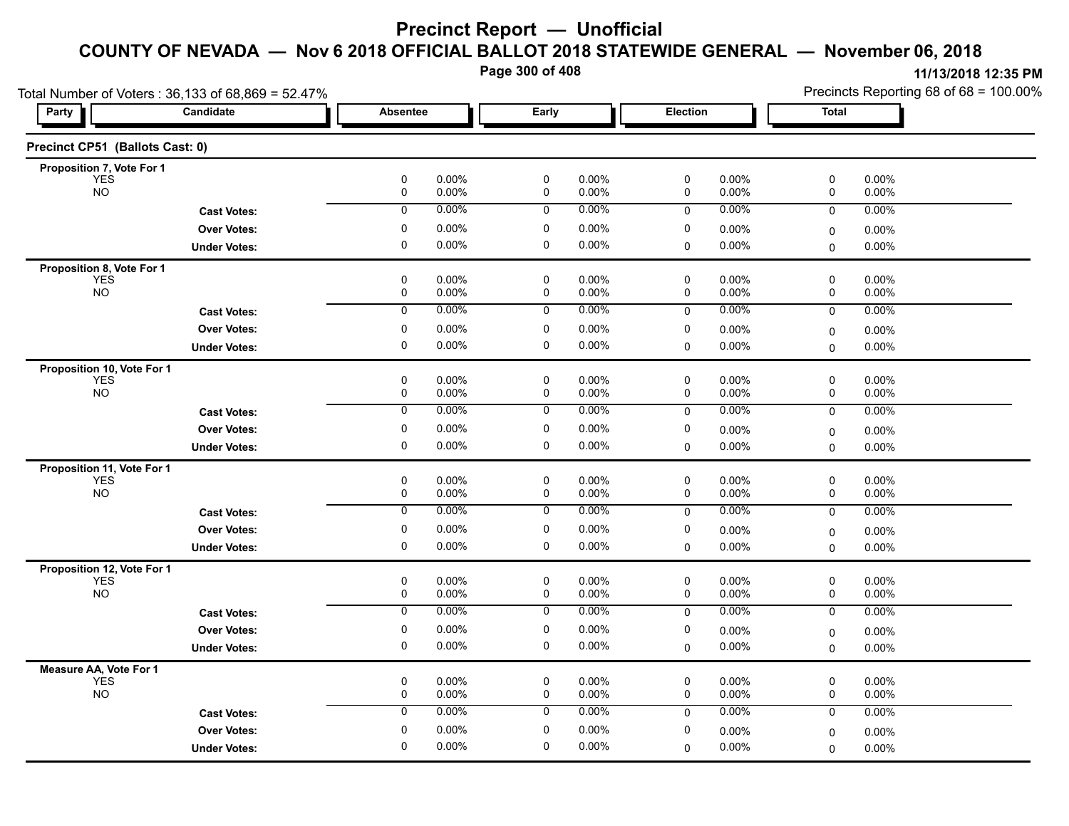# Precinct Report — Unofficial

## COUNTY OF NEVADA — Nov 6 2018 OFFICIAL BALLOT 2018 STATEWIDE GENERAL — November 06, 2018

11/13/2018 12:35 PM

Total Number of Voters : 36,133 of 68,869 = 52.47%

Precincts Reporting 68 of 68 = 100.00%

### Precinct CP51 (Ballots Cast: 0)

| Party | Candidate | Absentee | | Early | | Election | | Total | |
|---|---|---|---|---|---|---|---|---|---|
| **Proposition 7, Vote For 1** | | | | | | | | | |
| YES | | 0 | 0.00% | 0 | 0.00% | 0 | 0.00% | 0 | 0.00% |
| NO | | 0 | 0.00% | 0 | 0.00% | 0 | 0.00% | 0 | 0.00% |
| | **Cast Votes:** | 0 | 0.00% | 0 | 0.00% | 0 | 0.00% | 0 | 0.00% |
| | **Over Votes:** | 0 | 0.00% | 0 | 0.00% | 0 | 0.00% | 0 | 0.00% |
| | **Under Votes:** | 0 | 0.00% | 0 | 0.00% | 0 | 0.00% | 0 | 0.00% |
| **Proposition 8, Vote For 1** | | | | | | | | | |
| YES | | 0 | 0.00% | 0 | 0.00% | 0 | 0.00% | 0 | 0.00% |
| NO | | 0 | 0.00% | 0 | 0.00% | 0 | 0.00% | 0 | 0.00% |
| | **Cast Votes:** | 0 | 0.00% | 0 | 0.00% | 0 | 0.00% | 0 | 0.00% |
| | **Over Votes:** | 0 | 0.00% | 0 | 0.00% | 0 | 0.00% | 0 | 0.00% |
| | **Under Votes:** | 0 | 0.00% | 0 | 0.00% | 0 | 0.00% | 0 | 0.00% |
| **Proposition 10, Vote For 1** | | | | | | | | | |
| YES | | 0 | 0.00% | 0 | 0.00% | 0 | 0.00% | 0 | 0.00% |
| NO | | 0 | 0.00% | 0 | 0.00% | 0 | 0.00% | 0 | 0.00% |
| | **Cast Votes:** | 0 | 0.00% | 0 | 0.00% | 0 | 0.00% | 0 | 0.00% |
| | **Over Votes:** | 0 | 0.00% | 0 | 0.00% | 0 | 0.00% | 0 | 0.00% |
| | **Under Votes:** | 0 | 0.00% | 0 | 0.00% | 0 | 0.00% | 0 | 0.00% |
| **Proposition 11, Vote For 1** | | | | | | | | | |
| YES | | 0 | 0.00% | 0 | 0.00% | 0 | 0.00% | 0 | 0.00% |
| NO | | 0 | 0.00% | 0 | 0.00% | 0 | 0.00% | 0 | 0.00% |
| | **Cast Votes:** | 0 | 0.00% | 0 | 0.00% | 0 | 0.00% | 0 | 0.00% |
| | **Over Votes:** | 0 | 0.00% | 0 | 0.00% | 0 | 0.00% | 0 | 0.00% |
| | **Under Votes:** | 0 | 0.00% | 0 | 0.00% | 0 | 0.00% | 0 | 0.00% |
| **Proposition 12, Vote For 1** | | | | | | | | | |
| YES | | 0 | 0.00% | 0 | 0.00% | 0 | 0.00% | 0 | 0.00% |
| NO | | 0 | 0.00% | 0 | 0.00% | 0 | 0.00% | 0 | 0.00% |
| | **Cast Votes:** | 0 | 0.00% | 0 | 0.00% | 0 | 0.00% | 0 | 0.00% |
| | **Over Votes:** | 0 | 0.00% | 0 | 0.00% | 0 | 0.00% | 0 | 0.00% |
| | **Under Votes:** | 0 | 0.00% | 0 | 0.00% | 0 | 0.00% | 0 | 0.00% |
| **Measure AA, Vote For 1** | | | | | | | | | |
| YES | | 0 | 0.00% | 0 | 0.00% | 0 | 0.00% | 0 | 0.00% |
| NO | | 0 | 0.00% | 0 | 0.00% | 0 | 0.00% | 0 | 0.00% |
| | **Cast Votes:** | 0 | 0.00% | 0 | 0.00% | 0 | 0.00% | 0 | 0.00% |
| | **Over Votes:** | 0 | 0.00% | 0 | 0.00% | 0 | 0.00% | 0 | 0.00% |
| | **Under Votes:** | 0 | 0.00% | 0 | 0.00% | 0 | 0.00% | 0 | 0.00% |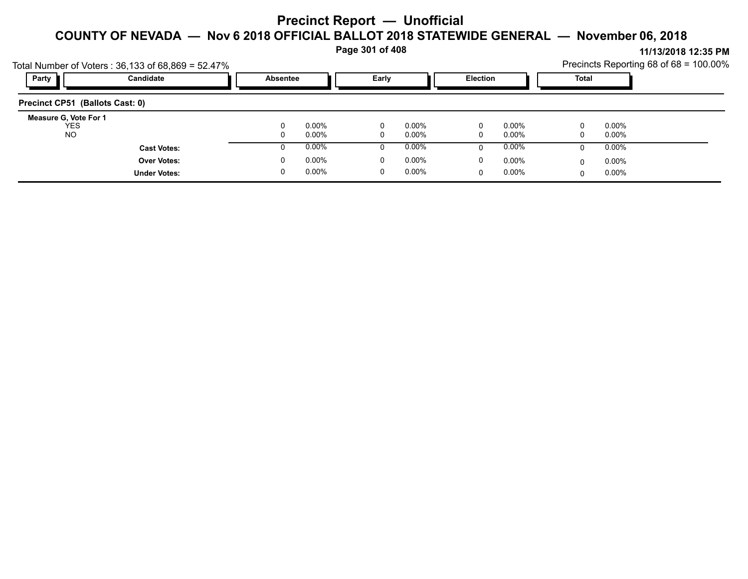# Precinct Report — Unofficial

## COUNTY OF NEVADA — Nov 6 2018 OFFICIAL BALLOT 2018 STATEWIDE GENERAL — November 06, 2018

11/13/2018 12:35 PM

Total Number of Voters : 36,133 of 68,869 = 52.47%

Precincts Reporting 68 of 68 = 100.00%

| Party | Candidate | Absentee | | Early | | Election | | Total | |
|---|---|---|---|---|---|---|---|---|---|
| **Precinct CP51 (Ballots Cast: 0)** | | | | | | | | | |
| **Measure G, Vote For 1** | | | | | | | | | |
| | YES | 0 | 0.00% | 0 | 0.00% | 0 | 0.00% | 0 | 0.00% |
| | NO | 0 | 0.00% | 0 | 0.00% | 0 | 0.00% | 0 | 0.00% |
| | **Cast Votes:** | 0 | 0.00% | 0 | 0.00% | 0 | 0.00% | 0 | 0.00% |
| | **Over Votes:** | 0 | 0.00% | 0 | 0.00% | 0 | 0.00% | 0 | 0.00% |
| | **Under Votes:** | 0 | 0.00% | 0 | 0.00% | 0 | 0.00% | 0 | 0.00% |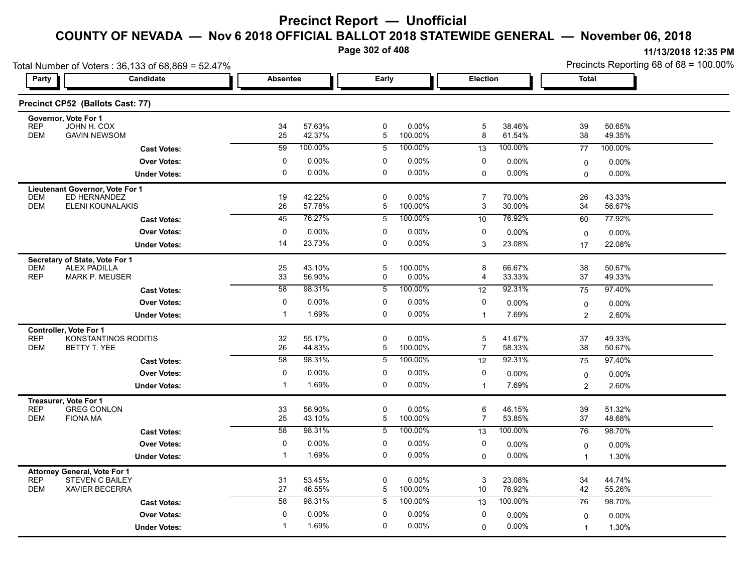# Precinct Report — Unofficial

## COUNTY OF NEVADA — Nov 6 2018 OFFICIAL BALLOT 2018 STATEWIDE GENERAL — November 06, 2018

11/13/2018 12:35 PM

Total Number of Voters : 36,133 of 68,869 = 52.47%

Precincts Reporting 68 of 68 = 100.00%

### Precinct CP52 (Ballots Cast: 77)

| Party | Candidate | Absentee | | Early | | Election | | Total | |
|---|---|---|---|---|---|---|---|---|---|
| **Governor, Vote For 1** | | | | | | | | | |
| REP | JOHN H. COX | 34 | 57.63% | 0 | 0.00% | 5 | 38.46% | 39 | 50.65% |
| DEM | GAVIN NEWSOM | 25 | 42.37% | 5 | 100.00% | 8 | 61.54% | 38 | 49.35% |
| | **Cast Votes:** | 59 | 100.00% | 5 | 100.00% | 13 | 100.00% | 77 | 100.00% |
| | **Over Votes:** | 0 | 0.00% | 0 | 0.00% | 0 | 0.00% | 0 | 0.00% |
| | **Under Votes:** | 0 | 0.00% | 0 | 0.00% | 0 | 0.00% | 0 | 0.00% |
| **Lieutenant Governor, Vote For 1** | | | | | | | | | |
| DEM | ED HERNANDEZ | 19 | 42.22% | 0 | 0.00% | 7 | 70.00% | 26 | 43.33% |
| DEM | ELENI KOUNALAKIS | 26 | 57.78% | 5 | 100.00% | 3 | 30.00% | 34 | 56.67% |
| | **Cast Votes:** | 45 | 76.27% | 5 | 100.00% | 10 | 76.92% | 60 | 77.92% |
| | **Over Votes:** | 0 | 0.00% | 0 | 0.00% | 0 | 0.00% | 0 | 0.00% |
| | **Under Votes:** | 14 | 23.73% | 0 | 0.00% | 3 | 23.08% | 17 | 22.08% |
| **Secretary of State, Vote For 1** | | | | | | | | | |
| DEM | ALEX PADILLA | 25 | 43.10% | 5 | 100.00% | 8 | 66.67% | 38 | 50.67% |
| REP | MARK P. MEUSER | 33 | 56.90% | 0 | 0.00% | 4 | 33.33% | 37 | 49.33% |
| | **Cast Votes:** | 58 | 98.31% | 5 | 100.00% | 12 | 92.31% | 75 | 97.40% |
| | **Over Votes:** | 0 | 0.00% | 0 | 0.00% | 0 | 0.00% | 0 | 0.00% |
| | **Under Votes:** | 1 | 1.69% | 0 | 0.00% | 1 | 7.69% | 2 | 2.60% |
| **Controller, Vote For 1** | | | | | | | | | |
| REP | KONSTANTINOS RODITIS | 32 | 55.17% | 0 | 0.00% | 5 | 41.67% | 37 | 49.33% |
| DEM | BETTY T. YEE | 26 | 44.83% | 5 | 100.00% | 7 | 58.33% | 38 | 50.67% |
| | **Cast Votes:** | 58 | 98.31% | 5 | 100.00% | 12 | 92.31% | 75 | 97.40% |
| | **Over Votes:** | 0 | 0.00% | 0 | 0.00% | 0 | 0.00% | 0 | 0.00% |
| | **Under Votes:** | 1 | 1.69% | 0 | 0.00% | 1 | 7.69% | 2 | 2.60% |
| **Treasurer, Vote For 1** | | | | | | | | | |
| REP | GREG CONLON | 33 | 56.90% | 0 | 0.00% | 6 | 46.15% | 39 | 51.32% |
| DEM | FIONA MA | 25 | 43.10% | 5 | 100.00% | 7 | 53.85% | 37 | 48.68% |
| | **Cast Votes:** | 58 | 98.31% | 5 | 100.00% | 13 | 100.00% | 76 | 98.70% |
| | **Over Votes:** | 0 | 0.00% | 0 | 0.00% | 0 | 0.00% | 0 | 0.00% |
| | **Under Votes:** | 1 | 1.69% | 0 | 0.00% | 0 | 0.00% | 1 | 1.30% |
| **Attorney General, Vote For 1** | | | | | | | | | |
| REP | STEVEN C BAILEY | 31 | 53.45% | 0 | 0.00% | 3 | 23.08% | 34 | 44.74% |
| DEM | XAVIER BECERRA | 27 | 46.55% | 5 | 100.00% | 10 | 76.92% | 42 | 55.26% |
| | **Cast Votes:** | 58 | 98.31% | 5 | 100.00% | 13 | 100.00% | 76 | 98.70% |
| | **Over Votes:** | 0 | 0.00% | 0 | 0.00% | 0 | 0.00% | 0 | 0.00% |
| | **Under Votes:** | 1 | 1.69% | 0 | 0.00% | 0 | 0.00% | 1 | 1.30% |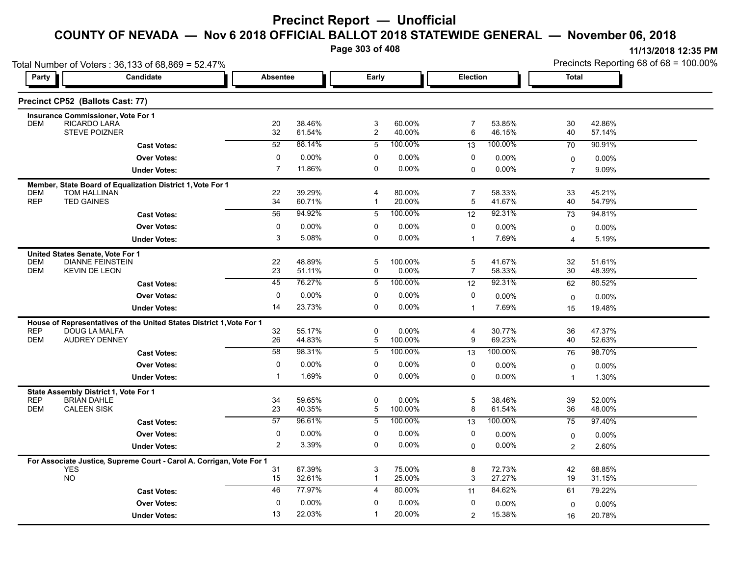# Precinct Report — Unofficial

## COUNTY OF NEVADA — Nov 6 2018 OFFICIAL BALLOT 2018 STATEWIDE GENERAL — November 06, 2018

11/13/2018 12:35 PM

Total Number of Voters : 36,133 of 68,869 = 52.47%

Precincts Reporting 68 of 68 = 100.00%

### Precinct CP52 (Ballots Cast: 77)

**Insurance Commissioner, Vote For 1**

| Party | Candidate | Absentee | | Early | | Election | | Total | |
|---|---|---|---|---|---|---|---|---|---|
| DEM | RICARDO LARA | 20 | 38.46% | 3 | 60.00% | 7 | 53.85% | 30 | 42.86% |
| | STEVE POIZNER | 32 | 61.54% | 2 | 40.00% | 6 | 46.15% | 40 | 57.14% |
| | **Cast Votes:** | 52 | 88.14% | 5 | 100.00% | 13 | 100.00% | 70 | 90.91% |
| | **Over Votes:** | 0 | 0.00% | 0 | 0.00% | 0 | 0.00% | 0 | 0.00% |
| | **Under Votes:** | 7 | 11.86% | 0 | 0.00% | 0 | 0.00% | 7 | 9.09% |

**Member, State Board of Equalization District 1, Vote For 1**

| Party | Candidate | Absentee | | Early | | Election | | Total | |
|---|---|---|---|---|---|---|---|---|---|
| DEM | TOM HALLINAN | 22 | 39.29% | 4 | 80.00% | 7 | 58.33% | 33 | 45.21% |
| REP | TED GAINES | 34 | 60.71% | 1 | 20.00% | 5 | 41.67% | 40 | 54.79% |
| | **Cast Votes:** | 56 | 94.92% | 5 | 100.00% | 12 | 92.31% | 73 | 94.81% |
| | **Over Votes:** | 0 | 0.00% | 0 | 0.00% | 0 | 0.00% | 0 | 0.00% |
| | **Under Votes:** | 3 | 5.08% | 0 | 0.00% | 1 | 7.69% | 4 | 5.19% |

**United States Senate, Vote For 1**

| Party | Candidate | Absentee | | Early | | Election | | Total | |
|---|---|---|---|---|---|---|---|---|---|
| DEM | DIANNE FEINSTEIN | 22 | 48.89% | 5 | 100.00% | 5 | 41.67% | 32 | 51.61% |
| DEM | KEVIN DE LEON | 23 | 51.11% | 0 | 0.00% | 7 | 58.33% | 30 | 48.39% |
| | **Cast Votes:** | 45 | 76.27% | 5 | 100.00% | 12 | 92.31% | 62 | 80.52% |
| | **Over Votes:** | 0 | 0.00% | 0 | 0.00% | 0 | 0.00% | 0 | 0.00% |
| | **Under Votes:** | 14 | 23.73% | 0 | 0.00% | 1 | 7.69% | 15 | 19.48% |

**House of Representatives of the United States District 1, Vote For 1**

| Party | Candidate | Absentee | | Early | | Election | | Total | |
|---|---|---|---|---|---|---|---|---|---|
| REP | DOUG LA MALFA | 32 | 55.17% | 0 | 0.00% | 4 | 30.77% | 36 | 47.37% |
| DEM | AUDREY DENNEY | 26 | 44.83% | 5 | 100.00% | 9 | 69.23% | 40 | 52.63% |
| | **Cast Votes:** | 58 | 98.31% | 5 | 100.00% | 13 | 100.00% | 76 | 98.70% |
| | **Over Votes:** | 0 | 0.00% | 0 | 0.00% | 0 | 0.00% | 0 | 0.00% |
| | **Under Votes:** | 1 | 1.69% | 0 | 0.00% | 0 | 0.00% | 1 | 1.30% |

**State Assembly District 1, Vote For 1**

| Party | Candidate | Absentee | | Early | | Election | | Total | |
|---|---|---|---|---|---|---|---|---|---|
| REP | BRIAN DAHLE | 34 | 59.65% | 0 | 0.00% | 5 | 38.46% | 39 | 52.00% |
| DEM | CALEEN SISK | 23 | 40.35% | 5 | 100.00% | 8 | 61.54% | 36 | 48.00% |
| | **Cast Votes:** | 57 | 96.61% | 5 | 100.00% | 13 | 100.00% | 75 | 97.40% |
| | **Over Votes:** | 0 | 0.00% | 0 | 0.00% | 0 | 0.00% | 0 | 0.00% |
| | **Under Votes:** | 2 | 3.39% | 0 | 0.00% | 0 | 0.00% | 2 | 2.60% |

**For Associate Justice, Supreme Court - Carol A. Corrigan, Vote For 1**

| Party | Candidate | Absentee | | Early | | Election | | Total | |
|---|---|---|---|---|---|---|---|---|---|
| | YES | 31 | 67.39% | 3 | 75.00% | 8 | 72.73% | 42 | 68.85% |
| | NO | 15 | 32.61% | 1 | 25.00% | 3 | 27.27% | 19 | 31.15% |
| | **Cast Votes:** | 46 | 77.97% | 4 | 80.00% | 11 | 84.62% | 61 | 79.22% |
| | **Over Votes:** | 0 | 0.00% | 0 | 0.00% | 0 | 0.00% | 0 | 0.00% |
| | **Under Votes:** | 13 | 22.03% | 1 | 20.00% | 2 | 15.38% | 16 | 20.78% |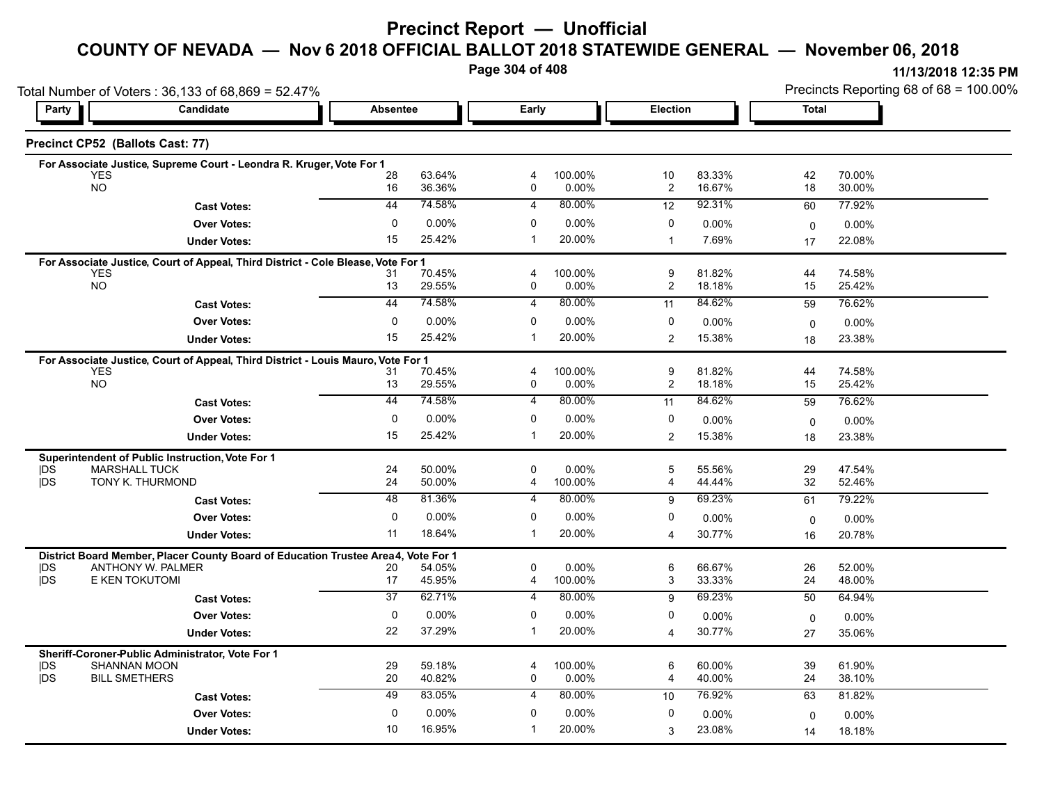# Precinct Report — Unofficial

## COUNTY OF NEVADA — Nov 6 2018 OFFICIAL BALLOT 2018 STATEWIDE GENERAL — November 06, 2018

11/13/2018 12:35 PM

Total Number of Voters : 36,133 of 68,869 = 52.47%

Precincts Reporting 68 of 68 = 100.00%

### Precinct CP52 (Ballots Cast: 77)

| Party | Candidate | Absentee | | Early | | Election | | Total | |
|---|---|---|---|---|---|---|---|---|---|
| **For Associate Justice, Supreme Court - Leondra R. Kruger, Vote For 1** | | | | | | | | | |
| | YES | 28 | 63.64% | 4 | 100.00% | 10 | 83.33% | 42 | 70.00% |
| | NO | 16 | 36.36% | 0 | 0.00% | 2 | 16.67% | 18 | 30.00% |
| | **Cast Votes:** | 44 | 74.58% | 4 | 80.00% | 12 | 92.31% | 60 | 77.92% |
| | **Over Votes:** | 0 | 0.00% | 0 | 0.00% | 0 | 0.00% | 0 | 0.00% |
| | **Under Votes:** | 15 | 25.42% | 1 | 20.00% | 1 | 7.69% | 17 | 22.08% |
| **For Associate Justice, Court of Appeal, Third District - Cole Blease, Vote For 1** | | | | | | | | | |
| | YES | 31 | 70.45% | 4 | 100.00% | 9 | 81.82% | 44 | 74.58% |
| | NO | 13 | 29.55% | 0 | 0.00% | 2 | 18.18% | 15 | 25.42% |
| | **Cast Votes:** | 44 | 74.58% | 4 | 80.00% | 11 | 84.62% | 59 | 76.62% |
| | **Over Votes:** | 0 | 0.00% | 0 | 0.00% | 0 | 0.00% | 0 | 0.00% |
| | **Under Votes:** | 15 | 25.42% | 1 | 20.00% | 2 | 15.38% | 18 | 23.38% |
| **For Associate Justice, Court of Appeal, Third District - Louis Mauro, Vote For 1** | | | | | | | | | |
| | YES | 31 | 70.45% | 4 | 100.00% | 9 | 81.82% | 44 | 74.58% |
| | NO | 13 | 29.55% | 0 | 0.00% | 2 | 18.18% | 15 | 25.42% |
| | **Cast Votes:** | 44 | 74.58% | 4 | 80.00% | 11 | 84.62% | 59 | 76.62% |
| | **Over Votes:** | 0 | 0.00% | 0 | 0.00% | 0 | 0.00% | 0 | 0.00% |
| | **Under Votes:** | 15 | 25.42% | 1 | 20.00% | 2 | 15.38% | 18 | 23.38% |
| **Superintendent of Public Instruction, Vote For 1** | | | | | | | | | |
| DS | MARSHALL TUCK | 24 | 50.00% | 0 | 0.00% | 5 | 55.56% | 29 | 47.54% |
| DS | TONY K. THURMOND | 24 | 50.00% | 4 | 100.00% | 4 | 44.44% | 32 | 52.46% |
| | **Cast Votes:** | 48 | 81.36% | 4 | 80.00% | 9 | 69.23% | 61 | 79.22% |
| | **Over Votes:** | 0 | 0.00% | 0 | 0.00% | 0 | 0.00% | 0 | 0.00% |
| | **Under Votes:** | 11 | 18.64% | 1 | 20.00% | 4 | 30.77% | 16 | 20.78% |
| **District Board Member, Placer County Board of Education Trustee Area 4, Vote For 1** | | | | | | | | | |
| DS | ANTHONY W. PALMER | 20 | 54.05% | 0 | 0.00% | 6 | 66.67% | 26 | 52.00% |
| DS | E KEN TOKUTOMI | 17 | 45.95% | 4 | 100.00% | 3 | 33.33% | 24 | 48.00% |
| | **Cast Votes:** | 37 | 62.71% | 4 | 80.00% | 9 | 69.23% | 50 | 64.94% |
| | **Over Votes:** | 0 | 0.00% | 0 | 0.00% | 0 | 0.00% | 0 | 0.00% |
| | **Under Votes:** | 22 | 37.29% | 1 | 20.00% | 4 | 30.77% | 27 | 35.06% |
| **Sheriff-Coroner-Public Administrator, Vote For 1** | | | | | | | | | |
| DS | SHANNAN MOON | 29 | 59.18% | 4 | 100.00% | 6 | 60.00% | 39 | 61.90% |
| DS | BILL SMETHERS | 20 | 40.82% | 0 | 0.00% | 4 | 40.00% | 24 | 38.10% |
| | **Cast Votes:** | 49 | 83.05% | 4 | 80.00% | 10 | 76.92% | 63 | 81.82% |
| | **Over Votes:** | 0 | 0.00% | 0 | 0.00% | 0 | 0.00% | 0 | 0.00% |
| | **Under Votes:** | 10 | 16.95% | 1 | 20.00% | 3 | 23.08% | 14 | 18.18% |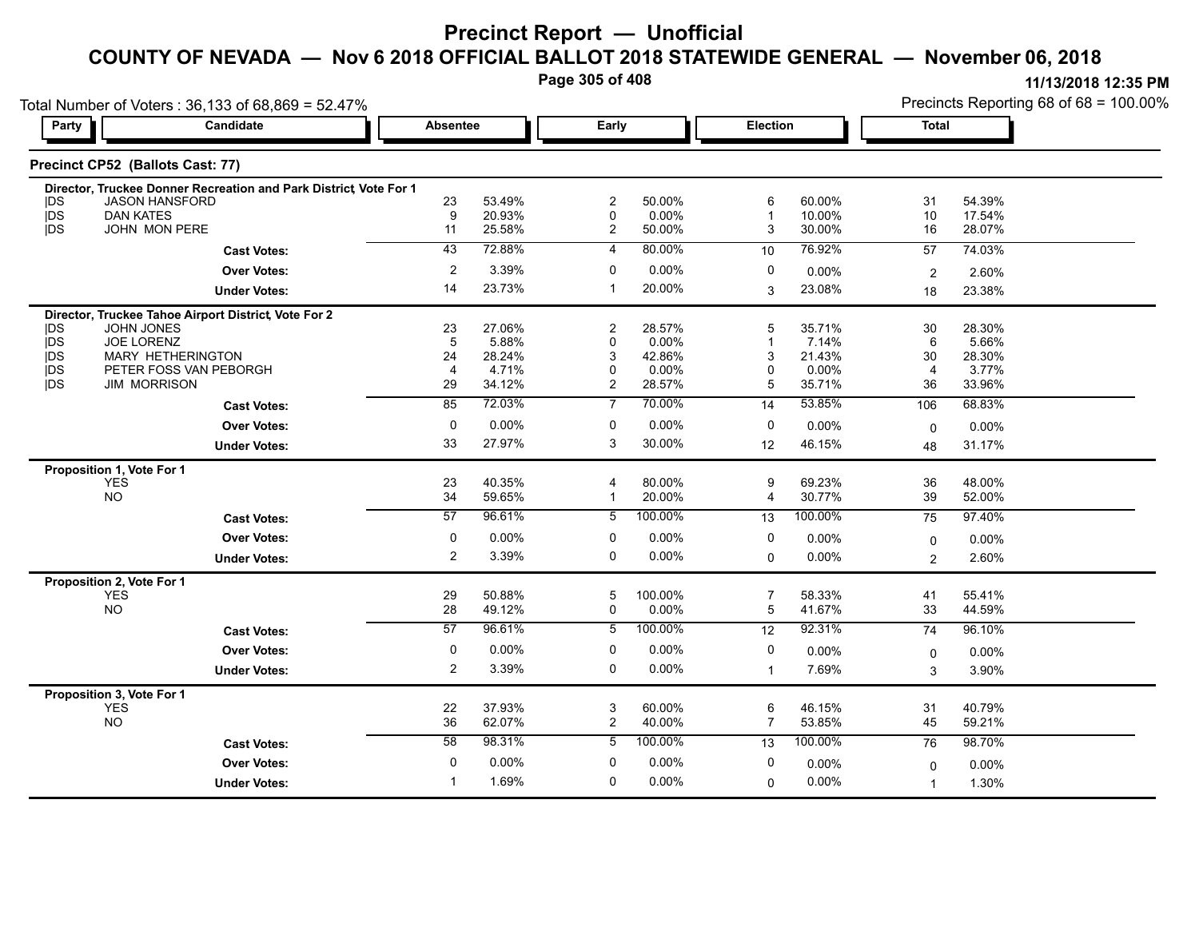# Precinct Report — Unofficial

## COUNTY OF NEVADA — Nov 6 2018 OFFICIAL BALLOT 2018 STATEWIDE GENERAL — November 06, 2018

11/13/2018 12:35 PM

Total Number of Voters : 36,133 of 68,869 = 52.47%

Precincts Reporting 68 of 68 = 100.00%

### Precinct CP52 (Ballots Cast: 77)

| Party | Candidate | Absentee | | Early | | Election | | Total | |
|---|---|---|---|---|---|---|---|---|---|
| | **Director, Truckee Donner Recreation and Park District, Vote For 1** | | | | | | | | |
| DS | JASON HANSFORD | 23 | 53.49% | 2 | 50.00% | 6 | 60.00% | 31 | 54.39% |
| DS | DAN KATES | 9 | 20.93% | 0 | 0.00% | 1 | 10.00% | 10 | 17.54% |
| DS | JOHN MON PERE | 11 | 25.58% | 2 | 50.00% | 3 | 30.00% | 16 | 28.07% |
| | **Cast Votes:** | 43 | 72.88% | 4 | 80.00% | 10 | 76.92% | 57 | 74.03% |
| | **Over Votes:** | 2 | 3.39% | 0 | 0.00% | 0 | 0.00% | 2 | 2.60% |
| | **Under Votes:** | 14 | 23.73% | 1 | 20.00% | 3 | 23.08% | 18 | 23.38% |
| | **Director, Truckee Tahoe Airport District, Vote For 2** | | | | | | | | |
| DS | JOHN JONES | 23 | 27.06% | 2 | 28.57% | 5 | 35.71% | 30 | 28.30% |
| DS | JOE LORENZ | 5 | 5.88% | 0 | 0.00% | 1 | 7.14% | 6 | 5.66% |
| DS | MARY HETHERINGTON | 24 | 28.24% | 3 | 42.86% | 3 | 21.43% | 30 | 28.30% |
| DS | PETER FOSS VAN PEBORGH | 4 | 4.71% | 0 | 0.00% | 0 | 0.00% | 4 | 3.77% |
| DS | JIM MORRISON | 29 | 34.12% | 2 | 28.57% | 5 | 35.71% | 36 | 33.96% |
| | **Cast Votes:** | 85 | 72.03% | 7 | 70.00% | 14 | 53.85% | 106 | 68.83% |
| | **Over Votes:** | 0 | 0.00% | 0 | 0.00% | 0 | 0.00% | 0 | 0.00% |
| | **Under Votes:** | 33 | 27.97% | 3 | 30.00% | 12 | 46.15% | 48 | 31.17% |
| | **Proposition 1, Vote For 1** | | | | | | | | |
| | YES | 23 | 40.35% | 4 | 80.00% | 9 | 69.23% | 36 | 48.00% |
| | NO | 34 | 59.65% | 1 | 20.00% | 4 | 30.77% | 39 | 52.00% |
| | **Cast Votes:** | 57 | 96.61% | 5 | 100.00% | 13 | 100.00% | 75 | 97.40% |
| | **Over Votes:** | 0 | 0.00% | 0 | 0.00% | 0 | 0.00% | 0 | 0.00% |
| | **Under Votes:** | 2 | 3.39% | 0 | 0.00% | 0 | 0.00% | 2 | 2.60% |
| | **Proposition 2, Vote For 1** | | | | | | | | |
| | YES | 29 | 50.88% | 5 | 100.00% | 7 | 58.33% | 41 | 55.41% |
| | NO | 28 | 49.12% | 0 | 0.00% | 5 | 41.67% | 33 | 44.59% |
| | **Cast Votes:** | 57 | 96.61% | 5 | 100.00% | 12 | 92.31% | 74 | 96.10% |
| | **Over Votes:** | 0 | 0.00% | 0 | 0.00% | 0 | 0.00% | 0 | 0.00% |
| | **Under Votes:** | 2 | 3.39% | 0 | 0.00% | 1 | 7.69% | 3 | 3.90% |
| | **Proposition 3, Vote For 1** | | | | | | | | |
| | YES | 22 | 37.93% | 3 | 60.00% | 6 | 46.15% | 31 | 40.79% |
| | NO | 36 | 62.07% | 2 | 40.00% | 7 | 53.85% | 45 | 59.21% |
| | **Cast Votes:** | 58 | 98.31% | 5 | 100.00% | 13 | 100.00% | 76 | 98.70% |
| | **Over Votes:** | 0 | 0.00% | 0 | 0.00% | 0 | 0.00% | 0 | 0.00% |
| | **Under Votes:** | 1 | 1.69% | 0 | 0.00% | 0 | 0.00% | 1 | 1.30% |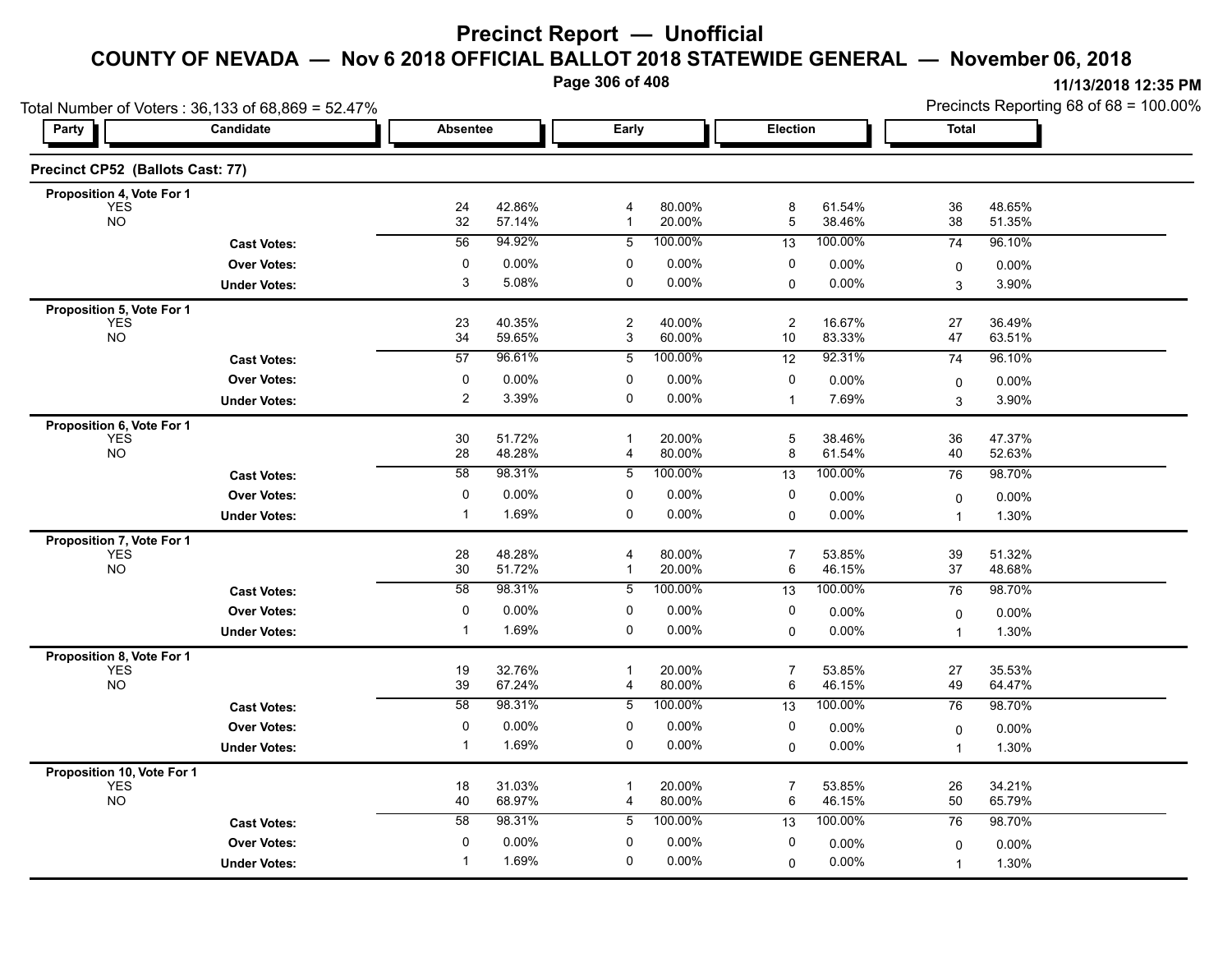# Precinct Report — Unofficial

## COUNTY OF NEVADA — Nov 6 2018 OFFICIAL BALLOT 2018 STATEWIDE GENERAL — November 06, 2018

11/13/2018 12:35 PM

Total Number of Voters : 36,133 of 68,869 = 52.47%

Precincts Reporting 68 of 68 = 100.00%

### Precinct CP52 (Ballots Cast: 77)

| Party | Candidate | Absentee | | Early | | Election | | Total | |
|---|---|---|---|---|---|---|---|---|---|
| **Proposition 4, Vote For 1** | | | | | | | | | |
| | YES | 24 | 42.86% | 4 | 80.00% | 8 | 61.54% | 36 | 48.65% |
| | NO | 32 | 57.14% | 1 | 20.00% | 5 | 38.46% | 38 | 51.35% |
| | **Cast Votes:** | 56 | 94.92% | 5 | 100.00% | 13 | 100.00% | 74 | 96.10% |
| | **Over Votes:** | 0 | 0.00% | 0 | 0.00% | 0 | 0.00% | 0 | 0.00% |
| | **Under Votes:** | 3 | 5.08% | 0 | 0.00% | 0 | 0.00% | 3 | 3.90% |
| **Proposition 5, Vote For 1** | | | | | | | | | |
| | YES | 23 | 40.35% | 2 | 40.00% | 2 | 16.67% | 27 | 36.49% |
| | NO | 34 | 59.65% | 3 | 60.00% | 10 | 83.33% | 47 | 63.51% |
| | **Cast Votes:** | 57 | 96.61% | 5 | 100.00% | 12 | 92.31% | 74 | 96.10% |
| | **Over Votes:** | 0 | 0.00% | 0 | 0.00% | 0 | 0.00% | 0 | 0.00% |
| | **Under Votes:** | 2 | 3.39% | 0 | 0.00% | 1 | 7.69% | 3 | 3.90% |
| **Proposition 6, Vote For 1** | | | | | | | | | |
| | YES | 30 | 51.72% | 1 | 20.00% | 5 | 38.46% | 36 | 47.37% |
| | NO | 28 | 48.28% | 4 | 80.00% | 8 | 61.54% | 40 | 52.63% |
| | **Cast Votes:** | 58 | 98.31% | 5 | 100.00% | 13 | 100.00% | 76 | 98.70% |
| | **Over Votes:** | 0 | 0.00% | 0 | 0.00% | 0 | 0.00% | 0 | 0.00% |
| | **Under Votes:** | 1 | 1.69% | 0 | 0.00% | 0 | 0.00% | 1 | 1.30% |
| **Proposition 7, Vote For 1** | | | | | | | | | |
| | YES | 28 | 48.28% | 4 | 80.00% | 7 | 53.85% | 39 | 51.32% |
| | NO | 30 | 51.72% | 1 | 20.00% | 6 | 46.15% | 37 | 48.68% |
| | **Cast Votes:** | 58 | 98.31% | 5 | 100.00% | 13 | 100.00% | 76 | 98.70% |
| | **Over Votes:** | 0 | 0.00% | 0 | 0.00% | 0 | 0.00% | 0 | 0.00% |
| | **Under Votes:** | 1 | 1.69% | 0 | 0.00% | 0 | 0.00% | 1 | 1.30% |
| **Proposition 8, Vote For 1** | | | | | | | | | |
| | YES | 19 | 32.76% | 1 | 20.00% | 7 | 53.85% | 27 | 35.53% |
| | NO | 39 | 67.24% | 4 | 80.00% | 6 | 46.15% | 49 | 64.47% |
| | **Cast Votes:** | 58 | 98.31% | 5 | 100.00% | 13 | 100.00% | 76 | 98.70% |
| | **Over Votes:** | 0 | 0.00% | 0 | 0.00% | 0 | 0.00% | 0 | 0.00% |
| | **Under Votes:** | 1 | 1.69% | 0 | 0.00% | 0 | 0.00% | 1 | 1.30% |
| **Proposition 10, Vote For 1** | | | | | | | | | |
| | YES | 18 | 31.03% | 1 | 20.00% | 7 | 53.85% | 26 | 34.21% |
| | NO | 40 | 68.97% | 4 | 80.00% | 6 | 46.15% | 50 | 65.79% |
| | **Cast Votes:** | 58 | 98.31% | 5 | 100.00% | 13 | 100.00% | 76 | 98.70% |
| | **Over Votes:** | 0 | 0.00% | 0 | 0.00% | 0 | 0.00% | 0 | 0.00% |
| | **Under Votes:** | 1 | 1.69% | 0 | 0.00% | 0 | 0.00% | 1 | 1.30% |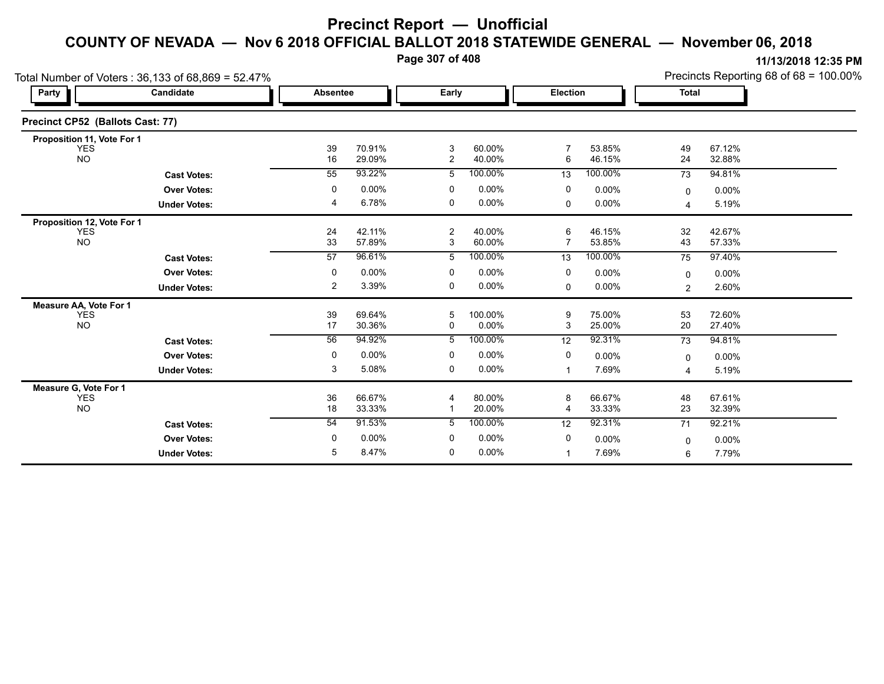# Precinct Report — Unofficial

## COUNTY OF NEVADA — Nov 6 2018 OFFICIAL BALLOT 2018 STATEWIDE GENERAL — November 06, 2018

11/13/2018 12:35 PM

Total Number of Voters : 36,133 of 68,869 = 52.47%

Precincts Reporting 68 of 68 = 100.00%

### Precinct CP52 (Ballots Cast: 77)

| Party | Candidate | Absentee | | Early | | Election | | Total | |
|---|---|---|---|---|---|---|---|---|---|
| **Proposition 11, Vote For 1** | | | | | | | | | |
| YES | | 39 | 70.91% | 3 | 60.00% | 7 | 53.85% | 49 | 67.12% |
| NO | | 16 | 29.09% | 2 | 40.00% | 6 | 46.15% | 24 | 32.88% |
| | **Cast Votes:** | 55 | 93.22% | 5 | 100.00% | 13 | 100.00% | 73 | 94.81% |
| | **Over Votes:** | 0 | 0.00% | 0 | 0.00% | 0 | 0.00% | 0 | 0.00% |
| | **Under Votes:** | 4 | 6.78% | 0 | 0.00% | 0 | 0.00% | 4 | 5.19% |
| **Proposition 12, Vote For 1** | | | | | | | | | |
| YES | | 24 | 42.11% | 2 | 40.00% | 6 | 46.15% | 32 | 42.67% |
| NO | | 33 | 57.89% | 3 | 60.00% | 7 | 53.85% | 43 | 57.33% |
| | **Cast Votes:** | 57 | 96.61% | 5 | 100.00% | 13 | 100.00% | 75 | 97.40% |
| | **Over Votes:** | 0 | 0.00% | 0 | 0.00% | 0 | 0.00% | 0 | 0.00% |
| | **Under Votes:** | 2 | 3.39% | 0 | 0.00% | 0 | 0.00% | 2 | 2.60% |
| **Measure AA, Vote For 1** | | | | | | | | | |
| YES | | 39 | 69.64% | 5 | 100.00% | 9 | 75.00% | 53 | 72.60% |
| NO | | 17 | 30.36% | 0 | 0.00% | 3 | 25.00% | 20 | 27.40% |
| | **Cast Votes:** | 56 | 94.92% | 5 | 100.00% | 12 | 92.31% | 73 | 94.81% |
| | **Over Votes:** | 0 | 0.00% | 0 | 0.00% | 0 | 0.00% | 0 | 0.00% |
| | **Under Votes:** | 3 | 5.08% | 0 | 0.00% | 1 | 7.69% | 4 | 5.19% |
| **Measure G, Vote For 1** | | | | | | | | | |
| YES | | 36 | 66.67% | 4 | 80.00% | 8 | 66.67% | 48 | 67.61% |
| NO | | 18 | 33.33% | 1 | 20.00% | 4 | 33.33% | 23 | 32.39% |
| | **Cast Votes:** | 54 | 91.53% | 5 | 100.00% | 12 | 92.31% | 71 | 92.21% |
| | **Over Votes:** | 0 | 0.00% | 0 | 0.00% | 0 | 0.00% | 0 | 0.00% |
| | **Under Votes:** | 5 | 8.47% | 0 | 0.00% | 1 | 7.69% | 6 | 7.79% |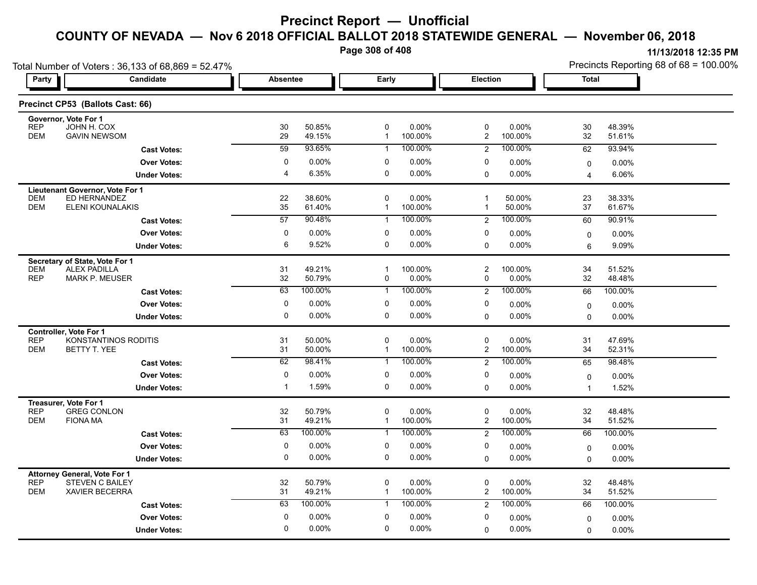# Precinct Report — Unofficial

## COUNTY OF NEVADA — Nov 6 2018 OFFICIAL BALLOT 2018 STATEWIDE GENERAL — November 06, 2018

11/13/2018 12:35 PM

Total Number of Voters : 36,133 of 68,869 = 52.47%

Precincts Reporting 68 of 68 = 100.00%

### Precinct CP53 (Ballots Cast: 66)

| Party | Candidate | Absentee | | Early | | Election | | Total | |
|---|---|---|---|---|---|---|---|---|---|
| **Governor, Vote For 1** | | | | | | | | | |
| REP | JOHN H. COX | 30 | 50.85% | 0 | 0.00% | 0 | 0.00% | 30 | 48.39% |
| DEM | GAVIN NEWSOM | 29 | 49.15% | 1 | 100.00% | 2 | 100.00% | 32 | 51.61% |
| | **Cast Votes:** | 59 | 93.65% | 1 | 100.00% | 2 | 100.00% | 62 | 93.94% |
| | **Over Votes:** | 0 | 0.00% | 0 | 0.00% | 0 | 0.00% | 0 | 0.00% |
| | **Under Votes:** | 4 | 6.35% | 0 | 0.00% | 0 | 0.00% | 4 | 6.06% |
| **Lieutenant Governor, Vote For 1** | | | | | | | | | |
| DEM | ED HERNANDEZ | 22 | 38.60% | 0 | 0.00% | 1 | 50.00% | 23 | 38.33% |
| DEM | ELENI KOUNALAKIS | 35 | 61.40% | 1 | 100.00% | 1 | 50.00% | 37 | 61.67% |
| | **Cast Votes:** | 57 | 90.48% | 1 | 100.00% | 2 | 100.00% | 60 | 90.91% |
| | **Over Votes:** | 0 | 0.00% | 0 | 0.00% | 0 | 0.00% | 0 | 0.00% |
| | **Under Votes:** | 6 | 9.52% | 0 | 0.00% | 0 | 0.00% | 6 | 9.09% |
| **Secretary of State, Vote For 1** | | | | | | | | | |
| DEM | ALEX PADILLA | 31 | 49.21% | 1 | 100.00% | 2 | 100.00% | 34 | 51.52% |
| REP | MARK P. MEUSER | 32 | 50.79% | 0 | 0.00% | 0 | 0.00% | 32 | 48.48% |
| | **Cast Votes:** | 63 | 100.00% | 1 | 100.00% | 2 | 100.00% | 66 | 100.00% |
| | **Over Votes:** | 0 | 0.00% | 0 | 0.00% | 0 | 0.00% | 0 | 0.00% |
| | **Under Votes:** | 0 | 0.00% | 0 | 0.00% | 0 | 0.00% | 0 | 0.00% |
| **Controller, Vote For 1** | | | | | | | | | |
| REP | KONSTANTINOS RODITIS | 31 | 50.00% | 0 | 0.00% | 0 | 0.00% | 31 | 47.69% |
| DEM | BETTY T. YEE | 31 | 50.00% | 1 | 100.00% | 2 | 100.00% | 34 | 52.31% |
| | **Cast Votes:** | 62 | 98.41% | 1 | 100.00% | 2 | 100.00% | 65 | 98.48% |
| | **Over Votes:** | 0 | 0.00% | 0 | 0.00% | 0 | 0.00% | 0 | 0.00% |
| | **Under Votes:** | 1 | 1.59% | 0 | 0.00% | 0 | 0.00% | 1 | 1.52% |
| **Treasurer, Vote For 1** | | | | | | | | | |
| REP | GREG CONLON | 32 | 50.79% | 0 | 0.00% | 0 | 0.00% | 32 | 48.48% |
| DEM | FIONA MA | 31 | 49.21% | 1 | 100.00% | 2 | 100.00% | 34 | 51.52% |
| | **Cast Votes:** | 63 | 100.00% | 1 | 100.00% | 2 | 100.00% | 66 | 100.00% |
| | **Over Votes:** | 0 | 0.00% | 0 | 0.00% | 0 | 0.00% | 0 | 0.00% |
| | **Under Votes:** | 0 | 0.00% | 0 | 0.00% | 0 | 0.00% | 0 | 0.00% |
| **Attorney General, Vote For 1** | | | | | | | | | |
| REP | STEVEN C BAILEY | 32 | 50.79% | 0 | 0.00% | 0 | 0.00% | 32 | 48.48% |
| DEM | XAVIER BECERRA | 31 | 49.21% | 1 | 100.00% | 2 | 100.00% | 34 | 51.52% |
| | **Cast Votes:** | 63 | 100.00% | 1 | 100.00% | 2 | 100.00% | 66 | 100.00% |
| | **Over Votes:** | 0 | 0.00% | 0 | 0.00% | 0 | 0.00% | 0 | 0.00% |
| | **Under Votes:** | 0 | 0.00% | 0 | 0.00% | 0 | 0.00% | 0 | 0.00% |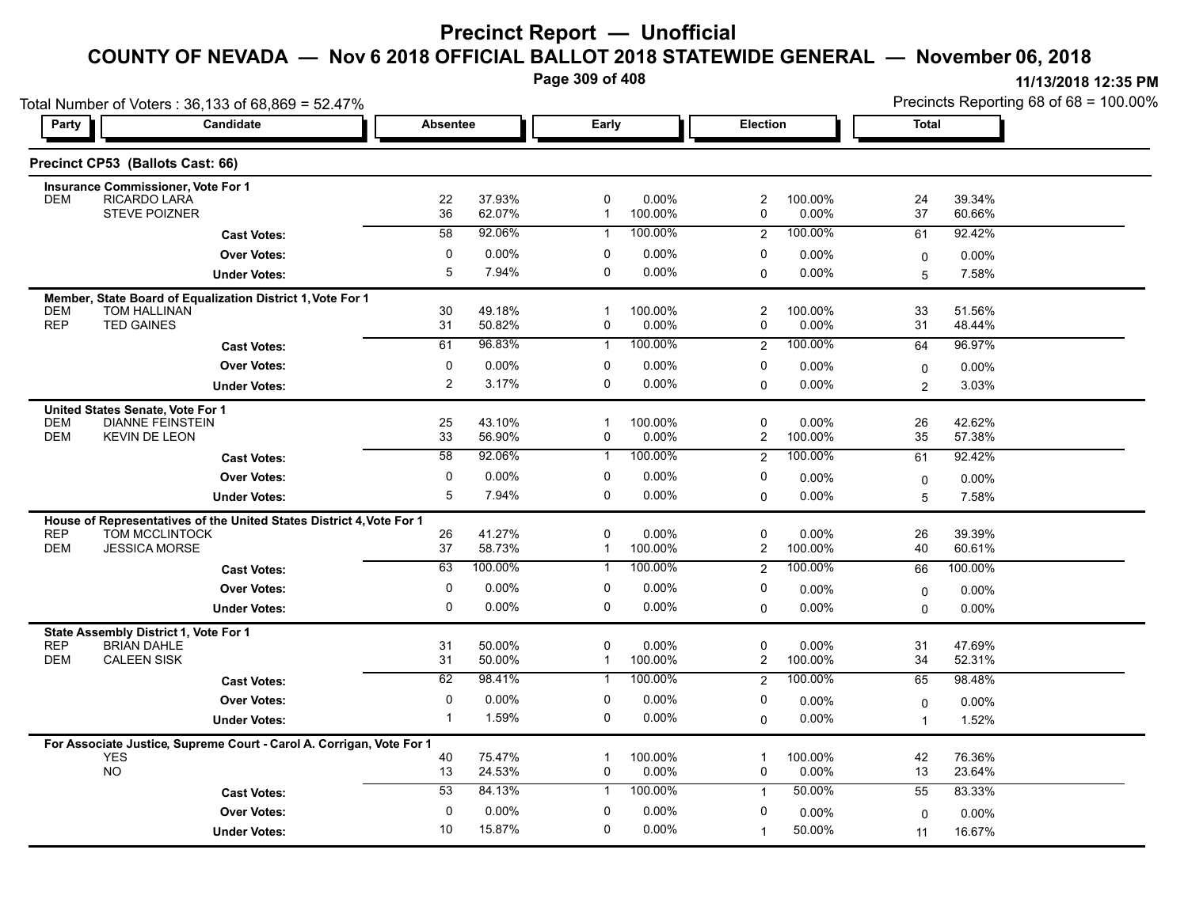# Precinct Report — Unofficial

## COUNTY OF NEVADA — Nov 6 2018 OFFICIAL BALLOT 2018 STATEWIDE GENERAL — November 06, 2018

11/13/2018 12:35 PM

Total Number of Voters : 36,133 of 68,869 = 52.47%

Precincts Reporting 68 of 68 = 100.00%

### Precinct CP53 (Ballots Cast: 66)

| Party | Candidate | Absentee | | Early | | Election | | Total | |
|---|---|---|---|---|---|---|---|---|---|
| **Insurance Commissioner, Vote For 1** | | | | | | | | | |
| DEM | RICARDO LARA | 22 | 37.93% | 0 | 0.00% | 2 | 100.00% | 24 | 39.34% |
| | STEVE POIZNER | 36 | 62.07% | 1 | 100.00% | 0 | 0.00% | 37 | 60.66% |
| | **Cast Votes:** | 58 | 92.06% | 1 | 100.00% | 2 | 100.00% | 61 | 92.42% |
| | **Over Votes:** | 0 | 0.00% | 0 | 0.00% | 0 | 0.00% | 0 | 0.00% |
| | **Under Votes:** | 5 | 7.94% | 0 | 0.00% | 0 | 0.00% | 5 | 7.58% |
| **Member, State Board of Equalization District 1, Vote For 1** | | | | | | | | | |
| DEM | TOM HALLINAN | 30 | 49.18% | 1 | 100.00% | 2 | 100.00% | 33 | 51.56% |
| REP | TED GAINES | 31 | 50.82% | 0 | 0.00% | 0 | 0.00% | 31 | 48.44% |
| | **Cast Votes:** | 61 | 96.83% | 1 | 100.00% | 2 | 100.00% | 64 | 96.97% |
| | **Over Votes:** | 0 | 0.00% | 0 | 0.00% | 0 | 0.00% | 0 | 0.00% |
| | **Under Votes:** | 2 | 3.17% | 0 | 0.00% | 0 | 0.00% | 2 | 3.03% |
| **United States Senate, Vote For 1** | | | | | | | | | |
| DEM | DIANNE FEINSTEIN | 25 | 43.10% | 1 | 100.00% | 0 | 0.00% | 26 | 42.62% |
| DEM | KEVIN DE LEON | 33 | 56.90% | 0 | 0.00% | 2 | 100.00% | 35 | 57.38% |
| | **Cast Votes:** | 58 | 92.06% | 1 | 100.00% | 2 | 100.00% | 61 | 92.42% |
| | **Over Votes:** | 0 | 0.00% | 0 | 0.00% | 0 | 0.00% | 0 | 0.00% |
| | **Under Votes:** | 5 | 7.94% | 0 | 0.00% | 0 | 0.00% | 5 | 7.58% |
| **House of Representatives of the United States District 4, Vote For 1** | | | | | | | | | |
| REP | TOM MCCLINTOCK | 26 | 41.27% | 0 | 0.00% | 0 | 0.00% | 26 | 39.39% |
| DEM | JESSICA MORSE | 37 | 58.73% | 1 | 100.00% | 2 | 100.00% | 40 | 60.61% |
| | **Cast Votes:** | 63 | 100.00% | 1 | 100.00% | 2 | 100.00% | 66 | 100.00% |
| | **Over Votes:** | 0 | 0.00% | 0 | 0.00% | 0 | 0.00% | 0 | 0.00% |
| | **Under Votes:** | 0 | 0.00% | 0 | 0.00% | 0 | 0.00% | 0 | 0.00% |
| **State Assembly District 1, Vote For 1** | | | | | | | | | |
| REP | BRIAN DAHLE | 31 | 50.00% | 0 | 0.00% | 0 | 0.00% | 31 | 47.69% |
| DEM | CALEEN SISK | 31 | 50.00% | 1 | 100.00% | 2 | 100.00% | 34 | 52.31% |
| | **Cast Votes:** | 62 | 98.41% | 1 | 100.00% | 2 | 100.00% | 65 | 98.48% |
| | **Over Votes:** | 0 | 0.00% | 0 | 0.00% | 0 | 0.00% | 0 | 0.00% |
| | **Under Votes:** | 1 | 1.59% | 0 | 0.00% | 0 | 0.00% | 1 | 1.52% |
| **For Associate Justice, Supreme Court - Carol A. Corrigan, Vote For 1** | | | | | | | | | |
| | YES | 40 | 75.47% | 1 | 100.00% | 1 | 100.00% | 42 | 76.36% |
| | NO | 13 | 24.53% | 0 | 0.00% | 0 | 0.00% | 13 | 23.64% |
| | **Cast Votes:** | 53 | 84.13% | 1 | 100.00% | 1 | 50.00% | 55 | 83.33% |
| | **Over Votes:** | 0 | 0.00% | 0 | 0.00% | 0 | 0.00% | 0 | 0.00% |
| | **Under Votes:** | 10 | 15.87% | 0 | 0.00% | 1 | 50.00% | 11 | 16.67% |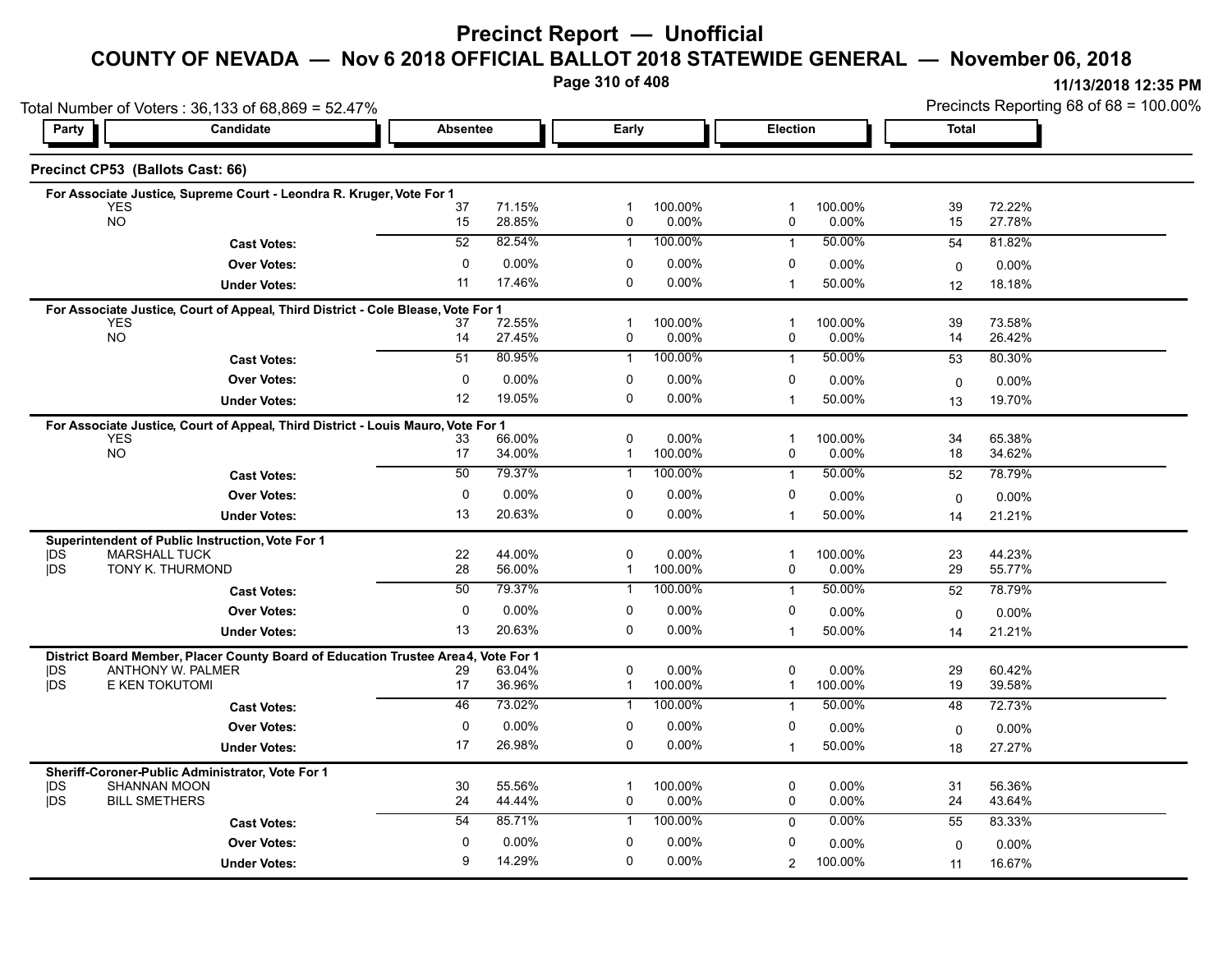# Precinct Report — Unofficial

## COUNTY OF NEVADA — Nov 6 2018 OFFICIAL BALLOT 2018 STATEWIDE GENERAL — November 06, 2018

11/13/2018 12:35 PM

Total Number of Voters : 36,133 of 68,869 = 52.47%

Precincts Reporting 68 of 68 = 100.00%

### Precinct CP53 (Ballots Cast: 66)

| Party | Candidate | Absentee | | Early | | Election | | Total | |
|---|---|---|---|---|---|---|---|---|---|
| **For Associate Justice, Supreme Court - Leondra R. Kruger, Vote For 1** | | | | | | | | | |
| | YES | 37 | 71.15% | 1 | 100.00% | 1 | 100.00% | 39 | 72.22% |
| | NO | 15 | 28.85% | 0 | 0.00% | 0 | 0.00% | 15 | 27.78% |
| | **Cast Votes:** | 52 | 82.54% | 1 | 100.00% | 1 | 50.00% | 54 | 81.82% |
| | **Over Votes:** | 0 | 0.00% | 0 | 0.00% | 0 | 0.00% | 0 | 0.00% |
| | **Under Votes:** | 11 | 17.46% | 0 | 0.00% | 1 | 50.00% | 12 | 18.18% |
| **For Associate Justice, Court of Appeal, Third District - Cole Blease, Vote For 1** | | | | | | | | | |
| | YES | 37 | 72.55% | 1 | 100.00% | 1 | 100.00% | 39 | 73.58% |
| | NO | 14 | 27.45% | 0 | 0.00% | 0 | 0.00% | 14 | 26.42% |
| | **Cast Votes:** | 51 | 80.95% | 1 | 100.00% | 1 | 50.00% | 53 | 80.30% |
| | **Over Votes:** | 0 | 0.00% | 0 | 0.00% | 0 | 0.00% | 0 | 0.00% |
| | **Under Votes:** | 12 | 19.05% | 0 | 0.00% | 1 | 50.00% | 13 | 19.70% |
| **For Associate Justice, Court of Appeal, Third District - Louis Mauro, Vote For 1** | | | | | | | | | |
| | YES | 33 | 66.00% | 0 | 0.00% | 1 | 100.00% | 34 | 65.38% |
| | NO | 17 | 34.00% | 1 | 100.00% | 0 | 0.00% | 18 | 34.62% |
| | **Cast Votes:** | 50 | 79.37% | 1 | 100.00% | 1 | 50.00% | 52 | 78.79% |
| | **Over Votes:** | 0 | 0.00% | 0 | 0.00% | 0 | 0.00% | 0 | 0.00% |
| | **Under Votes:** | 13 | 20.63% | 0 | 0.00% | 1 | 50.00% | 14 | 21.21% |
| **Superintendent of Public Instruction, Vote For 1** | | | | | | | | | |
| DS | MARSHALL TUCK | 22 | 44.00% | 0 | 0.00% | 1 | 100.00% | 23 | 44.23% |
| DS | TONY K. THURMOND | 28 | 56.00% | 1 | 100.00% | 0 | 0.00% | 29 | 55.77% |
| | **Cast Votes:** | 50 | 79.37% | 1 | 100.00% | 1 | 50.00% | 52 | 78.79% |
| | **Over Votes:** | 0 | 0.00% | 0 | 0.00% | 0 | 0.00% | 0 | 0.00% |
| | **Under Votes:** | 13 | 20.63% | 0 | 0.00% | 1 | 50.00% | 14 | 21.21% |
| **District Board Member, Placer County Board of Education Trustee Area 4, Vote For 1** | | | | | | | | | |
| DS | ANTHONY W. PALMER | 29 | 63.04% | 0 | 0.00% | 0 | 0.00% | 29 | 60.42% |
| DS | E KEN TOKUTOMI | 17 | 36.96% | 1 | 100.00% | 1 | 100.00% | 19 | 39.58% |
| | **Cast Votes:** | 46 | 73.02% | 1 | 100.00% | 1 | 50.00% | 48 | 72.73% |
| | **Over Votes:** | 0 | 0.00% | 0 | 0.00% | 0 | 0.00% | 0 | 0.00% |
| | **Under Votes:** | 17 | 26.98% | 0 | 0.00% | 1 | 50.00% | 18 | 27.27% |
| **Sheriff-Coroner-Public Administrator, Vote For 1** | | | | | | | | | |
| DS | SHANNAN MOON | 30 | 55.56% | 1 | 100.00% | 0 | 0.00% | 31 | 56.36% |
| DS | BILL SMETHERS | 24 | 44.44% | 0 | 0.00% | 0 | 0.00% | 24 | 43.64% |
| | **Cast Votes:** | 54 | 85.71% | 1 | 100.00% | 0 | 0.00% | 55 | 83.33% |
| | **Over Votes:** | 0 | 0.00% | 0 | 0.00% | 0 | 0.00% | 0 | 0.00% |
| | **Under Votes:** | 9 | 14.29% | 0 | 0.00% | 2 | 100.00% | 11 | 16.67% |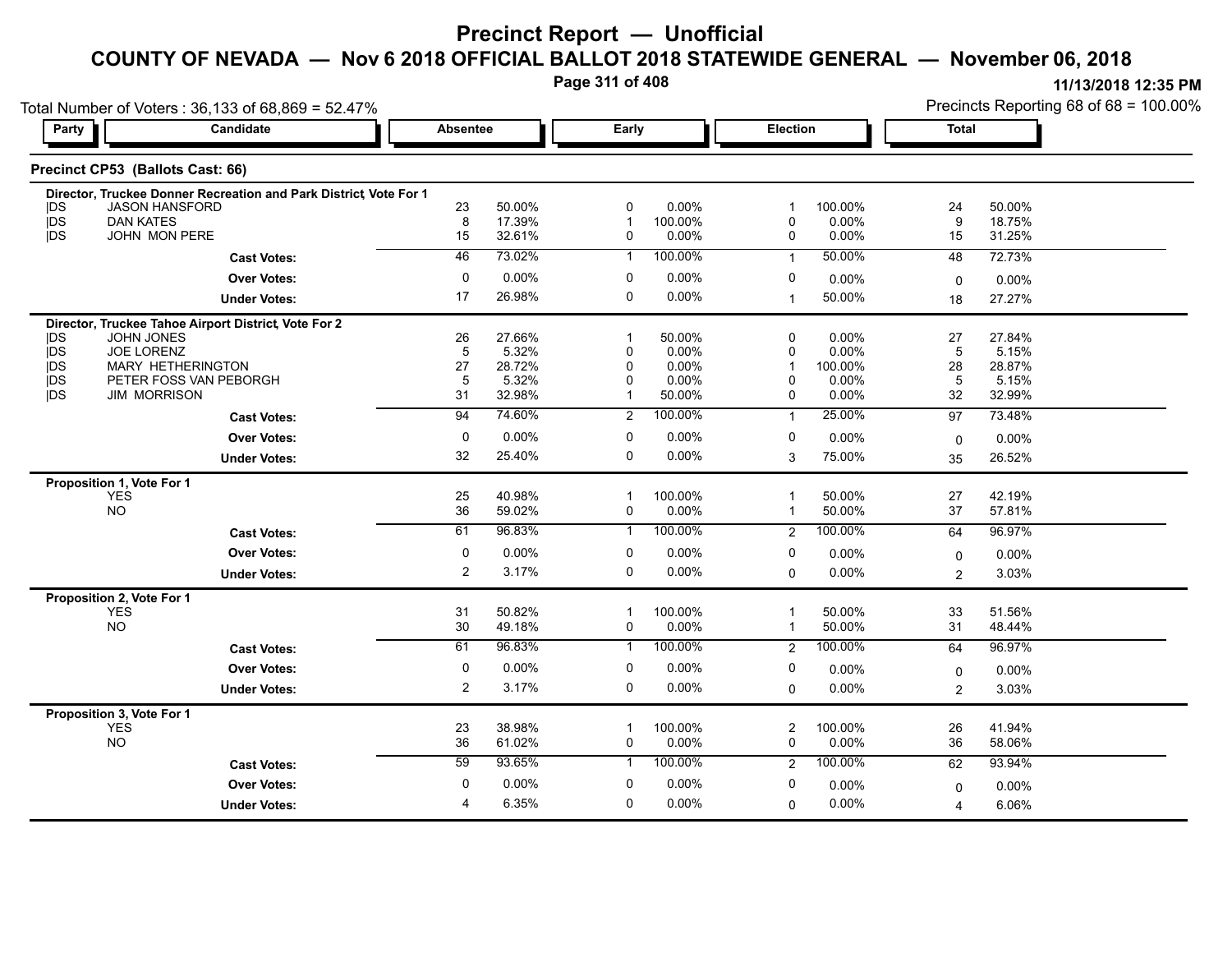# Precinct Report — Unofficial

## COUNTY OF NEVADA — Nov 6 2018 OFFICIAL BALLOT 2018 STATEWIDE GENERAL — November 06, 2018

11/13/2018 12:35 PM

Total Number of Voters : 36,133 of 68,869 = 52.47%

Precincts Reporting 68 of 68 = 100.00%

### Precinct CP53 (Ballots Cast: 66)

**Director, Truckee Donner Recreation and Park District, Vote For 1**

| Party | Candidate | Absentee | | Early | | Election | | Total | |
|---|---|---|---|---|---|---|---|---|---|
| DS | JASON HANSFORD | 23 | 50.00% | 0 | 0.00% | 1 | 100.00% | 24 | 50.00% |
| DS | DAN KATES | 8 | 17.39% | 1 | 100.00% | 0 | 0.00% | 9 | 18.75% |
| DS | JOHN MON PERE | 15 | 32.61% | 0 | 0.00% | 0 | 0.00% | 15 | 31.25% |
| | **Cast Votes:** | 46 | 73.02% | 1 | 100.00% | 1 | 50.00% | 48 | 72.73% |
| | **Over Votes:** | 0 | 0.00% | 0 | 0.00% | 0 | 0.00% | 0 | 0.00% |
| | **Under Votes:** | 17 | 26.98% | 0 | 0.00% | 1 | 50.00% | 18 | 27.27% |

**Director, Truckee Tahoe Airport District, Vote For 2**

| Party | Candidate | Absentee | | Early | | Election | | Total | |
|---|---|---|---|---|---|---|---|---|---|
| DS | JOHN JONES | 26 | 27.66% | 1 | 50.00% | 0 | 0.00% | 27 | 27.84% |
| DS | JOE LORENZ | 5 | 5.32% | 0 | 0.00% | 0 | 0.00% | 5 | 5.15% |
| DS | MARY HETHERINGTON | 27 | 28.72% | 0 | 0.00% | 1 | 100.00% | 28 | 28.87% |
| DS | PETER FOSS VAN PEBORGH | 5 | 5.32% | 0 | 0.00% | 0 | 0.00% | 5 | 5.15% |
| DS | JIM MORRISON | 31 | 32.98% | 1 | 50.00% | 0 | 0.00% | 32 | 32.99% |
| | **Cast Votes:** | 94 | 74.60% | 2 | 100.00% | 1 | 25.00% | 97 | 73.48% |
| | **Over Votes:** | 0 | 0.00% | 0 | 0.00% | 0 | 0.00% | 0 | 0.00% |
| | **Under Votes:** | 32 | 25.40% | 0 | 0.00% | 3 | 75.00% | 35 | 26.52% |

**Proposition 1, Vote For 1**

| Party | Candidate | Absentee | | Early | | Election | | Total | |
|---|---|---|---|---|---|---|---|---|---|
| | YES | 25 | 40.98% | 1 | 100.00% | 1 | 50.00% | 27 | 42.19% |
| | NO | 36 | 59.02% | 0 | 0.00% | 1 | 50.00% | 37 | 57.81% |
| | **Cast Votes:** | 61 | 96.83% | 1 | 100.00% | 2 | 100.00% | 64 | 96.97% |
| | **Over Votes:** | 0 | 0.00% | 0 | 0.00% | 0 | 0.00% | 0 | 0.00% |
| | **Under Votes:** | 2 | 3.17% | 0 | 0.00% | 0 | 0.00% | 2 | 3.03% |

**Proposition 2, Vote For 1**

| Party | Candidate | Absentee | | Early | | Election | | Total | |
|---|---|---|---|---|---|---|---|---|---|
| | YES | 31 | 50.82% | 1 | 100.00% | 1 | 50.00% | 33 | 51.56% |
| | NO | 30 | 49.18% | 0 | 0.00% | 1 | 50.00% | 31 | 48.44% |
| | **Cast Votes:** | 61 | 96.83% | 1 | 100.00% | 2 | 100.00% | 64 | 96.97% |
| | **Over Votes:** | 0 | 0.00% | 0 | 0.00% | 0 | 0.00% | 0 | 0.00% |
| | **Under Votes:** | 2 | 3.17% | 0 | 0.00% | 0 | 0.00% | 2 | 3.03% |

**Proposition 3, Vote For 1**

| Party | Candidate | Absentee | | Early | | Election | | Total | |
|---|---|---|---|---|---|---|---|---|---|
| | YES | 23 | 38.98% | 1 | 100.00% | 2 | 100.00% | 26 | 41.94% |
| | NO | 36 | 61.02% | 0 | 0.00% | 0 | 0.00% | 36 | 58.06% |
| | **Cast Votes:** | 59 | 93.65% | 1 | 100.00% | 2 | 100.00% | 62 | 93.94% |
| | **Over Votes:** | 0 | 0.00% | 0 | 0.00% | 0 | 0.00% | 0 | 0.00% |
| | **Under Votes:** | 4 | 6.35% | 0 | 0.00% | 0 | 0.00% | 4 | 6.06% |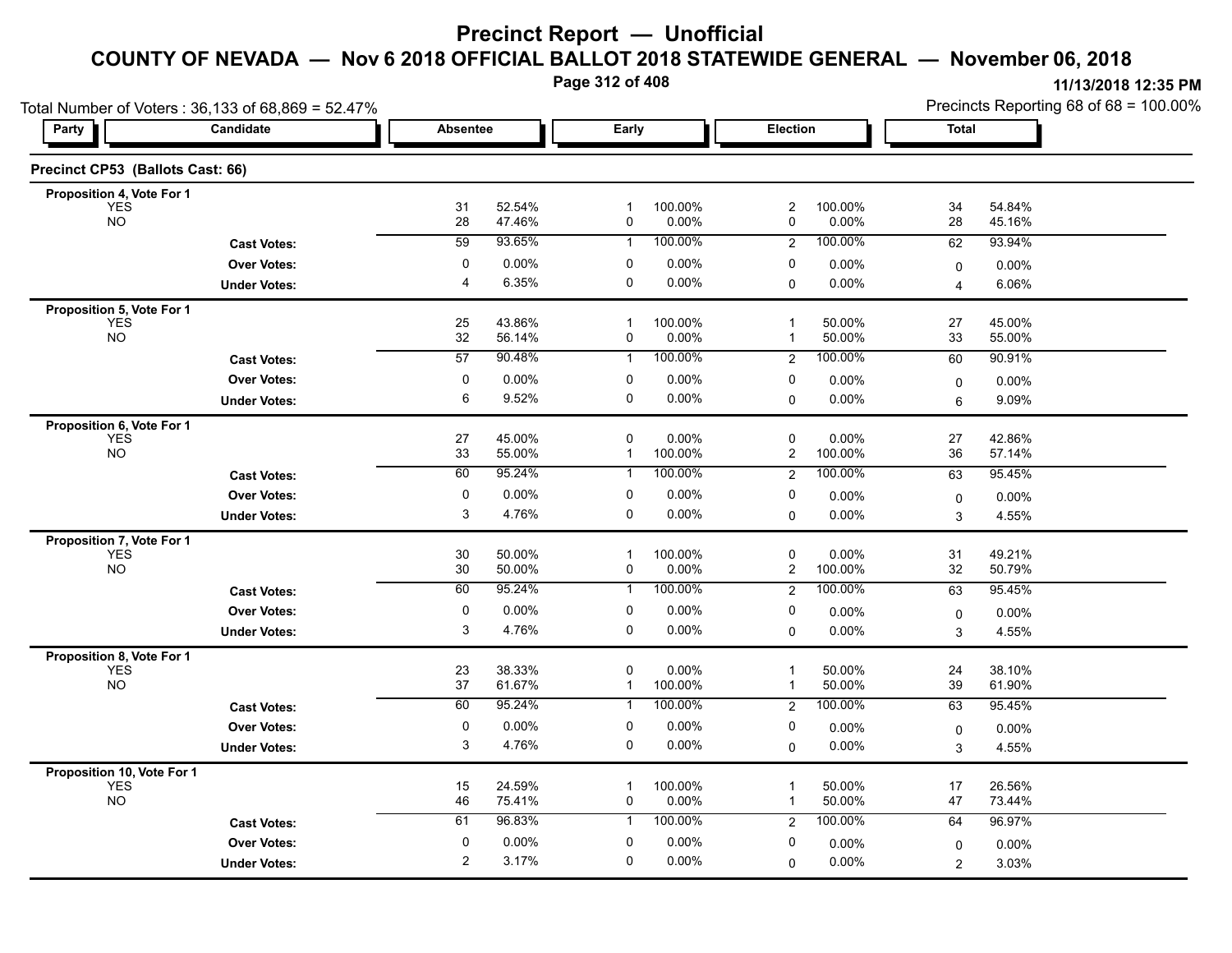# Precinct Report — Unofficial

## COUNTY OF NEVADA — Nov 6 2018 OFFICIAL BALLOT 2018 STATEWIDE GENERAL — November 06, 2018

11/13/2018 12:35 PM

Total Number of Voters : 36,133 of 68,869 = 52.47%

Precincts Reporting 68 of 68 = 100.00%

### Precinct CP53 (Ballots Cast: 66)

| Party | Candidate | Absentee | | Early | | Election | | Total | |
|---|---|---|---|---|---|---|---|---|---|
| **Proposition 4, Vote For 1** | | | | | | | | | |
| | YES | 31 | 52.54% | 1 | 100.00% | 2 | 100.00% | 34 | 54.84% |
| | NO | 28 | 47.46% | 0 | 0.00% | 0 | 0.00% | 28 | 45.16% |
| | **Cast Votes:** | 59 | 93.65% | 1 | 100.00% | 2 | 100.00% | 62 | 93.94% |
| | **Over Votes:** | 0 | 0.00% | 0 | 0.00% | 0 | 0.00% | 0 | 0.00% |
| | **Under Votes:** | 4 | 6.35% | 0 | 0.00% | 0 | 0.00% | 4 | 6.06% |
| **Proposition 5, Vote For 1** | | | | | | | | | |
| | YES | 25 | 43.86% | 1 | 100.00% | 1 | 50.00% | 27 | 45.00% |
| | NO | 32 | 56.14% | 0 | 0.00% | 1 | 50.00% | 33 | 55.00% |
| | **Cast Votes:** | 57 | 90.48% | 1 | 100.00% | 2 | 100.00% | 60 | 90.91% |
| | **Over Votes:** | 0 | 0.00% | 0 | 0.00% | 0 | 0.00% | 0 | 0.00% |
| | **Under Votes:** | 6 | 9.52% | 0 | 0.00% | 0 | 0.00% | 6 | 9.09% |
| **Proposition 6, Vote For 1** | | | | | | | | | |
| | YES | 27 | 45.00% | 0 | 0.00% | 0 | 0.00% | 27 | 42.86% |
| | NO | 33 | 55.00% | 1 | 100.00% | 2 | 100.00% | 36 | 57.14% |
| | **Cast Votes:** | 60 | 95.24% | 1 | 100.00% | 2 | 100.00% | 63 | 95.45% |
| | **Over Votes:** | 0 | 0.00% | 0 | 0.00% | 0 | 0.00% | 0 | 0.00% |
| | **Under Votes:** | 3 | 4.76% | 0 | 0.00% | 0 | 0.00% | 3 | 4.55% |
| **Proposition 7, Vote For 1** | | | | | | | | | |
| | YES | 30 | 50.00% | 1 | 100.00% | 0 | 0.00% | 31 | 49.21% |
| | NO | 30 | 50.00% | 0 | 0.00% | 2 | 100.00% | 32 | 50.79% |
| | **Cast Votes:** | 60 | 95.24% | 1 | 100.00% | 2 | 100.00% | 63 | 95.45% |
| | **Over Votes:** | 0 | 0.00% | 0 | 0.00% | 0 | 0.00% | 0 | 0.00% |
| | **Under Votes:** | 3 | 4.76% | 0 | 0.00% | 0 | 0.00% | 3 | 4.55% |
| **Proposition 8, Vote For 1** | | | | | | | | | |
| | YES | 23 | 38.33% | 0 | 0.00% | 1 | 50.00% | 24 | 38.10% |
| | NO | 37 | 61.67% | 1 | 100.00% | 1 | 50.00% | 39 | 61.90% |
| | **Cast Votes:** | 60 | 95.24% | 1 | 100.00% | 2 | 100.00% | 63 | 95.45% |
| | **Over Votes:** | 0 | 0.00% | 0 | 0.00% | 0 | 0.00% | 0 | 0.00% |
| | **Under Votes:** | 3 | 4.76% | 0 | 0.00% | 0 | 0.00% | 3 | 4.55% |
| **Proposition 10, Vote For 1** | | | | | | | | | |
| | YES | 15 | 24.59% | 1 | 100.00% | 1 | 50.00% | 17 | 26.56% |
| | NO | 46 | 75.41% | 0 | 0.00% | 1 | 50.00% | 47 | 73.44% |
| | **Cast Votes:** | 61 | 96.83% | 1 | 100.00% | 2 | 100.00% | 64 | 96.97% |
| | **Over Votes:** | 0 | 0.00% | 0 | 0.00% | 0 | 0.00% | 0 | 0.00% |
| | **Under Votes:** | 2 | 3.17% | 0 | 0.00% | 0 | 0.00% | 2 | 3.03% |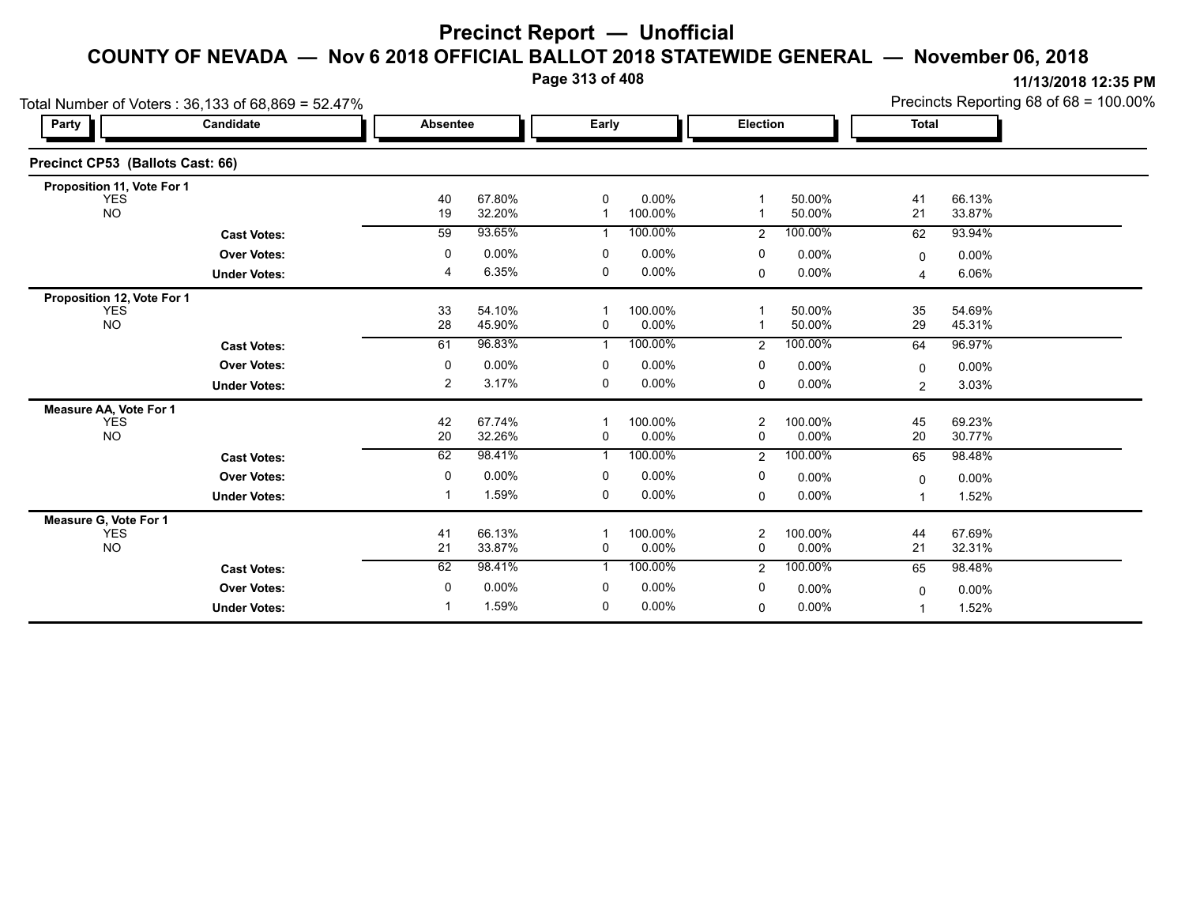# Precinct Report — Unofficial

## COUNTY OF NEVADA — Nov 6 2018 OFFICIAL BALLOT 2018 STATEWIDE GENERAL — November 06, 2018

11/13/2018 12:35 PM

Total Number of Voters : 36,133 of 68,869 = 52.47%

Precincts Reporting 68 of 68 = 100.00%

### Precinct CP53 (Ballots Cast: 66)

| Party | Candidate | Absentee | | Early | | Election | | Total | |
|---|---|---|---|---|---|---|---|---|---|
| **Proposition 11, Vote For 1** | | | | | | | | | |
| | YES | 40 | 67.80% | 0 | 0.00% | 1 | 50.00% | 41 | 66.13% |
| | NO | 19 | 32.20% | 1 | 100.00% | 1 | 50.00% | 21 | 33.87% |
| | **Cast Votes:** | 59 | 93.65% | 1 | 100.00% | 2 | 100.00% | 62 | 93.94% |
| | **Over Votes:** | 0 | 0.00% | 0 | 0.00% | 0 | 0.00% | 0 | 0.00% |
| | **Under Votes:** | 4 | 6.35% | 0 | 0.00% | 0 | 0.00% | 4 | 6.06% |
| **Proposition 12, Vote For 1** | | | | | | | | | |
| | YES | 33 | 54.10% | 1 | 100.00% | 1 | 50.00% | 35 | 54.69% |
| | NO | 28 | 45.90% | 0 | 0.00% | 1 | 50.00% | 29 | 45.31% |
| | **Cast Votes:** | 61 | 96.83% | 1 | 100.00% | 2 | 100.00% | 64 | 96.97% |
| | **Over Votes:** | 0 | 0.00% | 0 | 0.00% | 0 | 0.00% | 0 | 0.00% |
| | **Under Votes:** | 2 | 3.17% | 0 | 0.00% | 0 | 0.00% | 2 | 3.03% |
| **Measure AA, Vote For 1** | | | | | | | | | |
| | YES | 42 | 67.74% | 1 | 100.00% | 2 | 100.00% | 45 | 69.23% |
| | NO | 20 | 32.26% | 0 | 0.00% | 0 | 0.00% | 20 | 30.77% |
| | **Cast Votes:** | 62 | 98.41% | 1 | 100.00% | 2 | 100.00% | 65 | 98.48% |
| | **Over Votes:** | 0 | 0.00% | 0 | 0.00% | 0 | 0.00% | 0 | 0.00% |
| | **Under Votes:** | 1 | 1.59% | 0 | 0.00% | 0 | 0.00% | 1 | 1.52% |
| **Measure G, Vote For 1** | | | | | | | | | |
| | YES | 41 | 66.13% | 1 | 100.00% | 2 | 100.00% | 44 | 67.69% |
| | NO | 21 | 33.87% | 0 | 0.00% | 0 | 0.00% | 21 | 32.31% |
| | **Cast Votes:** | 62 | 98.41% | 1 | 100.00% | 2 | 100.00% | 65 | 98.48% |
| | **Over Votes:** | 0 | 0.00% | 0 | 0.00% | 0 | 0.00% | 0 | 0.00% |
| | **Under Votes:** | 1 | 1.59% | 0 | 0.00% | 0 | 0.00% | 1 | 1.52% |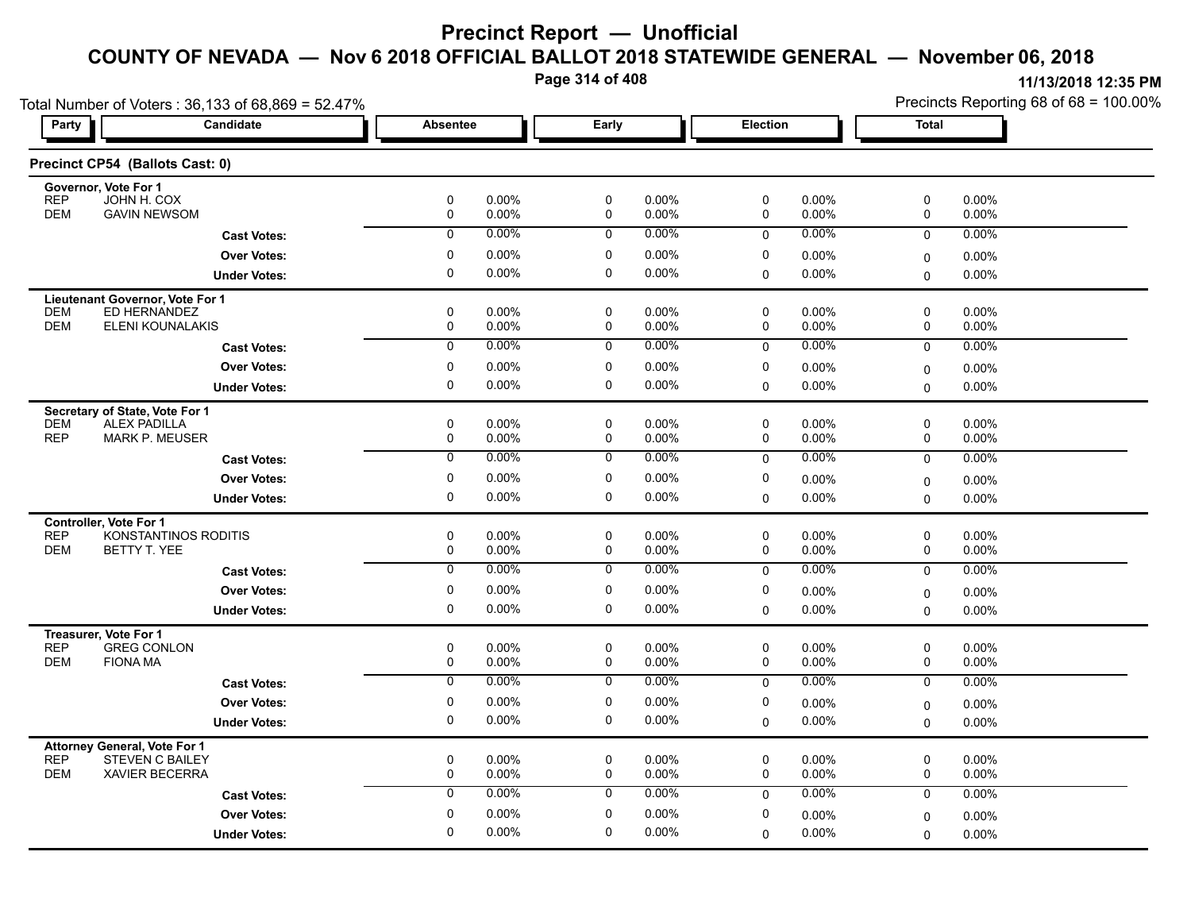# Precinct Report — Unofficial

## COUNTY OF NEVADA — Nov 6 2018 OFFICIAL BALLOT 2018 STATEWIDE GENERAL — November 06, 2018

11/13/2018 12:35 PM

Total Number of Voters : 36,133 of 68,869 = 52.47%

Precincts Reporting 68 of 68 = 100.00%

### Precinct CP54 (Ballots Cast: 0)

| Party | Candidate | Absentee | | Early | | Election | | Total | |
|---|---|---|---|---|---|---|---|---|---|
| **Governor, Vote For 1** | | | | | | | | | |
| REP | JOHN H. COX | 0 | 0.00% | 0 | 0.00% | 0 | 0.00% | 0 | 0.00% |
| DEM | GAVIN NEWSOM | 0 | 0.00% | 0 | 0.00% | 0 | 0.00% | 0 | 0.00% |
| | **Cast Votes:** | 0 | 0.00% | 0 | 0.00% | 0 | 0.00% | 0 | 0.00% |
| | **Over Votes:** | 0 | 0.00% | 0 | 0.00% | 0 | 0.00% | 0 | 0.00% |
| | **Under Votes:** | 0 | 0.00% | 0 | 0.00% | 0 | 0.00% | 0 | 0.00% |
| **Lieutenant Governor, Vote For 1** | | | | | | | | | |
| DEM | ED HERNANDEZ | 0 | 0.00% | 0 | 0.00% | 0 | 0.00% | 0 | 0.00% |
| DEM | ELENI KOUNALAKIS | 0 | 0.00% | 0 | 0.00% | 0 | 0.00% | 0 | 0.00% |
| | **Cast Votes:** | 0 | 0.00% | 0 | 0.00% | 0 | 0.00% | 0 | 0.00% |
| | **Over Votes:** | 0 | 0.00% | 0 | 0.00% | 0 | 0.00% | 0 | 0.00% |
| | **Under Votes:** | 0 | 0.00% | 0 | 0.00% | 0 | 0.00% | 0 | 0.00% |
| **Secretary of State, Vote For 1** | | | | | | | | | |
| DEM | ALEX PADILLA | 0 | 0.00% | 0 | 0.00% | 0 | 0.00% | 0 | 0.00% |
| REP | MARK P. MEUSER | 0 | 0.00% | 0 | 0.00% | 0 | 0.00% | 0 | 0.00% |
| | **Cast Votes:** | 0 | 0.00% | 0 | 0.00% | 0 | 0.00% | 0 | 0.00% |
| | **Over Votes:** | 0 | 0.00% | 0 | 0.00% | 0 | 0.00% | 0 | 0.00% |
| | **Under Votes:** | 0 | 0.00% | 0 | 0.00% | 0 | 0.00% | 0 | 0.00% |
| **Controller, Vote For 1** | | | | | | | | | |
| REP | KONSTANTINOS RODITIS | 0 | 0.00% | 0 | 0.00% | 0 | 0.00% | 0 | 0.00% |
| DEM | BETTY T. YEE | 0 | 0.00% | 0 | 0.00% | 0 | 0.00% | 0 | 0.00% |
| | **Cast Votes:** | 0 | 0.00% | 0 | 0.00% | 0 | 0.00% | 0 | 0.00% |
| | **Over Votes:** | 0 | 0.00% | 0 | 0.00% | 0 | 0.00% | 0 | 0.00% |
| | **Under Votes:** | 0 | 0.00% | 0 | 0.00% | 0 | 0.00% | 0 | 0.00% |
| **Treasurer, Vote For 1** | | | | | | | | | |
| REP | GREG CONLON | 0 | 0.00% | 0 | 0.00% | 0 | 0.00% | 0 | 0.00% |
| DEM | FIONA MA | 0 | 0.00% | 0 | 0.00% | 0 | 0.00% | 0 | 0.00% |
| | **Cast Votes:** | 0 | 0.00% | 0 | 0.00% | 0 | 0.00% | 0 | 0.00% |
| | **Over Votes:** | 0 | 0.00% | 0 | 0.00% | 0 | 0.00% | 0 | 0.00% |
| | **Under Votes:** | 0 | 0.00% | 0 | 0.00% | 0 | 0.00% | 0 | 0.00% |
| **Attorney General, Vote For 1** | | | | | | | | | |
| REP | STEVEN C BAILEY | 0 | 0.00% | 0 | 0.00% | 0 | 0.00% | 0 | 0.00% |
| DEM | XAVIER BECERRA | 0 | 0.00% | 0 | 0.00% | 0 | 0.00% | 0 | 0.00% |
| | **Cast Votes:** | 0 | 0.00% | 0 | 0.00% | 0 | 0.00% | 0 | 0.00% |
| | **Over Votes:** | 0 | 0.00% | 0 | 0.00% | 0 | 0.00% | 0 | 0.00% |
| | **Under Votes:** | 0 | 0.00% | 0 | 0.00% | 0 | 0.00% | 0 | 0.00% |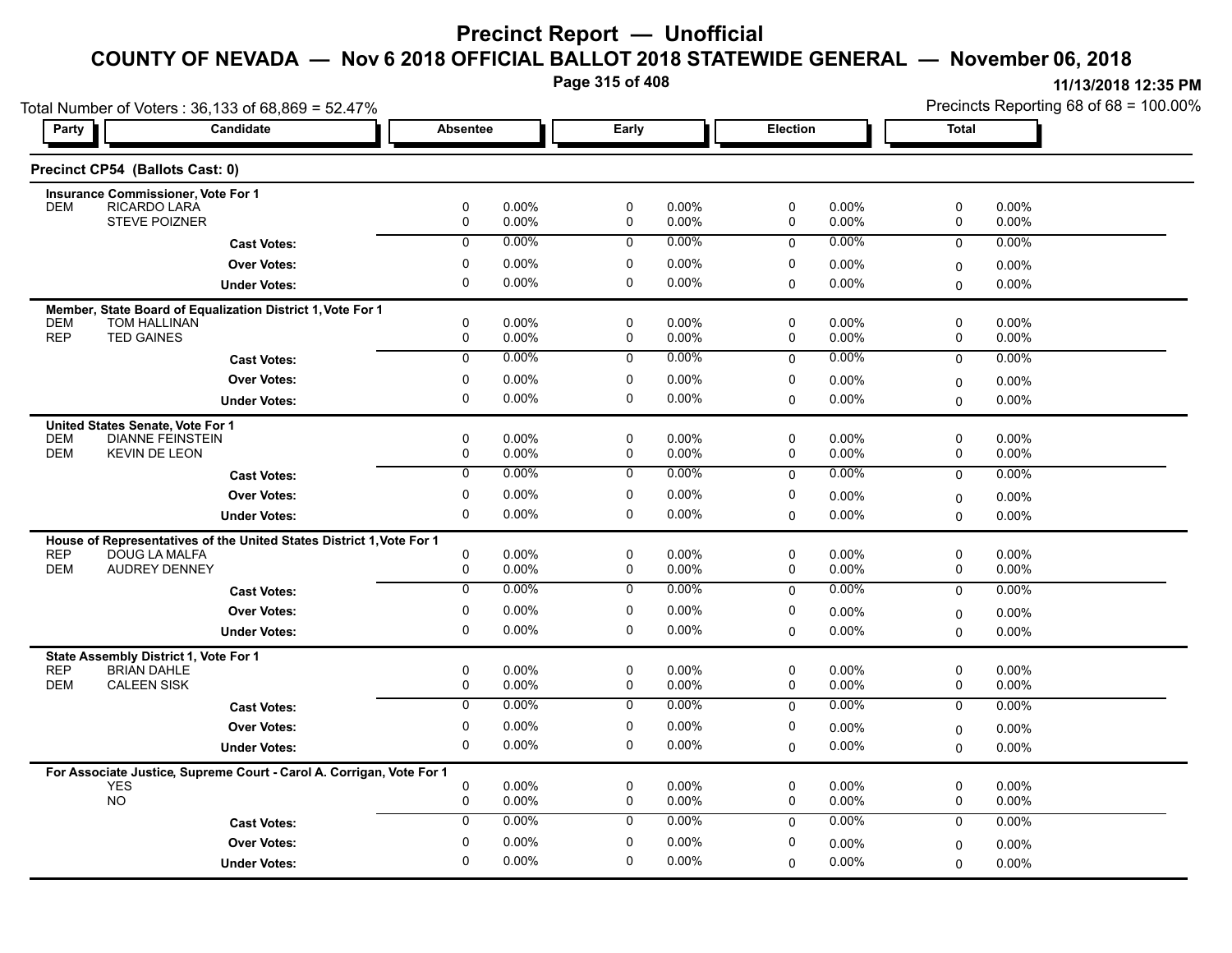# Precinct Report — Unofficial

## COUNTY OF NEVADA — Nov 6 2018 OFFICIAL BALLOT 2018 STATEWIDE GENERAL — November 06, 2018

11/13/2018 12:35 PM

Total Number of Voters : 36,133 of 68,869 = 52.47%

Precincts Reporting 68 of 68 = 100.00%

### Precinct CP54 (Ballots Cast: 0)

| Party | Candidate | Absentee | | Early | | Election | | Total | |
|---|---|---|---|---|---|---|---|---|---|
| | **Insurance Commissioner, Vote For 1** | | | | | | | | |
| DEM | RICARDO LARA | 0 | 0.00% | 0 | 0.00% | 0 | 0.00% | 0 | 0.00% |
| | STEVE POIZNER | 0 | 0.00% | 0 | 0.00% | 0 | 0.00% | 0 | 0.00% |
| | **Cast Votes:** | 0 | 0.00% | 0 | 0.00% | 0 | 0.00% | 0 | 0.00% |
| | **Over Votes:** | 0 | 0.00% | 0 | 0.00% | 0 | 0.00% | 0 | 0.00% |
| | **Under Votes:** | 0 | 0.00% | 0 | 0.00% | 0 | 0.00% | 0 | 0.00% |
| | **Member, State Board of Equalization District 1, Vote For 1** | | | | | | | | |
| DEM | TOM HALLINAN | 0 | 0.00% | 0 | 0.00% | 0 | 0.00% | 0 | 0.00% |
| REP | TED GAINES | 0 | 0.00% | 0 | 0.00% | 0 | 0.00% | 0 | 0.00% |
| | **Cast Votes:** | 0 | 0.00% | 0 | 0.00% | 0 | 0.00% | 0 | 0.00% |
| | **Over Votes:** | 0 | 0.00% | 0 | 0.00% | 0 | 0.00% | 0 | 0.00% |
| | **Under Votes:** | 0 | 0.00% | 0 | 0.00% | 0 | 0.00% | 0 | 0.00% |
| | **United States Senate, Vote For 1** | | | | | | | | |
| DEM | DIANNE FEINSTEIN | 0 | 0.00% | 0 | 0.00% | 0 | 0.00% | 0 | 0.00% |
| DEM | KEVIN DE LEON | 0 | 0.00% | 0 | 0.00% | 0 | 0.00% | 0 | 0.00% |
| | **Cast Votes:** | 0 | 0.00% | 0 | 0.00% | 0 | 0.00% | 0 | 0.00% |
| | **Over Votes:** | 0 | 0.00% | 0 | 0.00% | 0 | 0.00% | 0 | 0.00% |
| | **Under Votes:** | 0 | 0.00% | 0 | 0.00% | 0 | 0.00% | 0 | 0.00% |
| | **House of Representatives of the United States District 1, Vote For 1** | | | | | | | | |
| REP | DOUG LA MALFA | 0 | 0.00% | 0 | 0.00% | 0 | 0.00% | 0 | 0.00% |
| DEM | AUDREY DENNEY | 0 | 0.00% | 0 | 0.00% | 0 | 0.00% | 0 | 0.00% |
| | **Cast Votes:** | 0 | 0.00% | 0 | 0.00% | 0 | 0.00% | 0 | 0.00% |
| | **Over Votes:** | 0 | 0.00% | 0 | 0.00% | 0 | 0.00% | 0 | 0.00% |
| | **Under Votes:** | 0 | 0.00% | 0 | 0.00% | 0 | 0.00% | 0 | 0.00% |
| | **State Assembly District 1, Vote For 1** | | | | | | | | |
| REP | BRIAN DAHLE | 0 | 0.00% | 0 | 0.00% | 0 | 0.00% | 0 | 0.00% |
| DEM | CALEEN SISK | 0 | 0.00% | 0 | 0.00% | 0 | 0.00% | 0 | 0.00% |
| | **Cast Votes:** | 0 | 0.00% | 0 | 0.00% | 0 | 0.00% | 0 | 0.00% |
| | **Over Votes:** | 0 | 0.00% | 0 | 0.00% | 0 | 0.00% | 0 | 0.00% |
| | **Under Votes:** | 0 | 0.00% | 0 | 0.00% | 0 | 0.00% | 0 | 0.00% |
| | **For Associate Justice, Supreme Court - Carol A. Corrigan, Vote For 1** | | | | | | | | |
| | YES | 0 | 0.00% | 0 | 0.00% | 0 | 0.00% | 0 | 0.00% |
| | NO | 0 | 0.00% | 0 | 0.00% | 0 | 0.00% | 0 | 0.00% |
| | **Cast Votes:** | 0 | 0.00% | 0 | 0.00% | 0 | 0.00% | 0 | 0.00% |
| | **Over Votes:** | 0 | 0.00% | 0 | 0.00% | 0 | 0.00% | 0 | 0.00% |
| | **Under Votes:** | 0 | 0.00% | 0 | 0.00% | 0 | 0.00% | 0 | 0.00% |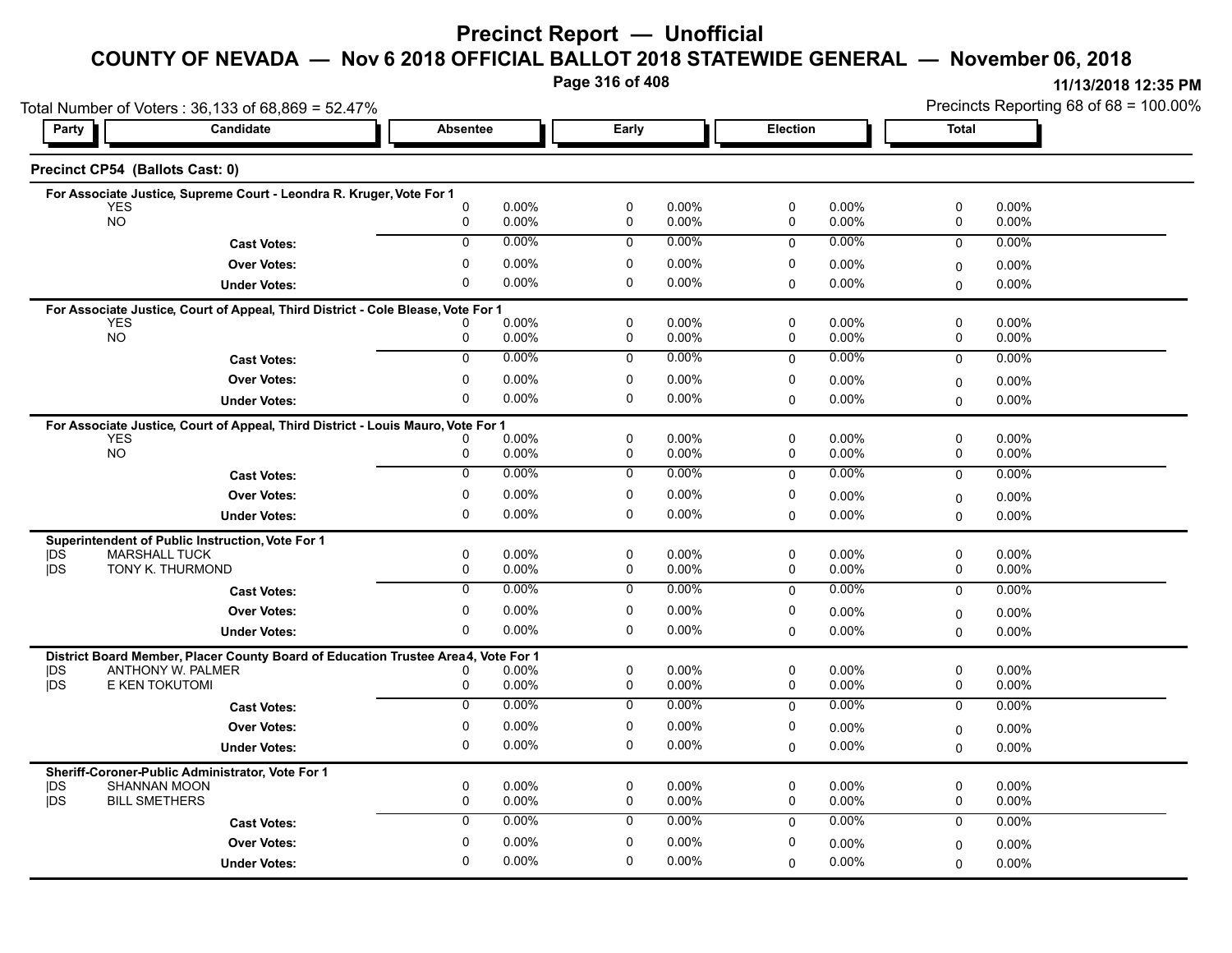# Precinct Report — Unofficial

## COUNTY OF NEVADA — Nov 6 2018 OFFICIAL BALLOT 2018 STATEWIDE GENERAL — November 06, 2018

11/13/2018 12:35 PM

Total Number of Voters : 36,133 of 68,869 = 52.47%

Precincts Reporting 68 of 68 = 100.00%

### Precinct CP54 (Ballots Cast: 0)

**For Associate Justice, Supreme Court - Leondra R. Kruger, Vote For 1**

| Party | Candidate | Absentee | | Early | | Election | | Total | |
|---|---|---|---|---|---|---|---|---|---|
| | YES | 0 | 0.00% | 0 | 0.00% | 0 | 0.00% | 0 | 0.00% |
| | NO | 0 | 0.00% | 0 | 0.00% | 0 | 0.00% | 0 | 0.00% |
| | **Cast Votes:** | 0 | 0.00% | 0 | 0.00% | 0 | 0.00% | 0 | 0.00% |
| | **Over Votes:** | 0 | 0.00% | 0 | 0.00% | 0 | 0.00% | 0 | 0.00% |
| | **Under Votes:** | 0 | 0.00% | 0 | 0.00% | 0 | 0.00% | 0 | 0.00% |

**For Associate Justice, Court of Appeal, Third District - Cole Blease, Vote For 1**

| Party | Candidate | Absentee | | Early | | Election | | Total | |
|---|---|---|---|---|---|---|---|---|---|
| | YES | 0 | 0.00% | 0 | 0.00% | 0 | 0.00% | 0 | 0.00% |
| | NO | 0 | 0.00% | 0 | 0.00% | 0 | 0.00% | 0 | 0.00% |
| | **Cast Votes:** | 0 | 0.00% | 0 | 0.00% | 0 | 0.00% | 0 | 0.00% |
| | **Over Votes:** | 0 | 0.00% | 0 | 0.00% | 0 | 0.00% | 0 | 0.00% |
| | **Under Votes:** | 0 | 0.00% | 0 | 0.00% | 0 | 0.00% | 0 | 0.00% |

**For Associate Justice, Court of Appeal, Third District - Louis Mauro, Vote For 1**

| Party | Candidate | Absentee | | Early | | Election | | Total | |
|---|---|---|---|---|---|---|---|---|---|
| | YES | 0 | 0.00% | 0 | 0.00% | 0 | 0.00% | 0 | 0.00% |
| | NO | 0 | 0.00% | 0 | 0.00% | 0 | 0.00% | 0 | 0.00% |
| | **Cast Votes:** | 0 | 0.00% | 0 | 0.00% | 0 | 0.00% | 0 | 0.00% |
| | **Over Votes:** | 0 | 0.00% | 0 | 0.00% | 0 | 0.00% | 0 | 0.00% |
| | **Under Votes:** | 0 | 0.00% | 0 | 0.00% | 0 | 0.00% | 0 | 0.00% |

**Superintendent of Public Instruction, Vote For 1**

| Party | Candidate | Absentee | | Early | | Election | | Total | |
|---|---|---|---|---|---|---|---|---|---|
| DS | MARSHALL TUCK | 0 | 0.00% | 0 | 0.00% | 0 | 0.00% | 0 | 0.00% |
| DS | TONY K. THURMOND | 0 | 0.00% | 0 | 0.00% | 0 | 0.00% | 0 | 0.00% |
| | **Cast Votes:** | 0 | 0.00% | 0 | 0.00% | 0 | 0.00% | 0 | 0.00% |
| | **Over Votes:** | 0 | 0.00% | 0 | 0.00% | 0 | 0.00% | 0 | 0.00% |
| | **Under Votes:** | 0 | 0.00% | 0 | 0.00% | 0 | 0.00% | 0 | 0.00% |

**District Board Member, Placer County Board of Education Trustee Area 4, Vote For 1**

| Party | Candidate | Absentee | | Early | | Election | | Total | |
|---|---|---|---|---|---|---|---|---|---|
| DS | ANTHONY W. PALMER | 0 | 0.00% | 0 | 0.00% | 0 | 0.00% | 0 | 0.00% |
| DS | E KEN TOKUTOMI | 0 | 0.00% | 0 | 0.00% | 0 | 0.00% | 0 | 0.00% |
| | **Cast Votes:** | 0 | 0.00% | 0 | 0.00% | 0 | 0.00% | 0 | 0.00% |
| | **Over Votes:** | 0 | 0.00% | 0 | 0.00% | 0 | 0.00% | 0 | 0.00% |
| | **Under Votes:** | 0 | 0.00% | 0 | 0.00% | 0 | 0.00% | 0 | 0.00% |

**Sheriff-Coroner-Public Administrator, Vote For 1**

| Party | Candidate | Absentee | | Early | | Election | | Total | |
|---|---|---|---|---|---|---|---|---|---|
| DS | SHANNAN MOON | 0 | 0.00% | 0 | 0.00% | 0 | 0.00% | 0 | 0.00% |
| DS | BILL SMETHERS | 0 | 0.00% | 0 | 0.00% | 0 | 0.00% | 0 | 0.00% |
| | **Cast Votes:** | 0 | 0.00% | 0 | 0.00% | 0 | 0.00% | 0 | 0.00% |
| | **Over Votes:** | 0 | 0.00% | 0 | 0.00% | 0 | 0.00% | 0 | 0.00% |
| | **Under Votes:** | 0 | 0.00% | 0 | 0.00% | 0 | 0.00% | 0 | 0.00% |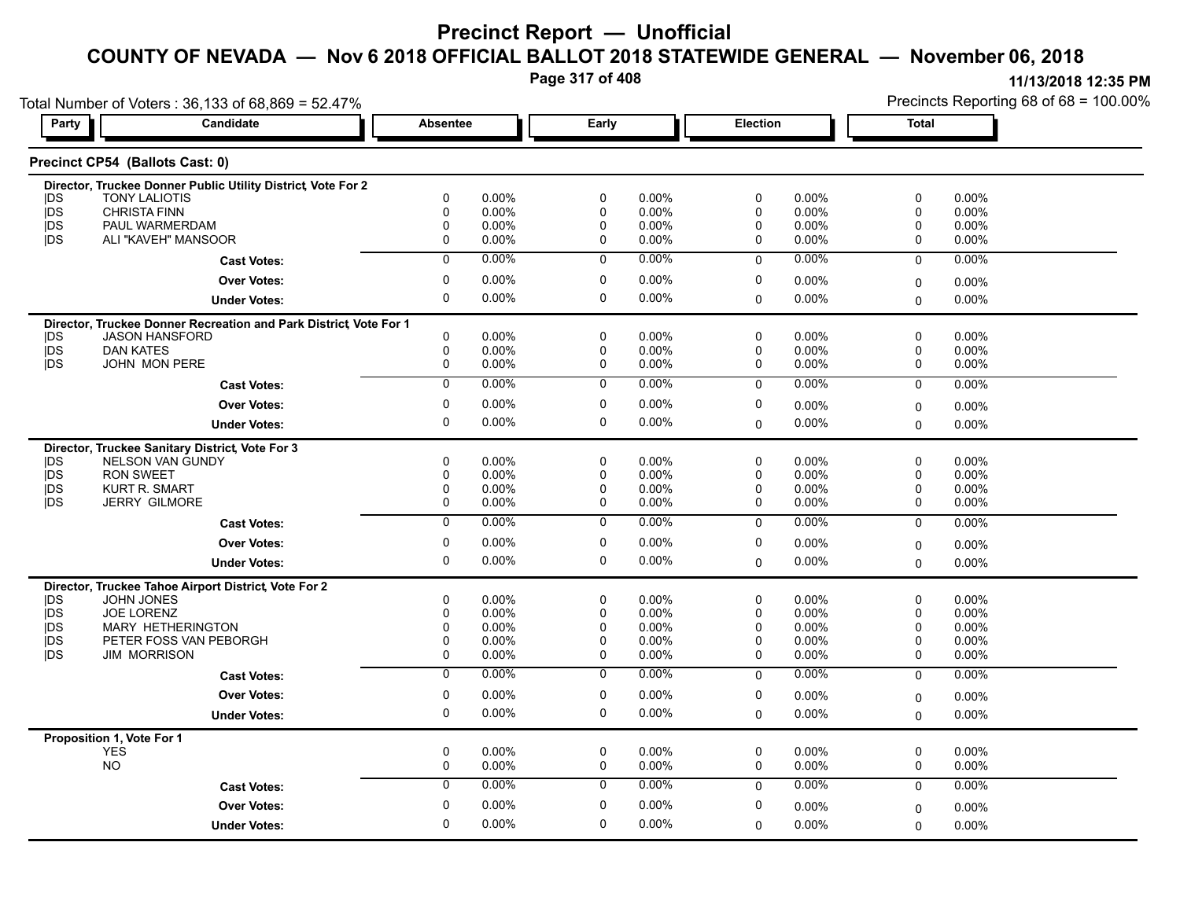# Precinct Report — Unofficial

## COUNTY OF NEVADA — Nov 6 2018 OFFICIAL BALLOT 2018 STATEWIDE GENERAL — November 06, 2018

11/13/2018 12:35 PM

Total Number of Voters : 36,133 of 68,869 = 52.47%

Precincts Reporting 68 of 68 = 100.00%

### Precinct CP54 (Ballots Cast: 0)

| Party | Candidate | Absentee | | Early | | Election | | Total | |
|---|---|---|---|---|---|---|---|---|---|
| **Director, Truckee Donner Public Utility District, Vote For 2** | | | | | | | | | |
| \|DS | TONY LALIOTIS | 0 | 0.00% | 0 | 0.00% | 0 | 0.00% | 0 | 0.00% |
| \|DS | CHRISTA FINN | 0 | 0.00% | 0 | 0.00% | 0 | 0.00% | 0 | 0.00% |
| \|DS | PAUL WARMERDAM | 0 | 0.00% | 0 | 0.00% | 0 | 0.00% | 0 | 0.00% |
| \|DS | ALI "KAVEH" MANSOOR | 0 | 0.00% | 0 | 0.00% | 0 | 0.00% | 0 | 0.00% |
| | **Cast Votes:** | 0 | 0.00% | 0 | 0.00% | 0 | 0.00% | 0 | 0.00% |
| | **Over Votes:** | 0 | 0.00% | 0 | 0.00% | 0 | 0.00% | 0 | 0.00% |
| | **Under Votes:** | 0 | 0.00% | 0 | 0.00% | 0 | 0.00% | 0 | 0.00% |
| **Director, Truckee Donner Recreation and Park District, Vote For 1** | | | | | | | | | |
| \|DS | JASON HANSFORD | 0 | 0.00% | 0 | 0.00% | 0 | 0.00% | 0 | 0.00% |
| \|DS | DAN KATES | 0 | 0.00% | 0 | 0.00% | 0 | 0.00% | 0 | 0.00% |
| \|DS | JOHN MON PERE | 0 | 0.00% | 0 | 0.00% | 0 | 0.00% | 0 | 0.00% |
| | **Cast Votes:** | 0 | 0.00% | 0 | 0.00% | 0 | 0.00% | 0 | 0.00% |
| | **Over Votes:** | 0 | 0.00% | 0 | 0.00% | 0 | 0.00% | 0 | 0.00% |
| | **Under Votes:** | 0 | 0.00% | 0 | 0.00% | 0 | 0.00% | 0 | 0.00% |
| **Director, Truckee Sanitary District, Vote For 3** | | | | | | | | | |
| \|DS | NELSON VAN GUNDY | 0 | 0.00% | 0 | 0.00% | 0 | 0.00% | 0 | 0.00% |
| \|DS | RON SWEET | 0 | 0.00% | 0 | 0.00% | 0 | 0.00% | 0 | 0.00% |
| \|DS | KURT R. SMART | 0 | 0.00% | 0 | 0.00% | 0 | 0.00% | 0 | 0.00% |
| \|DS | JERRY GILMORE | 0 | 0.00% | 0 | 0.00% | 0 | 0.00% | 0 | 0.00% |
| | **Cast Votes:** | 0 | 0.00% | 0 | 0.00% | 0 | 0.00% | 0 | 0.00% |
| | **Over Votes:** | 0 | 0.00% | 0 | 0.00% | 0 | 0.00% | 0 | 0.00% |
| | **Under Votes:** | 0 | 0.00% | 0 | 0.00% | 0 | 0.00% | 0 | 0.00% |
| **Director, Truckee Tahoe Airport District, Vote For 2** | | | | | | | | | |
| \|DS | JOHN JONES | 0 | 0.00% | 0 | 0.00% | 0 | 0.00% | 0 | 0.00% |
| \|DS | JOE LORENZ | 0 | 0.00% | 0 | 0.00% | 0 | 0.00% | 0 | 0.00% |
| \|DS | MARY HETHERINGTON | 0 | 0.00% | 0 | 0.00% | 0 | 0.00% | 0 | 0.00% |
| \|DS | PETER FOSS VAN PEBORGH | 0 | 0.00% | 0 | 0.00% | 0 | 0.00% | 0 | 0.00% |
| \|DS | JIM MORRISON | 0 | 0.00% | 0 | 0.00% | 0 | 0.00% | 0 | 0.00% |
| | **Cast Votes:** | 0 | 0.00% | 0 | 0.00% | 0 | 0.00% | 0 | 0.00% |
| | **Over Votes:** | 0 | 0.00% | 0 | 0.00% | 0 | 0.00% | 0 | 0.00% |
| | **Under Votes:** | 0 | 0.00% | 0 | 0.00% | 0 | 0.00% | 0 | 0.00% |
| **Proposition 1, Vote For 1** | | | | | | | | | |
| | YES | 0 | 0.00% | 0 | 0.00% | 0 | 0.00% | 0 | 0.00% |
| | NO | 0 | 0.00% | 0 | 0.00% | 0 | 0.00% | 0 | 0.00% |
| | **Cast Votes:** | 0 | 0.00% | 0 | 0.00% | 0 | 0.00% | 0 | 0.00% |
| | **Over Votes:** | 0 | 0.00% | 0 | 0.00% | 0 | 0.00% | 0 | 0.00% |
| | **Under Votes:** | 0 | 0.00% | 0 | 0.00% | 0 | 0.00% | 0 | 0.00% |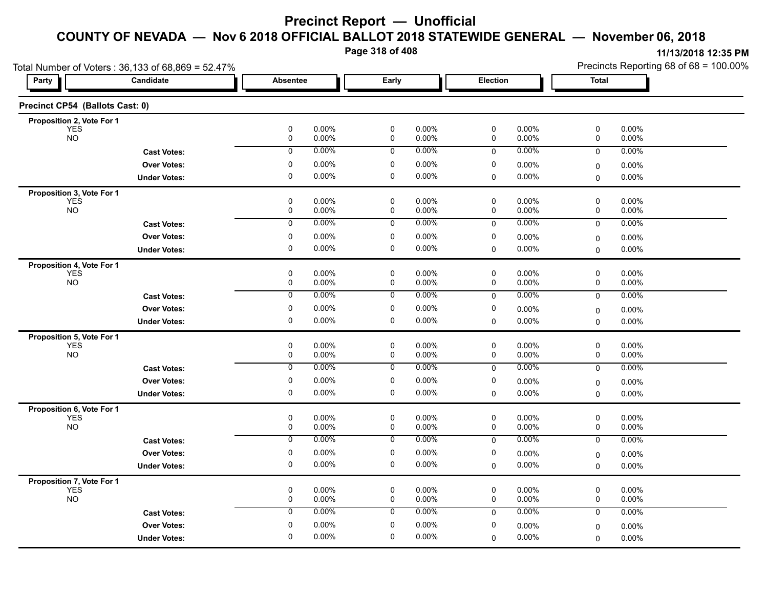# Precinct Report — Unofficial

## COUNTY OF NEVADA — Nov 6 2018 OFFICIAL BALLOT 2018 STATEWIDE GENERAL — November 06, 2018

11/13/2018 12:35 PM

Total Number of Voters : 36,133 of 68,869 = 52.47%

Precincts Reporting 68 of 68 = 100.00%

### Precinct CP54 (Ballots Cast: 0)

| Party | Candidate | Absentee | | Early | | Election | | Total | |
|---|---|---|---|---|---|---|---|---|---|
| **Proposition 2, Vote For 1** | | | | | | | | | |
| | YES | 0 | 0.00% | 0 | 0.00% | 0 | 0.00% | 0 | 0.00% |
| | NO | 0 | 0.00% | 0 | 0.00% | 0 | 0.00% | 0 | 0.00% |
| | **Cast Votes:** | 0 | 0.00% | 0 | 0.00% | 0 | 0.00% | 0 | 0.00% |
| | **Over Votes:** | 0 | 0.00% | 0 | 0.00% | 0 | 0.00% | 0 | 0.00% |
| | **Under Votes:** | 0 | 0.00% | 0 | 0.00% | 0 | 0.00% | 0 | 0.00% |
| **Proposition 3, Vote For 1** | | | | | | | | | |
| | YES | 0 | 0.00% | 0 | 0.00% | 0 | 0.00% | 0 | 0.00% |
| | NO | 0 | 0.00% | 0 | 0.00% | 0 | 0.00% | 0 | 0.00% |
| | **Cast Votes:** | 0 | 0.00% | 0 | 0.00% | 0 | 0.00% | 0 | 0.00% |
| | **Over Votes:** | 0 | 0.00% | 0 | 0.00% | 0 | 0.00% | 0 | 0.00% |
| | **Under Votes:** | 0 | 0.00% | 0 | 0.00% | 0 | 0.00% | 0 | 0.00% |
| **Proposition 4, Vote For 1** | | | | | | | | | |
| | YES | 0 | 0.00% | 0 | 0.00% | 0 | 0.00% | 0 | 0.00% |
| | NO | 0 | 0.00% | 0 | 0.00% | 0 | 0.00% | 0 | 0.00% |
| | **Cast Votes:** | 0 | 0.00% | 0 | 0.00% | 0 | 0.00% | 0 | 0.00% |
| | **Over Votes:** | 0 | 0.00% | 0 | 0.00% | 0 | 0.00% | 0 | 0.00% |
| | **Under Votes:** | 0 | 0.00% | 0 | 0.00% | 0 | 0.00% | 0 | 0.00% |
| **Proposition 5, Vote For 1** | | | | | | | | | |
| | YES | 0 | 0.00% | 0 | 0.00% | 0 | 0.00% | 0 | 0.00% |
| | NO | 0 | 0.00% | 0 | 0.00% | 0 | 0.00% | 0 | 0.00% |
| | **Cast Votes:** | 0 | 0.00% | 0 | 0.00% | 0 | 0.00% | 0 | 0.00% |
| | **Over Votes:** | 0 | 0.00% | 0 | 0.00% | 0 | 0.00% | 0 | 0.00% |
| | **Under Votes:** | 0 | 0.00% | 0 | 0.00% | 0 | 0.00% | 0 | 0.00% |
| **Proposition 6, Vote For 1** | | | | | | | | | |
| | YES | 0 | 0.00% | 0 | 0.00% | 0 | 0.00% | 0 | 0.00% |
| | NO | 0 | 0.00% | 0 | 0.00% | 0 | 0.00% | 0 | 0.00% |
| | **Cast Votes:** | 0 | 0.00% | 0 | 0.00% | 0 | 0.00% | 0 | 0.00% |
| | **Over Votes:** | 0 | 0.00% | 0 | 0.00% | 0 | 0.00% | 0 | 0.00% |
| | **Under Votes:** | 0 | 0.00% | 0 | 0.00% | 0 | 0.00% | 0 | 0.00% |
| **Proposition 7, Vote For 1** | | | | | | | | | |
| | YES | 0 | 0.00% | 0 | 0.00% | 0 | 0.00% | 0 | 0.00% |
| | NO | 0 | 0.00% | 0 | 0.00% | 0 | 0.00% | 0 | 0.00% |
| | **Cast Votes:** | 0 | 0.00% | 0 | 0.00% | 0 | 0.00% | 0 | 0.00% |
| | **Over Votes:** | 0 | 0.00% | 0 | 0.00% | 0 | 0.00% | 0 | 0.00% |
| | **Under Votes:** | 0 | 0.00% | 0 | 0.00% | 0 | 0.00% | 0 | 0.00% |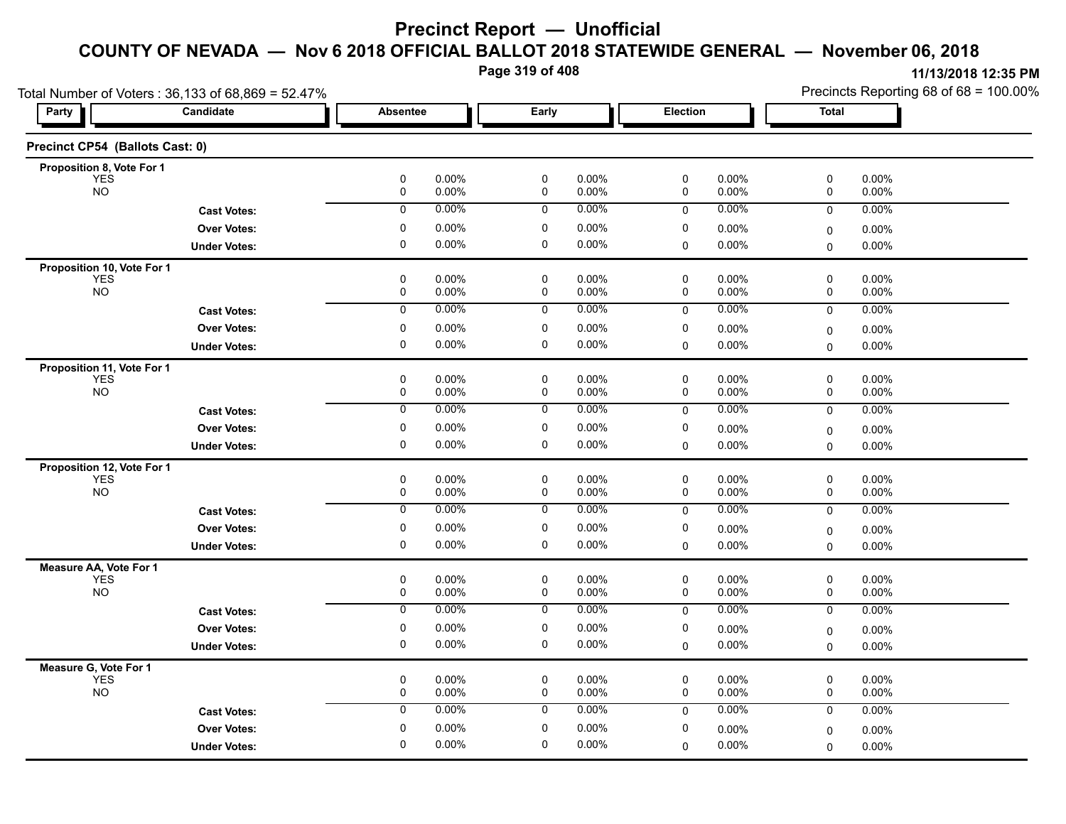# Precinct Report — Unofficial

## COUNTY OF NEVADA — Nov 6 2018 OFFICIAL BALLOT 2018 STATEWIDE GENERAL — November 06, 2018

11/13/2018 12:35 PM

Total Number of Voters : 36,133 of 68,869 = 52.47%

Precincts Reporting 68 of 68 = 100.00%

| Party | Candidate | Absentee | | Early | | Election | | Total | |
|---|---|---|---|---|---|---|---|---|---|

### Precinct CP54 (Ballots Cast: 0)

| Proposition 8, Vote For 1 | | Absentee | | Early | | Election | | Total | |
|---|---|---|---|---|---|---|---|---|---|
| YES | | 0 | 0.00% | 0 | 0.00% | 0 | 0.00% | 0 | 0.00% |
| NO | | 0 | 0.00% | 0 | 0.00% | 0 | 0.00% | 0 | 0.00% |
| | **Cast Votes:** | 0 | 0.00% | 0 | 0.00% | 0 | 0.00% | 0 | 0.00% |
| | **Over Votes:** | 0 | 0.00% | 0 | 0.00% | 0 | 0.00% | 0 | 0.00% |
| | **Under Votes:** | 0 | 0.00% | 0 | 0.00% | 0 | 0.00% | 0 | 0.00% |

| Proposition 10, Vote For 1 | | Absentee | | Early | | Election | | Total | |
|---|---|---|---|---|---|---|---|---|---|
| YES | | 0 | 0.00% | 0 | 0.00% | 0 | 0.00% | 0 | 0.00% |
| NO | | 0 | 0.00% | 0 | 0.00% | 0 | 0.00% | 0 | 0.00% |
| | **Cast Votes:** | 0 | 0.00% | 0 | 0.00% | 0 | 0.00% | 0 | 0.00% |
| | **Over Votes:** | 0 | 0.00% | 0 | 0.00% | 0 | 0.00% | 0 | 0.00% |
| | **Under Votes:** | 0 | 0.00% | 0 | 0.00% | 0 | 0.00% | 0 | 0.00% |

| Proposition 11, Vote For 1 | | Absentee | | Early | | Election | | Total | |
|---|---|---|---|---|---|---|---|---|---|
| YES | | 0 | 0.00% | 0 | 0.00% | 0 | 0.00% | 0 | 0.00% |
| NO | | 0 | 0.00% | 0 | 0.00% | 0 | 0.00% | 0 | 0.00% |
| | **Cast Votes:** | 0 | 0.00% | 0 | 0.00% | 0 | 0.00% | 0 | 0.00% |
| | **Over Votes:** | 0 | 0.00% | 0 | 0.00% | 0 | 0.00% | 0 | 0.00% |
| | **Under Votes:** | 0 | 0.00% | 0 | 0.00% | 0 | 0.00% | 0 | 0.00% |

| Proposition 12, Vote For 1 | | Absentee | | Early | | Election | | Total | |
|---|---|---|---|---|---|---|---|---|---|
| YES | | 0 | 0.00% | 0 | 0.00% | 0 | 0.00% | 0 | 0.00% |
| NO | | 0 | 0.00% | 0 | 0.00% | 0 | 0.00% | 0 | 0.00% |
| | **Cast Votes:** | 0 | 0.00% | 0 | 0.00% | 0 | 0.00% | 0 | 0.00% |
| | **Over Votes:** | 0 | 0.00% | 0 | 0.00% | 0 | 0.00% | 0 | 0.00% |
| | **Under Votes:** | 0 | 0.00% | 0 | 0.00% | 0 | 0.00% | 0 | 0.00% |

| Measure AA, Vote For 1 | | Absentee | | Early | | Election | | Total | |
|---|---|---|---|---|---|---|---|---|---|
| YES | | 0 | 0.00% | 0 | 0.00% | 0 | 0.00% | 0 | 0.00% |
| NO | | 0 | 0.00% | 0 | 0.00% | 0 | 0.00% | 0 | 0.00% |
| | **Cast Votes:** | 0 | 0.00% | 0 | 0.00% | 0 | 0.00% | 0 | 0.00% |
| | **Over Votes:** | 0 | 0.00% | 0 | 0.00% | 0 | 0.00% | 0 | 0.00% |
| | **Under Votes:** | 0 | 0.00% | 0 | 0.00% | 0 | 0.00% | 0 | 0.00% |

| Measure G, Vote For 1 | | Absentee | | Early | | Election | | Total | |
|---|---|---|---|---|---|---|---|---|---|
| YES | | 0 | 0.00% | 0 | 0.00% | 0 | 0.00% | 0 | 0.00% |
| NO | | 0 | 0.00% | 0 | 0.00% | 0 | 0.00% | 0 | 0.00% |
| | **Cast Votes:** | 0 | 0.00% | 0 | 0.00% | 0 | 0.00% | 0 | 0.00% |
| | **Over Votes:** | 0 | 0.00% | 0 | 0.00% | 0 | 0.00% | 0 | 0.00% |
| | **Under Votes:** | 0 | 0.00% | 0 | 0.00% | 0 | 0.00% | 0 | 0.00% |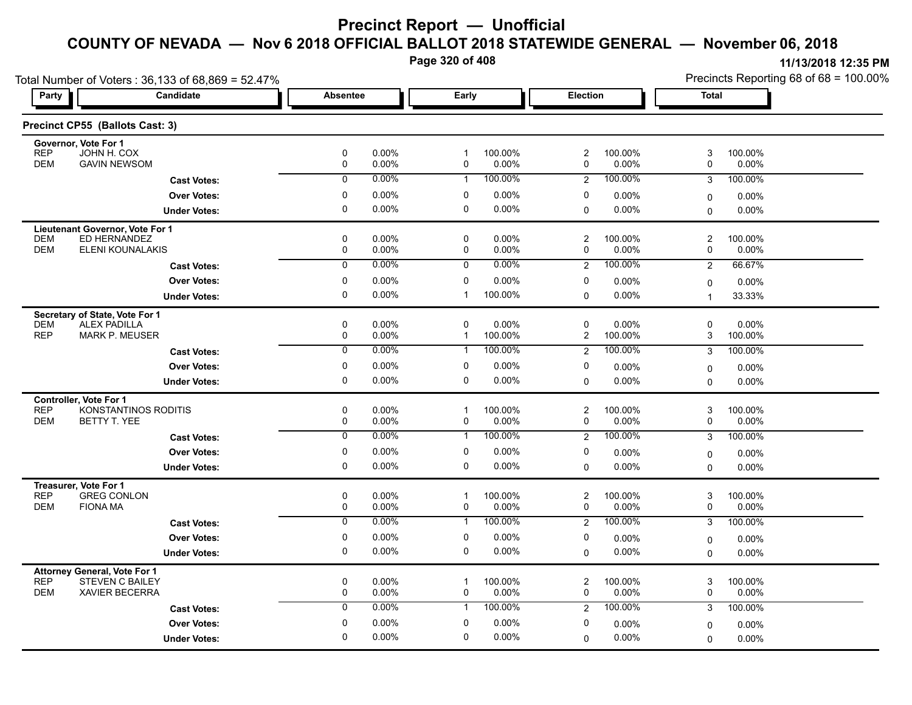# Precinct Report — Unofficial

## COUNTY OF NEVADA — Nov 6 2018 OFFICIAL BALLOT 2018 STATEWIDE GENERAL — November 06, 2018

11/13/2018 12:35 PM

Total Number of Voters : 36,133 of 68,869 = 52.47%

Precincts Reporting 68 of 68 = 100.00%

### Precinct CP55 (Ballots Cast: 3)

| Party | Candidate | Absentee | | Early | | Election | | Total | |
|---|---|---|---|---|---|---|---|---|---|
| **Governor, Vote For 1** | | | | | | | | | |
| REP | JOHN H. COX | 0 | 0.00% | 1 | 100.00% | 2 | 100.00% | 3 | 100.00% |
| DEM | GAVIN NEWSOM | 0 | 0.00% | 0 | 0.00% | 0 | 0.00% | 0 | 0.00% |
| | **Cast Votes:** | 0 | 0.00% | 1 | 100.00% | 2 | 100.00% | 3 | 100.00% |
| | **Over Votes:** | 0 | 0.00% | 0 | 0.00% | 0 | 0.00% | 0 | 0.00% |
| | **Under Votes:** | 0 | 0.00% | 0 | 0.00% | 0 | 0.00% | 0 | 0.00% |
| **Lieutenant Governor, Vote For 1** | | | | | | | | | |
| DEM | ED HERNANDEZ | 0 | 0.00% | 0 | 0.00% | 2 | 100.00% | 2 | 100.00% |
| DEM | ELENI KOUNALAKIS | 0 | 0.00% | 0 | 0.00% | 0 | 0.00% | 0 | 0.00% |
| | **Cast Votes:** | 0 | 0.00% | 0 | 0.00% | 2 | 100.00% | 2 | 66.67% |
| | **Over Votes:** | 0 | 0.00% | 0 | 0.00% | 0 | 0.00% | 0 | 0.00% |
| | **Under Votes:** | 0 | 0.00% | 1 | 100.00% | 0 | 0.00% | 1 | 33.33% |
| **Secretary of State, Vote For 1** | | | | | | | | | |
| DEM | ALEX PADILLA | 0 | 0.00% | 0 | 0.00% | 0 | 0.00% | 0 | 0.00% |
| REP | MARK P. MEUSER | 0 | 0.00% | 1 | 100.00% | 2 | 100.00% | 3 | 100.00% |
| | **Cast Votes:** | 0 | 0.00% | 1 | 100.00% | 2 | 100.00% | 3 | 100.00% |
| | **Over Votes:** | 0 | 0.00% | 0 | 0.00% | 0 | 0.00% | 0 | 0.00% |
| | **Under Votes:** | 0 | 0.00% | 0 | 0.00% | 0 | 0.00% | 0 | 0.00% |
| **Controller, Vote For 1** | | | | | | | | | |
| REP | KONSTANTINOS RODITIS | 0 | 0.00% | 1 | 100.00% | 2 | 100.00% | 3 | 100.00% |
| DEM | BETTY T. YEE | 0 | 0.00% | 0 | 0.00% | 0 | 0.00% | 0 | 0.00% |
| | **Cast Votes:** | 0 | 0.00% | 1 | 100.00% | 2 | 100.00% | 3 | 100.00% |
| | **Over Votes:** | 0 | 0.00% | 0 | 0.00% | 0 | 0.00% | 0 | 0.00% |
| | **Under Votes:** | 0 | 0.00% | 0 | 0.00% | 0 | 0.00% | 0 | 0.00% |
| **Treasurer, Vote For 1** | | | | | | | | | |
| REP | GREG CONLON | 0 | 0.00% | 1 | 100.00% | 2 | 100.00% | 3 | 100.00% |
| DEM | FIONA MA | 0 | 0.00% | 0 | 0.00% | 0 | 0.00% | 0 | 0.00% |
| | **Cast Votes:** | 0 | 0.00% | 1 | 100.00% | 2 | 100.00% | 3 | 100.00% |
| | **Over Votes:** | 0 | 0.00% | 0 | 0.00% | 0 | 0.00% | 0 | 0.00% |
| | **Under Votes:** | 0 | 0.00% | 0 | 0.00% | 0 | 0.00% | 0 | 0.00% |
| **Attorney General, Vote For 1** | | | | | | | | | |
| REP | STEVEN C BAILEY | 0 | 0.00% | 1 | 100.00% | 2 | 100.00% | 3 | 100.00% |
| DEM | XAVIER BECERRA | 0 | 0.00% | 0 | 0.00% | 0 | 0.00% | 0 | 0.00% |
| | **Cast Votes:** | 0 | 0.00% | 1 | 100.00% | 2 | 100.00% | 3 | 100.00% |
| | **Over Votes:** | 0 | 0.00% | 0 | 0.00% | 0 | 0.00% | 0 | 0.00% |
| | **Under Votes:** | 0 | 0.00% | 0 | 0.00% | 0 | 0.00% | 0 | 0.00% |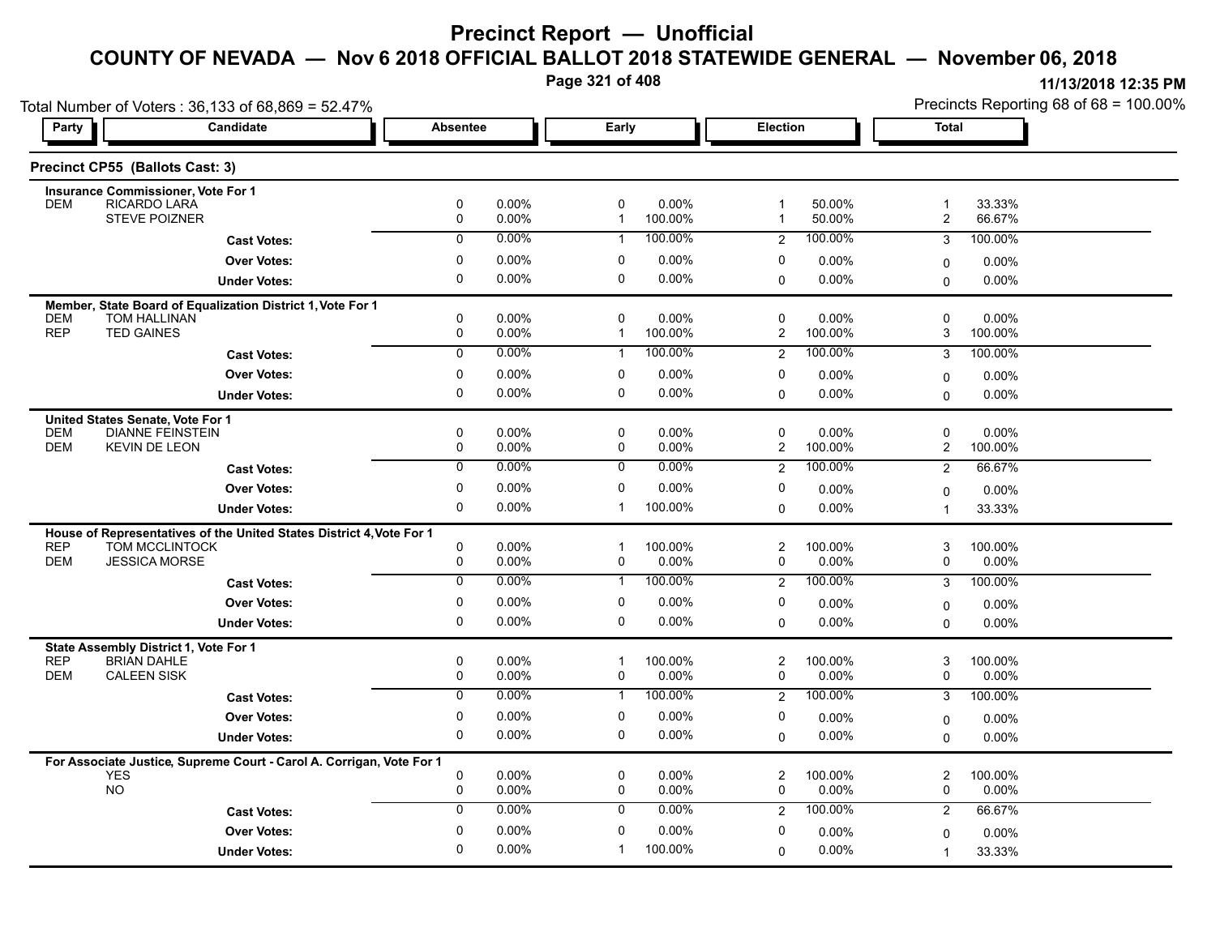# Precinct Report — Unofficial

## COUNTY OF NEVADA — Nov 6 2018 OFFICIAL BALLOT 2018 STATEWIDE GENERAL — November 06, 2018

11/13/2018 12:35 PM

Total Number of Voters : 36,133 of 68,869 = 52.47%

Precincts Reporting 68 of 68 = 100.00%

### Precinct CP55 (Ballots Cast: 3)

| Party | Candidate | Absentee | | Early | | Election | | Total | |
|---|---|---|---|---|---|---|---|---|---|
| **Insurance Commissioner, Vote For 1** | | | | | | | | | |
| DEM | RICARDO LARA | 0 | 0.00% | 0 | 0.00% | 1 | 50.00% | 1 | 33.33% |
| | STEVE POIZNER | 0 | 0.00% | 1 | 100.00% | 1 | 50.00% | 2 | 66.67% |
| | **Cast Votes:** | 0 | 0.00% | 1 | 100.00% | 2 | 100.00% | 3 | 100.00% |
| | **Over Votes:** | 0 | 0.00% | 0 | 0.00% | 0 | 0.00% | 0 | 0.00% |
| | **Under Votes:** | 0 | 0.00% | 0 | 0.00% | 0 | 0.00% | 0 | 0.00% |
| **Member, State Board of Equalization District 1, Vote For 1** | | | | | | | | | |
| DEM | TOM HALLINAN | 0 | 0.00% | 0 | 0.00% | 0 | 0.00% | 0 | 0.00% |
| REP | TED GAINES | 0 | 0.00% | 1 | 100.00% | 2 | 100.00% | 3 | 100.00% |
| | **Cast Votes:** | 0 | 0.00% | 1 | 100.00% | 2 | 100.00% | 3 | 100.00% |
| | **Over Votes:** | 0 | 0.00% | 0 | 0.00% | 0 | 0.00% | 0 | 0.00% |
| | **Under Votes:** | 0 | 0.00% | 0 | 0.00% | 0 | 0.00% | 0 | 0.00% |
| **United States Senate, Vote For 1** | | | | | | | | | |
| DEM | DIANNE FEINSTEIN | 0 | 0.00% | 0 | 0.00% | 0 | 0.00% | 0 | 0.00% |
| DEM | KEVIN DE LEON | 0 | 0.00% | 0 | 0.00% | 2 | 100.00% | 2 | 100.00% |
| | **Cast Votes:** | 0 | 0.00% | 0 | 0.00% | 2 | 100.00% | 2 | 66.67% |
| | **Over Votes:** | 0 | 0.00% | 0 | 0.00% | 0 | 0.00% | 0 | 0.00% |
| | **Under Votes:** | 0 | 0.00% | 1 | 100.00% | 0 | 0.00% | 1 | 33.33% |
| **House of Representatives of the United States District 4, Vote For 1** | | | | | | | | | |
| REP | TOM MCCLINTOCK | 0 | 0.00% | 1 | 100.00% | 2 | 100.00% | 3 | 100.00% |
| DEM | JESSICA MORSE | 0 | 0.00% | 0 | 0.00% | 0 | 0.00% | 0 | 0.00% |
| | **Cast Votes:** | 0 | 0.00% | 1 | 100.00% | 2 | 100.00% | 3 | 100.00% |
| | **Over Votes:** | 0 | 0.00% | 0 | 0.00% | 0 | 0.00% | 0 | 0.00% |
| | **Under Votes:** | 0 | 0.00% | 0 | 0.00% | 0 | 0.00% | 0 | 0.00% |
| **State Assembly District 1, Vote For 1** | | | | | | | | | |
| REP | BRIAN DAHLE | 0 | 0.00% | 1 | 100.00% | 2 | 100.00% | 3 | 100.00% |
| DEM | CALEEN SISK | 0 | 0.00% | 0 | 0.00% | 0 | 0.00% | 0 | 0.00% |
| | **Cast Votes:** | 0 | 0.00% | 1 | 100.00% | 2 | 100.00% | 3 | 100.00% |
| | **Over Votes:** | 0 | 0.00% | 0 | 0.00% | 0 | 0.00% | 0 | 0.00% |
| | **Under Votes:** | 0 | 0.00% | 0 | 0.00% | 0 | 0.00% | 0 | 0.00% |
| **For Associate Justice, Supreme Court - Carol A. Corrigan, Vote For 1** | | | | | | | | | |
| | YES | 0 | 0.00% | 0 | 0.00% | 2 | 100.00% | 2 | 100.00% |
| | NO | 0 | 0.00% | 0 | 0.00% | 0 | 0.00% | 0 | 0.00% |
| | **Cast Votes:** | 0 | 0.00% | 0 | 0.00% | 2 | 100.00% | 2 | 66.67% |
| | **Over Votes:** | 0 | 0.00% | 0 | 0.00% | 0 | 0.00% | 0 | 0.00% |
| | **Under Votes:** | 0 | 0.00% | 1 | 100.00% | 0 | 0.00% | 1 | 33.33% |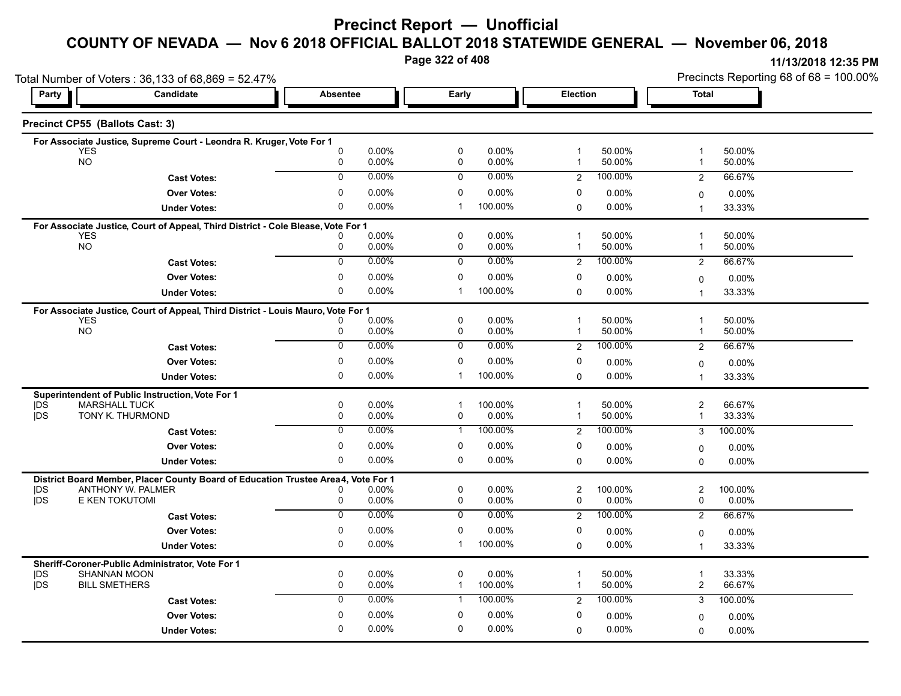# Precinct Report — Unofficial

## COUNTY OF NEVADA — Nov 6 2018 OFFICIAL BALLOT 2018 STATEWIDE GENERAL — November 06, 2018

11/13/2018 12:35 PM

Total Number of Voters : 36,133 of 68,869 = 52.47%

Precincts Reporting 68 of 68 = 100.00%

### Precinct CP55 (Ballots Cast: 3)

**For Associate Justice, Supreme Court - Leondra R. Kruger, Vote For 1**

| Party | Candidate | Absentee | | Early | | Election | | Total | |
|---|---|---|---|---|---|---|---|---|---|
| | YES | 0 | 0.00% | 0 | 0.00% | 1 | 50.00% | 1 | 50.00% |
| | NO | 0 | 0.00% | 0 | 0.00% | 1 | 50.00% | 1 | 50.00% |
| | **Cast Votes:** | 0 | 0.00% | 0 | 0.00% | 2 | 100.00% | 2 | 66.67% |
| | **Over Votes:** | 0 | 0.00% | 0 | 0.00% | 0 | 0.00% | 0 | 0.00% |
| | **Under Votes:** | 0 | 0.00% | 1 | 100.00% | 0 | 0.00% | 1 | 33.33% |

**For Associate Justice, Court of Appeal, Third District - Cole Blease, Vote For 1**

| Party | Candidate | Absentee | | Early | | Election | | Total | |
|---|---|---|---|---|---|---|---|---|---|
| | YES | 0 | 0.00% | 0 | 0.00% | 1 | 50.00% | 1 | 50.00% |
| | NO | 0 | 0.00% | 0 | 0.00% | 1 | 50.00% | 1 | 50.00% |
| | **Cast Votes:** | 0 | 0.00% | 0 | 0.00% | 2 | 100.00% | 2 | 66.67% |
| | **Over Votes:** | 0 | 0.00% | 0 | 0.00% | 0 | 0.00% | 0 | 0.00% |
| | **Under Votes:** | 0 | 0.00% | 1 | 100.00% | 0 | 0.00% | 1 | 33.33% |

**For Associate Justice, Court of Appeal, Third District - Louis Mauro, Vote For 1**

| Party | Candidate | Absentee | | Early | | Election | | Total | |
|---|---|---|---|---|---|---|---|---|---|
| | YES | 0 | 0.00% | 0 | 0.00% | 1 | 50.00% | 1 | 50.00% |
| | NO | 0 | 0.00% | 0 | 0.00% | 1 | 50.00% | 1 | 50.00% |
| | **Cast Votes:** | 0 | 0.00% | 0 | 0.00% | 2 | 100.00% | 2 | 66.67% |
| | **Over Votes:** | 0 | 0.00% | 0 | 0.00% | 0 | 0.00% | 0 | 0.00% |
| | **Under Votes:** | 0 | 0.00% | 1 | 100.00% | 0 | 0.00% | 1 | 33.33% |

**Superintendent of Public Instruction, Vote For 1**

| Party | Candidate | Absentee | | Early | | Election | | Total | |
|---|---|---|---|---|---|---|---|---|---|
| DS | MARSHALL TUCK | 0 | 0.00% | 1 | 100.00% | 1 | 50.00% | 2 | 66.67% |
| DS | TONY K. THURMOND | 0 | 0.00% | 0 | 0.00% | 1 | 50.00% | 1 | 33.33% |
| | **Cast Votes:** | 0 | 0.00% | 1 | 100.00% | 2 | 100.00% | 3 | 100.00% |
| | **Over Votes:** | 0 | 0.00% | 0 | 0.00% | 0 | 0.00% | 0 | 0.00% |
| | **Under Votes:** | 0 | 0.00% | 0 | 0.00% | 0 | 0.00% | 0 | 0.00% |

**District Board Member, Placer County Board of Education Trustee Area 4, Vote For 1**

| Party | Candidate | Absentee | | Early | | Election | | Total | |
|---|---|---|---|---|---|---|---|---|---|
| DS | ANTHONY W. PALMER | 0 | 0.00% | 0 | 0.00% | 2 | 100.00% | 2 | 100.00% |
| DS | E KEN TOKUTOMI | 0 | 0.00% | 0 | 0.00% | 0 | 0.00% | 0 | 0.00% |
| | **Cast Votes:** | 0 | 0.00% | 0 | 0.00% | 2 | 100.00% | 2 | 66.67% |
| | **Over Votes:** | 0 | 0.00% | 0 | 0.00% | 0 | 0.00% | 0 | 0.00% |
| | **Under Votes:** | 0 | 0.00% | 1 | 100.00% | 0 | 0.00% | 1 | 33.33% |

**Sheriff-Coroner-Public Administrator, Vote For 1**

| Party | Candidate | Absentee | | Early | | Election | | Total | |
|---|---|---|---|---|---|---|---|---|---|
| DS | SHANNAN MOON | 0 | 0.00% | 0 | 0.00% | 1 | 50.00% | 1 | 33.33% |
| DS | BILL SMETHERS | 0 | 0.00% | 1 | 100.00% | 1 | 50.00% | 2 | 66.67% |
| | **Cast Votes:** | 0 | 0.00% | 1 | 100.00% | 2 | 100.00% | 3 | 100.00% |
| | **Over Votes:** | 0 | 0.00% | 0 | 0.00% | 0 | 0.00% | 0 | 0.00% |
| | **Under Votes:** | 0 | 0.00% | 0 | 0.00% | 0 | 0.00% | 0 | 0.00% |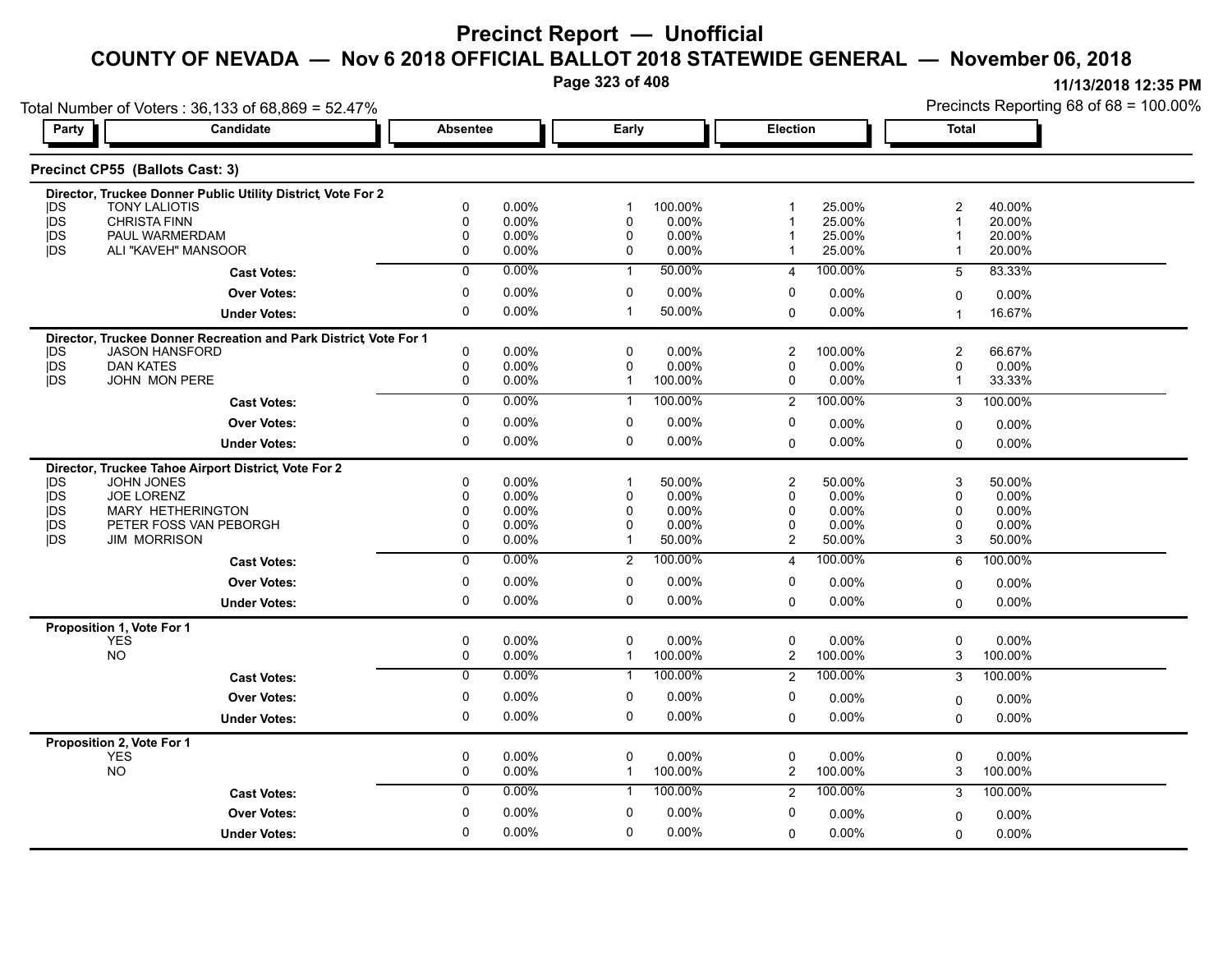# Precinct Report — Unofficial

## COUNTY OF NEVADA — Nov 6 2018 OFFICIAL BALLOT 2018 STATEWIDE GENERAL — November 06, 2018

11/13/2018 12:35 PM

Total Number of Voters : 36,133 of 68,869 = 52.47%

Precincts Reporting 68 of 68 = 100.00%

### Precinct CP55 (Ballots Cast: 3)

**Director, Truckee Donner Public Utility District, Vote For 2**

| Party | Candidate | Absentee | | Early | | Election | | Total | |
|---|---|---|---|---|---|---|---|---|---|
| DS | TONY LALIOTIS | 0 | 0.00% | 1 | 100.00% | 1 | 25.00% | 2 | 40.00% |
| DS | CHRISTA FINN | 0 | 0.00% | 0 | 0.00% | 1 | 25.00% | 1 | 20.00% |
| DS | PAUL WARMERDAM | 0 | 0.00% | 0 | 0.00% | 1 | 25.00% | 1 | 20.00% |
| DS | ALI "KAVEH" MANSOOR | 0 | 0.00% | 0 | 0.00% | 1 | 25.00% | 1 | 20.00% |
| | **Cast Votes:** | 0 | 0.00% | 1 | 50.00% | 4 | 100.00% | 5 | 83.33% |
| | **Over Votes:** | 0 | 0.00% | 0 | 0.00% | 0 | 0.00% | 0 | 0.00% |
| | **Under Votes:** | 0 | 0.00% | 1 | 50.00% | 0 | 0.00% | 1 | 16.67% |

**Director, Truckee Donner Recreation and Park District, Vote For 1**

| Party | Candidate | Absentee | | Early | | Election | | Total | |
|---|---|---|---|---|---|---|---|---|---|
| DS | JASON HANSFORD | 0 | 0.00% | 0 | 0.00% | 2 | 100.00% | 2 | 66.67% |
| DS | DAN KATES | 0 | 0.00% | 0 | 0.00% | 0 | 0.00% | 0 | 0.00% |
| DS | JOHN MON PERE | 0 | 0.00% | 1 | 100.00% | 0 | 0.00% | 1 | 33.33% |
| | **Cast Votes:** | 0 | 0.00% | 1 | 100.00% | 2 | 100.00% | 3 | 100.00% |
| | **Over Votes:** | 0 | 0.00% | 0 | 0.00% | 0 | 0.00% | 0 | 0.00% |
| | **Under Votes:** | 0 | 0.00% | 0 | 0.00% | 0 | 0.00% | 0 | 0.00% |

**Director, Truckee Tahoe Airport District, Vote For 2**

| Party | Candidate | Absentee | | Early | | Election | | Total | |
|---|---|---|---|---|---|---|---|---|---|
| DS | JOHN JONES | 0 | 0.00% | 1 | 50.00% | 2 | 50.00% | 3 | 50.00% |
| DS | JOE LORENZ | 0 | 0.00% | 0 | 0.00% | 0 | 0.00% | 0 | 0.00% |
| DS | MARY HETHERINGTON | 0 | 0.00% | 0 | 0.00% | 0 | 0.00% | 0 | 0.00% |
| DS | PETER FOSS VAN PEBORGH | 0 | 0.00% | 0 | 0.00% | 0 | 0.00% | 0 | 0.00% |
| DS | JIM MORRISON | 0 | 0.00% | 1 | 50.00% | 2 | 50.00% | 3 | 50.00% |
| | **Cast Votes:** | 0 | 0.00% | 2 | 100.00% | 4 | 100.00% | 6 | 100.00% |
| | **Over Votes:** | 0 | 0.00% | 0 | 0.00% | 0 | 0.00% | 0 | 0.00% |
| | **Under Votes:** | 0 | 0.00% | 0 | 0.00% | 0 | 0.00% | 0 | 0.00% |

**Proposition 1, Vote For 1**

| Party | Candidate | Absentee | | Early | | Election | | Total | |
|---|---|---|---|---|---|---|---|---|---|
| | YES | 0 | 0.00% | 0 | 0.00% | 0 | 0.00% | 0 | 0.00% |
| | NO | 0 | 0.00% | 1 | 100.00% | 2 | 100.00% | 3 | 100.00% |
| | **Cast Votes:** | 0 | 0.00% | 1 | 100.00% | 2 | 100.00% | 3 | 100.00% |
| | **Over Votes:** | 0 | 0.00% | 0 | 0.00% | 0 | 0.00% | 0 | 0.00% |
| | **Under Votes:** | 0 | 0.00% | 0 | 0.00% | 0 | 0.00% | 0 | 0.00% |

**Proposition 2, Vote For 1**

| Party | Candidate | Absentee | | Early | | Election | | Total | |
|---|---|---|---|---|---|---|---|---|---|
| | YES | 0 | 0.00% | 0 | 0.00% | 0 | 0.00% | 0 | 0.00% |
| | NO | 0 | 0.00% | 1 | 100.00% | 2 | 100.00% | 3 | 100.00% |
| | **Cast Votes:** | 0 | 0.00% | 1 | 100.00% | 2 | 100.00% | 3 | 100.00% |
| | **Over Votes:** | 0 | 0.00% | 0 | 0.00% | 0 | 0.00% | 0 | 0.00% |
| | **Under Votes:** | 0 | 0.00% | 0 | 0.00% | 0 | 0.00% | 0 | 0.00% |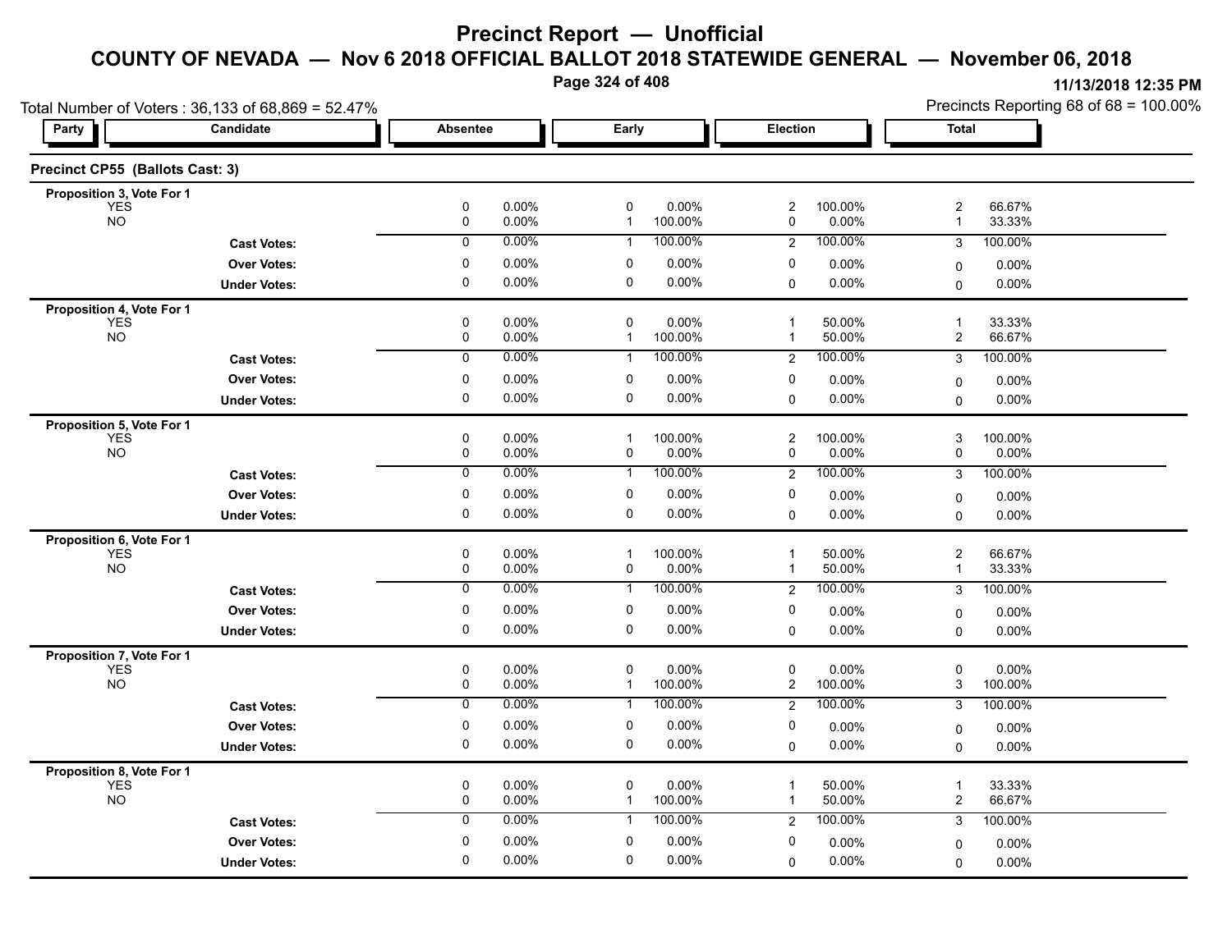# Precinct Report — Unofficial

## COUNTY OF NEVADA — Nov 6 2018 OFFICIAL BALLOT 2018 STATEWIDE GENERAL — November 06, 2018

11/13/2018 12:35 PM

Total Number of Voters : 36,133 of 68,869 = 52.47%

Precincts Reporting 68 of 68 = 100.00%

### Precinct CP55 (Ballots Cast: 3)

| Party | Candidate | Absentee | | Early | | Election | | Total | |
|---|---|---|---|---|---|---|---|---|---|
| **Proposition 3, Vote For 1** | | | | | | | | | |
| | YES | 0 | 0.00% | 0 | 0.00% | 2 | 100.00% | 2 | 66.67% |
| | NO | 0 | 0.00% | 1 | 100.00% | 0 | 0.00% | 1 | 33.33% |
| | **Cast Votes:** | 0 | 0.00% | 1 | 100.00% | 2 | 100.00% | 3 | 100.00% |
| | **Over Votes:** | 0 | 0.00% | 0 | 0.00% | 0 | 0.00% | 0 | 0.00% |
| | **Under Votes:** | 0 | 0.00% | 0 | 0.00% | 0 | 0.00% | 0 | 0.00% |
| **Proposition 4, Vote For 1** | | | | | | | | | |
| | YES | 0 | 0.00% | 0 | 0.00% | 1 | 50.00% | 1 | 33.33% |
| | NO | 0 | 0.00% | 1 | 100.00% | 1 | 50.00% | 2 | 66.67% |
| | **Cast Votes:** | 0 | 0.00% | 1 | 100.00% | 2 | 100.00% | 3 | 100.00% |
| | **Over Votes:** | 0 | 0.00% | 0 | 0.00% | 0 | 0.00% | 0 | 0.00% |
| | **Under Votes:** | 0 | 0.00% | 0 | 0.00% | 0 | 0.00% | 0 | 0.00% |
| **Proposition 5, Vote For 1** | | | | | | | | | |
| | YES | 0 | 0.00% | 1 | 100.00% | 2 | 100.00% | 3 | 100.00% |
| | NO | 0 | 0.00% | 0 | 0.00% | 0 | 0.00% | 0 | 0.00% |
| | **Cast Votes:** | 0 | 0.00% | 1 | 100.00% | 2 | 100.00% | 3 | 100.00% |
| | **Over Votes:** | 0 | 0.00% | 0 | 0.00% | 0 | 0.00% | 0 | 0.00% |
| | **Under Votes:** | 0 | 0.00% | 0 | 0.00% | 0 | 0.00% | 0 | 0.00% |
| **Proposition 6, Vote For 1** | | | | | | | | | |
| | YES | 0 | 0.00% | 1 | 100.00% | 1 | 50.00% | 2 | 66.67% |
| | NO | 0 | 0.00% | 0 | 0.00% | 1 | 50.00% | 1 | 33.33% |
| | **Cast Votes:** | 0 | 0.00% | 1 | 100.00% | 2 | 100.00% | 3 | 100.00% |
| | **Over Votes:** | 0 | 0.00% | 0 | 0.00% | 0 | 0.00% | 0 | 0.00% |
| | **Under Votes:** | 0 | 0.00% | 0 | 0.00% | 0 | 0.00% | 0 | 0.00% |
| **Proposition 7, Vote For 1** | | | | | | | | | |
| | YES | 0 | 0.00% | 0 | 0.00% | 0 | 0.00% | 0 | 0.00% |
| | NO | 0 | 0.00% | 1 | 100.00% | 2 | 100.00% | 3 | 100.00% |
| | **Cast Votes:** | 0 | 0.00% | 1 | 100.00% | 2 | 100.00% | 3 | 100.00% |
| | **Over Votes:** | 0 | 0.00% | 0 | 0.00% | 0 | 0.00% | 0 | 0.00% |
| | **Under Votes:** | 0 | 0.00% | 0 | 0.00% | 0 | 0.00% | 0 | 0.00% |
| **Proposition 8, Vote For 1** | | | | | | | | | |
| | YES | 0 | 0.00% | 0 | 0.00% | 1 | 50.00% | 1 | 33.33% |
| | NO | 0 | 0.00% | 1 | 100.00% | 1 | 50.00% | 2 | 66.67% |
| | **Cast Votes:** | 0 | 0.00% | 1 | 100.00% | 2 | 100.00% | 3 | 100.00% |
| | **Over Votes:** | 0 | 0.00% | 0 | 0.00% | 0 | 0.00% | 0 | 0.00% |
| | **Under Votes:** | 0 | 0.00% | 0 | 0.00% | 0 | 0.00% | 0 | 0.00% |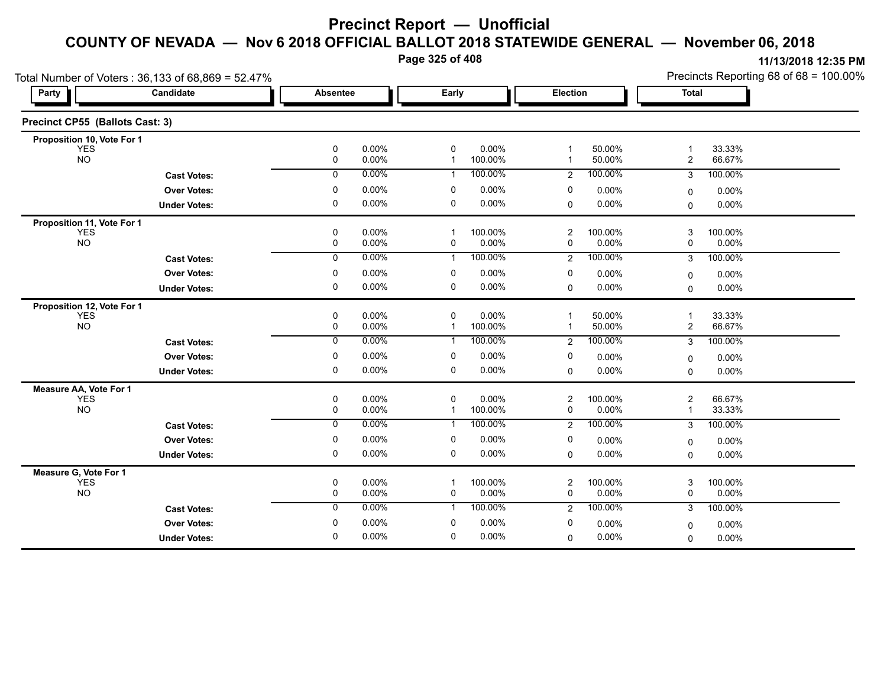# Precinct Report — Unofficial

## COUNTY OF NEVADA — Nov 6 2018 OFFICIAL BALLOT 2018 STATEWIDE GENERAL — November 06, 2018

11/13/2018 12:35 PM

Total Number of Voters : 36,133 of 68,869 = 52.47%

Precincts Reporting 68 of 68 = 100.00%

### Precinct CP55 (Ballots Cast: 3)

| Party | Candidate | Absentee | | Early | | Election | | Total | |
|---|---|---|---|---|---|---|---|---|---|
| **Proposition 10, Vote For 1** | | | | | | | | | |
| | YES | 0 | 0.00% | 0 | 0.00% | 1 | 50.00% | 1 | 33.33% |
| | NO | 0 | 0.00% | 1 | 100.00% | 1 | 50.00% | 2 | 66.67% |
| | **Cast Votes:** | 0 | 0.00% | 1 | 100.00% | 2 | 100.00% | 3 | 100.00% |
| | **Over Votes:** | 0 | 0.00% | 0 | 0.00% | 0 | 0.00% | 0 | 0.00% |
| | **Under Votes:** | 0 | 0.00% | 0 | 0.00% | 0 | 0.00% | 0 | 0.00% |
| **Proposition 11, Vote For 1** | | | | | | | | | |
| | YES | 0 | 0.00% | 1 | 100.00% | 2 | 100.00% | 3 | 100.00% |
| | NO | 0 | 0.00% | 0 | 0.00% | 0 | 0.00% | 0 | 0.00% |
| | **Cast Votes:** | 0 | 0.00% | 1 | 100.00% | 2 | 100.00% | 3 | 100.00% |
| | **Over Votes:** | 0 | 0.00% | 0 | 0.00% | 0 | 0.00% | 0 | 0.00% |
| | **Under Votes:** | 0 | 0.00% | 0 | 0.00% | 0 | 0.00% | 0 | 0.00% |
| **Proposition 12, Vote For 1** | | | | | | | | | |
| | YES | 0 | 0.00% | 0 | 0.00% | 1 | 50.00% | 1 | 33.33% |
| | NO | 0 | 0.00% | 1 | 100.00% | 1 | 50.00% | 2 | 66.67% |
| | **Cast Votes:** | 0 | 0.00% | 1 | 100.00% | 2 | 100.00% | 3 | 100.00% |
| | **Over Votes:** | 0 | 0.00% | 0 | 0.00% | 0 | 0.00% | 0 | 0.00% |
| | **Under Votes:** | 0 | 0.00% | 0 | 0.00% | 0 | 0.00% | 0 | 0.00% |
| **Measure AA, Vote For 1** | | | | | | | | | |
| | YES | 0 | 0.00% | 0 | 0.00% | 2 | 100.00% | 2 | 66.67% |
| | NO | 0 | 0.00% | 1 | 100.00% | 0 | 0.00% | 1 | 33.33% |
| | **Cast Votes:** | 0 | 0.00% | 1 | 100.00% | 2 | 100.00% | 3 | 100.00% |
| | **Over Votes:** | 0 | 0.00% | 0 | 0.00% | 0 | 0.00% | 0 | 0.00% |
| | **Under Votes:** | 0 | 0.00% | 0 | 0.00% | 0 | 0.00% | 0 | 0.00% |
| **Measure G, Vote For 1** | | | | | | | | | |
| | YES | 0 | 0.00% | 1 | 100.00% | 2 | 100.00% | 3 | 100.00% |
| | NO | 0 | 0.00% | 0 | 0.00% | 0 | 0.00% | 0 | 0.00% |
| | **Cast Votes:** | 0 | 0.00% | 1 | 100.00% | 2 | 100.00% | 3 | 100.00% |
| | **Over Votes:** | 0 | 0.00% | 0 | 0.00% | 0 | 0.00% | 0 | 0.00% |
| | **Under Votes:** | 0 | 0.00% | 0 | 0.00% | 0 | 0.00% | 0 | 0.00% |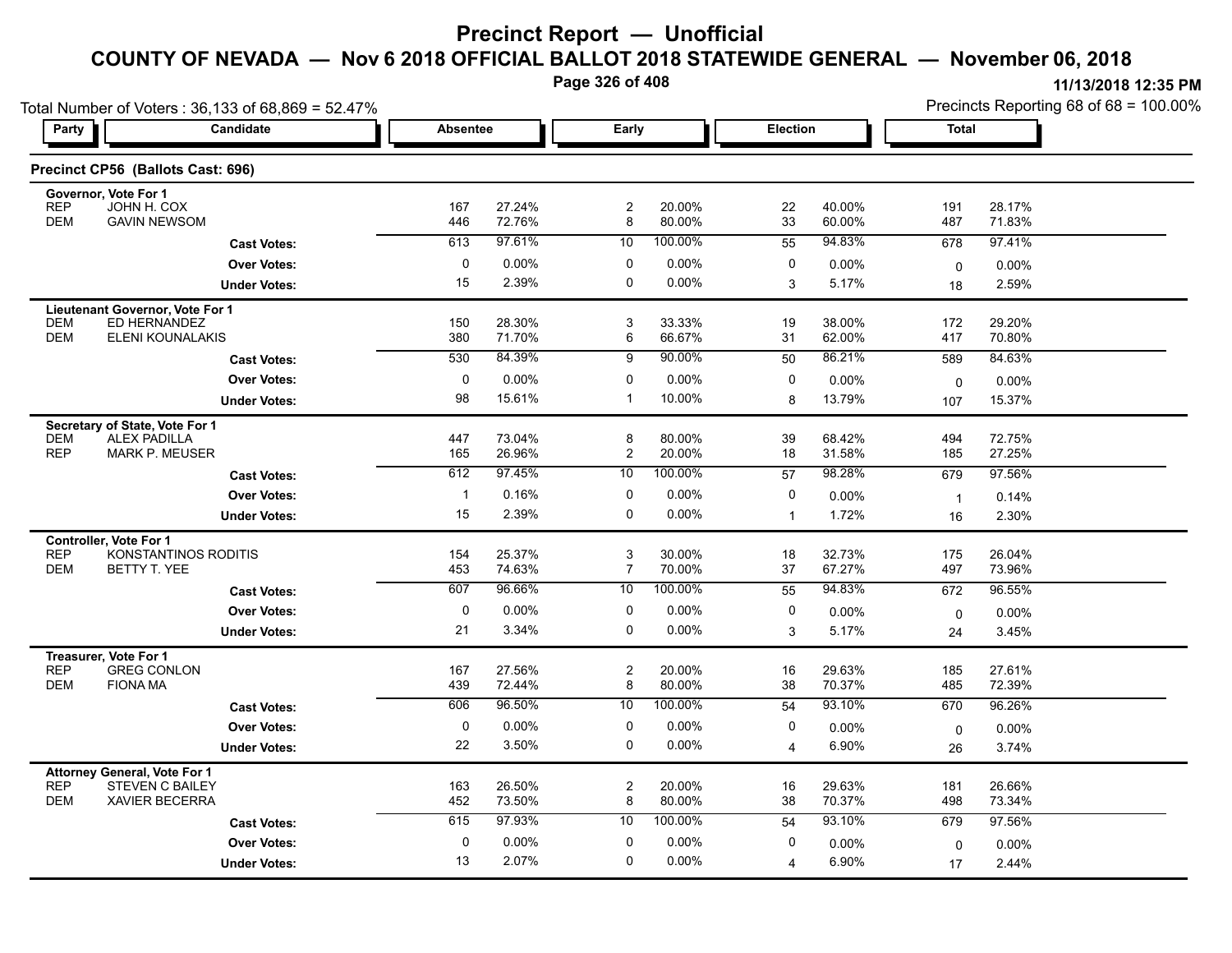# Precinct Report — Unofficial

## COUNTY OF NEVADA — Nov 6 2018 OFFICIAL BALLOT 2018 STATEWIDE GENERAL — November 06, 2018

11/13/2018 12:35 PM

Total Number of Voters : 36,133 of 68,869 = 52.47%

Precincts Reporting 68 of 68 = 100.00%

### Precinct CP56 (Ballots Cast: 696)

| Party | Candidate | Absentee | | Early | | Election | | Total | |
|---|---|---|---|---|---|---|---|---|---|
| **Governor, Vote For 1** | | | | | | | | | |
| REP | JOHN H. COX | 167 | 27.24% | 2 | 20.00% | 22 | 40.00% | 191 | 28.17% |
| DEM | GAVIN NEWSOM | 446 | 72.76% | 8 | 80.00% | 33 | 60.00% | 487 | 71.83% |
| | **Cast Votes:** | 613 | 97.61% | 10 | 100.00% | 55 | 94.83% | 678 | 97.41% |
| | **Over Votes:** | 0 | 0.00% | 0 | 0.00% | 0 | 0.00% | 0 | 0.00% |
| | **Under Votes:** | 15 | 2.39% | 0 | 0.00% | 3 | 5.17% | 18 | 2.59% |
| **Lieutenant Governor, Vote For 1** | | | | | | | | | |
| DEM | ED HERNANDEZ | 150 | 28.30% | 3 | 33.33% | 19 | 38.00% | 172 | 29.20% |
| DEM | ELENI KOUNALAKIS | 380 | 71.70% | 6 | 66.67% | 31 | 62.00% | 417 | 70.80% |
| | **Cast Votes:** | 530 | 84.39% | 9 | 90.00% | 50 | 86.21% | 589 | 84.63% |
| | **Over Votes:** | 0 | 0.00% | 0 | 0.00% | 0 | 0.00% | 0 | 0.00% |
| | **Under Votes:** | 98 | 15.61% | 1 | 10.00% | 8 | 13.79% | 107 | 15.37% |
| **Secretary of State, Vote For 1** | | | | | | | | | |
| DEM | ALEX PADILLA | 447 | 73.04% | 8 | 80.00% | 39 | 68.42% | 494 | 72.75% |
| REP | MARK P. MEUSER | 165 | 26.96% | 2 | 20.00% | 18 | 31.58% | 185 | 27.25% |
| | **Cast Votes:** | 612 | 97.45% | 10 | 100.00% | 57 | 98.28% | 679 | 97.56% |
| | **Over Votes:** | 1 | 0.16% | 0 | 0.00% | 0 | 0.00% | 1 | 0.14% |
| | **Under Votes:** | 15 | 2.39% | 0 | 0.00% | 1 | 1.72% | 16 | 2.30% |
| **Controller, Vote For 1** | | | | | | | | | |
| REP | KONSTANTINOS RODITIS | 154 | 25.37% | 3 | 30.00% | 18 | 32.73% | 175 | 26.04% |
| DEM | BETTY T. YEE | 453 | 74.63% | 7 | 70.00% | 37 | 67.27% | 497 | 73.96% |
| | **Cast Votes:** | 607 | 96.66% | 10 | 100.00% | 55 | 94.83% | 672 | 96.55% |
| | **Over Votes:** | 0 | 0.00% | 0 | 0.00% | 0 | 0.00% | 0 | 0.00% |
| | **Under Votes:** | 21 | 3.34% | 0 | 0.00% | 3 | 5.17% | 24 | 3.45% |
| **Treasurer, Vote For 1** | | | | | | | | | |
| REP | GREG CONLON | 167 | 27.56% | 2 | 20.00% | 16 | 29.63% | 185 | 27.61% |
| DEM | FIONA MA | 439 | 72.44% | 8 | 80.00% | 38 | 70.37% | 485 | 72.39% |
| | **Cast Votes:** | 606 | 96.50% | 10 | 100.00% | 54 | 93.10% | 670 | 96.26% |
| | **Over Votes:** | 0 | 0.00% | 0 | 0.00% | 0 | 0.00% | 0 | 0.00% |
| | **Under Votes:** | 22 | 3.50% | 0 | 0.00% | 4 | 6.90% | 26 | 3.74% |
| **Attorney General, Vote For 1** | | | | | | | | | |
| REP | STEVEN C BAILEY | 163 | 26.50% | 2 | 20.00% | 16 | 29.63% | 181 | 26.66% |
| DEM | XAVIER BECERRA | 452 | 73.50% | 8 | 80.00% | 38 | 70.37% | 498 | 73.34% |
| | **Cast Votes:** | 615 | 97.93% | 10 | 100.00% | 54 | 93.10% | 679 | 97.56% |
| | **Over Votes:** | 0 | 0.00% | 0 | 0.00% | 0 | 0.00% | 0 | 0.00% |
| | **Under Votes:** | 13 | 2.07% | 0 | 0.00% | 4 | 6.90% | 17 | 2.44% |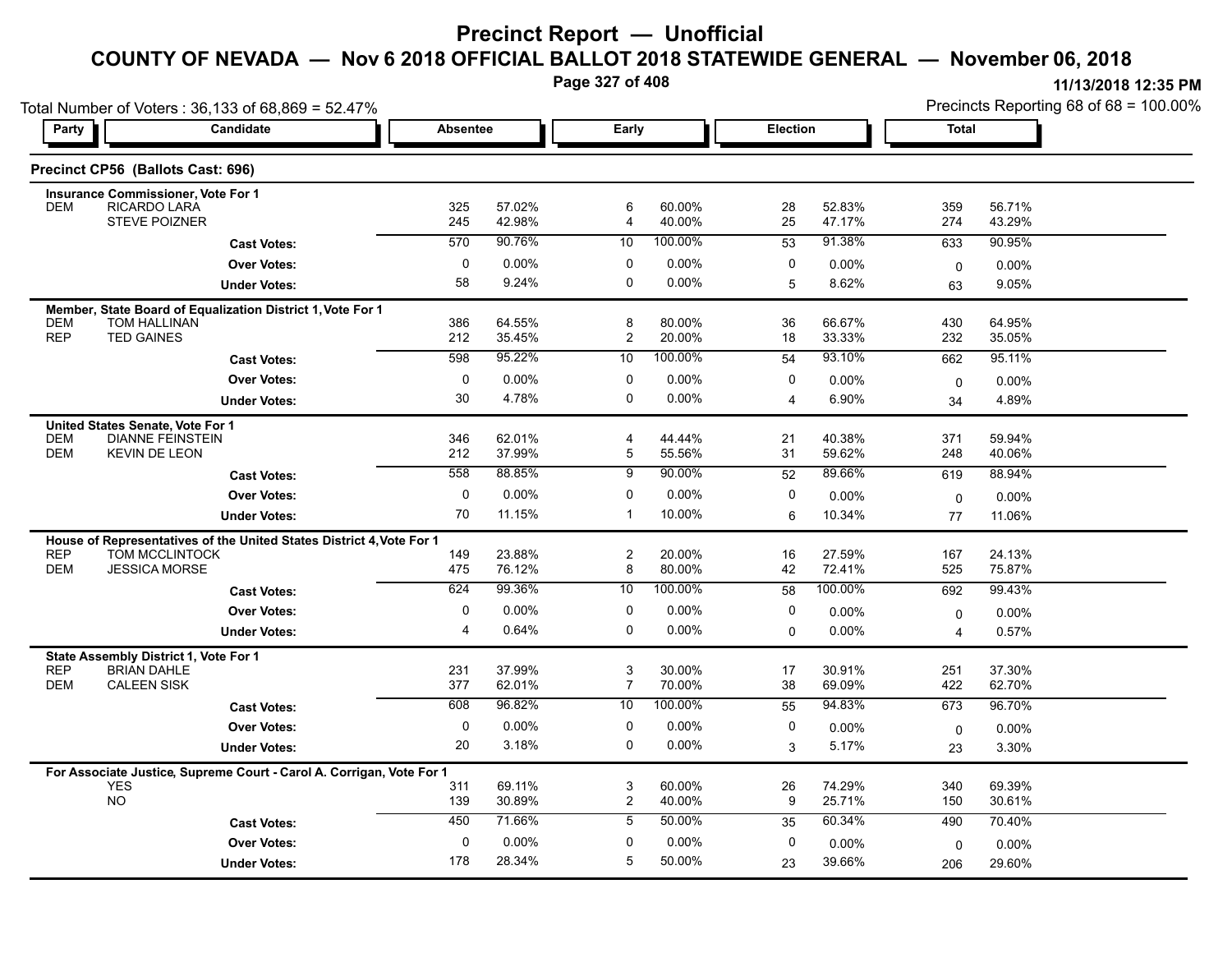# Precinct Report — Unofficial

## COUNTY OF NEVADA — Nov 6 2018 OFFICIAL BALLOT 2018 STATEWIDE GENERAL — November 06, 2018

11/13/2018 12:35 PM

Total Number of Voters : 36,133 of 68,869 = 52.47%

Precincts Reporting 68 of 68 = 100.00%

### Precinct CP56 (Ballots Cast: 696)

**Insurance Commissioner, Vote For 1**

| Party | Candidate | Absentee | | Early | | Election | | Total | |
|---|---|---|---|---|---|---|---|---|---|
| DEM | RICARDO LARA | 325 | 57.02% | 6 | 60.00% | 28 | 52.83% | 359 | 56.71% |
| | STEVE POIZNER | 245 | 42.98% | 4 | 40.00% | 25 | 47.17% | 274 | 43.29% |
| | **Cast Votes:** | 570 | 90.76% | 10 | 100.00% | 53 | 91.38% | 633 | 90.95% |
| | **Over Votes:** | 0 | 0.00% | 0 | 0.00% | 0 | 0.00% | 0 | 0.00% |
| | **Under Votes:** | 58 | 9.24% | 0 | 0.00% | 5 | 8.62% | 63 | 9.05% |

**Member, State Board of Equalization District 1, Vote For 1**

| Party | Candidate | Absentee | | Early | | Election | | Total | |
|---|---|---|---|---|---|---|---|---|---|
| DEM | TOM HALLINAN | 386 | 64.55% | 8 | 80.00% | 36 | 66.67% | 430 | 64.95% |
| REP | TED GAINES | 212 | 35.45% | 2 | 20.00% | 18 | 33.33% | 232 | 35.05% |
| | **Cast Votes:** | 598 | 95.22% | 10 | 100.00% | 54 | 93.10% | 662 | 95.11% |
| | **Over Votes:** | 0 | 0.00% | 0 | 0.00% | 0 | 0.00% | 0 | 0.00% |
| | **Under Votes:** | 30 | 4.78% | 0 | 0.00% | 4 | 6.90% | 34 | 4.89% |

**United States Senate, Vote For 1**

| Party | Candidate | Absentee | | Early | | Election | | Total | |
|---|---|---|---|---|---|---|---|---|---|
| DEM | DIANNE FEINSTEIN | 346 | 62.01% | 4 | 44.44% | 21 | 40.38% | 371 | 59.94% |
| DEM | KEVIN DE LEON | 212 | 37.99% | 5 | 55.56% | 31 | 59.62% | 248 | 40.06% |
| | **Cast Votes:** | 558 | 88.85% | 9 | 90.00% | 52 | 89.66% | 619 | 88.94% |
| | **Over Votes:** | 0 | 0.00% | 0 | 0.00% | 0 | 0.00% | 0 | 0.00% |
| | **Under Votes:** | 70 | 11.15% | 1 | 10.00% | 6 | 10.34% | 77 | 11.06% |

**House of Representatives of the United States District 4, Vote For 1**

| Party | Candidate | Absentee | | Early | | Election | | Total | |
|---|---|---|---|---|---|---|---|---|---|
| REP | TOM MCCLINTOCK | 149 | 23.88% | 2 | 20.00% | 16 | 27.59% | 167 | 24.13% |
| DEM | JESSICA MORSE | 475 | 76.12% | 8 | 80.00% | 42 | 72.41% | 525 | 75.87% |
| | **Cast Votes:** | 624 | 99.36% | 10 | 100.00% | 58 | 100.00% | 692 | 99.43% |
| | **Over Votes:** | 0 | 0.00% | 0 | 0.00% | 0 | 0.00% | 0 | 0.00% |
| | **Under Votes:** | 4 | 0.64% | 0 | 0.00% | 0 | 0.00% | 4 | 0.57% |

**State Assembly District 1, Vote For 1**

| Party | Candidate | Absentee | | Early | | Election | | Total | |
|---|---|---|---|---|---|---|---|---|---|
| REP | BRIAN DAHLE | 231 | 37.99% | 3 | 30.00% | 17 | 30.91% | 251 | 37.30% |
| DEM | CALEEN SISK | 377 | 62.01% | 7 | 70.00% | 38 | 69.09% | 422 | 62.70% |
| | **Cast Votes:** | 608 | 96.82% | 10 | 100.00% | 55 | 94.83% | 673 | 96.70% |
| | **Over Votes:** | 0 | 0.00% | 0 | 0.00% | 0 | 0.00% | 0 | 0.00% |
| | **Under Votes:** | 20 | 3.18% | 0 | 0.00% | 3 | 5.17% | 23 | 3.30% |

**For Associate Justice, Supreme Court - Carol A. Corrigan, Vote For 1**

| Party | Candidate | Absentee | | Early | | Election | | Total | |
|---|---|---|---|---|---|---|---|---|---|
| | YES | 311 | 69.11% | 3 | 60.00% | 26 | 74.29% | 340 | 69.39% |
| | NO | 139 | 30.89% | 2 | 40.00% | 9 | 25.71% | 150 | 30.61% |
| | **Cast Votes:** | 450 | 71.66% | 5 | 50.00% | 35 | 60.34% | 490 | 70.40% |
| | **Over Votes:** | 0 | 0.00% | 0 | 0.00% | 0 | 0.00% | 0 | 0.00% |
| | **Under Votes:** | 178 | 28.34% | 5 | 50.00% | 23 | 39.66% | 206 | 29.60% |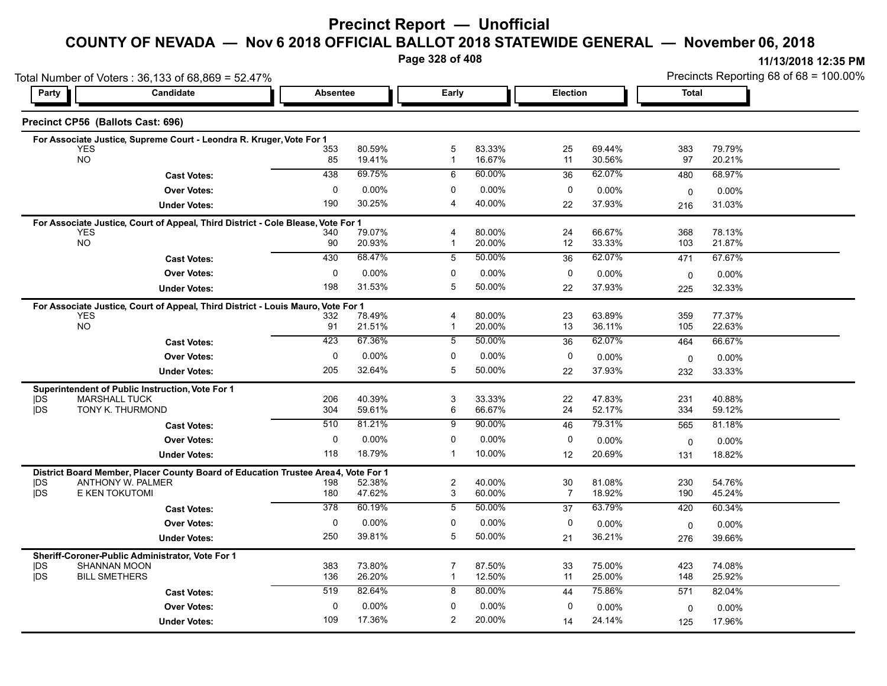# Precinct Report — Unofficial

## COUNTY OF NEVADA — Nov 6 2018 OFFICIAL BALLOT 2018 STATEWIDE GENERAL — November 06, 2018

11/13/2018 12:35 PM

Total Number of Voters : 36,133 of 68,869 = 52.47%

Precincts Reporting 68 of 68 = 100.00%

### Precinct CP56 (Ballots Cast: 696)

| Party | Candidate | Absentee | | Early | | Election | | Total | |
|---|---|---|---|---|---|---|---|---|---|
| **For Associate Justice, Supreme Court - Leondra R. Kruger, Vote For 1** | | | | | | | | | |
| | YES | 353 | 80.59% | 5 | 83.33% | 25 | 69.44% | 383 | 79.79% |
| | NO | 85 | 19.41% | 1 | 16.67% | 11 | 30.56% | 97 | 20.21% |
| | **Cast Votes:** | 438 | 69.75% | 6 | 60.00% | 36 | 62.07% | 480 | 68.97% |
| | **Over Votes:** | 0 | 0.00% | 0 | 0.00% | 0 | 0.00% | 0 | 0.00% |
| | **Under Votes:** | 190 | 30.25% | 4 | 40.00% | 22 | 37.93% | 216 | 31.03% |
| **For Associate Justice, Court of Appeal, Third District - Cole Blease, Vote For 1** | | | | | | | | | |
| | YES | 340 | 79.07% | 4 | 80.00% | 24 | 66.67% | 368 | 78.13% |
| | NO | 90 | 20.93% | 1 | 20.00% | 12 | 33.33% | 103 | 21.87% |
| | **Cast Votes:** | 430 | 68.47% | 5 | 50.00% | 36 | 62.07% | 471 | 67.67% |
| | **Over Votes:** | 0 | 0.00% | 0 | 0.00% | 0 | 0.00% | 0 | 0.00% |
| | **Under Votes:** | 198 | 31.53% | 5 | 50.00% | 22 | 37.93% | 225 | 32.33% |
| **For Associate Justice, Court of Appeal, Third District - Louis Mauro, Vote For 1** | | | | | | | | | |
| | YES | 332 | 78.49% | 4 | 80.00% | 23 | 63.89% | 359 | 77.37% |
| | NO | 91 | 21.51% | 1 | 20.00% | 13 | 36.11% | 105 | 22.63% |
| | **Cast Votes:** | 423 | 67.36% | 5 | 50.00% | 36 | 62.07% | 464 | 66.67% |
| | **Over Votes:** | 0 | 0.00% | 0 | 0.00% | 0 | 0.00% | 0 | 0.00% |
| | **Under Votes:** | 205 | 32.64% | 5 | 50.00% | 22 | 37.93% | 232 | 33.33% |
| **Superintendent of Public Instruction, Vote For 1** | | | | | | | | | |
| \|DS | MARSHALL TUCK | 206 | 40.39% | 3 | 33.33% | 22 | 47.83% | 231 | 40.88% |
| \|DS | TONY K. THURMOND | 304 | 59.61% | 6 | 66.67% | 24 | 52.17% | 334 | 59.12% |
| | **Cast Votes:** | 510 | 81.21% | 9 | 90.00% | 46 | 79.31% | 565 | 81.18% |
| | **Over Votes:** | 0 | 0.00% | 0 | 0.00% | 0 | 0.00% | 0 | 0.00% |
| | **Under Votes:** | 118 | 18.79% | 1 | 10.00% | 12 | 20.69% | 131 | 18.82% |
| **District Board Member, Placer County Board of Education Trustee Area 4, Vote For 1** | | | | | | | | | |
| \|DS | ANTHONY W. PALMER | 198 | 52.38% | 2 | 40.00% | 30 | 81.08% | 230 | 54.76% |
| \|DS | E KEN TOKUTOMI | 180 | 47.62% | 3 | 60.00% | 7 | 18.92% | 190 | 45.24% |
| | **Cast Votes:** | 378 | 60.19% | 5 | 50.00% | 37 | 63.79% | 420 | 60.34% |
| | **Over Votes:** | 0 | 0.00% | 0 | 0.00% | 0 | 0.00% | 0 | 0.00% |
| | **Under Votes:** | 250 | 39.81% | 5 | 50.00% | 21 | 36.21% | 276 | 39.66% |
| **Sheriff-Coroner-Public Administrator, Vote For 1** | | | | | | | | | |
| \|DS | SHANNAN MOON | 383 | 73.80% | 7 | 87.50% | 33 | 75.00% | 423 | 74.08% |
| \|DS | BILL SMETHERS | 136 | 26.20% | 1 | 12.50% | 11 | 25.00% | 148 | 25.92% |
| | **Cast Votes:** | 519 | 82.64% | 8 | 80.00% | 44 | 75.86% | 571 | 82.04% |
| | **Over Votes:** | 0 | 0.00% | 0 | 0.00% | 0 | 0.00% | 0 | 0.00% |
| | **Under Votes:** | 109 | 17.36% | 2 | 20.00% | 14 | 24.14% | 125 | 17.96% |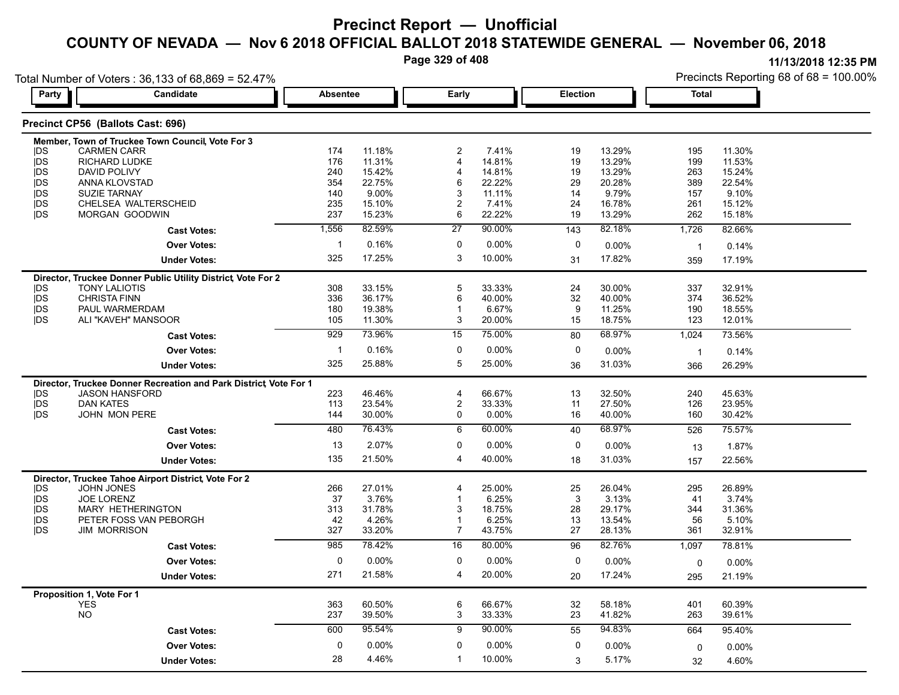# Precinct Report — Unofficial

## COUNTY OF NEVADA — Nov 6 2018 OFFICIAL BALLOT 2018 STATEWIDE GENERAL — November 06, 2018

11/13/2018 12:35 PM

Total Number of Voters : 36,133 of 68,869 = 52.47%

Precincts Reporting 68 of 68 = 100.00%

### Precinct CP56 (Ballots Cast: 696)

| Party | Candidate | Absentee | | Early | | Election | | Total | |
|---|---|---|---|---|---|---|---|---|---|
| **Member, Town of Truckee Town Council, Vote For 3** | | | | | | | | | |
| DS | CARMEN CARR | 174 | 11.18% | 2 | 7.41% | 19 | 13.29% | 195 | 11.30% |
| DS | RICHARD LUDKE | 176 | 11.31% | 4 | 14.81% | 19 | 13.29% | 199 | 11.53% |
| DS | DAVID POLIVY | 240 | 15.42% | 4 | 14.81% | 19 | 13.29% | 263 | 15.24% |
| DS | ANNA KLOVSTAD | 354 | 22.75% | 6 | 22.22% | 29 | 20.28% | 389 | 22.54% |
| DS | SUZIE TARNAY | 140 | 9.00% | 3 | 11.11% | 14 | 9.79% | 157 | 9.10% |
| DS | CHELSEA WALTERSCHEID | 235 | 15.10% | 2 | 7.41% | 24 | 16.78% | 261 | 15.12% |
| DS | MORGAN GOODWIN | 237 | 15.23% | 6 | 22.22% | 19 | 13.29% | 262 | 15.18% |
| | **Cast Votes:** | 1,556 | 82.59% | 27 | 90.00% | 143 | 82.18% | 1,726 | 82.66% |
| | **Over Votes:** | 1 | 0.16% | 0 | 0.00% | 0 | 0.00% | 1 | 0.14% |
| | **Under Votes:** | 325 | 17.25% | 3 | 10.00% | 31 | 17.82% | 359 | 17.19% |
| **Director, Truckee Donner Public Utility District, Vote For 2** | | | | | | | | | |
| DS | TONY LALIOTIS | 308 | 33.15% | 5 | 33.33% | 24 | 30.00% | 337 | 32.91% |
| DS | CHRISTA FINN | 336 | 36.17% | 6 | 40.00% | 32 | 40.00% | 374 | 36.52% |
| DS | PAUL WARMERDAM | 180 | 19.38% | 1 | 6.67% | 9 | 11.25% | 190 | 18.55% |
| DS | ALI "KAVEH" MANSOOR | 105 | 11.30% | 3 | 20.00% | 15 | 18.75% | 123 | 12.01% |
| | **Cast Votes:** | 929 | 73.96% | 15 | 75.00% | 80 | 68.97% | 1,024 | 73.56% |
| | **Over Votes:** | 1 | 0.16% | 0 | 0.00% | 0 | 0.00% | 1 | 0.14% |
| | **Under Votes:** | 325 | 25.88% | 5 | 25.00% | 36 | 31.03% | 366 | 26.29% |
| **Director, Truckee Donner Recreation and Park District, Vote For 1** | | | | | | | | | |
| DS | JASON HANSFORD | 223 | 46.46% | 4 | 66.67% | 13 | 32.50% | 240 | 45.63% |
| DS | DAN KATES | 113 | 23.54% | 2 | 33.33% | 11 | 27.50% | 126 | 23.95% |
| DS | JOHN MON PERE | 144 | 30.00% | 0 | 0.00% | 16 | 40.00% | 160 | 30.42% |
| | **Cast Votes:** | 480 | 76.43% | 6 | 60.00% | 40 | 68.97% | 526 | 75.57% |
| | **Over Votes:** | 13 | 2.07% | 0 | 0.00% | 0 | 0.00% | 13 | 1.87% |
| | **Under Votes:** | 135 | 21.50% | 4 | 40.00% | 18 | 31.03% | 157 | 22.56% |
| **Director, Truckee Tahoe Airport District, Vote For 2** | | | | | | | | | |
| DS | JOHN JONES | 266 | 27.01% | 4 | 25.00% | 25 | 26.04% | 295 | 26.89% |
| DS | JOE LORENZ | 37 | 3.76% | 1 | 6.25% | 3 | 3.13% | 41 | 3.74% |
| DS | MARY HETHERINGTON | 313 | 31.78% | 3 | 18.75% | 28 | 29.17% | 344 | 31.36% |
| DS | PETER FOSS VAN PEBORGH | 42 | 4.26% | 1 | 6.25% | 13 | 13.54% | 56 | 5.10% |
| DS | JIM MORRISON | 327 | 33.20% | 7 | 43.75% | 27 | 28.13% | 361 | 32.91% |
| | **Cast Votes:** | 985 | 78.42% | 16 | 80.00% | 96 | 82.76% | 1,097 | 78.81% |
| | **Over Votes:** | 0 | 0.00% | 0 | 0.00% | 0 | 0.00% | 0 | 0.00% |
| | **Under Votes:** | 271 | 21.58% | 4 | 20.00% | 20 | 17.24% | 295 | 21.19% |
| **Proposition 1, Vote For 1** | | | | | | | | | |
| | YES | 363 | 60.50% | 6 | 66.67% | 32 | 58.18% | 401 | 60.39% |
| | NO | 237 | 39.50% | 3 | 33.33% | 23 | 41.82% | 263 | 39.61% |
| | **Cast Votes:** | 600 | 95.54% | 9 | 90.00% | 55 | 94.83% | 664 | 95.40% |
| | **Over Votes:** | 0 | 0.00% | 0 | 0.00% | 0 | 0.00% | 0 | 0.00% |
| | **Under Votes:** | 28 | 4.46% | 1 | 10.00% | 3 | 5.17% | 32 | 4.60% |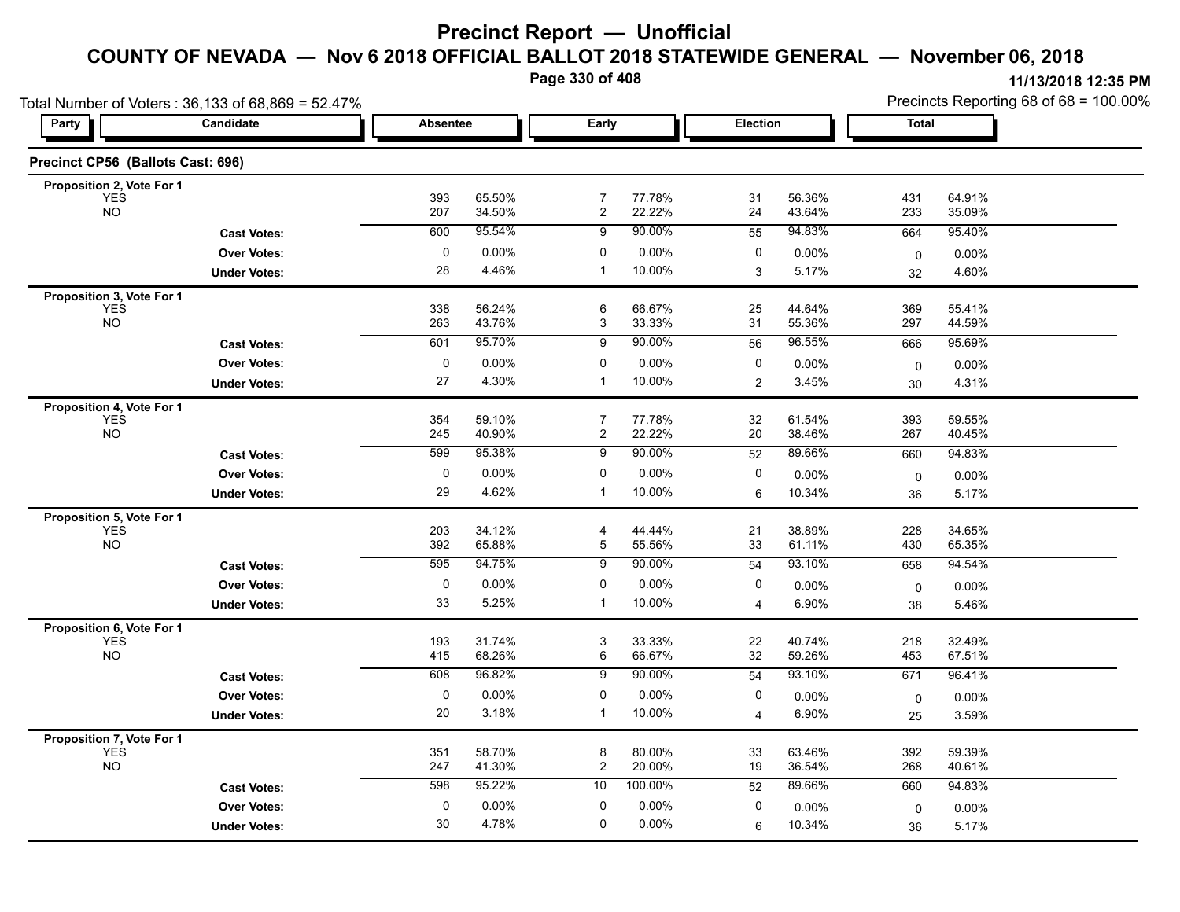# Precinct Report — Unofficial

## COUNTY OF NEVADA — Nov 6 2018 OFFICIAL BALLOT 2018 STATEWIDE GENERAL — November 06, 2018

11/13/2018 12:35 PM

Total Number of Voters : 36,133 of 68,869 = 52.47%

Precincts Reporting 68 of 68 = 100.00%

### Precinct CP56 (Ballots Cast: 696)

| Party | Candidate | Absentee | | Early | | Election | | Total | |
|---|---|---|---|---|---|---|---|---|---|
| **Proposition 2, Vote For 1** | | | | | | | | | |
| | YES | 393 | 65.50% | 7 | 77.78% | 31 | 56.36% | 431 | 64.91% |
| | NO | 207 | 34.50% | 2 | 22.22% | 24 | 43.64% | 233 | 35.09% |
| | **Cast Votes:** | 600 | 95.54% | 9 | 90.00% | 55 | 94.83% | 664 | 95.40% |
| | **Over Votes:** | 0 | 0.00% | 0 | 0.00% | 0 | 0.00% | 0 | 0.00% |
| | **Under Votes:** | 28 | 4.46% | 1 | 10.00% | 3 | 5.17% | 32 | 4.60% |
| **Proposition 3, Vote For 1** | | | | | | | | | |
| | YES | 338 | 56.24% | 6 | 66.67% | 25 | 44.64% | 369 | 55.41% |
| | NO | 263 | 43.76% | 3 | 33.33% | 31 | 55.36% | 297 | 44.59% |
| | **Cast Votes:** | 601 | 95.70% | 9 | 90.00% | 56 | 96.55% | 666 | 95.69% |
| | **Over Votes:** | 0 | 0.00% | 0 | 0.00% | 0 | 0.00% | 0 | 0.00% |
| | **Under Votes:** | 27 | 4.30% | 1 | 10.00% | 2 | 3.45% | 30 | 4.31% |
| **Proposition 4, Vote For 1** | | | | | | | | | |
| | YES | 354 | 59.10% | 7 | 77.78% | 32 | 61.54% | 393 | 59.55% |
| | NO | 245 | 40.90% | 2 | 22.22% | 20 | 38.46% | 267 | 40.45% |
| | **Cast Votes:** | 599 | 95.38% | 9 | 90.00% | 52 | 89.66% | 660 | 94.83% |
| | **Over Votes:** | 0 | 0.00% | 0 | 0.00% | 0 | 0.00% | 0 | 0.00% |
| | **Under Votes:** | 29 | 4.62% | 1 | 10.00% | 6 | 10.34% | 36 | 5.17% |
| **Proposition 5, Vote For 1** | | | | | | | | | |
| | YES | 203 | 34.12% | 4 | 44.44% | 21 | 38.89% | 228 | 34.65% |
| | NO | 392 | 65.88% | 5 | 55.56% | 33 | 61.11% | 430 | 65.35% |
| | **Cast Votes:** | 595 | 94.75% | 9 | 90.00% | 54 | 93.10% | 658 | 94.54% |
| | **Over Votes:** | 0 | 0.00% | 0 | 0.00% | 0 | 0.00% | 0 | 0.00% |
| | **Under Votes:** | 33 | 5.25% | 1 | 10.00% | 4 | 6.90% | 38 | 5.46% |
| **Proposition 6, Vote For 1** | | | | | | | | | |
| | YES | 193 | 31.74% | 3 | 33.33% | 22 | 40.74% | 218 | 32.49% |
| | NO | 415 | 68.26% | 6 | 66.67% | 32 | 59.26% | 453 | 67.51% |
| | **Cast Votes:** | 608 | 96.82% | 9 | 90.00% | 54 | 93.10% | 671 | 96.41% |
| | **Over Votes:** | 0 | 0.00% | 0 | 0.00% | 0 | 0.00% | 0 | 0.00% |
| | **Under Votes:** | 20 | 3.18% | 1 | 10.00% | 4 | 6.90% | 25 | 3.59% |
| **Proposition 7, Vote For 1** | | | | | | | | | |
| | YES | 351 | 58.70% | 8 | 80.00% | 33 | 63.46% | 392 | 59.39% |
| | NO | 247 | 41.30% | 2 | 20.00% | 19 | 36.54% | 268 | 40.61% |
| | **Cast Votes:** | 598 | 95.22% | 10 | 100.00% | 52 | 89.66% | 660 | 94.83% |
| | **Over Votes:** | 0 | 0.00% | 0 | 0.00% | 0 | 0.00% | 0 | 0.00% |
| | **Under Votes:** | 30 | 4.78% | 0 | 0.00% | 6 | 10.34% | 36 | 5.17% |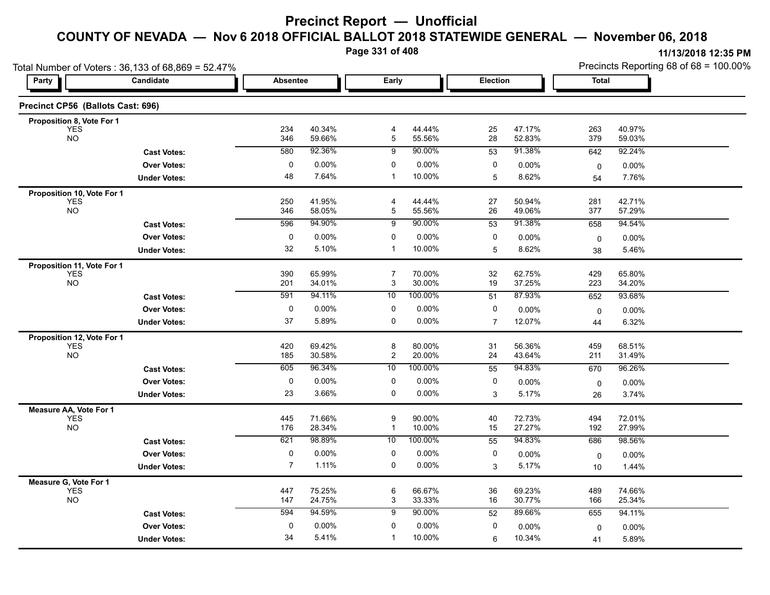# Precinct Report — Unofficial

## COUNTY OF NEVADA — Nov 6 2018 OFFICIAL BALLOT 2018 STATEWIDE GENERAL — November 06, 2018

11/13/2018 12:35 PM

Total Number of Voters : 36,133 of 68,869 = 52.47%

Precincts Reporting 68 of 68 = 100.00%

### Precinct CP56 (Ballots Cast: 696)

| Party | Candidate | Absentee | | Early | | Election | | Total | |
|---|---|---|---|---|---|---|---|---|---|
| **Proposition 8, Vote For 1** | | | | | | | | | |
| | YES | 234 | 40.34% | 4 | 44.44% | 25 | 47.17% | 263 | 40.97% |
| | NO | 346 | 59.66% | 5 | 55.56% | 28 | 52.83% | 379 | 59.03% |
| | **Cast Votes:** | 580 | 92.36% | 9 | 90.00% | 53 | 91.38% | 642 | 92.24% |
| | **Over Votes:** | 0 | 0.00% | 0 | 0.00% | 0 | 0.00% | 0 | 0.00% |
| | **Under Votes:** | 48 | 7.64% | 1 | 10.00% | 5 | 8.62% | 54 | 7.76% |
| **Proposition 10, Vote For 1** | | | | | | | | | |
| | YES | 250 | 41.95% | 4 | 44.44% | 27 | 50.94% | 281 | 42.71% |
| | NO | 346 | 58.05% | 5 | 55.56% | 26 | 49.06% | 377 | 57.29% |
| | **Cast Votes:** | 596 | 94.90% | 9 | 90.00% | 53 | 91.38% | 658 | 94.54% |
| | **Over Votes:** | 0 | 0.00% | 0 | 0.00% | 0 | 0.00% | 0 | 0.00% |
| | **Under Votes:** | 32 | 5.10% | 1 | 10.00% | 5 | 8.62% | 38 | 5.46% |
| **Proposition 11, Vote For 1** | | | | | | | | | |
| | YES | 390 | 65.99% | 7 | 70.00% | 32 | 62.75% | 429 | 65.80% |
| | NO | 201 | 34.01% | 3 | 30.00% | 19 | 37.25% | 223 | 34.20% |
| | **Cast Votes:** | 591 | 94.11% | 10 | 100.00% | 51 | 87.93% | 652 | 93.68% |
| | **Over Votes:** | 0 | 0.00% | 0 | 0.00% | 0 | 0.00% | 0 | 0.00% |
| | **Under Votes:** | 37 | 5.89% | 0 | 0.00% | 7 | 12.07% | 44 | 6.32% |
| **Proposition 12, Vote For 1** | | | | | | | | | |
| | YES | 420 | 69.42% | 8 | 80.00% | 31 | 56.36% | 459 | 68.51% |
| | NO | 185 | 30.58% | 2 | 20.00% | 24 | 43.64% | 211 | 31.49% |
| | **Cast Votes:** | 605 | 96.34% | 10 | 100.00% | 55 | 94.83% | 670 | 96.26% |
| | **Over Votes:** | 0 | 0.00% | 0 | 0.00% | 0 | 0.00% | 0 | 0.00% |
| | **Under Votes:** | 23 | 3.66% | 0 | 0.00% | 3 | 5.17% | 26 | 3.74% |
| **Measure AA, Vote For 1** | | | | | | | | | |
| | YES | 445 | 71.66% | 9 | 90.00% | 40 | 72.73% | 494 | 72.01% |
| | NO | 176 | 28.34% | 1 | 10.00% | 15 | 27.27% | 192 | 27.99% |
| | **Cast Votes:** | 621 | 98.89% | 10 | 100.00% | 55 | 94.83% | 686 | 98.56% |
| | **Over Votes:** | 0 | 0.00% | 0 | 0.00% | 0 | 0.00% | 0 | 0.00% |
| | **Under Votes:** | 7 | 1.11% | 0 | 0.00% | 3 | 5.17% | 10 | 1.44% |
| **Measure G, Vote For 1** | | | | | | | | | |
| | YES | 447 | 75.25% | 6 | 66.67% | 36 | 69.23% | 489 | 74.66% |
| | NO | 147 | 24.75% | 3 | 33.33% | 16 | 30.77% | 166 | 25.34% |
| | **Cast Votes:** | 594 | 94.59% | 9 | 90.00% | 52 | 89.66% | 655 | 94.11% |
| | **Over Votes:** | 0 | 0.00% | 0 | 0.00% | 0 | 0.00% | 0 | 0.00% |
| | **Under Votes:** | 34 | 5.41% | 1 | 10.00% | 6 | 10.34% | 41 | 5.89% |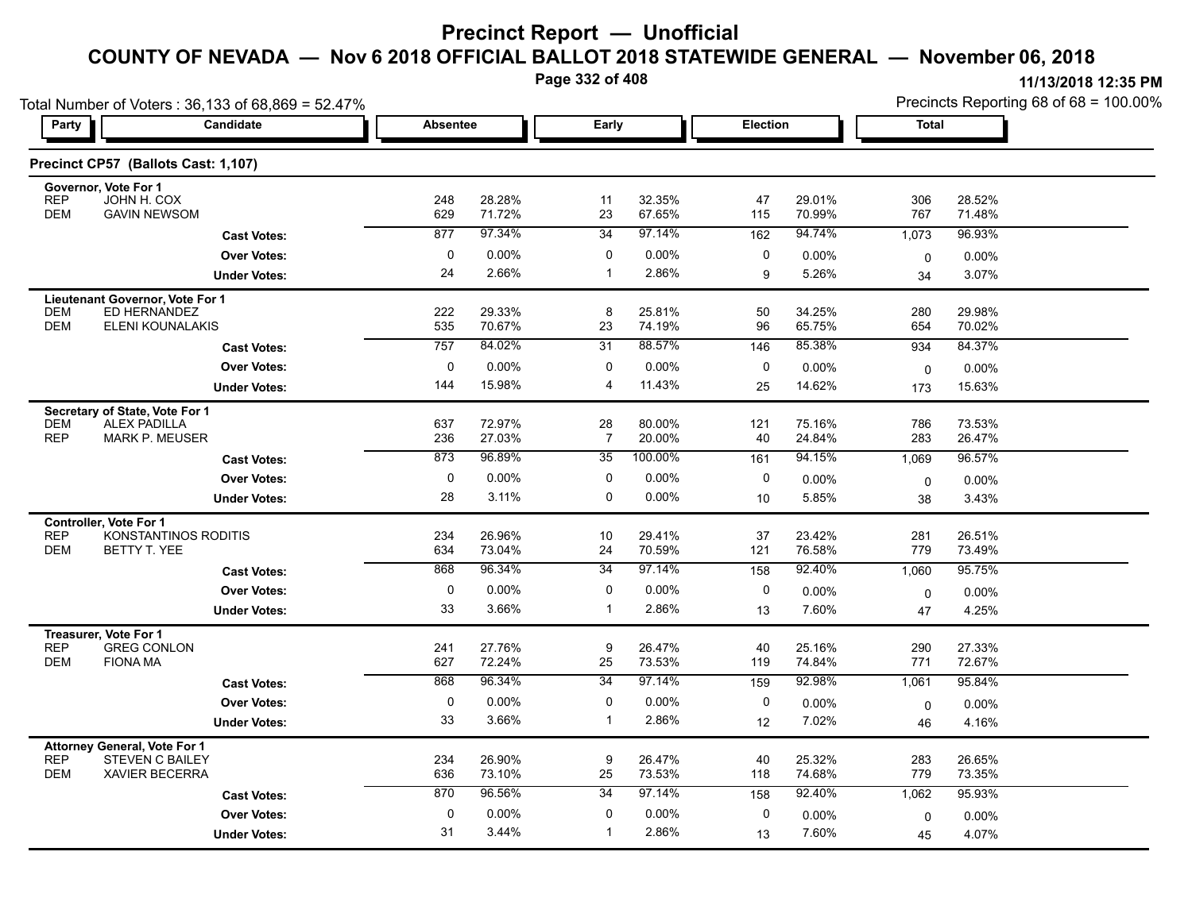# Precinct Report — Unofficial

## COUNTY OF NEVADA — Nov 6 2018 OFFICIAL BALLOT 2018 STATEWIDE GENERAL — November 06, 2018

11/13/2018 12:35 PM

Total Number of Voters : 36,133 of 68,869 = 52.47%

Precincts Reporting 68 of 68 = 100.00%

### Precinct CP57 (Ballots Cast: 1,107)

| Party | Candidate | Absentee | | Early | | Election | | Total | |
|---|---|---|---|---|---|---|---|---|---|
| **Governor, Vote For 1** | | | | | | | | | |
| REP | JOHN H. COX | 248 | 28.28% | 11 | 32.35% | 47 | 29.01% | 306 | 28.52% |
| DEM | GAVIN NEWSOM | 629 | 71.72% | 23 | 67.65% | 115 | 70.99% | 767 | 71.48% |
| | **Cast Votes:** | 877 | 97.34% | 34 | 97.14% | 162 | 94.74% | 1,073 | 96.93% |
| | **Over Votes:** | 0 | 0.00% | 0 | 0.00% | 0 | 0.00% | 0 | 0.00% |
| | **Under Votes:** | 24 | 2.66% | 1 | 2.86% | 9 | 5.26% | 34 | 3.07% |
| **Lieutenant Governor, Vote For 1** | | | | | | | | | |
| DEM | ED HERNANDEZ | 222 | 29.33% | 8 | 25.81% | 50 | 34.25% | 280 | 29.98% |
| DEM | ELENI KOUNALAKIS | 535 | 70.67% | 23 | 74.19% | 96 | 65.75% | 654 | 70.02% |
| | **Cast Votes:** | 757 | 84.02% | 31 | 88.57% | 146 | 85.38% | 934 | 84.37% |
| | **Over Votes:** | 0 | 0.00% | 0 | 0.00% | 0 | 0.00% | 0 | 0.00% |
| | **Under Votes:** | 144 | 15.98% | 4 | 11.43% | 25 | 14.62% | 173 | 15.63% |
| **Secretary of State, Vote For 1** | | | | | | | | | |
| DEM | ALEX PADILLA | 637 | 72.97% | 28 | 80.00% | 121 | 75.16% | 786 | 73.53% |
| REP | MARK P. MEUSER | 236 | 27.03% | 7 | 20.00% | 40 | 24.84% | 283 | 26.47% |
| | **Cast Votes:** | 873 | 96.89% | 35 | 100.00% | 161 | 94.15% | 1,069 | 96.57% |
| | **Over Votes:** | 0 | 0.00% | 0 | 0.00% | 0 | 0.00% | 0 | 0.00% |
| | **Under Votes:** | 28 | 3.11% | 0 | 0.00% | 10 | 5.85% | 38 | 3.43% |
| **Controller, Vote For 1** | | | | | | | | | |
| REP | KONSTANTINOS RODITIS | 234 | 26.96% | 10 | 29.41% | 37 | 23.42% | 281 | 26.51% |
| DEM | BETTY T. YEE | 634 | 73.04% | 24 | 70.59% | 121 | 76.58% | 779 | 73.49% |
| | **Cast Votes:** | 868 | 96.34% | 34 | 97.14% | 158 | 92.40% | 1,060 | 95.75% |
| | **Over Votes:** | 0 | 0.00% | 0 | 0.00% | 0 | 0.00% | 0 | 0.00% |
| | **Under Votes:** | 33 | 3.66% | 1 | 2.86% | 13 | 7.60% | 47 | 4.25% |
| **Treasurer, Vote For 1** | | | | | | | | | |
| REP | GREG CONLON | 241 | 27.76% | 9 | 26.47% | 40 | 25.16% | 290 | 27.33% |
| DEM | FIONA MA | 627 | 72.24% | 25 | 73.53% | 119 | 74.84% | 771 | 72.67% |
| | **Cast Votes:** | 868 | 96.34% | 34 | 97.14% | 159 | 92.98% | 1,061 | 95.84% |
| | **Over Votes:** | 0 | 0.00% | 0 | 0.00% | 0 | 0.00% | 0 | 0.00% |
| | **Under Votes:** | 33 | 3.66% | 1 | 2.86% | 12 | 7.02% | 46 | 4.16% |
| **Attorney General, Vote For 1** | | | | | | | | | |
| REP | STEVEN C BAILEY | 234 | 26.90% | 9 | 26.47% | 40 | 25.32% | 283 | 26.65% |
| DEM | XAVIER BECERRA | 636 | 73.10% | 25 | 73.53% | 118 | 74.68% | 779 | 73.35% |
| | **Cast Votes:** | 870 | 96.56% | 34 | 97.14% | 158 | 92.40% | 1,062 | 95.93% |
| | **Over Votes:** | 0 | 0.00% | 0 | 0.00% | 0 | 0.00% | 0 | 0.00% |
| | **Under Votes:** | 31 | 3.44% | 1 | 2.86% | 13 | 7.60% | 45 | 4.07% |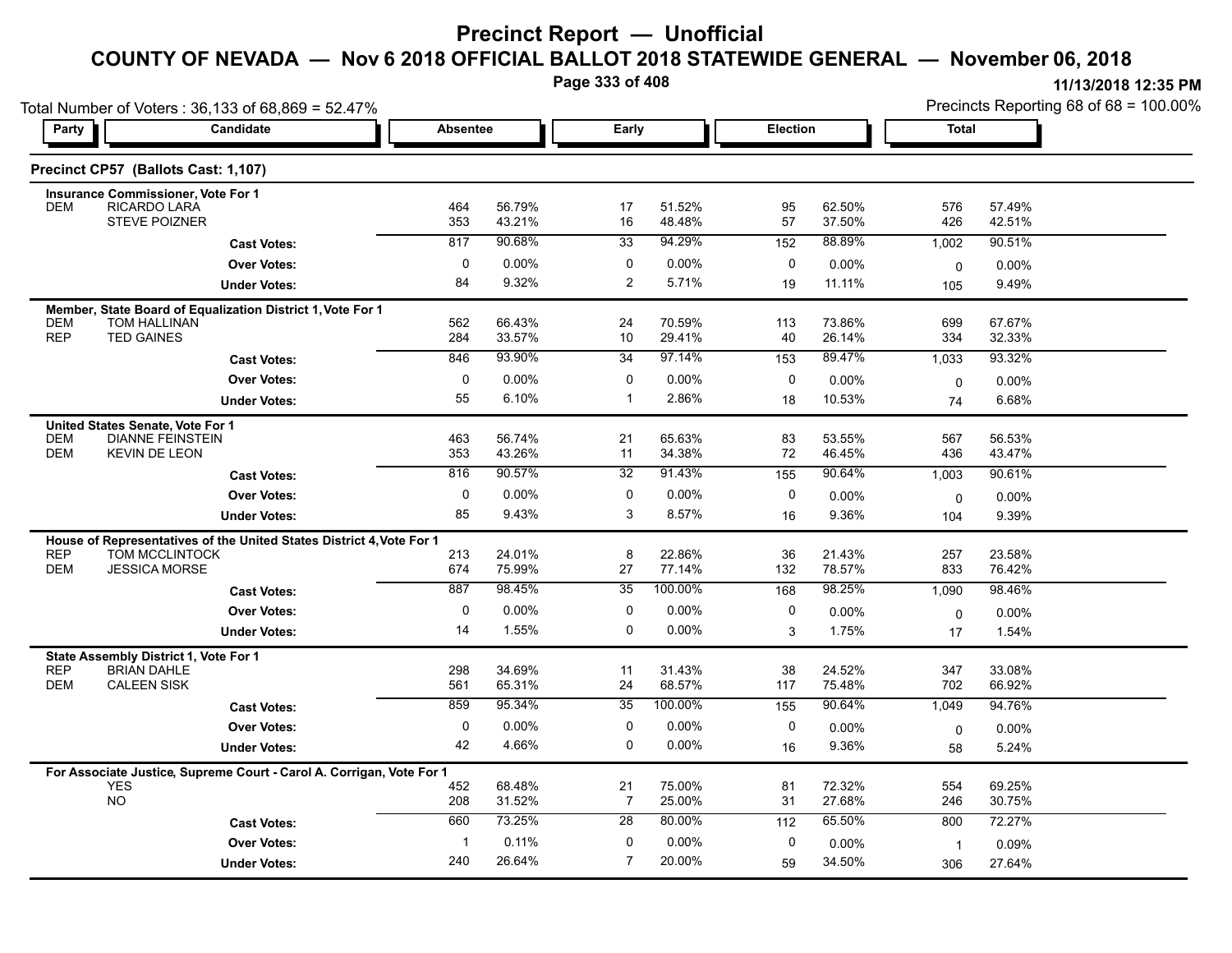# Precinct Report — Unofficial

## COUNTY OF NEVADA — Nov 6 2018 OFFICIAL BALLOT 2018 STATEWIDE GENERAL — November 06, 2018

11/13/2018 12:35 PM

Total Number of Voters : 36,133 of 68,869 = 52.47%

Precincts Reporting 68 of 68 = 100.00%

### Precinct CP57 (Ballots Cast: 1,107)

| Party | Candidate | Absentee | | Early | | Election | | Total | |
|---|---|---|---|---|---|---|---|---|---|
| | **Insurance Commissioner, Vote For 1** | | | | | | | | |
| DEM | RICARDO LARA | 464 | 56.79% | 17 | 51.52% | 95 | 62.50% | 576 | 57.49% |
| | STEVE POIZNER | 353 | 43.21% | 16 | 48.48% | 57 | 37.50% | 426 | 42.51% |
| | **Cast Votes:** | 817 | 90.68% | 33 | 94.29% | 152 | 88.89% | 1,002 | 90.51% |
| | **Over Votes:** | 0 | 0.00% | 0 | 0.00% | 0 | 0.00% | 0 | 0.00% |
| | **Under Votes:** | 84 | 9.32% | 2 | 5.71% | 19 | 11.11% | 105 | 9.49% |
| | **Member, State Board of Equalization District 1, Vote For 1** | | | | | | | | |
| DEM | TOM HALLINAN | 562 | 66.43% | 24 | 70.59% | 113 | 73.86% | 699 | 67.67% |
| REP | TED GAINES | 284 | 33.57% | 10 | 29.41% | 40 | 26.14% | 334 | 32.33% |
| | **Cast Votes:** | 846 | 93.90% | 34 | 97.14% | 153 | 89.47% | 1,033 | 93.32% |
| | **Over Votes:** | 0 | 0.00% | 0 | 0.00% | 0 | 0.00% | 0 | 0.00% |
| | **Under Votes:** | 55 | 6.10% | 1 | 2.86% | 18 | 10.53% | 74 | 6.68% |
| | **United States Senate, Vote For 1** | | | | | | | | |
| DEM | DIANNE FEINSTEIN | 463 | 56.74% | 21 | 65.63% | 83 | 53.55% | 567 | 56.53% |
| DEM | KEVIN DE LEON | 353 | 43.26% | 11 | 34.38% | 72 | 46.45% | 436 | 43.47% |
| | **Cast Votes:** | 816 | 90.57% | 32 | 91.43% | 155 | 90.64% | 1,003 | 90.61% |
| | **Over Votes:** | 0 | 0.00% | 0 | 0.00% | 0 | 0.00% | 0 | 0.00% |
| | **Under Votes:** | 85 | 9.43% | 3 | 8.57% | 16 | 9.36% | 104 | 9.39% |
| | **House of Representatives of the United States District 4, Vote For 1** | | | | | | | | |
| REP | TOM MCCLINTOCK | 213 | 24.01% | 8 | 22.86% | 36 | 21.43% | 257 | 23.58% |
| DEM | JESSICA MORSE | 674 | 75.99% | 27 | 77.14% | 132 | 78.57% | 833 | 76.42% |
| | **Cast Votes:** | 887 | 98.45% | 35 | 100.00% | 168 | 98.25% | 1,090 | 98.46% |
| | **Over Votes:** | 0 | 0.00% | 0 | 0.00% | 0 | 0.00% | 0 | 0.00% |
| | **Under Votes:** | 14 | 1.55% | 0 | 0.00% | 3 | 1.75% | 17 | 1.54% |
| | **State Assembly District 1, Vote For 1** | | | | | | | | |
| REP | BRIAN DAHLE | 298 | 34.69% | 11 | 31.43% | 38 | 24.52% | 347 | 33.08% |
| DEM | CALEEN SISK | 561 | 65.31% | 24 | 68.57% | 117 | 75.48% | 702 | 66.92% |
| | **Cast Votes:** | 859 | 95.34% | 35 | 100.00% | 155 | 90.64% | 1,049 | 94.76% |
| | **Over Votes:** | 0 | 0.00% | 0 | 0.00% | 0 | 0.00% | 0 | 0.00% |
| | **Under Votes:** | 42 | 4.66% | 0 | 0.00% | 16 | 9.36% | 58 | 5.24% |
| | **For Associate Justice, Supreme Court - Carol A. Corrigan, Vote For 1** | | | | | | | | |
| | YES | 452 | 68.48% | 21 | 75.00% | 81 | 72.32% | 554 | 69.25% |
| | NO | 208 | 31.52% | 7 | 25.00% | 31 | 27.68% | 246 | 30.75% |
| | **Cast Votes:** | 660 | 73.25% | 28 | 80.00% | 112 | 65.50% | 800 | 72.27% |
| | **Over Votes:** | 1 | 0.11% | 0 | 0.00% | 0 | 0.00% | 1 | 0.09% |
| | **Under Votes:** | 240 | 26.64% | 7 | 20.00% | 59 | 34.50% | 306 | 27.64% |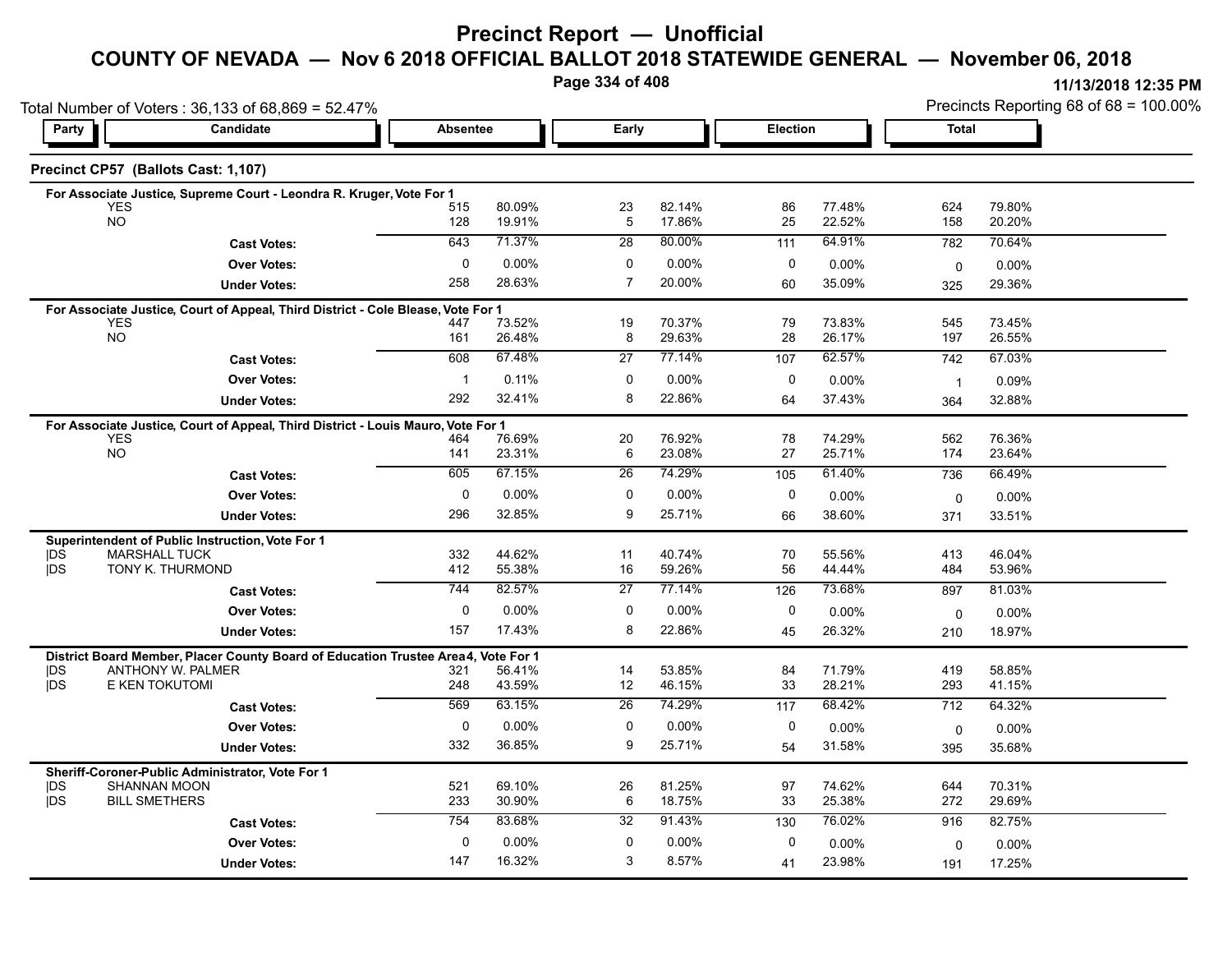# Precinct Report — Unofficial

## COUNTY OF NEVADA — Nov 6 2018 OFFICIAL BALLOT 2018 STATEWIDE GENERAL — November 06, 2018

11/13/2018 12:35 PM

Total Number of Voters : 36,133 of 68,869 = 52.47%

Precincts Reporting 68 of 68 = 100.00%

### Precinct CP57 (Ballots Cast: 1,107)

**For Associate Justice, Supreme Court - Leondra R. Kruger, Vote For 1**

| Party | Candidate | Absentee | | Early | | Election | | Total | |
|---|---|---|---|---|---|---|---|---|---|
| | YES | 515 | 80.09% | 23 | 82.14% | 86 | 77.48% | 624 | 79.80% |
| | NO | 128 | 19.91% | 5 | 17.86% | 25 | 22.52% | 158 | 20.20% |
| | **Cast Votes:** | 643 | 71.37% | 28 | 80.00% | 111 | 64.91% | 782 | 70.64% |
| | **Over Votes:** | 0 | 0.00% | 0 | 0.00% | 0 | 0.00% | 0 | 0.00% |
| | **Under Votes:** | 258 | 28.63% | 7 | 20.00% | 60 | 35.09% | 325 | 29.36% |

**For Associate Justice, Court of Appeal, Third District - Cole Blease, Vote For 1**

| Party | Candidate | Absentee | | Early | | Election | | Total | |
|---|---|---|---|---|---|---|---|---|---|
| | YES | 447 | 73.52% | 19 | 70.37% | 79 | 73.83% | 545 | 73.45% |
| | NO | 161 | 26.48% | 8 | 29.63% | 28 | 26.17% | 197 | 26.55% |
| | **Cast Votes:** | 608 | 67.48% | 27 | 77.14% | 107 | 62.57% | 742 | 67.03% |
| | **Over Votes:** | 1 | 0.11% | 0 | 0.00% | 0 | 0.00% | 1 | 0.09% |
| | **Under Votes:** | 292 | 32.41% | 8 | 22.86% | 64 | 37.43% | 364 | 32.88% |

**For Associate Justice, Court of Appeal, Third District - Louis Mauro, Vote For 1**

| Party | Candidate | Absentee | | Early | | Election | | Total | |
|---|---|---|---|---|---|---|---|---|---|
| | YES | 464 | 76.69% | 20 | 76.92% | 78 | 74.29% | 562 | 76.36% |
| | NO | 141 | 23.31% | 6 | 23.08% | 27 | 25.71% | 174 | 23.64% |
| | **Cast Votes:** | 605 | 67.15% | 26 | 74.29% | 105 | 61.40% | 736 | 66.49% |
| | **Over Votes:** | 0 | 0.00% | 0 | 0.00% | 0 | 0.00% | 0 | 0.00% |
| | **Under Votes:** | 296 | 32.85% | 9 | 25.71% | 66 | 38.60% | 371 | 33.51% |

**Superintendent of Public Instruction, Vote For 1**

| Party | Candidate | Absentee | | Early | | Election | | Total | |
|---|---|---|---|---|---|---|---|---|---|
| DS | MARSHALL TUCK | 332 | 44.62% | 11 | 40.74% | 70 | 55.56% | 413 | 46.04% |
| DS | TONY K. THURMOND | 412 | 55.38% | 16 | 59.26% | 56 | 44.44% | 484 | 53.96% |
| | **Cast Votes:** | 744 | 82.57% | 27 | 77.14% | 126 | 73.68% | 897 | 81.03% |
| | **Over Votes:** | 0 | 0.00% | 0 | 0.00% | 0 | 0.00% | 0 | 0.00% |
| | **Under Votes:** | 157 | 17.43% | 8 | 22.86% | 45 | 26.32% | 210 | 18.97% |

**District Board Member, Placer County Board of Education Trustee Area 4, Vote For 1**

| Party | Candidate | Absentee | | Early | | Election | | Total | |
|---|---|---|---|---|---|---|---|---|---|
| DS | ANTHONY W. PALMER | 321 | 56.41% | 14 | 53.85% | 84 | 71.79% | 419 | 58.85% |
| DS | E KEN TOKUTOMI | 248 | 43.59% | 12 | 46.15% | 33 | 28.21% | 293 | 41.15% |
| | **Cast Votes:** | 569 | 63.15% | 26 | 74.29% | 117 | 68.42% | 712 | 64.32% |
| | **Over Votes:** | 0 | 0.00% | 0 | 0.00% | 0 | 0.00% | 0 | 0.00% |
| | **Under Votes:** | 332 | 36.85% | 9 | 25.71% | 54 | 31.58% | 395 | 35.68% |

**Sheriff-Coroner-Public Administrator, Vote For 1**

| Party | Candidate | Absentee | | Early | | Election | | Total | |
|---|---|---|---|---|---|---|---|---|---|
| DS | SHANNAN MOON | 521 | 69.10% | 26 | 81.25% | 97 | 74.62% | 644 | 70.31% |
| DS | BILL SMETHERS | 233 | 30.90% | 6 | 18.75% | 33 | 25.38% | 272 | 29.69% |
| | **Cast Votes:** | 754 | 83.68% | 32 | 91.43% | 130 | 76.02% | 916 | 82.75% |
| | **Over Votes:** | 0 | 0.00% | 0 | 0.00% | 0 | 0.00% | 0 | 0.00% |
| | **Under Votes:** | 147 | 16.32% | 3 | 8.57% | 41 | 23.98% | 191 | 17.25% |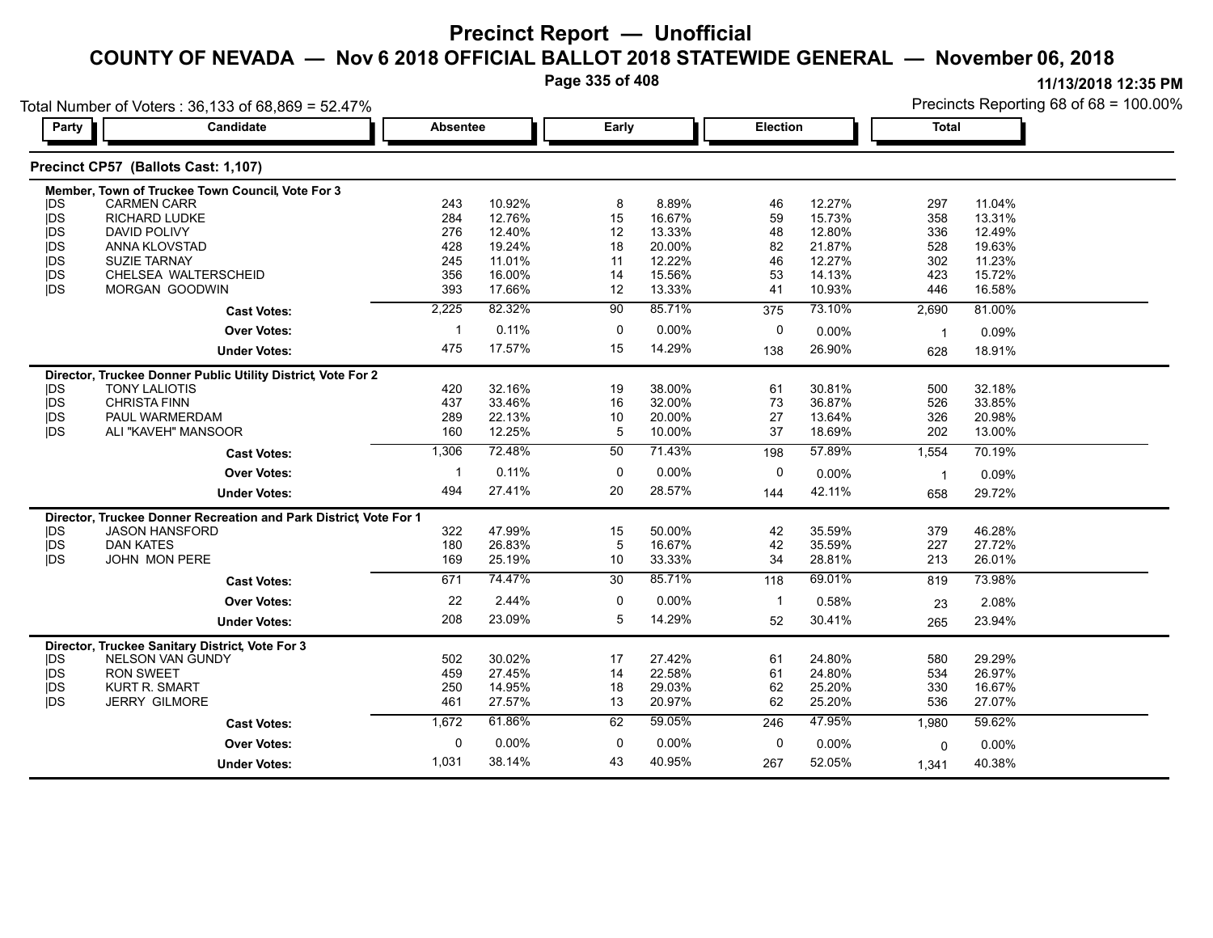# Precinct Report — Unofficial

## COUNTY OF NEVADA — Nov 6 2018 OFFICIAL BALLOT 2018 STATEWIDE GENERAL — November 06, 2018

11/13/2018 12:35 PM

Total Number of Voters : 36,133 of 68,869 = 52.47%

Precincts Reporting 68 of 68 = 100.00%

### Precinct CP57 (Ballots Cast: 1,107)

| Party | Candidate | Absentee | | Early | | Election | | Total | |
|---|---|---|---|---|---|---|---|---|---|
| **Member, Town of Truckee Town Council, Vote For 3** | | | | | | | | | |
| DS | CARMEN CARR | 243 | 10.92% | 8 | 8.89% | 46 | 12.27% | 297 | 11.04% |
| DS | RICHARD LUDKE | 284 | 12.76% | 15 | 16.67% | 59 | 15.73% | 358 | 13.31% |
| DS | DAVID POLIVY | 276 | 12.40% | 12 | 13.33% | 48 | 12.80% | 336 | 12.49% |
| DS | ANNA KLOVSTAD | 428 | 19.24% | 18 | 20.00% | 82 | 21.87% | 528 | 19.63% |
| DS | SUZIE TARNAY | 245 | 11.01% | 11 | 12.22% | 46 | 12.27% | 302 | 11.23% |
| DS | CHELSEA WALTERSCHEID | 356 | 16.00% | 14 | 15.56% | 53 | 14.13% | 423 | 15.72% |
| DS | MORGAN GOODWIN | 393 | 17.66% | 12 | 13.33% | 41 | 10.93% | 446 | 16.58% |
| | **Cast Votes:** | 2,225 | 82.32% | 90 | 85.71% | 375 | 73.10% | 2,690 | 81.00% |
| | **Over Votes:** | 1 | 0.11% | 0 | 0.00% | 0 | 0.00% | 1 | 0.09% |
| | **Under Votes:** | 475 | 17.57% | 15 | 14.29% | 138 | 26.90% | 628 | 18.91% |
| **Director, Truckee Donner Public Utility District, Vote For 2** | | | | | | | | | |
| DS | TONY LALIOTIS | 420 | 32.16% | 19 | 38.00% | 61 | 30.81% | 500 | 32.18% |
| DS | CHRISTA FINN | 437 | 33.46% | 16 | 32.00% | 73 | 36.87% | 526 | 33.85% |
| DS | PAUL WARMERDAM | 289 | 22.13% | 10 | 20.00% | 27 | 13.64% | 326 | 20.98% |
| DS | ALI "KAVEH" MANSOOR | 160 | 12.25% | 5 | 10.00% | 37 | 18.69% | 202 | 13.00% |
| | **Cast Votes:** | 1,306 | 72.48% | 50 | 71.43% | 198 | 57.89% | 1,554 | 70.19% |
| | **Over Votes:** | 1 | 0.11% | 0 | 0.00% | 0 | 0.00% | 1 | 0.09% |
| | **Under Votes:** | 494 | 27.41% | 20 | 28.57% | 144 | 42.11% | 658 | 29.72% |
| **Director, Truckee Donner Recreation and Park District, Vote For 1** | | | | | | | | | |
| DS | JASON HANSFORD | 322 | 47.99% | 15 | 50.00% | 42 | 35.59% | 379 | 46.28% |
| DS | DAN KATES | 180 | 26.83% | 5 | 16.67% | 42 | 35.59% | 227 | 27.72% |
| DS | JOHN MON PERE | 169 | 25.19% | 10 | 33.33% | 34 | 28.81% | 213 | 26.01% |
| | **Cast Votes:** | 671 | 74.47% | 30 | 85.71% | 118 | 69.01% | 819 | 73.98% |
| | **Over Votes:** | 22 | 2.44% | 0 | 0.00% | 1 | 0.58% | 23 | 2.08% |
| | **Under Votes:** | 208 | 23.09% | 5 | 14.29% | 52 | 30.41% | 265 | 23.94% |
| **Director, Truckee Sanitary District, Vote For 3** | | | | | | | | | |
| DS | NELSON VAN GUNDY | 502 | 30.02% | 17 | 27.42% | 61 | 24.80% | 580 | 29.29% |
| DS | RON SWEET | 459 | 27.45% | 14 | 22.58% | 61 | 24.80% | 534 | 26.97% |
| DS | KURT R. SMART | 250 | 14.95% | 18 | 29.03% | 62 | 25.20% | 330 | 16.67% |
| DS | JERRY GILMORE | 461 | 27.57% | 13 | 20.97% | 62 | 25.20% | 536 | 27.07% |
| | **Cast Votes:** | 1,672 | 61.86% | 62 | 59.05% | 246 | 47.95% | 1,980 | 59.62% |
| | **Over Votes:** | 0 | 0.00% | 0 | 0.00% | 0 | 0.00% | 0 | 0.00% |
| | **Under Votes:** | 1,031 | 38.14% | 43 | 40.95% | 267 | 52.05% | 1,341 | 40.38% |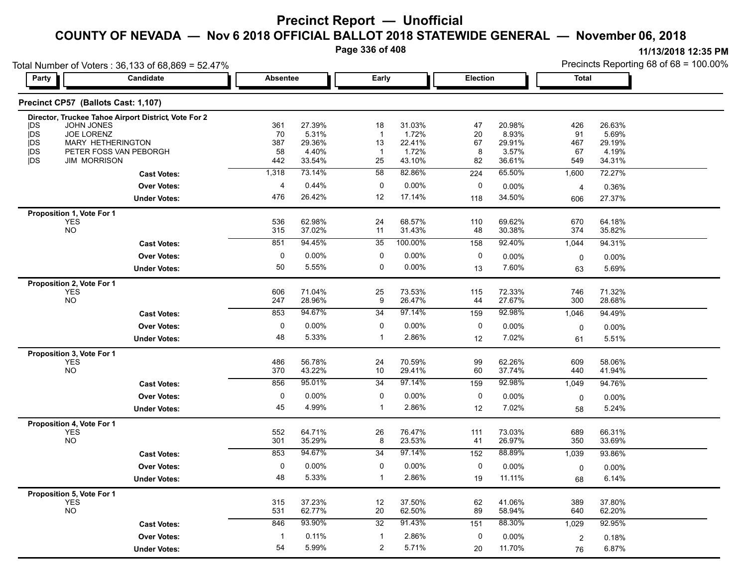# Precinct Report — Unofficial

## COUNTY OF NEVADA — Nov 6 2018 OFFICIAL BALLOT 2018 STATEWIDE GENERAL — November 06, 2018

11/13/2018 12:35 PM

Total Number of Voters : 36,133 of 68,869 = 52.47%

Precincts Reporting 68 of 68 = 100.00%

### Precinct CP57 (Ballots Cast: 1,107)

| Party | Candidate | Absentee | | Early | | Election | | Total | |
|---|---|---|---|---|---|---|---|---|---|
| **Director, Truckee Tahoe Airport District, Vote For 2** | | | | | | | | | |
| DS | JOHN JONES | 361 | 27.39% | 18 | 31.03% | 47 | 20.98% | 426 | 26.63% |
| DS | JOE LORENZ | 70 | 5.31% | 1 | 1.72% | 20 | 8.93% | 91 | 5.69% |
| DS | MARY HETHERINGTON | 387 | 29.36% | 13 | 22.41% | 67 | 29.91% | 467 | 29.19% |
| DS | PETER FOSS VAN PEBORGH | 58 | 4.40% | 1 | 1.72% | 8 | 3.57% | 67 | 4.19% |
| DS | JIM MORRISON | 442 | 33.54% | 25 | 43.10% | 82 | 36.61% | 549 | 34.31% |
| | **Cast Votes:** | 1,318 | 73.14% | 58 | 82.86% | 224 | 65.50% | 1,600 | 72.27% |
| | **Over Votes:** | 4 | 0.44% | 0 | 0.00% | 0 | 0.00% | 4 | 0.36% |
| | **Under Votes:** | 476 | 26.42% | 12 | 17.14% | 118 | 34.50% | 606 | 27.37% |
| **Proposition 1, Vote For 1** | | | | | | | | | |
| | YES | 536 | 62.98% | 24 | 68.57% | 110 | 69.62% | 670 | 64.18% |
| | NO | 315 | 37.02% | 11 | 31.43% | 48 | 30.38% | 374 | 35.82% |
| | **Cast Votes:** | 851 | 94.45% | 35 | 100.00% | 158 | 92.40% | 1,044 | 94.31% |
| | **Over Votes:** | 0 | 0.00% | 0 | 0.00% | 0 | 0.00% | 0 | 0.00% |
| | **Under Votes:** | 50 | 5.55% | 0 | 0.00% | 13 | 7.60% | 63 | 5.69% |
| **Proposition 2, Vote For 1** | | | | | | | | | |
| | YES | 606 | 71.04% | 25 | 73.53% | 115 | 72.33% | 746 | 71.32% |
| | NO | 247 | 28.96% | 9 | 26.47% | 44 | 27.67% | 300 | 28.68% |
| | **Cast Votes:** | 853 | 94.67% | 34 | 97.14% | 159 | 92.98% | 1,046 | 94.49% |
| | **Over Votes:** | 0 | 0.00% | 0 | 0.00% | 0 | 0.00% | 0 | 0.00% |
| | **Under Votes:** | 48 | 5.33% | 1 | 2.86% | 12 | 7.02% | 61 | 5.51% |
| **Proposition 3, Vote For 1** | | | | | | | | | |
| | YES | 486 | 56.78% | 24 | 70.59% | 99 | 62.26% | 609 | 58.06% |
| | NO | 370 | 43.22% | 10 | 29.41% | 60 | 37.74% | 440 | 41.94% |
| | **Cast Votes:** | 856 | 95.01% | 34 | 97.14% | 159 | 92.98% | 1,049 | 94.76% |
| | **Over Votes:** | 0 | 0.00% | 0 | 0.00% | 0 | 0.00% | 0 | 0.00% |
| | **Under Votes:** | 45 | 4.99% | 1 | 2.86% | 12 | 7.02% | 58 | 5.24% |
| **Proposition 4, Vote For 1** | | | | | | | | | |
| | YES | 552 | 64.71% | 26 | 76.47% | 111 | 73.03% | 689 | 66.31% |
| | NO | 301 | 35.29% | 8 | 23.53% | 41 | 26.97% | 350 | 33.69% |
| | **Cast Votes:** | 853 | 94.67% | 34 | 97.14% | 152 | 88.89% | 1,039 | 93.86% |
| | **Over Votes:** | 0 | 0.00% | 0 | 0.00% | 0 | 0.00% | 0 | 0.00% |
| | **Under Votes:** | 48 | 5.33% | 1 | 2.86% | 19 | 11.11% | 68 | 6.14% |
| **Proposition 5, Vote For 1** | | | | | | | | | |
| | YES | 315 | 37.23% | 12 | 37.50% | 62 | 41.06% | 389 | 37.80% |
| | NO | 531 | 62.77% | 20 | 62.50% | 89 | 58.94% | 640 | 62.20% |
| | **Cast Votes:** | 846 | 93.90% | 32 | 91.43% | 151 | 88.30% | 1,029 | 92.95% |
| | **Over Votes:** | 1 | 0.11% | 1 | 2.86% | 0 | 0.00% | 2 | 0.18% |
| | **Under Votes:** | 54 | 5.99% | 2 | 5.71% | 20 | 11.70% | 76 | 6.87% |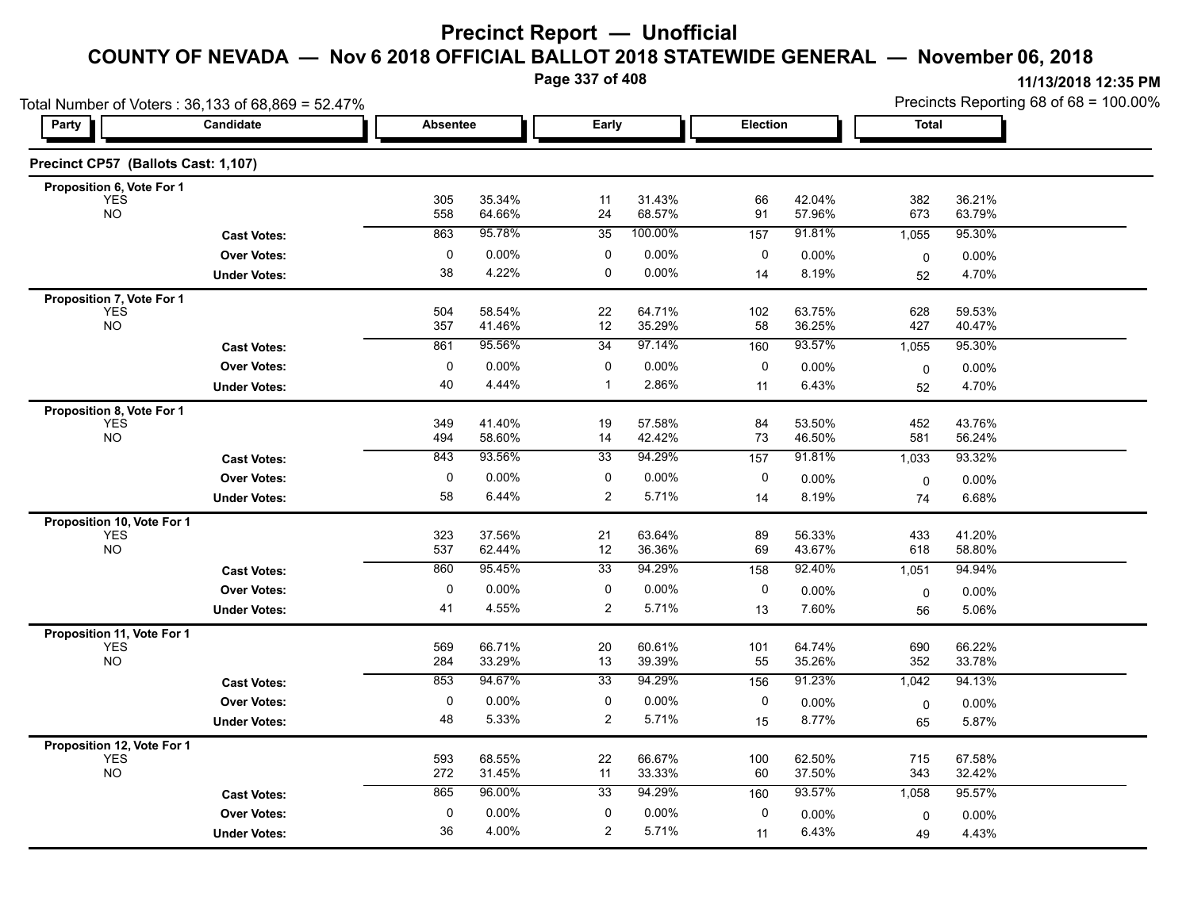# Precinct Report — Unofficial

## COUNTY OF NEVADA — Nov 6 2018 OFFICIAL BALLOT 2018 STATEWIDE GENERAL — November 06, 2018

11/13/2018 12:35 PM

Total Number of Voters : 36,133 of 68,869 = 52.47%

Precincts Reporting 68 of 68 = 100.00%

### Precinct CP57 (Ballots Cast: 1,107)

| Party | Candidate | Absentee | | Early | | Election | | Total | |
|---|---|---|---|---|---|---|---|---|---|
| **Proposition 6, Vote For 1** | | | | | | | | | |
| | YES | 305 | 35.34% | 11 | 31.43% | 66 | 42.04% | 382 | 36.21% |
| | NO | 558 | 64.66% | 24 | 68.57% | 91 | 57.96% | 673 | 63.79% |
| | **Cast Votes:** | 863 | 95.78% | 35 | 100.00% | 157 | 91.81% | 1,055 | 95.30% |
| | **Over Votes:** | 0 | 0.00% | 0 | 0.00% | 0 | 0.00% | 0 | 0.00% |
| | **Under Votes:** | 38 | 4.22% | 0 | 0.00% | 14 | 8.19% | 52 | 4.70% |
| **Proposition 7, Vote For 1** | | | | | | | | | |
| | YES | 504 | 58.54% | 22 | 64.71% | 102 | 63.75% | 628 | 59.53% |
| | NO | 357 | 41.46% | 12 | 35.29% | 58 | 36.25% | 427 | 40.47% |
| | **Cast Votes:** | 861 | 95.56% | 34 | 97.14% | 160 | 93.57% | 1,055 | 95.30% |
| | **Over Votes:** | 0 | 0.00% | 0 | 0.00% | 0 | 0.00% | 0 | 0.00% |
| | **Under Votes:** | 40 | 4.44% | 1 | 2.86% | 11 | 6.43% | 52 | 4.70% |
| **Proposition 8, Vote For 1** | | | | | | | | | |
| | YES | 349 | 41.40% | 19 | 57.58% | 84 | 53.50% | 452 | 43.76% |
| | NO | 494 | 58.60% | 14 | 42.42% | 73 | 46.50% | 581 | 56.24% |
| | **Cast Votes:** | 843 | 93.56% | 33 | 94.29% | 157 | 91.81% | 1,033 | 93.32% |
| | **Over Votes:** | 0 | 0.00% | 0 | 0.00% | 0 | 0.00% | 0 | 0.00% |
| | **Under Votes:** | 58 | 6.44% | 2 | 5.71% | 14 | 8.19% | 74 | 6.68% |
| **Proposition 10, Vote For 1** | | | | | | | | | |
| | YES | 323 | 37.56% | 21 | 63.64% | 89 | 56.33% | 433 | 41.20% |
| | NO | 537 | 62.44% | 12 | 36.36% | 69 | 43.67% | 618 | 58.80% |
| | **Cast Votes:** | 860 | 95.45% | 33 | 94.29% | 158 | 92.40% | 1,051 | 94.94% |
| | **Over Votes:** | 0 | 0.00% | 0 | 0.00% | 0 | 0.00% | 0 | 0.00% |
| | **Under Votes:** | 41 | 4.55% | 2 | 5.71% | 13 | 7.60% | 56 | 5.06% |
| **Proposition 11, Vote For 1** | | | | | | | | | |
| | YES | 569 | 66.71% | 20 | 60.61% | 101 | 64.74% | 690 | 66.22% |
| | NO | 284 | 33.29% | 13 | 39.39% | 55 | 35.26% | 352 | 33.78% |
| | **Cast Votes:** | 853 | 94.67% | 33 | 94.29% | 156 | 91.23% | 1,042 | 94.13% |
| | **Over Votes:** | 0 | 0.00% | 0 | 0.00% | 0 | 0.00% | 0 | 0.00% |
| | **Under Votes:** | 48 | 5.33% | 2 | 5.71% | 15 | 8.77% | 65 | 5.87% |
| **Proposition 12, Vote For 1** | | | | | | | | | |
| | YES | 593 | 68.55% | 22 | 66.67% | 100 | 62.50% | 715 | 67.58% |
| | NO | 272 | 31.45% | 11 | 33.33% | 60 | 37.50% | 343 | 32.42% |
| | **Cast Votes:** | 865 | 96.00% | 33 | 94.29% | 160 | 93.57% | 1,058 | 95.57% |
| | **Over Votes:** | 0 | 0.00% | 0 | 0.00% | 0 | 0.00% | 0 | 0.00% |
| | **Under Votes:** | 36 | 4.00% | 2 | 5.71% | 11 | 6.43% | 49 | 4.43% |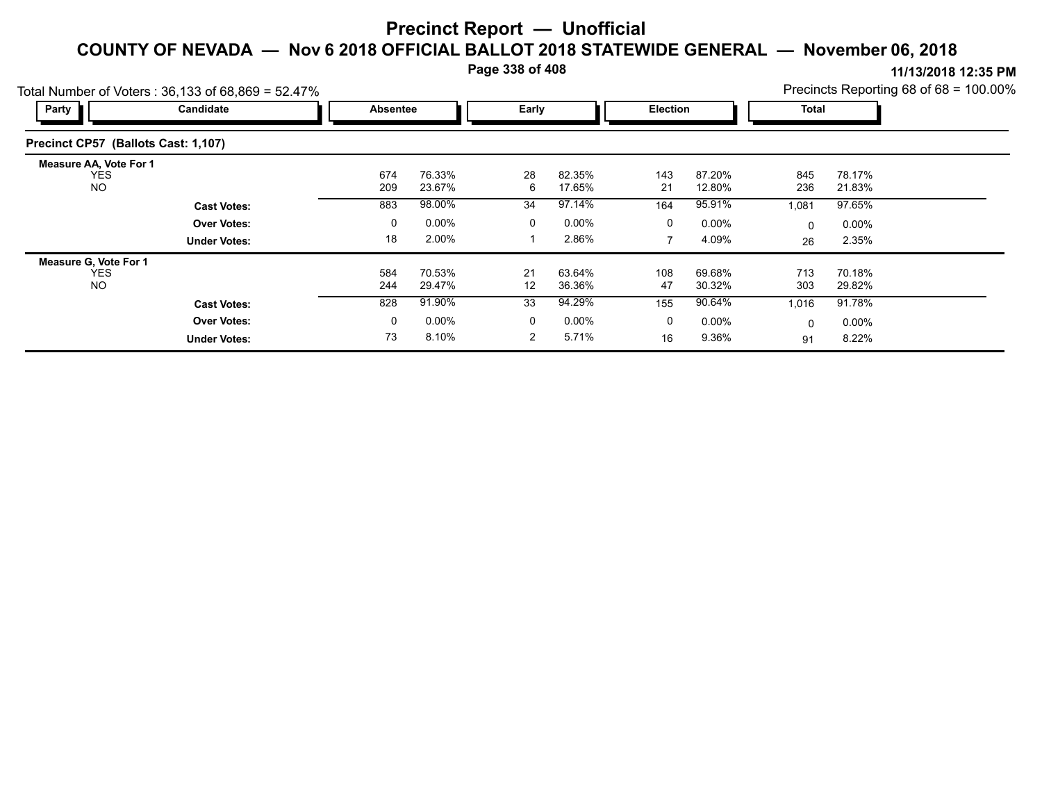# Precinct Report — Unofficial

## COUNTY OF NEVADA — Nov 6 2018 OFFICIAL BALLOT 2018 STATEWIDE GENERAL — November 06, 2018

11/13/2018 12:35 PM

Total Number of Voters : 36,133 of 68,869 = 52.47%

Precincts Reporting 68 of 68 = 100.00%

### Precinct CP57 (Ballots Cast: 1,107)

| Party | Candidate | Absentee | | Early | | Election | | Total | |
|---|---|---|---|---|---|---|---|---|---|
| **Measure AA, Vote For 1** | | | | | | | | | |
| | YES | 674 | 76.33% | 28 | 82.35% | 143 | 87.20% | 845 | 78.17% |
| | NO | 209 | 23.67% | 6 | 17.65% | 21 | 12.80% | 236 | 21.83% |
| | **Cast Votes:** | 883 | 98.00% | 34 | 97.14% | 164 | 95.91% | 1,081 | 97.65% |
| | **Over Votes:** | 0 | 0.00% | 0 | 0.00% | 0 | 0.00% | 0 | 0.00% |
| | **Under Votes:** | 18 | 2.00% | 1 | 2.86% | 7 | 4.09% | 26 | 2.35% |
| **Measure G, Vote For 1** | | | | | | | | | |
| | YES | 584 | 70.53% | 21 | 63.64% | 108 | 69.68% | 713 | 70.18% |
| | NO | 244 | 29.47% | 12 | 36.36% | 47 | 30.32% | 303 | 29.82% |
| | **Cast Votes:** | 828 | 91.90% | 33 | 94.29% | 155 | 90.64% | 1,016 | 91.78% |
| | **Over Votes:** | 0 | 0.00% | 0 | 0.00% | 0 | 0.00% | 0 | 0.00% |
| | **Under Votes:** | 73 | 8.10% | 2 | 5.71% | 16 | 9.36% | 91 | 8.22% |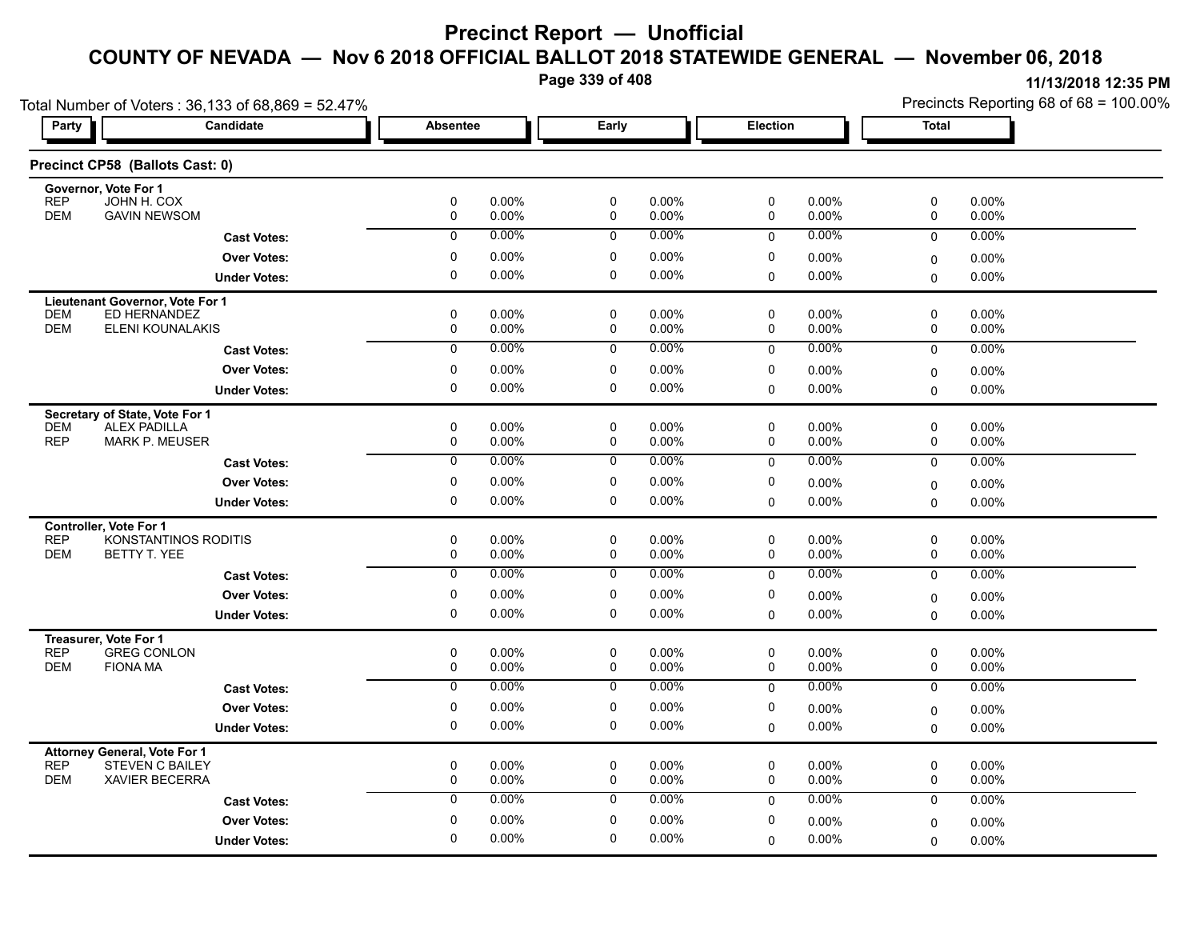# Precinct Report — Unofficial

## COUNTY OF NEVADA — Nov 6 2018 OFFICIAL BALLOT 2018 STATEWIDE GENERAL — November 06, 2018

11/13/2018 12:35 PM

Total Number of Voters : 36,133 of 68,869 = 52.47%

Precincts Reporting 68 of 68 = 100.00%

### Precinct CP58 (Ballots Cast: 0)

| Party | Candidate | Absentee | | Early | | Election | | Total | |
|---|---|---|---|---|---|---|---|---|---|
| **Governor, Vote For 1** | | | | | | | | | |
| REP | JOHN H. COX | 0 | 0.00% | 0 | 0.00% | 0 | 0.00% | 0 | 0.00% |
| DEM | GAVIN NEWSOM | 0 | 0.00% | 0 | 0.00% | 0 | 0.00% | 0 | 0.00% |
| | **Cast Votes:** | 0 | 0.00% | 0 | 0.00% | 0 | 0.00% | 0 | 0.00% |
| | **Over Votes:** | 0 | 0.00% | 0 | 0.00% | 0 | 0.00% | 0 | 0.00% |
| | **Under Votes:** | 0 | 0.00% | 0 | 0.00% | 0 | 0.00% | 0 | 0.00% |
| **Lieutenant Governor, Vote For 1** | | | | | | | | | |
| DEM | ED HERNANDEZ | 0 | 0.00% | 0 | 0.00% | 0 | 0.00% | 0 | 0.00% |
| DEM | ELENI KOUNALAKIS | 0 | 0.00% | 0 | 0.00% | 0 | 0.00% | 0 | 0.00% |
| | **Cast Votes:** | 0 | 0.00% | 0 | 0.00% | 0 | 0.00% | 0 | 0.00% |
| | **Over Votes:** | 0 | 0.00% | 0 | 0.00% | 0 | 0.00% | 0 | 0.00% |
| | **Under Votes:** | 0 | 0.00% | 0 | 0.00% | 0 | 0.00% | 0 | 0.00% |
| **Secretary of State, Vote For 1** | | | | | | | | | |
| DEM | ALEX PADILLA | 0 | 0.00% | 0 | 0.00% | 0 | 0.00% | 0 | 0.00% |
| REP | MARK P. MEUSER | 0 | 0.00% | 0 | 0.00% | 0 | 0.00% | 0 | 0.00% |
| | **Cast Votes:** | 0 | 0.00% | 0 | 0.00% | 0 | 0.00% | 0 | 0.00% |
| | **Over Votes:** | 0 | 0.00% | 0 | 0.00% | 0 | 0.00% | 0 | 0.00% |
| | **Under Votes:** | 0 | 0.00% | 0 | 0.00% | 0 | 0.00% | 0 | 0.00% |
| **Controller, Vote For 1** | | | | | | | | | |
| REP | KONSTANTINOS RODITIS | 0 | 0.00% | 0 | 0.00% | 0 | 0.00% | 0 | 0.00% |
| DEM | BETTY T. YEE | 0 | 0.00% | 0 | 0.00% | 0 | 0.00% | 0 | 0.00% |
| | **Cast Votes:** | 0 | 0.00% | 0 | 0.00% | 0 | 0.00% | 0 | 0.00% |
| | **Over Votes:** | 0 | 0.00% | 0 | 0.00% | 0 | 0.00% | 0 | 0.00% |
| | **Under Votes:** | 0 | 0.00% | 0 | 0.00% | 0 | 0.00% | 0 | 0.00% |
| **Treasurer, Vote For 1** | | | | | | | | | |
| REP | GREG CONLON | 0 | 0.00% | 0 | 0.00% | 0 | 0.00% | 0 | 0.00% |
| DEM | FIONA MA | 0 | 0.00% | 0 | 0.00% | 0 | 0.00% | 0 | 0.00% |
| | **Cast Votes:** | 0 | 0.00% | 0 | 0.00% | 0 | 0.00% | 0 | 0.00% |
| | **Over Votes:** | 0 | 0.00% | 0 | 0.00% | 0 | 0.00% | 0 | 0.00% |
| | **Under Votes:** | 0 | 0.00% | 0 | 0.00% | 0 | 0.00% | 0 | 0.00% |
| **Attorney General, Vote For 1** | | | | | | | | | |
| REP | STEVEN C BAILEY | 0 | 0.00% | 0 | 0.00% | 0 | 0.00% | 0 | 0.00% |
| DEM | XAVIER BECERRA | 0 | 0.00% | 0 | 0.00% | 0 | 0.00% | 0 | 0.00% |
| | **Cast Votes:** | 0 | 0.00% | 0 | 0.00% | 0 | 0.00% | 0 | 0.00% |
| | **Over Votes:** | 0 | 0.00% | 0 | 0.00% | 0 | 0.00% | 0 | 0.00% |
| | **Under Votes:** | 0 | 0.00% | 0 | 0.00% | 0 | 0.00% | 0 | 0.00% |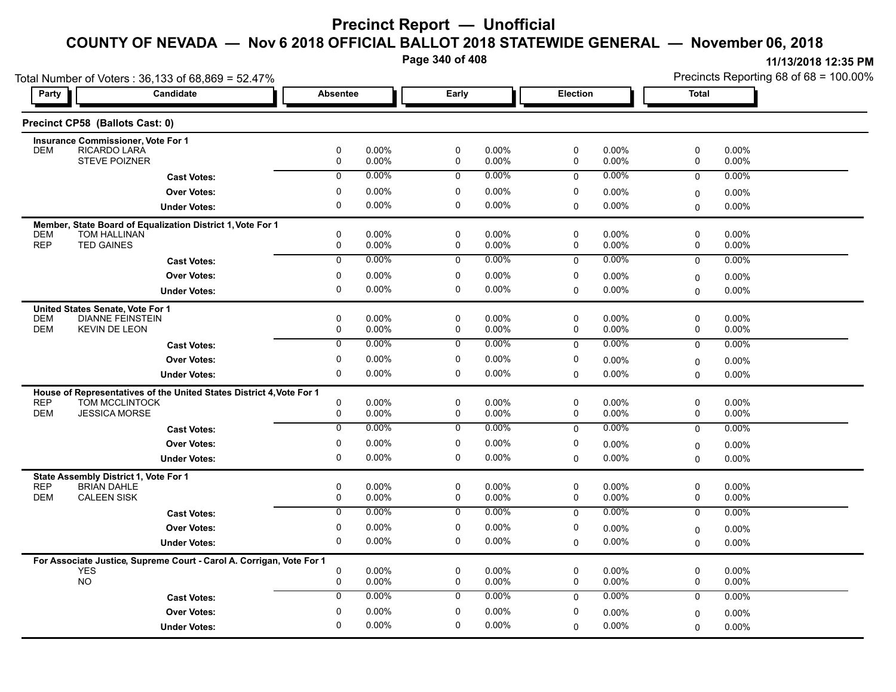# Precinct Report — Unofficial

## COUNTY OF NEVADA — Nov 6 2018 OFFICIAL BALLOT 2018 STATEWIDE GENERAL — November 06, 2018

11/13/2018 12:35 PM

Total Number of Voters : 36,133 of 68,869 = 52.47%

Precincts Reporting 68 of 68 = 100.00%

### Precinct CP58 (Ballots Cast: 0)

| Party | Candidate | Absentee | | Early | | Election | | Total | |
|---|---|---|---|---|---|---|---|---|---|
| **Insurance Commissioner, Vote For 1** | | | | | | | | | |
| DEM | RICARDO LARA | 0 | 0.00% | 0 | 0.00% | 0 | 0.00% | 0 | 0.00% |
| | STEVE POIZNER | 0 | 0.00% | 0 | 0.00% | 0 | 0.00% | 0 | 0.00% |
| | **Cast Votes:** | 0 | 0.00% | 0 | 0.00% | 0 | 0.00% | 0 | 0.00% |
| | **Over Votes:** | 0 | 0.00% | 0 | 0.00% | 0 | 0.00% | 0 | 0.00% |
| | **Under Votes:** | 0 | 0.00% | 0 | 0.00% | 0 | 0.00% | 0 | 0.00% |
| **Member, State Board of Equalization District 1, Vote For 1** | | | | | | | | | |
| DEM | TOM HALLINAN | 0 | 0.00% | 0 | 0.00% | 0 | 0.00% | 0 | 0.00% |
| REP | TED GAINES | 0 | 0.00% | 0 | 0.00% | 0 | 0.00% | 0 | 0.00% |
| | **Cast Votes:** | 0 | 0.00% | 0 | 0.00% | 0 | 0.00% | 0 | 0.00% |
| | **Over Votes:** | 0 | 0.00% | 0 | 0.00% | 0 | 0.00% | 0 | 0.00% |
| | **Under Votes:** | 0 | 0.00% | 0 | 0.00% | 0 | 0.00% | 0 | 0.00% |
| **United States Senate, Vote For 1** | | | | | | | | | |
| DEM | DIANNE FEINSTEIN | 0 | 0.00% | 0 | 0.00% | 0 | 0.00% | 0 | 0.00% |
| DEM | KEVIN DE LEON | 0 | 0.00% | 0 | 0.00% | 0 | 0.00% | 0 | 0.00% |
| | **Cast Votes:** | 0 | 0.00% | 0 | 0.00% | 0 | 0.00% | 0 | 0.00% |
| | **Over Votes:** | 0 | 0.00% | 0 | 0.00% | 0 | 0.00% | 0 | 0.00% |
| | **Under Votes:** | 0 | 0.00% | 0 | 0.00% | 0 | 0.00% | 0 | 0.00% |
| **House of Representatives of the United States District 4, Vote For 1** | | | | | | | | | |
| REP | TOM MCCLINTOCK | 0 | 0.00% | 0 | 0.00% | 0 | 0.00% | 0 | 0.00% |
| DEM | JESSICA MORSE | 0 | 0.00% | 0 | 0.00% | 0 | 0.00% | 0 | 0.00% |
| | **Cast Votes:** | 0 | 0.00% | 0 | 0.00% | 0 | 0.00% | 0 | 0.00% |
| | **Over Votes:** | 0 | 0.00% | 0 | 0.00% | 0 | 0.00% | 0 | 0.00% |
| | **Under Votes:** | 0 | 0.00% | 0 | 0.00% | 0 | 0.00% | 0 | 0.00% |
| **State Assembly District 1, Vote For 1** | | | | | | | | | |
| REP | BRIAN DAHLE | 0 | 0.00% | 0 | 0.00% | 0 | 0.00% | 0 | 0.00% |
| DEM | CALEEN SISK | 0 | 0.00% | 0 | 0.00% | 0 | 0.00% | 0 | 0.00% |
| | **Cast Votes:** | 0 | 0.00% | 0 | 0.00% | 0 | 0.00% | 0 | 0.00% |
| | **Over Votes:** | 0 | 0.00% | 0 | 0.00% | 0 | 0.00% | 0 | 0.00% |
| | **Under Votes:** | 0 | 0.00% | 0 | 0.00% | 0 | 0.00% | 0 | 0.00% |
| **For Associate Justice, Supreme Court - Carol A. Corrigan, Vote For 1** | | | | | | | | | |
| | YES | 0 | 0.00% | 0 | 0.00% | 0 | 0.00% | 0 | 0.00% |
| | NO | 0 | 0.00% | 0 | 0.00% | 0 | 0.00% | 0 | 0.00% |
| | **Cast Votes:** | 0 | 0.00% | 0 | 0.00% | 0 | 0.00% | 0 | 0.00% |
| | **Over Votes:** | 0 | 0.00% | 0 | 0.00% | 0 | 0.00% | 0 | 0.00% |
| | **Under Votes:** | 0 | 0.00% | 0 | 0.00% | 0 | 0.00% | 0 | 0.00% |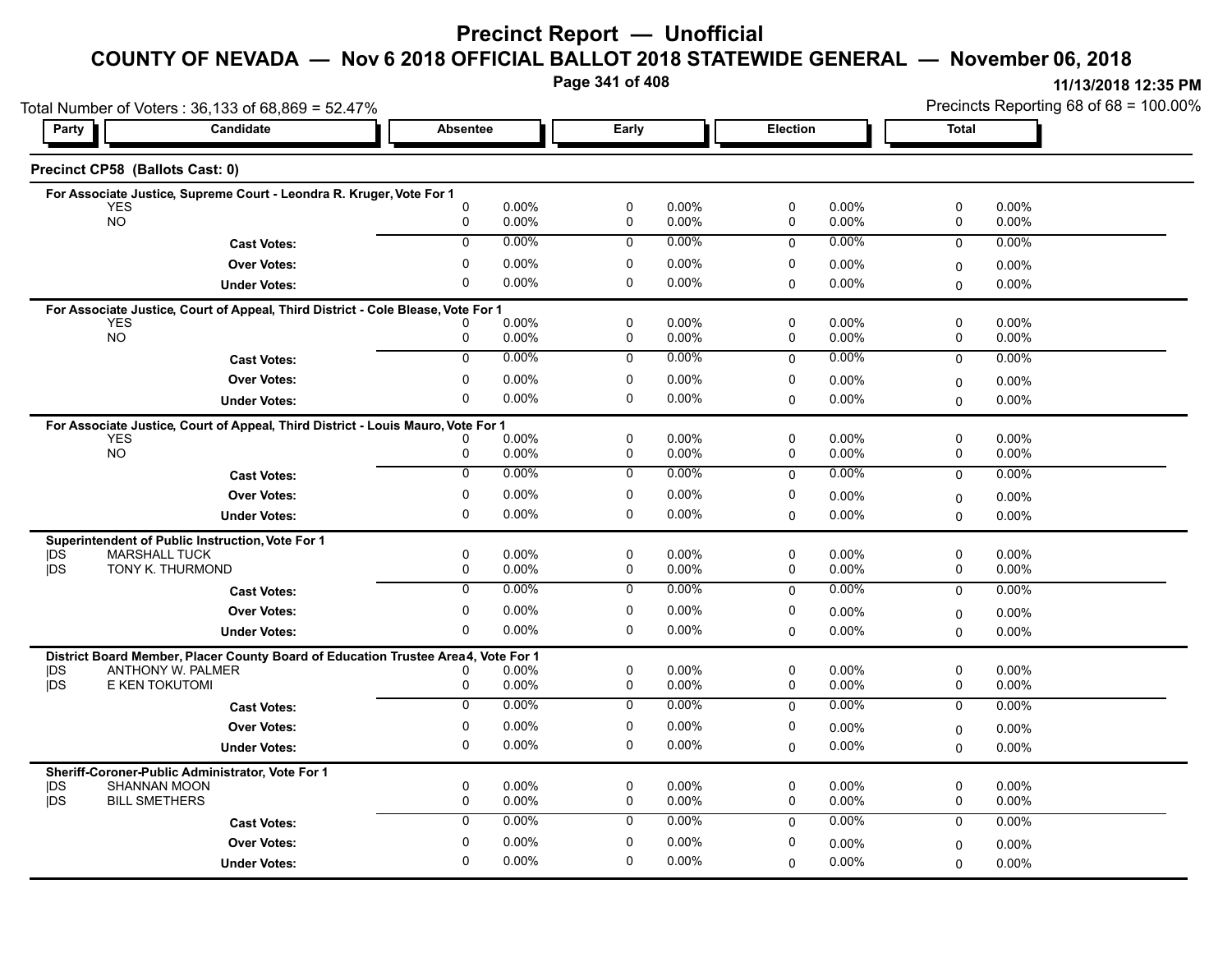# Precinct Report — Unofficial

## COUNTY OF NEVADA — Nov 6 2018 OFFICIAL BALLOT 2018 STATEWIDE GENERAL — November 06, 2018

11/13/2018 12:35 PM

Total Number of Voters : 36,133 of 68,869 = 52.47%

Precincts Reporting 68 of 68 = 100.00%

### Precinct CP58 (Ballots Cast: 0)

**For Associate Justice, Supreme Court - Leondra R. Kruger, Vote For 1**

| Party | Candidate | Absentee | | Early | | Election | | Total | |
|---|---|---|---|---|---|---|---|---|---|
| | YES | 0 | 0.00% | 0 | 0.00% | 0 | 0.00% | 0 | 0.00% |
| | NO | 0 | 0.00% | 0 | 0.00% | 0 | 0.00% | 0 | 0.00% |
| | **Cast Votes:** | 0 | 0.00% | 0 | 0.00% | 0 | 0.00% | 0 | 0.00% |
| | **Over Votes:** | 0 | 0.00% | 0 | 0.00% | 0 | 0.00% | 0 | 0.00% |
| | **Under Votes:** | 0 | 0.00% | 0 | 0.00% | 0 | 0.00% | 0 | 0.00% |

**For Associate Justice, Court of Appeal, Third District - Cole Blease, Vote For 1**

| Party | Candidate | Absentee | | Early | | Election | | Total | |
|---|---|---|---|---|---|---|---|---|---|
| | YES | 0 | 0.00% | 0 | 0.00% | 0 | 0.00% | 0 | 0.00% |
| | NO | 0 | 0.00% | 0 | 0.00% | 0 | 0.00% | 0 | 0.00% |
| | **Cast Votes:** | 0 | 0.00% | 0 | 0.00% | 0 | 0.00% | 0 | 0.00% |
| | **Over Votes:** | 0 | 0.00% | 0 | 0.00% | 0 | 0.00% | 0 | 0.00% |
| | **Under Votes:** | 0 | 0.00% | 0 | 0.00% | 0 | 0.00% | 0 | 0.00% |

**For Associate Justice, Court of Appeal, Third District - Louis Mauro, Vote For 1**

| Party | Candidate | Absentee | | Early | | Election | | Total | |
|---|---|---|---|---|---|---|---|---|---|
| | YES | 0 | 0.00% | 0 | 0.00% | 0 | 0.00% | 0 | 0.00% |
| | NO | 0 | 0.00% | 0 | 0.00% | 0 | 0.00% | 0 | 0.00% |
| | **Cast Votes:** | 0 | 0.00% | 0 | 0.00% | 0 | 0.00% | 0 | 0.00% |
| | **Over Votes:** | 0 | 0.00% | 0 | 0.00% | 0 | 0.00% | 0 | 0.00% |
| | **Under Votes:** | 0 | 0.00% | 0 | 0.00% | 0 | 0.00% | 0 | 0.00% |

**Superintendent of Public Instruction, Vote For 1**

| Party | Candidate | Absentee | | Early | | Election | | Total | |
|---|---|---|---|---|---|---|---|---|---|
| DS | MARSHALL TUCK | 0 | 0.00% | 0 | 0.00% | 0 | 0.00% | 0 | 0.00% |
| DS | TONY K. THURMOND | 0 | 0.00% | 0 | 0.00% | 0 | 0.00% | 0 | 0.00% |
| | **Cast Votes:** | 0 | 0.00% | 0 | 0.00% | 0 | 0.00% | 0 | 0.00% |
| | **Over Votes:** | 0 | 0.00% | 0 | 0.00% | 0 | 0.00% | 0 | 0.00% |
| | **Under Votes:** | 0 | 0.00% | 0 | 0.00% | 0 | 0.00% | 0 | 0.00% |

**District Board Member, Placer County Board of Education Trustee Area 4, Vote For 1**

| Party | Candidate | Absentee | | Early | | Election | | Total | |
|---|---|---|---|---|---|---|---|---|---|
| DS | ANTHONY W. PALMER | 0 | 0.00% | 0 | 0.00% | 0 | 0.00% | 0 | 0.00% |
| DS | E KEN TOKUTOMI | 0 | 0.00% | 0 | 0.00% | 0 | 0.00% | 0 | 0.00% |
| | **Cast Votes:** | 0 | 0.00% | 0 | 0.00% | 0 | 0.00% | 0 | 0.00% |
| | **Over Votes:** | 0 | 0.00% | 0 | 0.00% | 0 | 0.00% | 0 | 0.00% |
| | **Under Votes:** | 0 | 0.00% | 0 | 0.00% | 0 | 0.00% | 0 | 0.00% |

**Sheriff-Coroner-Public Administrator, Vote For 1**

| Party | Candidate | Absentee | | Early | | Election | | Total | |
|---|---|---|---|---|---|---|---|---|---|
| DS | SHANNAN MOON | 0 | 0.00% | 0 | 0.00% | 0 | 0.00% | 0 | 0.00% |
| DS | BILL SMETHERS | 0 | 0.00% | 0 | 0.00% | 0 | 0.00% | 0 | 0.00% |
| | **Cast Votes:** | 0 | 0.00% | 0 | 0.00% | 0 | 0.00% | 0 | 0.00% |
| | **Over Votes:** | 0 | 0.00% | 0 | 0.00% | 0 | 0.00% | 0 | 0.00% |
| | **Under Votes:** | 0 | 0.00% | 0 | 0.00% | 0 | 0.00% | 0 | 0.00% |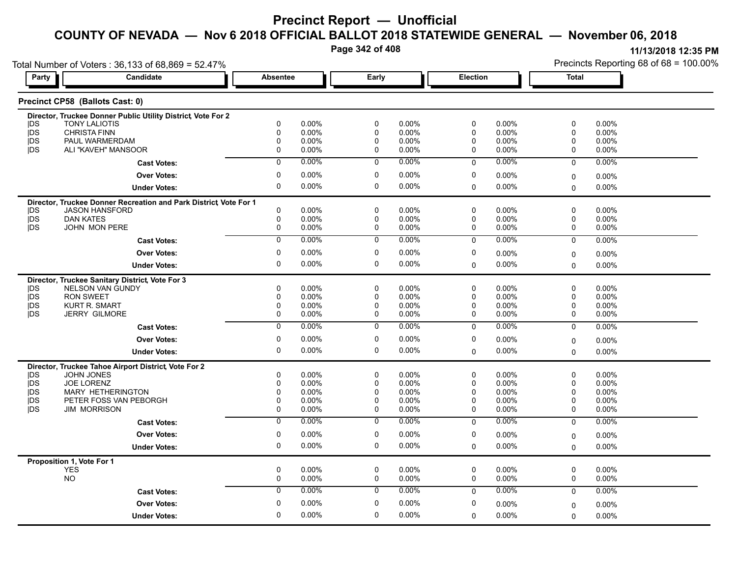# Precinct Report — Unofficial

## COUNTY OF NEVADA — Nov 6 2018 OFFICIAL BALLOT 2018 STATEWIDE GENERAL — November 06, 2018

11/13/2018 12:35 PM

Total Number of Voters : 36,133 of 68,869 = 52.47%

Precincts Reporting 68 of 68 = 100.00%

### Precinct CP58 (Ballots Cast: 0)

| Party | Candidate | Absentee | | Early | | Election | | Total | |
|---|---|---|---|---|---|---|---|---|---|
| | **Director, Truckee Donner Public Utility District, Vote For 2** | | | | | | | | |
| \|DS | TONY LALIOTIS | 0 | 0.00% | 0 | 0.00% | 0 | 0.00% | 0 | 0.00% |
| \|DS | CHRISTA FINN | 0 | 0.00% | 0 | 0.00% | 0 | 0.00% | 0 | 0.00% |
| \|DS | PAUL WARMERDAM | 0 | 0.00% | 0 | 0.00% | 0 | 0.00% | 0 | 0.00% |
| \|DS | ALI "KAVEH" MANSOOR | 0 | 0.00% | 0 | 0.00% | 0 | 0.00% | 0 | 0.00% |
| | **Cast Votes:** | 0 | 0.00% | 0 | 0.00% | 0 | 0.00% | 0 | 0.00% |
| | **Over Votes:** | 0 | 0.00% | 0 | 0.00% | 0 | 0.00% | 0 | 0.00% |
| | **Under Votes:** | 0 | 0.00% | 0 | 0.00% | 0 | 0.00% | 0 | 0.00% |
| | **Director, Truckee Donner Recreation and Park District, Vote For 1** | | | | | | | | |
| \|DS | JASON HANSFORD | 0 | 0.00% | 0 | 0.00% | 0 | 0.00% | 0 | 0.00% |
| \|DS | DAN KATES | 0 | 0.00% | 0 | 0.00% | 0 | 0.00% | 0 | 0.00% |
| \|DS | JOHN MON PERE | 0 | 0.00% | 0 | 0.00% | 0 | 0.00% | 0 | 0.00% |
| | **Cast Votes:** | 0 | 0.00% | 0 | 0.00% | 0 | 0.00% | 0 | 0.00% |
| | **Over Votes:** | 0 | 0.00% | 0 | 0.00% | 0 | 0.00% | 0 | 0.00% |
| | **Under Votes:** | 0 | 0.00% | 0 | 0.00% | 0 | 0.00% | 0 | 0.00% |
| | **Director, Truckee Sanitary District, Vote For 3** | | | | | | | | |
| \|DS | NELSON VAN GUNDY | 0 | 0.00% | 0 | 0.00% | 0 | 0.00% | 0 | 0.00% |
| \|DS | RON SWEET | 0 | 0.00% | 0 | 0.00% | 0 | 0.00% | 0 | 0.00% |
| \|DS | KURT R. SMART | 0 | 0.00% | 0 | 0.00% | 0 | 0.00% | 0 | 0.00% |
| \|DS | JERRY GILMORE | 0 | 0.00% | 0 | 0.00% | 0 | 0.00% | 0 | 0.00% |
| | **Cast Votes:** | 0 | 0.00% | 0 | 0.00% | 0 | 0.00% | 0 | 0.00% |
| | **Over Votes:** | 0 | 0.00% | 0 | 0.00% | 0 | 0.00% | 0 | 0.00% |
| | **Under Votes:** | 0 | 0.00% | 0 | 0.00% | 0 | 0.00% | 0 | 0.00% |
| | **Director, Truckee Tahoe Airport District, Vote For 2** | | | | | | | | |
| \|DS | JOHN JONES | 0 | 0.00% | 0 | 0.00% | 0 | 0.00% | 0 | 0.00% |
| \|DS | JOE LORENZ | 0 | 0.00% | 0 | 0.00% | 0 | 0.00% | 0 | 0.00% |
| \|DS | MARY HETHERINGTON | 0 | 0.00% | 0 | 0.00% | 0 | 0.00% | 0 | 0.00% |
| \|DS | PETER FOSS VAN PEBORGH | 0 | 0.00% | 0 | 0.00% | 0 | 0.00% | 0 | 0.00% |
| \|DS | JIM MORRISON | 0 | 0.00% | 0 | 0.00% | 0 | 0.00% | 0 | 0.00% |
| | **Cast Votes:** | 0 | 0.00% | 0 | 0.00% | 0 | 0.00% | 0 | 0.00% |
| | **Over Votes:** | 0 | 0.00% | 0 | 0.00% | 0 | 0.00% | 0 | 0.00% |
| | **Under Votes:** | 0 | 0.00% | 0 | 0.00% | 0 | 0.00% | 0 | 0.00% |
| | **Proposition 1, Vote For 1** | | | | | | | | |
| | YES | 0 | 0.00% | 0 | 0.00% | 0 | 0.00% | 0 | 0.00% |
| | NO | 0 | 0.00% | 0 | 0.00% | 0 | 0.00% | 0 | 0.00% |
| | **Cast Votes:** | 0 | 0.00% | 0 | 0.00% | 0 | 0.00% | 0 | 0.00% |
| | **Over Votes:** | 0 | 0.00% | 0 | 0.00% | 0 | 0.00% | 0 | 0.00% |
| | **Under Votes:** | 0 | 0.00% | 0 | 0.00% | 0 | 0.00% | 0 | 0.00% |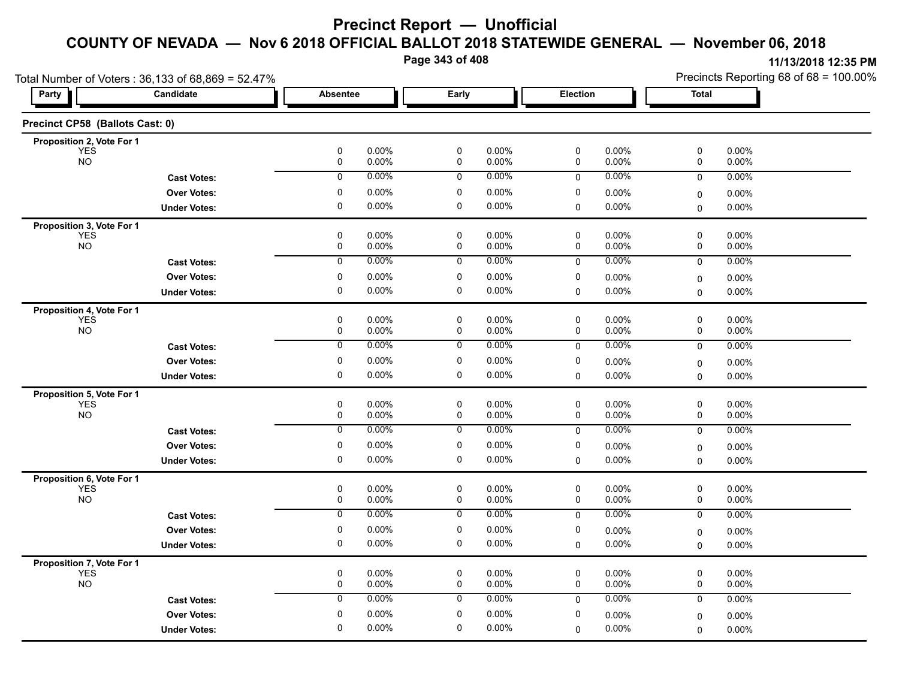# Precinct Report — Unofficial

## COUNTY OF NEVADA — Nov 6 2018 OFFICIAL BALLOT 2018 STATEWIDE GENERAL — November 06, 2018

11/13/2018 12:35 PM

Total Number of Voters : 36,133 of 68,869 = 52.47%

Precincts Reporting 68 of 68 = 100.00%

### Precinct CP58 (Ballots Cast: 0)

| Party | Candidate | Absentee | | Early | | Election | | Total | |
|---|---|---|---|---|---|---|---|---|---|
| **Proposition 2, Vote For 1** | | | | | | | | | |
| | YES | 0 | 0.00% | 0 | 0.00% | 0 | 0.00% | 0 | 0.00% |
| | NO | 0 | 0.00% | 0 | 0.00% | 0 | 0.00% | 0 | 0.00% |
| | **Cast Votes:** | 0 | 0.00% | 0 | 0.00% | 0 | 0.00% | 0 | 0.00% |
| | **Over Votes:** | 0 | 0.00% | 0 | 0.00% | 0 | 0.00% | 0 | 0.00% |
| | **Under Votes:** | 0 | 0.00% | 0 | 0.00% | 0 | 0.00% | 0 | 0.00% |
| **Proposition 3, Vote For 1** | | | | | | | | | |
| | YES | 0 | 0.00% | 0 | 0.00% | 0 | 0.00% | 0 | 0.00% |
| | NO | 0 | 0.00% | 0 | 0.00% | 0 | 0.00% | 0 | 0.00% |
| | **Cast Votes:** | 0 | 0.00% | 0 | 0.00% | 0 | 0.00% | 0 | 0.00% |
| | **Over Votes:** | 0 | 0.00% | 0 | 0.00% | 0 | 0.00% | 0 | 0.00% |
| | **Under Votes:** | 0 | 0.00% | 0 | 0.00% | 0 | 0.00% | 0 | 0.00% |
| **Proposition 4, Vote For 1** | | | | | | | | | |
| | YES | 0 | 0.00% | 0 | 0.00% | 0 | 0.00% | 0 | 0.00% |
| | NO | 0 | 0.00% | 0 | 0.00% | 0 | 0.00% | 0 | 0.00% |
| | **Cast Votes:** | 0 | 0.00% | 0 | 0.00% | 0 | 0.00% | 0 | 0.00% |
| | **Over Votes:** | 0 | 0.00% | 0 | 0.00% | 0 | 0.00% | 0 | 0.00% |
| | **Under Votes:** | 0 | 0.00% | 0 | 0.00% | 0 | 0.00% | 0 | 0.00% |
| **Proposition 5, Vote For 1** | | | | | | | | | |
| | YES | 0 | 0.00% | 0 | 0.00% | 0 | 0.00% | 0 | 0.00% |
| | NO | 0 | 0.00% | 0 | 0.00% | 0 | 0.00% | 0 | 0.00% |
| | **Cast Votes:** | 0 | 0.00% | 0 | 0.00% | 0 | 0.00% | 0 | 0.00% |
| | **Over Votes:** | 0 | 0.00% | 0 | 0.00% | 0 | 0.00% | 0 | 0.00% |
| | **Under Votes:** | 0 | 0.00% | 0 | 0.00% | 0 | 0.00% | 0 | 0.00% |
| **Proposition 6, Vote For 1** | | | | | | | | | |
| | YES | 0 | 0.00% | 0 | 0.00% | 0 | 0.00% | 0 | 0.00% |
| | NO | 0 | 0.00% | 0 | 0.00% | 0 | 0.00% | 0 | 0.00% |
| | **Cast Votes:** | 0 | 0.00% | 0 | 0.00% | 0 | 0.00% | 0 | 0.00% |
| | **Over Votes:** | 0 | 0.00% | 0 | 0.00% | 0 | 0.00% | 0 | 0.00% |
| | **Under Votes:** | 0 | 0.00% | 0 | 0.00% | 0 | 0.00% | 0 | 0.00% |
| **Proposition 7, Vote For 1** | | | | | | | | | |
| | YES | 0 | 0.00% | 0 | 0.00% | 0 | 0.00% | 0 | 0.00% |
| | NO | 0 | 0.00% | 0 | 0.00% | 0 | 0.00% | 0 | 0.00% |
| | **Cast Votes:** | 0 | 0.00% | 0 | 0.00% | 0 | 0.00% | 0 | 0.00% |
| | **Over Votes:** | 0 | 0.00% | 0 | 0.00% | 0 | 0.00% | 0 | 0.00% |
| | **Under Votes:** | 0 | 0.00% | 0 | 0.00% | 0 | 0.00% | 0 | 0.00% |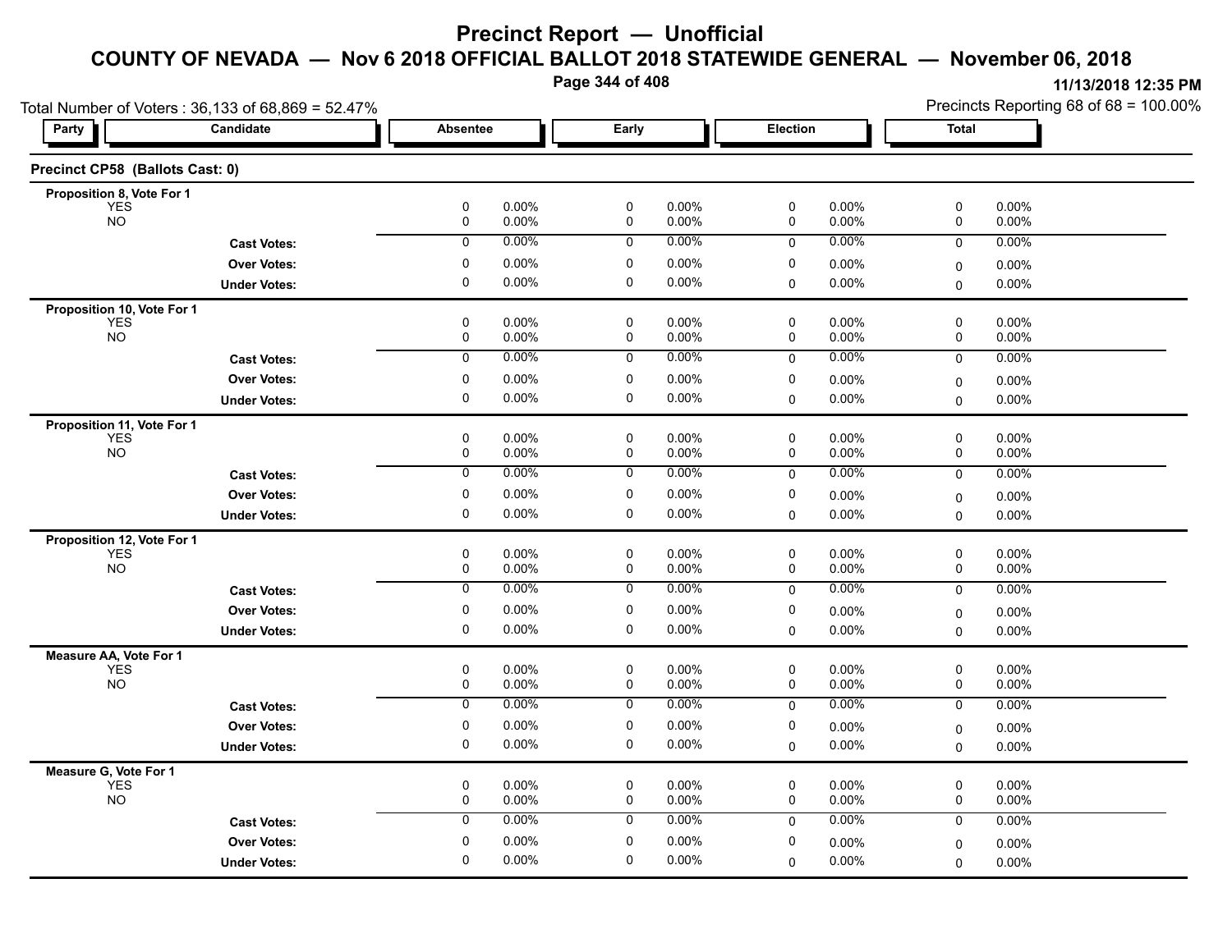# Precinct Report — Unofficial

## COUNTY OF NEVADA — Nov 6 2018 OFFICIAL BALLOT 2018 STATEWIDE GENERAL — November 06, 2018

11/13/2018 12:35 PM

Total Number of Voters : 36,133 of 68,869 = 52.47%

Precincts Reporting 68 of 68 = 100.00%

### Precinct CP58 (Ballots Cast: 0)

| Party | Candidate | Absentee | | Early | | Election | | Total | |
|---|---|---|---|---|---|---|---|---|---|
| **Proposition 8, Vote For 1** | | | | | | | | | |
| | YES | 0 | 0.00% | 0 | 0.00% | 0 | 0.00% | 0 | 0.00% |
| | NO | 0 | 0.00% | 0 | 0.00% | 0 | 0.00% | 0 | 0.00% |
| | **Cast Votes:** | 0 | 0.00% | 0 | 0.00% | 0 | 0.00% | 0 | 0.00% |
| | **Over Votes:** | 0 | 0.00% | 0 | 0.00% | 0 | 0.00% | 0 | 0.00% |
| | **Under Votes:** | 0 | 0.00% | 0 | 0.00% | 0 | 0.00% | 0 | 0.00% |
| **Proposition 10, Vote For 1** | | | | | | | | | |
| | YES | 0 | 0.00% | 0 | 0.00% | 0 | 0.00% | 0 | 0.00% |
| | NO | 0 | 0.00% | 0 | 0.00% | 0 | 0.00% | 0 | 0.00% |
| | **Cast Votes:** | 0 | 0.00% | 0 | 0.00% | 0 | 0.00% | 0 | 0.00% |
| | **Over Votes:** | 0 | 0.00% | 0 | 0.00% | 0 | 0.00% | 0 | 0.00% |
| | **Under Votes:** | 0 | 0.00% | 0 | 0.00% | 0 | 0.00% | 0 | 0.00% |
| **Proposition 11, Vote For 1** | | | | | | | | | |
| | YES | 0 | 0.00% | 0 | 0.00% | 0 | 0.00% | 0 | 0.00% |
| | NO | 0 | 0.00% | 0 | 0.00% | 0 | 0.00% | 0 | 0.00% |
| | **Cast Votes:** | 0 | 0.00% | 0 | 0.00% | 0 | 0.00% | 0 | 0.00% |
| | **Over Votes:** | 0 | 0.00% | 0 | 0.00% | 0 | 0.00% | 0 | 0.00% |
| | **Under Votes:** | 0 | 0.00% | 0 | 0.00% | 0 | 0.00% | 0 | 0.00% |
| **Proposition 12, Vote For 1** | | | | | | | | | |
| | YES | 0 | 0.00% | 0 | 0.00% | 0 | 0.00% | 0 | 0.00% |
| | NO | 0 | 0.00% | 0 | 0.00% | 0 | 0.00% | 0 | 0.00% |
| | **Cast Votes:** | 0 | 0.00% | 0 | 0.00% | 0 | 0.00% | 0 | 0.00% |
| | **Over Votes:** | 0 | 0.00% | 0 | 0.00% | 0 | 0.00% | 0 | 0.00% |
| | **Under Votes:** | 0 | 0.00% | 0 | 0.00% | 0 | 0.00% | 0 | 0.00% |
| **Measure AA, Vote For 1** | | | | | | | | | |
| | YES | 0 | 0.00% | 0 | 0.00% | 0 | 0.00% | 0 | 0.00% |
| | NO | 0 | 0.00% | 0 | 0.00% | 0 | 0.00% | 0 | 0.00% |
| | **Cast Votes:** | 0 | 0.00% | 0 | 0.00% | 0 | 0.00% | 0 | 0.00% |
| | **Over Votes:** | 0 | 0.00% | 0 | 0.00% | 0 | 0.00% | 0 | 0.00% |
| | **Under Votes:** | 0 | 0.00% | 0 | 0.00% | 0 | 0.00% | 0 | 0.00% |
| **Measure G, Vote For 1** | | | | | | | | | |
| | YES | 0 | 0.00% | 0 | 0.00% | 0 | 0.00% | 0 | 0.00% |
| | NO | 0 | 0.00% | 0 | 0.00% | 0 | 0.00% | 0 | 0.00% |
| | **Cast Votes:** | 0 | 0.00% | 0 | 0.00% | 0 | 0.00% | 0 | 0.00% |
| | **Over Votes:** | 0 | 0.00% | 0 | 0.00% | 0 | 0.00% | 0 | 0.00% |
| | **Under Votes:** | 0 | 0.00% | 0 | 0.00% | 0 | 0.00% | 0 | 0.00% |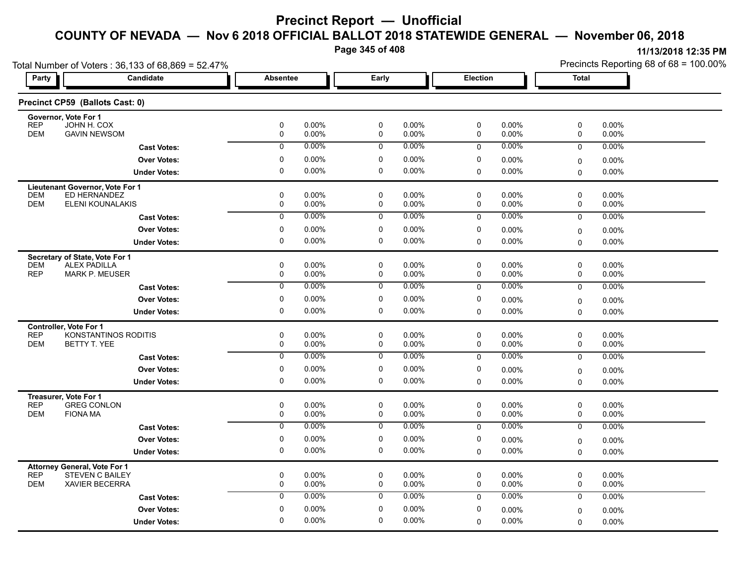# Precinct Report — Unofficial

## COUNTY OF NEVADA — Nov 6 2018 OFFICIAL BALLOT 2018 STATEWIDE GENERAL — November 06, 2018

11/13/2018 12:35 PM

Total Number of Voters : 36,133 of 68,869 = 52.47%

Precincts Reporting 68 of 68 = 100.00%

### Precinct CP59 (Ballots Cast: 0)

| Party | Candidate | Absentee | | Early | | Election | | Total | |
|---|---|---|---|---|---|---|---|---|---|
| **Governor, Vote For 1** | | | | | | | | | |
| REP | JOHN H. COX | 0 | 0.00% | 0 | 0.00% | 0 | 0.00% | 0 | 0.00% |
| DEM | GAVIN NEWSOM | 0 | 0.00% | 0 | 0.00% | 0 | 0.00% | 0 | 0.00% |
| | **Cast Votes:** | 0 | 0.00% | 0 | 0.00% | 0 | 0.00% | 0 | 0.00% |
| | **Over Votes:** | 0 | 0.00% | 0 | 0.00% | 0 | 0.00% | 0 | 0.00% |
| | **Under Votes:** | 0 | 0.00% | 0 | 0.00% | 0 | 0.00% | 0 | 0.00% |
| **Lieutenant Governor, Vote For 1** | | | | | | | | | |
| DEM | ED HERNANDEZ | 0 | 0.00% | 0 | 0.00% | 0 | 0.00% | 0 | 0.00% |
| DEM | ELENI KOUNALAKIS | 0 | 0.00% | 0 | 0.00% | 0 | 0.00% | 0 | 0.00% |
| | **Cast Votes:** | 0 | 0.00% | 0 | 0.00% | 0 | 0.00% | 0 | 0.00% |
| | **Over Votes:** | 0 | 0.00% | 0 | 0.00% | 0 | 0.00% | 0 | 0.00% |
| | **Under Votes:** | 0 | 0.00% | 0 | 0.00% | 0 | 0.00% | 0 | 0.00% |
| **Secretary of State, Vote For 1** | | | | | | | | | |
| DEM | ALEX PADILLA | 0 | 0.00% | 0 | 0.00% | 0 | 0.00% | 0 | 0.00% |
| REP | MARK P. MEUSER | 0 | 0.00% | 0 | 0.00% | 0 | 0.00% | 0 | 0.00% |
| | **Cast Votes:** | 0 | 0.00% | 0 | 0.00% | 0 | 0.00% | 0 | 0.00% |
| | **Over Votes:** | 0 | 0.00% | 0 | 0.00% | 0 | 0.00% | 0 | 0.00% |
| | **Under Votes:** | 0 | 0.00% | 0 | 0.00% | 0 | 0.00% | 0 | 0.00% |
| **Controller, Vote For 1** | | | | | | | | | |
| REP | KONSTANTINOS RODITIS | 0 | 0.00% | 0 | 0.00% | 0 | 0.00% | 0 | 0.00% |
| DEM | BETTY T. YEE | 0 | 0.00% | 0 | 0.00% | 0 | 0.00% | 0 | 0.00% |
| | **Cast Votes:** | 0 | 0.00% | 0 | 0.00% | 0 | 0.00% | 0 | 0.00% |
| | **Over Votes:** | 0 | 0.00% | 0 | 0.00% | 0 | 0.00% | 0 | 0.00% |
| | **Under Votes:** | 0 | 0.00% | 0 | 0.00% | 0 | 0.00% | 0 | 0.00% |
| **Treasurer, Vote For 1** | | | | | | | | | |
| REP | GREG CONLON | 0 | 0.00% | 0 | 0.00% | 0 | 0.00% | 0 | 0.00% |
| DEM | FIONA MA | 0 | 0.00% | 0 | 0.00% | 0 | 0.00% | 0 | 0.00% |
| | **Cast Votes:** | 0 | 0.00% | 0 | 0.00% | 0 | 0.00% | 0 | 0.00% |
| | **Over Votes:** | 0 | 0.00% | 0 | 0.00% | 0 | 0.00% | 0 | 0.00% |
| | **Under Votes:** | 0 | 0.00% | 0 | 0.00% | 0 | 0.00% | 0 | 0.00% |
| **Attorney General, Vote For 1** | | | | | | | | | |
| REP | STEVEN C BAILEY | 0 | 0.00% | 0 | 0.00% | 0 | 0.00% | 0 | 0.00% |
| DEM | XAVIER BECERRA | 0 | 0.00% | 0 | 0.00% | 0 | 0.00% | 0 | 0.00% |
| | **Cast Votes:** | 0 | 0.00% | 0 | 0.00% | 0 | 0.00% | 0 | 0.00% |
| | **Over Votes:** | 0 | 0.00% | 0 | 0.00% | 0 | 0.00% | 0 | 0.00% |
| | **Under Votes:** | 0 | 0.00% | 0 | 0.00% | 0 | 0.00% | 0 | 0.00% |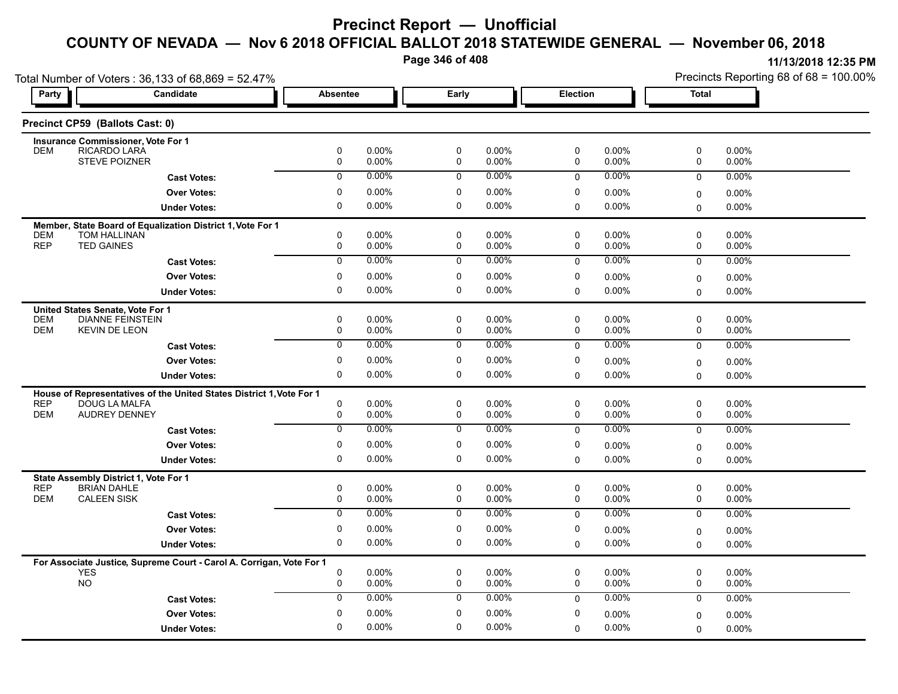# Precinct Report — Unofficial

## COUNTY OF NEVADA — Nov 6 2018 OFFICIAL BALLOT 2018 STATEWIDE GENERAL — November 06, 2018

11/13/2018 12:35 PM

Total Number of Voters : 36,133 of 68,869 = 52.47%

Precincts Reporting 68 of 68 = 100.00%

### Precinct CP59 (Ballots Cast: 0)

| Party | Candidate | Absentee | | Early | | Election | | Total | |
|---|---|---|---|---|---|---|---|---|---|
| | **Insurance Commissioner, Vote For 1** | | | | | | | | |
| DEM | RICARDO LARA | 0 | 0.00% | 0 | 0.00% | 0 | 0.00% | 0 | 0.00% |
| | STEVE POIZNER | 0 | 0.00% | 0 | 0.00% | 0 | 0.00% | 0 | 0.00% |
| | **Cast Votes:** | 0 | 0.00% | 0 | 0.00% | 0 | 0.00% | 0 | 0.00% |
| | **Over Votes:** | 0 | 0.00% | 0 | 0.00% | 0 | 0.00% | 0 | 0.00% |
| | **Under Votes:** | 0 | 0.00% | 0 | 0.00% | 0 | 0.00% | 0 | 0.00% |
| | **Member, State Board of Equalization District 1, Vote For 1** | | | | | | | | |
| DEM | TOM HALLINAN | 0 | 0.00% | 0 | 0.00% | 0 | 0.00% | 0 | 0.00% |
| REP | TED GAINES | 0 | 0.00% | 0 | 0.00% | 0 | 0.00% | 0 | 0.00% |
| | **Cast Votes:** | 0 | 0.00% | 0 | 0.00% | 0 | 0.00% | 0 | 0.00% |
| | **Over Votes:** | 0 | 0.00% | 0 | 0.00% | 0 | 0.00% | 0 | 0.00% |
| | **Under Votes:** | 0 | 0.00% | 0 | 0.00% | 0 | 0.00% | 0 | 0.00% |
| | **United States Senate, Vote For 1** | | | | | | | | |
| DEM | DIANNE FEINSTEIN | 0 | 0.00% | 0 | 0.00% | 0 | 0.00% | 0 | 0.00% |
| DEM | KEVIN DE LEON | 0 | 0.00% | 0 | 0.00% | 0 | 0.00% | 0 | 0.00% |
| | **Cast Votes:** | 0 | 0.00% | 0 | 0.00% | 0 | 0.00% | 0 | 0.00% |
| | **Over Votes:** | 0 | 0.00% | 0 | 0.00% | 0 | 0.00% | 0 | 0.00% |
| | **Under Votes:** | 0 | 0.00% | 0 | 0.00% | 0 | 0.00% | 0 | 0.00% |
| | **House of Representatives of the United States District 1, Vote For 1** | | | | | | | | |
| REP | DOUG LA MALFA | 0 | 0.00% | 0 | 0.00% | 0 | 0.00% | 0 | 0.00% |
| DEM | AUDREY DENNEY | 0 | 0.00% | 0 | 0.00% | 0 | 0.00% | 0 | 0.00% |
| | **Cast Votes:** | 0 | 0.00% | 0 | 0.00% | 0 | 0.00% | 0 | 0.00% |
| | **Over Votes:** | 0 | 0.00% | 0 | 0.00% | 0 | 0.00% | 0 | 0.00% |
| | **Under Votes:** | 0 | 0.00% | 0 | 0.00% | 0 | 0.00% | 0 | 0.00% |
| | **State Assembly District 1, Vote For 1** | | | | | | | | |
| REP | BRIAN DAHLE | 0 | 0.00% | 0 | 0.00% | 0 | 0.00% | 0 | 0.00% |
| DEM | CALEEN SISK | 0 | 0.00% | 0 | 0.00% | 0 | 0.00% | 0 | 0.00% |
| | **Cast Votes:** | 0 | 0.00% | 0 | 0.00% | 0 | 0.00% | 0 | 0.00% |
| | **Over Votes:** | 0 | 0.00% | 0 | 0.00% | 0 | 0.00% | 0 | 0.00% |
| | **Under Votes:** | 0 | 0.00% | 0 | 0.00% | 0 | 0.00% | 0 | 0.00% |
| | **For Associate Justice, Supreme Court - Carol A. Corrigan, Vote For 1** | | | | | | | | |
| | YES | 0 | 0.00% | 0 | 0.00% | 0 | 0.00% | 0 | 0.00% |
| | NO | 0 | 0.00% | 0 | 0.00% | 0 | 0.00% | 0 | 0.00% |
| | **Cast Votes:** | 0 | 0.00% | 0 | 0.00% | 0 | 0.00% | 0 | 0.00% |
| | **Over Votes:** | 0 | 0.00% | 0 | 0.00% | 0 | 0.00% | 0 | 0.00% |
| | **Under Votes:** | 0 | 0.00% | 0 | 0.00% | 0 | 0.00% | 0 | 0.00% |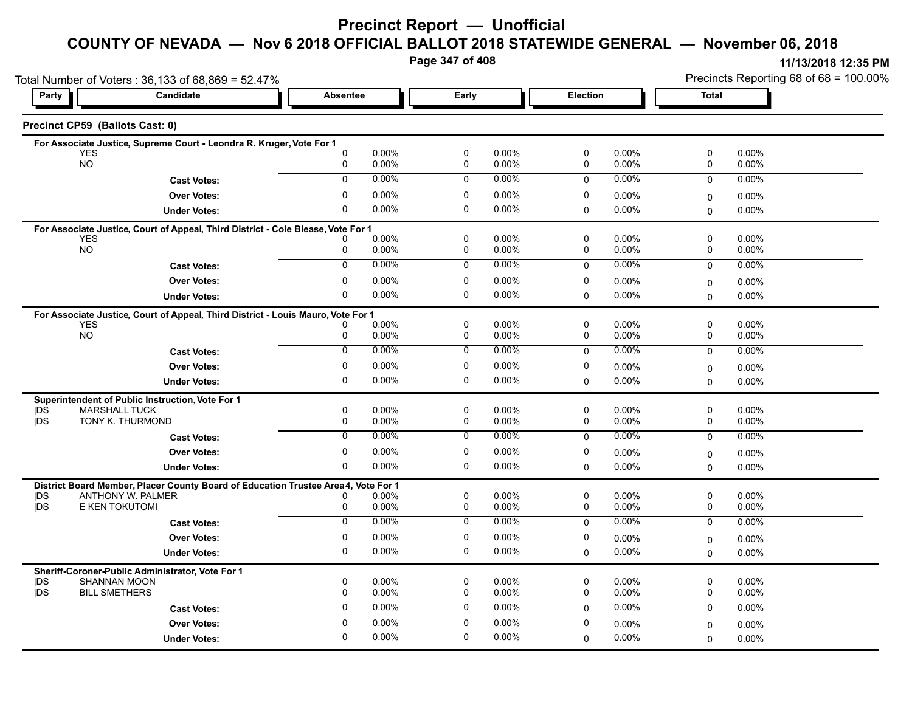# Precinct Report — Unofficial

## COUNTY OF NEVADA — Nov 6 2018 OFFICIAL BALLOT 2018 STATEWIDE GENERAL — November 06, 2018

11/13/2018 12:35 PM

Total Number of Voters : 36,133 of 68,869 = 52.47%

Precincts Reporting 68 of 68 = 100.00%

### Precinct CP59 (Ballots Cast: 0)

**For Associate Justice, Supreme Court - Leondra R. Kruger, Vote For 1**

| Party | Candidate | Absentee | | Early | | Election | | Total | |
|---|---|---|---|---|---|---|---|---|---|
| | YES | 0 | 0.00% | 0 | 0.00% | 0 | 0.00% | 0 | 0.00% |
| | NO | 0 | 0.00% | 0 | 0.00% | 0 | 0.00% | 0 | 0.00% |
| | **Cast Votes:** | 0 | 0.00% | 0 | 0.00% | 0 | 0.00% | 0 | 0.00% |
| | **Over Votes:** | 0 | 0.00% | 0 | 0.00% | 0 | 0.00% | 0 | 0.00% |
| | **Under Votes:** | 0 | 0.00% | 0 | 0.00% | 0 | 0.00% | 0 | 0.00% |

**For Associate Justice, Court of Appeal, Third District - Cole Blease, Vote For 1**

| Party | Candidate | Absentee | | Early | | Election | | Total | |
|---|---|---|---|---|---|---|---|---|---|
| | YES | 0 | 0.00% | 0 | 0.00% | 0 | 0.00% | 0 | 0.00% |
| | NO | 0 | 0.00% | 0 | 0.00% | 0 | 0.00% | 0 | 0.00% |
| | **Cast Votes:** | 0 | 0.00% | 0 | 0.00% | 0 | 0.00% | 0 | 0.00% |
| | **Over Votes:** | 0 | 0.00% | 0 | 0.00% | 0 | 0.00% | 0 | 0.00% |
| | **Under Votes:** | 0 | 0.00% | 0 | 0.00% | 0 | 0.00% | 0 | 0.00% |

**For Associate Justice, Court of Appeal, Third District - Louis Mauro, Vote For 1**

| Party | Candidate | Absentee | | Early | | Election | | Total | |
|---|---|---|---|---|---|---|---|---|---|
| | YES | 0 | 0.00% | 0 | 0.00% | 0 | 0.00% | 0 | 0.00% |
| | NO | 0 | 0.00% | 0 | 0.00% | 0 | 0.00% | 0 | 0.00% |
| | **Cast Votes:** | 0 | 0.00% | 0 | 0.00% | 0 | 0.00% | 0 | 0.00% |
| | **Over Votes:** | 0 | 0.00% | 0 | 0.00% | 0 | 0.00% | 0 | 0.00% |
| | **Under Votes:** | 0 | 0.00% | 0 | 0.00% | 0 | 0.00% | 0 | 0.00% |

**Superintendent of Public Instruction, Vote For 1**

| Party | Candidate | Absentee | | Early | | Election | | Total | |
|---|---|---|---|---|---|---|---|---|---|
| \|DS | MARSHALL TUCK | 0 | 0.00% | 0 | 0.00% | 0 | 0.00% | 0 | 0.00% |
| \|DS | TONY K. THURMOND | 0 | 0.00% | 0 | 0.00% | 0 | 0.00% | 0 | 0.00% |
| | **Cast Votes:** | 0 | 0.00% | 0 | 0.00% | 0 | 0.00% | 0 | 0.00% |
| | **Over Votes:** | 0 | 0.00% | 0 | 0.00% | 0 | 0.00% | 0 | 0.00% |
| | **Under Votes:** | 0 | 0.00% | 0 | 0.00% | 0 | 0.00% | 0 | 0.00% |

**District Board Member, Placer County Board of Education Trustee Area4, Vote For 1**

| Party | Candidate | Absentee | | Early | | Election | | Total | |
|---|---|---|---|---|---|---|---|---|---|
| \|DS | ANTHONY W. PALMER | 0 | 0.00% | 0 | 0.00% | 0 | 0.00% | 0 | 0.00% |
| \|DS | E KEN TOKUTOMI | 0 | 0.00% | 0 | 0.00% | 0 | 0.00% | 0 | 0.00% |
| | **Cast Votes:** | 0 | 0.00% | 0 | 0.00% | 0 | 0.00% | 0 | 0.00% |
| | **Over Votes:** | 0 | 0.00% | 0 | 0.00% | 0 | 0.00% | 0 | 0.00% |
| | **Under Votes:** | 0 | 0.00% | 0 | 0.00% | 0 | 0.00% | 0 | 0.00% |

**Sheriff-Coroner-Public Administrator, Vote For 1**

| Party | Candidate | Absentee | | Early | | Election | | Total | |
|---|---|---|---|---|---|---|---|---|---|
| \|DS | SHANNAN MOON | 0 | 0.00% | 0 | 0.00% | 0 | 0.00% | 0 | 0.00% |
| \|DS | BILL SMETHERS | 0 | 0.00% | 0 | 0.00% | 0 | 0.00% | 0 | 0.00% |
| | **Cast Votes:** | 0 | 0.00% | 0 | 0.00% | 0 | 0.00% | 0 | 0.00% |
| | **Over Votes:** | 0 | 0.00% | 0 | 0.00% | 0 | 0.00% | 0 | 0.00% |
| | **Under Votes:** | 0 | 0.00% | 0 | 0.00% | 0 | 0.00% | 0 | 0.00% |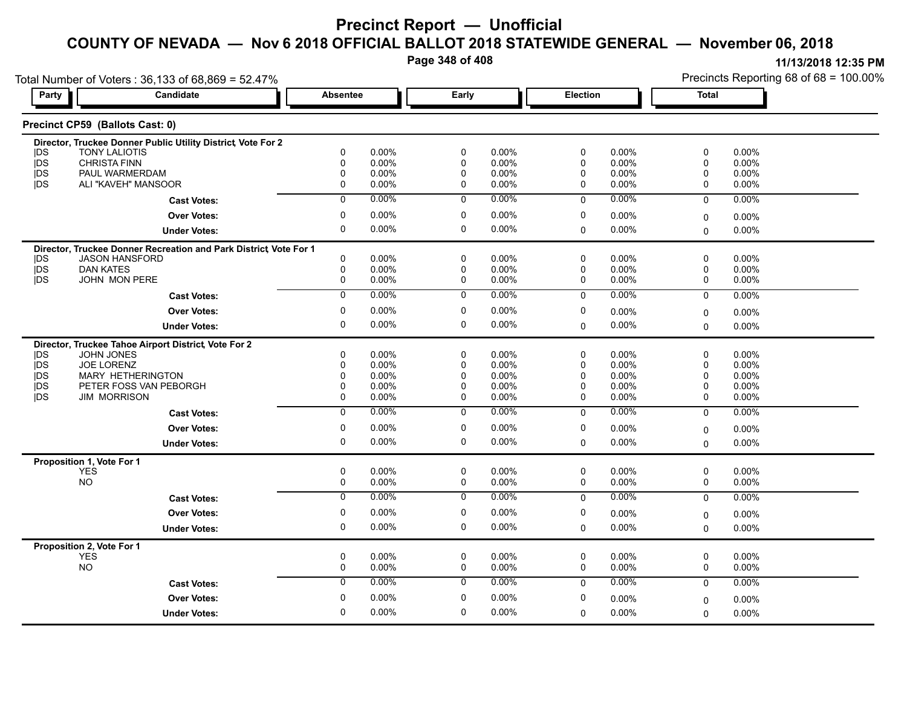# Precinct Report — Unofficial

## COUNTY OF NEVADA — Nov 6 2018 OFFICIAL BALLOT 2018 STATEWIDE GENERAL — November 06, 2018

11/13/2018 12:35 PM

Total Number of Voters : 36,133 of 68,869 = 52.47%

Precincts Reporting 68 of 68 = 100.00%

### Precinct CP59 (Ballots Cast: 0)

| Party | Candidate | Absentee | | Early | | Election | | Total | |
|---|---|---|---|---|---|---|---|---|---|
| **Director, Truckee Donner Public Utility District, Vote For 2** | | | | | | | | | |
| DS | TONY LALIOTIS | 0 | 0.00% | 0 | 0.00% | 0 | 0.00% | 0 | 0.00% |
| DS | CHRISTA FINN | 0 | 0.00% | 0 | 0.00% | 0 | 0.00% | 0 | 0.00% |
| DS | PAUL WARMERDAM | 0 | 0.00% | 0 | 0.00% | 0 | 0.00% | 0 | 0.00% |
| DS | ALI "KAVEH" MANSOOR | 0 | 0.00% | 0 | 0.00% | 0 | 0.00% | 0 | 0.00% |
| | **Cast Votes:** | 0 | 0.00% | 0 | 0.00% | 0 | 0.00% | 0 | 0.00% |
| | **Over Votes:** | 0 | 0.00% | 0 | 0.00% | 0 | 0.00% | 0 | 0.00% |
| | **Under Votes:** | 0 | 0.00% | 0 | 0.00% | 0 | 0.00% | 0 | 0.00% |
| **Director, Truckee Donner Recreation and Park District, Vote For 1** | | | | | | | | | |
| DS | JASON HANSFORD | 0 | 0.00% | 0 | 0.00% | 0 | 0.00% | 0 | 0.00% |
| DS | DAN KATES | 0 | 0.00% | 0 | 0.00% | 0 | 0.00% | 0 | 0.00% |
| DS | JOHN MON PERE | 0 | 0.00% | 0 | 0.00% | 0 | 0.00% | 0 | 0.00% |
| | **Cast Votes:** | 0 | 0.00% | 0 | 0.00% | 0 | 0.00% | 0 | 0.00% |
| | **Over Votes:** | 0 | 0.00% | 0 | 0.00% | 0 | 0.00% | 0 | 0.00% |
| | **Under Votes:** | 0 | 0.00% | 0 | 0.00% | 0 | 0.00% | 0 | 0.00% |
| **Director, Truckee Tahoe Airport District, Vote For 2** | | | | | | | | | |
| DS | JOHN JONES | 0 | 0.00% | 0 | 0.00% | 0 | 0.00% | 0 | 0.00% |
| DS | JOE LORENZ | 0 | 0.00% | 0 | 0.00% | 0 | 0.00% | 0 | 0.00% |
| DS | MARY HETHERINGTON | 0 | 0.00% | 0 | 0.00% | 0 | 0.00% | 0 | 0.00% |
| DS | PETER FOSS VAN PEBORGH | 0 | 0.00% | 0 | 0.00% | 0 | 0.00% | 0 | 0.00% |
| DS | JIM MORRISON | 0 | 0.00% | 0 | 0.00% | 0 | 0.00% | 0 | 0.00% |
| | **Cast Votes:** | 0 | 0.00% | 0 | 0.00% | 0 | 0.00% | 0 | 0.00% |
| | **Over Votes:** | 0 | 0.00% | 0 | 0.00% | 0 | 0.00% | 0 | 0.00% |
| | **Under Votes:** | 0 | 0.00% | 0 | 0.00% | 0 | 0.00% | 0 | 0.00% |
| **Proposition 1, Vote For 1** | | | | | | | | | |
| | YES | 0 | 0.00% | 0 | 0.00% | 0 | 0.00% | 0 | 0.00% |
| | NO | 0 | 0.00% | 0 | 0.00% | 0 | 0.00% | 0 | 0.00% |
| | **Cast Votes:** | 0 | 0.00% | 0 | 0.00% | 0 | 0.00% | 0 | 0.00% |
| | **Over Votes:** | 0 | 0.00% | 0 | 0.00% | 0 | 0.00% | 0 | 0.00% |
| | **Under Votes:** | 0 | 0.00% | 0 | 0.00% | 0 | 0.00% | 0 | 0.00% |
| **Proposition 2, Vote For 1** | | | | | | | | | |
| | YES | 0 | 0.00% | 0 | 0.00% | 0 | 0.00% | 0 | 0.00% |
| | NO | 0 | 0.00% | 0 | 0.00% | 0 | 0.00% | 0 | 0.00% |
| | **Cast Votes:** | 0 | 0.00% | 0 | 0.00% | 0 | 0.00% | 0 | 0.00% |
| | **Over Votes:** | 0 | 0.00% | 0 | 0.00% | 0 | 0.00% | 0 | 0.00% |
| | **Under Votes:** | 0 | 0.00% | 0 | 0.00% | 0 | 0.00% | 0 | 0.00% |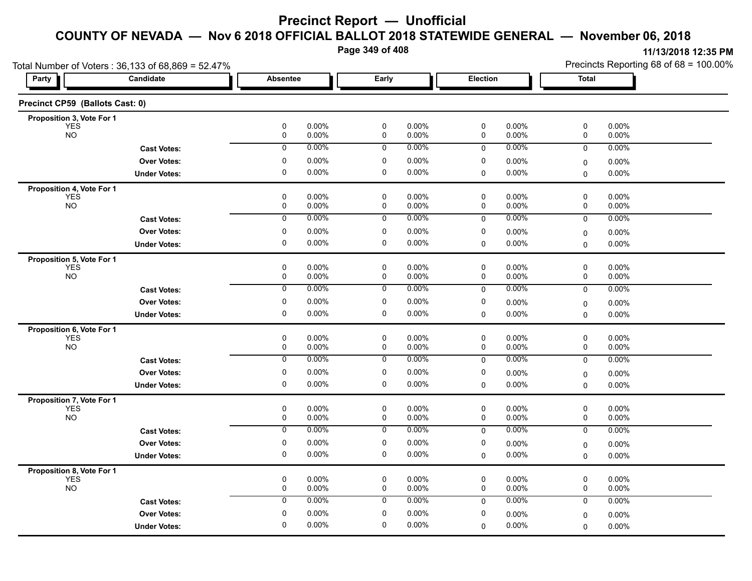# Precinct Report — Unofficial

## COUNTY OF NEVADA — Nov 6 2018 OFFICIAL BALLOT 2018 STATEWIDE GENERAL — November 06, 2018

11/13/2018 12:35 PM

Total Number of Voters : 36,133 of 68,869 = 52.47%

Precincts Reporting 68 of 68 = 100.00%

### Precinct CP59 (Ballots Cast: 0)

| Party | Candidate | Absentee | | Early | | Election | | Total | |
|---|---|---|---|---|---|---|---|---|---|
| **Proposition 3, Vote For 1** | | | | | | | | | |
| YES | | 0 | 0.00% | 0 | 0.00% | 0 | 0.00% | 0 | 0.00% |
| NO | | 0 | 0.00% | 0 | 0.00% | 0 | 0.00% | 0 | 0.00% |
| | **Cast Votes:** | 0 | 0.00% | 0 | 0.00% | 0 | 0.00% | 0 | 0.00% |
| | **Over Votes:** | 0 | 0.00% | 0 | 0.00% | 0 | 0.00% | 0 | 0.00% |
| | **Under Votes:** | 0 | 0.00% | 0 | 0.00% | 0 | 0.00% | 0 | 0.00% |
| **Proposition 4, Vote For 1** | | | | | | | | | |
| YES | | 0 | 0.00% | 0 | 0.00% | 0 | 0.00% | 0 | 0.00% |
| NO | | 0 | 0.00% | 0 | 0.00% | 0 | 0.00% | 0 | 0.00% |
| | **Cast Votes:** | 0 | 0.00% | 0 | 0.00% | 0 | 0.00% | 0 | 0.00% |
| | **Over Votes:** | 0 | 0.00% | 0 | 0.00% | 0 | 0.00% | 0 | 0.00% |
| | **Under Votes:** | 0 | 0.00% | 0 | 0.00% | 0 | 0.00% | 0 | 0.00% |
| **Proposition 5, Vote For 1** | | | | | | | | | |
| YES | | 0 | 0.00% | 0 | 0.00% | 0 | 0.00% | 0 | 0.00% |
| NO | | 0 | 0.00% | 0 | 0.00% | 0 | 0.00% | 0 | 0.00% |
| | **Cast Votes:** | 0 | 0.00% | 0 | 0.00% | 0 | 0.00% | 0 | 0.00% |
| | **Over Votes:** | 0 | 0.00% | 0 | 0.00% | 0 | 0.00% | 0 | 0.00% |
| | **Under Votes:** | 0 | 0.00% | 0 | 0.00% | 0 | 0.00% | 0 | 0.00% |
| **Proposition 6, Vote For 1** | | | | | | | | | |
| YES | | 0 | 0.00% | 0 | 0.00% | 0 | 0.00% | 0 | 0.00% |
| NO | | 0 | 0.00% | 0 | 0.00% | 0 | 0.00% | 0 | 0.00% |
| | **Cast Votes:** | 0 | 0.00% | 0 | 0.00% | 0 | 0.00% | 0 | 0.00% |
| | **Over Votes:** | 0 | 0.00% | 0 | 0.00% | 0 | 0.00% | 0 | 0.00% |
| | **Under Votes:** | 0 | 0.00% | 0 | 0.00% | 0 | 0.00% | 0 | 0.00% |
| **Proposition 7, Vote For 1** | | | | | | | | | |
| YES | | 0 | 0.00% | 0 | 0.00% | 0 | 0.00% | 0 | 0.00% |
| NO | | 0 | 0.00% | 0 | 0.00% | 0 | 0.00% | 0 | 0.00% |
| | **Cast Votes:** | 0 | 0.00% | 0 | 0.00% | 0 | 0.00% | 0 | 0.00% |
| | **Over Votes:** | 0 | 0.00% | 0 | 0.00% | 0 | 0.00% | 0 | 0.00% |
| | **Under Votes:** | 0 | 0.00% | 0 | 0.00% | 0 | 0.00% | 0 | 0.00% |
| **Proposition 8, Vote For 1** | | | | | | | | | |
| YES | | 0 | 0.00% | 0 | 0.00% | 0 | 0.00% | 0 | 0.00% |
| NO | | 0 | 0.00% | 0 | 0.00% | 0 | 0.00% | 0 | 0.00% |
| | **Cast Votes:** | 0 | 0.00% | 0 | 0.00% | 0 | 0.00% | 0 | 0.00% |
| | **Over Votes:** | 0 | 0.00% | 0 | 0.00% | 0 | 0.00% | 0 | 0.00% |
| | **Under Votes:** | 0 | 0.00% | 0 | 0.00% | 0 | 0.00% | 0 | 0.00% |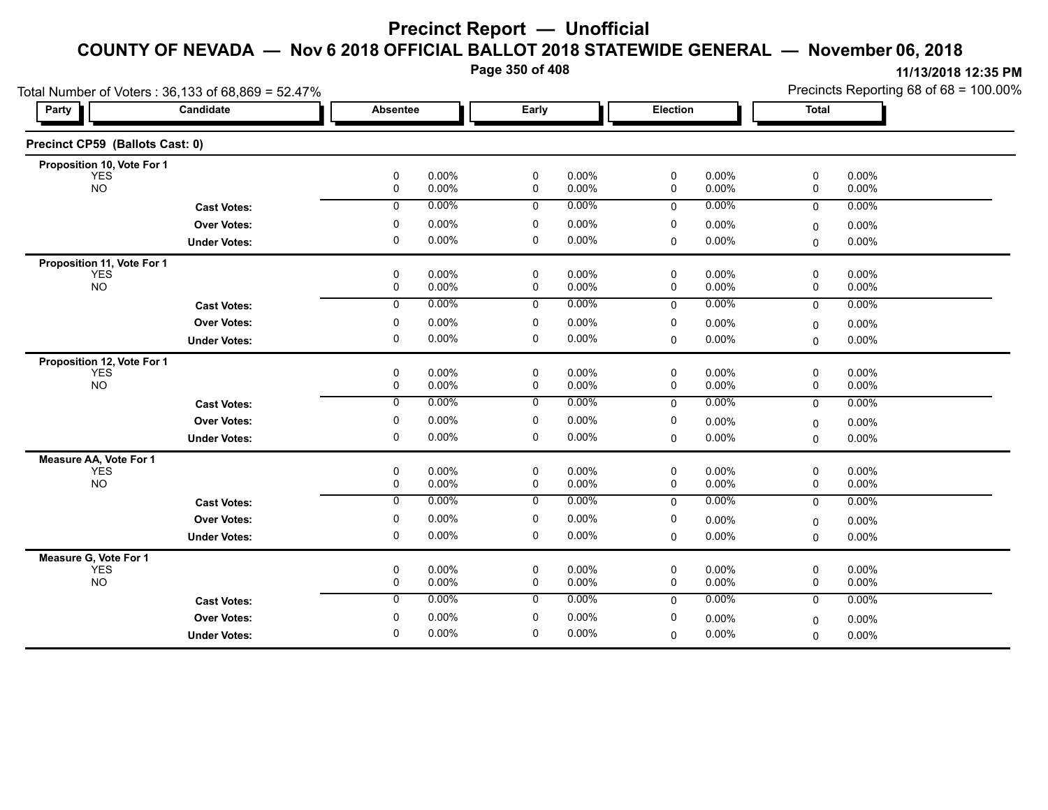# Precinct Report — Unofficial

## COUNTY OF NEVADA — Nov 6 2018 OFFICIAL BALLOT 2018 STATEWIDE GENERAL — November 06, 2018

11/13/2018 12:35 PM

Total Number of Voters : 36,133 of 68,869 = 52.47%

Precincts Reporting 68 of 68 = 100.00%

### Precinct CP59 (Ballots Cast: 0)

| Party | Candidate | Absentee | | Early | | Election | | Total | |
|---|---|---|---|---|---|---|---|---|---|
| **Proposition 10, Vote For 1** | | | | | | | | | |
| | YES | 0 | 0.00% | 0 | 0.00% | 0 | 0.00% | 0 | 0.00% |
| | NO | 0 | 0.00% | 0 | 0.00% | 0 | 0.00% | 0 | 0.00% |
| | **Cast Votes:** | 0 | 0.00% | 0 | 0.00% | 0 | 0.00% | 0 | 0.00% |
| | **Over Votes:** | 0 | 0.00% | 0 | 0.00% | 0 | 0.00% | 0 | 0.00% |
| | **Under Votes:** | 0 | 0.00% | 0 | 0.00% | 0 | 0.00% | 0 | 0.00% |
| **Proposition 11, Vote For 1** | | | | | | | | | |
| | YES | 0 | 0.00% | 0 | 0.00% | 0 | 0.00% | 0 | 0.00% |
| | NO | 0 | 0.00% | 0 | 0.00% | 0 | 0.00% | 0 | 0.00% |
| | **Cast Votes:** | 0 | 0.00% | 0 | 0.00% | 0 | 0.00% | 0 | 0.00% |
| | **Over Votes:** | 0 | 0.00% | 0 | 0.00% | 0 | 0.00% | 0 | 0.00% |
| | **Under Votes:** | 0 | 0.00% | 0 | 0.00% | 0 | 0.00% | 0 | 0.00% |
| **Proposition 12, Vote For 1** | | | | | | | | | |
| | YES | 0 | 0.00% | 0 | 0.00% | 0 | 0.00% | 0 | 0.00% |
| | NO | 0 | 0.00% | 0 | 0.00% | 0 | 0.00% | 0 | 0.00% |
| | **Cast Votes:** | 0 | 0.00% | 0 | 0.00% | 0 | 0.00% | 0 | 0.00% |
| | **Over Votes:** | 0 | 0.00% | 0 | 0.00% | 0 | 0.00% | 0 | 0.00% |
| | **Under Votes:** | 0 | 0.00% | 0 | 0.00% | 0 | 0.00% | 0 | 0.00% |
| **Measure AA, Vote For 1** | | | | | | | | | |
| | YES | 0 | 0.00% | 0 | 0.00% | 0 | 0.00% | 0 | 0.00% |
| | NO | 0 | 0.00% | 0 | 0.00% | 0 | 0.00% | 0 | 0.00% |
| | **Cast Votes:** | 0 | 0.00% | 0 | 0.00% | 0 | 0.00% | 0 | 0.00% |
| | **Over Votes:** | 0 | 0.00% | 0 | 0.00% | 0 | 0.00% | 0 | 0.00% |
| | **Under Votes:** | 0 | 0.00% | 0 | 0.00% | 0 | 0.00% | 0 | 0.00% |
| **Measure G, Vote For 1** | | | | | | | | | |
| | YES | 0 | 0.00% | 0 | 0.00% | 0 | 0.00% | 0 | 0.00% |
| | NO | 0 | 0.00% | 0 | 0.00% | 0 | 0.00% | 0 | 0.00% |
| | **Cast Votes:** | 0 | 0.00% | 0 | 0.00% | 0 | 0.00% | 0 | 0.00% |
| | **Over Votes:** | 0 | 0.00% | 0 | 0.00% | 0 | 0.00% | 0 | 0.00% |
| | **Under Votes:** | 0 | 0.00% | 0 | 0.00% | 0 | 0.00% | 0 | 0.00% |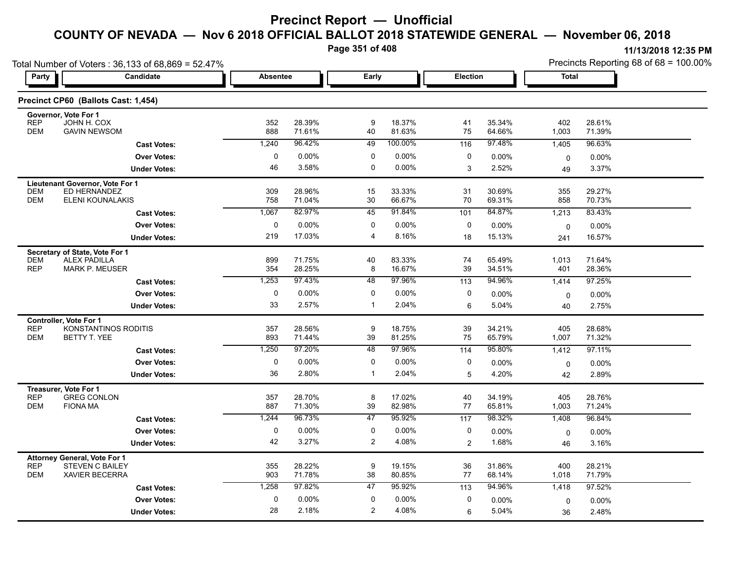# Precinct Report — Unofficial

## COUNTY OF NEVADA — Nov 6 2018 OFFICIAL BALLOT 2018 STATEWIDE GENERAL — November 06, 2018

11/13/2018 12:35 PM

Total Number of Voters : 36,133 of 68,869 = 52.47%

Precincts Reporting 68 of 68 = 100.00%

### Precinct CP60 (Ballots Cast: 1,454)

| Party | Candidate | Absentee | | Early | | Election | | Total | |
|---|---|---|---|---|---|---|---|---|---|
| **Governor, Vote For 1** | | | | | | | | | |
| REP | JOHN H. COX | 352 | 28.39% | 9 | 18.37% | 41 | 35.34% | 402 | 28.61% |
| DEM | GAVIN NEWSOM | 888 | 71.61% | 40 | 81.63% | 75 | 64.66% | 1,003 | 71.39% |
| | **Cast Votes:** | 1,240 | 96.42% | 49 | 100.00% | 116 | 97.48% | 1,405 | 96.63% |
| | **Over Votes:** | 0 | 0.00% | 0 | 0.00% | 0 | 0.00% | 0 | 0.00% |
| | **Under Votes:** | 46 | 3.58% | 0 | 0.00% | 3 | 2.52% | 49 | 3.37% |
| **Lieutenant Governor, Vote For 1** | | | | | | | | | |
| DEM | ED HERNANDEZ | 309 | 28.96% | 15 | 33.33% | 31 | 30.69% | 355 | 29.27% |
| DEM | ELENI KOUNALAKIS | 758 | 71.04% | 30 | 66.67% | 70 | 69.31% | 858 | 70.73% |
| | **Cast Votes:** | 1,067 | 82.97% | 45 | 91.84% | 101 | 84.87% | 1,213 | 83.43% |
| | **Over Votes:** | 0 | 0.00% | 0 | 0.00% | 0 | 0.00% | 0 | 0.00% |
| | **Under Votes:** | 219 | 17.03% | 4 | 8.16% | 18 | 15.13% | 241 | 16.57% |
| **Secretary of State, Vote For 1** | | | | | | | | | |
| DEM | ALEX PADILLA | 899 | 71.75% | 40 | 83.33% | 74 | 65.49% | 1,013 | 71.64% |
| REP | MARK P. MEUSER | 354 | 28.25% | 8 | 16.67% | 39 | 34.51% | 401 | 28.36% |
| | **Cast Votes:** | 1,253 | 97.43% | 48 | 97.96% | 113 | 94.96% | 1,414 | 97.25% |
| | **Over Votes:** | 0 | 0.00% | 0 | 0.00% | 0 | 0.00% | 0 | 0.00% |
| | **Under Votes:** | 33 | 2.57% | 1 | 2.04% | 6 | 5.04% | 40 | 2.75% |
| **Controller, Vote For 1** | | | | | | | | | |
| REP | KONSTANTINOS RODITIS | 357 | 28.56% | 9 | 18.75% | 39 | 34.21% | 405 | 28.68% |
| DEM | BETTY T. YEE | 893 | 71.44% | 39 | 81.25% | 75 | 65.79% | 1,007 | 71.32% |
| | **Cast Votes:** | 1,250 | 97.20% | 48 | 97.96% | 114 | 95.80% | 1,412 | 97.11% |
| | **Over Votes:** | 0 | 0.00% | 0 | 0.00% | 0 | 0.00% | 0 | 0.00% |
| | **Under Votes:** | 36 | 2.80% | 1 | 2.04% | 5 | 4.20% | 42 | 2.89% |
| **Treasurer, Vote For 1** | | | | | | | | | |
| REP | GREG CONLON | 357 | 28.70% | 8 | 17.02% | 40 | 34.19% | 405 | 28.76% |
| DEM | FIONA MA | 887 | 71.30% | 39 | 82.98% | 77 | 65.81% | 1,003 | 71.24% |
| | **Cast Votes:** | 1,244 | 96.73% | 47 | 95.92% | 117 | 98.32% | 1,408 | 96.84% |
| | **Over Votes:** | 0 | 0.00% | 0 | 0.00% | 0 | 0.00% | 0 | 0.00% |
| | **Under Votes:** | 42 | 3.27% | 2 | 4.08% | 2 | 1.68% | 46 | 3.16% |
| **Attorney General, Vote For 1** | | | | | | | | | |
| REP | STEVEN C BAILEY | 355 | 28.22% | 9 | 19.15% | 36 | 31.86% | 400 | 28.21% |
| DEM | XAVIER BECERRA | 903 | 71.78% | 38 | 80.85% | 77 | 68.14% | 1,018 | 71.79% |
| | **Cast Votes:** | 1,258 | 97.82% | 47 | 95.92% | 113 | 94.96% | 1,418 | 97.52% |
| | **Over Votes:** | 0 | 0.00% | 0 | 0.00% | 0 | 0.00% | 0 | 0.00% |
| | **Under Votes:** | 28 | 2.18% | 2 | 4.08% | 6 | 5.04% | 36 | 2.48% |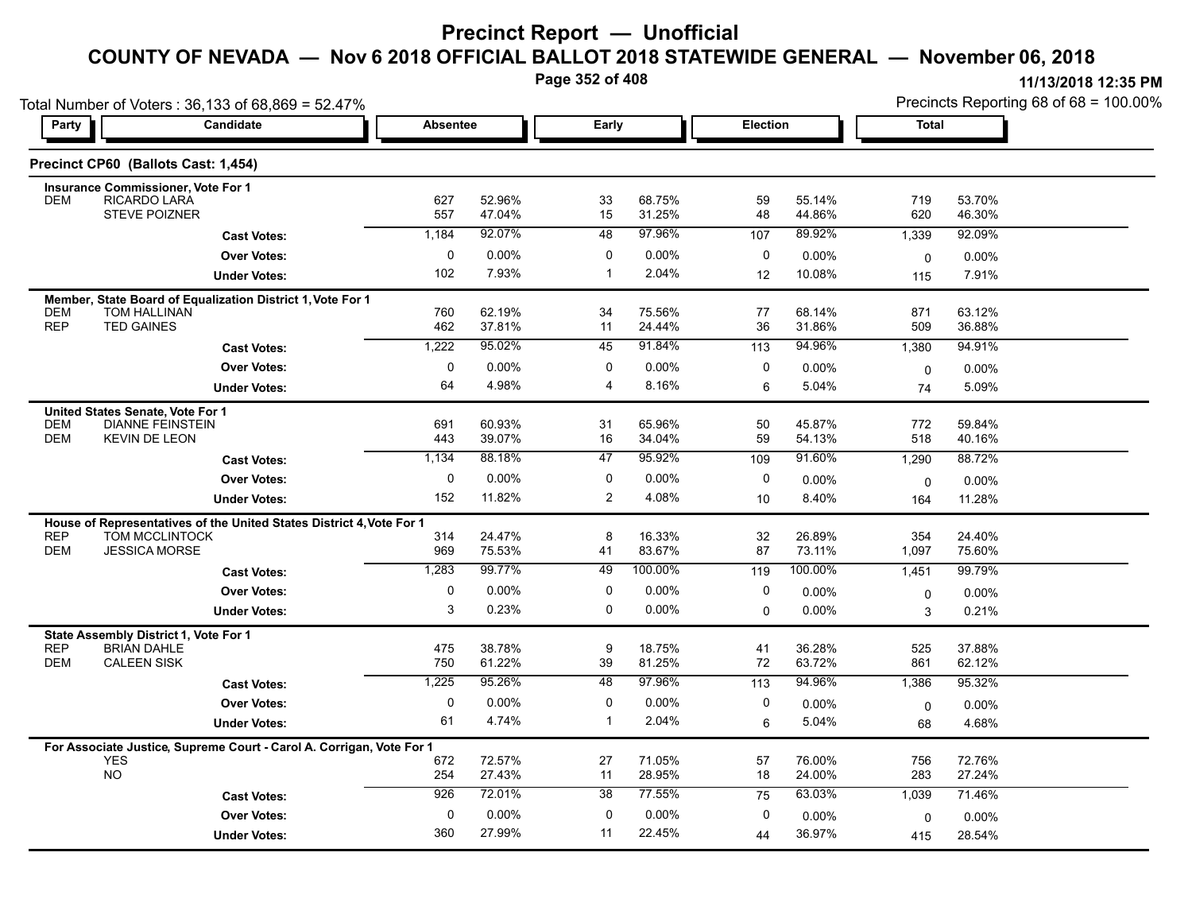# Precinct Report — Unofficial

## COUNTY OF NEVADA — Nov 6 2018 OFFICIAL BALLOT 2018 STATEWIDE GENERAL — November 06, 2018

11/13/2018 12:35 PM

Total Number of Voters : 36,133 of 68,869 = 52.47%

Precincts Reporting 68 of 68 = 100.00%

### Precinct CP60 (Ballots Cast: 1,454)

| Party | Candidate | Absentee | | Early | | Election | | Total | |
|---|---|---|---|---|---|---|---|---|---|
| **Insurance Commissioner, Vote For 1** | | | | | | | | | |
| DEM | RICARDO LARA | 627 | 52.96% | 33 | 68.75% | 59 | 55.14% | 719 | 53.70% |
| | STEVE POIZNER | 557 | 47.04% | 15 | 31.25% | 48 | 44.86% | 620 | 46.30% |
| | **Cast Votes:** | 1,184 | 92.07% | 48 | 97.96% | 107 | 89.92% | 1,339 | 92.09% |
| | **Over Votes:** | 0 | 0.00% | 0 | 0.00% | 0 | 0.00% | 0 | 0.00% |
| | **Under Votes:** | 102 | 7.93% | 1 | 2.04% | 12 | 10.08% | 115 | 7.91% |
| **Member, State Board of Equalization District 1, Vote For 1** | | | | | | | | | |
| DEM | TOM HALLINAN | 760 | 62.19% | 34 | 75.56% | 77 | 68.14% | 871 | 63.12% |
| REP | TED GAINES | 462 | 37.81% | 11 | 24.44% | 36 | 31.86% | 509 | 36.88% |
| | **Cast Votes:** | 1,222 | 95.02% | 45 | 91.84% | 113 | 94.96% | 1,380 | 94.91% |
| | **Over Votes:** | 0 | 0.00% | 0 | 0.00% | 0 | 0.00% | 0 | 0.00% |
| | **Under Votes:** | 64 | 4.98% | 4 | 8.16% | 6 | 5.04% | 74 | 5.09% |
| **United States Senate, Vote For 1** | | | | | | | | | |
| DEM | DIANNE FEINSTEIN | 691 | 60.93% | 31 | 65.96% | 50 | 45.87% | 772 | 59.84% |
| DEM | KEVIN DE LEON | 443 | 39.07% | 16 | 34.04% | 59 | 54.13% | 518 | 40.16% |
| | **Cast Votes:** | 1,134 | 88.18% | 47 | 95.92% | 109 | 91.60% | 1,290 | 88.72% |
| | **Over Votes:** | 0 | 0.00% | 0 | 0.00% | 0 | 0.00% | 0 | 0.00% |
| | **Under Votes:** | 152 | 11.82% | 2 | 4.08% | 10 | 8.40% | 164 | 11.28% |
| **House of Representatives of the United States District 4, Vote For 1** | | | | | | | | | |
| REP | TOM MCCLINTOCK | 314 | 24.47% | 8 | 16.33% | 32 | 26.89% | 354 | 24.40% |
| DEM | JESSICA MORSE | 969 | 75.53% | 41 | 83.67% | 87 | 73.11% | 1,097 | 75.60% |
| | **Cast Votes:** | 1,283 | 99.77% | 49 | 100.00% | 119 | 100.00% | 1,451 | 99.79% |
| | **Over Votes:** | 0 | 0.00% | 0 | 0.00% | 0 | 0.00% | 0 | 0.00% |
| | **Under Votes:** | 3 | 0.23% | 0 | 0.00% | 0 | 0.00% | 3 | 0.21% |
| **State Assembly District 1, Vote For 1** | | | | | | | | | |
| REP | BRIAN DAHLE | 475 | 38.78% | 9 | 18.75% | 41 | 36.28% | 525 | 37.88% |
| DEM | CALEEN SISK | 750 | 61.22% | 39 | 81.25% | 72 | 63.72% | 861 | 62.12% |
| | **Cast Votes:** | 1,225 | 95.26% | 48 | 97.96% | 113 | 94.96% | 1,386 | 95.32% |
| | **Over Votes:** | 0 | 0.00% | 0 | 0.00% | 0 | 0.00% | 0 | 0.00% |
| | **Under Votes:** | 61 | 4.74% | 1 | 2.04% | 6 | 5.04% | 68 | 4.68% |
| **For Associate Justice, Supreme Court - Carol A. Corrigan, Vote For 1** | | | | | | | | | |
| | YES | 672 | 72.57% | 27 | 71.05% | 57 | 76.00% | 756 | 72.76% |
| | NO | 254 | 27.43% | 11 | 28.95% | 18 | 24.00% | 283 | 27.24% |
| | **Cast Votes:** | 926 | 72.01% | 38 | 77.55% | 75 | 63.03% | 1,039 | 71.46% |
| | **Over Votes:** | 0 | 0.00% | 0 | 0.00% | 0 | 0.00% | 0 | 0.00% |
| | **Under Votes:** | 360 | 27.99% | 11 | 22.45% | 44 | 36.97% | 415 | 28.54% |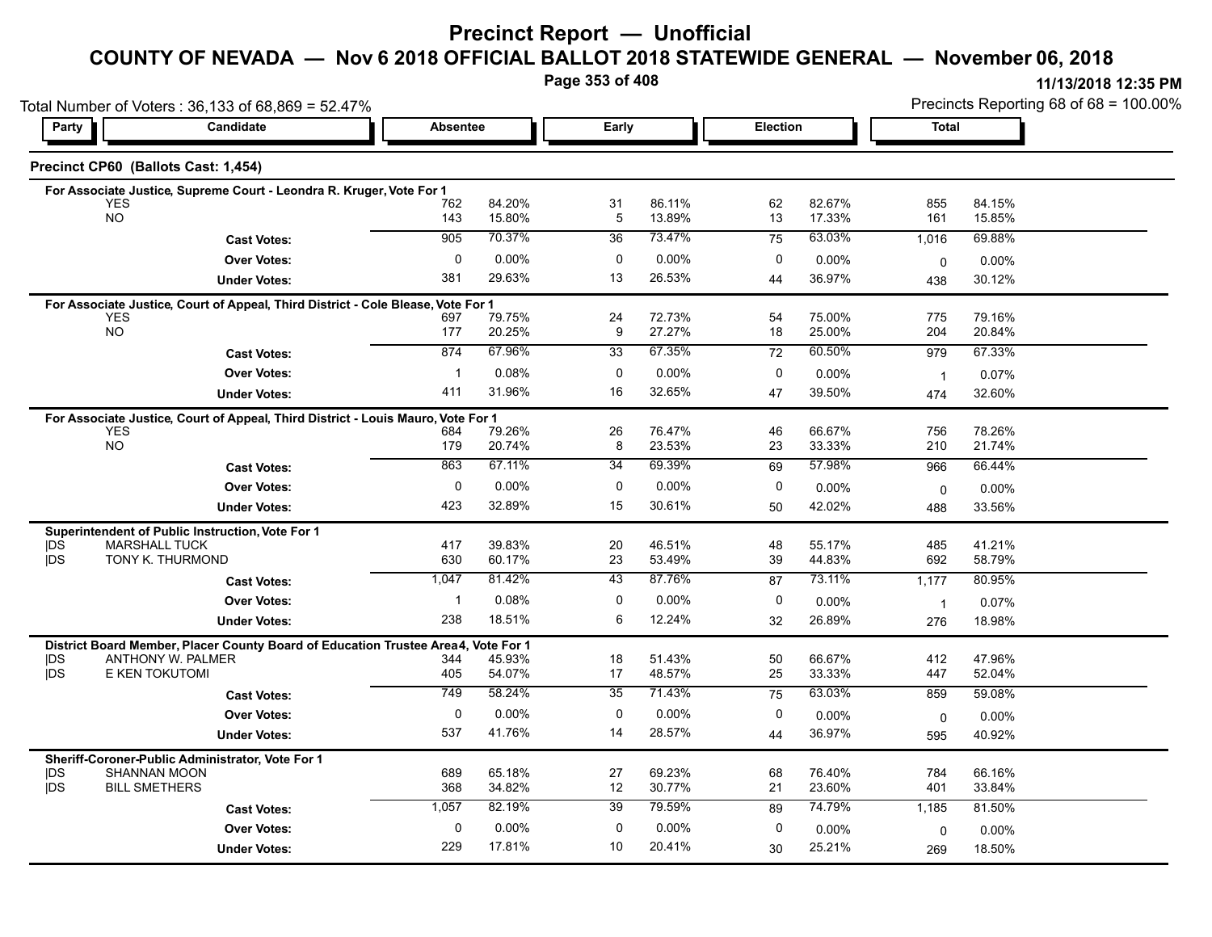# Precinct Report — Unofficial

## COUNTY OF NEVADA — Nov 6 2018 OFFICIAL BALLOT 2018 STATEWIDE GENERAL — November 06, 2018

11/13/2018 12:35 PM

Total Number of Voters : 36,133 of 68,869 = 52.47%

Precincts Reporting 68 of 68 = 100.00%

### Precinct CP60 (Ballots Cast: 1,454)

| Party | Candidate | Absentee | | Early | | Election | | Total | |
|---|---|---|---|---|---|---|---|---|---|
| **For Associate Justice, Supreme Court - Leondra R. Kruger, Vote For 1** | | | | | | | | | |
| | YES | 762 | 84.20% | 31 | 86.11% | 62 | 82.67% | 855 | 84.15% |
| | NO | 143 | 15.80% | 5 | 13.89% | 13 | 17.33% | 161 | 15.85% |
| | **Cast Votes:** | 905 | 70.37% | 36 | 73.47% | 75 | 63.03% | 1,016 | 69.88% |
| | **Over Votes:** | 0 | 0.00% | 0 | 0.00% | 0 | 0.00% | 0 | 0.00% |
| | **Under Votes:** | 381 | 29.63% | 13 | 26.53% | 44 | 36.97% | 438 | 30.12% |
| **For Associate Justice, Court of Appeal, Third District - Cole Blease, Vote For 1** | | | | | | | | | |
| | YES | 697 | 79.75% | 24 | 72.73% | 54 | 75.00% | 775 | 79.16% |
| | NO | 177 | 20.25% | 9 | 27.27% | 18 | 25.00% | 204 | 20.84% |
| | **Cast Votes:** | 874 | 67.96% | 33 | 67.35% | 72 | 60.50% | 979 | 67.33% |
| | **Over Votes:** | 1 | 0.08% | 0 | 0.00% | 0 | 0.00% | 1 | 0.07% |
| | **Under Votes:** | 411 | 31.96% | 16 | 32.65% | 47 | 39.50% | 474 | 32.60% |
| **For Associate Justice, Court of Appeal, Third District - Louis Mauro, Vote For 1** | | | | | | | | | |
| | YES | 684 | 79.26% | 26 | 76.47% | 46 | 66.67% | 756 | 78.26% |
| | NO | 179 | 20.74% | 8 | 23.53% | 23 | 33.33% | 210 | 21.74% |
| | **Cast Votes:** | 863 | 67.11% | 34 | 69.39% | 69 | 57.98% | 966 | 66.44% |
| | **Over Votes:** | 0 | 0.00% | 0 | 0.00% | 0 | 0.00% | 0 | 0.00% |
| | **Under Votes:** | 423 | 32.89% | 15 | 30.61% | 50 | 42.02% | 488 | 33.56% |
| **Superintendent of Public Instruction, Vote For 1** | | | | | | | | | |
| \|DS | MARSHALL TUCK | 417 | 39.83% | 20 | 46.51% | 48 | 55.17% | 485 | 41.21% |
| \|DS | TONY K. THURMOND | 630 | 60.17% | 23 | 53.49% | 39 | 44.83% | 692 | 58.79% |
| | **Cast Votes:** | 1,047 | 81.42% | 43 | 87.76% | 87 | 73.11% | 1,177 | 80.95% |
| | **Over Votes:** | 1 | 0.08% | 0 | 0.00% | 0 | 0.00% | 1 | 0.07% |
| | **Under Votes:** | 238 | 18.51% | 6 | 12.24% | 32 | 26.89% | 276 | 18.98% |
| **District Board Member, Placer County Board of Education Trustee Area 4, Vote For 1** | | | | | | | | | |
| \|DS | ANTHONY W. PALMER | 344 | 45.93% | 18 | 51.43% | 50 | 66.67% | 412 | 47.96% |
| \|DS | E KEN TOKUTOMI | 405 | 54.07% | 17 | 48.57% | 25 | 33.33% | 447 | 52.04% |
| | **Cast Votes:** | 749 | 58.24% | 35 | 71.43% | 75 | 63.03% | 859 | 59.08% |
| | **Over Votes:** | 0 | 0.00% | 0 | 0.00% | 0 | 0.00% | 0 | 0.00% |
| | **Under Votes:** | 537 | 41.76% | 14 | 28.57% | 44 | 36.97% | 595 | 40.92% |
| **Sheriff-Coroner-Public Administrator, Vote For 1** | | | | | | | | | |
| \|DS | SHANNAN MOON | 689 | 65.18% | 27 | 69.23% | 68 | 76.40% | 784 | 66.16% |
| \|DS | BILL SMETHERS | 368 | 34.82% | 12 | 30.77% | 21 | 23.60% | 401 | 33.84% |
| | **Cast Votes:** | 1,057 | 82.19% | 39 | 79.59% | 89 | 74.79% | 1,185 | 81.50% |
| | **Over Votes:** | 0 | 0.00% | 0 | 0.00% | 0 | 0.00% | 0 | 0.00% |
| | **Under Votes:** | 229 | 17.81% | 10 | 20.41% | 30 | 25.21% | 269 | 18.50% |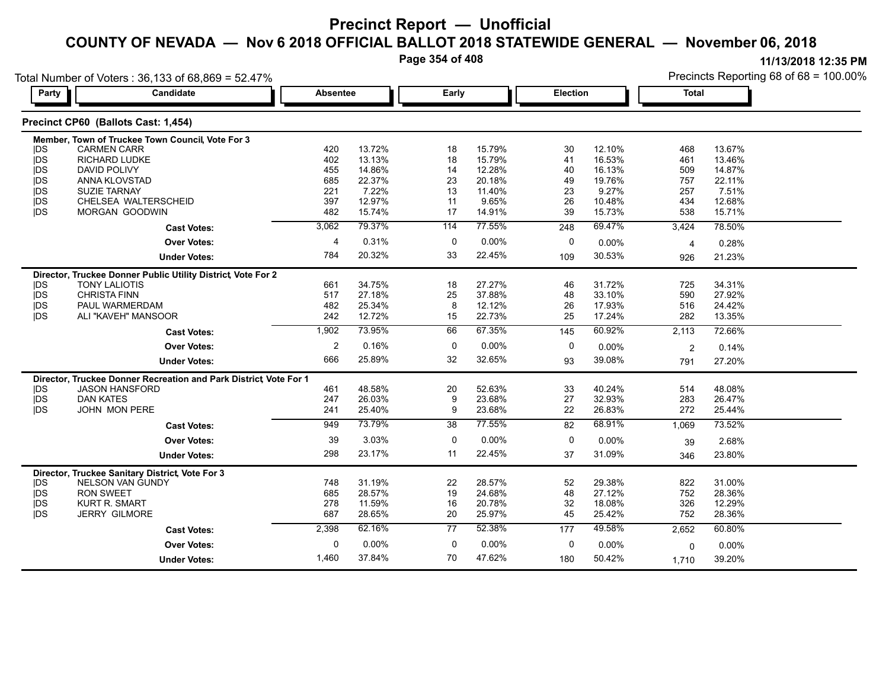# Precinct Report — Unofficial

## COUNTY OF NEVADA — Nov 6 2018 OFFICIAL BALLOT 2018 STATEWIDE GENERAL — November 06, 2018

11/13/2018 12:35 PM

Total Number of Voters : 36,133 of 68,869 = 52.47%

Precincts Reporting 68 of 68 = 100.00%

### Precinct CP60 (Ballots Cast: 1,454)

**Member, Town of Truckee Town Council, Vote For 3**

| Party | Candidate | Absentee | | Early | | Election | | Total | |
|---|---|---|---|---|---|---|---|---|---|
| DS | CARMEN CARR | 420 | 13.72% | 18 | 15.79% | 30 | 12.10% | 468 | 13.67% |
| DS | RICHARD LUDKE | 402 | 13.13% | 18 | 15.79% | 41 | 16.53% | 461 | 13.46% |
| DS | DAVID POLIVY | 455 | 14.86% | 14 | 12.28% | 40 | 16.13% | 509 | 14.87% |
| DS | ANNA KLOVSTAD | 685 | 22.37% | 23 | 20.18% | 49 | 19.76% | 757 | 22.11% |
| DS | SUZIE TARNAY | 221 | 7.22% | 13 | 11.40% | 23 | 9.27% | 257 | 7.51% |
| DS | CHELSEA WALTERSCHEID | 397 | 12.97% | 11 | 9.65% | 26 | 10.48% | 434 | 12.68% |
| DS | MORGAN GOODWIN | 482 | 15.74% | 17 | 14.91% | 39 | 15.73% | 538 | 15.71% |
| | **Cast Votes:** | 3,062 | 79.37% | 114 | 77.55% | 248 | 69.47% | 3,424 | 78.50% |
| | **Over Votes:** | 4 | 0.31% | 0 | 0.00% | 0 | 0.00% | 4 | 0.28% |
| | **Under Votes:** | 784 | 20.32% | 33 | 22.45% | 109 | 30.53% | 926 | 21.23% |

**Director, Truckee Donner Public Utility District, Vote For 2**

| Party | Candidate | Absentee | | Early | | Election | | Total | |
|---|---|---|---|---|---|---|---|---|---|
| DS | TONY LALIOTIS | 661 | 34.75% | 18 | 27.27% | 46 | 31.72% | 725 | 34.31% |
| DS | CHRISTA FINN | 517 | 27.18% | 25 | 37.88% | 48 | 33.10% | 590 | 27.92% |
| DS | PAUL WARMERDAM | 482 | 25.34% | 8 | 12.12% | 26 | 17.93% | 516 | 24.42% |
| DS | ALI "KAVEH" MANSOOR | 242 | 12.72% | 15 | 22.73% | 25 | 17.24% | 282 | 13.35% |
| | **Cast Votes:** | 1,902 | 73.95% | 66 | 67.35% | 145 | 60.92% | 2,113 | 72.66% |
| | **Over Votes:** | 2 | 0.16% | 0 | 0.00% | 0 | 0.00% | 2 | 0.14% |
| | **Under Votes:** | 666 | 25.89% | 32 | 32.65% | 93 | 39.08% | 791 | 27.20% |

**Director, Truckee Donner Recreation and Park District, Vote For 1**

| Party | Candidate | Absentee | | Early | | Election | | Total | |
|---|---|---|---|---|---|---|---|---|---|
| DS | JASON HANSFORD | 461 | 48.58% | 20 | 52.63% | 33 | 40.24% | 514 | 48.08% |
| DS | DAN KATES | 247 | 26.03% | 9 | 23.68% | 27 | 32.93% | 283 | 26.47% |
| DS | JOHN MON PERE | 241 | 25.40% | 9 | 23.68% | 22 | 26.83% | 272 | 25.44% |
| | **Cast Votes:** | 949 | 73.79% | 38 | 77.55% | 82 | 68.91% | 1,069 | 73.52% |
| | **Over Votes:** | 39 | 3.03% | 0 | 0.00% | 0 | 0.00% | 39 | 2.68% |
| | **Under Votes:** | 298 | 23.17% | 11 | 22.45% | 37 | 31.09% | 346 | 23.80% |

**Director, Truckee Sanitary District, Vote For 3**

| Party | Candidate | Absentee | | Early | | Election | | Total | |
|---|---|---|---|---|---|---|---|---|---|
| DS | NELSON VAN GUNDY | 748 | 31.19% | 22 | 28.57% | 52 | 29.38% | 822 | 31.00% |
| DS | RON SWEET | 685 | 28.57% | 19 | 24.68% | 48 | 27.12% | 752 | 28.36% |
| DS | KURT R. SMART | 278 | 11.59% | 16 | 20.78% | 32 | 18.08% | 326 | 12.29% |
| DS | JERRY GILMORE | 687 | 28.65% | 20 | 25.97% | 45 | 25.42% | 752 | 28.36% |
| | **Cast Votes:** | 2,398 | 62.16% | 77 | 52.38% | 177 | 49.58% | 2,652 | 60.80% |
| | **Over Votes:** | 0 | 0.00% | 0 | 0.00% | 0 | 0.00% | 0 | 0.00% |
| | **Under Votes:** | 1,460 | 37.84% | 70 | 47.62% | 180 | 50.42% | 1,710 | 39.20% |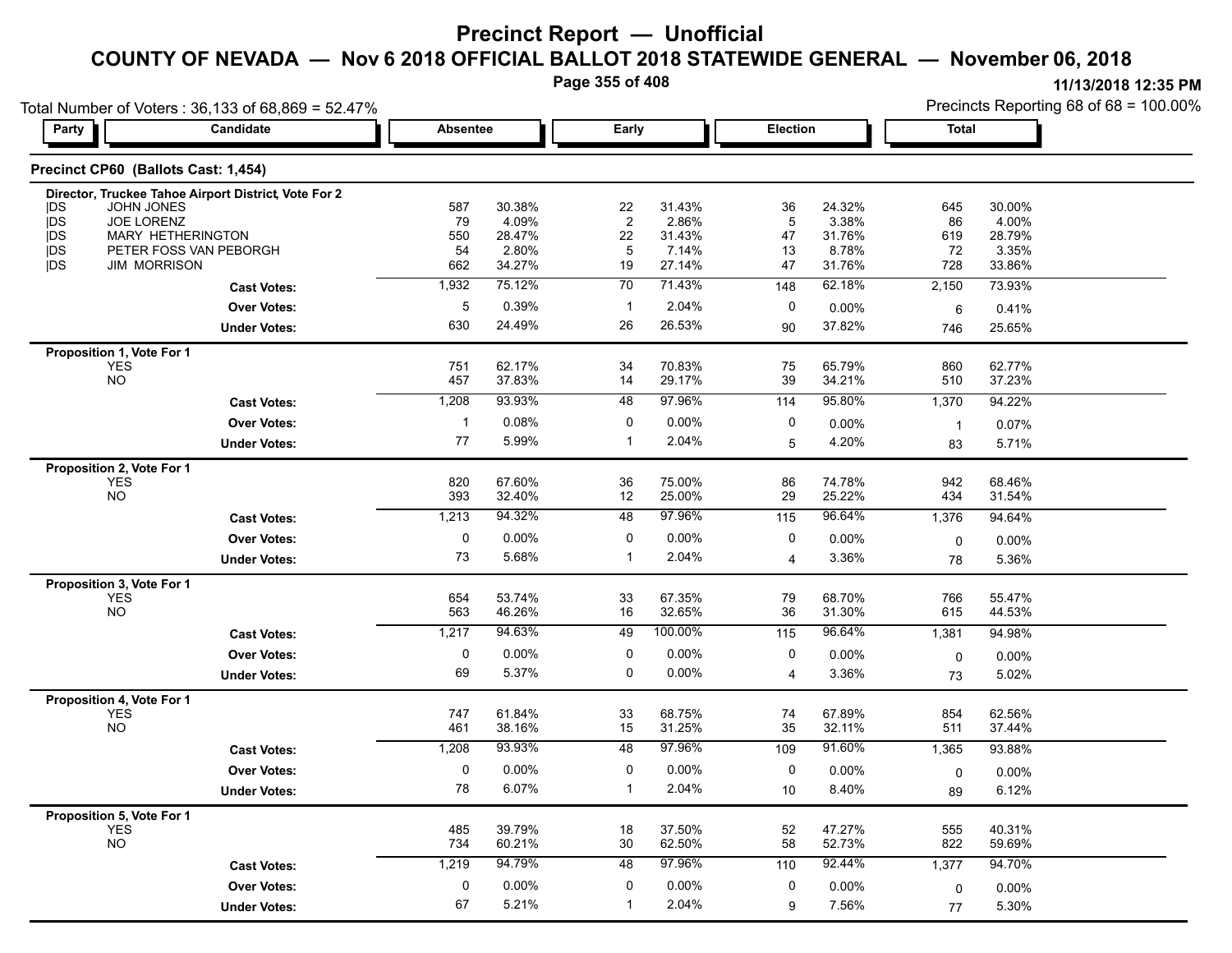# Precinct Report — Unofficial

## COUNTY OF NEVADA — Nov 6 2018 OFFICIAL BALLOT 2018 STATEWIDE GENERAL — November 06, 2018

11/13/2018 12:35 PM

Total Number of Voters : 36,133 of 68,869 = 52.47%

Precincts Reporting 68 of 68 = 100.00%

### Precinct CP60 (Ballots Cast: 1,454)

**Director, Truckee Tahoe Airport District, Vote For 2**

| Party | Candidate | Absentee | | Early | | Election | | Total | |
|---|---|---|---|---|---|---|---|---|---|
| DS | JOHN JONES | 587 | 30.38% | 22 | 31.43% | 36 | 24.32% | 645 | 30.00% |
| DS | JOE LORENZ | 79 | 4.09% | 2 | 2.86% | 5 | 3.38% | 86 | 4.00% |
| DS | MARY HETHERINGTON | 550 | 28.47% | 22 | 31.43% | 47 | 31.76% | 619 | 28.79% |
| DS | PETER FOSS VAN PEBORGH | 54 | 2.80% | 5 | 7.14% | 13 | 8.78% | 72 | 3.35% |
| DS | JIM MORRISON | 662 | 34.27% | 19 | 27.14% | 47 | 31.76% | 728 | 33.86% |
| | **Cast Votes:** | 1,932 | 75.12% | 70 | 71.43% | 148 | 62.18% | 2,150 | 73.93% |
| | **Over Votes:** | 5 | 0.39% | 1 | 2.04% | 0 | 0.00% | 6 | 0.41% |
| | **Under Votes:** | 630 | 24.49% | 26 | 26.53% | 90 | 37.82% | 746 | 25.65% |

**Proposition 1, Vote For 1**

| Party | Candidate | Absentee | | Early | | Election | | Total | |
|---|---|---|---|---|---|---|---|---|---|
| | YES | 751 | 62.17% | 34 | 70.83% | 75 | 65.79% | 860 | 62.77% |
| | NO | 457 | 37.83% | 14 | 29.17% | 39 | 34.21% | 510 | 37.23% |
| | **Cast Votes:** | 1,208 | 93.93% | 48 | 97.96% | 114 | 95.80% | 1,370 | 94.22% |
| | **Over Votes:** | 1 | 0.08% | 0 | 0.00% | 0 | 0.00% | 1 | 0.07% |
| | **Under Votes:** | 77 | 5.99% | 1 | 2.04% | 5 | 4.20% | 83 | 5.71% |

**Proposition 2, Vote For 1**

| Party | Candidate | Absentee | | Early | | Election | | Total | |
|---|---|---|---|---|---|---|---|---|---|
| | YES | 820 | 67.60% | 36 | 75.00% | 86 | 74.78% | 942 | 68.46% |
| | NO | 393 | 32.40% | 12 | 25.00% | 29 | 25.22% | 434 | 31.54% |
| | **Cast Votes:** | 1,213 | 94.32% | 48 | 97.96% | 115 | 96.64% | 1,376 | 94.64% |
| | **Over Votes:** | 0 | 0.00% | 0 | 0.00% | 0 | 0.00% | 0 | 0.00% |
| | **Under Votes:** | 73 | 5.68% | 1 | 2.04% | 4 | 3.36% | 78 | 5.36% |

**Proposition 3, Vote For 1**

| Party | Candidate | Absentee | | Early | | Election | | Total | |
|---|---|---|---|---|---|---|---|---|---|
| | YES | 654 | 53.74% | 33 | 67.35% | 79 | 68.70% | 766 | 55.47% |
| | NO | 563 | 46.26% | 16 | 32.65% | 36 | 31.30% | 615 | 44.53% |
| | **Cast Votes:** | 1,217 | 94.63% | 49 | 100.00% | 115 | 96.64% | 1,381 | 94.98% |
| | **Over Votes:** | 0 | 0.00% | 0 | 0.00% | 0 | 0.00% | 0 | 0.00% |
| | **Under Votes:** | 69 | 5.37% | 0 | 0.00% | 4 | 3.36% | 73 | 5.02% |

**Proposition 4, Vote For 1**

| Party | Candidate | Absentee | | Early | | Election | | Total | |
|---|---|---|---|---|---|---|---|---|---|
| | YES | 747 | 61.84% | 33 | 68.75% | 74 | 67.89% | 854 | 62.56% |
| | NO | 461 | 38.16% | 15 | 31.25% | 35 | 32.11% | 511 | 37.44% |
| | **Cast Votes:** | 1,208 | 93.93% | 48 | 97.96% | 109 | 91.60% | 1,365 | 93.88% |
| | **Over Votes:** | 0 | 0.00% | 0 | 0.00% | 0 | 0.00% | 0 | 0.00% |
| | **Under Votes:** | 78 | 6.07% | 1 | 2.04% | 10 | 8.40% | 89 | 6.12% |

**Proposition 5, Vote For 1**

| Party | Candidate | Absentee | | Early | | Election | | Total | |
|---|---|---|---|---|---|---|---|---|---|
| | YES | 485 | 39.79% | 18 | 37.50% | 52 | 47.27% | 555 | 40.31% |
| | NO | 734 | 60.21% | 30 | 62.50% | 58 | 52.73% | 822 | 59.69% |
| | **Cast Votes:** | 1,219 | 94.79% | 48 | 97.96% | 110 | 92.44% | 1,377 | 94.70% |
| | **Over Votes:** | 0 | 0.00% | 0 | 0.00% | 0 | 0.00% | 0 | 0.00% |
| | **Under Votes:** | 67 | 5.21% | 1 | 2.04% | 9 | 7.56% | 77 | 5.30% |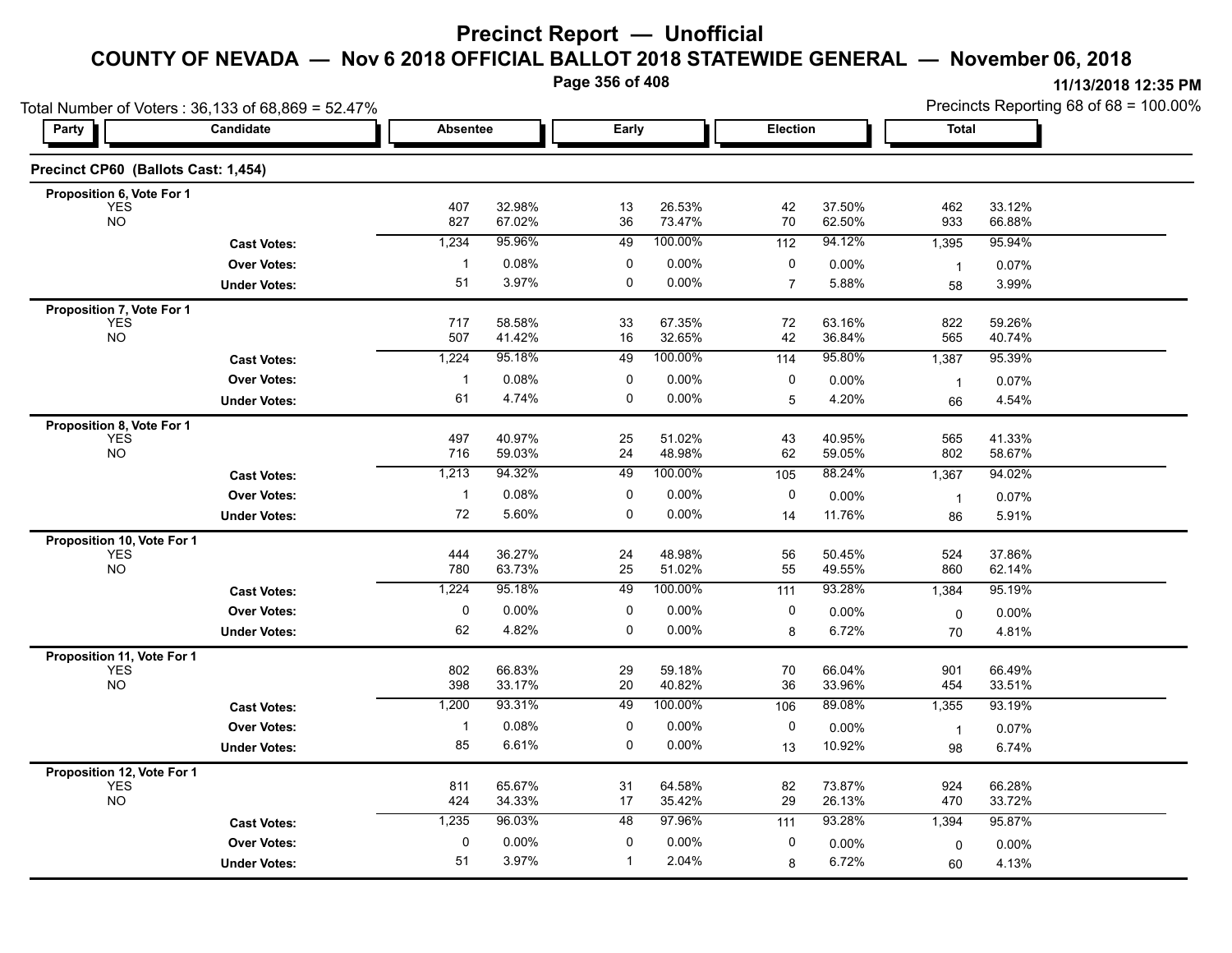# Precinct Report — Unofficial

## COUNTY OF NEVADA — Nov 6 2018 OFFICIAL BALLOT 2018 STATEWIDE GENERAL — November 06, 2018

11/13/2018 12:35 PM

Total Number of Voters : 36,133 of 68,869 = 52.47%

Precincts Reporting 68 of 68 = 100.00%

### Precinct CP60 (Ballots Cast: 1,454)

| Party | Candidate | Absentee | | Early | | Election | | Total | |
|---|---|---|---|---|---|---|---|---|---|
| **Proposition 6, Vote For 1** | | | | | | | | | |
| | YES | 407 | 32.98% | 13 | 26.53% | 42 | 37.50% | 462 | 33.12% |
| | NO | 827 | 67.02% | 36 | 73.47% | 70 | 62.50% | 933 | 66.88% |
| | **Cast Votes:** | 1,234 | 95.96% | 49 | 100.00% | 112 | 94.12% | 1,395 | 95.94% |
| | **Over Votes:** | 1 | 0.08% | 0 | 0.00% | 0 | 0.00% | 1 | 0.07% |
| | **Under Votes:** | 51 | 3.97% | 0 | 0.00% | 7 | 5.88% | 58 | 3.99% |
| **Proposition 7, Vote For 1** | | | | | | | | | |
| | YES | 717 | 58.58% | 33 | 67.35% | 72 | 63.16% | 822 | 59.26% |
| | NO | 507 | 41.42% | 16 | 32.65% | 42 | 36.84% | 565 | 40.74% |
| | **Cast Votes:** | 1,224 | 95.18% | 49 | 100.00% | 114 | 95.80% | 1,387 | 95.39% |
| | **Over Votes:** | 1 | 0.08% | 0 | 0.00% | 0 | 0.00% | 1 | 0.07% |
| | **Under Votes:** | 61 | 4.74% | 0 | 0.00% | 5 | 4.20% | 66 | 4.54% |
| **Proposition 8, Vote For 1** | | | | | | | | | |
| | YES | 497 | 40.97% | 25 | 51.02% | 43 | 40.95% | 565 | 41.33% |
| | NO | 716 | 59.03% | 24 | 48.98% | 62 | 59.05% | 802 | 58.67% |
| | **Cast Votes:** | 1,213 | 94.32% | 49 | 100.00% | 105 | 88.24% | 1,367 | 94.02% |
| | **Over Votes:** | 1 | 0.08% | 0 | 0.00% | 0 | 0.00% | 1 | 0.07% |
| | **Under Votes:** | 72 | 5.60% | 0 | 0.00% | 14 | 11.76% | 86 | 5.91% |
| **Proposition 10, Vote For 1** | | | | | | | | | |
| | YES | 444 | 36.27% | 24 | 48.98% | 56 | 50.45% | 524 | 37.86% |
| | NO | 780 | 63.73% | 25 | 51.02% | 55 | 49.55% | 860 | 62.14% |
| | **Cast Votes:** | 1,224 | 95.18% | 49 | 100.00% | 111 | 93.28% | 1,384 | 95.19% |
| | **Over Votes:** | 0 | 0.00% | 0 | 0.00% | 0 | 0.00% | 0 | 0.00% |
| | **Under Votes:** | 62 | 4.82% | 0 | 0.00% | 8 | 6.72% | 70 | 4.81% |
| **Proposition 11, Vote For 1** | | | | | | | | | |
| | YES | 802 | 66.83% | 29 | 59.18% | 70 | 66.04% | 901 | 66.49% |
| | NO | 398 | 33.17% | 20 | 40.82% | 36 | 33.96% | 454 | 33.51% |
| | **Cast Votes:** | 1,200 | 93.31% | 49 | 100.00% | 106 | 89.08% | 1,355 | 93.19% |
| | **Over Votes:** | 1 | 0.08% | 0 | 0.00% | 0 | 0.00% | 1 | 0.07% |
| | **Under Votes:** | 85 | 6.61% | 0 | 0.00% | 13 | 10.92% | 98 | 6.74% |
| **Proposition 12, Vote For 1** | | | | | | | | | |
| | YES | 811 | 65.67% | 31 | 64.58% | 82 | 73.87% | 924 | 66.28% |
| | NO | 424 | 34.33% | 17 | 35.42% | 29 | 26.13% | 470 | 33.72% |
| | **Cast Votes:** | 1,235 | 96.03% | 48 | 97.96% | 111 | 93.28% | 1,394 | 95.87% |
| | **Over Votes:** | 0 | 0.00% | 0 | 0.00% | 0 | 0.00% | 0 | 0.00% |
| | **Under Votes:** | 51 | 3.97% | 1 | 2.04% | 8 | 6.72% | 60 | 4.13% |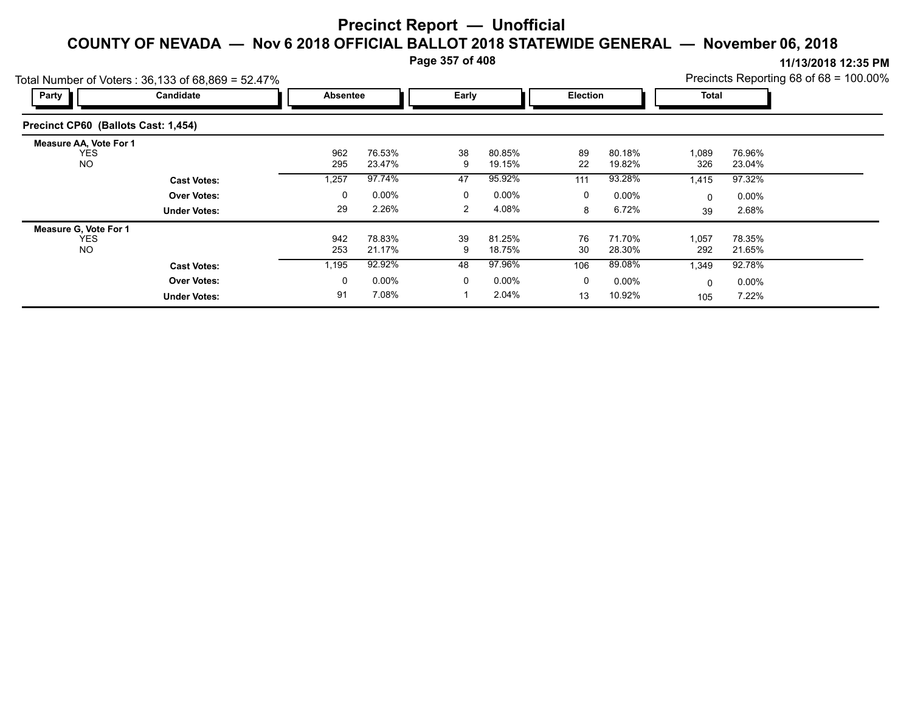# Precinct Report — Unofficial

## COUNTY OF NEVADA — Nov 6 2018 OFFICIAL BALLOT 2018 STATEWIDE GENERAL — November 06, 2018

11/13/2018 12:35 PM

Total Number of Voters : 36,133 of 68,869 = 52.47%

Precincts Reporting 68 of 68 = 100.00%

### Precinct CP60 (Ballots Cast: 1,454)

| Party | Candidate | Absentee | | Early | | Election | | Total | |
|---|---|---|---|---|---|---|---|---|---|
| **Measure AA, Vote For 1** | | | | | | | | | |
| | YES | 962 | 76.53% | 38 | 80.85% | 89 | 80.18% | 1,089 | 76.96% |
| | NO | 295 | 23.47% | 9 | 19.15% | 22 | 19.82% | 326 | 23.04% |
| | **Cast Votes:** | 1,257 | 97.74% | 47 | 95.92% | 111 | 93.28% | 1,415 | 97.32% |
| | **Over Votes:** | 0 | 0.00% | 0 | 0.00% | 0 | 0.00% | 0 | 0.00% |
| | **Under Votes:** | 29 | 2.26% | 2 | 4.08% | 8 | 6.72% | 39 | 2.68% |
| **Measure G, Vote For 1** | | | | | | | | | |
| | YES | 942 | 78.83% | 39 | 81.25% | 76 | 71.70% | 1,057 | 78.35% |
| | NO | 253 | 21.17% | 9 | 18.75% | 30 | 28.30% | 292 | 21.65% |
| | **Cast Votes:** | 1,195 | 92.92% | 48 | 97.96% | 106 | 89.08% | 1,349 | 92.78% |
| | **Over Votes:** | 0 | 0.00% | 0 | 0.00% | 0 | 0.00% | 0 | 0.00% |
| | **Under Votes:** | 91 | 7.08% | 1 | 2.04% | 13 | 10.92% | 105 | 7.22% |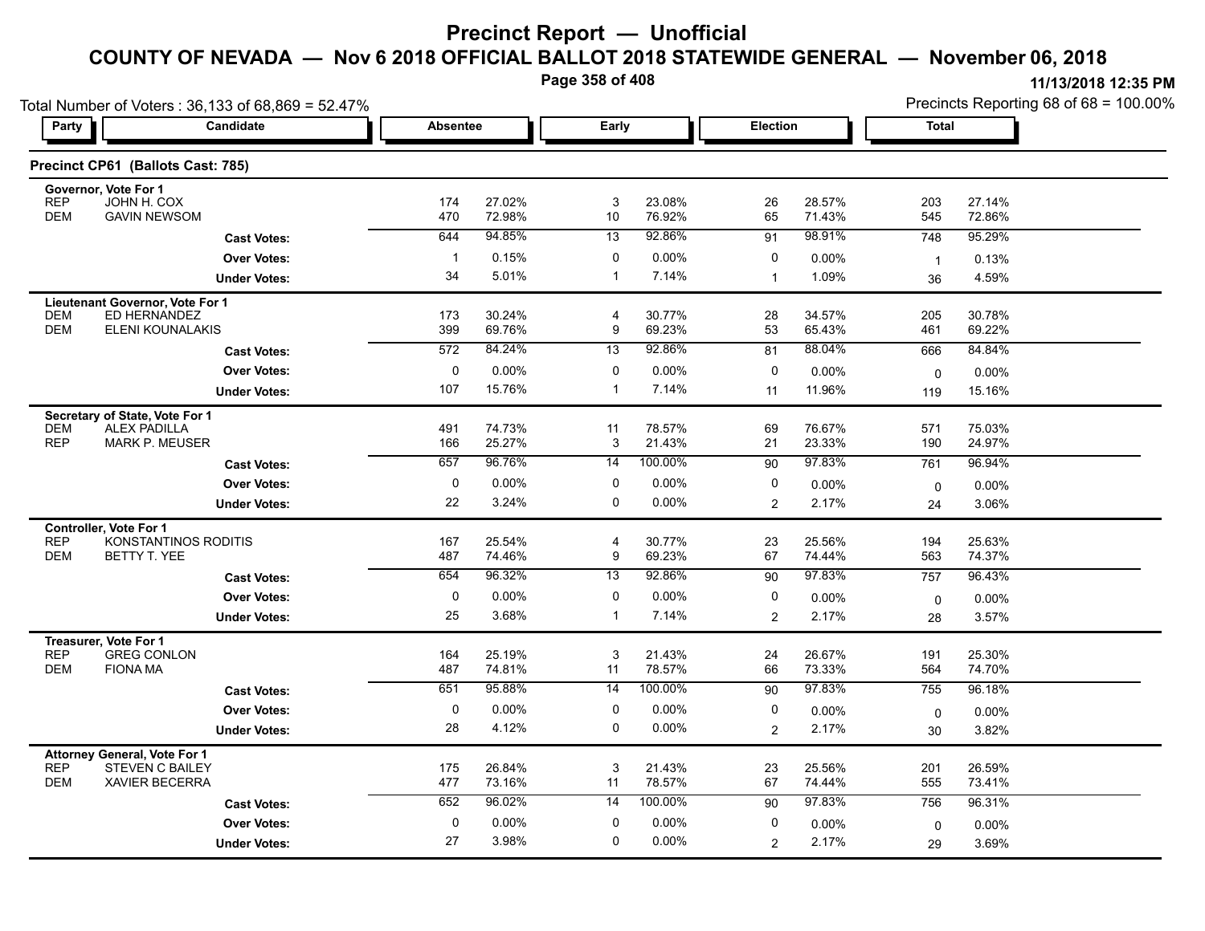# Precinct Report — Unofficial

## COUNTY OF NEVADA — Nov 6 2018 OFFICIAL BALLOT 2018 STATEWIDE GENERAL — November 06, 2018

11/13/2018 12:35 PM

Total Number of Voters : 36,133 of 68,869 = 52.47%

Precincts Reporting 68 of 68 = 100.00%

### Precinct CP61 (Ballots Cast: 785)

| Party | Candidate | Absentee | | Early | | Election | | Total | |
|---|---|---|---|---|---|---|---|---|---|
| **Governor, Vote For 1** | | | | | | | | | |
| REP | JOHN H. COX | 174 | 27.02% | 3 | 23.08% | 26 | 28.57% | 203 | 27.14% |
| DEM | GAVIN NEWSOM | 470 | 72.98% | 10 | 76.92% | 65 | 71.43% | 545 | 72.86% |
| | **Cast Votes:** | 644 | 94.85% | 13 | 92.86% | 91 | 98.91% | 748 | 95.29% |
| | **Over Votes:** | 1 | 0.15% | 0 | 0.00% | 0 | 0.00% | 1 | 0.13% |
| | **Under Votes:** | 34 | 5.01% | 1 | 7.14% | 1 | 1.09% | 36 | 4.59% |
| **Lieutenant Governor, Vote For 1** | | | | | | | | | |
| DEM | ED HERNANDEZ | 173 | 30.24% | 4 | 30.77% | 28 | 34.57% | 205 | 30.78% |
| DEM | ELENI KOUNALAKIS | 399 | 69.76% | 9 | 69.23% | 53 | 65.43% | 461 | 69.22% |
| | **Cast Votes:** | 572 | 84.24% | 13 | 92.86% | 81 | 88.04% | 666 | 84.84% |
| | **Over Votes:** | 0 | 0.00% | 0 | 0.00% | 0 | 0.00% | 0 | 0.00% |
| | **Under Votes:** | 107 | 15.76% | 1 | 7.14% | 11 | 11.96% | 119 | 15.16% |
| **Secretary of State, Vote For 1** | | | | | | | | | |
| DEM | ALEX PADILLA | 491 | 74.73% | 11 | 78.57% | 69 | 76.67% | 571 | 75.03% |
| REP | MARK P. MEUSER | 166 | 25.27% | 3 | 21.43% | 21 | 23.33% | 190 | 24.97% |
| | **Cast Votes:** | 657 | 96.76% | 14 | 100.00% | 90 | 97.83% | 761 | 96.94% |
| | **Over Votes:** | 0 | 0.00% | 0 | 0.00% | 0 | 0.00% | 0 | 0.00% |
| | **Under Votes:** | 22 | 3.24% | 0 | 0.00% | 2 | 2.17% | 24 | 3.06% |
| **Controller, Vote For 1** | | | | | | | | | |
| REP | KONSTANTINOS RODITIS | 167 | 25.54% | 4 | 30.77% | 23 | 25.56% | 194 | 25.63% |
| DEM | BETTY T. YEE | 487 | 74.46% | 9 | 69.23% | 67 | 74.44% | 563 | 74.37% |
| | **Cast Votes:** | 654 | 96.32% | 13 | 92.86% | 90 | 97.83% | 757 | 96.43% |
| | **Over Votes:** | 0 | 0.00% | 0 | 0.00% | 0 | 0.00% | 0 | 0.00% |
| | **Under Votes:** | 25 | 3.68% | 1 | 7.14% | 2 | 2.17% | 28 | 3.57% |
| **Treasurer, Vote For 1** | | | | | | | | | |
| REP | GREG CONLON | 164 | 25.19% | 3 | 21.43% | 24 | 26.67% | 191 | 25.30% |
| DEM | FIONA MA | 487 | 74.81% | 11 | 78.57% | 66 | 73.33% | 564 | 74.70% |
| | **Cast Votes:** | 651 | 95.88% | 14 | 100.00% | 90 | 97.83% | 755 | 96.18% |
| | **Over Votes:** | 0 | 0.00% | 0 | 0.00% | 0 | 0.00% | 0 | 0.00% |
| | **Under Votes:** | 28 | 4.12% | 0 | 0.00% | 2 | 2.17% | 30 | 3.82% |
| **Attorney General, Vote For 1** | | | | | | | | | |
| REP | STEVEN C BAILEY | 175 | 26.84% | 3 | 21.43% | 23 | 25.56% | 201 | 26.59% |
| DEM | XAVIER BECERRA | 477 | 73.16% | 11 | 78.57% | 67 | 74.44% | 555 | 73.41% |
| | **Cast Votes:** | 652 | 96.02% | 14 | 100.00% | 90 | 97.83% | 756 | 96.31% |
| | **Over Votes:** | 0 | 0.00% | 0 | 0.00% | 0 | 0.00% | 0 | 0.00% |
| | **Under Votes:** | 27 | 3.98% | 0 | 0.00% | 2 | 2.17% | 29 | 3.69% |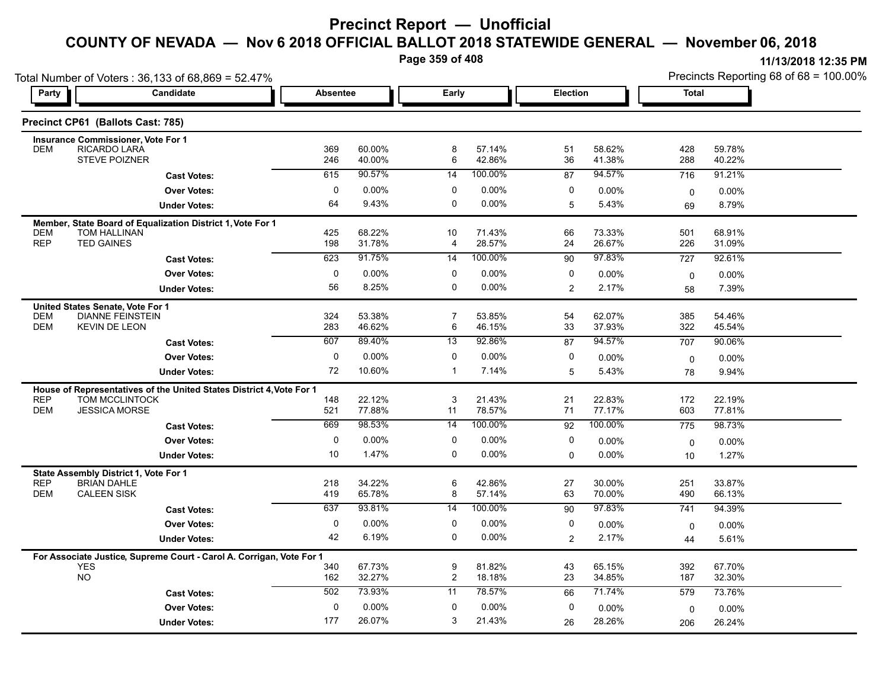# Precinct Report — Unofficial

## COUNTY OF NEVADA — Nov 6 2018 OFFICIAL BALLOT 2018 STATEWIDE GENERAL — November 06, 2018

11/13/2018 12:35 PM

Total Number of Voters : 36,133 of 68,869 = 52.47%

Precincts Reporting 68 of 68 = 100.00%

### Precinct CP61 (Ballots Cast: 785)

| Party | Candidate | Absentee | | Early | | Election | | Total | |
|---|---|---|---|---|---|---|---|---|---|
| **Insurance Commissioner, Vote For 1** | | | | | | | | | |
| DEM | RICARDO LARA | 369 | 60.00% | 8 | 57.14% | 51 | 58.62% | 428 | 59.78% |
| | STEVE POIZNER | 246 | 40.00% | 6 | 42.86% | 36 | 41.38% | 288 | 40.22% |
| | **Cast Votes:** | 615 | 90.57% | 14 | 100.00% | 87 | 94.57% | 716 | 91.21% |
| | **Over Votes:** | 0 | 0.00% | 0 | 0.00% | 0 | 0.00% | 0 | 0.00% |
| | **Under Votes:** | 64 | 9.43% | 0 | 0.00% | 5 | 5.43% | 69 | 8.79% |
| **Member, State Board of Equalization District 1, Vote For 1** | | | | | | | | | |
| DEM | TOM HALLINAN | 425 | 68.22% | 10 | 71.43% | 66 | 73.33% | 501 | 68.91% |
| REP | TED GAINES | 198 | 31.78% | 4 | 28.57% | 24 | 26.67% | 226 | 31.09% |
| | **Cast Votes:** | 623 | 91.75% | 14 | 100.00% | 90 | 97.83% | 727 | 92.61% |
| | **Over Votes:** | 0 | 0.00% | 0 | 0.00% | 0 | 0.00% | 0 | 0.00% |
| | **Under Votes:** | 56 | 8.25% | 0 | 0.00% | 2 | 2.17% | 58 | 7.39% |
| **United States Senate, Vote For 1** | | | | | | | | | |
| DEM | DIANNE FEINSTEIN | 324 | 53.38% | 7 | 53.85% | 54 | 62.07% | 385 | 54.46% |
| DEM | KEVIN DE LEON | 283 | 46.62% | 6 | 46.15% | 33 | 37.93% | 322 | 45.54% |
| | **Cast Votes:** | 607 | 89.40% | 13 | 92.86% | 87 | 94.57% | 707 | 90.06% |
| | **Over Votes:** | 0 | 0.00% | 0 | 0.00% | 0 | 0.00% | 0 | 0.00% |
| | **Under Votes:** | 72 | 10.60% | 1 | 7.14% | 5 | 5.43% | 78 | 9.94% |
| **House of Representatives of the United States District 4, Vote For 1** | | | | | | | | | |
| REP | TOM MCCLINTOCK | 148 | 22.12% | 3 | 21.43% | 21 | 22.83% | 172 | 22.19% |
| DEM | JESSICA MORSE | 521 | 77.88% | 11 | 78.57% | 71 | 77.17% | 603 | 77.81% |
| | **Cast Votes:** | 669 | 98.53% | 14 | 100.00% | 92 | 100.00% | 775 | 98.73% |
| | **Over Votes:** | 0 | 0.00% | 0 | 0.00% | 0 | 0.00% | 0 | 0.00% |
| | **Under Votes:** | 10 | 1.47% | 0 | 0.00% | 0 | 0.00% | 10 | 1.27% |
| **State Assembly District 1, Vote For 1** | | | | | | | | | |
| REP | BRIAN DAHLE | 218 | 34.22% | 6 | 42.86% | 27 | 30.00% | 251 | 33.87% |
| DEM | CALEEN SISK | 419 | 65.78% | 8 | 57.14% | 63 | 70.00% | 490 | 66.13% |
| | **Cast Votes:** | 637 | 93.81% | 14 | 100.00% | 90 | 97.83% | 741 | 94.39% |
| | **Over Votes:** | 0 | 0.00% | 0 | 0.00% | 0 | 0.00% | 0 | 0.00% |
| | **Under Votes:** | 42 | 6.19% | 0 | 0.00% | 2 | 2.17% | 44 | 5.61% |
| **For Associate Justice, Supreme Court - Carol A. Corrigan, Vote For 1** | | | | | | | | | |
| | YES | 340 | 67.73% | 9 | 81.82% | 43 | 65.15% | 392 | 67.70% |
| | NO | 162 | 32.27% | 2 | 18.18% | 23 | 34.85% | 187 | 32.30% |
| | **Cast Votes:** | 502 | 73.93% | 11 | 78.57% | 66 | 71.74% | 579 | 73.76% |
| | **Over Votes:** | 0 | 0.00% | 0 | 0.00% | 0 | 0.00% | 0 | 0.00% |
| | **Under Votes:** | 177 | 26.07% | 3 | 21.43% | 26 | 28.26% | 206 | 26.24% |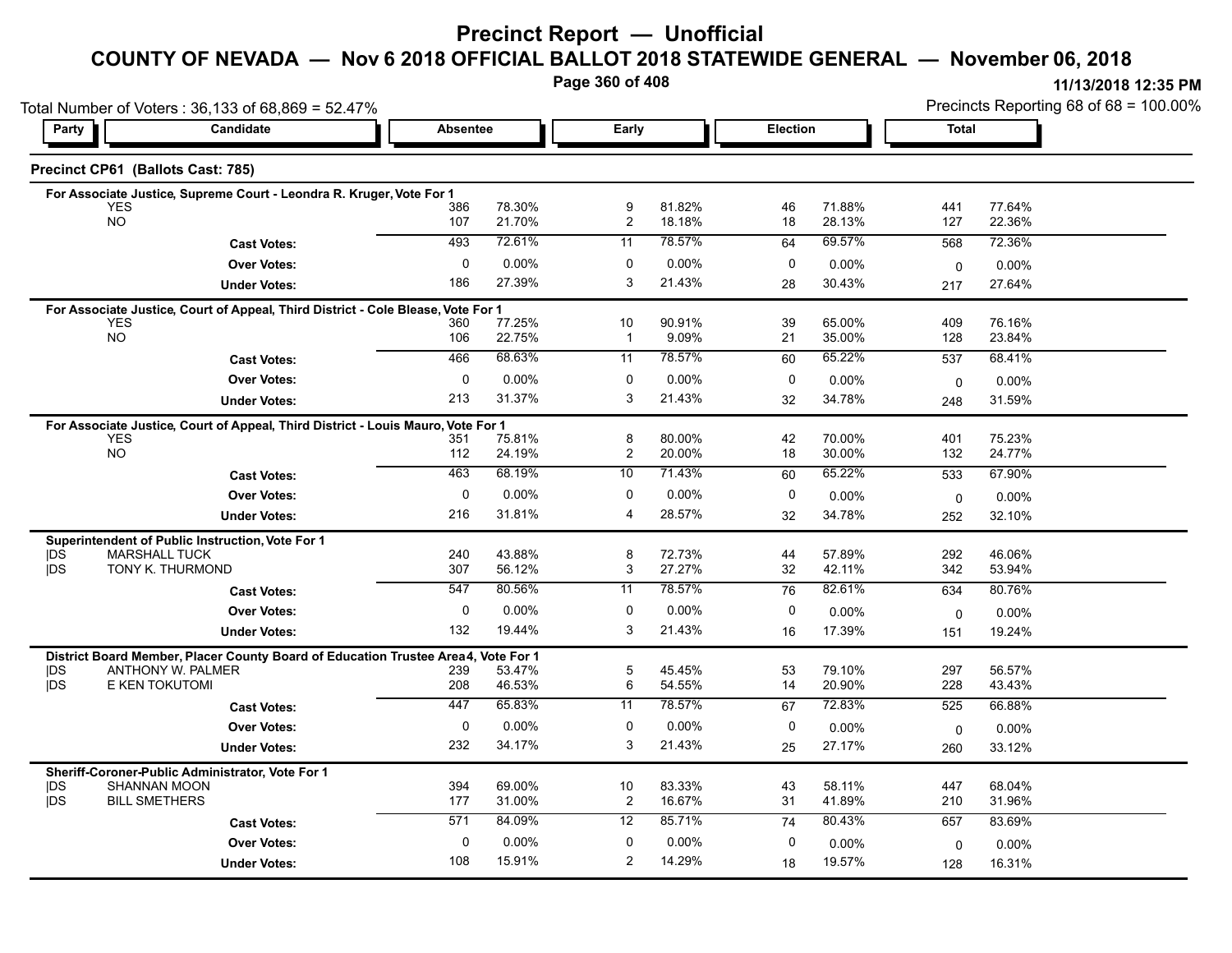# Precinct Report — Unofficial

## COUNTY OF NEVADA — Nov 6 2018 OFFICIAL BALLOT 2018 STATEWIDE GENERAL — November 06, 2018

11/13/2018 12:35 PM

Total Number of Voters : 36,133 of 68,869 = 52.47%

Precincts Reporting 68 of 68 = 100.00%

### Precinct CP61 (Ballots Cast: 785)

**For Associate Justice, Supreme Court - Leondra R. Kruger, Vote For 1**

| Party | Candidate | Absentee | | Early | | Election | | Total | |
|---|---|---|---|---|---|---|---|---|---|
| | YES | 386 | 78.30% | 9 | 81.82% | 46 | 71.88% | 441 | 77.64% |
| | NO | 107 | 21.70% | 2 | 18.18% | 18 | 28.13% | 127 | 22.36% |
| | Cast Votes: | 493 | 72.61% | 11 | 78.57% | 64 | 69.57% | 568 | 72.36% |
| | Over Votes: | 0 | 0.00% | 0 | 0.00% | 0 | 0.00% | 0 | 0.00% |
| | Under Votes: | 186 | 27.39% | 3 | 21.43% | 28 | 30.43% | 217 | 27.64% |

**For Associate Justice, Court of Appeal, Third District - Cole Blease, Vote For 1**

| Party | Candidate | Absentee | | Early | | Election | | Total | |
|---|---|---|---|---|---|---|---|---|---|
| | YES | 360 | 77.25% | 10 | 90.91% | 39 | 65.00% | 409 | 76.16% |
| | NO | 106 | 22.75% | 1 | 9.09% | 21 | 35.00% | 128 | 23.84% |
| | Cast Votes: | 466 | 68.63% | 11 | 78.57% | 60 | 65.22% | 537 | 68.41% |
| | Over Votes: | 0 | 0.00% | 0 | 0.00% | 0 | 0.00% | 0 | 0.00% |
| | Under Votes: | 213 | 31.37% | 3 | 21.43% | 32 | 34.78% | 248 | 31.59% |

**For Associate Justice, Court of Appeal, Third District - Louis Mauro, Vote For 1**

| Party | Candidate | Absentee | | Early | | Election | | Total | |
|---|---|---|---|---|---|---|---|---|---|
| | YES | 351 | 75.81% | 8 | 80.00% | 42 | 70.00% | 401 | 75.23% |
| | NO | 112 | 24.19% | 2 | 20.00% | 18 | 30.00% | 132 | 24.77% |
| | Cast Votes: | 463 | 68.19% | 10 | 71.43% | 60 | 65.22% | 533 | 67.90% |
| | Over Votes: | 0 | 0.00% | 0 | 0.00% | 0 | 0.00% | 0 | 0.00% |
| | Under Votes: | 216 | 31.81% | 4 | 28.57% | 32 | 34.78% | 252 | 32.10% |

**Superintendent of Public Instruction, Vote For 1**

| Party | Candidate | Absentee | | Early | | Election | | Total | |
|---|---|---|---|---|---|---|---|---|---|
| DS | MARSHALL TUCK | 240 | 43.88% | 8 | 72.73% | 44 | 57.89% | 292 | 46.06% |
| DS | TONY K. THURMOND | 307 | 56.12% | 3 | 27.27% | 32 | 42.11% | 342 | 53.94% |
| | Cast Votes: | 547 | 80.56% | 11 | 78.57% | 76 | 82.61% | 634 | 80.76% |
| | Over Votes: | 0 | 0.00% | 0 | 0.00% | 0 | 0.00% | 0 | 0.00% |
| | Under Votes: | 132 | 19.44% | 3 | 21.43% | 16 | 17.39% | 151 | 19.24% |

**District Board Member, Placer County Board of Education Trustee Area 4, Vote For 1**

| Party | Candidate | Absentee | | Early | | Election | | Total | |
|---|---|---|---|---|---|---|---|---|---|
| DS | ANTHONY W. PALMER | 239 | 53.47% | 5 | 45.45% | 53 | 79.10% | 297 | 56.57% |
| DS | E KEN TOKUTOMI | 208 | 46.53% | 6 | 54.55% | 14 | 20.90% | 228 | 43.43% |
| | Cast Votes: | 447 | 65.83% | 11 | 78.57% | 67 | 72.83% | 525 | 66.88% |
| | Over Votes: | 0 | 0.00% | 0 | 0.00% | 0 | 0.00% | 0 | 0.00% |
| | Under Votes: | 232 | 34.17% | 3 | 21.43% | 25 | 27.17% | 260 | 33.12% |

**Sheriff-Coroner-Public Administrator, Vote For 1**

| Party | Candidate | Absentee | | Early | | Election | | Total | |
|---|---|---|---|---|---|---|---|---|---|
| DS | SHANNAN MOON | 394 | 69.00% | 10 | 83.33% | 43 | 58.11% | 447 | 68.04% |
| DS | BILL SMETHERS | 177 | 31.00% | 2 | 16.67% | 31 | 41.89% | 210 | 31.96% |
| | Cast Votes: | 571 | 84.09% | 12 | 85.71% | 74 | 80.43% | 657 | 83.69% |
| | Over Votes: | 0 | 0.00% | 0 | 0.00% | 0 | 0.00% | 0 | 0.00% |
| | Under Votes: | 108 | 15.91% | 2 | 14.29% | 18 | 19.57% | 128 | 16.31% |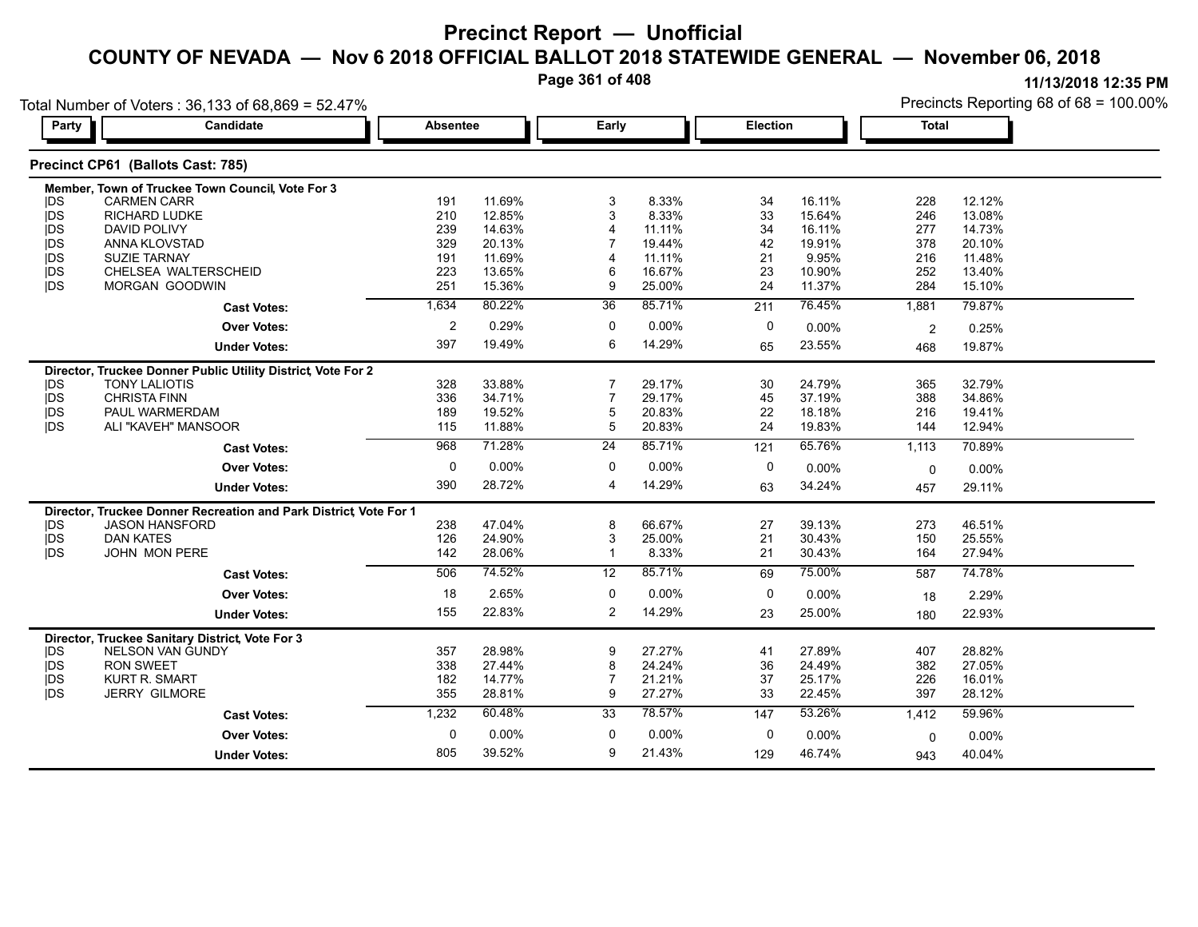# Precinct Report — Unofficial

## COUNTY OF NEVADA — Nov 6 2018 OFFICIAL BALLOT 2018 STATEWIDE GENERAL — November 06, 2018

11/13/2018 12:35 PM

Total Number of Voters : 36,133 of 68,869 = 52.47%

Precincts Reporting 68 of 68 = 100.00%

### Precinct CP61 (Ballots Cast: 785)

| Party | Candidate | Absentee | | Early | | Election | | Total | |
|---|---|---|---|---|---|---|---|---|---|
| **Member, Town of Truckee Town Council, Vote For 3** | | | | | | | | | |
| DS | CARMEN CARR | 191 | 11.69% | 3 | 8.33% | 34 | 16.11% | 228 | 12.12% |
| DS | RICHARD LUDKE | 210 | 12.85% | 3 | 8.33% | 33 | 15.64% | 246 | 13.08% |
| DS | DAVID POLIVY | 239 | 14.63% | 4 | 11.11% | 34 | 16.11% | 277 | 14.73% |
| DS | ANNA KLOVSTAD | 329 | 20.13% | 7 | 19.44% | 42 | 19.91% | 378 | 20.10% |
| DS | SUZIE TARNAY | 191 | 11.69% | 4 | 11.11% | 21 | 9.95% | 216 | 11.48% |
| DS | CHELSEA WALTERSCHEID | 223 | 13.65% | 6 | 16.67% | 23 | 10.90% | 252 | 13.40% |
| DS | MORGAN GOODWIN | 251 | 15.36% | 9 | 25.00% | 24 | 11.37% | 284 | 15.10% |
| | **Cast Votes:** | 1,634 | 80.22% | 36 | 85.71% | 211 | 76.45% | 1,881 | 79.87% |
| | **Over Votes:** | 2 | 0.29% | 0 | 0.00% | 0 | 0.00% | 2 | 0.25% |
| | **Under Votes:** | 397 | 19.49% | 6 | 14.29% | 65 | 23.55% | 468 | 19.87% |
| **Director, Truckee Donner Public Utility District, Vote For 2** | | | | | | | | | |
| DS | TONY LALIOTIS | 328 | 33.88% | 7 | 29.17% | 30 | 24.79% | 365 | 32.79% |
| DS | CHRISTA FINN | 336 | 34.71% | 7 | 29.17% | 45 | 37.19% | 388 | 34.86% |
| DS | PAUL WARMERDAM | 189 | 19.52% | 5 | 20.83% | 22 | 18.18% | 216 | 19.41% |
| DS | ALI "KAVEH" MANSOOR | 115 | 11.88% | 5 | 20.83% | 24 | 19.83% | 144 | 12.94% |
| | **Cast Votes:** | 968 | 71.28% | 24 | 85.71% | 121 | 65.76% | 1,113 | 70.89% |
| | **Over Votes:** | 0 | 0.00% | 0 | 0.00% | 0 | 0.00% | 0 | 0.00% |
| | **Under Votes:** | 390 | 28.72% | 4 | 14.29% | 63 | 34.24% | 457 | 29.11% |
| **Director, Truckee Donner Recreation and Park District, Vote For 1** | | | | | | | | | |
| DS | JASON HANSFORD | 238 | 47.04% | 8 | 66.67% | 27 | 39.13% | 273 | 46.51% |
| DS | DAN KATES | 126 | 24.90% | 3 | 25.00% | 21 | 30.43% | 150 | 25.55% |
| DS | JOHN MON PERE | 142 | 28.06% | 1 | 8.33% | 21 | 30.43% | 164 | 27.94% |
| | **Cast Votes:** | 506 | 74.52% | 12 | 85.71% | 69 | 75.00% | 587 | 74.78% |
| | **Over Votes:** | 18 | 2.65% | 0 | 0.00% | 0 | 0.00% | 18 | 2.29% |
| | **Under Votes:** | 155 | 22.83% | 2 | 14.29% | 23 | 25.00% | 180 | 22.93% |
| **Director, Truckee Sanitary District, Vote For 3** | | | | | | | | | |
| DS | NELSON VAN GUNDY | 357 | 28.98% | 9 | 27.27% | 41 | 27.89% | 407 | 28.82% |
| DS | RON SWEET | 338 | 27.44% | 8 | 24.24% | 36 | 24.49% | 382 | 27.05% |
| DS | KURT R. SMART | 182 | 14.77% | 7 | 21.21% | 37 | 25.17% | 226 | 16.01% |
| DS | JERRY GILMORE | 355 | 28.81% | 9 | 27.27% | 33 | 22.45% | 397 | 28.12% |
| | **Cast Votes:** | 1,232 | 60.48% | 33 | 78.57% | 147 | 53.26% | 1,412 | 59.96% |
| | **Over Votes:** | 0 | 0.00% | 0 | 0.00% | 0 | 0.00% | 0 | 0.00% |
| | **Under Votes:** | 805 | 39.52% | 9 | 21.43% | 129 | 46.74% | 943 | 40.04% |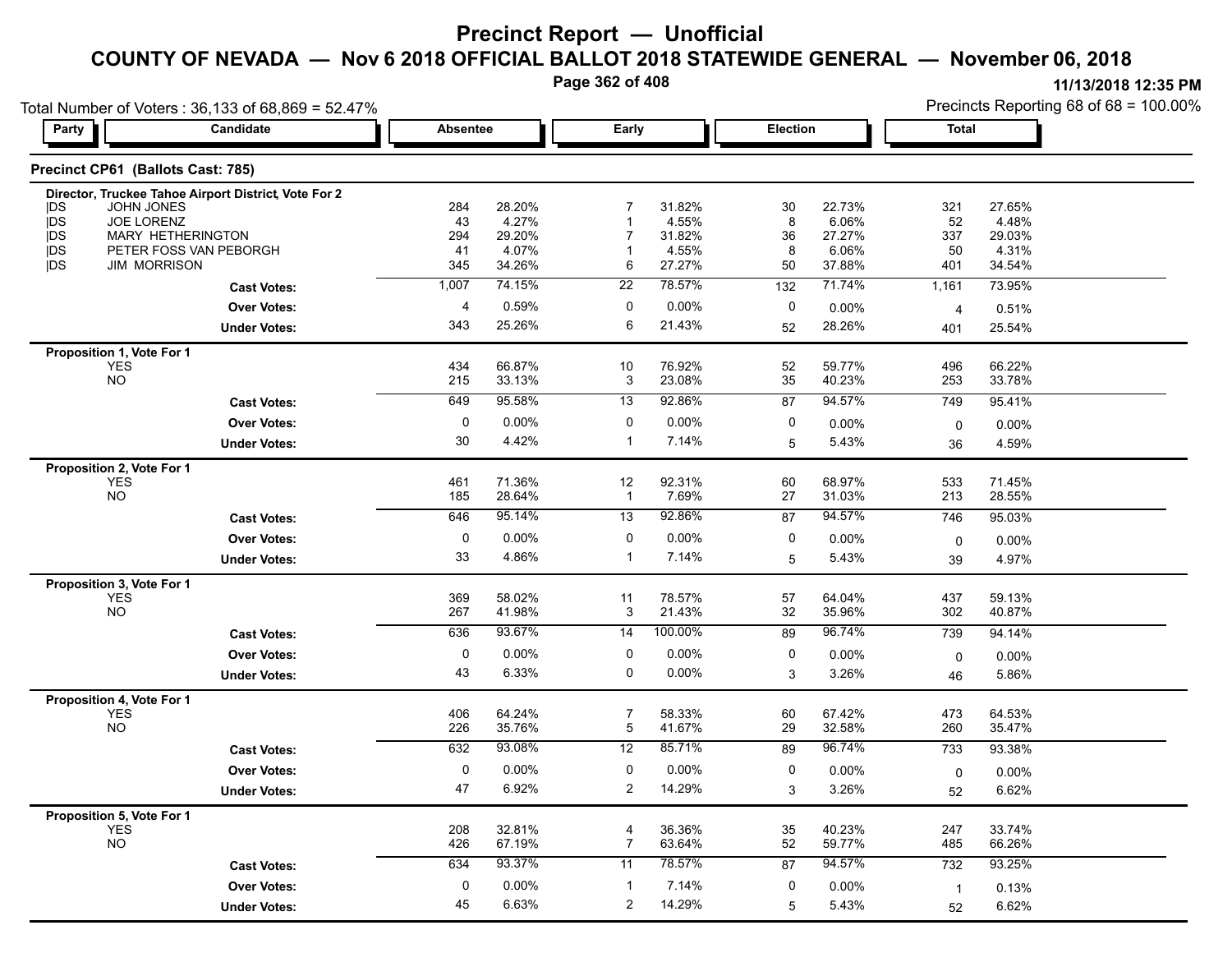# Precinct Report — Unofficial

## COUNTY OF NEVADA — Nov 6 2018 OFFICIAL BALLOT 2018 STATEWIDE GENERAL — November 06, 2018

11/13/2018 12:35 PM

Total Number of Voters : 36,133 of 68,869 = 52.47%

Precincts Reporting 68 of 68 = 100.00%

### Precinct CP61 (Ballots Cast: 785)

**Director, Truckee Tahoe Airport District, Vote For 2**

| Party | Candidate | Absentee | | Early | | Election | | Total | |
|---|---|---|---|---|---|---|---|---|---|
| DS | JOHN JONES | 284 | 28.20% | 7 | 31.82% | 30 | 22.73% | 321 | 27.65% |
| DS | JOE LORENZ | 43 | 4.27% | 1 | 4.55% | 8 | 6.06% | 52 | 4.48% |
| DS | MARY HETHERINGTON | 294 | 29.20% | 7 | 31.82% | 36 | 27.27% | 337 | 29.03% |
| DS | PETER FOSS VAN PEBORGH | 41 | 4.07% | 1 | 4.55% | 8 | 6.06% | 50 | 4.31% |
| DS | JIM MORRISON | 345 | 34.26% | 6 | 27.27% | 50 | 37.88% | 401 | 34.54% |
| | **Cast Votes:** | 1,007 | 74.15% | 22 | 78.57% | 132 | 71.74% | 1,161 | 73.95% |
| | **Over Votes:** | 4 | 0.59% | 0 | 0.00% | 0 | 0.00% | 4 | 0.51% |
| | **Under Votes:** | 343 | 25.26% | 6 | 21.43% | 52 | 28.26% | 401 | 25.54% |

**Proposition 1, Vote For 1**

| Party | Candidate | Absentee | | Early | | Election | | Total | |
|---|---|---|---|---|---|---|---|---|---|
| | YES | 434 | 66.87% | 10 | 76.92% | 52 | 59.77% | 496 | 66.22% |
| | NO | 215 | 33.13% | 3 | 23.08% | 35 | 40.23% | 253 | 33.78% |
| | **Cast Votes:** | 649 | 95.58% | 13 | 92.86% | 87 | 94.57% | 749 | 95.41% |
| | **Over Votes:** | 0 | 0.00% | 0 | 0.00% | 0 | 0.00% | 0 | 0.00% |
| | **Under Votes:** | 30 | 4.42% | 1 | 7.14% | 5 | 5.43% | 36 | 4.59% |

**Proposition 2, Vote For 1**

| Party | Candidate | Absentee | | Early | | Election | | Total | |
|---|---|---|---|---|---|---|---|---|---|
| | YES | 461 | 71.36% | 12 | 92.31% | 60 | 68.97% | 533 | 71.45% |
| | NO | 185 | 28.64% | 1 | 7.69% | 27 | 31.03% | 213 | 28.55% |
| | **Cast Votes:** | 646 | 95.14% | 13 | 92.86% | 87 | 94.57% | 746 | 95.03% |
| | **Over Votes:** | 0 | 0.00% | 0 | 0.00% | 0 | 0.00% | 0 | 0.00% |
| | **Under Votes:** | 33 | 4.86% | 1 | 7.14% | 5 | 5.43% | 39 | 4.97% |

**Proposition 3, Vote For 1**

| Party | Candidate | Absentee | | Early | | Election | | Total | |
|---|---|---|---|---|---|---|---|---|---|
| | YES | 369 | 58.02% | 11 | 78.57% | 57 | 64.04% | 437 | 59.13% |
| | NO | 267 | 41.98% | 3 | 21.43% | 32 | 35.96% | 302 | 40.87% |
| | **Cast Votes:** | 636 | 93.67% | 14 | 100.00% | 89 | 96.74% | 739 | 94.14% |
| | **Over Votes:** | 0 | 0.00% | 0 | 0.00% | 0 | 0.00% | 0 | 0.00% |
| | **Under Votes:** | 43 | 6.33% | 0 | 0.00% | 3 | 3.26% | 46 | 5.86% |

**Proposition 4, Vote For 1**

| Party | Candidate | Absentee | | Early | | Election | | Total | |
|---|---|---|---|---|---|---|---|---|---|
| | YES | 406 | 64.24% | 7 | 58.33% | 60 | 67.42% | 473 | 64.53% |
| | NO | 226 | 35.76% | 5 | 41.67% | 29 | 32.58% | 260 | 35.47% |
| | **Cast Votes:** | 632 | 93.08% | 12 | 85.71% | 89 | 96.74% | 733 | 93.38% |
| | **Over Votes:** | 0 | 0.00% | 0 | 0.00% | 0 | 0.00% | 0 | 0.00% |
| | **Under Votes:** | 47 | 6.92% | 2 | 14.29% | 3 | 3.26% | 52 | 6.62% |

**Proposition 5, Vote For 1**

| Party | Candidate | Absentee | | Early | | Election | | Total | |
|---|---|---|---|---|---|---|---|---|---|
| | YES | 208 | 32.81% | 4 | 36.36% | 35 | 40.23% | 247 | 33.74% |
| | NO | 426 | 67.19% | 7 | 63.64% | 52 | 59.77% | 485 | 66.26% |
| | **Cast Votes:** | 634 | 93.37% | 11 | 78.57% | 87 | 94.57% | 732 | 93.25% |
| | **Over Votes:** | 0 | 0.00% | 1 | 7.14% | 0 | 0.00% | 1 | 0.13% |
| | **Under Votes:** | 45 | 6.63% | 2 | 14.29% | 5 | 5.43% | 52 | 6.62% |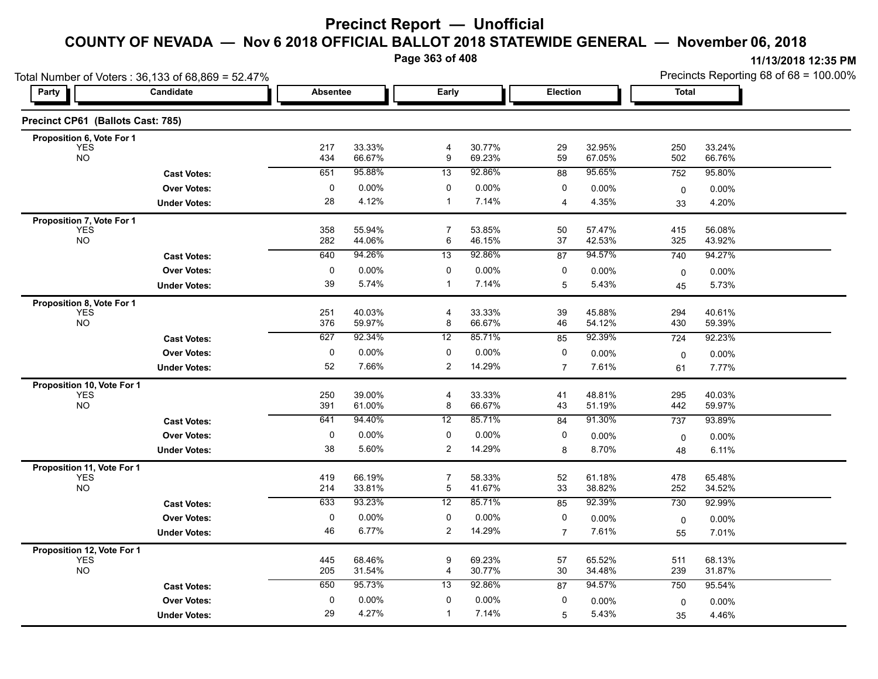# Precinct Report — Unofficial

## COUNTY OF NEVADA — Nov 6 2018 OFFICIAL BALLOT 2018 STATEWIDE GENERAL — November 06, 2018

11/13/2018 12:35 PM

Total Number of Voters : 36,133 of 68,869 = 52.47%

Precincts Reporting 68 of 68 = 100.00%

### Precinct CP61 (Ballots Cast: 785)

| Party | Candidate | Absentee | | Early | | Election | | Total | |
|---|---|---|---|---|---|---|---|---|---|
| **Proposition 6, Vote For 1** | | | | | | | | | |
| | YES | 217 | 33.33% | 4 | 30.77% | 29 | 32.95% | 250 | 33.24% |
| | NO | 434 | 66.67% | 9 | 69.23% | 59 | 67.05% | 502 | 66.76% |
| | **Cast Votes:** | 651 | 95.88% | 13 | 92.86% | 88 | 95.65% | 752 | 95.80% |
| | **Over Votes:** | 0 | 0.00% | 0 | 0.00% | 0 | 0.00% | 0 | 0.00% |
| | **Under Votes:** | 28 | 4.12% | 1 | 7.14% | 4 | 4.35% | 33 | 4.20% |
| **Proposition 7, Vote For 1** | | | | | | | | | |
| | YES | 358 | 55.94% | 7 | 53.85% | 50 | 57.47% | 415 | 56.08% |
| | NO | 282 | 44.06% | 6 | 46.15% | 37 | 42.53% | 325 | 43.92% |
| | **Cast Votes:** | 640 | 94.26% | 13 | 92.86% | 87 | 94.57% | 740 | 94.27% |
| | **Over Votes:** | 0 | 0.00% | 0 | 0.00% | 0 | 0.00% | 0 | 0.00% |
| | **Under Votes:** | 39 | 5.74% | 1 | 7.14% | 5 | 5.43% | 45 | 5.73% |
| **Proposition 8, Vote For 1** | | | | | | | | | |
| | YES | 251 | 40.03% | 4 | 33.33% | 39 | 45.88% | 294 | 40.61% |
| | NO | 376 | 59.97% | 8 | 66.67% | 46 | 54.12% | 430 | 59.39% |
| | **Cast Votes:** | 627 | 92.34% | 12 | 85.71% | 85 | 92.39% | 724 | 92.23% |
| | **Over Votes:** | 0 | 0.00% | 0 | 0.00% | 0 | 0.00% | 0 | 0.00% |
| | **Under Votes:** | 52 | 7.66% | 2 | 14.29% | 7 | 7.61% | 61 | 7.77% |
| **Proposition 10, Vote For 1** | | | | | | | | | |
| | YES | 250 | 39.00% | 4 | 33.33% | 41 | 48.81% | 295 | 40.03% |
| | NO | 391 | 61.00% | 8 | 66.67% | 43 | 51.19% | 442 | 59.97% |
| | **Cast Votes:** | 641 | 94.40% | 12 | 85.71% | 84 | 91.30% | 737 | 93.89% |
| | **Over Votes:** | 0 | 0.00% | 0 | 0.00% | 0 | 0.00% | 0 | 0.00% |
| | **Under Votes:** | 38 | 5.60% | 2 | 14.29% | 8 | 8.70% | 48 | 6.11% |
| **Proposition 11, Vote For 1** | | | | | | | | | |
| | YES | 419 | 66.19% | 7 | 58.33% | 52 | 61.18% | 478 | 65.48% |
| | NO | 214 | 33.81% | 5 | 41.67% | 33 | 38.82% | 252 | 34.52% |
| | **Cast Votes:** | 633 | 93.23% | 12 | 85.71% | 85 | 92.39% | 730 | 92.99% |
| | **Over Votes:** | 0 | 0.00% | 0 | 0.00% | 0 | 0.00% | 0 | 0.00% |
| | **Under Votes:** | 46 | 6.77% | 2 | 14.29% | 7 | 7.61% | 55 | 7.01% |
| **Proposition 12, Vote For 1** | | | | | | | | | |
| | YES | 445 | 68.46% | 9 | 69.23% | 57 | 65.52% | 511 | 68.13% |
| | NO | 205 | 31.54% | 4 | 30.77% | 30 | 34.48% | 239 | 31.87% |
| | **Cast Votes:** | 650 | 95.73% | 13 | 92.86% | 87 | 94.57% | 750 | 95.54% |
| | **Over Votes:** | 0 | 0.00% | 0 | 0.00% | 0 | 0.00% | 0 | 0.00% |
| | **Under Votes:** | 29 | 4.27% | 1 | 7.14% | 5 | 5.43% | 35 | 4.46% |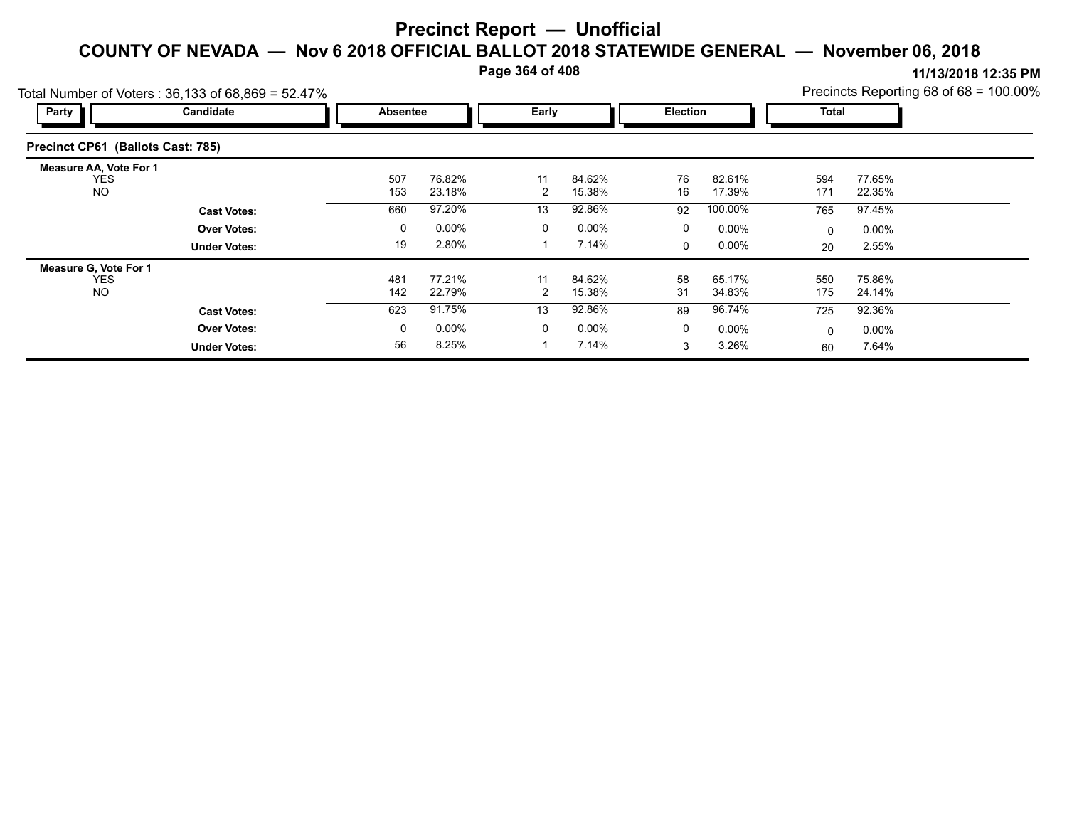# Precinct Report — Unofficial

## COUNTY OF NEVADA — Nov 6 2018 OFFICIAL BALLOT 2018 STATEWIDE GENERAL — November 06, 2018

11/13/2018 12:35 PM

Total Number of Voters : 36,133 of 68,869 = 52.47%

Precincts Reporting 68 of 68 = 100.00%

### Precinct CP61 (Ballots Cast: 785)

| Party | Candidate | Absentee | | Early | | Election | | Total | |
|---|---|---|---|---|---|---|---|---|---|
| **Measure AA, Vote For 1** | | | | | | | | | |
| | YES | 507 | 76.82% | 11 | 84.62% | 76 | 82.61% | 594 | 77.65% |
| | NO | 153 | 23.18% | 2 | 15.38% | 16 | 17.39% | 171 | 22.35% |
| | **Cast Votes:** | 660 | 97.20% | 13 | 92.86% | 92 | 100.00% | 765 | 97.45% |
| | **Over Votes:** | 0 | 0.00% | 0 | 0.00% | 0 | 0.00% | 0 | 0.00% |
| | **Under Votes:** | 19 | 2.80% | 1 | 7.14% | 0 | 0.00% | 20 | 2.55% |
| **Measure G, Vote For 1** | | | | | | | | | |
| | YES | 481 | 77.21% | 11 | 84.62% | 58 | 65.17% | 550 | 75.86% |
| | NO | 142 | 22.79% | 2 | 15.38% | 31 | 34.83% | 175 | 24.14% |
| | **Cast Votes:** | 623 | 91.75% | 13 | 92.86% | 89 | 96.74% | 725 | 92.36% |
| | **Over Votes:** | 0 | 0.00% | 0 | 0.00% | 0 | 0.00% | 0 | 0.00% |
| | **Under Votes:** | 56 | 8.25% | 1 | 7.14% | 3 | 3.26% | 60 | 7.64% |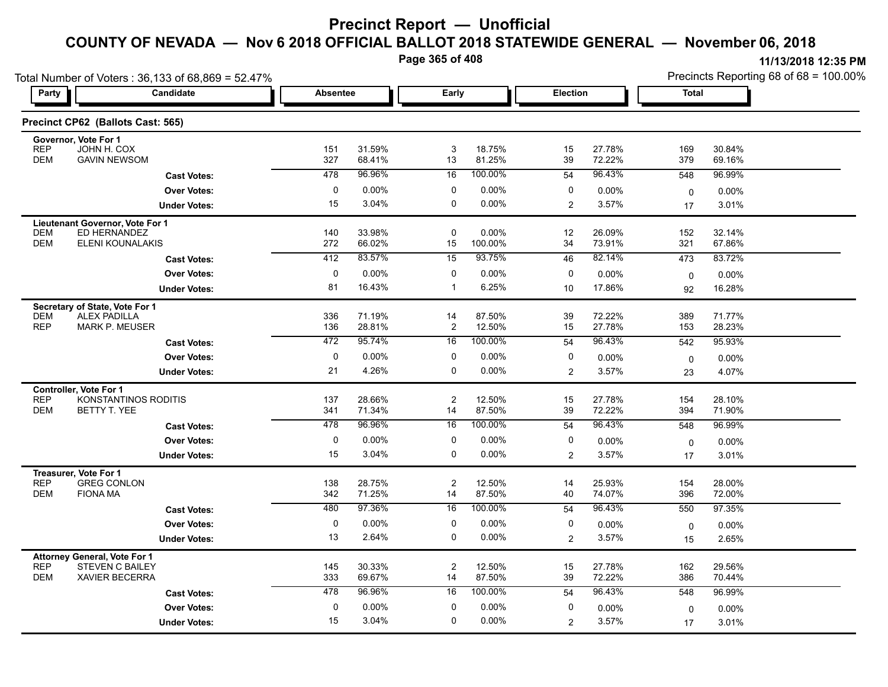# Precinct Report — Unofficial

## COUNTY OF NEVADA — Nov 6 2018 OFFICIAL BALLOT 2018 STATEWIDE GENERAL — November 06, 2018

11/13/2018 12:35 PM

Total Number of Voters : 36,133 of 68,869 = 52.47%

Precincts Reporting 68 of 68 = 100.00%

### Precinct CP62 (Ballots Cast: 565)

| Party | Candidate | Absentee | | Early | | Election | | Total | |
|---|---|---|---|---|---|---|---|---|---|
| **Governor, Vote For 1** | | | | | | | | | |
| REP | JOHN H. COX | 151 | 31.59% | 3 | 18.75% | 15 | 27.78% | 169 | 30.84% |
| DEM | GAVIN NEWSOM | 327 | 68.41% | 13 | 81.25% | 39 | 72.22% | 379 | 69.16% |
| | **Cast Votes:** | 478 | 96.96% | 16 | 100.00% | 54 | 96.43% | 548 | 96.99% |
| | **Over Votes:** | 0 | 0.00% | 0 | 0.00% | 0 | 0.00% | 0 | 0.00% |
| | **Under Votes:** | 15 | 3.04% | 0 | 0.00% | 2 | 3.57% | 17 | 3.01% |
| **Lieutenant Governor, Vote For 1** | | | | | | | | | |
| DEM | ED HERNANDEZ | 140 | 33.98% | 0 | 0.00% | 12 | 26.09% | 152 | 32.14% |
| DEM | ELENI KOUNALAKIS | 272 | 66.02% | 15 | 100.00% | 34 | 73.91% | 321 | 67.86% |
| | **Cast Votes:** | 412 | 83.57% | 15 | 93.75% | 46 | 82.14% | 473 | 83.72% |
| | **Over Votes:** | 0 | 0.00% | 0 | 0.00% | 0 | 0.00% | 0 | 0.00% |
| | **Under Votes:** | 81 | 16.43% | 1 | 6.25% | 10 | 17.86% | 92 | 16.28% |
| **Secretary of State, Vote For 1** | | | | | | | | | |
| DEM | ALEX PADILLA | 336 | 71.19% | 14 | 87.50% | 39 | 72.22% | 389 | 71.77% |
| REP | MARK P. MEUSER | 136 | 28.81% | 2 | 12.50% | 15 | 27.78% | 153 | 28.23% |
| | **Cast Votes:** | 472 | 95.74% | 16 | 100.00% | 54 | 96.43% | 542 | 95.93% |
| | **Over Votes:** | 0 | 0.00% | 0 | 0.00% | 0 | 0.00% | 0 | 0.00% |
| | **Under Votes:** | 21 | 4.26% | 0 | 0.00% | 2 | 3.57% | 23 | 4.07% |
| **Controller, Vote For 1** | | | | | | | | | |
| REP | KONSTANTINOS RODITIS | 137 | 28.66% | 2 | 12.50% | 15 | 27.78% | 154 | 28.10% |
| DEM | BETTY T. YEE | 341 | 71.34% | 14 | 87.50% | 39 | 72.22% | 394 | 71.90% |
| | **Cast Votes:** | 478 | 96.96% | 16 | 100.00% | 54 | 96.43% | 548 | 96.99% |
| | **Over Votes:** | 0 | 0.00% | 0 | 0.00% | 0 | 0.00% | 0 | 0.00% |
| | **Under Votes:** | 15 | 3.04% | 0 | 0.00% | 2 | 3.57% | 17 | 3.01% |
| **Treasurer, Vote For 1** | | | | | | | | | |
| REP | GREG CONLON | 138 | 28.75% | 2 | 12.50% | 14 | 25.93% | 154 | 28.00% |
| DEM | FIONA MA | 342 | 71.25% | 14 | 87.50% | 40 | 74.07% | 396 | 72.00% |
| | **Cast Votes:** | 480 | 97.36% | 16 | 100.00% | 54 | 96.43% | 550 | 97.35% |
| | **Over Votes:** | 0 | 0.00% | 0 | 0.00% | 0 | 0.00% | 0 | 0.00% |
| | **Under Votes:** | 13 | 2.64% | 0 | 0.00% | 2 | 3.57% | 15 | 2.65% |
| **Attorney General, Vote For 1** | | | | | | | | | |
| REP | STEVEN C BAILEY | 145 | 30.33% | 2 | 12.50% | 15 | 27.78% | 162 | 29.56% |
| DEM | XAVIER BECERRA | 333 | 69.67% | 14 | 87.50% | 39 | 72.22% | 386 | 70.44% |
| | **Cast Votes:** | 478 | 96.96% | 16 | 100.00% | 54 | 96.43% | 548 | 96.99% |
| | **Over Votes:** | 0 | 0.00% | 0 | 0.00% | 0 | 0.00% | 0 | 0.00% |
| | **Under Votes:** | 15 | 3.04% | 0 | 0.00% | 2 | 3.57% | 17 | 3.01% |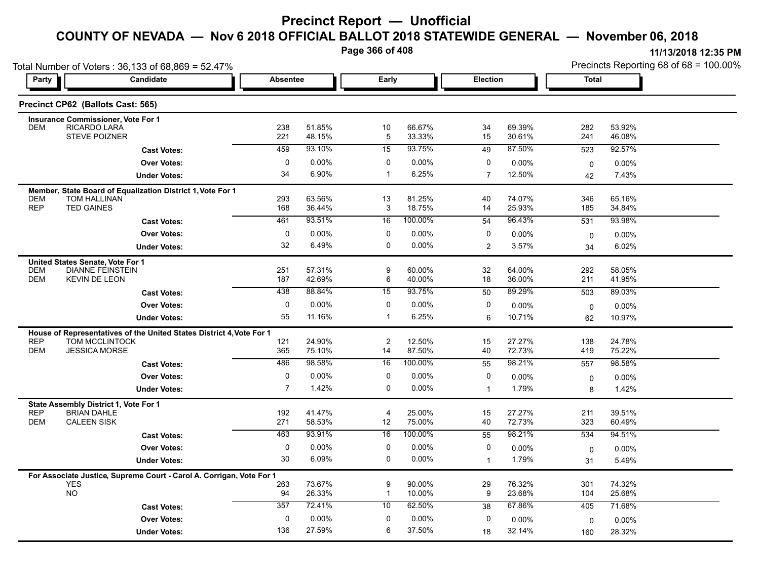# Precinct Report — Unofficial

## COUNTY OF NEVADA — Nov 6 2018 OFFICIAL BALLOT 2018 STATEWIDE GENERAL — November 06, 2018

11/13/2018 12:35 PM

Total Number of Voters : 36,133 of 68,869 = 52.47%

Precincts Reporting 68 of 68 = 100.00%

### Precinct CP62 (Ballots Cast: 565)

| Party | Candidate | Absentee | | Early | | Election | | Total | |
|---|---|---|---|---|---|---|---|---|---|
| **Insurance Commissioner, Vote For 1** | | | | | | | | | |
| DEM | RICARDO LARA | 238 | 51.85% | 10 | 66.67% | 34 | 69.39% | 282 | 53.92% |
| | STEVE POIZNER | 221 | 48.15% | 5 | 33.33% | 15 | 30.61% | 241 | 46.08% |
| | **Cast Votes:** | 459 | 93.10% | 15 | 93.75% | 49 | 87.50% | 523 | 92.57% |
| | **Over Votes:** | 0 | 0.00% | 0 | 0.00% | 0 | 0.00% | 0 | 0.00% |
| | **Under Votes:** | 34 | 6.90% | 1 | 6.25% | 7 | 12.50% | 42 | 7.43% |
| **Member, State Board of Equalization District 1, Vote For 1** | | | | | | | | | |
| DEM | TOM HALLINAN | 293 | 63.56% | 13 | 81.25% | 40 | 74.07% | 346 | 65.16% |
| REP | TED GAINES | 168 | 36.44% | 3 | 18.75% | 14 | 25.93% | 185 | 34.84% |
| | **Cast Votes:** | 461 | 93.51% | 16 | 100.00% | 54 | 96.43% | 531 | 93.98% |
| | **Over Votes:** | 0 | 0.00% | 0 | 0.00% | 0 | 0.00% | 0 | 0.00% |
| | **Under Votes:** | 32 | 6.49% | 0 | 0.00% | 2 | 3.57% | 34 | 6.02% |
| **United States Senate, Vote For 1** | | | | | | | | | |
| DEM | DIANNE FEINSTEIN | 251 | 57.31% | 9 | 60.00% | 32 | 64.00% | 292 | 58.05% |
| DEM | KEVIN DE LEON | 187 | 42.69% | 6 | 40.00% | 18 | 36.00% | 211 | 41.95% |
| | **Cast Votes:** | 438 | 88.84% | 15 | 93.75% | 50 | 89.29% | 503 | 89.03% |
| | **Over Votes:** | 0 | 0.00% | 0 | 0.00% | 0 | 0.00% | 0 | 0.00% |
| | **Under Votes:** | 55 | 11.16% | 1 | 6.25% | 6 | 10.71% | 62 | 10.97% |
| **House of Representatives of the United States District 4, Vote For 1** | | | | | | | | | |
| REP | TOM MCCLINTOCK | 121 | 24.90% | 2 | 12.50% | 15 | 27.27% | 138 | 24.78% |
| DEM | JESSICA MORSE | 365 | 75.10% | 14 | 87.50% | 40 | 72.73% | 419 | 75.22% |
| | **Cast Votes:** | 486 | 98.58% | 16 | 100.00% | 55 | 98.21% | 557 | 98.58% |
| | **Over Votes:** | 0 | 0.00% | 0 | 0.00% | 0 | 0.00% | 0 | 0.00% |
| | **Under Votes:** | 7 | 1.42% | 0 | 0.00% | 1 | 1.79% | 8 | 1.42% |
| **State Assembly District 1, Vote For 1** | | | | | | | | | |
| REP | BRIAN DAHLE | 192 | 41.47% | 4 | 25.00% | 15 | 27.27% | 211 | 39.51% |
| DEM | CALEEN SISK | 271 | 58.53% | 12 | 75.00% | 40 | 72.73% | 323 | 60.49% |
| | **Cast Votes:** | 463 | 93.91% | 16 | 100.00% | 55 | 98.21% | 534 | 94.51% |
| | **Over Votes:** | 0 | 0.00% | 0 | 0.00% | 0 | 0.00% | 0 | 0.00% |
| | **Under Votes:** | 30 | 6.09% | 0 | 0.00% | 1 | 1.79% | 31 | 5.49% |
| **For Associate Justice, Supreme Court - Carol A. Corrigan, Vote For 1** | | | | | | | | | |
| | YES | 263 | 73.67% | 9 | 90.00% | 29 | 76.32% | 301 | 74.32% |
| | NO | 94 | 26.33% | 1 | 10.00% | 9 | 23.68% | 104 | 25.68% |
| | **Cast Votes:** | 357 | 72.41% | 10 | 62.50% | 38 | 67.86% | 405 | 71.68% |
| | **Over Votes:** | 0 | 0.00% | 0 | 0.00% | 0 | 0.00% | 0 | 0.00% |
| | **Under Votes:** | 136 | 27.59% | 6 | 37.50% | 18 | 32.14% | 160 | 28.32% |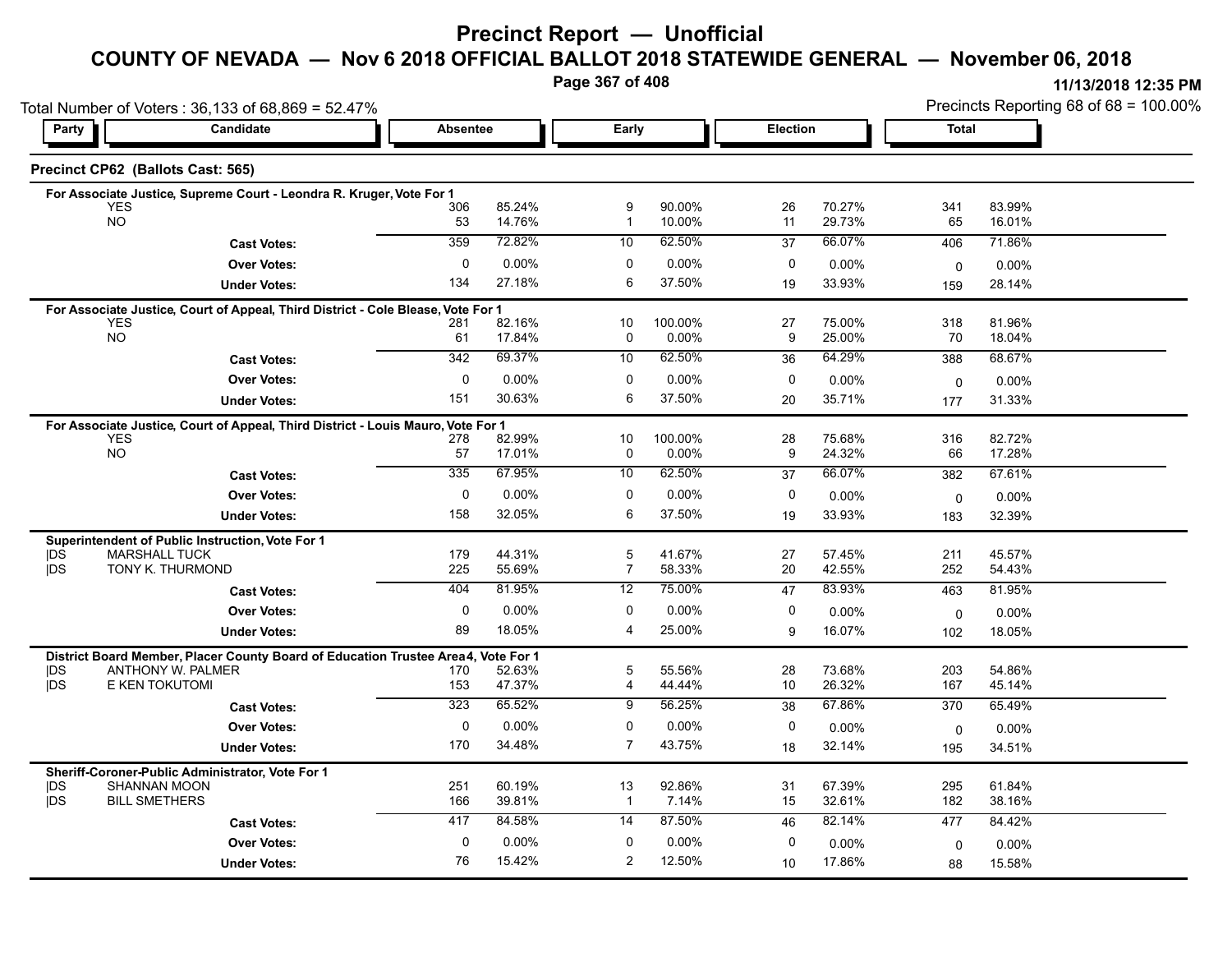# Precinct Report — Unofficial

## COUNTY OF NEVADA — Nov 6 2018 OFFICIAL BALLOT 2018 STATEWIDE GENERAL — November 06, 2018

11/13/2018 12:35 PM

Total Number of Voters : 36,133 of 68,869 = 52.47%

Precincts Reporting 68 of 68 = 100.00%

### Precinct CP62 (Ballots Cast: 565)

| Party | Candidate | Absentee | | Early | | Election | | Total | |
|---|---|---|---|---|---|---|---|---|---|
| **For Associate Justice, Supreme Court - Leondra R. Kruger, Vote For 1** | | | | | | | | | |
| | YES | 306 | 85.24% | 9 | 90.00% | 26 | 70.27% | 341 | 83.99% |
| | NO | 53 | 14.76% | 1 | 10.00% | 11 | 29.73% | 65 | 16.01% |
| | **Cast Votes:** | 359 | 72.82% | 10 | 62.50% | 37 | 66.07% | 406 | 71.86% |
| | **Over Votes:** | 0 | 0.00% | 0 | 0.00% | 0 | 0.00% | 0 | 0.00% |
| | **Under Votes:** | 134 | 27.18% | 6 | 37.50% | 19 | 33.93% | 159 | 28.14% |
| **For Associate Justice, Court of Appeal, Third District - Cole Blease, Vote For 1** | | | | | | | | | |
| | YES | 281 | 82.16% | 10 | 100.00% | 27 | 75.00% | 318 | 81.96% |
| | NO | 61 | 17.84% | 0 | 0.00% | 9 | 25.00% | 70 | 18.04% |
| | **Cast Votes:** | 342 | 69.37% | 10 | 62.50% | 36 | 64.29% | 388 | 68.67% |
| | **Over Votes:** | 0 | 0.00% | 0 | 0.00% | 0 | 0.00% | 0 | 0.00% |
| | **Under Votes:** | 151 | 30.63% | 6 | 37.50% | 20 | 35.71% | 177 | 31.33% |
| **For Associate Justice, Court of Appeal, Third District - Louis Mauro, Vote For 1** | | | | | | | | | |
| | YES | 278 | 82.99% | 10 | 100.00% | 28 | 75.68% | 316 | 82.72% |
| | NO | 57 | 17.01% | 0 | 0.00% | 9 | 24.32% | 66 | 17.28% |
| | **Cast Votes:** | 335 | 67.95% | 10 | 62.50% | 37 | 66.07% | 382 | 67.61% |
| | **Over Votes:** | 0 | 0.00% | 0 | 0.00% | 0 | 0.00% | 0 | 0.00% |
| | **Under Votes:** | 158 | 32.05% | 6 | 37.50% | 19 | 33.93% | 183 | 32.39% |
| **Superintendent of Public Instruction, Vote For 1** | | | | | | | | | |
| DS | MARSHALL TUCK | 179 | 44.31% | 5 | 41.67% | 27 | 57.45% | 211 | 45.57% |
| DS | TONY K. THURMOND | 225 | 55.69% | 7 | 58.33% | 20 | 42.55% | 252 | 54.43% |
| | **Cast Votes:** | 404 | 81.95% | 12 | 75.00% | 47 | 83.93% | 463 | 81.95% |
| | **Over Votes:** | 0 | 0.00% | 0 | 0.00% | 0 | 0.00% | 0 | 0.00% |
| | **Under Votes:** | 89 | 18.05% | 4 | 25.00% | 9 | 16.07% | 102 | 18.05% |
| **District Board Member, Placer County Board of Education Trustee Area 4, Vote For 1** | | | | | | | | | |
| DS | ANTHONY W. PALMER | 170 | 52.63% | 5 | 55.56% | 28 | 73.68% | 203 | 54.86% |
| DS | E KEN TOKUTOMI | 153 | 47.37% | 4 | 44.44% | 10 | 26.32% | 167 | 45.14% |
| | **Cast Votes:** | 323 | 65.52% | 9 | 56.25% | 38 | 67.86% | 370 | 65.49% |
| | **Over Votes:** | 0 | 0.00% | 0 | 0.00% | 0 | 0.00% | 0 | 0.00% |
| | **Under Votes:** | 170 | 34.48% | 7 | 43.75% | 18 | 32.14% | 195 | 34.51% |
| **Sheriff-Coroner-Public Administrator, Vote For 1** | | | | | | | | | |
| DS | SHANNAN MOON | 251 | 60.19% | 13 | 92.86% | 31 | 67.39% | 295 | 61.84% |
| DS | BILL SMETHERS | 166 | 39.81% | 1 | 7.14% | 15 | 32.61% | 182 | 38.16% |
| | **Cast Votes:** | 417 | 84.58% | 14 | 87.50% | 46 | 82.14% | 477 | 84.42% |
| | **Over Votes:** | 0 | 0.00% | 0 | 0.00% | 0 | 0.00% | 0 | 0.00% |
| | **Under Votes:** | 76 | 15.42% | 2 | 12.50% | 10 | 17.86% | 88 | 15.58% |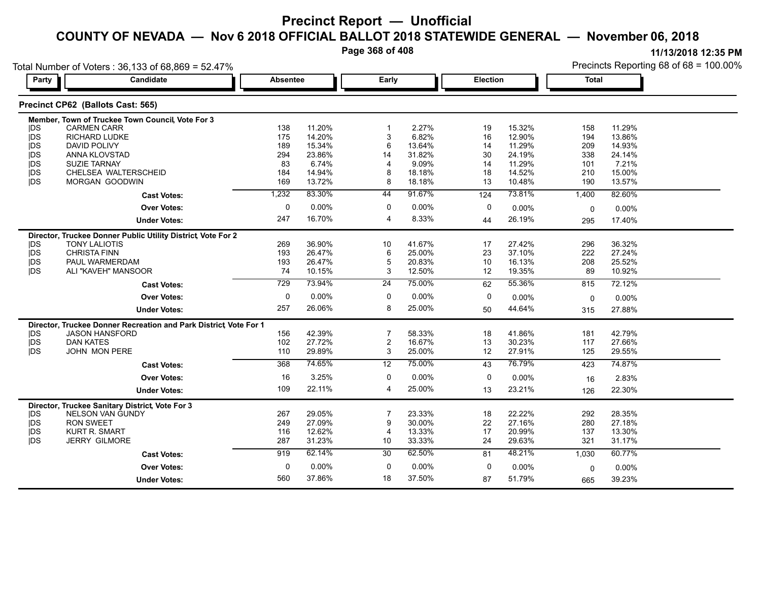# Precinct Report — Unofficial

## COUNTY OF NEVADA — Nov 6 2018 OFFICIAL BALLOT 2018 STATEWIDE GENERAL — November 06, 2018

11/13/2018 12:35 PM

Total Number of Voters : 36,133 of 68,869 = 52.47%

Precincts Reporting 68 of 68 = 100.00%

### Precinct CP62 (Ballots Cast: 565)

| Party | Candidate | Absentee | | Early | | Election | | Total | |
|---|---|---|---|---|---|---|---|---|---|
| **Member, Town of Truckee Town Council, Vote For 3** | | | | | | | | | |
| DS | CARMEN CARR | 138 | 11.20% | 1 | 2.27% | 19 | 15.32% | 158 | 11.29% |
| DS | RICHARD LUDKE | 175 | 14.20% | 3 | 6.82% | 16 | 12.90% | 194 | 13.86% |
| DS | DAVID POLIVY | 189 | 15.34% | 6 | 13.64% | 14 | 11.29% | 209 | 14.93% |
| DS | ANNA KLOVSTAD | 294 | 23.86% | 14 | 31.82% | 30 | 24.19% | 338 | 24.14% |
| DS | SUZIE TARNAY | 83 | 6.74% | 4 | 9.09% | 14 | 11.29% | 101 | 7.21% |
| DS | CHELSEA WALTERSCHEID | 184 | 14.94% | 8 | 18.18% | 18 | 14.52% | 210 | 15.00% |
| DS | MORGAN GOODWIN | 169 | 13.72% | 8 | 18.18% | 13 | 10.48% | 190 | 13.57% |
| | **Cast Votes:** | 1,232 | 83.30% | 44 | 91.67% | 124 | 73.81% | 1,400 | 82.60% |
| | **Over Votes:** | 0 | 0.00% | 0 | 0.00% | 0 | 0.00% | 0 | 0.00% |
| | **Under Votes:** | 247 | 16.70% | 4 | 8.33% | 44 | 26.19% | 295 | 17.40% |
| **Director, Truckee Donner Public Utility District, Vote For 2** | | | | | | | | | |
| DS | TONY LALIOTIS | 269 | 36.90% | 10 | 41.67% | 17 | 27.42% | 296 | 36.32% |
| DS | CHRISTA FINN | 193 | 26.47% | 6 | 25.00% | 23 | 37.10% | 222 | 27.24% |
| DS | PAUL WARMERDAM | 193 | 26.47% | 5 | 20.83% | 10 | 16.13% | 208 | 25.52% |
| DS | ALI "KAVEH" MANSOOR | 74 | 10.15% | 3 | 12.50% | 12 | 19.35% | 89 | 10.92% |
| | **Cast Votes:** | 729 | 73.94% | 24 | 75.00% | 62 | 55.36% | 815 | 72.12% |
| | **Over Votes:** | 0 | 0.00% | 0 | 0.00% | 0 | 0.00% | 0 | 0.00% |
| | **Under Votes:** | 257 | 26.06% | 8 | 25.00% | 50 | 44.64% | 315 | 27.88% |
| **Director, Truckee Donner Recreation and Park District, Vote For 1** | | | | | | | | | |
| DS | JASON HANSFORD | 156 | 42.39% | 7 | 58.33% | 18 | 41.86% | 181 | 42.79% |
| DS | DAN KATES | 102 | 27.72% | 2 | 16.67% | 13 | 30.23% | 117 | 27.66% |
| DS | JOHN MON PERE | 110 | 29.89% | 3 | 25.00% | 12 | 27.91% | 125 | 29.55% |
| | **Cast Votes:** | 368 | 74.65% | 12 | 75.00% | 43 | 76.79% | 423 | 74.87% |
| | **Over Votes:** | 16 | 3.25% | 0 | 0.00% | 0 | 0.00% | 16 | 2.83% |
| | **Under Votes:** | 109 | 22.11% | 4 | 25.00% | 13 | 23.21% | 126 | 22.30% |
| **Director, Truckee Sanitary District, Vote For 3** | | | | | | | | | |
| DS | NELSON VAN GUNDY | 267 | 29.05% | 7 | 23.33% | 18 | 22.22% | 292 | 28.35% |
| DS | RON SWEET | 249 | 27.09% | 9 | 30.00% | 22 | 27.16% | 280 | 27.18% |
| DS | KURT R. SMART | 116 | 12.62% | 4 | 13.33% | 17 | 20.99% | 137 | 13.30% |
| DS | JERRY GILMORE | 287 | 31.23% | 10 | 33.33% | 24 | 29.63% | 321 | 31.17% |
| | **Cast Votes:** | 919 | 62.14% | 30 | 62.50% | 81 | 48.21% | 1,030 | 60.77% |
| | **Over Votes:** | 0 | 0.00% | 0 | 0.00% | 0 | 0.00% | 0 | 0.00% |
| | **Under Votes:** | 560 | 37.86% | 18 | 37.50% | 87 | 51.79% | 665 | 39.23% |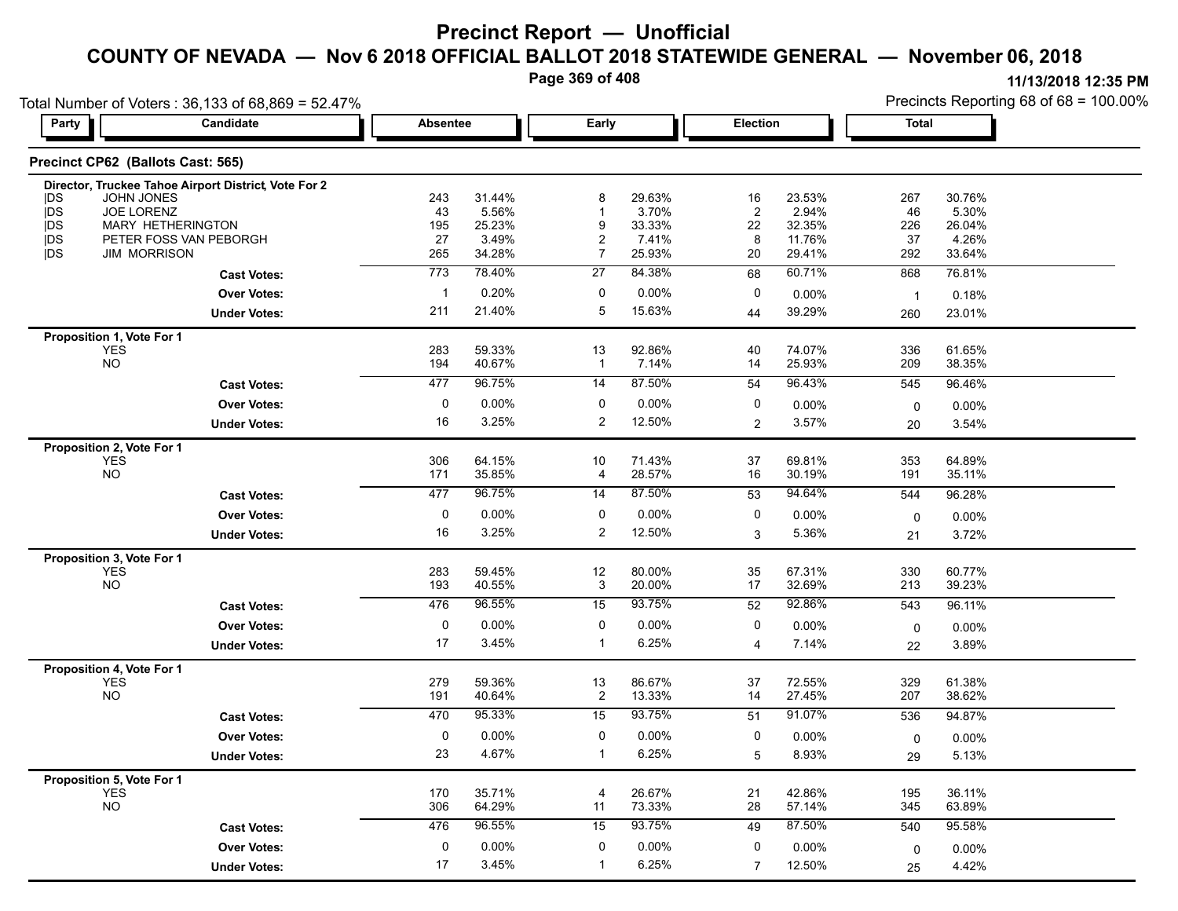# Precinct Report — Unofficial

## COUNTY OF NEVADA — Nov 6 2018 OFFICIAL BALLOT 2018 STATEWIDE GENERAL — November 06, 2018

11/13/2018 12:35 PM

Total Number of Voters : 36,133 of 68,869 = 52.47%

Precincts Reporting 68 of 68 = 100.00%

### Precinct CP62 (Ballots Cast: 565)

| Party | Candidate | Absentee | | Early | | Election | | Total | |
|---|---|---|---|---|---|---|---|---|---|
| **Director, Truckee Tahoe Airport District, Vote For 2** | | | | | | | | | |
| \|DS | JOHN JONES | 243 | 31.44% | 8 | 29.63% | 16 | 23.53% | 267 | 30.76% |
| \|DS | JOE LORENZ | 43 | 5.56% | 1 | 3.70% | 2 | 2.94% | 46 | 5.30% |
| \|DS | MARY HETHERINGTON | 195 | 25.23% | 9 | 33.33% | 22 | 32.35% | 226 | 26.04% |
| \|DS | PETER FOSS VAN PEBORGH | 27 | 3.49% | 2 | 7.41% | 8 | 11.76% | 37 | 4.26% |
| \|DS | JIM MORRISON | 265 | 34.28% | 7 | 25.93% | 20 | 29.41% | 292 | 33.64% |
| | **Cast Votes:** | 773 | 78.40% | 27 | 84.38% | 68 | 60.71% | 868 | 76.81% |
| | **Over Votes:** | 1 | 0.20% | 0 | 0.00% | 0 | 0.00% | 1 | 0.18% |
| | **Under Votes:** | 211 | 21.40% | 5 | 15.63% | 44 | 39.29% | 260 | 23.01% |
| **Proposition 1, Vote For 1** | | | | | | | | | |
| | YES | 283 | 59.33% | 13 | 92.86% | 40 | 74.07% | 336 | 61.65% |
| | NO | 194 | 40.67% | 1 | 7.14% | 14 | 25.93% | 209 | 38.35% |
| | **Cast Votes:** | 477 | 96.75% | 14 | 87.50% | 54 | 96.43% | 545 | 96.46% |
| | **Over Votes:** | 0 | 0.00% | 0 | 0.00% | 0 | 0.00% | 0 | 0.00% |
| | **Under Votes:** | 16 | 3.25% | 2 | 12.50% | 2 | 3.57% | 20 | 3.54% |
| **Proposition 2, Vote For 1** | | | | | | | | | |
| | YES | 306 | 64.15% | 10 | 71.43% | 37 | 69.81% | 353 | 64.89% |
| | NO | 171 | 35.85% | 4 | 28.57% | 16 | 30.19% | 191 | 35.11% |
| | **Cast Votes:** | 477 | 96.75% | 14 | 87.50% | 53 | 94.64% | 544 | 96.28% |
| | **Over Votes:** | 0 | 0.00% | 0 | 0.00% | 0 | 0.00% | 0 | 0.00% |
| | **Under Votes:** | 16 | 3.25% | 2 | 12.50% | 3 | 5.36% | 21 | 3.72% |
| **Proposition 3, Vote For 1** | | | | | | | | | |
| | YES | 283 | 59.45% | 12 | 80.00% | 35 | 67.31% | 330 | 60.77% |
| | NO | 193 | 40.55% | 3 | 20.00% | 17 | 32.69% | 213 | 39.23% |
| | **Cast Votes:** | 476 | 96.55% | 15 | 93.75% | 52 | 92.86% | 543 | 96.11% |
| | **Over Votes:** | 0 | 0.00% | 0 | 0.00% | 0 | 0.00% | 0 | 0.00% |
| | **Under Votes:** | 17 | 3.45% | 1 | 6.25% | 4 | 7.14% | 22 | 3.89% |
| **Proposition 4, Vote For 1** | | | | | | | | | |
| | YES | 279 | 59.36% | 13 | 86.67% | 37 | 72.55% | 329 | 61.38% |
| | NO | 191 | 40.64% | 2 | 13.33% | 14 | 27.45% | 207 | 38.62% |
| | **Cast Votes:** | 470 | 95.33% | 15 | 93.75% | 51 | 91.07% | 536 | 94.87% |
| | **Over Votes:** | 0 | 0.00% | 0 | 0.00% | 0 | 0.00% | 0 | 0.00% |
| | **Under Votes:** | 23 | 4.67% | 1 | 6.25% | 5 | 8.93% | 29 | 5.13% |
| **Proposition 5, Vote For 1** | | | | | | | | | |
| | YES | 170 | 35.71% | 4 | 26.67% | 21 | 42.86% | 195 | 36.11% |
| | NO | 306 | 64.29% | 11 | 73.33% | 28 | 57.14% | 345 | 63.89% |
| | **Cast Votes:** | 476 | 96.55% | 15 | 93.75% | 49 | 87.50% | 540 | 95.58% |
| | **Over Votes:** | 0 | 0.00% | 0 | 0.00% | 0 | 0.00% | 0 | 0.00% |
| | **Under Votes:** | 17 | 3.45% | 1 | 6.25% | 7 | 12.50% | 25 | 4.42% |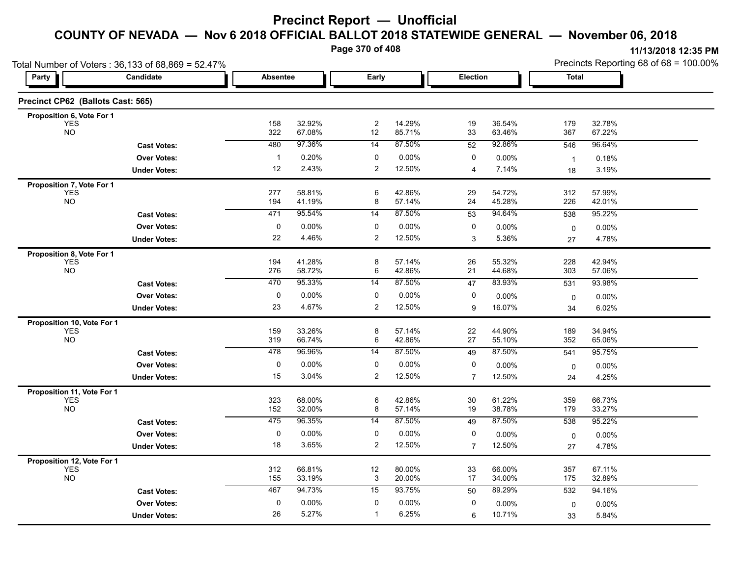# Precinct Report — Unofficial

## COUNTY OF NEVADA — Nov 6 2018 OFFICIAL BALLOT 2018 STATEWIDE GENERAL — November 06, 2018

11/13/2018 12:35 PM

Total Number of Voters : 36,133 of 68,869 = 52.47%

Precincts Reporting 68 of 68 = 100.00%

### Precinct CP62 (Ballots Cast: 565)

| Party | Candidate | Absentee | | Early | | Election | | Total | |
|---|---|---|---|---|---|---|---|---|---|
| **Proposition 6, Vote For 1** | | | | | | | | | |
| | YES | 158 | 32.92% | 2 | 14.29% | 19 | 36.54% | 179 | 32.78% |
| | NO | 322 | 67.08% | 12 | 85.71% | 33 | 63.46% | 367 | 67.22% |
| | **Cast Votes:** | 480 | 97.36% | 14 | 87.50% | 52 | 92.86% | 546 | 96.64% |
| | **Over Votes:** | 1 | 0.20% | 0 | 0.00% | 0 | 0.00% | 1 | 0.18% |
| | **Under Votes:** | 12 | 2.43% | 2 | 12.50% | 4 | 7.14% | 18 | 3.19% |
| **Proposition 7, Vote For 1** | | | | | | | | | |
| | YES | 277 | 58.81% | 6 | 42.86% | 29 | 54.72% | 312 | 57.99% |
| | NO | 194 | 41.19% | 8 | 57.14% | 24 | 45.28% | 226 | 42.01% |
| | **Cast Votes:** | 471 | 95.54% | 14 | 87.50% | 53 | 94.64% | 538 | 95.22% |
| | **Over Votes:** | 0 | 0.00% | 0 | 0.00% | 0 | 0.00% | 0 | 0.00% |
| | **Under Votes:** | 22 | 4.46% | 2 | 12.50% | 3 | 5.36% | 27 | 4.78% |
| **Proposition 8, Vote For 1** | | | | | | | | | |
| | YES | 194 | 41.28% | 8 | 57.14% | 26 | 55.32% | 228 | 42.94% |
| | NO | 276 | 58.72% | 6 | 42.86% | 21 | 44.68% | 303 | 57.06% |
| | **Cast Votes:** | 470 | 95.33% | 14 | 87.50% | 47 | 83.93% | 531 | 93.98% |
| | **Over Votes:** | 0 | 0.00% | 0 | 0.00% | 0 | 0.00% | 0 | 0.00% |
| | **Under Votes:** | 23 | 4.67% | 2 | 12.50% | 9 | 16.07% | 34 | 6.02% |
| **Proposition 10, Vote For 1** | | | | | | | | | |
| | YES | 159 | 33.26% | 8 | 57.14% | 22 | 44.90% | 189 | 34.94% |
| | NO | 319 | 66.74% | 6 | 42.86% | 27 | 55.10% | 352 | 65.06% |
| | **Cast Votes:** | 478 | 96.96% | 14 | 87.50% | 49 | 87.50% | 541 | 95.75% |
| | **Over Votes:** | 0 | 0.00% | 0 | 0.00% | 0 | 0.00% | 0 | 0.00% |
| | **Under Votes:** | 15 | 3.04% | 2 | 12.50% | 7 | 12.50% | 24 | 4.25% |
| **Proposition 11, Vote For 1** | | | | | | | | | |
| | YES | 323 | 68.00% | 6 | 42.86% | 30 | 61.22% | 359 | 66.73% |
| | NO | 152 | 32.00% | 8 | 57.14% | 19 | 38.78% | 179 | 33.27% |
| | **Cast Votes:** | 475 | 96.35% | 14 | 87.50% | 49 | 87.50% | 538 | 95.22% |
| | **Over Votes:** | 0 | 0.00% | 0 | 0.00% | 0 | 0.00% | 0 | 0.00% |
| | **Under Votes:** | 18 | 3.65% | 2 | 12.50% | 7 | 12.50% | 27 | 4.78% |
| **Proposition 12, Vote For 1** | | | | | | | | | |
| | YES | 312 | 66.81% | 12 | 80.00% | 33 | 66.00% | 357 | 67.11% |
| | NO | 155 | 33.19% | 3 | 20.00% | 17 | 34.00% | 175 | 32.89% |
| | **Cast Votes:** | 467 | 94.73% | 15 | 93.75% | 50 | 89.29% | 532 | 94.16% |
| | **Over Votes:** | 0 | 0.00% | 0 | 0.00% | 0 | 0.00% | 0 | 0.00% |
| | **Under Votes:** | 26 | 5.27% | 1 | 6.25% | 6 | 10.71% | 33 | 5.84% |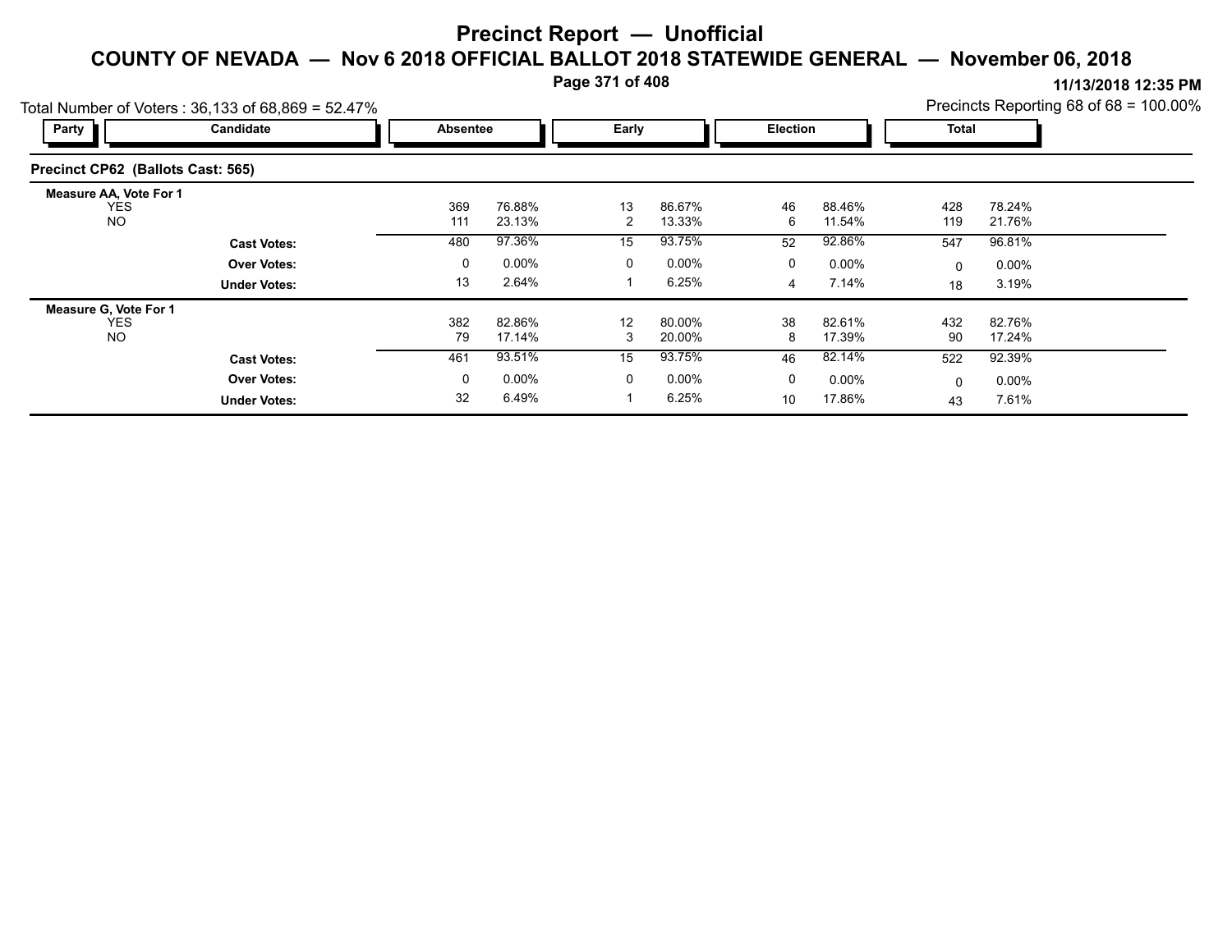# Precinct Report — Unofficial

## COUNTY OF NEVADA — Nov 6 2018 OFFICIAL BALLOT 2018 STATEWIDE GENERAL — November 06, 2018

11/13/2018 12:35 PM

Total Number of Voters : 36,133 of 68,869 = 52.47%

Precincts Reporting 68 of 68 = 100.00%

### Precinct CP62 (Ballots Cast: 565)

| Party | Candidate | Absentee | | Early | | Election | | Total | |
|---|---|---|---|---|---|---|---|---|---|
| **Measure AA, Vote For 1** | | | | | | | | | |
| | YES | 369 | 76.88% | 13 | 86.67% | 46 | 88.46% | 428 | 78.24% |
| | NO | 111 | 23.13% | 2 | 13.33% | 6 | 11.54% | 119 | 21.76% |
| | **Cast Votes:** | 480 | 97.36% | 15 | 93.75% | 52 | 92.86% | 547 | 96.81% |
| | **Over Votes:** | 0 | 0.00% | 0 | 0.00% | 0 | 0.00% | 0 | 0.00% |
| | **Under Votes:** | 13 | 2.64% | 1 | 6.25% | 4 | 7.14% | 18 | 3.19% |
| **Measure G, Vote For 1** | | | | | | | | | |
| | YES | 382 | 82.86% | 12 | 80.00% | 38 | 82.61% | 432 | 82.76% |
| | NO | 79 | 17.14% | 3 | 20.00% | 8 | 17.39% | 90 | 17.24% |
| | **Cast Votes:** | 461 | 93.51% | 15 | 93.75% | 46 | 82.14% | 522 | 92.39% |
| | **Over Votes:** | 0 | 0.00% | 0 | 0.00% | 0 | 0.00% | 0 | 0.00% |
| | **Under Votes:** | 32 | 6.49% | 1 | 6.25% | 10 | 17.86% | 43 | 7.61% |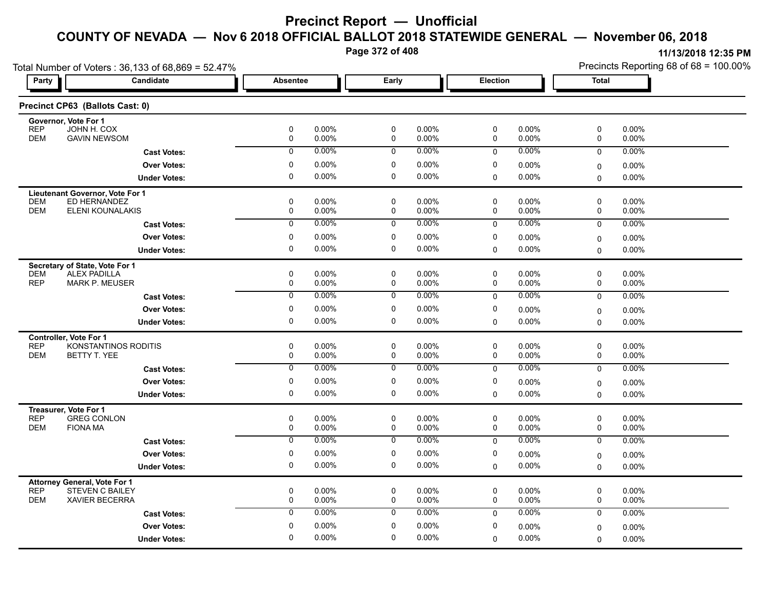# Precinct Report — Unofficial

## COUNTY OF NEVADA — Nov 6 2018 OFFICIAL BALLOT 2018 STATEWIDE GENERAL — November 06, 2018

11/13/2018 12:35 PM

Total Number of Voters : 36,133 of 68,869 = 52.47%

Precincts Reporting 68 of 68 = 100.00%

### Precinct CP63 (Ballots Cast: 0)

| Party | Candidate | Absentee | | Early | | Election | | Total | |
|---|---|---|---|---|---|---|---|---|---|
| **Governor, Vote For 1** | | | | | | | | | |
| REP | JOHN H. COX | 0 | 0.00% | 0 | 0.00% | 0 | 0.00% | 0 | 0.00% |
| DEM | GAVIN NEWSOM | 0 | 0.00% | 0 | 0.00% | 0 | 0.00% | 0 | 0.00% |
| | **Cast Votes:** | 0 | 0.00% | 0 | 0.00% | 0 | 0.00% | 0 | 0.00% |
| | **Over Votes:** | 0 | 0.00% | 0 | 0.00% | 0 | 0.00% | 0 | 0.00% |
| | **Under Votes:** | 0 | 0.00% | 0 | 0.00% | 0 | 0.00% | 0 | 0.00% |
| **Lieutenant Governor, Vote For 1** | | | | | | | | | |
| DEM | ED HERNANDEZ | 0 | 0.00% | 0 | 0.00% | 0 | 0.00% | 0 | 0.00% |
| DEM | ELENI KOUNALAKIS | 0 | 0.00% | 0 | 0.00% | 0 | 0.00% | 0 | 0.00% |
| | **Cast Votes:** | 0 | 0.00% | 0 | 0.00% | 0 | 0.00% | 0 | 0.00% |
| | **Over Votes:** | 0 | 0.00% | 0 | 0.00% | 0 | 0.00% | 0 | 0.00% |
| | **Under Votes:** | 0 | 0.00% | 0 | 0.00% | 0 | 0.00% | 0 | 0.00% |
| **Secretary of State, Vote For 1** | | | | | | | | | |
| DEM | ALEX PADILLA | 0 | 0.00% | 0 | 0.00% | 0 | 0.00% | 0 | 0.00% |
| REP | MARK P. MEUSER | 0 | 0.00% | 0 | 0.00% | 0 | 0.00% | 0 | 0.00% |
| | **Cast Votes:** | 0 | 0.00% | 0 | 0.00% | 0 | 0.00% | 0 | 0.00% |
| | **Over Votes:** | 0 | 0.00% | 0 | 0.00% | 0 | 0.00% | 0 | 0.00% |
| | **Under Votes:** | 0 | 0.00% | 0 | 0.00% | 0 | 0.00% | 0 | 0.00% |
| **Controller, Vote For 1** | | | | | | | | | |
| REP | KONSTANTINOS RODITIS | 0 | 0.00% | 0 | 0.00% | 0 | 0.00% | 0 | 0.00% |
| DEM | BETTY T. YEE | 0 | 0.00% | 0 | 0.00% | 0 | 0.00% | 0 | 0.00% |
| | **Cast Votes:** | 0 | 0.00% | 0 | 0.00% | 0 | 0.00% | 0 | 0.00% |
| | **Over Votes:** | 0 | 0.00% | 0 | 0.00% | 0 | 0.00% | 0 | 0.00% |
| | **Under Votes:** | 0 | 0.00% | 0 | 0.00% | 0 | 0.00% | 0 | 0.00% |
| **Treasurer, Vote For 1** | | | | | | | | | |
| REP | GREG CONLON | 0 | 0.00% | 0 | 0.00% | 0 | 0.00% | 0 | 0.00% |
| DEM | FIONA MA | 0 | 0.00% | 0 | 0.00% | 0 | 0.00% | 0 | 0.00% |
| | **Cast Votes:** | 0 | 0.00% | 0 | 0.00% | 0 | 0.00% | 0 | 0.00% |
| | **Over Votes:** | 0 | 0.00% | 0 | 0.00% | 0 | 0.00% | 0 | 0.00% |
| | **Under Votes:** | 0 | 0.00% | 0 | 0.00% | 0 | 0.00% | 0 | 0.00% |
| **Attorney General, Vote For 1** | | | | | | | | | |
| REP | STEVEN C BAILEY | 0 | 0.00% | 0 | 0.00% | 0 | 0.00% | 0 | 0.00% |
| DEM | XAVIER BECERRA | 0 | 0.00% | 0 | 0.00% | 0 | 0.00% | 0 | 0.00% |
| | **Cast Votes:** | 0 | 0.00% | 0 | 0.00% | 0 | 0.00% | 0 | 0.00% |
| | **Over Votes:** | 0 | 0.00% | 0 | 0.00% | 0 | 0.00% | 0 | 0.00% |
| | **Under Votes:** | 0 | 0.00% | 0 | 0.00% | 0 | 0.00% | 0 | 0.00% |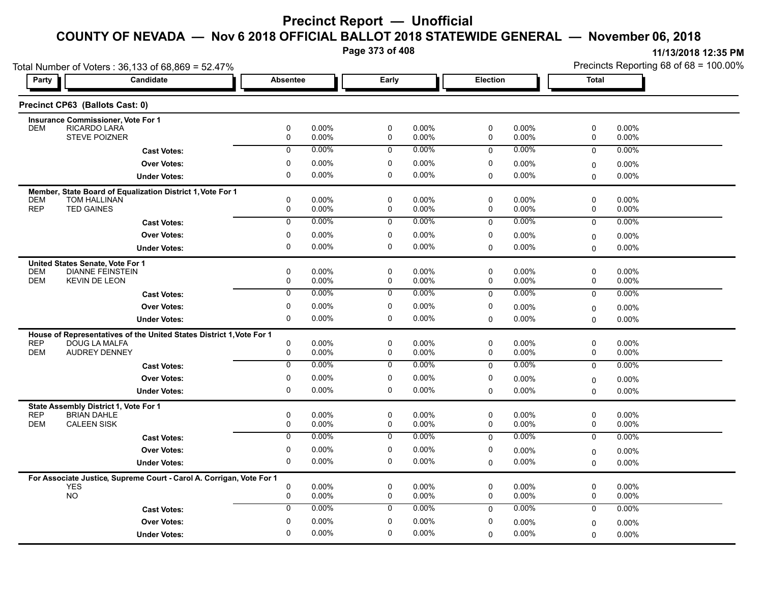# Precinct Report — Unofficial

## COUNTY OF NEVADA — Nov 6 2018 OFFICIAL BALLOT 2018 STATEWIDE GENERAL — November 06, 2018

11/13/2018 12:35 PM

Total Number of Voters : 36,133 of 68,869 = 52.47%

Precincts Reporting 68 of 68 = 100.00%

### Precinct CP63 (Ballots Cast: 0)

| Party | Candidate | Absentee | | Early | | Election | | Total | |
|---|---|---|---|---|---|---|---|---|---|
| **Insurance Commissioner, Vote For 1** | | | | | | | | | |
| DEM | RICARDO LARA | 0 | 0.00% | 0 | 0.00% | 0 | 0.00% | 0 | 0.00% |
| | STEVE POIZNER | 0 | 0.00% | 0 | 0.00% | 0 | 0.00% | 0 | 0.00% |
| | **Cast Votes:** | 0 | 0.00% | 0 | 0.00% | 0 | 0.00% | 0 | 0.00% |
| | **Over Votes:** | 0 | 0.00% | 0 | 0.00% | 0 | 0.00% | 0 | 0.00% |
| | **Under Votes:** | 0 | 0.00% | 0 | 0.00% | 0 | 0.00% | 0 | 0.00% |
| **Member, State Board of Equalization District 1, Vote For 1** | | | | | | | | | |
| DEM | TOM HALLINAN | 0 | 0.00% | 0 | 0.00% | 0 | 0.00% | 0 | 0.00% |
| REP | TED GAINES | 0 | 0.00% | 0 | 0.00% | 0 | 0.00% | 0 | 0.00% |
| | **Cast Votes:** | 0 | 0.00% | 0 | 0.00% | 0 | 0.00% | 0 | 0.00% |
| | **Over Votes:** | 0 | 0.00% | 0 | 0.00% | 0 | 0.00% | 0 | 0.00% |
| | **Under Votes:** | 0 | 0.00% | 0 | 0.00% | 0 | 0.00% | 0 | 0.00% |
| **United States Senate, Vote For 1** | | | | | | | | | |
| DEM | DIANNE FEINSTEIN | 0 | 0.00% | 0 | 0.00% | 0 | 0.00% | 0 | 0.00% |
| DEM | KEVIN DE LEON | 0 | 0.00% | 0 | 0.00% | 0 | 0.00% | 0 | 0.00% |
| | **Cast Votes:** | 0 | 0.00% | 0 | 0.00% | 0 | 0.00% | 0 | 0.00% |
| | **Over Votes:** | 0 | 0.00% | 0 | 0.00% | 0 | 0.00% | 0 | 0.00% |
| | **Under Votes:** | 0 | 0.00% | 0 | 0.00% | 0 | 0.00% | 0 | 0.00% |
| **House of Representatives of the United States District 1, Vote For 1** | | | | | | | | | |
| REP | DOUG LA MALFA | 0 | 0.00% | 0 | 0.00% | 0 | 0.00% | 0 | 0.00% |
| DEM | AUDREY DENNEY | 0 | 0.00% | 0 | 0.00% | 0 | 0.00% | 0 | 0.00% |
| | **Cast Votes:** | 0 | 0.00% | 0 | 0.00% | 0 | 0.00% | 0 | 0.00% |
| | **Over Votes:** | 0 | 0.00% | 0 | 0.00% | 0 | 0.00% | 0 | 0.00% |
| | **Under Votes:** | 0 | 0.00% | 0 | 0.00% | 0 | 0.00% | 0 | 0.00% |
| **State Assembly District 1, Vote For 1** | | | | | | | | | |
| REP | BRIAN DAHLE | 0 | 0.00% | 0 | 0.00% | 0 | 0.00% | 0 | 0.00% |
| DEM | CALEEN SISK | 0 | 0.00% | 0 | 0.00% | 0 | 0.00% | 0 | 0.00% |
| | **Cast Votes:** | 0 | 0.00% | 0 | 0.00% | 0 | 0.00% | 0 | 0.00% |
| | **Over Votes:** | 0 | 0.00% | 0 | 0.00% | 0 | 0.00% | 0 | 0.00% |
| | **Under Votes:** | 0 | 0.00% | 0 | 0.00% | 0 | 0.00% | 0 | 0.00% |
| **For Associate Justice, Supreme Court - Carol A. Corrigan, Vote For 1** | | | | | | | | | |
| | YES | 0 | 0.00% | 0 | 0.00% | 0 | 0.00% | 0 | 0.00% |
| | NO | 0 | 0.00% | 0 | 0.00% | 0 | 0.00% | 0 | 0.00% |
| | **Cast Votes:** | 0 | 0.00% | 0 | 0.00% | 0 | 0.00% | 0 | 0.00% |
| | **Over Votes:** | 0 | 0.00% | 0 | 0.00% | 0 | 0.00% | 0 | 0.00% |
| | **Under Votes:** | 0 | 0.00% | 0 | 0.00% | 0 | 0.00% | 0 | 0.00% |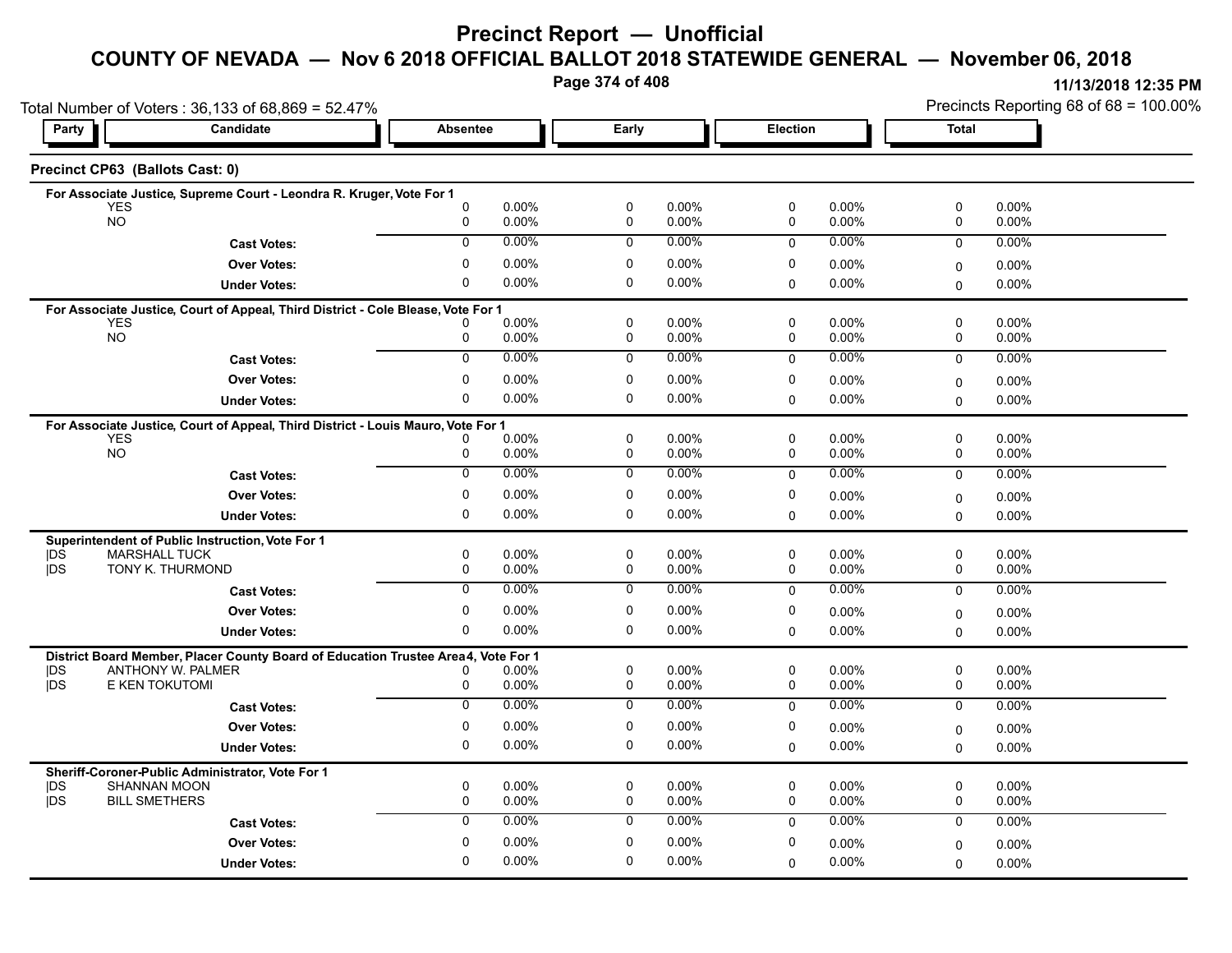# Precinct Report — Unofficial

## COUNTY OF NEVADA — Nov 6 2018 OFFICIAL BALLOT 2018 STATEWIDE GENERAL — November 06, 2018

11/13/2018 12:35 PM

Total Number of Voters : 36,133 of 68,869 = 52.47%

Precincts Reporting 68 of 68 = 100.00%

### Precinct CP63 (Ballots Cast: 0)

**For Associate Justice, Supreme Court - Leondra R. Kruger, Vote For 1**

| Party | Candidate | Absentee | | Early | | Election | | Total | |
|---|---|---|---|---|---|---|---|---|---|
| | YES | 0 | 0.00% | 0 | 0.00% | 0 | 0.00% | 0 | 0.00% |
| | NO | 0 | 0.00% | 0 | 0.00% | 0 | 0.00% | 0 | 0.00% |
| | **Cast Votes:** | 0 | 0.00% | 0 | 0.00% | 0 | 0.00% | 0 | 0.00% |
| | **Over Votes:** | 0 | 0.00% | 0 | 0.00% | 0 | 0.00% | 0 | 0.00% |
| | **Under Votes:** | 0 | 0.00% | 0 | 0.00% | 0 | 0.00% | 0 | 0.00% |

**For Associate Justice, Court of Appeal, Third District - Cole Blease, Vote For 1**

| Party | Candidate | Absentee | | Early | | Election | | Total | |
|---|---|---|---|---|---|---|---|---|---|
| | YES | 0 | 0.00% | 0 | 0.00% | 0 | 0.00% | 0 | 0.00% |
| | NO | 0 | 0.00% | 0 | 0.00% | 0 | 0.00% | 0 | 0.00% |
| | **Cast Votes:** | 0 | 0.00% | 0 | 0.00% | 0 | 0.00% | 0 | 0.00% |
| | **Over Votes:** | 0 | 0.00% | 0 | 0.00% | 0 | 0.00% | 0 | 0.00% |
| | **Under Votes:** | 0 | 0.00% | 0 | 0.00% | 0 | 0.00% | 0 | 0.00% |

**For Associate Justice, Court of Appeal, Third District - Louis Mauro, Vote For 1**

| Party | Candidate | Absentee | | Early | | Election | | Total | |
|---|---|---|---|---|---|---|---|---|---|
| | YES | 0 | 0.00% | 0 | 0.00% | 0 | 0.00% | 0 | 0.00% |
| | NO | 0 | 0.00% | 0 | 0.00% | 0 | 0.00% | 0 | 0.00% |
| | **Cast Votes:** | 0 | 0.00% | 0 | 0.00% | 0 | 0.00% | 0 | 0.00% |
| | **Over Votes:** | 0 | 0.00% | 0 | 0.00% | 0 | 0.00% | 0 | 0.00% |
| | **Under Votes:** | 0 | 0.00% | 0 | 0.00% | 0 | 0.00% | 0 | 0.00% |

**Superintendent of Public Instruction, Vote For 1**

| Party | Candidate | Absentee | | Early | | Election | | Total | |
|---|---|---|---|---|---|---|---|---|---|
| \|DS | MARSHALL TUCK | 0 | 0.00% | 0 | 0.00% | 0 | 0.00% | 0 | 0.00% |
| \|DS | TONY K. THURMOND | 0 | 0.00% | 0 | 0.00% | 0 | 0.00% | 0 | 0.00% |
| | **Cast Votes:** | 0 | 0.00% | 0 | 0.00% | 0 | 0.00% | 0 | 0.00% |
| | **Over Votes:** | 0 | 0.00% | 0 | 0.00% | 0 | 0.00% | 0 | 0.00% |
| | **Under Votes:** | 0 | 0.00% | 0 | 0.00% | 0 | 0.00% | 0 | 0.00% |

**District Board Member, Placer County Board of Education Trustee Area 4, Vote For 1**

| Party | Candidate | Absentee | | Early | | Election | | Total | |
|---|---|---|---|---|---|---|---|---|---|
| \|DS | ANTHONY W. PALMER | 0 | 0.00% | 0 | 0.00% | 0 | 0.00% | 0 | 0.00% |
| \|DS | E KEN TOKUTOMI | 0 | 0.00% | 0 | 0.00% | 0 | 0.00% | 0 | 0.00% |
| | **Cast Votes:** | 0 | 0.00% | 0 | 0.00% | 0 | 0.00% | 0 | 0.00% |
| | **Over Votes:** | 0 | 0.00% | 0 | 0.00% | 0 | 0.00% | 0 | 0.00% |
| | **Under Votes:** | 0 | 0.00% | 0 | 0.00% | 0 | 0.00% | 0 | 0.00% |

**Sheriff-Coroner-Public Administrator, Vote For 1**

| Party | Candidate | Absentee | | Early | | Election | | Total | |
|---|---|---|---|---|---|---|---|---|---|
| \|DS | SHANNAN MOON | 0 | 0.00% | 0 | 0.00% | 0 | 0.00% | 0 | 0.00% |
| \|DS | BILL SMETHERS | 0 | 0.00% | 0 | 0.00% | 0 | 0.00% | 0 | 0.00% |
| | **Cast Votes:** | 0 | 0.00% | 0 | 0.00% | 0 | 0.00% | 0 | 0.00% |
| | **Over Votes:** | 0 | 0.00% | 0 | 0.00% | 0 | 0.00% | 0 | 0.00% |
| | **Under Votes:** | 0 | 0.00% | 0 | 0.00% | 0 | 0.00% | 0 | 0.00% |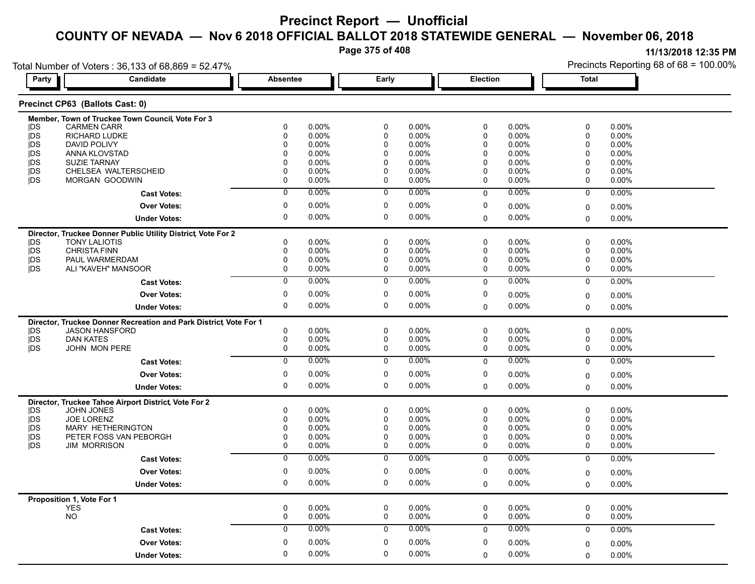# Precinct Report — Unofficial

## COUNTY OF NEVADA — Nov 6 2018 OFFICIAL BALLOT 2018 STATEWIDE GENERAL — November 06, 2018

11/13/2018 12:35 PM

Total Number of Voters : 36,133 of 68,869 = 52.47%

Precincts Reporting 68 of 68 = 100.00%

### Precinct CP63 (Ballots Cast: 0)

| Party | Candidate | Absentee | | Early | | Election | | Total | |
|---|---|---|---|---|---|---|---|---|---|
| **Member, Town of Truckee Town Council, Vote For 3** | | | | | | | | | |
| \|DS | CARMEN CARR | 0 | 0.00% | 0 | 0.00% | 0 | 0.00% | 0 | 0.00% |
| \|DS | RICHARD LUDKE | 0 | 0.00% | 0 | 0.00% | 0 | 0.00% | 0 | 0.00% |
| \|DS | DAVID POLIVY | 0 | 0.00% | 0 | 0.00% | 0 | 0.00% | 0 | 0.00% |
| \|DS | ANNA KLOVSTAD | 0 | 0.00% | 0 | 0.00% | 0 | 0.00% | 0 | 0.00% |
| \|DS | SUZIE TARNAY | 0 | 0.00% | 0 | 0.00% | 0 | 0.00% | 0 | 0.00% |
| \|DS | CHELSEA WALTERSCHEID | 0 | 0.00% | 0 | 0.00% | 0 | 0.00% | 0 | 0.00% |
| \|DS | MORGAN GOODWIN | 0 | 0.00% | 0 | 0.00% | 0 | 0.00% | 0 | 0.00% |
| | **Cast Votes:** | 0 | 0.00% | 0 | 0.00% | 0 | 0.00% | 0 | 0.00% |
| | **Over Votes:** | 0 | 0.00% | 0 | 0.00% | 0 | 0.00% | 0 | 0.00% |
| | **Under Votes:** | 0 | 0.00% | 0 | 0.00% | 0 | 0.00% | 0 | 0.00% |
| **Director, Truckee Donner Public Utility District, Vote For 2** | | | | | | | | | |
| \|DS | TONY LALIOTIS | 0 | 0.00% | 0 | 0.00% | 0 | 0.00% | 0 | 0.00% |
| \|DS | CHRISTA FINN | 0 | 0.00% | 0 | 0.00% | 0 | 0.00% | 0 | 0.00% |
| \|DS | PAUL WARMERDAM | 0 | 0.00% | 0 | 0.00% | 0 | 0.00% | 0 | 0.00% |
| \|DS | ALI "KAVEH" MANSOOR | 0 | 0.00% | 0 | 0.00% | 0 | 0.00% | 0 | 0.00% |
| | **Cast Votes:** | 0 | 0.00% | 0 | 0.00% | 0 | 0.00% | 0 | 0.00% |
| | **Over Votes:** | 0 | 0.00% | 0 | 0.00% | 0 | 0.00% | 0 | 0.00% |
| | **Under Votes:** | 0 | 0.00% | 0 | 0.00% | 0 | 0.00% | 0 | 0.00% |
| **Director, Truckee Donner Recreation and Park District, Vote For 1** | | | | | | | | | |
| \|DS | JASON HANSFORD | 0 | 0.00% | 0 | 0.00% | 0 | 0.00% | 0 | 0.00% |
| \|DS | DAN KATES | 0 | 0.00% | 0 | 0.00% | 0 | 0.00% | 0 | 0.00% |
| \|DS | JOHN MON PERE | 0 | 0.00% | 0 | 0.00% | 0 | 0.00% | 0 | 0.00% |
| | **Cast Votes:** | 0 | 0.00% | 0 | 0.00% | 0 | 0.00% | 0 | 0.00% |
| | **Over Votes:** | 0 | 0.00% | 0 | 0.00% | 0 | 0.00% | 0 | 0.00% |
| | **Under Votes:** | 0 | 0.00% | 0 | 0.00% | 0 | 0.00% | 0 | 0.00% |
| **Director, Truckee Tahoe Airport District, Vote For 2** | | | | | | | | | |
| \|DS | JOHN JONES | 0 | 0.00% | 0 | 0.00% | 0 | 0.00% | 0 | 0.00% |
| \|DS | JOE LORENZ | 0 | 0.00% | 0 | 0.00% | 0 | 0.00% | 0 | 0.00% |
| \|DS | MARY HETHERINGTON | 0 | 0.00% | 0 | 0.00% | 0 | 0.00% | 0 | 0.00% |
| \|DS | PETER FOSS VAN PEBORGH | 0 | 0.00% | 0 | 0.00% | 0 | 0.00% | 0 | 0.00% |
| \|DS | JIM MORRISON | 0 | 0.00% | 0 | 0.00% | 0 | 0.00% | 0 | 0.00% |
| | **Cast Votes:** | 0 | 0.00% | 0 | 0.00% | 0 | 0.00% | 0 | 0.00% |
| | **Over Votes:** | 0 | 0.00% | 0 | 0.00% | 0 | 0.00% | 0 | 0.00% |
| | **Under Votes:** | 0 | 0.00% | 0 | 0.00% | 0 | 0.00% | 0 | 0.00% |
| **Proposition 1, Vote For 1** | | | | | | | | | |
| | YES | 0 | 0.00% | 0 | 0.00% | 0 | 0.00% | 0 | 0.00% |
| | NO | 0 | 0.00% | 0 | 0.00% | 0 | 0.00% | 0 | 0.00% |
| | **Cast Votes:** | 0 | 0.00% | 0 | 0.00% | 0 | 0.00% | 0 | 0.00% |
| | **Over Votes:** | 0 | 0.00% | 0 | 0.00% | 0 | 0.00% | 0 | 0.00% |
| | **Under Votes:** | 0 | 0.00% | 0 | 0.00% | 0 | 0.00% | 0 | 0.00% |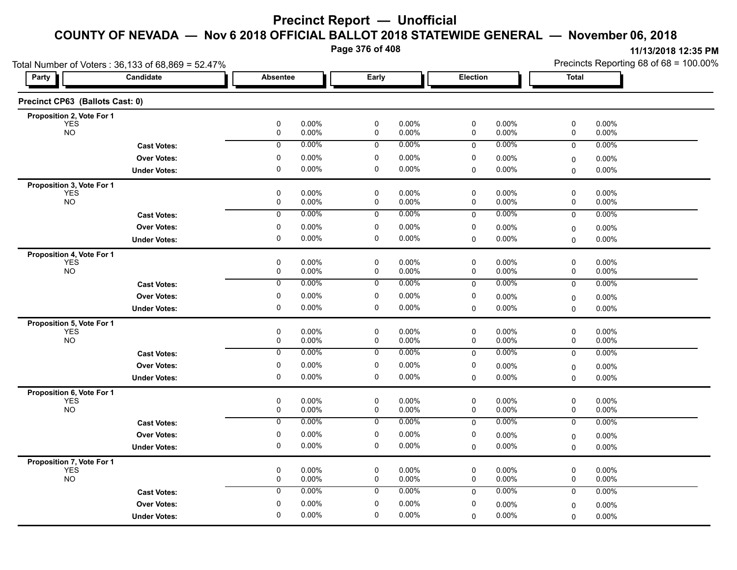# Precinct Report — Unofficial

## COUNTY OF NEVADA — Nov 6 2018 OFFICIAL BALLOT 2018 STATEWIDE GENERAL — November 06, 2018

11/13/2018 12:35 PM

Total Number of Voters : 36,133 of 68,869 = 52.47%

Precincts Reporting 68 of 68 = 100.00%

### Precinct CP63 (Ballots Cast: 0)

| Party | Candidate | Absentee | | Early | | Election | | Total | |
|---|---|---|---|---|---|---|---|---|---|
| **Proposition 2, Vote For 1** | | | | | | | | | |
| YES | | 0 | 0.00% | 0 | 0.00% | 0 | 0.00% | 0 | 0.00% |
| NO | | 0 | 0.00% | 0 | 0.00% | 0 | 0.00% | 0 | 0.00% |
| | **Cast Votes:** | 0 | 0.00% | 0 | 0.00% | 0 | 0.00% | 0 | 0.00% |
| | **Over Votes:** | 0 | 0.00% | 0 | 0.00% | 0 | 0.00% | 0 | 0.00% |
| | **Under Votes:** | 0 | 0.00% | 0 | 0.00% | 0 | 0.00% | 0 | 0.00% |
| **Proposition 3, Vote For 1** | | | | | | | | | |
| YES | | 0 | 0.00% | 0 | 0.00% | 0 | 0.00% | 0 | 0.00% |
| NO | | 0 | 0.00% | 0 | 0.00% | 0 | 0.00% | 0 | 0.00% |
| | **Cast Votes:** | 0 | 0.00% | 0 | 0.00% | 0 | 0.00% | 0 | 0.00% |
| | **Over Votes:** | 0 | 0.00% | 0 | 0.00% | 0 | 0.00% | 0 | 0.00% |
| | **Under Votes:** | 0 | 0.00% | 0 | 0.00% | 0 | 0.00% | 0 | 0.00% |
| **Proposition 4, Vote For 1** | | | | | | | | | |
| YES | | 0 | 0.00% | 0 | 0.00% | 0 | 0.00% | 0 | 0.00% |
| NO | | 0 | 0.00% | 0 | 0.00% | 0 | 0.00% | 0 | 0.00% |
| | **Cast Votes:** | 0 | 0.00% | 0 | 0.00% | 0 | 0.00% | 0 | 0.00% |
| | **Over Votes:** | 0 | 0.00% | 0 | 0.00% | 0 | 0.00% | 0 | 0.00% |
| | **Under Votes:** | 0 | 0.00% | 0 | 0.00% | 0 | 0.00% | 0 | 0.00% |
| **Proposition 5, Vote For 1** | | | | | | | | | |
| YES | | 0 | 0.00% | 0 | 0.00% | 0 | 0.00% | 0 | 0.00% |
| NO | | 0 | 0.00% | 0 | 0.00% | 0 | 0.00% | 0 | 0.00% |
| | **Cast Votes:** | 0 | 0.00% | 0 | 0.00% | 0 | 0.00% | 0 | 0.00% |
| | **Over Votes:** | 0 | 0.00% | 0 | 0.00% | 0 | 0.00% | 0 | 0.00% |
| | **Under Votes:** | 0 | 0.00% | 0 | 0.00% | 0 | 0.00% | 0 | 0.00% |
| **Proposition 6, Vote For 1** | | | | | | | | | |
| YES | | 0 | 0.00% | 0 | 0.00% | 0 | 0.00% | 0 | 0.00% |
| NO | | 0 | 0.00% | 0 | 0.00% | 0 | 0.00% | 0 | 0.00% |
| | **Cast Votes:** | 0 | 0.00% | 0 | 0.00% | 0 | 0.00% | 0 | 0.00% |
| | **Over Votes:** | 0 | 0.00% | 0 | 0.00% | 0 | 0.00% | 0 | 0.00% |
| | **Under Votes:** | 0 | 0.00% | 0 | 0.00% | 0 | 0.00% | 0 | 0.00% |
| **Proposition 7, Vote For 1** | | | | | | | | | |
| YES | | 0 | 0.00% | 0 | 0.00% | 0 | 0.00% | 0 | 0.00% |
| NO | | 0 | 0.00% | 0 | 0.00% | 0 | 0.00% | 0 | 0.00% |
| | **Cast Votes:** | 0 | 0.00% | 0 | 0.00% | 0 | 0.00% | 0 | 0.00% |
| | **Over Votes:** | 0 | 0.00% | 0 | 0.00% | 0 | 0.00% | 0 | 0.00% |
| | **Under Votes:** | 0 | 0.00% | 0 | 0.00% | 0 | 0.00% | 0 | 0.00% |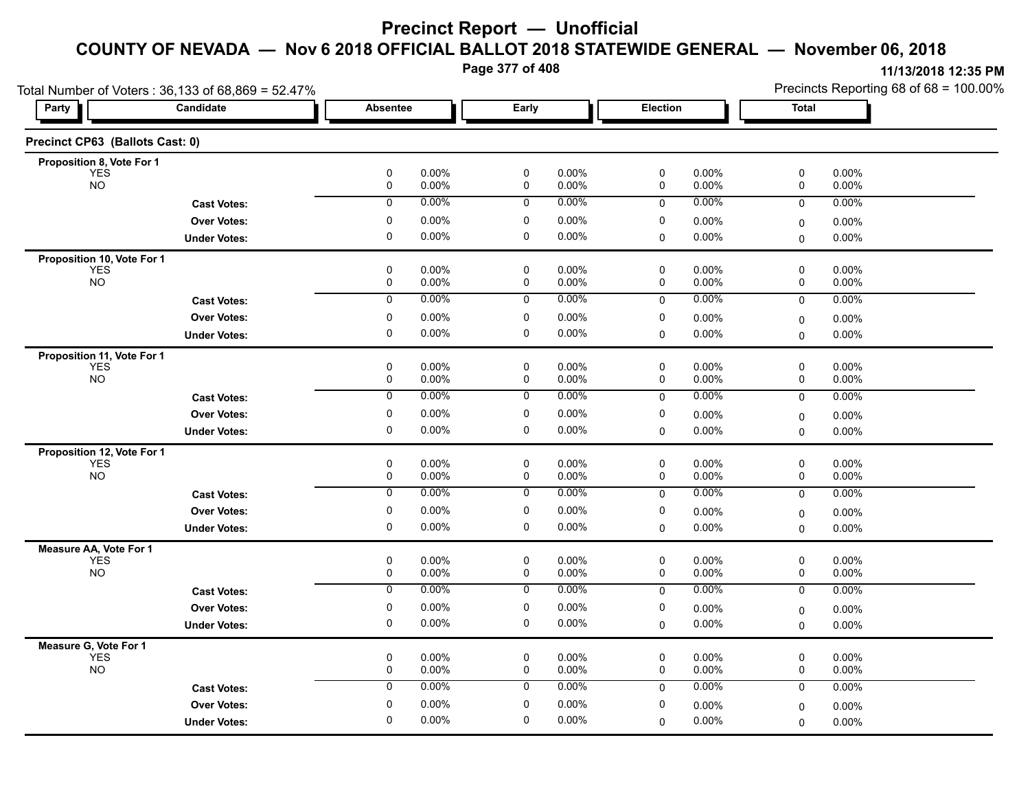# Precinct Report — Unofficial

## COUNTY OF NEVADA — Nov 6 2018 OFFICIAL BALLOT 2018 STATEWIDE GENERAL — November 06, 2018

11/13/2018 12:35 PM

Total Number of Voters : 36,133 of 68,869 = 52.47%

Precincts Reporting 68 of 68 = 100.00%

### Precinct CP63 (Ballots Cast: 0)

| Party | Candidate | Absentee | | Early | | Election | | Total | |
|---|---|---|---|---|---|---|---|---|---|
| **Proposition 8, Vote For 1** | | | | | | | | | |
| | YES | 0 | 0.00% | 0 | 0.00% | 0 | 0.00% | 0 | 0.00% |
| | NO | 0 | 0.00% | 0 | 0.00% | 0 | 0.00% | 0 | 0.00% |
| | **Cast Votes:** | 0 | 0.00% | 0 | 0.00% | 0 | 0.00% | 0 | 0.00% |
| | **Over Votes:** | 0 | 0.00% | 0 | 0.00% | 0 | 0.00% | 0 | 0.00% |
| | **Under Votes:** | 0 | 0.00% | 0 | 0.00% | 0 | 0.00% | 0 | 0.00% |
| **Proposition 10, Vote For 1** | | | | | | | | | |
| | YES | 0 | 0.00% | 0 | 0.00% | 0 | 0.00% | 0 | 0.00% |
| | NO | 0 | 0.00% | 0 | 0.00% | 0 | 0.00% | 0 | 0.00% |
| | **Cast Votes:** | 0 | 0.00% | 0 | 0.00% | 0 | 0.00% | 0 | 0.00% |
| | **Over Votes:** | 0 | 0.00% | 0 | 0.00% | 0 | 0.00% | 0 | 0.00% |
| | **Under Votes:** | 0 | 0.00% | 0 | 0.00% | 0 | 0.00% | 0 | 0.00% |
| **Proposition 11, Vote For 1** | | | | | | | | | |
| | YES | 0 | 0.00% | 0 | 0.00% | 0 | 0.00% | 0 | 0.00% |
| | NO | 0 | 0.00% | 0 | 0.00% | 0 | 0.00% | 0 | 0.00% |
| | **Cast Votes:** | 0 | 0.00% | 0 | 0.00% | 0 | 0.00% | 0 | 0.00% |
| | **Over Votes:** | 0 | 0.00% | 0 | 0.00% | 0 | 0.00% | 0 | 0.00% |
| | **Under Votes:** | 0 | 0.00% | 0 | 0.00% | 0 | 0.00% | 0 | 0.00% |
| **Proposition 12, Vote For 1** | | | | | | | | | |
| | YES | 0 | 0.00% | 0 | 0.00% | 0 | 0.00% | 0 | 0.00% |
| | NO | 0 | 0.00% | 0 | 0.00% | 0 | 0.00% | 0 | 0.00% |
| | **Cast Votes:** | 0 | 0.00% | 0 | 0.00% | 0 | 0.00% | 0 | 0.00% |
| | **Over Votes:** | 0 | 0.00% | 0 | 0.00% | 0 | 0.00% | 0 | 0.00% |
| | **Under Votes:** | 0 | 0.00% | 0 | 0.00% | 0 | 0.00% | 0 | 0.00% |
| **Measure AA, Vote For 1** | | | | | | | | | |
| | YES | 0 | 0.00% | 0 | 0.00% | 0 | 0.00% | 0 | 0.00% |
| | NO | 0 | 0.00% | 0 | 0.00% | 0 | 0.00% | 0 | 0.00% |
| | **Cast Votes:** | 0 | 0.00% | 0 | 0.00% | 0 | 0.00% | 0 | 0.00% |
| | **Over Votes:** | 0 | 0.00% | 0 | 0.00% | 0 | 0.00% | 0 | 0.00% |
| | **Under Votes:** | 0 | 0.00% | 0 | 0.00% | 0 | 0.00% | 0 | 0.00% |
| **Measure G, Vote For 1** | | | | | | | | | |
| | YES | 0 | 0.00% | 0 | 0.00% | 0 | 0.00% | 0 | 0.00% |
| | NO | 0 | 0.00% | 0 | 0.00% | 0 | 0.00% | 0 | 0.00% |
| | **Cast Votes:** | 0 | 0.00% | 0 | 0.00% | 0 | 0.00% | 0 | 0.00% |
| | **Over Votes:** | 0 | 0.00% | 0 | 0.00% | 0 | 0.00% | 0 | 0.00% |
| | **Under Votes:** | 0 | 0.00% | 0 | 0.00% | 0 | 0.00% | 0 | 0.00% |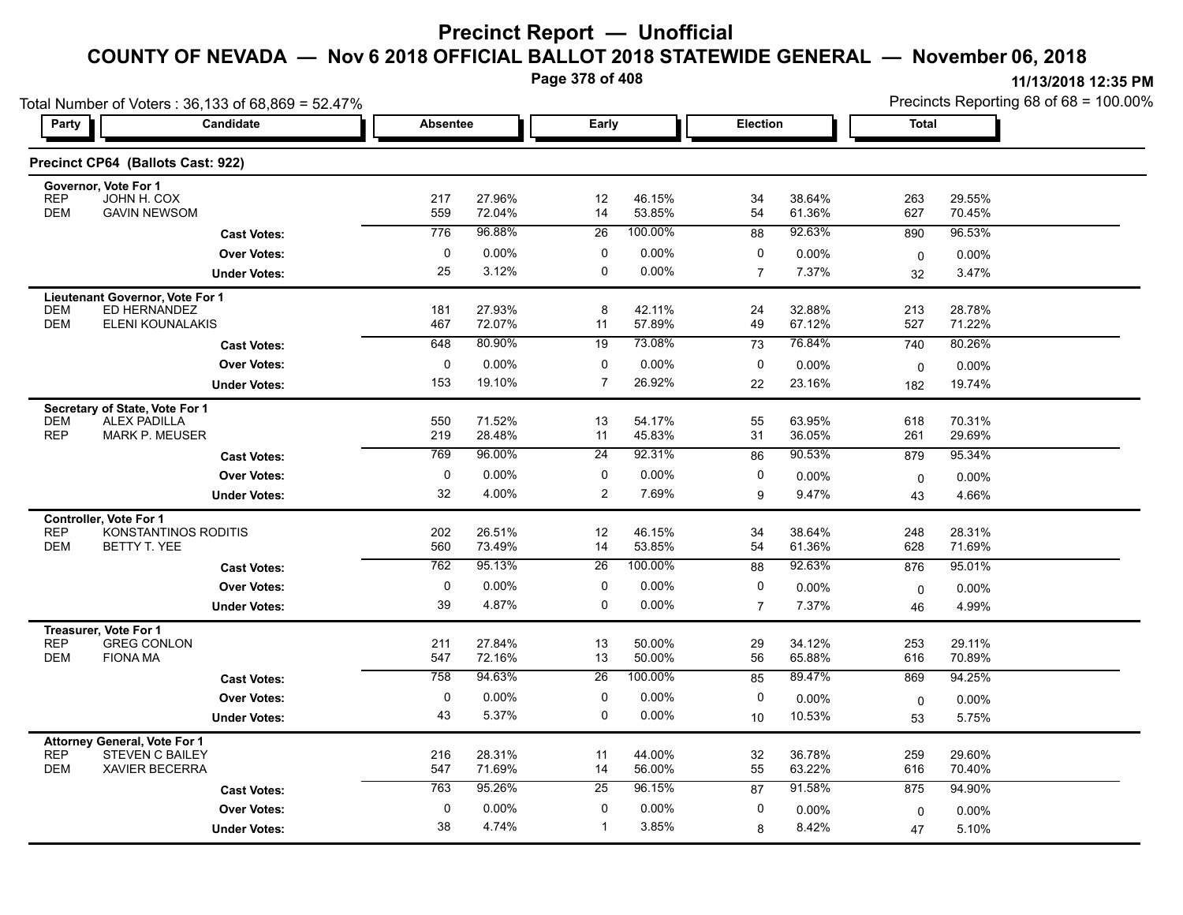# Precinct Report — Unofficial

## COUNTY OF NEVADA — Nov 6 2018 OFFICIAL BALLOT 2018 STATEWIDE GENERAL — November 06, 2018

11/13/2018 12:35 PM

Total Number of Voters : 36,133 of 68,869 = 52.47%

Precincts Reporting 68 of 68 = 100.00%

### Precinct CP64 (Ballots Cast: 922)

| Party | Candidate | Absentee | | Early | | Election | | Total | |
|---|---|---|---|---|---|---|---|---|---|
| **Governor, Vote For 1** | | | | | | | | | |
| REP | JOHN H. COX | 217 | 27.96% | 12 | 46.15% | 34 | 38.64% | 263 | 29.55% |
| DEM | GAVIN NEWSOM | 559 | 72.04% | 14 | 53.85% | 54 | 61.36% | 627 | 70.45% |
| | **Cast Votes:** | 776 | 96.88% | 26 | 100.00% | 88 | 92.63% | 890 | 96.53% |
| | **Over Votes:** | 0 | 0.00% | 0 | 0.00% | 0 | 0.00% | 0 | 0.00% |
| | **Under Votes:** | 25 | 3.12% | 0 | 0.00% | 7 | 7.37% | 32 | 3.47% |
| **Lieutenant Governor, Vote For 1** | | | | | | | | | |
| DEM | ED HERNANDEZ | 181 | 27.93% | 8 | 42.11% | 24 | 32.88% | 213 | 28.78% |
| DEM | ELENI KOUNALAKIS | 467 | 72.07% | 11 | 57.89% | 49 | 67.12% | 527 | 71.22% |
| | **Cast Votes:** | 648 | 80.90% | 19 | 73.08% | 73 | 76.84% | 740 | 80.26% |
| | **Over Votes:** | 0 | 0.00% | 0 | 0.00% | 0 | 0.00% | 0 | 0.00% |
| | **Under Votes:** | 153 | 19.10% | 7 | 26.92% | 22 | 23.16% | 182 | 19.74% |
| **Secretary of State, Vote For 1** | | | | | | | | | |
| DEM | ALEX PADILLA | 550 | 71.52% | 13 | 54.17% | 55 | 63.95% | 618 | 70.31% |
| REP | MARK P. MEUSER | 219 | 28.48% | 11 | 45.83% | 31 | 36.05% | 261 | 29.69% |
| | **Cast Votes:** | 769 | 96.00% | 24 | 92.31% | 86 | 90.53% | 879 | 95.34% |
| | **Over Votes:** | 0 | 0.00% | 0 | 0.00% | 0 | 0.00% | 0 | 0.00% |
| | **Under Votes:** | 32 | 4.00% | 2 | 7.69% | 9 | 9.47% | 43 | 4.66% |
| **Controller, Vote For 1** | | | | | | | | | |
| REP | KONSTANTINOS RODITIS | 202 | 26.51% | 12 | 46.15% | 34 | 38.64% | 248 | 28.31% |
| DEM | BETTY T. YEE | 560 | 73.49% | 14 | 53.85% | 54 | 61.36% | 628 | 71.69% |
| | **Cast Votes:** | 762 | 95.13% | 26 | 100.00% | 88 | 92.63% | 876 | 95.01% |
| | **Over Votes:** | 0 | 0.00% | 0 | 0.00% | 0 | 0.00% | 0 | 0.00% |
| | **Under Votes:** | 39 | 4.87% | 0 | 0.00% | 7 | 7.37% | 46 | 4.99% |
| **Treasurer, Vote For 1** | | | | | | | | | |
| REP | GREG CONLON | 211 | 27.84% | 13 | 50.00% | 29 | 34.12% | 253 | 29.11% |
| DEM | FIONA MA | 547 | 72.16% | 13 | 50.00% | 56 | 65.88% | 616 | 70.89% |
| | **Cast Votes:** | 758 | 94.63% | 26 | 100.00% | 85 | 89.47% | 869 | 94.25% |
| | **Over Votes:** | 0 | 0.00% | 0 | 0.00% | 0 | 0.00% | 0 | 0.00% |
| | **Under Votes:** | 43 | 5.37% | 0 | 0.00% | 10 | 10.53% | 53 | 5.75% |
| **Attorney General, Vote For 1** | | | | | | | | | |
| REP | STEVEN C BAILEY | 216 | 28.31% | 11 | 44.00% | 32 | 36.78% | 259 | 29.60% |
| DEM | XAVIER BECERRA | 547 | 71.69% | 14 | 56.00% | 55 | 63.22% | 616 | 70.40% |
| | **Cast Votes:** | 763 | 95.26% | 25 | 96.15% | 87 | 91.58% | 875 | 94.90% |
| | **Over Votes:** | 0 | 0.00% | 0 | 0.00% | 0 | 0.00% | 0 | 0.00% |
| | **Under Votes:** | 38 | 4.74% | 1 | 3.85% | 8 | 8.42% | 47 | 5.10% |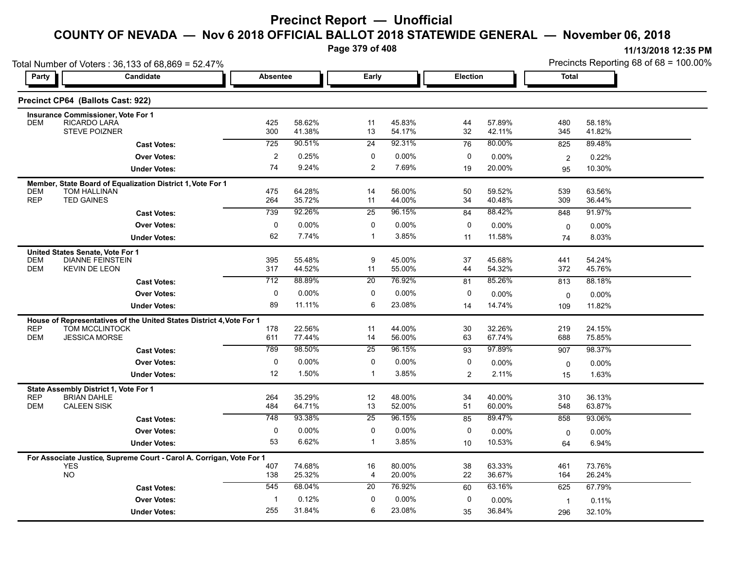# Precinct Report — Unofficial

## COUNTY OF NEVADA — Nov 6 2018 OFFICIAL BALLOT 2018 STATEWIDE GENERAL — November 06, 2018

11/13/2018 12:35 PM

Total Number of Voters : 36,133 of 68,869 = 52.47%

Precincts Reporting 68 of 68 = 100.00%

### Precinct CP64 (Ballots Cast: 922)

**Insurance Commissioner, Vote For 1**

| Party | Candidate | Absentee | | Early | | Election | | Total | |
|---|---|---|---|---|---|---|---|---|---|
| DEM | RICARDO LARA | 425 | 58.62% | 11 | 45.83% | 44 | 57.89% | 480 | 58.18% |
| | STEVE POIZNER | 300 | 41.38% | 13 | 54.17% | 32 | 42.11% | 345 | 41.82% |
| | Cast Votes: | 725 | 90.51% | 24 | 92.31% | 76 | 80.00% | 825 | 89.48% |
| | Over Votes: | 2 | 0.25% | 0 | 0.00% | 0 | 0.00% | 2 | 0.22% |
| | Under Votes: | 74 | 9.24% | 2 | 7.69% | 19 | 20.00% | 95 | 10.30% |

**Member, State Board of Equalization District 1, Vote For 1**

| Party | Candidate | Absentee | | Early | | Election | | Total | |
|---|---|---|---|---|---|---|---|---|---|
| DEM | TOM HALLINAN | 475 | 64.28% | 14 | 56.00% | 50 | 59.52% | 539 | 63.56% |
| REP | TED GAINES | 264 | 35.72% | 11 | 44.00% | 34 | 40.48% | 309 | 36.44% |
| | Cast Votes: | 739 | 92.26% | 25 | 96.15% | 84 | 88.42% | 848 | 91.97% |
| | Over Votes: | 0 | 0.00% | 0 | 0.00% | 0 | 0.00% | 0 | 0.00% |
| | Under Votes: | 62 | 7.74% | 1 | 3.85% | 11 | 11.58% | 74 | 8.03% |

**United States Senate, Vote For 1**

| Party | Candidate | Absentee | | Early | | Election | | Total | |
|---|---|---|---|---|---|---|---|---|---|
| DEM | DIANNE FEINSTEIN | 395 | 55.48% | 9 | 45.00% | 37 | 45.68% | 441 | 54.24% |
| DEM | KEVIN DE LEON | 317 | 44.52% | 11 | 55.00% | 44 | 54.32% | 372 | 45.76% |
| | Cast Votes: | 712 | 88.89% | 20 | 76.92% | 81 | 85.26% | 813 | 88.18% |
| | Over Votes: | 0 | 0.00% | 0 | 0.00% | 0 | 0.00% | 0 | 0.00% |
| | Under Votes: | 89 | 11.11% | 6 | 23.08% | 14 | 14.74% | 109 | 11.82% |

**House of Representatives of the United States District 4, Vote For 1**

| Party | Candidate | Absentee | | Early | | Election | | Total | |
|---|---|---|---|---|---|---|---|---|---|
| REP | TOM MCCLINTOCK | 178 | 22.56% | 11 | 44.00% | 30 | 32.26% | 219 | 24.15% |
| DEM | JESSICA MORSE | 611 | 77.44% | 14 | 56.00% | 63 | 67.74% | 688 | 75.85% |
| | Cast Votes: | 789 | 98.50% | 25 | 96.15% | 93 | 97.89% | 907 | 98.37% |
| | Over Votes: | 0 | 0.00% | 0 | 0.00% | 0 | 0.00% | 0 | 0.00% |
| | Under Votes: | 12 | 1.50% | 1 | 3.85% | 2 | 2.11% | 15 | 1.63% |

**State Assembly District 1, Vote For 1**

| Party | Candidate | Absentee | | Early | | Election | | Total | |
|---|---|---|---|---|---|---|---|---|---|
| REP | BRIAN DAHLE | 264 | 35.29% | 12 | 48.00% | 34 | 40.00% | 310 | 36.13% |
| DEM | CALEEN SISK | 484 | 64.71% | 13 | 52.00% | 51 | 60.00% | 548 | 63.87% |
| | Cast Votes: | 748 | 93.38% | 25 | 96.15% | 85 | 89.47% | 858 | 93.06% |
| | Over Votes: | 0 | 0.00% | 0 | 0.00% | 0 | 0.00% | 0 | 0.00% |
| | Under Votes: | 53 | 6.62% | 1 | 3.85% | 10 | 10.53% | 64 | 6.94% |

**For Associate Justice, Supreme Court - Carol A. Corrigan, Vote For 1**

| Party | Candidate | Absentee | | Early | | Election | | Total | |
|---|---|---|---|---|---|---|---|---|---|
| | YES | 407 | 74.68% | 16 | 80.00% | 38 | 63.33% | 461 | 73.76% |
| | NO | 138 | 25.32% | 4 | 20.00% | 22 | 36.67% | 164 | 26.24% |
| | Cast Votes: | 545 | 68.04% | 20 | 76.92% | 60 | 63.16% | 625 | 67.79% |
| | Over Votes: | 1 | 0.12% | 0 | 0.00% | 0 | 0.00% | 1 | 0.11% |
| | Under Votes: | 255 | 31.84% | 6 | 23.08% | 35 | 36.84% | 296 | 32.10% |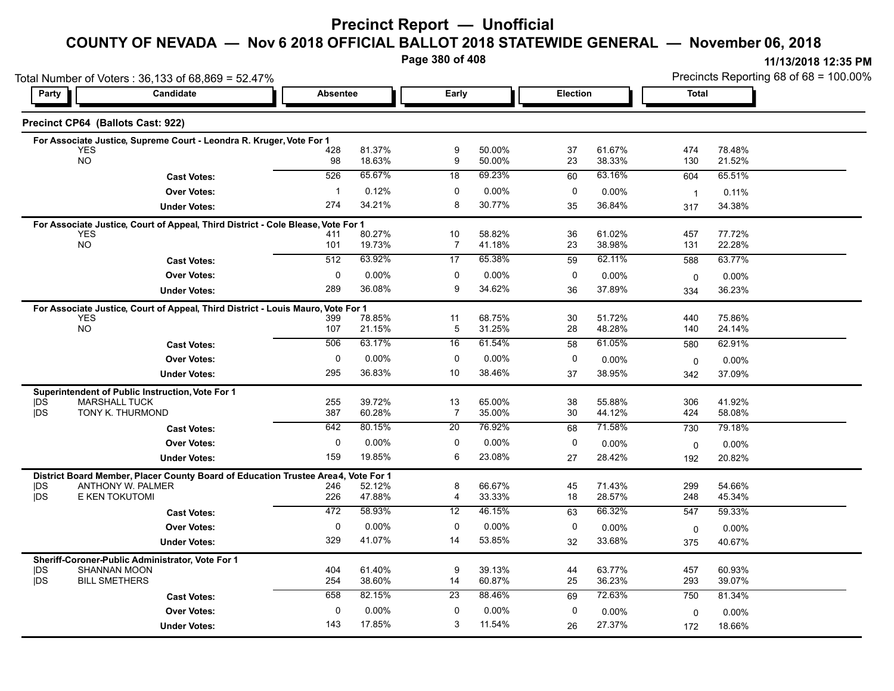# Precinct Report — Unofficial

## COUNTY OF NEVADA — Nov 6 2018 OFFICIAL BALLOT 2018 STATEWIDE GENERAL — November 06, 2018

11/13/2018 12:35 PM

Total Number of Voters : 36,133 of 68,869 = 52.47%

Precincts Reporting 68 of 68 = 100.00%

### Precinct CP64 (Ballots Cast: 922)

**For Associate Justice, Supreme Court - Leondra R. Kruger, Vote For 1**

| Party | Candidate | Absentee | | Early | | Election | | Total | |
|---|---|---|---|---|---|---|---|---|---|
| | YES | 428 | 81.37% | 9 | 50.00% | 37 | 61.67% | 474 | 78.48% |
| | NO | 98 | 18.63% | 9 | 50.00% | 23 | 38.33% | 130 | 21.52% |
| | **Cast Votes:** | 526 | 65.67% | 18 | 69.23% | 60 | 63.16% | 604 | 65.51% |
| | **Over Votes:** | 1 | 0.12% | 0 | 0.00% | 0 | 0.00% | 1 | 0.11% |
| | **Under Votes:** | 274 | 34.21% | 8 | 30.77% | 35 | 36.84% | 317 | 34.38% |

**For Associate Justice, Court of Appeal, Third District - Cole Blease, Vote For 1**

| Party | Candidate | Absentee | | Early | | Election | | Total | |
|---|---|---|---|---|---|---|---|---|---|
| | YES | 411 | 80.27% | 10 | 58.82% | 36 | 61.02% | 457 | 77.72% |
| | NO | 101 | 19.73% | 7 | 41.18% | 23 | 38.98% | 131 | 22.28% |
| | **Cast Votes:** | 512 | 63.92% | 17 | 65.38% | 59 | 62.11% | 588 | 63.77% |
| | **Over Votes:** | 0 | 0.00% | 0 | 0.00% | 0 | 0.00% | 0 | 0.00% |
| | **Under Votes:** | 289 | 36.08% | 9 | 34.62% | 36 | 37.89% | 334 | 36.23% |

**For Associate Justice, Court of Appeal, Third District - Louis Mauro, Vote For 1**

| Party | Candidate | Absentee | | Early | | Election | | Total | |
|---|---|---|---|---|---|---|---|---|---|
| | YES | 399 | 78.85% | 11 | 68.75% | 30 | 51.72% | 440 | 75.86% |
| | NO | 107 | 21.15% | 5 | 31.25% | 28 | 48.28% | 140 | 24.14% |
| | **Cast Votes:** | 506 | 63.17% | 16 | 61.54% | 58 | 61.05% | 580 | 62.91% |
| | **Over Votes:** | 0 | 0.00% | 0 | 0.00% | 0 | 0.00% | 0 | 0.00% |
| | **Under Votes:** | 295 | 36.83% | 10 | 38.46% | 37 | 38.95% | 342 | 37.09% |

**Superintendent of Public Instruction, Vote For 1**

| Party | Candidate | Absentee | | Early | | Election | | Total | |
|---|---|---|---|---|---|---|---|---|---|
| DS | MARSHALL TUCK | 255 | 39.72% | 13 | 65.00% | 38 | 55.88% | 306 | 41.92% |
| DS | TONY K. THURMOND | 387 | 60.28% | 7 | 35.00% | 30 | 44.12% | 424 | 58.08% |
| | **Cast Votes:** | 642 | 80.15% | 20 | 76.92% | 68 | 71.58% | 730 | 79.18% |
| | **Over Votes:** | 0 | 0.00% | 0 | 0.00% | 0 | 0.00% | 0 | 0.00% |
| | **Under Votes:** | 159 | 19.85% | 6 | 23.08% | 27 | 28.42% | 192 | 20.82% |

**District Board Member, Placer County Board of Education Trustee Area 4, Vote For 1**

| Party | Candidate | Absentee | | Early | | Election | | Total | |
|---|---|---|---|---|---|---|---|---|---|
| DS | ANTHONY W. PALMER | 246 | 52.12% | 8 | 66.67% | 45 | 71.43% | 299 | 54.66% |
| DS | E KEN TOKUTOMI | 226 | 47.88% | 4 | 33.33% | 18 | 28.57% | 248 | 45.34% |
| | **Cast Votes:** | 472 | 58.93% | 12 | 46.15% | 63 | 66.32% | 547 | 59.33% |
| | **Over Votes:** | 0 | 0.00% | 0 | 0.00% | 0 | 0.00% | 0 | 0.00% |
| | **Under Votes:** | 329 | 41.07% | 14 | 53.85% | 32 | 33.68% | 375 | 40.67% |

**Sheriff-Coroner-Public Administrator, Vote For 1**

| Party | Candidate | Absentee | | Early | | Election | | Total | |
|---|---|---|---|---|---|---|---|---|---|
| DS | SHANNAN MOON | 404 | 61.40% | 9 | 39.13% | 44 | 63.77% | 457 | 60.93% |
| DS | BILL SMETHERS | 254 | 38.60% | 14 | 60.87% | 25 | 36.23% | 293 | 39.07% |
| | **Cast Votes:** | 658 | 82.15% | 23 | 88.46% | 69 | 72.63% | 750 | 81.34% |
| | **Over Votes:** | 0 | 0.00% | 0 | 0.00% | 0 | 0.00% | 0 | 0.00% |
| | **Under Votes:** | 143 | 17.85% | 3 | 11.54% | 26 | 27.37% | 172 | 18.66% |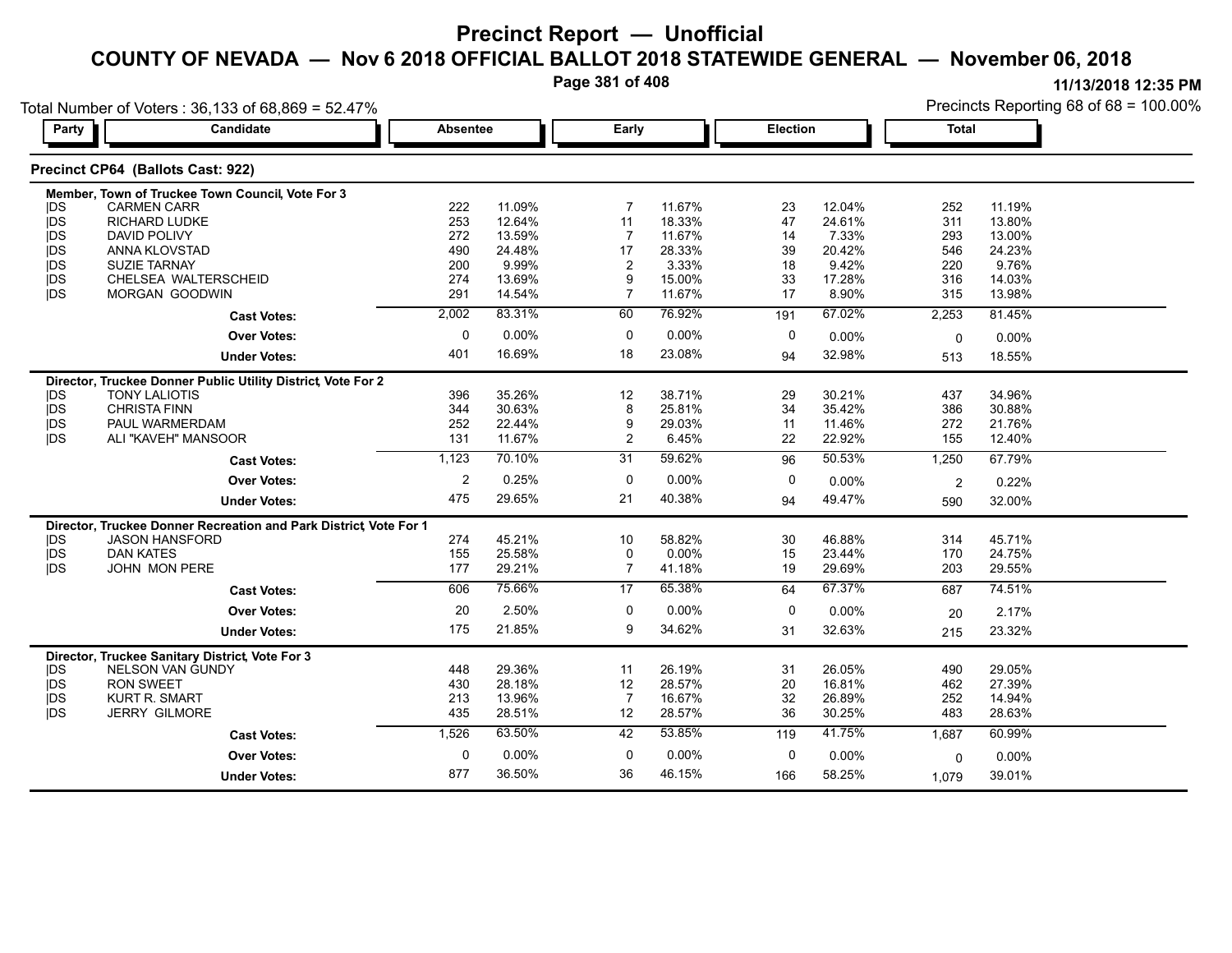# Precinct Report — Unofficial

## COUNTY OF NEVADA — Nov 6 2018 OFFICIAL BALLOT 2018 STATEWIDE GENERAL — November 06, 2018

11/13/2018 12:35 PM

Total Number of Voters : 36,133 of 68,869 = 52.47%

Precincts Reporting 68 of 68 = 100.00%

### Precinct CP64 (Ballots Cast: 922)

| Party | Candidate | Absentee | | Early | | Election | | Total | |
|---|---|---|---|---|---|---|---|---|---|
| **Member, Town of Truckee Town Council, Vote For 3** | | | | | | | | | |
| DS | CARMEN CARR | 222 | 11.09% | 7 | 11.67% | 23 | 12.04% | 252 | 11.19% |
| DS | RICHARD LUDKE | 253 | 12.64% | 11 | 18.33% | 47 | 24.61% | 311 | 13.80% |
| DS | DAVID POLIVY | 272 | 13.59% | 7 | 11.67% | 14 | 7.33% | 293 | 13.00% |
| DS | ANNA KLOVSTAD | 490 | 24.48% | 17 | 28.33% | 39 | 20.42% | 546 | 24.23% |
| DS | SUZIE TARNAY | 200 | 9.99% | 2 | 3.33% | 18 | 9.42% | 220 | 9.76% |
| DS | CHELSEA WALTERSCHEID | 274 | 13.69% | 9 | 15.00% | 33 | 17.28% | 316 | 14.03% |
| DS | MORGAN GOODWIN | 291 | 14.54% | 7 | 11.67% | 17 | 8.90% | 315 | 13.98% |
| | **Cast Votes:** | 2,002 | 83.31% | 60 | 76.92% | 191 | 67.02% | 2,253 | 81.45% |
| | **Over Votes:** | 0 | 0.00% | 0 | 0.00% | 0 | 0.00% | 0 | 0.00% |
| | **Under Votes:** | 401 | 16.69% | 18 | 23.08% | 94 | 32.98% | 513 | 18.55% |
| **Director, Truckee Donner Public Utility District, Vote For 2** | | | | | | | | | |
| DS | TONY LALIOTIS | 396 | 35.26% | 12 | 38.71% | 29 | 30.21% | 437 | 34.96% |
| DS | CHRISTA FINN | 344 | 30.63% | 8 | 25.81% | 34 | 35.42% | 386 | 30.88% |
| DS | PAUL WARMERDAM | 252 | 22.44% | 9 | 29.03% | 11 | 11.46% | 272 | 21.76% |
| DS | ALI "KAVEH" MANSOOR | 131 | 11.67% | 2 | 6.45% | 22 | 22.92% | 155 | 12.40% |
| | **Cast Votes:** | 1,123 | 70.10% | 31 | 59.62% | 96 | 50.53% | 1,250 | 67.79% |
| | **Over Votes:** | 2 | 0.25% | 0 | 0.00% | 0 | 0.00% | 2 | 0.22% |
| | **Under Votes:** | 475 | 29.65% | 21 | 40.38% | 94 | 49.47% | 590 | 32.00% |
| **Director, Truckee Donner Recreation and Park District, Vote For 1** | | | | | | | | | |
| DS | JASON HANSFORD | 274 | 45.21% | 10 | 58.82% | 30 | 46.88% | 314 | 45.71% |
| DS | DAN KATES | 155 | 25.58% | 0 | 0.00% | 15 | 23.44% | 170 | 24.75% |
| DS | JOHN MON PERE | 177 | 29.21% | 7 | 41.18% | 19 | 29.69% | 203 | 29.55% |
| | **Cast Votes:** | 606 | 75.66% | 17 | 65.38% | 64 | 67.37% | 687 | 74.51% |
| | **Over Votes:** | 20 | 2.50% | 0 | 0.00% | 0 | 0.00% | 20 | 2.17% |
| | **Under Votes:** | 175 | 21.85% | 9 | 34.62% | 31 | 32.63% | 215 | 23.32% |
| **Director, Truckee Sanitary District, Vote For 3** | | | | | | | | | |
| DS | NELSON VAN GUNDY | 448 | 29.36% | 11 | 26.19% | 31 | 26.05% | 490 | 29.05% |
| DS | RON SWEET | 430 | 28.18% | 12 | 28.57% | 20 | 16.81% | 462 | 27.39% |
| DS | KURT R. SMART | 213 | 13.96% | 7 | 16.67% | 32 | 26.89% | 252 | 14.94% |
| DS | JERRY GILMORE | 435 | 28.51% | 12 | 28.57% | 36 | 30.25% | 483 | 28.63% |
| | **Cast Votes:** | 1,526 | 63.50% | 42 | 53.85% | 119 | 41.75% | 1,687 | 60.99% |
| | **Over Votes:** | 0 | 0.00% | 0 | 0.00% | 0 | 0.00% | 0 | 0.00% |
| | **Under Votes:** | 877 | 36.50% | 36 | 46.15% | 166 | 58.25% | 1,079 | 39.01% |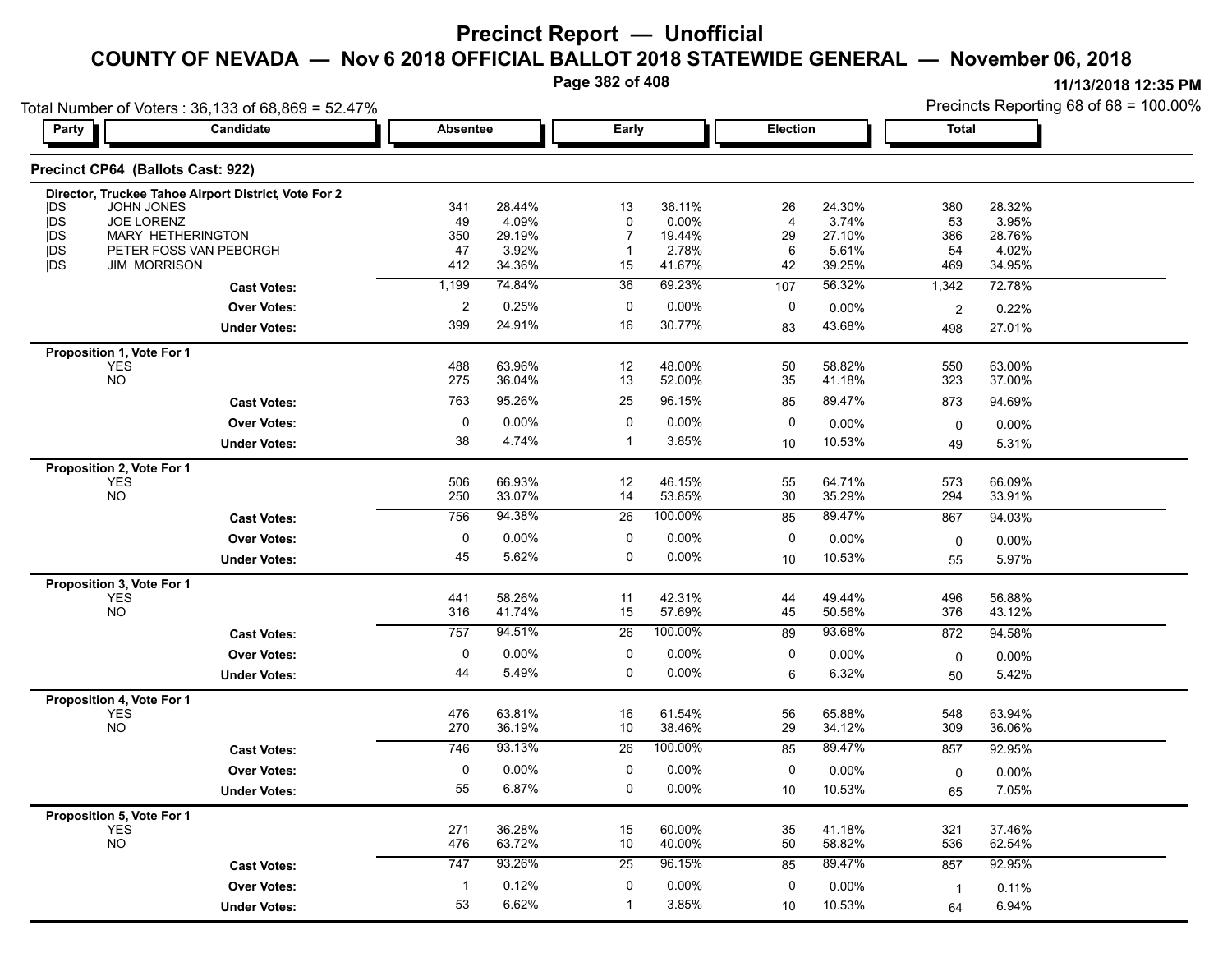# Precinct Report — Unofficial

## COUNTY OF NEVADA — Nov 6 2018 OFFICIAL BALLOT 2018 STATEWIDE GENERAL — November 06, 2018

11/13/2018 12:35 PM

Total Number of Voters : 36,133 of 68,869 = 52.47%

Precincts Reporting 68 of 68 = 100.00%

### Precinct CP64 (Ballots Cast: 922)

| Party | Candidate | Absentee | | Early | | Election | | Total | |
|---|---|---|---|---|---|---|---|---|---|
| | **Director, Truckee Tahoe Airport District, Vote For 2** | | | | | | | | |
| DS | JOHN JONES | 341 | 28.44% | 13 | 36.11% | 26 | 24.30% | 380 | 28.32% |
| DS | JOE LORENZ | 49 | 4.09% | 0 | 0.00% | 4 | 3.74% | 53 | 3.95% |
| DS | MARY HETHERINGTON | 350 | 29.19% | 7 | 19.44% | 29 | 27.10% | 386 | 28.76% |
| DS | PETER FOSS VAN PEBORGH | 47 | 3.92% | 1 | 2.78% | 6 | 5.61% | 54 | 4.02% |
| DS | JIM MORRISON | 412 | 34.36% | 15 | 41.67% | 42 | 39.25% | 469 | 34.95% |
| | **Cast Votes:** | 1,199 | 74.84% | 36 | 69.23% | 107 | 56.32% | 1,342 | 72.78% |
| | **Over Votes:** | 2 | 0.25% | 0 | 0.00% | 0 | 0.00% | 2 | 0.22% |
| | **Under Votes:** | 399 | 24.91% | 16 | 30.77% | 83 | 43.68% | 498 | 27.01% |
| | **Proposition 1, Vote For 1** | | | | | | | | |
| | YES | 488 | 63.96% | 12 | 48.00% | 50 | 58.82% | 550 | 63.00% |
| | NO | 275 | 36.04% | 13 | 52.00% | 35 | 41.18% | 323 | 37.00% |
| | **Cast Votes:** | 763 | 95.26% | 25 | 96.15% | 85 | 89.47% | 873 | 94.69% |
| | **Over Votes:** | 0 | 0.00% | 0 | 0.00% | 0 | 0.00% | 0 | 0.00% |
| | **Under Votes:** | 38 | 4.74% | 1 | 3.85% | 10 | 10.53% | 49 | 5.31% |
| | **Proposition 2, Vote For 1** | | | | | | | | |
| | YES | 506 | 66.93% | 12 | 46.15% | 55 | 64.71% | 573 | 66.09% |
| | NO | 250 | 33.07% | 14 | 53.85% | 30 | 35.29% | 294 | 33.91% |
| | **Cast Votes:** | 756 | 94.38% | 26 | 100.00% | 85 | 89.47% | 867 | 94.03% |
| | **Over Votes:** | 0 | 0.00% | 0 | 0.00% | 0 | 0.00% | 0 | 0.00% |
| | **Under Votes:** | 45 | 5.62% | 0 | 0.00% | 10 | 10.53% | 55 | 5.97% |
| | **Proposition 3, Vote For 1** | | | | | | | | |
| | YES | 441 | 58.26% | 11 | 42.31% | 44 | 49.44% | 496 | 56.88% |
| | NO | 316 | 41.74% | 15 | 57.69% | 45 | 50.56% | 376 | 43.12% |
| | **Cast Votes:** | 757 | 94.51% | 26 | 100.00% | 89 | 93.68% | 872 | 94.58% |
| | **Over Votes:** | 0 | 0.00% | 0 | 0.00% | 0 | 0.00% | 0 | 0.00% |
| | **Under Votes:** | 44 | 5.49% | 0 | 0.00% | 6 | 6.32% | 50 | 5.42% |
| | **Proposition 4, Vote For 1** | | | | | | | | |
| | YES | 476 | 63.81% | 16 | 61.54% | 56 | 65.88% | 548 | 63.94% |
| | NO | 270 | 36.19% | 10 | 38.46% | 29 | 34.12% | 309 | 36.06% |
| | **Cast Votes:** | 746 | 93.13% | 26 | 100.00% | 85 | 89.47% | 857 | 92.95% |
| | **Over Votes:** | 0 | 0.00% | 0 | 0.00% | 0 | 0.00% | 0 | 0.00% |
| | **Under Votes:** | 55 | 6.87% | 0 | 0.00% | 10 | 10.53% | 65 | 7.05% |
| | **Proposition 5, Vote For 1** | | | | | | | | |
| | YES | 271 | 36.28% | 15 | 60.00% | 35 | 41.18% | 321 | 37.46% |
| | NO | 476 | 63.72% | 10 | 40.00% | 50 | 58.82% | 536 | 62.54% |
| | **Cast Votes:** | 747 | 93.26% | 25 | 96.15% | 85 | 89.47% | 857 | 92.95% |
| | **Over Votes:** | 1 | 0.12% | 0 | 0.00% | 0 | 0.00% | 1 | 0.11% |
| | **Under Votes:** | 53 | 6.62% | 1 | 3.85% | 10 | 10.53% | 64 | 6.94% |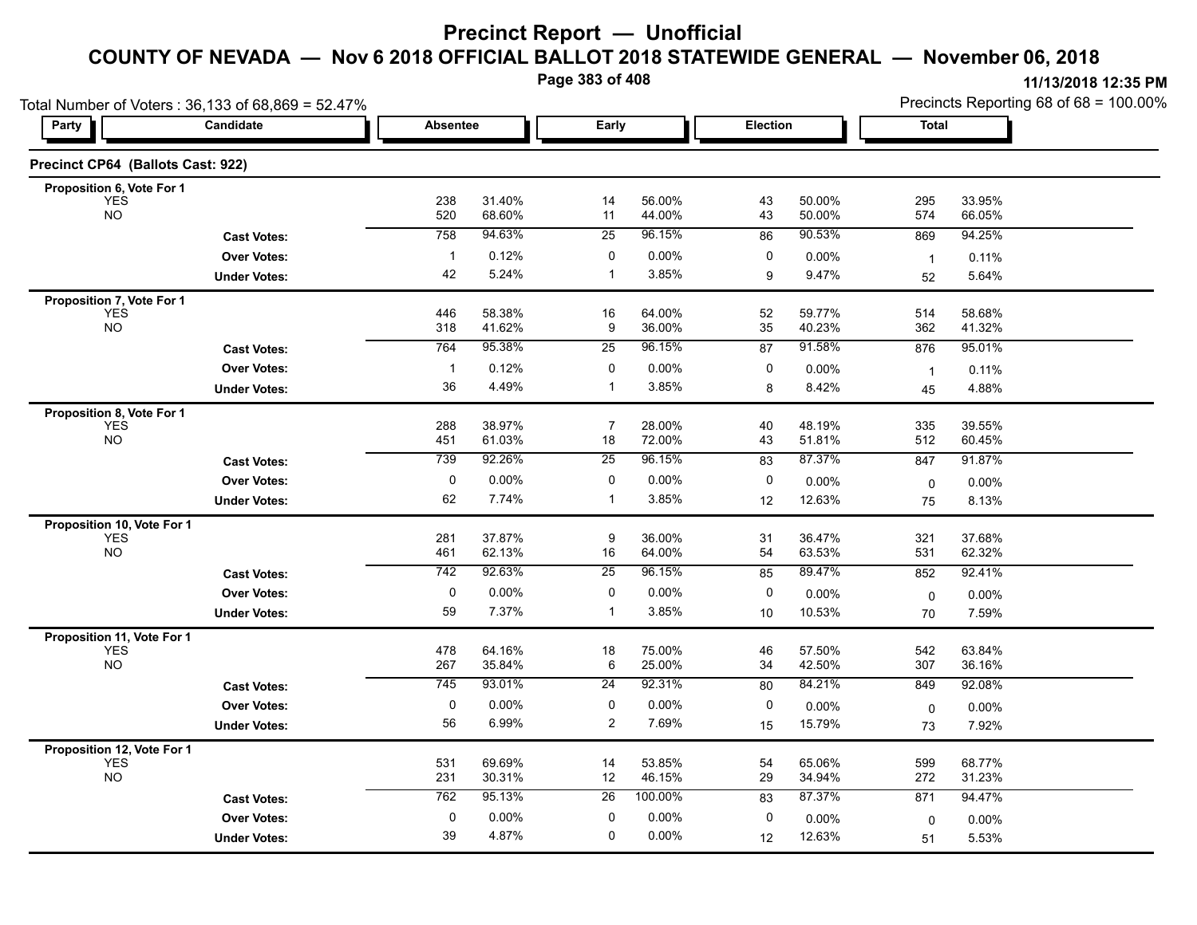# Precinct Report — Unofficial

## COUNTY OF NEVADA — Nov 6 2018 OFFICIAL BALLOT 2018 STATEWIDE GENERAL — November 06, 2018

11/13/2018 12:35 PM

Total Number of Voters : 36,133 of 68,869 = 52.47%

Precincts Reporting 68 of 68 = 100.00%

### Precinct CP64 (Ballots Cast: 922)

| Party | Candidate | Absentee | | Early | | Election | | Total | |
|---|---|---|---|---|---|---|---|---|---|
| **Proposition 6, Vote For 1** | | | | | | | | | |
| | YES | 238 | 31.40% | 14 | 56.00% | 43 | 50.00% | 295 | 33.95% |
| | NO | 520 | 68.60% | 11 | 44.00% | 43 | 50.00% | 574 | 66.05% |
| | **Cast Votes:** | 758 | 94.63% | 25 | 96.15% | 86 | 90.53% | 869 | 94.25% |
| | **Over Votes:** | 1 | 0.12% | 0 | 0.00% | 0 | 0.00% | 1 | 0.11% |
| | **Under Votes:** | 42 | 5.24% | 1 | 3.85% | 9 | 9.47% | 52 | 5.64% |
| **Proposition 7, Vote For 1** | | | | | | | | | |
| | YES | 446 | 58.38% | 16 | 64.00% | 52 | 59.77% | 514 | 58.68% |
| | NO | 318 | 41.62% | 9 | 36.00% | 35 | 40.23% | 362 | 41.32% |
| | **Cast Votes:** | 764 | 95.38% | 25 | 96.15% | 87 | 91.58% | 876 | 95.01% |
| | **Over Votes:** | 1 | 0.12% | 0 | 0.00% | 0 | 0.00% | 1 | 0.11% |
| | **Under Votes:** | 36 | 4.49% | 1 | 3.85% | 8 | 8.42% | 45 | 4.88% |
| **Proposition 8, Vote For 1** | | | | | | | | | |
| | YES | 288 | 38.97% | 7 | 28.00% | 40 | 48.19% | 335 | 39.55% |
| | NO | 451 | 61.03% | 18 | 72.00% | 43 | 51.81% | 512 | 60.45% |
| | **Cast Votes:** | 739 | 92.26% | 25 | 96.15% | 83 | 87.37% | 847 | 91.87% |
| | **Over Votes:** | 0 | 0.00% | 0 | 0.00% | 0 | 0.00% | 0 | 0.00% |
| | **Under Votes:** | 62 | 7.74% | 1 | 3.85% | 12 | 12.63% | 75 | 8.13% |
| **Proposition 10, Vote For 1** | | | | | | | | | |
| | YES | 281 | 37.87% | 9 | 36.00% | 31 | 36.47% | 321 | 37.68% |
| | NO | 461 | 62.13% | 16 | 64.00% | 54 | 63.53% | 531 | 62.32% |
| | **Cast Votes:** | 742 | 92.63% | 25 | 96.15% | 85 | 89.47% | 852 | 92.41% |
| | **Over Votes:** | 0 | 0.00% | 0 | 0.00% | 0 | 0.00% | 0 | 0.00% |
| | **Under Votes:** | 59 | 7.37% | 1 | 3.85% | 10 | 10.53% | 70 | 7.59% |
| **Proposition 11, Vote For 1** | | | | | | | | | |
| | YES | 478 | 64.16% | 18 | 75.00% | 46 | 57.50% | 542 | 63.84% |
| | NO | 267 | 35.84% | 6 | 25.00% | 34 | 42.50% | 307 | 36.16% |
| | **Cast Votes:** | 745 | 93.01% | 24 | 92.31% | 80 | 84.21% | 849 | 92.08% |
| | **Over Votes:** | 0 | 0.00% | 0 | 0.00% | 0 | 0.00% | 0 | 0.00% |
| | **Under Votes:** | 56 | 6.99% | 2 | 7.69% | 15 | 15.79% | 73 | 7.92% |
| **Proposition 12, Vote For 1** | | | | | | | | | |
| | YES | 531 | 69.69% | 14 | 53.85% | 54 | 65.06% | 599 | 68.77% |
| | NO | 231 | 30.31% | 12 | 46.15% | 29 | 34.94% | 272 | 31.23% |
| | **Cast Votes:** | 762 | 95.13% | 26 | 100.00% | 83 | 87.37% | 871 | 94.47% |
| | **Over Votes:** | 0 | 0.00% | 0 | 0.00% | 0 | 0.00% | 0 | 0.00% |
| | **Under Votes:** | 39 | 4.87% | 0 | 0.00% | 12 | 12.63% | 51 | 5.53% |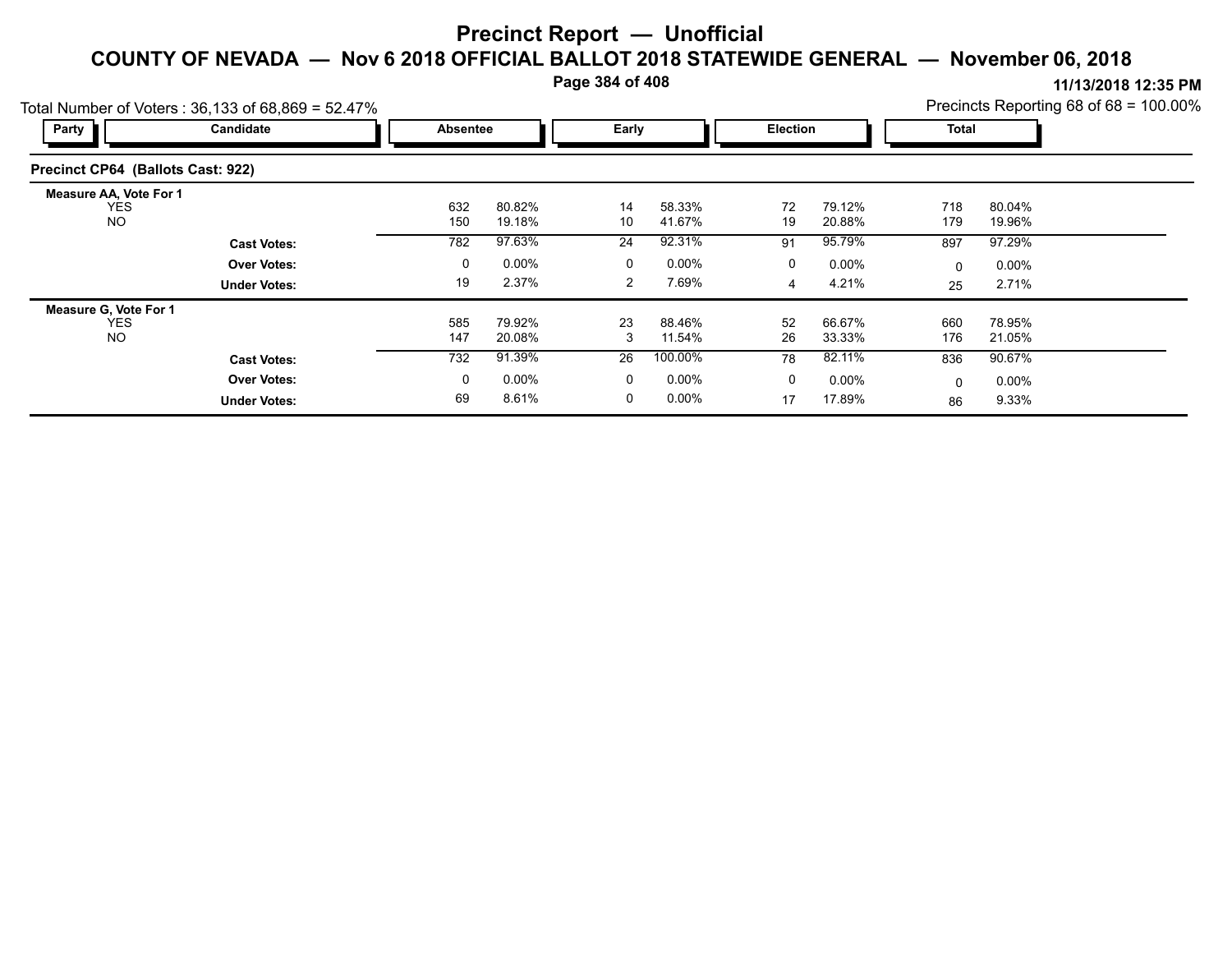# Precinct Report — Unofficial

## COUNTY OF NEVADA — Nov 6 2018 OFFICIAL BALLOT 2018 STATEWIDE GENERAL — November 06, 2018

11/13/2018 12:35 PM

Total Number of Voters : 36,133 of 68,869 = 52.47%

Precincts Reporting 68 of 68 = 100.00%

### Precinct CP64 (Ballots Cast: 922)

| Party | Candidate | Absentee | | Early | | Election | | Total | |
|---|---|---|---|---|---|---|---|---|---|
| **Measure AA, Vote For 1** | | | | | | | | | |
| | YES | 632 | 80.82% | 14 | 58.33% | 72 | 79.12% | 718 | 80.04% |
| | NO | 150 | 19.18% | 10 | 41.67% | 19 | 20.88% | 179 | 19.96% |
| | **Cast Votes:** | 782 | 97.63% | 24 | 92.31% | 91 | 95.79% | 897 | 97.29% |
| | **Over Votes:** | 0 | 0.00% | 0 | 0.00% | 0 | 0.00% | 0 | 0.00% |
| | **Under Votes:** | 19 | 2.37% | 2 | 7.69% | 4 | 4.21% | 25 | 2.71% |
| **Measure G, Vote For 1** | | | | | | | | | |
| | YES | 585 | 79.92% | 23 | 88.46% | 52 | 66.67% | 660 | 78.95% |
| | NO | 147 | 20.08% | 3 | 11.54% | 26 | 33.33% | 176 | 21.05% |
| | **Cast Votes:** | 732 | 91.39% | 26 | 100.00% | 78 | 82.11% | 836 | 90.67% |
| | **Over Votes:** | 0 | 0.00% | 0 | 0.00% | 0 | 0.00% | 0 | 0.00% |
| | **Under Votes:** | 69 | 8.61% | 0 | 0.00% | 17 | 17.89% | 86 | 9.33% |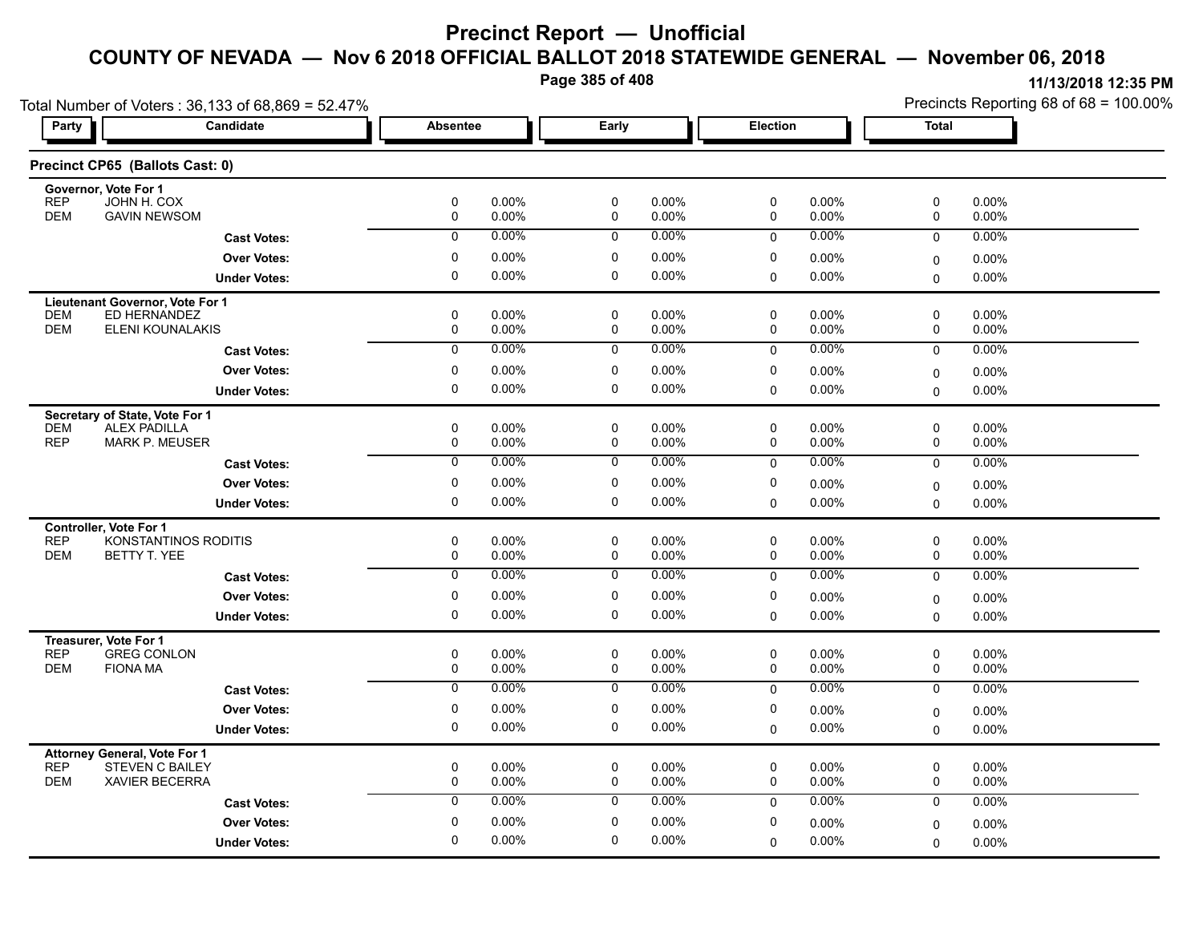# Precinct Report — Unofficial

## COUNTY OF NEVADA — Nov 6 2018 OFFICIAL BALLOT 2018 STATEWIDE GENERAL — November 06, 2018

11/13/2018 12:35 PM

Total Number of Voters : 36,133 of 68,869 = 52.47%

Precincts Reporting 68 of 68 = 100.00%

### Precinct CP65 (Ballots Cast: 0)

| Party | Candidate | Absentee | | Early | | Election | | Total | |
|---|---|---|---|---|---|---|---|---|---|
| **Governor, Vote For 1** | | | | | | | | | |
| REP | JOHN H. COX | 0 | 0.00% | 0 | 0.00% | 0 | 0.00% | 0 | 0.00% |
| DEM | GAVIN NEWSOM | 0 | 0.00% | 0 | 0.00% | 0 | 0.00% | 0 | 0.00% |
| | **Cast Votes:** | 0 | 0.00% | 0 | 0.00% | 0 | 0.00% | 0 | 0.00% |
| | **Over Votes:** | 0 | 0.00% | 0 | 0.00% | 0 | 0.00% | 0 | 0.00% |
| | **Under Votes:** | 0 | 0.00% | 0 | 0.00% | 0 | 0.00% | 0 | 0.00% |
| **Lieutenant Governor, Vote For 1** | | | | | | | | | |
| DEM | ED HERNANDEZ | 0 | 0.00% | 0 | 0.00% | 0 | 0.00% | 0 | 0.00% |
| DEM | ELENI KOUNALAKIS | 0 | 0.00% | 0 | 0.00% | 0 | 0.00% | 0 | 0.00% |
| | **Cast Votes:** | 0 | 0.00% | 0 | 0.00% | 0 | 0.00% | 0 | 0.00% |
| | **Over Votes:** | 0 | 0.00% | 0 | 0.00% | 0 | 0.00% | 0 | 0.00% |
| | **Under Votes:** | 0 | 0.00% | 0 | 0.00% | 0 | 0.00% | 0 | 0.00% |
| **Secretary of State, Vote For 1** | | | | | | | | | |
| DEM | ALEX PADILLA | 0 | 0.00% | 0 | 0.00% | 0 | 0.00% | 0 | 0.00% |
| REP | MARK P. MEUSER | 0 | 0.00% | 0 | 0.00% | 0 | 0.00% | 0 | 0.00% |
| | **Cast Votes:** | 0 | 0.00% | 0 | 0.00% | 0 | 0.00% | 0 | 0.00% |
| | **Over Votes:** | 0 | 0.00% | 0 | 0.00% | 0 | 0.00% | 0 | 0.00% |
| | **Under Votes:** | 0 | 0.00% | 0 | 0.00% | 0 | 0.00% | 0 | 0.00% |
| **Controller, Vote For 1** | | | | | | | | | |
| REP | KONSTANTINOS RODITIS | 0 | 0.00% | 0 | 0.00% | 0 | 0.00% | 0 | 0.00% |
| DEM | BETTY T. YEE | 0 | 0.00% | 0 | 0.00% | 0 | 0.00% | 0 | 0.00% |
| | **Cast Votes:** | 0 | 0.00% | 0 | 0.00% | 0 | 0.00% | 0 | 0.00% |
| | **Over Votes:** | 0 | 0.00% | 0 | 0.00% | 0 | 0.00% | 0 | 0.00% |
| | **Under Votes:** | 0 | 0.00% | 0 | 0.00% | 0 | 0.00% | 0 | 0.00% |
| **Treasurer, Vote For 1** | | | | | | | | | |
| REP | GREG CONLON | 0 | 0.00% | 0 | 0.00% | 0 | 0.00% | 0 | 0.00% |
| DEM | FIONA MA | 0 | 0.00% | 0 | 0.00% | 0 | 0.00% | 0 | 0.00% |
| | **Cast Votes:** | 0 | 0.00% | 0 | 0.00% | 0 | 0.00% | 0 | 0.00% |
| | **Over Votes:** | 0 | 0.00% | 0 | 0.00% | 0 | 0.00% | 0 | 0.00% |
| | **Under Votes:** | 0 | 0.00% | 0 | 0.00% | 0 | 0.00% | 0 | 0.00% |
| **Attorney General, Vote For 1** | | | | | | | | | |
| REP | STEVEN C BAILEY | 0 | 0.00% | 0 | 0.00% | 0 | 0.00% | 0 | 0.00% |
| DEM | XAVIER BECERRA | 0 | 0.00% | 0 | 0.00% | 0 | 0.00% | 0 | 0.00% |
| | **Cast Votes:** | 0 | 0.00% | 0 | 0.00% | 0 | 0.00% | 0 | 0.00% |
| | **Over Votes:** | 0 | 0.00% | 0 | 0.00% | 0 | 0.00% | 0 | 0.00% |
| | **Under Votes:** | 0 | 0.00% | 0 | 0.00% | 0 | 0.00% | 0 | 0.00% |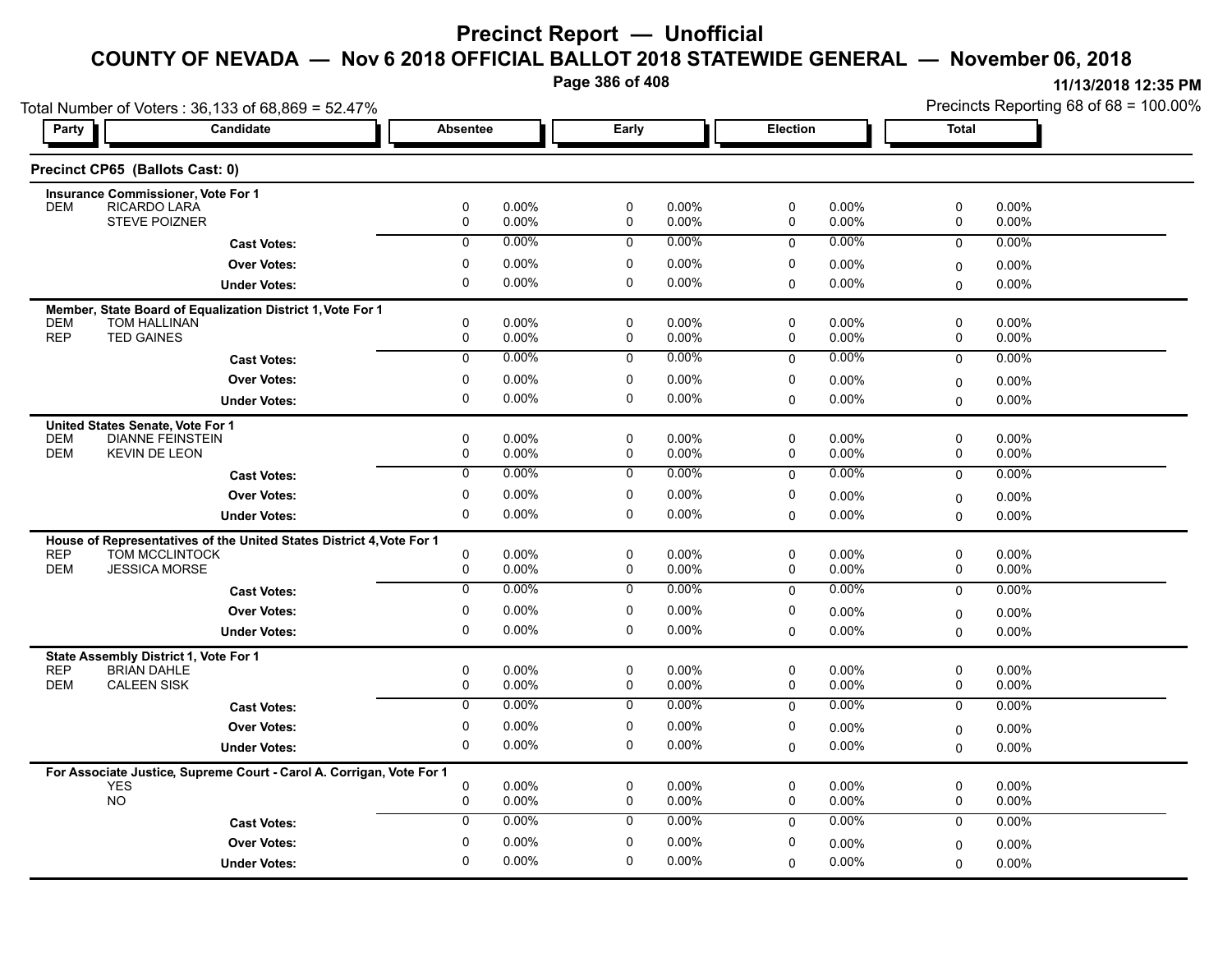# Precinct Report — Unofficial

## COUNTY OF NEVADA — Nov 6 2018 OFFICIAL BALLOT 2018 STATEWIDE GENERAL — November 06, 2018

11/13/2018 12:35 PM

Total Number of Voters : 36,133 of 68,869 = 52.47%

Precincts Reporting 68 of 68 = 100.00%

### Precinct CP65 (Ballots Cast: 0)

| Party | Candidate | Absentee | | Early | | Election | | Total | |
|---|---|---|---|---|---|---|---|---|---|
| | **Insurance Commissioner, Vote For 1** | | | | | | | | |
| DEM | RICARDO LARA | 0 | 0.00% | 0 | 0.00% | 0 | 0.00% | 0 | 0.00% |
| | STEVE POIZNER | 0 | 0.00% | 0 | 0.00% | 0 | 0.00% | 0 | 0.00% |
| | **Cast Votes:** | 0 | 0.00% | 0 | 0.00% | 0 | 0.00% | 0 | 0.00% |
| | **Over Votes:** | 0 | 0.00% | 0 | 0.00% | 0 | 0.00% | 0 | 0.00% |
| | **Under Votes:** | 0 | 0.00% | 0 | 0.00% | 0 | 0.00% | 0 | 0.00% |
| | **Member, State Board of Equalization District 1, Vote For 1** | | | | | | | | |
| DEM | TOM HALLINAN | 0 | 0.00% | 0 | 0.00% | 0 | 0.00% | 0 | 0.00% |
| REP | TED GAINES | 0 | 0.00% | 0 | 0.00% | 0 | 0.00% | 0 | 0.00% |
| | **Cast Votes:** | 0 | 0.00% | 0 | 0.00% | 0 | 0.00% | 0 | 0.00% |
| | **Over Votes:** | 0 | 0.00% | 0 | 0.00% | 0 | 0.00% | 0 | 0.00% |
| | **Under Votes:** | 0 | 0.00% | 0 | 0.00% | 0 | 0.00% | 0 | 0.00% |
| | **United States Senate, Vote For 1** | | | | | | | | |
| DEM | DIANNE FEINSTEIN | 0 | 0.00% | 0 | 0.00% | 0 | 0.00% | 0 | 0.00% |
| DEM | KEVIN DE LEON | 0 | 0.00% | 0 | 0.00% | 0 | 0.00% | 0 | 0.00% |
| | **Cast Votes:** | 0 | 0.00% | 0 | 0.00% | 0 | 0.00% | 0 | 0.00% |
| | **Over Votes:** | 0 | 0.00% | 0 | 0.00% | 0 | 0.00% | 0 | 0.00% |
| | **Under Votes:** | 0 | 0.00% | 0 | 0.00% | 0 | 0.00% | 0 | 0.00% |
| | **House of Representatives of the United States District 4, Vote For 1** | | | | | | | | |
| REP | TOM MCCLINTOCK | 0 | 0.00% | 0 | 0.00% | 0 | 0.00% | 0 | 0.00% |
| DEM | JESSICA MORSE | 0 | 0.00% | 0 | 0.00% | 0 | 0.00% | 0 | 0.00% |
| | **Cast Votes:** | 0 | 0.00% | 0 | 0.00% | 0 | 0.00% | 0 | 0.00% |
| | **Over Votes:** | 0 | 0.00% | 0 | 0.00% | 0 | 0.00% | 0 | 0.00% |
| | **Under Votes:** | 0 | 0.00% | 0 | 0.00% | 0 | 0.00% | 0 | 0.00% |
| | **State Assembly District 1, Vote For 1** | | | | | | | | |
| REP | BRIAN DAHLE | 0 | 0.00% | 0 | 0.00% | 0 | 0.00% | 0 | 0.00% |
| DEM | CALEEN SISK | 0 | 0.00% | 0 | 0.00% | 0 | 0.00% | 0 | 0.00% |
| | **Cast Votes:** | 0 | 0.00% | 0 | 0.00% | 0 | 0.00% | 0 | 0.00% |
| | **Over Votes:** | 0 | 0.00% | 0 | 0.00% | 0 | 0.00% | 0 | 0.00% |
| | **Under Votes:** | 0 | 0.00% | 0 | 0.00% | 0 | 0.00% | 0 | 0.00% |
| | **For Associate Justice, Supreme Court - Carol A. Corrigan, Vote For 1** | | | | | | | | |
| | YES | 0 | 0.00% | 0 | 0.00% | 0 | 0.00% | 0 | 0.00% |
| | NO | 0 | 0.00% | 0 | 0.00% | 0 | 0.00% | 0 | 0.00% |
| | **Cast Votes:** | 0 | 0.00% | 0 | 0.00% | 0 | 0.00% | 0 | 0.00% |
| | **Over Votes:** | 0 | 0.00% | 0 | 0.00% | 0 | 0.00% | 0 | 0.00% |
| | **Under Votes:** | 0 | 0.00% | 0 | 0.00% | 0 | 0.00% | 0 | 0.00% |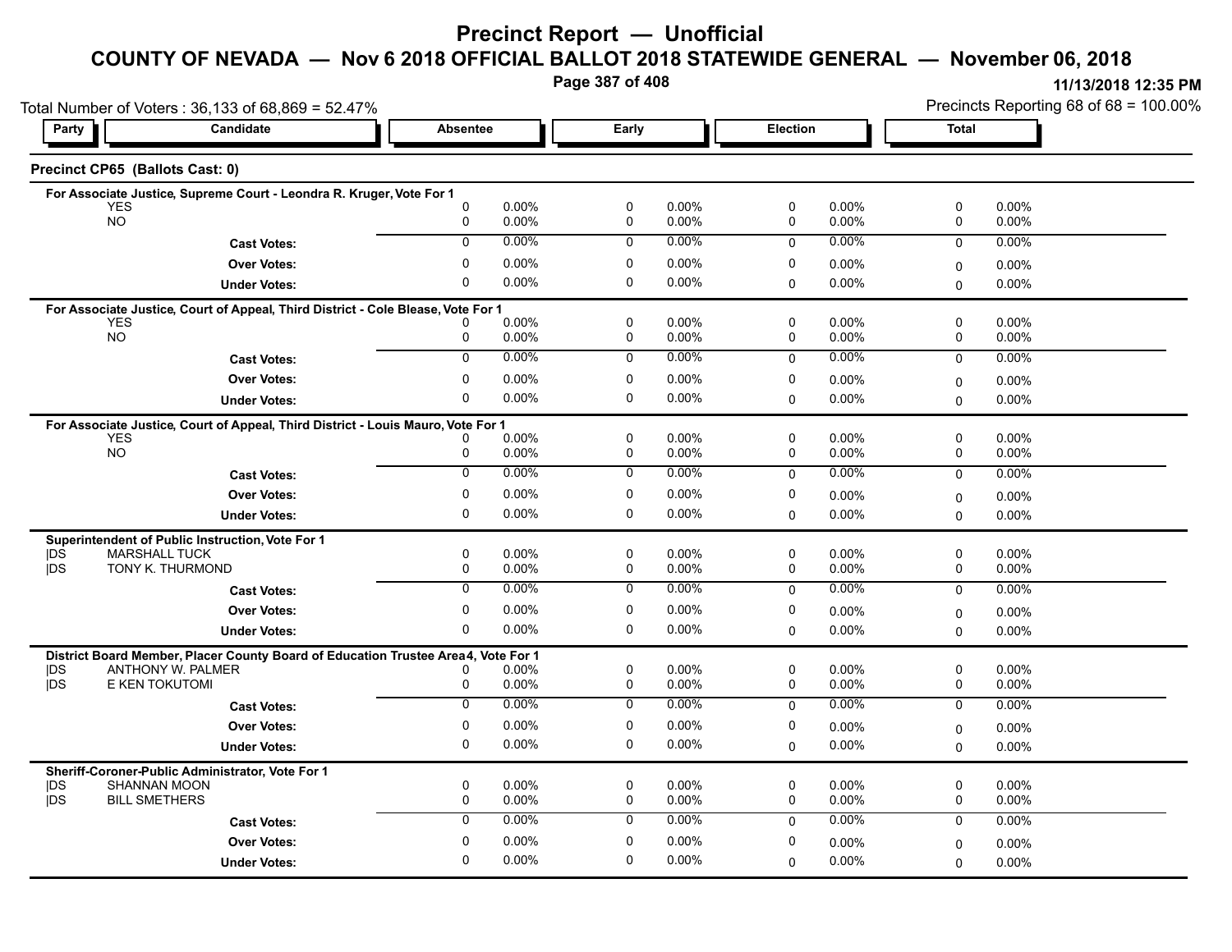# Precinct Report — Unofficial

## COUNTY OF NEVADA — Nov 6 2018 OFFICIAL BALLOT 2018 STATEWIDE GENERAL — November 06, 2018

11/13/2018 12:35 PM

Total Number of Voters : 36,133 of 68,869 = 52.47%

Precincts Reporting 68 of 68 = 100.00%

### Precinct CP65 (Ballots Cast: 0)

**For Associate Justice, Supreme Court - Leondra R. Kruger, Vote For 1**

| Party | Candidate | Absentee | | Early | | Election | | Total | |
|---|---|---|---|---|---|---|---|---|---|
| | YES | 0 | 0.00% | 0 | 0.00% | 0 | 0.00% | 0 | 0.00% |
| | NO | 0 | 0.00% | 0 | 0.00% | 0 | 0.00% | 0 | 0.00% |
| | **Cast Votes:** | 0 | 0.00% | 0 | 0.00% | 0 | 0.00% | 0 | 0.00% |
| | **Over Votes:** | 0 | 0.00% | 0 | 0.00% | 0 | 0.00% | 0 | 0.00% |
| | **Under Votes:** | 0 | 0.00% | 0 | 0.00% | 0 | 0.00% | 0 | 0.00% |

**For Associate Justice, Court of Appeal, Third District - Cole Blease, Vote For 1**

| Party | Candidate | Absentee | | Early | | Election | | Total | |
|---|---|---|---|---|---|---|---|---|---|
| | YES | 0 | 0.00% | 0 | 0.00% | 0 | 0.00% | 0 | 0.00% |
| | NO | 0 | 0.00% | 0 | 0.00% | 0 | 0.00% | 0 | 0.00% |
| | **Cast Votes:** | 0 | 0.00% | 0 | 0.00% | 0 | 0.00% | 0 | 0.00% |
| | **Over Votes:** | 0 | 0.00% | 0 | 0.00% | 0 | 0.00% | 0 | 0.00% |
| | **Under Votes:** | 0 | 0.00% | 0 | 0.00% | 0 | 0.00% | 0 | 0.00% |

**For Associate Justice, Court of Appeal, Third District - Louis Mauro, Vote For 1**

| Party | Candidate | Absentee | | Early | | Election | | Total | |
|---|---|---|---|---|---|---|---|---|---|
| | YES | 0 | 0.00% | 0 | 0.00% | 0 | 0.00% | 0 | 0.00% |
| | NO | 0 | 0.00% | 0 | 0.00% | 0 | 0.00% | 0 | 0.00% |
| | **Cast Votes:** | 0 | 0.00% | 0 | 0.00% | 0 | 0.00% | 0 | 0.00% |
| | **Over Votes:** | 0 | 0.00% | 0 | 0.00% | 0 | 0.00% | 0 | 0.00% |
| | **Under Votes:** | 0 | 0.00% | 0 | 0.00% | 0 | 0.00% | 0 | 0.00% |

**Superintendent of Public Instruction, Vote For 1**

| Party | Candidate | Absentee | | Early | | Election | | Total | |
|---|---|---|---|---|---|---|---|---|---|
| DS | MARSHALL TUCK | 0 | 0.00% | 0 | 0.00% | 0 | 0.00% | 0 | 0.00% |
| DS | TONY K. THURMOND | 0 | 0.00% | 0 | 0.00% | 0 | 0.00% | 0 | 0.00% |
| | **Cast Votes:** | 0 | 0.00% | 0 | 0.00% | 0 | 0.00% | 0 | 0.00% |
| | **Over Votes:** | 0 | 0.00% | 0 | 0.00% | 0 | 0.00% | 0 | 0.00% |
| | **Under Votes:** | 0 | 0.00% | 0 | 0.00% | 0 | 0.00% | 0 | 0.00% |

**District Board Member, Placer County Board of Education Trustee Area 4, Vote For 1**

| Party | Candidate | Absentee | | Early | | Election | | Total | |
|---|---|---|---|---|---|---|---|---|---|
| DS | ANTHONY W. PALMER | 0 | 0.00% | 0 | 0.00% | 0 | 0.00% | 0 | 0.00% |
| DS | E KEN TOKUTOMI | 0 | 0.00% | 0 | 0.00% | 0 | 0.00% | 0 | 0.00% |
| | **Cast Votes:** | 0 | 0.00% | 0 | 0.00% | 0 | 0.00% | 0 | 0.00% |
| | **Over Votes:** | 0 | 0.00% | 0 | 0.00% | 0 | 0.00% | 0 | 0.00% |
| | **Under Votes:** | 0 | 0.00% | 0 | 0.00% | 0 | 0.00% | 0 | 0.00% |

**Sheriff-Coroner-Public Administrator, Vote For 1**

| Party | Candidate | Absentee | | Early | | Election | | Total | |
|---|---|---|---|---|---|---|---|---|---|
| DS | SHANNAN MOON | 0 | 0.00% | 0 | 0.00% | 0 | 0.00% | 0 | 0.00% |
| DS | BILL SMETHERS | 0 | 0.00% | 0 | 0.00% | 0 | 0.00% | 0 | 0.00% |
| | **Cast Votes:** | 0 | 0.00% | 0 | 0.00% | 0 | 0.00% | 0 | 0.00% |
| | **Over Votes:** | 0 | 0.00% | 0 | 0.00% | 0 | 0.00% | 0 | 0.00% |
| | **Under Votes:** | 0 | 0.00% | 0 | 0.00% | 0 | 0.00% | 0 | 0.00% |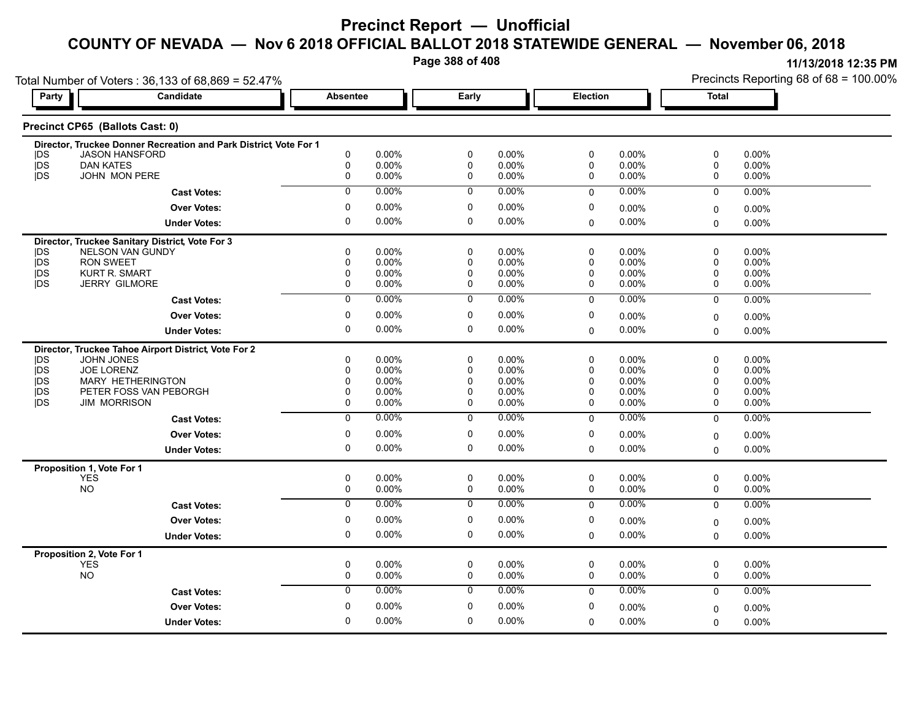# Precinct Report — Unofficial

## COUNTY OF NEVADA — Nov 6 2018 OFFICIAL BALLOT 2018 STATEWIDE GENERAL — November 06, 2018

11/13/2018 12:35 PM

Total Number of Voters : 36,133 of 68,869 = 52.47%

Precincts Reporting 68 of 68 = 100.00%

### Precinct CP65 (Ballots Cast: 0)

**Director, Truckee Donner Recreation and Park District, Vote For 1**

| Party | Candidate | Absentee | | Early | | Election | | Total | |
|---|---|---|---|---|---|---|---|---|---|
| DS | JASON HANSFORD | 0 | 0.00% | 0 | 0.00% | 0 | 0.00% | 0 | 0.00% |
| DS | DAN KATES | 0 | 0.00% | 0 | 0.00% | 0 | 0.00% | 0 | 0.00% |
| DS | JOHN MON PERE | 0 | 0.00% | 0 | 0.00% | 0 | 0.00% | 0 | 0.00% |
| | **Cast Votes:** | 0 | 0.00% | 0 | 0.00% | 0 | 0.00% | 0 | 0.00% |
| | **Over Votes:** | 0 | 0.00% | 0 | 0.00% | 0 | 0.00% | 0 | 0.00% |
| | **Under Votes:** | 0 | 0.00% | 0 | 0.00% | 0 | 0.00% | 0 | 0.00% |

**Director, Truckee Sanitary District, Vote For 3**

| Party | Candidate | Absentee | | Early | | Election | | Total | |
|---|---|---|---|---|---|---|---|---|---|
| DS | NELSON VAN GUNDY | 0 | 0.00% | 0 | 0.00% | 0 | 0.00% | 0 | 0.00% |
| DS | RON SWEET | 0 | 0.00% | 0 | 0.00% | 0 | 0.00% | 0 | 0.00% |
| DS | KURT R. SMART | 0 | 0.00% | 0 | 0.00% | 0 | 0.00% | 0 | 0.00% |
| DS | JERRY GILMORE | 0 | 0.00% | 0 | 0.00% | 0 | 0.00% | 0 | 0.00% |
| | **Cast Votes:** | 0 | 0.00% | 0 | 0.00% | 0 | 0.00% | 0 | 0.00% |
| | **Over Votes:** | 0 | 0.00% | 0 | 0.00% | 0 | 0.00% | 0 | 0.00% |
| | **Under Votes:** | 0 | 0.00% | 0 | 0.00% | 0 | 0.00% | 0 | 0.00% |

**Director, Truckee Tahoe Airport District, Vote For 2**

| Party | Candidate | Absentee | | Early | | Election | | Total | |
|---|---|---|---|---|---|---|---|---|---|
| DS | JOHN JONES | 0 | 0.00% | 0 | 0.00% | 0 | 0.00% | 0 | 0.00% |
| DS | JOE LORENZ | 0 | 0.00% | 0 | 0.00% | 0 | 0.00% | 0 | 0.00% |
| DS | MARY HETHERINGTON | 0 | 0.00% | 0 | 0.00% | 0 | 0.00% | 0 | 0.00% |
| DS | PETER FOSS VAN PEBORGH | 0 | 0.00% | 0 | 0.00% | 0 | 0.00% | 0 | 0.00% |
| DS | JIM MORRISON | 0 | 0.00% | 0 | 0.00% | 0 | 0.00% | 0 | 0.00% |
| | **Cast Votes:** | 0 | 0.00% | 0 | 0.00% | 0 | 0.00% | 0 | 0.00% |
| | **Over Votes:** | 0 | 0.00% | 0 | 0.00% | 0 | 0.00% | 0 | 0.00% |
| | **Under Votes:** | 0 | 0.00% | 0 | 0.00% | 0 | 0.00% | 0 | 0.00% |

**Proposition 1, Vote For 1**

| Party | Candidate | Absentee | | Early | | Election | | Total | |
|---|---|---|---|---|---|---|---|---|---|
| | YES | 0 | 0.00% | 0 | 0.00% | 0 | 0.00% | 0 | 0.00% |
| | NO | 0 | 0.00% | 0 | 0.00% | 0 | 0.00% | 0 | 0.00% |
| | **Cast Votes:** | 0 | 0.00% | 0 | 0.00% | 0 | 0.00% | 0 | 0.00% |
| | **Over Votes:** | 0 | 0.00% | 0 | 0.00% | 0 | 0.00% | 0 | 0.00% |
| | **Under Votes:** | 0 | 0.00% | 0 | 0.00% | 0 | 0.00% | 0 | 0.00% |

**Proposition 2, Vote For 1**

| Party | Candidate | Absentee | | Early | | Election | | Total | |
|---|---|---|---|---|---|---|---|---|---|
| | YES | 0 | 0.00% | 0 | 0.00% | 0 | 0.00% | 0 | 0.00% |
| | NO | 0 | 0.00% | 0 | 0.00% | 0 | 0.00% | 0 | 0.00% |
| | **Cast Votes:** | 0 | 0.00% | 0 | 0.00% | 0 | 0.00% | 0 | 0.00% |
| | **Over Votes:** | 0 | 0.00% | 0 | 0.00% | 0 | 0.00% | 0 | 0.00% |
| | **Under Votes:** | 0 | 0.00% | 0 | 0.00% | 0 | 0.00% | 0 | 0.00% |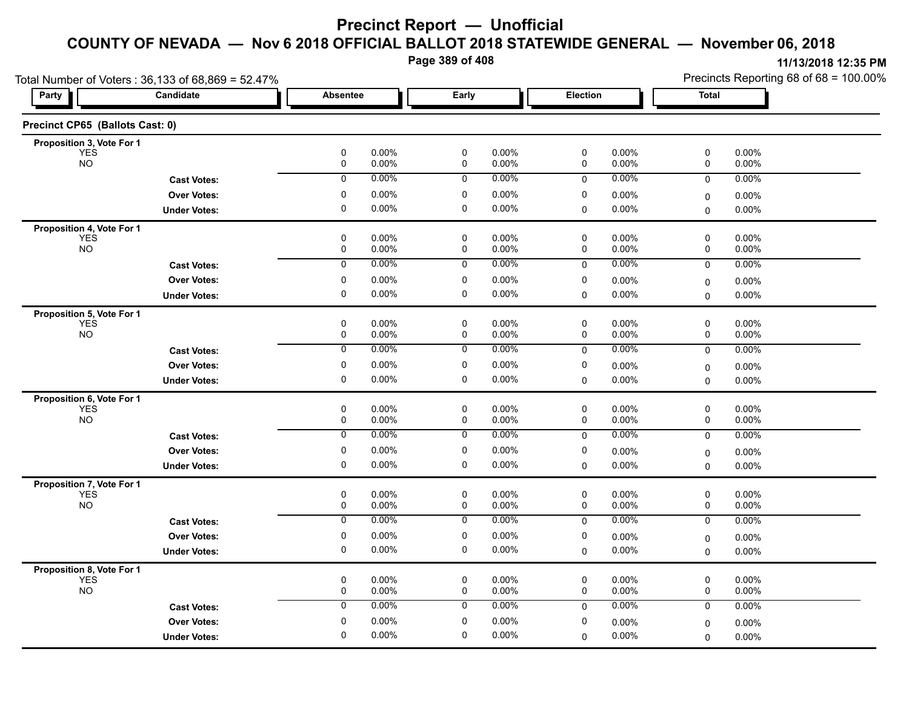# Precinct Report — Unofficial

## COUNTY OF NEVADA — Nov 6 2018 OFFICIAL BALLOT 2018 STATEWIDE GENERAL — November 06, 2018

11/13/2018 12:35 PM

Total Number of Voters : 36,133 of 68,869 = 52.47%

Precincts Reporting 68 of 68 = 100.00%

### Precinct CP65 (Ballots Cast: 0)

| Party | Candidate | Absentee | | Early | | Election | | Total | |
|---|---|---|---|---|---|---|---|---|---|
| **Proposition 3, Vote For 1** | | | | | | | | | |
| | YES | 0 | 0.00% | 0 | 0.00% | 0 | 0.00% | 0 | 0.00% |
| | NO | 0 | 0.00% | 0 | 0.00% | 0 | 0.00% | 0 | 0.00% |
| | **Cast Votes:** | 0 | 0.00% | 0 | 0.00% | 0 | 0.00% | 0 | 0.00% |
| | **Over Votes:** | 0 | 0.00% | 0 | 0.00% | 0 | 0.00% | 0 | 0.00% |
| | **Under Votes:** | 0 | 0.00% | 0 | 0.00% | 0 | 0.00% | 0 | 0.00% |
| **Proposition 4, Vote For 1** | | | | | | | | | |
| | YES | 0 | 0.00% | 0 | 0.00% | 0 | 0.00% | 0 | 0.00% |
| | NO | 0 | 0.00% | 0 | 0.00% | 0 | 0.00% | 0 | 0.00% |
| | **Cast Votes:** | 0 | 0.00% | 0 | 0.00% | 0 | 0.00% | 0 | 0.00% |
| | **Over Votes:** | 0 | 0.00% | 0 | 0.00% | 0 | 0.00% | 0 | 0.00% |
| | **Under Votes:** | 0 | 0.00% | 0 | 0.00% | 0 | 0.00% | 0 | 0.00% |
| **Proposition 5, Vote For 1** | | | | | | | | | |
| | YES | 0 | 0.00% | 0 | 0.00% | 0 | 0.00% | 0 | 0.00% |
| | NO | 0 | 0.00% | 0 | 0.00% | 0 | 0.00% | 0 | 0.00% |
| | **Cast Votes:** | 0 | 0.00% | 0 | 0.00% | 0 | 0.00% | 0 | 0.00% |
| | **Over Votes:** | 0 | 0.00% | 0 | 0.00% | 0 | 0.00% | 0 | 0.00% |
| | **Under Votes:** | 0 | 0.00% | 0 | 0.00% | 0 | 0.00% | 0 | 0.00% |
| **Proposition 6, Vote For 1** | | | | | | | | | |
| | YES | 0 | 0.00% | 0 | 0.00% | 0 | 0.00% | 0 | 0.00% |
| | NO | 0 | 0.00% | 0 | 0.00% | 0 | 0.00% | 0 | 0.00% |
| | **Cast Votes:** | 0 | 0.00% | 0 | 0.00% | 0 | 0.00% | 0 | 0.00% |
| | **Over Votes:** | 0 | 0.00% | 0 | 0.00% | 0 | 0.00% | 0 | 0.00% |
| | **Under Votes:** | 0 | 0.00% | 0 | 0.00% | 0 | 0.00% | 0 | 0.00% |
| **Proposition 7, Vote For 1** | | | | | | | | | |
| | YES | 0 | 0.00% | 0 | 0.00% | 0 | 0.00% | 0 | 0.00% |
| | NO | 0 | 0.00% | 0 | 0.00% | 0 | 0.00% | 0 | 0.00% |
| | **Cast Votes:** | 0 | 0.00% | 0 | 0.00% | 0 | 0.00% | 0 | 0.00% |
| | **Over Votes:** | 0 | 0.00% | 0 | 0.00% | 0 | 0.00% | 0 | 0.00% |
| | **Under Votes:** | 0 | 0.00% | 0 | 0.00% | 0 | 0.00% | 0 | 0.00% |
| **Proposition 8, Vote For 1** | | | | | | | | | |
| | YES | 0 | 0.00% | 0 | 0.00% | 0 | 0.00% | 0 | 0.00% |
| | NO | 0 | 0.00% | 0 | 0.00% | 0 | 0.00% | 0 | 0.00% |
| | **Cast Votes:** | 0 | 0.00% | 0 | 0.00% | 0 | 0.00% | 0 | 0.00% |
| | **Over Votes:** | 0 | 0.00% | 0 | 0.00% | 0 | 0.00% | 0 | 0.00% |
| | **Under Votes:** | 0 | 0.00% | 0 | 0.00% | 0 | 0.00% | 0 | 0.00% |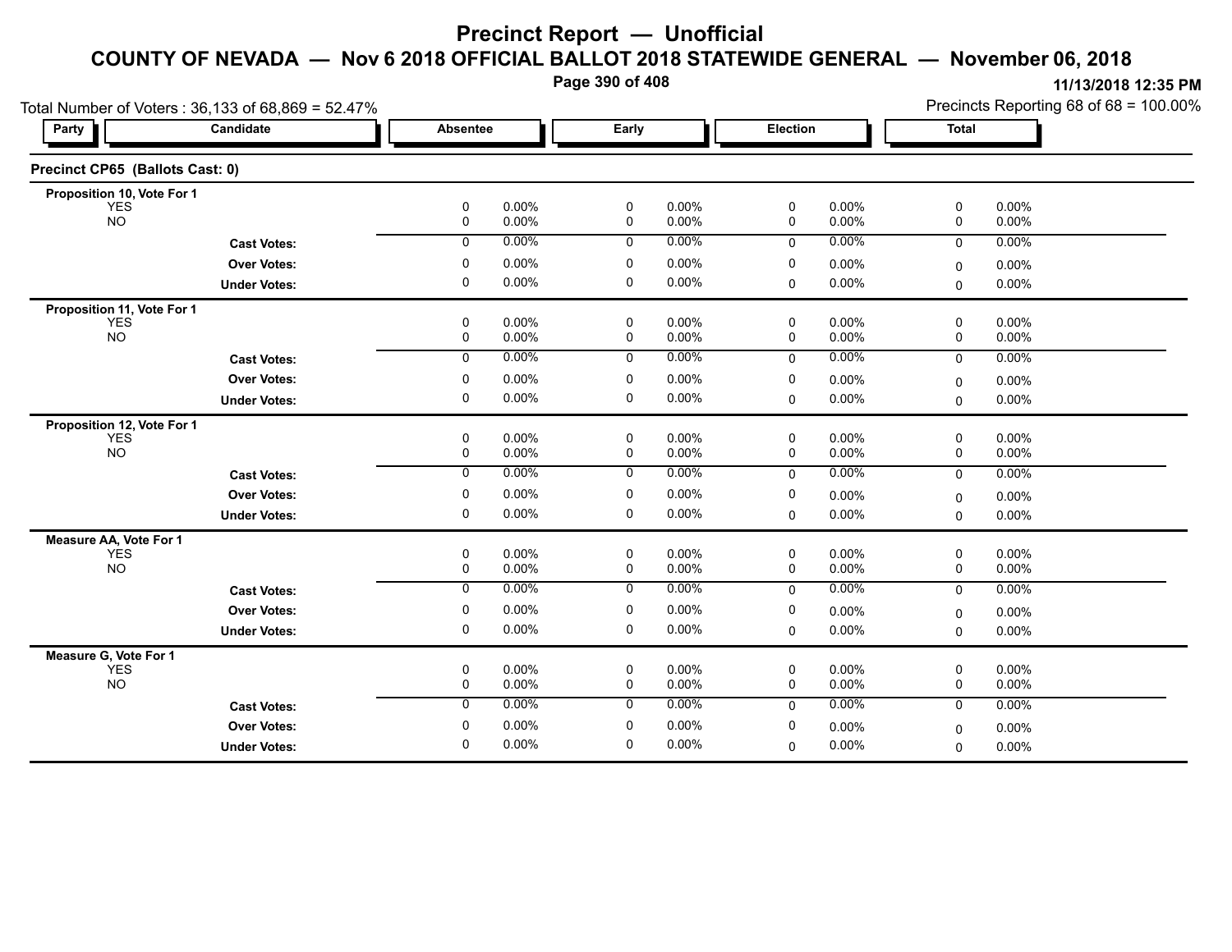# Precinct Report — Unofficial

## COUNTY OF NEVADA — Nov 6 2018 OFFICIAL BALLOT 2018 STATEWIDE GENERAL — November 06, 2018

11/13/2018 12:35 PM

Total Number of Voters : 36,133 of 68,869 = 52.47%

Precincts Reporting 68 of 68 = 100.00%

### Precinct CP65 (Ballots Cast: 0)

| Party | Candidate | Absentee | | Early | | Election | | Total | |
|---|---|---|---|---|---|---|---|---|---|
| **Proposition 10, Vote For 1** | | | | | | | | | |
| | YES | 0 | 0.00% | 0 | 0.00% | 0 | 0.00% | 0 | 0.00% |
| | NO | 0 | 0.00% | 0 | 0.00% | 0 | 0.00% | 0 | 0.00% |
| | **Cast Votes:** | 0 | 0.00% | 0 | 0.00% | 0 | 0.00% | 0 | 0.00% |
| | **Over Votes:** | 0 | 0.00% | 0 | 0.00% | 0 | 0.00% | 0 | 0.00% |
| | **Under Votes:** | 0 | 0.00% | 0 | 0.00% | 0 | 0.00% | 0 | 0.00% |
| **Proposition 11, Vote For 1** | | | | | | | | | |
| | YES | 0 | 0.00% | 0 | 0.00% | 0 | 0.00% | 0 | 0.00% |
| | NO | 0 | 0.00% | 0 | 0.00% | 0 | 0.00% | 0 | 0.00% |
| | **Cast Votes:** | 0 | 0.00% | 0 | 0.00% | 0 | 0.00% | 0 | 0.00% |
| | **Over Votes:** | 0 | 0.00% | 0 | 0.00% | 0 | 0.00% | 0 | 0.00% |
| | **Under Votes:** | 0 | 0.00% | 0 | 0.00% | 0 | 0.00% | 0 | 0.00% |
| **Proposition 12, Vote For 1** | | | | | | | | | |
| | YES | 0 | 0.00% | 0 | 0.00% | 0 | 0.00% | 0 | 0.00% |
| | NO | 0 | 0.00% | 0 | 0.00% | 0 | 0.00% | 0 | 0.00% |
| | **Cast Votes:** | 0 | 0.00% | 0 | 0.00% | 0 | 0.00% | 0 | 0.00% |
| | **Over Votes:** | 0 | 0.00% | 0 | 0.00% | 0 | 0.00% | 0 | 0.00% |
| | **Under Votes:** | 0 | 0.00% | 0 | 0.00% | 0 | 0.00% | 0 | 0.00% |
| **Measure AA, Vote For 1** | | | | | | | | | |
| | YES | 0 | 0.00% | 0 | 0.00% | 0 | 0.00% | 0 | 0.00% |
| | NO | 0 | 0.00% | 0 | 0.00% | 0 | 0.00% | 0 | 0.00% |
| | **Cast Votes:** | 0 | 0.00% | 0 | 0.00% | 0 | 0.00% | 0 | 0.00% |
| | **Over Votes:** | 0 | 0.00% | 0 | 0.00% | 0 | 0.00% | 0 | 0.00% |
| | **Under Votes:** | 0 | 0.00% | 0 | 0.00% | 0 | 0.00% | 0 | 0.00% |
| **Measure G, Vote For 1** | | | | | | | | | |
| | YES | 0 | 0.00% | 0 | 0.00% | 0 | 0.00% | 0 | 0.00% |
| | NO | 0 | 0.00% | 0 | 0.00% | 0 | 0.00% | 0 | 0.00% |
| | **Cast Votes:** | 0 | 0.00% | 0 | 0.00% | 0 | 0.00% | 0 | 0.00% |
| | **Over Votes:** | 0 | 0.00% | 0 | 0.00% | 0 | 0.00% | 0 | 0.00% |
| | **Under Votes:** | 0 | 0.00% | 0 | 0.00% | 0 | 0.00% | 0 | 0.00% |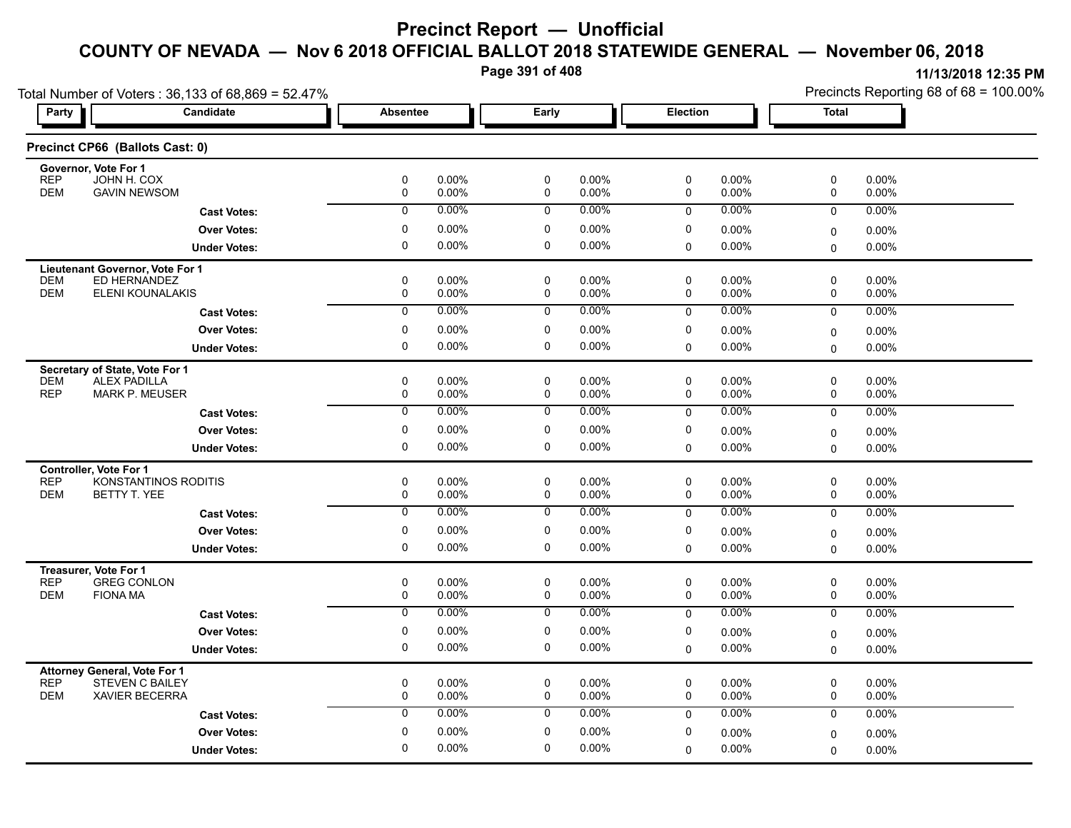# Precinct Report — Unofficial

## COUNTY OF NEVADA — Nov 6 2018 OFFICIAL BALLOT 2018 STATEWIDE GENERAL — November 06, 2018

11/13/2018 12:35 PM

Total Number of Voters : 36,133 of 68,869 = 52.47%

Precincts Reporting 68 of 68 = 100.00%

### Precinct CP66 (Ballots Cast: 0)

| Party | Candidate | Absentee | | Early | | Election | | Total | |
|---|---|---|---|---|---|---|---|---|---|
| **Governor, Vote For 1** | | | | | | | | | |
| REP | JOHN H. COX | 0 | 0.00% | 0 | 0.00% | 0 | 0.00% | 0 | 0.00% |
| DEM | GAVIN NEWSOM | 0 | 0.00% | 0 | 0.00% | 0 | 0.00% | 0 | 0.00% |
| | **Cast Votes:** | 0 | 0.00% | 0 | 0.00% | 0 | 0.00% | 0 | 0.00% |
| | **Over Votes:** | 0 | 0.00% | 0 | 0.00% | 0 | 0.00% | 0 | 0.00% |
| | **Under Votes:** | 0 | 0.00% | 0 | 0.00% | 0 | 0.00% | 0 | 0.00% |
| **Lieutenant Governor, Vote For 1** | | | | | | | | | |
| DEM | ED HERNANDEZ | 0 | 0.00% | 0 | 0.00% | 0 | 0.00% | 0 | 0.00% |
| DEM | ELENI KOUNALAKIS | 0 | 0.00% | 0 | 0.00% | 0 | 0.00% | 0 | 0.00% |
| | **Cast Votes:** | 0 | 0.00% | 0 | 0.00% | 0 | 0.00% | 0 | 0.00% |
| | **Over Votes:** | 0 | 0.00% | 0 | 0.00% | 0 | 0.00% | 0 | 0.00% |
| | **Under Votes:** | 0 | 0.00% | 0 | 0.00% | 0 | 0.00% | 0 | 0.00% |
| **Secretary of State, Vote For 1** | | | | | | | | | |
| DEM | ALEX PADILLA | 0 | 0.00% | 0 | 0.00% | 0 | 0.00% | 0 | 0.00% |
| REP | MARK P. MEUSER | 0 | 0.00% | 0 | 0.00% | 0 | 0.00% | 0 | 0.00% |
| | **Cast Votes:** | 0 | 0.00% | 0 | 0.00% | 0 | 0.00% | 0 | 0.00% |
| | **Over Votes:** | 0 | 0.00% | 0 | 0.00% | 0 | 0.00% | 0 | 0.00% |
| | **Under Votes:** | 0 | 0.00% | 0 | 0.00% | 0 | 0.00% | 0 | 0.00% |
| **Controller, Vote For 1** | | | | | | | | | |
| REP | KONSTANTINOS RODITIS | 0 | 0.00% | 0 | 0.00% | 0 | 0.00% | 0 | 0.00% |
| DEM | BETTY T. YEE | 0 | 0.00% | 0 | 0.00% | 0 | 0.00% | 0 | 0.00% |
| | **Cast Votes:** | 0 | 0.00% | 0 | 0.00% | 0 | 0.00% | 0 | 0.00% |
| | **Over Votes:** | 0 | 0.00% | 0 | 0.00% | 0 | 0.00% | 0 | 0.00% |
| | **Under Votes:** | 0 | 0.00% | 0 | 0.00% | 0 | 0.00% | 0 | 0.00% |
| **Treasurer, Vote For 1** | | | | | | | | | |
| REP | GREG CONLON | 0 | 0.00% | 0 | 0.00% | 0 | 0.00% | 0 | 0.00% |
| DEM | FIONA MA | 0 | 0.00% | 0 | 0.00% | 0 | 0.00% | 0 | 0.00% |
| | **Cast Votes:** | 0 | 0.00% | 0 | 0.00% | 0 | 0.00% | 0 | 0.00% |
| | **Over Votes:** | 0 | 0.00% | 0 | 0.00% | 0 | 0.00% | 0 | 0.00% |
| | **Under Votes:** | 0 | 0.00% | 0 | 0.00% | 0 | 0.00% | 0 | 0.00% |
| **Attorney General, Vote For 1** | | | | | | | | | |
| REP | STEVEN C BAILEY | 0 | 0.00% | 0 | 0.00% | 0 | 0.00% | 0 | 0.00% |
| DEM | XAVIER BECERRA | 0 | 0.00% | 0 | 0.00% | 0 | 0.00% | 0 | 0.00% |
| | **Cast Votes:** | 0 | 0.00% | 0 | 0.00% | 0 | 0.00% | 0 | 0.00% |
| | **Over Votes:** | 0 | 0.00% | 0 | 0.00% | 0 | 0.00% | 0 | 0.00% |
| | **Under Votes:** | 0 | 0.00% | 0 | 0.00% | 0 | 0.00% | 0 | 0.00% |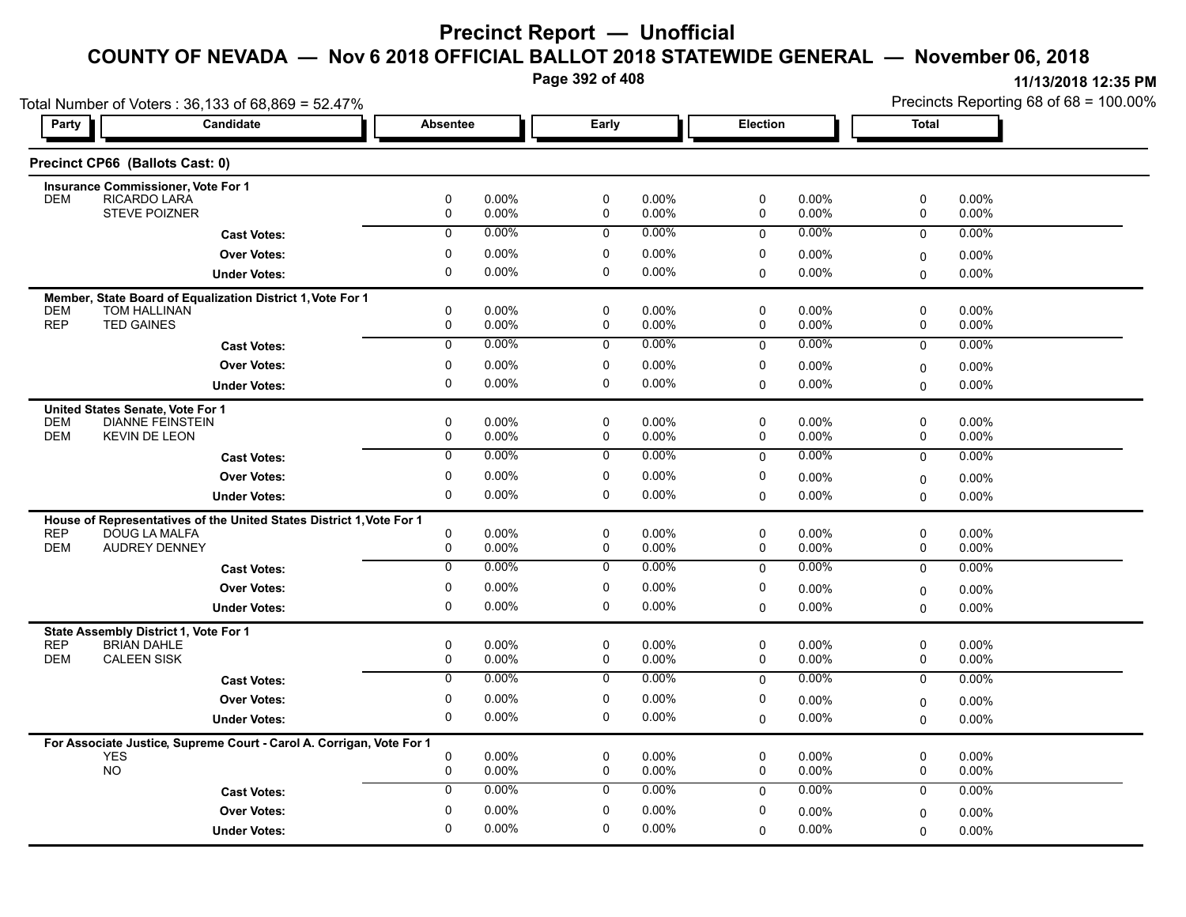# Precinct Report — Unofficial

## COUNTY OF NEVADA — Nov 6 2018 OFFICIAL BALLOT 2018 STATEWIDE GENERAL — November 06, 2018

11/13/2018 12:35 PM

Total Number of Voters : 36,133 of 68,869 = 52.47%

Precincts Reporting 68 of 68 = 100.00%

### Precinct CP66 (Ballots Cast: 0)

| Party | Candidate | Absentee | | Early | | Election | | Total | |
|---|---|---|---|---|---|---|---|---|---|
| | **Insurance Commissioner, Vote For 1** | | | | | | | | |
| DEM | RICARDO LARA | 0 | 0.00% | 0 | 0.00% | 0 | 0.00% | 0 | 0.00% |
| | STEVE POIZNER | 0 | 0.00% | 0 | 0.00% | 0 | 0.00% | 0 | 0.00% |
| | **Cast Votes:** | 0 | 0.00% | 0 | 0.00% | 0 | 0.00% | 0 | 0.00% |
| | **Over Votes:** | 0 | 0.00% | 0 | 0.00% | 0 | 0.00% | 0 | 0.00% |
| | **Under Votes:** | 0 | 0.00% | 0 | 0.00% | 0 | 0.00% | 0 | 0.00% |
| | **Member, State Board of Equalization District 1, Vote For 1** | | | | | | | | |
| DEM | TOM HALLINAN | 0 | 0.00% | 0 | 0.00% | 0 | 0.00% | 0 | 0.00% |
| REP | TED GAINES | 0 | 0.00% | 0 | 0.00% | 0 | 0.00% | 0 | 0.00% |
| | **Cast Votes:** | 0 | 0.00% | 0 | 0.00% | 0 | 0.00% | 0 | 0.00% |
| | **Over Votes:** | 0 | 0.00% | 0 | 0.00% | 0 | 0.00% | 0 | 0.00% |
| | **Under Votes:** | 0 | 0.00% | 0 | 0.00% | 0 | 0.00% | 0 | 0.00% |
| | **United States Senate, Vote For 1** | | | | | | | | |
| DEM | DIANNE FEINSTEIN | 0 | 0.00% | 0 | 0.00% | 0 | 0.00% | 0 | 0.00% |
| DEM | KEVIN DE LEON | 0 | 0.00% | 0 | 0.00% | 0 | 0.00% | 0 | 0.00% |
| | **Cast Votes:** | 0 | 0.00% | 0 | 0.00% | 0 | 0.00% | 0 | 0.00% |
| | **Over Votes:** | 0 | 0.00% | 0 | 0.00% | 0 | 0.00% | 0 | 0.00% |
| | **Under Votes:** | 0 | 0.00% | 0 | 0.00% | 0 | 0.00% | 0 | 0.00% |
| | **House of Representatives of the United States District 1, Vote For 1** | | | | | | | | |
| REP | DOUG LA MALFA | 0 | 0.00% | 0 | 0.00% | 0 | 0.00% | 0 | 0.00% |
| DEM | AUDREY DENNEY | 0 | 0.00% | 0 | 0.00% | 0 | 0.00% | 0 | 0.00% |
| | **Cast Votes:** | 0 | 0.00% | 0 | 0.00% | 0 | 0.00% | 0 | 0.00% |
| | **Over Votes:** | 0 | 0.00% | 0 | 0.00% | 0 | 0.00% | 0 | 0.00% |
| | **Under Votes:** | 0 | 0.00% | 0 | 0.00% | 0 | 0.00% | 0 | 0.00% |
| | **State Assembly District 1, Vote For 1** | | | | | | | | |
| REP | BRIAN DAHLE | 0 | 0.00% | 0 | 0.00% | 0 | 0.00% | 0 | 0.00% |
| DEM | CALEEN SISK | 0 | 0.00% | 0 | 0.00% | 0 | 0.00% | 0 | 0.00% |
| | **Cast Votes:** | 0 | 0.00% | 0 | 0.00% | 0 | 0.00% | 0 | 0.00% |
| | **Over Votes:** | 0 | 0.00% | 0 | 0.00% | 0 | 0.00% | 0 | 0.00% |
| | **Under Votes:** | 0 | 0.00% | 0 | 0.00% | 0 | 0.00% | 0 | 0.00% |
| | **For Associate Justice, Supreme Court - Carol A. Corrigan, Vote For 1** | | | | | | | | |
| | YES | 0 | 0.00% | 0 | 0.00% | 0 | 0.00% | 0 | 0.00% |
| | NO | 0 | 0.00% | 0 | 0.00% | 0 | 0.00% | 0 | 0.00% |
| | **Cast Votes:** | 0 | 0.00% | 0 | 0.00% | 0 | 0.00% | 0 | 0.00% |
| | **Over Votes:** | 0 | 0.00% | 0 | 0.00% | 0 | 0.00% | 0 | 0.00% |
| | **Under Votes:** | 0 | 0.00% | 0 | 0.00% | 0 | 0.00% | 0 | 0.00% |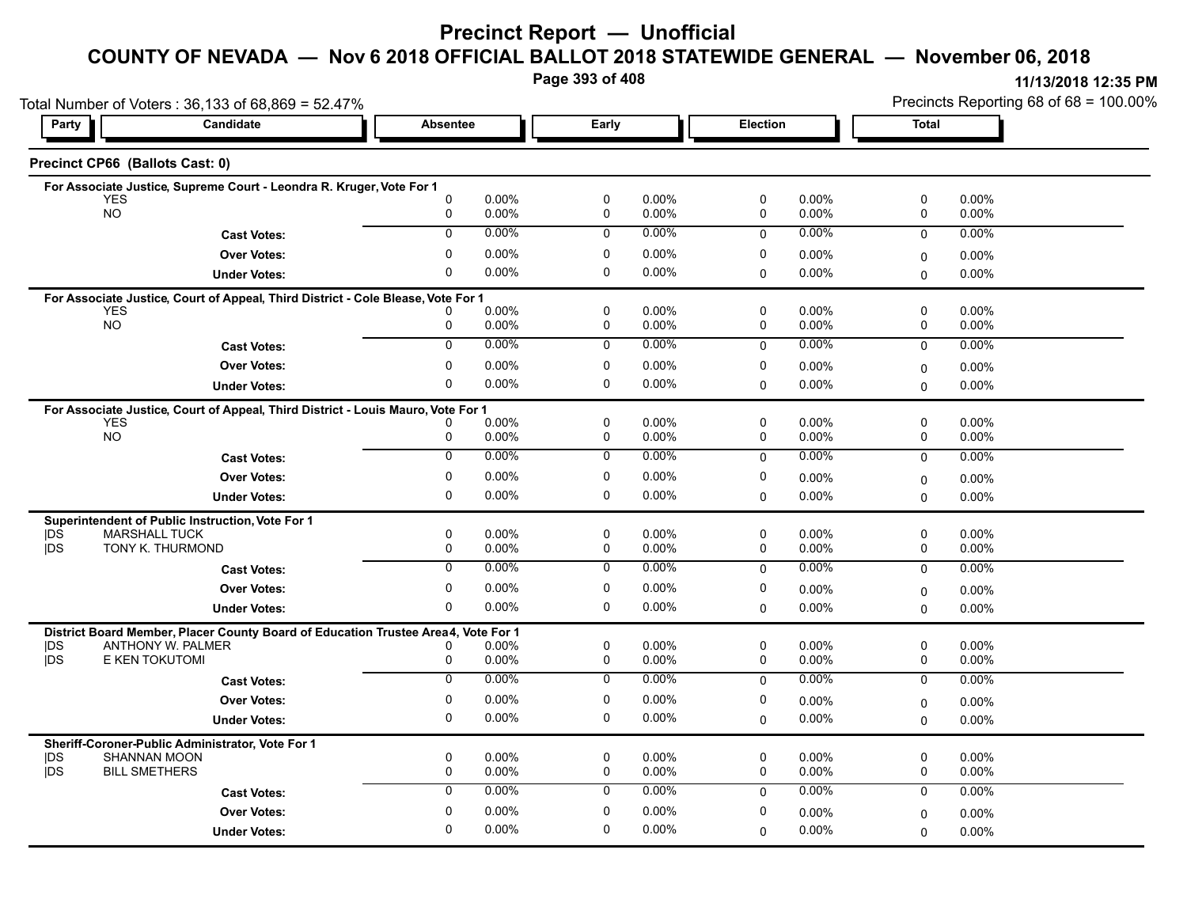# Precinct Report — Unofficial

## COUNTY OF NEVADA — Nov 6 2018 OFFICIAL BALLOT 2018 STATEWIDE GENERAL — November 06, 2018

11/13/2018 12:35 PM

Total Number of Voters : 36,133 of 68,869 = 52.47%

Precincts Reporting 68 of 68 = 100.00%

### Precinct CP66 (Ballots Cast: 0)

**For Associate Justice, Supreme Court - Leondra R. Kruger, Vote For 1**

| Party | Candidate | Absentee | | Early | | Election | | Total | |
|---|---|---|---|---|---|---|---|---|---|
| | YES | 0 | 0.00% | 0 | 0.00% | 0 | 0.00% | 0 | 0.00% |
| | NO | 0 | 0.00% | 0 | 0.00% | 0 | 0.00% | 0 | 0.00% |
| | **Cast Votes:** | 0 | 0.00% | 0 | 0.00% | 0 | 0.00% | 0 | 0.00% |
| | **Over Votes:** | 0 | 0.00% | 0 | 0.00% | 0 | 0.00% | 0 | 0.00% |
| | **Under Votes:** | 0 | 0.00% | 0 | 0.00% | 0 | 0.00% | 0 | 0.00% |

**For Associate Justice, Court of Appeal, Third District - Cole Blease, Vote For 1**

| Party | Candidate | Absentee | | Early | | Election | | Total | |
|---|---|---|---|---|---|---|---|---|---|
| | YES | 0 | 0.00% | 0 | 0.00% | 0 | 0.00% | 0 | 0.00% |
| | NO | 0 | 0.00% | 0 | 0.00% | 0 | 0.00% | 0 | 0.00% |
| | **Cast Votes:** | 0 | 0.00% | 0 | 0.00% | 0 | 0.00% | 0 | 0.00% |
| | **Over Votes:** | 0 | 0.00% | 0 | 0.00% | 0 | 0.00% | 0 | 0.00% |
| | **Under Votes:** | 0 | 0.00% | 0 | 0.00% | 0 | 0.00% | 0 | 0.00% |

**For Associate Justice, Court of Appeal, Third District - Louis Mauro, Vote For 1**

| Party | Candidate | Absentee | | Early | | Election | | Total | |
|---|---|---|---|---|---|---|---|---|---|
| | YES | 0 | 0.00% | 0 | 0.00% | 0 | 0.00% | 0 | 0.00% |
| | NO | 0 | 0.00% | 0 | 0.00% | 0 | 0.00% | 0 | 0.00% |
| | **Cast Votes:** | 0 | 0.00% | 0 | 0.00% | 0 | 0.00% | 0 | 0.00% |
| | **Over Votes:** | 0 | 0.00% | 0 | 0.00% | 0 | 0.00% | 0 | 0.00% |
| | **Under Votes:** | 0 | 0.00% | 0 | 0.00% | 0 | 0.00% | 0 | 0.00% |

**Superintendent of Public Instruction, Vote For 1**

| Party | Candidate | Absentee | | Early | | Election | | Total | |
|---|---|---|---|---|---|---|---|---|---|
| DS | MARSHALL TUCK | 0 | 0.00% | 0 | 0.00% | 0 | 0.00% | 0 | 0.00% |
| DS | TONY K. THURMOND | 0 | 0.00% | 0 | 0.00% | 0 | 0.00% | 0 | 0.00% |
| | **Cast Votes:** | 0 | 0.00% | 0 | 0.00% | 0 | 0.00% | 0 | 0.00% |
| | **Over Votes:** | 0 | 0.00% | 0 | 0.00% | 0 | 0.00% | 0 | 0.00% |
| | **Under Votes:** | 0 | 0.00% | 0 | 0.00% | 0 | 0.00% | 0 | 0.00% |

**District Board Member, Placer County Board of Education Trustee Area 4, Vote For 1**

| Party | Candidate | Absentee | | Early | | Election | | Total | |
|---|---|---|---|---|---|---|---|---|---|
| DS | ANTHONY W. PALMER | 0 | 0.00% | 0 | 0.00% | 0 | 0.00% | 0 | 0.00% |
| DS | E KEN TOKUTOMI | 0 | 0.00% | 0 | 0.00% | 0 | 0.00% | 0 | 0.00% |
| | **Cast Votes:** | 0 | 0.00% | 0 | 0.00% | 0 | 0.00% | 0 | 0.00% |
| | **Over Votes:** | 0 | 0.00% | 0 | 0.00% | 0 | 0.00% | 0 | 0.00% |
| | **Under Votes:** | 0 | 0.00% | 0 | 0.00% | 0 | 0.00% | 0 | 0.00% |

**Sheriff-Coroner-Public Administrator, Vote For 1**

| Party | Candidate | Absentee | | Early | | Election | | Total | |
|---|---|---|---|---|---|---|---|---|---|
| DS | SHANNAN MOON | 0 | 0.00% | 0 | 0.00% | 0 | 0.00% | 0 | 0.00% |
| DS | BILL SMETHERS | 0 | 0.00% | 0 | 0.00% | 0 | 0.00% | 0 | 0.00% |
| | **Cast Votes:** | 0 | 0.00% | 0 | 0.00% | 0 | 0.00% | 0 | 0.00% |
| | **Over Votes:** | 0 | 0.00% | 0 | 0.00% | 0 | 0.00% | 0 | 0.00% |
| | **Under Votes:** | 0 | 0.00% | 0 | 0.00% | 0 | 0.00% | 0 | 0.00% |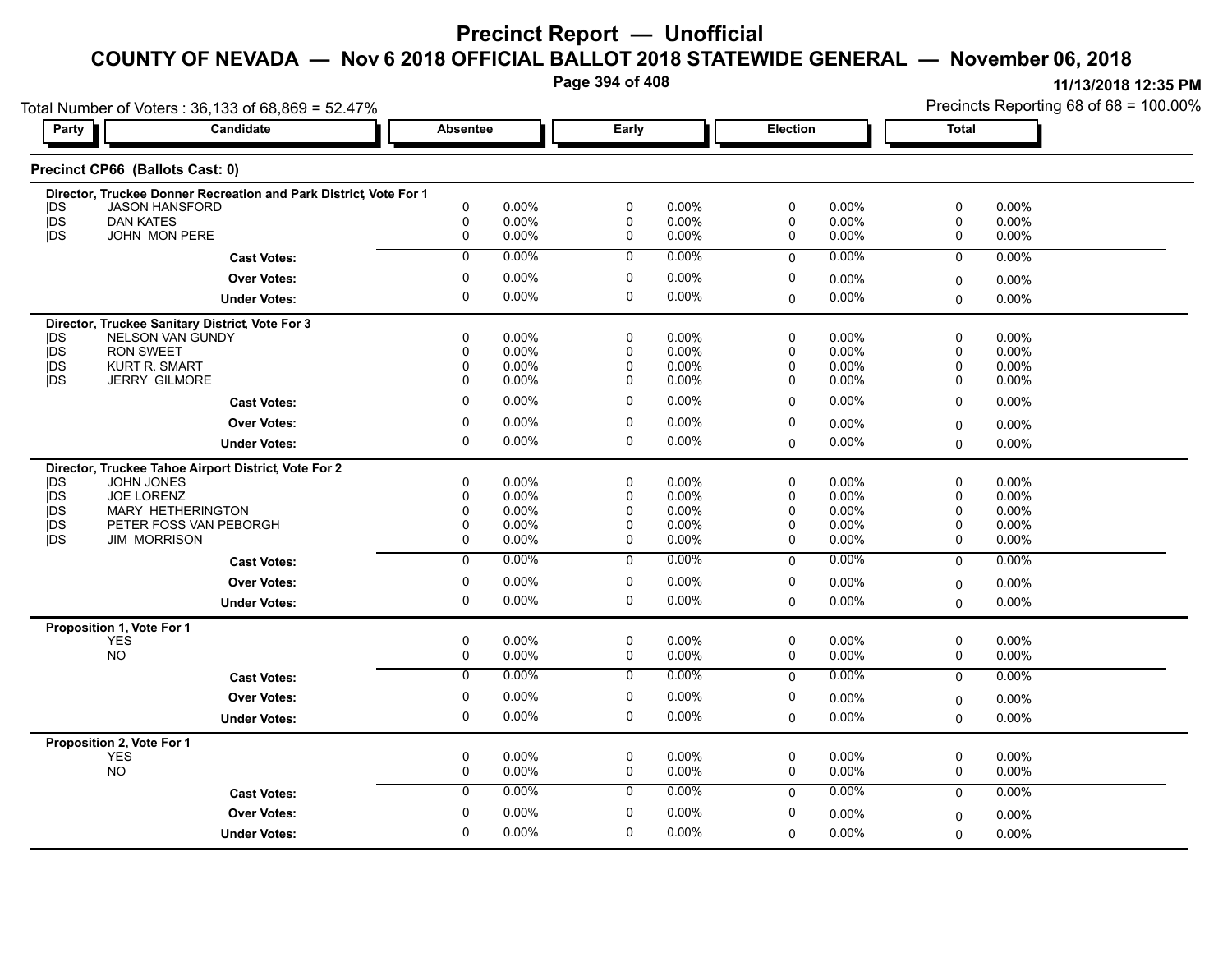# Precinct Report — Unofficial

## COUNTY OF NEVADA — Nov 6 2018 OFFICIAL BALLOT 2018 STATEWIDE GENERAL — November 06, 2018

11/13/2018 12:35 PM

Total Number of Voters : 36,133 of 68,869 = 52.47%

Precincts Reporting 68 of 68 = 100.00%

### Precinct CP66 (Ballots Cast: 0)

| Party | Candidate | Absentee | | Early | | Election | | Total | |
|---|---|---|---|---|---|---|---|---|---|
| **Director, Truckee Donner Recreation and Park District, Vote For 1** | | | | | | | | | |
| DS | JASON HANSFORD | 0 | 0.00% | 0 | 0.00% | 0 | 0.00% | 0 | 0.00% |
| DS | DAN KATES | 0 | 0.00% | 0 | 0.00% | 0 | 0.00% | 0 | 0.00% |
| DS | JOHN MON PERE | 0 | 0.00% | 0 | 0.00% | 0 | 0.00% | 0 | 0.00% |
| | **Cast Votes:** | 0 | 0.00% | 0 | 0.00% | 0 | 0.00% | 0 | 0.00% |
| | **Over Votes:** | 0 | 0.00% | 0 | 0.00% | 0 | 0.00% | 0 | 0.00% |
| | **Under Votes:** | 0 | 0.00% | 0 | 0.00% | 0 | 0.00% | 0 | 0.00% |
| **Director, Truckee Sanitary District, Vote For 3** | | | | | | | | | |
| DS | NELSON VAN GUNDY | 0 | 0.00% | 0 | 0.00% | 0 | 0.00% | 0 | 0.00% |
| DS | RON SWEET | 0 | 0.00% | 0 | 0.00% | 0 | 0.00% | 0 | 0.00% |
| DS | KURT R. SMART | 0 | 0.00% | 0 | 0.00% | 0 | 0.00% | 0 | 0.00% |
| DS | JERRY GILMORE | 0 | 0.00% | 0 | 0.00% | 0 | 0.00% | 0 | 0.00% |
| | **Cast Votes:** | 0 | 0.00% | 0 | 0.00% | 0 | 0.00% | 0 | 0.00% |
| | **Over Votes:** | 0 | 0.00% | 0 | 0.00% | 0 | 0.00% | 0 | 0.00% |
| | **Under Votes:** | 0 | 0.00% | 0 | 0.00% | 0 | 0.00% | 0 | 0.00% |
| **Director, Truckee Tahoe Airport District, Vote For 2** | | | | | | | | | |
| DS | JOHN JONES | 0 | 0.00% | 0 | 0.00% | 0 | 0.00% | 0 | 0.00% |
| DS | JOE LORENZ | 0 | 0.00% | 0 | 0.00% | 0 | 0.00% | 0 | 0.00% |
| DS | MARY HETHERINGTON | 0 | 0.00% | 0 | 0.00% | 0 | 0.00% | 0 | 0.00% |
| DS | PETER FOSS VAN PEBORGH | 0 | 0.00% | 0 | 0.00% | 0 | 0.00% | 0 | 0.00% |
| DS | JIM MORRISON | 0 | 0.00% | 0 | 0.00% | 0 | 0.00% | 0 | 0.00% |
| | **Cast Votes:** | 0 | 0.00% | 0 | 0.00% | 0 | 0.00% | 0 | 0.00% |
| | **Over Votes:** | 0 | 0.00% | 0 | 0.00% | 0 | 0.00% | 0 | 0.00% |
| | **Under Votes:** | 0 | 0.00% | 0 | 0.00% | 0 | 0.00% | 0 | 0.00% |
| **Proposition 1, Vote For 1** | | | | | | | | | |
| | YES | 0 | 0.00% | 0 | 0.00% | 0 | 0.00% | 0 | 0.00% |
| | NO | 0 | 0.00% | 0 | 0.00% | 0 | 0.00% | 0 | 0.00% |
| | **Cast Votes:** | 0 | 0.00% | 0 | 0.00% | 0 | 0.00% | 0 | 0.00% |
| | **Over Votes:** | 0 | 0.00% | 0 | 0.00% | 0 | 0.00% | 0 | 0.00% |
| | **Under Votes:** | 0 | 0.00% | 0 | 0.00% | 0 | 0.00% | 0 | 0.00% |
| **Proposition 2, Vote For 1** | | | | | | | | | |
| | YES | 0 | 0.00% | 0 | 0.00% | 0 | 0.00% | 0 | 0.00% |
| | NO | 0 | 0.00% | 0 | 0.00% | 0 | 0.00% | 0 | 0.00% |
| | **Cast Votes:** | 0 | 0.00% | 0 | 0.00% | 0 | 0.00% | 0 | 0.00% |
| | **Over Votes:** | 0 | 0.00% | 0 | 0.00% | 0 | 0.00% | 0 | 0.00% |
| | **Under Votes:** | 0 | 0.00% | 0 | 0.00% | 0 | 0.00% | 0 | 0.00% |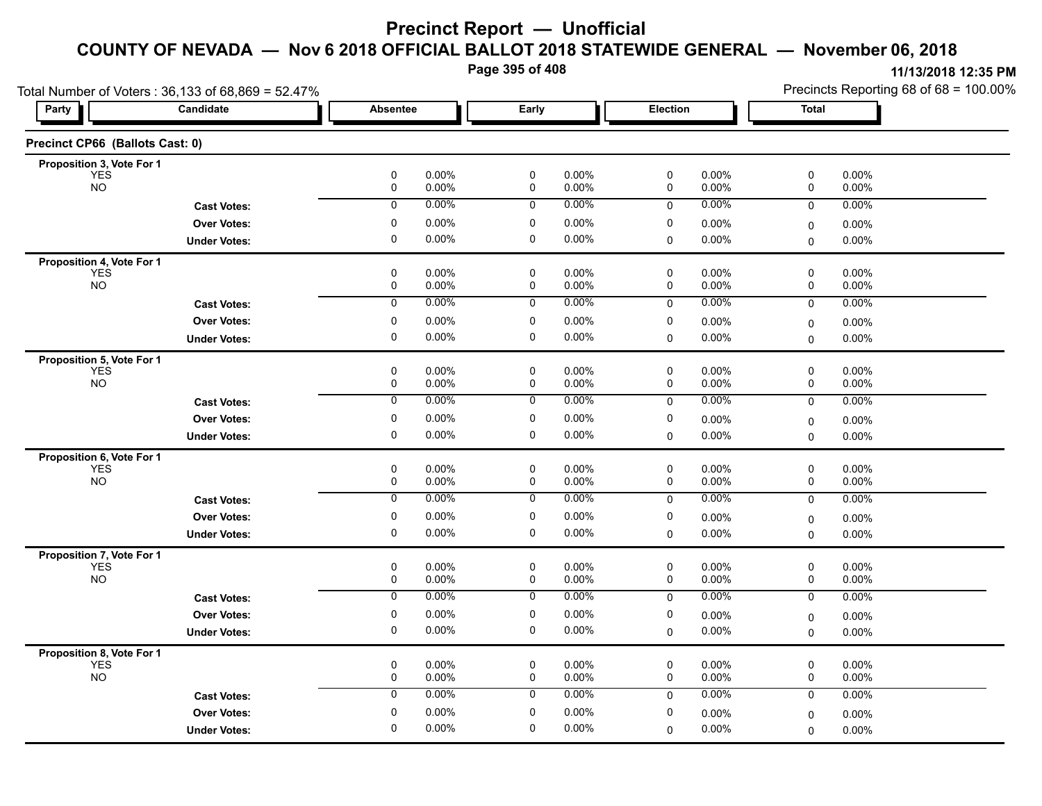# Precinct Report — Unofficial

## COUNTY OF NEVADA — Nov 6 2018 OFFICIAL BALLOT 2018 STATEWIDE GENERAL — November 06, 2018

11/13/2018 12:35 PM

Total Number of Voters : 36,133 of 68,869 = 52.47%

Precincts Reporting 68 of 68 = 100.00%

### Precinct CP66 (Ballots Cast: 0)

| Party | Candidate | Absentee | | Early | | Election | | Total | |
|---|---|---|---|---|---|---|---|---|---|
| **Proposition 3, Vote For 1** | | | | | | | | | |
| | YES | 0 | 0.00% | 0 | 0.00% | 0 | 0.00% | 0 | 0.00% |
| | NO | 0 | 0.00% | 0 | 0.00% | 0 | 0.00% | 0 | 0.00% |
| | **Cast Votes:** | 0 | 0.00% | 0 | 0.00% | 0 | 0.00% | 0 | 0.00% |
| | **Over Votes:** | 0 | 0.00% | 0 | 0.00% | 0 | 0.00% | 0 | 0.00% |
| | **Under Votes:** | 0 | 0.00% | 0 | 0.00% | 0 | 0.00% | 0 | 0.00% |
| **Proposition 4, Vote For 1** | | | | | | | | | |
| | YES | 0 | 0.00% | 0 | 0.00% | 0 | 0.00% | 0 | 0.00% |
| | NO | 0 | 0.00% | 0 | 0.00% | 0 | 0.00% | 0 | 0.00% |
| | **Cast Votes:** | 0 | 0.00% | 0 | 0.00% | 0 | 0.00% | 0 | 0.00% |
| | **Over Votes:** | 0 | 0.00% | 0 | 0.00% | 0 | 0.00% | 0 | 0.00% |
| | **Under Votes:** | 0 | 0.00% | 0 | 0.00% | 0 | 0.00% | 0 | 0.00% |
| **Proposition 5, Vote For 1** | | | | | | | | | |
| | YES | 0 | 0.00% | 0 | 0.00% | 0 | 0.00% | 0 | 0.00% |
| | NO | 0 | 0.00% | 0 | 0.00% | 0 | 0.00% | 0 | 0.00% |
| | **Cast Votes:** | 0 | 0.00% | 0 | 0.00% | 0 | 0.00% | 0 | 0.00% |
| | **Over Votes:** | 0 | 0.00% | 0 | 0.00% | 0 | 0.00% | 0 | 0.00% |
| | **Under Votes:** | 0 | 0.00% | 0 | 0.00% | 0 | 0.00% | 0 | 0.00% |
| **Proposition 6, Vote For 1** | | | | | | | | | |
| | YES | 0 | 0.00% | 0 | 0.00% | 0 | 0.00% | 0 | 0.00% |
| | NO | 0 | 0.00% | 0 | 0.00% | 0 | 0.00% | 0 | 0.00% |
| | **Cast Votes:** | 0 | 0.00% | 0 | 0.00% | 0 | 0.00% | 0 | 0.00% |
| | **Over Votes:** | 0 | 0.00% | 0 | 0.00% | 0 | 0.00% | 0 | 0.00% |
| | **Under Votes:** | 0 | 0.00% | 0 | 0.00% | 0 | 0.00% | 0 | 0.00% |
| **Proposition 7, Vote For 1** | | | | | | | | | |
| | YES | 0 | 0.00% | 0 | 0.00% | 0 | 0.00% | 0 | 0.00% |
| | NO | 0 | 0.00% | 0 | 0.00% | 0 | 0.00% | 0 | 0.00% |
| | **Cast Votes:** | 0 | 0.00% | 0 | 0.00% | 0 | 0.00% | 0 | 0.00% |
| | **Over Votes:** | 0 | 0.00% | 0 | 0.00% | 0 | 0.00% | 0 | 0.00% |
| | **Under Votes:** | 0 | 0.00% | 0 | 0.00% | 0 | 0.00% | 0 | 0.00% |
| **Proposition 8, Vote For 1** | | | | | | | | | |
| | YES | 0 | 0.00% | 0 | 0.00% | 0 | 0.00% | 0 | 0.00% |
| | NO | 0 | 0.00% | 0 | 0.00% | 0 | 0.00% | 0 | 0.00% |
| | **Cast Votes:** | 0 | 0.00% | 0 | 0.00% | 0 | 0.00% | 0 | 0.00% |
| | **Over Votes:** | 0 | 0.00% | 0 | 0.00% | 0 | 0.00% | 0 | 0.00% |
| | **Under Votes:** | 0 | 0.00% | 0 | 0.00% | 0 | 0.00% | 0 | 0.00% |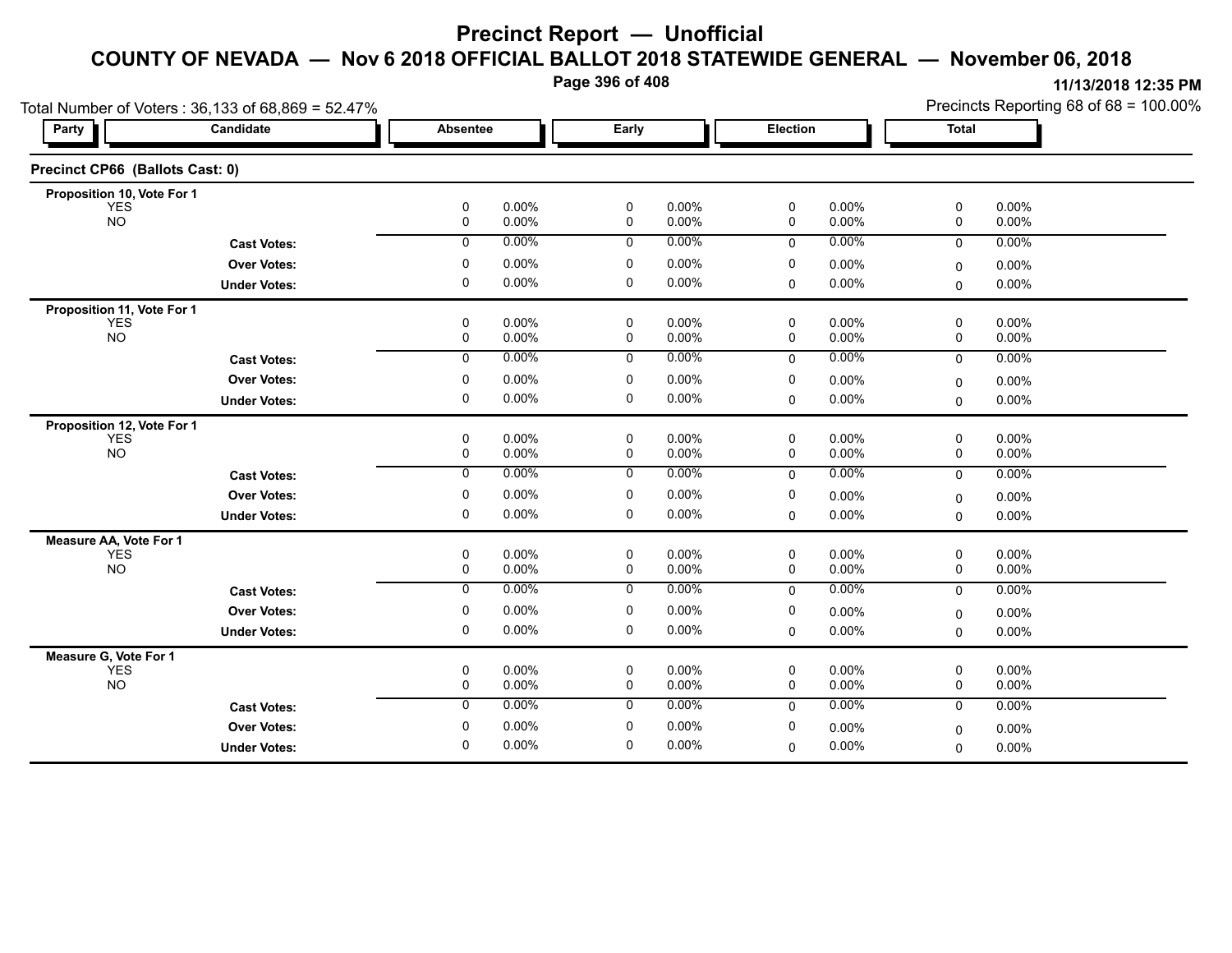# Precinct Report — Unofficial

## COUNTY OF NEVADA — Nov 6 2018 OFFICIAL BALLOT 2018 STATEWIDE GENERAL — November 06, 2018

11/13/2018 12:35 PM

Total Number of Voters : 36,133 of 68,869 = 52.47%

Precincts Reporting 68 of 68 = 100.00%

### Precinct CP66 (Ballots Cast: 0)

| Party | Candidate | Absentee | | Early | | Election | | Total | |
|---|---|---|---|---|---|---|---|---|---|
| **Proposition 10, Vote For 1** | | | | | | | | | |
| | YES | 0 | 0.00% | 0 | 0.00% | 0 | 0.00% | 0 | 0.00% |
| | NO | 0 | 0.00% | 0 | 0.00% | 0 | 0.00% | 0 | 0.00% |
| | **Cast Votes:** | 0 | 0.00% | 0 | 0.00% | 0 | 0.00% | 0 | 0.00% |
| | **Over Votes:** | 0 | 0.00% | 0 | 0.00% | 0 | 0.00% | 0 | 0.00% |
| | **Under Votes:** | 0 | 0.00% | 0 | 0.00% | 0 | 0.00% | 0 | 0.00% |
| **Proposition 11, Vote For 1** | | | | | | | | | |
| | YES | 0 | 0.00% | 0 | 0.00% | 0 | 0.00% | 0 | 0.00% |
| | NO | 0 | 0.00% | 0 | 0.00% | 0 | 0.00% | 0 | 0.00% |
| | **Cast Votes:** | 0 | 0.00% | 0 | 0.00% | 0 | 0.00% | 0 | 0.00% |
| | **Over Votes:** | 0 | 0.00% | 0 | 0.00% | 0 | 0.00% | 0 | 0.00% |
| | **Under Votes:** | 0 | 0.00% | 0 | 0.00% | 0 | 0.00% | 0 | 0.00% |
| **Proposition 12, Vote For 1** | | | | | | | | | |
| | YES | 0 | 0.00% | 0 | 0.00% | 0 | 0.00% | 0 | 0.00% |
| | NO | 0 | 0.00% | 0 | 0.00% | 0 | 0.00% | 0 | 0.00% |
| | **Cast Votes:** | 0 | 0.00% | 0 | 0.00% | 0 | 0.00% | 0 | 0.00% |
| | **Over Votes:** | 0 | 0.00% | 0 | 0.00% | 0 | 0.00% | 0 | 0.00% |
| | **Under Votes:** | 0 | 0.00% | 0 | 0.00% | 0 | 0.00% | 0 | 0.00% |
| **Measure AA, Vote For 1** | | | | | | | | | |
| | YES | 0 | 0.00% | 0 | 0.00% | 0 | 0.00% | 0 | 0.00% |
| | NO | 0 | 0.00% | 0 | 0.00% | 0 | 0.00% | 0 | 0.00% |
| | **Cast Votes:** | 0 | 0.00% | 0 | 0.00% | 0 | 0.00% | 0 | 0.00% |
| | **Over Votes:** | 0 | 0.00% | 0 | 0.00% | 0 | 0.00% | 0 | 0.00% |
| | **Under Votes:** | 0 | 0.00% | 0 | 0.00% | 0 | 0.00% | 0 | 0.00% |
| **Measure G, Vote For 1** | | | | | | | | | |
| | YES | 0 | 0.00% | 0 | 0.00% | 0 | 0.00% | 0 | 0.00% |
| | NO | 0 | 0.00% | 0 | 0.00% | 0 | 0.00% | 0 | 0.00% |
| | **Cast Votes:** | 0 | 0.00% | 0 | 0.00% | 0 | 0.00% | 0 | 0.00% |
| | **Over Votes:** | 0 | 0.00% | 0 | 0.00% | 0 | 0.00% | 0 | 0.00% |
| | **Under Votes:** | 0 | 0.00% | 0 | 0.00% | 0 | 0.00% | 0 | 0.00% |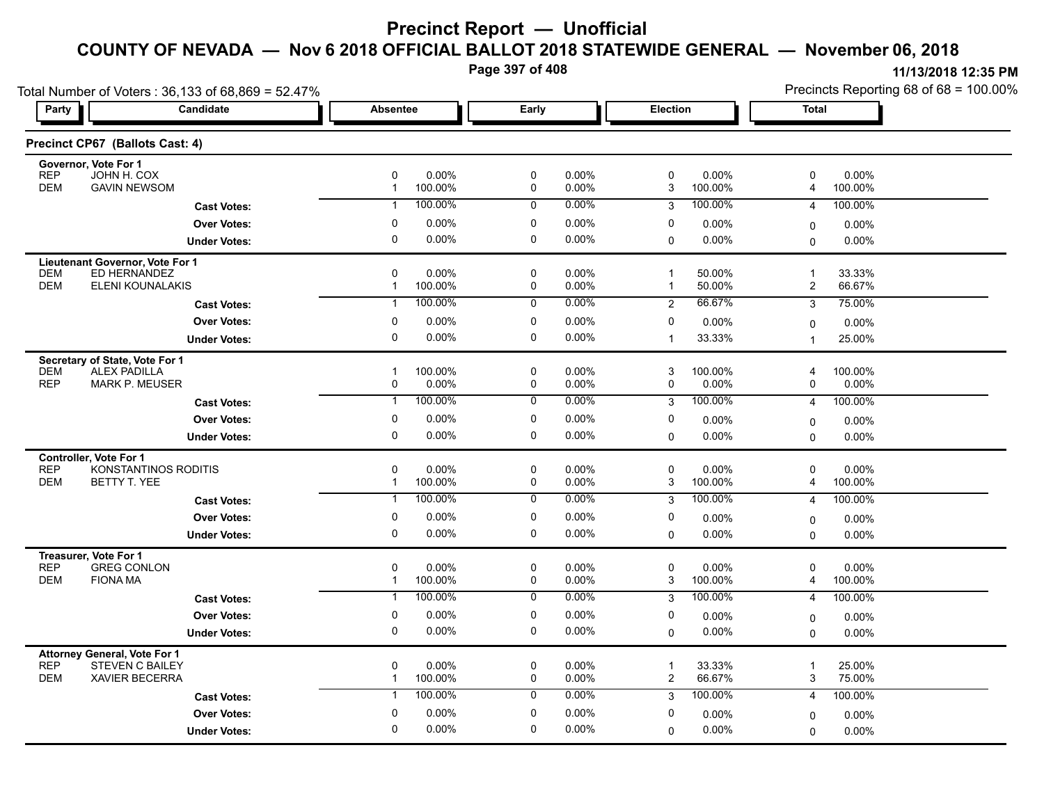# Precinct Report — Unofficial

## COUNTY OF NEVADA — Nov 6 2018 OFFICIAL BALLOT 2018 STATEWIDE GENERAL — November 06, 2018

11/13/2018 12:35 PM

Total Number of Voters : 36,133 of 68,869 = 52.47%

Precincts Reporting 68 of 68 = 100.00%

### Precinct CP67 (Ballots Cast: 4)

| Party | Candidate | Absentee | | Early | | Election | | Total | |
|---|---|---|---|---|---|---|---|---|---|
| **Governor, Vote For 1** | | | | | | | | | |
| REP | JOHN H. COX | 0 | 0.00% | 0 | 0.00% | 0 | 0.00% | 0 | 0.00% |
| DEM | GAVIN NEWSOM | 1 | 100.00% | 0 | 0.00% | 3 | 100.00% | 4 | 100.00% |
| | **Cast Votes:** | 1 | 100.00% | 0 | 0.00% | 3 | 100.00% | 4 | 100.00% |
| | **Over Votes:** | 0 | 0.00% | 0 | 0.00% | 0 | 0.00% | 0 | 0.00% |
| | **Under Votes:** | 0 | 0.00% | 0 | 0.00% | 0 | 0.00% | 0 | 0.00% |
| **Lieutenant Governor, Vote For 1** | | | | | | | | | |
| DEM | ED HERNANDEZ | 0 | 0.00% | 0 | 0.00% | 1 | 50.00% | 1 | 33.33% |
| DEM | ELENI KOUNALAKIS | 1 | 100.00% | 0 | 0.00% | 1 | 50.00% | 2 | 66.67% |
| | **Cast Votes:** | 1 | 100.00% | 0 | 0.00% | 2 | 66.67% | 3 | 75.00% |
| | **Over Votes:** | 0 | 0.00% | 0 | 0.00% | 0 | 0.00% | 0 | 0.00% |
| | **Under Votes:** | 0 | 0.00% | 0 | 0.00% | 1 | 33.33% | 1 | 25.00% |
| **Secretary of State, Vote For 1** | | | | | | | | | |
| DEM | ALEX PADILLA | 1 | 100.00% | 0 | 0.00% | 3 | 100.00% | 4 | 100.00% |
| REP | MARK P. MEUSER | 0 | 0.00% | 0 | 0.00% | 0 | 0.00% | 0 | 0.00% |
| | **Cast Votes:** | 1 | 100.00% | 0 | 0.00% | 3 | 100.00% | 4 | 100.00% |
| | **Over Votes:** | 0 | 0.00% | 0 | 0.00% | 0 | 0.00% | 0 | 0.00% |
| | **Under Votes:** | 0 | 0.00% | 0 | 0.00% | 0 | 0.00% | 0 | 0.00% |
| **Controller, Vote For 1** | | | | | | | | | |
| REP | KONSTANTINOS RODITIS | 0 | 0.00% | 0 | 0.00% | 0 | 0.00% | 0 | 0.00% |
| DEM | BETTY T. YEE | 1 | 100.00% | 0 | 0.00% | 3 | 100.00% | 4 | 100.00% |
| | **Cast Votes:** | 1 | 100.00% | 0 | 0.00% | 3 | 100.00% | 4 | 100.00% |
| | **Over Votes:** | 0 | 0.00% | 0 | 0.00% | 0 | 0.00% | 0 | 0.00% |
| | **Under Votes:** | 0 | 0.00% | 0 | 0.00% | 0 | 0.00% | 0 | 0.00% |
| **Treasurer, Vote For 1** | | | | | | | | | |
| REP | GREG CONLON | 0 | 0.00% | 0 | 0.00% | 0 | 0.00% | 0 | 0.00% |
| DEM | FIONA MA | 1 | 100.00% | 0 | 0.00% | 3 | 100.00% | 4 | 100.00% |
| | **Cast Votes:** | 1 | 100.00% | 0 | 0.00% | 3 | 100.00% | 4 | 100.00% |
| | **Over Votes:** | 0 | 0.00% | 0 | 0.00% | 0 | 0.00% | 0 | 0.00% |
| | **Under Votes:** | 0 | 0.00% | 0 | 0.00% | 0 | 0.00% | 0 | 0.00% |
| **Attorney General, Vote For 1** | | | | | | | | | |
| REP | STEVEN C BAILEY | 0 | 0.00% | 0 | 0.00% | 1 | 33.33% | 1 | 25.00% |
| DEM | XAVIER BECERRA | 1 | 100.00% | 0 | 0.00% | 2 | 66.67% | 3 | 75.00% |
| | **Cast Votes:** | 1 | 100.00% | 0 | 0.00% | 3 | 100.00% | 4 | 100.00% |
| | **Over Votes:** | 0 | 0.00% | 0 | 0.00% | 0 | 0.00% | 0 | 0.00% |
| | **Under Votes:** | 0 | 0.00% | 0 | 0.00% | 0 | 0.00% | 0 | 0.00% |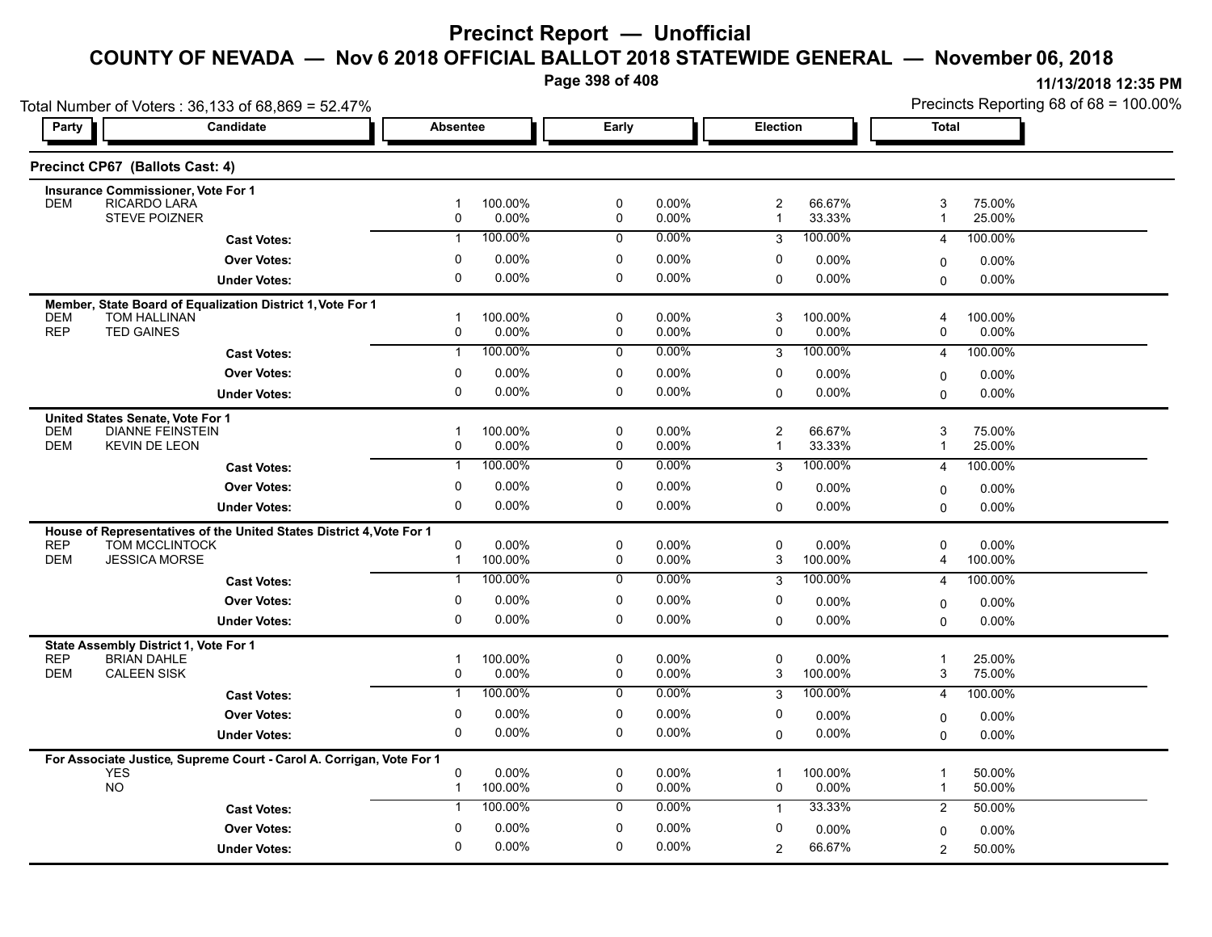# Precinct Report — Unofficial

## COUNTY OF NEVADA — Nov 6 2018 OFFICIAL BALLOT 2018 STATEWIDE GENERAL — November 06, 2018

11/13/2018 12:35 PM

Total Number of Voters : 36,133 of 68,869 = 52.47%

Precincts Reporting 68 of 68 = 100.00%

### Precinct CP67 (Ballots Cast: 4)

**Insurance Commissioner, Vote For 1**

| Party | Candidate | Absentee | | Early | | Election | | Total | |
|---|---|---|---|---|---|---|---|---|---|
| DEM | RICARDO LARA | 1 | 100.00% | 0 | 0.00% | 2 | 66.67% | 3 | 75.00% |
| | STEVE POIZNER | 0 | 0.00% | 0 | 0.00% | 1 | 33.33% | 1 | 25.00% |
| | Cast Votes: | 1 | 100.00% | 0 | 0.00% | 3 | 100.00% | 4 | 100.00% |
| | Over Votes: | 0 | 0.00% | 0 | 0.00% | 0 | 0.00% | 0 | 0.00% |
| | Under Votes: | 0 | 0.00% | 0 | 0.00% | 0 | 0.00% | 0 | 0.00% |

**Member, State Board of Equalization District 1, Vote For 1**

| Party | Candidate | Absentee | | Early | | Election | | Total | |
|---|---|---|---|---|---|---|---|---|---|
| DEM | TOM HALLINAN | 1 | 100.00% | 0 | 0.00% | 3 | 100.00% | 4 | 100.00% |
| REP | TED GAINES | 0 | 0.00% | 0 | 0.00% | 0 | 0.00% | 0 | 0.00% |
| | Cast Votes: | 1 | 100.00% | 0 | 0.00% | 3 | 100.00% | 4 | 100.00% |
| | Over Votes: | 0 | 0.00% | 0 | 0.00% | 0 | 0.00% | 0 | 0.00% |
| | Under Votes: | 0 | 0.00% | 0 | 0.00% | 0 | 0.00% | 0 | 0.00% |

**United States Senate, Vote For 1**

| Party | Candidate | Absentee | | Early | | Election | | Total | |
|---|---|---|---|---|---|---|---|---|---|
| DEM | DIANNE FEINSTEIN | 1 | 100.00% | 0 | 0.00% | 2 | 66.67% | 3 | 75.00% |
| DEM | KEVIN DE LEON | 0 | 0.00% | 0 | 0.00% | 1 | 33.33% | 1 | 25.00% |
| | Cast Votes: | 1 | 100.00% | 0 | 0.00% | 3 | 100.00% | 4 | 100.00% |
| | Over Votes: | 0 | 0.00% | 0 | 0.00% | 0 | 0.00% | 0 | 0.00% |
| | Under Votes: | 0 | 0.00% | 0 | 0.00% | 0 | 0.00% | 0 | 0.00% |

**House of Representatives of the United States District 4, Vote For 1**

| Party | Candidate | Absentee | | Early | | Election | | Total | |
|---|---|---|---|---|---|---|---|---|---|
| REP | TOM MCCLINTOCK | 0 | 0.00% | 0 | 0.00% | 0 | 0.00% | 0 | 0.00% |
| DEM | JESSICA MORSE | 1 | 100.00% | 0 | 0.00% | 3 | 100.00% | 4 | 100.00% |
| | Cast Votes: | 1 | 100.00% | 0 | 0.00% | 3 | 100.00% | 4 | 100.00% |
| | Over Votes: | 0 | 0.00% | 0 | 0.00% | 0 | 0.00% | 0 | 0.00% |
| | Under Votes: | 0 | 0.00% | 0 | 0.00% | 0 | 0.00% | 0 | 0.00% |

**State Assembly District 1, Vote For 1**

| Party | Candidate | Absentee | | Early | | Election | | Total | |
|---|---|---|---|---|---|---|---|---|---|
| REP | BRIAN DAHLE | 1 | 100.00% | 0 | 0.00% | 0 | 0.00% | 1 | 25.00% |
| DEM | CALEEN SISK | 0 | 0.00% | 0 | 0.00% | 3 | 100.00% | 3 | 75.00% |
| | Cast Votes: | 1 | 100.00% | 0 | 0.00% | 3 | 100.00% | 4 | 100.00% |
| | Over Votes: | 0 | 0.00% | 0 | 0.00% | 0 | 0.00% | 0 | 0.00% |
| | Under Votes: | 0 | 0.00% | 0 | 0.00% | 0 | 0.00% | 0 | 0.00% |

**For Associate Justice, Supreme Court - Carol A. Corrigan, Vote For 1**

| Party | Candidate | Absentee | | Early | | Election | | Total | |
|---|---|---|---|---|---|---|---|---|---|
| | YES | 0 | 0.00% | 0 | 0.00% | 1 | 100.00% | 1 | 50.00% |
| | NO | 1 | 100.00% | 0 | 0.00% | 0 | 0.00% | 1 | 50.00% |
| | Cast Votes: | 1 | 100.00% | 0 | 0.00% | 1 | 33.33% | 2 | 50.00% |
| | Over Votes: | 0 | 0.00% | 0 | 0.00% | 0 | 0.00% | 0 | 0.00% |
| | Under Votes: | 0 | 0.00% | 0 | 0.00% | 2 | 66.67% | 2 | 50.00% |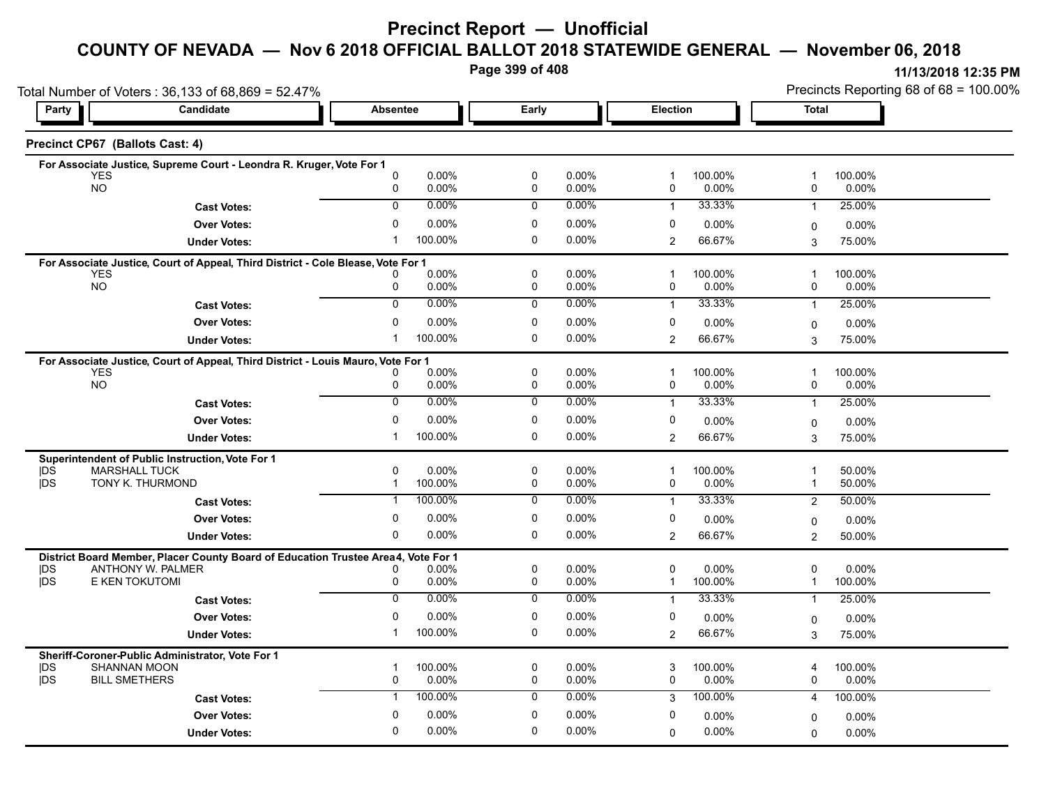# Precinct Report — Unofficial

## COUNTY OF NEVADA — Nov 6 2018 OFFICIAL BALLOT 2018 STATEWIDE GENERAL — November 06, 2018

11/13/2018 12:35 PM

Total Number of Voters : 36,133 of 68,869 = 52.47%

Precincts Reporting 68 of 68 = 100.00%

### Precinct CP67 (Ballots Cast: 4)

| Party | Candidate | Absentee | | Early | | Election | | Total | |
|---|---|---|---|---|---|---|---|---|---|
| **For Associate Justice, Supreme Court - Leondra R. Kruger, Vote For 1** | | | | | | | | | |
| | YES | 0 | 0.00% | 0 | 0.00% | 1 | 100.00% | 1 | 100.00% |
| | NO | 0 | 0.00% | 0 | 0.00% | 0 | 0.00% | 0 | 0.00% |
| | **Cast Votes:** | 0 | 0.00% | 0 | 0.00% | 1 | 33.33% | 1 | 25.00% |
| | **Over Votes:** | 0 | 0.00% | 0 | 0.00% | 0 | 0.00% | 0 | 0.00% |
| | **Under Votes:** | 1 | 100.00% | 0 | 0.00% | 2 | 66.67% | 3 | 75.00% |
| **For Associate Justice, Court of Appeal, Third District - Cole Blease, Vote For 1** | | | | | | | | | |
| | YES | 0 | 0.00% | 0 | 0.00% | 1 | 100.00% | 1 | 100.00% |
| | NO | 0 | 0.00% | 0 | 0.00% | 0 | 0.00% | 0 | 0.00% |
| | **Cast Votes:** | 0 | 0.00% | 0 | 0.00% | 1 | 33.33% | 1 | 25.00% |
| | **Over Votes:** | 0 | 0.00% | 0 | 0.00% | 0 | 0.00% | 0 | 0.00% |
| | **Under Votes:** | 1 | 100.00% | 0 | 0.00% | 2 | 66.67% | 3 | 75.00% |
| **For Associate Justice, Court of Appeal, Third District - Louis Mauro, Vote For 1** | | | | | | | | | |
| | YES | 0 | 0.00% | 0 | 0.00% | 1 | 100.00% | 1 | 100.00% |
| | NO | 0 | 0.00% | 0 | 0.00% | 0 | 0.00% | 0 | 0.00% |
| | **Cast Votes:** | 0 | 0.00% | 0 | 0.00% | 1 | 33.33% | 1 | 25.00% |
| | **Over Votes:** | 0 | 0.00% | 0 | 0.00% | 0 | 0.00% | 0 | 0.00% |
| | **Under Votes:** | 1 | 100.00% | 0 | 0.00% | 2 | 66.67% | 3 | 75.00% |
| **Superintendent of Public Instruction, Vote For 1** | | | | | | | | | |
| DS | MARSHALL TUCK | 0 | 0.00% | 0 | 0.00% | 1 | 100.00% | 1 | 50.00% |
| DS | TONY K. THURMOND | 1 | 100.00% | 0 | 0.00% | 0 | 0.00% | 1 | 50.00% |
| | **Cast Votes:** | 1 | 100.00% | 0 | 0.00% | 1 | 33.33% | 2 | 50.00% |
| | **Over Votes:** | 0 | 0.00% | 0 | 0.00% | 0 | 0.00% | 0 | 0.00% |
| | **Under Votes:** | 0 | 0.00% | 0 | 0.00% | 2 | 66.67% | 2 | 50.00% |
| **District Board Member, Placer County Board of Education Trustee Area 4, Vote For 1** | | | | | | | | | |
| DS | ANTHONY W. PALMER | 0 | 0.00% | 0 | 0.00% | 0 | 0.00% | 0 | 0.00% |
| DS | E KEN TOKUTOMI | 0 | 0.00% | 0 | 0.00% | 1 | 100.00% | 1 | 100.00% |
| | **Cast Votes:** | 0 | 0.00% | 0 | 0.00% | 1 | 33.33% | 1 | 25.00% |
| | **Over Votes:** | 0 | 0.00% | 0 | 0.00% | 0 | 0.00% | 0 | 0.00% |
| | **Under Votes:** | 1 | 100.00% | 0 | 0.00% | 2 | 66.67% | 3 | 75.00% |
| **Sheriff-Coroner-Public Administrator, Vote For 1** | | | | | | | | | |
| DS | SHANNAN MOON | 1 | 100.00% | 0 | 0.00% | 3 | 100.00% | 4 | 100.00% |
| DS | BILL SMETHERS | 0 | 0.00% | 0 | 0.00% | 0 | 0.00% | 0 | 0.00% |
| | **Cast Votes:** | 1 | 100.00% | 0 | 0.00% | 3 | 100.00% | 4 | 100.00% |
| | **Over Votes:** | 0 | 0.00% | 0 | 0.00% | 0 | 0.00% | 0 | 0.00% |
| | **Under Votes:** | 0 | 0.00% | 0 | 0.00% | 0 | 0.00% | 0 | 0.00% |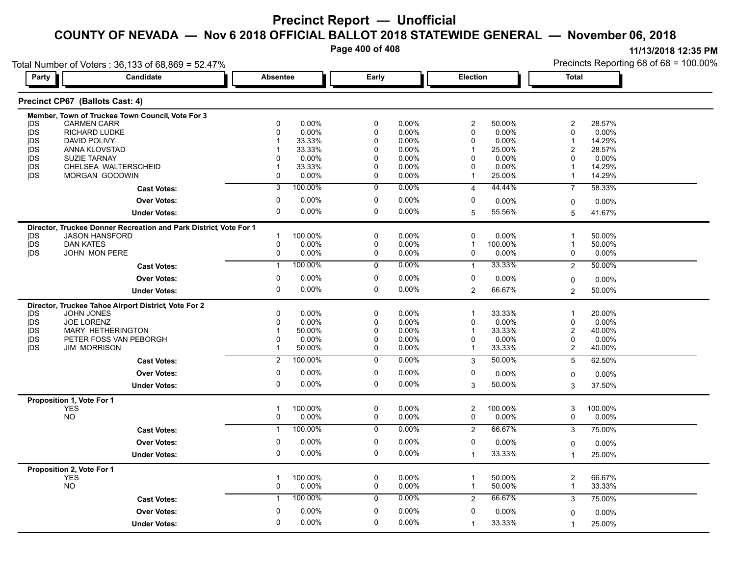# Precinct Report — Unofficial

## COUNTY OF NEVADA — Nov 6 2018 OFFICIAL BALLOT 2018 STATEWIDE GENERAL — November 06, 2018

11/13/2018 12:35 PM

Total Number of Voters : 36,133 of 68,869 = 52.47%

Precincts Reporting 68 of 68 = 100.00%

### Precinct CP67 (Ballots Cast: 4)

**Member, Town of Truckee Town Council, Vote For 3**

| Party | Candidate | Absentee | | Early | | Election | | Total | |
|---|---|---|---|---|---|---|---|---|---|
| DS | CARMEN CARR | 0 | 0.00% | 0 | 0.00% | 2 | 50.00% | 2 | 28.57% |
| DS | RICHARD LUDKE | 0 | 0.00% | 0 | 0.00% | 0 | 0.00% | 0 | 0.00% |
| DS | DAVID POLIVY | 1 | 33.33% | 0 | 0.00% | 0 | 0.00% | 1 | 14.29% |
| DS | ANNA KLOVSTAD | 1 | 33.33% | 0 | 0.00% | 1 | 25.00% | 2 | 28.57% |
| DS | SUZIE TARNAY | 0 | 0.00% | 0 | 0.00% | 0 | 0.00% | 0 | 0.00% |
| DS | CHELSEA WALTERSCHEID | 1 | 33.33% | 0 | 0.00% | 0 | 0.00% | 1 | 14.29% |
| DS | MORGAN GOODWIN | 0 | 0.00% | 0 | 0.00% | 1 | 25.00% | 1 | 14.29% |
| | **Cast Votes:** | 3 | 100.00% | 0 | 0.00% | 4 | 44.44% | 7 | 58.33% |
| | **Over Votes:** | 0 | 0.00% | 0 | 0.00% | 0 | 0.00% | 0 | 0.00% |
| | **Under Votes:** | 0 | 0.00% | 0 | 0.00% | 5 | 55.56% | 5 | 41.67% |

**Director, Truckee Donner Recreation and Park District, Vote For 1**

| Party | Candidate | Absentee | | Early | | Election | | Total | |
|---|---|---|---|---|---|---|---|---|---|
| DS | JASON HANSFORD | 1 | 100.00% | 0 | 0.00% | 0 | 0.00% | 1 | 50.00% |
| DS | DAN KATES | 0 | 0.00% | 0 | 0.00% | 1 | 100.00% | 1 | 50.00% |
| DS | JOHN MON PERE | 0 | 0.00% | 0 | 0.00% | 0 | 0.00% | 0 | 0.00% |
| | **Cast Votes:** | 1 | 100.00% | 0 | 0.00% | 1 | 33.33% | 2 | 50.00% |
| | **Over Votes:** | 0 | 0.00% | 0 | 0.00% | 0 | 0.00% | 0 | 0.00% |
| | **Under Votes:** | 0 | 0.00% | 0 | 0.00% | 2 | 66.67% | 2 | 50.00% |

**Director, Truckee Tahoe Airport District, Vote For 2**

| Party | Candidate | Absentee | | Early | | Election | | Total | |
|---|---|---|---|---|---|---|---|---|---|
| DS | JOHN JONES | 0 | 0.00% | 0 | 0.00% | 1 | 33.33% | 1 | 20.00% |
| DS | JOE LORENZ | 0 | 0.00% | 0 | 0.00% | 0 | 0.00% | 0 | 0.00% |
| DS | MARY HETHERINGTON | 1 | 50.00% | 0 | 0.00% | 1 | 33.33% | 2 | 40.00% |
| DS | PETER FOSS VAN PEBORGH | 0 | 0.00% | 0 | 0.00% | 0 | 0.00% | 0 | 0.00% |
| DS | JIM MORRISON | 1 | 50.00% | 0 | 0.00% | 1 | 33.33% | 2 | 40.00% |
| | **Cast Votes:** | 2 | 100.00% | 0 | 0.00% | 3 | 50.00% | 5 | 62.50% |
| | **Over Votes:** | 0 | 0.00% | 0 | 0.00% | 0 | 0.00% | 0 | 0.00% |
| | **Under Votes:** | 0 | 0.00% | 0 | 0.00% | 3 | 50.00% | 3 | 37.50% |

**Proposition 1, Vote For 1**

| Party | Candidate | Absentee | | Early | | Election | | Total | |
|---|---|---|---|---|---|---|---|---|---|
| | YES | 1 | 100.00% | 0 | 0.00% | 2 | 100.00% | 3 | 100.00% |
| | NO | 0 | 0.00% | 0 | 0.00% | 0 | 0.00% | 0 | 0.00% |
| | **Cast Votes:** | 1 | 100.00% | 0 | 0.00% | 2 | 66.67% | 3 | 75.00% |
| | **Over Votes:** | 0 | 0.00% | 0 | 0.00% | 0 | 0.00% | 0 | 0.00% |
| | **Under Votes:** | 0 | 0.00% | 0 | 0.00% | 1 | 33.33% | 1 | 25.00% |

**Proposition 2, Vote For 1**

| Party | Candidate | Absentee | | Early | | Election | | Total | |
|---|---|---|---|---|---|---|---|---|---|
| | YES | 1 | 100.00% | 0 | 0.00% | 1 | 50.00% | 2 | 66.67% |
| | NO | 0 | 0.00% | 0 | 0.00% | 1 | 50.00% | 1 | 33.33% |
| | **Cast Votes:** | 1 | 100.00% | 0 | 0.00% | 2 | 66.67% | 3 | 75.00% |
| | **Over Votes:** | 0 | 0.00% | 0 | 0.00% | 0 | 0.00% | 0 | 0.00% |
| | **Under Votes:** | 0 | 0.00% | 0 | 0.00% | 1 | 33.33% | 1 | 25.00% |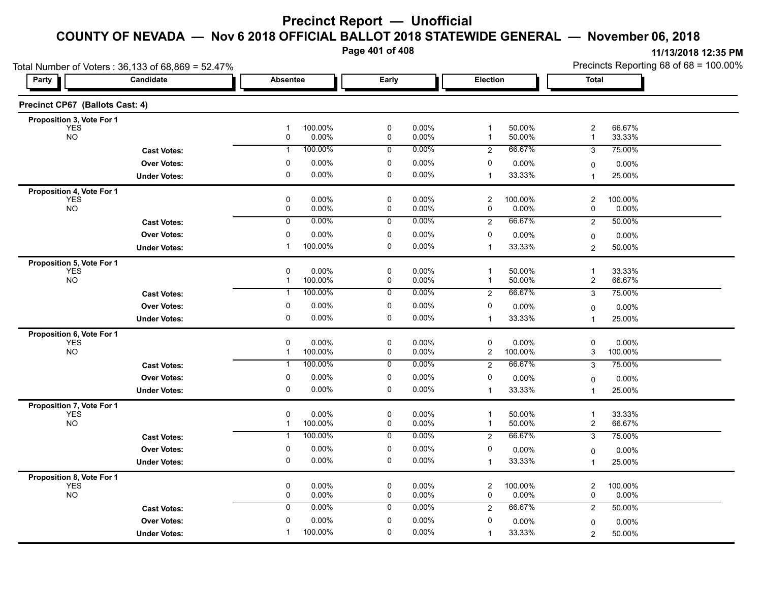# Precinct Report — Unofficial

## COUNTY OF NEVADA — Nov 6 2018 OFFICIAL BALLOT 2018 STATEWIDE GENERAL — November 06, 2018

11/13/2018 12:35 PM

Total Number of Voters : 36,133 of 68,869 = 52.47%

Precincts Reporting 68 of 68 = 100.00%

### Precinct CP67 (Ballots Cast: 4)

| Party | Candidate | Absentee | | Early | | Election | | Total | |
|---|---|---|---|---|---|---|---|---|---|
| **Proposition 3, Vote For 1** | | | | | | | | | |
| | YES | 1 | 100.00% | 0 | 0.00% | 1 | 50.00% | 2 | 66.67% |
| | NO | 0 | 0.00% | 0 | 0.00% | 1 | 50.00% | 1 | 33.33% |
| | **Cast Votes:** | 1 | 100.00% | 0 | 0.00% | 2 | 66.67% | 3 | 75.00% |
| | **Over Votes:** | 0 | 0.00% | 0 | 0.00% | 0 | 0.00% | 0 | 0.00% |
| | **Under Votes:** | 0 | 0.00% | 0 | 0.00% | 1 | 33.33% | 1 | 25.00% |
| **Proposition 4, Vote For 1** | | | | | | | | | |
| | YES | 0 | 0.00% | 0 | 0.00% | 2 | 100.00% | 2 | 100.00% |
| | NO | 0 | 0.00% | 0 | 0.00% | 0 | 0.00% | 0 | 0.00% |
| | **Cast Votes:** | 0 | 0.00% | 0 | 0.00% | 2 | 66.67% | 2 | 50.00% |
| | **Over Votes:** | 0 | 0.00% | 0 | 0.00% | 0 | 0.00% | 0 | 0.00% |
| | **Under Votes:** | 1 | 100.00% | 0 | 0.00% | 1 | 33.33% | 2 | 50.00% |
| **Proposition 5, Vote For 1** | | | | | | | | | |
| | YES | 0 | 0.00% | 0 | 0.00% | 1 | 50.00% | 1 | 33.33% |
| | NO | 1 | 100.00% | 0 | 0.00% | 1 | 50.00% | 2 | 66.67% |
| | **Cast Votes:** | 1 | 100.00% | 0 | 0.00% | 2 | 66.67% | 3 | 75.00% |
| | **Over Votes:** | 0 | 0.00% | 0 | 0.00% | 0 | 0.00% | 0 | 0.00% |
| | **Under Votes:** | 0 | 0.00% | 0 | 0.00% | 1 | 33.33% | 1 | 25.00% |
| **Proposition 6, Vote For 1** | | | | | | | | | |
| | YES | 0 | 0.00% | 0 | 0.00% | 0 | 0.00% | 0 | 0.00% |
| | NO | 1 | 100.00% | 0 | 0.00% | 2 | 100.00% | 3 | 100.00% |
| | **Cast Votes:** | 1 | 100.00% | 0 | 0.00% | 2 | 66.67% | 3 | 75.00% |
| | **Over Votes:** | 0 | 0.00% | 0 | 0.00% | 0 | 0.00% | 0 | 0.00% |
| | **Under Votes:** | 0 | 0.00% | 0 | 0.00% | 1 | 33.33% | 1 | 25.00% |
| **Proposition 7, Vote For 1** | | | | | | | | | |
| | YES | 0 | 0.00% | 0 | 0.00% | 1 | 50.00% | 1 | 33.33% |
| | NO | 1 | 100.00% | 0 | 0.00% | 1 | 50.00% | 2 | 66.67% |
| | **Cast Votes:** | 1 | 100.00% | 0 | 0.00% | 2 | 66.67% | 3 | 75.00% |
| | **Over Votes:** | 0 | 0.00% | 0 | 0.00% | 0 | 0.00% | 0 | 0.00% |
| | **Under Votes:** | 0 | 0.00% | 0 | 0.00% | 1 | 33.33% | 1 | 25.00% |
| **Proposition 8, Vote For 1** | | | | | | | | | |
| | YES | 0 | 0.00% | 0 | 0.00% | 2 | 100.00% | 2 | 100.00% |
| | NO | 0 | 0.00% | 0 | 0.00% | 0 | 0.00% | 0 | 0.00% |
| | **Cast Votes:** | 0 | 0.00% | 0 | 0.00% | 2 | 66.67% | 2 | 50.00% |
| | **Over Votes:** | 0 | 0.00% | 0 | 0.00% | 0 | 0.00% | 0 | 0.00% |
| | **Under Votes:** | 1 | 100.00% | 0 | 0.00% | 1 | 33.33% | 2 | 50.00% |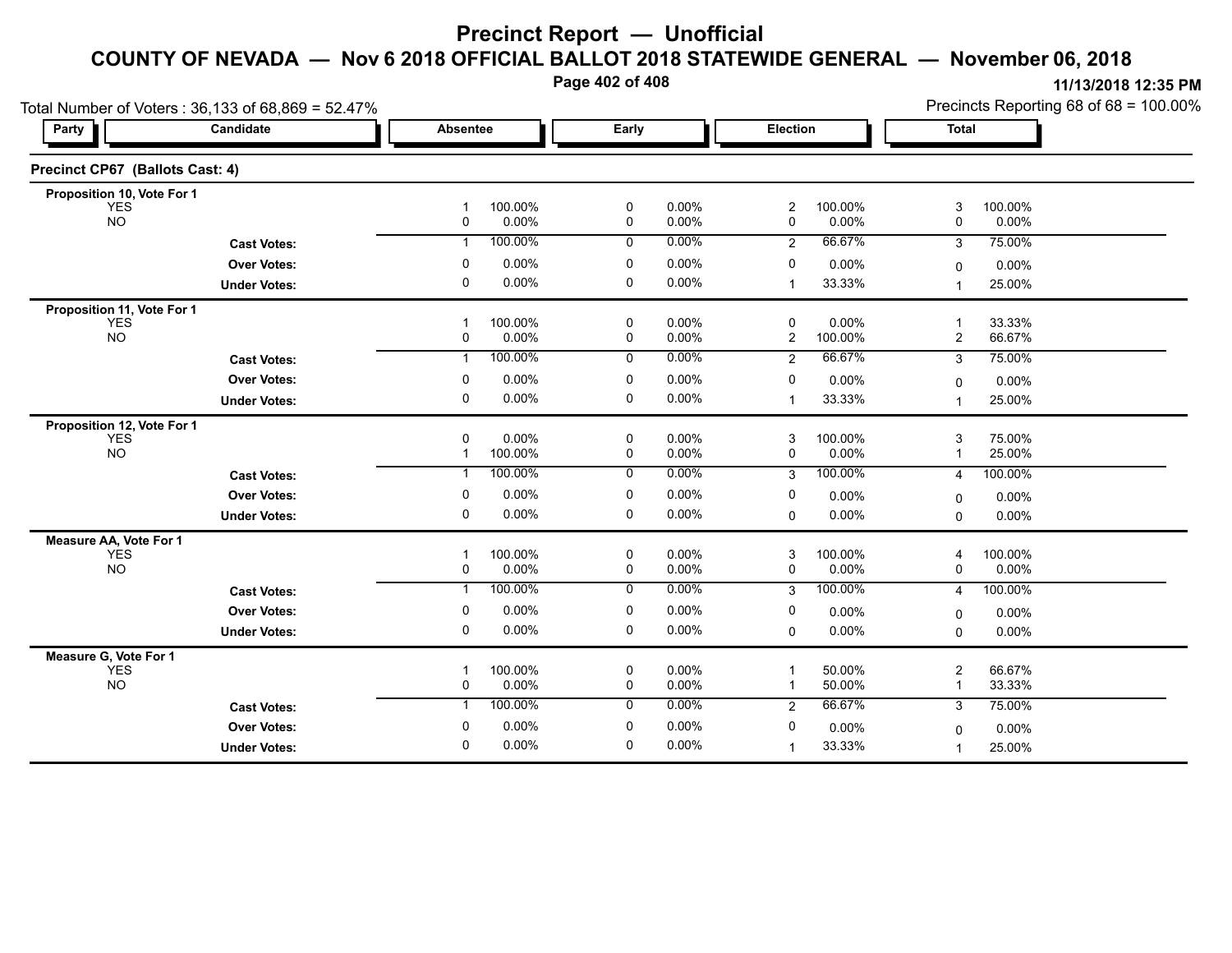# Precinct Report — Unofficial

## COUNTY OF NEVADA — Nov 6 2018 OFFICIAL BALLOT 2018 STATEWIDE GENERAL — November 06, 2018

11/13/2018 12:35 PM

Total Number of Voters : 36,133 of 68,869 = 52.47%

Precincts Reporting 68 of 68 = 100.00%

### Precinct CP67 (Ballots Cast: 4)

| Party | Candidate | Absentee | | Early | | Election | | Total | |
|---|---|---|---|---|---|---|---|---|---|
| **Proposition 10, Vote For 1** | | | | | | | | | |
| | YES | 1 | 100.00% | 0 | 0.00% | 2 | 100.00% | 3 | 100.00% |
| | NO | 0 | 0.00% | 0 | 0.00% | 0 | 0.00% | 0 | 0.00% |
| | **Cast Votes:** | 1 | 100.00% | 0 | 0.00% | 2 | 66.67% | 3 | 75.00% |
| | **Over Votes:** | 0 | 0.00% | 0 | 0.00% | 0 | 0.00% | 0 | 0.00% |
| | **Under Votes:** | 0 | 0.00% | 0 | 0.00% | 1 | 33.33% | 1 | 25.00% |
| **Proposition 11, Vote For 1** | | | | | | | | | |
| | YES | 1 | 100.00% | 0 | 0.00% | 0 | 0.00% | 1 | 33.33% |
| | NO | 0 | 0.00% | 0 | 0.00% | 2 | 100.00% | 2 | 66.67% |
| | **Cast Votes:** | 1 | 100.00% | 0 | 0.00% | 2 | 66.67% | 3 | 75.00% |
| | **Over Votes:** | 0 | 0.00% | 0 | 0.00% | 0 | 0.00% | 0 | 0.00% |
| | **Under Votes:** | 0 | 0.00% | 0 | 0.00% | 1 | 33.33% | 1 | 25.00% |
| **Proposition 12, Vote For 1** | | | | | | | | | |
| | YES | 0 | 0.00% | 0 | 0.00% | 3 | 100.00% | 3 | 75.00% |
| | NO | 1 | 100.00% | 0 | 0.00% | 0 | 0.00% | 1 | 25.00% |
| | **Cast Votes:** | 1 | 100.00% | 0 | 0.00% | 3 | 100.00% | 4 | 100.00% |
| | **Over Votes:** | 0 | 0.00% | 0 | 0.00% | 0 | 0.00% | 0 | 0.00% |
| | **Under Votes:** | 0 | 0.00% | 0 | 0.00% | 0 | 0.00% | 0 | 0.00% |
| **Measure AA, Vote For 1** | | | | | | | | | |
| | YES | 1 | 100.00% | 0 | 0.00% | 3 | 100.00% | 4 | 100.00% |
| | NO | 0 | 0.00% | 0 | 0.00% | 0 | 0.00% | 0 | 0.00% |
| | **Cast Votes:** | 1 | 100.00% | 0 | 0.00% | 3 | 100.00% | 4 | 100.00% |
| | **Over Votes:** | 0 | 0.00% | 0 | 0.00% | 0 | 0.00% | 0 | 0.00% |
| | **Under Votes:** | 0 | 0.00% | 0 | 0.00% | 0 | 0.00% | 0 | 0.00% |
| **Measure G, Vote For 1** | | | | | | | | | |
| | YES | 1 | 100.00% | 0 | 0.00% | 1 | 50.00% | 2 | 66.67% |
| | NO | 0 | 0.00% | 0 | 0.00% | 1 | 50.00% | 1 | 33.33% |
| | **Cast Votes:** | 1 | 100.00% | 0 | 0.00% | 2 | 66.67% | 3 | 75.00% |
| | **Over Votes:** | 0 | 0.00% | 0 | 0.00% | 0 | 0.00% | 0 | 0.00% |
| | **Under Votes:** | 0 | 0.00% | 0 | 0.00% | 1 | 33.33% | 1 | 25.00% |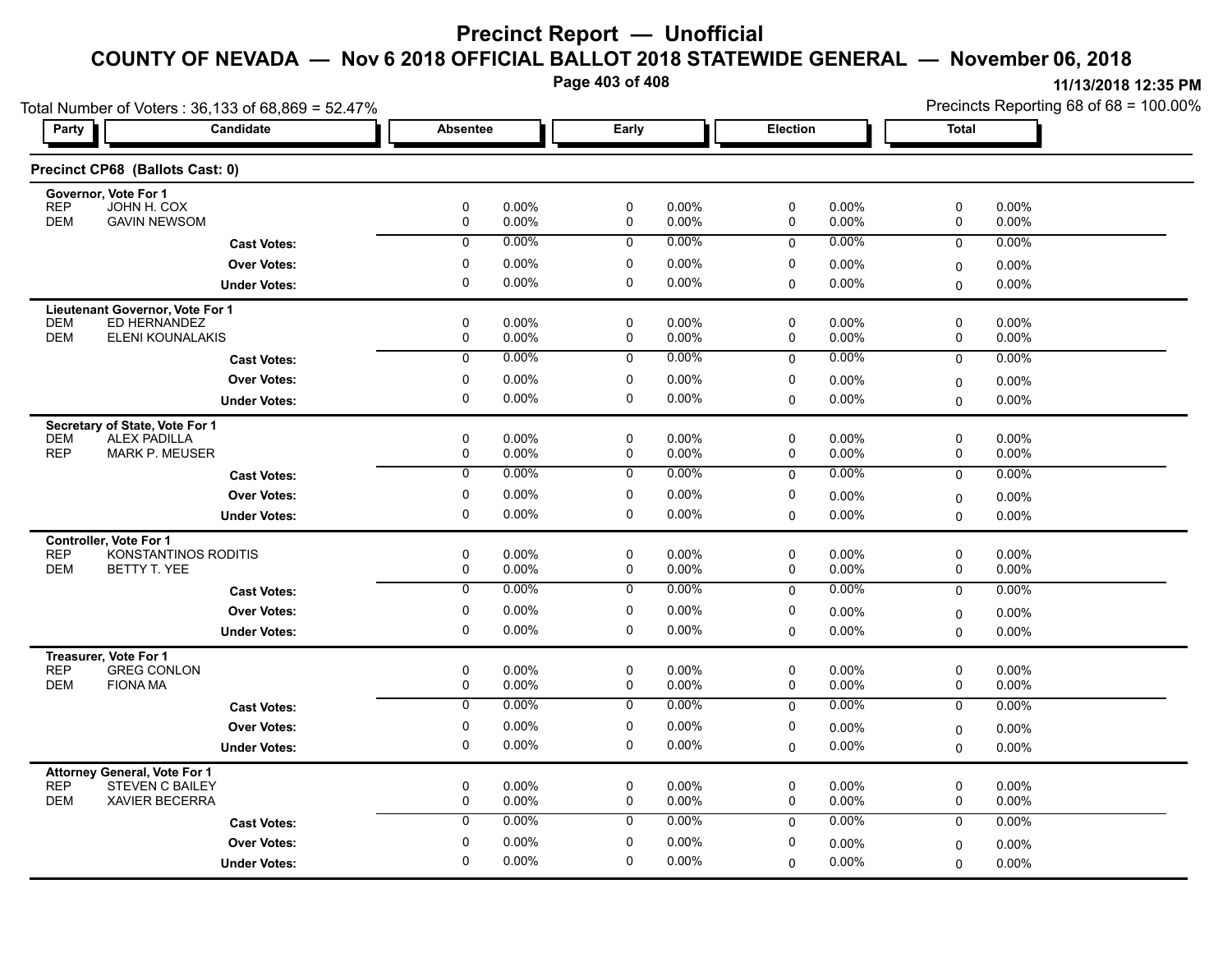# Precinct Report — Unofficial

## COUNTY OF NEVADA — Nov 6 2018 OFFICIAL BALLOT 2018 STATEWIDE GENERAL — November 06, 2018

11/13/2018 12:35 PM

Total Number of Voters : 36,133 of 68,869 = 52.47%

Precincts Reporting 68 of 68 = 100.00%

### Precinct CP68 (Ballots Cast: 0)

| Party | Candidate | Absentee | | Early | | Election | | Total | |
|---|---|---|---|---|---|---|---|---|---|
| **Governor, Vote For 1** | | | | | | | | | |
| REP | JOHN H. COX | 0 | 0.00% | 0 | 0.00% | 0 | 0.00% | 0 | 0.00% |
| DEM | GAVIN NEWSOM | 0 | 0.00% | 0 | 0.00% | 0 | 0.00% | 0 | 0.00% |
| | **Cast Votes:** | 0 | 0.00% | 0 | 0.00% | 0 | 0.00% | 0 | 0.00% |
| | **Over Votes:** | 0 | 0.00% | 0 | 0.00% | 0 | 0.00% | 0 | 0.00% |
| | **Under Votes:** | 0 | 0.00% | 0 | 0.00% | 0 | 0.00% | 0 | 0.00% |
| **Lieutenant Governor, Vote For 1** | | | | | | | | | |
| DEM | ED HERNANDEZ | 0 | 0.00% | 0 | 0.00% | 0 | 0.00% | 0 | 0.00% |
| DEM | ELENI KOUNALAKIS | 0 | 0.00% | 0 | 0.00% | 0 | 0.00% | 0 | 0.00% |
| | **Cast Votes:** | 0 | 0.00% | 0 | 0.00% | 0 | 0.00% | 0 | 0.00% |
| | **Over Votes:** | 0 | 0.00% | 0 | 0.00% | 0 | 0.00% | 0 | 0.00% |
| | **Under Votes:** | 0 | 0.00% | 0 | 0.00% | 0 | 0.00% | 0 | 0.00% |
| **Secretary of State, Vote For 1** | | | | | | | | | |
| DEM | ALEX PADILLA | 0 | 0.00% | 0 | 0.00% | 0 | 0.00% | 0 | 0.00% |
| REP | MARK P. MEUSER | 0 | 0.00% | 0 | 0.00% | 0 | 0.00% | 0 | 0.00% |
| | **Cast Votes:** | 0 | 0.00% | 0 | 0.00% | 0 | 0.00% | 0 | 0.00% |
| | **Over Votes:** | 0 | 0.00% | 0 | 0.00% | 0 | 0.00% | 0 | 0.00% |
| | **Under Votes:** | 0 | 0.00% | 0 | 0.00% | 0 | 0.00% | 0 | 0.00% |
| **Controller, Vote For 1** | | | | | | | | | |
| REP | KONSTANTINOS RODITIS | 0 | 0.00% | 0 | 0.00% | 0 | 0.00% | 0 | 0.00% |
| DEM | BETTY T. YEE | 0 | 0.00% | 0 | 0.00% | 0 | 0.00% | 0 | 0.00% |
| | **Cast Votes:** | 0 | 0.00% | 0 | 0.00% | 0 | 0.00% | 0 | 0.00% |
| | **Over Votes:** | 0 | 0.00% | 0 | 0.00% | 0 | 0.00% | 0 | 0.00% |
| | **Under Votes:** | 0 | 0.00% | 0 | 0.00% | 0 | 0.00% | 0 | 0.00% |
| **Treasurer, Vote For 1** | | | | | | | | | |
| REP | GREG CONLON | 0 | 0.00% | 0 | 0.00% | 0 | 0.00% | 0 | 0.00% |
| DEM | FIONA MA | 0 | 0.00% | 0 | 0.00% | 0 | 0.00% | 0 | 0.00% |
| | **Cast Votes:** | 0 | 0.00% | 0 | 0.00% | 0 | 0.00% | 0 | 0.00% |
| | **Over Votes:** | 0 | 0.00% | 0 | 0.00% | 0 | 0.00% | 0 | 0.00% |
| | **Under Votes:** | 0 | 0.00% | 0 | 0.00% | 0 | 0.00% | 0 | 0.00% |
| **Attorney General, Vote For 1** | | | | | | | | | |
| REP | STEVEN C BAILEY | 0 | 0.00% | 0 | 0.00% | 0 | 0.00% | 0 | 0.00% |
| DEM | XAVIER BECERRA | 0 | 0.00% | 0 | 0.00% | 0 | 0.00% | 0 | 0.00% |
| | **Cast Votes:** | 0 | 0.00% | 0 | 0.00% | 0 | 0.00% | 0 | 0.00% |
| | **Over Votes:** | 0 | 0.00% | 0 | 0.00% | 0 | 0.00% | 0 | 0.00% |
| | **Under Votes:** | 0 | 0.00% | 0 | 0.00% | 0 | 0.00% | 0 | 0.00% |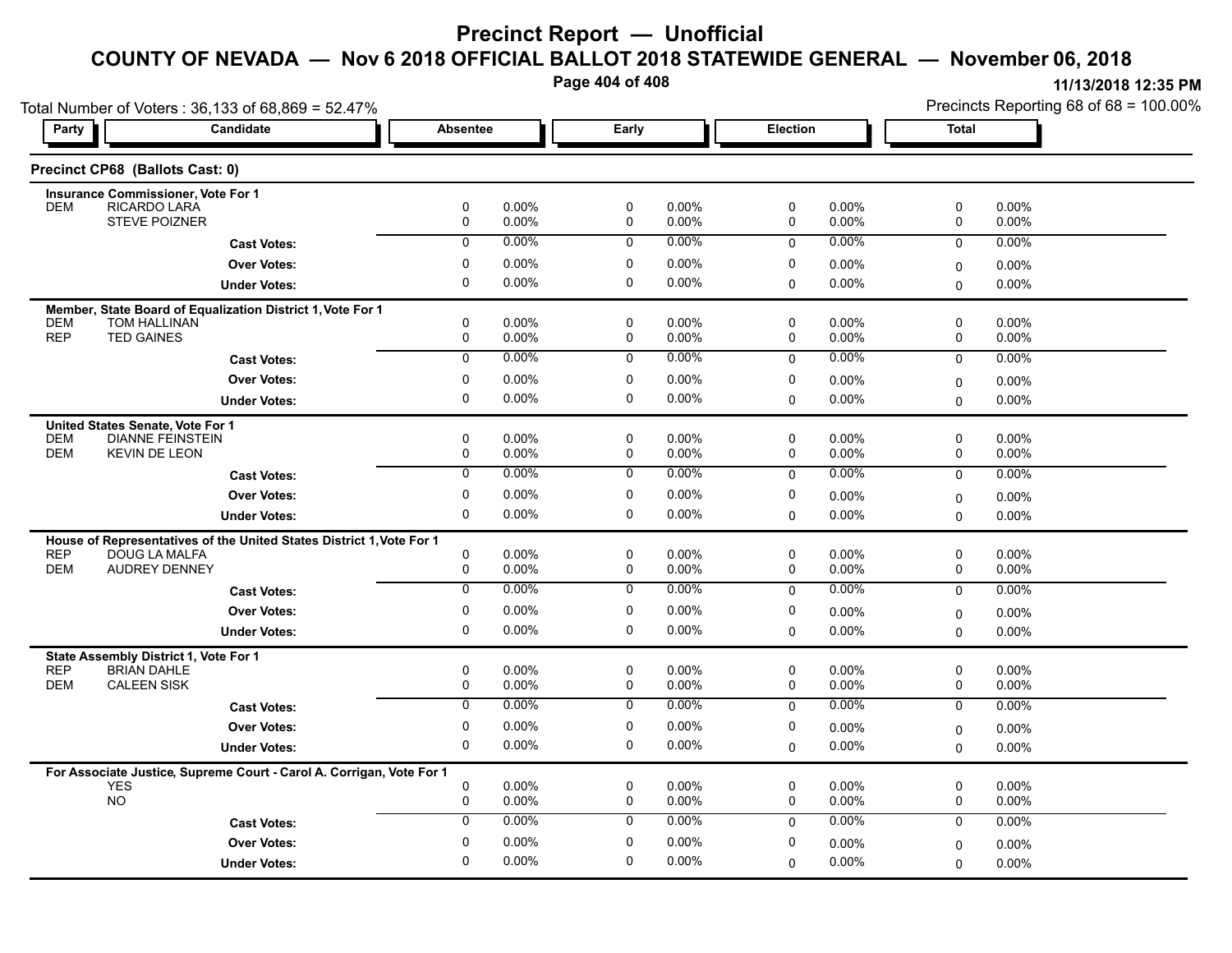# Precinct Report — Unofficial

## COUNTY OF NEVADA — Nov 6 2018 OFFICIAL BALLOT 2018 STATEWIDE GENERAL — November 06, 2018

11/13/2018 12:35 PM

Total Number of Voters : 36,133 of 68,869 = 52.47%

Precincts Reporting 68 of 68 = 100.00%

### Precinct CP68 (Ballots Cast: 0)

| Party | Candidate | Absentee | | Early | | Election | | Total | |
|---|---|---|---|---|---|---|---|---|---|
| **Insurance Commissioner, Vote For 1** | | | | | | | | | |
| DEM | RICARDO LARA | 0 | 0.00% | 0 | 0.00% | 0 | 0.00% | 0 | 0.00% |
| | STEVE POIZNER | 0 | 0.00% | 0 | 0.00% | 0 | 0.00% | 0 | 0.00% |
| | **Cast Votes:** | 0 | 0.00% | 0 | 0.00% | 0 | 0.00% | 0 | 0.00% |
| | **Over Votes:** | 0 | 0.00% | 0 | 0.00% | 0 | 0.00% | 0 | 0.00% |
| | **Under Votes:** | 0 | 0.00% | 0 | 0.00% | 0 | 0.00% | 0 | 0.00% |
| **Member, State Board of Equalization District 1, Vote For 1** | | | | | | | | | |
| DEM | TOM HALLINAN | 0 | 0.00% | 0 | 0.00% | 0 | 0.00% | 0 | 0.00% |
| REP | TED GAINES | 0 | 0.00% | 0 | 0.00% | 0 | 0.00% | 0 | 0.00% |
| | **Cast Votes:** | 0 | 0.00% | 0 | 0.00% | 0 | 0.00% | 0 | 0.00% |
| | **Over Votes:** | 0 | 0.00% | 0 | 0.00% | 0 | 0.00% | 0 | 0.00% |
| | **Under Votes:** | 0 | 0.00% | 0 | 0.00% | 0 | 0.00% | 0 | 0.00% |
| **United States Senate, Vote For 1** | | | | | | | | | |
| DEM | DIANNE FEINSTEIN | 0 | 0.00% | 0 | 0.00% | 0 | 0.00% | 0 | 0.00% |
| DEM | KEVIN DE LEON | 0 | 0.00% | 0 | 0.00% | 0 | 0.00% | 0 | 0.00% |
| | **Cast Votes:** | 0 | 0.00% | 0 | 0.00% | 0 | 0.00% | 0 | 0.00% |
| | **Over Votes:** | 0 | 0.00% | 0 | 0.00% | 0 | 0.00% | 0 | 0.00% |
| | **Under Votes:** | 0 | 0.00% | 0 | 0.00% | 0 | 0.00% | 0 | 0.00% |
| **House of Representatives of the United States District 1, Vote For 1** | | | | | | | | | |
| REP | DOUG LA MALFA | 0 | 0.00% | 0 | 0.00% | 0 | 0.00% | 0 | 0.00% |
| DEM | AUDREY DENNEY | 0 | 0.00% | 0 | 0.00% | 0 | 0.00% | 0 | 0.00% |
| | **Cast Votes:** | 0 | 0.00% | 0 | 0.00% | 0 | 0.00% | 0 | 0.00% |
| | **Over Votes:** | 0 | 0.00% | 0 | 0.00% | 0 | 0.00% | 0 | 0.00% |
| | **Under Votes:** | 0 | 0.00% | 0 | 0.00% | 0 | 0.00% | 0 | 0.00% |
| **State Assembly District 1, Vote For 1** | | | | | | | | | |
| REP | BRIAN DAHLE | 0 | 0.00% | 0 | 0.00% | 0 | 0.00% | 0 | 0.00% |
| DEM | CALEEN SISK | 0 | 0.00% | 0 | 0.00% | 0 | 0.00% | 0 | 0.00% |
| | **Cast Votes:** | 0 | 0.00% | 0 | 0.00% | 0 | 0.00% | 0 | 0.00% |
| | **Over Votes:** | 0 | 0.00% | 0 | 0.00% | 0 | 0.00% | 0 | 0.00% |
| | **Under Votes:** | 0 | 0.00% | 0 | 0.00% | 0 | 0.00% | 0 | 0.00% |
| **For Associate Justice, Supreme Court - Carol A. Corrigan, Vote For 1** | | | | | | | | | |
| | YES | 0 | 0.00% | 0 | 0.00% | 0 | 0.00% | 0 | 0.00% |
| | NO | 0 | 0.00% | 0 | 0.00% | 0 | 0.00% | 0 | 0.00% |
| | **Cast Votes:** | 0 | 0.00% | 0 | 0.00% | 0 | 0.00% | 0 | 0.00% |
| | **Over Votes:** | 0 | 0.00% | 0 | 0.00% | 0 | 0.00% | 0 | 0.00% |
| | **Under Votes:** | 0 | 0.00% | 0 | 0.00% | 0 | 0.00% | 0 | 0.00% |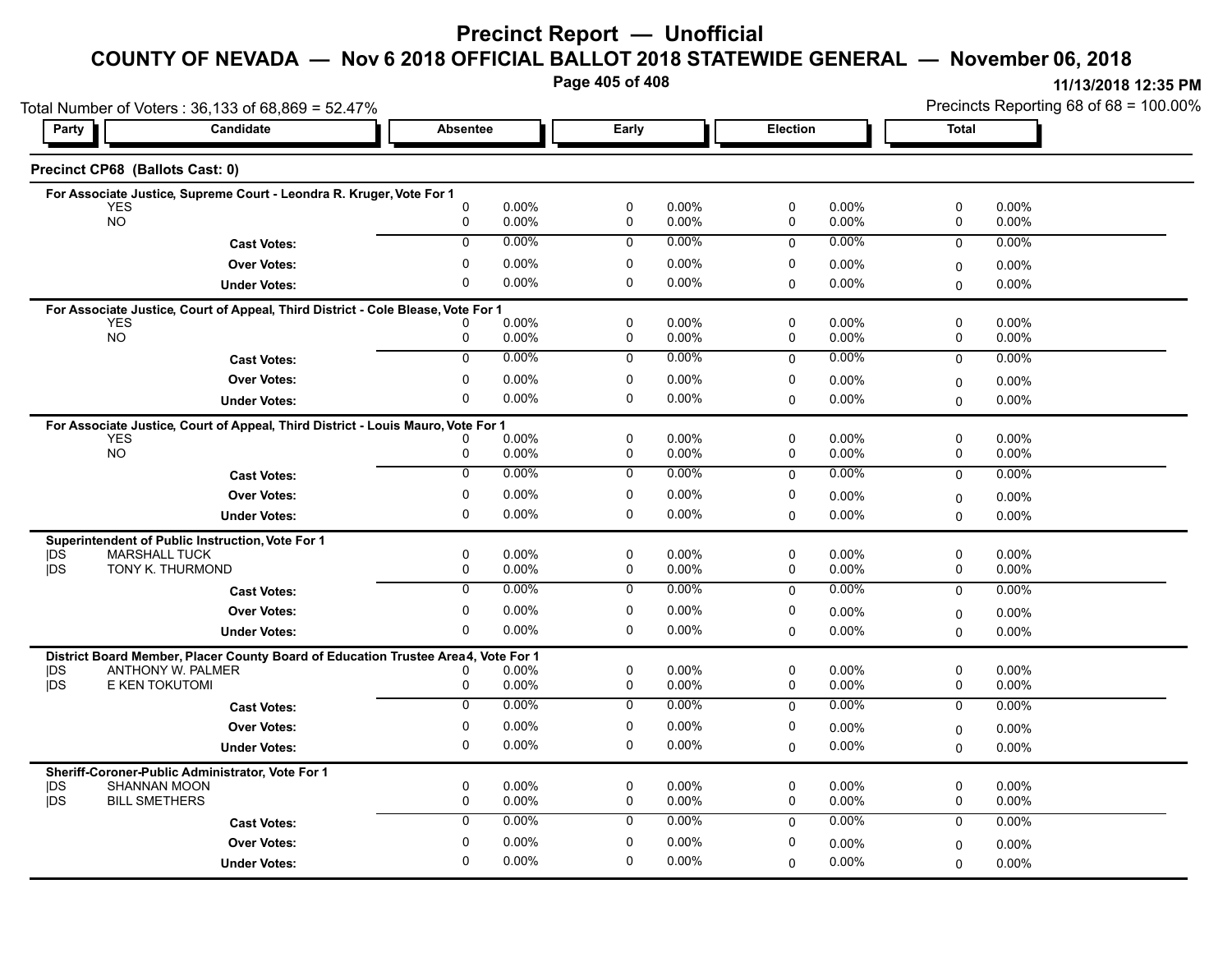# Precinct Report — Unofficial

## COUNTY OF NEVADA — Nov 6 2018 OFFICIAL BALLOT 2018 STATEWIDE GENERAL — November 06, 2018

11/13/2018 12:35 PM

Total Number of Voters : 36,133 of 68,869 = 52.47%

Precincts Reporting 68 of 68 = 100.00%

### Precinct CP68 (Ballots Cast: 0)

**For Associate Justice, Supreme Court - Leondra R. Kruger, Vote For 1**

| Party | Candidate | Absentee | | Early | | Election | | Total | |
|---|---|---|---|---|---|---|---|---|---|
| | YES | 0 | 0.00% | 0 | 0.00% | 0 | 0.00% | 0 | 0.00% |
| | NO | 0 | 0.00% | 0 | 0.00% | 0 | 0.00% | 0 | 0.00% |
| | **Cast Votes:** | 0 | 0.00% | 0 | 0.00% | 0 | 0.00% | 0 | 0.00% |
| | **Over Votes:** | 0 | 0.00% | 0 | 0.00% | 0 | 0.00% | 0 | 0.00% |
| | **Under Votes:** | 0 | 0.00% | 0 | 0.00% | 0 | 0.00% | 0 | 0.00% |

**For Associate Justice, Court of Appeal, Third District - Cole Blease, Vote For 1**

| Party | Candidate | Absentee | | Early | | Election | | Total | |
|---|---|---|---|---|---|---|---|---|---|
| | YES | 0 | 0.00% | 0 | 0.00% | 0 | 0.00% | 0 | 0.00% |
| | NO | 0 | 0.00% | 0 | 0.00% | 0 | 0.00% | 0 | 0.00% |
| | **Cast Votes:** | 0 | 0.00% | 0 | 0.00% | 0 | 0.00% | 0 | 0.00% |
| | **Over Votes:** | 0 | 0.00% | 0 | 0.00% | 0 | 0.00% | 0 | 0.00% |
| | **Under Votes:** | 0 | 0.00% | 0 | 0.00% | 0 | 0.00% | 0 | 0.00% |

**For Associate Justice, Court of Appeal, Third District - Louis Mauro, Vote For 1**

| Party | Candidate | Absentee | | Early | | Election | | Total | |
|---|---|---|---|---|---|---|---|---|---|
| | YES | 0 | 0.00% | 0 | 0.00% | 0 | 0.00% | 0 | 0.00% |
| | NO | 0 | 0.00% | 0 | 0.00% | 0 | 0.00% | 0 | 0.00% |
| | **Cast Votes:** | 0 | 0.00% | 0 | 0.00% | 0 | 0.00% | 0 | 0.00% |
| | **Over Votes:** | 0 | 0.00% | 0 | 0.00% | 0 | 0.00% | 0 | 0.00% |
| | **Under Votes:** | 0 | 0.00% | 0 | 0.00% | 0 | 0.00% | 0 | 0.00% |

**Superintendent of Public Instruction, Vote For 1**

| Party | Candidate | Absentee | | Early | | Election | | Total | |
|---|---|---|---|---|---|---|---|---|---|
| \|DS | MARSHALL TUCK | 0 | 0.00% | 0 | 0.00% | 0 | 0.00% | 0 | 0.00% |
| \|DS | TONY K. THURMOND | 0 | 0.00% | 0 | 0.00% | 0 | 0.00% | 0 | 0.00% |
| | **Cast Votes:** | 0 | 0.00% | 0 | 0.00% | 0 | 0.00% | 0 | 0.00% |
| | **Over Votes:** | 0 | 0.00% | 0 | 0.00% | 0 | 0.00% | 0 | 0.00% |
| | **Under Votes:** | 0 | 0.00% | 0 | 0.00% | 0 | 0.00% | 0 | 0.00% |

**District Board Member, Placer County Board of Education Trustee Area4, Vote For 1**

| Party | Candidate | Absentee | | Early | | Election | | Total | |
|---|---|---|---|---|---|---|---|---|---|
| \|DS | ANTHONY W. PALMER | 0 | 0.00% | 0 | 0.00% | 0 | 0.00% | 0 | 0.00% |
| \|DS | E KEN TOKUTOMI | 0 | 0.00% | 0 | 0.00% | 0 | 0.00% | 0 | 0.00% |
| | **Cast Votes:** | 0 | 0.00% | 0 | 0.00% | 0 | 0.00% | 0 | 0.00% |
| | **Over Votes:** | 0 | 0.00% | 0 | 0.00% | 0 | 0.00% | 0 | 0.00% |
| | **Under Votes:** | 0 | 0.00% | 0 | 0.00% | 0 | 0.00% | 0 | 0.00% |

**Sheriff-Coroner-Public Administrator, Vote For 1**

| Party | Candidate | Absentee | | Early | | Election | | Total | |
|---|---|---|---|---|---|---|---|---|---|
| \|DS | SHANNAN MOON | 0 | 0.00% | 0 | 0.00% | 0 | 0.00% | 0 | 0.00% |
| \|DS | BILL SMETHERS | 0 | 0.00% | 0 | 0.00% | 0 | 0.00% | 0 | 0.00% |
| | **Cast Votes:** | 0 | 0.00% | 0 | 0.00% | 0 | 0.00% | 0 | 0.00% |
| | **Over Votes:** | 0 | 0.00% | 0 | 0.00% | 0 | 0.00% | 0 | 0.00% |
| | **Under Votes:** | 0 | 0.00% | 0 | 0.00% | 0 | 0.00% | 0 | 0.00% |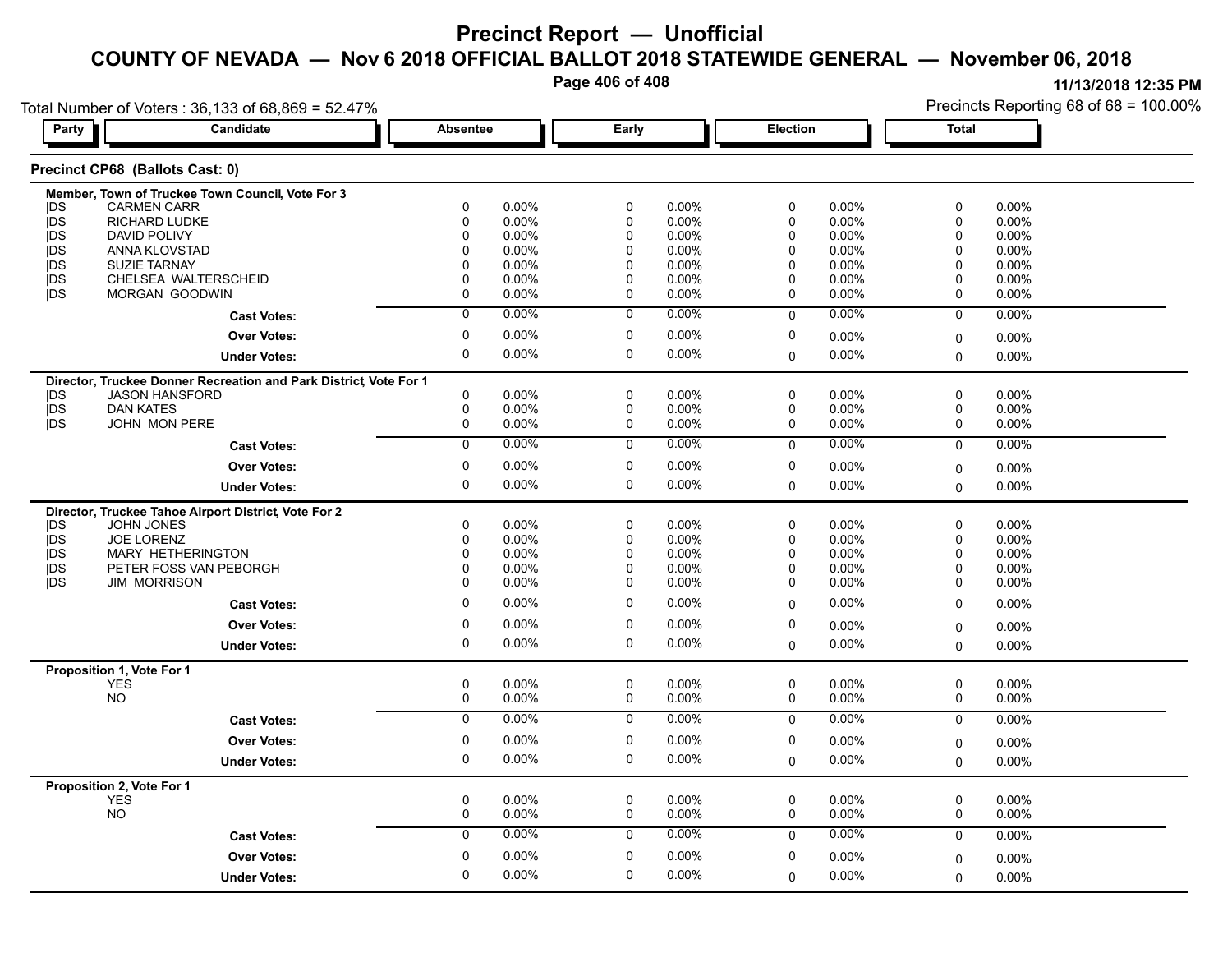# Precinct Report — Unofficial

## COUNTY OF NEVADA — Nov 6 2018 OFFICIAL BALLOT 2018 STATEWIDE GENERAL — November 06, 2018

11/13/2018 12:35 PM

Total Number of Voters : 36,133 of 68,869 = 52.47%

Precincts Reporting 68 of 68 = 100.00%

### Precinct CP68 (Ballots Cast: 0)

**Member, Town of Truckee Town Council, Vote For 3**

| Party | Candidate | Absentee | | Early | | Election | | Total | |
|---|---|---|---|---|---|---|---|---|---|
| DS | CARMEN CARR | 0 | 0.00% | 0 | 0.00% | 0 | 0.00% | 0 | 0.00% |
| DS | RICHARD LUDKE | 0 | 0.00% | 0 | 0.00% | 0 | 0.00% | 0 | 0.00% |
| DS | DAVID POLIVY | 0 | 0.00% | 0 | 0.00% | 0 | 0.00% | 0 | 0.00% |
| DS | ANNA KLOVSTAD | 0 | 0.00% | 0 | 0.00% | 0 | 0.00% | 0 | 0.00% |
| DS | SUZIE TARNAY | 0 | 0.00% | 0 | 0.00% | 0 | 0.00% | 0 | 0.00% |
| DS | CHELSEA WALTERSCHEID | 0 | 0.00% | 0 | 0.00% | 0 | 0.00% | 0 | 0.00% |
| DS | MORGAN GOODWIN | 0 | 0.00% | 0 | 0.00% | 0 | 0.00% | 0 | 0.00% |
| | **Cast Votes:** | 0 | 0.00% | 0 | 0.00% | 0 | 0.00% | 0 | 0.00% |
| | **Over Votes:** | 0 | 0.00% | 0 | 0.00% | 0 | 0.00% | 0 | 0.00% |
| | **Under Votes:** | 0 | 0.00% | 0 | 0.00% | 0 | 0.00% | 0 | 0.00% |

**Director, Truckee Donner Recreation and Park District, Vote For 1**

| Party | Candidate | Absentee | | Early | | Election | | Total | |
|---|---|---|---|---|---|---|---|---|---|
| DS | JASON HANSFORD | 0 | 0.00% | 0 | 0.00% | 0 | 0.00% | 0 | 0.00% |
| DS | DAN KATES | 0 | 0.00% | 0 | 0.00% | 0 | 0.00% | 0 | 0.00% |
| DS | JOHN MON PERE | 0 | 0.00% | 0 | 0.00% | 0 | 0.00% | 0 | 0.00% |
| | **Cast Votes:** | 0 | 0.00% | 0 | 0.00% | 0 | 0.00% | 0 | 0.00% |
| | **Over Votes:** | 0 | 0.00% | 0 | 0.00% | 0 | 0.00% | 0 | 0.00% |
| | **Under Votes:** | 0 | 0.00% | 0 | 0.00% | 0 | 0.00% | 0 | 0.00% |

**Director, Truckee Tahoe Airport District, Vote For 2**

| Party | Candidate | Absentee | | Early | | Election | | Total | |
|---|---|---|---|---|---|---|---|---|---|
| DS | JOHN JONES | 0 | 0.00% | 0 | 0.00% | 0 | 0.00% | 0 | 0.00% |
| DS | JOE LORENZ | 0 | 0.00% | 0 | 0.00% | 0 | 0.00% | 0 | 0.00% |
| DS | MARY HETHERINGTON | 0 | 0.00% | 0 | 0.00% | 0 | 0.00% | 0 | 0.00% |
| DS | PETER FOSS VAN PEBORGH | 0 | 0.00% | 0 | 0.00% | 0 | 0.00% | 0 | 0.00% |
| DS | JIM MORRISON | 0 | 0.00% | 0 | 0.00% | 0 | 0.00% | 0 | 0.00% |
| | **Cast Votes:** | 0 | 0.00% | 0 | 0.00% | 0 | 0.00% | 0 | 0.00% |
| | **Over Votes:** | 0 | 0.00% | 0 | 0.00% | 0 | 0.00% | 0 | 0.00% |
| | **Under Votes:** | 0 | 0.00% | 0 | 0.00% | 0 | 0.00% | 0 | 0.00% |

**Proposition 1, Vote For 1**

| Party | Candidate | Absentee | | Early | | Election | | Total | |
|---|---|---|---|---|---|---|---|---|---|
| | YES | 0 | 0.00% | 0 | 0.00% | 0 | 0.00% | 0 | 0.00% |
| | NO | 0 | 0.00% | 0 | 0.00% | 0 | 0.00% | 0 | 0.00% |
| | **Cast Votes:** | 0 | 0.00% | 0 | 0.00% | 0 | 0.00% | 0 | 0.00% |
| | **Over Votes:** | 0 | 0.00% | 0 | 0.00% | 0 | 0.00% | 0 | 0.00% |
| | **Under Votes:** | 0 | 0.00% | 0 | 0.00% | 0 | 0.00% | 0 | 0.00% |

**Proposition 2, Vote For 1**

| Party | Candidate | Absentee | | Early | | Election | | Total | |
|---|---|---|---|---|---|---|---|---|---|
| | YES | 0 | 0.00% | 0 | 0.00% | 0 | 0.00% | 0 | 0.00% |
| | NO | 0 | 0.00% | 0 | 0.00% | 0 | 0.00% | 0 | 0.00% |
| | **Cast Votes:** | 0 | 0.00% | 0 | 0.00% | 0 | 0.00% | 0 | 0.00% |
| | **Over Votes:** | 0 | 0.00% | 0 | 0.00% | 0 | 0.00% | 0 | 0.00% |
| | **Under Votes:** | 0 | 0.00% | 0 | 0.00% | 0 | 0.00% | 0 | 0.00% |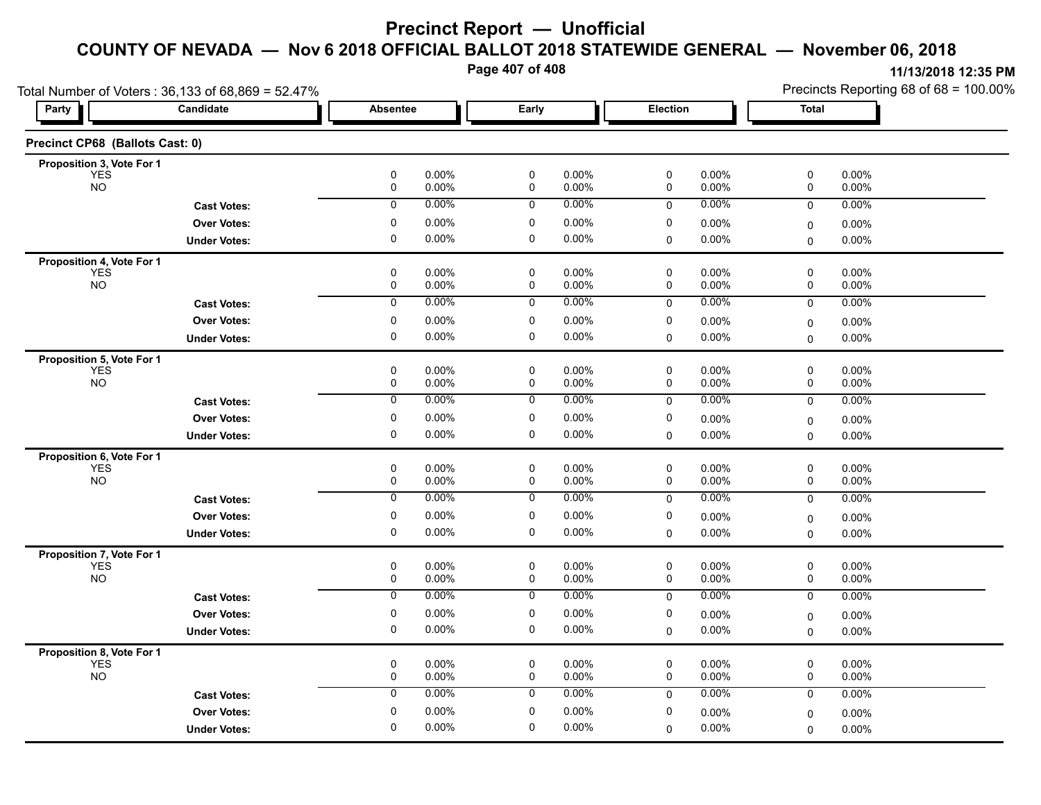# Precinct Report — Unofficial

## COUNTY OF NEVADA — Nov 6 2018 OFFICIAL BALLOT 2018 STATEWIDE GENERAL — November 06, 2018

11/13/2018 12:35 PM

Total Number of Voters : 36,133 of 68,869 = 52.47%

Precincts Reporting 68 of 68 = 100.00%

### Precinct CP68 (Ballots Cast: 0)

| Party | Candidate | Absentee | | Early | | Election | | Total | |
|---|---|---|---|---|---|---|---|---|---|
| **Proposition 3, Vote For 1** | | | | | | | | | |
| | YES | 0 | 0.00% | 0 | 0.00% | 0 | 0.00% | 0 | 0.00% |
| | NO | 0 | 0.00% | 0 | 0.00% | 0 | 0.00% | 0 | 0.00% |
| | **Cast Votes:** | 0 | 0.00% | 0 | 0.00% | 0 | 0.00% | 0 | 0.00% |
| | **Over Votes:** | 0 | 0.00% | 0 | 0.00% | 0 | 0.00% | 0 | 0.00% |
| | **Under Votes:** | 0 | 0.00% | 0 | 0.00% | 0 | 0.00% | 0 | 0.00% |
| **Proposition 4, Vote For 1** | | | | | | | | | |
| | YES | 0 | 0.00% | 0 | 0.00% | 0 | 0.00% | 0 | 0.00% |
| | NO | 0 | 0.00% | 0 | 0.00% | 0 | 0.00% | 0 | 0.00% |
| | **Cast Votes:** | 0 | 0.00% | 0 | 0.00% | 0 | 0.00% | 0 | 0.00% |
| | **Over Votes:** | 0 | 0.00% | 0 | 0.00% | 0 | 0.00% | 0 | 0.00% |
| | **Under Votes:** | 0 | 0.00% | 0 | 0.00% | 0 | 0.00% | 0 | 0.00% |
| **Proposition 5, Vote For 1** | | | | | | | | | |
| | YES | 0 | 0.00% | 0 | 0.00% | 0 | 0.00% | 0 | 0.00% |
| | NO | 0 | 0.00% | 0 | 0.00% | 0 | 0.00% | 0 | 0.00% |
| | **Cast Votes:** | 0 | 0.00% | 0 | 0.00% | 0 | 0.00% | 0 | 0.00% |
| | **Over Votes:** | 0 | 0.00% | 0 | 0.00% | 0 | 0.00% | 0 | 0.00% |
| | **Under Votes:** | 0 | 0.00% | 0 | 0.00% | 0 | 0.00% | 0 | 0.00% |
| **Proposition 6, Vote For 1** | | | | | | | | | |
| | YES | 0 | 0.00% | 0 | 0.00% | 0 | 0.00% | 0 | 0.00% |
| | NO | 0 | 0.00% | 0 | 0.00% | 0 | 0.00% | 0 | 0.00% |
| | **Cast Votes:** | 0 | 0.00% | 0 | 0.00% | 0 | 0.00% | 0 | 0.00% |
| | **Over Votes:** | 0 | 0.00% | 0 | 0.00% | 0 | 0.00% | 0 | 0.00% |
| | **Under Votes:** | 0 | 0.00% | 0 | 0.00% | 0 | 0.00% | 0 | 0.00% |
| **Proposition 7, Vote For 1** | | | | | | | | | |
| | YES | 0 | 0.00% | 0 | 0.00% | 0 | 0.00% | 0 | 0.00% |
| | NO | 0 | 0.00% | 0 | 0.00% | 0 | 0.00% | 0 | 0.00% |
| | **Cast Votes:** | 0 | 0.00% | 0 | 0.00% | 0 | 0.00% | 0 | 0.00% |
| | **Over Votes:** | 0 | 0.00% | 0 | 0.00% | 0 | 0.00% | 0 | 0.00% |
| | **Under Votes:** | 0 | 0.00% | 0 | 0.00% | 0 | 0.00% | 0 | 0.00% |
| **Proposition 8, Vote For 1** | | | | | | | | | |
| | YES | 0 | 0.00% | 0 | 0.00% | 0 | 0.00% | 0 | 0.00% |
| | NO | 0 | 0.00% | 0 | 0.00% | 0 | 0.00% | 0 | 0.00% |
| | **Cast Votes:** | 0 | 0.00% | 0 | 0.00% | 0 | 0.00% | 0 | 0.00% |
| | **Over Votes:** | 0 | 0.00% | 0 | 0.00% | 0 | 0.00% | 0 | 0.00% |
| | **Under Votes:** | 0 | 0.00% | 0 | 0.00% | 0 | 0.00% | 0 | 0.00% |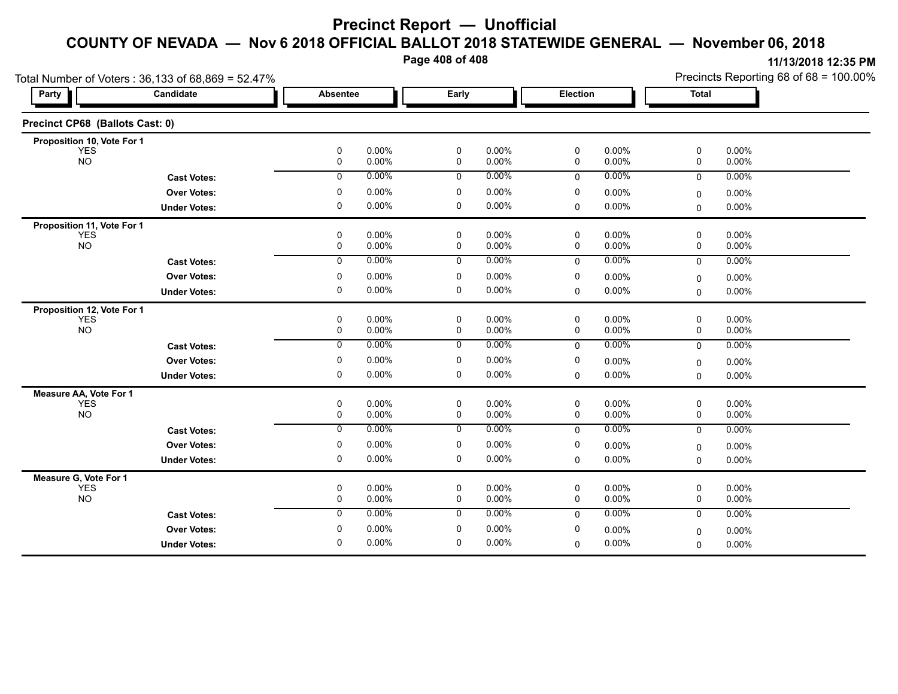# Precinct Report — Unofficial

## COUNTY OF NEVADA — Nov 6 2018 OFFICIAL BALLOT 2018 STATEWIDE GENERAL — November 06, 2018

11/13/2018 12:35 PM

Total Number of Voters : 36,133 of 68,869 = 52.47%

Precincts Reporting 68 of 68 = 100.00%

### Precinct CP68 (Ballots Cast: 0)

| Party | Candidate | Absentee | | Early | | Election | | Total | |
|---|---|---|---|---|---|---|---|---|---|
| **Proposition 10, Vote For 1** | | | | | | | | | |
| YES | | 0 | 0.00% | 0 | 0.00% | 0 | 0.00% | 0 | 0.00% |
| NO | | 0 | 0.00% | 0 | 0.00% | 0 | 0.00% | 0 | 0.00% |
| | **Cast Votes:** | 0 | 0.00% | 0 | 0.00% | 0 | 0.00% | 0 | 0.00% |
| | **Over Votes:** | 0 | 0.00% | 0 | 0.00% | 0 | 0.00% | 0 | 0.00% |
| | **Under Votes:** | 0 | 0.00% | 0 | 0.00% | 0 | 0.00% | 0 | 0.00% |
| **Proposition 11, Vote For 1** | | | | | | | | | |
| YES | | 0 | 0.00% | 0 | 0.00% | 0 | 0.00% | 0 | 0.00% |
| NO | | 0 | 0.00% | 0 | 0.00% | 0 | 0.00% | 0 | 0.00% |
| | **Cast Votes:** | 0 | 0.00% | 0 | 0.00% | 0 | 0.00% | 0 | 0.00% |
| | **Over Votes:** | 0 | 0.00% | 0 | 0.00% | 0 | 0.00% | 0 | 0.00% |
| | **Under Votes:** | 0 | 0.00% | 0 | 0.00% | 0 | 0.00% | 0 | 0.00% |
| **Proposition 12, Vote For 1** | | | | | | | | | |
| YES | | 0 | 0.00% | 0 | 0.00% | 0 | 0.00% | 0 | 0.00% |
| NO | | 0 | 0.00% | 0 | 0.00% | 0 | 0.00% | 0 | 0.00% |
| | **Cast Votes:** | 0 | 0.00% | 0 | 0.00% | 0 | 0.00% | 0 | 0.00% |
| | **Over Votes:** | 0 | 0.00% | 0 | 0.00% | 0 | 0.00% | 0 | 0.00% |
| | **Under Votes:** | 0 | 0.00% | 0 | 0.00% | 0 | 0.00% | 0 | 0.00% |
| **Measure AA, Vote For 1** | | | | | | | | | |
| YES | | 0 | 0.00% | 0 | 0.00% | 0 | 0.00% | 0 | 0.00% |
| NO | | 0 | 0.00% | 0 | 0.00% | 0 | 0.00% | 0 | 0.00% |
| | **Cast Votes:** | 0 | 0.00% | 0 | 0.00% | 0 | 0.00% | 0 | 0.00% |
| | **Over Votes:** | 0 | 0.00% | 0 | 0.00% | 0 | 0.00% | 0 | 0.00% |
| | **Under Votes:** | 0 | 0.00% | 0 | 0.00% | 0 | 0.00% | 0 | 0.00% |
| **Measure G, Vote For 1** | | | | | | | | | |
| YES | | 0 | 0.00% | 0 | 0.00% | 0 | 0.00% | 0 | 0.00% |
| NO | | 0 | 0.00% | 0 | 0.00% | 0 | 0.00% | 0 | 0.00% |
| | **Cast Votes:** | 0 | 0.00% | 0 | 0.00% | 0 | 0.00% | 0 | 0.00% |
| | **Over Votes:** | 0 | 0.00% | 0 | 0.00% | 0 | 0.00% | 0 | 0.00% |
| | **Under Votes:** | 0 | 0.00% | 0 | 0.00% | 0 | 0.00% | 0 | 0.00% |